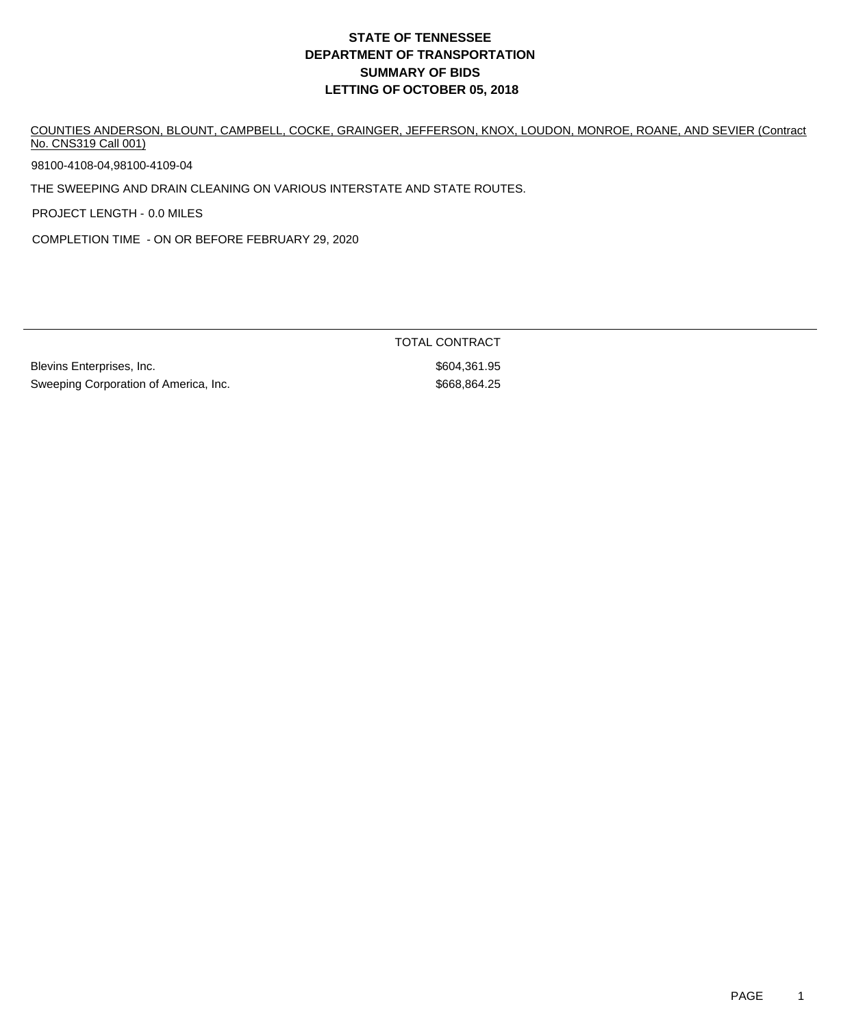# STATE OF TENNESSEE
# DEPARTMENT OF TRANSPORTATION
# SUMMARY OF BIDS
# LETTING OF OCTOBER 05, 2018

COUNTIES ANDERSON, BLOUNT, CAMPBELL, COCKE, GRAINGER, JEFFERSON, KNOX, LOUDON, MONROE, ROANE, AND SEVIER (Contract No. CNS319 Call 001)

98100-4108-04,98100-4109-04

THE SWEEPING AND DRAIN CLEANING ON VARIOUS INTERSTATE AND STATE ROUTES.

PROJECT LENGTH - 0.0 MILES

COMPLETION TIME - ON OR BEFORE FEBRUARY 29, 2020

| | TOTAL CONTRACT |
|---|---|
| Blevins Enterprises, Inc. | $604,361.95 |
| Sweeping Corporation of America, Inc. | $668,864.25 |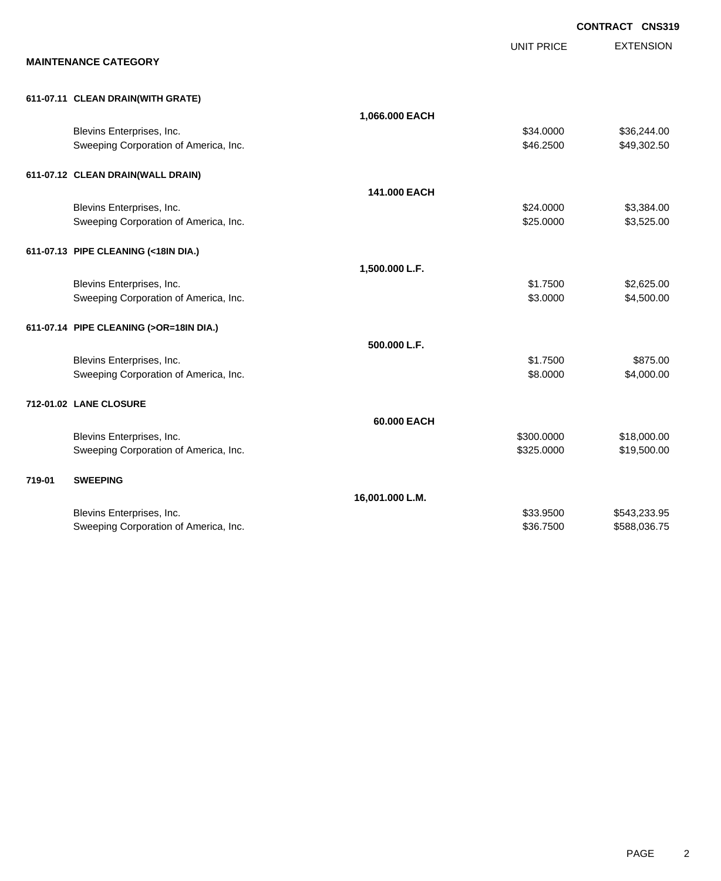**CONTRACT CNS319**

**MAINTENANCE CATEGORY**

| | | UNIT PRICE | EXTENSION |
|---|---|---|---|
| **611-07.11 CLEAN DRAIN(WITH GRATE)** | | | |
| | **1,066.000 EACH** | | |
| Blevins Enterprises, Inc. | | $34.0000 | $36,244.00 |
| Sweeping Corporation of America, Inc. | | $46.2500 | $49,302.50 |
| **611-07.12 CLEAN DRAIN(WALL DRAIN)** | | | |
| | **141.000 EACH** | | |
| Blevins Enterprises, Inc. | | $24.0000 | $3,384.00 |
| Sweeping Corporation of America, Inc. | | $25.0000 | $3,525.00 |
| **611-07.13 PIPE CLEANING (<18IN DIA.)** | | | |
| | **1,500.000 L.F.** | | |
| Blevins Enterprises, Inc. | | $1.7500 | $2,625.00 |
| Sweeping Corporation of America, Inc. | | $3.0000 | $4,500.00 |
| **611-07.14 PIPE CLEANING (>OR=18IN DIA.)** | | | |
| | **500.000 L.F.** | | |
| Blevins Enterprises, Inc. | | $1.7500 | $875.00 |
| Sweeping Corporation of America, Inc. | | $8.0000 | $4,000.00 |
| **712-01.02 LANE CLOSURE** | | | |
| | **60.000 EACH** | | |
| Blevins Enterprises, Inc. | | $300.0000 | $18,000.00 |
| Sweeping Corporation of America, Inc. | | $325.0000 | $19,500.00 |
| **719-01 SWEEPING** | | | |
| | **16,001.000 L.M.** | | |
| Blevins Enterprises, Inc. | | $33.9500 | $543,233.95 |
| Sweeping Corporation of America, Inc. | | $36.7500 | $588,036.75 |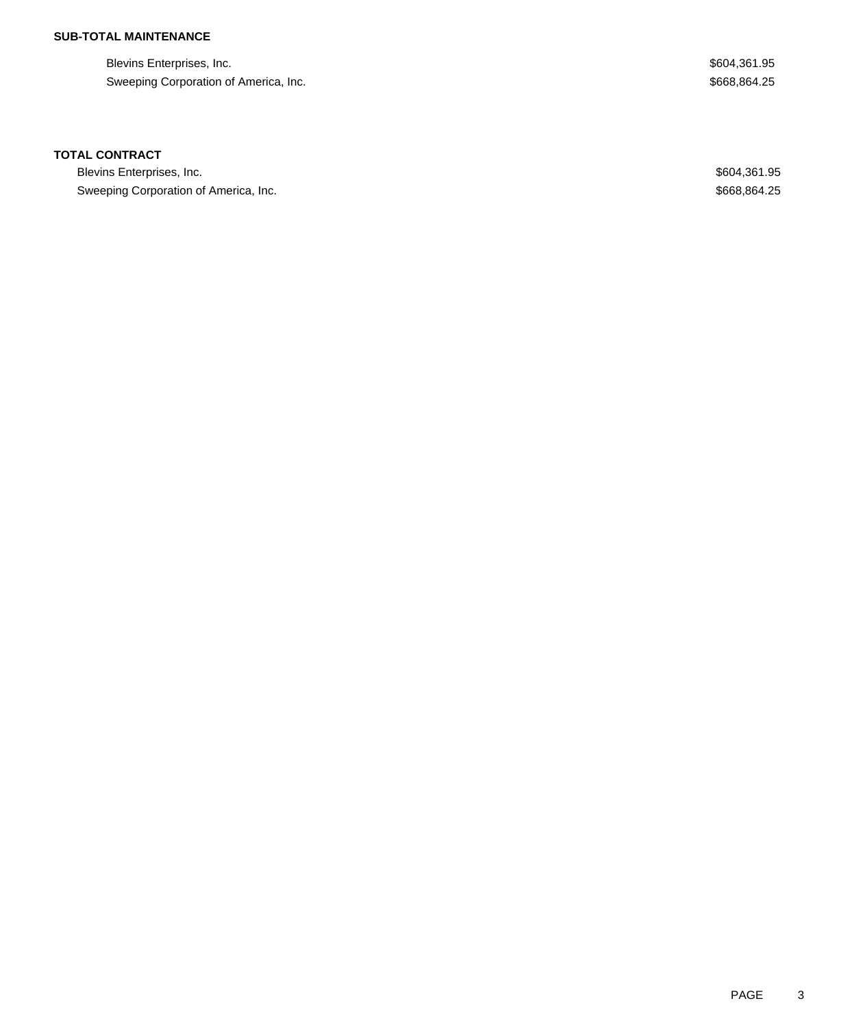**SUB-TOTAL MAINTENANCE**

| | |
|---|---|
| Blevins Enterprises, Inc. | $604,361.95 |
| Sweeping Corporation of America, Inc. | $668,864.25 |

**TOTAL CONTRACT**

| | |
|---|---|
| Blevins Enterprises, Inc. | $604,361.95 |
| Sweeping Corporation of America, Inc. | $668,864.25 |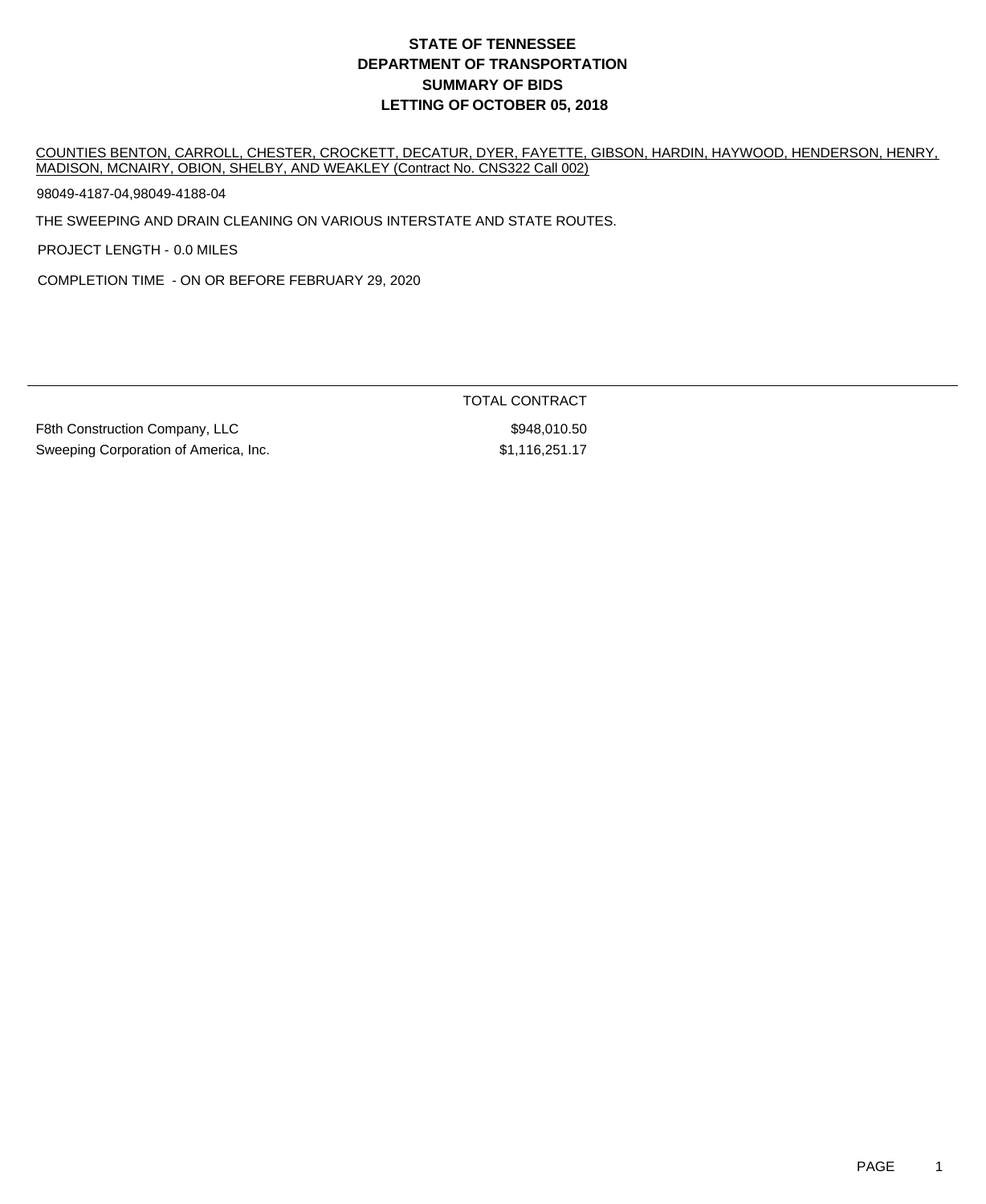# STATE OF TENNESSEE
# DEPARTMENT OF TRANSPORTATION
# SUMMARY OF BIDS
# LETTING OF OCTOBER 05, 2018

COUNTIES BENTON, CARROLL, CHESTER, CROCKETT, DECATUR, DYER, FAYETTE, GIBSON, HARDIN, HAYWOOD, HENDERSON, HENRY, MADISON, MCNAIRY, OBION, SHELBY, AND WEAKLEY (Contract No. CNS322 Call 002)

98049-4187-04,98049-4188-04

THE SWEEPING AND DRAIN CLEANING ON VARIOUS INTERSTATE AND STATE ROUTES.

PROJECT LENGTH - 0.0 MILES

COMPLETION TIME - ON OR BEFORE FEBRUARY 29, 2020

| | TOTAL CONTRACT |
|---|---|
| F8th Construction Company, LLC | $948,010.50 |
| Sweeping Corporation of America, Inc. | $1,116,251.17 |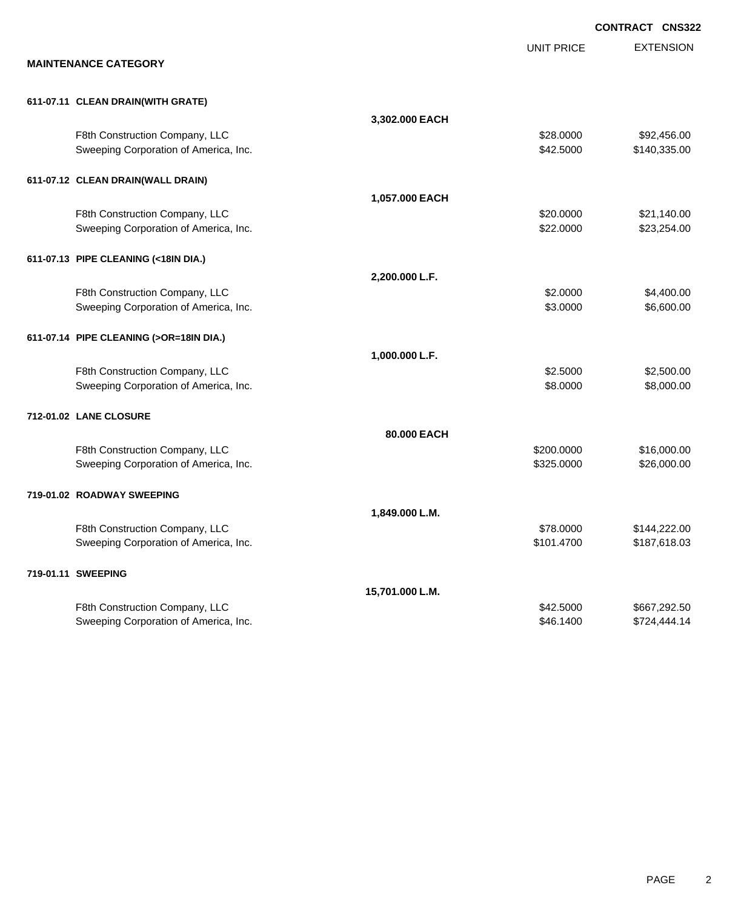**CONTRACT CNS322**

## MAINTENANCE CATEGORY

| | | UNIT PRICE | EXTENSION |
|---|---|---|---|
| **611-07.11 CLEAN DRAIN(WITH GRATE)** | | | |
| | **3,302.000 EACH** | | |
| F8th Construction Company, LLC | | $28.0000 | $92,456.00 |
| Sweeping Corporation of America, Inc. | | $42.5000 | $140,335.00 |
| **611-07.12 CLEAN DRAIN(WALL DRAIN)** | | | |
| | **1,057.000 EACH** | | |
| F8th Construction Company, LLC | | $20.0000 | $21,140.00 |
| Sweeping Corporation of America, Inc. | | $22.0000 | $23,254.00 |
| **611-07.13 PIPE CLEANING (<18IN DIA.)** | | | |
| | **2,200.000 L.F.** | | |
| F8th Construction Company, LLC | | $2.0000 | $4,400.00 |
| Sweeping Corporation of America, Inc. | | $3.0000 | $6,600.00 |
| **611-07.14 PIPE CLEANING (>OR=18IN DIA.)** | | | |
| | **1,000.000 L.F.** | | |
| F8th Construction Company, LLC | | $2.5000 | $2,500.00 |
| Sweeping Corporation of America, Inc. | | $8.0000 | $8,000.00 |
| **712-01.02 LANE CLOSURE** | | | |
| | **80.000 EACH** | | |
| F8th Construction Company, LLC | | $200.0000 | $16,000.00 |
| Sweeping Corporation of America, Inc. | | $325.0000 | $26,000.00 |
| **719-01.02 ROADWAY SWEEPING** | | | |
| | **1,849.000 L.M.** | | |
| F8th Construction Company, LLC | | $78.0000 | $144,222.00 |
| Sweeping Corporation of America, Inc. | | $101.4700 | $187,618.03 |
| **719-01.11 SWEEPING** | | | |
| | **15,701.000 L.M.** | | |
| F8th Construction Company, LLC | | $42.5000 | $667,292.50 |
| Sweeping Corporation of America, Inc. | | $46.1400 | $724,444.14 |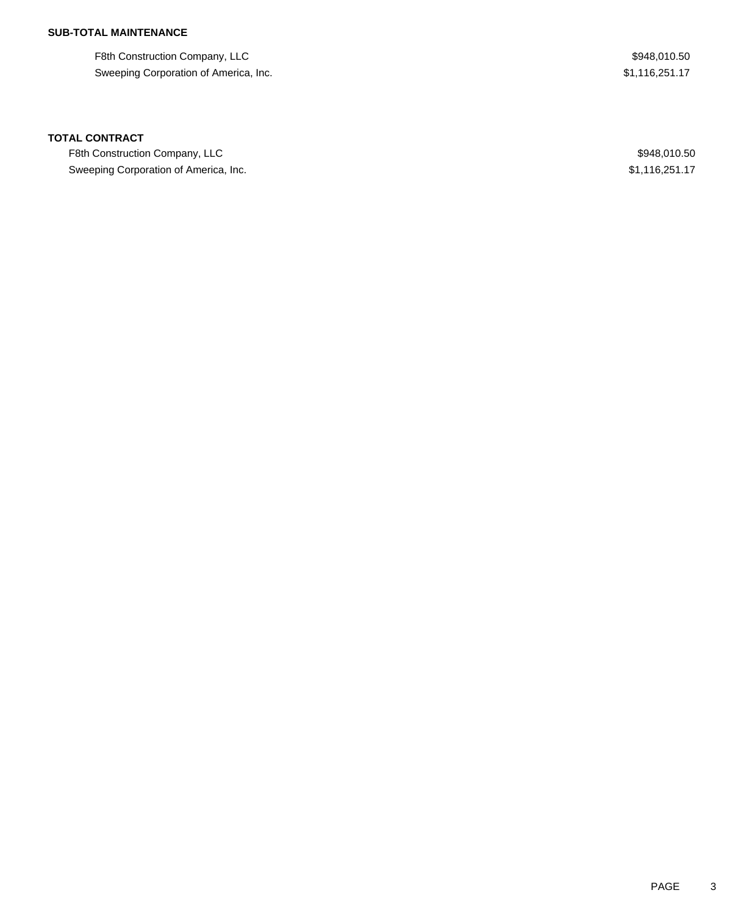**SUB-TOTAL MAINTENANCE**

| | |
|---|---|
| F8th Construction Company, LLC | $948,010.50 |
| Sweeping Corporation of America, Inc. | $1,116,251.17 |

**TOTAL CONTRACT**

| | |
|---|---|
| F8th Construction Company, LLC | $948,010.50 |
| Sweeping Corporation of America, Inc. | $1,116,251.17 |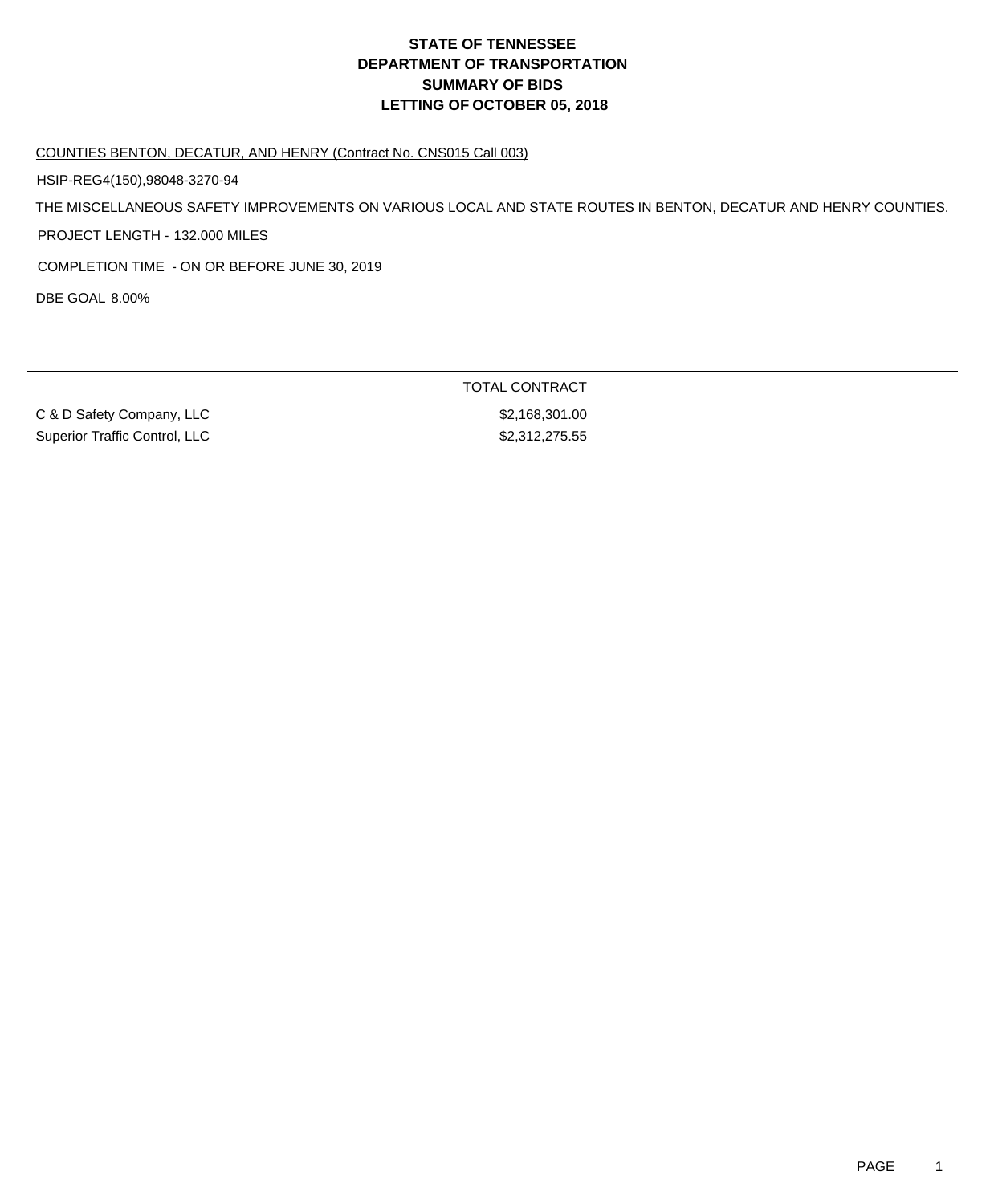# STATE OF TENNESSEE
# DEPARTMENT OF TRANSPORTATION
# SUMMARY OF BIDS
# LETTING OF OCTOBER 05, 2018

COUNTIES BENTON, DECATUR, AND HENRY (Contract No. CNS015 Call 003)

HSIP-REG4(150),98048-3270-94

THE MISCELLANEOUS SAFETY IMPROVEMENTS ON VARIOUS LOCAL AND STATE ROUTES IN BENTON, DECATUR AND HENRY COUNTIES.

PROJECT LENGTH - 132.000 MILES

COMPLETION TIME - ON OR BEFORE JUNE 30, 2019

DBE GOAL 8.00%

| | TOTAL CONTRACT |
|---|---|
| C & D Safety Company, LLC | $2,168,301.00 |
| Superior Traffic Control, LLC | $2,312,275.55 |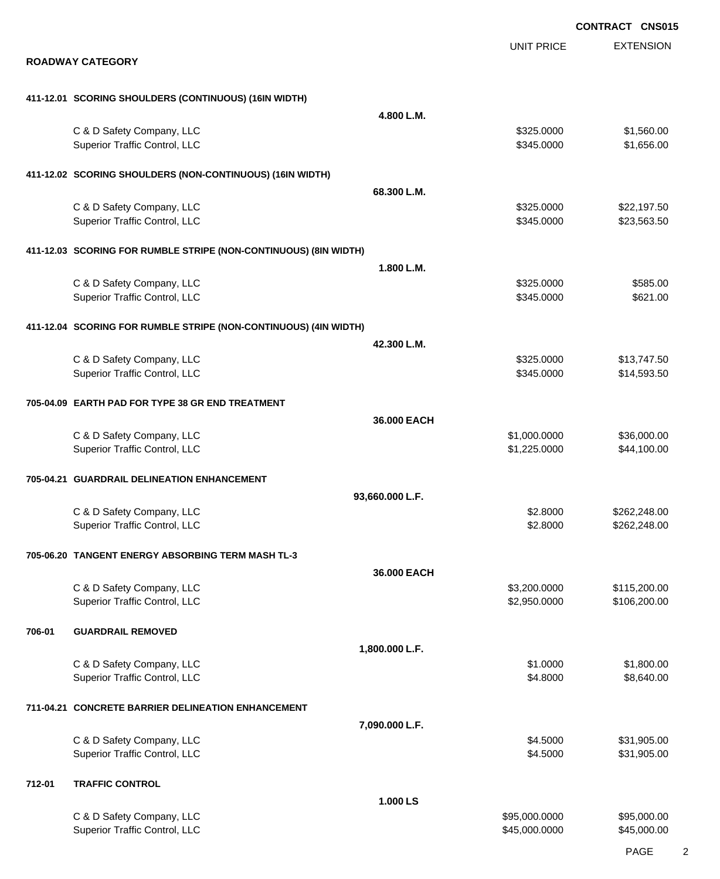**CONTRACT CNS015**

## ROADWAY CATEGORY

| | | UNIT PRICE | EXTENSION |
|---|---|---|---|
| **411-12.01 SCORING SHOULDERS (CONTINUOUS) (16IN WIDTH)** | | | |
| | **4.800 L.M.** | | |
| C & D Safety Company, LLC | | $325.0000 | $1,560.00 |
| Superior Traffic Control, LLC | | $345.0000 | $1,656.00 |
| **411-12.02 SCORING SHOULDERS (NON-CONTINUOUS) (16IN WIDTH)** | | | |
| | **68.300 L.M.** | | |
| C & D Safety Company, LLC | | $325.0000 | $22,197.50 |
| Superior Traffic Control, LLC | | $345.0000 | $23,563.50 |
| **411-12.03 SCORING FOR RUMBLE STRIPE (NON-CONTINUOUS) (8IN WIDTH)** | | | |
| | **1.800 L.M.** | | |
| C & D Safety Company, LLC | | $325.0000 | $585.00 |
| Superior Traffic Control, LLC | | $345.0000 | $621.00 |
| **411-12.04 SCORING FOR RUMBLE STRIPE (NON-CONTINUOUS) (4IN WIDTH)** | | | |
| | **42.300 L.M.** | | |
| C & D Safety Company, LLC | | $325.0000 | $13,747.50 |
| Superior Traffic Control, LLC | | $345.0000 | $14,593.50 |
| **705-04.09 EARTH PAD FOR TYPE 38 GR END TREATMENT** | | | |
| | **36.000 EACH** | | |
| C & D Safety Company, LLC | | $1,000.0000 | $36,000.00 |
| Superior Traffic Control, LLC | | $1,225.0000 | $44,100.00 |
| **705-04.21 GUARDRAIL DELINEATION ENHANCEMENT** | | | |
| | **93,660.000 L.F.** | | |
| C & D Safety Company, LLC | | $2.8000 | $262,248.00 |
| Superior Traffic Control, LLC | | $2.8000 | $262,248.00 |
| **705-06.20 TANGENT ENERGY ABSORBING TERM MASH TL-3** | | | |
| | **36.000 EACH** | | |
| C & D Safety Company, LLC | | $3,200.0000 | $115,200.00 |
| Superior Traffic Control, LLC | | $2,950.0000 | $106,200.00 |
| **706-01 GUARDRAIL REMOVED** | | | |
| | **1,800.000 L.F.** | | |
| C & D Safety Company, LLC | | $1.0000 | $1,800.00 |
| Superior Traffic Control, LLC | | $4.8000 | $8,640.00 |
| **711-04.21 CONCRETE BARRIER DELINEATION ENHANCEMENT** | | | |
| | **7,090.000 L.F.** | | |
| C & D Safety Company, LLC | | $4.5000 | $31,905.00 |
| Superior Traffic Control, LLC | | $4.5000 | $31,905.00 |
| **712-01 TRAFFIC CONTROL** | | | |
| | **1.000 LS** | | |
| C & D Safety Company, LLC | | $95,000.0000 | $95,000.00 |
| Superior Traffic Control, LLC | | $45,000.0000 | $45,000.00 |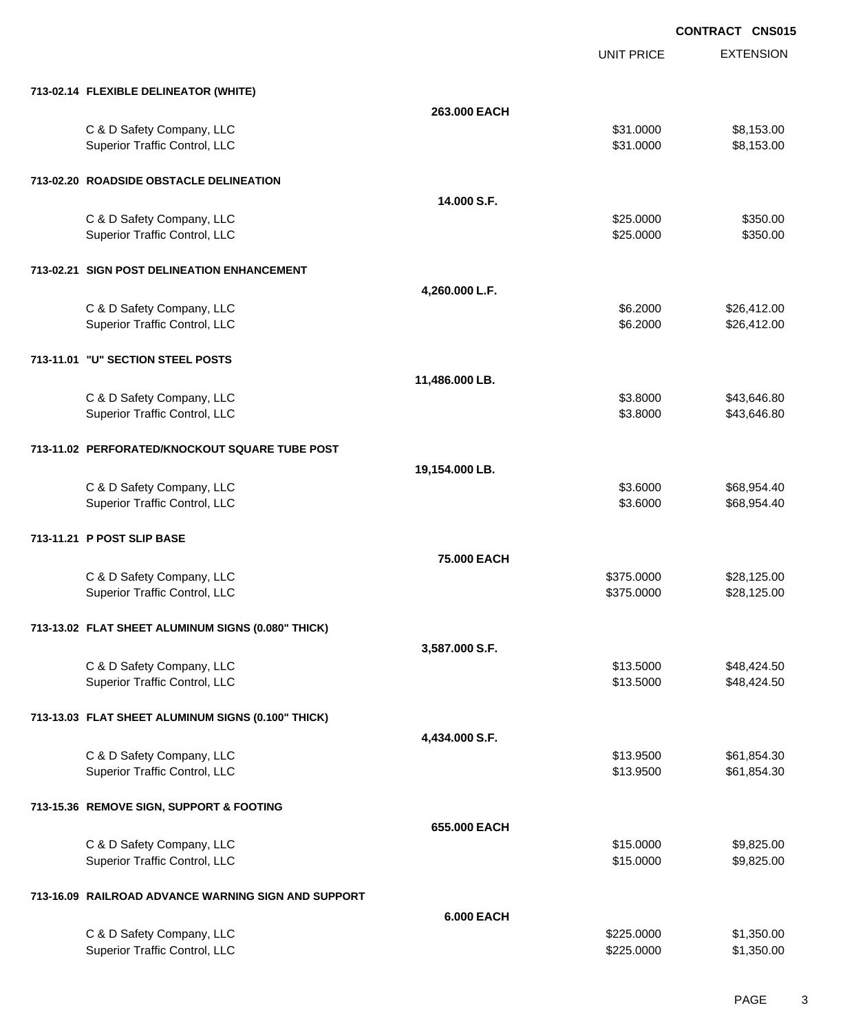**CONTRACT CNS015**

| | | UNIT PRICE | EXTENSION |
|---|---|---|---|
| **713-02.14 FLEXIBLE DELINEATOR (WHITE)** | | | |
| | **263.000 EACH** | | |
| C & D Safety Company, LLC | | $31.0000 | $8,153.00 |
| Superior Traffic Control, LLC | | $31.0000 | $8,153.00 |
| **713-02.20 ROADSIDE OBSTACLE DELINEATION** | | | |
| | **14.000 S.F.** | | |
| C & D Safety Company, LLC | | $25.0000 | $350.00 |
| Superior Traffic Control, LLC | | $25.0000 | $350.00 |
| **713-02.21 SIGN POST DELINEATION ENHANCEMENT** | | | |
| | **4,260.000 L.F.** | | |
| C & D Safety Company, LLC | | $6.2000 | $26,412.00 |
| Superior Traffic Control, LLC | | $6.2000 | $26,412.00 |
| **713-11.01 "U" SECTION STEEL POSTS** | | | |
| | **11,486.000 LB.** | | |
| C & D Safety Company, LLC | | $3.8000 | $43,646.80 |
| Superior Traffic Control, LLC | | $3.8000 | $43,646.80 |
| **713-11.02 PERFORATED/KNOCKOUT SQUARE TUBE POST** | | | |
| | **19,154.000 LB.** | | |
| C & D Safety Company, LLC | | $3.6000 | $68,954.40 |
| Superior Traffic Control, LLC | | $3.6000 | $68,954.40 |
| **713-11.21 P POST SLIP BASE** | | | |
| | **75.000 EACH** | | |
| C & D Safety Company, LLC | | $375.0000 | $28,125.00 |
| Superior Traffic Control, LLC | | $375.0000 | $28,125.00 |
| **713-13.02 FLAT SHEET ALUMINUM SIGNS (0.080" THICK)** | | | |
| | **3,587.000 S.F.** | | |
| C & D Safety Company, LLC | | $13.5000 | $48,424.50 |
| Superior Traffic Control, LLC | | $13.5000 | $48,424.50 |
| **713-13.03 FLAT SHEET ALUMINUM SIGNS (0.100" THICK)** | | | |
| | **4,434.000 S.F.** | | |
| C & D Safety Company, LLC | | $13.9500 | $61,854.30 |
| Superior Traffic Control, LLC | | $13.9500 | $61,854.30 |
| **713-15.36 REMOVE SIGN, SUPPORT & FOOTING** | | | |
| | **655.000 EACH** | | |
| C & D Safety Company, LLC | | $15.0000 | $9,825.00 |
| Superior Traffic Control, LLC | | $15.0000 | $9,825.00 |
| **713-16.09 RAILROAD ADVANCE WARNING SIGN AND SUPPORT** | | | |
| | **6.000 EACH** | | |
| C & D Safety Company, LLC | | $225.0000 | $1,350.00 |
| Superior Traffic Control, LLC | | $225.0000 | $1,350.00 |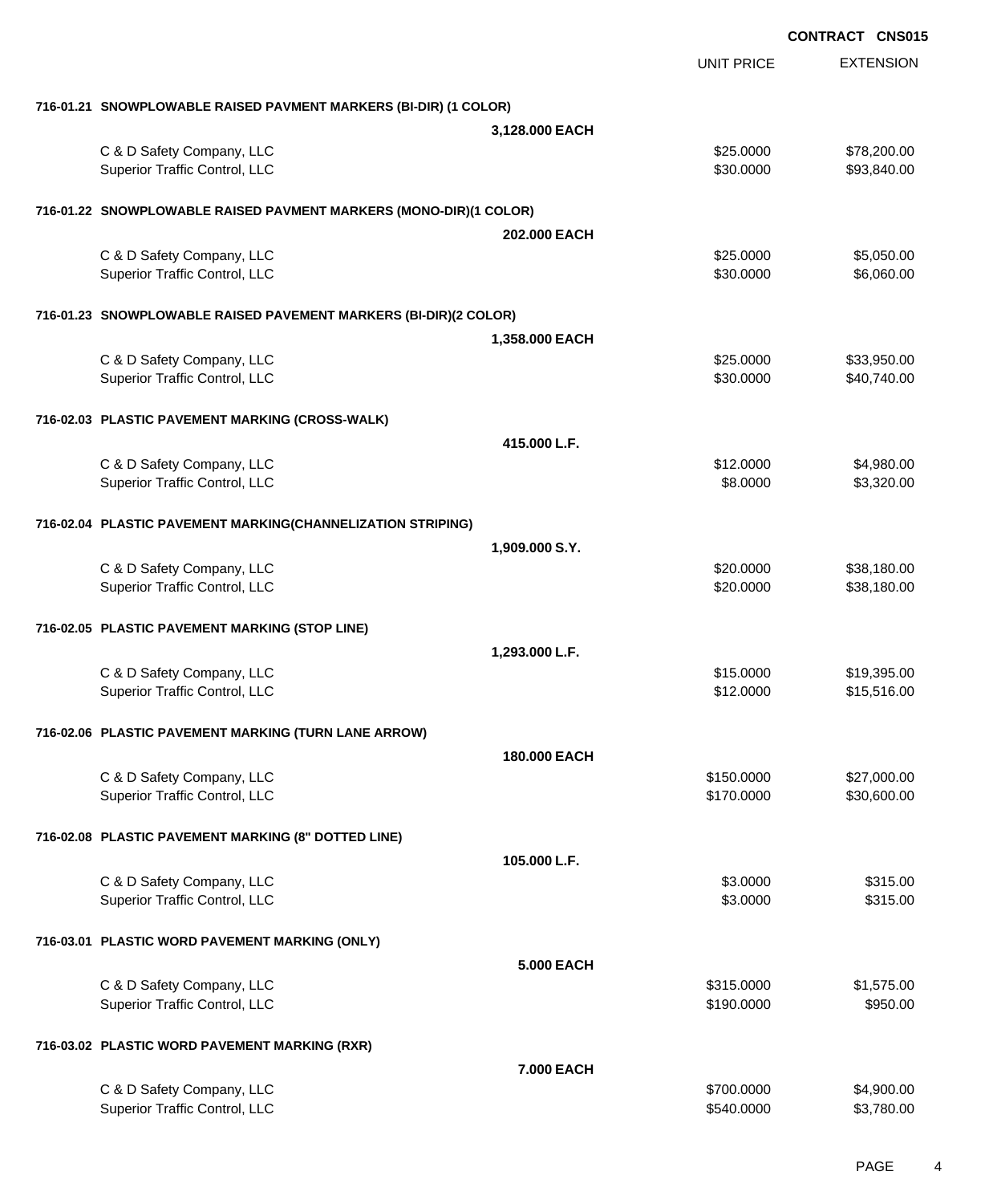**CONTRACT CNS015**

| | UNIT PRICE | EXTENSION |
|---|---|---|
| **716-01.21 SNOWPLOWABLE RAISED PAVMENT MARKERS (BI-DIR) (1 COLOR)** | | |
| **3,128.000 EACH** | | |
| C & D Safety Company, LLC | $25.0000 | $78,200.00 |
| Superior Traffic Control, LLC | $30.0000 | $93,840.00 |
| **716-01.22 SNOWPLOWABLE RAISED PAVMENT MARKERS (MONO-DIR)(1 COLOR)** | | |
| **202.000 EACH** | | |
| C & D Safety Company, LLC | $25.0000 | $5,050.00 |
| Superior Traffic Control, LLC | $30.0000 | $6,060.00 |
| **716-01.23 SNOWPLOWABLE RAISED PAVEMENT MARKERS (BI-DIR)(2 COLOR)** | | |
| **1,358.000 EACH** | | |
| C & D Safety Company, LLC | $25.0000 | $33,950.00 |
| Superior Traffic Control, LLC | $30.0000 | $40,740.00 |
| **716-02.03 PLASTIC PAVEMENT MARKING (CROSS-WALK)** | | |
| **415.000 L.F.** | | |
| C & D Safety Company, LLC | $12.0000 | $4,980.00 |
| Superior Traffic Control, LLC | $8.0000 | $3,320.00 |
| **716-02.04 PLASTIC PAVEMENT MARKING(CHANNELIZATION STRIPING)** | | |
| **1,909.000 S.Y.** | | |
| C & D Safety Company, LLC | $20.0000 | $38,180.00 |
| Superior Traffic Control, LLC | $20.0000 | $38,180.00 |
| **716-02.05 PLASTIC PAVEMENT MARKING (STOP LINE)** | | |
| **1,293.000 L.F.** | | |
| C & D Safety Company, LLC | $15.0000 | $19,395.00 |
| Superior Traffic Control, LLC | $12.0000 | $15,516.00 |
| **716-02.06 PLASTIC PAVEMENT MARKING (TURN LANE ARROW)** | | |
| **180.000 EACH** | | |
| C & D Safety Company, LLC | $150.0000 | $27,000.00 |
| Superior Traffic Control, LLC | $170.0000 | $30,600.00 |
| **716-02.08 PLASTIC PAVEMENT MARKING (8" DOTTED LINE)** | | |
| **105.000 L.F.** | | |
| C & D Safety Company, LLC | $3.0000 | $315.00 |
| Superior Traffic Control, LLC | $3.0000 | $315.00 |
| **716-03.01 PLASTIC WORD PAVEMENT MARKING (ONLY)** | | |
| **5.000 EACH** | | |
| C & D Safety Company, LLC | $315.0000 | $1,575.00 |
| Superior Traffic Control, LLC | $190.0000 | $950.00 |
| **716-03.02 PLASTIC WORD PAVEMENT MARKING (RXR)** | | |
| **7.000 EACH** | | |
| C & D Safety Company, LLC | $700.0000 | $4,900.00 |
| Superior Traffic Control, LLC | $540.0000 | $3,780.00 |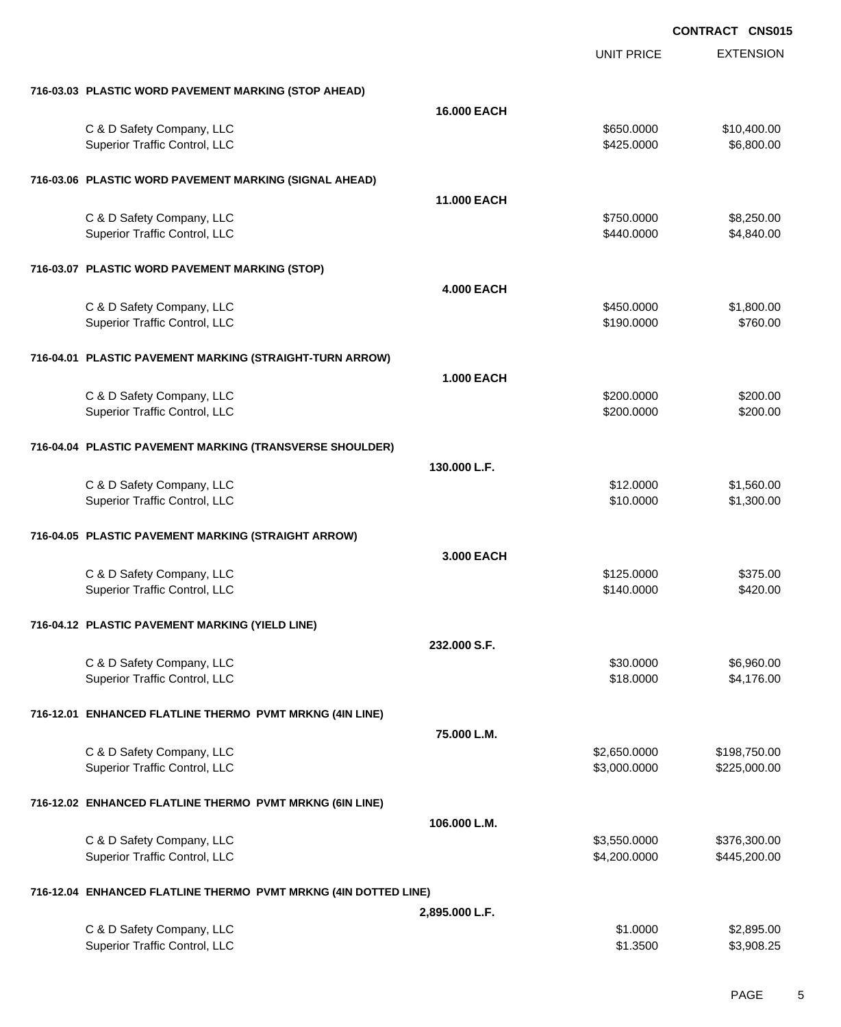**CONTRACT CNS015**

| | | UNIT PRICE | EXTENSION |
|---|---|---|---|
| **716-03.03 PLASTIC WORD PAVEMENT MARKING (STOP AHEAD)** | | | |
| | **16.000 EACH** | | |
| C & D Safety Company, LLC | | $650.0000 | $10,400.00 |
| Superior Traffic Control, LLC | | $425.0000 | $6,800.00 |
| **716-03.06 PLASTIC WORD PAVEMENT MARKING (SIGNAL AHEAD)** | | | |
| | **11.000 EACH** | | |
| C & D Safety Company, LLC | | $750.0000 | $8,250.00 |
| Superior Traffic Control, LLC | | $440.0000 | $4,840.00 |
| **716-03.07 PLASTIC WORD PAVEMENT MARKING (STOP)** | | | |
| | **4.000 EACH** | | |
| C & D Safety Company, LLC | | $450.0000 | $1,800.00 |
| Superior Traffic Control, LLC | | $190.0000 | $760.00 |
| **716-04.01 PLASTIC PAVEMENT MARKING (STRAIGHT-TURN ARROW)** | | | |
| | **1.000 EACH** | | |
| C & D Safety Company, LLC | | $200.0000 | $200.00 |
| Superior Traffic Control, LLC | | $200.0000 | $200.00 |
| **716-04.04 PLASTIC PAVEMENT MARKING (TRANSVERSE SHOULDER)** | | | |
| | **130.000 L.F.** | | |
| C & D Safety Company, LLC | | $12.0000 | $1,560.00 |
| Superior Traffic Control, LLC | | $10.0000 | $1,300.00 |
| **716-04.05 PLASTIC PAVEMENT MARKING (STRAIGHT ARROW)** | | | |
| | **3.000 EACH** | | |
| C & D Safety Company, LLC | | $125.0000 | $375.00 |
| Superior Traffic Control, LLC | | $140.0000 | $420.00 |
| **716-04.12 PLASTIC PAVEMENT MARKING (YIELD LINE)** | | | |
| | **232.000 S.F.** | | |
| C & D Safety Company, LLC | | $30.0000 | $6,960.00 |
| Superior Traffic Control, LLC | | $18.0000 | $4,176.00 |
| **716-12.01 ENHANCED FLATLINE THERMO PVMT MRKNG (4IN LINE)** | | | |
| | **75.000 L.M.** | | |
| C & D Safety Company, LLC | | $2,650.0000 | $198,750.00 |
| Superior Traffic Control, LLC | | $3,000.0000 | $225,000.00 |
| **716-12.02 ENHANCED FLATLINE THERMO PVMT MRKNG (6IN LINE)** | | | |
| | **106.000 L.M.** | | |
| C & D Safety Company, LLC | | $3,550.0000 | $376,300.00 |
| Superior Traffic Control, LLC | | $4,200.0000 | $445,200.00 |
| **716-12.04 ENHANCED FLATLINE THERMO PVMT MRKNG (4IN DOTTED LINE)** | | | |
| | **2,895.000 L.F.** | | |
| C & D Safety Company, LLC | | $1.0000 | $2,895.00 |
| Superior Traffic Control, LLC | | $1.3500 | $3,908.25 |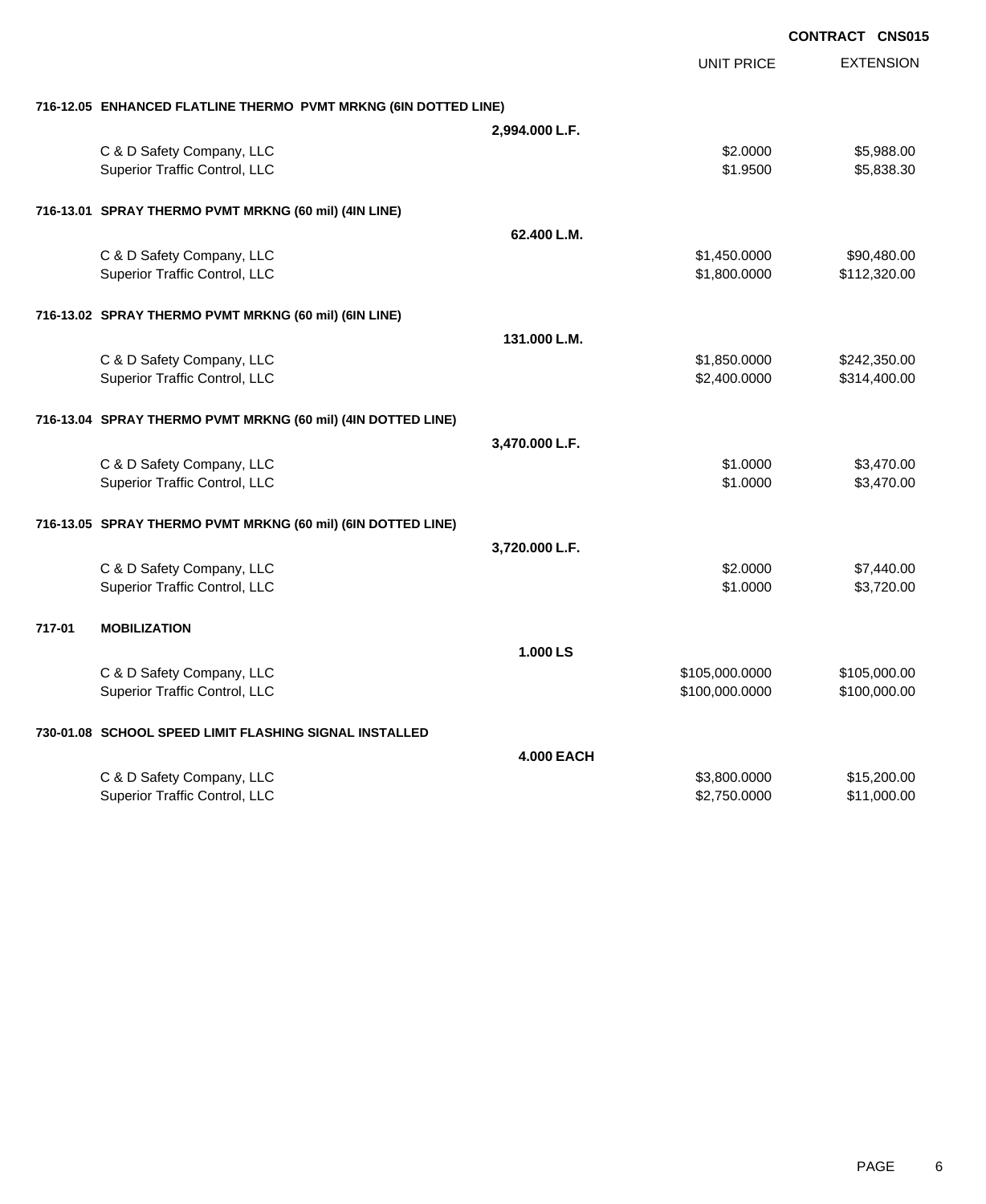**CONTRACT CNS015**

| | | UNIT PRICE | EXTENSION |
|---|---|---|---|
| **716-12.05 ENHANCED FLATLINE THERMO PVMT MRKNG (6IN DOTTED LINE)** | | | |
| | **2,994.000 L.F.** | | |
| C & D Safety Company, LLC | | $2.0000 | $5,988.00 |
| Superior Traffic Control, LLC | | $1.9500 | $5,838.30 |
| **716-13.01 SPRAY THERMO PVMT MRKNG (60 mil) (4IN LINE)** | | | |
| | **62.400 L.M.** | | |
| C & D Safety Company, LLC | | $1,450.0000 | $90,480.00 |
| Superior Traffic Control, LLC | | $1,800.0000 | $112,320.00 |
| **716-13.02 SPRAY THERMO PVMT MRKNG (60 mil) (6IN LINE)** | | | |
| | **131.000 L.M.** | | |
| C & D Safety Company, LLC | | $1,850.0000 | $242,350.00 |
| Superior Traffic Control, LLC | | $2,400.0000 | $314,400.00 |
| **716-13.04 SPRAY THERMO PVMT MRKNG (60 mil) (4IN DOTTED LINE)** | | | |
| | **3,470.000 L.F.** | | |
| C & D Safety Company, LLC | | $1.0000 | $3,470.00 |
| Superior Traffic Control, LLC | | $1.0000 | $3,470.00 |
| **716-13.05 SPRAY THERMO PVMT MRKNG (60 mil) (6IN DOTTED LINE)** | | | |
| | **3,720.000 L.F.** | | |
| C & D Safety Company, LLC | | $2.0000 | $7,440.00 |
| Superior Traffic Control, LLC | | $1.0000 | $3,720.00 |
| **717-01 MOBILIZATION** | | | |
| | **1.000 LS** | | |
| C & D Safety Company, LLC | | $105,000.0000 | $105,000.00 |
| Superior Traffic Control, LLC | | $100,000.0000 | $100,000.00 |
| **730-01.08 SCHOOL SPEED LIMIT FLASHING SIGNAL INSTALLED** | | | |
| | **4.000 EACH** | | |
| C & D Safety Company, LLC | | $3,800.0000 | $15,200.00 |
| Superior Traffic Control, LLC | | $2,750.0000 | $11,000.00 |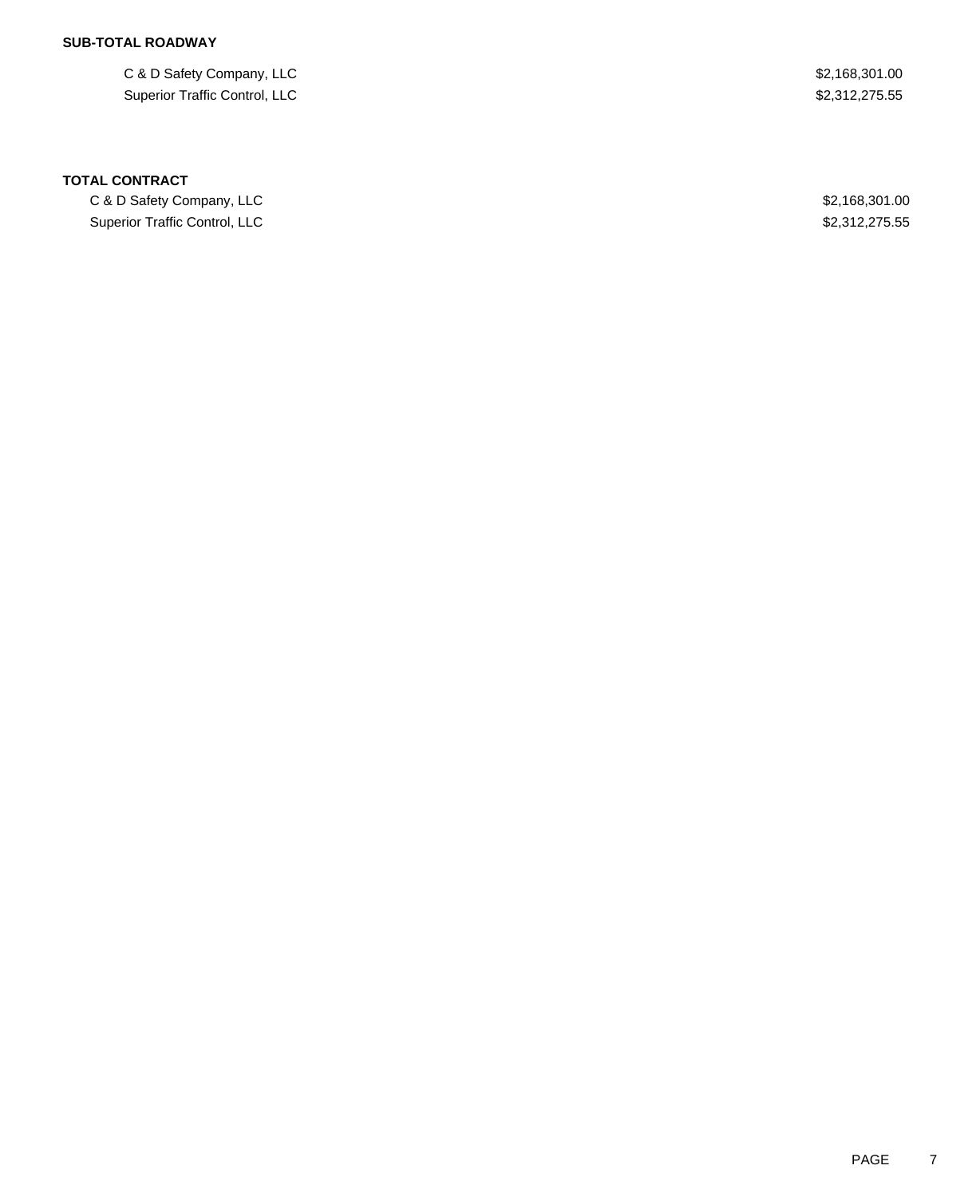**SUB-TOTAL ROADWAY**

| | |
|---|---|
| C & D Safety Company, LLC | $2,168,301.00 |
| Superior Traffic Control, LLC | $2,312,275.55 |

**TOTAL CONTRACT**

| | |
|---|---|
| C & D Safety Company, LLC | $2,168,301.00 |
| Superior Traffic Control, LLC | $2,312,275.55 |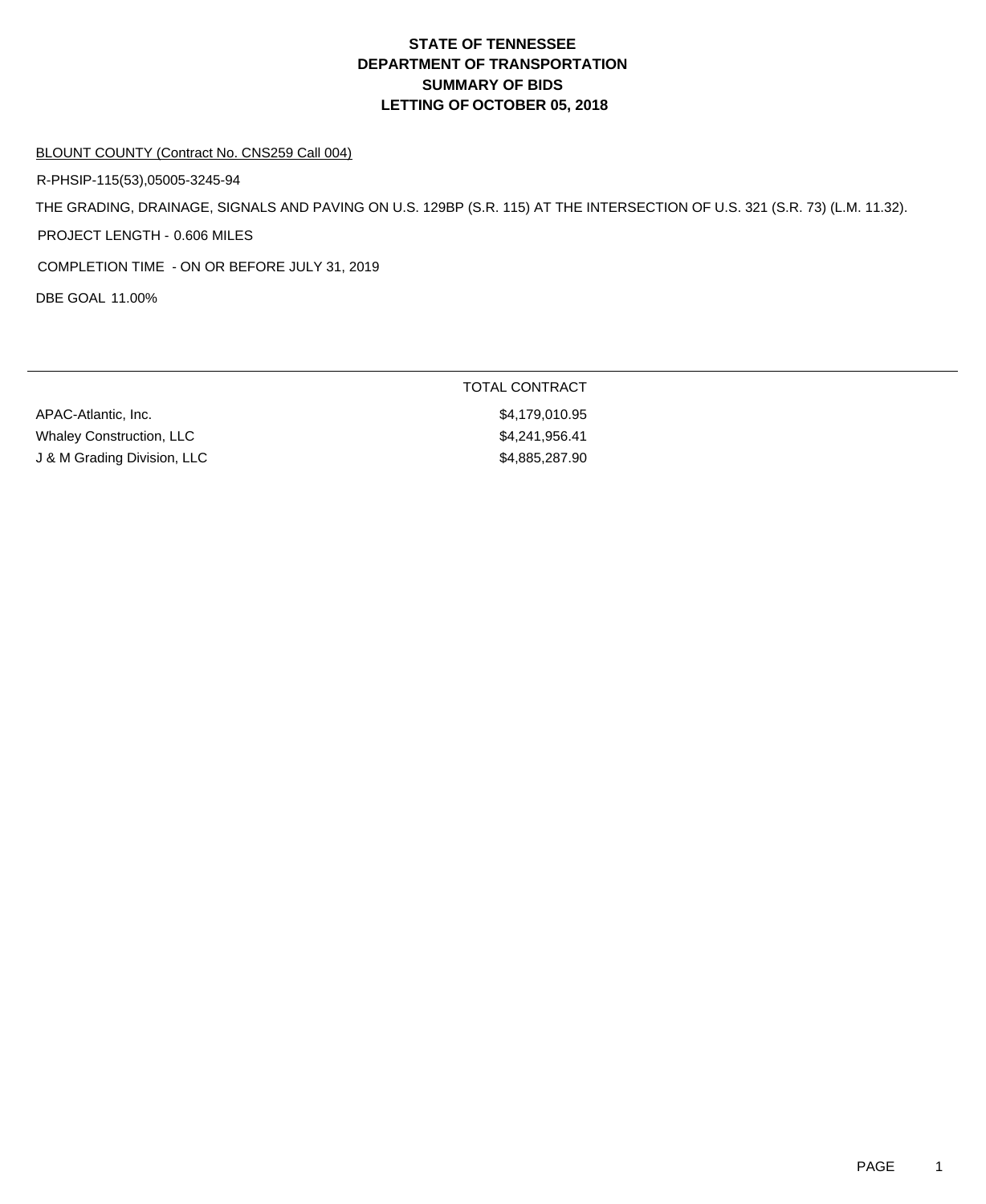# STATE OF TENNESSEE
# DEPARTMENT OF TRANSPORTATION
# SUMMARY OF BIDS
# LETTING OF OCTOBER 05, 2018

BLOUNT COUNTY (Contract No. CNS259 Call 004)

R-PHSIP-115(53),05005-3245-94

THE GRADING, DRAINAGE, SIGNALS AND PAVING ON U.S. 129BP (S.R. 115) AT THE INTERSECTION OF U.S. 321 (S.R. 73) (L.M. 11.32).

PROJECT LENGTH - 0.606 MILES

COMPLETION TIME - ON OR BEFORE JULY 31, 2019

DBE GOAL 11.00%

| | TOTAL CONTRACT |
|---|---|
| APAC-Atlantic, Inc. | $4,179,010.95 |
| Whaley Construction, LLC | $4,241,956.41 |
| J & M Grading Division, LLC | $4,885,287.90 |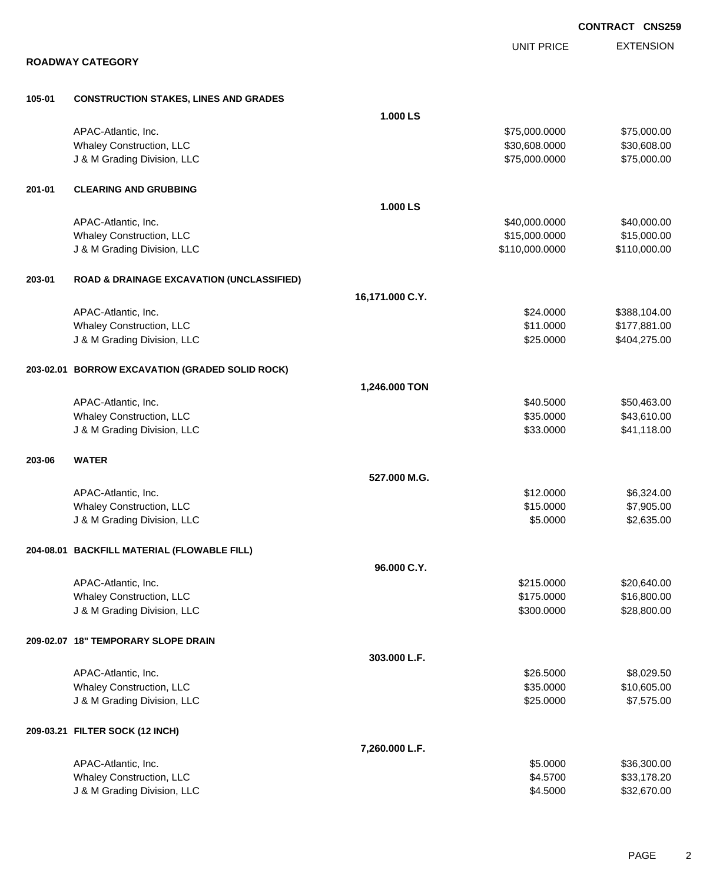**CONTRACT CNS259**

## ROADWAY CATEGORY

| | | UNIT PRICE | EXTENSION |
|---|---|---|---|
| **105-01** | **CONSTRUCTION STAKES, LINES AND GRADES** | | |
| | **1.000 LS** | | |
| | APAC-Atlantic, Inc. | $75,000.0000 | $75,000.00 |
| | Whaley Construction, LLC | $30,608.0000 | $30,608.00 |
| | J & M Grading Division, LLC | $75,000.0000 | $75,000.00 |
| **201-01** | **CLEARING AND GRUBBING** | | |
| | **1.000 LS** | | |
| | APAC-Atlantic, Inc. | $40,000.0000 | $40,000.00 |
| | Whaley Construction, LLC | $15,000.0000 | $15,000.00 |
| | J & M Grading Division, LLC | $110,000.0000 | $110,000.00 |
| **203-01** | **ROAD & DRAINAGE EXCAVATION (UNCLASSIFIED)** | | |
| | **16,171.000 C.Y.** | | |
| | APAC-Atlantic, Inc. | $24.0000 | $388,104.00 |
| | Whaley Construction, LLC | $11.0000 | $177,881.00 |
| | J & M Grading Division, LLC | $25.0000 | $404,275.00 |
| **203-02.01** | **BORROW EXCAVATION (GRADED SOLID ROCK)** | | |
| | **1,246.000 TON** | | |
| | APAC-Atlantic, Inc. | $40.5000 | $50,463.00 |
| | Whaley Construction, LLC | $35.0000 | $43,610.00 |
| | J & M Grading Division, LLC | $33.0000 | $41,118.00 |
| **203-06** | **WATER** | | |
| | **527.000 M.G.** | | |
| | APAC-Atlantic, Inc. | $12.0000 | $6,324.00 |
| | Whaley Construction, LLC | $15.0000 | $7,905.00 |
| | J & M Grading Division, LLC | $5.0000 | $2,635.00 |
| **204-08.01** | **BACKFILL MATERIAL (FLOWABLE FILL)** | | |
| | **96.000 C.Y.** | | |
| | APAC-Atlantic, Inc. | $215.0000 | $20,640.00 |
| | Whaley Construction, LLC | $175.0000 | $16,800.00 |
| | J & M Grading Division, LLC | $300.0000 | $28,800.00 |
| **209-02.07** | **18" TEMPORARY SLOPE DRAIN** | | |
| | **303.000 L.F.** | | |
| | APAC-Atlantic, Inc. | $26.5000 | $8,029.50 |
| | Whaley Construction, LLC | $35.0000 | $10,605.00 |
| | J & M Grading Division, LLC | $25.0000 | $7,575.00 |
| **209-03.21** | **FILTER SOCK (12 INCH)** | | |
| | **7,260.000 L.F.** | | |
| | APAC-Atlantic, Inc. | $5.0000 | $36,300.00 |
| | Whaley Construction, LLC | $4.5700 | $33,178.20 |
| | J & M Grading Division, LLC | $4.5000 | $32,670.00 |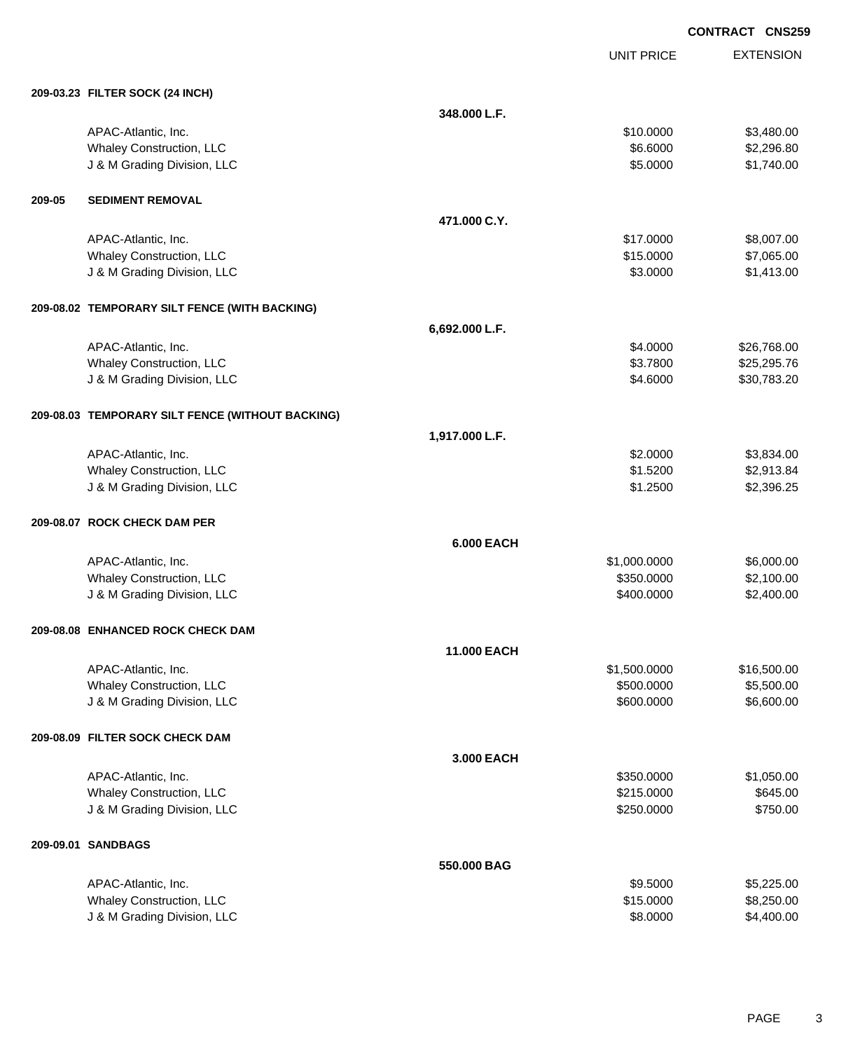**CONTRACT CNS259**

| | | UNIT PRICE | EXTENSION |
|---|---|---|---|
| **209-03.23 FILTER SOCK (24 INCH)** | | | |
| | **348.000 L.F.** | | |
| APAC-Atlantic, Inc. | | $10.0000 | $3,480.00 |
| Whaley Construction, LLC | | $6.6000 | $2,296.80 |
| J & M Grading Division, LLC | | $5.0000 | $1,740.00 |
| **209-05 SEDIMENT REMOVAL** | | | |
| | **471.000 C.Y.** | | |
| APAC-Atlantic, Inc. | | $17.0000 | $8,007.00 |
| Whaley Construction, LLC | | $15.0000 | $7,065.00 |
| J & M Grading Division, LLC | | $3.0000 | $1,413.00 |
| **209-08.02 TEMPORARY SILT FENCE (WITH BACKING)** | | | |
| | **6,692.000 L.F.** | | |
| APAC-Atlantic, Inc. | | $4.0000 | $26,768.00 |
| Whaley Construction, LLC | | $3.7800 | $25,295.76 |
| J & M Grading Division, LLC | | $4.6000 | $30,783.20 |
| **209-08.03 TEMPORARY SILT FENCE (WITHOUT BACKING)** | | | |
| | **1,917.000 L.F.** | | |
| APAC-Atlantic, Inc. | | $2.0000 | $3,834.00 |
| Whaley Construction, LLC | | $1.5200 | $2,913.84 |
| J & M Grading Division, LLC | | $1.2500 | $2,396.25 |
| **209-08.07 ROCK CHECK DAM PER** | | | |
| | **6.000 EACH** | | |
| APAC-Atlantic, Inc. | | $1,000.0000 | $6,000.00 |
| Whaley Construction, LLC | | $350.0000 | $2,100.00 |
| J & M Grading Division, LLC | | $400.0000 | $2,400.00 |
| **209-08.08 ENHANCED ROCK CHECK DAM** | | | |
| | **11.000 EACH** | | |
| APAC-Atlantic, Inc. | | $1,500.0000 | $16,500.00 |
| Whaley Construction, LLC | | $500.0000 | $5,500.00 |
| J & M Grading Division, LLC | | $600.0000 | $6,600.00 |
| **209-08.09 FILTER SOCK CHECK DAM** | | | |
| | **3.000 EACH** | | |
| APAC-Atlantic, Inc. | | $350.0000 | $1,050.00 |
| Whaley Construction, LLC | | $215.0000 | $645.00 |
| J & M Grading Division, LLC | | $250.0000 | $750.00 |
| **209-09.01 SANDBAGS** | | | |
| | **550.000 BAG** | | |
| APAC-Atlantic, Inc. | | $9.5000 | $5,225.00 |
| Whaley Construction, LLC | | $15.0000 | $8,250.00 |
| J & M Grading Division, LLC | | $8.0000 | $4,400.00 |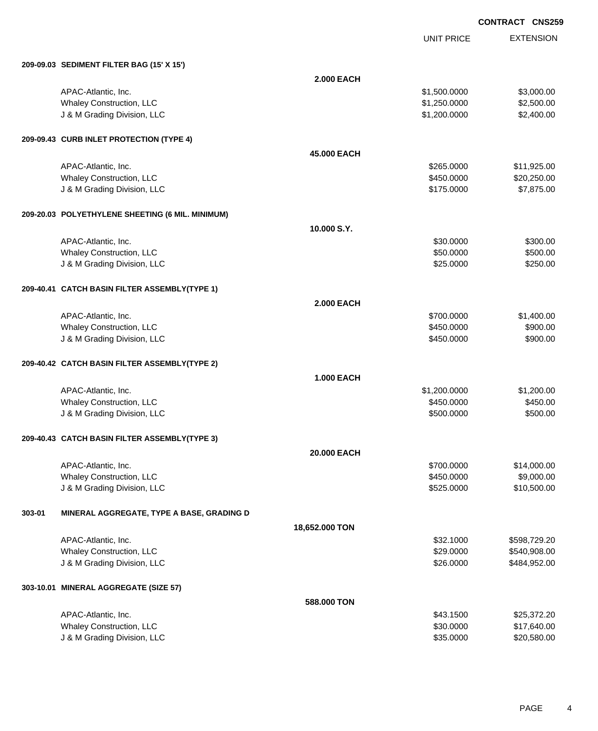**CONTRACT CNS259**

| | | UNIT PRICE | EXTENSION |
|---|---|---|---|
| **209-09.03 SEDIMENT FILTER BAG (15' X 15')** | | | |
| | **2.000 EACH** | | |
| APAC-Atlantic, Inc. | | $1,500.0000 | $3,000.00 |
| Whaley Construction, LLC | | $1,250.0000 | $2,500.00 |
| J & M Grading Division, LLC | | $1,200.0000 | $2,400.00 |
| **209-09.43 CURB INLET PROTECTION (TYPE 4)** | | | |
| | **45.000 EACH** | | |
| APAC-Atlantic, Inc. | | $265.0000 | $11,925.00 |
| Whaley Construction, LLC | | $450.0000 | $20,250.00 |
| J & M Grading Division, LLC | | $175.0000 | $7,875.00 |
| **209-20.03 POLYETHYLENE SHEETING (6 MIL. MINIMUM)** | | | |
| | **10.000 S.Y.** | | |
| APAC-Atlantic, Inc. | | $30.0000 | $300.00 |
| Whaley Construction, LLC | | $50.0000 | $500.00 |
| J & M Grading Division, LLC | | $25.0000 | $250.00 |
| **209-40.41 CATCH BASIN FILTER ASSEMBLY(TYPE 1)** | | | |
| | **2.000 EACH** | | |
| APAC-Atlantic, Inc. | | $700.0000 | $1,400.00 |
| Whaley Construction, LLC | | $450.0000 | $900.00 |
| J & M Grading Division, LLC | | $450.0000 | $900.00 |
| **209-40.42 CATCH BASIN FILTER ASSEMBLY(TYPE 2)** | | | |
| | **1.000 EACH** | | |
| APAC-Atlantic, Inc. | | $1,200.0000 | $1,200.00 |
| Whaley Construction, LLC | | $450.0000 | $450.00 |
| J & M Grading Division, LLC | | $500.0000 | $500.00 |
| **209-40.43 CATCH BASIN FILTER ASSEMBLY(TYPE 3)** | | | |
| | **20.000 EACH** | | |
| APAC-Atlantic, Inc. | | $700.0000 | $14,000.00 |
| Whaley Construction, LLC | | $450.0000 | $9,000.00 |
| J & M Grading Division, LLC | | $525.0000 | $10,500.00 |
| **303-01 MINERAL AGGREGATE, TYPE A BASE, GRADING D** | | | |
| | **18,652.000 TON** | | |
| APAC-Atlantic, Inc. | | $32.1000 | $598,729.20 |
| Whaley Construction, LLC | | $29.0000 | $540,908.00 |
| J & M Grading Division, LLC | | $26.0000 | $484,952.00 |
| **303-10.01 MINERAL AGGREGATE (SIZE 57)** | | | |
| | **588.000 TON** | | |
| APAC-Atlantic, Inc. | | $43.1500 | $25,372.20 |
| Whaley Construction, LLC | | $30.0000 | $17,640.00 |
| J & M Grading Division, LLC | | $35.0000 | $20,580.00 |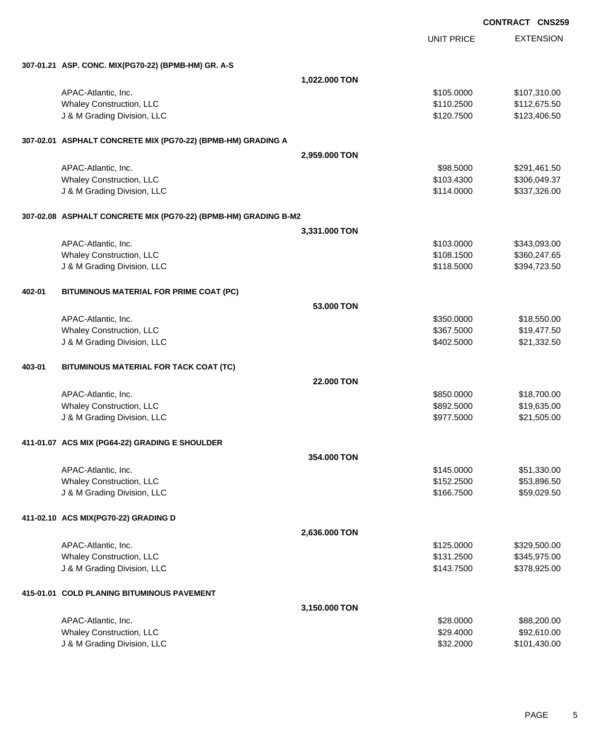**CONTRACT CNS259**

| | | UNIT PRICE | EXTENSION |
|---|---|---|---|
| **307-01.21 ASP. CONC. MIX(PG70-22) (BPMB-HM) GR. A-S** | | | |
| | **1,022.000 TON** | | |
| APAC-Atlantic, Inc. | | \$105.0000 | \$107,310.00 |
| Whaley Construction, LLC | | \$110.2500 | \$112,675.50 |
| J & M Grading Division, LLC | | \$120.7500 | \$123,406.50 |
| **307-02.01 ASPHALT CONCRETE MIX (PG70-22) (BPMB-HM) GRADING A** | | | |
| | **2,959.000 TON** | | |
| APAC-Atlantic, Inc. | | \$98.5000 | \$291,461.50 |
| Whaley Construction, LLC | | \$103.4300 | \$306,049.37 |
| J & M Grading Division, LLC | | \$114.0000 | \$337,326.00 |
| **307-02.08 ASPHALT CONCRETE MIX (PG70-22) (BPMB-HM) GRADING B-M2** | | | |
| | **3,331.000 TON** | | |
| APAC-Atlantic, Inc. | | \$103.0000 | \$343,093.00 |
| Whaley Construction, LLC | | \$108.1500 | \$360,247.65 |
| J & M Grading Division, LLC | | \$118.5000 | \$394,723.50 |
| **402-01 BITUMINOUS MATERIAL FOR PRIME COAT (PC)** | | | |
| | **53.000 TON** | | |
| APAC-Atlantic, Inc. | | \$350.0000 | \$18,550.00 |
| Whaley Construction, LLC | | \$367.5000 | \$19,477.50 |
| J & M Grading Division, LLC | | \$402.5000 | \$21,332.50 |
| **403-01 BITUMINOUS MATERIAL FOR TACK COAT (TC)** | | | |
| | **22.000 TON** | | |
| APAC-Atlantic, Inc. | | \$850.0000 | \$18,700.00 |
| Whaley Construction, LLC | | \$892.5000 | \$19,635.00 |
| J & M Grading Division, LLC | | \$977.5000 | \$21,505.00 |
| **411-01.07 ACS MIX (PG64-22) GRADING E SHOULDER** | | | |
| | **354.000 TON** | | |
| APAC-Atlantic, Inc. | | \$145.0000 | \$51,330.00 |
| Whaley Construction, LLC | | \$152.2500 | \$53,896.50 |
| J & M Grading Division, LLC | | \$166.7500 | \$59,029.50 |
| **411-02.10 ACS MIX(PG70-22) GRADING D** | | | |
| | **2,636.000 TON** | | |
| APAC-Atlantic, Inc. | | \$125.0000 | \$329,500.00 |
| Whaley Construction, LLC | | \$131.2500 | \$345,975.00 |
| J & M Grading Division, LLC | | \$143.7500 | \$378,925.00 |
| **415-01.01 COLD PLANING BITUMINOUS PAVEMENT** | | | |
| | **3,150.000 TON** | | |
| APAC-Atlantic, Inc. | | \$28.0000 | \$88,200.00 |
| Whaley Construction, LLC | | \$29.4000 | \$92,610.00 |
| J & M Grading Division, LLC | | \$32.2000 | \$101,430.00 |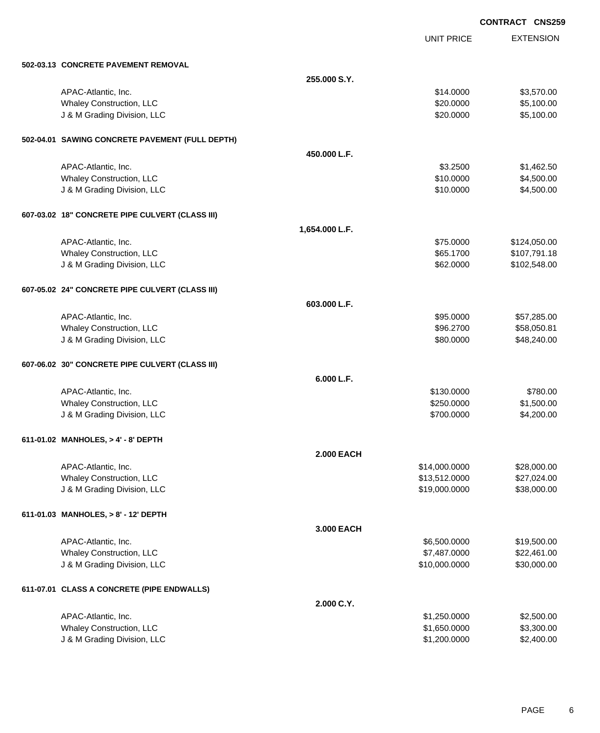**CONTRACT CNS259**

| | | UNIT PRICE | EXTENSION |
|---|---|---|---|
| **502-03.13 CONCRETE PAVEMENT REMOVAL** | | | |
| | **255.000 S.Y.** | | |
| APAC-Atlantic, Inc. | | $14.0000 | $3,570.00 |
| Whaley Construction, LLC | | $20.0000 | $5,100.00 |
| J & M Grading Division, LLC | | $20.0000 | $5,100.00 |
| **502-04.01 SAWING CONCRETE PAVEMENT (FULL DEPTH)** | | | |
| | **450.000 L.F.** | | |
| APAC-Atlantic, Inc. | | $3.2500 | $1,462.50 |
| Whaley Construction, LLC | | $10.0000 | $4,500.00 |
| J & M Grading Division, LLC | | $10.0000 | $4,500.00 |
| **607-03.02 18" CONCRETE PIPE CULVERT (CLASS III)** | | | |
| | **1,654.000 L.F.** | | |
| APAC-Atlantic, Inc. | | $75.0000 | $124,050.00 |
| Whaley Construction, LLC | | $65.1700 | $107,791.18 |
| J & M Grading Division, LLC | | $62.0000 | $102,548.00 |
| **607-05.02 24" CONCRETE PIPE CULVERT (CLASS III)** | | | |
| | **603.000 L.F.** | | |
| APAC-Atlantic, Inc. | | $95.0000 | $57,285.00 |
| Whaley Construction, LLC | | $96.2700 | $58,050.81 |
| J & M Grading Division, LLC | | $80.0000 | $48,240.00 |
| **607-06.02 30" CONCRETE PIPE CULVERT (CLASS III)** | | | |
| | **6.000 L.F.** | | |
| APAC-Atlantic, Inc. | | $130.0000 | $780.00 |
| Whaley Construction, LLC | | $250.0000 | $1,500.00 |
| J & M Grading Division, LLC | | $700.0000 | $4,200.00 |
| **611-01.02 MANHOLES, > 4' - 8' DEPTH** | | | |
| | **2.000 EACH** | | |
| APAC-Atlantic, Inc. | | $14,000.0000 | $28,000.00 |
| Whaley Construction, LLC | | $13,512.0000 | $27,024.00 |
| J & M Grading Division, LLC | | $19,000.0000 | $38,000.00 |
| **611-01.03 MANHOLES, > 8' - 12' DEPTH** | | | |
| | **3.000 EACH** | | |
| APAC-Atlantic, Inc. | | $6,500.0000 | $19,500.00 |
| Whaley Construction, LLC | | $7,487.0000 | $22,461.00 |
| J & M Grading Division, LLC | | $10,000.0000 | $30,000.00 |
| **611-07.01 CLASS A CONCRETE (PIPE ENDWALLS)** | | | |
| | **2.000 C.Y.** | | |
| APAC-Atlantic, Inc. | | $1,250.0000 | $2,500.00 |
| Whaley Construction, LLC | | $1,650.0000 | $3,300.00 |
| J & M Grading Division, LLC | | $1,200.0000 | $2,400.00 |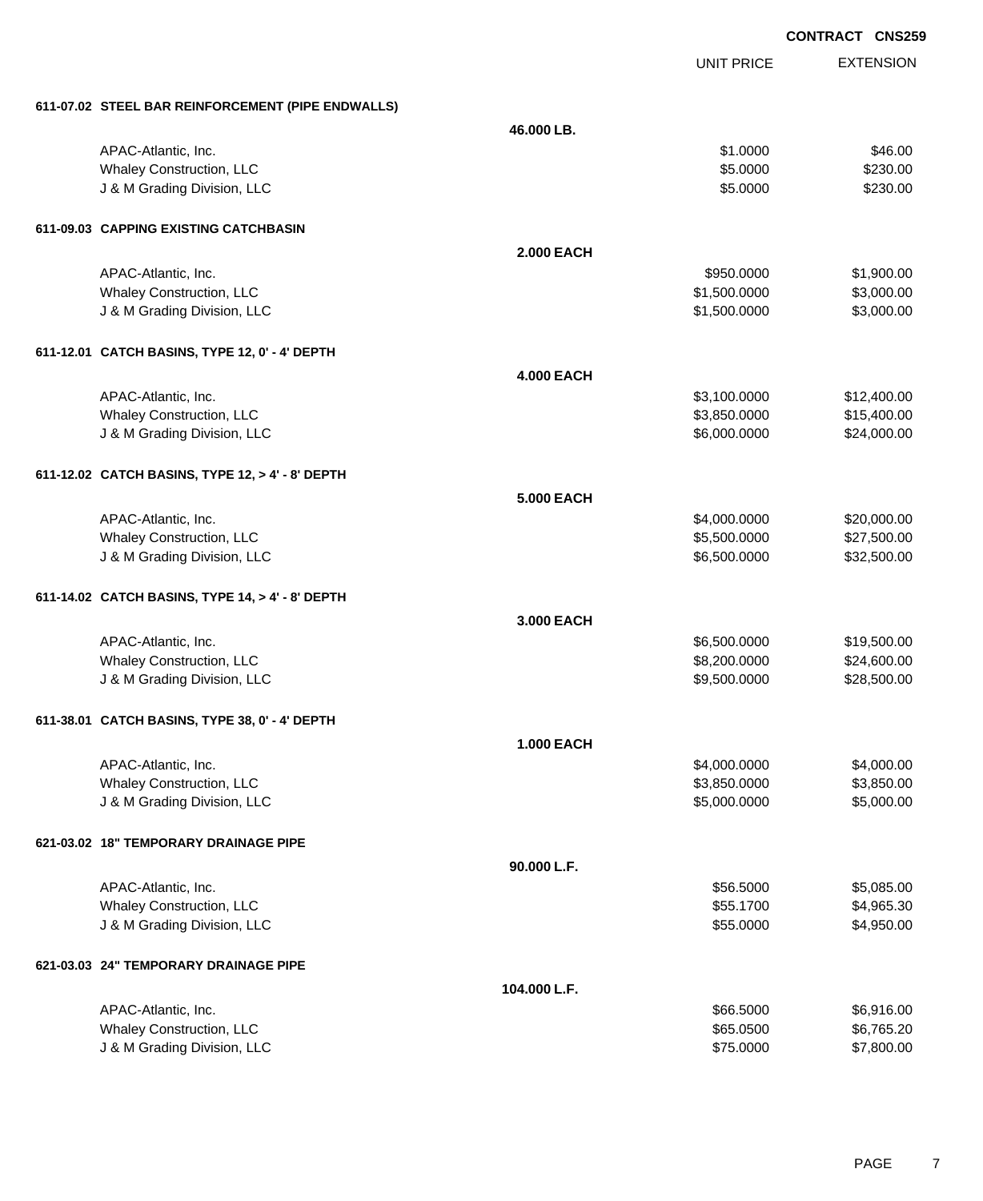**CONTRACT CNS259**

| | | UNIT PRICE | EXTENSION |
|---|---|---|---|
| **611-07.02 STEEL BAR REINFORCEMENT (PIPE ENDWALLS)** | | | |
| | **46.000 LB.** | | |
| APAC-Atlantic, Inc. | | $1.0000 | $46.00 |
| Whaley Construction, LLC | | $5.0000 | $230.00 |
| J & M Grading Division, LLC | | $5.0000 | $230.00 |
| **611-09.03 CAPPING EXISTING CATCHBASIN** | | | |
| | **2.000 EACH** | | |
| APAC-Atlantic, Inc. | | $950.0000 | $1,900.00 |
| Whaley Construction, LLC | | $1,500.0000 | $3,000.00 |
| J & M Grading Division, LLC | | $1,500.0000 | $3,000.00 |
| **611-12.01 CATCH BASINS, TYPE 12, 0' - 4' DEPTH** | | | |
| | **4.000 EACH** | | |
| APAC-Atlantic, Inc. | | $3,100.0000 | $12,400.00 |
| Whaley Construction, LLC | | $3,850.0000 | $15,400.00 |
| J & M Grading Division, LLC | | $6,000.0000 | $24,000.00 |
| **611-12.02 CATCH BASINS, TYPE 12, > 4' - 8' DEPTH** | | | |
| | **5.000 EACH** | | |
| APAC-Atlantic, Inc. | | $4,000.0000 | $20,000.00 |
| Whaley Construction, LLC | | $5,500.0000 | $27,500.00 |
| J & M Grading Division, LLC | | $6,500.0000 | $32,500.00 |
| **611-14.02 CATCH BASINS, TYPE 14, > 4' - 8' DEPTH** | | | |
| | **3.000 EACH** | | |
| APAC-Atlantic, Inc. | | $6,500.0000 | $19,500.00 |
| Whaley Construction, LLC | | $8,200.0000 | $24,600.00 |
| J & M Grading Division, LLC | | $9,500.0000 | $28,500.00 |
| **611-38.01 CATCH BASINS, TYPE 38, 0' - 4' DEPTH** | | | |
| | **1.000 EACH** | | |
| APAC-Atlantic, Inc. | | $4,000.0000 | $4,000.00 |
| Whaley Construction, LLC | | $3,850.0000 | $3,850.00 |
| J & M Grading Division, LLC | | $5,000.0000 | $5,000.00 |
| **621-03.02 18" TEMPORARY DRAINAGE PIPE** | | | |
| | **90.000 L.F.** | | |
| APAC-Atlantic, Inc. | | $56.5000 | $5,085.00 |
| Whaley Construction, LLC | | $55.1700 | $4,965.30 |
| J & M Grading Division, LLC | | $55.0000 | $4,950.00 |
| **621-03.03 24" TEMPORARY DRAINAGE PIPE** | | | |
| | **104.000 L.F.** | | |
| APAC-Atlantic, Inc. | | $66.5000 | $6,916.00 |
| Whaley Construction, LLC | | $65.0500 | $6,765.20 |
| J & M Grading Division, LLC | | $75.0000 | $7,800.00 |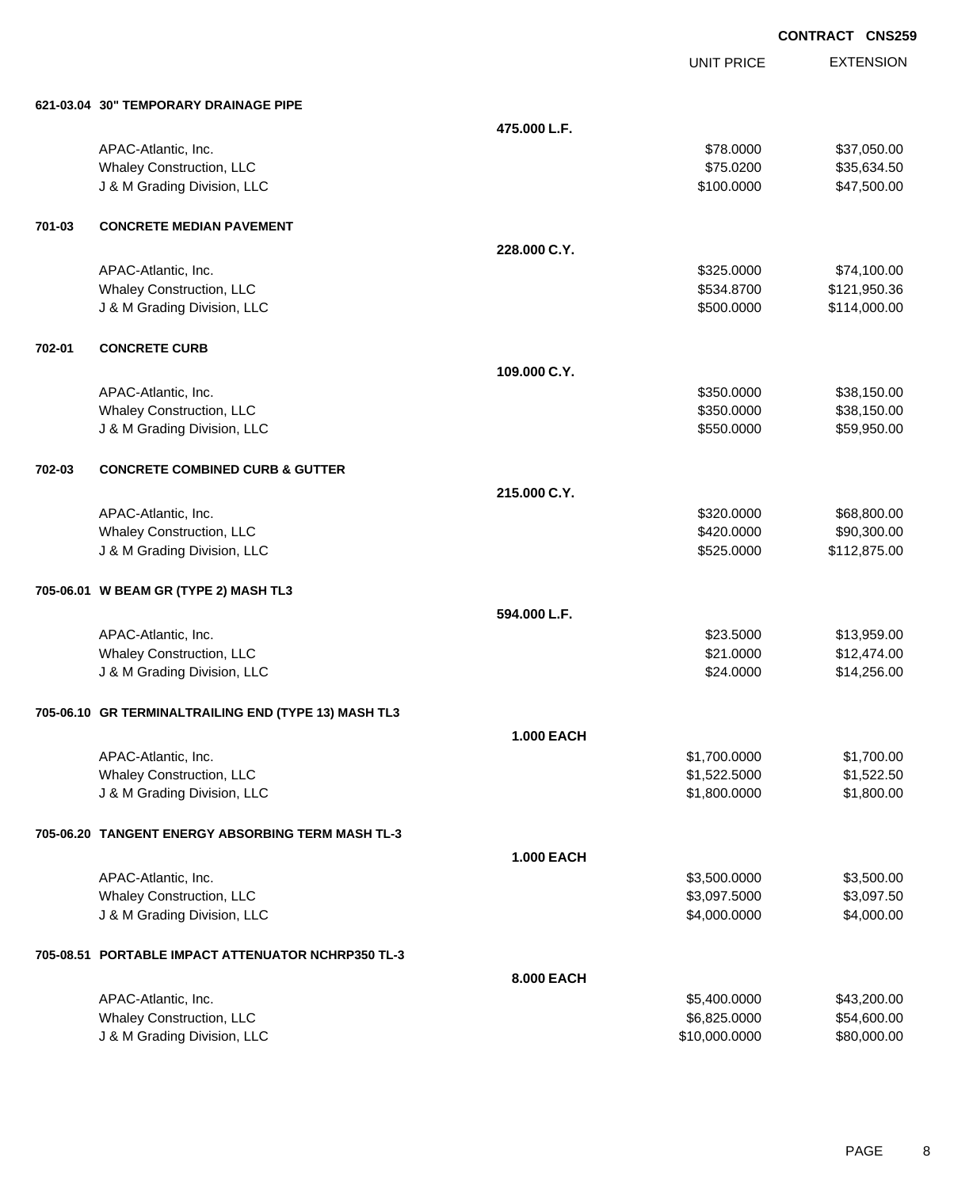CONTRACT CNS259

| | | | UNIT PRICE | EXTENSION |
|---|---|---|---|---|
| **621-03.04** | **30" TEMPORARY DRAINAGE PIPE** | | | |
| | | **475.000 L.F.** | | |
| | APAC-Atlantic, Inc. | | $78.0000 | $37,050.00 |
| | Whaley Construction, LLC | | $75.0200 | $35,634.50 |
| | J & M Grading Division, LLC | | $100.0000 | $47,500.00 |
| **701-03** | **CONCRETE MEDIAN PAVEMENT** | | | |
| | | **228.000 C.Y.** | | |
| | APAC-Atlantic, Inc. | | $325.0000 | $74,100.00 |
| | Whaley Construction, LLC | | $534.8700 | $121,950.36 |
| | J & M Grading Division, LLC | | $500.0000 | $114,000.00 |
| **702-01** | **CONCRETE CURB** | | | |
| | | **109.000 C.Y.** | | |
| | APAC-Atlantic, Inc. | | $350.0000 | $38,150.00 |
| | Whaley Construction, LLC | | $350.0000 | $38,150.00 |
| | J & M Grading Division, LLC | | $550.0000 | $59,950.00 |
| **702-03** | **CONCRETE COMBINED CURB & GUTTER** | | | |
| | | **215.000 C.Y.** | | |
| | APAC-Atlantic, Inc. | | $320.0000 | $68,800.00 |
| | Whaley Construction, LLC | | $420.0000 | $90,300.00 |
| | J & M Grading Division, LLC | | $525.0000 | $112,875.00 |
| **705-06.01** | **W BEAM GR (TYPE 2) MASH TL3** | | | |
| | | **594.000 L.F.** | | |
| | APAC-Atlantic, Inc. | | $23.5000 | $13,959.00 |
| | Whaley Construction, LLC | | $21.0000 | $12,474.00 |
| | J & M Grading Division, LLC | | $24.0000 | $14,256.00 |
| **705-06.10** | **GR TERMINALTRAILING END (TYPE 13) MASH TL3** | | | |
| | | **1.000 EACH** | | |
| | APAC-Atlantic, Inc. | | $1,700.0000 | $1,700.00 |
| | Whaley Construction, LLC | | $1,522.5000 | $1,522.50 |
| | J & M Grading Division, LLC | | $1,800.0000 | $1,800.00 |
| **705-06.20** | **TANGENT ENERGY ABSORBING TERM MASH TL-3** | | | |
| | | **1.000 EACH** | | |
| | APAC-Atlantic, Inc. | | $3,500.0000 | $3,500.00 |
| | Whaley Construction, LLC | | $3,097.5000 | $3,097.50 |
| | J & M Grading Division, LLC | | $4,000.0000 | $4,000.00 |
| **705-08.51** | **PORTABLE IMPACT ATTENUATOR NCHRP350 TL-3** | | | |
| | | **8.000 EACH** | | |
| | APAC-Atlantic, Inc. | | $5,400.0000 | $43,200.00 |
| | Whaley Construction, LLC | | $6,825.0000 | $54,600.00 |
| | J & M Grading Division, LLC | | $10,000.0000 | $80,000.00 |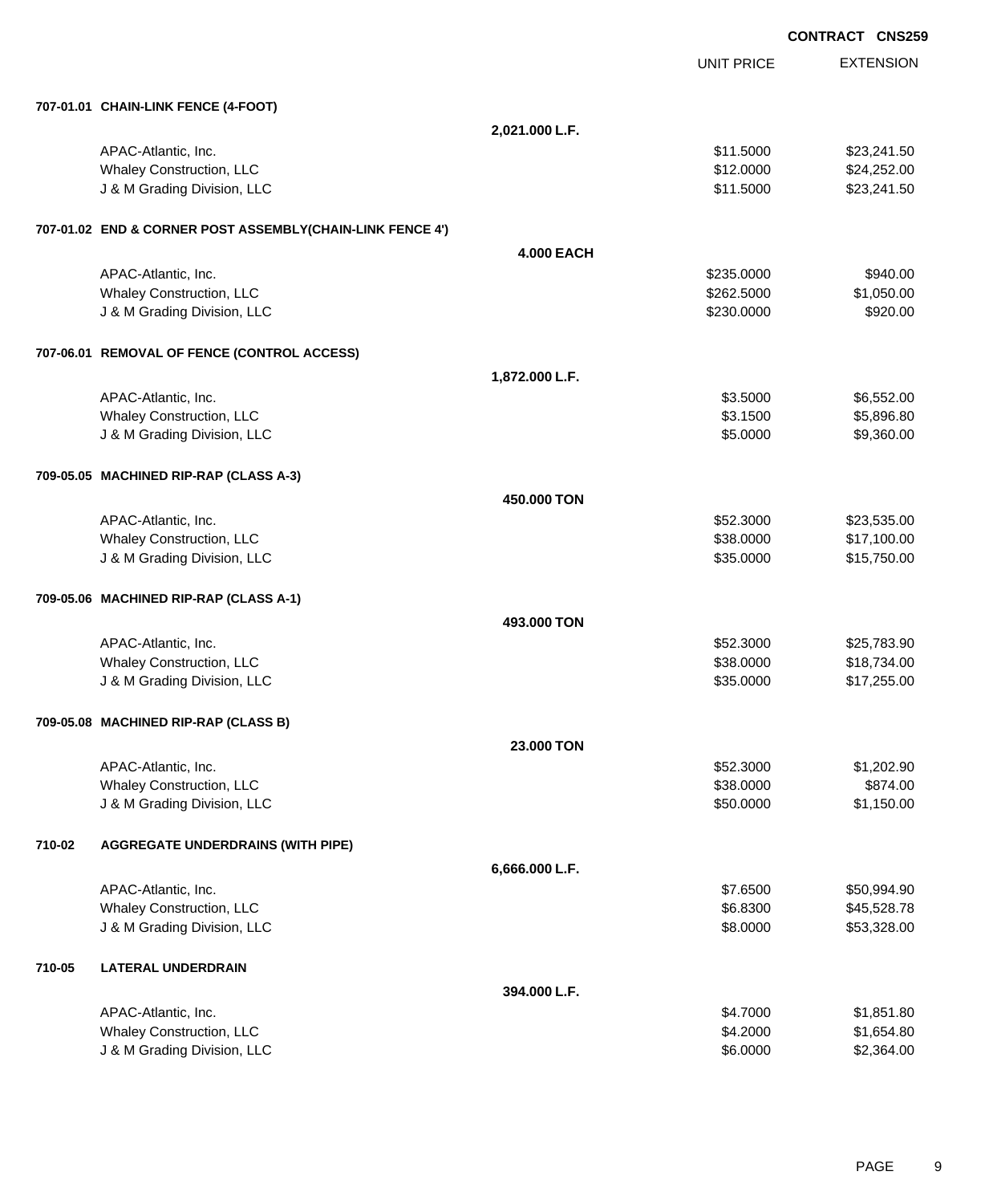CONTRACT CNS259

| | | UNIT PRICE | EXTENSION |
|---|---|---|---|
| **707-01.01 CHAIN-LINK FENCE (4-FOOT)** | | | |
| | **2,021.000 L.F.** | | |
| APAC-Atlantic, Inc. | | $11.5000 | $23,241.50 |
| Whaley Construction, LLC | | $12.0000 | $24,252.00 |
| J & M Grading Division, LLC | | $11.5000 | $23,241.50 |
| **707-01.02 END & CORNER POST ASSEMBLY(CHAIN-LINK FENCE 4')** | | | |
| | **4.000 EACH** | | |
| APAC-Atlantic, Inc. | | $235.0000 | $940.00 |
| Whaley Construction, LLC | | $262.5000 | $1,050.00 |
| J & M Grading Division, LLC | | $230.0000 | $920.00 |
| **707-06.01 REMOVAL OF FENCE (CONTROL ACCESS)** | | | |
| | **1,872.000 L.F.** | | |
| APAC-Atlantic, Inc. | | $3.5000 | $6,552.00 |
| Whaley Construction, LLC | | $3.1500 | $5,896.80 |
| J & M Grading Division, LLC | | $5.0000 | $9,360.00 |
| **709-05.05 MACHINED RIP-RAP (CLASS A-3)** | | | |
| | **450.000 TON** | | |
| APAC-Atlantic, Inc. | | $52.3000 | $23,535.00 |
| Whaley Construction, LLC | | $38.0000 | $17,100.00 |
| J & M Grading Division, LLC | | $35.0000 | $15,750.00 |
| **709-05.06 MACHINED RIP-RAP (CLASS A-1)** | | | |
| | **493.000 TON** | | |
| APAC-Atlantic, Inc. | | $52.3000 | $25,783.90 |
| Whaley Construction, LLC | | $38.0000 | $18,734.00 |
| J & M Grading Division, LLC | | $35.0000 | $17,255.00 |
| **709-05.08 MACHINED RIP-RAP (CLASS B)** | | | |
| | **23.000 TON** | | |
| APAC-Atlantic, Inc. | | $52.3000 | $1,202.90 |
| Whaley Construction, LLC | | $38.0000 | $874.00 |
| J & M Grading Division, LLC | | $50.0000 | $1,150.00 |
| **710-02 AGGREGATE UNDERDRAINS (WITH PIPE)** | | | |
| | **6,666.000 L.F.** | | |
| APAC-Atlantic, Inc. | | $7.6500 | $50,994.90 |
| Whaley Construction, LLC | | $6.8300 | $45,528.78 |
| J & M Grading Division, LLC | | $8.0000 | $53,328.00 |
| **710-05 LATERAL UNDERDRAIN** | | | |
| | **394.000 L.F.** | | |
| APAC-Atlantic, Inc. | | $4.7000 | $1,851.80 |
| Whaley Construction, LLC | | $4.2000 | $1,654.80 |
| J & M Grading Division, LLC | | $6.0000 | $2,364.00 |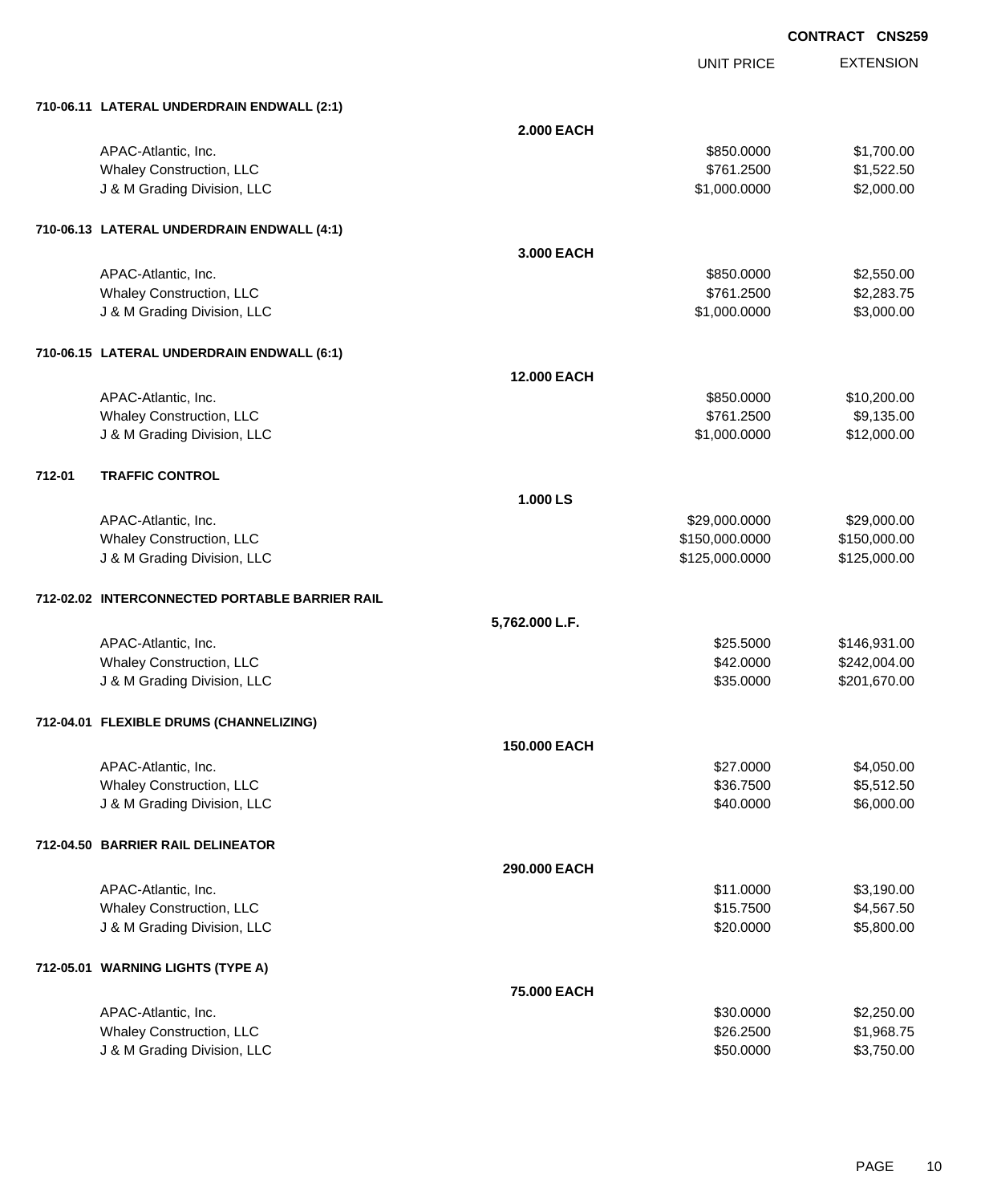**CONTRACT CNS259**

| | | UNIT PRICE | EXTENSION |
|---|---|---|---|
| **710-06.11 LATERAL UNDERDRAIN ENDWALL (2:1)** | | | |
| | **2.000 EACH** | | |
| APAC-Atlantic, Inc. | | $850.0000 | $1,700.00 |
| Whaley Construction, LLC | | $761.2500 | $1,522.50 |
| J & M Grading Division, LLC | | $1,000.0000 | $2,000.00 |
| **710-06.13 LATERAL UNDERDRAIN ENDWALL (4:1)** | | | |
| | **3.000 EACH** | | |
| APAC-Atlantic, Inc. | | $850.0000 | $2,550.00 |
| Whaley Construction, LLC | | $761.2500 | $2,283.75 |
| J & M Grading Division, LLC | | $1,000.0000 | $3,000.00 |
| **710-06.15 LATERAL UNDERDRAIN ENDWALL (6:1)** | | | |
| | **12.000 EACH** | | |
| APAC-Atlantic, Inc. | | $850.0000 | $10,200.00 |
| Whaley Construction, LLC | | $761.2500 | $9,135.00 |
| J & M Grading Division, LLC | | $1,000.0000 | $12,000.00 |
| **712-01 TRAFFIC CONTROL** | | | |
| | **1.000 LS** | | |
| APAC-Atlantic, Inc. | | $29,000.0000 | $29,000.00 |
| Whaley Construction, LLC | | $150,000.0000 | $150,000.00 |
| J & M Grading Division, LLC | | $125,000.0000 | $125,000.00 |
| **712-02.02 INTERCONNECTED PORTABLE BARRIER RAIL** | | | |
| | **5,762.000 L.F.** | | |
| APAC-Atlantic, Inc. | | $25.5000 | $146,931.00 |
| Whaley Construction, LLC | | $42.0000 | $242,004.00 |
| J & M Grading Division, LLC | | $35.0000 | $201,670.00 |
| **712-04.01 FLEXIBLE DRUMS (CHANNELIZING)** | | | |
| | **150.000 EACH** | | |
| APAC-Atlantic, Inc. | | $27.0000 | $4,050.00 |
| Whaley Construction, LLC | | $36.7500 | $5,512.50 |
| J & M Grading Division, LLC | | $40.0000 | $6,000.00 |
| **712-04.50 BARRIER RAIL DELINEATOR** | | | |
| | **290.000 EACH** | | |
| APAC-Atlantic, Inc. | | $11.0000 | $3,190.00 |
| Whaley Construction, LLC | | $15.7500 | $4,567.50 |
| J & M Grading Division, LLC | | $20.0000 | $5,800.00 |
| **712-05.01 WARNING LIGHTS (TYPE A)** | | | |
| | **75.000 EACH** | | |
| APAC-Atlantic, Inc. | | $30.0000 | $2,250.00 |
| Whaley Construction, LLC | | $26.2500 | $1,968.75 |
| J & M Grading Division, LLC | | $50.0000 | $3,750.00 |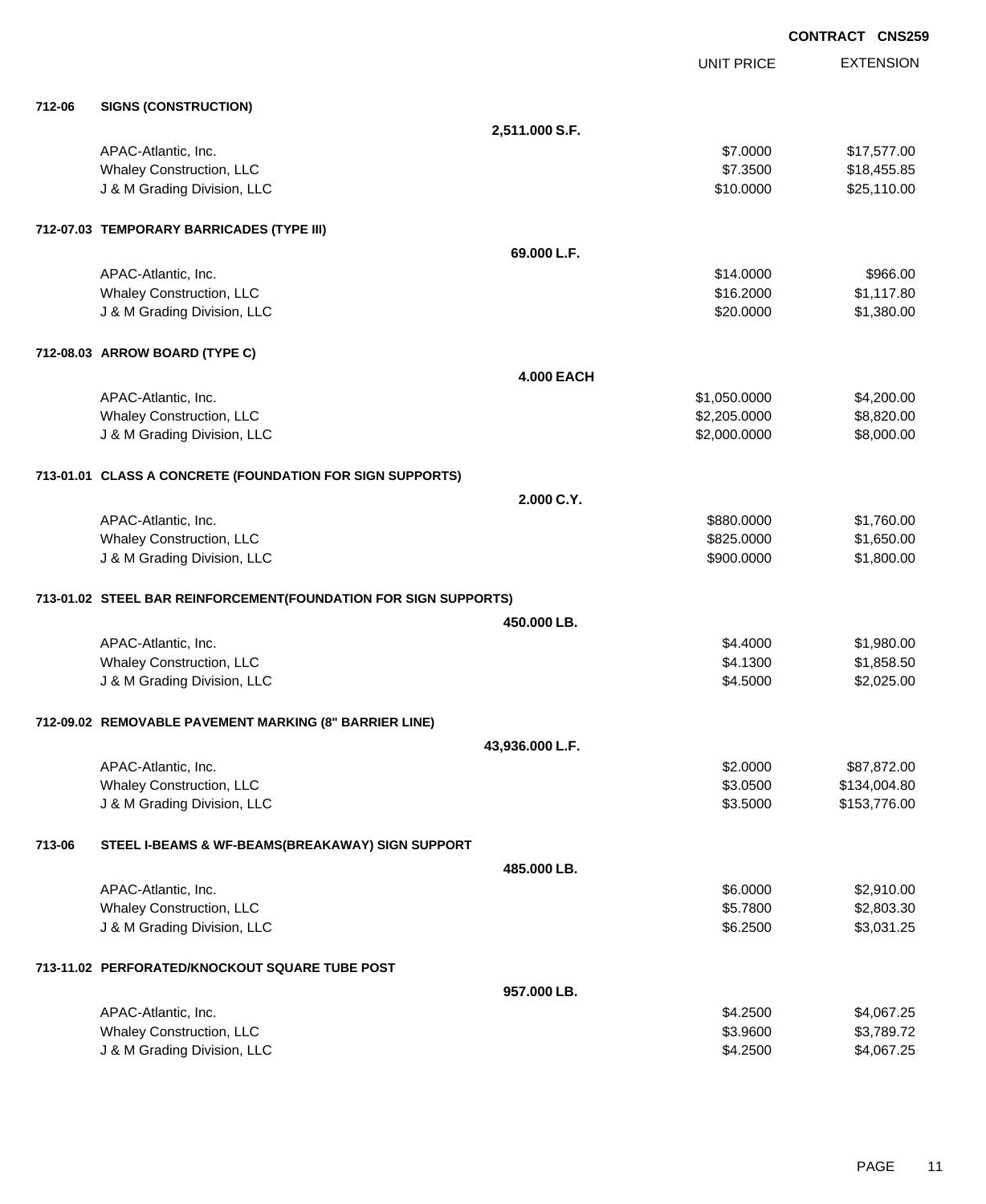**CONTRACT CNS259**

| | | UNIT PRICE | EXTENSION |
|---|---|---|---|
| **712-06** | **SIGNS (CONSTRUCTION)** | | |
| | **2,511.000 S.F.** | | |
| | APAC-Atlantic, Inc. | $7.0000 | $17,577.00 |
| | Whaley Construction, LLC | $7.3500 | $18,455.85 |
| | J & M Grading Division, LLC | $10.0000 | $25,110.00 |
| **712-07.03** | **TEMPORARY BARRICADES (TYPE III)** | | |
| | **69.000 L.F.** | | |
| | APAC-Atlantic, Inc. | $14.0000 | $966.00 |
| | Whaley Construction, LLC | $16.2000 | $1,117.80 |
| | J & M Grading Division, LLC | $20.0000 | $1,380.00 |
| **712-08.03** | **ARROW BOARD (TYPE C)** | | |
| | **4.000 EACH** | | |
| | APAC-Atlantic, Inc. | $1,050.0000 | $4,200.00 |
| | Whaley Construction, LLC | $2,205.0000 | $8,820.00 |
| | J & M Grading Division, LLC | $2,000.0000 | $8,000.00 |
| **713-01.01** | **CLASS A CONCRETE (FOUNDATION FOR SIGN SUPPORTS)** | | |
| | **2.000 C.Y.** | | |
| | APAC-Atlantic, Inc. | $880.0000 | $1,760.00 |
| | Whaley Construction, LLC | $825.0000 | $1,650.00 |
| | J & M Grading Division, LLC | $900.0000 | $1,800.00 |
| **713-01.02** | **STEEL BAR REINFORCEMENT(FOUNDATION FOR SIGN SUPPORTS)** | | |
| | **450.000 LB.** | | |
| | APAC-Atlantic, Inc. | $4.4000 | $1,980.00 |
| | Whaley Construction, LLC | $4.1300 | $1,858.50 |
| | J & M Grading Division, LLC | $4.5000 | $2,025.00 |
| **712-09.02** | **REMOVABLE PAVEMENT MARKING (8" BARRIER LINE)** | | |
| | **43,936.000 L.F.** | | |
| | APAC-Atlantic, Inc. | $2.0000 | $87,872.00 |
| | Whaley Construction, LLC | $3.0500 | $134,004.80 |
| | J & M Grading Division, LLC | $3.5000 | $153,776.00 |
| **713-06** | **STEEL I-BEAMS & WF-BEAMS(BREAKAWAY) SIGN SUPPORT** | | |
| | **485.000 LB.** | | |
| | APAC-Atlantic, Inc. | $6.0000 | $2,910.00 |
| | Whaley Construction, LLC | $5.7800 | $2,803.30 |
| | J & M Grading Division, LLC | $6.2500 | $3,031.25 |
| **713-11.02** | **PERFORATED/KNOCKOUT SQUARE TUBE POST** | | |
| | **957.000 LB.** | | |
| | APAC-Atlantic, Inc. | $4.2500 | $4,067.25 |
| | Whaley Construction, LLC | $3.9600 | $3,789.72 |
| | J & M Grading Division, LLC | $4.2500 | $4,067.25 |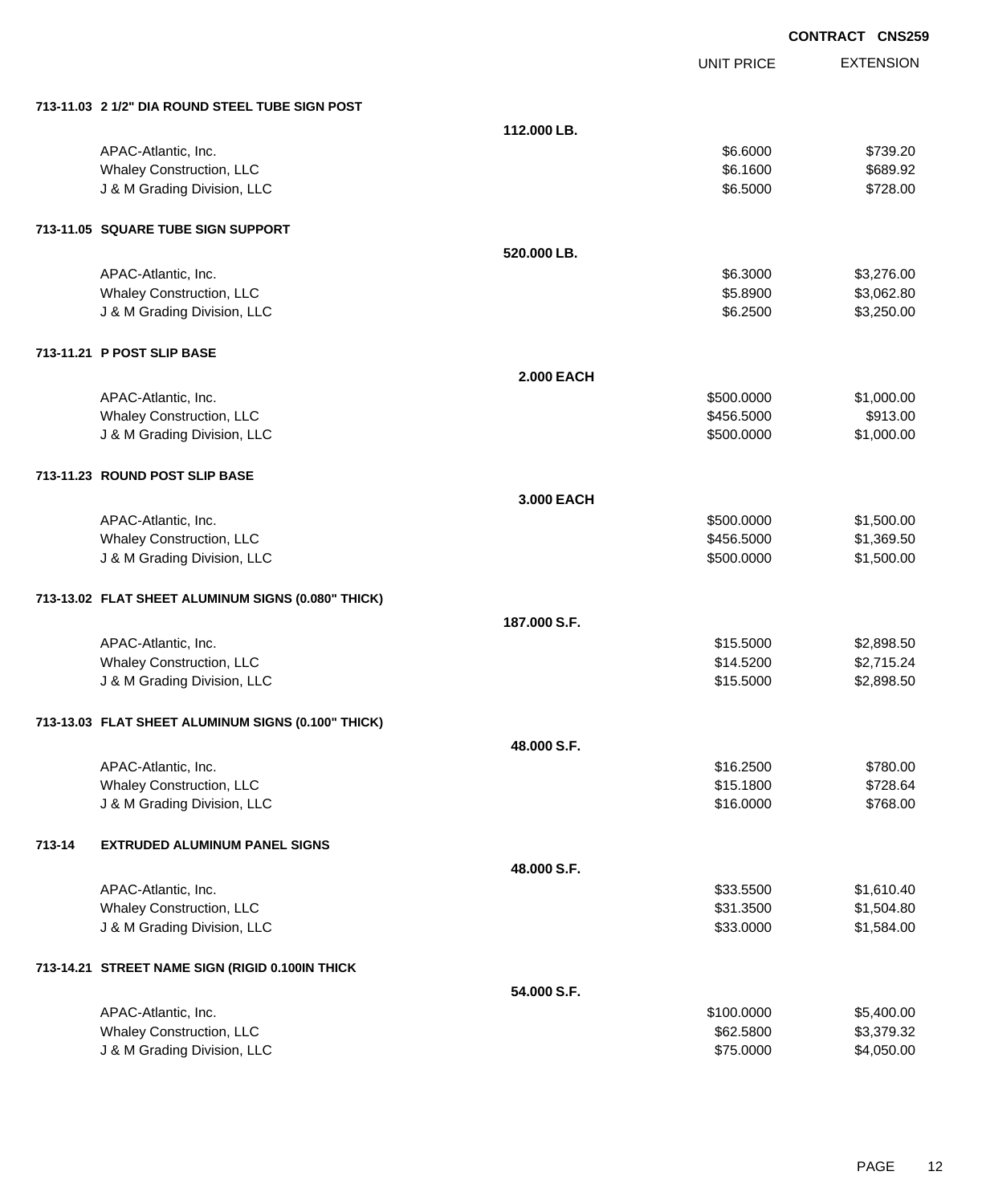**CONTRACT CNS259**

| | | UNIT PRICE | EXTENSION |
|---|---|---|---|
| **713-11.03 2 1/2" DIA ROUND STEEL TUBE SIGN POST** | | | |
| | **112.000 LB.** | | |
| APAC-Atlantic, Inc. | | $6.6000 | $739.20 |
| Whaley Construction, LLC | | $6.1600 | $689.92 |
| J & M Grading Division, LLC | | $6.5000 | $728.00 |
| **713-11.05 SQUARE TUBE SIGN SUPPORT** | | | |
| | **520.000 LB.** | | |
| APAC-Atlantic, Inc. | | $6.3000 | $3,276.00 |
| Whaley Construction, LLC | | $5.8900 | $3,062.80 |
| J & M Grading Division, LLC | | $6.2500 | $3,250.00 |
| **713-11.21 P POST SLIP BASE** | | | |
| | **2.000 EACH** | | |
| APAC-Atlantic, Inc. | | $500.0000 | $1,000.00 |
| Whaley Construction, LLC | | $456.5000 | $913.00 |
| J & M Grading Division, LLC | | $500.0000 | $1,000.00 |
| **713-11.23 ROUND POST SLIP BASE** | | | |
| | **3.000 EACH** | | |
| APAC-Atlantic, Inc. | | $500.0000 | $1,500.00 |
| Whaley Construction, LLC | | $456.5000 | $1,369.50 |
| J & M Grading Division, LLC | | $500.0000 | $1,500.00 |
| **713-13.02 FLAT SHEET ALUMINUM SIGNS (0.080" THICK)** | | | |
| | **187.000 S.F.** | | |
| APAC-Atlantic, Inc. | | $15.5000 | $2,898.50 |
| Whaley Construction, LLC | | $14.5200 | $2,715.24 |
| J & M Grading Division, LLC | | $15.5000 | $2,898.50 |
| **713-13.03 FLAT SHEET ALUMINUM SIGNS (0.100" THICK)** | | | |
| | **48.000 S.F.** | | |
| APAC-Atlantic, Inc. | | $16.2500 | $780.00 |
| Whaley Construction, LLC | | $15.1800 | $728.64 |
| J & M Grading Division, LLC | | $16.0000 | $768.00 |
| **713-14 EXTRUDED ALUMINUM PANEL SIGNS** | | | |
| | **48.000 S.F.** | | |
| APAC-Atlantic, Inc. | | $33.5500 | $1,610.40 |
| Whaley Construction, LLC | | $31.3500 | $1,504.80 |
| J & M Grading Division, LLC | | $33.0000 | $1,584.00 |
| **713-14.21 STREET NAME SIGN (RIGID 0.100IN THICK** | | | |
| | **54.000 S.F.** | | |
| APAC-Atlantic, Inc. | | $100.0000 | $5,400.00 |
| Whaley Construction, LLC | | $62.5800 | $3,379.32 |
| J & M Grading Division, LLC | | $75.0000 | $4,050.00 |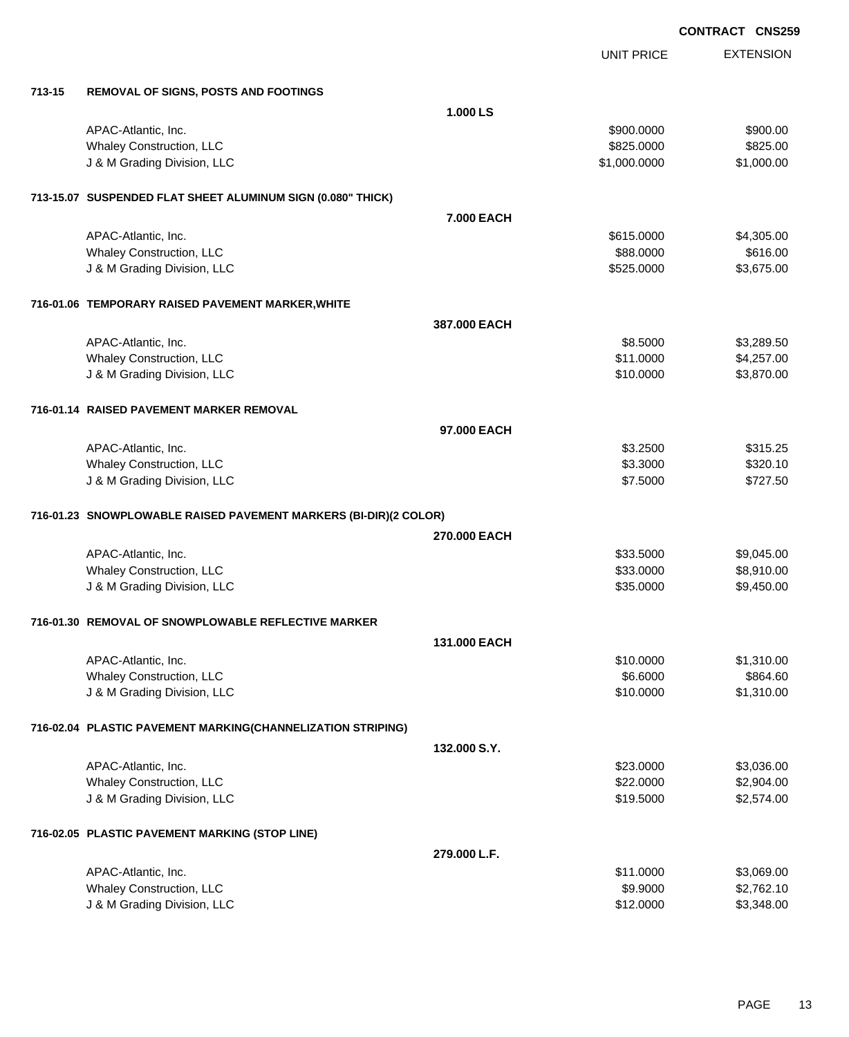**CONTRACT CNS259**

| | | | UNIT PRICE | EXTENSION |
|---|---|---|---|---|
| **713-15** | **REMOVAL OF SIGNS, POSTS AND FOOTINGS** | | | |
| | | **1.000 LS** | | |
| | APAC-Atlantic, Inc. | | $900.0000 | $900.00 |
| | Whaley Construction, LLC | | $825.0000 | $825.00 |
| | J & M Grading Division, LLC | | $1,000.0000 | $1,000.00 |
| **713-15.07** | **SUSPENDED FLAT SHEET ALUMINUM SIGN (0.080" THICK)** | | | |
| | | **7.000 EACH** | | |
| | APAC-Atlantic, Inc. | | $615.0000 | $4,305.00 |
| | Whaley Construction, LLC | | $88.0000 | $616.00 |
| | J & M Grading Division, LLC | | $525.0000 | $3,675.00 |
| **716-01.06** | **TEMPORARY RAISED PAVEMENT MARKER,WHITE** | | | |
| | | **387.000 EACH** | | |
| | APAC-Atlantic, Inc. | | $8.5000 | $3,289.50 |
| | Whaley Construction, LLC | | $11.0000 | $4,257.00 |
| | J & M Grading Division, LLC | | $10.0000 | $3,870.00 |
| **716-01.14** | **RAISED PAVEMENT MARKER REMOVAL** | | | |
| | | **97.000 EACH** | | |
| | APAC-Atlantic, Inc. | | $3.2500 | $315.25 |
| | Whaley Construction, LLC | | $3.3000 | $320.10 |
| | J & M Grading Division, LLC | | $7.5000 | $727.50 |
| **716-01.23** | **SNOWPLOWABLE RAISED PAVEMENT MARKERS (BI-DIR)(2 COLOR)** | | | |
| | | **270.000 EACH** | | |
| | APAC-Atlantic, Inc. | | $33.5000 | $9,045.00 |
| | Whaley Construction, LLC | | $33.0000 | $8,910.00 |
| | J & M Grading Division, LLC | | $35.0000 | $9,450.00 |
| **716-01.30** | **REMOVAL OF SNOWPLOWABLE REFLECTIVE MARKER** | | | |
| | | **131.000 EACH** | | |
| | APAC-Atlantic, Inc. | | $10.0000 | $1,310.00 |
| | Whaley Construction, LLC | | $6.6000 | $864.60 |
| | J & M Grading Division, LLC | | $10.0000 | $1,310.00 |
| **716-02.04** | **PLASTIC PAVEMENT MARKING(CHANNELIZATION STRIPING)** | | | |
| | | **132.000 S.Y.** | | |
| | APAC-Atlantic, Inc. | | $23.0000 | $3,036.00 |
| | Whaley Construction, LLC | | $22.0000 | $2,904.00 |
| | J & M Grading Division, LLC | | $19.5000 | $2,574.00 |
| **716-02.05** | **PLASTIC PAVEMENT MARKING (STOP LINE)** | | | |
| | | **279.000 L.F.** | | |
| | APAC-Atlantic, Inc. | | $11.0000 | $3,069.00 |
| | Whaley Construction, LLC | | $9.9000 | $2,762.10 |
| | J & M Grading Division, LLC | | $12.0000 | $3,348.00 |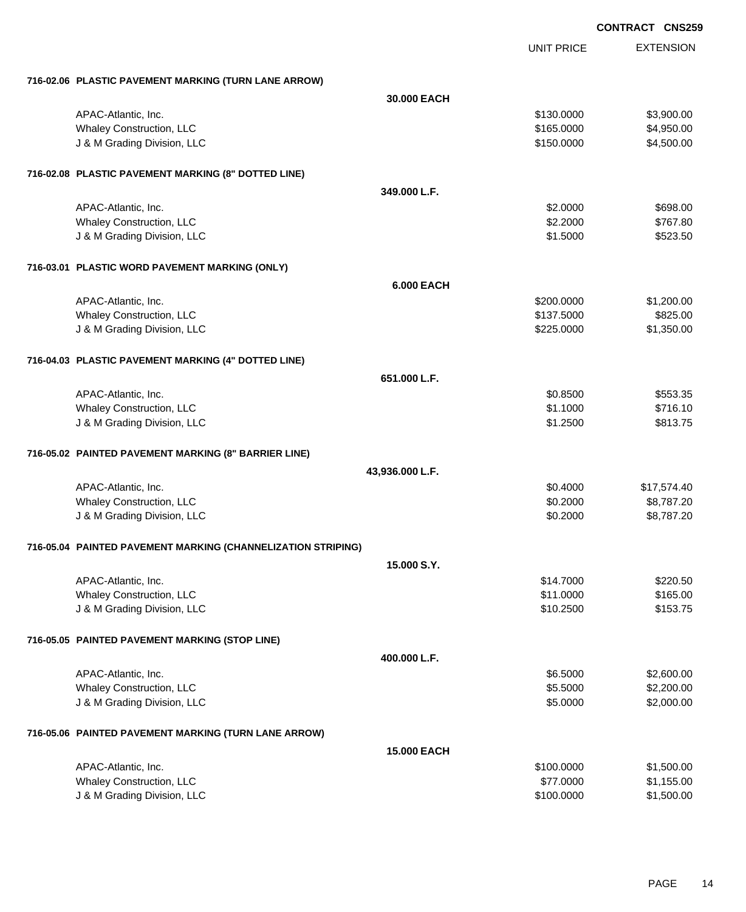**CONTRACT CNS259**

| | UNIT PRICE | EXTENSION |
|---|---|---|
| **716-02.06 PLASTIC PAVEMENT MARKING (TURN LANE ARROW)** | | |
| **30.000 EACH** | | |
| APAC-Atlantic, Inc. | $130.0000 | $3,900.00 |
| Whaley Construction, LLC | $165.0000 | $4,950.00 |
| J & M Grading Division, LLC | $150.0000 | $4,500.00 |
| **716-02.08 PLASTIC PAVEMENT MARKING (8" DOTTED LINE)** | | |
| **349.000 L.F.** | | |
| APAC-Atlantic, Inc. | $2.0000 | $698.00 |
| Whaley Construction, LLC | $2.2000 | $767.80 |
| J & M Grading Division, LLC | $1.5000 | $523.50 |
| **716-03.01 PLASTIC WORD PAVEMENT MARKING (ONLY)** | | |
| **6.000 EACH** | | |
| APAC-Atlantic, Inc. | $200.0000 | $1,200.00 |
| Whaley Construction, LLC | $137.5000 | $825.00 |
| J & M Grading Division, LLC | $225.0000 | $1,350.00 |
| **716-04.03 PLASTIC PAVEMENT MARKING (4" DOTTED LINE)** | | |
| **651.000 L.F.** | | |
| APAC-Atlantic, Inc. | $0.8500 | $553.35 |
| Whaley Construction, LLC | $1.1000 | $716.10 |
| J & M Grading Division, LLC | $1.2500 | $813.75 |
| **716-05.02 PAINTED PAVEMENT MARKING (8" BARRIER LINE)** | | |
| **43,936.000 L.F.** | | |
| APAC-Atlantic, Inc. | $0.4000 | $17,574.40 |
| Whaley Construction, LLC | $0.2000 | $8,787.20 |
| J & M Grading Division, LLC | $0.2000 | $8,787.20 |
| **716-05.04 PAINTED PAVEMENT MARKING (CHANNELIZATION STRIPING)** | | |
| **15.000 S.Y.** | | |
| APAC-Atlantic, Inc. | $14.7000 | $220.50 |
| Whaley Construction, LLC | $11.0000 | $165.00 |
| J & M Grading Division, LLC | $10.2500 | $153.75 |
| **716-05.05 PAINTED PAVEMENT MARKING (STOP LINE)** | | |
| **400.000 L.F.** | | |
| APAC-Atlantic, Inc. | $6.5000 | $2,600.00 |
| Whaley Construction, LLC | $5.5000 | $2,200.00 |
| J & M Grading Division, LLC | $5.0000 | $2,000.00 |
| **716-05.06 PAINTED PAVEMENT MARKING (TURN LANE ARROW)** | | |
| **15.000 EACH** | | |
| APAC-Atlantic, Inc. | $100.0000 | $1,500.00 |
| Whaley Construction, LLC | $77.0000 | $1,155.00 |
| J & M Grading Division, LLC | $100.0000 | $1,500.00 |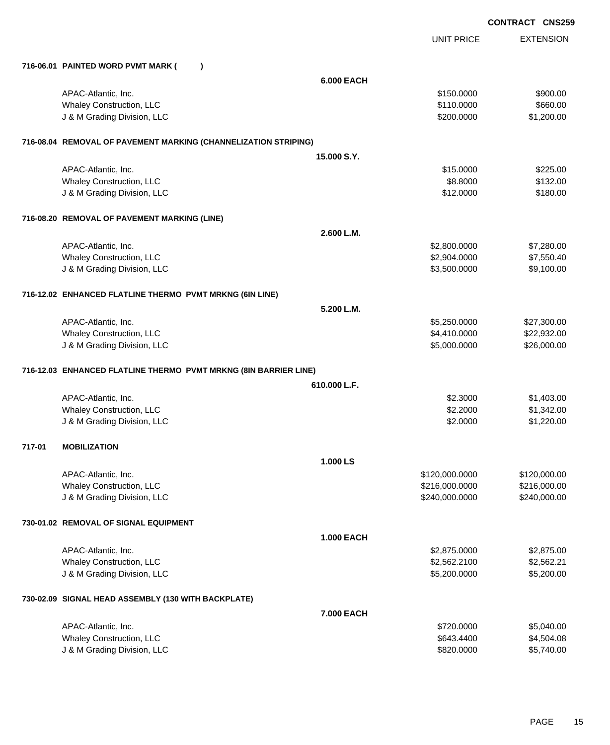**CONTRACT CNS259**

| | UNIT PRICE | EXTENSION |
|---|---|---|
| **716-06.01 PAINTED WORD PVMT MARK ( )** | | |
| **6.000 EACH** | | |
| APAC-Atlantic, Inc. | $150.0000 | $900.00 |
| Whaley Construction, LLC | $110.0000 | $660.00 |
| J & M Grading Division, LLC | $200.0000 | $1,200.00 |
| **716-08.04 REMOVAL OF PAVEMENT MARKING (CHANNELIZATION STRIPING)** | | |
| **15.000 S.Y.** | | |
| APAC-Atlantic, Inc. | $15.0000 | $225.00 |
| Whaley Construction, LLC | $8.8000 | $132.00 |
| J & M Grading Division, LLC | $12.0000 | $180.00 |
| **716-08.20 REMOVAL OF PAVEMENT MARKING (LINE)** | | |
| **2.600 L.M.** | | |
| APAC-Atlantic, Inc. | $2,800.0000 | $7,280.00 |
| Whaley Construction, LLC | $2,904.0000 | $7,550.40 |
| J & M Grading Division, LLC | $3,500.0000 | $9,100.00 |
| **716-12.02 ENHANCED FLATLINE THERMO PVMT MRKNG (6IN LINE)** | | |
| **5.200 L.M.** | | |
| APAC-Atlantic, Inc. | $5,250.0000 | $27,300.00 |
| Whaley Construction, LLC | $4,410.0000 | $22,932.00 |
| J & M Grading Division, LLC | $5,000.0000 | $26,000.00 |
| **716-12.03 ENHANCED FLATLINE THERMO PVMT MRKNG (8IN BARRIER LINE)** | | |
| **610.000 L.F.** | | |
| APAC-Atlantic, Inc. | $2.3000 | $1,403.00 |
| Whaley Construction, LLC | $2.2000 | $1,342.00 |
| J & M Grading Division, LLC | $2.0000 | $1,220.00 |
| **717-01 MOBILIZATION** | | |
| **1.000 LS** | | |
| APAC-Atlantic, Inc. | $120,000.0000 | $120,000.00 |
| Whaley Construction, LLC | $216,000.0000 | $216,000.00 |
| J & M Grading Division, LLC | $240,000.0000 | $240,000.00 |
| **730-01.02 REMOVAL OF SIGNAL EQUIPMENT** | | |
| **1.000 EACH** | | |
| APAC-Atlantic, Inc. | $2,875.0000 | $2,875.00 |
| Whaley Construction, LLC | $2,562.2100 | $2,562.21 |
| J & M Grading Division, LLC | $5,200.0000 | $5,200.00 |
| **730-02.09 SIGNAL HEAD ASSEMBLY (130 WITH BACKPLATE)** | | |
| **7.000 EACH** | | |
| APAC-Atlantic, Inc. | $720.0000 | $5,040.00 |
| Whaley Construction, LLC | $643.4400 | $4,504.08 |
| J & M Grading Division, LLC | $820.0000 | $5,740.00 |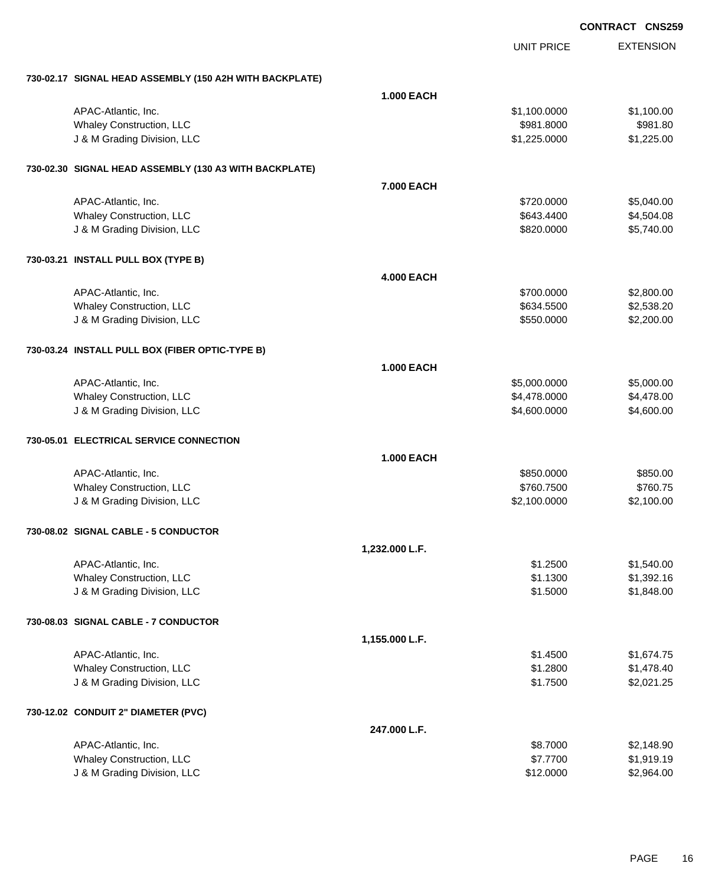**CONTRACT CNS259**

| | | UNIT PRICE | EXTENSION |
|---|---|---|---|
| **730-02.17 SIGNAL HEAD ASSEMBLY (150 A2H WITH BACKPLATE)** | | | |
| | **1.000 EACH** | | |
| APAC-Atlantic, Inc. | | $1,100.0000 | $1,100.00 |
| Whaley Construction, LLC | | $981.8000 | $981.80 |
| J & M Grading Division, LLC | | $1,225.0000 | $1,225.00 |
| **730-02.30 SIGNAL HEAD ASSEMBLY (130 A3 WITH BACKPLATE)** | | | |
| | **7.000 EACH** | | |
| APAC-Atlantic, Inc. | | $720.0000 | $5,040.00 |
| Whaley Construction, LLC | | $643.4400 | $4,504.08 |
| J & M Grading Division, LLC | | $820.0000 | $5,740.00 |
| **730-03.21 INSTALL PULL BOX (TYPE B)** | | | |
| | **4.000 EACH** | | |
| APAC-Atlantic, Inc. | | $700.0000 | $2,800.00 |
| Whaley Construction, LLC | | $634.5500 | $2,538.20 |
| J & M Grading Division, LLC | | $550.0000 | $2,200.00 |
| **730-03.24 INSTALL PULL BOX (FIBER OPTIC-TYPE B)** | | | |
| | **1.000 EACH** | | |
| APAC-Atlantic, Inc. | | $5,000.0000 | $5,000.00 |
| Whaley Construction, LLC | | $4,478.0000 | $4,478.00 |
| J & M Grading Division, LLC | | $4,600.0000 | $4,600.00 |
| **730-05.01 ELECTRICAL SERVICE CONNECTION** | | | |
| | **1.000 EACH** | | |
| APAC-Atlantic, Inc. | | $850.0000 | $850.00 |
| Whaley Construction, LLC | | $760.7500 | $760.75 |
| J & M Grading Division, LLC | | $2,100.0000 | $2,100.00 |
| **730-08.02 SIGNAL CABLE - 5 CONDUCTOR** | | | |
| | **1,232.000 L.F.** | | |
| APAC-Atlantic, Inc. | | $1.2500 | $1,540.00 |
| Whaley Construction, LLC | | $1.1300 | $1,392.16 |
| J & M Grading Division, LLC | | $1.5000 | $1,848.00 |
| **730-08.03 SIGNAL CABLE - 7 CONDUCTOR** | | | |
| | **1,155.000 L.F.** | | |
| APAC-Atlantic, Inc. | | $1.4500 | $1,674.75 |
| Whaley Construction, LLC | | $1.2800 | $1,478.40 |
| J & M Grading Division, LLC | | $1.7500 | $2,021.25 |
| **730-12.02 CONDUIT 2" DIAMETER (PVC)** | | | |
| | **247.000 L.F.** | | |
| APAC-Atlantic, Inc. | | $8.7000 | $2,148.90 |
| Whaley Construction, LLC | | $7.7700 | $1,919.19 |
| J & M Grading Division, LLC | | $12.0000 | $2,964.00 |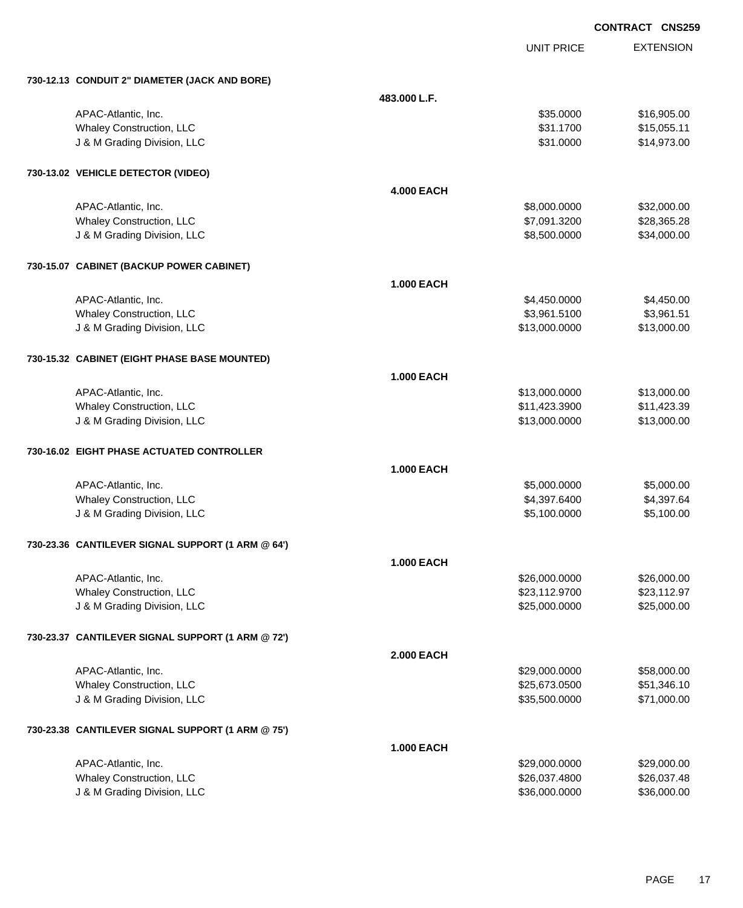CONTRACT CNS259

| | | UNIT PRICE | EXTENSION |
|---|---|---|---|
| **730-12.13 CONDUIT 2" DIAMETER (JACK AND BORE)** | | | |
| | **483.000 L.F.** | | |
| APAC-Atlantic, Inc. | | $35.0000 | $16,905.00 |
| Whaley Construction, LLC | | $31.1700 | $15,055.11 |
| J & M Grading Division, LLC | | $31.0000 | $14,973.00 |
| **730-13.02 VEHICLE DETECTOR (VIDEO)** | | | |
| | **4.000 EACH** | | |
| APAC-Atlantic, Inc. | | $8,000.0000 | $32,000.00 |
| Whaley Construction, LLC | | $7,091.3200 | $28,365.28 |
| J & M Grading Division, LLC | | $8,500.0000 | $34,000.00 |
| **730-15.07 CABINET (BACKUP POWER CABINET)** | | | |
| | **1.000 EACH** | | |
| APAC-Atlantic, Inc. | | $4,450.0000 | $4,450.00 |
| Whaley Construction, LLC | | $3,961.5100 | $3,961.51 |
| J & M Grading Division, LLC | | $13,000.0000 | $13,000.00 |
| **730-15.32 CABINET (EIGHT PHASE BASE MOUNTED)** | | | |
| | **1.000 EACH** | | |
| APAC-Atlantic, Inc. | | $13,000.0000 | $13,000.00 |
| Whaley Construction, LLC | | $11,423.3900 | $11,423.39 |
| J & M Grading Division, LLC | | $13,000.0000 | $13,000.00 |
| **730-16.02 EIGHT PHASE ACTUATED CONTROLLER** | | | |
| | **1.000 EACH** | | |
| APAC-Atlantic, Inc. | | $5,000.0000 | $5,000.00 |
| Whaley Construction, LLC | | $4,397.6400 | $4,397.64 |
| J & M Grading Division, LLC | | $5,100.0000 | $5,100.00 |
| **730-23.36 CANTILEVER SIGNAL SUPPORT (1 ARM @ 64')** | | | |
| | **1.000 EACH** | | |
| APAC-Atlantic, Inc. | | $26,000.0000 | $26,000.00 |
| Whaley Construction, LLC | | $23,112.9700 | $23,112.97 |
| J & M Grading Division, LLC | | $25,000.0000 | $25,000.00 |
| **730-23.37 CANTILEVER SIGNAL SUPPORT (1 ARM @ 72')** | | | |
| | **2.000 EACH** | | |
| APAC-Atlantic, Inc. | | $29,000.0000 | $58,000.00 |
| Whaley Construction, LLC | | $25,673.0500 | $51,346.10 |
| J & M Grading Division, LLC | | $35,500.0000 | $71,000.00 |
| **730-23.38 CANTILEVER SIGNAL SUPPORT (1 ARM @ 75')** | | | |
| | **1.000 EACH** | | |
| APAC-Atlantic, Inc. | | $29,000.0000 | $29,000.00 |
| Whaley Construction, LLC | | $26,037.4800 | $26,037.48 |
| J & M Grading Division, LLC | | $36,000.0000 | $36,000.00 |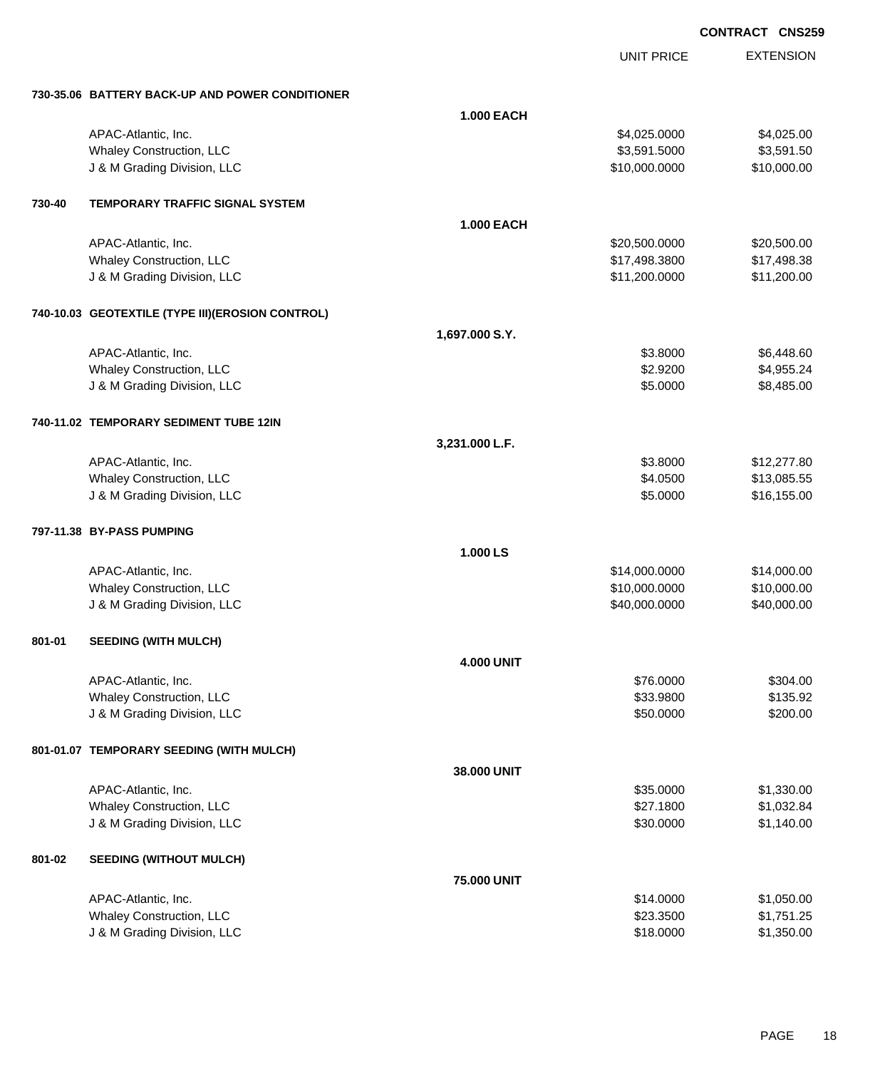CONTRACT CNS259

| | | | UNIT PRICE | EXTENSION |
|---|---|---|---|---|
| **730-35.06** | **BATTERY BACK-UP AND POWER CONDITIONER** | | | |
| | | **1.000 EACH** | | |
| | APAC-Atlantic, Inc. | | $4,025.0000 | $4,025.00 |
| | Whaley Construction, LLC | | $3,591.5000 | $3,591.50 |
| | J & M Grading Division, LLC | | $10,000.0000 | $10,000.00 |
| **730-40** | **TEMPORARY TRAFFIC SIGNAL SYSTEM** | | | |
| | | **1.000 EACH** | | |
| | APAC-Atlantic, Inc. | | $20,500.0000 | $20,500.00 |
| | Whaley Construction, LLC | | $17,498.3800 | $17,498.38 |
| | J & M Grading Division, LLC | | $11,200.0000 | $11,200.00 |
| **740-10.03** | **GEOTEXTILE (TYPE III)(EROSION CONTROL)** | | | |
| | | **1,697.000 S.Y.** | | |
| | APAC-Atlantic, Inc. | | $3.8000 | $6,448.60 |
| | Whaley Construction, LLC | | $2.9200 | $4,955.24 |
| | J & M Grading Division, LLC | | $5.0000 | $8,485.00 |
| **740-11.02** | **TEMPORARY SEDIMENT TUBE 12IN** | | | |
| | | **3,231.000 L.F.** | | |
| | APAC-Atlantic, Inc. | | $3.8000 | $12,277.80 |
| | Whaley Construction, LLC | | $4.0500 | $13,085.55 |
| | J & M Grading Division, LLC | | $5.0000 | $16,155.00 |
| **797-11.38** | **BY-PASS PUMPING** | | | |
| | | **1.000 LS** | | |
| | APAC-Atlantic, Inc. | | $14,000.0000 | $14,000.00 |
| | Whaley Construction, LLC | | $10,000.0000 | $10,000.00 |
| | J & M Grading Division, LLC | | $40,000.0000 | $40,000.00 |
| **801-01** | **SEEDING (WITH MULCH)** | | | |
| | | **4.000 UNIT** | | |
| | APAC-Atlantic, Inc. | | $76.0000 | $304.00 |
| | Whaley Construction, LLC | | $33.9800 | $135.92 |
| | J & M Grading Division, LLC | | $50.0000 | $200.00 |
| **801-01.07** | **TEMPORARY SEEDING (WITH MULCH)** | | | |
| | | **38.000 UNIT** | | |
| | APAC-Atlantic, Inc. | | $35.0000 | $1,330.00 |
| | Whaley Construction, LLC | | $27.1800 | $1,032.84 |
| | J & M Grading Division, LLC | | $30.0000 | $1,140.00 |
| **801-02** | **SEEDING (WITHOUT MULCH)** | | | |
| | | **75.000 UNIT** | | |
| | APAC-Atlantic, Inc. | | $14.0000 | $1,050.00 |
| | Whaley Construction, LLC | | $23.3500 | $1,751.25 |
| | J & M Grading Division, LLC | | $18.0000 | $1,350.00 |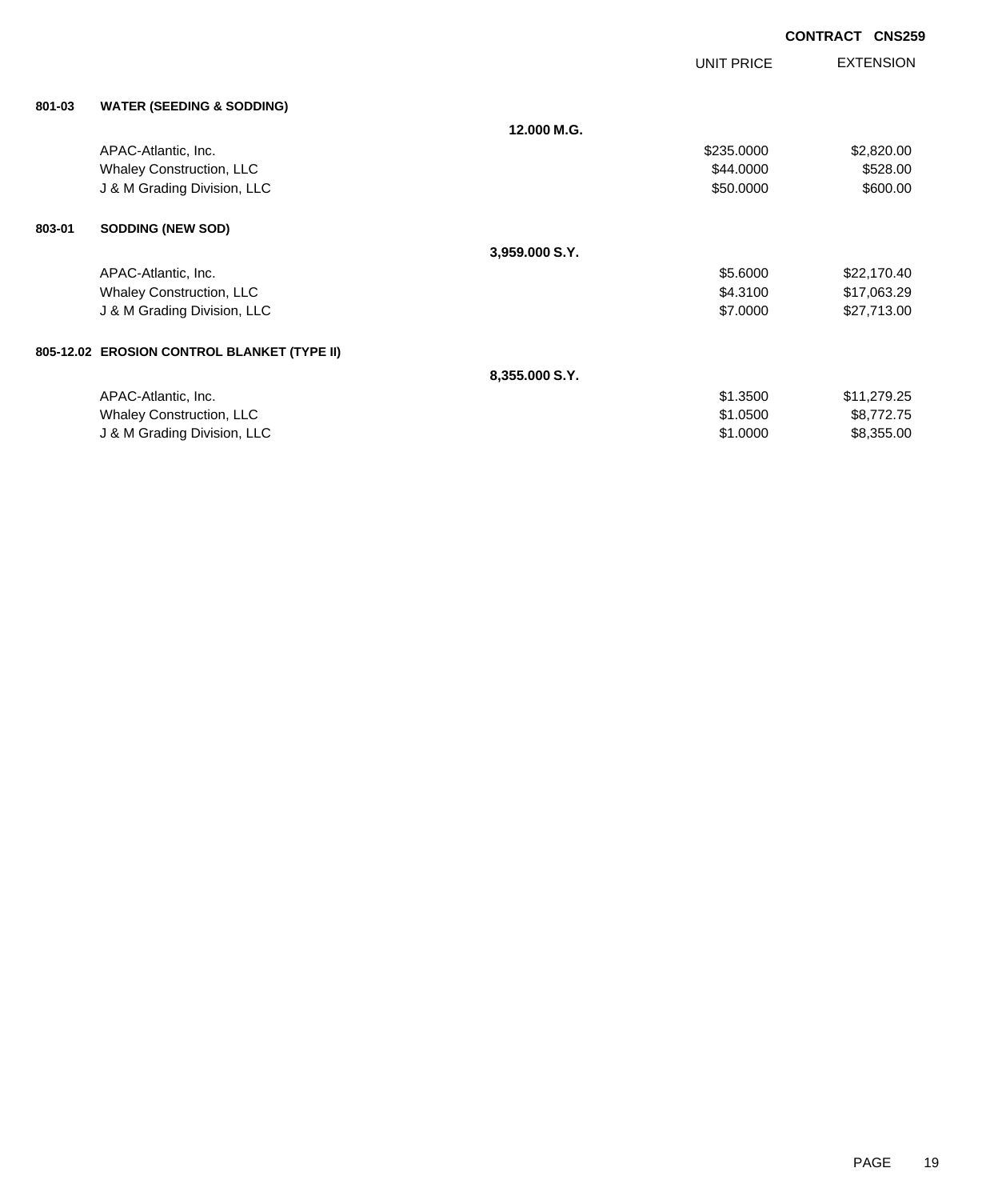CONTRACT CNS259

| | | | UNIT PRICE | EXTENSION |
|---|---|---|---|---|
| **801-03** | **WATER (SEEDING & SODDING)** | | | |
| | | **12.000 M.G.** | | |
| | APAC-Atlantic, Inc. | | $235.0000 | $2,820.00 |
| | Whaley Construction, LLC | | $44.0000 | $528.00 |
| | J & M Grading Division, LLC | | $50.0000 | $600.00 |
| **803-01** | **SODDING (NEW SOD)** | | | |
| | | **3,959.000 S.Y.** | | |
| | APAC-Atlantic, Inc. | | $5.6000 | $22,170.40 |
| | Whaley Construction, LLC | | $4.3100 | $17,063.29 |
| | J & M Grading Division, LLC | | $7.0000 | $27,713.00 |
| **805-12.02** | **EROSION CONTROL BLANKET (TYPE II)** | | | |
| | | **8,355.000 S.Y.** | | |
| | APAC-Atlantic, Inc. | | $1.3500 | $11,279.25 |
| | Whaley Construction, LLC | | $1.0500 | $8,772.75 |
| | J & M Grading Division, LLC | | $1.0000 | $8,355.00 |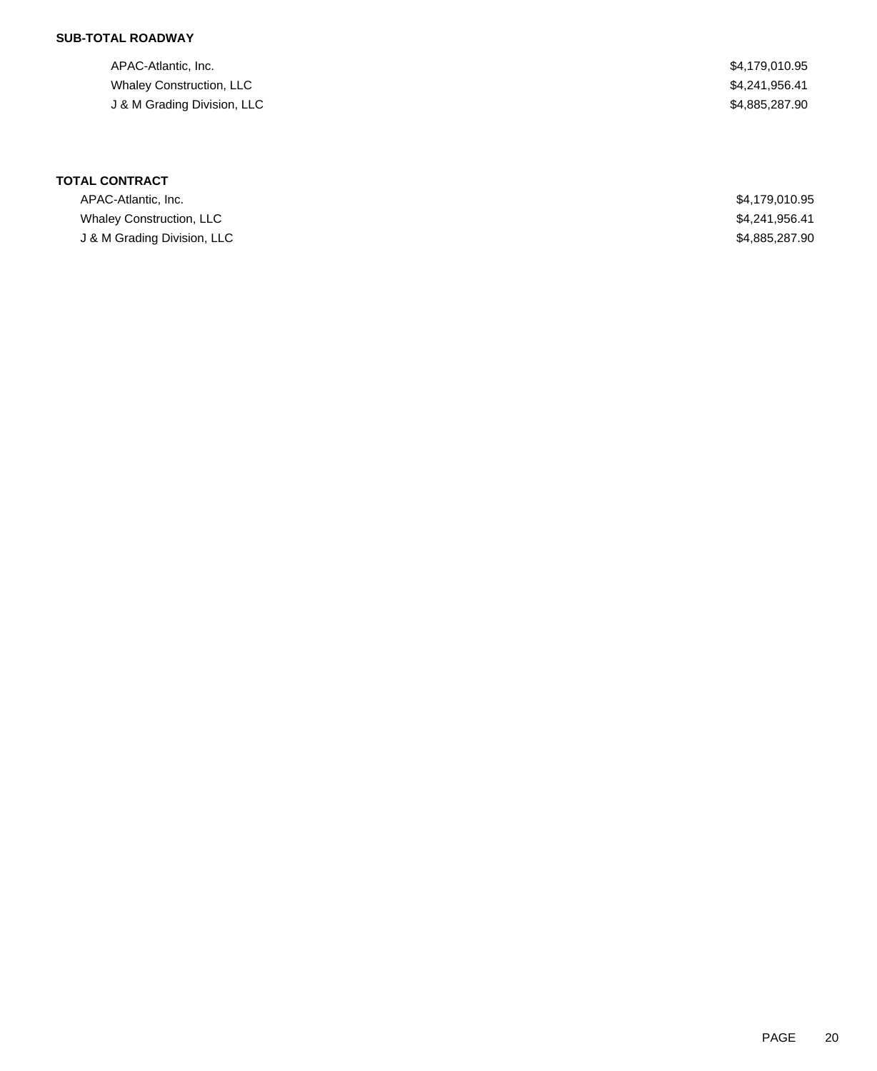**SUB-TOTAL ROADWAY**

| | |
|---|---|
| APAC-Atlantic, Inc. | $4,179,010.95 |
| Whaley Construction, LLC | $4,241,956.41 |
| J & M Grading Division, LLC | $4,885,287.90 |

**TOTAL CONTRACT**

| | |
|---|---|
| APAC-Atlantic, Inc. | $4,179,010.95 |
| Whaley Construction, LLC | $4,241,956.41 |
| J & M Grading Division, LLC | $4,885,287.90 |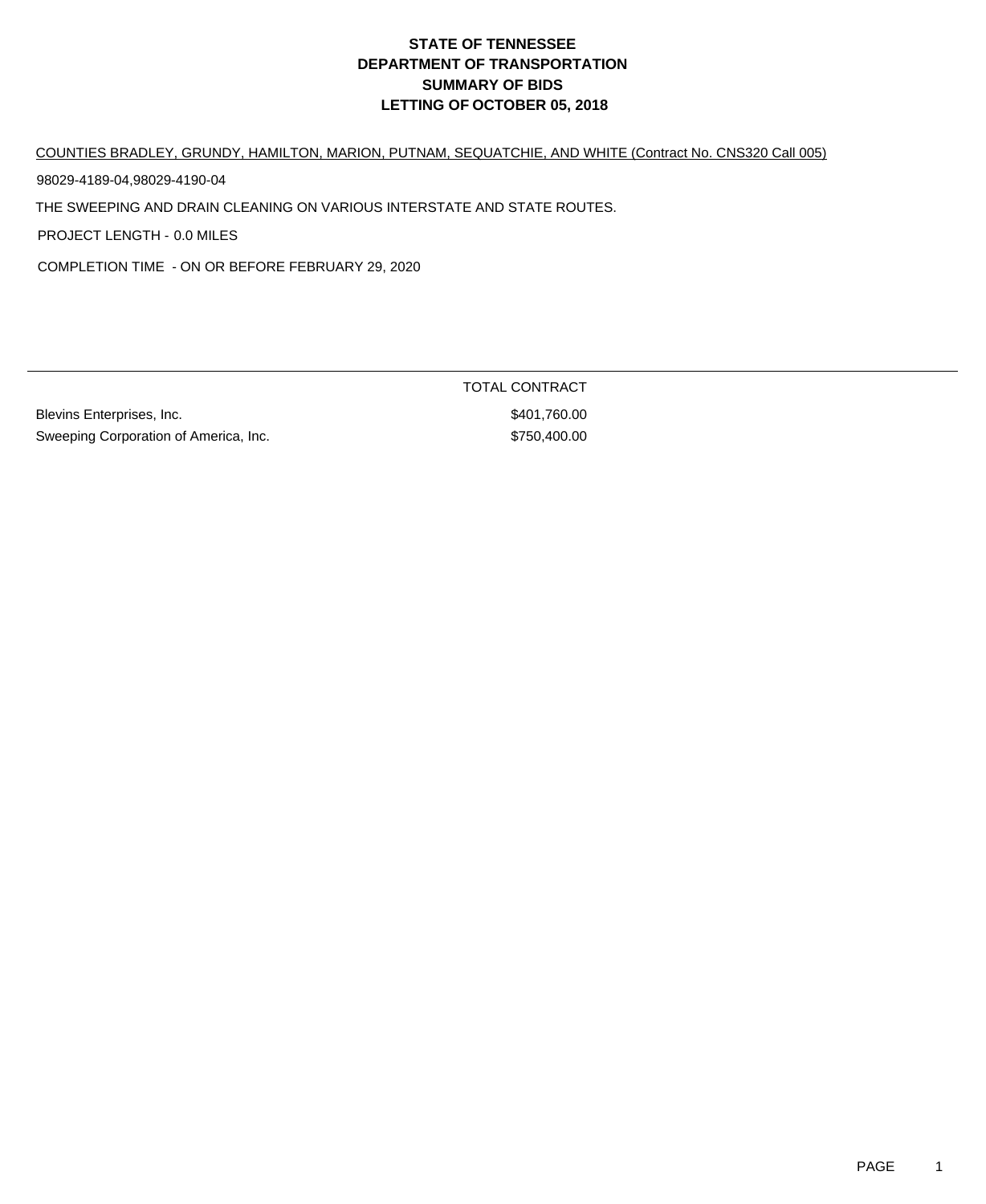# STATE OF TENNESSEE
# DEPARTMENT OF TRANSPORTATION
# SUMMARY OF BIDS
# LETTING OF OCTOBER 05, 2018

COUNTIES BRADLEY, GRUNDY, HAMILTON, MARION, PUTNAM, SEQUATCHIE, AND WHITE (Contract No. CNS320 Call 005)

98029-4189-04,98029-4190-04

THE SWEEPING AND DRAIN CLEANING ON VARIOUS INTERSTATE AND STATE ROUTES.

PROJECT LENGTH - 0.0 MILES

COMPLETION TIME - ON OR BEFORE FEBRUARY 29, 2020

| | TOTAL CONTRACT |
|---|---|
| Blevins Enterprises, Inc. | $401,760.00 |
| Sweeping Corporation of America, Inc. | $750,400.00 |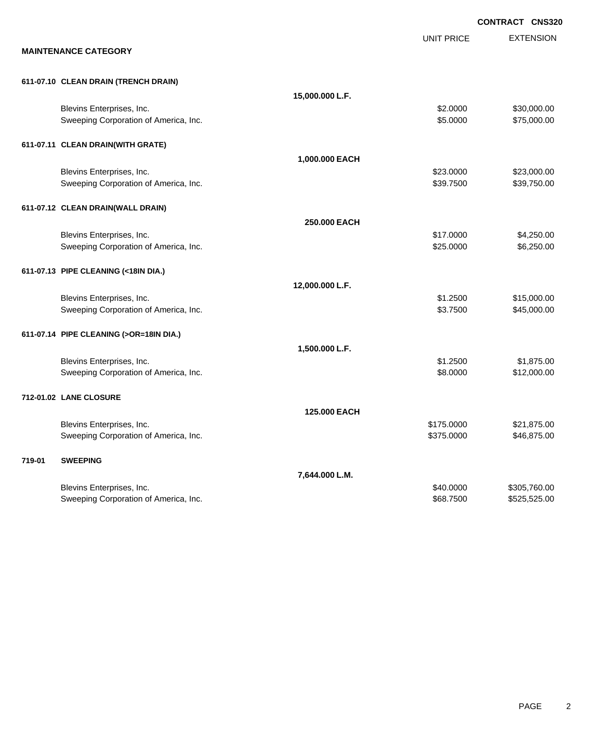**CONTRACT CNS320**

## MAINTENANCE CATEGORY

| | | UNIT PRICE | EXTENSION |
|---|---|---|---|
| **611-07.10 CLEAN DRAIN (TRENCH DRAIN)** | | | |
| | **15,000.000 L.F.** | | |
| Blevins Enterprises, Inc. | | $2.0000 | $30,000.00 |
| Sweeping Corporation of America, Inc. | | $5.0000 | $75,000.00 |
| **611-07.11 CLEAN DRAIN(WITH GRATE)** | | | |
| | **1,000.000 EACH** | | |
| Blevins Enterprises, Inc. | | $23.0000 | $23,000.00 |
| Sweeping Corporation of America, Inc. | | $39.7500 | $39,750.00 |
| **611-07.12 CLEAN DRAIN(WALL DRAIN)** | | | |
| | **250.000 EACH** | | |
| Blevins Enterprises, Inc. | | $17.0000 | $4,250.00 |
| Sweeping Corporation of America, Inc. | | $25.0000 | $6,250.00 |
| **611-07.13 PIPE CLEANING (<18IN DIA.)** | | | |
| | **12,000.000 L.F.** | | |
| Blevins Enterprises, Inc. | | $1.2500 | $15,000.00 |
| Sweeping Corporation of America, Inc. | | $3.7500 | $45,000.00 |
| **611-07.14 PIPE CLEANING (>OR=18IN DIA.)** | | | |
| | **1,500.000 L.F.** | | |
| Blevins Enterprises, Inc. | | $1.2500 | $1,875.00 |
| Sweeping Corporation of America, Inc. | | $8.0000 | $12,000.00 |
| **712-01.02 LANE CLOSURE** | | | |
| | **125.000 EACH** | | |
| Blevins Enterprises, Inc. | | $175.0000 | $21,875.00 |
| Sweeping Corporation of America, Inc. | | $375.0000 | $46,875.00 |
| **719-01 SWEEPING** | | | |
| | **7,644.000 L.M.** | | |
| Blevins Enterprises, Inc. | | $40.0000 | $305,760.00 |
| Sweeping Corporation of America, Inc. | | $68.7500 | $525,525.00 |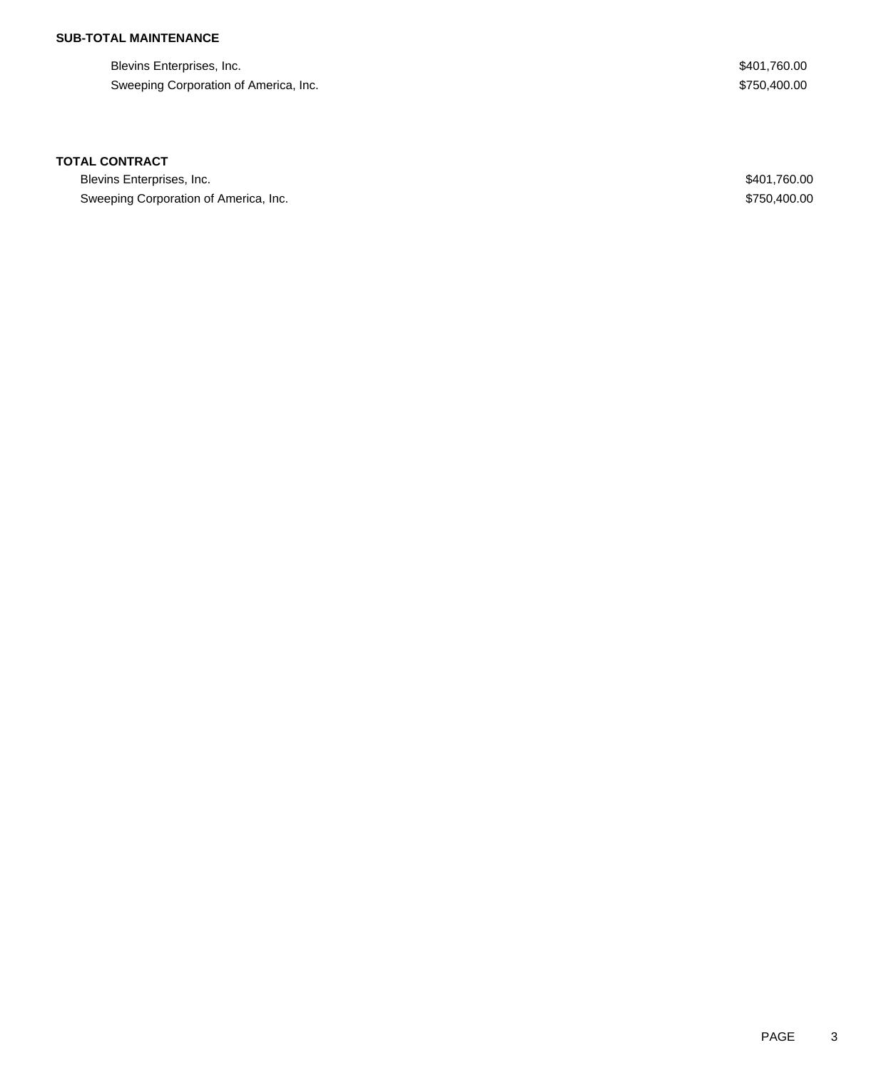**SUB-TOTAL MAINTENANCE**

| | |
|---|---|
| Blevins Enterprises, Inc. | $401,760.00 |
| Sweeping Corporation of America, Inc. | $750,400.00 |

**TOTAL CONTRACT**

| | |
|---|---|
| Blevins Enterprises, Inc. | $401,760.00 |
| Sweeping Corporation of America, Inc. | $750,400.00 |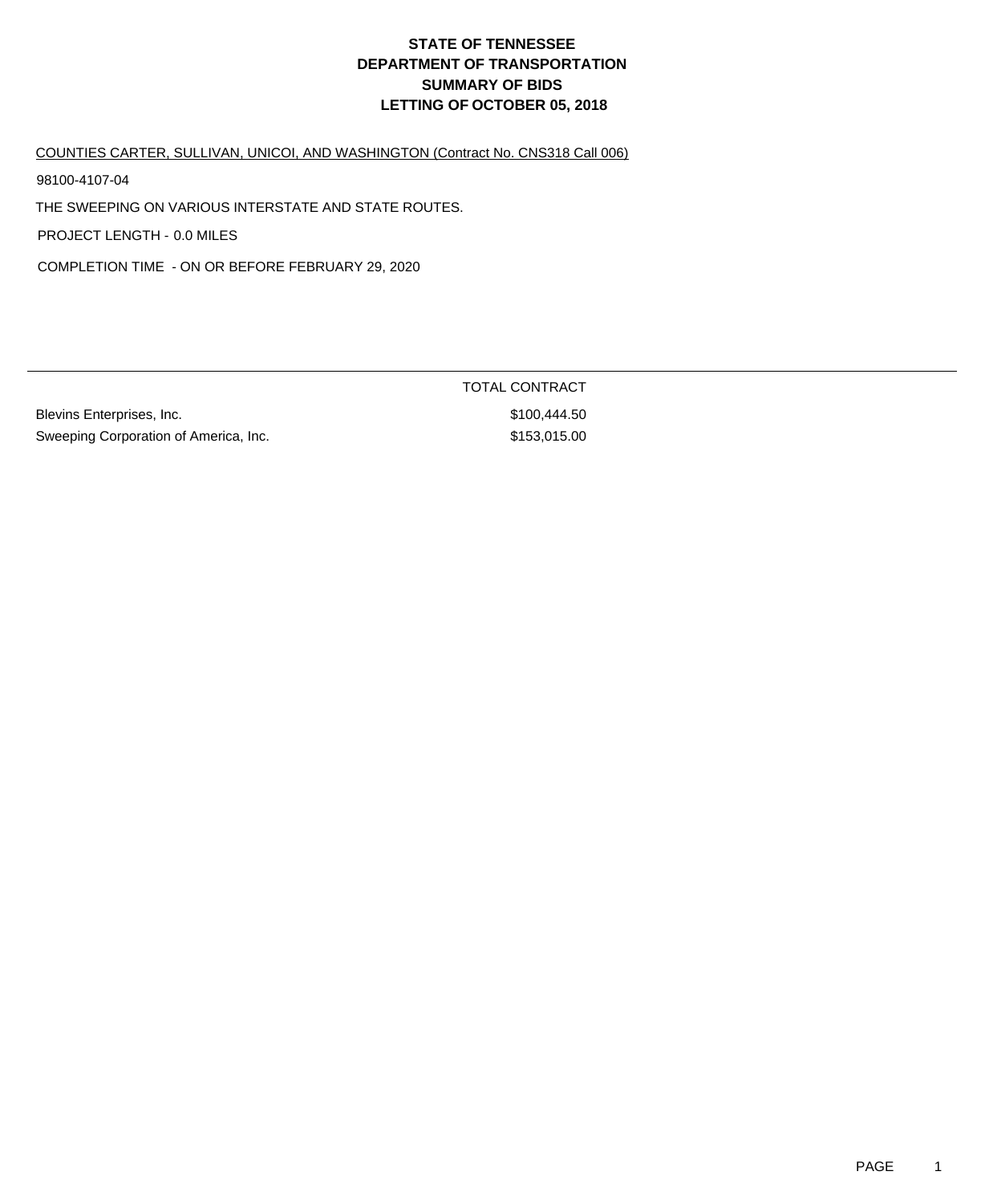# STATE OF TENNESSEE
# DEPARTMENT OF TRANSPORTATION
# SUMMARY OF BIDS
# LETTING OF OCTOBER 05, 2018

COUNTIES CARTER, SULLIVAN, UNICOI, AND WASHINGTON (Contract No. CNS318 Call 006)

98100-4107-04

THE SWEEPING ON VARIOUS INTERSTATE AND STATE ROUTES.

PROJECT LENGTH - 0.0 MILES

COMPLETION TIME - ON OR BEFORE FEBRUARY 29, 2020

| | TOTAL CONTRACT |
|---|---|
| Blevins Enterprises, Inc. | $100,444.50 |
| Sweeping Corporation of America, Inc. | $153,015.00 |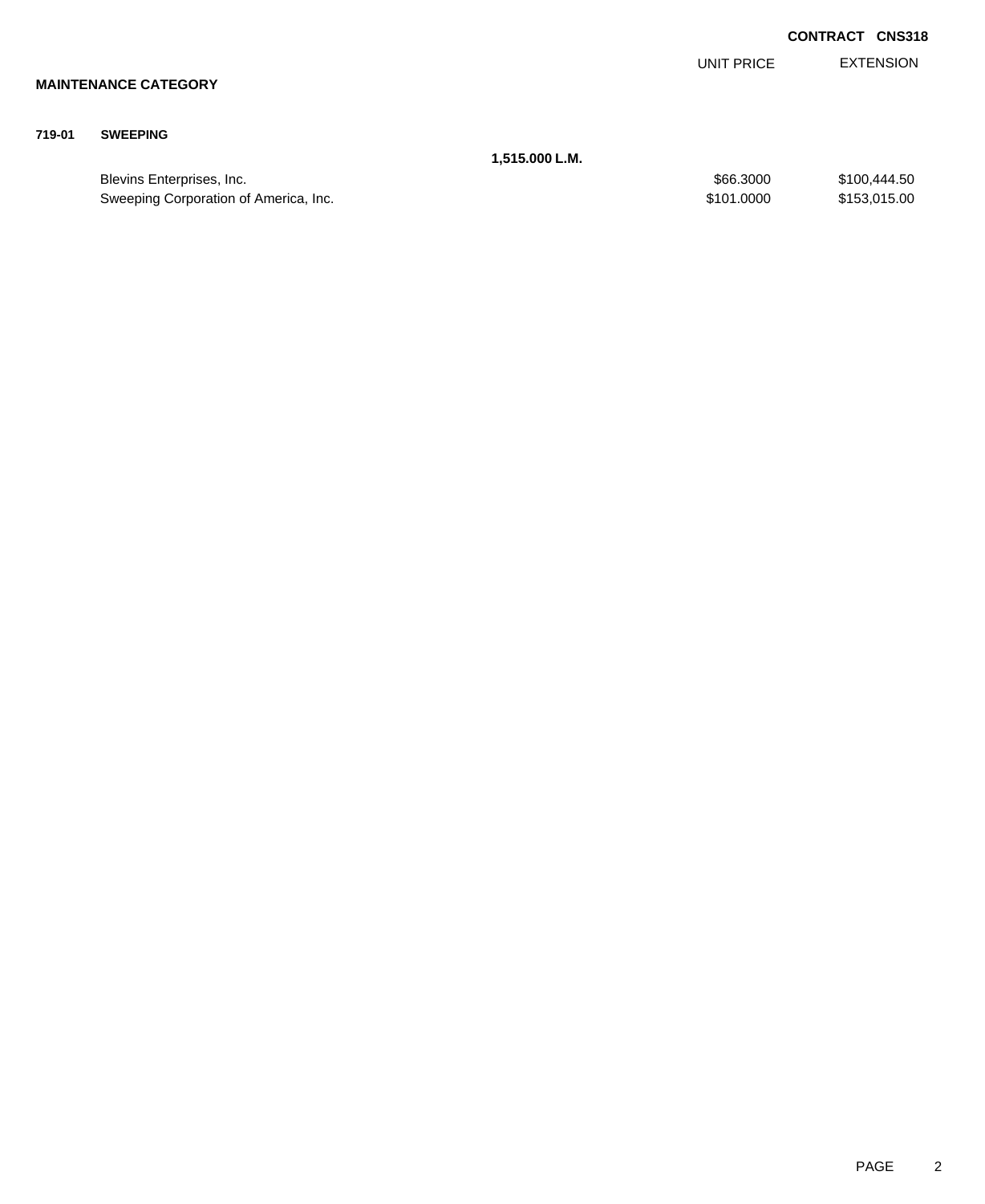**CONTRACT CNS318**

## MAINTENANCE CATEGORY

### 719-01 SWEEPING

**1,515.000 L.M.**

| | UNIT PRICE | EXTENSION |
|---|---|---|
| Blevins Enterprises, Inc. | $66.3000 | $100,444.50 |
| Sweeping Corporation of America, Inc. | $101.0000 | $153,015.00 |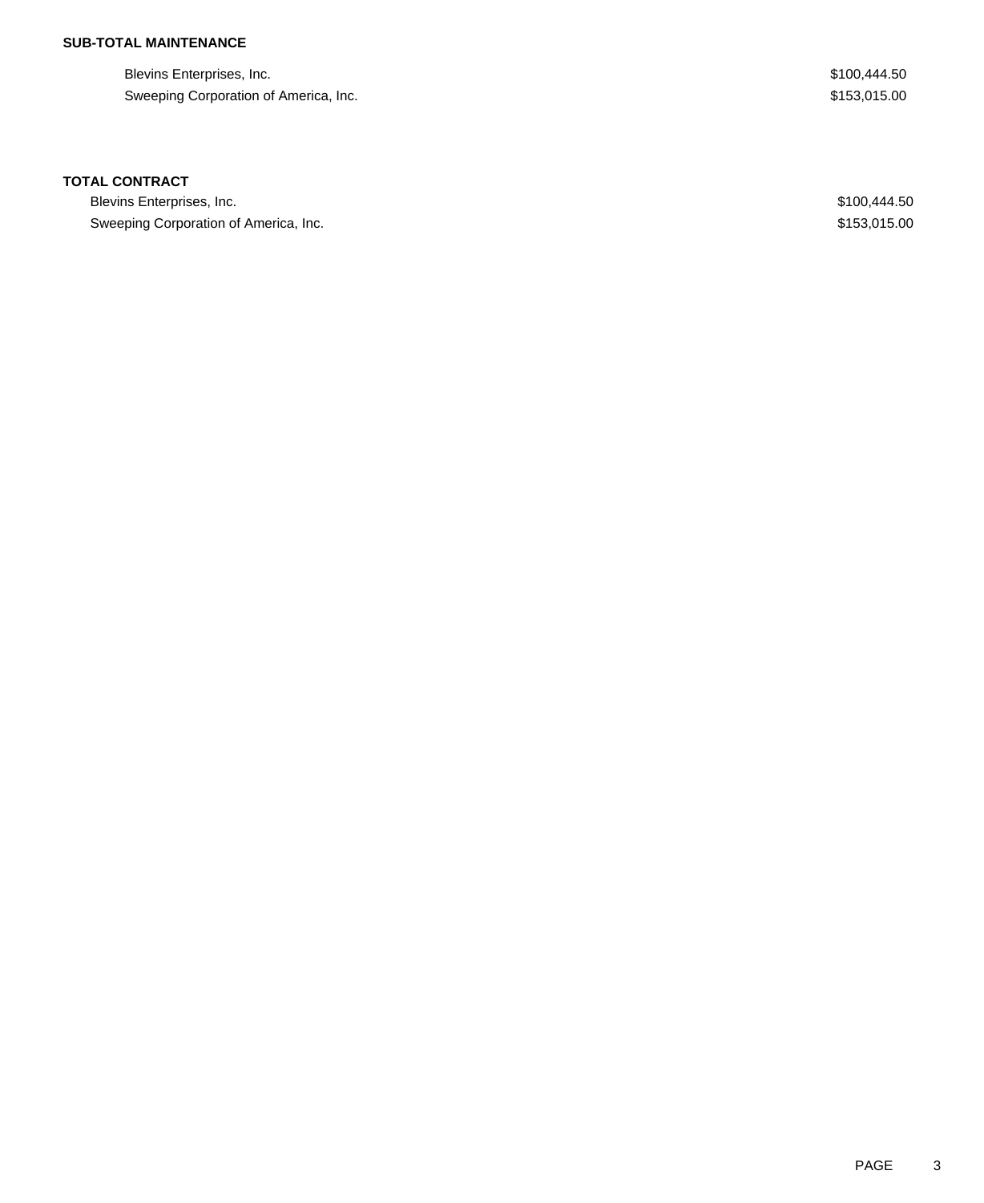**SUB-TOTAL MAINTENANCE**

| | |
|---|---|
| Blevins Enterprises, Inc. | $100,444.50 |
| Sweeping Corporation of America, Inc. | $153,015.00 |

**TOTAL CONTRACT**

| | |
|---|---|
| Blevins Enterprises, Inc. | $100,444.50 |
| Sweeping Corporation of America, Inc. | $153,015.00 |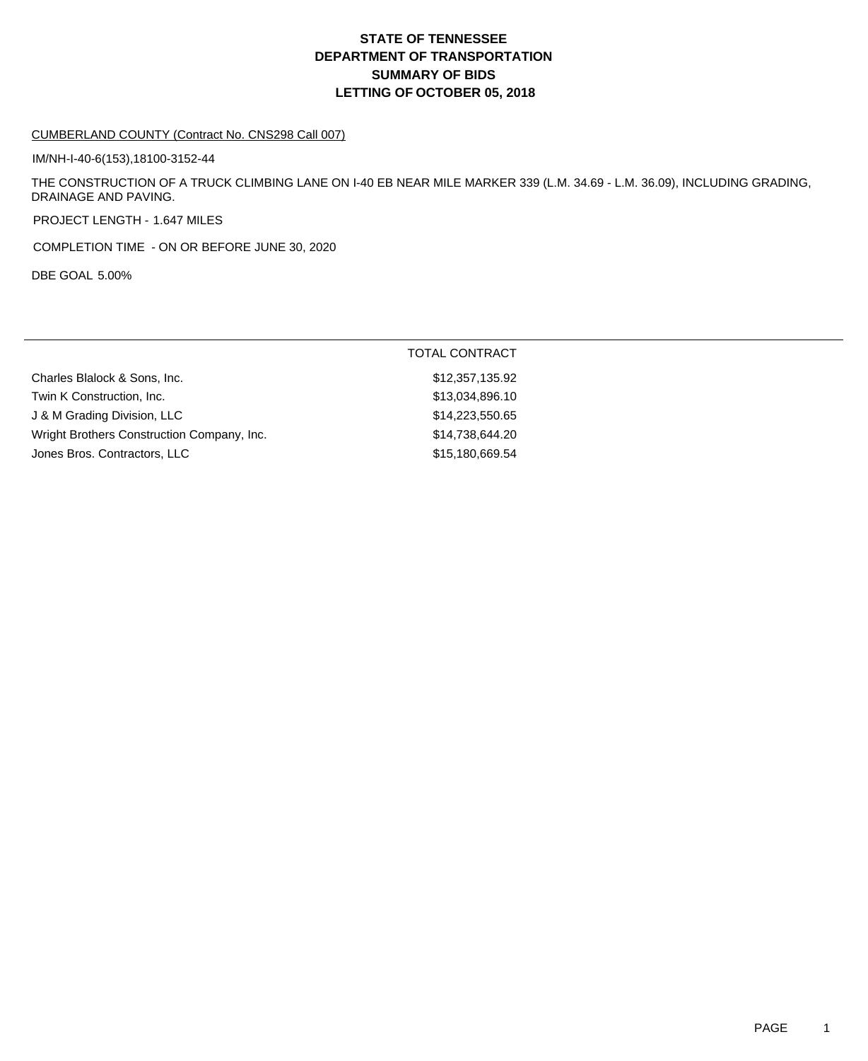# STATE OF TENNESSEE
# DEPARTMENT OF TRANSPORTATION
# SUMMARY OF BIDS
# LETTING OF OCTOBER 05, 2018

CUMBERLAND COUNTY (Contract No. CNS298 Call 007)

IM/NH-I-40-6(153),18100-3152-44

THE CONSTRUCTION OF A TRUCK CLIMBING LANE ON I-40 EB NEAR MILE MARKER 339 (L.M. 34.69 - L.M. 36.09), INCLUDING GRADING, DRAINAGE AND PAVING.

PROJECT LENGTH - 1.647 MILES

COMPLETION TIME - ON OR BEFORE JUNE 30, 2020

DBE GOAL 5.00%

| | TOTAL CONTRACT |
|---|---|
| Charles Blalock & Sons, Inc. | $12,357,135.92 |
| Twin K Construction, Inc. | $13,034,896.10 |
| J & M Grading Division, LLC | $14,223,550.65 |
| Wright Brothers Construction Company, Inc. | $14,738,644.20 |
| Jones Bros. Contractors, LLC | $15,180,669.54 |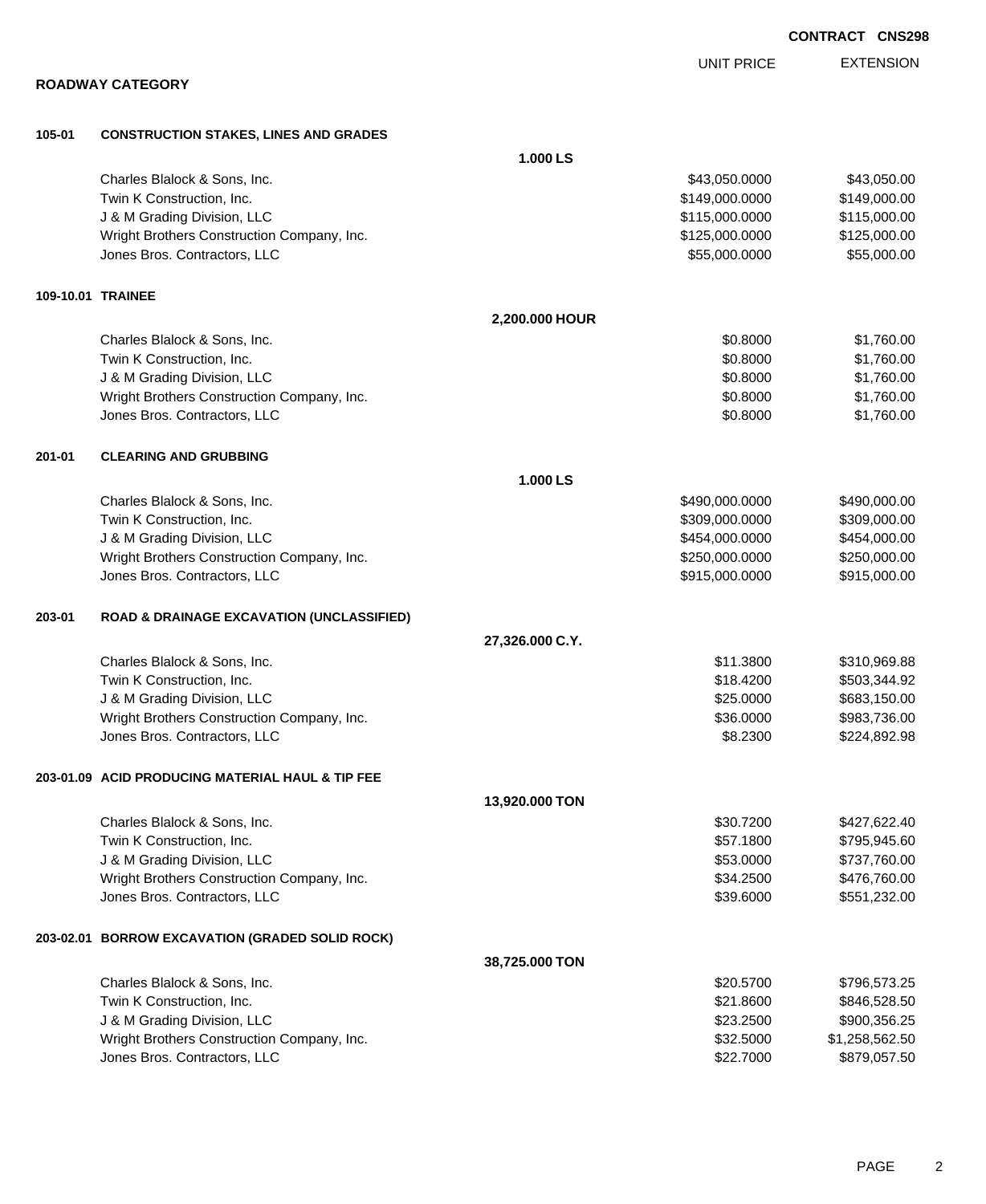**CONTRACT CNS298**

## ROADWAY CATEGORY

| | | | UNIT PRICE | EXTENSION |
|---|---|---|---|---|
| **105-01** | **CONSTRUCTION STAKES, LINES AND GRADES** | | | |
| | | **1.000 LS** | | |
| | Charles Blalock & Sons, Inc. | | $43,050.0000 | $43,050.00 |
| | Twin K Construction, Inc. | | $149,000.0000 | $149,000.00 |
| | J & M Grading Division, LLC | | $115,000.0000 | $115,000.00 |
| | Wright Brothers Construction Company, Inc. | | $125,000.0000 | $125,000.00 |
| | Jones Bros. Contractors, LLC | | $55,000.0000 | $55,000.00 |
| **109-10.01** | **TRAINEE** | | | |
| | | **2,200.000 HOUR** | | |
| | Charles Blalock & Sons, Inc. | | $0.8000 | $1,760.00 |
| | Twin K Construction, Inc. | | $0.8000 | $1,760.00 |
| | J & M Grading Division, LLC | | $0.8000 | $1,760.00 |
| | Wright Brothers Construction Company, Inc. | | $0.8000 | $1,760.00 |
| | Jones Bros. Contractors, LLC | | $0.8000 | $1,760.00 |
| **201-01** | **CLEARING AND GRUBBING** | | | |
| | | **1.000 LS** | | |
| | Charles Blalock & Sons, Inc. | | $490,000.0000 | $490,000.00 |
| | Twin K Construction, Inc. | | $309,000.0000 | $309,000.00 |
| | J & M Grading Division, LLC | | $454,000.0000 | $454,000.00 |
| | Wright Brothers Construction Company, Inc. | | $250,000.0000 | $250,000.00 |
| | Jones Bros. Contractors, LLC | | $915,000.0000 | $915,000.00 |
| **203-01** | **ROAD & DRAINAGE EXCAVATION (UNCLASSIFIED)** | | | |
| | | **27,326.000 C.Y.** | | |
| | Charles Blalock & Sons, Inc. | | $11.3800 | $310,969.88 |
| | Twin K Construction, Inc. | | $18.4200 | $503,344.92 |
| | J & M Grading Division, LLC | | $25.0000 | $683,150.00 |
| | Wright Brothers Construction Company, Inc. | | $36.0000 | $983,736.00 |
| | Jones Bros. Contractors, LLC | | $8.2300 | $224,892.98 |
| **203-01.09** | **ACID PRODUCING MATERIAL HAUL & TIP FEE** | | | |
| | | **13,920.000 TON** | | |
| | Charles Blalock & Sons, Inc. | | $30.7200 | $427,622.40 |
| | Twin K Construction, Inc. | | $57.1800 | $795,945.60 |
| | J & M Grading Division, LLC | | $53.0000 | $737,760.00 |
| | Wright Brothers Construction Company, Inc. | | $34.2500 | $476,760.00 |
| | Jones Bros. Contractors, LLC | | $39.6000 | $551,232.00 |
| **203-02.01** | **BORROW EXCAVATION (GRADED SOLID ROCK)** | | | |
| | | **38,725.000 TON** | | |
| | Charles Blalock & Sons, Inc. | | $20.5700 | $796,573.25 |
| | Twin K Construction, Inc. | | $21.8600 | $846,528.50 |
| | J & M Grading Division, LLC | | $23.2500 | $900,356.25 |
| | Wright Brothers Construction Company, Inc. | | $32.5000 | $1,258,562.50 |
| | Jones Bros. Contractors, LLC | | $22.7000 | $879,057.50 |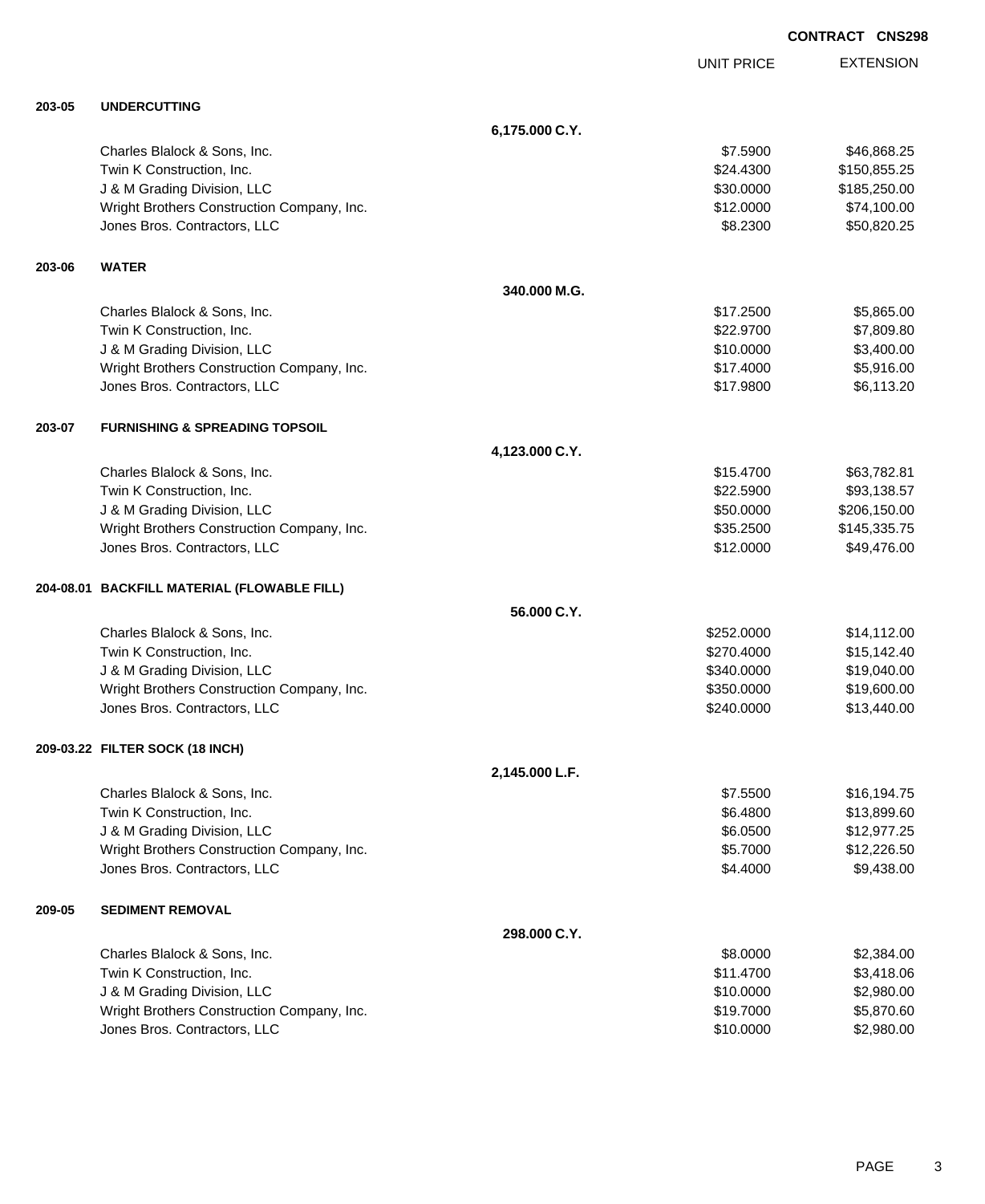**CONTRACT CNS298**

| | | | UNIT PRICE | EXTENSION |
|---|---|---|---|---|
| **203-05** | **UNDERCUTTING** | | | |
| | | **6,175.000 C.Y.** | | |
| | Charles Blalock & Sons, Inc. | | $7.5900 | $46,868.25 |
| | Twin K Construction, Inc. | | $24.4300 | $150,855.25 |
| | J & M Grading Division, LLC | | $30.0000 | $185,250.00 |
| | Wright Brothers Construction Company, Inc. | | $12.0000 | $74,100.00 |
| | Jones Bros. Contractors, LLC | | $8.2300 | $50,820.25 |
| **203-06** | **WATER** | | | |
| | | **340.000 M.G.** | | |
| | Charles Blalock & Sons, Inc. | | $17.2500 | $5,865.00 |
| | Twin K Construction, Inc. | | $22.9700 | $7,809.80 |
| | J & M Grading Division, LLC | | $10.0000 | $3,400.00 |
| | Wright Brothers Construction Company, Inc. | | $17.4000 | $5,916.00 |
| | Jones Bros. Contractors, LLC | | $17.9800 | $6,113.20 |
| **203-07** | **FURNISHING & SPREADING TOPSOIL** | | | |
| | | **4,123.000 C.Y.** | | |
| | Charles Blalock & Sons, Inc. | | $15.4700 | $63,782.81 |
| | Twin K Construction, Inc. | | $22.5900 | $93,138.57 |
| | J & M Grading Division, LLC | | $50.0000 | $206,150.00 |
| | Wright Brothers Construction Company, Inc. | | $35.2500 | $145,335.75 |
| | Jones Bros. Contractors, LLC | | $12.0000 | $49,476.00 |
| **204-08.01** | **BACKFILL MATERIAL (FLOWABLE FILL)** | | | |
| | | **56.000 C.Y.** | | |
| | Charles Blalock & Sons, Inc. | | $252.0000 | $14,112.00 |
| | Twin K Construction, Inc. | | $270.4000 | $15,142.40 |
| | J & M Grading Division, LLC | | $340.0000 | $19,040.00 |
| | Wright Brothers Construction Company, Inc. | | $350.0000 | $19,600.00 |
| | Jones Bros. Contractors, LLC | | $240.0000 | $13,440.00 |
| **209-03.22** | **FILTER SOCK (18 INCH)** | | | |
| | | **2,145.000 L.F.** | | |
| | Charles Blalock & Sons, Inc. | | $7.5500 | $16,194.75 |
| | Twin K Construction, Inc. | | $6.4800 | $13,899.60 |
| | J & M Grading Division, LLC | | $6.0500 | $12,977.25 |
| | Wright Brothers Construction Company, Inc. | | $5.7000 | $12,226.50 |
| | Jones Bros. Contractors, LLC | | $4.4000 | $9,438.00 |
| **209-05** | **SEDIMENT REMOVAL** | | | |
| | | **298.000 C.Y.** | | |
| | Charles Blalock & Sons, Inc. | | $8.0000 | $2,384.00 |
| | Twin K Construction, Inc. | | $11.4700 | $3,418.06 |
| | J & M Grading Division, LLC | | $10.0000 | $2,980.00 |
| | Wright Brothers Construction Company, Inc. | | $19.7000 | $5,870.60 |
| | Jones Bros. Contractors, LLC | | $10.0000 | $2,980.00 |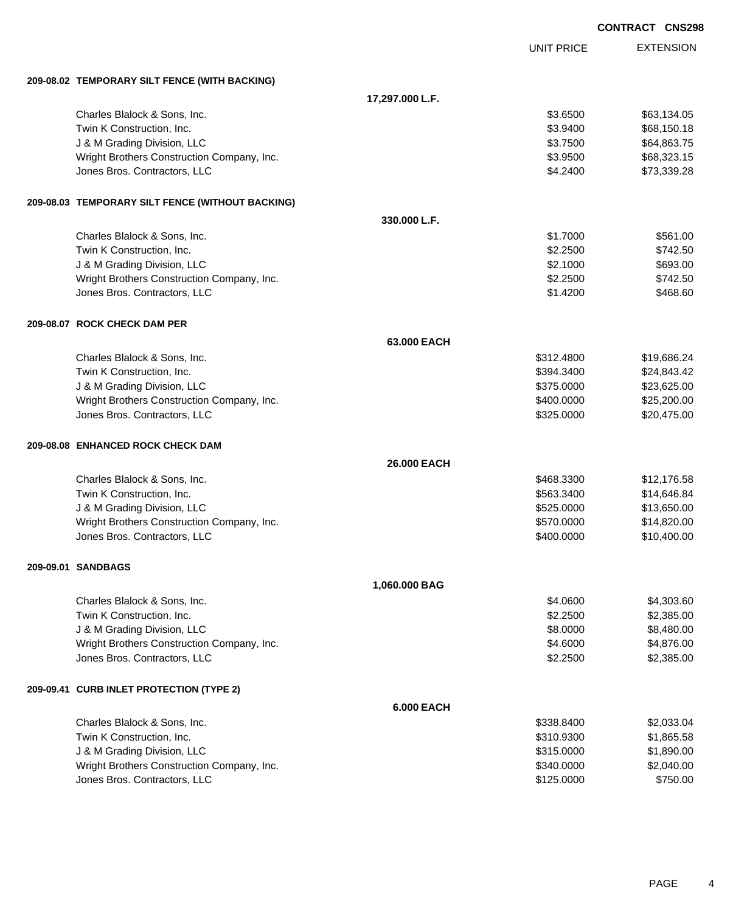**CONTRACT CNS298**

| | | UNIT PRICE | EXTENSION |
|---|---|---|---|
| **209-08.02 TEMPORARY SILT FENCE (WITH BACKING)** | | | |
| | **17,297.000 L.F.** | | |
| Charles Blalock & Sons, Inc. | | $3.6500 | $63,134.05 |
| Twin K Construction, Inc. | | $3.9400 | $68,150.18 |
| J & M Grading Division, LLC | | $3.7500 | $64,863.75 |
| Wright Brothers Construction Company, Inc. | | $3.9500 | $68,323.15 |
| Jones Bros. Contractors, LLC | | $4.2400 | $73,339.28 |
| **209-08.03 TEMPORARY SILT FENCE (WITHOUT BACKING)** | | | |
| | **330.000 L.F.** | | |
| Charles Blalock & Sons, Inc. | | $1.7000 | $561.00 |
| Twin K Construction, Inc. | | $2.2500 | $742.50 |
| J & M Grading Division, LLC | | $2.1000 | $693.00 |
| Wright Brothers Construction Company, Inc. | | $2.2500 | $742.50 |
| Jones Bros. Contractors, LLC | | $1.4200 | $468.60 |
| **209-08.07 ROCK CHECK DAM PER** | | | |
| | **63.000 EACH** | | |
| Charles Blalock & Sons, Inc. | | $312.4800 | $19,686.24 |
| Twin K Construction, Inc. | | $394.3400 | $24,843.42 |
| J & M Grading Division, LLC | | $375.0000 | $23,625.00 |
| Wright Brothers Construction Company, Inc. | | $400.0000 | $25,200.00 |
| Jones Bros. Contractors, LLC | | $325.0000 | $20,475.00 |
| **209-08.08 ENHANCED ROCK CHECK DAM** | | | |
| | **26.000 EACH** | | |
| Charles Blalock & Sons, Inc. | | $468.3300 | $12,176.58 |
| Twin K Construction, Inc. | | $563.3400 | $14,646.84 |
| J & M Grading Division, LLC | | $525.0000 | $13,650.00 |
| Wright Brothers Construction Company, Inc. | | $570.0000 | $14,820.00 |
| Jones Bros. Contractors, LLC | | $400.0000 | $10,400.00 |
| **209-09.01 SANDBAGS** | | | |
| | **1,060.000 BAG** | | |
| Charles Blalock & Sons, Inc. | | $4.0600 | $4,303.60 |
| Twin K Construction, Inc. | | $2.2500 | $2,385.00 |
| J & M Grading Division, LLC | | $8.0000 | $8,480.00 |
| Wright Brothers Construction Company, Inc. | | $4.6000 | $4,876.00 |
| Jones Bros. Contractors, LLC | | $2.2500 | $2,385.00 |
| **209-09.41 CURB INLET PROTECTION (TYPE 2)** | | | |
| | **6.000 EACH** | | |
| Charles Blalock & Sons, Inc. | | $338.8400 | $2,033.04 |
| Twin K Construction, Inc. | | $310.9300 | $1,865.58 |
| J & M Grading Division, LLC | | $315.0000 | $1,890.00 |
| Wright Brothers Construction Company, Inc. | | $340.0000 | $2,040.00 |
| Jones Bros. Contractors, LLC | | $125.0000 | $750.00 |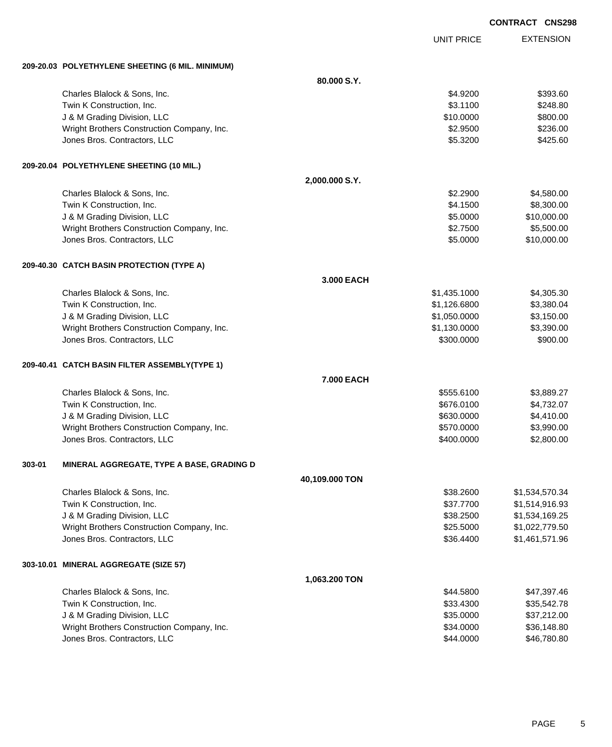**CONTRACT CNS298**

| | | UNIT PRICE | EXTENSION |
|---|---|---|---|
| **209-20.03 POLYETHYLENE SHEETING (6 MIL. MINIMUM)** | | | |
| | **80.000 S.Y.** | | |
| Charles Blalock & Sons, Inc. | | $4.9200 | $393.60 |
| Twin K Construction, Inc. | | $3.1100 | $248.80 |
| J & M Grading Division, LLC | | $10.0000 | $800.00 |
| Wright Brothers Construction Company, Inc. | | $2.9500 | $236.00 |
| Jones Bros. Contractors, LLC | | $5.3200 | $425.60 |
| **209-20.04 POLYETHYLENE SHEETING (10 MIL.)** | | | |
| | **2,000.000 S.Y.** | | |
| Charles Blalock & Sons, Inc. | | $2.2900 | $4,580.00 |
| Twin K Construction, Inc. | | $4.1500 | $8,300.00 |
| J & M Grading Division, LLC | | $5.0000 | $10,000.00 |
| Wright Brothers Construction Company, Inc. | | $2.7500 | $5,500.00 |
| Jones Bros. Contractors, LLC | | $5.0000 | $10,000.00 |
| **209-40.30 CATCH BASIN PROTECTION (TYPE A)** | | | |
| | **3.000 EACH** | | |
| Charles Blalock & Sons, Inc. | | $1,435.1000 | $4,305.30 |
| Twin K Construction, Inc. | | $1,126.6800 | $3,380.04 |
| J & M Grading Division, LLC | | $1,050.0000 | $3,150.00 |
| Wright Brothers Construction Company, Inc. | | $1,130.0000 | $3,390.00 |
| Jones Bros. Contractors, LLC | | $300.0000 | $900.00 |
| **209-40.41 CATCH BASIN FILTER ASSEMBLY(TYPE 1)** | | | |
| | **7.000 EACH** | | |
| Charles Blalock & Sons, Inc. | | $555.6100 | $3,889.27 |
| Twin K Construction, Inc. | | $676.0100 | $4,732.07 |
| J & M Grading Division, LLC | | $630.0000 | $4,410.00 |
| Wright Brothers Construction Company, Inc. | | $570.0000 | $3,990.00 |
| Jones Bros. Contractors, LLC | | $400.0000 | $2,800.00 |
| **303-01 MINERAL AGGREGATE, TYPE A BASE, GRADING D** | | | |
| | **40,109.000 TON** | | |
| Charles Blalock & Sons, Inc. | | $38.2600 | $1,534,570.34 |
| Twin K Construction, Inc. | | $37.7700 | $1,514,916.93 |
| J & M Grading Division, LLC | | $38.2500 | $1,534,169.25 |
| Wright Brothers Construction Company, Inc. | | $25.5000 | $1,022,779.50 |
| Jones Bros. Contractors, LLC | | $36.4400 | $1,461,571.96 |
| **303-10.01 MINERAL AGGREGATE (SIZE 57)** | | | |
| | **1,063.200 TON** | | |
| Charles Blalock & Sons, Inc. | | $44.5800 | $47,397.46 |
| Twin K Construction, Inc. | | $33.4300 | $35,542.78 |
| J & M Grading Division, LLC | | $35.0000 | $37,212.00 |
| Wright Brothers Construction Company, Inc. | | $34.0000 | $36,148.80 |
| Jones Bros. Contractors, LLC | | $44.0000 | $46,780.80 |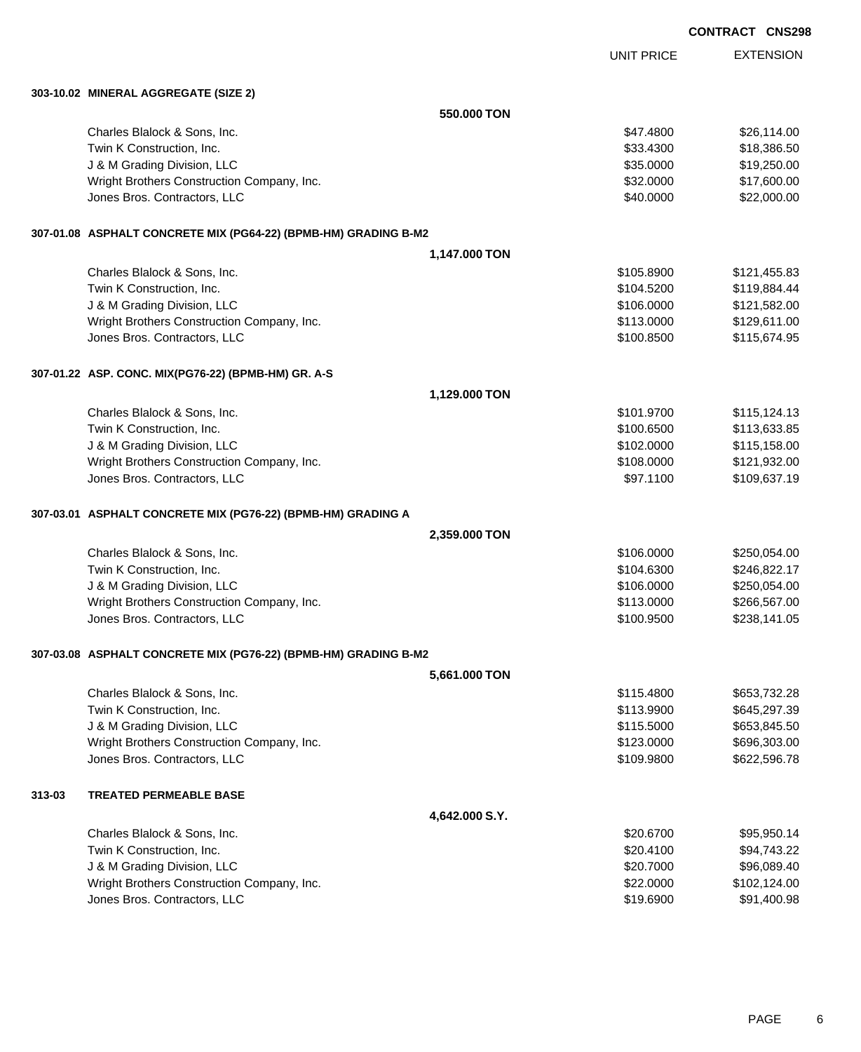**CONTRACT CNS298**

| | | UNIT PRICE | EXTENSION |
|---|---|---|---|
| **303-10.02 MINERAL AGGREGATE (SIZE 2)** | | | |
| | **550.000 TON** | | |
| Charles Blalock & Sons, Inc. | | $47.4800 | $26,114.00 |
| Twin K Construction, Inc. | | $33.4300 | $18,386.50 |
| J & M Grading Division, LLC | | $35.0000 | $19,250.00 |
| Wright Brothers Construction Company, Inc. | | $32.0000 | $17,600.00 |
| Jones Bros. Contractors, LLC | | $40.0000 | $22,000.00 |
| **307-01.08 ASPHALT CONCRETE MIX (PG64-22) (BPMB-HM) GRADING B-M2** | | | |
| | **1,147.000 TON** | | |
| Charles Blalock & Sons, Inc. | | $105.8900 | $121,455.83 |
| Twin K Construction, Inc. | | $104.5200 | $119,884.44 |
| J & M Grading Division, LLC | | $106.0000 | $121,582.00 |
| Wright Brothers Construction Company, Inc. | | $113.0000 | $129,611.00 |
| Jones Bros. Contractors, LLC | | $100.8500 | $115,674.95 |
| **307-01.22 ASP. CONC. MIX(PG76-22) (BPMB-HM) GR. A-S** | | | |
| | **1,129.000 TON** | | |
| Charles Blalock & Sons, Inc. | | $101.9700 | $115,124.13 |
| Twin K Construction, Inc. | | $100.6500 | $113,633.85 |
| J & M Grading Division, LLC | | $102.0000 | $115,158.00 |
| Wright Brothers Construction Company, Inc. | | $108.0000 | $121,932.00 |
| Jones Bros. Contractors, LLC | | $97.1100 | $109,637.19 |
| **307-03.01 ASPHALT CONCRETE MIX (PG76-22) (BPMB-HM) GRADING A** | | | |
| | **2,359.000 TON** | | |
| Charles Blalock & Sons, Inc. | | $106.0000 | $250,054.00 |
| Twin K Construction, Inc. | | $104.6300 | $246,822.17 |
| J & M Grading Division, LLC | | $106.0000 | $250,054.00 |
| Wright Brothers Construction Company, Inc. | | $113.0000 | $266,567.00 |
| Jones Bros. Contractors, LLC | | $100.9500 | $238,141.05 |
| **307-03.08 ASPHALT CONCRETE MIX (PG76-22) (BPMB-HM) GRADING B-M2** | | | |
| | **5,661.000 TON** | | |
| Charles Blalock & Sons, Inc. | | $115.4800 | $653,732.28 |
| Twin K Construction, Inc. | | $113.9900 | $645,297.39 |
| J & M Grading Division, LLC | | $115.5000 | $653,845.50 |
| Wright Brothers Construction Company, Inc. | | $123.0000 | $696,303.00 |
| Jones Bros. Contractors, LLC | | $109.9800 | $622,596.78 |
| **313-03 TREATED PERMEABLE BASE** | | | |
| | **4,642.000 S.Y.** | | |
| Charles Blalock & Sons, Inc. | | $20.6700 | $95,950.14 |
| Twin K Construction, Inc. | | $20.4100 | $94,743.22 |
| J & M Grading Division, LLC | | $20.7000 | $96,089.40 |
| Wright Brothers Construction Company, Inc. | | $22.0000 | $102,124.00 |
| Jones Bros. Contractors, LLC | | $19.6900 | $91,400.98 |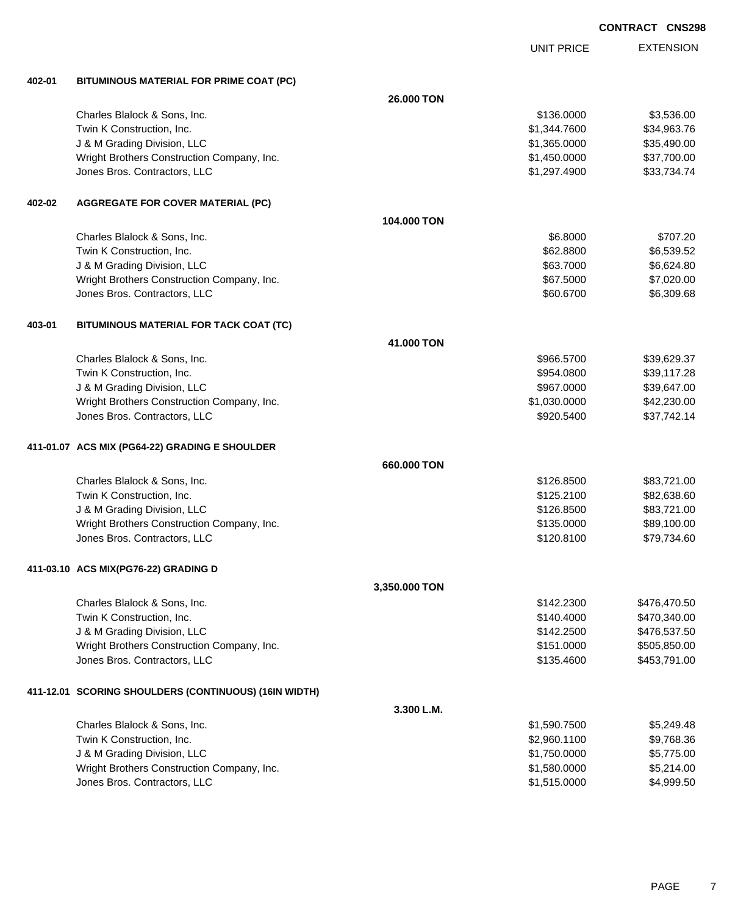**CONTRACT CNS298**

| | | UNIT PRICE | EXTENSION |
|---|---|---|---|
| **402-01** | **BITUMINOUS MATERIAL FOR PRIME COAT (PC)** | | |
| | **26.000 TON** | | |
| | Charles Blalock & Sons, Inc. | $136.0000 | $3,536.00 |
| | Twin K Construction, Inc. | $1,344.7600 | $34,963.76 |
| | J & M Grading Division, LLC | $1,365.0000 | $35,490.00 |
| | Wright Brothers Construction Company, Inc. | $1,450.0000 | $37,700.00 |
| | Jones Bros. Contractors, LLC | $1,297.4900 | $33,734.74 |
| **402-02** | **AGGREGATE FOR COVER MATERIAL (PC)** | | |
| | **104.000 TON** | | |
| | Charles Blalock & Sons, Inc. | $6.8000 | $707.20 |
| | Twin K Construction, Inc. | $62.8800 | $6,539.52 |
| | J & M Grading Division, LLC | $63.7000 | $6,624.80 |
| | Wright Brothers Construction Company, Inc. | $67.5000 | $7,020.00 |
| | Jones Bros. Contractors, LLC | $60.6700 | $6,309.68 |
| **403-01** | **BITUMINOUS MATERIAL FOR TACK COAT (TC)** | | |
| | **41.000 TON** | | |
| | Charles Blalock & Sons, Inc. | $966.5700 | $39,629.37 |
| | Twin K Construction, Inc. | $954.0800 | $39,117.28 |
| | J & M Grading Division, LLC | $967.0000 | $39,647.00 |
| | Wright Brothers Construction Company, Inc. | $1,030.0000 | $42,230.00 |
| | Jones Bros. Contractors, LLC | $920.5400 | $37,742.14 |
| **411-01.07** | **ACS MIX (PG64-22) GRADING E SHOULDER** | | |
| | **660.000 TON** | | |
| | Charles Blalock & Sons, Inc. | $126.8500 | $83,721.00 |
| | Twin K Construction, Inc. | $125.2100 | $82,638.60 |
| | J & M Grading Division, LLC | $126.8500 | $83,721.00 |
| | Wright Brothers Construction Company, Inc. | $135.0000 | $89,100.00 |
| | Jones Bros. Contractors, LLC | $120.8100 | $79,734.60 |
| **411-03.10** | **ACS MIX(PG76-22) GRADING D** | | |
| | **3,350.000 TON** | | |
| | Charles Blalock & Sons, Inc. | $142.2300 | $476,470.50 |
| | Twin K Construction, Inc. | $140.4000 | $470,340.00 |
| | J & M Grading Division, LLC | $142.2500 | $476,537.50 |
| | Wright Brothers Construction Company, Inc. | $151.0000 | $505,850.00 |
| | Jones Bros. Contractors, LLC | $135.4600 | $453,791.00 |
| **411-12.01** | **SCORING SHOULDERS (CONTINUOUS) (16IN WIDTH)** | | |
| | **3.300 L.M.** | | |
| | Charles Blalock & Sons, Inc. | $1,590.7500 | $5,249.48 |
| | Twin K Construction, Inc. | $2,960.1100 | $9,768.36 |
| | J & M Grading Division, LLC | $1,750.0000 | $5,775.00 |
| | Wright Brothers Construction Company, Inc. | $1,580.0000 | $5,214.00 |
| | Jones Bros. Contractors, LLC | $1,515.0000 | $4,999.50 |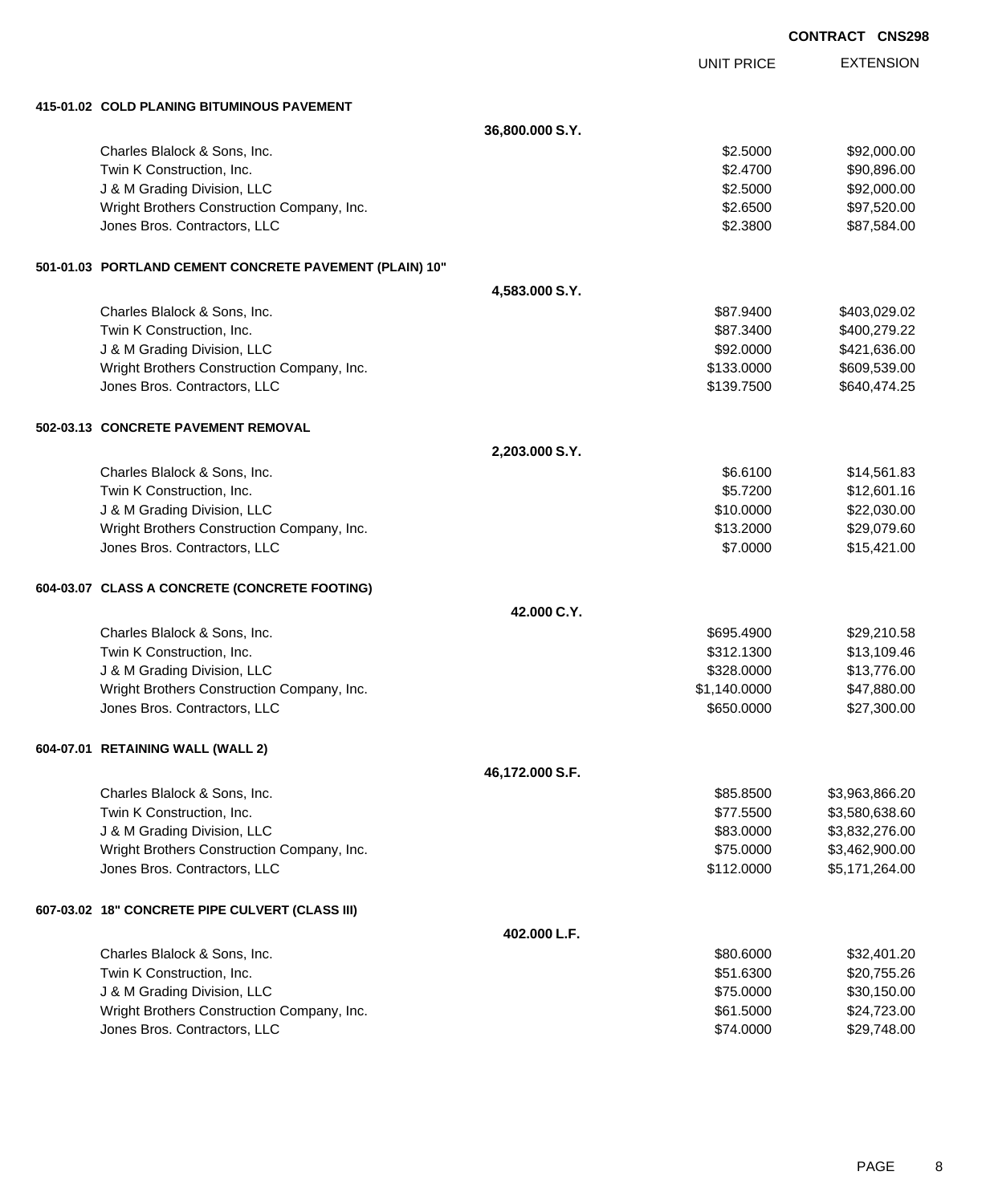**CONTRACT CNS298**

| | | UNIT PRICE | EXTENSION |
|---|---|---|---|
| **415-01.02 COLD PLANING BITUMINOUS PAVEMENT** | | | |
| | **36,800.000 S.Y.** | | |
| Charles Blalock & Sons, Inc. | | $2.5000 | $92,000.00 |
| Twin K Construction, Inc. | | $2.4700 | $90,896.00 |
| J & M Grading Division, LLC | | $2.5000 | $92,000.00 |
| Wright Brothers Construction Company, Inc. | | $2.6500 | $97,520.00 |
| Jones Bros. Contractors, LLC | | $2.3800 | $87,584.00 |
| **501-01.03 PORTLAND CEMENT CONCRETE PAVEMENT (PLAIN) 10"** | | | |
| | **4,583.000 S.Y.** | | |
| Charles Blalock & Sons, Inc. | | $87.9400 | $403,029.02 |
| Twin K Construction, Inc. | | $87.3400 | $400,279.22 |
| J & M Grading Division, LLC | | $92.0000 | $421,636.00 |
| Wright Brothers Construction Company, Inc. | | $133.0000 | $609,539.00 |
| Jones Bros. Contractors, LLC | | $139.7500 | $640,474.25 |
| **502-03.13 CONCRETE PAVEMENT REMOVAL** | | | |
| | **2,203.000 S.Y.** | | |
| Charles Blalock & Sons, Inc. | | $6.6100 | $14,561.83 |
| Twin K Construction, Inc. | | $5.7200 | $12,601.16 |
| J & M Grading Division, LLC | | $10.0000 | $22,030.00 |
| Wright Brothers Construction Company, Inc. | | $13.2000 | $29,079.60 |
| Jones Bros. Contractors, LLC | | $7.0000 | $15,421.00 |
| **604-03.07 CLASS A CONCRETE (CONCRETE FOOTING)** | | | |
| | **42.000 C.Y.** | | |
| Charles Blalock & Sons, Inc. | | $695.4900 | $29,210.58 |
| Twin K Construction, Inc. | | $312.1300 | $13,109.46 |
| J & M Grading Division, LLC | | $328.0000 | $13,776.00 |
| Wright Brothers Construction Company, Inc. | | $1,140.0000 | $47,880.00 |
| Jones Bros. Contractors, LLC | | $650.0000 | $27,300.00 |
| **604-07.01 RETAINING WALL (WALL 2)** | | | |
| | **46,172.000 S.F.** | | |
| Charles Blalock & Sons, Inc. | | $85.8500 | $3,963,866.20 |
| Twin K Construction, Inc. | | $77.5500 | $3,580,638.60 |
| J & M Grading Division, LLC | | $83.0000 | $3,832,276.00 |
| Wright Brothers Construction Company, Inc. | | $75.0000 | $3,462,900.00 |
| Jones Bros. Contractors, LLC | | $112.0000 | $5,171,264.00 |
| **607-03.02 18" CONCRETE PIPE CULVERT (CLASS III)** | | | |
| | **402.000 L.F.** | | |
| Charles Blalock & Sons, Inc. | | $80.6000 | $32,401.20 |
| Twin K Construction, Inc. | | $51.6300 | $20,755.26 |
| J & M Grading Division, LLC | | $75.0000 | $30,150.00 |
| Wright Brothers Construction Company, Inc. | | $61.5000 | $24,723.00 |
| Jones Bros. Contractors, LLC | | $74.0000 | $29,748.00 |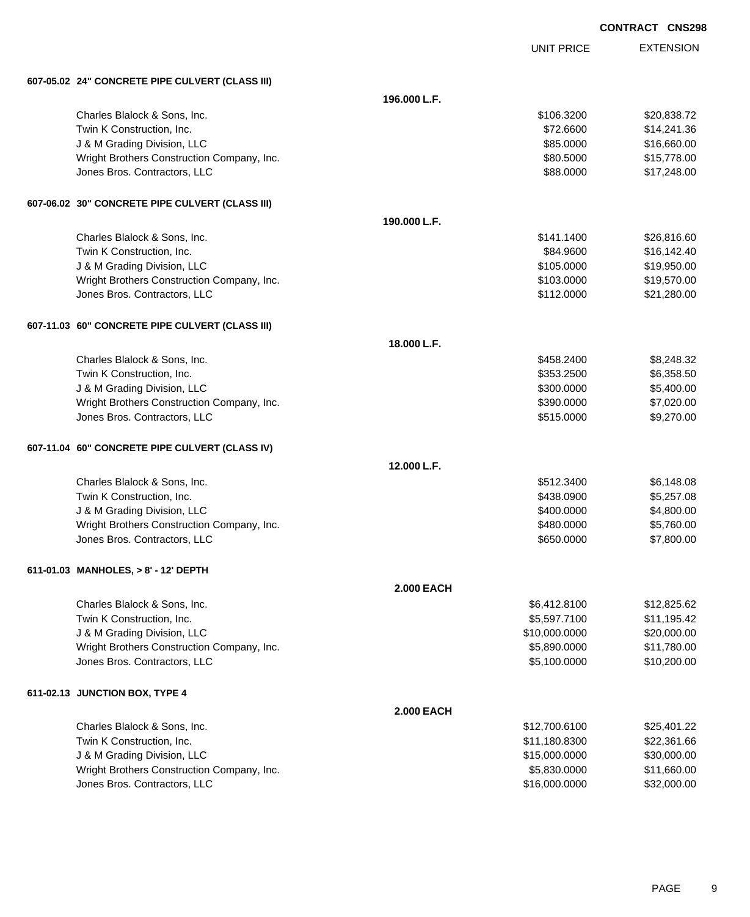**CONTRACT CNS298**

| | | UNIT PRICE | EXTENSION |
|---|---|---|---|
| **607-05.02 24" CONCRETE PIPE CULVERT (CLASS III)** | | | |
| | **196.000 L.F.** | | |
| Charles Blalock & Sons, Inc. | | $106.3200 | $20,838.72 |
| Twin K Construction, Inc. | | $72.6600 | $14,241.36 |
| J & M Grading Division, LLC | | $85.0000 | $16,660.00 |
| Wright Brothers Construction Company, Inc. | | $80.5000 | $15,778.00 |
| Jones Bros. Contractors, LLC | | $88.0000 | $17,248.00 |
| **607-06.02 30" CONCRETE PIPE CULVERT (CLASS III)** | | | |
| | **190.000 L.F.** | | |
| Charles Blalock & Sons, Inc. | | $141.1400 | $26,816.60 |
| Twin K Construction, Inc. | | $84.9600 | $16,142.40 |
| J & M Grading Division, LLC | | $105.0000 | $19,950.00 |
| Wright Brothers Construction Company, Inc. | | $103.0000 | $19,570.00 |
| Jones Bros. Contractors, LLC | | $112.0000 | $21,280.00 |
| **607-11.03 60" CONCRETE PIPE CULVERT (CLASS III)** | | | |
| | **18.000 L.F.** | | |
| Charles Blalock & Sons, Inc. | | $458.2400 | $8,248.32 |
| Twin K Construction, Inc. | | $353.2500 | $6,358.50 |
| J & M Grading Division, LLC | | $300.0000 | $5,400.00 |
| Wright Brothers Construction Company, Inc. | | $390.0000 | $7,020.00 |
| Jones Bros. Contractors, LLC | | $515.0000 | $9,270.00 |
| **607-11.04 60" CONCRETE PIPE CULVERT (CLASS IV)** | | | |
| | **12.000 L.F.** | | |
| Charles Blalock & Sons, Inc. | | $512.3400 | $6,148.08 |
| Twin K Construction, Inc. | | $438.0900 | $5,257.08 |
| J & M Grading Division, LLC | | $400.0000 | $4,800.00 |
| Wright Brothers Construction Company, Inc. | | $480.0000 | $5,760.00 |
| Jones Bros. Contractors, LLC | | $650.0000 | $7,800.00 |
| **611-01.03 MANHOLES, > 8' - 12' DEPTH** | | | |
| | **2.000 EACH** | | |
| Charles Blalock & Sons, Inc. | | $6,412.8100 | $12,825.62 |
| Twin K Construction, Inc. | | $5,597.7100 | $11,195.42 |
| J & M Grading Division, LLC | | $10,000.0000 | $20,000.00 |
| Wright Brothers Construction Company, Inc. | | $5,890.0000 | $11,780.00 |
| Jones Bros. Contractors, LLC | | $5,100.0000 | $10,200.00 |
| **611-02.13 JUNCTION BOX, TYPE 4** | | | |
| | **2.000 EACH** | | |
| Charles Blalock & Sons, Inc. | | $12,700.6100 | $25,401.22 |
| Twin K Construction, Inc. | | $11,180.8300 | $22,361.66 |
| J & M Grading Division, LLC | | $15,000.0000 | $30,000.00 |
| Wright Brothers Construction Company, Inc. | | $5,830.0000 | $11,660.00 |
| Jones Bros. Contractors, LLC | | $16,000.0000 | $32,000.00 |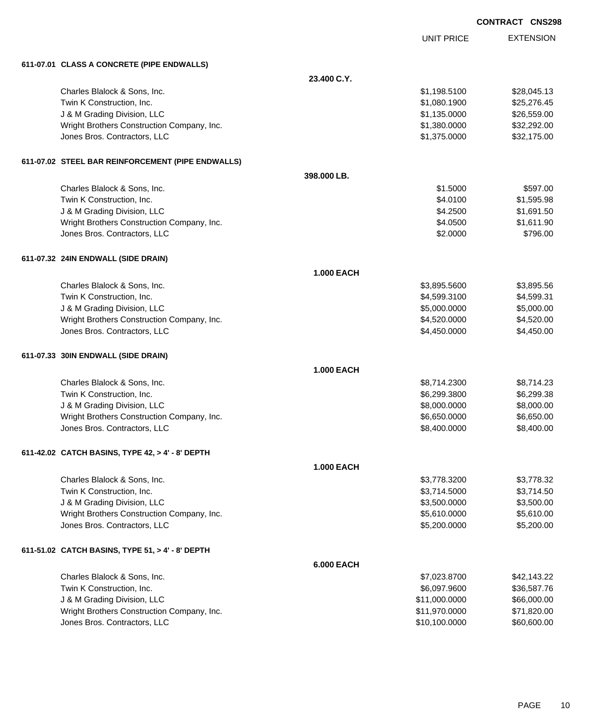**CONTRACT CNS298**

### 611-07.01 CLASS A CONCRETE (PIPE ENDWALLS)

**23.400 C.Y.**

| Bidder | UNIT PRICE | EXTENSION |
|---|---|---|
| Charles Blalock & Sons, Inc. | $1,198.5100 | $28,045.13 |
| Twin K Construction, Inc. | $1,080.1900 | $25,276.45 |
| J & M Grading Division, LLC | $1,135.0000 | $26,559.00 |
| Wright Brothers Construction Company, Inc. | $1,380.0000 | $32,292.00 |
| Jones Bros. Contractors, LLC | $1,375.0000 | $32,175.00 |

### 611-07.02 STEEL BAR REINFORCEMENT (PIPE ENDWALLS)

**398.000 LB.**

| Bidder | UNIT PRICE | EXTENSION |
|---|---|---|
| Charles Blalock & Sons, Inc. | $1.5000 | $597.00 |
| Twin K Construction, Inc. | $4.0100 | $1,595.98 |
| J & M Grading Division, LLC | $4.2500 | $1,691.50 |
| Wright Brothers Construction Company, Inc. | $4.0500 | $1,611.90 |
| Jones Bros. Contractors, LLC | $2.0000 | $796.00 |

### 611-07.32 24IN ENDWALL (SIDE DRAIN)

**1.000 EACH**

| Bidder | UNIT PRICE | EXTENSION |
|---|---|---|
| Charles Blalock & Sons, Inc. | $3,895.5600 | $3,895.56 |
| Twin K Construction, Inc. | $4,599.3100 | $4,599.31 |
| J & M Grading Division, LLC | $5,000.0000 | $5,000.00 |
| Wright Brothers Construction Company, Inc. | $4,520.0000 | $4,520.00 |
| Jones Bros. Contractors, LLC | $4,450.0000 | $4,450.00 |

### 611-07.33 30IN ENDWALL (SIDE DRAIN)

**1.000 EACH**

| Bidder | UNIT PRICE | EXTENSION |
|---|---|---|
| Charles Blalock & Sons, Inc. | $8,714.2300 | $8,714.23 |
| Twin K Construction, Inc. | $6,299.3800 | $6,299.38 |
| J & M Grading Division, LLC | $8,000.0000 | $8,000.00 |
| Wright Brothers Construction Company, Inc. | $6,650.0000 | $6,650.00 |
| Jones Bros. Contractors, LLC | $8,400.0000 | $8,400.00 |

### 611-42.02 CATCH BASINS, TYPE 42, > 4' - 8' DEPTH

**1.000 EACH**

| Bidder | UNIT PRICE | EXTENSION |
|---|---|---|
| Charles Blalock & Sons, Inc. | $3,778.3200 | $3,778.32 |
| Twin K Construction, Inc. | $3,714.5000 | $3,714.50 |
| J & M Grading Division, LLC | $3,500.0000 | $3,500.00 |
| Wright Brothers Construction Company, Inc. | $5,610.0000 | $5,610.00 |
| Jones Bros. Contractors, LLC | $5,200.0000 | $5,200.00 |

### 611-51.02 CATCH BASINS, TYPE 51, > 4' - 8' DEPTH

**6.000 EACH**

| Bidder | UNIT PRICE | EXTENSION |
|---|---|---|
| Charles Blalock & Sons, Inc. | $7,023.8700 | $42,143.22 |
| Twin K Construction, Inc. | $6,097.9600 | $36,587.76 |
| J & M Grading Division, LLC | $11,000.0000 | $66,000.00 |
| Wright Brothers Construction Company, Inc. | $11,970.0000 | $71,820.00 |
| Jones Bros. Contractors, LLC | $10,100.0000 | $60,600.00 |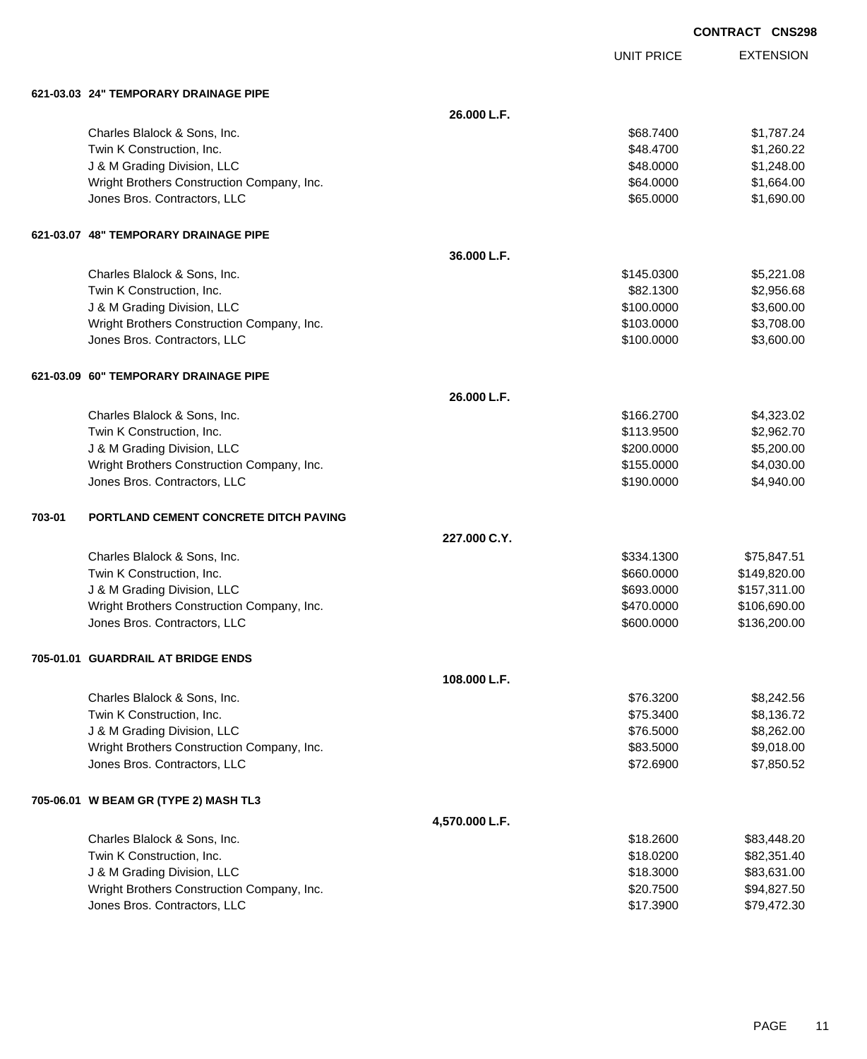**CONTRACT CNS298**

| | UNIT PRICE | EXTENSION |
|---|---|---|
| **621-03.03 24" TEMPORARY DRAINAGE PIPE** | | |
| **26.000 L.F.** | | |
| Charles Blalock & Sons, Inc. | $68.7400 | $1,787.24 |
| Twin K Construction, Inc. | $48.4700 | $1,260.22 |
| J & M Grading Division, LLC | $48.0000 | $1,248.00 |
| Wright Brothers Construction Company, Inc. | $64.0000 | $1,664.00 |
| Jones Bros. Contractors, LLC | $65.0000 | $1,690.00 |
| **621-03.07 48" TEMPORARY DRAINAGE PIPE** | | |
| **36.000 L.F.** | | |
| Charles Blalock & Sons, Inc. | $145.0300 | $5,221.08 |
| Twin K Construction, Inc. | $82.1300 | $2,956.68 |
| J & M Grading Division, LLC | $100.0000 | $3,600.00 |
| Wright Brothers Construction Company, Inc. | $103.0000 | $3,708.00 |
| Jones Bros. Contractors, LLC | $100.0000 | $3,600.00 |
| **621-03.09 60" TEMPORARY DRAINAGE PIPE** | | |
| **26.000 L.F.** | | |
| Charles Blalock & Sons, Inc. | $166.2700 | $4,323.02 |
| Twin K Construction, Inc. | $113.9500 | $2,962.70 |
| J & M Grading Division, LLC | $200.0000 | $5,200.00 |
| Wright Brothers Construction Company, Inc. | $155.0000 | $4,030.00 |
| Jones Bros. Contractors, LLC | $190.0000 | $4,940.00 |
| **703-01 PORTLAND CEMENT CONCRETE DITCH PAVING** | | |
| **227.000 C.Y.** | | |
| Charles Blalock & Sons, Inc. | $334.1300 | $75,847.51 |
| Twin K Construction, Inc. | $660.0000 | $149,820.00 |
| J & M Grading Division, LLC | $693.0000 | $157,311.00 |
| Wright Brothers Construction Company, Inc. | $470.0000 | $106,690.00 |
| Jones Bros. Contractors, LLC | $600.0000 | $136,200.00 |
| **705-01.01 GUARDRAIL AT BRIDGE ENDS** | | |
| **108.000 L.F.** | | |
| Charles Blalock & Sons, Inc. | $76.3200 | $8,242.56 |
| Twin K Construction, Inc. | $75.3400 | $8,136.72 |
| J & M Grading Division, LLC | $76.5000 | $8,262.00 |
| Wright Brothers Construction Company, Inc. | $83.5000 | $9,018.00 |
| Jones Bros. Contractors, LLC | $72.6900 | $7,850.52 |
| **705-06.01 W BEAM GR (TYPE 2) MASH TL3** | | |
| **4,570.000 L.F.** | | |
| Charles Blalock & Sons, Inc. | $18.2600 | $83,448.20 |
| Twin K Construction, Inc. | $18.0200 | $82,351.40 |
| J & M Grading Division, LLC | $18.3000 | $83,631.00 |
| Wright Brothers Construction Company, Inc. | $20.7500 | $94,827.50 |
| Jones Bros. Contractors, LLC | $17.3900 | $79,472.30 |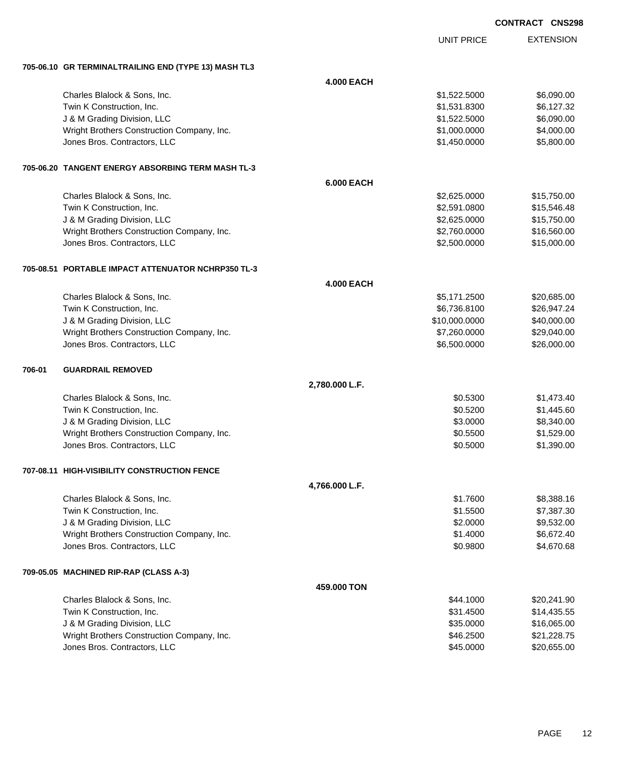**CONTRACT CNS298**

| | UNIT PRICE | EXTENSION |
|---|---|---|
| **705-06.10 GR TERMINALTRAILING END (TYPE 13) MASH TL3** | | |
| **4.000 EACH** | | |
| Charles Blalock & Sons, Inc. | $1,522.5000 | $6,090.00 |
| Twin K Construction, Inc. | $1,531.8300 | $6,127.32 |
| J & M Grading Division, LLC | $1,522.5000 | $6,090.00 |
| Wright Brothers Construction Company, Inc. | $1,000.0000 | $4,000.00 |
| Jones Bros. Contractors, LLC | $1,450.0000 | $5,800.00 |
| **705-06.20 TANGENT ENERGY ABSORBING TERM MASH TL-3** | | |
| **6.000 EACH** | | |
| Charles Blalock & Sons, Inc. | $2,625.0000 | $15,750.00 |
| Twin K Construction, Inc. | $2,591.0800 | $15,546.48 |
| J & M Grading Division, LLC | $2,625.0000 | $15,750.00 |
| Wright Brothers Construction Company, Inc. | $2,760.0000 | $16,560.00 |
| Jones Bros. Contractors, LLC | $2,500.0000 | $15,000.00 |
| **705-08.51 PORTABLE IMPACT ATTENUATOR NCHRP350 TL-3** | | |
| **4.000 EACH** | | |
| Charles Blalock & Sons, Inc. | $5,171.2500 | $20,685.00 |
| Twin K Construction, Inc. | $6,736.8100 | $26,947.24 |
| J & M Grading Division, LLC | $10,000.0000 | $40,000.00 |
| Wright Brothers Construction Company, Inc. | $7,260.0000 | $29,040.00 |
| Jones Bros. Contractors, LLC | $6,500.0000 | $26,000.00 |
| **706-01 GUARDRAIL REMOVED** | | |
| **2,780.000 L.F.** | | |
| Charles Blalock & Sons, Inc. | $0.5300 | $1,473.40 |
| Twin K Construction, Inc. | $0.5200 | $1,445.60 |
| J & M Grading Division, LLC | $3.0000 | $8,340.00 |
| Wright Brothers Construction Company, Inc. | $0.5500 | $1,529.00 |
| Jones Bros. Contractors, LLC | $0.5000 | $1,390.00 |
| **707-08.11 HIGH-VISIBILITY CONSTRUCTION FENCE** | | |
| **4,766.000 L.F.** | | |
| Charles Blalock & Sons, Inc. | $1.7600 | $8,388.16 |
| Twin K Construction, Inc. | $1.5500 | $7,387.30 |
| J & M Grading Division, LLC | $2.0000 | $9,532.00 |
| Wright Brothers Construction Company, Inc. | $1.4000 | $6,672.40 |
| Jones Bros. Contractors, LLC | $0.9800 | $4,670.68 |
| **709-05.05 MACHINED RIP-RAP (CLASS A-3)** | | |
| **459.000 TON** | | |
| Charles Blalock & Sons, Inc. | $44.1000 | $20,241.90 |
| Twin K Construction, Inc. | $31.4500 | $14,435.55 |
| J & M Grading Division, LLC | $35.0000 | $16,065.00 |
| Wright Brothers Construction Company, Inc. | $46.2500 | $21,228.75 |
| Jones Bros. Contractors, LLC | $45.0000 | $20,655.00 |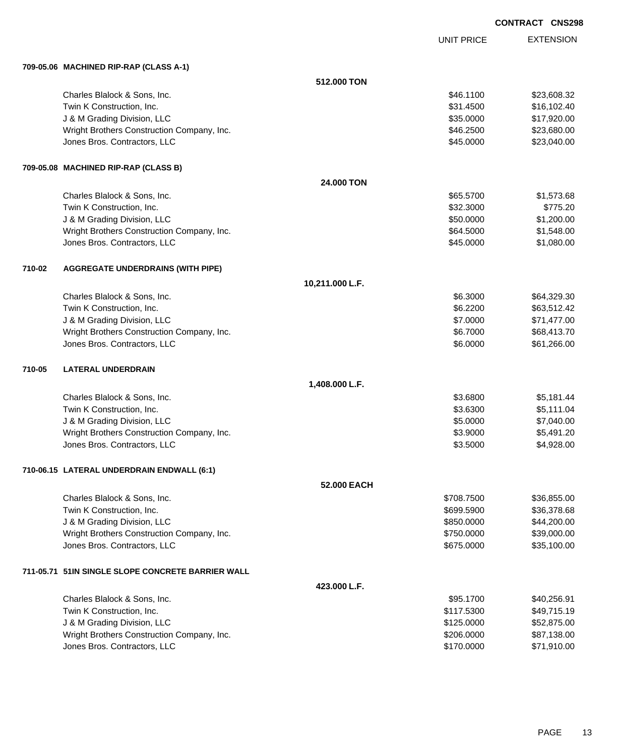**CONTRACT CNS298**

| | | UNIT PRICE | EXTENSION |
|---|---|---|---|
| **709-05.06** | **MACHINED RIP-RAP (CLASS A-1)** | | |
| | **512.000 TON** | | |
| | Charles Blalock & Sons, Inc. | $46.1100 | $23,608.32 |
| | Twin K Construction, Inc. | $31.4500 | $16,102.40 |
| | J & M Grading Division, LLC | $35.0000 | $17,920.00 |
| | Wright Brothers Construction Company, Inc. | $46.2500 | $23,680.00 |
| | Jones Bros. Contractors, LLC | $45.0000 | $23,040.00 |
| **709-05.08** | **MACHINED RIP-RAP (CLASS B)** | | |
| | **24.000 TON** | | |
| | Charles Blalock & Sons, Inc. | $65.5700 | $1,573.68 |
| | Twin K Construction, Inc. | $32.3000 | $775.20 |
| | J & M Grading Division, LLC | $50.0000 | $1,200.00 |
| | Wright Brothers Construction Company, Inc. | $64.5000 | $1,548.00 |
| | Jones Bros. Contractors, LLC | $45.0000 | $1,080.00 |
| **710-02** | **AGGREGATE UNDERDRAINS (WITH PIPE)** | | |
| | **10,211.000 L.F.** | | |
| | Charles Blalock & Sons, Inc. | $6.3000 | $64,329.30 |
| | Twin K Construction, Inc. | $6.2200 | $63,512.42 |
| | J & M Grading Division, LLC | $7.0000 | $71,477.00 |
| | Wright Brothers Construction Company, Inc. | $6.7000 | $68,413.70 |
| | Jones Bros. Contractors, LLC | $6.0000 | $61,266.00 |
| **710-05** | **LATERAL UNDERDRAIN** | | |
| | **1,408.000 L.F.** | | |
| | Charles Blalock & Sons, Inc. | $3.6800 | $5,181.44 |
| | Twin K Construction, Inc. | $3.6300 | $5,111.04 |
| | J & M Grading Division, LLC | $5.0000 | $7,040.00 |
| | Wright Brothers Construction Company, Inc. | $3.9000 | $5,491.20 |
| | Jones Bros. Contractors, LLC | $3.5000 | $4,928.00 |
| **710-06.15** | **LATERAL UNDERDRAIN ENDWALL (6:1)** | | |
| | **52.000 EACH** | | |
| | Charles Blalock & Sons, Inc. | $708.7500 | $36,855.00 |
| | Twin K Construction, Inc. | $699.5900 | $36,378.68 |
| | J & M Grading Division, LLC | $850.0000 | $44,200.00 |
| | Wright Brothers Construction Company, Inc. | $750.0000 | $39,000.00 |
| | Jones Bros. Contractors, LLC | $675.0000 | $35,100.00 |
| **711-05.71** | **51IN SINGLE SLOPE CONCRETE BARRIER WALL** | | |
| | **423.000 L.F.** | | |
| | Charles Blalock & Sons, Inc. | $95.1700 | $40,256.91 |
| | Twin K Construction, Inc. | $117.5300 | $49,715.19 |
| | J & M Grading Division, LLC | $125.0000 | $52,875.00 |
| | Wright Brothers Construction Company, Inc. | $206.0000 | $87,138.00 |
| | Jones Bros. Contractors, LLC | $170.0000 | $71,910.00 |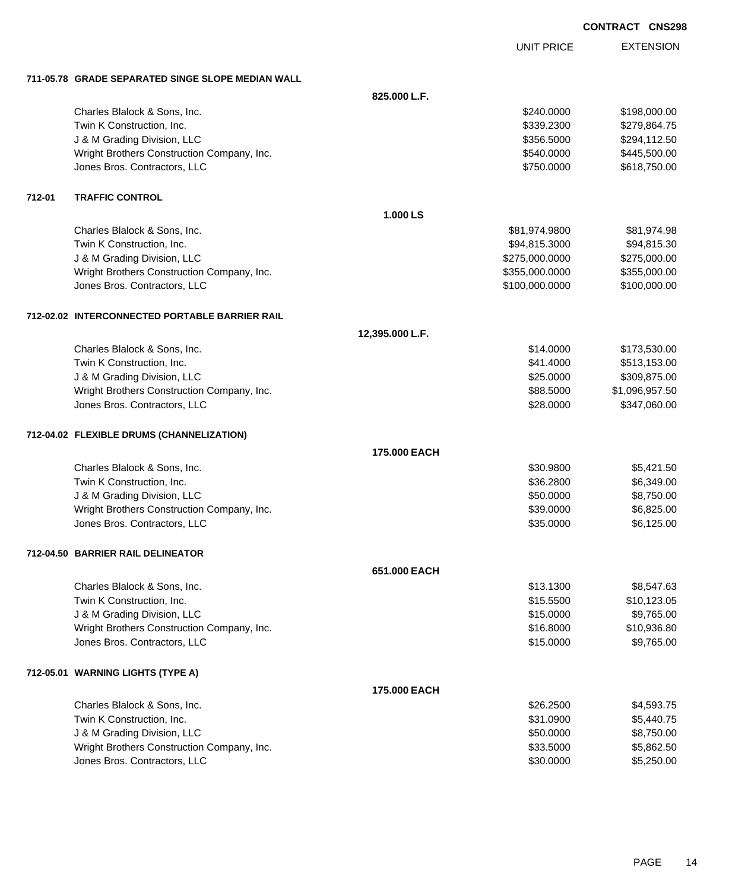**CONTRACT CNS298**

| | | UNIT PRICE | EXTENSION |
|---|---|---|---|
| **711-05.78 GRADE SEPARATED SINGE SLOPE MEDIAN WALL** | | | |
| | **825.000 L.F.** | | |
| Charles Blalock & Sons, Inc. | | $240.0000 | $198,000.00 |
| Twin K Construction, Inc. | | $339.2300 | $279,864.75 |
| J & M Grading Division, LLC | | $356.5000 | $294,112.50 |
| Wright Brothers Construction Company, Inc. | | $540.0000 | $445,500.00 |
| Jones Bros. Contractors, LLC | | $750.0000 | $618,750.00 |
| **712-01 TRAFFIC CONTROL** | | | |
| | **1.000 LS** | | |
| Charles Blalock & Sons, Inc. | | $81,974.9800 | $81,974.98 |
| Twin K Construction, Inc. | | $94,815.3000 | $94,815.30 |
| J & M Grading Division, LLC | | $275,000.0000 | $275,000.00 |
| Wright Brothers Construction Company, Inc. | | $355,000.0000 | $355,000.00 |
| Jones Bros. Contractors, LLC | | $100,000.0000 | $100,000.00 |
| **712-02.02 INTERCONNECTED PORTABLE BARRIER RAIL** | | | |
| | **12,395.000 L.F.** | | |
| Charles Blalock & Sons, Inc. | | $14.0000 | $173,530.00 |
| Twin K Construction, Inc. | | $41.4000 | $513,153.00 |
| J & M Grading Division, LLC | | $25.0000 | $309,875.00 |
| Wright Brothers Construction Company, Inc. | | $88.5000 | $1,096,957.50 |
| Jones Bros. Contractors, LLC | | $28.0000 | $347,060.00 |
| **712-04.02 FLEXIBLE DRUMS (CHANNELIZATION)** | | | |
| | **175.000 EACH** | | |
| Charles Blalock & Sons, Inc. | | $30.9800 | $5,421.50 |
| Twin K Construction, Inc. | | $36.2800 | $6,349.00 |
| J & M Grading Division, LLC | | $50.0000 | $8,750.00 |
| Wright Brothers Construction Company, Inc. | | $39.0000 | $6,825.00 |
| Jones Bros. Contractors, LLC | | $35.0000 | $6,125.00 |
| **712-04.50 BARRIER RAIL DELINEATOR** | | | |
| | **651.000 EACH** | | |
| Charles Blalock & Sons, Inc. | | $13.1300 | $8,547.63 |
| Twin K Construction, Inc. | | $15.5500 | $10,123.05 |
| J & M Grading Division, LLC | | $15.0000 | $9,765.00 |
| Wright Brothers Construction Company, Inc. | | $16.8000 | $10,936.80 |
| Jones Bros. Contractors, LLC | | $15.0000 | $9,765.00 |
| **712-05.01 WARNING LIGHTS (TYPE A)** | | | |
| | **175.000 EACH** | | |
| Charles Blalock & Sons, Inc. | | $26.2500 | $4,593.75 |
| Twin K Construction, Inc. | | $31.0900 | $5,440.75 |
| J & M Grading Division, LLC | | $50.0000 | $8,750.00 |
| Wright Brothers Construction Company, Inc. | | $33.5000 | $5,862.50 |
| Jones Bros. Contractors, LLC | | $30.0000 | $5,250.00 |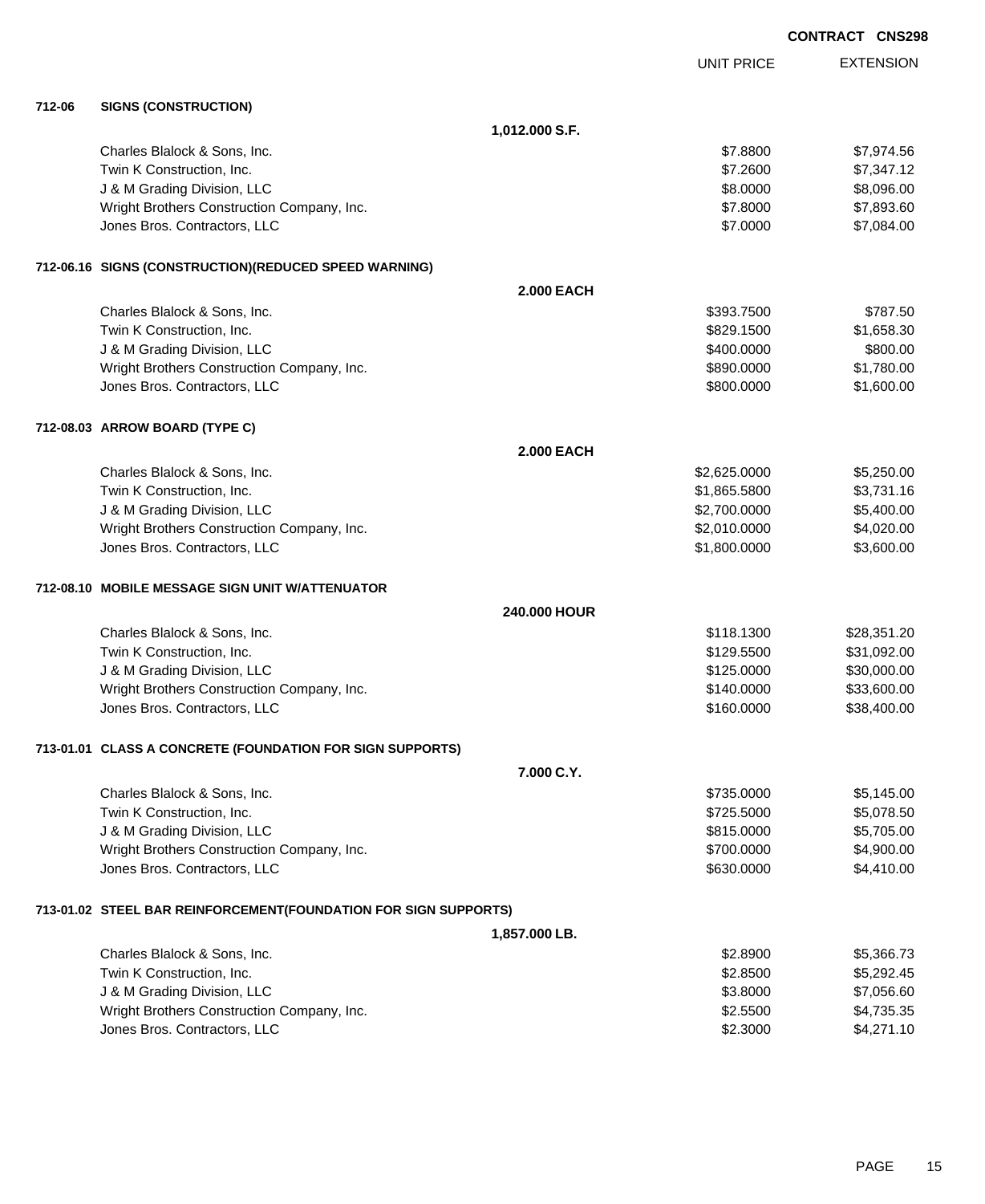**CONTRACT CNS298**

| | UNIT PRICE | EXTENSION |
|---|---|---|
| **712-06 SIGNS (CONSTRUCTION)** | | |
| **1,012.000 S.F.** | | |
| Charles Blalock & Sons, Inc. | $7.8800 | $7,974.56 |
| Twin K Construction, Inc. | $7.2600 | $7,347.12 |
| J & M Grading Division, LLC | $8.0000 | $8,096.00 |
| Wright Brothers Construction Company, Inc. | $7.8000 | $7,893.60 |
| Jones Bros. Contractors, LLC | $7.0000 | $7,084.00 |
| **712-06.16 SIGNS (CONSTRUCTION)(REDUCED SPEED WARNING)** | | |
| **2.000 EACH** | | |
| Charles Blalock & Sons, Inc. | $393.7500 | $787.50 |
| Twin K Construction, Inc. | $829.1500 | $1,658.30 |
| J & M Grading Division, LLC | $400.0000 | $800.00 |
| Wright Brothers Construction Company, Inc. | $890.0000 | $1,780.00 |
| Jones Bros. Contractors, LLC | $800.0000 | $1,600.00 |
| **712-08.03 ARROW BOARD (TYPE C)** | | |
| **2.000 EACH** | | |
| Charles Blalock & Sons, Inc. | $2,625.0000 | $5,250.00 |
| Twin K Construction, Inc. | $1,865.5800 | $3,731.16 |
| J & M Grading Division, LLC | $2,700.0000 | $5,400.00 |
| Wright Brothers Construction Company, Inc. | $2,010.0000 | $4,020.00 |
| Jones Bros. Contractors, LLC | $1,800.0000 | $3,600.00 |
| **712-08.10 MOBILE MESSAGE SIGN UNIT W/ATTENUATOR** | | |
| **240.000 HOUR** | | |
| Charles Blalock & Sons, Inc. | $118.1300 | $28,351.20 |
| Twin K Construction, Inc. | $129.5500 | $31,092.00 |
| J & M Grading Division, LLC | $125.0000 | $30,000.00 |
| Wright Brothers Construction Company, Inc. | $140.0000 | $33,600.00 |
| Jones Bros. Contractors, LLC | $160.0000 | $38,400.00 |
| **713-01.01 CLASS A CONCRETE (FOUNDATION FOR SIGN SUPPORTS)** | | |
| **7.000 C.Y.** | | |
| Charles Blalock & Sons, Inc. | $735.0000 | $5,145.00 |
| Twin K Construction, Inc. | $725.5000 | $5,078.50 |
| J & M Grading Division, LLC | $815.0000 | $5,705.00 |
| Wright Brothers Construction Company, Inc. | $700.0000 | $4,900.00 |
| Jones Bros. Contractors, LLC | $630.0000 | $4,410.00 |
| **713-01.02 STEEL BAR REINFORCEMENT(FOUNDATION FOR SIGN SUPPORTS)** | | |
| **1,857.000 LB.** | | |
| Charles Blalock & Sons, Inc. | $2.8900 | $5,366.73 |
| Twin K Construction, Inc. | $2.8500 | $5,292.45 |
| J & M Grading Division, LLC | $3.8000 | $7,056.60 |
| Wright Brothers Construction Company, Inc. | $2.5500 | $4,735.35 |
| Jones Bros. Contractors, LLC | $2.3000 | $4,271.10 |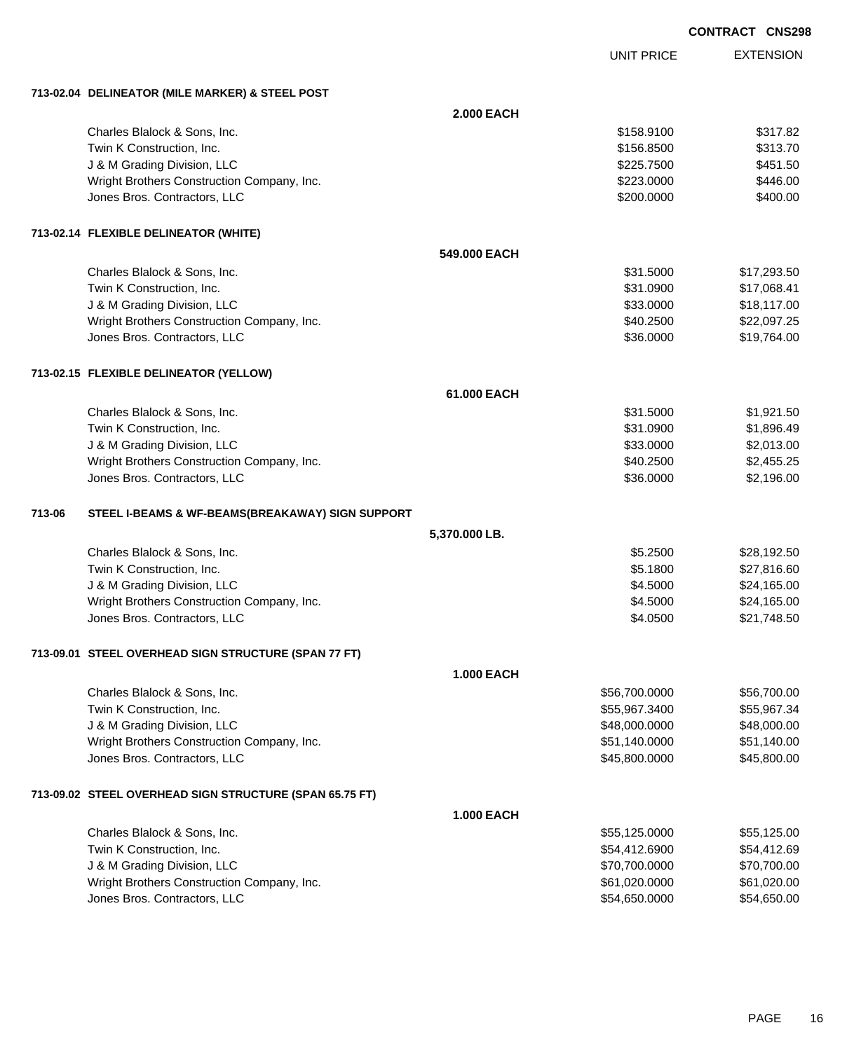**CONTRACT CNS298**

| | | UNIT PRICE | EXTENSION |
|---|---|---|---|
| **713-02.04 DELINEATOR (MILE MARKER) & STEEL POST** | | | |
| | **2.000 EACH** | | |
| Charles Blalock & Sons, Inc. | | $158.9100 | $317.82 |
| Twin K Construction, Inc. | | $156.8500 | $313.70 |
| J & M Grading Division, LLC | | $225.7500 | $451.50 |
| Wright Brothers Construction Company, Inc. | | $223.0000 | $446.00 |
| Jones Bros. Contractors, LLC | | $200.0000 | $400.00 |
| **713-02.14 FLEXIBLE DELINEATOR (WHITE)** | | | |
| | **549.000 EACH** | | |
| Charles Blalock & Sons, Inc. | | $31.5000 | $17,293.50 |
| Twin K Construction, Inc. | | $31.0900 | $17,068.41 |
| J & M Grading Division, LLC | | $33.0000 | $18,117.00 |
| Wright Brothers Construction Company, Inc. | | $40.2500 | $22,097.25 |
| Jones Bros. Contractors, LLC | | $36.0000 | $19,764.00 |
| **713-02.15 FLEXIBLE DELINEATOR (YELLOW)** | | | |
| | **61.000 EACH** | | |
| Charles Blalock & Sons, Inc. | | $31.5000 | $1,921.50 |
| Twin K Construction, Inc. | | $31.0900 | $1,896.49 |
| J & M Grading Division, LLC | | $33.0000 | $2,013.00 |
| Wright Brothers Construction Company, Inc. | | $40.2500 | $2,455.25 |
| Jones Bros. Contractors, LLC | | $36.0000 | $2,196.00 |
| **713-06 STEEL I-BEAMS & WF-BEAMS(BREAKAWAY) SIGN SUPPORT** | | | |
| | **5,370.000 LB.** | | |
| Charles Blalock & Sons, Inc. | | $5.2500 | $28,192.50 |
| Twin K Construction, Inc. | | $5.1800 | $27,816.60 |
| J & M Grading Division, LLC | | $4.5000 | $24,165.00 |
| Wright Brothers Construction Company, Inc. | | $4.5000 | $24,165.00 |
| Jones Bros. Contractors, LLC | | $4.0500 | $21,748.50 |
| **713-09.01 STEEL OVERHEAD SIGN STRUCTURE (SPAN 77 FT)** | | | |
| | **1.000 EACH** | | |
| Charles Blalock & Sons, Inc. | | $56,700.0000 | $56,700.00 |
| Twin K Construction, Inc. | | $55,967.3400 | $55,967.34 |
| J & M Grading Division, LLC | | $48,000.0000 | $48,000.00 |
| Wright Brothers Construction Company, Inc. | | $51,140.0000 | $51,140.00 |
| Jones Bros. Contractors, LLC | | $45,800.0000 | $45,800.00 |
| **713-09.02 STEEL OVERHEAD SIGN STRUCTURE (SPAN 65.75 FT)** | | | |
| | **1.000 EACH** | | |
| Charles Blalock & Sons, Inc. | | $55,125.0000 | $55,125.00 |
| Twin K Construction, Inc. | | $54,412.6900 | $54,412.69 |
| J & M Grading Division, LLC | | $70,700.0000 | $70,700.00 |
| Wright Brothers Construction Company, Inc. | | $61,020.0000 | $61,020.00 |
| Jones Bros. Contractors, LLC | | $54,650.0000 | $54,650.00 |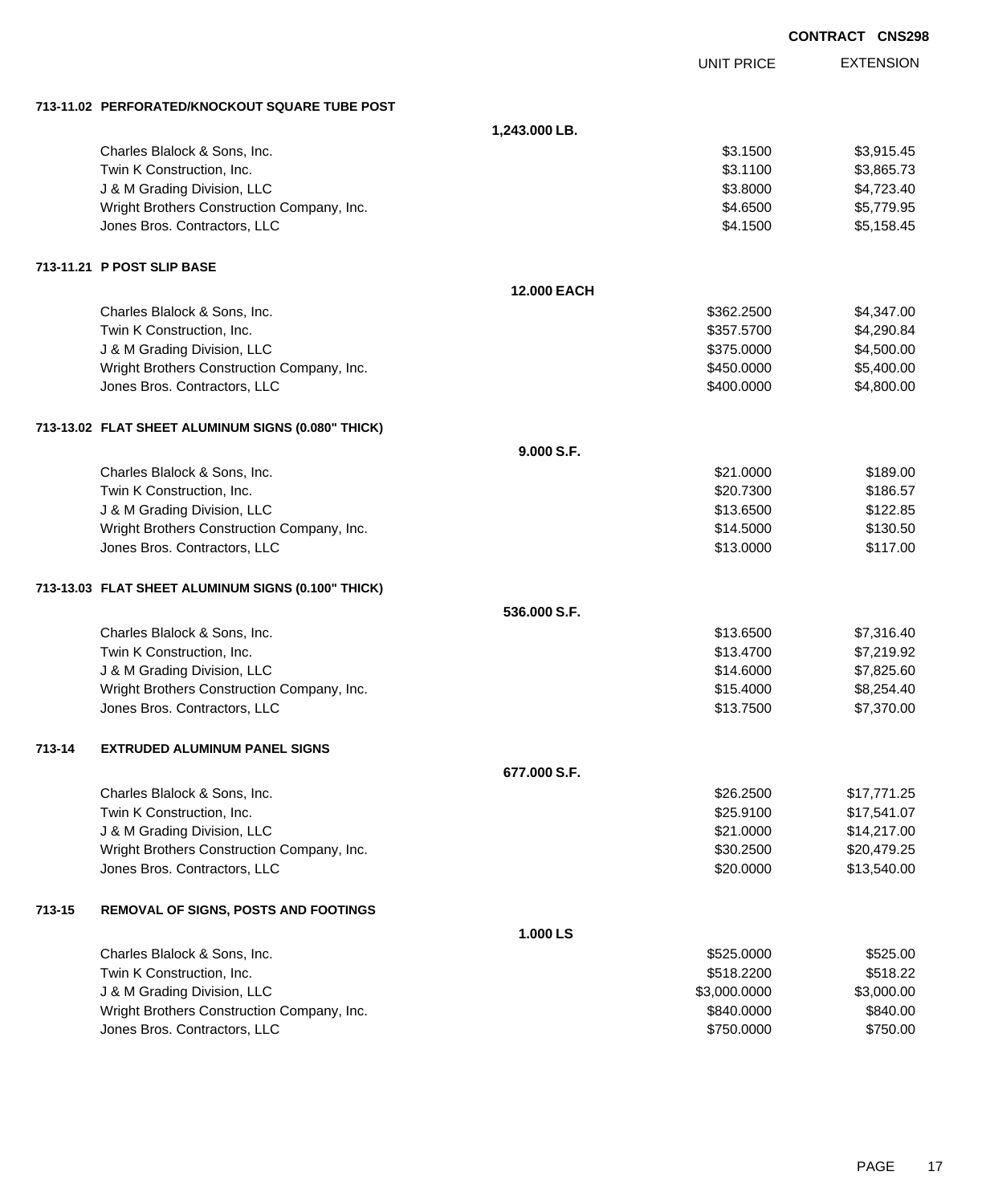CONTRACT CNS298

| | UNIT PRICE | EXTENSION |
|---|---|---|
| **713-11.02 PERFORATED/KNOCKOUT SQUARE TUBE POST** | | |
| **1,243.000 LB.** | | |
| Charles Blalock & Sons, Inc. | $3.1500 | $3,915.45 |
| Twin K Construction, Inc. | $3.1100 | $3,865.73 |
| J & M Grading Division, LLC | $3.8000 | $4,723.40 |
| Wright Brothers Construction Company, Inc. | $4.6500 | $5,779.95 |
| Jones Bros. Contractors, LLC | $4.1500 | $5,158.45 |
| **713-11.21 P POST SLIP BASE** | | |
| **12.000 EACH** | | |
| Charles Blalock & Sons, Inc. | $362.2500 | $4,347.00 |
| Twin K Construction, Inc. | $357.5700 | $4,290.84 |
| J & M Grading Division, LLC | $375.0000 | $4,500.00 |
| Wright Brothers Construction Company, Inc. | $450.0000 | $5,400.00 |
| Jones Bros. Contractors, LLC | $400.0000 | $4,800.00 |
| **713-13.02 FLAT SHEET ALUMINUM SIGNS (0.080" THICK)** | | |
| **9.000 S.F.** | | |
| Charles Blalock & Sons, Inc. | $21.0000 | $189.00 |
| Twin K Construction, Inc. | $20.7300 | $186.57 |
| J & M Grading Division, LLC | $13.6500 | $122.85 |
| Wright Brothers Construction Company, Inc. | $14.5000 | $130.50 |
| Jones Bros. Contractors, LLC | $13.0000 | $117.00 |
| **713-13.03 FLAT SHEET ALUMINUM SIGNS (0.100" THICK)** | | |
| **536.000 S.F.** | | |
| Charles Blalock & Sons, Inc. | $13.6500 | $7,316.40 |
| Twin K Construction, Inc. | $13.4700 | $7,219.92 |
| J & M Grading Division, LLC | $14.6000 | $7,825.60 |
| Wright Brothers Construction Company, Inc. | $15.4000 | $8,254.40 |
| Jones Bros. Contractors, LLC | $13.7500 | $7,370.00 |
| **713-14 EXTRUDED ALUMINUM PANEL SIGNS** | | |
| **677.000 S.F.** | | |
| Charles Blalock & Sons, Inc. | $26.2500 | $17,771.25 |
| Twin K Construction, Inc. | $25.9100 | $17,541.07 |
| J & M Grading Division, LLC | $21.0000 | $14,217.00 |
| Wright Brothers Construction Company, Inc. | $30.2500 | $20,479.25 |
| Jones Bros. Contractors, LLC | $20.0000 | $13,540.00 |
| **713-15 REMOVAL OF SIGNS, POSTS AND FOOTINGS** | | |
| **1.000 LS** | | |
| Charles Blalock & Sons, Inc. | $525.0000 | $525.00 |
| Twin K Construction, Inc. | $518.2200 | $518.22 |
| J & M Grading Division, LLC | $3,000.0000 | $3,000.00 |
| Wright Brothers Construction Company, Inc. | $840.0000 | $840.00 |
| Jones Bros. Contractors, LLC | $750.0000 | $750.00 |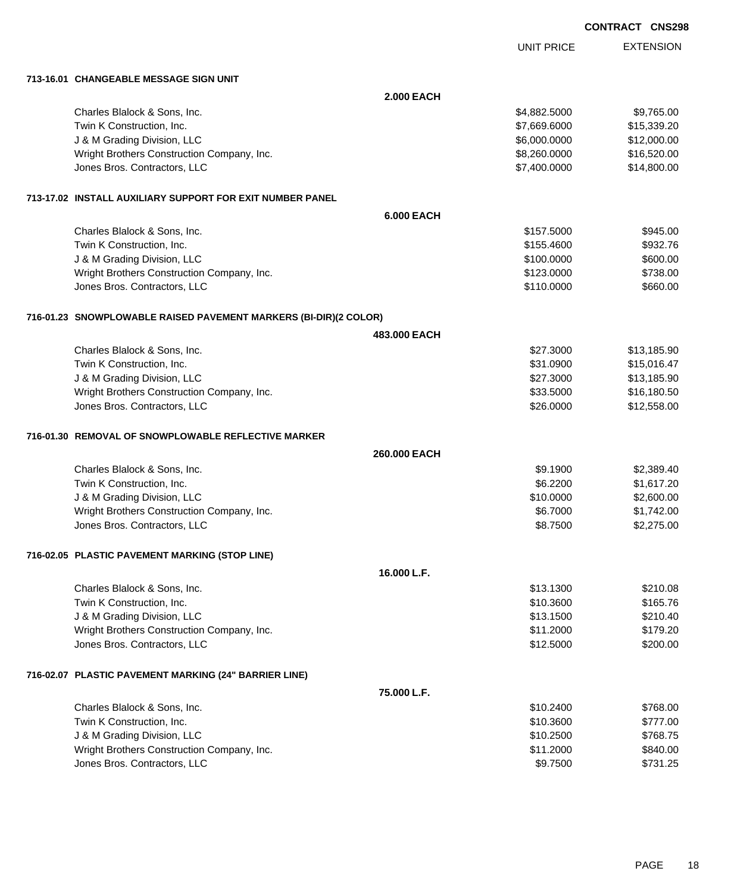**CONTRACT CNS298**

| | | UNIT PRICE | EXTENSION |
|---|---|---|---|
| **713-16.01 CHANGEABLE MESSAGE SIGN UNIT** | | | |
| | **2.000 EACH** | | |
| Charles Blalock & Sons, Inc. | | $4,882.5000 | $9,765.00 |
| Twin K Construction, Inc. | | $7,669.6000 | $15,339.20 |
| J & M Grading Division, LLC | | $6,000.0000 | $12,000.00 |
| Wright Brothers Construction Company, Inc. | | $8,260.0000 | $16,520.00 |
| Jones Bros. Contractors, LLC | | $7,400.0000 | $14,800.00 |
| **713-17.02 INSTALL AUXILIARY SUPPORT FOR EXIT NUMBER PANEL** | | | |
| | **6.000 EACH** | | |
| Charles Blalock & Sons, Inc. | | $157.5000 | $945.00 |
| Twin K Construction, Inc. | | $155.4600 | $932.76 |
| J & M Grading Division, LLC | | $100.0000 | $600.00 |
| Wright Brothers Construction Company, Inc. | | $123.0000 | $738.00 |
| Jones Bros. Contractors, LLC | | $110.0000 | $660.00 |
| **716-01.23 SNOWPLOWABLE RAISED PAVEMENT MARKERS (BI-DIR)(2 COLOR)** | | | |
| | **483.000 EACH** | | |
| Charles Blalock & Sons, Inc. | | $27.3000 | $13,185.90 |
| Twin K Construction, Inc. | | $31.0900 | $15,016.47 |
| J & M Grading Division, LLC | | $27.3000 | $13,185.90 |
| Wright Brothers Construction Company, Inc. | | $33.5000 | $16,180.50 |
| Jones Bros. Contractors, LLC | | $26.0000 | $12,558.00 |
| **716-01.30 REMOVAL OF SNOWPLOWABLE REFLECTIVE MARKER** | | | |
| | **260.000 EACH** | | |
| Charles Blalock & Sons, Inc. | | $9.1900 | $2,389.40 |
| Twin K Construction, Inc. | | $6.2200 | $1,617.20 |
| J & M Grading Division, LLC | | $10.0000 | $2,600.00 |
| Wright Brothers Construction Company, Inc. | | $6.7000 | $1,742.00 |
| Jones Bros. Contractors, LLC | | $8.7500 | $2,275.00 |
| **716-02.05 PLASTIC PAVEMENT MARKING (STOP LINE)** | | | |
| | **16.000 L.F.** | | |
| Charles Blalock & Sons, Inc. | | $13.1300 | $210.08 |
| Twin K Construction, Inc. | | $10.3600 | $165.76 |
| J & M Grading Division, LLC | | $13.1500 | $210.40 |
| Wright Brothers Construction Company, Inc. | | $11.2000 | $179.20 |
| Jones Bros. Contractors, LLC | | $12.5000 | $200.00 |
| **716-02.07 PLASTIC PAVEMENT MARKING (24" BARRIER LINE)** | | | |
| | **75.000 L.F.** | | |
| Charles Blalock & Sons, Inc. | | $10.2400 | $768.00 |
| Twin K Construction, Inc. | | $10.3600 | $777.00 |
| J & M Grading Division, LLC | | $10.2500 | $768.75 |
| Wright Brothers Construction Company, Inc. | | $11.2000 | $840.00 |
| Jones Bros. Contractors, LLC | | $9.7500 | $731.25 |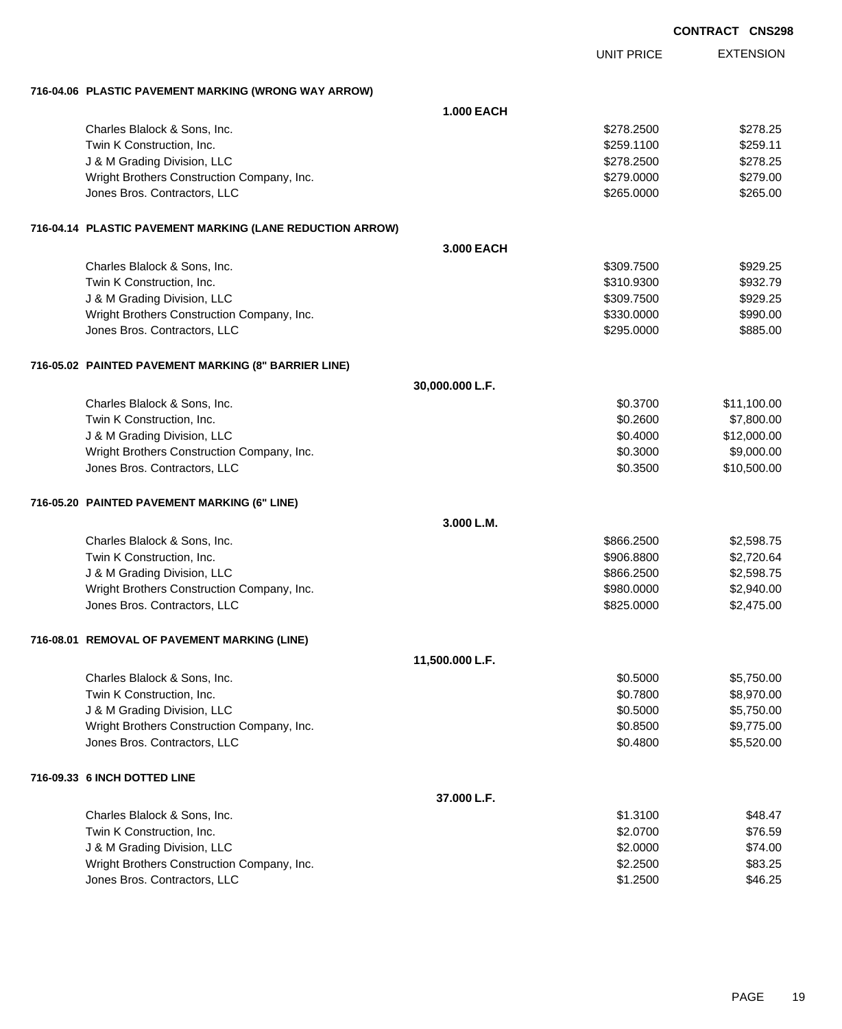**CONTRACT CNS298**

| | | UNIT PRICE | EXTENSION |
|---|---|---|---|
| **716-04.06 PLASTIC PAVEMENT MARKING (WRONG WAY ARROW)** | | | |
| | **1.000 EACH** | | |
| Charles Blalock & Sons, Inc. | | $278.2500 | $278.25 |
| Twin K Construction, Inc. | | $259.1100 | $259.11 |
| J & M Grading Division, LLC | | $278.2500 | $278.25 |
| Wright Brothers Construction Company, Inc. | | $279.0000 | $279.00 |
| Jones Bros. Contractors, LLC | | $265.0000 | $265.00 |
| **716-04.14 PLASTIC PAVEMENT MARKING (LANE REDUCTION ARROW)** | | | |
| | **3.000 EACH** | | |
| Charles Blalock & Sons, Inc. | | $309.7500 | $929.25 |
| Twin K Construction, Inc. | | $310.9300 | $932.79 |
| J & M Grading Division, LLC | | $309.7500 | $929.25 |
| Wright Brothers Construction Company, Inc. | | $330.0000 | $990.00 |
| Jones Bros. Contractors, LLC | | $295.0000 | $885.00 |
| **716-05.02 PAINTED PAVEMENT MARKING (8" BARRIER LINE)** | | | |
| | **30,000.000 L.F.** | | |
| Charles Blalock & Sons, Inc. | | $0.3700 | $11,100.00 |
| Twin K Construction, Inc. | | $0.2600 | $7,800.00 |
| J & M Grading Division, LLC | | $0.4000 | $12,000.00 |
| Wright Brothers Construction Company, Inc. | | $0.3000 | $9,000.00 |
| Jones Bros. Contractors, LLC | | $0.3500 | $10,500.00 |
| **716-05.20 PAINTED PAVEMENT MARKING (6" LINE)** | | | |
| | **3.000 L.M.** | | |
| Charles Blalock & Sons, Inc. | | $866.2500 | $2,598.75 |
| Twin K Construction, Inc. | | $906.8800 | $2,720.64 |
| J & M Grading Division, LLC | | $866.2500 | $2,598.75 |
| Wright Brothers Construction Company, Inc. | | $980.0000 | $2,940.00 |
| Jones Bros. Contractors, LLC | | $825.0000 | $2,475.00 |
| **716-08.01 REMOVAL OF PAVEMENT MARKING (LINE)** | | | |
| | **11,500.000 L.F.** | | |
| Charles Blalock & Sons, Inc. | | $0.5000 | $5,750.00 |
| Twin K Construction, Inc. | | $0.7800 | $8,970.00 |
| J & M Grading Division, LLC | | $0.5000 | $5,750.00 |
| Wright Brothers Construction Company, Inc. | | $0.8500 | $9,775.00 |
| Jones Bros. Contractors, LLC | | $0.4800 | $5,520.00 |
| **716-09.33 6 INCH DOTTED LINE** | | | |
| | **37.000 L.F.** | | |
| Charles Blalock & Sons, Inc. | | $1.3100 | $48.47 |
| Twin K Construction, Inc. | | $2.0700 | $76.59 |
| J & M Grading Division, LLC | | $2.0000 | $74.00 |
| Wright Brothers Construction Company, Inc. | | $2.2500 | $83.25 |
| Jones Bros. Contractors, LLC | | $1.2500 | $46.25 |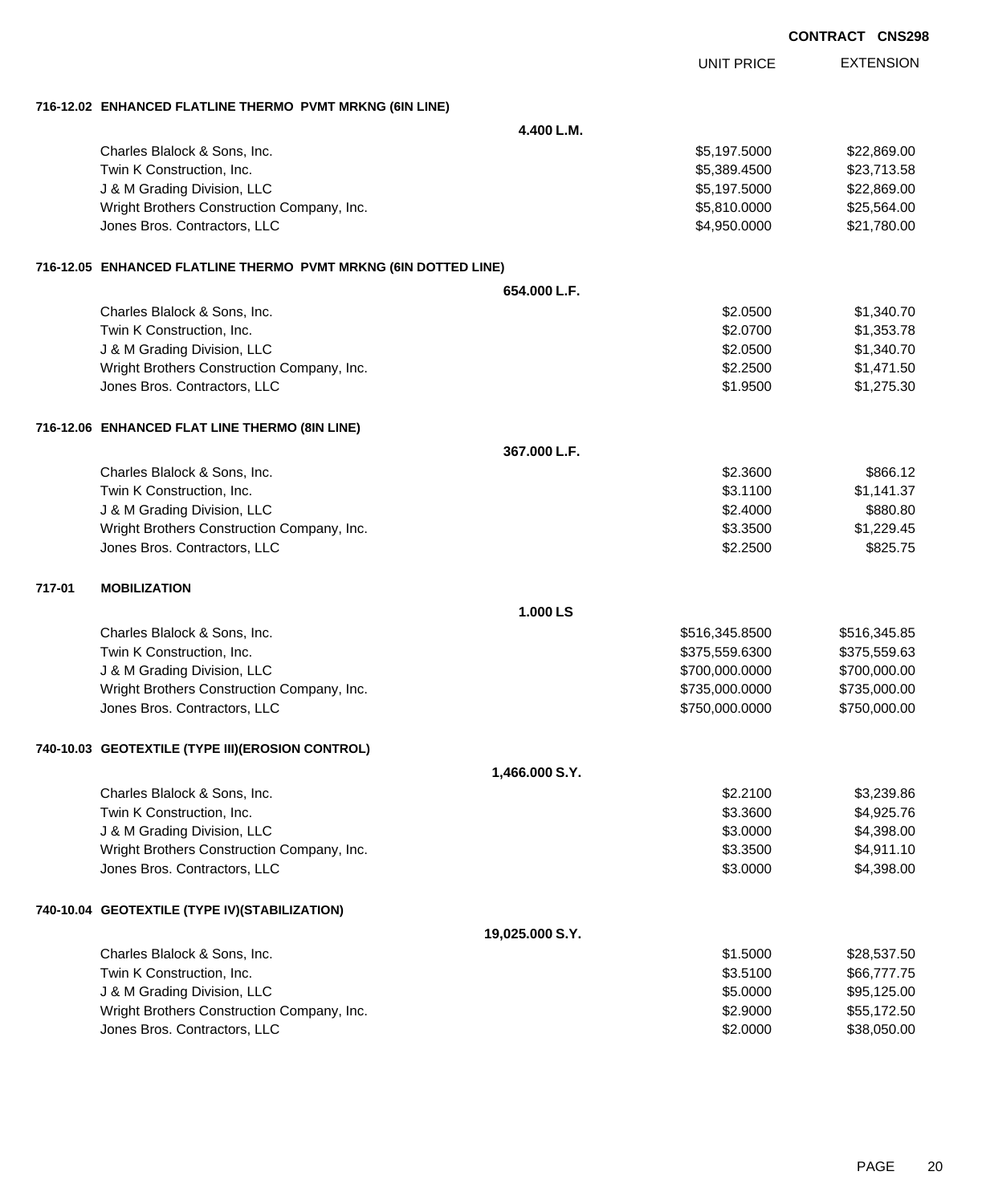CONTRACT CNS298

| | UNIT PRICE | EXTENSION |
|---|---|---|
| **716-12.02 ENHANCED FLATLINE THERMO PVMT MRKNG (6IN LINE)** | | |
| **4.400 L.M.** | | |
| Charles Blalock & Sons, Inc. | $5,197.5000 | $22,869.00 |
| Twin K Construction, Inc. | $5,389.4500 | $23,713.58 |
| J & M Grading Division, LLC | $5,197.5000 | $22,869.00 |
| Wright Brothers Construction Company, Inc. | $5,810.0000 | $25,564.00 |
| Jones Bros. Contractors, LLC | $4,950.0000 | $21,780.00 |
| **716-12.05 ENHANCED FLATLINE THERMO PVMT MRKNG (6IN DOTTED LINE)** | | |
| **654.000 L.F.** | | |
| Charles Blalock & Sons, Inc. | $2.0500 | $1,340.70 |
| Twin K Construction, Inc. | $2.0700 | $1,353.78 |
| J & M Grading Division, LLC | $2.0500 | $1,340.70 |
| Wright Brothers Construction Company, Inc. | $2.2500 | $1,471.50 |
| Jones Bros. Contractors, LLC | $1.9500 | $1,275.30 |
| **716-12.06 ENHANCED FLAT LINE THERMO (8IN LINE)** | | |
| **367.000 L.F.** | | |
| Charles Blalock & Sons, Inc. | $2.3600 | $866.12 |
| Twin K Construction, Inc. | $3.1100 | $1,141.37 |
| J & M Grading Division, LLC | $2.4000 | $880.80 |
| Wright Brothers Construction Company, Inc. | $3.3500 | $1,229.45 |
| Jones Bros. Contractors, LLC | $2.2500 | $825.75 |
| **717-01 MOBILIZATION** | | |
| **1.000 LS** | | |
| Charles Blalock & Sons, Inc. | $516,345.8500 | $516,345.85 |
| Twin K Construction, Inc. | $375,559.6300 | $375,559.63 |
| J & M Grading Division, LLC | $700,000.0000 | $700,000.00 |
| Wright Brothers Construction Company, Inc. | $735,000.0000 | $735,000.00 |
| Jones Bros. Contractors, LLC | $750,000.0000 | $750,000.00 |
| **740-10.03 GEOTEXTILE (TYPE III)(EROSION CONTROL)** | | |
| **1,466.000 S.Y.** | | |
| Charles Blalock & Sons, Inc. | $2.2100 | $3,239.86 |
| Twin K Construction, Inc. | $3.3600 | $4,925.76 |
| J & M Grading Division, LLC | $3.0000 | $4,398.00 |
| Wright Brothers Construction Company, Inc. | $3.3500 | $4,911.10 |
| Jones Bros. Contractors, LLC | $3.0000 | $4,398.00 |
| **740-10.04 GEOTEXTILE (TYPE IV)(STABILIZATION)** | | |
| **19,025.000 S.Y.** | | |
| Charles Blalock & Sons, Inc. | $1.5000 | $28,537.50 |
| Twin K Construction, Inc. | $3.5100 | $66,777.75 |
| J & M Grading Division, LLC | $5.0000 | $95,125.00 |
| Wright Brothers Construction Company, Inc. | $2.9000 | $55,172.50 |
| Jones Bros. Contractors, LLC | $2.0000 | $38,050.00 |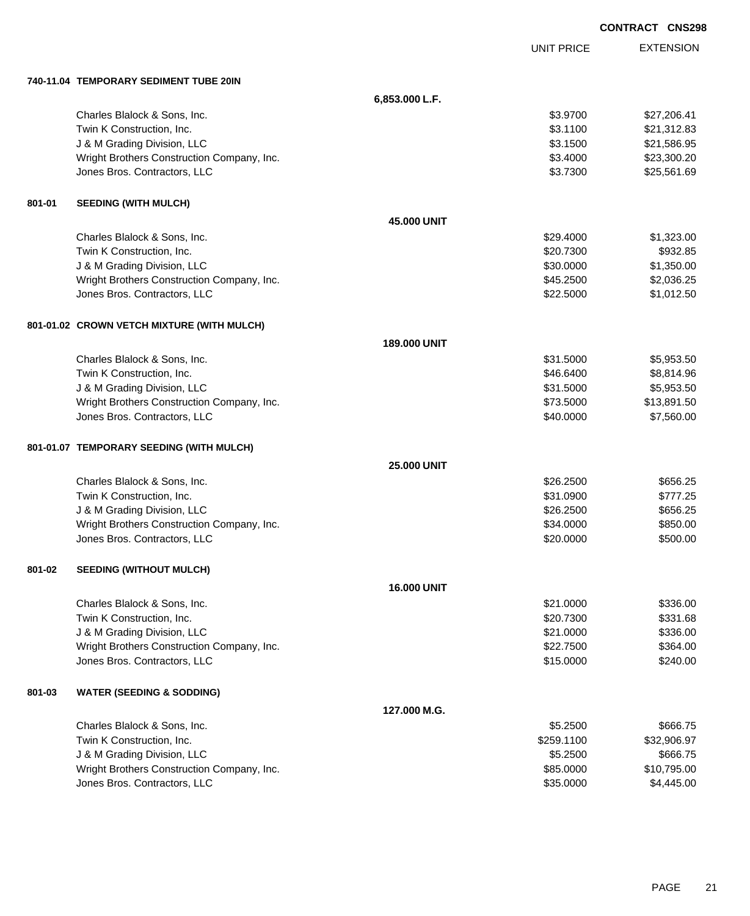CONTRACT CNS298

| | UNIT PRICE | EXTENSION |
|---|---|---|
| **740-11.04 TEMPORARY SEDIMENT TUBE 20IN** | | |
| **6,853.000 L.F.** | | |
| Charles Blalock & Sons, Inc. | $3.9700 | $27,206.41 |
| Twin K Construction, Inc. | $3.1100 | $21,312.83 |
| J & M Grading Division, LLC | $3.1500 | $21,586.95 |
| Wright Brothers Construction Company, Inc. | $3.4000 | $23,300.20 |
| Jones Bros. Contractors, LLC | $3.7300 | $25,561.69 |
| **801-01 SEEDING (WITH MULCH)** | | |
| **45.000 UNIT** | | |
| Charles Blalock & Sons, Inc. | $29.4000 | $1,323.00 |
| Twin K Construction, Inc. | $20.7300 | $932.85 |
| J & M Grading Division, LLC | $30.0000 | $1,350.00 |
| Wright Brothers Construction Company, Inc. | $45.2500 | $2,036.25 |
| Jones Bros. Contractors, LLC | $22.5000 | $1,012.50 |
| **801-01.02 CROWN VETCH MIXTURE (WITH MULCH)** | | |
| **189.000 UNIT** | | |
| Charles Blalock & Sons, Inc. | $31.5000 | $5,953.50 |
| Twin K Construction, Inc. | $46.6400 | $8,814.96 |
| J & M Grading Division, LLC | $31.5000 | $5,953.50 |
| Wright Brothers Construction Company, Inc. | $73.5000 | $13,891.50 |
| Jones Bros. Contractors, LLC | $40.0000 | $7,560.00 |
| **801-01.07 TEMPORARY SEEDING (WITH MULCH)** | | |
| **25.000 UNIT** | | |
| Charles Blalock & Sons, Inc. | $26.2500 | $656.25 |
| Twin K Construction, Inc. | $31.0900 | $777.25 |
| J & M Grading Division, LLC | $26.2500 | $656.25 |
| Wright Brothers Construction Company, Inc. | $34.0000 | $850.00 |
| Jones Bros. Contractors, LLC | $20.0000 | $500.00 |
| **801-02 SEEDING (WITHOUT MULCH)** | | |
| **16.000 UNIT** | | |
| Charles Blalock & Sons, Inc. | $21.0000 | $336.00 |
| Twin K Construction, Inc. | $20.7300 | $331.68 |
| J & M Grading Division, LLC | $21.0000 | $336.00 |
| Wright Brothers Construction Company, Inc. | $22.7500 | $364.00 |
| Jones Bros. Contractors, LLC | $15.0000 | $240.00 |
| **801-03 WATER (SEEDING & SODDING)** | | |
| **127.000 M.G.** | | |
| Charles Blalock & Sons, Inc. | $5.2500 | $666.75 |
| Twin K Construction, Inc. | $259.1100 | $32,906.97 |
| J & M Grading Division, LLC | $5.2500 | $666.75 |
| Wright Brothers Construction Company, Inc. | $85.0000 | $10,795.00 |
| Jones Bros. Contractors, LLC | $35.0000 | $4,445.00 |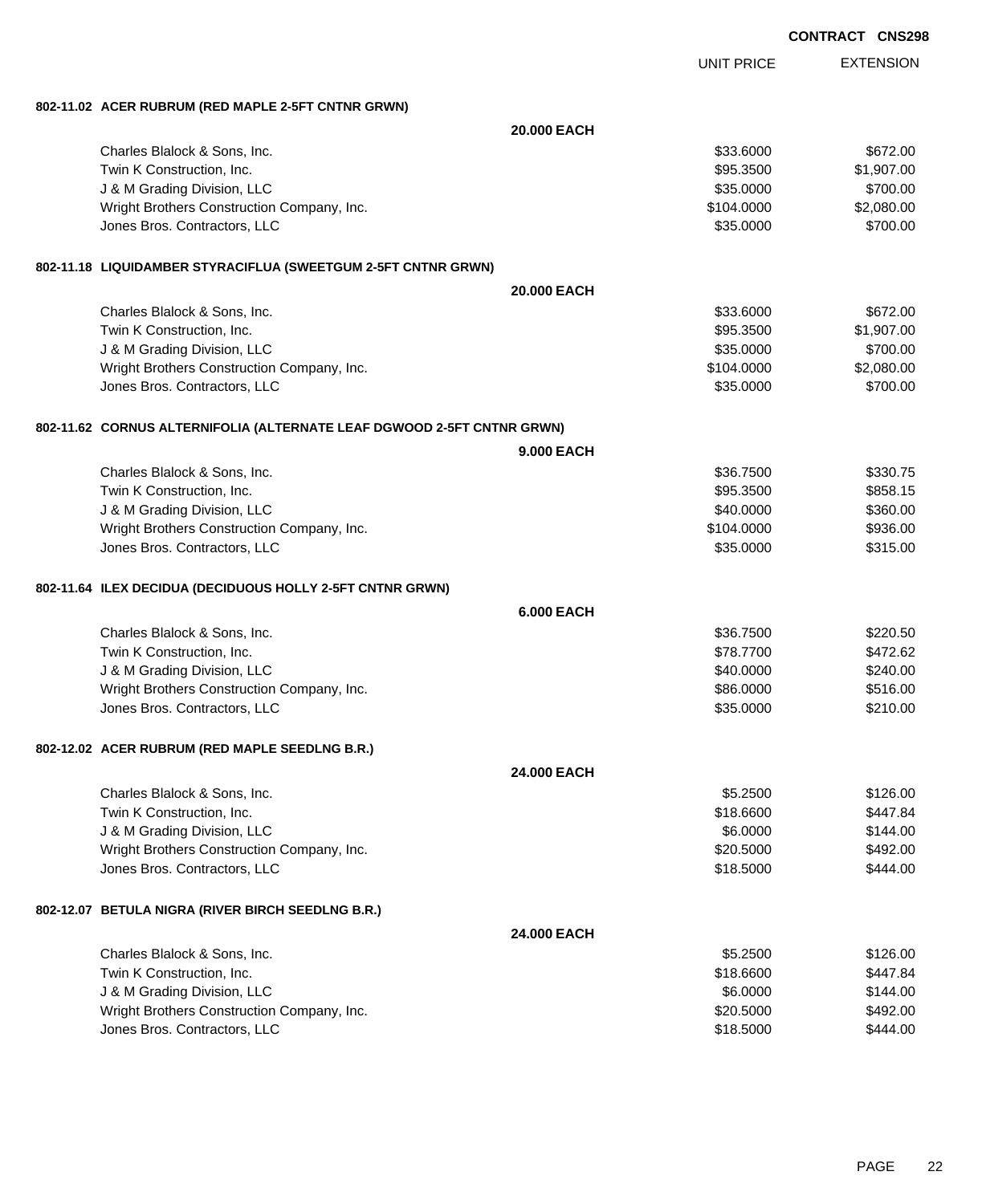**CONTRACT CNS298**

| | UNIT PRICE | EXTENSION |
|---|---|---|

**802-11.02 ACER RUBRUM (RED MAPLE 2-5FT CNTNR GRWN)**

**20.000 EACH**

| Bidder | UNIT PRICE | EXTENSION |
|---|---|---|
| Charles Blalock & Sons, Inc. | $33.6000 | $672.00 |
| Twin K Construction, Inc. | $95.3500 | $1,907.00 |
| J & M Grading Division, LLC | $35.0000 | $700.00 |
| Wright Brothers Construction Company, Inc. | $104.0000 | $2,080.00 |
| Jones Bros. Contractors, LLC | $35.0000 | $700.00 |

**802-11.18 LIQUIDAMBER STYRACIFLUA (SWEETGUM 2-5FT CNTNR GRWN)**

**20.000 EACH**

| Bidder | UNIT PRICE | EXTENSION |
|---|---|---|
| Charles Blalock & Sons, Inc. | $33.6000 | $672.00 |
| Twin K Construction, Inc. | $95.3500 | $1,907.00 |
| J & M Grading Division, LLC | $35.0000 | $700.00 |
| Wright Brothers Construction Company, Inc. | $104.0000 | $2,080.00 |
| Jones Bros. Contractors, LLC | $35.0000 | $700.00 |

**802-11.62 CORNUS ALTERNIFOLIA (ALTERNATE LEAF DGWOOD 2-5FT CNTNR GRWN)**

**9.000 EACH**

| Bidder | UNIT PRICE | EXTENSION |
|---|---|---|
| Charles Blalock & Sons, Inc. | $36.7500 | $330.75 |
| Twin K Construction, Inc. | $95.3500 | $858.15 |
| J & M Grading Division, LLC | $40.0000 | $360.00 |
| Wright Brothers Construction Company, Inc. | $104.0000 | $936.00 |
| Jones Bros. Contractors, LLC | $35.0000 | $315.00 |

**802-11.64 ILEX DECIDUA (DECIDUOUS HOLLY 2-5FT CNTNR GRWN)**

**6.000 EACH**

| Bidder | UNIT PRICE | EXTENSION |
|---|---|---|
| Charles Blalock & Sons, Inc. | $36.7500 | $220.50 |
| Twin K Construction, Inc. | $78.7700 | $472.62 |
| J & M Grading Division, LLC | $40.0000 | $240.00 |
| Wright Brothers Construction Company, Inc. | $86.0000 | $516.00 |
| Jones Bros. Contractors, LLC | $35.0000 | $210.00 |

**802-12.02 ACER RUBRUM (RED MAPLE SEEDLNG B.R.)**

**24.000 EACH**

| Bidder | UNIT PRICE | EXTENSION |
|---|---|---|
| Charles Blalock & Sons, Inc. | $5.2500 | $126.00 |
| Twin K Construction, Inc. | $18.6600 | $447.84 |
| J & M Grading Division, LLC | $6.0000 | $144.00 |
| Wright Brothers Construction Company, Inc. | $20.5000 | $492.00 |
| Jones Bros. Contractors, LLC | $18.5000 | $444.00 |

**802-12.07 BETULA NIGRA (RIVER BIRCH SEEDLNG B.R.)**

**24.000 EACH**

| Bidder | UNIT PRICE | EXTENSION |
|---|---|---|
| Charles Blalock & Sons, Inc. | $5.2500 | $126.00 |
| Twin K Construction, Inc. | $18.6600 | $447.84 |
| J & M Grading Division, LLC | $6.0000 | $144.00 |
| Wright Brothers Construction Company, Inc. | $20.5000 | $492.00 |
| Jones Bros. Contractors, LLC | $18.5000 | $444.00 |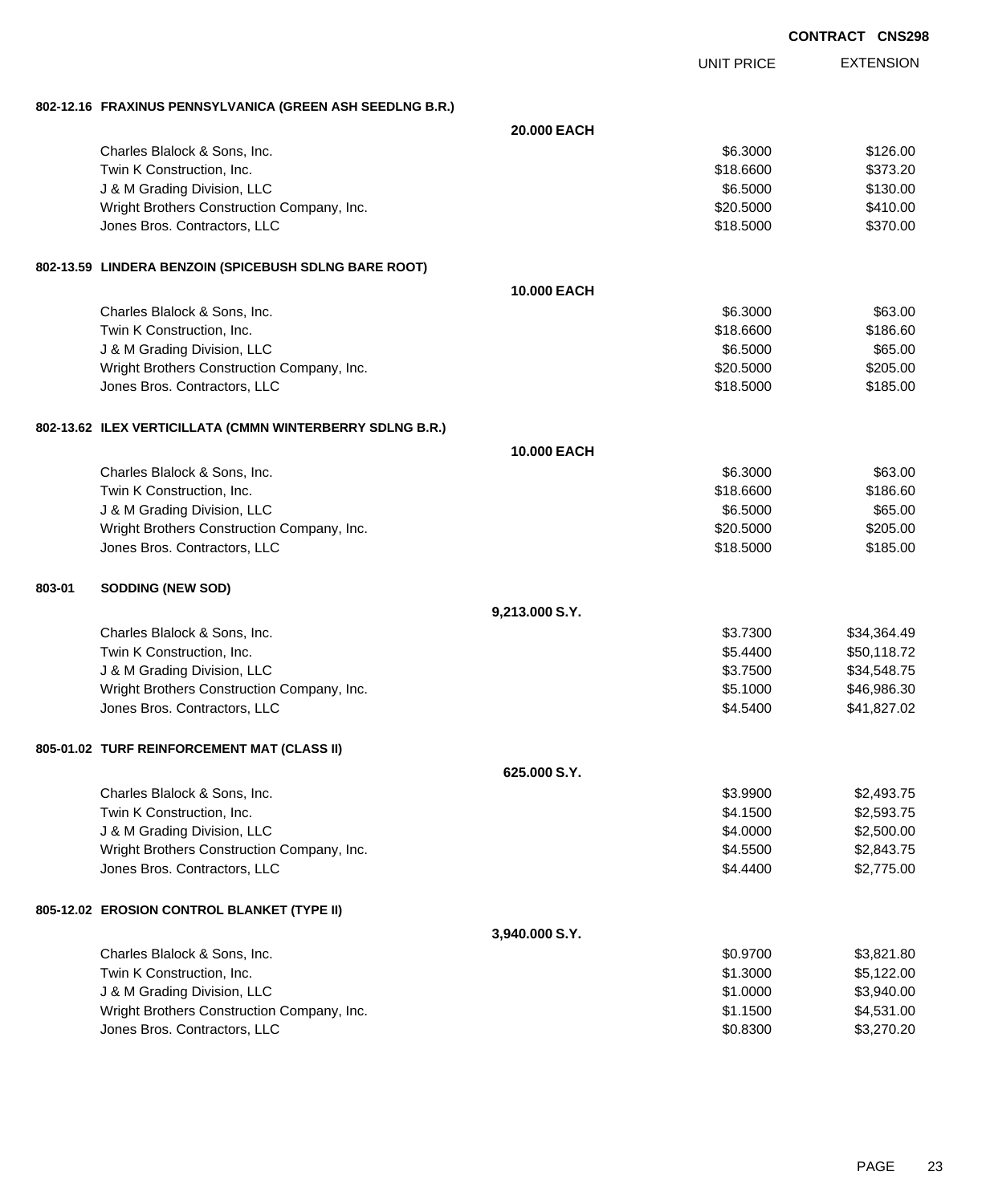CONTRACT CNS298

| | | UNIT PRICE | EXTENSION |
|---|---|---|---|
| **802-12.16 FRAXINUS PENNSYLVANICA (GREEN ASH SEEDLNG B.R.)** | | | |
| | **20.000 EACH** | | |
| Charles Blalock & Sons, Inc. | | $6.3000 | $126.00 |
| Twin K Construction, Inc. | | $18.6600 | $373.20 |
| J & M Grading Division, LLC | | $6.5000 | $130.00 |
| Wright Brothers Construction Company, Inc. | | $20.5000 | $410.00 |
| Jones Bros. Contractors, LLC | | $18.5000 | $370.00 |
| **802-13.59 LINDERA BENZOIN (SPICEBUSH SDLNG BARE ROOT)** | | | |
| | **10.000 EACH** | | |
| Charles Blalock & Sons, Inc. | | $6.3000 | $63.00 |
| Twin K Construction, Inc. | | $18.6600 | $186.60 |
| J & M Grading Division, LLC | | $6.5000 | $65.00 |
| Wright Brothers Construction Company, Inc. | | $20.5000 | $205.00 |
| Jones Bros. Contractors, LLC | | $18.5000 | $185.00 |
| **802-13.62 ILEX VERTICILLATA (CMMN WINTERBERRY SDLNG B.R.)** | | | |
| | **10.000 EACH** | | |
| Charles Blalock & Sons, Inc. | | $6.3000 | $63.00 |
| Twin K Construction, Inc. | | $18.6600 | $186.60 |
| J & M Grading Division, LLC | | $6.5000 | $65.00 |
| Wright Brothers Construction Company, Inc. | | $20.5000 | $205.00 |
| Jones Bros. Contractors, LLC | | $18.5000 | $185.00 |
| **803-01 SODDING (NEW SOD)** | | | |
| | **9,213.000 S.Y.** | | |
| Charles Blalock & Sons, Inc. | | $3.7300 | $34,364.49 |
| Twin K Construction, Inc. | | $5.4400 | $50,118.72 |
| J & M Grading Division, LLC | | $3.7500 | $34,548.75 |
| Wright Brothers Construction Company, Inc. | | $5.1000 | $46,986.30 |
| Jones Bros. Contractors, LLC | | $4.5400 | $41,827.02 |
| **805-01.02 TURF REINFORCEMENT MAT (CLASS II)** | | | |
| | **625.000 S.Y.** | | |
| Charles Blalock & Sons, Inc. | | $3.9900 | $2,493.75 |
| Twin K Construction, Inc. | | $4.1500 | $2,593.75 |
| J & M Grading Division, LLC | | $4.0000 | $2,500.00 |
| Wright Brothers Construction Company, Inc. | | $4.5500 | $2,843.75 |
| Jones Bros. Contractors, LLC | | $4.4400 | $2,775.00 |
| **805-12.02 EROSION CONTROL BLANKET (TYPE II)** | | | |
| | **3,940.000 S.Y.** | | |
| Charles Blalock & Sons, Inc. | | $0.9700 | $3,821.80 |
| Twin K Construction, Inc. | | $1.3000 | $5,122.00 |
| J & M Grading Division, LLC | | $1.0000 | $3,940.00 |
| Wright Brothers Construction Company, Inc. | | $1.1500 | $4,531.00 |
| Jones Bros. Contractors, LLC | | $0.8300 | $3,270.20 |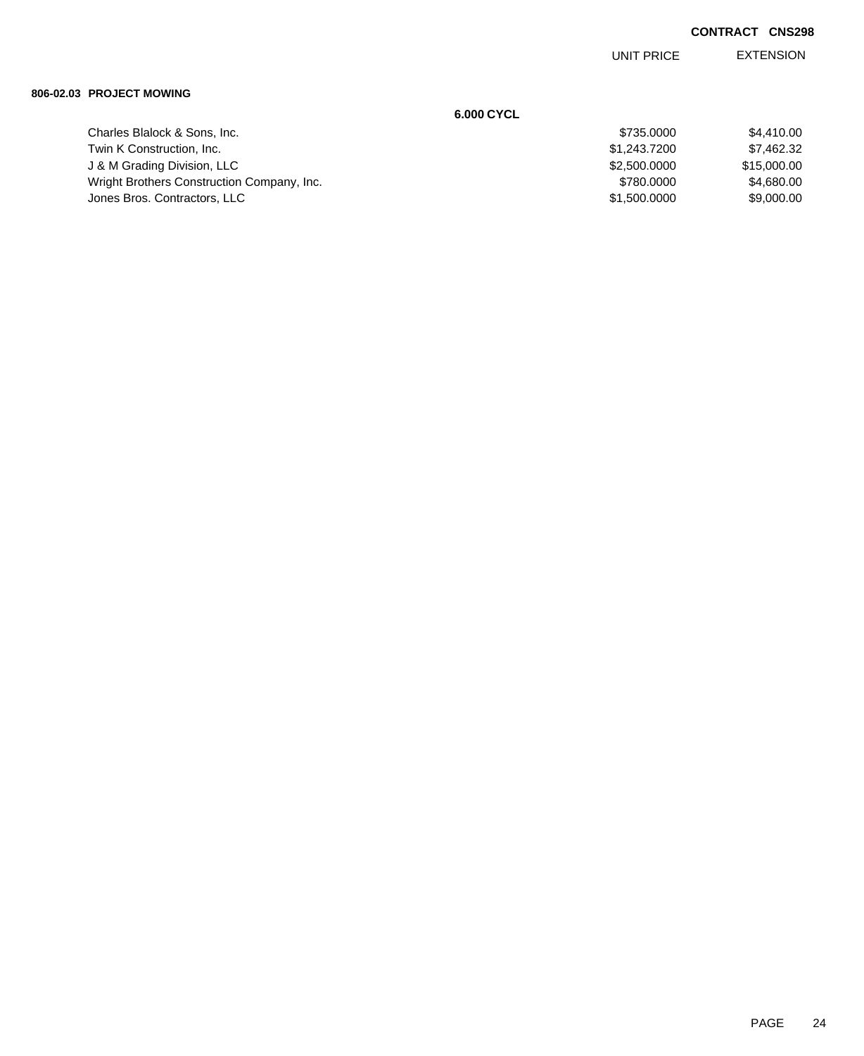**CONTRACT CNS298**

**806-02.03 PROJECT MOWING**

**6.000 CYCL**

| | UNIT PRICE | EXTENSION |
|---|---|---|
| Charles Blalock & Sons, Inc. | \$735.0000 | \$4,410.00 |
| Twin K Construction, Inc. | \$1,243.7200 | \$7,462.32 |
| J & M Grading Division, LLC | \$2,500.0000 | \$15,000.00 |
| Wright Brothers Construction Company, Inc. | \$780.0000 | \$4,680.00 |
| Jones Bros. Contractors, LLC | \$1,500.0000 | \$9,000.00 |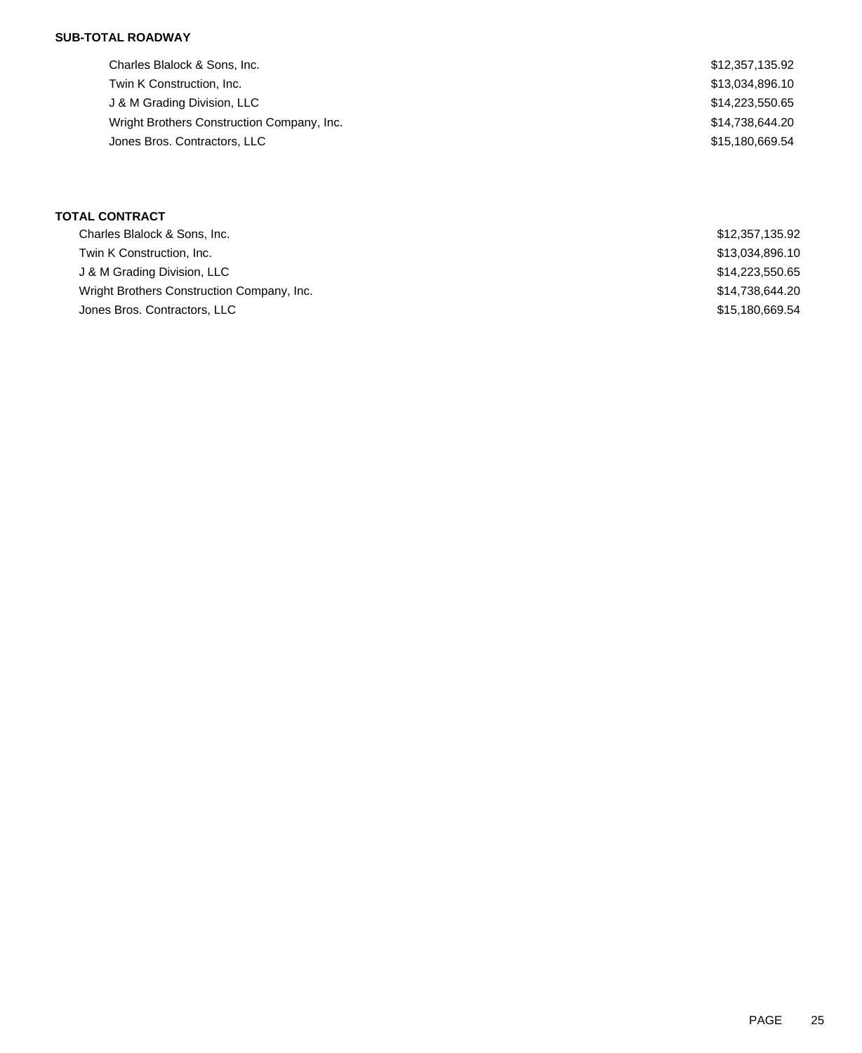**SUB-TOTAL ROADWAY**

| | |
|---|---|
| Charles Blalock & Sons, Inc. | $12,357,135.92 |
| Twin K Construction, Inc. | $13,034,896.10 |
| J & M Grading Division, LLC | $14,223,550.65 |
| Wright Brothers Construction Company, Inc. | $14,738,644.20 |
| Jones Bros. Contractors, LLC | $15,180,669.54 |

**TOTAL CONTRACT**

| | |
|---|---|
| Charles Blalock & Sons, Inc. | $12,357,135.92 |
| Twin K Construction, Inc. | $13,034,896.10 |
| J & M Grading Division, LLC | $14,223,550.65 |
| Wright Brothers Construction Company, Inc. | $14,738,644.20 |
| Jones Bros. Contractors, LLC | $15,180,669.54 |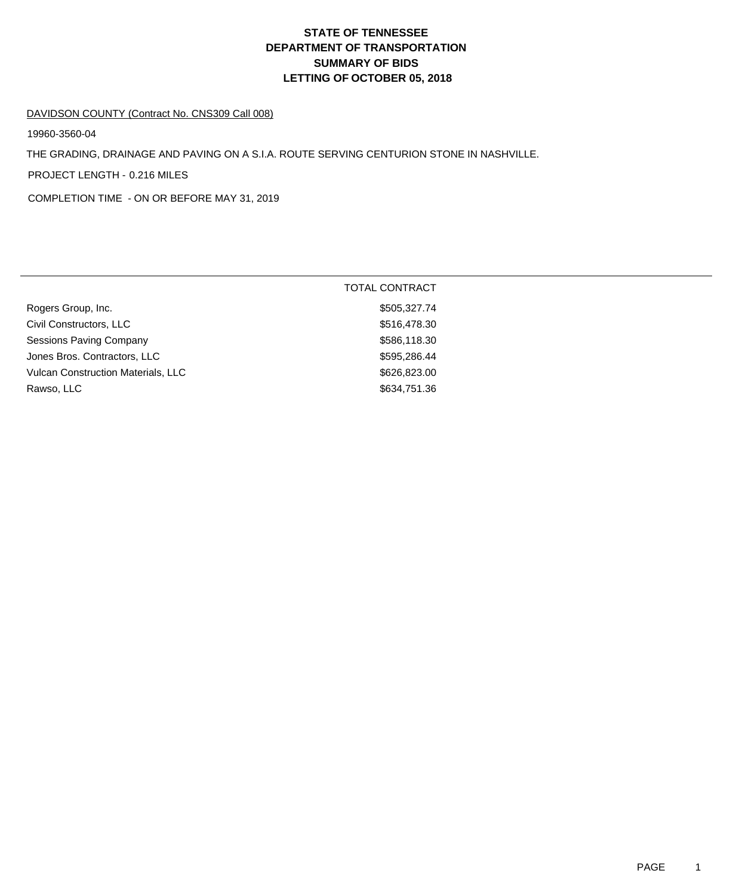# STATE OF TENNESSEE
# DEPARTMENT OF TRANSPORTATION
# SUMMARY OF BIDS
# LETTING OF OCTOBER 05, 2018

DAVIDSON COUNTY (Contract No. CNS309 Call 008)

19960-3560-04

THE GRADING, DRAINAGE AND PAVING ON A S.I.A. ROUTE SERVING CENTURION STONE IN NASHVILLE.

PROJECT LENGTH - 0.216 MILES

COMPLETION TIME - ON OR BEFORE MAY 31, 2019

| | TOTAL CONTRACT |
|---|---|
| Rogers Group, Inc. | $505,327.74 |
| Civil Constructors, LLC | $516,478.30 |
| Sessions Paving Company | $586,118.30 |
| Jones Bros. Contractors, LLC | $595,286.44 |
| Vulcan Construction Materials, LLC | $626,823.00 |
| Rawso, LLC | $634,751.36 |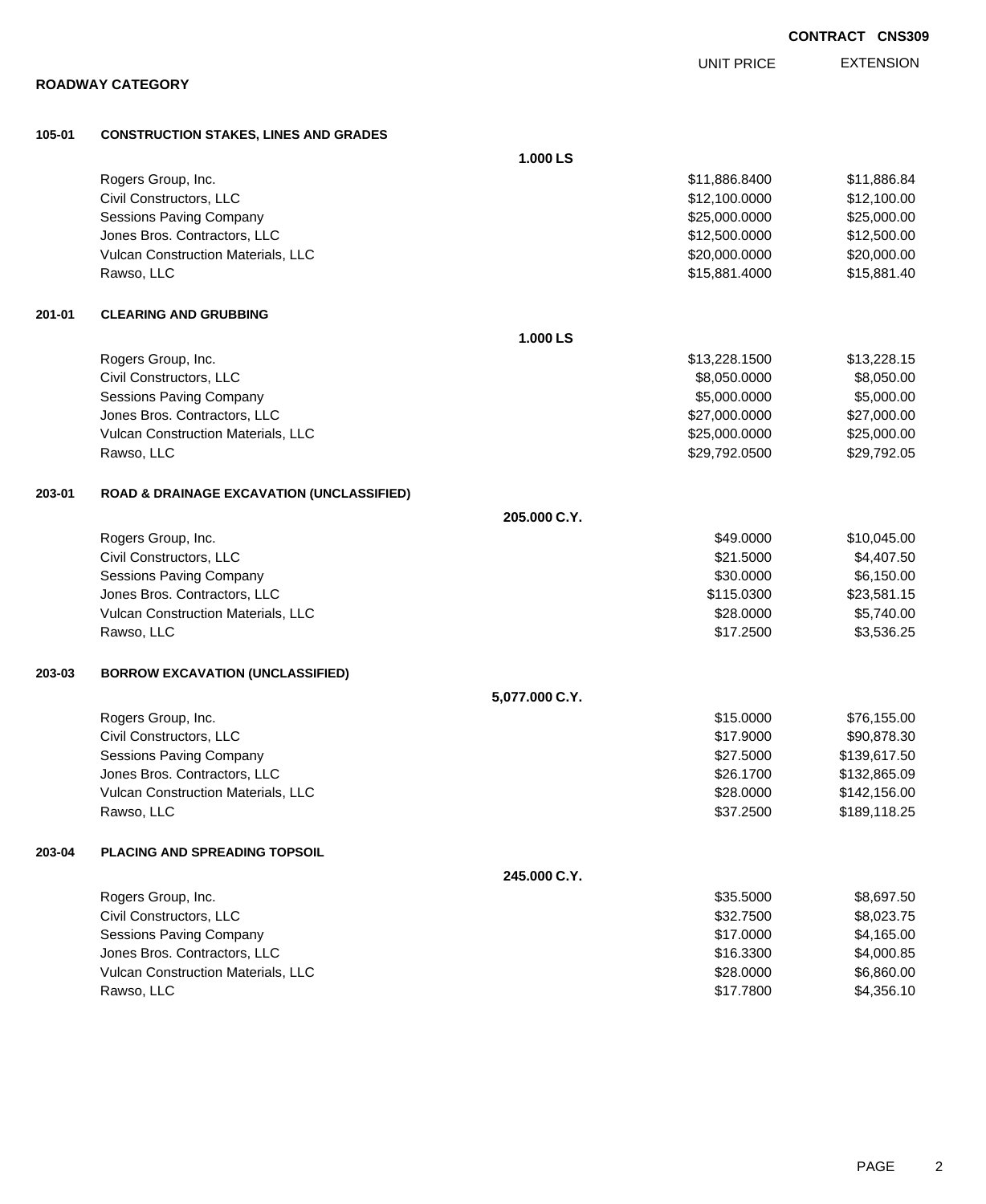**CONTRACT CNS309**

## ROADWAY CATEGORY

| | | UNIT PRICE | EXTENSION |
|---|---|---|---|
| **105-01** | **CONSTRUCTION STAKES, LINES AND GRADES** | | |
| | **1.000 LS** | | |
| | Rogers Group, Inc. | $11,886.8400 | $11,886.84 |
| | Civil Constructors, LLC | $12,100.0000 | $12,100.00 |
| | Sessions Paving Company | $25,000.0000 | $25,000.00 |
| | Jones Bros. Contractors, LLC | $12,500.0000 | $12,500.00 |
| | Vulcan Construction Materials, LLC | $20,000.0000 | $20,000.00 |
| | Rawso, LLC | $15,881.4000 | $15,881.40 |
| **201-01** | **CLEARING AND GRUBBING** | | |
| | **1.000 LS** | | |
| | Rogers Group, Inc. | $13,228.1500 | $13,228.15 |
| | Civil Constructors, LLC | $8,050.0000 | $8,050.00 |
| | Sessions Paving Company | $5,000.0000 | $5,000.00 |
| | Jones Bros. Contractors, LLC | $27,000.0000 | $27,000.00 |
| | Vulcan Construction Materials, LLC | $25,000.0000 | $25,000.00 |
| | Rawso, LLC | $29,792.0500 | $29,792.05 |
| **203-01** | **ROAD & DRAINAGE EXCAVATION (UNCLASSIFIED)** | | |
| | **205.000 C.Y.** | | |
| | Rogers Group, Inc. | $49.0000 | $10,045.00 |
| | Civil Constructors, LLC | $21.5000 | $4,407.50 |
| | Sessions Paving Company | $30.0000 | $6,150.00 |
| | Jones Bros. Contractors, LLC | $115.0300 | $23,581.15 |
| | Vulcan Construction Materials, LLC | $28.0000 | $5,740.00 |
| | Rawso, LLC | $17.2500 | $3,536.25 |
| **203-03** | **BORROW EXCAVATION (UNCLASSIFIED)** | | |
| | **5,077.000 C.Y.** | | |
| | Rogers Group, Inc. | $15.0000 | $76,155.00 |
| | Civil Constructors, LLC | $17.9000 | $90,878.30 |
| | Sessions Paving Company | $27.5000 | $139,617.50 |
| | Jones Bros. Contractors, LLC | $26.1700 | $132,865.09 |
| | Vulcan Construction Materials, LLC | $28.0000 | $142,156.00 |
| | Rawso, LLC | $37.2500 | $189,118.25 |
| **203-04** | **PLACING AND SPREADING TOPSOIL** | | |
| | **245.000 C.Y.** | | |
| | Rogers Group, Inc. | $35.5000 | $8,697.50 |
| | Civil Constructors, LLC | $32.7500 | $8,023.75 |
| | Sessions Paving Company | $17.0000 | $4,165.00 |
| | Jones Bros. Contractors, LLC | $16.3300 | $4,000.85 |
| | Vulcan Construction Materials, LLC | $28.0000 | $6,860.00 |
| | Rawso, LLC | $17.7800 | $4,356.10 |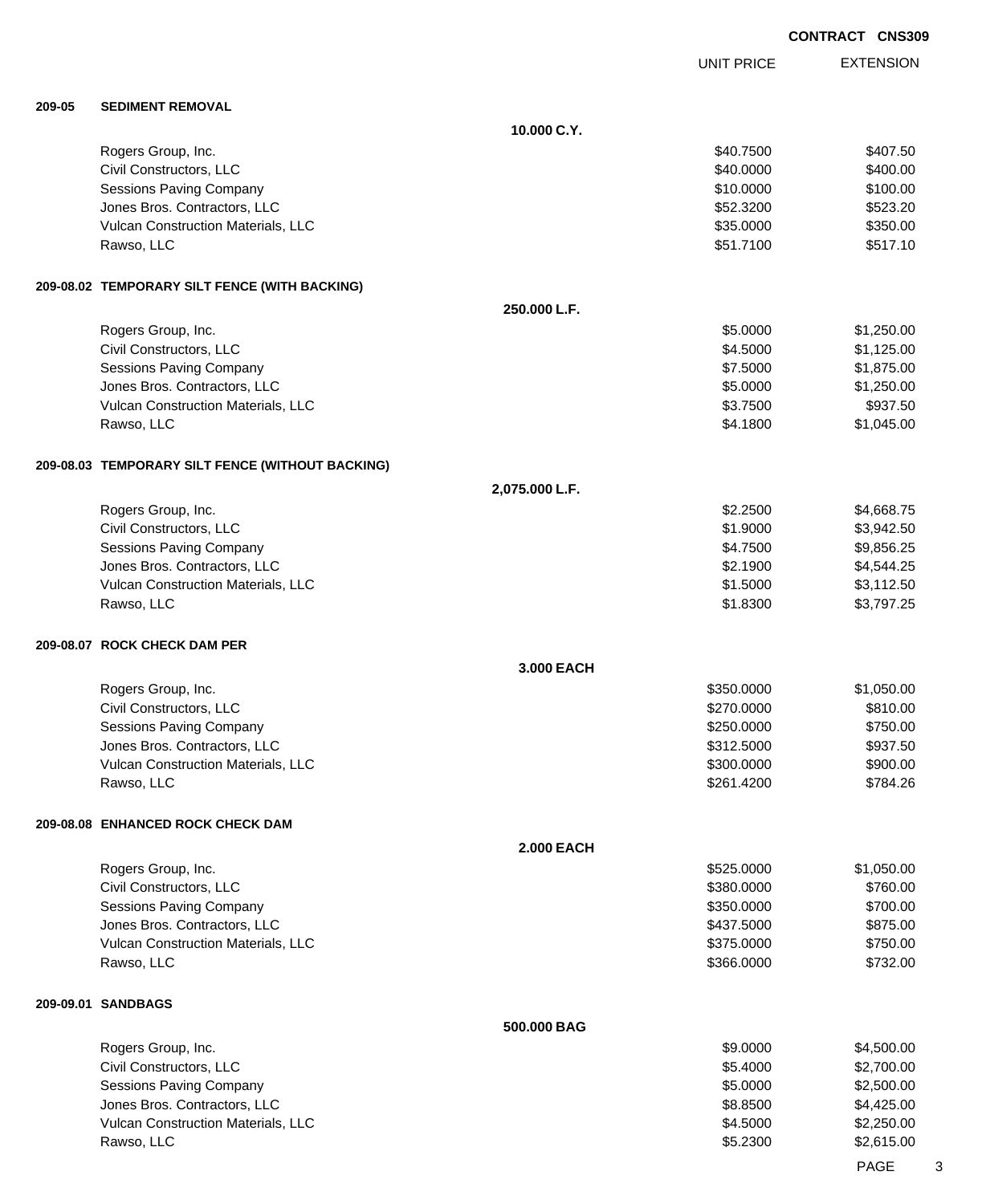**CONTRACT CNS309**

| | | UNIT PRICE | EXTENSION |
|---|---|---|---|
| **209-05** | **SEDIMENT REMOVAL** | | |
| | **10.000 C.Y.** | | |
| | Rogers Group, Inc. | $40.7500 | $407.50 |
| | Civil Constructors, LLC | $40.0000 | $400.00 |
| | Sessions Paving Company | $10.0000 | $100.00 |
| | Jones Bros. Contractors, LLC | $52.3200 | $523.20 |
| | Vulcan Construction Materials, LLC | $35.0000 | $350.00 |
| | Rawso, LLC | $51.7100 | $517.10 |
| **209-08.02** | **TEMPORARY SILT FENCE (WITH BACKING)** | | |
| | **250.000 L.F.** | | |
| | Rogers Group, Inc. | $5.0000 | $1,250.00 |
| | Civil Constructors, LLC | $4.5000 | $1,125.00 |
| | Sessions Paving Company | $7.5000 | $1,875.00 |
| | Jones Bros. Contractors, LLC | $5.0000 | $1,250.00 |
| | Vulcan Construction Materials, LLC | $3.7500 | $937.50 |
| | Rawso, LLC | $4.1800 | $1,045.00 |
| **209-08.03** | **TEMPORARY SILT FENCE (WITHOUT BACKING)** | | |
| | **2,075.000 L.F.** | | |
| | Rogers Group, Inc. | $2.2500 | $4,668.75 |
| | Civil Constructors, LLC | $1.9000 | $3,942.50 |
| | Sessions Paving Company | $4.7500 | $9,856.25 |
| | Jones Bros. Contractors, LLC | $2.1900 | $4,544.25 |
| | Vulcan Construction Materials, LLC | $1.5000 | $3,112.50 |
| | Rawso, LLC | $1.8300 | $3,797.25 |
| **209-08.07** | **ROCK CHECK DAM PER** | | |
| | **3.000 EACH** | | |
| | Rogers Group, Inc. | $350.0000 | $1,050.00 |
| | Civil Constructors, LLC | $270.0000 | $810.00 |
| | Sessions Paving Company | $250.0000 | $750.00 |
| | Jones Bros. Contractors, LLC | $312.5000 | $937.50 |
| | Vulcan Construction Materials, LLC | $300.0000 | $900.00 |
| | Rawso, LLC | $261.4200 | $784.26 |
| **209-08.08** | **ENHANCED ROCK CHECK DAM** | | |
| | **2.000 EACH** | | |
| | Rogers Group, Inc. | $525.0000 | $1,050.00 |
| | Civil Constructors, LLC | $380.0000 | $760.00 |
| | Sessions Paving Company | $350.0000 | $700.00 |
| | Jones Bros. Contractors, LLC | $437.5000 | $875.00 |
| | Vulcan Construction Materials, LLC | $375.0000 | $750.00 |
| | Rawso, LLC | $366.0000 | $732.00 |
| **209-09.01** | **SANDBAGS** | | |
| | **500.000 BAG** | | |
| | Rogers Group, Inc. | $9.0000 | $4,500.00 |
| | Civil Constructors, LLC | $5.4000 | $2,700.00 |
| | Sessions Paving Company | $5.0000 | $2,500.00 |
| | Jones Bros. Contractors, LLC | $8.8500 | $4,425.00 |
| | Vulcan Construction Materials, LLC | $4.5000 | $2,250.00 |
| | Rawso, LLC | $5.2300 | $2,615.00 |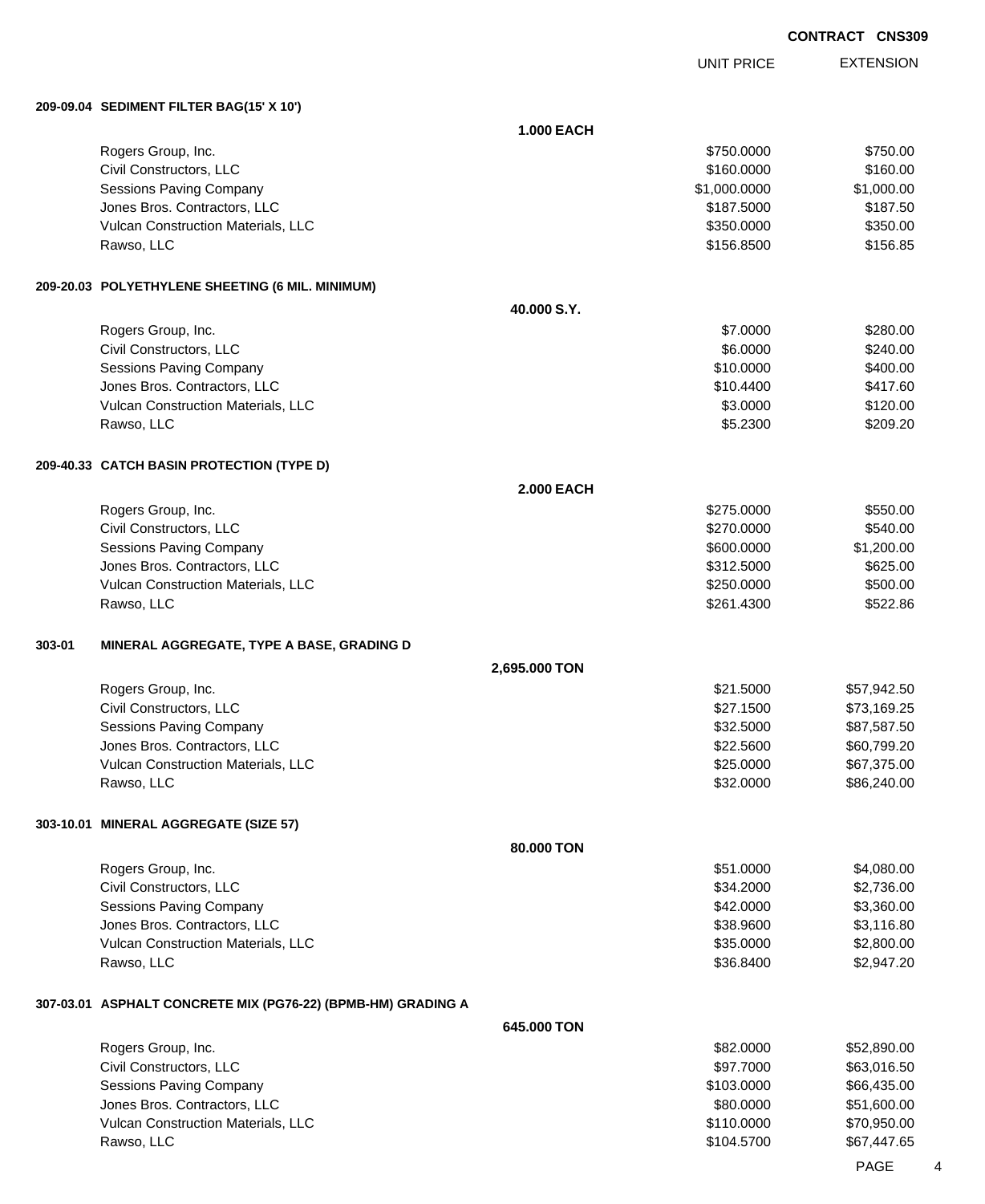**CONTRACT CNS309**

| | UNIT PRICE | EXTENSION |
|---|---|---|
| **209-09.04 SEDIMENT FILTER BAG(15' X 10')** | | |
| **1.000 EACH** | | |
| Rogers Group, Inc. | $750.0000 | $750.00 |
| Civil Constructors, LLC | $160.0000 | $160.00 |
| Sessions Paving Company | $1,000.0000 | $1,000.00 |
| Jones Bros. Contractors, LLC | $187.5000 | $187.50 |
| Vulcan Construction Materials, LLC | $350.0000 | $350.00 |
| Rawso, LLC | $156.8500 | $156.85 |
| **209-20.03 POLYETHYLENE SHEETING (6 MIL. MINIMUM)** | | |
| **40.000 S.Y.** | | |
| Rogers Group, Inc. | $7.0000 | $280.00 |
| Civil Constructors, LLC | $6.0000 | $240.00 |
| Sessions Paving Company | $10.0000 | $400.00 |
| Jones Bros. Contractors, LLC | $10.4400 | $417.60 |
| Vulcan Construction Materials, LLC | $3.0000 | $120.00 |
| Rawso, LLC | $5.2300 | $209.20 |
| **209-40.33 CATCH BASIN PROTECTION (TYPE D)** | | |
| **2.000 EACH** | | |
| Rogers Group, Inc. | $275.0000 | $550.00 |
| Civil Constructors, LLC | $270.0000 | $540.00 |
| Sessions Paving Company | $600.0000 | $1,200.00 |
| Jones Bros. Contractors, LLC | $312.5000 | $625.00 |
| Vulcan Construction Materials, LLC | $250.0000 | $500.00 |
| Rawso, LLC | $261.4300 | $522.86 |
| **303-01 MINERAL AGGREGATE, TYPE A BASE, GRADING D** | | |
| **2,695.000 TON** | | |
| Rogers Group, Inc. | $21.5000 | $57,942.50 |
| Civil Constructors, LLC | $27.1500 | $73,169.25 |
| Sessions Paving Company | $32.5000 | $87,587.50 |
| Jones Bros. Contractors, LLC | $22.5600 | $60,799.20 |
| Vulcan Construction Materials, LLC | $25.0000 | $67,375.00 |
| Rawso, LLC | $32.0000 | $86,240.00 |
| **303-10.01 MINERAL AGGREGATE (SIZE 57)** | | |
| **80.000 TON** | | |
| Rogers Group, Inc. | $51.0000 | $4,080.00 |
| Civil Constructors, LLC | $34.2000 | $2,736.00 |
| Sessions Paving Company | $42.0000 | $3,360.00 |
| Jones Bros. Contractors, LLC | $38.9600 | $3,116.80 |
| Vulcan Construction Materials, LLC | $35.0000 | $2,800.00 |
| Rawso, LLC | $36.8400 | $2,947.20 |
| **307-03.01 ASPHALT CONCRETE MIX (PG76-22) (BPMB-HM) GRADING A** | | |
| **645.000 TON** | | |
| Rogers Group, Inc. | $82.0000 | $52,890.00 |
| Civil Constructors, LLC | $97.7000 | $63,016.50 |
| Sessions Paving Company | $103.0000 | $66,435.00 |
| Jones Bros. Contractors, LLC | $80.0000 | $51,600.00 |
| Vulcan Construction Materials, LLC | $110.0000 | $70,950.00 |
| Rawso, LLC | $104.5700 | $67,447.65 |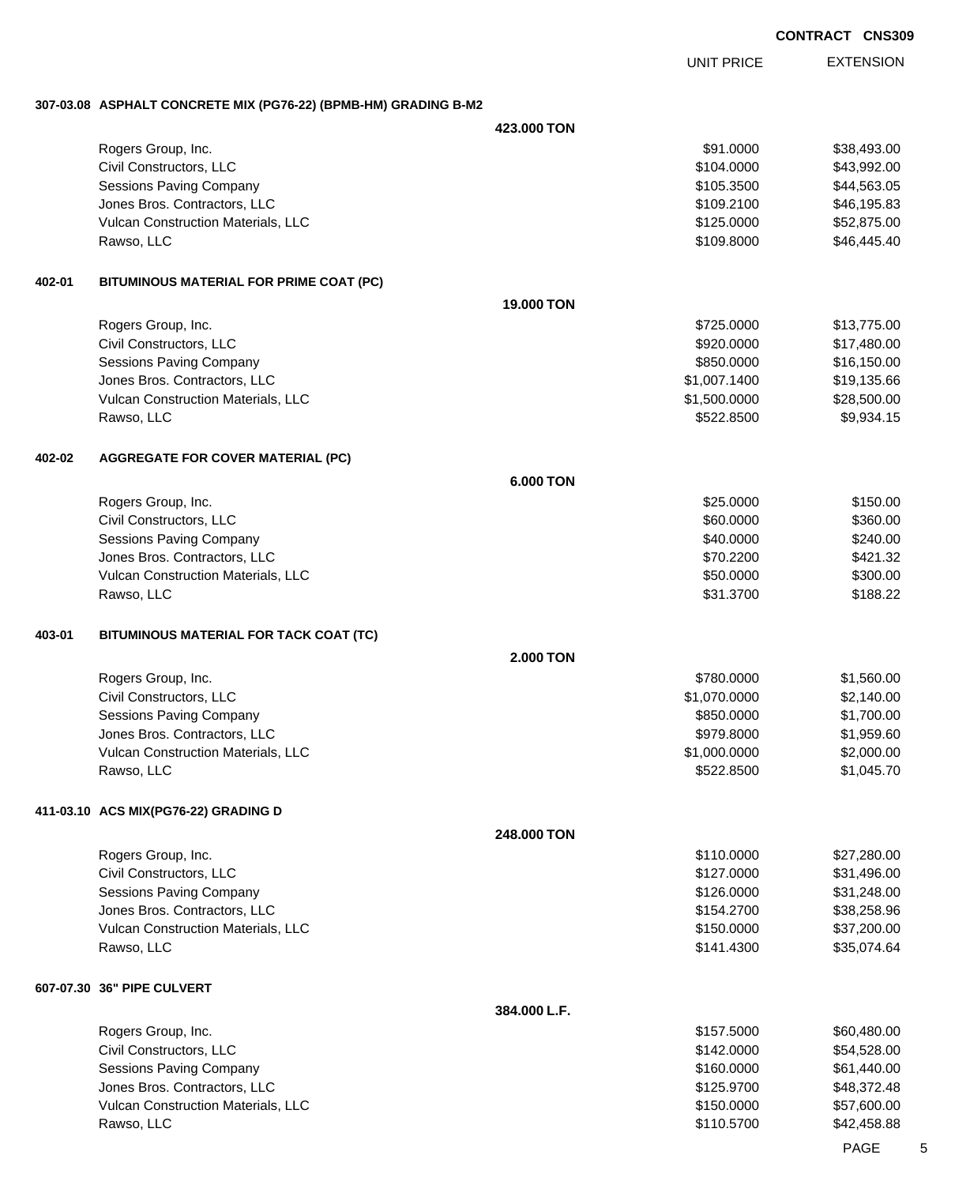**CONTRACT CNS309**

| | | UNIT PRICE | EXTENSION |
|---|---|---|---|
| **307-03.08 ASPHALT CONCRETE MIX (PG76-22) (BPMB-HM) GRADING B-M2** | | | |
| | **423.000 TON** | | |
| Rogers Group, Inc. | | $91.0000 | $38,493.00 |
| Civil Constructors, LLC | | $104.0000 | $43,992.00 |
| Sessions Paving Company | | $105.3500 | $44,563.05 |
| Jones Bros. Contractors, LLC | | $109.2100 | $46,195.83 |
| Vulcan Construction Materials, LLC | | $125.0000 | $52,875.00 |
| Rawso, LLC | | $109.8000 | $46,445.40 |
| **402-01 BITUMINOUS MATERIAL FOR PRIME COAT (PC)** | | | |
| | **19.000 TON** | | |
| Rogers Group, Inc. | | $725.0000 | $13,775.00 |
| Civil Constructors, LLC | | $920.0000 | $17,480.00 |
| Sessions Paving Company | | $850.0000 | $16,150.00 |
| Jones Bros. Contractors, LLC | | $1,007.1400 | $19,135.66 |
| Vulcan Construction Materials, LLC | | $1,500.0000 | $28,500.00 |
| Rawso, LLC | | $522.8500 | $9,934.15 |
| **402-02 AGGREGATE FOR COVER MATERIAL (PC)** | | | |
| | **6.000 TON** | | |
| Rogers Group, Inc. | | $25.0000 | $150.00 |
| Civil Constructors, LLC | | $60.0000 | $360.00 |
| Sessions Paving Company | | $40.0000 | $240.00 |
| Jones Bros. Contractors, LLC | | $70.2200 | $421.32 |
| Vulcan Construction Materials, LLC | | $50.0000 | $300.00 |
| Rawso, LLC | | $31.3700 | $188.22 |
| **403-01 BITUMINOUS MATERIAL FOR TACK COAT (TC)** | | | |
| | **2.000 TON** | | |
| Rogers Group, Inc. | | $780.0000 | $1,560.00 |
| Civil Constructors, LLC | | $1,070.0000 | $2,140.00 |
| Sessions Paving Company | | $850.0000 | $1,700.00 |
| Jones Bros. Contractors, LLC | | $979.8000 | $1,959.60 |
| Vulcan Construction Materials, LLC | | $1,000.0000 | $2,000.00 |
| Rawso, LLC | | $522.8500 | $1,045.70 |
| **411-03.10 ACS MIX(PG76-22) GRADING D** | | | |
| | **248.000 TON** | | |
| Rogers Group, Inc. | | $110.0000 | $27,280.00 |
| Civil Constructors, LLC | | $127.0000 | $31,496.00 |
| Sessions Paving Company | | $126.0000 | $31,248.00 |
| Jones Bros. Contractors, LLC | | $154.2700 | $38,258.96 |
| Vulcan Construction Materials, LLC | | $150.0000 | $37,200.00 |
| Rawso, LLC | | $141.4300 | $35,074.64 |
| **607-07.30 36" PIPE CULVERT** | | | |
| | **384.000 L.F.** | | |
| Rogers Group, Inc. | | $157.5000 | $60,480.00 |
| Civil Constructors, LLC | | $142.0000 | $54,528.00 |
| Sessions Paving Company | | $160.0000 | $61,440.00 |
| Jones Bros. Contractors, LLC | | $125.9700 | $48,372.48 |
| Vulcan Construction Materials, LLC | | $150.0000 | $57,600.00 |
| Rawso, LLC | | $110.5700 | $42,458.88 |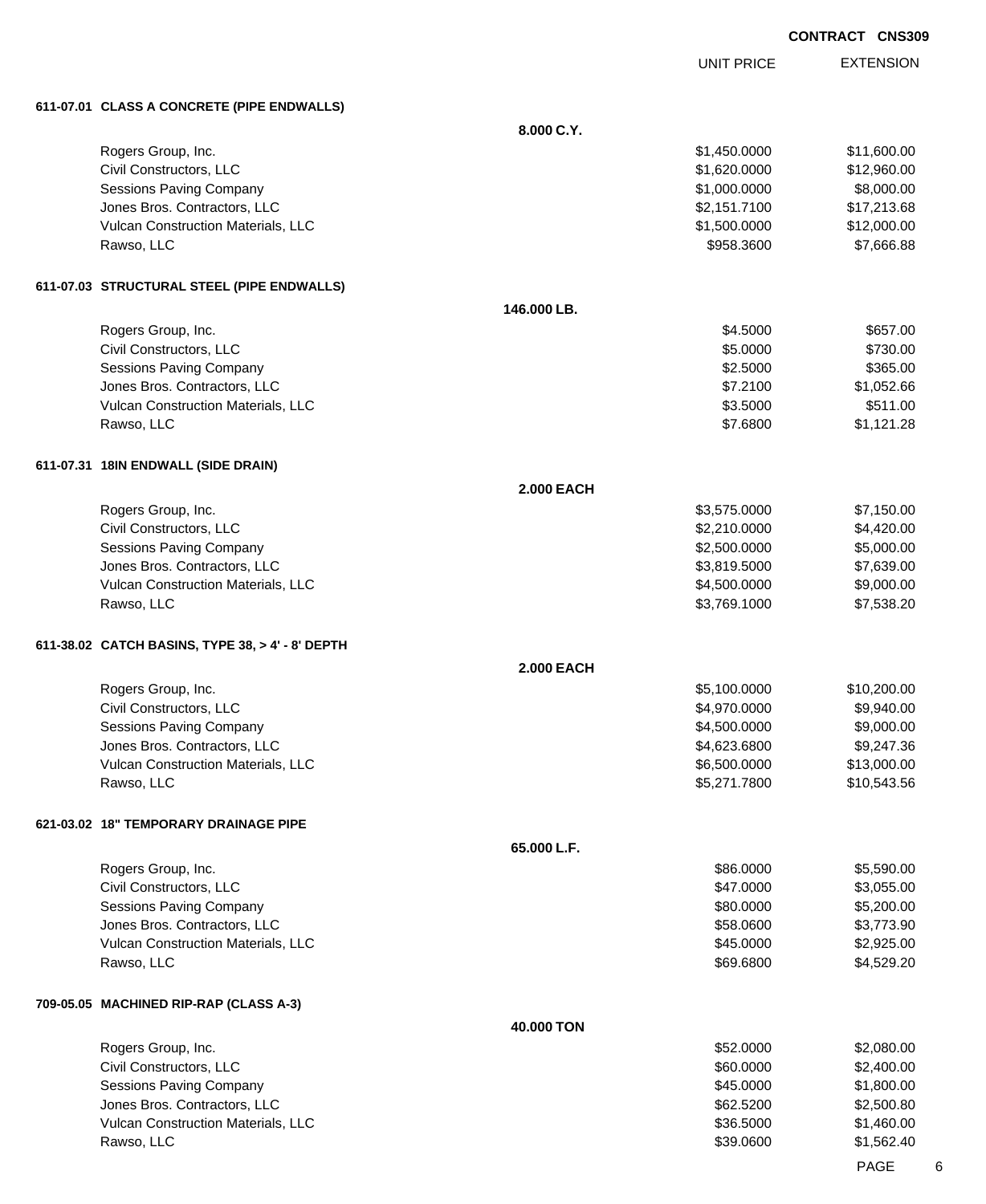**CONTRACT CNS309**

| | UNIT PRICE | EXTENSION |
|---|---|---|
| **611-07.01 CLASS A CONCRETE (PIPE ENDWALLS)** | | |
| **8.000 C.Y.** | | |
| Rogers Group, Inc. | $1,450.0000 | $11,600.00 |
| Civil Constructors, LLC | $1,620.0000 | $12,960.00 |
| Sessions Paving Company | $1,000.0000 | $8,000.00 |
| Jones Bros. Contractors, LLC | $2,151.7100 | $17,213.68 |
| Vulcan Construction Materials, LLC | $1,500.0000 | $12,000.00 |
| Rawso, LLC | $958.3600 | $7,666.88 |
| **611-07.03 STRUCTURAL STEEL (PIPE ENDWALLS)** | | |
| **146.000 LB.** | | |
| Rogers Group, Inc. | $4.5000 | $657.00 |
| Civil Constructors, LLC | $5.0000 | $730.00 |
| Sessions Paving Company | $2.5000 | $365.00 |
| Jones Bros. Contractors, LLC | $7.2100 | $1,052.66 |
| Vulcan Construction Materials, LLC | $3.5000 | $511.00 |
| Rawso, LLC | $7.6800 | $1,121.28 |
| **611-07.31 18IN ENDWALL (SIDE DRAIN)** | | |
| **2.000 EACH** | | |
| Rogers Group, Inc. | $3,575.0000 | $7,150.00 |
| Civil Constructors, LLC | $2,210.0000 | $4,420.00 |
| Sessions Paving Company | $2,500.0000 | $5,000.00 |
| Jones Bros. Contractors, LLC | $3,819.5000 | $7,639.00 |
| Vulcan Construction Materials, LLC | $4,500.0000 | $9,000.00 |
| Rawso, LLC | $3,769.1000 | $7,538.20 |
| **611-38.02 CATCH BASINS, TYPE 38, > 4' - 8' DEPTH** | | |
| **2.000 EACH** | | |
| Rogers Group, Inc. | $5,100.0000 | $10,200.00 |
| Civil Constructors, LLC | $4,970.0000 | $9,940.00 |
| Sessions Paving Company | $4,500.0000 | $9,000.00 |
| Jones Bros. Contractors, LLC | $4,623.6800 | $9,247.36 |
| Vulcan Construction Materials, LLC | $6,500.0000 | $13,000.00 |
| Rawso, LLC | $5,271.7800 | $10,543.56 |
| **621-03.02 18" TEMPORARY DRAINAGE PIPE** | | |
| **65.000 L.F.** | | |
| Rogers Group, Inc. | $86.0000 | $5,590.00 |
| Civil Constructors, LLC | $47.0000 | $3,055.00 |
| Sessions Paving Company | $80.0000 | $5,200.00 |
| Jones Bros. Contractors, LLC | $58.0600 | $3,773.90 |
| Vulcan Construction Materials, LLC | $45.0000 | $2,925.00 |
| Rawso, LLC | $69.6800 | $4,529.20 |
| **709-05.05 MACHINED RIP-RAP (CLASS A-3)** | | |
| **40.000 TON** | | |
| Rogers Group, Inc. | $52.0000 | $2,080.00 |
| Civil Constructors, LLC | $60.0000 | $2,400.00 |
| Sessions Paving Company | $45.0000 | $1,800.00 |
| Jones Bros. Contractors, LLC | $62.5200 | $2,500.80 |
| Vulcan Construction Materials, LLC | $36.5000 | $1,460.00 |
| Rawso, LLC | $39.0600 | $1,562.40 |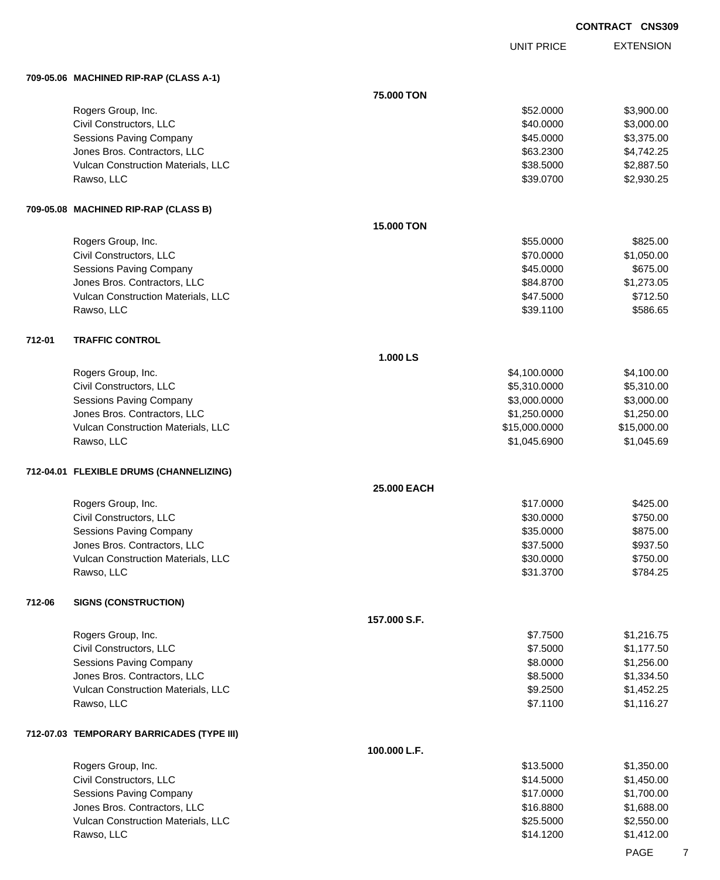**CONTRACT CNS309**

| | | UNIT PRICE | EXTENSION |
|---|---|---|---|
| **709-05.06 MACHINED RIP-RAP (CLASS A-1)** | | | |
| | **75.000 TON** | | |
| Rogers Group, Inc. | | $52.0000 | $3,900.00 |
| Civil Constructors, LLC | | $40.0000 | $3,000.00 |
| Sessions Paving Company | | $45.0000 | $3,375.00 |
| Jones Bros. Contractors, LLC | | $63.2300 | $4,742.25 |
| Vulcan Construction Materials, LLC | | $38.5000 | $2,887.50 |
| Rawso, LLC | | $39.0700 | $2,930.25 |
| **709-05.08 MACHINED RIP-RAP (CLASS B)** | | | |
| | **15.000 TON** | | |
| Rogers Group, Inc. | | $55.0000 | $825.00 |
| Civil Constructors, LLC | | $70.0000 | $1,050.00 |
| Sessions Paving Company | | $45.0000 | $675.00 |
| Jones Bros. Contractors, LLC | | $84.8700 | $1,273.05 |
| Vulcan Construction Materials, LLC | | $47.5000 | $712.50 |
| Rawso, LLC | | $39.1100 | $586.65 |
| **712-01 TRAFFIC CONTROL** | | | |
| | **1.000 LS** | | |
| Rogers Group, Inc. | | $4,100.0000 | $4,100.00 |
| Civil Constructors, LLC | | $5,310.0000 | $5,310.00 |
| Sessions Paving Company | | $3,000.0000 | $3,000.00 |
| Jones Bros. Contractors, LLC | | $1,250.0000 | $1,250.00 |
| Vulcan Construction Materials, LLC | | $15,000.0000 | $15,000.00 |
| Rawso, LLC | | $1,045.6900 | $1,045.69 |
| **712-04.01 FLEXIBLE DRUMS (CHANNELIZING)** | | | |
| | **25.000 EACH** | | |
| Rogers Group, Inc. | | $17.0000 | $425.00 |
| Civil Constructors, LLC | | $30.0000 | $750.00 |
| Sessions Paving Company | | $35.0000 | $875.00 |
| Jones Bros. Contractors, LLC | | $37.5000 | $937.50 |
| Vulcan Construction Materials, LLC | | $30.0000 | $750.00 |
| Rawso, LLC | | $31.3700 | $784.25 |
| **712-06 SIGNS (CONSTRUCTION)** | | | |
| | **157.000 S.F.** | | |
| Rogers Group, Inc. | | $7.7500 | $1,216.75 |
| Civil Constructors, LLC | | $7.5000 | $1,177.50 |
| Sessions Paving Company | | $8.0000 | $1,256.00 |
| Jones Bros. Contractors, LLC | | $8.5000 | $1,334.50 |
| Vulcan Construction Materials, LLC | | $9.2500 | $1,452.25 |
| Rawso, LLC | | $7.1100 | $1,116.27 |
| **712-07.03 TEMPORARY BARRICADES (TYPE III)** | | | |
| | **100.000 L.F.** | | |
| Rogers Group, Inc. | | $13.5000 | $1,350.00 |
| Civil Constructors, LLC | | $14.5000 | $1,450.00 |
| Sessions Paving Company | | $17.0000 | $1,700.00 |
| Jones Bros. Contractors, LLC | | $16.8800 | $1,688.00 |
| Vulcan Construction Materials, LLC | | $25.5000 | $2,550.00 |
| Rawso, LLC | | $14.1200 | $1,412.00 |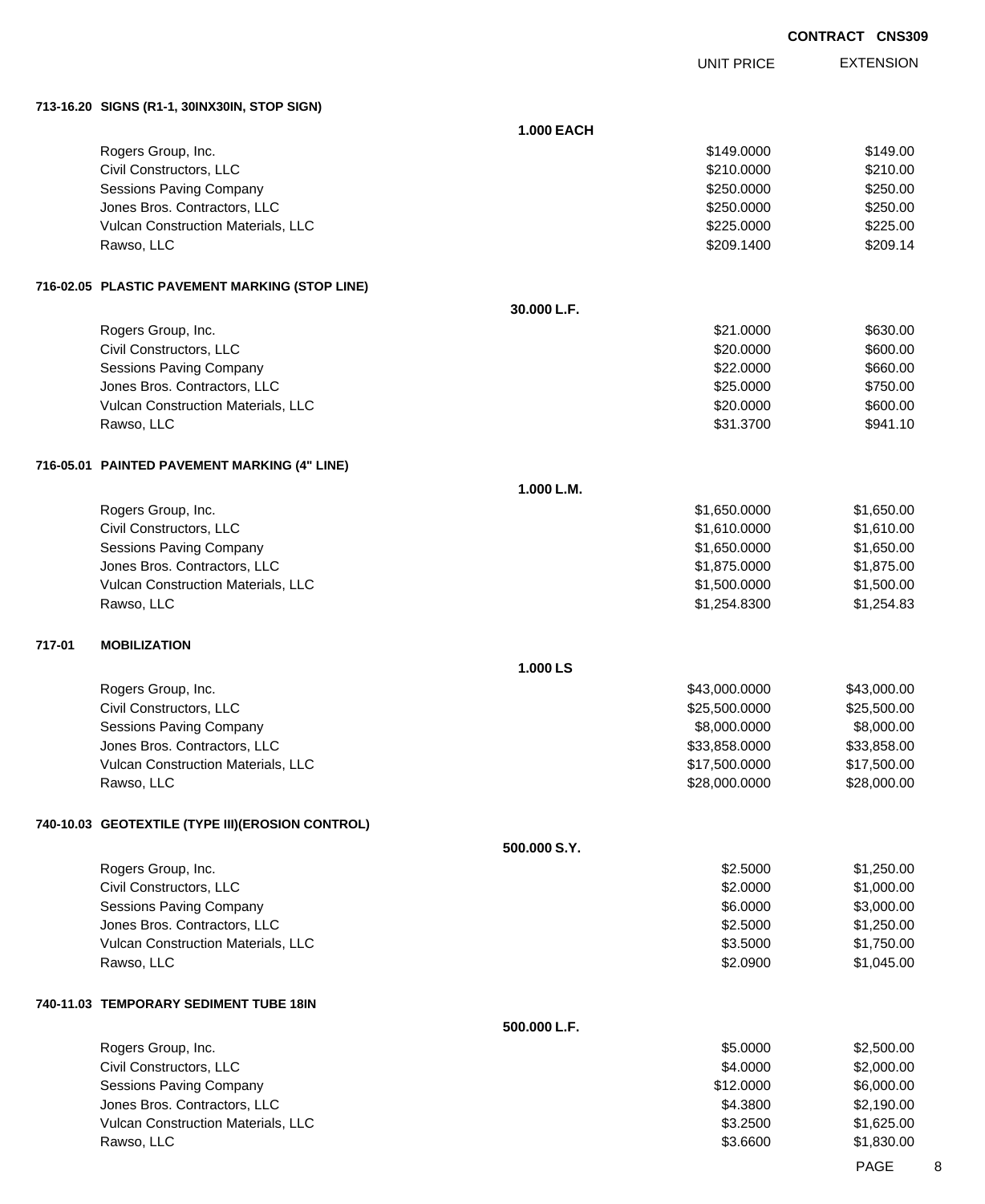**CONTRACT CNS309**

| | UNIT PRICE | EXTENSION |
|---|---|---|
| **713-16.20 SIGNS (R1-1, 30INX30IN, STOP SIGN)** | | |
| **1.000 EACH** | | |
| Rogers Group, Inc. | $149.0000 | $149.00 |
| Civil Constructors, LLC | $210.0000 | $210.00 |
| Sessions Paving Company | $250.0000 | $250.00 |
| Jones Bros. Contractors, LLC | $250.0000 | $250.00 |
| Vulcan Construction Materials, LLC | $225.0000 | $225.00 |
| Rawso, LLC | $209.1400 | $209.14 |
| **716-02.05 PLASTIC PAVEMENT MARKING (STOP LINE)** | | |
| **30.000 L.F.** | | |
| Rogers Group, Inc. | $21.0000 | $630.00 |
| Civil Constructors, LLC | $20.0000 | $600.00 |
| Sessions Paving Company | $22.0000 | $660.00 |
| Jones Bros. Contractors, LLC | $25.0000 | $750.00 |
| Vulcan Construction Materials, LLC | $20.0000 | $600.00 |
| Rawso, LLC | $31.3700 | $941.10 |
| **716-05.01 PAINTED PAVEMENT MARKING (4" LINE)** | | |
| **1.000 L.M.** | | |
| Rogers Group, Inc. | $1,650.0000 | $1,650.00 |
| Civil Constructors, LLC | $1,610.0000 | $1,610.00 |
| Sessions Paving Company | $1,650.0000 | $1,650.00 |
| Jones Bros. Contractors, LLC | $1,875.0000 | $1,875.00 |
| Vulcan Construction Materials, LLC | $1,500.0000 | $1,500.00 |
| Rawso, LLC | $1,254.8300 | $1,254.83 |
| **717-01 MOBILIZATION** | | |
| **1.000 LS** | | |
| Rogers Group, Inc. | $43,000.0000 | $43,000.00 |
| Civil Constructors, LLC | $25,500.0000 | $25,500.00 |
| Sessions Paving Company | $8,000.0000 | $8,000.00 |
| Jones Bros. Contractors, LLC | $33,858.0000 | $33,858.00 |
| Vulcan Construction Materials, LLC | $17,500.0000 | $17,500.00 |
| Rawso, LLC | $28,000.0000 | $28,000.00 |
| **740-10.03 GEOTEXTILE (TYPE III)(EROSION CONTROL)** | | |
| **500.000 S.Y.** | | |
| Rogers Group, Inc. | $2.5000 | $1,250.00 |
| Civil Constructors, LLC | $2.0000 | $1,000.00 |
| Sessions Paving Company | $6.0000 | $3,000.00 |
| Jones Bros. Contractors, LLC | $2.5000 | $1,250.00 |
| Vulcan Construction Materials, LLC | $3.5000 | $1,750.00 |
| Rawso, LLC | $2.0900 | $1,045.00 |
| **740-11.03 TEMPORARY SEDIMENT TUBE 18IN** | | |
| **500.000 L.F.** | | |
| Rogers Group, Inc. | $5.0000 | $2,500.00 |
| Civil Constructors, LLC | $4.0000 | $2,000.00 |
| Sessions Paving Company | $12.0000 | $6,000.00 |
| Jones Bros. Contractors, LLC | $4.3800 | $2,190.00 |
| Vulcan Construction Materials, LLC | $3.2500 | $1,625.00 |
| Rawso, LLC | $3.6600 | $1,830.00 |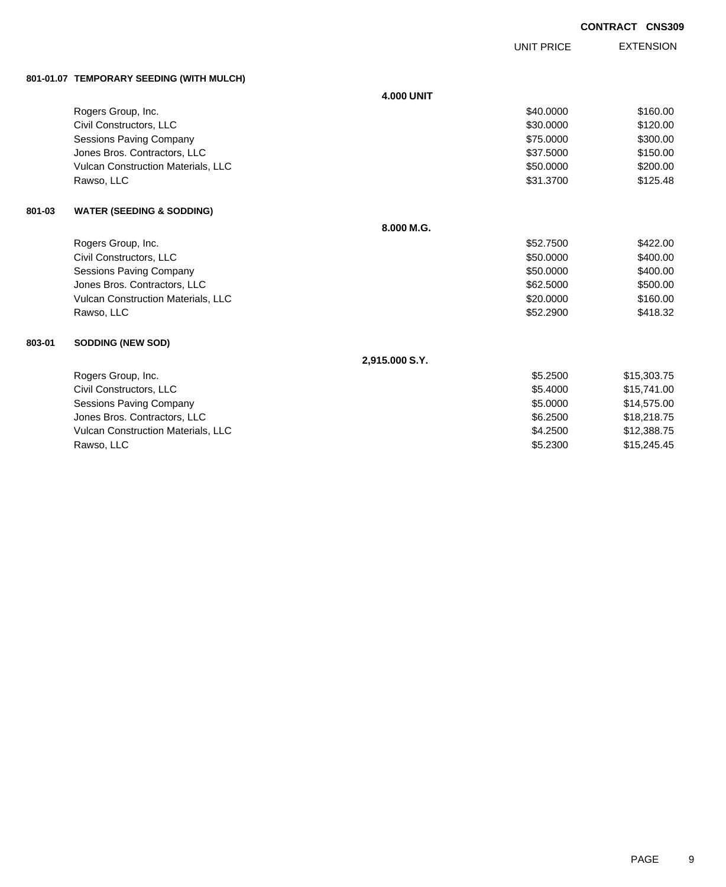**CONTRACT CNS309**

| | | UNIT PRICE | EXTENSION |
|---|---|---|---|
| **801-01.07** | **TEMPORARY SEEDING (WITH MULCH)** | | |
| | **4.000 UNIT** | | |
| | Rogers Group, Inc. | $40.0000 | $160.00 |
| | Civil Constructors, LLC | $30.0000 | $120.00 |
| | Sessions Paving Company | $75.0000 | $300.00 |
| | Jones Bros. Contractors, LLC | $37.5000 | $150.00 |
| | Vulcan Construction Materials, LLC | $50.0000 | $200.00 |
| | Rawso, LLC | $31.3700 | $125.48 |
| **801-03** | **WATER (SEEDING & SODDING)** | | |
| | **8.000 M.G.** | | |
| | Rogers Group, Inc. | $52.7500 | $422.00 |
| | Civil Constructors, LLC | $50.0000 | $400.00 |
| | Sessions Paving Company | $50.0000 | $400.00 |
| | Jones Bros. Contractors, LLC | $62.5000 | $500.00 |
| | Vulcan Construction Materials, LLC | $20.0000 | $160.00 |
| | Rawso, LLC | $52.2900 | $418.32 |
| **803-01** | **SODDING (NEW SOD)** | | |
| | **2,915.000 S.Y.** | | |
| | Rogers Group, Inc. | $5.2500 | $15,303.75 |
| | Civil Constructors, LLC | $5.4000 | $15,741.00 |
| | Sessions Paving Company | $5.0000 | $14,575.00 |
| | Jones Bros. Contractors, LLC | $6.2500 | $18,218.75 |
| | Vulcan Construction Materials, LLC | $4.2500 | $12,388.75 |
| | Rawso, LLC | $5.2300 | $15,245.45 |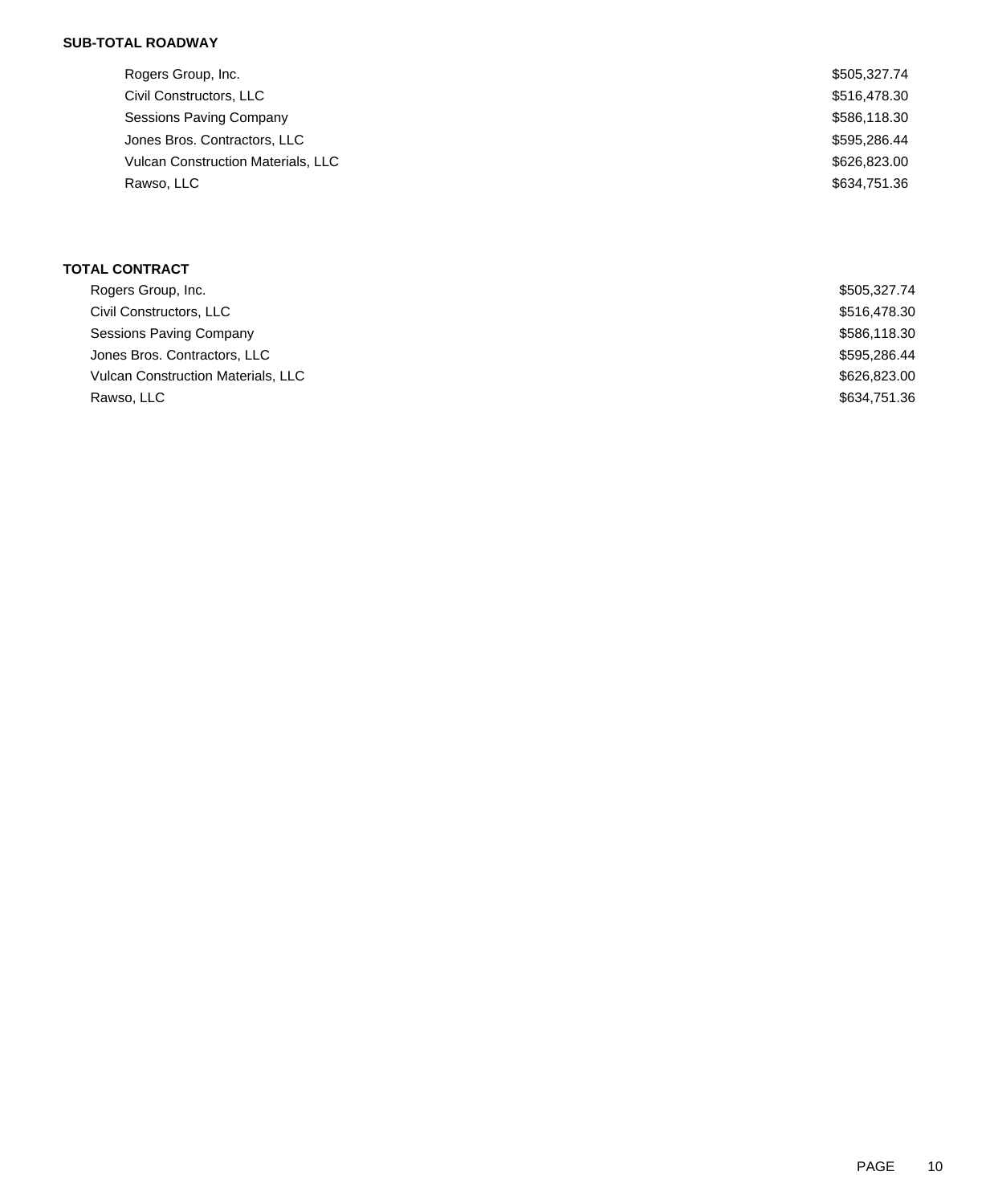**SUB-TOTAL ROADWAY**

| | |
|---|---|
| Rogers Group, Inc. | $505,327.74 |
| Civil Constructors, LLC | $516,478.30 |
| Sessions Paving Company | $586,118.30 |
| Jones Bros. Contractors, LLC | $595,286.44 |
| Vulcan Construction Materials, LLC | $626,823.00 |
| Rawso, LLC | $634,751.36 |

**TOTAL CONTRACT**

| | |
|---|---|
| Rogers Group, Inc. | $505,327.74 |
| Civil Constructors, LLC | $516,478.30 |
| Sessions Paving Company | $586,118.30 |
| Jones Bros. Contractors, LLC | $595,286.44 |
| Vulcan Construction Materials, LLC | $626,823.00 |
| Rawso, LLC | $634,751.36 |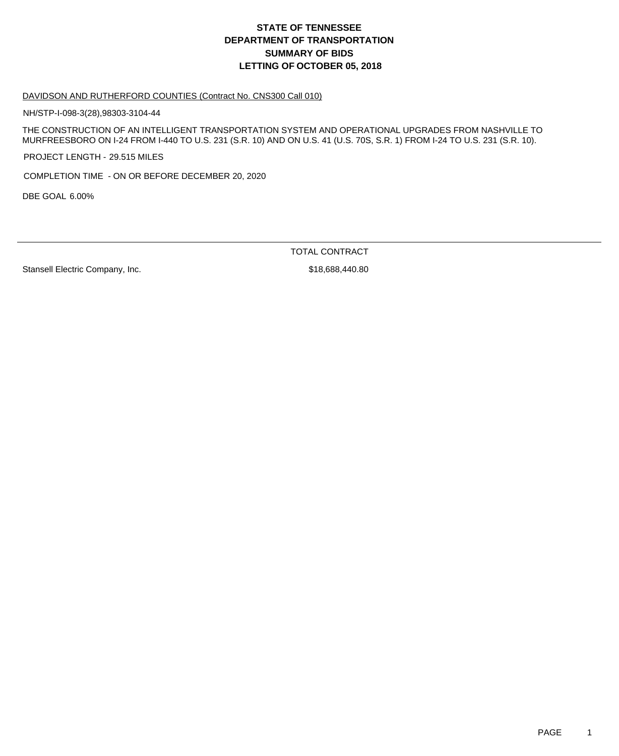# STATE OF TENNESSEE
# DEPARTMENT OF TRANSPORTATION
# SUMMARY OF BIDS
# LETTING OF OCTOBER 05, 2018

DAVIDSON AND RUTHERFORD COUNTIES (Contract No. CNS300 Call 010)

NH/STP-I-098-3(28),98303-3104-44

THE CONSTRUCTION OF AN INTELLIGENT TRANSPORTATION SYSTEM AND OPERATIONAL UPGRADES FROM NASHVILLE TO MURFREESBORO ON I-24 FROM I-440 TO U.S. 231 (S.R. 10) AND ON U.S. 41 (U.S. 70S, S.R. 1) FROM I-24 TO U.S. 231 (S.R. 10).

PROJECT LENGTH - 29.515 MILES

COMPLETION TIME - ON OR BEFORE DECEMBER 20, 2020

DBE GOAL 6.00%

| | TOTAL CONTRACT |
|---|---|
| Stansell Electric Company, Inc. | $18,688,440.80 |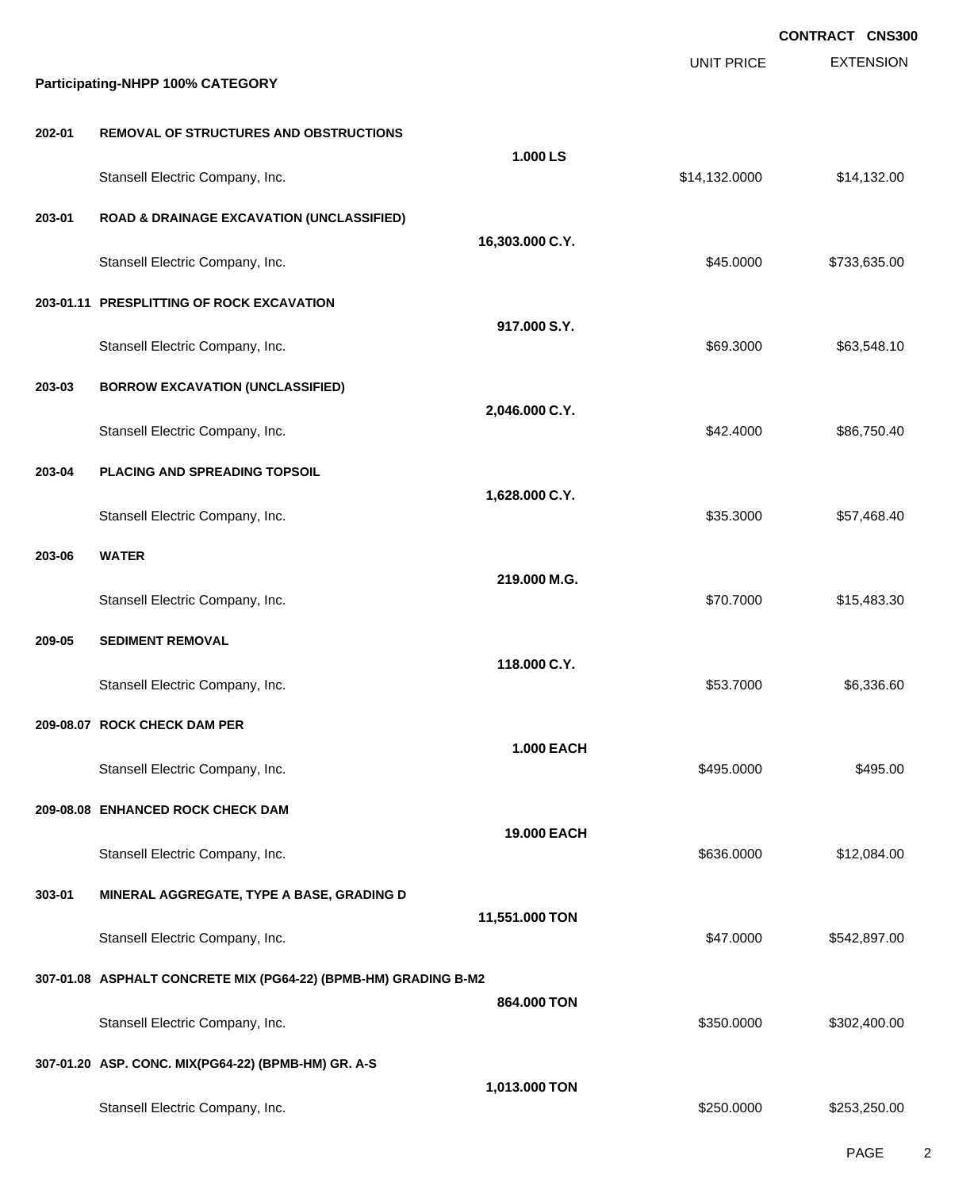**CONTRACT CNS300**

| | | | UNIT PRICE | EXTENSION |
|---|---|---|---|---|
| **Participating-NHPP 100% CATEGORY** | | | | |
| **202-01** | **REMOVAL OF STRUCTURES AND OBSTRUCTIONS** | **1.000 LS** | | |
| | Stansell Electric Company, Inc. | | $14,132.0000 | $14,132.00 |
| **203-01** | **ROAD & DRAINAGE EXCAVATION (UNCLASSIFIED)** | **16,303.000 C.Y.** | | |
| | Stansell Electric Company, Inc. | | $45.0000 | $733,635.00 |
| **203-01.11** | **PRESPLITTING OF ROCK EXCAVATION** | **917.000 S.Y.** | | |
| | Stansell Electric Company, Inc. | | $69.3000 | $63,548.10 |
| **203-03** | **BORROW EXCAVATION (UNCLASSIFIED)** | **2,046.000 C.Y.** | | |
| | Stansell Electric Company, Inc. | | $42.4000 | $86,750.40 |
| **203-04** | **PLACING AND SPREADING TOPSOIL** | **1,628.000 C.Y.** | | |
| | Stansell Electric Company, Inc. | | $35.3000 | $57,468.40 |
| **203-06** | **WATER** | **219.000 M.G.** | | |
| | Stansell Electric Company, Inc. | | $70.7000 | $15,483.30 |
| **209-05** | **SEDIMENT REMOVAL** | **118.000 C.Y.** | | |
| | Stansell Electric Company, Inc. | | $53.7000 | $6,336.60 |
| **209-08.07** | **ROCK CHECK DAM PER** | **1.000 EACH** | | |
| | Stansell Electric Company, Inc. | | $495.0000 | $495.00 |
| **209-08.08** | **ENHANCED ROCK CHECK DAM** | **19.000 EACH** | | |
| | Stansell Electric Company, Inc. | | $636.0000 | $12,084.00 |
| **303-01** | **MINERAL AGGREGATE, TYPE A BASE, GRADING D** | **11,551.000 TON** | | |
| | Stansell Electric Company, Inc. | | $47.0000 | $542,897.00 |
| **307-01.08** | **ASPHALT CONCRETE MIX (PG64-22) (BPMB-HM) GRADING B-M2** | **864.000 TON** | | |
| | Stansell Electric Company, Inc. | | $350.0000 | $302,400.00 |
| **307-01.20** | **ASP. CONC. MIX(PG64-22) (BPMB-HM) GR. A-S** | **1,013.000 TON** | | |
| | Stansell Electric Company, Inc. | | $250.0000 | $253,250.00 |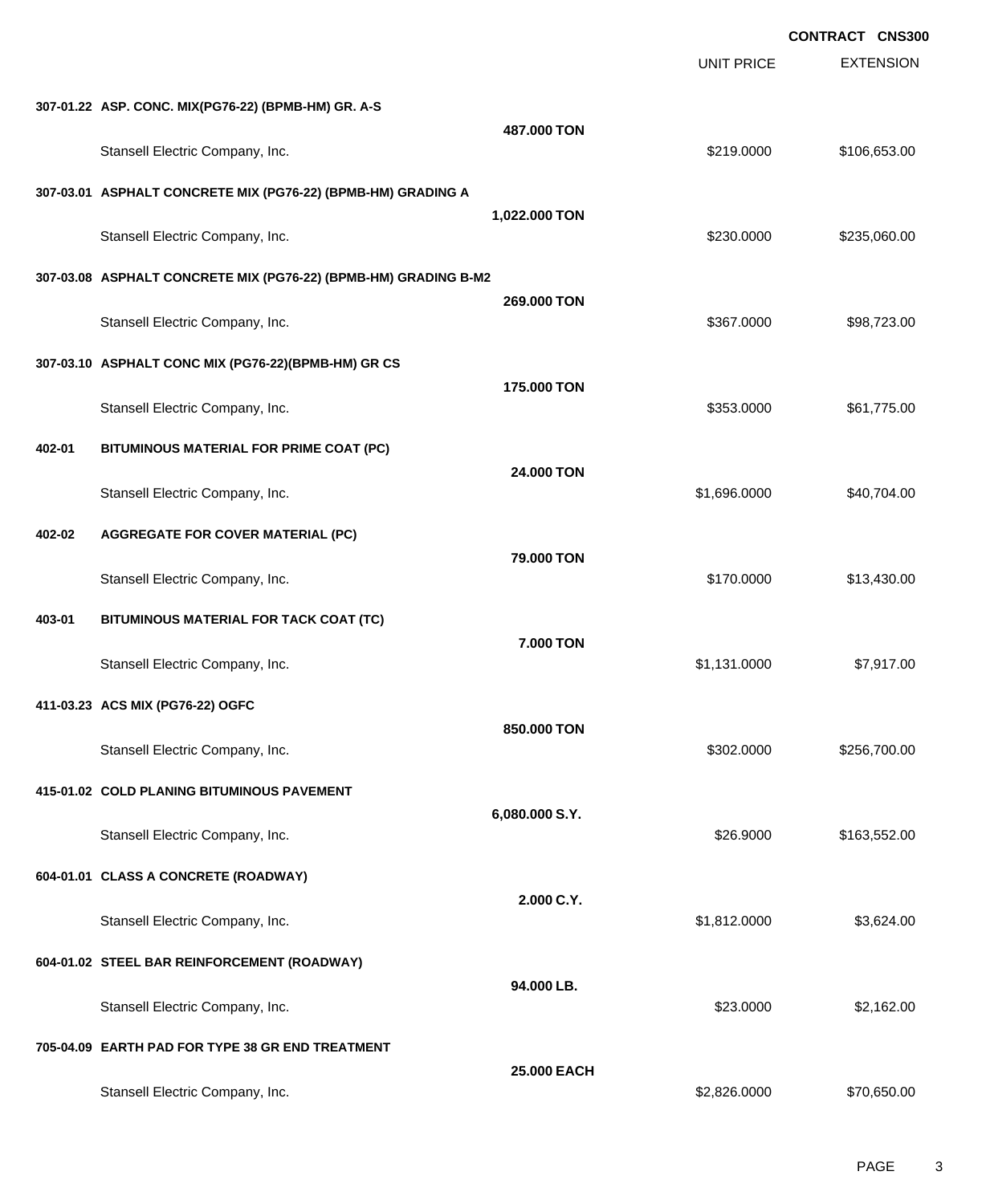**CONTRACT CNS300**

| | | UNIT PRICE | EXTENSION |
|---|---|---|---|
| **307-01.22 ASP. CONC. MIX(PG76-22) (BPMB-HM) GR. A-S** | | | |
| | **487.000 TON** | | |
| Stansell Electric Company, Inc. | | $219.0000 | $106,653.00 |
| **307-03.01 ASPHALT CONCRETE MIX (PG76-22) (BPMB-HM) GRADING A** | | | |
| | **1,022.000 TON** | | |
| Stansell Electric Company, Inc. | | $230.0000 | $235,060.00 |
| **307-03.08 ASPHALT CONCRETE MIX (PG76-22) (BPMB-HM) GRADING B-M2** | | | |
| | **269.000 TON** | | |
| Stansell Electric Company, Inc. | | $367.0000 | $98,723.00 |
| **307-03.10 ASPHALT CONC MIX (PG76-22)(BPMB-HM) GR CS** | | | |
| | **175.000 TON** | | |
| Stansell Electric Company, Inc. | | $353.0000 | $61,775.00 |
| **402-01 BITUMINOUS MATERIAL FOR PRIME COAT (PC)** | | | |
| | **24.000 TON** | | |
| Stansell Electric Company, Inc. | | $1,696.0000 | $40,704.00 |
| **402-02 AGGREGATE FOR COVER MATERIAL (PC)** | | | |
| | **79.000 TON** | | |
| Stansell Electric Company, Inc. | | $170.0000 | $13,430.00 |
| **403-01 BITUMINOUS MATERIAL FOR TACK COAT (TC)** | | | |
| | **7.000 TON** | | |
| Stansell Electric Company, Inc. | | $1,131.0000 | $7,917.00 |
| **411-03.23 ACS MIX (PG76-22) OGFC** | | | |
| | **850.000 TON** | | |
| Stansell Electric Company, Inc. | | $302.0000 | $256,700.00 |
| **415-01.02 COLD PLANING BITUMINOUS PAVEMENT** | | | |
| | **6,080.000 S.Y.** | | |
| Stansell Electric Company, Inc. | | $26.9000 | $163,552.00 |
| **604-01.01 CLASS A CONCRETE (ROADWAY)** | | | |
| | **2.000 C.Y.** | | |
| Stansell Electric Company, Inc. | | $1,812.0000 | $3,624.00 |
| **604-01.02 STEEL BAR REINFORCEMENT (ROADWAY)** | | | |
| | **94.000 LB.** | | |
| Stansell Electric Company, Inc. | | $23.0000 | $2,162.00 |
| **705-04.09 EARTH PAD FOR TYPE 38 GR END TREATMENT** | | | |
| | **25.000 EACH** | | |
| Stansell Electric Company, Inc. | | $2,826.0000 | $70,650.00 |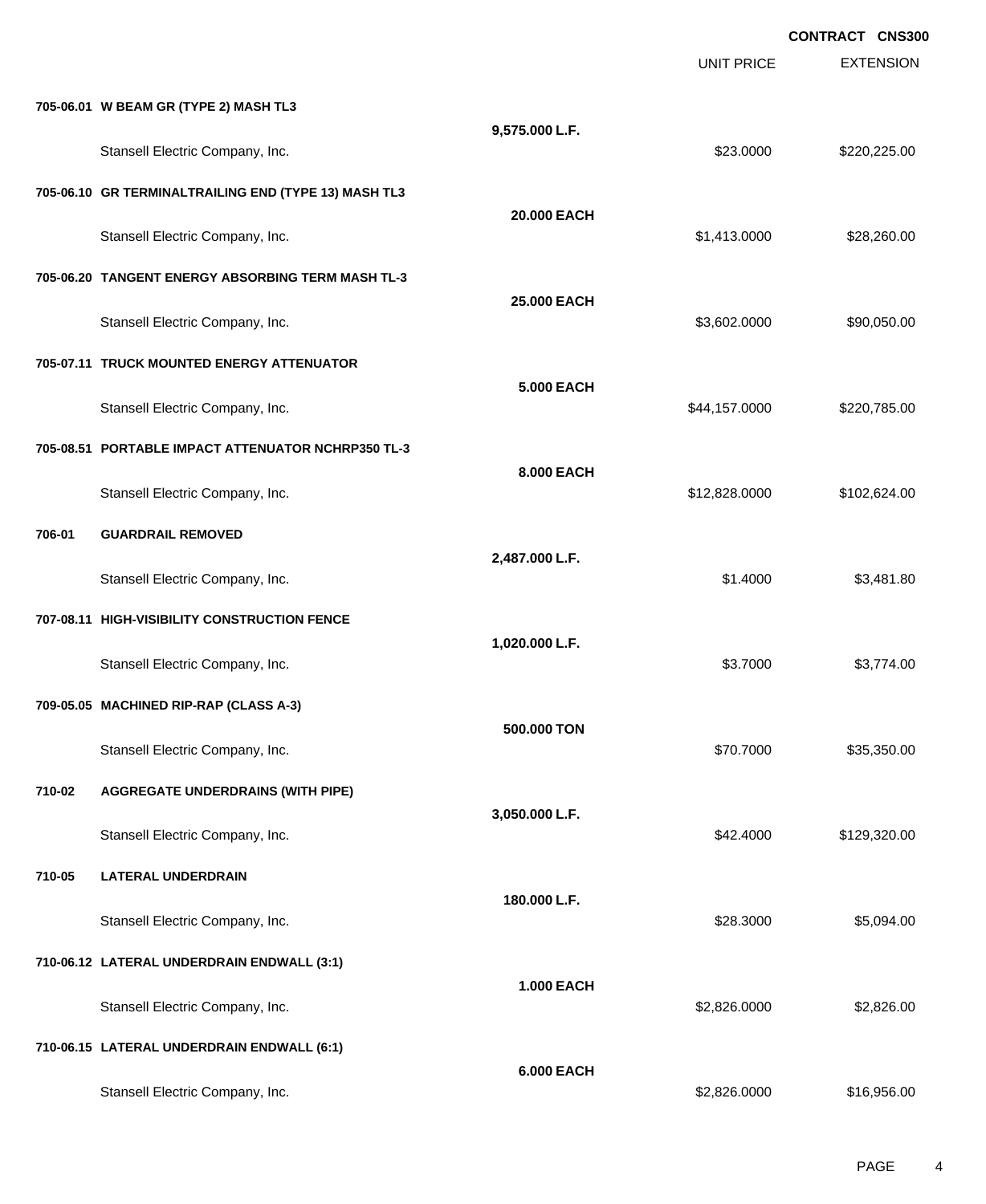**CONTRACT CNS300**

| | | UNIT PRICE | EXTENSION |
|---|---|---|---|
| **705-06.01 W BEAM GR (TYPE 2) MASH TL3** | | | |
| | **9,575.000 L.F.** | | |
| Stansell Electric Company, Inc. | | $23.0000 | $220,225.00 |
| **705-06.10 GR TERMINALTRAILING END (TYPE 13) MASH TL3** | | | |
| | **20.000 EACH** | | |
| Stansell Electric Company, Inc. | | $1,413.0000 | $28,260.00 |
| **705-06.20 TANGENT ENERGY ABSORBING TERM MASH TL-3** | | | |
| | **25.000 EACH** | | |
| Stansell Electric Company, Inc. | | $3,602.0000 | $90,050.00 |
| **705-07.11 TRUCK MOUNTED ENERGY ATTENUATOR** | | | |
| | **5.000 EACH** | | |
| Stansell Electric Company, Inc. | | $44,157.0000 | $220,785.00 |
| **705-08.51 PORTABLE IMPACT ATTENUATOR NCHRP350 TL-3** | | | |
| | **8.000 EACH** | | |
| Stansell Electric Company, Inc. | | $12,828.0000 | $102,624.00 |
| **706-01 GUARDRAIL REMOVED** | | | |
| | **2,487.000 L.F.** | | |
| Stansell Electric Company, Inc. | | $1.4000 | $3,481.80 |
| **707-08.11 HIGH-VISIBILITY CONSTRUCTION FENCE** | | | |
| | **1,020.000 L.F.** | | |
| Stansell Electric Company, Inc. | | $3.7000 | $3,774.00 |
| **709-05.05 MACHINED RIP-RAP (CLASS A-3)** | | | |
| | **500.000 TON** | | |
| Stansell Electric Company, Inc. | | $70.7000 | $35,350.00 |
| **710-02 AGGREGATE UNDERDRAINS (WITH PIPE)** | | | |
| | **3,050.000 L.F.** | | |
| Stansell Electric Company, Inc. | | $42.4000 | $129,320.00 |
| **710-05 LATERAL UNDERDRAIN** | | | |
| | **180.000 L.F.** | | |
| Stansell Electric Company, Inc. | | $28.3000 | $5,094.00 |
| **710-06.12 LATERAL UNDERDRAIN ENDWALL (3:1)** | | | |
| | **1.000 EACH** | | |
| Stansell Electric Company, Inc. | | $2,826.0000 | $2,826.00 |
| **710-06.15 LATERAL UNDERDRAIN ENDWALL (6:1)** | | | |
| | **6.000 EACH** | | |
| Stansell Electric Company, Inc. | | $2,826.0000 | $16,956.00 |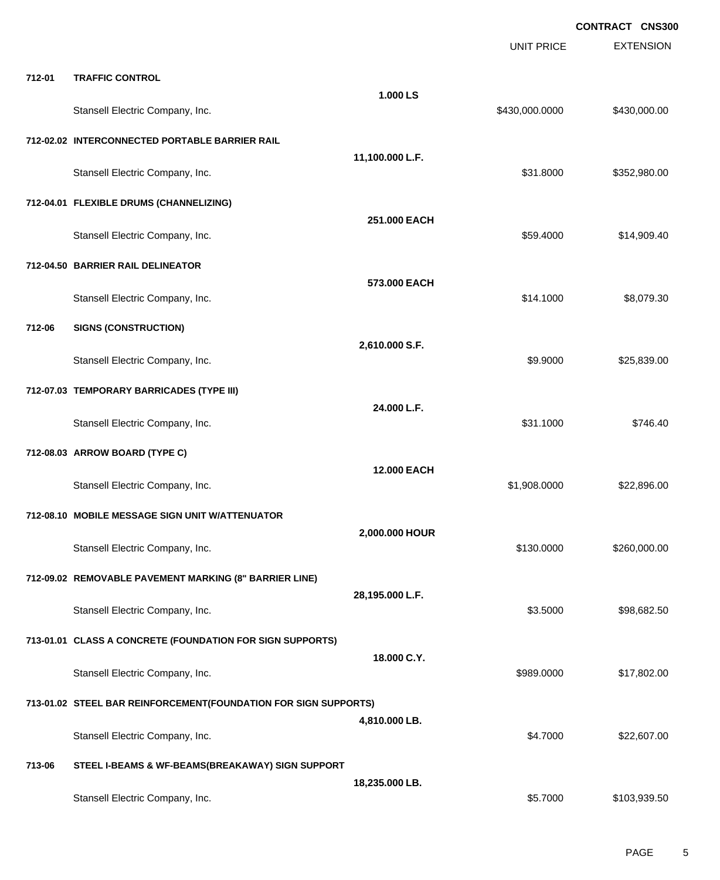**CONTRACT CNS300**

| | | | UNIT PRICE | EXTENSION |
|---|---|---|---|---|
| **712-01** | **TRAFFIC CONTROL** | | | |
| | | **1.000 LS** | | |
| | Stansell Electric Company, Inc. | | $430,000.0000 | $430,000.00 |
| **712-02.02** | **INTERCONNECTED PORTABLE BARRIER RAIL** | | | |
| | | **11,100.000 L.F.** | | |
| | Stansell Electric Company, Inc. | | $31.8000 | $352,980.00 |
| **712-04.01** | **FLEXIBLE DRUMS (CHANNELIZING)** | | | |
| | | **251.000 EACH** | | |
| | Stansell Electric Company, Inc. | | $59.4000 | $14,909.40 |
| **712-04.50** | **BARRIER RAIL DELINEATOR** | | | |
| | | **573.000 EACH** | | |
| | Stansell Electric Company, Inc. | | $14.1000 | $8,079.30 |
| **712-06** | **SIGNS (CONSTRUCTION)** | | | |
| | | **2,610.000 S.F.** | | |
| | Stansell Electric Company, Inc. | | $9.9000 | $25,839.00 |
| **712-07.03** | **TEMPORARY BARRICADES (TYPE III)** | | | |
| | | **24.000 L.F.** | | |
| | Stansell Electric Company, Inc. | | $31.1000 | $746.40 |
| **712-08.03** | **ARROW BOARD (TYPE C)** | | | |
| | | **12.000 EACH** | | |
| | Stansell Electric Company, Inc. | | $1,908.0000 | $22,896.00 |
| **712-08.10** | **MOBILE MESSAGE SIGN UNIT W/ATTENUATOR** | | | |
| | | **2,000.000 HOUR** | | |
| | Stansell Electric Company, Inc. | | $130.0000 | $260,000.00 |
| **712-09.02** | **REMOVABLE PAVEMENT MARKING (8" BARRIER LINE)** | | | |
| | | **28,195.000 L.F.** | | |
| | Stansell Electric Company, Inc. | | $3.5000 | $98,682.50 |
| **713-01.01** | **CLASS A CONCRETE (FOUNDATION FOR SIGN SUPPORTS)** | | | |
| | | **18.000 C.Y.** | | |
| | Stansell Electric Company, Inc. | | $989.0000 | $17,802.00 |
| **713-01.02** | **STEEL BAR REINFORCEMENT(FOUNDATION FOR SIGN SUPPORTS)** | | | |
| | | **4,810.000 LB.** | | |
| | Stansell Electric Company, Inc. | | $4.7000 | $22,607.00 |
| **713-06** | **STEEL I-BEAMS & WF-BEAMS(BREAKAWAY) SIGN SUPPORT** | | | |
| | | **18,235.000 LB.** | | |
| | Stansell Electric Company, Inc. | | $5.7000 | $103,939.50 |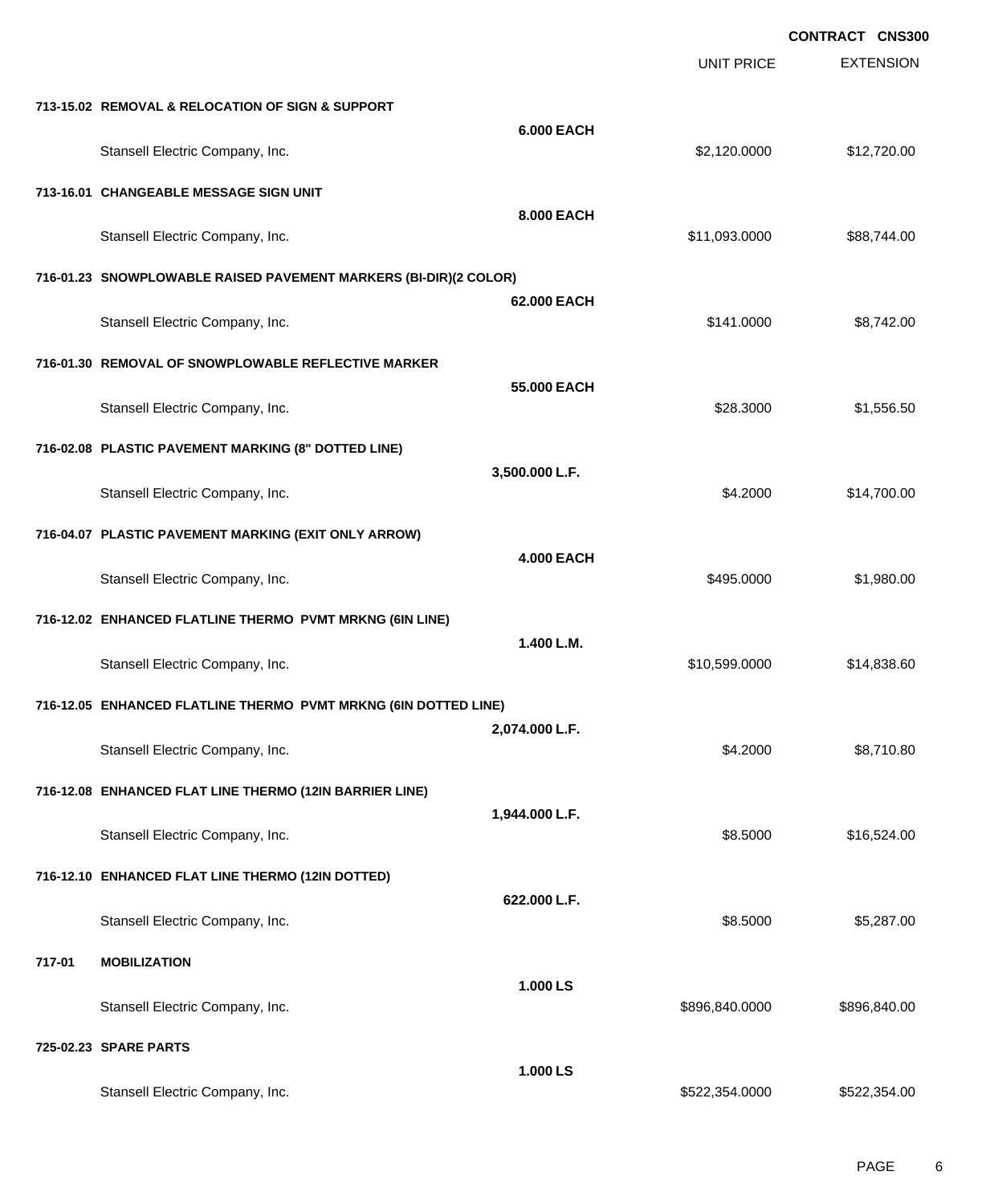**CONTRACT CNS300**

| | | UNIT PRICE | EXTENSION |
|---|---|---|---|
| **713-15.02 REMOVAL & RELOCATION OF SIGN & SUPPORT** | | | |
| | **6.000 EACH** | | |
| Stansell Electric Company, Inc. | | $2,120.0000 | $12,720.00 |
| **713-16.01 CHANGEABLE MESSAGE SIGN UNIT** | | | |
| | **8.000 EACH** | | |
| Stansell Electric Company, Inc. | | $11,093.0000 | $88,744.00 |
| **716-01.23 SNOWPLOWABLE RAISED PAVEMENT MARKERS (BI-DIR)(2 COLOR)** | | | |
| | **62.000 EACH** | | |
| Stansell Electric Company, Inc. | | $141.0000 | $8,742.00 |
| **716-01.30 REMOVAL OF SNOWPLOWABLE REFLECTIVE MARKER** | | | |
| | **55.000 EACH** | | |
| Stansell Electric Company, Inc. | | $28.3000 | $1,556.50 |
| **716-02.08 PLASTIC PAVEMENT MARKING (8" DOTTED LINE)** | | | |
| | **3,500.000 L.F.** | | |
| Stansell Electric Company, Inc. | | $4.2000 | $14,700.00 |
| **716-04.07 PLASTIC PAVEMENT MARKING (EXIT ONLY ARROW)** | | | |
| | **4.000 EACH** | | |
| Stansell Electric Company, Inc. | | $495.0000 | $1,980.00 |
| **716-12.02 ENHANCED FLATLINE THERMO PVMT MRKNG (6IN LINE)** | | | |
| | **1.400 L.M.** | | |
| Stansell Electric Company, Inc. | | $10,599.0000 | $14,838.60 |
| **716-12.05 ENHANCED FLATLINE THERMO PVMT MRKNG (6IN DOTTED LINE)** | | | |
| | **2,074.000 L.F.** | | |
| Stansell Electric Company, Inc. | | $4.2000 | $8,710.80 |
| **716-12.08 ENHANCED FLAT LINE THERMO (12IN BARRIER LINE)** | | | |
| | **1,944.000 L.F.** | | |
| Stansell Electric Company, Inc. | | $8.5000 | $16,524.00 |
| **716-12.10 ENHANCED FLAT LINE THERMO (12IN DOTTED)** | | | |
| | **622.000 L.F.** | | |
| Stansell Electric Company, Inc. | | $8.5000 | $5,287.00 |
| **717-01 MOBILIZATION** | | | |
| | **1.000 LS** | | |
| Stansell Electric Company, Inc. | | $896,840.0000 | $896,840.00 |
| **725-02.23 SPARE PARTS** | | | |
| | **1.000 LS** | | |
| Stansell Electric Company, Inc. | | $522,354.0000 | $522,354.00 |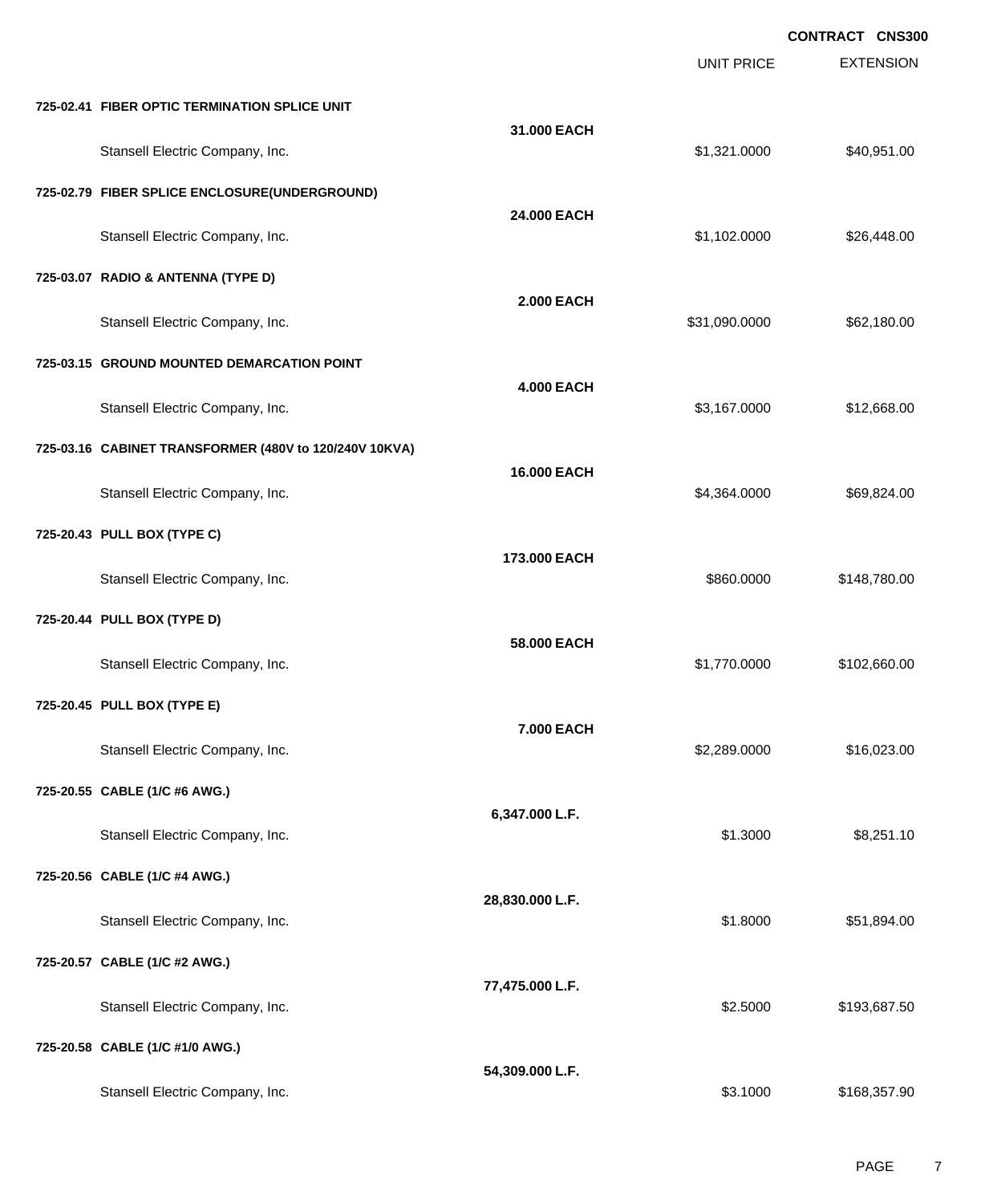**CONTRACT CNS300**

| | | UNIT PRICE | EXTENSION |
|---|---|---|---|
| **725-02.41 FIBER OPTIC TERMINATION SPLICE UNIT** | | | |
| | **31.000 EACH** | | |
| Stansell Electric Company, Inc. | | $1,321.0000 | $40,951.00 |
| **725-02.79 FIBER SPLICE ENCLOSURE(UNDERGROUND)** | | | |
| | **24.000 EACH** | | |
| Stansell Electric Company, Inc. | | $1,102.0000 | $26,448.00 |
| **725-03.07 RADIO & ANTENNA (TYPE D)** | | | |
| | **2.000 EACH** | | |
| Stansell Electric Company, Inc. | | $31,090.0000 | $62,180.00 |
| **725-03.15 GROUND MOUNTED DEMARCATION POINT** | | | |
| | **4.000 EACH** | | |
| Stansell Electric Company, Inc. | | $3,167.0000 | $12,668.00 |
| **725-03.16 CABINET TRANSFORMER (480V to 120/240V 10KVA)** | | | |
| | **16.000 EACH** | | |
| Stansell Electric Company, Inc. | | $4,364.0000 | $69,824.00 |
| **725-20.43 PULL BOX (TYPE C)** | | | |
| | **173.000 EACH** | | |
| Stansell Electric Company, Inc. | | $860.0000 | $148,780.00 |
| **725-20.44 PULL BOX (TYPE D)** | | | |
| | **58.000 EACH** | | |
| Stansell Electric Company, Inc. | | $1,770.0000 | $102,660.00 |
| **725-20.45 PULL BOX (TYPE E)** | | | |
| | **7.000 EACH** | | |
| Stansell Electric Company, Inc. | | $2,289.0000 | $16,023.00 |
| **725-20.55 CABLE (1/C #6 AWG.)** | | | |
| | **6,347.000 L.F.** | | |
| Stansell Electric Company, Inc. | | $1.3000 | $8,251.10 |
| **725-20.56 CABLE (1/C #4 AWG.)** | | | |
| | **28,830.000 L.F.** | | |
| Stansell Electric Company, Inc. | | $1.8000 | $51,894.00 |
| **725-20.57 CABLE (1/C #2 AWG.)** | | | |
| | **77,475.000 L.F.** | | |
| Stansell Electric Company, Inc. | | $2.5000 | $193,687.50 |
| **725-20.58 CABLE (1/C #1/0 AWG.)** | | | |
| | **54,309.000 L.F.** | | |
| Stansell Electric Company, Inc. | | $3.1000 | $168,357.90 |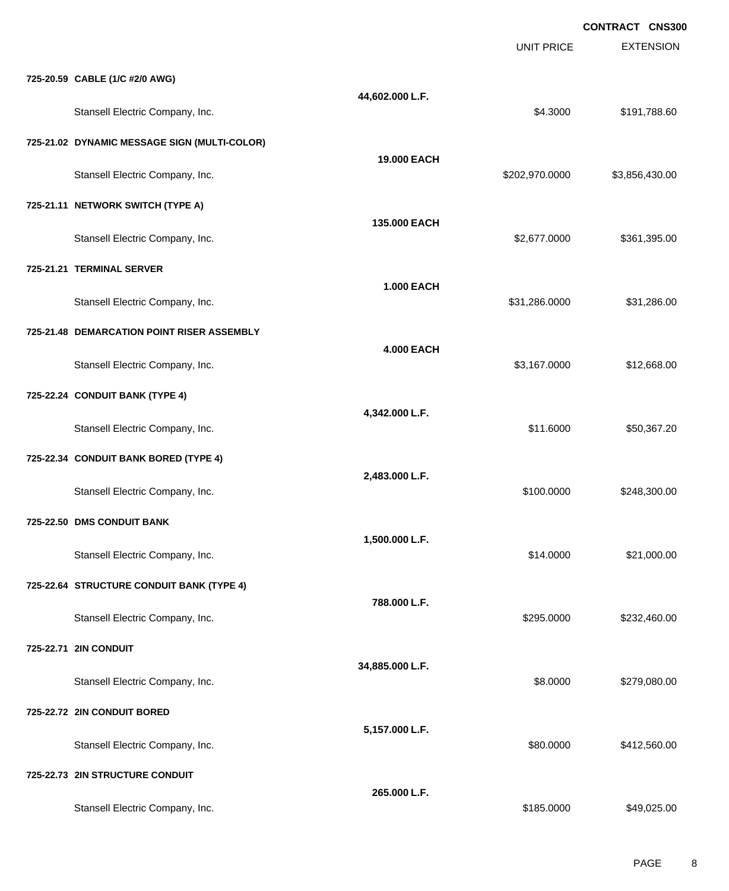CONTRACT CNS300

| | | UNIT PRICE | EXTENSION |
|---|---|---|---|
| **725-20.59 CABLE (1/C #2/0 AWG)** | | | |
| | **44,602.000 L.F.** | | |
| Stansell Electric Company, Inc. | | $4.3000 | $191,788.60 |
| **725-21.02 DYNAMIC MESSAGE SIGN (MULTI-COLOR)** | | | |
| | **19.000 EACH** | | |
| Stansell Electric Company, Inc. | | $202,970.0000 | $3,856,430.00 |
| **725-21.11 NETWORK SWITCH (TYPE A)** | | | |
| | **135.000 EACH** | | |
| Stansell Electric Company, Inc. | | $2,677.0000 | $361,395.00 |
| **725-21.21 TERMINAL SERVER** | | | |
| | **1.000 EACH** | | |
| Stansell Electric Company, Inc. | | $31,286.0000 | $31,286.00 |
| **725-21.48 DEMARCATION POINT RISER ASSEMBLY** | | | |
| | **4.000 EACH** | | |
| Stansell Electric Company, Inc. | | $3,167.0000 | $12,668.00 |
| **725-22.24 CONDUIT BANK (TYPE 4)** | | | |
| | **4,342.000 L.F.** | | |
| Stansell Electric Company, Inc. | | $11.6000 | $50,367.20 |
| **725-22.34 CONDUIT BANK BORED (TYPE 4)** | | | |
| | **2,483.000 L.F.** | | |
| Stansell Electric Company, Inc. | | $100.0000 | $248,300.00 |
| **725-22.50 DMS CONDUIT BANK** | | | |
| | **1,500.000 L.F.** | | |
| Stansell Electric Company, Inc. | | $14.0000 | $21,000.00 |
| **725-22.64 STRUCTURE CONDUIT BANK (TYPE 4)** | | | |
| | **788.000 L.F.** | | |
| Stansell Electric Company, Inc. | | $295.0000 | $232,460.00 |
| **725-22.71 2IN CONDUIT** | | | |
| | **34,885.000 L.F.** | | |
| Stansell Electric Company, Inc. | | $8.0000 | $279,080.00 |
| **725-22.72 2IN CONDUIT BORED** | | | |
| | **5,157.000 L.F.** | | |
| Stansell Electric Company, Inc. | | $80.0000 | $412,560.00 |
| **725-22.73 2IN STRUCTURE CONDUIT** | | | |
| | **265.000 L.F.** | | |
| Stansell Electric Company, Inc. | | $185.0000 | $49,025.00 |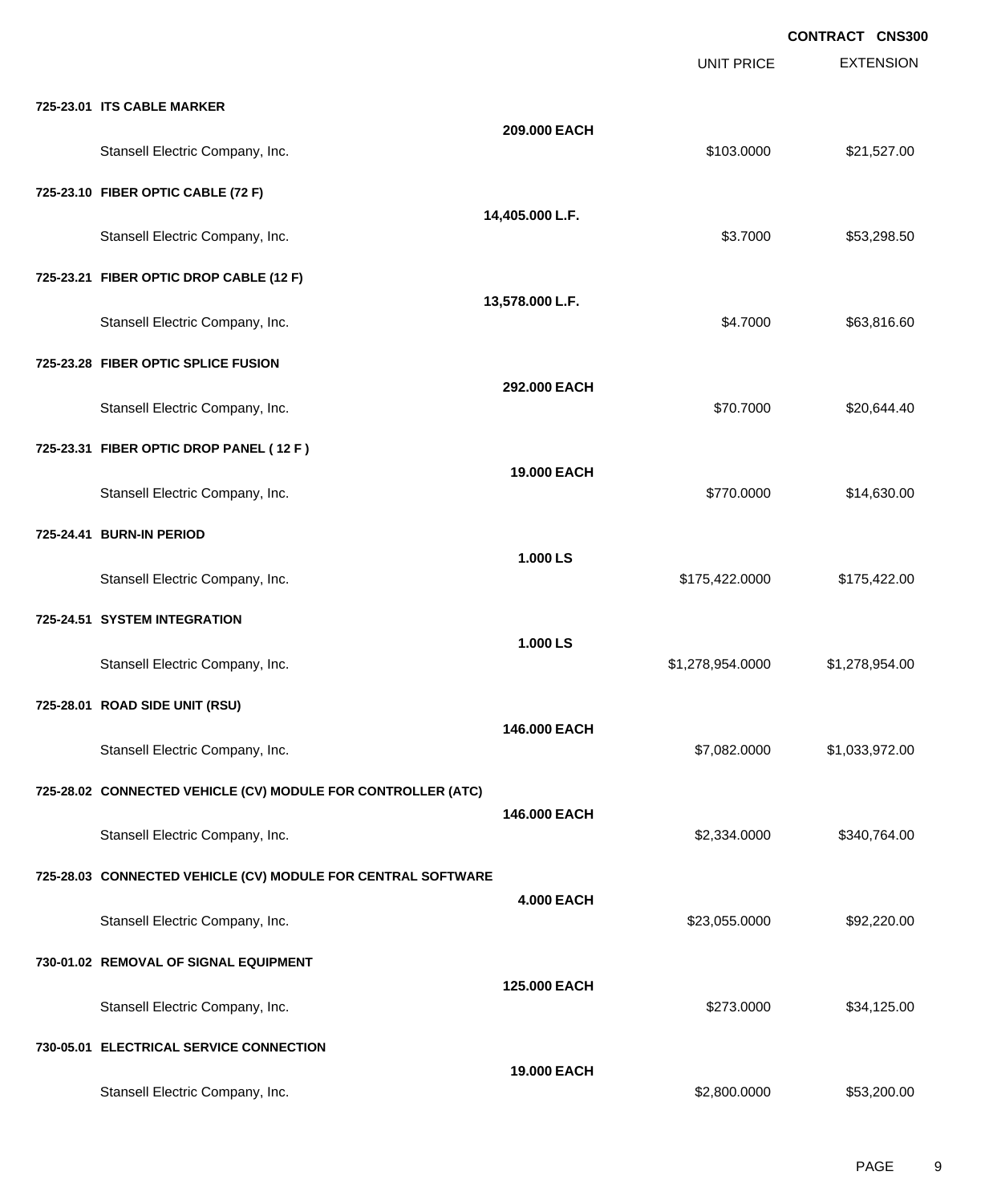**CONTRACT CNS300**

| | | UNIT PRICE | EXTENSION |
|---|---|---|---|
| **725-23.01 ITS CABLE MARKER** | | | |
| | **209.000 EACH** | | |
| Stansell Electric Company, Inc. | | $103.0000 | $21,527.00 |
| **725-23.10 FIBER OPTIC CABLE (72 F)** | | | |
| | **14,405.000 L.F.** | | |
| Stansell Electric Company, Inc. | | $3.7000 | $53,298.50 |
| **725-23.21 FIBER OPTIC DROP CABLE (12 F)** | | | |
| | **13,578.000 L.F.** | | |
| Stansell Electric Company, Inc. | | $4.7000 | $63,816.60 |
| **725-23.28 FIBER OPTIC SPLICE FUSION** | | | |
| | **292.000 EACH** | | |
| Stansell Electric Company, Inc. | | $70.7000 | $20,644.40 |
| **725-23.31 FIBER OPTIC DROP PANEL ( 12 F )** | | | |
| | **19.000 EACH** | | |
| Stansell Electric Company, Inc. | | $770.0000 | $14,630.00 |
| **725-24.41 BURN-IN PERIOD** | | | |
| | **1.000 LS** | | |
| Stansell Electric Company, Inc. | | $175,422.0000 | $175,422.00 |
| **725-24.51 SYSTEM INTEGRATION** | | | |
| | **1.000 LS** | | |
| Stansell Electric Company, Inc. | | $1,278,954.0000 | $1,278,954.00 |
| **725-28.01 ROAD SIDE UNIT (RSU)** | | | |
| | **146.000 EACH** | | |
| Stansell Electric Company, Inc. | | $7,082.0000 | $1,033,972.00 |
| **725-28.02 CONNECTED VEHICLE (CV) MODULE FOR CONTROLLER (ATC)** | | | |
| | **146.000 EACH** | | |
| Stansell Electric Company, Inc. | | $2,334.0000 | $340,764.00 |
| **725-28.03 CONNECTED VEHICLE (CV) MODULE FOR CENTRAL SOFTWARE** | | | |
| | **4.000 EACH** | | |
| Stansell Electric Company, Inc. | | $23,055.0000 | $92,220.00 |
| **730-01.02 REMOVAL OF SIGNAL EQUIPMENT** | | | |
| | **125.000 EACH** | | |
| Stansell Electric Company, Inc. | | $273.0000 | $34,125.00 |
| **730-05.01 ELECTRICAL SERVICE CONNECTION** | | | |
| | **19.000 EACH** | | |
| Stansell Electric Company, Inc. | | $2,800.0000 | $53,200.00 |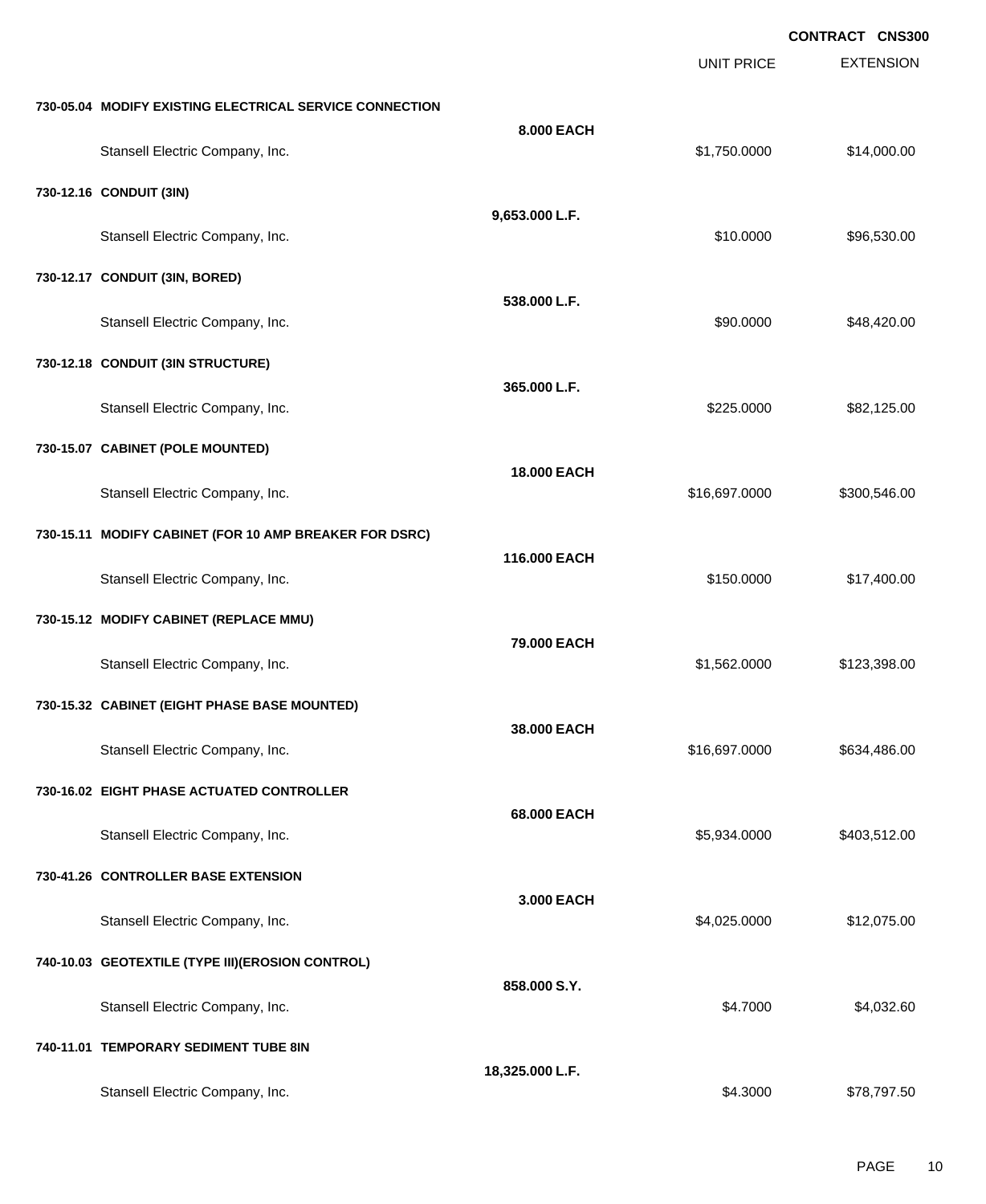**CONTRACT CNS300**

| | | UNIT PRICE | EXTENSION |
|---|---|---|---|
| **730-05.04 MODIFY EXISTING ELECTRICAL SERVICE CONNECTION** | **8.000 EACH** | | |
| Stansell Electric Company, Inc. | | $1,750.0000 | $14,000.00 |
| **730-12.16 CONDUIT (3IN)** | **9,653.000 L.F.** | | |
| Stansell Electric Company, Inc. | | $10.0000 | $96,530.00 |
| **730-12.17 CONDUIT (3IN, BORED)** | **538.000 L.F.** | | |
| Stansell Electric Company, Inc. | | $90.0000 | $48,420.00 |
| **730-12.18 CONDUIT (3IN STRUCTURE)** | **365.000 L.F.** | | |
| Stansell Electric Company, Inc. | | $225.0000 | $82,125.00 |
| **730-15.07 CABINET (POLE MOUNTED)** | **18.000 EACH** | | |
| Stansell Electric Company, Inc. | | $16,697.0000 | $300,546.00 |
| **730-15.11 MODIFY CABINET (FOR 10 AMP BREAKER FOR DSRC)** | **116.000 EACH** | | |
| Stansell Electric Company, Inc. | | $150.0000 | $17,400.00 |
| **730-15.12 MODIFY CABINET (REPLACE MMU)** | **79.000 EACH** | | |
| Stansell Electric Company, Inc. | | $1,562.0000 | $123,398.00 |
| **730-15.32 CABINET (EIGHT PHASE BASE MOUNTED)** | **38.000 EACH** | | |
| Stansell Electric Company, Inc. | | $16,697.0000 | $634,486.00 |
| **730-16.02 EIGHT PHASE ACTUATED CONTROLLER** | **68.000 EACH** | | |
| Stansell Electric Company, Inc. | | $5,934.0000 | $403,512.00 |
| **730-41.26 CONTROLLER BASE EXTENSION** | **3.000 EACH** | | |
| Stansell Electric Company, Inc. | | $4,025.0000 | $12,075.00 |
| **740-10.03 GEOTEXTILE (TYPE III)(EROSION CONTROL)** | **858.000 S.Y.** | | |
| Stansell Electric Company, Inc. | | $4.7000 | $4,032.60 |
| **740-11.01 TEMPORARY SEDIMENT TUBE 8IN** | **18,325.000 L.F.** | | |
| Stansell Electric Company, Inc. | | $4.3000 | $78,797.50 |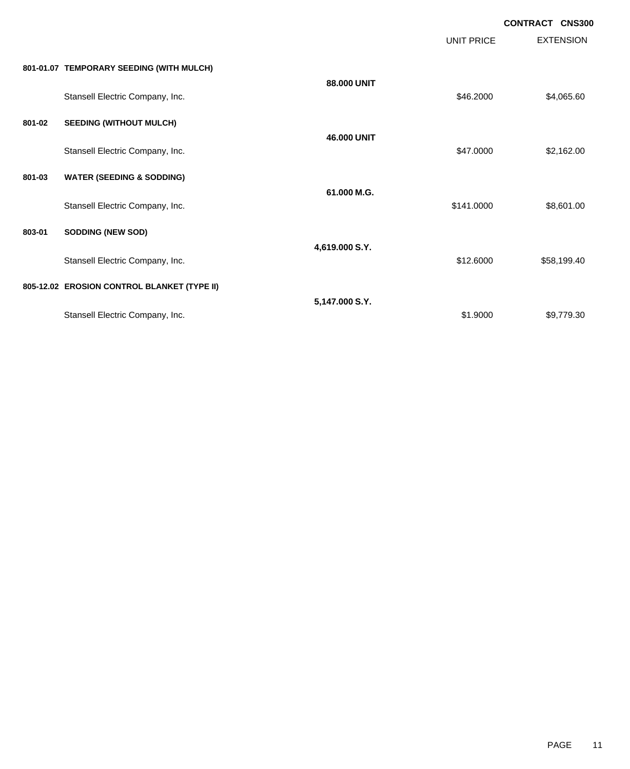**CONTRACT CNS300**

| | | | UNIT PRICE | EXTENSION |
|---|---|---|---|---|
| **801-01.07** | **TEMPORARY SEEDING (WITH MULCH)** | | | |
| | | **88.000 UNIT** | | |
| | Stansell Electric Company, Inc. | | $46.2000 | $4,065.60 |
| **801-02** | **SEEDING (WITHOUT MULCH)** | | | |
| | | **46.000 UNIT** | | |
| | Stansell Electric Company, Inc. | | $47.0000 | $2,162.00 |
| **801-03** | **WATER (SEEDING & SODDING)** | | | |
| | | **61.000 M.G.** | | |
| | Stansell Electric Company, Inc. | | $141.0000 | $8,601.00 |
| **803-01** | **SODDING (NEW SOD)** | | | |
| | | **4,619.000 S.Y.** | | |
| | Stansell Electric Company, Inc. | | $12.6000 | $58,199.40 |
| **805-12.02** | **EROSION CONTROL BLANKET (TYPE II)** | | | |
| | | **5,147.000 S.Y.** | | |
| | Stansell Electric Company, Inc. | | $1.9000 | $9,779.30 |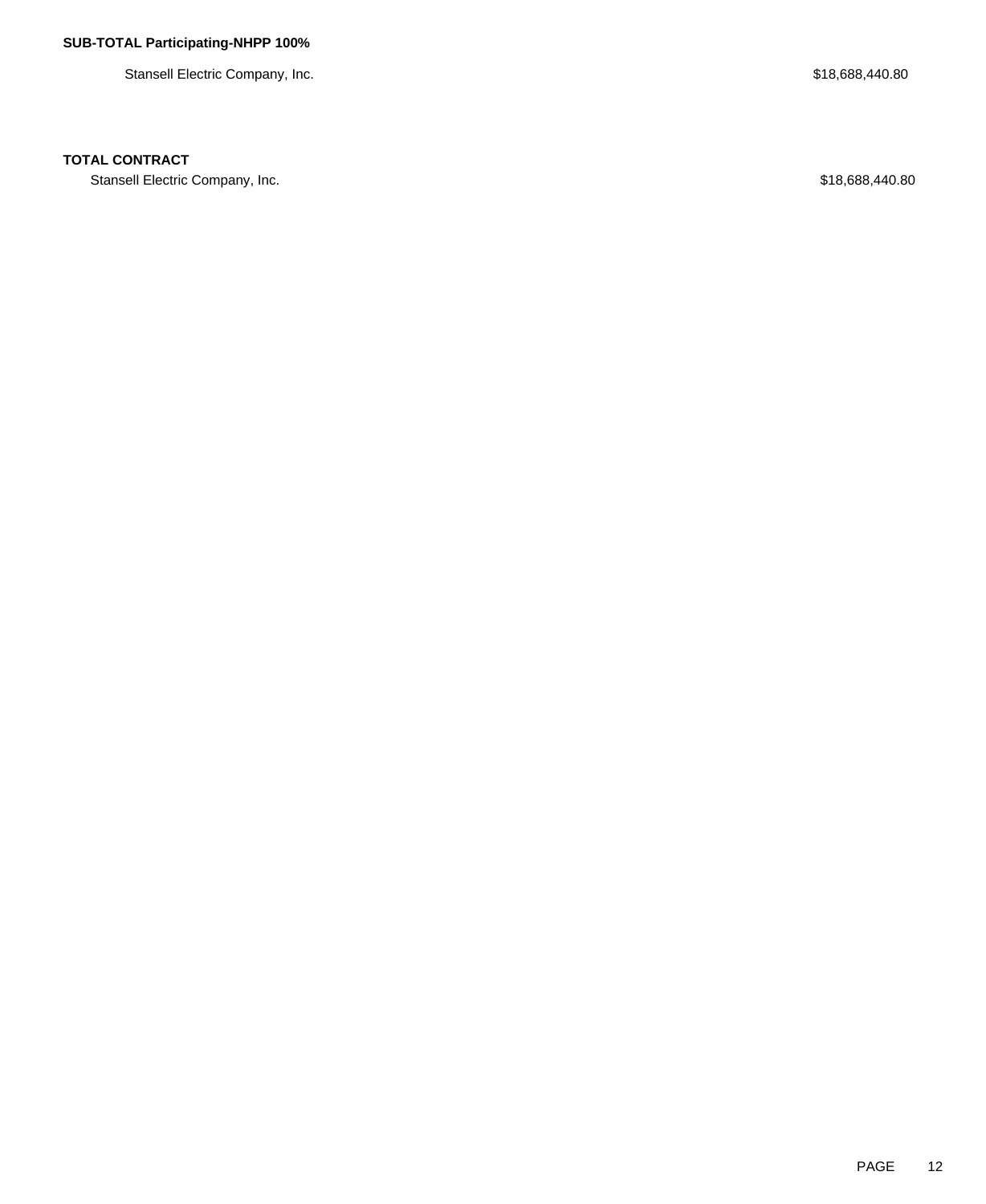**SUB-TOTAL Participating-NHPP 100%**

| | |
|---|---|
| Stansell Electric Company, Inc. | $18,688,440.80 |

**TOTAL CONTRACT**

| | |
|---|---|
| Stansell Electric Company, Inc. | $18,688,440.80 |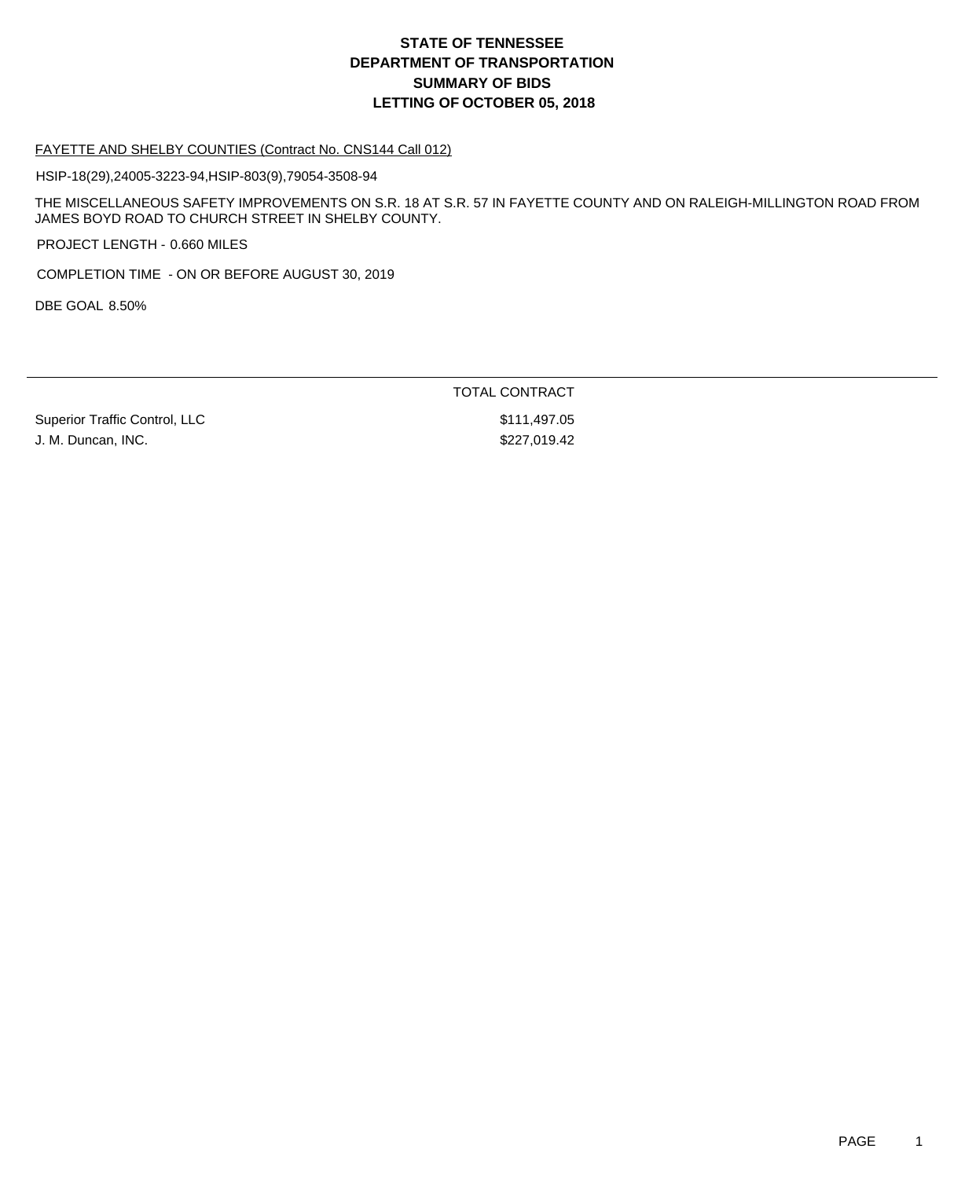# STATE OF TENNESSEE
# DEPARTMENT OF TRANSPORTATION
# SUMMARY OF BIDS
# LETTING OF OCTOBER 05, 2018

FAYETTE AND SHELBY COUNTIES (Contract No. CNS144 Call 012)

HSIP-18(29),24005-3223-94,HSIP-803(9),79054-3508-94

THE MISCELLANEOUS SAFETY IMPROVEMENTS ON S.R. 18 AT S.R. 57 IN FAYETTE COUNTY AND ON RALEIGH-MILLINGTON ROAD FROM JAMES BOYD ROAD TO CHURCH STREET IN SHELBY COUNTY.

PROJECT LENGTH - 0.660 MILES

COMPLETION TIME - ON OR BEFORE AUGUST 30, 2019

DBE GOAL 8.50%

| | TOTAL CONTRACT |
|---|---|
| Superior Traffic Control, LLC | $111,497.05 |
| J. M. Duncan, INC. | $227,019.42 |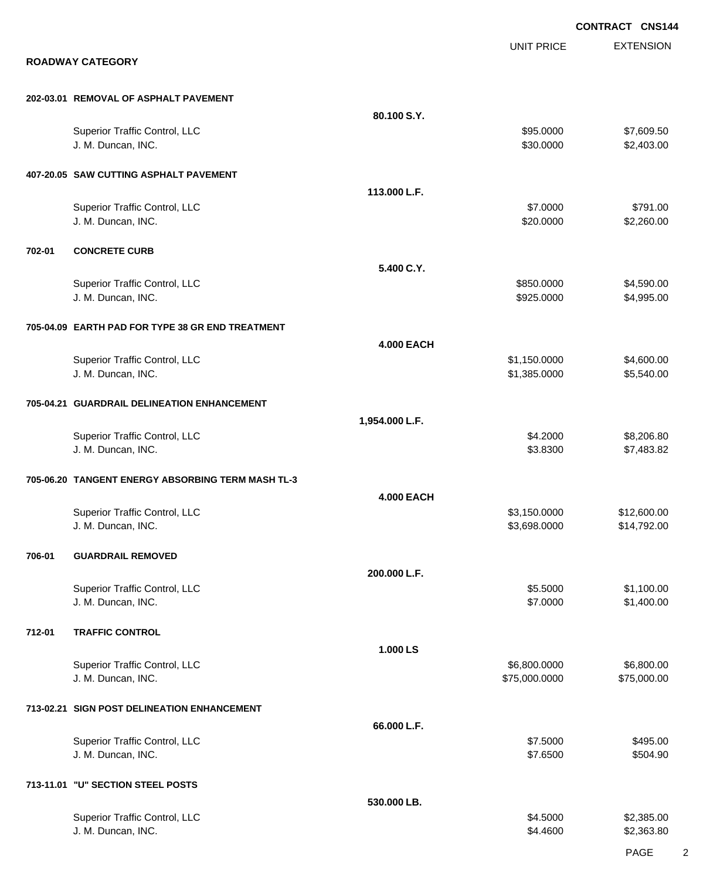**CONTRACT CNS144**

## ROADWAY CATEGORY

| | UNIT PRICE | EXTENSION |
|---|---|---|
| **202-03.01 REMOVAL OF ASPHALT PAVEMENT** | | |
| **80.100 S.Y.** | | |
| Superior Traffic Control, LLC | $95.0000 | $7,609.50 |
| J. M. Duncan, INC. | $30.0000 | $2,403.00 |
| **407-20.05 SAW CUTTING ASPHALT PAVEMENT** | | |
| **113.000 L.F.** | | |
| Superior Traffic Control, LLC | $7.0000 | $791.00 |
| J. M. Duncan, INC. | $20.0000 | $2,260.00 |
| **702-01 CONCRETE CURB** | | |
| **5.400 C.Y.** | | |
| Superior Traffic Control, LLC | $850.0000 | $4,590.00 |
| J. M. Duncan, INC. | $925.0000 | $4,995.00 |
| **705-04.09 EARTH PAD FOR TYPE 38 GR END TREATMENT** | | |
| **4.000 EACH** | | |
| Superior Traffic Control, LLC | $1,150.0000 | $4,600.00 |
| J. M. Duncan, INC. | $1,385.0000 | $5,540.00 |
| **705-04.21 GUARDRAIL DELINEATION ENHANCEMENT** | | |
| **1,954.000 L.F.** | | |
| Superior Traffic Control, LLC | $4.2000 | $8,206.80 |
| J. M. Duncan, INC. | $3.8300 | $7,483.82 |
| **705-06.20 TANGENT ENERGY ABSORBING TERM MASH TL-3** | | |
| **4.000 EACH** | | |
| Superior Traffic Control, LLC | $3,150.0000 | $12,600.00 |
| J. M. Duncan, INC. | $3,698.0000 | $14,792.00 |
| **706-01 GUARDRAIL REMOVED** | | |
| **200.000 L.F.** | | |
| Superior Traffic Control, LLC | $5.5000 | $1,100.00 |
| J. M. Duncan, INC. | $7.0000 | $1,400.00 |
| **712-01 TRAFFIC CONTROL** | | |
| **1.000 LS** | | |
| Superior Traffic Control, LLC | $6,800.0000 | $6,800.00 |
| J. M. Duncan, INC. | $75,000.0000 | $75,000.00 |
| **713-02.21 SIGN POST DELINEATION ENHANCEMENT** | | |
| **66.000 L.F.** | | |
| Superior Traffic Control, LLC | $7.5000 | $495.00 |
| J. M. Duncan, INC. | $7.6500 | $504.90 |
| **713-11.01 "U" SECTION STEEL POSTS** | | |
| **530.000 LB.** | | |
| Superior Traffic Control, LLC | $4.5000 | $2,385.00 |
| J. M. Duncan, INC. | $4.4600 | $2,363.80 |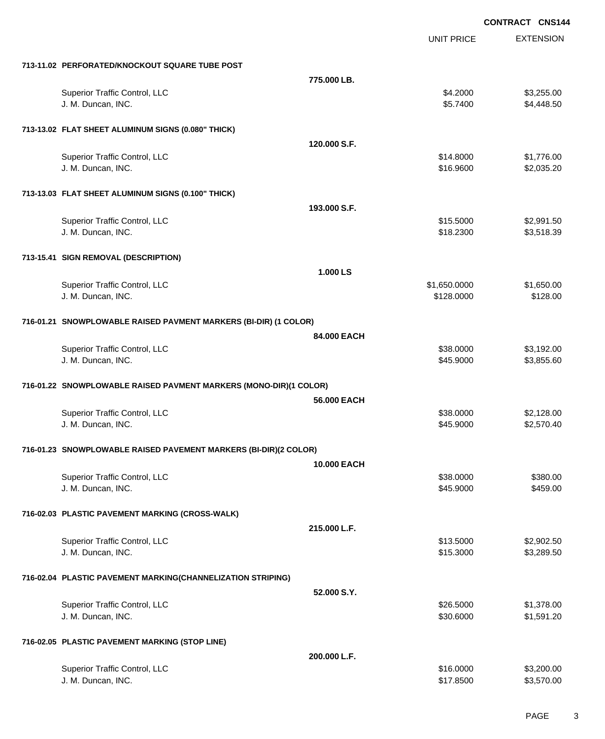**CONTRACT CNS144**

| | | UNIT PRICE | EXTENSION |
|---|---|---|---|
| **713-11.02 PERFORATED/KNOCKOUT SQUARE TUBE POST** | | | |
| | **775.000 LB.** | | |
| Superior Traffic Control, LLC | | $4.2000 | $3,255.00 |
| J. M. Duncan, INC. | | $5.7400 | $4,448.50 |
| **713-13.02 FLAT SHEET ALUMINUM SIGNS (0.080" THICK)** | | | |
| | **120.000 S.F.** | | |
| Superior Traffic Control, LLC | | $14.8000 | $1,776.00 |
| J. M. Duncan, INC. | | $16.9600 | $2,035.20 |
| **713-13.03 FLAT SHEET ALUMINUM SIGNS (0.100" THICK)** | | | |
| | **193.000 S.F.** | | |
| Superior Traffic Control, LLC | | $15.5000 | $2,991.50 |
| J. M. Duncan, INC. | | $18.2300 | $3,518.39 |
| **713-15.41 SIGN REMOVAL (DESCRIPTION)** | | | |
| | **1.000 LS** | | |
| Superior Traffic Control, LLC | | $1,650.0000 | $1,650.00 |
| J. M. Duncan, INC. | | $128.0000 | $128.00 |
| **716-01.21 SNOWPLOWABLE RAISED PAVMENT MARKERS (BI-DIR) (1 COLOR)** | | | |
| | **84.000 EACH** | | |
| Superior Traffic Control, LLC | | $38.0000 | $3,192.00 |
| J. M. Duncan, INC. | | $45.9000 | $3,855.60 |
| **716-01.22 SNOWPLOWABLE RAISED PAVMENT MARKERS (MONO-DIR)(1 COLOR)** | | | |
| | **56.000 EACH** | | |
| Superior Traffic Control, LLC | | $38.0000 | $2,128.00 |
| J. M. Duncan, INC. | | $45.9000 | $2,570.40 |
| **716-01.23 SNOWPLOWABLE RAISED PAVEMENT MARKERS (BI-DIR)(2 COLOR)** | | | |
| | **10.000 EACH** | | |
| Superior Traffic Control, LLC | | $38.0000 | $380.00 |
| J. M. Duncan, INC. | | $45.9000 | $459.00 |
| **716-02.03 PLASTIC PAVEMENT MARKING (CROSS-WALK)** | | | |
| | **215.000 L.F.** | | |
| Superior Traffic Control, LLC | | $13.5000 | $2,902.50 |
| J. M. Duncan, INC. | | $15.3000 | $3,289.50 |
| **716-02.04 PLASTIC PAVEMENT MARKING(CHANNELIZATION STRIPING)** | | | |
| | **52.000 S.Y.** | | |
| Superior Traffic Control, LLC | | $26.5000 | $1,378.00 |
| J. M. Duncan, INC. | | $30.6000 | $1,591.20 |
| **716-02.05 PLASTIC PAVEMENT MARKING (STOP LINE)** | | | |
| | **200.000 L.F.** | | |
| Superior Traffic Control, LLC | | $16.0000 | $3,200.00 |
| J. M. Duncan, INC. | | $17.8500 | $3,570.00 |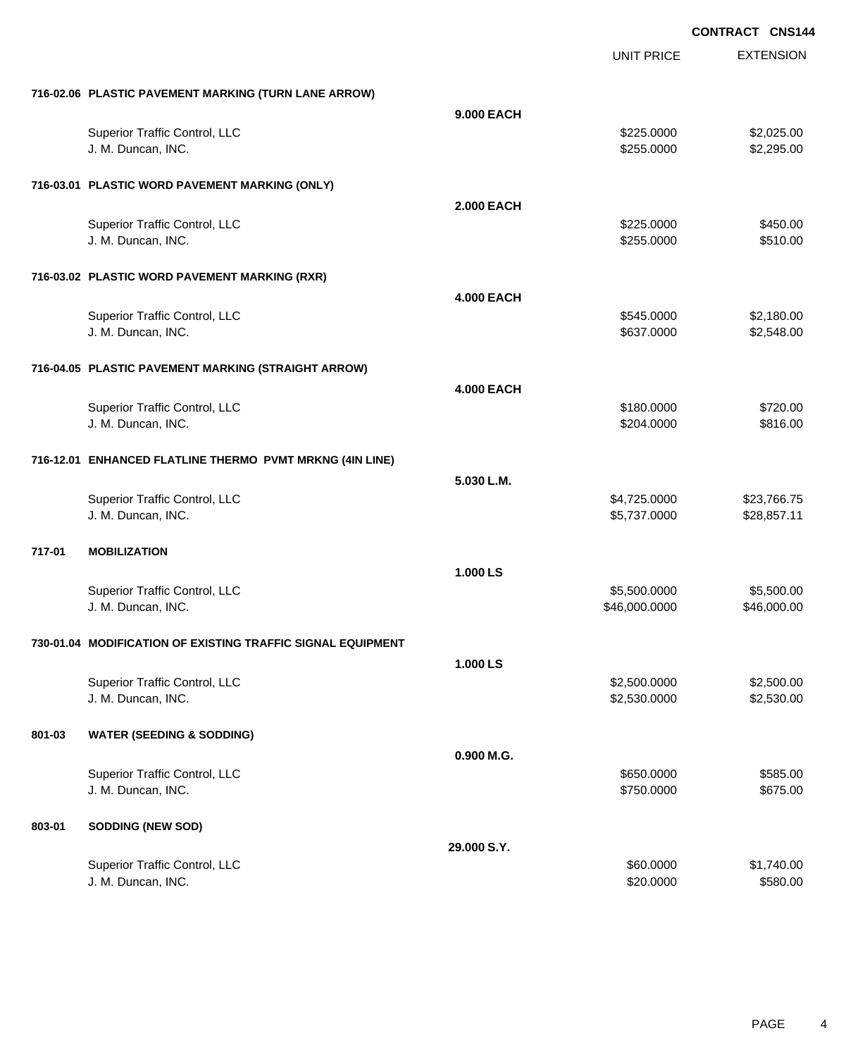**CONTRACT CNS144**

| | | | UNIT PRICE | EXTENSION |
|---|---|---|---|---|
| **716-02.06** | **PLASTIC PAVEMENT MARKING (TURN LANE ARROW)** | | | |
| | | **9.000 EACH** | | |
| | Superior Traffic Control, LLC | | $225.0000 | $2,025.00 |
| | J. M. Duncan, INC. | | $255.0000 | $2,295.00 |
| **716-03.01** | **PLASTIC WORD PAVEMENT MARKING (ONLY)** | | | |
| | | **2.000 EACH** | | |
| | Superior Traffic Control, LLC | | $225.0000 | $450.00 |
| | J. M. Duncan, INC. | | $255.0000 | $510.00 |
| **716-03.02** | **PLASTIC WORD PAVEMENT MARKING (RXR)** | | | |
| | | **4.000 EACH** | | |
| | Superior Traffic Control, LLC | | $545.0000 | $2,180.00 |
| | J. M. Duncan, INC. | | $637.0000 | $2,548.00 |
| **716-04.05** | **PLASTIC PAVEMENT MARKING (STRAIGHT ARROW)** | | | |
| | | **4.000 EACH** | | |
| | Superior Traffic Control, LLC | | $180.0000 | $720.00 |
| | J. M. Duncan, INC. | | $204.0000 | $816.00 |
| **716-12.01** | **ENHANCED FLATLINE THERMO PVMT MRKNG (4IN LINE)** | | | |
| | | **5.030 L.M.** | | |
| | Superior Traffic Control, LLC | | $4,725.0000 | $23,766.75 |
| | J. M. Duncan, INC. | | $5,737.0000 | $28,857.11 |
| **717-01** | **MOBILIZATION** | | | |
| | | **1.000 LS** | | |
| | Superior Traffic Control, LLC | | $5,500.0000 | $5,500.00 |
| | J. M. Duncan, INC. | | $46,000.0000 | $46,000.00 |
| **730-01.04** | **MODIFICATION OF EXISTING TRAFFIC SIGNAL EQUIPMENT** | | | |
| | | **1.000 LS** | | |
| | Superior Traffic Control, LLC | | $2,500.0000 | $2,500.00 |
| | J. M. Duncan, INC. | | $2,530.0000 | $2,530.00 |
| **801-03** | **WATER (SEEDING & SODDING)** | | | |
| | | **0.900 M.G.** | | |
| | Superior Traffic Control, LLC | | $650.0000 | $585.00 |
| | J. M. Duncan, INC. | | $750.0000 | $675.00 |
| **803-01** | **SODDING (NEW SOD)** | | | |
| | | **29.000 S.Y.** | | |
| | Superior Traffic Control, LLC | | $60.0000 | $1,740.00 |
| | J. M. Duncan, INC. | | $20.0000 | $580.00 |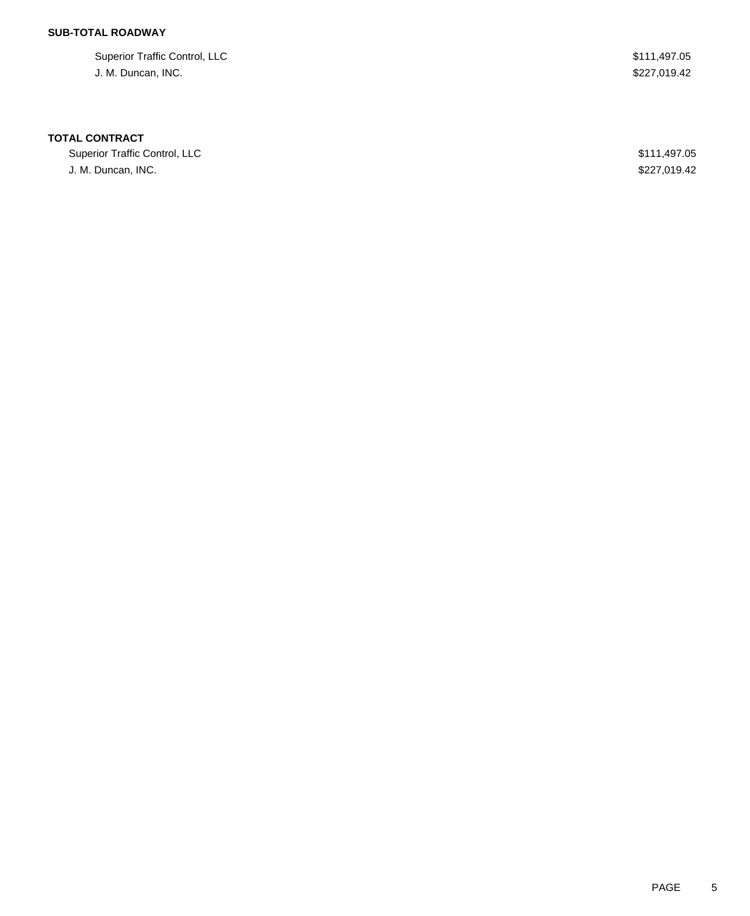**SUB-TOTAL ROADWAY**

| | |
|---|---|
| Superior Traffic Control, LLC | $111,497.05 |
| J. M. Duncan, INC. | $227,019.42 |

**TOTAL CONTRACT**

| | |
|---|---|
| Superior Traffic Control, LLC | $111,497.05 |
| J. M. Duncan, INC. | $227,019.42 |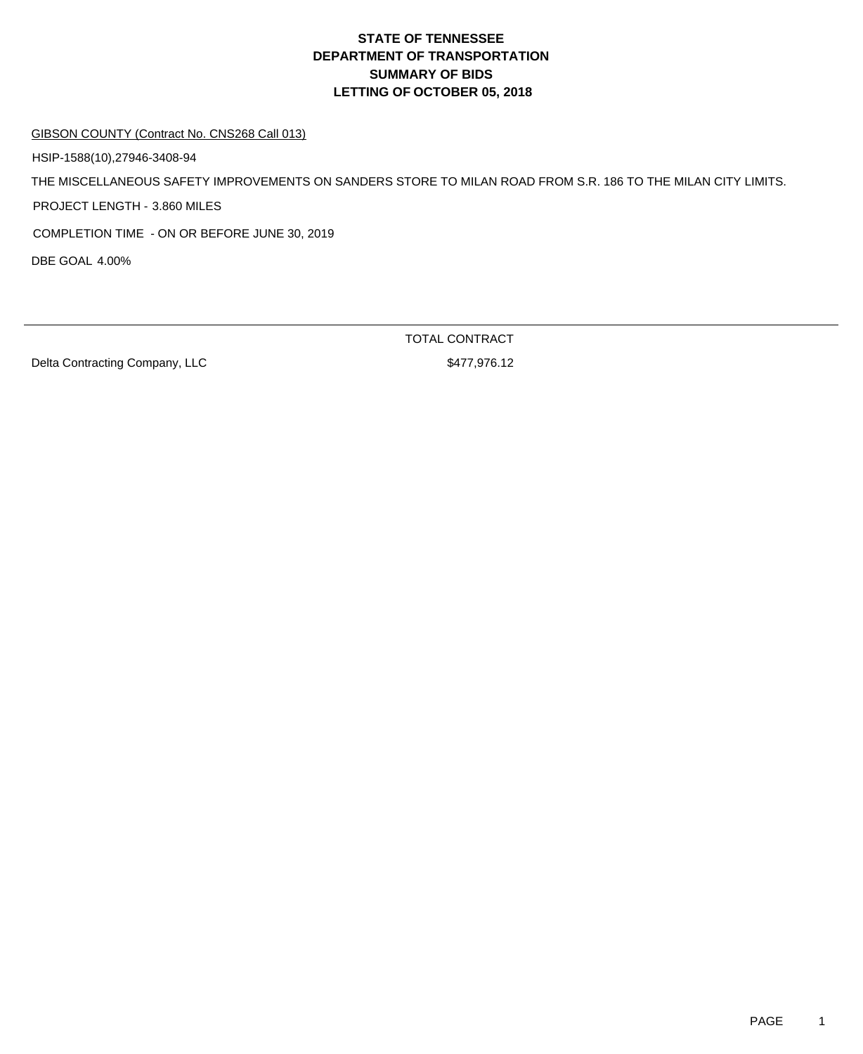# STATE OF TENNESSEE
# DEPARTMENT OF TRANSPORTATION
# SUMMARY OF BIDS
# LETTING OF OCTOBER 05, 2018

GIBSON COUNTY (Contract No. CNS268 Call 013)

HSIP-1588(10),27946-3408-94

THE MISCELLANEOUS SAFETY IMPROVEMENTS ON SANDERS STORE TO MILAN ROAD FROM S.R. 186 TO THE MILAN CITY LIMITS.

PROJECT LENGTH - 3.860 MILES

COMPLETION TIME - ON OR BEFORE JUNE 30, 2019

DBE GOAL 4.00%

| | TOTAL CONTRACT |
|---|---|
| Delta Contracting Company, LLC | $477,976.12 |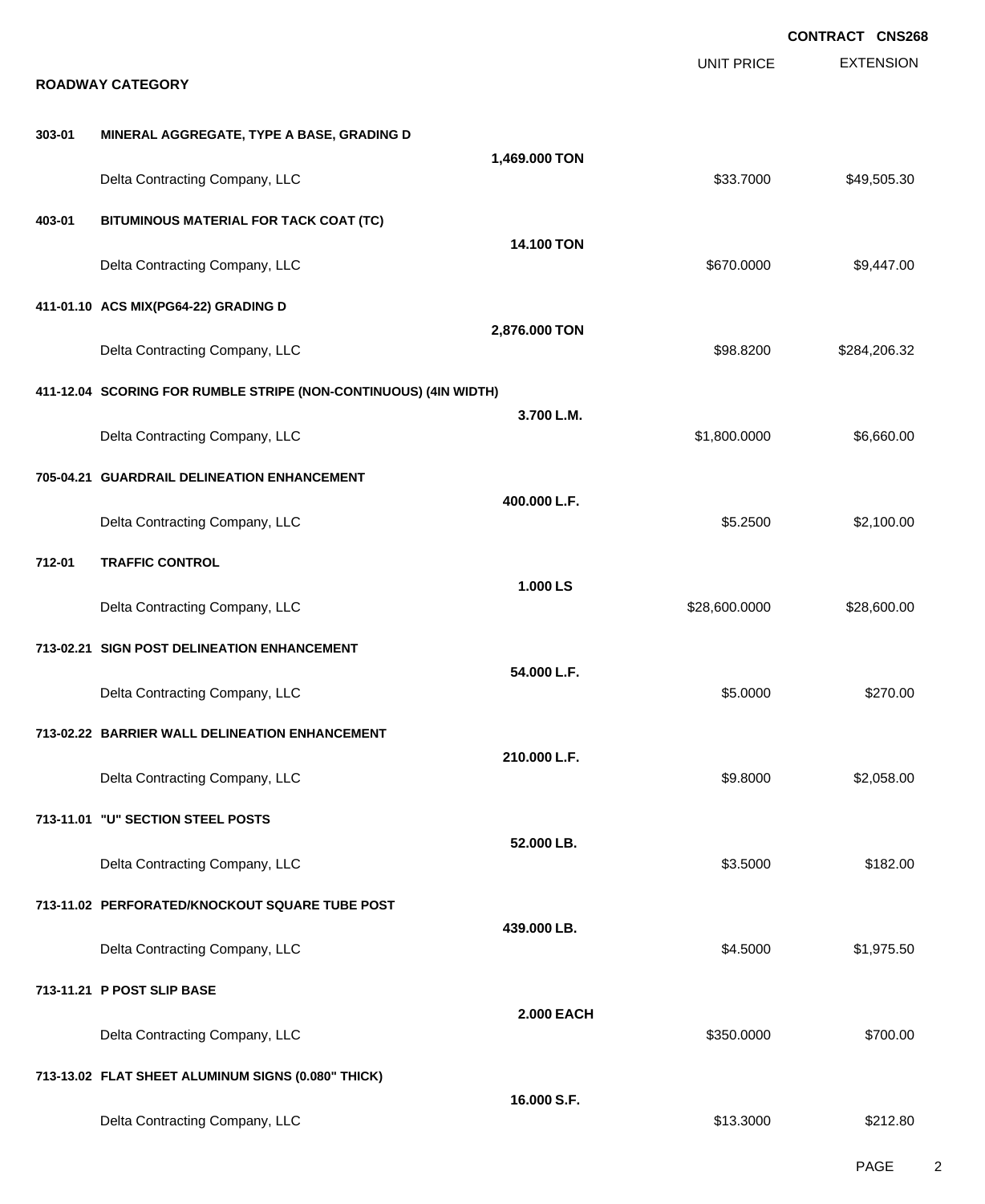**CONTRACT CNS268**

## ROADWAY CATEGORY

| | | | UNIT PRICE | EXTENSION |
|---|---|---|---|---|
| **303-01** | **MINERAL AGGREGATE, TYPE A BASE, GRADING D** | **1,469.000 TON** | | |
| | Delta Contracting Company, LLC | | $33.7000 | $49,505.30 |
| **403-01** | **BITUMINOUS MATERIAL FOR TACK COAT (TC)** | **14.100 TON** | | |
| | Delta Contracting Company, LLC | | $670.0000 | $9,447.00 |
| **411-01.10** | **ACS MIX(PG64-22) GRADING D** | **2,876.000 TON** | | |
| | Delta Contracting Company, LLC | | $98.8200 | $284,206.32 |
| **411-12.04** | **SCORING FOR RUMBLE STRIPE (NON-CONTINUOUS) (4IN WIDTH)** | **3.700 L.M.** | | |
| | Delta Contracting Company, LLC | | $1,800.0000 | $6,660.00 |
| **705-04.21** | **GUARDRAIL DELINEATION ENHANCEMENT** | **400.000 L.F.** | | |
| | Delta Contracting Company, LLC | | $5.2500 | $2,100.00 |
| **712-01** | **TRAFFIC CONTROL** | **1.000 LS** | | |
| | Delta Contracting Company, LLC | | $28,600.0000 | $28,600.00 |
| **713-02.21** | **SIGN POST DELINEATION ENHANCEMENT** | **54.000 L.F.** | | |
| | Delta Contracting Company, LLC | | $5.0000 | $270.00 |
| **713-02.22** | **BARRIER WALL DELINEATION ENHANCEMENT** | **210.000 L.F.** | | |
| | Delta Contracting Company, LLC | | $9.8000 | $2,058.00 |
| **713-11.01** | **"U" SECTION STEEL POSTS** | **52.000 LB.** | | |
| | Delta Contracting Company, LLC | | $3.5000 | $182.00 |
| **713-11.02** | **PERFORATED/KNOCKOUT SQUARE TUBE POST** | **439.000 LB.** | | |
| | Delta Contracting Company, LLC | | $4.5000 | $1,975.50 |
| **713-11.21** | **P POST SLIP BASE** | **2.000 EACH** | | |
| | Delta Contracting Company, LLC | | $350.0000 | $700.00 |
| **713-13.02** | **FLAT SHEET ALUMINUM SIGNS (0.080" THICK)** | **16.000 S.F.** | | |
| | Delta Contracting Company, LLC | | $13.3000 | $212.80 |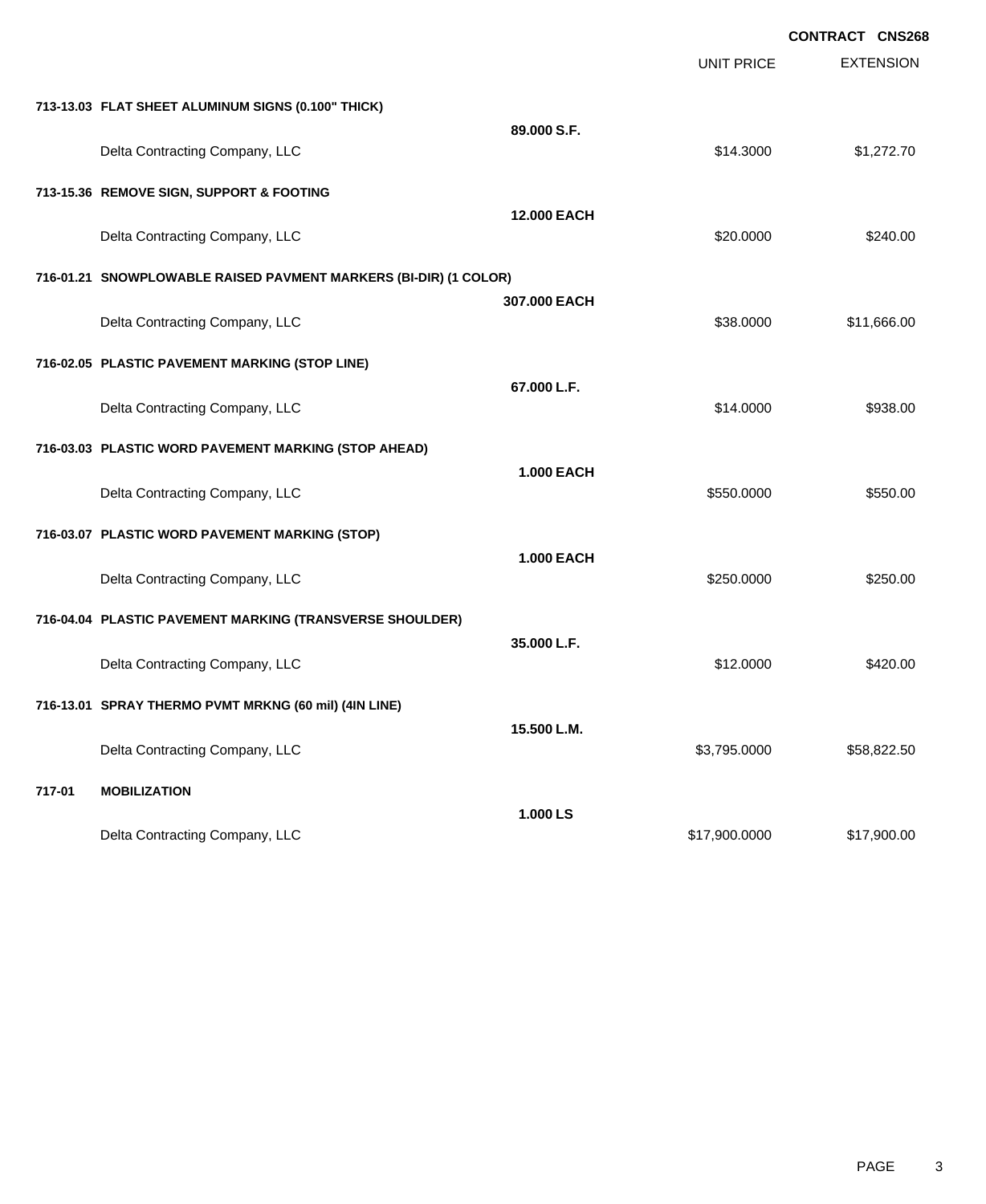**CONTRACT CNS268**

| | | UNIT PRICE | EXTENSION |
|---|---|---|---|
| **713-13.03 FLAT SHEET ALUMINUM SIGNS (0.100" THICK)** | | | |
| | **89.000 S.F.** | | |
| Delta Contracting Company, LLC | | $14.3000 | $1,272.70 |
| **713-15.36 REMOVE SIGN, SUPPORT & FOOTING** | | | |
| | **12.000 EACH** | | |
| Delta Contracting Company, LLC | | $20.0000 | $240.00 |
| **716-01.21 SNOWPLOWABLE RAISED PAVMENT MARKERS (BI-DIR) (1 COLOR)** | | | |
| | **307.000 EACH** | | |
| Delta Contracting Company, LLC | | $38.0000 | $11,666.00 |
| **716-02.05 PLASTIC PAVEMENT MARKING (STOP LINE)** | | | |
| | **67.000 L.F.** | | |
| Delta Contracting Company, LLC | | $14.0000 | $938.00 |
| **716-03.03 PLASTIC WORD PAVEMENT MARKING (STOP AHEAD)** | | | |
| | **1.000 EACH** | | |
| Delta Contracting Company, LLC | | $550.0000 | $550.00 |
| **716-03.07 PLASTIC WORD PAVEMENT MARKING (STOP)** | | | |
| | **1.000 EACH** | | |
| Delta Contracting Company, LLC | | $250.0000 | $250.00 |
| **716-04.04 PLASTIC PAVEMENT MARKING (TRANSVERSE SHOULDER)** | | | |
| | **35.000 L.F.** | | |
| Delta Contracting Company, LLC | | $12.0000 | $420.00 |
| **716-13.01 SPRAY THERMO PVMT MRKNG (60 mil) (4IN LINE)** | | | |
| | **15.500 L.M.** | | |
| Delta Contracting Company, LLC | | $3,795.0000 | $58,822.50 |
| **717-01 MOBILIZATION** | | | |
| | **1.000 LS** | | |
| Delta Contracting Company, LLC | | $17,900.0000 | $17,900.00 |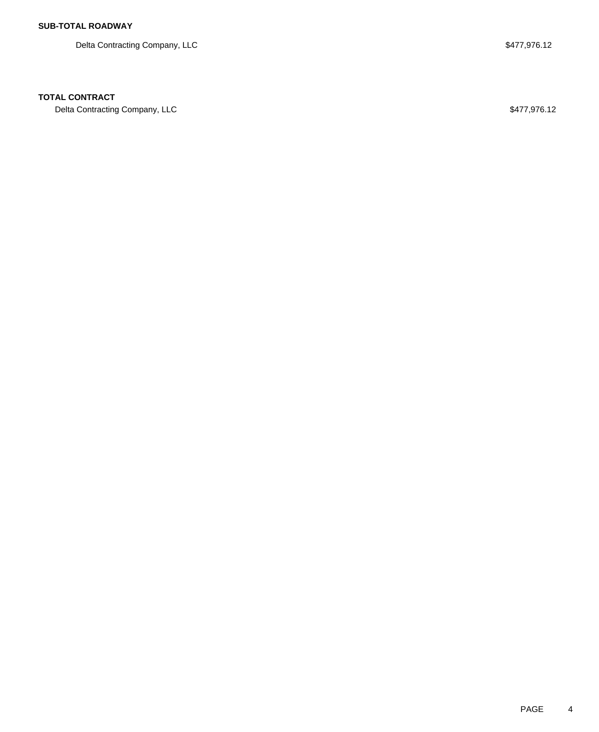**SUB-TOTAL ROADWAY**

| | |
|---|---|
| Delta Contracting Company, LLC | $477,976.12 |

**TOTAL CONTRACT**

| | |
|---|---|
| Delta Contracting Company, LLC | $477,976.12 |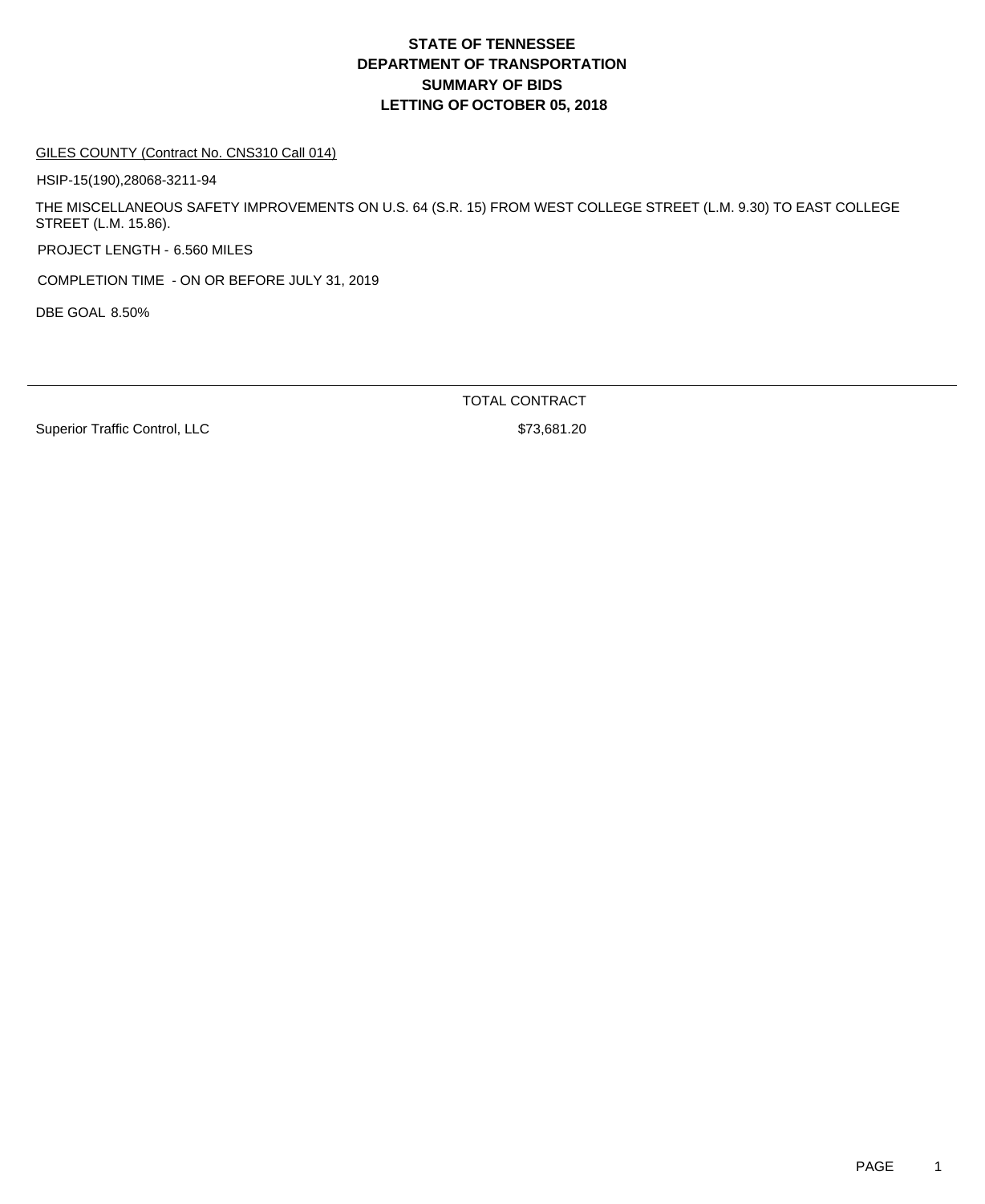# STATE OF TENNESSEE
# DEPARTMENT OF TRANSPORTATION
# SUMMARY OF BIDS
# LETTING OF OCTOBER 05, 2018

GILES COUNTY (Contract No. CNS310 Call 014)

HSIP-15(190),28068-3211-94

THE MISCELLANEOUS SAFETY IMPROVEMENTS ON U.S. 64 (S.R. 15) FROM WEST COLLEGE STREET (L.M. 9.30) TO EAST COLLEGE STREET (L.M. 15.86).

PROJECT LENGTH - 6.560 MILES

COMPLETION TIME - ON OR BEFORE JULY 31, 2019

DBE GOAL 8.50%

| | TOTAL CONTRACT |
|---|---|
| Superior Traffic Control, LLC | $73,681.20 |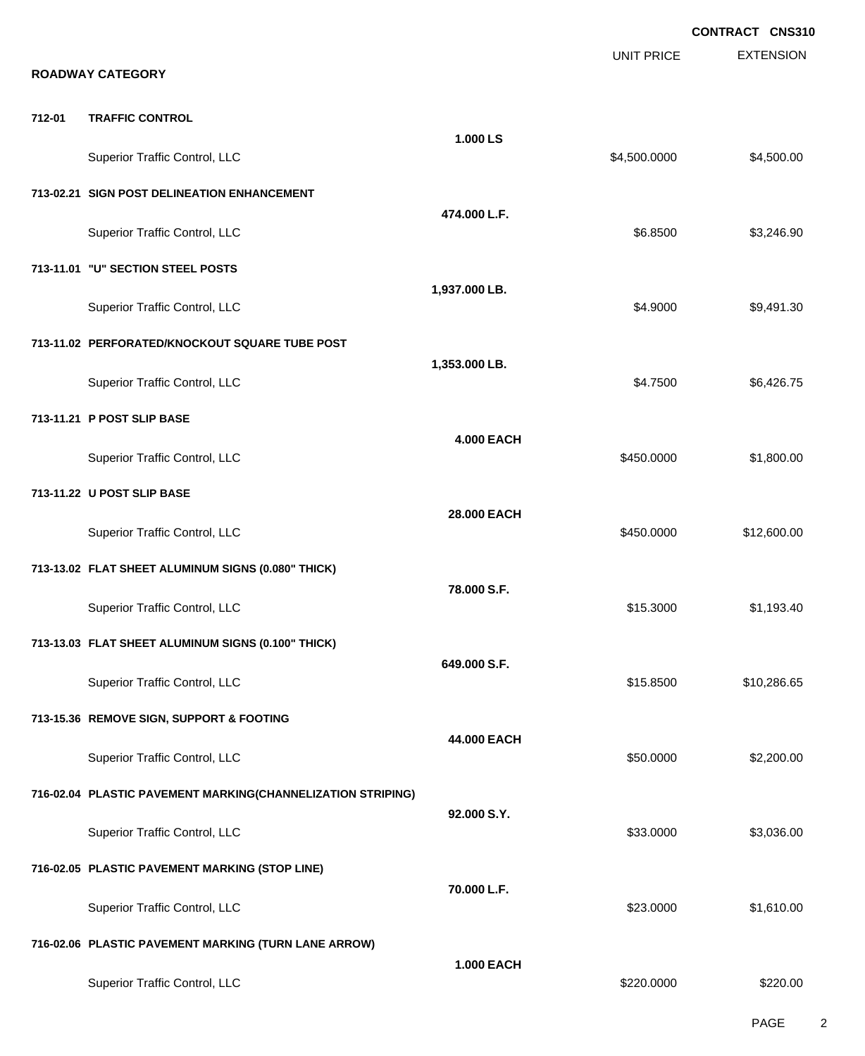**CONTRACT CNS310**

## ROADWAY CATEGORY

| | | | UNIT PRICE | EXTENSION |
|---|---|---|---|---|
| **712-01** | **TRAFFIC CONTROL** | | | |
| | | **1.000 LS** | | |
| | Superior Traffic Control, LLC | | $4,500.0000 | $4,500.00 |
| **713-02.21** | **SIGN POST DELINEATION ENHANCEMENT** | | | |
| | | **474.000 L.F.** | | |
| | Superior Traffic Control, LLC | | $6.8500 | $3,246.90 |
| **713-11.01** | **"U" SECTION STEEL POSTS** | | | |
| | | **1,937.000 LB.** | | |
| | Superior Traffic Control, LLC | | $4.9000 | $9,491.30 |
| **713-11.02** | **PERFORATED/KNOCKOUT SQUARE TUBE POST** | | | |
| | | **1,353.000 LB.** | | |
| | Superior Traffic Control, LLC | | $4.7500 | $6,426.75 |
| **713-11.21** | **P POST SLIP BASE** | | | |
| | | **4.000 EACH** | | |
| | Superior Traffic Control, LLC | | $450.0000 | $1,800.00 |
| **713-11.22** | **U POST SLIP BASE** | | | |
| | | **28.000 EACH** | | |
| | Superior Traffic Control, LLC | | $450.0000 | $12,600.00 |
| **713-13.02** | **FLAT SHEET ALUMINUM SIGNS (0.080" THICK)** | | | |
| | | **78.000 S.F.** | | |
| | Superior Traffic Control, LLC | | $15.3000 | $1,193.40 |
| **713-13.03** | **FLAT SHEET ALUMINUM SIGNS (0.100" THICK)** | | | |
| | | **649.000 S.F.** | | |
| | Superior Traffic Control, LLC | | $15.8500 | $10,286.65 |
| **713-15.36** | **REMOVE SIGN, SUPPORT & FOOTING** | | | |
| | | **44.000 EACH** | | |
| | Superior Traffic Control, LLC | | $50.0000 | $2,200.00 |
| **716-02.04** | **PLASTIC PAVEMENT MARKING(CHANNELIZATION STRIPING)** | | | |
| | | **92.000 S.Y.** | | |
| | Superior Traffic Control, LLC | | $33.0000 | $3,036.00 |
| **716-02.05** | **PLASTIC PAVEMENT MARKING (STOP LINE)** | | | |
| | | **70.000 L.F.** | | |
| | Superior Traffic Control, LLC | | $23.0000 | $1,610.00 |
| **716-02.06** | **PLASTIC PAVEMENT MARKING (TURN LANE ARROW)** | | | |
| | | **1.000 EACH** | | |
| | Superior Traffic Control, LLC | | $220.0000 | $220.00 |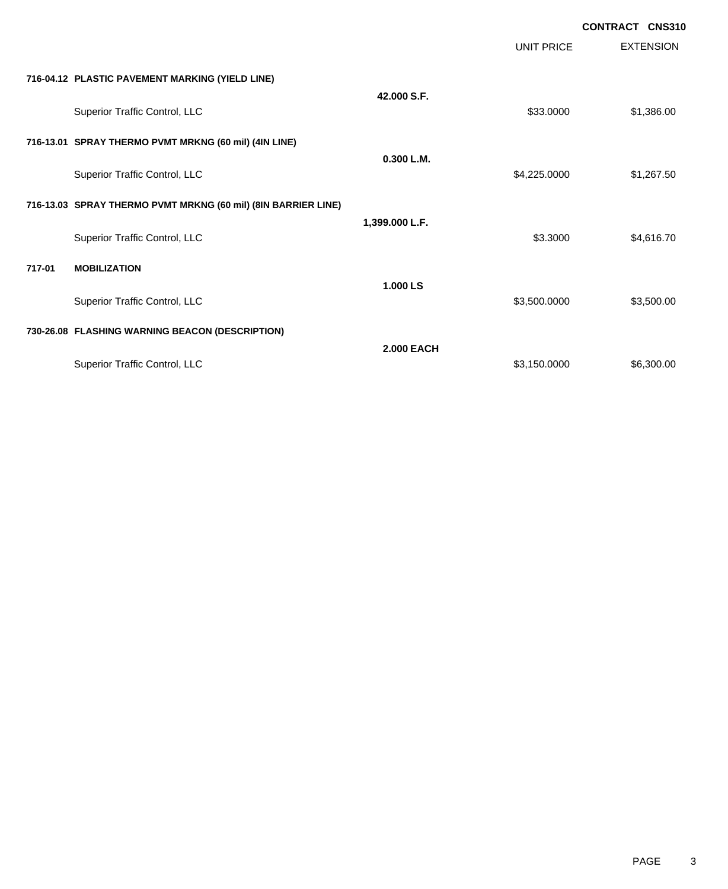**CONTRACT CNS310**

| | | UNIT PRICE | EXTENSION |
|---|---|---|---|
| **716-04.12 PLASTIC PAVEMENT MARKING (YIELD LINE)** | | | |
| | **42.000 S.F.** | | |
| Superior Traffic Control, LLC | | $33.0000 | $1,386.00 |
| **716-13.01 SPRAY THERMO PVMT MRKNG (60 mil) (4IN LINE)** | | | |
| | **0.300 L.M.** | | |
| Superior Traffic Control, LLC | | $4,225.0000 | $1,267.50 |
| **716-13.03 SPRAY THERMO PVMT MRKNG (60 mil) (8IN BARRIER LINE)** | | | |
| | **1,399.000 L.F.** | | |
| Superior Traffic Control, LLC | | $3.3000 | $4,616.70 |
| **717-01 MOBILIZATION** | | | |
| | **1.000 LS** | | |
| Superior Traffic Control, LLC | | $3,500.0000 | $3,500.00 |
| **730-26.08 FLASHING WARNING BEACON (DESCRIPTION)** | | | |
| | **2.000 EACH** | | |
| Superior Traffic Control, LLC | | $3,150.0000 | $6,300.00 |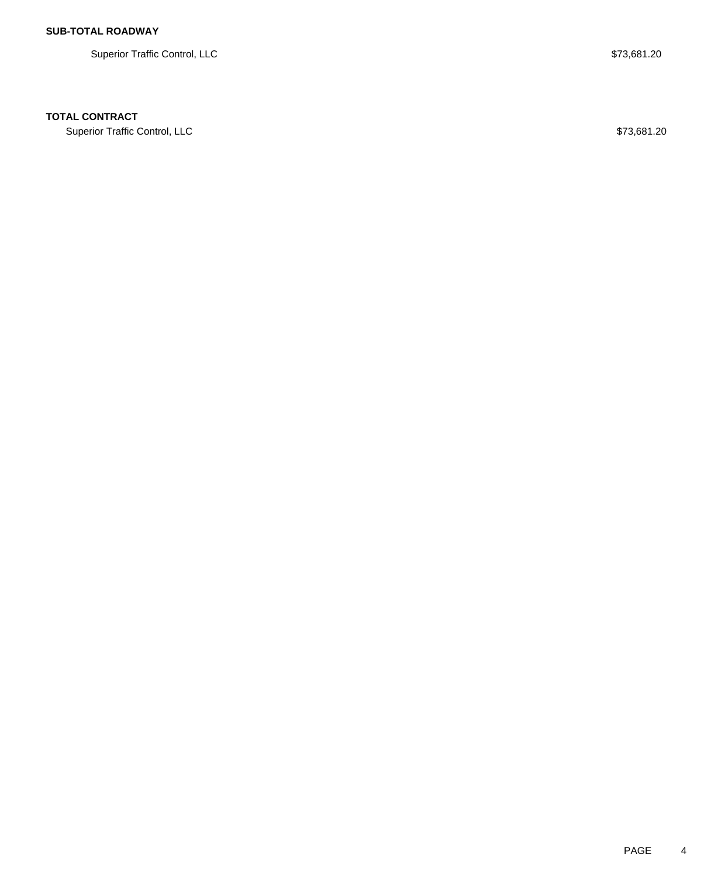**SUB-TOTAL ROADWAY**

| | |
|---|---|
| Superior Traffic Control, LLC | $73,681.20 |

**TOTAL CONTRACT**

| | |
|---|---|
| Superior Traffic Control, LLC | $73,681.20 |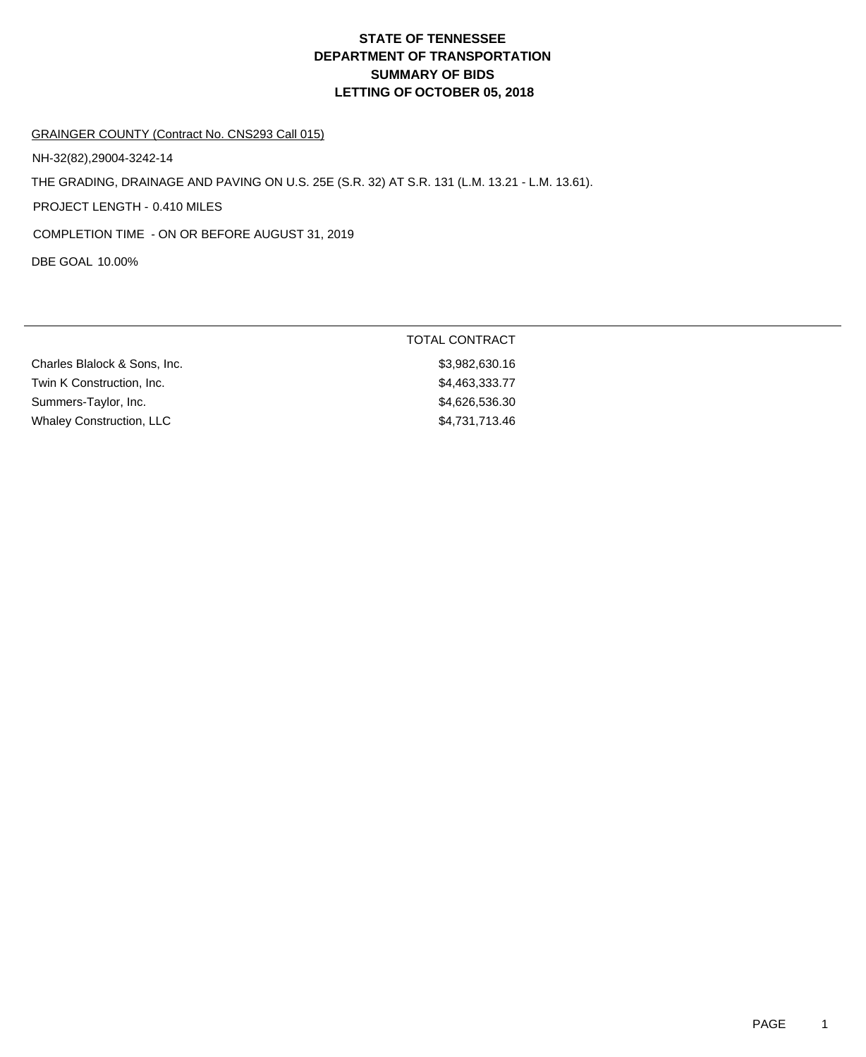# STATE OF TENNESSEE
# DEPARTMENT OF TRANSPORTATION
# SUMMARY OF BIDS
# LETTING OF OCTOBER 05, 2018

GRAINGER COUNTY (Contract No. CNS293 Call 015)

NH-32(82),29004-3242-14

THE GRADING, DRAINAGE AND PAVING ON U.S. 25E (S.R. 32) AT S.R. 131 (L.M. 13.21 - L.M. 13.61).

PROJECT LENGTH - 0.410 MILES

COMPLETION TIME - ON OR BEFORE AUGUST 31, 2019

DBE GOAL 10.00%

| | TOTAL CONTRACT |
|---|---|
| Charles Blalock & Sons, Inc. | $3,982,630.16 |
| Twin K Construction, Inc. | $4,463,333.77 |
| Summers-Taylor, Inc. | $4,626,536.30 |
| Whaley Construction, LLC | $4,731,713.46 |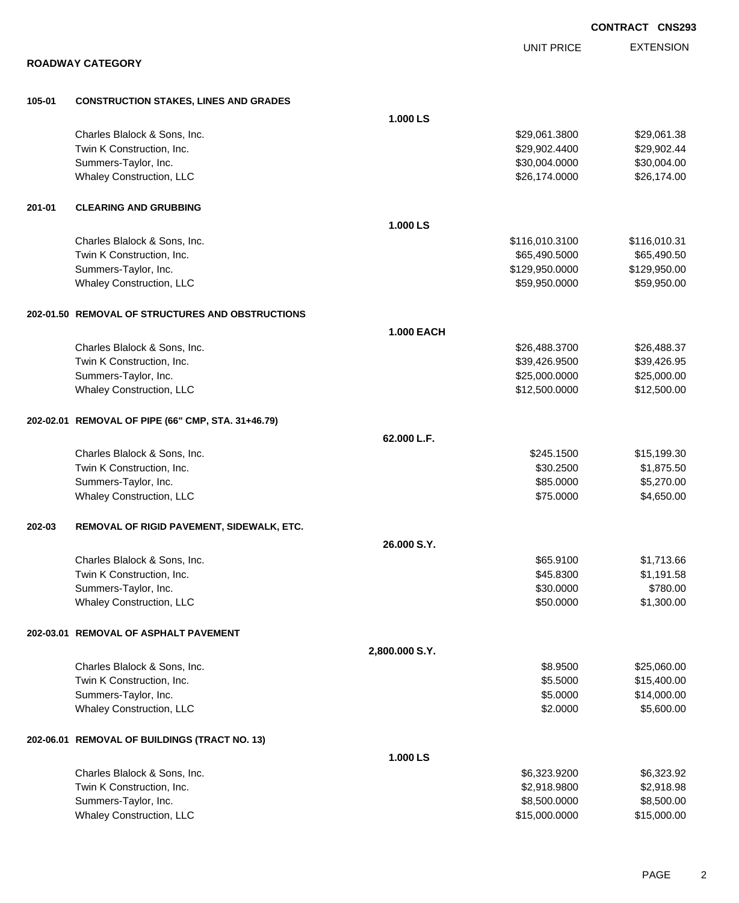**CONTRACT CNS293**

| | | UNIT PRICE | EXTENSION |
|---|---|---|---|

**ROADWAY CATEGORY**

| | | UNIT PRICE | EXTENSION |
|---|---|---|---|
| **105-01** | **CONSTRUCTION STAKES, LINES AND GRADES** | | |
| | **1.000 LS** | | |
| | Charles Blalock & Sons, Inc. | $29,061.3800 | $29,061.38 |
| | Twin K Construction, Inc. | $29,902.4400 | $29,902.44 |
| | Summers-Taylor, Inc. | $30,004.0000 | $30,004.00 |
| | Whaley Construction, LLC | $26,174.0000 | $26,174.00 |
| **201-01** | **CLEARING AND GRUBBING** | | |
| | **1.000 LS** | | |
| | Charles Blalock & Sons, Inc. | $116,010.3100 | $116,010.31 |
| | Twin K Construction, Inc. | $65,490.5000 | $65,490.50 |
| | Summers-Taylor, Inc. | $129,950.0000 | $129,950.00 |
| | Whaley Construction, LLC | $59,950.0000 | $59,950.00 |
| **202-01.50** | **REMOVAL OF STRUCTURES AND OBSTRUCTIONS** | | |
| | **1.000 EACH** | | |
| | Charles Blalock & Sons, Inc. | $26,488.3700 | $26,488.37 |
| | Twin K Construction, Inc. | $39,426.9500 | $39,426.95 |
| | Summers-Taylor, Inc. | $25,000.0000 | $25,000.00 |
| | Whaley Construction, LLC | $12,500.0000 | $12,500.00 |
| **202-02.01** | **REMOVAL OF PIPE (66" CMP, STA. 31+46.79)** | | |
| | **62.000 L.F.** | | |
| | Charles Blalock & Sons, Inc. | $245.1500 | $15,199.30 |
| | Twin K Construction, Inc. | $30.2500 | $1,875.50 |
| | Summers-Taylor, Inc. | $85.0000 | $5,270.00 |
| | Whaley Construction, LLC | $75.0000 | $4,650.00 |
| **202-03** | **REMOVAL OF RIGID PAVEMENT, SIDEWALK, ETC.** | | |
| | **26.000 S.Y.** | | |
| | Charles Blalock & Sons, Inc. | $65.9100 | $1,713.66 |
| | Twin K Construction, Inc. | $45.8300 | $1,191.58 |
| | Summers-Taylor, Inc. | $30.0000 | $780.00 |
| | Whaley Construction, LLC | $50.0000 | $1,300.00 |
| **202-03.01** | **REMOVAL OF ASPHALT PAVEMENT** | | |
| | **2,800.000 S.Y.** | | |
| | Charles Blalock & Sons, Inc. | $8.9500 | $25,060.00 |
| | Twin K Construction, Inc. | $5.5000 | $15,400.00 |
| | Summers-Taylor, Inc. | $5.0000 | $14,000.00 |
| | Whaley Construction, LLC | $2.0000 | $5,600.00 |
| **202-06.01** | **REMOVAL OF BUILDINGS (TRACT NO. 13)** | | |
| | **1.000 LS** | | |
| | Charles Blalock & Sons, Inc. | $6,323.9200 | $6,323.92 |
| | Twin K Construction, Inc. | $2,918.9800 | $2,918.98 |
| | Summers-Taylor, Inc. | $8,500.0000 | $8,500.00 |
| | Whaley Construction, LLC | $15,000.0000 | $15,000.00 |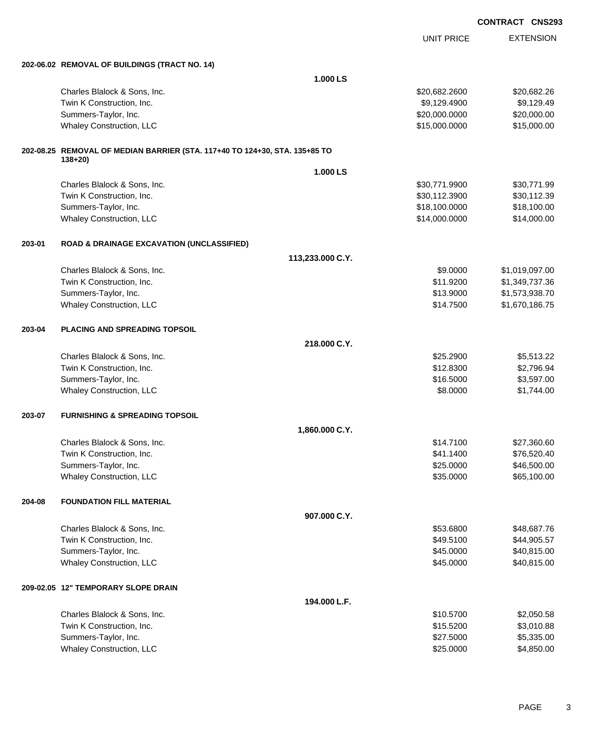**CONTRACT CNS293**

| | | UNIT PRICE | EXTENSION |
|---|---|---|---|
| **202-06.02** | **REMOVAL OF BUILDINGS (TRACT NO. 14)** | | |
| | **1.000 LS** | | |
| | Charles Blalock & Sons, Inc. | $20,682.2600 | $20,682.26 |
| | Twin K Construction, Inc. | $9,129.4900 | $9,129.49 |
| | Summers-Taylor, Inc. | $20,000.0000 | $20,000.00 |
| | Whaley Construction, LLC | $15,000.0000 | $15,000.00 |
| **202-08.25** | **REMOVAL OF MEDIAN BARRIER (STA. 117+40 TO 124+30, STA. 135+85 TO 138+20)** | | |
| | **1.000 LS** | | |
| | Charles Blalock & Sons, Inc. | $30,771.9900 | $30,771.99 |
| | Twin K Construction, Inc. | $30,112.3900 | $30,112.39 |
| | Summers-Taylor, Inc. | $18,100.0000 | $18,100.00 |
| | Whaley Construction, LLC | $14,000.0000 | $14,000.00 |
| **203-01** | **ROAD & DRAINAGE EXCAVATION (UNCLASSIFIED)** | | |
| | **113,233.000 C.Y.** | | |
| | Charles Blalock & Sons, Inc. | $9.0000 | $1,019,097.00 |
| | Twin K Construction, Inc. | $11.9200 | $1,349,737.36 |
| | Summers-Taylor, Inc. | $13.9000 | $1,573,938.70 |
| | Whaley Construction, LLC | $14.7500 | $1,670,186.75 |
| **203-04** | **PLACING AND SPREADING TOPSOIL** | | |
| | **218.000 C.Y.** | | |
| | Charles Blalock & Sons, Inc. | $25.2900 | $5,513.22 |
| | Twin K Construction, Inc. | $12.8300 | $2,796.94 |
| | Summers-Taylor, Inc. | $16.5000 | $3,597.00 |
| | Whaley Construction, LLC | $8.0000 | $1,744.00 |
| **203-07** | **FURNISHING & SPREADING TOPSOIL** | | |
| | **1,860.000 C.Y.** | | |
| | Charles Blalock & Sons, Inc. | $14.7100 | $27,360.60 |
| | Twin K Construction, Inc. | $41.1400 | $76,520.40 |
| | Summers-Taylor, Inc. | $25.0000 | $46,500.00 |
| | Whaley Construction, LLC | $35.0000 | $65,100.00 |
| **204-08** | **FOUNDATION FILL MATERIAL** | | |
| | **907.000 C.Y.** | | |
| | Charles Blalock & Sons, Inc. | $53.6800 | $48,687.76 |
| | Twin K Construction, Inc. | $49.5100 | $44,905.57 |
| | Summers-Taylor, Inc. | $45.0000 | $40,815.00 |
| | Whaley Construction, LLC | $45.0000 | $40,815.00 |
| **209-02.05** | **12" TEMPORARY SLOPE DRAIN** | | |
| | **194.000 L.F.** | | |
| | Charles Blalock & Sons, Inc. | $10.5700 | $2,050.58 |
| | Twin K Construction, Inc. | $15.5200 | $3,010.88 |
| | Summers-Taylor, Inc. | $27.5000 | $5,335.00 |
| | Whaley Construction, LLC | $25.0000 | $4,850.00 |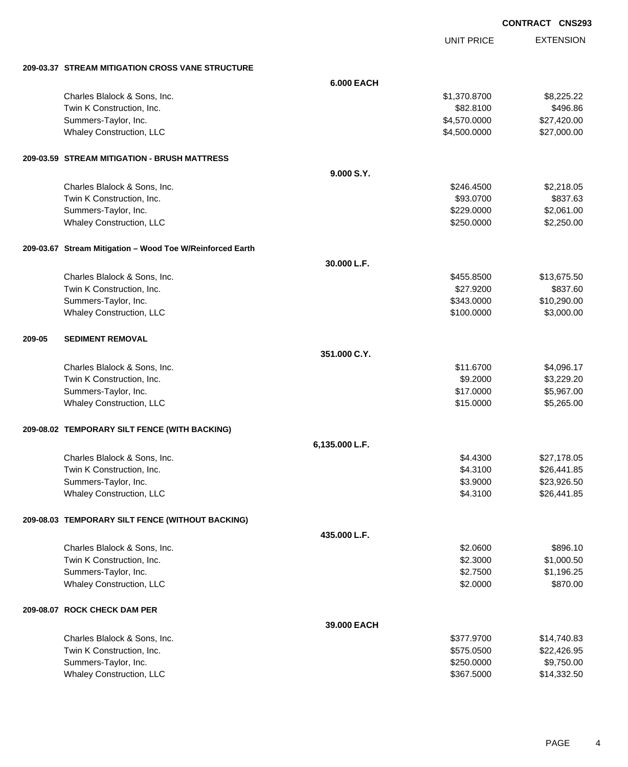**CONTRACT CNS293**

| | | UNIT PRICE | EXTENSION |
|---|---|---|---|
| **209-03.37 STREAM MITIGATION CROSS VANE STRUCTURE** | | | |
| | **6.000 EACH** | | |
| Charles Blalock & Sons, Inc. | | $1,370.8700 | $8,225.22 |
| Twin K Construction, Inc. | | $82.8100 | $496.86 |
| Summers-Taylor, Inc. | | $4,570.0000 | $27,420.00 |
| Whaley Construction, LLC | | $4,500.0000 | $27,000.00 |
| **209-03.59 STREAM MITIGATION - BRUSH MATTRESS** | | | |
| | **9.000 S.Y.** | | |
| Charles Blalock & Sons, Inc. | | $246.4500 | $2,218.05 |
| Twin K Construction, Inc. | | $93.0700 | $837.63 |
| Summers-Taylor, Inc. | | $229.0000 | $2,061.00 |
| Whaley Construction, LLC | | $250.0000 | $2,250.00 |
| **209-03.67 Stream Mitigation – Wood Toe W/Reinforced Earth** | | | |
| | **30.000 L.F.** | | |
| Charles Blalock & Sons, Inc. | | $455.8500 | $13,675.50 |
| Twin K Construction, Inc. | | $27.9200 | $837.60 |
| Summers-Taylor, Inc. | | $343.0000 | $10,290.00 |
| Whaley Construction, LLC | | $100.0000 | $3,000.00 |
| **209-05 SEDIMENT REMOVAL** | | | |
| | **351.000 C.Y.** | | |
| Charles Blalock & Sons, Inc. | | $11.6700 | $4,096.17 |
| Twin K Construction, Inc. | | $9.2000 | $3,229.20 |
| Summers-Taylor, Inc. | | $17.0000 | $5,967.00 |
| Whaley Construction, LLC | | $15.0000 | $5,265.00 |
| **209-08.02 TEMPORARY SILT FENCE (WITH BACKING)** | | | |
| | **6,135.000 L.F.** | | |
| Charles Blalock & Sons, Inc. | | $4.4300 | $27,178.05 |
| Twin K Construction, Inc. | | $4.3100 | $26,441.85 |
| Summers-Taylor, Inc. | | $3.9000 | $23,926.50 |
| Whaley Construction, LLC | | $4.3100 | $26,441.85 |
| **209-08.03 TEMPORARY SILT FENCE (WITHOUT BACKING)** | | | |
| | **435.000 L.F.** | | |
| Charles Blalock & Sons, Inc. | | $2.0600 | $896.10 |
| Twin K Construction, Inc. | | $2.3000 | $1,000.50 |
| Summers-Taylor, Inc. | | $2.7500 | $1,196.25 |
| Whaley Construction, LLC | | $2.0000 | $870.00 |
| **209-08.07 ROCK CHECK DAM PER** | | | |
| | **39.000 EACH** | | |
| Charles Blalock & Sons, Inc. | | $377.9700 | $14,740.83 |
| Twin K Construction, Inc. | | $575.0500 | $22,426.95 |
| Summers-Taylor, Inc. | | $250.0000 | $9,750.00 |
| Whaley Construction, LLC | | $367.5000 | $14,332.50 |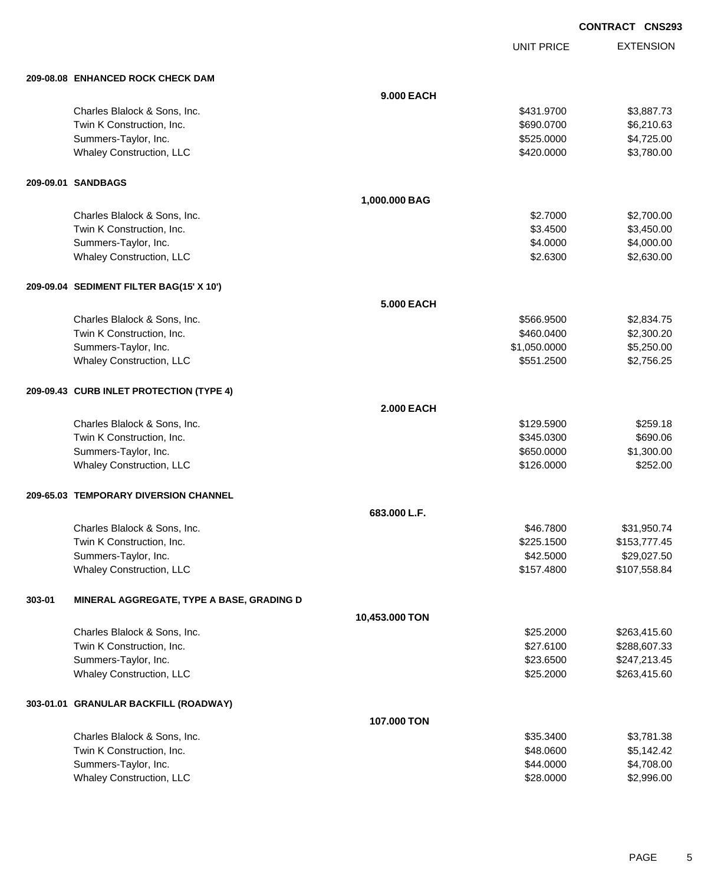**CONTRACT CNS293**

| | | UNIT PRICE | EXTENSION |
|---|---|---|---|
| **209-08.08 ENHANCED ROCK CHECK DAM** | | | |
| | **9.000 EACH** | | |
| Charles Blalock & Sons, Inc. | | $431.9700 | $3,887.73 |
| Twin K Construction, Inc. | | $690.0700 | $6,210.63 |
| Summers-Taylor, Inc. | | $525.0000 | $4,725.00 |
| Whaley Construction, LLC | | $420.0000 | $3,780.00 |
| **209-09.01 SANDBAGS** | | | |
| | **1,000.000 BAG** | | |
| Charles Blalock & Sons, Inc. | | $2.7000 | $2,700.00 |
| Twin K Construction, Inc. | | $3.4500 | $3,450.00 |
| Summers-Taylor, Inc. | | $4.0000 | $4,000.00 |
| Whaley Construction, LLC | | $2.6300 | $2,630.00 |
| **209-09.04 SEDIMENT FILTER BAG(15' X 10')** | | | |
| | **5.000 EACH** | | |
| Charles Blalock & Sons, Inc. | | $566.9500 | $2,834.75 |
| Twin K Construction, Inc. | | $460.0400 | $2,300.20 |
| Summers-Taylor, Inc. | | $1,050.0000 | $5,250.00 |
| Whaley Construction, LLC | | $551.2500 | $2,756.25 |
| **209-09.43 CURB INLET PROTECTION (TYPE 4)** | | | |
| | **2.000 EACH** | | |
| Charles Blalock & Sons, Inc. | | $129.5900 | $259.18 |
| Twin K Construction, Inc. | | $345.0300 | $690.06 |
| Summers-Taylor, Inc. | | $650.0000 | $1,300.00 |
| Whaley Construction, LLC | | $126.0000 | $252.00 |
| **209-65.03 TEMPORARY DIVERSION CHANNEL** | | | |
| | **683.000 L.F.** | | |
| Charles Blalock & Sons, Inc. | | $46.7800 | $31,950.74 |
| Twin K Construction, Inc. | | $225.1500 | $153,777.45 |
| Summers-Taylor, Inc. | | $42.5000 | $29,027.50 |
| Whaley Construction, LLC | | $157.4800 | $107,558.84 |
| **303-01 MINERAL AGGREGATE, TYPE A BASE, GRADING D** | | | |
| | **10,453.000 TON** | | |
| Charles Blalock & Sons, Inc. | | $25.2000 | $263,415.60 |
| Twin K Construction, Inc. | | $27.6100 | $288,607.33 |
| Summers-Taylor, Inc. | | $23.6500 | $247,213.45 |
| Whaley Construction, LLC | | $25.2000 | $263,415.60 |
| **303-01.01 GRANULAR BACKFILL (ROADWAY)** | | | |
| | **107.000 TON** | | |
| Charles Blalock & Sons, Inc. | | $35.3400 | $3,781.38 |
| Twin K Construction, Inc. | | $48.0600 | $5,142.42 |
| Summers-Taylor, Inc. | | $44.0000 | $4,708.00 |
| Whaley Construction, LLC | | $28.0000 | $2,996.00 |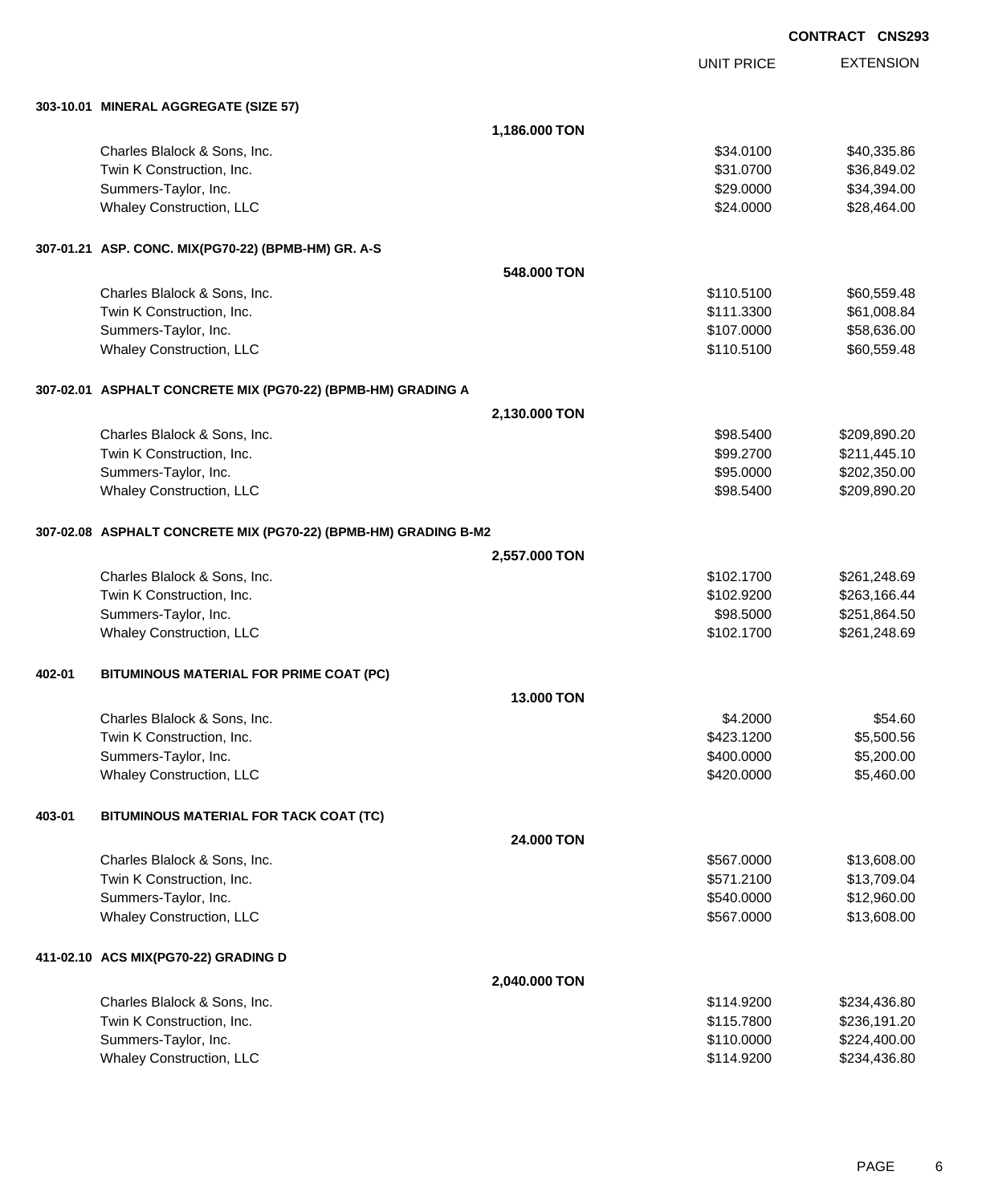**CONTRACT CNS293**

| | | UNIT PRICE | EXTENSION |
|---|---|---|---|
| **303-10.01 MINERAL AGGREGATE (SIZE 57)** | | | |
| | **1,186.000 TON** | | |
| Charles Blalock & Sons, Inc. | | $34.0100 | $40,335.86 |
| Twin K Construction, Inc. | | $31.0700 | $36,849.02 |
| Summers-Taylor, Inc. | | $29.0000 | $34,394.00 |
| Whaley Construction, LLC | | $24.0000 | $28,464.00 |
| **307-01.21 ASP. CONC. MIX(PG70-22) (BPMB-HM) GR. A-S** | | | |
| | **548.000 TON** | | |
| Charles Blalock & Sons, Inc. | | $110.5100 | $60,559.48 |
| Twin K Construction, Inc. | | $111.3300 | $61,008.84 |
| Summers-Taylor, Inc. | | $107.0000 | $58,636.00 |
| Whaley Construction, LLC | | $110.5100 | $60,559.48 |
| **307-02.01 ASPHALT CONCRETE MIX (PG70-22) (BPMB-HM) GRADING A** | | | |
| | **2,130.000 TON** | | |
| Charles Blalock & Sons, Inc. | | $98.5400 | $209,890.20 |
| Twin K Construction, Inc. | | $99.2700 | $211,445.10 |
| Summers-Taylor, Inc. | | $95.0000 | $202,350.00 |
| Whaley Construction, LLC | | $98.5400 | $209,890.20 |
| **307-02.08 ASPHALT CONCRETE MIX (PG70-22) (BPMB-HM) GRADING B-M2** | | | |
| | **2,557.000 TON** | | |
| Charles Blalock & Sons, Inc. | | $102.1700 | $261,248.69 |
| Twin K Construction, Inc. | | $102.9200 | $263,166.44 |
| Summers-Taylor, Inc. | | $98.5000 | $251,864.50 |
| Whaley Construction, LLC | | $102.1700 | $261,248.69 |
| **402-01 BITUMINOUS MATERIAL FOR PRIME COAT (PC)** | | | |
| | **13.000 TON** | | |
| Charles Blalock & Sons, Inc. | | $4.2000 | $54.60 |
| Twin K Construction, Inc. | | $423.1200 | $5,500.56 |
| Summers-Taylor, Inc. | | $400.0000 | $5,200.00 |
| Whaley Construction, LLC | | $420.0000 | $5,460.00 |
| **403-01 BITUMINOUS MATERIAL FOR TACK COAT (TC)** | | | |
| | **24.000 TON** | | |
| Charles Blalock & Sons, Inc. | | $567.0000 | $13,608.00 |
| Twin K Construction, Inc. | | $571.2100 | $13,709.04 |
| Summers-Taylor, Inc. | | $540.0000 | $12,960.00 |
| Whaley Construction, LLC | | $567.0000 | $13,608.00 |
| **411-02.10 ACS MIX(PG70-22) GRADING D** | | | |
| | **2,040.000 TON** | | |
| Charles Blalock & Sons, Inc. | | $114.9200 | $234,436.80 |
| Twin K Construction, Inc. | | $115.7800 | $236,191.20 |
| Summers-Taylor, Inc. | | $110.0000 | $224,400.00 |
| Whaley Construction, LLC | | $114.9200 | $234,436.80 |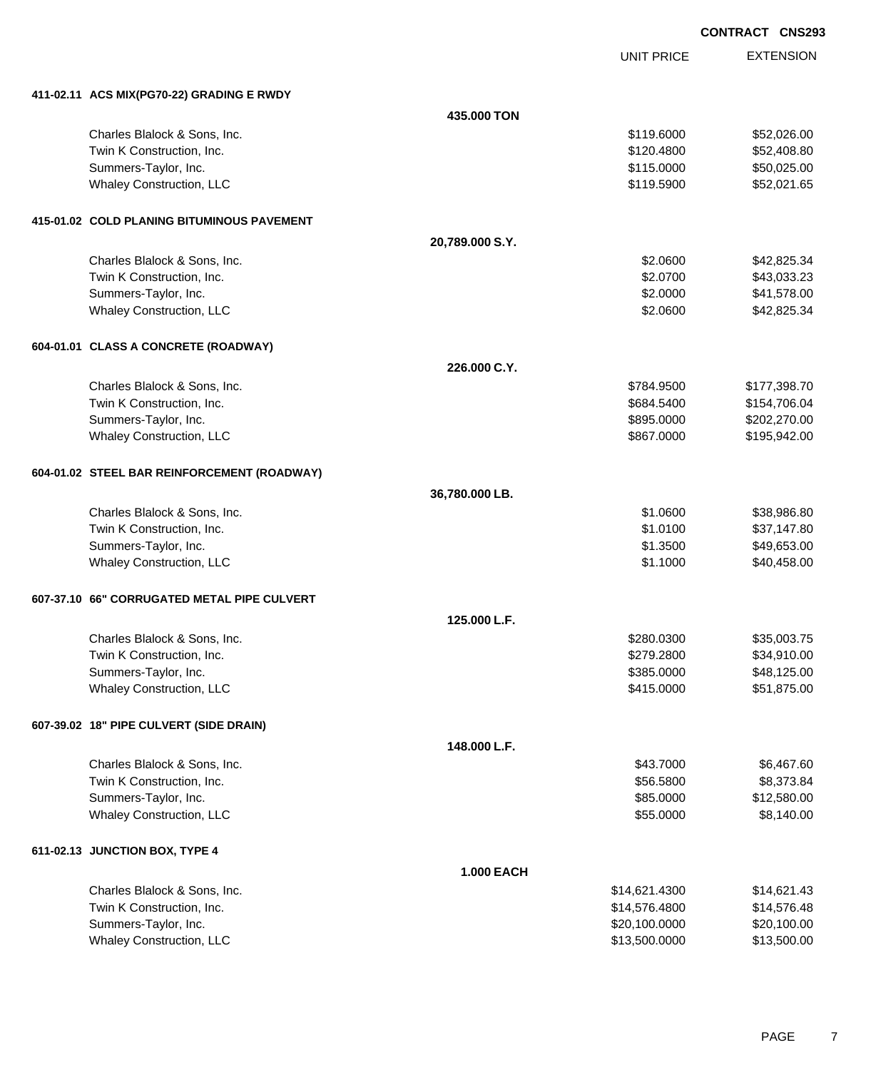**CONTRACT CNS293**

| | UNIT PRICE | EXTENSION |
|---|---|---|
| **411-02.11 ACS MIX(PG70-22) GRADING E RWDY** | | |
| **435.000 TON** | | |
| Charles Blalock & Sons, Inc. | $119.6000 | $52,026.00 |
| Twin K Construction, Inc. | $120.4800 | $52,408.80 |
| Summers-Taylor, Inc. | $115.0000 | $50,025.00 |
| Whaley Construction, LLC | $119.5900 | $52,021.65 |
| **415-01.02 COLD PLANING BITUMINOUS PAVEMENT** | | |
| **20,789.000 S.Y.** | | |
| Charles Blalock & Sons, Inc. | $2.0600 | $42,825.34 |
| Twin K Construction, Inc. | $2.0700 | $43,033.23 |
| Summers-Taylor, Inc. | $2.0000 | $41,578.00 |
| Whaley Construction, LLC | $2.0600 | $42,825.34 |
| **604-01.01 CLASS A CONCRETE (ROADWAY)** | | |
| **226.000 C.Y.** | | |
| Charles Blalock & Sons, Inc. | $784.9500 | $177,398.70 |
| Twin K Construction, Inc. | $684.5400 | $154,706.04 |
| Summers-Taylor, Inc. | $895.0000 | $202,270.00 |
| Whaley Construction, LLC | $867.0000 | $195,942.00 |
| **604-01.02 STEEL BAR REINFORCEMENT (ROADWAY)** | | |
| **36,780.000 LB.** | | |
| Charles Blalock & Sons, Inc. | $1.0600 | $38,986.80 |
| Twin K Construction, Inc. | $1.0100 | $37,147.80 |
| Summers-Taylor, Inc. | $1.3500 | $49,653.00 |
| Whaley Construction, LLC | $1.1000 | $40,458.00 |
| **607-37.10 66" CORRUGATED METAL PIPE CULVERT** | | |
| **125.000 L.F.** | | |
| Charles Blalock & Sons, Inc. | $280.0300 | $35,003.75 |
| Twin K Construction, Inc. | $279.2800 | $34,910.00 |
| Summers-Taylor, Inc. | $385.0000 | $48,125.00 |
| Whaley Construction, LLC | $415.0000 | $51,875.00 |
| **607-39.02 18" PIPE CULVERT (SIDE DRAIN)** | | |
| **148.000 L.F.** | | |
| Charles Blalock & Sons, Inc. | $43.7000 | $6,467.60 |
| Twin K Construction, Inc. | $56.5800 | $8,373.84 |
| Summers-Taylor, Inc. | $85.0000 | $12,580.00 |
| Whaley Construction, LLC | $55.0000 | $8,140.00 |
| **611-02.13 JUNCTION BOX, TYPE 4** | | |
| **1.000 EACH** | | |
| Charles Blalock & Sons, Inc. | $14,621.4300 | $14,621.43 |
| Twin K Construction, Inc. | $14,576.4800 | $14,576.48 |
| Summers-Taylor, Inc. | $20,100.0000 | $20,100.00 |
| Whaley Construction, LLC | $13,500.0000 | $13,500.00 |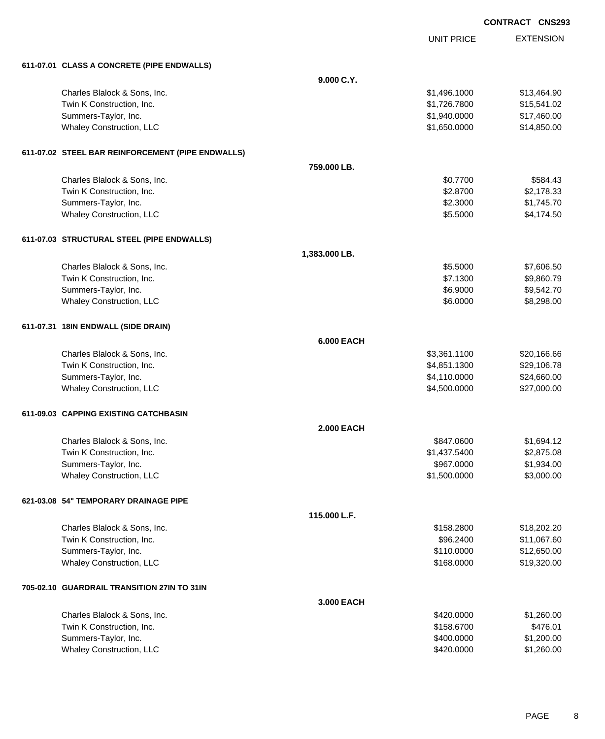**CONTRACT CNS293**

| | | UNIT PRICE | EXTENSION |
|---|---|---|---|
| **611-07.01 CLASS A CONCRETE (PIPE ENDWALLS)** | | | |
| | **9.000 C.Y.** | | |
| Charles Blalock & Sons, Inc. | | $1,496.1000 | $13,464.90 |
| Twin K Construction, Inc. | | $1,726.7800 | $15,541.02 |
| Summers-Taylor, Inc. | | $1,940.0000 | $17,460.00 |
| Whaley Construction, LLC | | $1,650.0000 | $14,850.00 |
| **611-07.02 STEEL BAR REINFORCEMENT (PIPE ENDWALLS)** | | | |
| | **759.000 LB.** | | |
| Charles Blalock & Sons, Inc. | | $0.7700 | $584.43 |
| Twin K Construction, Inc. | | $2.8700 | $2,178.33 |
| Summers-Taylor, Inc. | | $2.3000 | $1,745.70 |
| Whaley Construction, LLC | | $5.5000 | $4,174.50 |
| **611-07.03 STRUCTURAL STEEL (PIPE ENDWALLS)** | | | |
| | **1,383.000 LB.** | | |
| Charles Blalock & Sons, Inc. | | $5.5000 | $7,606.50 |
| Twin K Construction, Inc. | | $7.1300 | $9,860.79 |
| Summers-Taylor, Inc. | | $6.9000 | $9,542.70 |
| Whaley Construction, LLC | | $6.0000 | $8,298.00 |
| **611-07.31 18IN ENDWALL (SIDE DRAIN)** | | | |
| | **6.000 EACH** | | |
| Charles Blalock & Sons, Inc. | | $3,361.1100 | $20,166.66 |
| Twin K Construction, Inc. | | $4,851.1300 | $29,106.78 |
| Summers-Taylor, Inc. | | $4,110.0000 | $24,660.00 |
| Whaley Construction, LLC | | $4,500.0000 | $27,000.00 |
| **611-09.03 CAPPING EXISTING CATCHBASIN** | | | |
| | **2.000 EACH** | | |
| Charles Blalock & Sons, Inc. | | $847.0600 | $1,694.12 |
| Twin K Construction, Inc. | | $1,437.5400 | $2,875.08 |
| Summers-Taylor, Inc. | | $967.0000 | $1,934.00 |
| Whaley Construction, LLC | | $1,500.0000 | $3,000.00 |
| **621-03.08 54" TEMPORARY DRAINAGE PIPE** | | | |
| | **115.000 L.F.** | | |
| Charles Blalock & Sons, Inc. | | $158.2800 | $18,202.20 |
| Twin K Construction, Inc. | | $96.2400 | $11,067.60 |
| Summers-Taylor, Inc. | | $110.0000 | $12,650.00 |
| Whaley Construction, LLC | | $168.0000 | $19,320.00 |
| **705-02.10 GUARDRAIL TRANSITION 27IN TO 31IN** | | | |
| | **3.000 EACH** | | |
| Charles Blalock & Sons, Inc. | | $420.0000 | $1,260.00 |
| Twin K Construction, Inc. | | $158.6700 | $476.01 |
| Summers-Taylor, Inc. | | $400.0000 | $1,200.00 |
| Whaley Construction, LLC | | $420.0000 | $1,260.00 |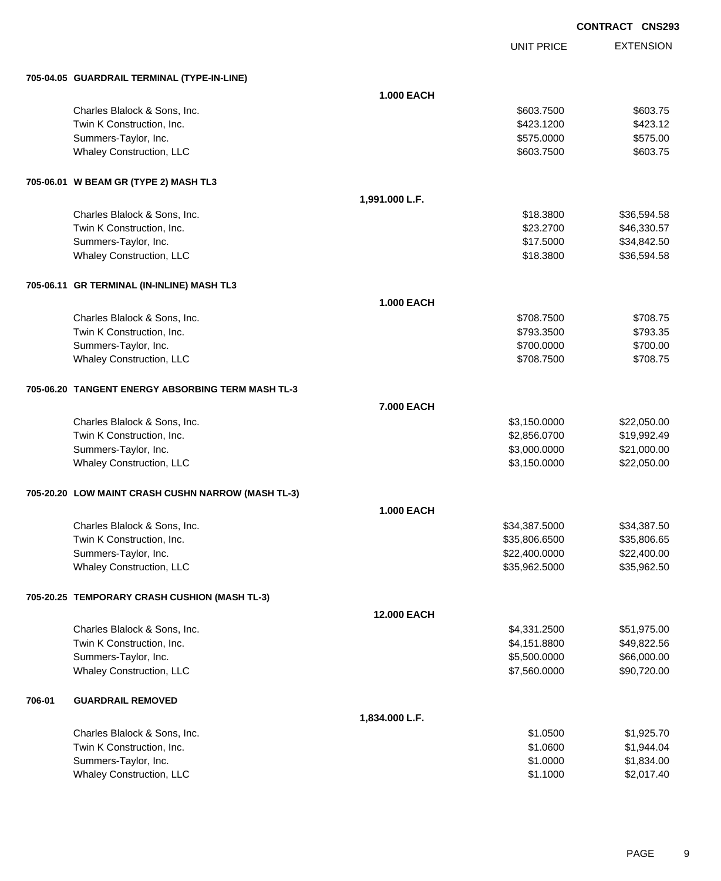**CONTRACT CNS293**

| | | UNIT PRICE | EXTENSION |
|---|---|---|---|
| **705-04.05 GUARDRAIL TERMINAL (TYPE-IN-LINE)** | | | |
| | **1.000 EACH** | | |
| Charles Blalock & Sons, Inc. | | $603.7500 | $603.75 |
| Twin K Construction, Inc. | | $423.1200 | $423.12 |
| Summers-Taylor, Inc. | | $575.0000 | $575.00 |
| Whaley Construction, LLC | | $603.7500 | $603.75 |
| **705-06.01 W BEAM GR (TYPE 2) MASH TL3** | | | |
| | **1,991.000 L.F.** | | |
| Charles Blalock & Sons, Inc. | | $18.3800 | $36,594.58 |
| Twin K Construction, Inc. | | $23.2700 | $46,330.57 |
| Summers-Taylor, Inc. | | $17.5000 | $34,842.50 |
| Whaley Construction, LLC | | $18.3800 | $36,594.58 |
| **705-06.11 GR TERMINAL (IN-INLINE) MASH TL3** | | | |
| | **1.000 EACH** | | |
| Charles Blalock & Sons, Inc. | | $708.7500 | $708.75 |
| Twin K Construction, Inc. | | $793.3500 | $793.35 |
| Summers-Taylor, Inc. | | $700.0000 | $700.00 |
| Whaley Construction, LLC | | $708.7500 | $708.75 |
| **705-06.20 TANGENT ENERGY ABSORBING TERM MASH TL-3** | | | |
| | **7.000 EACH** | | |
| Charles Blalock & Sons, Inc. | | $3,150.0000 | $22,050.00 |
| Twin K Construction, Inc. | | $2,856.0700 | $19,992.49 |
| Summers-Taylor, Inc. | | $3,000.0000 | $21,000.00 |
| Whaley Construction, LLC | | $3,150.0000 | $22,050.00 |
| **705-20.20 LOW MAINT CRASH CUSHN NARROW (MASH TL-3)** | | | |
| | **1.000 EACH** | | |
| Charles Blalock & Sons, Inc. | | $34,387.5000 | $34,387.50 |
| Twin K Construction, Inc. | | $35,806.6500 | $35,806.65 |
| Summers-Taylor, Inc. | | $22,400.0000 | $22,400.00 |
| Whaley Construction, LLC | | $35,962.5000 | $35,962.50 |
| **705-20.25 TEMPORARY CRASH CUSHION (MASH TL-3)** | | | |
| | **12.000 EACH** | | |
| Charles Blalock & Sons, Inc. | | $4,331.2500 | $51,975.00 |
| Twin K Construction, Inc. | | $4,151.8800 | $49,822.56 |
| Summers-Taylor, Inc. | | $5,500.0000 | $66,000.00 |
| Whaley Construction, LLC | | $7,560.0000 | $90,720.00 |
| **706-01 GUARDRAIL REMOVED** | | | |
| | **1,834.000 L.F.** | | |
| Charles Blalock & Sons, Inc. | | $1.0500 | $1,925.70 |
| Twin K Construction, Inc. | | $1.0600 | $1,944.04 |
| Summers-Taylor, Inc. | | $1.0000 | $1,834.00 |
| Whaley Construction, LLC | | $1.1000 | $2,017.40 |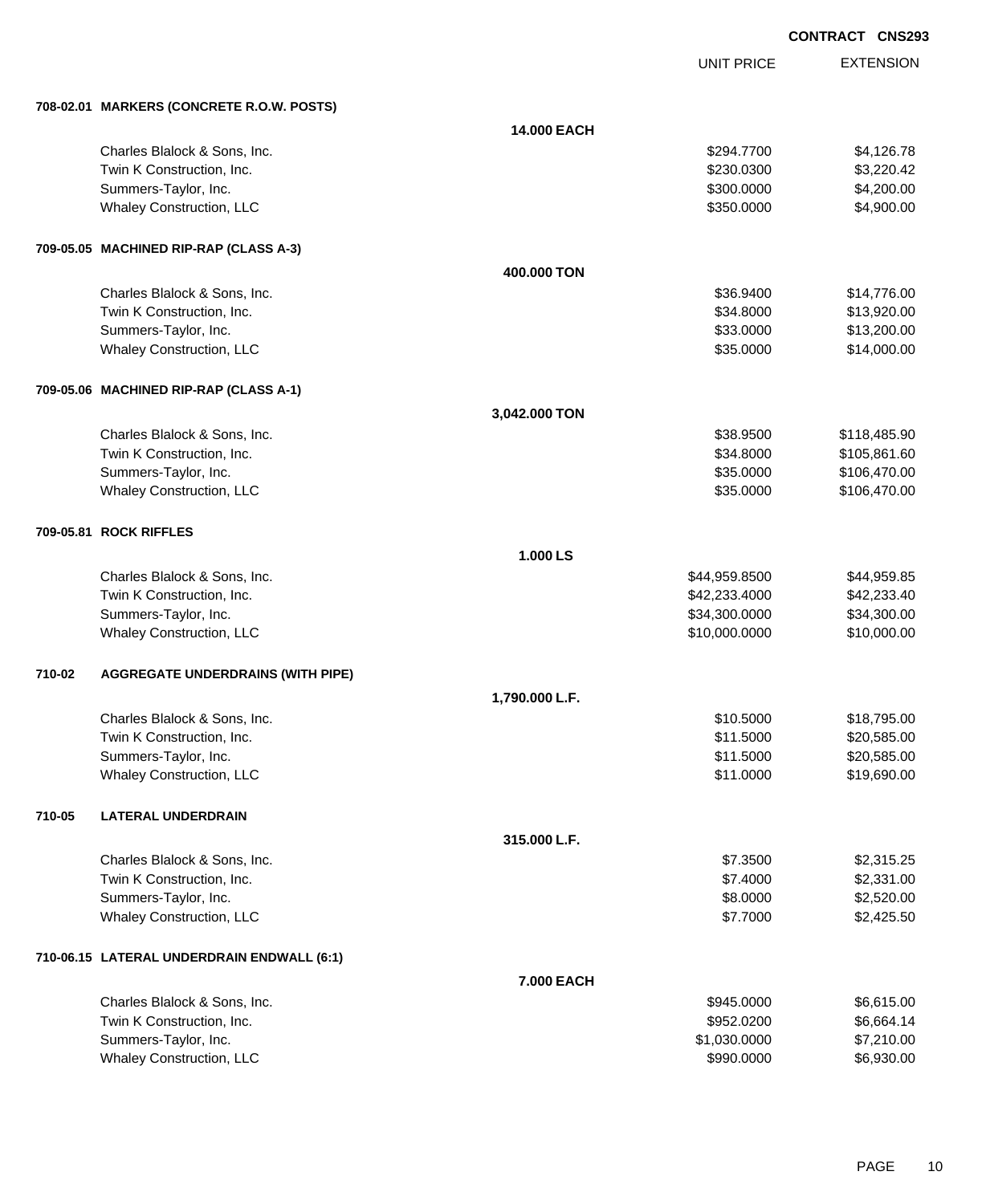**CONTRACT CNS293**

| | UNIT PRICE | EXTENSION |
|---|---|---|
| **708-02.01 MARKERS (CONCRETE R.O.W. POSTS)** | | |
| **14.000 EACH** | | |
| Charles Blalock & Sons, Inc. | $294.7700 | $4,126.78 |
| Twin K Construction, Inc. | $230.0300 | $3,220.42 |
| Summers-Taylor, Inc. | $300.0000 | $4,200.00 |
| Whaley Construction, LLC | $350.0000 | $4,900.00 |
| **709-05.05 MACHINED RIP-RAP (CLASS A-3)** | | |
| **400.000 TON** | | |
| Charles Blalock & Sons, Inc. | $36.9400 | $14,776.00 |
| Twin K Construction, Inc. | $34.8000 | $13,920.00 |
| Summers-Taylor, Inc. | $33.0000 | $13,200.00 |
| Whaley Construction, LLC | $35.0000 | $14,000.00 |
| **709-05.06 MACHINED RIP-RAP (CLASS A-1)** | | |
| **3,042.000 TON** | | |
| Charles Blalock & Sons, Inc. | $38.9500 | $118,485.90 |
| Twin K Construction, Inc. | $34.8000 | $105,861.60 |
| Summers-Taylor, Inc. | $35.0000 | $106,470.00 |
| Whaley Construction, LLC | $35.0000 | $106,470.00 |
| **709-05.81 ROCK RIFFLES** | | |
| **1.000 LS** | | |
| Charles Blalock & Sons, Inc. | $44,959.8500 | $44,959.85 |
| Twin K Construction, Inc. | $42,233.4000 | $42,233.40 |
| Summers-Taylor, Inc. | $34,300.0000 | $34,300.00 |
| Whaley Construction, LLC | $10,000.0000 | $10,000.00 |
| **710-02 AGGREGATE UNDERDRAINS (WITH PIPE)** | | |
| **1,790.000 L.F.** | | |
| Charles Blalock & Sons, Inc. | $10.5000 | $18,795.00 |
| Twin K Construction, Inc. | $11.5000 | $20,585.00 |
| Summers-Taylor, Inc. | $11.5000 | $20,585.00 |
| Whaley Construction, LLC | $11.0000 | $19,690.00 |
| **710-05 LATERAL UNDERDRAIN** | | |
| **315.000 L.F.** | | |
| Charles Blalock & Sons, Inc. | $7.3500 | $2,315.25 |
| Twin K Construction, Inc. | $7.4000 | $2,331.00 |
| Summers-Taylor, Inc. | $8.0000 | $2,520.00 |
| Whaley Construction, LLC | $7.7000 | $2,425.50 |
| **710-06.15 LATERAL UNDERDRAIN ENDWALL (6:1)** | | |
| **7.000 EACH** | | |
| Charles Blalock & Sons, Inc. | $945.0000 | $6,615.00 |
| Twin K Construction, Inc. | $952.0200 | $6,664.14 |
| Summers-Taylor, Inc. | $1,030.0000 | $7,210.00 |
| Whaley Construction, LLC | $990.0000 | $6,930.00 |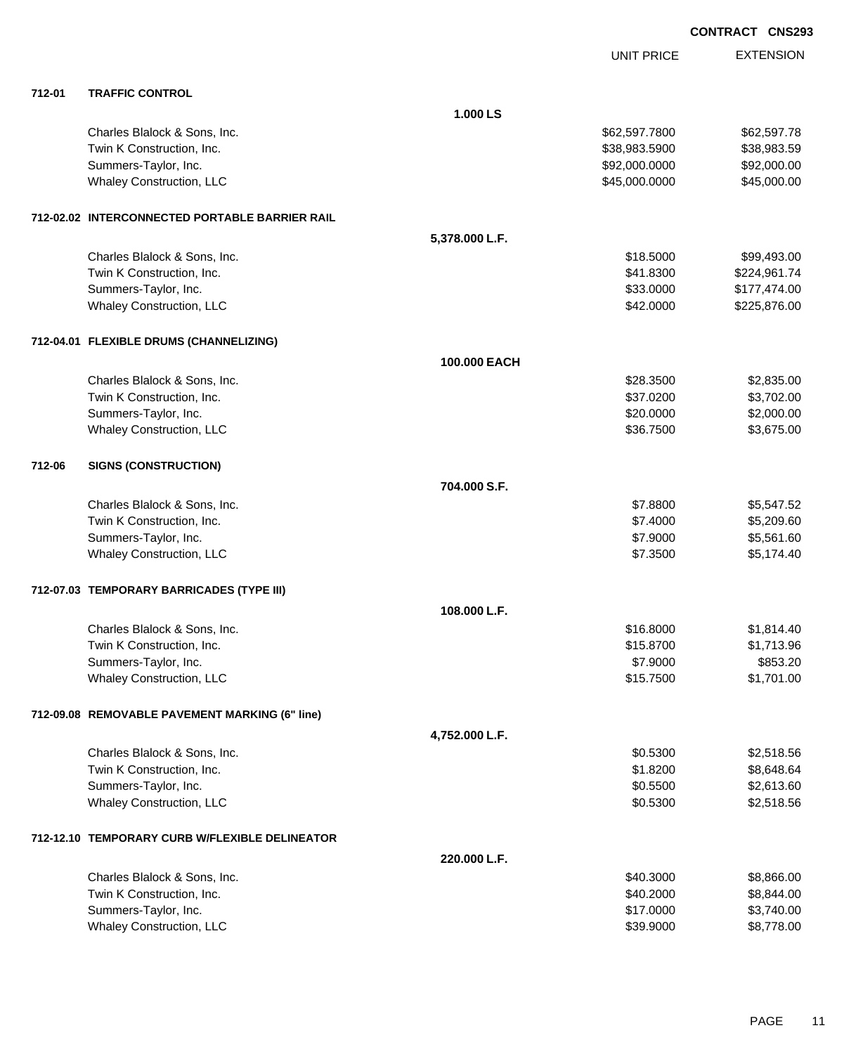**CONTRACT CNS293**

| | | | UNIT PRICE | EXTENSION |
|---|---|---|---|---|
| **712-01** | **TRAFFIC CONTROL** | | | |
| | | **1.000 LS** | | |
| | Charles Blalock & Sons, Inc. | | $62,597.7800 | $62,597.78 |
| | Twin K Construction, Inc. | | $38,983.5900 | $38,983.59 |
| | Summers-Taylor, Inc. | | $92,000.0000 | $92,000.00 |
| | Whaley Construction, LLC | | $45,000.0000 | $45,000.00 |
| **712-02.02** | **INTERCONNECTED PORTABLE BARRIER RAIL** | | | |
| | | **5,378.000 L.F.** | | |
| | Charles Blalock & Sons, Inc. | | $18.5000 | $99,493.00 |
| | Twin K Construction, Inc. | | $41.8300 | $224,961.74 |
| | Summers-Taylor, Inc. | | $33.0000 | $177,474.00 |
| | Whaley Construction, LLC | | $42.0000 | $225,876.00 |
| **712-04.01** | **FLEXIBLE DRUMS (CHANNELIZING)** | | | |
| | | **100.000 EACH** | | |
| | Charles Blalock & Sons, Inc. | | $28.3500 | $2,835.00 |
| | Twin K Construction, Inc. | | $37.0200 | $3,702.00 |
| | Summers-Taylor, Inc. | | $20.0000 | $2,000.00 |
| | Whaley Construction, LLC | | $36.7500 | $3,675.00 |
| **712-06** | **SIGNS (CONSTRUCTION)** | | | |
| | | **704.000 S.F.** | | |
| | Charles Blalock & Sons, Inc. | | $7.8800 | $5,547.52 |
| | Twin K Construction, Inc. | | $7.4000 | $5,209.60 |
| | Summers-Taylor, Inc. | | $7.9000 | $5,561.60 |
| | Whaley Construction, LLC | | $7.3500 | $5,174.40 |
| **712-07.03** | **TEMPORARY BARRICADES (TYPE III)** | | | |
| | | **108.000 L.F.** | | |
| | Charles Blalock & Sons, Inc. | | $16.8000 | $1,814.40 |
| | Twin K Construction, Inc. | | $15.8700 | $1,713.96 |
| | Summers-Taylor, Inc. | | $7.9000 | $853.20 |
| | Whaley Construction, LLC | | $15.7500 | $1,701.00 |
| **712-09.08** | **REMOVABLE PAVEMENT MARKING (6" line)** | | | |
| | | **4,752.000 L.F.** | | |
| | Charles Blalock & Sons, Inc. | | $0.5300 | $2,518.56 |
| | Twin K Construction, Inc. | | $1.8200 | $8,648.64 |
| | Summers-Taylor, Inc. | | $0.5500 | $2,613.60 |
| | Whaley Construction, LLC | | $0.5300 | $2,518.56 |
| **712-12.10** | **TEMPORARY CURB W/FLEXIBLE DELINEATOR** | | | |
| | | **220.000 L.F.** | | |
| | Charles Blalock & Sons, Inc. | | $40.3000 | $8,866.00 |
| | Twin K Construction, Inc. | | $40.2000 | $8,844.00 |
| | Summers-Taylor, Inc. | | $17.0000 | $3,740.00 |
| | Whaley Construction, LLC | | $39.9000 | $8,778.00 |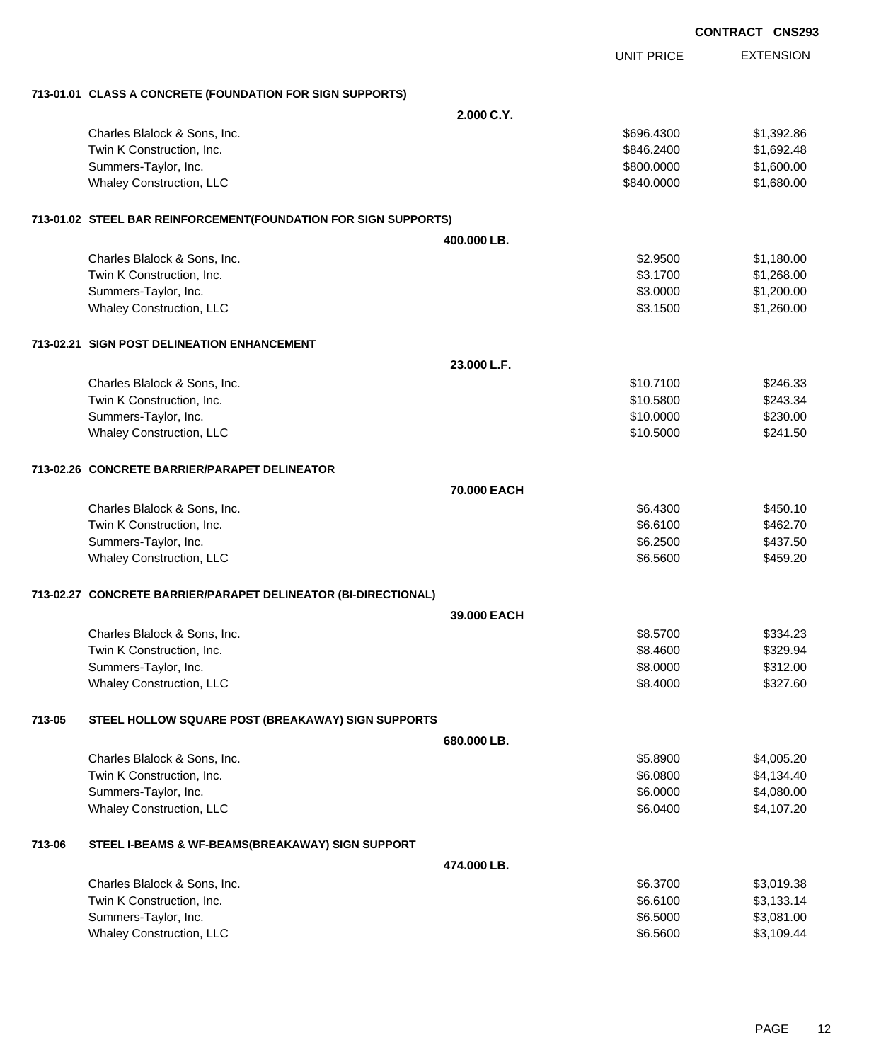CONTRACT CNS293

| | | UNIT PRICE | EXTENSION |
|---|---|---|---|
| **713-01.01 CLASS A CONCRETE (FOUNDATION FOR SIGN SUPPORTS)** | | | |
| | **2.000 C.Y.** | | |
| Charles Blalock & Sons, Inc. | | $696.4300 | $1,392.86 |
| Twin K Construction, Inc. | | $846.2400 | $1,692.48 |
| Summers-Taylor, Inc. | | $800.0000 | $1,600.00 |
| Whaley Construction, LLC | | $840.0000 | $1,680.00 |
| **713-01.02 STEEL BAR REINFORCEMENT(FOUNDATION FOR SIGN SUPPORTS)** | | | |
| | **400.000 LB.** | | |
| Charles Blalock & Sons, Inc. | | $2.9500 | $1,180.00 |
| Twin K Construction, Inc. | | $3.1700 | $1,268.00 |
| Summers-Taylor, Inc. | | $3.0000 | $1,200.00 |
| Whaley Construction, LLC | | $3.1500 | $1,260.00 |
| **713-02.21 SIGN POST DELINEATION ENHANCEMENT** | | | |
| | **23.000 L.F.** | | |
| Charles Blalock & Sons, Inc. | | $10.7100 | $246.33 |
| Twin K Construction, Inc. | | $10.5800 | $243.34 |
| Summers-Taylor, Inc. | | $10.0000 | $230.00 |
| Whaley Construction, LLC | | $10.5000 | $241.50 |
| **713-02.26 CONCRETE BARRIER/PARAPET DELINEATOR** | | | |
| | **70.000 EACH** | | |
| Charles Blalock & Sons, Inc. | | $6.4300 | $450.10 |
| Twin K Construction, Inc. | | $6.6100 | $462.70 |
| Summers-Taylor, Inc. | | $6.2500 | $437.50 |
| Whaley Construction, LLC | | $6.5600 | $459.20 |
| **713-02.27 CONCRETE BARRIER/PARAPET DELINEATOR (BI-DIRECTIONAL)** | | | |
| | **39.000 EACH** | | |
| Charles Blalock & Sons, Inc. | | $8.5700 | $334.23 |
| Twin K Construction, Inc. | | $8.4600 | $329.94 |
| Summers-Taylor, Inc. | | $8.0000 | $312.00 |
| Whaley Construction, LLC | | $8.4000 | $327.60 |
| **713-05 STEEL HOLLOW SQUARE POST (BREAKAWAY) SIGN SUPPORTS** | | | |
| | **680.000 LB.** | | |
| Charles Blalock & Sons, Inc. | | $5.8900 | $4,005.20 |
| Twin K Construction, Inc. | | $6.0800 | $4,134.40 |
| Summers-Taylor, Inc. | | $6.0000 | $4,080.00 |
| Whaley Construction, LLC | | $6.0400 | $4,107.20 |
| **713-06 STEEL I-BEAMS & WF-BEAMS(BREAKAWAY) SIGN SUPPORT** | | | |
| | **474.000 LB.** | | |
| Charles Blalock & Sons, Inc. | | $6.3700 | $3,019.38 |
| Twin K Construction, Inc. | | $6.6100 | $3,133.14 |
| Summers-Taylor, Inc. | | $6.5000 | $3,081.00 |
| Whaley Construction, LLC | | $6.5600 | $3,109.44 |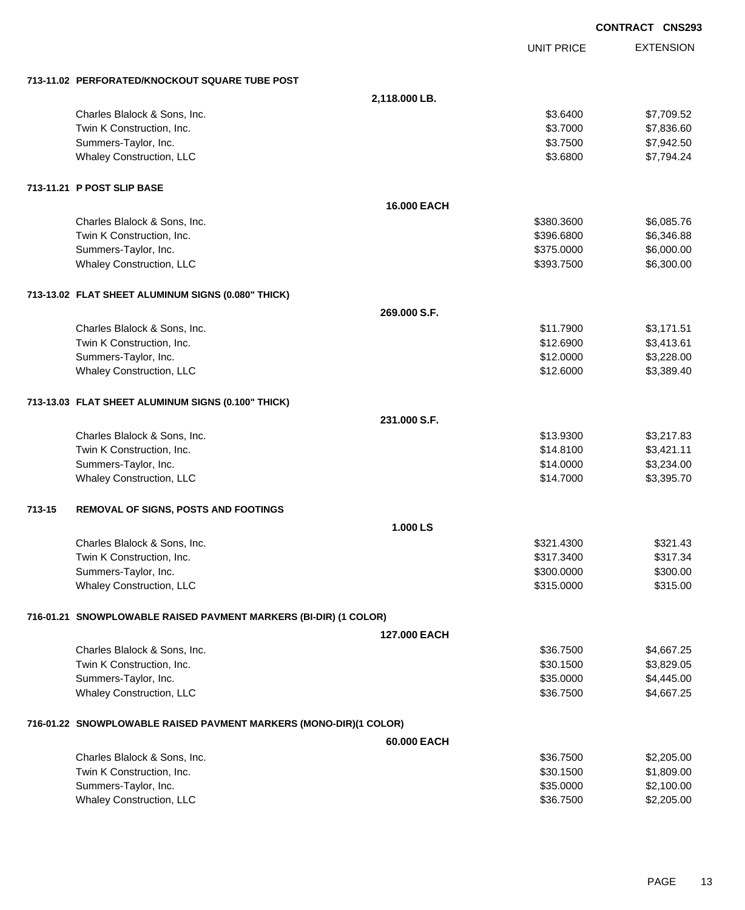**CONTRACT CNS293**

| | UNIT PRICE | EXTENSION |
|---|---|---|
| **713-11.02 PERFORATED/KNOCKOUT SQUARE TUBE POST** | | |
| **2,118.000 LB.** | | |
| Charles Blalock & Sons, Inc. | $3.6400 | $7,709.52 |
| Twin K Construction, Inc. | $3.7000 | $7,836.60 |
| Summers-Taylor, Inc. | $3.7500 | $7,942.50 |
| Whaley Construction, LLC | $3.6800 | $7,794.24 |
| **713-11.21 P POST SLIP BASE** | | |
| **16.000 EACH** | | |
| Charles Blalock & Sons, Inc. | $380.3600 | $6,085.76 |
| Twin K Construction, Inc. | $396.6800 | $6,346.88 |
| Summers-Taylor, Inc. | $375.0000 | $6,000.00 |
| Whaley Construction, LLC | $393.7500 | $6,300.00 |
| **713-13.02 FLAT SHEET ALUMINUM SIGNS (0.080" THICK)** | | |
| **269.000 S.F.** | | |
| Charles Blalock & Sons, Inc. | $11.7900 | $3,171.51 |
| Twin K Construction, Inc. | $12.6900 | $3,413.61 |
| Summers-Taylor, Inc. | $12.0000 | $3,228.00 |
| Whaley Construction, LLC | $12.6000 | $3,389.40 |
| **713-13.03 FLAT SHEET ALUMINUM SIGNS (0.100" THICK)** | | |
| **231.000 S.F.** | | |
| Charles Blalock & Sons, Inc. | $13.9300 | $3,217.83 |
| Twin K Construction, Inc. | $14.8100 | $3,421.11 |
| Summers-Taylor, Inc. | $14.0000 | $3,234.00 |
| Whaley Construction, LLC | $14.7000 | $3,395.70 |
| **713-15 REMOVAL OF SIGNS, POSTS AND FOOTINGS** | | |
| **1.000 LS** | | |
| Charles Blalock & Sons, Inc. | $321.4300 | $321.43 |
| Twin K Construction, Inc. | $317.3400 | $317.34 |
| Summers-Taylor, Inc. | $300.0000 | $300.00 |
| Whaley Construction, LLC | $315.0000 | $315.00 |
| **716-01.21 SNOWPLOWABLE RAISED PAVMENT MARKERS (BI-DIR) (1 COLOR)** | | |
| **127.000 EACH** | | |
| Charles Blalock & Sons, Inc. | $36.7500 | $4,667.25 |
| Twin K Construction, Inc. | $30.1500 | $3,829.05 |
| Summers-Taylor, Inc. | $35.0000 | $4,445.00 |
| Whaley Construction, LLC | $36.7500 | $4,667.25 |
| **716-01.22 SNOWPLOWABLE RAISED PAVMENT MARKERS (MONO-DIR)(1 COLOR)** | | |
| **60.000 EACH** | | |
| Charles Blalock & Sons, Inc. | $36.7500 | $2,205.00 |
| Twin K Construction, Inc. | $30.1500 | $1,809.00 |
| Summers-Taylor, Inc. | $35.0000 | $2,100.00 |
| Whaley Construction, LLC | $36.7500 | $2,205.00 |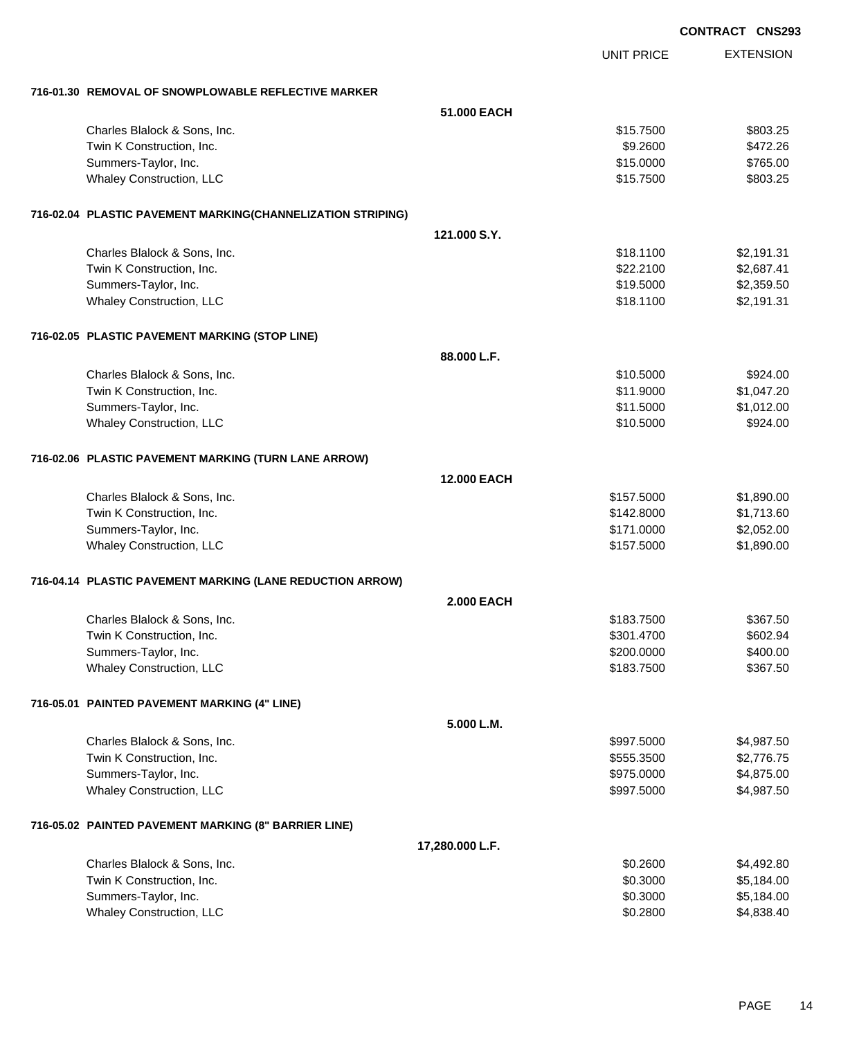**CONTRACT CNS293**

| | | UNIT PRICE | EXTENSION |
|---|---|---|---|
| **716-01.30 REMOVAL OF SNOWPLOWABLE REFLECTIVE MARKER** | | | |
| | **51.000 EACH** | | |
| Charles Blalock & Sons, Inc. | | $15.7500 | $803.25 |
| Twin K Construction, Inc. | | $9.2600 | $472.26 |
| Summers-Taylor, Inc. | | $15.0000 | $765.00 |
| Whaley Construction, LLC | | $15.7500 | $803.25 |
| **716-02.04 PLASTIC PAVEMENT MARKING(CHANNELIZATION STRIPING)** | | | |
| | **121.000 S.Y.** | | |
| Charles Blalock & Sons, Inc. | | $18.1100 | $2,191.31 |
| Twin K Construction, Inc. | | $22.2100 | $2,687.41 |
| Summers-Taylor, Inc. | | $19.5000 | $2,359.50 |
| Whaley Construction, LLC | | $18.1100 | $2,191.31 |
| **716-02.05 PLASTIC PAVEMENT MARKING (STOP LINE)** | | | |
| | **88.000 L.F.** | | |
| Charles Blalock & Sons, Inc. | | $10.5000 | $924.00 |
| Twin K Construction, Inc. | | $11.9000 | $1,047.20 |
| Summers-Taylor, Inc. | | $11.5000 | $1,012.00 |
| Whaley Construction, LLC | | $10.5000 | $924.00 |
| **716-02.06 PLASTIC PAVEMENT MARKING (TURN LANE ARROW)** | | | |
| | **12.000 EACH** | | |
| Charles Blalock & Sons, Inc. | | $157.5000 | $1,890.00 |
| Twin K Construction, Inc. | | $142.8000 | $1,713.60 |
| Summers-Taylor, Inc. | | $171.0000 | $2,052.00 |
| Whaley Construction, LLC | | $157.5000 | $1,890.00 |
| **716-04.14 PLASTIC PAVEMENT MARKING (LANE REDUCTION ARROW)** | | | |
| | **2.000 EACH** | | |
| Charles Blalock & Sons, Inc. | | $183.7500 | $367.50 |
| Twin K Construction, Inc. | | $301.4700 | $602.94 |
| Summers-Taylor, Inc. | | $200.0000 | $400.00 |
| Whaley Construction, LLC | | $183.7500 | $367.50 |
| **716-05.01 PAINTED PAVEMENT MARKING (4" LINE)** | | | |
| | **5.000 L.M.** | | |
| Charles Blalock & Sons, Inc. | | $997.5000 | $4,987.50 |
| Twin K Construction, Inc. | | $555.3500 | $2,776.75 |
| Summers-Taylor, Inc. | | $975.0000 | $4,875.00 |
| Whaley Construction, LLC | | $997.5000 | $4,987.50 |
| **716-05.02 PAINTED PAVEMENT MARKING (8" BARRIER LINE)** | | | |
| | **17,280.000 L.F.** | | |
| Charles Blalock & Sons, Inc. | | $0.2600 | $4,492.80 |
| Twin K Construction, Inc. | | $0.3000 | $5,184.00 |
| Summers-Taylor, Inc. | | $0.3000 | $5,184.00 |
| Whaley Construction, LLC | | $0.2800 | $4,838.40 |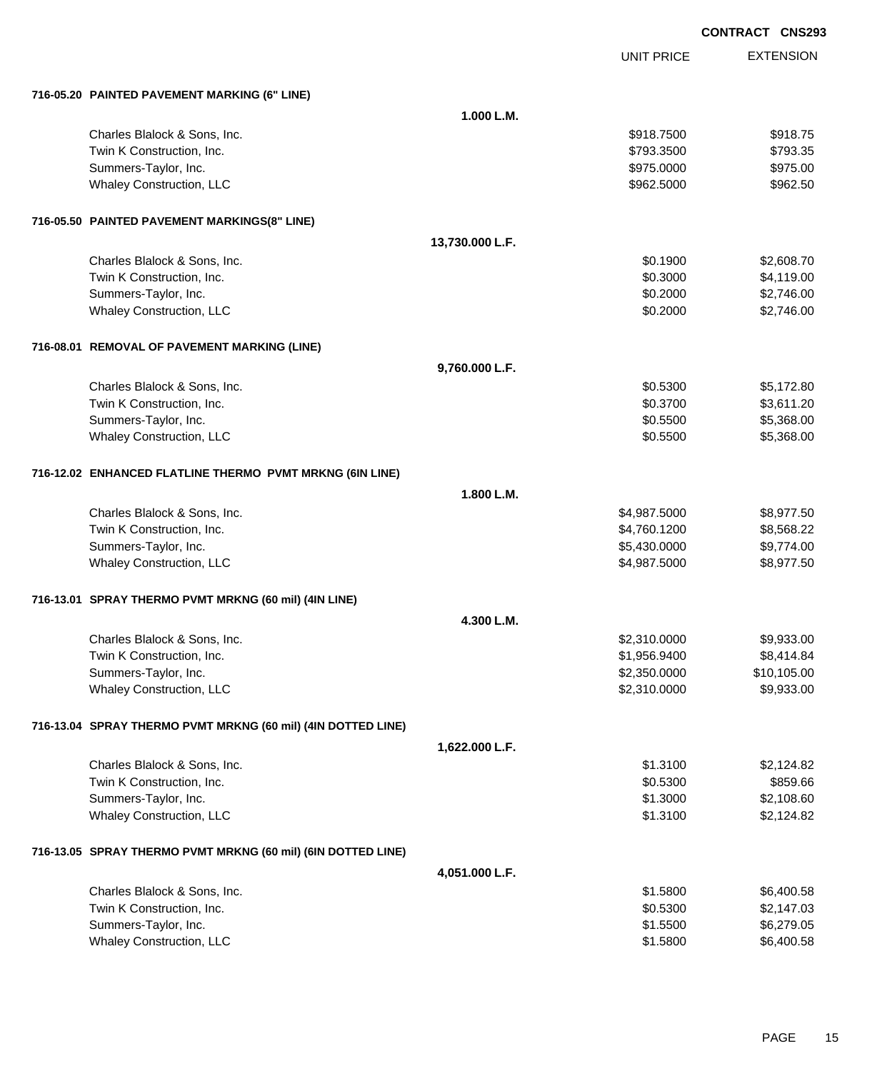**CONTRACT CNS293**

| | | UNIT PRICE | EXTENSION |
|---|---|---|---|
| **716-05.20 PAINTED PAVEMENT MARKING (6" LINE)** | | | |
| | **1.000 L.M.** | | |
| Charles Blalock & Sons, Inc. | | $918.7500 | $918.75 |
| Twin K Construction, Inc. | | $793.3500 | $793.35 |
| Summers-Taylor, Inc. | | $975.0000 | $975.00 |
| Whaley Construction, LLC | | $962.5000 | $962.50 |
| **716-05.50 PAINTED PAVEMENT MARKINGS(8" LINE)** | | | |
| | **13,730.000 L.F.** | | |
| Charles Blalock & Sons, Inc. | | $0.1900 | $2,608.70 |
| Twin K Construction, Inc. | | $0.3000 | $4,119.00 |
| Summers-Taylor, Inc. | | $0.2000 | $2,746.00 |
| Whaley Construction, LLC | | $0.2000 | $2,746.00 |
| **716-08.01 REMOVAL OF PAVEMENT MARKING (LINE)** | | | |
| | **9,760.000 L.F.** | | |
| Charles Blalock & Sons, Inc. | | $0.5300 | $5,172.80 |
| Twin K Construction, Inc. | | $0.3700 | $3,611.20 |
| Summers-Taylor, Inc. | | $0.5500 | $5,368.00 |
| Whaley Construction, LLC | | $0.5500 | $5,368.00 |
| **716-12.02 ENHANCED FLATLINE THERMO PVMT MRKNG (6IN LINE)** | | | |
| | **1.800 L.M.** | | |
| Charles Blalock & Sons, Inc. | | $4,987.5000 | $8,977.50 |
| Twin K Construction, Inc. | | $4,760.1200 | $8,568.22 |
| Summers-Taylor, Inc. | | $5,430.0000 | $9,774.00 |
| Whaley Construction, LLC | | $4,987.5000 | $8,977.50 |
| **716-13.01 SPRAY THERMO PVMT MRKNG (60 mil) (4IN LINE)** | | | |
| | **4.300 L.M.** | | |
| Charles Blalock & Sons, Inc. | | $2,310.0000 | $9,933.00 |
| Twin K Construction, Inc. | | $1,956.9400 | $8,414.84 |
| Summers-Taylor, Inc. | | $2,350.0000 | $10,105.00 |
| Whaley Construction, LLC | | $2,310.0000 | $9,933.00 |
| **716-13.04 SPRAY THERMO PVMT MRKNG (60 mil) (4IN DOTTED LINE)** | | | |
| | **1,622.000 L.F.** | | |
| Charles Blalock & Sons, Inc. | | $1.3100 | $2,124.82 |
| Twin K Construction, Inc. | | $0.5300 | $859.66 |
| Summers-Taylor, Inc. | | $1.3000 | $2,108.60 |
| Whaley Construction, LLC | | $1.3100 | $2,124.82 |
| **716-13.05 SPRAY THERMO PVMT MRKNG (60 mil) (6IN DOTTED LINE)** | | | |
| | **4,051.000 L.F.** | | |
| Charles Blalock & Sons, Inc. | | $1.5800 | $6,400.58 |
| Twin K Construction, Inc. | | $0.5300 | $2,147.03 |
| Summers-Taylor, Inc. | | $1.5500 | $6,279.05 |
| Whaley Construction, LLC | | $1.5800 | $6,400.58 |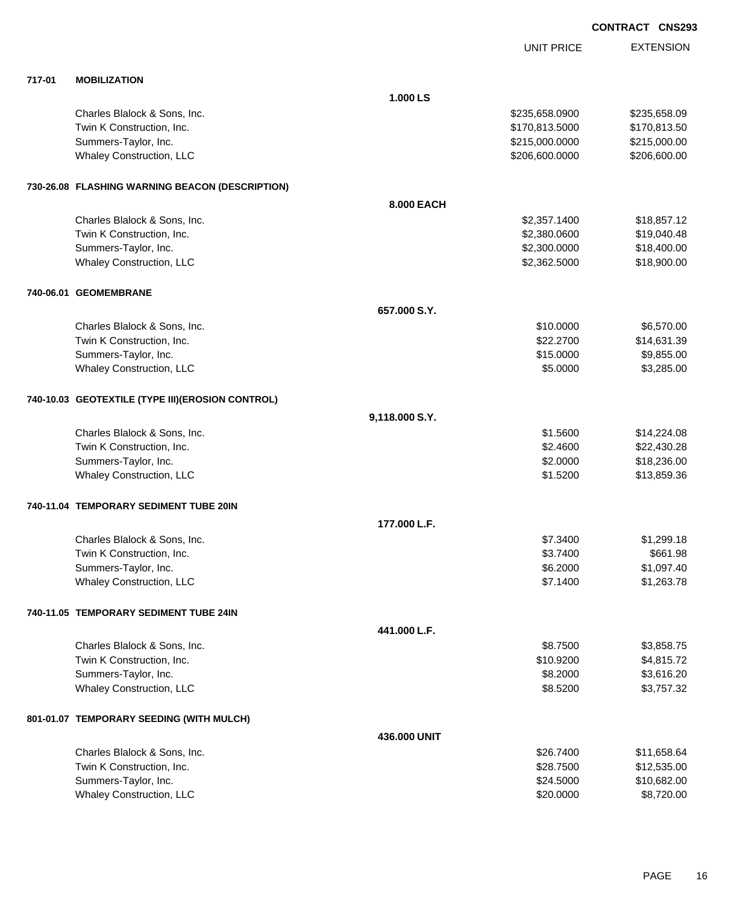**CONTRACT CNS293**

| | | | UNIT PRICE | EXTENSION |
|---|---|---|---|---|
| **717-01** | **MOBILIZATION** | | | |
| | | **1.000 LS** | | |
| | Charles Blalock & Sons, Inc. | | $235,658.0900 | $235,658.09 |
| | Twin K Construction, Inc. | | $170,813.5000 | $170,813.50 |
| | Summers-Taylor, Inc. | | $215,000.0000 | $215,000.00 |
| | Whaley Construction, LLC | | $206,600.0000 | $206,600.00 |
| **730-26.08** | **FLASHING WARNING BEACON (DESCRIPTION)** | | | |
| | | **8.000 EACH** | | |
| | Charles Blalock & Sons, Inc. | | $2,357.1400 | $18,857.12 |
| | Twin K Construction, Inc. | | $2,380.0600 | $19,040.48 |
| | Summers-Taylor, Inc. | | $2,300.0000 | $18,400.00 |
| | Whaley Construction, LLC | | $2,362.5000 | $18,900.00 |
| **740-06.01** | **GEOMEMBRANE** | | | |
| | | **657.000 S.Y.** | | |
| | Charles Blalock & Sons, Inc. | | $10.0000 | $6,570.00 |
| | Twin K Construction, Inc. | | $22.2700 | $14,631.39 |
| | Summers-Taylor, Inc. | | $15.0000 | $9,855.00 |
| | Whaley Construction, LLC | | $5.0000 | $3,285.00 |
| **740-10.03** | **GEOTEXTILE (TYPE III)(EROSION CONTROL)** | | | |
| | | **9,118.000 S.Y.** | | |
| | Charles Blalock & Sons, Inc. | | $1.5600 | $14,224.08 |
| | Twin K Construction, Inc. | | $2.4600 | $22,430.28 |
| | Summers-Taylor, Inc. | | $2.0000 | $18,236.00 |
| | Whaley Construction, LLC | | $1.5200 | $13,859.36 |
| **740-11.04** | **TEMPORARY SEDIMENT TUBE 20IN** | | | |
| | | **177.000 L.F.** | | |
| | Charles Blalock & Sons, Inc. | | $7.3400 | $1,299.18 |
| | Twin K Construction, Inc. | | $3.7400 | $661.98 |
| | Summers-Taylor, Inc. | | $6.2000 | $1,097.40 |
| | Whaley Construction, LLC | | $7.1400 | $1,263.78 |
| **740-11.05** | **TEMPORARY SEDIMENT TUBE 24IN** | | | |
| | | **441.000 L.F.** | | |
| | Charles Blalock & Sons, Inc. | | $8.7500 | $3,858.75 |
| | Twin K Construction, Inc. | | $10.9200 | $4,815.72 |
| | Summers-Taylor, Inc. | | $8.2000 | $3,616.20 |
| | Whaley Construction, LLC | | $8.5200 | $3,757.32 |
| **801-01.07** | **TEMPORARY SEEDING (WITH MULCH)** | | | |
| | | **436.000 UNIT** | | |
| | Charles Blalock & Sons, Inc. | | $26.7400 | $11,658.64 |
| | Twin K Construction, Inc. | | $28.7500 | $12,535.00 |
| | Summers-Taylor, Inc. | | $24.5000 | $10,682.00 |
| | Whaley Construction, LLC | | $20.0000 | $8,720.00 |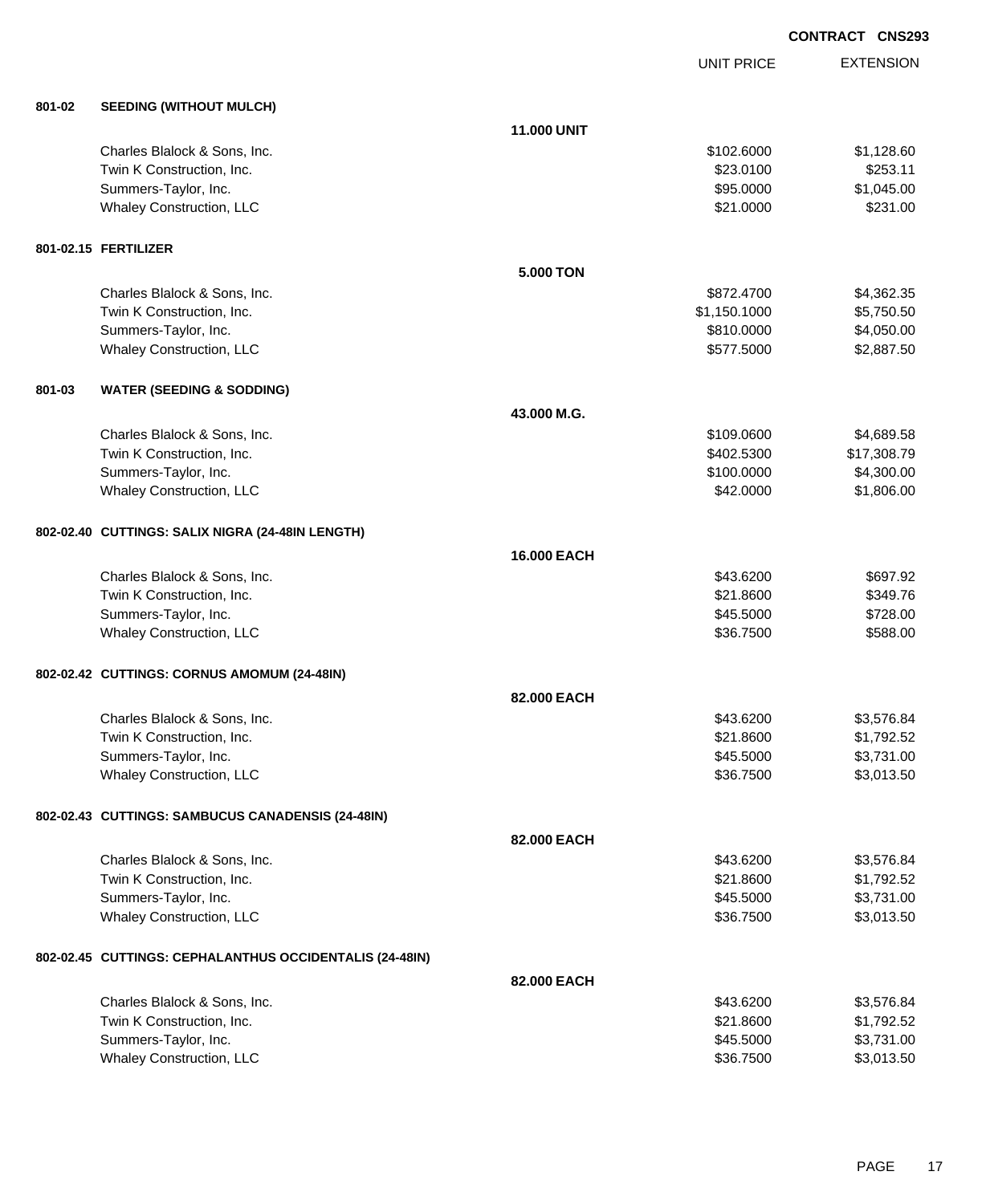**CONTRACT CNS293**

| | | | UNIT PRICE | EXTENSION |
|---|---|---|---|---|
| **801-02** | **SEEDING (WITHOUT MULCH)** | | | |
| | | **11.000 UNIT** | | |
| | Charles Blalock & Sons, Inc. | | $102.6000 | $1,128.60 |
| | Twin K Construction, Inc. | | $23.0100 | $253.11 |
| | Summers-Taylor, Inc. | | $95.0000 | $1,045.00 |
| | Whaley Construction, LLC | | $21.0000 | $231.00 |
| **801-02.15** | **FERTILIZER** | | | |
| | | **5.000 TON** | | |
| | Charles Blalock & Sons, Inc. | | $872.4700 | $4,362.35 |
| | Twin K Construction, Inc. | | $1,150.1000 | $5,750.50 |
| | Summers-Taylor, Inc. | | $810.0000 | $4,050.00 |
| | Whaley Construction, LLC | | $577.5000 | $2,887.50 |
| **801-03** | **WATER (SEEDING & SODDING)** | | | |
| | | **43.000 M.G.** | | |
| | Charles Blalock & Sons, Inc. | | $109.0600 | $4,689.58 |
| | Twin K Construction, Inc. | | $402.5300 | $17,308.79 |
| | Summers-Taylor, Inc. | | $100.0000 | $4,300.00 |
| | Whaley Construction, LLC | | $42.0000 | $1,806.00 |
| **802-02.40** | **CUTTINGS: SALIX NIGRA (24-48IN LENGTH)** | | | |
| | | **16.000 EACH** | | |
| | Charles Blalock & Sons, Inc. | | $43.6200 | $697.92 |
| | Twin K Construction, Inc. | | $21.8600 | $349.76 |
| | Summers-Taylor, Inc. | | $45.5000 | $728.00 |
| | Whaley Construction, LLC | | $36.7500 | $588.00 |
| **802-02.42** | **CUTTINGS: CORNUS AMOMUM (24-48IN)** | | | |
| | | **82.000 EACH** | | |
| | Charles Blalock & Sons, Inc. | | $43.6200 | $3,576.84 |
| | Twin K Construction, Inc. | | $21.8600 | $1,792.52 |
| | Summers-Taylor, Inc. | | $45.5000 | $3,731.00 |
| | Whaley Construction, LLC | | $36.7500 | $3,013.50 |
| **802-02.43** | **CUTTINGS: SAMBUCUS CANADENSIS (24-48IN)** | | | |
| | | **82.000 EACH** | | |
| | Charles Blalock & Sons, Inc. | | $43.6200 | $3,576.84 |
| | Twin K Construction, Inc. | | $21.8600 | $1,792.52 |
| | Summers-Taylor, Inc. | | $45.5000 | $3,731.00 |
| | Whaley Construction, LLC | | $36.7500 | $3,013.50 |
| **802-02.45** | **CUTTINGS: CEPHALANTHUS OCCIDENTALIS (24-48IN)** | | | |
| | | **82.000 EACH** | | |
| | Charles Blalock & Sons, Inc. | | $43.6200 | $3,576.84 |
| | Twin K Construction, Inc. | | $21.8600 | $1,792.52 |
| | Summers-Taylor, Inc. | | $45.5000 | $3,731.00 |
| | Whaley Construction, LLC | | $36.7500 | $3,013.50 |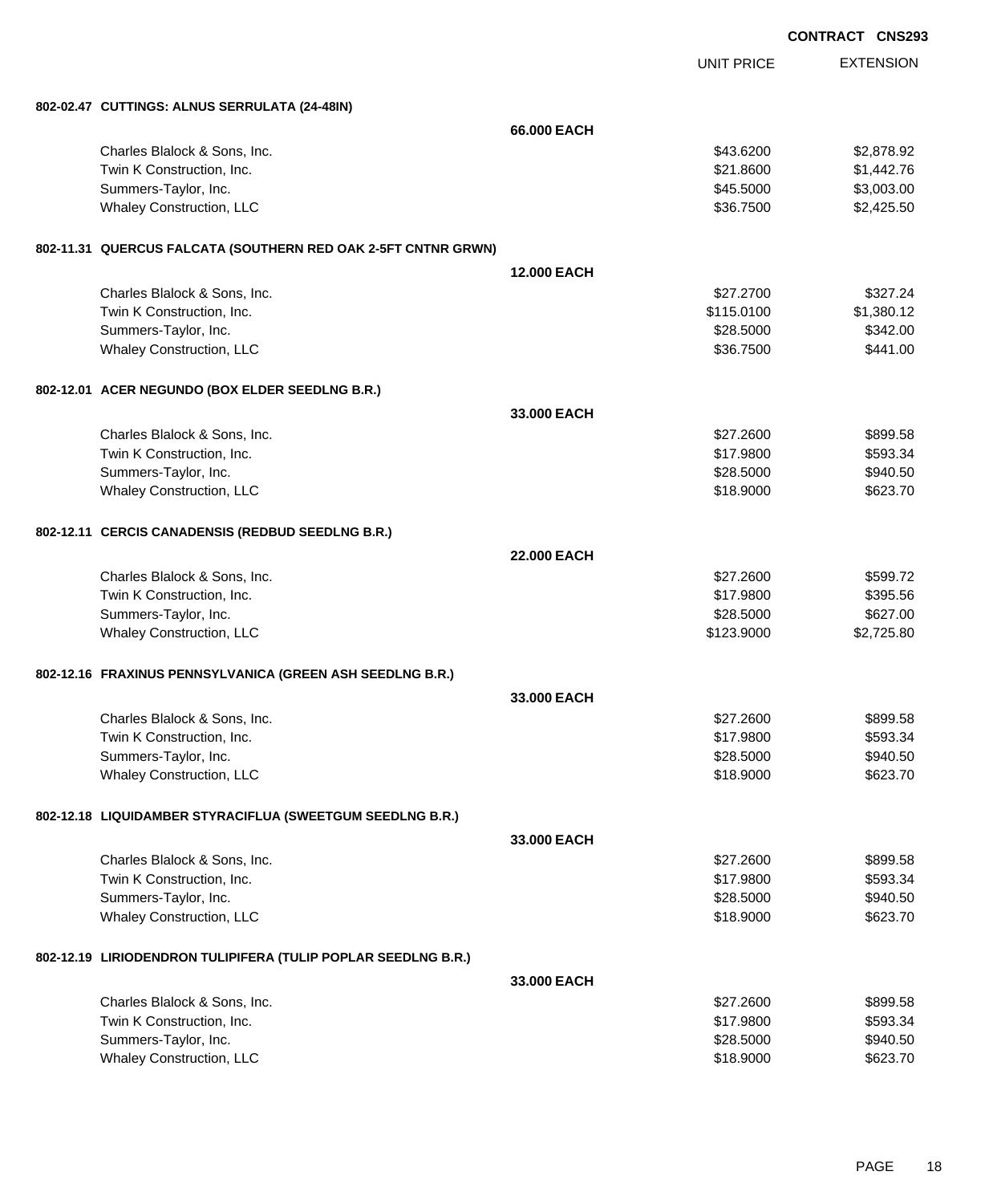CONTRACT CNS293

| | | UNIT PRICE | EXTENSION |
|---|---|---|---|
| **802-02.47 CUTTINGS: ALNUS SERRULATA (24-48IN)** | | | |
| | **66.000 EACH** | | |
| Charles Blalock & Sons, Inc. | | $43.6200 | $2,878.92 |
| Twin K Construction, Inc. | | $21.8600 | $1,442.76 |
| Summers-Taylor, Inc. | | $45.5000 | $3,003.00 |
| Whaley Construction, LLC | | $36.7500 | $2,425.50 |
| **802-11.31 QUERCUS FALCATA (SOUTHERN RED OAK 2-5FT CNTNR GRWN)** | | | |
| | **12.000 EACH** | | |
| Charles Blalock & Sons, Inc. | | $27.2700 | $327.24 |
| Twin K Construction, Inc. | | $115.0100 | $1,380.12 |
| Summers-Taylor, Inc. | | $28.5000 | $342.00 |
| Whaley Construction, LLC | | $36.7500 | $441.00 |
| **802-12.01 ACER NEGUNDO (BOX ELDER SEEDLNG B.R.)** | | | |
| | **33.000 EACH** | | |
| Charles Blalock & Sons, Inc. | | $27.2600 | $899.58 |
| Twin K Construction, Inc. | | $17.9800 | $593.34 |
| Summers-Taylor, Inc. | | $28.5000 | $940.50 |
| Whaley Construction, LLC | | $18.9000 | $623.70 |
| **802-12.11 CERCIS CANADENSIS (REDBUD SEEDLNG B.R.)** | | | |
| | **22.000 EACH** | | |
| Charles Blalock & Sons, Inc. | | $27.2600 | $599.72 |
| Twin K Construction, Inc. | | $17.9800 | $395.56 |
| Summers-Taylor, Inc. | | $28.5000 | $627.00 |
| Whaley Construction, LLC | | $123.9000 | $2,725.80 |
| **802-12.16 FRAXINUS PENNSYLVANICA (GREEN ASH SEEDLNG B.R.)** | | | |
| | **33.000 EACH** | | |
| Charles Blalock & Sons, Inc. | | $27.2600 | $899.58 |
| Twin K Construction, Inc. | | $17.9800 | $593.34 |
| Summers-Taylor, Inc. | | $28.5000 | $940.50 |
| Whaley Construction, LLC | | $18.9000 | $623.70 |
| **802-12.18 LIQUIDAMBER STYRACIFLUA (SWEETGUM SEEDLNG B.R.)** | | | |
| | **33.000 EACH** | | |
| Charles Blalock & Sons, Inc. | | $27.2600 | $899.58 |
| Twin K Construction, Inc. | | $17.9800 | $593.34 |
| Summers-Taylor, Inc. | | $28.5000 | $940.50 |
| Whaley Construction, LLC | | $18.9000 | $623.70 |
| **802-12.19 LIRIODENDRON TULIPIFERA (TULIP POPLAR SEEDLNG B.R.)** | | | |
| | **33.000 EACH** | | |
| Charles Blalock & Sons, Inc. | | $27.2600 | $899.58 |
| Twin K Construction, Inc. | | $17.9800 | $593.34 |
| Summers-Taylor, Inc. | | $28.5000 | $940.50 |
| Whaley Construction, LLC | | $18.9000 | $623.70 |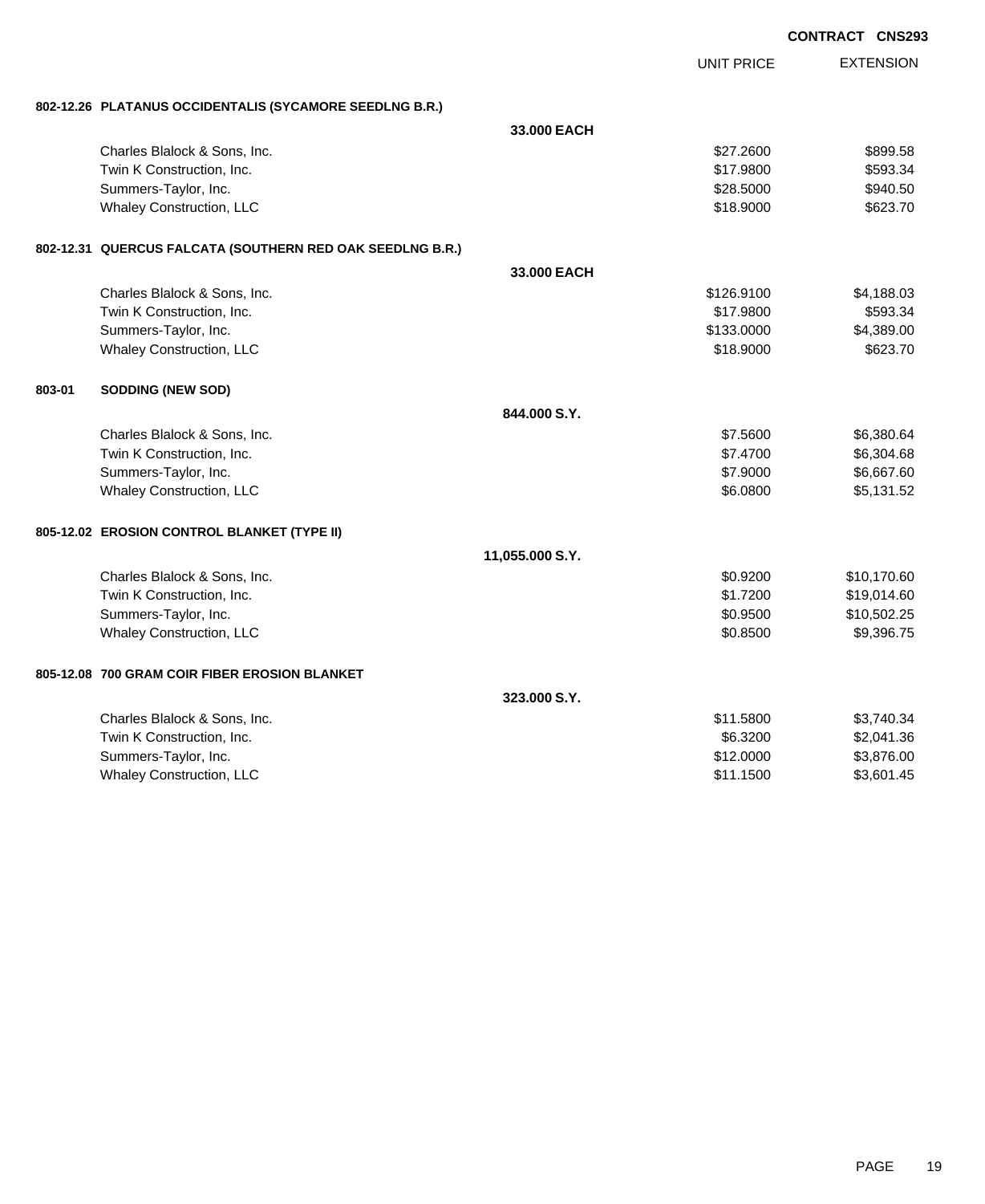**CONTRACT CNS293**

| | | UNIT PRICE | EXTENSION |
|---|---|---|---|
| **802-12.26 PLATANUS OCCIDENTALIS (SYCAMORE SEEDLNG B.R.)** | | | |
| | **33.000 EACH** | | |
| Charles Blalock & Sons, Inc. | | $27.2600 | $899.58 |
| Twin K Construction, Inc. | | $17.9800 | $593.34 |
| Summers-Taylor, Inc. | | $28.5000 | $940.50 |
| Whaley Construction, LLC | | $18.9000 | $623.70 |
| **802-12.31 QUERCUS FALCATA (SOUTHERN RED OAK SEEDLNG B.R.)** | | | |
| | **33.000 EACH** | | |
| Charles Blalock & Sons, Inc. | | $126.9100 | $4,188.03 |
| Twin K Construction, Inc. | | $17.9800 | $593.34 |
| Summers-Taylor, Inc. | | $133.0000 | $4,389.00 |
| Whaley Construction, LLC | | $18.9000 | $623.70 |
| **803-01 SODDING (NEW SOD)** | | | |
| | **844.000 S.Y.** | | |
| Charles Blalock & Sons, Inc. | | $7.5600 | $6,380.64 |
| Twin K Construction, Inc. | | $7.4700 | $6,304.68 |
| Summers-Taylor, Inc. | | $7.9000 | $6,667.60 |
| Whaley Construction, LLC | | $6.0800 | $5,131.52 |
| **805-12.02 EROSION CONTROL BLANKET (TYPE II)** | | | |
| | **11,055.000 S.Y.** | | |
| Charles Blalock & Sons, Inc. | | $0.9200 | $10,170.60 |
| Twin K Construction, Inc. | | $1.7200 | $19,014.60 |
| Summers-Taylor, Inc. | | $0.9500 | $10,502.25 |
| Whaley Construction, LLC | | $0.8500 | $9,396.75 |
| **805-12.08 700 GRAM COIR FIBER EROSION BLANKET** | | | |
| | **323.000 S.Y.** | | |
| Charles Blalock & Sons, Inc. | | $11.5800 | $3,740.34 |
| Twin K Construction, Inc. | | $6.3200 | $2,041.36 |
| Summers-Taylor, Inc. | | $12.0000 | $3,876.00 |
| Whaley Construction, LLC | | $11.1500 | $3,601.45 |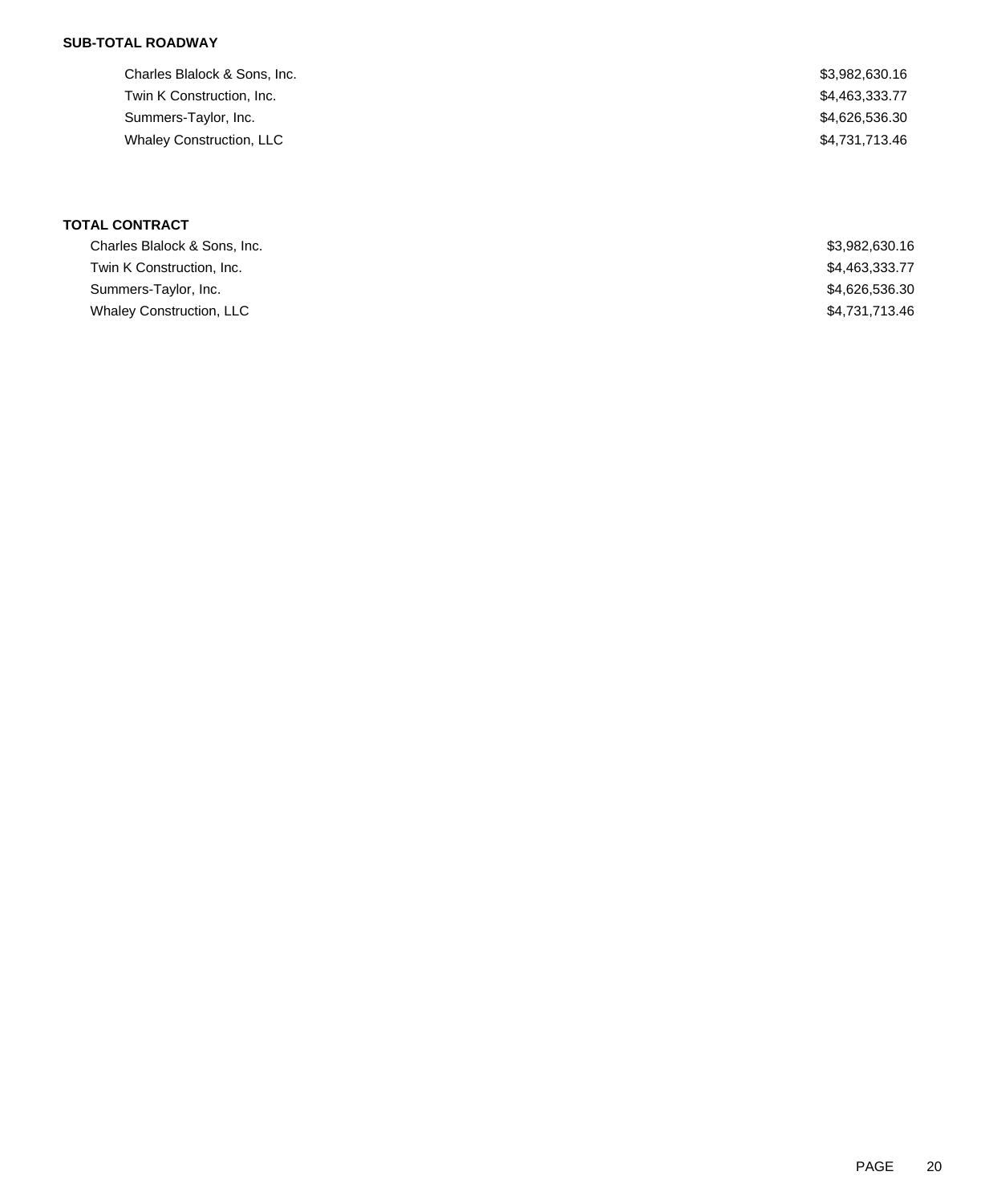**SUB-TOTAL ROADWAY**

| | |
|---|---|
| Charles Blalock & Sons, Inc. | $3,982,630.16 |
| Twin K Construction, Inc. | $4,463,333.77 |
| Summers-Taylor, Inc. | $4,626,536.30 |
| Whaley Construction, LLC | $4,731,713.46 |

**TOTAL CONTRACT**

| | |
|---|---|
| Charles Blalock & Sons, Inc. | $3,982,630.16 |
| Twin K Construction, Inc. | $4,463,333.77 |
| Summers-Taylor, Inc. | $4,626,536.30 |
| Whaley Construction, LLC | $4,731,713.46 |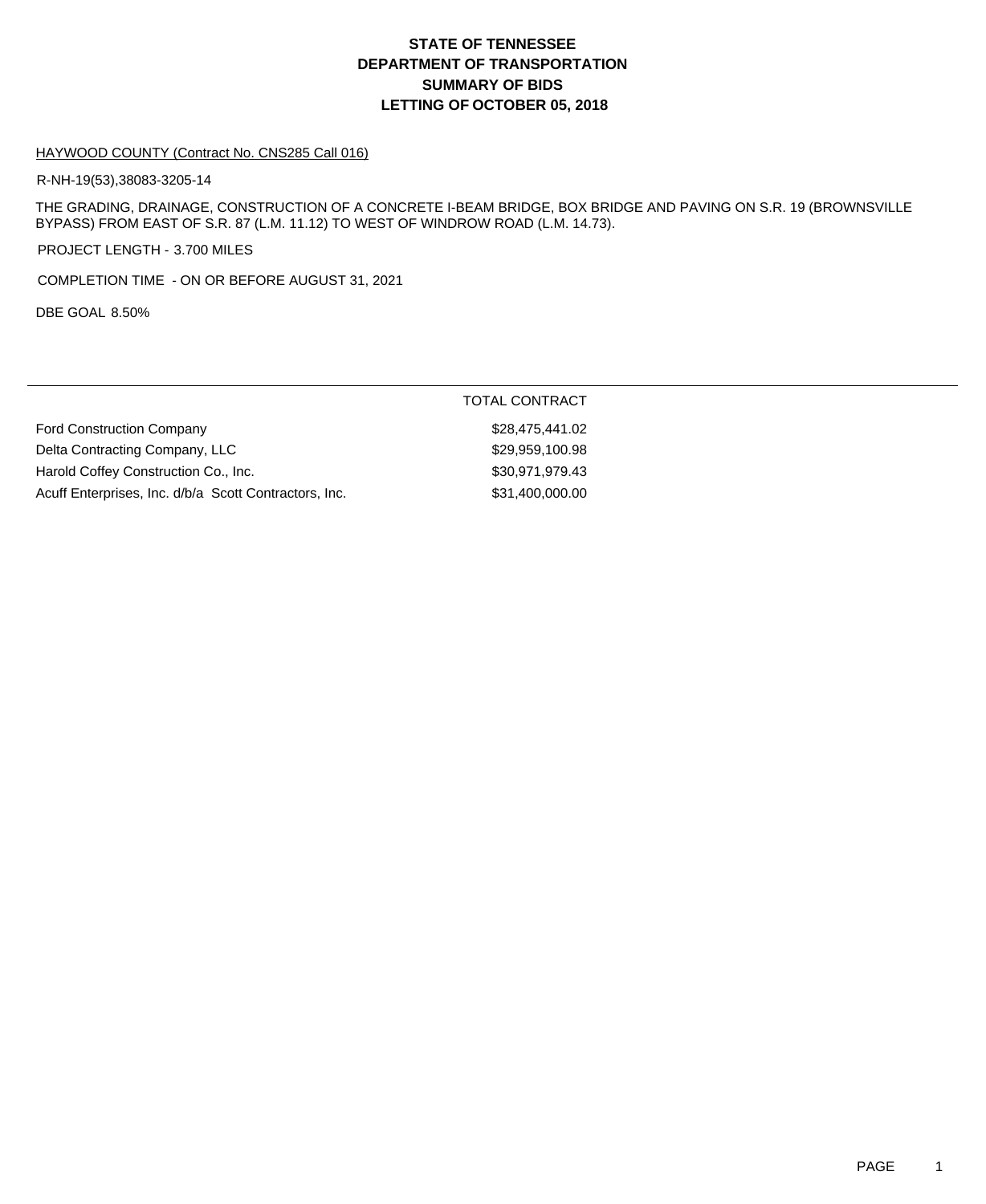# STATE OF TENNESSEE
# DEPARTMENT OF TRANSPORTATION
# SUMMARY OF BIDS
# LETTING OF OCTOBER 05, 2018

HAYWOOD COUNTY (Contract No. CNS285 Call 016)

R-NH-19(53),38083-3205-14

THE GRADING, DRAINAGE, CONSTRUCTION OF A CONCRETE I-BEAM BRIDGE, BOX BRIDGE AND PAVING ON S.R. 19 (BROWNSVILLE BYPASS) FROM EAST OF S.R. 87 (L.M. 11.12) TO WEST OF WINDROW ROAD (L.M. 14.73).

PROJECT LENGTH - 3.700 MILES

COMPLETION TIME - ON OR BEFORE AUGUST 31, 2021

DBE GOAL 8.50%

| | TOTAL CONTRACT |
|---|---|
| Ford Construction Company | $28,475,441.02 |
| Delta Contracting Company, LLC | $29,959,100.98 |
| Harold Coffey Construction Co., Inc. | $30,971,979.43 |
| Acuff Enterprises, Inc. d/b/a Scott Contractors, Inc. | $31,400,000.00 |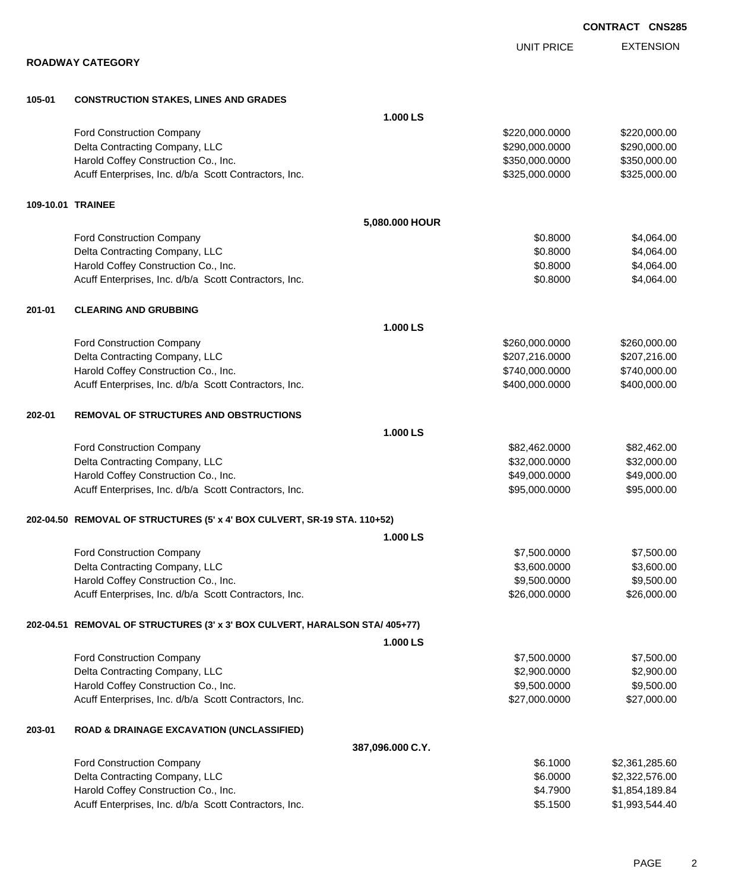**CONTRACT CNS285**

## ROADWAY CATEGORY

| | | UNIT PRICE | EXTENSION |
|---|---|---|---|
| **105-01** | **CONSTRUCTION STAKES, LINES AND GRADES** | | |
| | **1.000 LS** | | |
| | Ford Construction Company | $220,000.0000 | $220,000.00 |
| | Delta Contracting Company, LLC | $290,000.0000 | $290,000.00 |
| | Harold Coffey Construction Co., Inc. | $350,000.0000 | $350,000.00 |
| | Acuff Enterprises, Inc. d/b/a Scott Contractors, Inc. | $325,000.0000 | $325,000.00 |
| **109-10.01** | **TRAINEE** | | |
| | **5,080.000 HOUR** | | |
| | Ford Construction Company | $0.8000 | $4,064.00 |
| | Delta Contracting Company, LLC | $0.8000 | $4,064.00 |
| | Harold Coffey Construction Co., Inc. | $0.8000 | $4,064.00 |
| | Acuff Enterprises, Inc. d/b/a Scott Contractors, Inc. | $0.8000 | $4,064.00 |
| **201-01** | **CLEARING AND GRUBBING** | | |
| | **1.000 LS** | | |
| | Ford Construction Company | $260,000.0000 | $260,000.00 |
| | Delta Contracting Company, LLC | $207,216.0000 | $207,216.00 |
| | Harold Coffey Construction Co., Inc. | $740,000.0000 | $740,000.00 |
| | Acuff Enterprises, Inc. d/b/a Scott Contractors, Inc. | $400,000.0000 | $400,000.00 |
| **202-01** | **REMOVAL OF STRUCTURES AND OBSTRUCTIONS** | | |
| | **1.000 LS** | | |
| | Ford Construction Company | $82,462.0000 | $82,462.00 |
| | Delta Contracting Company, LLC | $32,000.0000 | $32,000.00 |
| | Harold Coffey Construction Co., Inc. | $49,000.0000 | $49,000.00 |
| | Acuff Enterprises, Inc. d/b/a Scott Contractors, Inc. | $95,000.0000 | $95,000.00 |
| **202-04.50** | **REMOVAL OF STRUCTURES (5' x 4' BOX CULVERT, SR-19 STA. 110+52)** | | |
| | **1.000 LS** | | |
| | Ford Construction Company | $7,500.0000 | $7,500.00 |
| | Delta Contracting Company, LLC | $3,600.0000 | $3,600.00 |
| | Harold Coffey Construction Co., Inc. | $9,500.0000 | $9,500.00 |
| | Acuff Enterprises, Inc. d/b/a Scott Contractors, Inc. | $26,000.0000 | $26,000.00 |
| **202-04.51** | **REMOVAL OF STRUCTURES (3' x 3' BOX CULVERT, HARALSON STA/ 405+77)** | | |
| | **1.000 LS** | | |
| | Ford Construction Company | $7,500.0000 | $7,500.00 |
| | Delta Contracting Company, LLC | $2,900.0000 | $2,900.00 |
| | Harold Coffey Construction Co., Inc. | $9,500.0000 | $9,500.00 |
| | Acuff Enterprises, Inc. d/b/a Scott Contractors, Inc. | $27,000.0000 | $27,000.00 |
| **203-01** | **ROAD & DRAINAGE EXCAVATION (UNCLASSIFIED)** | | |
| | **387,096.000 C.Y.** | | |
| | Ford Construction Company | $6.1000 | $2,361,285.60 |
| | Delta Contracting Company, LLC | $6.0000 | $2,322,576.00 |
| | Harold Coffey Construction Co., Inc. | $4.7900 | $1,854,189.84 |
| | Acuff Enterprises, Inc. d/b/a Scott Contractors, Inc. | $5.1500 | $1,993,544.40 |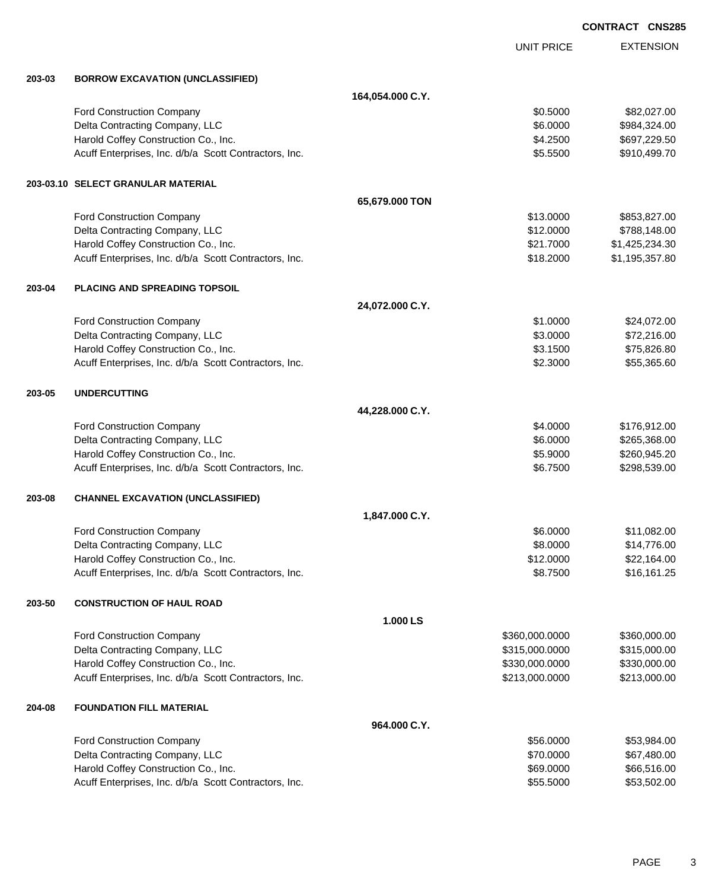CONTRACT CNS285

| | | | UNIT PRICE | EXTENSION |
|---|---|---|---|---|
| **203-03** | **BORROW EXCAVATION (UNCLASSIFIED)** | | | |
| | | **164,054.000 C.Y.** | | |
| | Ford Construction Company | | $0.5000 | $82,027.00 |
| | Delta Contracting Company, LLC | | $6.0000 | $984,324.00 |
| | Harold Coffey Construction Co., Inc. | | $4.2500 | $697,229.50 |
| | Acuff Enterprises, Inc. d/b/a Scott Contractors, Inc. | | $5.5500 | $910,499.70 |
| **203-03.10** | **SELECT GRANULAR MATERIAL** | | | |
| | | **65,679.000 TON** | | |
| | Ford Construction Company | | $13.0000 | $853,827.00 |
| | Delta Contracting Company, LLC | | $12.0000 | $788,148.00 |
| | Harold Coffey Construction Co., Inc. | | $21.7000 | $1,425,234.30 |
| | Acuff Enterprises, Inc. d/b/a Scott Contractors, Inc. | | $18.2000 | $1,195,357.80 |
| **203-04** | **PLACING AND SPREADING TOPSOIL** | | | |
| | | **24,072.000 C.Y.** | | |
| | Ford Construction Company | | $1.0000 | $24,072.00 |
| | Delta Contracting Company, LLC | | $3.0000 | $72,216.00 |
| | Harold Coffey Construction Co., Inc. | | $3.1500 | $75,826.80 |
| | Acuff Enterprises, Inc. d/b/a Scott Contractors, Inc. | | $2.3000 | $55,365.60 |
| **203-05** | **UNDERCUTTING** | | | |
| | | **44,228.000 C.Y.** | | |
| | Ford Construction Company | | $4.0000 | $176,912.00 |
| | Delta Contracting Company, LLC | | $6.0000 | $265,368.00 |
| | Harold Coffey Construction Co., Inc. | | $5.9000 | $260,945.20 |
| | Acuff Enterprises, Inc. d/b/a Scott Contractors, Inc. | | $6.7500 | $298,539.00 |
| **203-08** | **CHANNEL EXCAVATION (UNCLASSIFIED)** | | | |
| | | **1,847.000 C.Y.** | | |
| | Ford Construction Company | | $6.0000 | $11,082.00 |
| | Delta Contracting Company, LLC | | $8.0000 | $14,776.00 |
| | Harold Coffey Construction Co., Inc. | | $12.0000 | $22,164.00 |
| | Acuff Enterprises, Inc. d/b/a Scott Contractors, Inc. | | $8.7500 | $16,161.25 |
| **203-50** | **CONSTRUCTION OF HAUL ROAD** | | | |
| | | **1.000 LS** | | |
| | Ford Construction Company | | $360,000.0000 | $360,000.00 |
| | Delta Contracting Company, LLC | | $315,000.0000 | $315,000.00 |
| | Harold Coffey Construction Co., Inc. | | $330,000.0000 | $330,000.00 |
| | Acuff Enterprises, Inc. d/b/a Scott Contractors, Inc. | | $213,000.0000 | $213,000.00 |
| **204-08** | **FOUNDATION FILL MATERIAL** | | | |
| | | **964.000 C.Y.** | | |
| | Ford Construction Company | | $56.0000 | $53,984.00 |
| | Delta Contracting Company, LLC | | $70.0000 | $67,480.00 |
| | Harold Coffey Construction Co., Inc. | | $69.0000 | $66,516.00 |
| | Acuff Enterprises, Inc. d/b/a Scott Contractors, Inc. | | $55.5000 | $53,502.00 |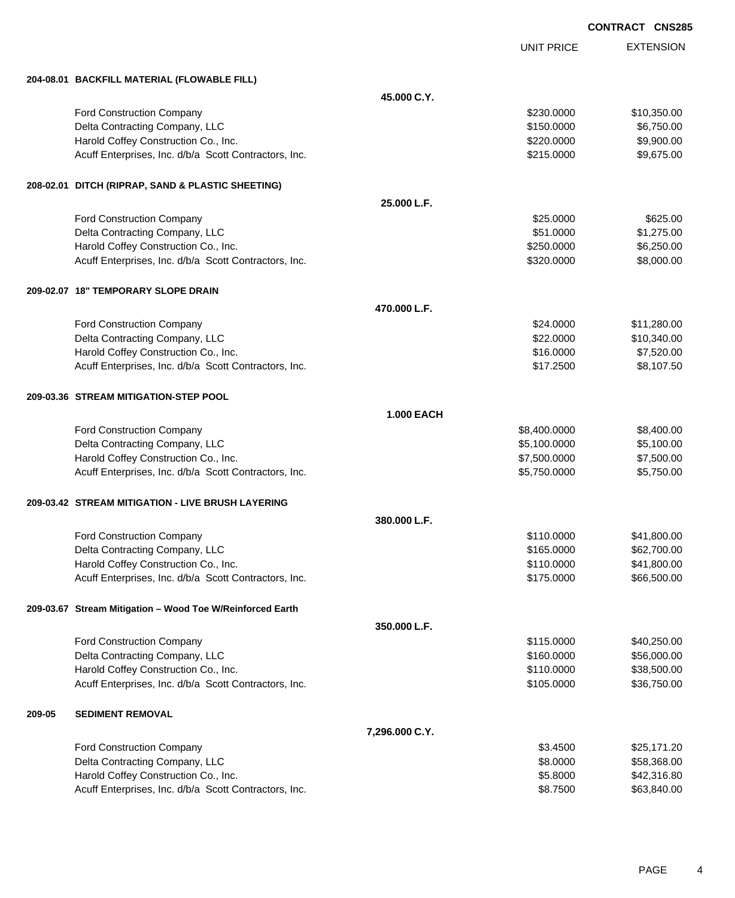**CONTRACT CNS285**

| | | | UNIT PRICE | EXTENSION |
|---|---|---|---|---|
| **204-08.01** | **BACKFILL MATERIAL (FLOWABLE FILL)** | | | |
| | | **45.000 C.Y.** | | |
| | Ford Construction Company | | $230.0000 | $10,350.00 |
| | Delta Contracting Company, LLC | | $150.0000 | $6,750.00 |
| | Harold Coffey Construction Co., Inc. | | $220.0000 | $9,900.00 |
| | Acuff Enterprises, Inc. d/b/a Scott Contractors, Inc. | | $215.0000 | $9,675.00 |
| **208-02.01** | **DITCH (RIPRAP, SAND & PLASTIC SHEETING)** | | | |
| | | **25.000 L.F.** | | |
| | Ford Construction Company | | $25.0000 | $625.00 |
| | Delta Contracting Company, LLC | | $51.0000 | $1,275.00 |
| | Harold Coffey Construction Co., Inc. | | $250.0000 | $6,250.00 |
| | Acuff Enterprises, Inc. d/b/a Scott Contractors, Inc. | | $320.0000 | $8,000.00 |
| **209-02.07** | **18" TEMPORARY SLOPE DRAIN** | | | |
| | | **470.000 L.F.** | | |
| | Ford Construction Company | | $24.0000 | $11,280.00 |
| | Delta Contracting Company, LLC | | $22.0000 | $10,340.00 |
| | Harold Coffey Construction Co., Inc. | | $16.0000 | $7,520.00 |
| | Acuff Enterprises, Inc. d/b/a Scott Contractors, Inc. | | $17.2500 | $8,107.50 |
| **209-03.36** | **STREAM MITIGATION-STEP POOL** | | | |
| | | **1.000 EACH** | | |
| | Ford Construction Company | | $8,400.0000 | $8,400.00 |
| | Delta Contracting Company, LLC | | $5,100.0000 | $5,100.00 |
| | Harold Coffey Construction Co., Inc. | | $7,500.0000 | $7,500.00 |
| | Acuff Enterprises, Inc. d/b/a Scott Contractors, Inc. | | $5,750.0000 | $5,750.00 |
| **209-03.42** | **STREAM MITIGATION - LIVE BRUSH LAYERING** | | | |
| | | **380.000 L.F.** | | |
| | Ford Construction Company | | $110.0000 | $41,800.00 |
| | Delta Contracting Company, LLC | | $165.0000 | $62,700.00 |
| | Harold Coffey Construction Co., Inc. | | $110.0000 | $41,800.00 |
| | Acuff Enterprises, Inc. d/b/a Scott Contractors, Inc. | | $175.0000 | $66,500.00 |
| **209-03.67** | **Stream Mitigation – Wood Toe W/Reinforced Earth** | | | |
| | | **350.000 L.F.** | | |
| | Ford Construction Company | | $115.0000 | $40,250.00 |
| | Delta Contracting Company, LLC | | $160.0000 | $56,000.00 |
| | Harold Coffey Construction Co., Inc. | | $110.0000 | $38,500.00 |
| | Acuff Enterprises, Inc. d/b/a Scott Contractors, Inc. | | $105.0000 | $36,750.00 |
| **209-05** | **SEDIMENT REMOVAL** | | | |
| | | **7,296.000 C.Y.** | | |
| | Ford Construction Company | | $3.4500 | $25,171.20 |
| | Delta Contracting Company, LLC | | $8.0000 | $58,368.00 |
| | Harold Coffey Construction Co., Inc. | | $5.8000 | $42,316.80 |
| | Acuff Enterprises, Inc. d/b/a Scott Contractors, Inc. | | $8.7500 | $63,840.00 |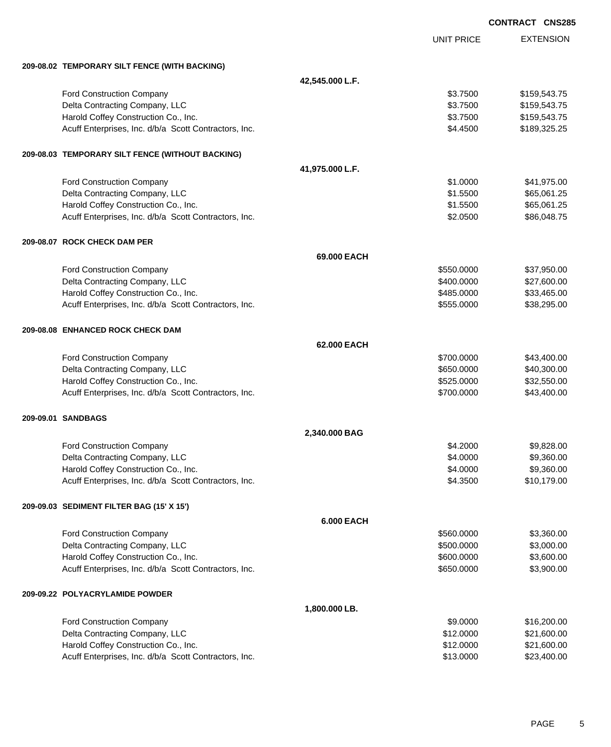**CONTRACT CNS285**

| | UNIT PRICE | EXTENSION |
|---|---|---|
| **209-08.02 TEMPORARY SILT FENCE (WITH BACKING)** | | |
| **42,545.000 L.F.** | | |
| Ford Construction Company | $3.7500 | $159,543.75 |
| Delta Contracting Company, LLC | $3.7500 | $159,543.75 |
| Harold Coffey Construction Co., Inc. | $3.7500 | $159,543.75 |
| Acuff Enterprises, Inc. d/b/a Scott Contractors, Inc. | $4.4500 | $189,325.25 |
| **209-08.03 TEMPORARY SILT FENCE (WITHOUT BACKING)** | | |
| **41,975.000 L.F.** | | |
| Ford Construction Company | $1.0000 | $41,975.00 |
| Delta Contracting Company, LLC | $1.5500 | $65,061.25 |
| Harold Coffey Construction Co., Inc. | $1.5500 | $65,061.25 |
| Acuff Enterprises, Inc. d/b/a Scott Contractors, Inc. | $2.0500 | $86,048.75 |
| **209-08.07 ROCK CHECK DAM PER** | | |
| **69.000 EACH** | | |
| Ford Construction Company | $550.0000 | $37,950.00 |
| Delta Contracting Company, LLC | $400.0000 | $27,600.00 |
| Harold Coffey Construction Co., Inc. | $485.0000 | $33,465.00 |
| Acuff Enterprises, Inc. d/b/a Scott Contractors, Inc. | $555.0000 | $38,295.00 |
| **209-08.08 ENHANCED ROCK CHECK DAM** | | |
| **62.000 EACH** | | |
| Ford Construction Company | $700.0000 | $43,400.00 |
| Delta Contracting Company, LLC | $650.0000 | $40,300.00 |
| Harold Coffey Construction Co., Inc. | $525.0000 | $32,550.00 |
| Acuff Enterprises, Inc. d/b/a Scott Contractors, Inc. | $700.0000 | $43,400.00 |
| **209-09.01 SANDBAGS** | | |
| **2,340.000 BAG** | | |
| Ford Construction Company | $4.2000 | $9,828.00 |
| Delta Contracting Company, LLC | $4.0000 | $9,360.00 |
| Harold Coffey Construction Co., Inc. | $4.0000 | $9,360.00 |
| Acuff Enterprises, Inc. d/b/a Scott Contractors, Inc. | $4.3500 | $10,179.00 |
| **209-09.03 SEDIMENT FILTER BAG (15' X 15')** | | |
| **6.000 EACH** | | |
| Ford Construction Company | $560.0000 | $3,360.00 |
| Delta Contracting Company, LLC | $500.0000 | $3,000.00 |
| Harold Coffey Construction Co., Inc. | $600.0000 | $3,600.00 |
| Acuff Enterprises, Inc. d/b/a Scott Contractors, Inc. | $650.0000 | $3,900.00 |
| **209-09.22 POLYACRYLAMIDE POWDER** | | |
| **1,800.000 LB.** | | |
| Ford Construction Company | $9.0000 | $16,200.00 |
| Delta Contracting Company, LLC | $12.0000 | $21,600.00 |
| Harold Coffey Construction Co., Inc. | $12.0000 | $21,600.00 |
| Acuff Enterprises, Inc. d/b/a Scott Contractors, Inc. | $13.0000 | $23,400.00 |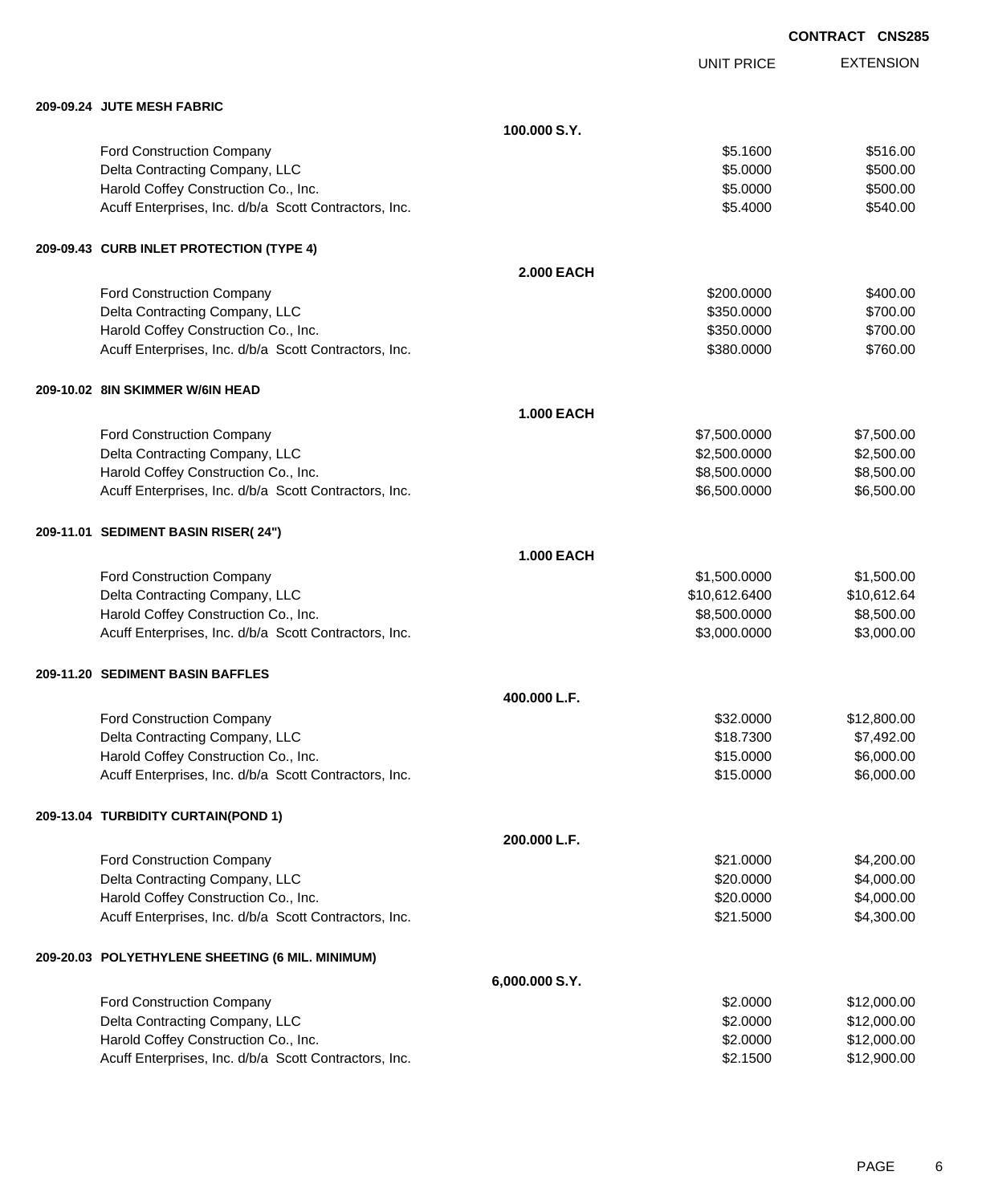**CONTRACT CNS285**

| | | UNIT PRICE | EXTENSION |
|---|---|---|---|
| **209-09.24 JUTE MESH FABRIC** | | | |
| | **100.000 S.Y.** | | |
| Ford Construction Company | | $5.1600 | $516.00 |
| Delta Contracting Company, LLC | | $5.0000 | $500.00 |
| Harold Coffey Construction Co., Inc. | | $5.0000 | $500.00 |
| Acuff Enterprises, Inc. d/b/a Scott Contractors, Inc. | | $5.4000 | $540.00 |
| **209-09.43 CURB INLET PROTECTION (TYPE 4)** | | | |
| | **2.000 EACH** | | |
| Ford Construction Company | | $200.0000 | $400.00 |
| Delta Contracting Company, LLC | | $350.0000 | $700.00 |
| Harold Coffey Construction Co., Inc. | | $350.0000 | $700.00 |
| Acuff Enterprises, Inc. d/b/a Scott Contractors, Inc. | | $380.0000 | $760.00 |
| **209-10.02 8IN SKIMMER W/6IN HEAD** | | | |
| | **1.000 EACH** | | |
| Ford Construction Company | | $7,500.0000 | $7,500.00 |
| Delta Contracting Company, LLC | | $2,500.0000 | $2,500.00 |
| Harold Coffey Construction Co., Inc. | | $8,500.0000 | $8,500.00 |
| Acuff Enterprises, Inc. d/b/a Scott Contractors, Inc. | | $6,500.0000 | $6,500.00 |
| **209-11.01 SEDIMENT BASIN RISER( 24")** | | | |
| | **1.000 EACH** | | |
| Ford Construction Company | | $1,500.0000 | $1,500.00 |
| Delta Contracting Company, LLC | | $10,612.6400 | $10,612.64 |
| Harold Coffey Construction Co., Inc. | | $8,500.0000 | $8,500.00 |
| Acuff Enterprises, Inc. d/b/a Scott Contractors, Inc. | | $3,000.0000 | $3,000.00 |
| **209-11.20 SEDIMENT BASIN BAFFLES** | | | |
| | **400.000 L.F.** | | |
| Ford Construction Company | | $32.0000 | $12,800.00 |
| Delta Contracting Company, LLC | | $18.7300 | $7,492.00 |
| Harold Coffey Construction Co., Inc. | | $15.0000 | $6,000.00 |
| Acuff Enterprises, Inc. d/b/a Scott Contractors, Inc. | | $15.0000 | $6,000.00 |
| **209-13.04 TURBIDITY CURTAIN(POND 1)** | | | |
| | **200.000 L.F.** | | |
| Ford Construction Company | | $21.0000 | $4,200.00 |
| Delta Contracting Company, LLC | | $20.0000 | $4,000.00 |
| Harold Coffey Construction Co., Inc. | | $20.0000 | $4,000.00 |
| Acuff Enterprises, Inc. d/b/a Scott Contractors, Inc. | | $21.5000 | $4,300.00 |
| **209-20.03 POLYETHYLENE SHEETING (6 MIL. MINIMUM)** | | | |
| | **6,000.000 S.Y.** | | |
| Ford Construction Company | | $2.0000 | $12,000.00 |
| Delta Contracting Company, LLC | | $2.0000 | $12,000.00 |
| Harold Coffey Construction Co., Inc. | | $2.0000 | $12,000.00 |
| Acuff Enterprises, Inc. d/b/a Scott Contractors, Inc. | | $2.1500 | $12,900.00 |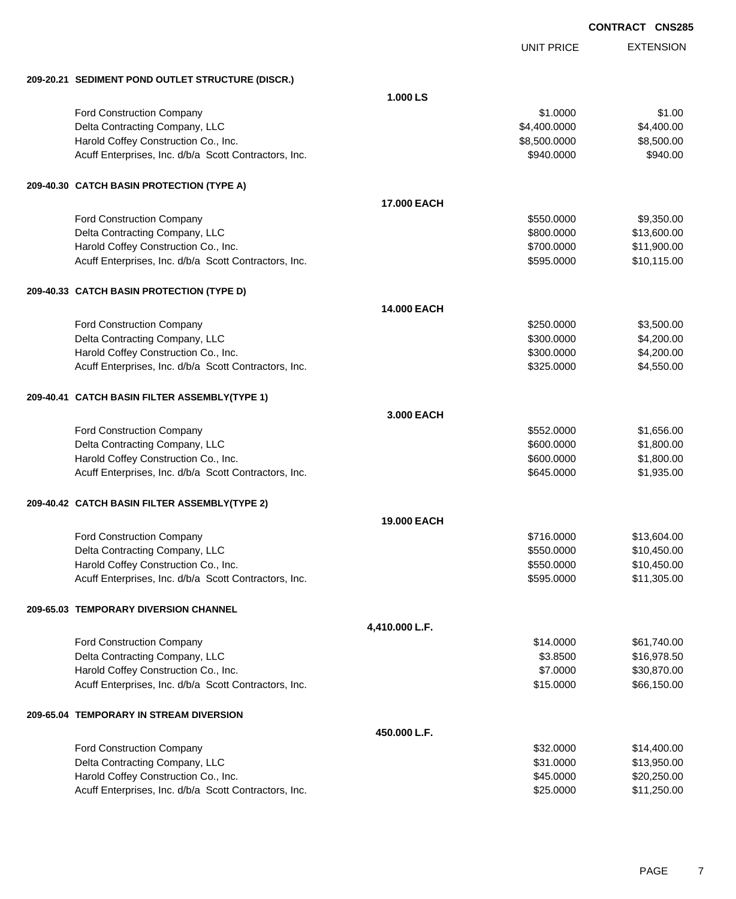CONTRACT CNS285

| | UNIT PRICE | EXTENSION |
|---|---|---|
| **209-20.21 SEDIMENT POND OUTLET STRUCTURE (DISCR.)** | | |
| **1.000 LS** | | |
| Ford Construction Company | $1.0000 | $1.00 |
| Delta Contracting Company, LLC | $4,400.0000 | $4,400.00 |
| Harold Coffey Construction Co., Inc. | $8,500.0000 | $8,500.00 |
| Acuff Enterprises, Inc. d/b/a Scott Contractors, Inc. | $940.0000 | $940.00 |
| **209-40.30 CATCH BASIN PROTECTION (TYPE A)** | | |
| **17.000 EACH** | | |
| Ford Construction Company | $550.0000 | $9,350.00 |
| Delta Contracting Company, LLC | $800.0000 | $13,600.00 |
| Harold Coffey Construction Co., Inc. | $700.0000 | $11,900.00 |
| Acuff Enterprises, Inc. d/b/a Scott Contractors, Inc. | $595.0000 | $10,115.00 |
| **209-40.33 CATCH BASIN PROTECTION (TYPE D)** | | |
| **14.000 EACH** | | |
| Ford Construction Company | $250.0000 | $3,500.00 |
| Delta Contracting Company, LLC | $300.0000 | $4,200.00 |
| Harold Coffey Construction Co., Inc. | $300.0000 | $4,200.00 |
| Acuff Enterprises, Inc. d/b/a Scott Contractors, Inc. | $325.0000 | $4,550.00 |
| **209-40.41 CATCH BASIN FILTER ASSEMBLY(TYPE 1)** | | |
| **3.000 EACH** | | |
| Ford Construction Company | $552.0000 | $1,656.00 |
| Delta Contracting Company, LLC | $600.0000 | $1,800.00 |
| Harold Coffey Construction Co., Inc. | $600.0000 | $1,800.00 |
| Acuff Enterprises, Inc. d/b/a Scott Contractors, Inc. | $645.0000 | $1,935.00 |
| **209-40.42 CATCH BASIN FILTER ASSEMBLY(TYPE 2)** | | |
| **19.000 EACH** | | |
| Ford Construction Company | $716.0000 | $13,604.00 |
| Delta Contracting Company, LLC | $550.0000 | $10,450.00 |
| Harold Coffey Construction Co., Inc. | $550.0000 | $10,450.00 |
| Acuff Enterprises, Inc. d/b/a Scott Contractors, Inc. | $595.0000 | $11,305.00 |
| **209-65.03 TEMPORARY DIVERSION CHANNEL** | | |
| **4,410.000 L.F.** | | |
| Ford Construction Company | $14.0000 | $61,740.00 |
| Delta Contracting Company, LLC | $3.8500 | $16,978.50 |
| Harold Coffey Construction Co., Inc. | $7.0000 | $30,870.00 |
| Acuff Enterprises, Inc. d/b/a Scott Contractors, Inc. | $15.0000 | $66,150.00 |
| **209-65.04 TEMPORARY IN STREAM DIVERSION** | | |
| **450.000 L.F.** | | |
| Ford Construction Company | $32.0000 | $14,400.00 |
| Delta Contracting Company, LLC | $31.0000 | $13,950.00 |
| Harold Coffey Construction Co., Inc. | $45.0000 | $20,250.00 |
| Acuff Enterprises, Inc. d/b/a Scott Contractors, Inc. | $25.0000 | $11,250.00 |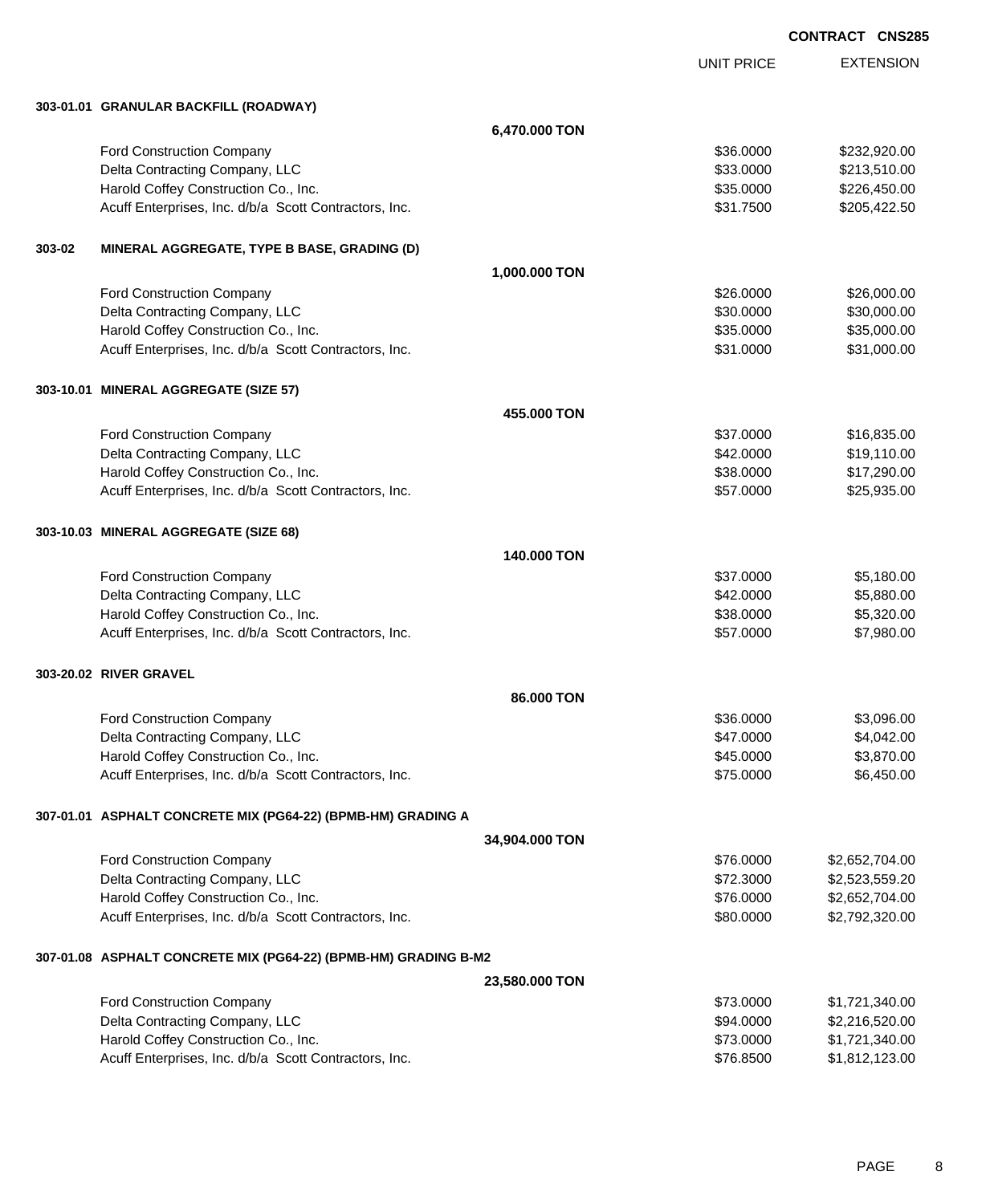**CONTRACT CNS285**

| | | UNIT PRICE | EXTENSION |
|---|---|---|---|
| **303-01.01** | **GRANULAR BACKFILL (ROADWAY)** | | |
| | **6,470.000 TON** | | |
| | Ford Construction Company | $36.0000 | $232,920.00 |
| | Delta Contracting Company, LLC | $33.0000 | $213,510.00 |
| | Harold Coffey Construction Co., Inc. | $35.0000 | $226,450.00 |
| | Acuff Enterprises, Inc. d/b/a Scott Contractors, Inc. | $31.7500 | $205,422.50 |
| **303-02** | **MINERAL AGGREGATE, TYPE B BASE, GRADING (D)** | | |
| | **1,000.000 TON** | | |
| | Ford Construction Company | $26.0000 | $26,000.00 |
| | Delta Contracting Company, LLC | $30.0000 | $30,000.00 |
| | Harold Coffey Construction Co., Inc. | $35.0000 | $35,000.00 |
| | Acuff Enterprises, Inc. d/b/a Scott Contractors, Inc. | $31.0000 | $31,000.00 |
| **303-10.01** | **MINERAL AGGREGATE (SIZE 57)** | | |
| | **455.000 TON** | | |
| | Ford Construction Company | $37.0000 | $16,835.00 |
| | Delta Contracting Company, LLC | $42.0000 | $19,110.00 |
| | Harold Coffey Construction Co., Inc. | $38.0000 | $17,290.00 |
| | Acuff Enterprises, Inc. d/b/a Scott Contractors, Inc. | $57.0000 | $25,935.00 |
| **303-10.03** | **MINERAL AGGREGATE (SIZE 68)** | | |
| | **140.000 TON** | | |
| | Ford Construction Company | $37.0000 | $5,180.00 |
| | Delta Contracting Company, LLC | $42.0000 | $5,880.00 |
| | Harold Coffey Construction Co., Inc. | $38.0000 | $5,320.00 |
| | Acuff Enterprises, Inc. d/b/a Scott Contractors, Inc. | $57.0000 | $7,980.00 |
| **303-20.02** | **RIVER GRAVEL** | | |
| | **86.000 TON** | | |
| | Ford Construction Company | $36.0000 | $3,096.00 |
| | Delta Contracting Company, LLC | $47.0000 | $4,042.00 |
| | Harold Coffey Construction Co., Inc. | $45.0000 | $3,870.00 |
| | Acuff Enterprises, Inc. d/b/a Scott Contractors, Inc. | $75.0000 | $6,450.00 |
| **307-01.01** | **ASPHALT CONCRETE MIX (PG64-22) (BPMB-HM) GRADING A** | | |
| | **34,904.000 TON** | | |
| | Ford Construction Company | $76.0000 | $2,652,704.00 |
| | Delta Contracting Company, LLC | $72.3000 | $2,523,559.20 |
| | Harold Coffey Construction Co., Inc. | $76.0000 | $2,652,704.00 |
| | Acuff Enterprises, Inc. d/b/a Scott Contractors, Inc. | $80.0000 | $2,792,320.00 |
| **307-01.08** | **ASPHALT CONCRETE MIX (PG64-22) (BPMB-HM) GRADING B-M2** | | |
| | **23,580.000 TON** | | |
| | Ford Construction Company | $73.0000 | $1,721,340.00 |
| | Delta Contracting Company, LLC | $94.0000 | $2,216,520.00 |
| | Harold Coffey Construction Co., Inc. | $73.0000 | $1,721,340.00 |
| | Acuff Enterprises, Inc. d/b/a Scott Contractors, Inc. | $76.8500 | $1,812,123.00 |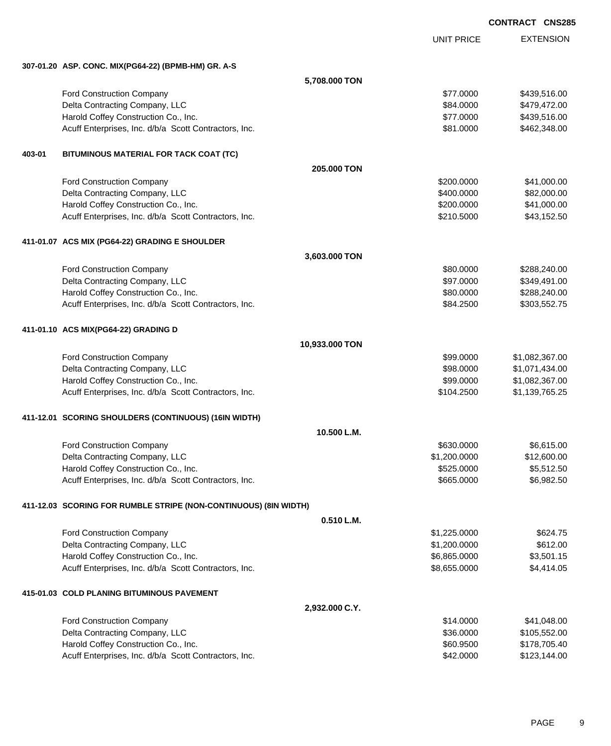**CONTRACT CNS285**

| | | UNIT PRICE | EXTENSION |
|---|---|---|---|
| **307-01.20 ASP. CONC. MIX(PG64-22) (BPMB-HM) GR. A-S** | | | |
| | **5,708.000 TON** | | |
| Ford Construction Company | | $77.0000 | $439,516.00 |
| Delta Contracting Company, LLC | | $84.0000 | $479,472.00 |
| Harold Coffey Construction Co., Inc. | | $77.0000 | $439,516.00 |
| Acuff Enterprises, Inc. d/b/a Scott Contractors, Inc. | | $81.0000 | $462,348.00 |
| **403-01 BITUMINOUS MATERIAL FOR TACK COAT (TC)** | | | |
| | **205.000 TON** | | |
| Ford Construction Company | | $200.0000 | $41,000.00 |
| Delta Contracting Company, LLC | | $400.0000 | $82,000.00 |
| Harold Coffey Construction Co., Inc. | | $200.0000 | $41,000.00 |
| Acuff Enterprises, Inc. d/b/a Scott Contractors, Inc. | | $210.5000 | $43,152.50 |
| **411-01.07 ACS MIX (PG64-22) GRADING E SHOULDER** | | | |
| | **3,603.000 TON** | | |
| Ford Construction Company | | $80.0000 | $288,240.00 |
| Delta Contracting Company, LLC | | $97.0000 | $349,491.00 |
| Harold Coffey Construction Co., Inc. | | $80.0000 | $288,240.00 |
| Acuff Enterprises, Inc. d/b/a Scott Contractors, Inc. | | $84.2500 | $303,552.75 |
| **411-01.10 ACS MIX(PG64-22) GRADING D** | | | |
| | **10,933.000 TON** | | |
| Ford Construction Company | | $99.0000 | $1,082,367.00 |
| Delta Contracting Company, LLC | | $98.0000 | $1,071,434.00 |
| Harold Coffey Construction Co., Inc. | | $99.0000 | $1,082,367.00 |
| Acuff Enterprises, Inc. d/b/a Scott Contractors, Inc. | | $104.2500 | $1,139,765.25 |
| **411-12.01 SCORING SHOULDERS (CONTINUOUS) (16IN WIDTH)** | | | |
| | **10.500 L.M.** | | |
| Ford Construction Company | | $630.0000 | $6,615.00 |
| Delta Contracting Company, LLC | | $1,200.0000 | $12,600.00 |
| Harold Coffey Construction Co., Inc. | | $525.0000 | $5,512.50 |
| Acuff Enterprises, Inc. d/b/a Scott Contractors, Inc. | | $665.0000 | $6,982.50 |
| **411-12.03 SCORING FOR RUMBLE STRIPE (NON-CONTINUOUS) (8IN WIDTH)** | | | |
| | **0.510 L.M.** | | |
| Ford Construction Company | | $1,225.0000 | $624.75 |
| Delta Contracting Company, LLC | | $1,200.0000 | $612.00 |
| Harold Coffey Construction Co., Inc. | | $6,865.0000 | $3,501.15 |
| Acuff Enterprises, Inc. d/b/a Scott Contractors, Inc. | | $8,655.0000 | $4,414.05 |
| **415-01.03 COLD PLANING BITUMINOUS PAVEMENT** | | | |
| | **2,932.000 C.Y.** | | |
| Ford Construction Company | | $14.0000 | $41,048.00 |
| Delta Contracting Company, LLC | | $36.0000 | $105,552.00 |
| Harold Coffey Construction Co., Inc. | | $60.9500 | $178,705.40 |
| Acuff Enterprises, Inc. d/b/a Scott Contractors, Inc. | | $42.0000 | $123,144.00 |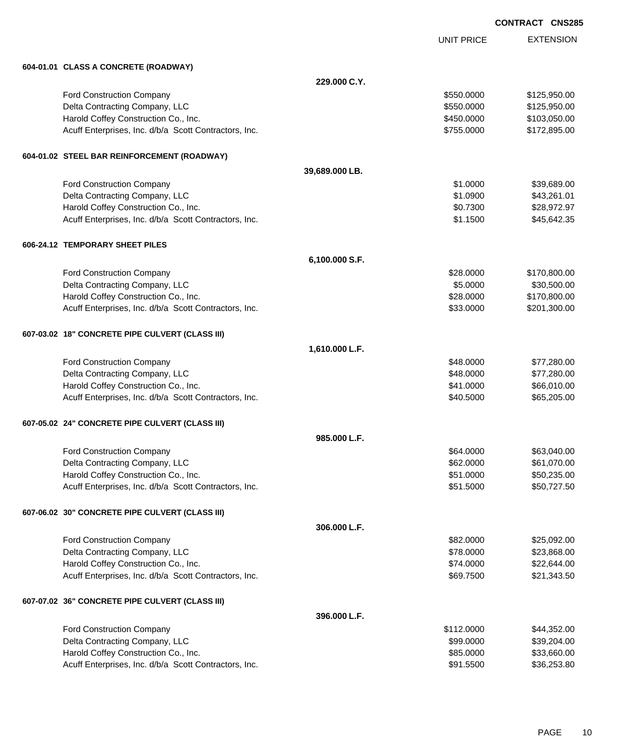**CONTRACT CNS285**

| | | UNIT PRICE | EXTENSION |
|---|---|---|---|
| **604-01.01 CLASS A CONCRETE (ROADWAY)** | | | |
| | **229.000 C.Y.** | | |
| Ford Construction Company | | $550.0000 | $125,950.00 |
| Delta Contracting Company, LLC | | $550.0000 | $125,950.00 |
| Harold Coffey Construction Co., Inc. | | $450.0000 | $103,050.00 |
| Acuff Enterprises, Inc. d/b/a Scott Contractors, Inc. | | $755.0000 | $172,895.00 |
| **604-01.02 STEEL BAR REINFORCEMENT (ROADWAY)** | | | |
| | **39,689.000 LB.** | | |
| Ford Construction Company | | $1.0000 | $39,689.00 |
| Delta Contracting Company, LLC | | $1.0900 | $43,261.01 |
| Harold Coffey Construction Co., Inc. | | $0.7300 | $28,972.97 |
| Acuff Enterprises, Inc. d/b/a Scott Contractors, Inc. | | $1.1500 | $45,642.35 |
| **606-24.12 TEMPORARY SHEET PILES** | | | |
| | **6,100.000 S.F.** | | |
| Ford Construction Company | | $28.0000 | $170,800.00 |
| Delta Contracting Company, LLC | | $5.0000 | $30,500.00 |
| Harold Coffey Construction Co., Inc. | | $28.0000 | $170,800.00 |
| Acuff Enterprises, Inc. d/b/a Scott Contractors, Inc. | | $33.0000 | $201,300.00 |
| **607-03.02 18" CONCRETE PIPE CULVERT (CLASS III)** | | | |
| | **1,610.000 L.F.** | | |
| Ford Construction Company | | $48.0000 | $77,280.00 |
| Delta Contracting Company, LLC | | $48.0000 | $77,280.00 |
| Harold Coffey Construction Co., Inc. | | $41.0000 | $66,010.00 |
| Acuff Enterprises, Inc. d/b/a Scott Contractors, Inc. | | $40.5000 | $65,205.00 |
| **607-05.02 24" CONCRETE PIPE CULVERT (CLASS III)** | | | |
| | **985.000 L.F.** | | |
| Ford Construction Company | | $64.0000 | $63,040.00 |
| Delta Contracting Company, LLC | | $62.0000 | $61,070.00 |
| Harold Coffey Construction Co., Inc. | | $51.0000 | $50,235.00 |
| Acuff Enterprises, Inc. d/b/a Scott Contractors, Inc. | | $51.5000 | $50,727.50 |
| **607-06.02 30" CONCRETE PIPE CULVERT (CLASS III)** | | | |
| | **306.000 L.F.** | | |
| Ford Construction Company | | $82.0000 | $25,092.00 |
| Delta Contracting Company, LLC | | $78.0000 | $23,868.00 |
| Harold Coffey Construction Co., Inc. | | $74.0000 | $22,644.00 |
| Acuff Enterprises, Inc. d/b/a Scott Contractors, Inc. | | $69.7500 | $21,343.50 |
| **607-07.02 36" CONCRETE PIPE CULVERT (CLASS III)** | | | |
| | **396.000 L.F.** | | |
| Ford Construction Company | | $112.0000 | $44,352.00 |
| Delta Contracting Company, LLC | | $99.0000 | $39,204.00 |
| Harold Coffey Construction Co., Inc. | | $85.0000 | $33,660.00 |
| Acuff Enterprises, Inc. d/b/a Scott Contractors, Inc. | | $91.5500 | $36,253.80 |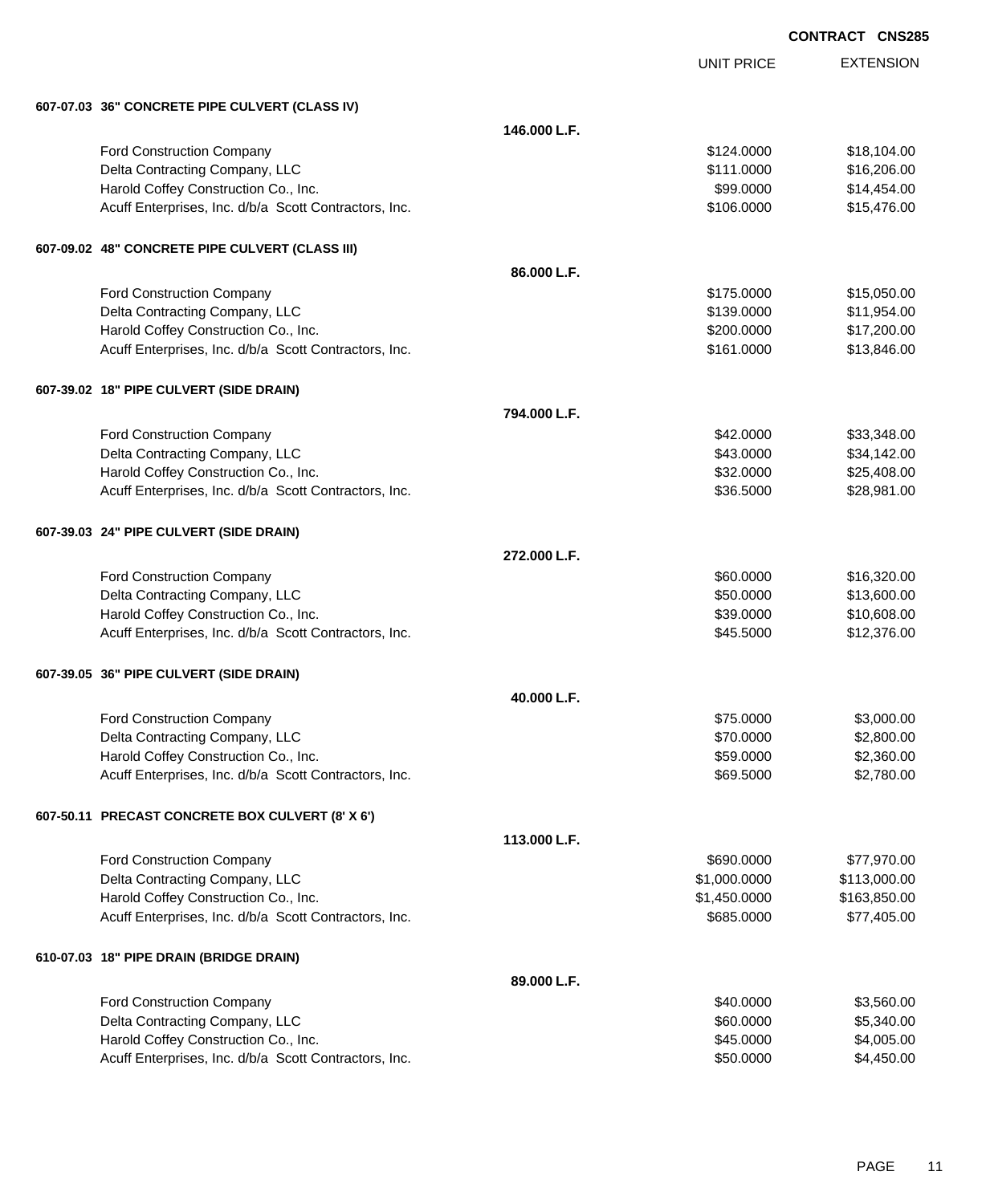**CONTRACT CNS285**

| | | UNIT PRICE | EXTENSION |
|---|---|---|---|
| **607-07.03 36" CONCRETE PIPE CULVERT (CLASS IV)** | | | |
| | **146.000 L.F.** | | |
| Ford Construction Company | | $124.0000 | $18,104.00 |
| Delta Contracting Company, LLC | | $111.0000 | $16,206.00 |
| Harold Coffey Construction Co., Inc. | | $99.0000 | $14,454.00 |
| Acuff Enterprises, Inc. d/b/a Scott Contractors, Inc. | | $106.0000 | $15,476.00 |
| **607-09.02 48" CONCRETE PIPE CULVERT (CLASS III)** | | | |
| | **86.000 L.F.** | | |
| Ford Construction Company | | $175.0000 | $15,050.00 |
| Delta Contracting Company, LLC | | $139.0000 | $11,954.00 |
| Harold Coffey Construction Co., Inc. | | $200.0000 | $17,200.00 |
| Acuff Enterprises, Inc. d/b/a Scott Contractors, Inc. | | $161.0000 | $13,846.00 |
| **607-39.02 18" PIPE CULVERT (SIDE DRAIN)** | | | |
| | **794.000 L.F.** | | |
| Ford Construction Company | | $42.0000 | $33,348.00 |
| Delta Contracting Company, LLC | | $43.0000 | $34,142.00 |
| Harold Coffey Construction Co., Inc. | | $32.0000 | $25,408.00 |
| Acuff Enterprises, Inc. d/b/a Scott Contractors, Inc. | | $36.5000 | $28,981.00 |
| **607-39.03 24" PIPE CULVERT (SIDE DRAIN)** | | | |
| | **272.000 L.F.** | | |
| Ford Construction Company | | $60.0000 | $16,320.00 |
| Delta Contracting Company, LLC | | $50.0000 | $13,600.00 |
| Harold Coffey Construction Co., Inc. | | $39.0000 | $10,608.00 |
| Acuff Enterprises, Inc. d/b/a Scott Contractors, Inc. | | $45.5000 | $12,376.00 |
| **607-39.05 36" PIPE CULVERT (SIDE DRAIN)** | | | |
| | **40.000 L.F.** | | |
| Ford Construction Company | | $75.0000 | $3,000.00 |
| Delta Contracting Company, LLC | | $70.0000 | $2,800.00 |
| Harold Coffey Construction Co., Inc. | | $59.0000 | $2,360.00 |
| Acuff Enterprises, Inc. d/b/a Scott Contractors, Inc. | | $69.5000 | $2,780.00 |
| **607-50.11 PRECAST CONCRETE BOX CULVERT (8' X 6')** | | | |
| | **113.000 L.F.** | | |
| Ford Construction Company | | $690.0000 | $77,970.00 |
| Delta Contracting Company, LLC | | $1,000.0000 | $113,000.00 |
| Harold Coffey Construction Co., Inc. | | $1,450.0000 | $163,850.00 |
| Acuff Enterprises, Inc. d/b/a Scott Contractors, Inc. | | $685.0000 | $77,405.00 |
| **610-07.03 18" PIPE DRAIN (BRIDGE DRAIN)** | | | |
| | **89.000 L.F.** | | |
| Ford Construction Company | | $40.0000 | $3,560.00 |
| Delta Contracting Company, LLC | | $60.0000 | $5,340.00 |
| Harold Coffey Construction Co., Inc. | | $45.0000 | $4,005.00 |
| Acuff Enterprises, Inc. d/b/a Scott Contractors, Inc. | | $50.0000 | $4,450.00 |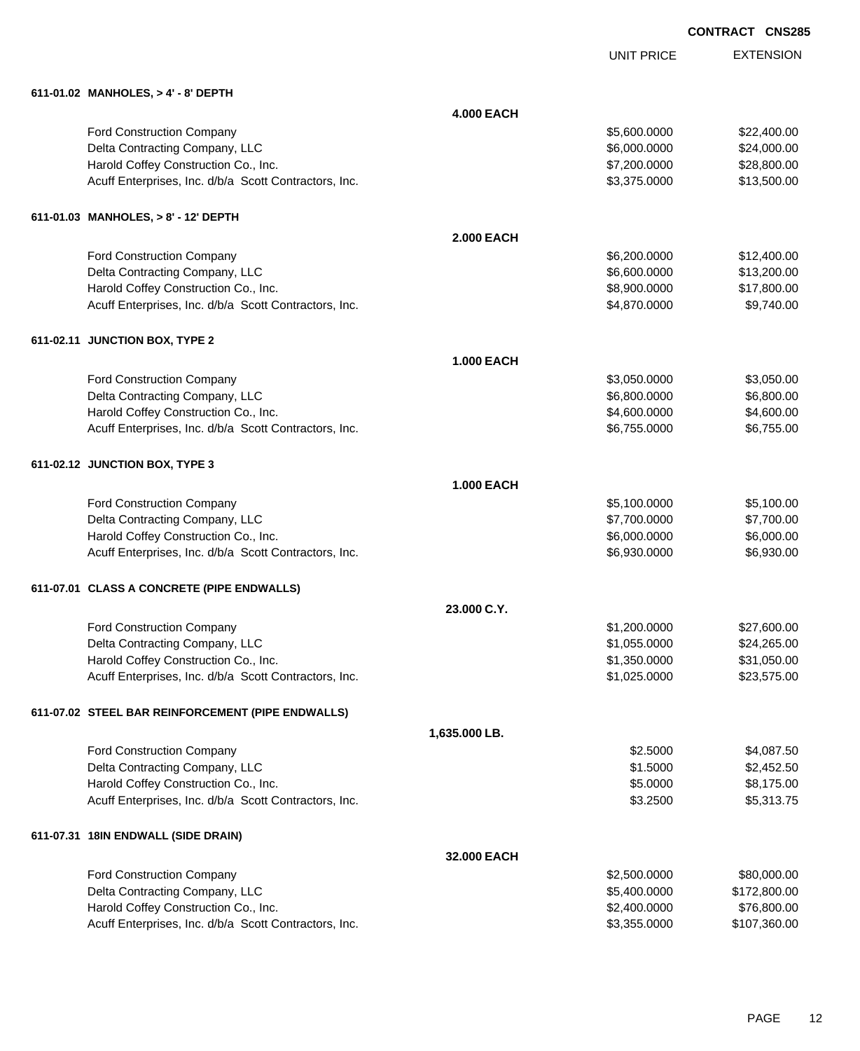CONTRACT CNS285

| | | UNIT PRICE | EXTENSION |
|---|---|---|---|
| **611-01.02 MANHOLES, > 4' - 8' DEPTH** | | | |
| | **4.000 EACH** | | |
| Ford Construction Company | | $5,600.0000 | $22,400.00 |
| Delta Contracting Company, LLC | | $6,000.0000 | $24,000.00 |
| Harold Coffey Construction Co., Inc. | | $7,200.0000 | $28,800.00 |
| Acuff Enterprises, Inc. d/b/a Scott Contractors, Inc. | | $3,375.0000 | $13,500.00 |
| **611-01.03 MANHOLES, > 8' - 12' DEPTH** | | | |
| | **2.000 EACH** | | |
| Ford Construction Company | | $6,200.0000 | $12,400.00 |
| Delta Contracting Company, LLC | | $6,600.0000 | $13,200.00 |
| Harold Coffey Construction Co., Inc. | | $8,900.0000 | $17,800.00 |
| Acuff Enterprises, Inc. d/b/a Scott Contractors, Inc. | | $4,870.0000 | $9,740.00 |
| **611-02.11 JUNCTION BOX, TYPE 2** | | | |
| | **1.000 EACH** | | |
| Ford Construction Company | | $3,050.0000 | $3,050.00 |
| Delta Contracting Company, LLC | | $6,800.0000 | $6,800.00 |
| Harold Coffey Construction Co., Inc. | | $4,600.0000 | $4,600.00 |
| Acuff Enterprises, Inc. d/b/a Scott Contractors, Inc. | | $6,755.0000 | $6,755.00 |
| **611-02.12 JUNCTION BOX, TYPE 3** | | | |
| | **1.000 EACH** | | |
| Ford Construction Company | | $5,100.0000 | $5,100.00 |
| Delta Contracting Company, LLC | | $7,700.0000 | $7,700.00 |
| Harold Coffey Construction Co., Inc. | | $6,000.0000 | $6,000.00 |
| Acuff Enterprises, Inc. d/b/a Scott Contractors, Inc. | | $6,930.0000 | $6,930.00 |
| **611-07.01 CLASS A CONCRETE (PIPE ENDWALLS)** | | | |
| | **23.000 C.Y.** | | |
| Ford Construction Company | | $1,200.0000 | $27,600.00 |
| Delta Contracting Company, LLC | | $1,055.0000 | $24,265.00 |
| Harold Coffey Construction Co., Inc. | | $1,350.0000 | $31,050.00 |
| Acuff Enterprises, Inc. d/b/a Scott Contractors, Inc. | | $1,025.0000 | $23,575.00 |
| **611-07.02 STEEL BAR REINFORCEMENT (PIPE ENDWALLS)** | | | |
| | **1,635.000 LB.** | | |
| Ford Construction Company | | $2.5000 | $4,087.50 |
| Delta Contracting Company, LLC | | $1.5000 | $2,452.50 |
| Harold Coffey Construction Co., Inc. | | $5.0000 | $8,175.00 |
| Acuff Enterprises, Inc. d/b/a Scott Contractors, Inc. | | $3.2500 | $5,313.75 |
| **611-07.31 18IN ENDWALL (SIDE DRAIN)** | | | |
| | **32.000 EACH** | | |
| Ford Construction Company | | $2,500.0000 | $80,000.00 |
| Delta Contracting Company, LLC | | $5,400.0000 | $172,800.00 |
| Harold Coffey Construction Co., Inc. | | $2,400.0000 | $76,800.00 |
| Acuff Enterprises, Inc. d/b/a Scott Contractors, Inc. | | $3,355.0000 | $107,360.00 |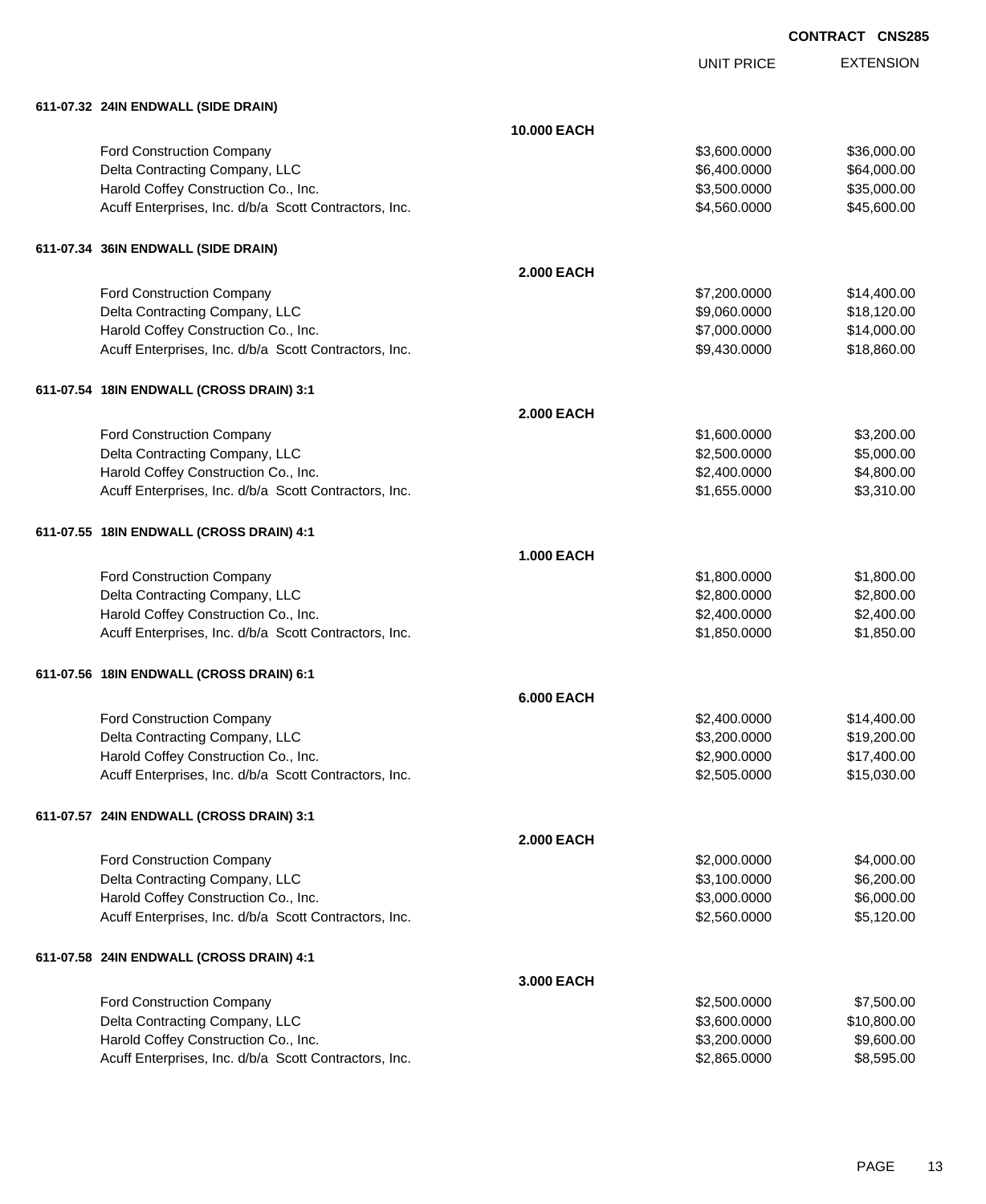CONTRACT CNS285

| | | UNIT PRICE | EXTENSION |
|---|---|---|---|
| **611-07.32 24IN ENDWALL (SIDE DRAIN)** | | | |
| | **10.000 EACH** | | |
| Ford Construction Company | | $3,600.0000 | $36,000.00 |
| Delta Contracting Company, LLC | | $6,400.0000 | $64,000.00 |
| Harold Coffey Construction Co., Inc. | | $3,500.0000 | $35,000.00 |
| Acuff Enterprises, Inc. d/b/a Scott Contractors, Inc. | | $4,560.0000 | $45,600.00 |
| **611-07.34 36IN ENDWALL (SIDE DRAIN)** | | | |
| | **2.000 EACH** | | |
| Ford Construction Company | | $7,200.0000 | $14,400.00 |
| Delta Contracting Company, LLC | | $9,060.0000 | $18,120.00 |
| Harold Coffey Construction Co., Inc. | | $7,000.0000 | $14,000.00 |
| Acuff Enterprises, Inc. d/b/a Scott Contractors, Inc. | | $9,430.0000 | $18,860.00 |
| **611-07.54 18IN ENDWALL (CROSS DRAIN) 3:1** | | | |
| | **2.000 EACH** | | |
| Ford Construction Company | | $1,600.0000 | $3,200.00 |
| Delta Contracting Company, LLC | | $2,500.0000 | $5,000.00 |
| Harold Coffey Construction Co., Inc. | | $2,400.0000 | $4,800.00 |
| Acuff Enterprises, Inc. d/b/a Scott Contractors, Inc. | | $1,655.0000 | $3,310.00 |
| **611-07.55 18IN ENDWALL (CROSS DRAIN) 4:1** | | | |
| | **1.000 EACH** | | |
| Ford Construction Company | | $1,800.0000 | $1,800.00 |
| Delta Contracting Company, LLC | | $2,800.0000 | $2,800.00 |
| Harold Coffey Construction Co., Inc. | | $2,400.0000 | $2,400.00 |
| Acuff Enterprises, Inc. d/b/a Scott Contractors, Inc. | | $1,850.0000 | $1,850.00 |
| **611-07.56 18IN ENDWALL (CROSS DRAIN) 6:1** | | | |
| | **6.000 EACH** | | |
| Ford Construction Company | | $2,400.0000 | $14,400.00 |
| Delta Contracting Company, LLC | | $3,200.0000 | $19,200.00 |
| Harold Coffey Construction Co., Inc. | | $2,900.0000 | $17,400.00 |
| Acuff Enterprises, Inc. d/b/a Scott Contractors, Inc. | | $2,505.0000 | $15,030.00 |
| **611-07.57 24IN ENDWALL (CROSS DRAIN) 3:1** | | | |
| | **2.000 EACH** | | |
| Ford Construction Company | | $2,000.0000 | $4,000.00 |
| Delta Contracting Company, LLC | | $3,100.0000 | $6,200.00 |
| Harold Coffey Construction Co., Inc. | | $3,000.0000 | $6,000.00 |
| Acuff Enterprises, Inc. d/b/a Scott Contractors, Inc. | | $2,560.0000 | $5,120.00 |
| **611-07.58 24IN ENDWALL (CROSS DRAIN) 4:1** | | | |
| | **3.000 EACH** | | |
| Ford Construction Company | | $2,500.0000 | $7,500.00 |
| Delta Contracting Company, LLC | | $3,600.0000 | $10,800.00 |
| Harold Coffey Construction Co., Inc. | | $3,200.0000 | $9,600.00 |
| Acuff Enterprises, Inc. d/b/a Scott Contractors, Inc. | | $2,865.0000 | $8,595.00 |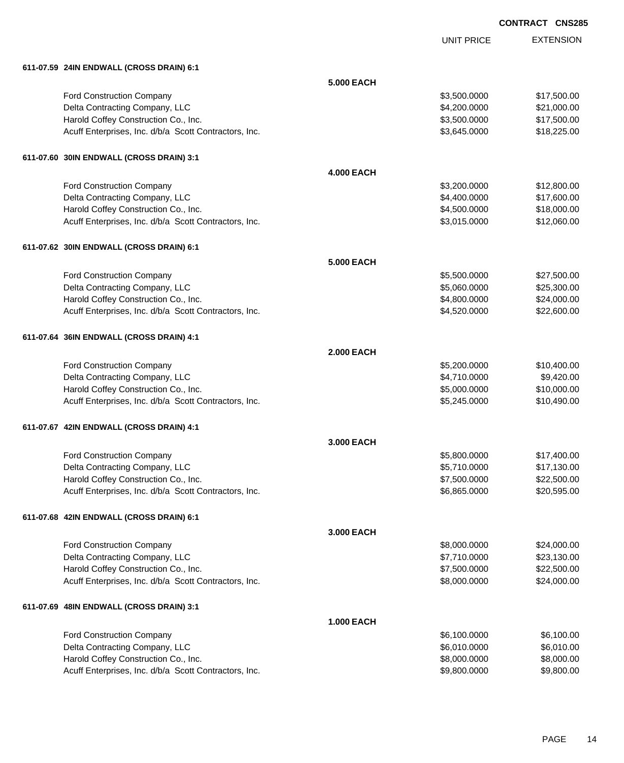CONTRACT CNS285

| | | UNIT PRICE | EXTENSION |
|---|---|---|---|
| **611-07.59 24IN ENDWALL (CROSS DRAIN) 6:1** | | | |
| | **5.000 EACH** | | |
| Ford Construction Company | | $3,500.0000 | $17,500.00 |
| Delta Contracting Company, LLC | | $4,200.0000 | $21,000.00 |
| Harold Coffey Construction Co., Inc. | | $3,500.0000 | $17,500.00 |
| Acuff Enterprises, Inc. d/b/a Scott Contractors, Inc. | | $3,645.0000 | $18,225.00 |
| **611-07.60 30IN ENDWALL (CROSS DRAIN) 3:1** | | | |
| | **4.000 EACH** | | |
| Ford Construction Company | | $3,200.0000 | $12,800.00 |
| Delta Contracting Company, LLC | | $4,400.0000 | $17,600.00 |
| Harold Coffey Construction Co., Inc. | | $4,500.0000 | $18,000.00 |
| Acuff Enterprises, Inc. d/b/a Scott Contractors, Inc. | | $3,015.0000 | $12,060.00 |
| **611-07.62 30IN ENDWALL (CROSS DRAIN) 6:1** | | | |
| | **5.000 EACH** | | |
| Ford Construction Company | | $5,500.0000 | $27,500.00 |
| Delta Contracting Company, LLC | | $5,060.0000 | $25,300.00 |
| Harold Coffey Construction Co., Inc. | | $4,800.0000 | $24,000.00 |
| Acuff Enterprises, Inc. d/b/a Scott Contractors, Inc. | | $4,520.0000 | $22,600.00 |
| **611-07.64 36IN ENDWALL (CROSS DRAIN) 4:1** | | | |
| | **2.000 EACH** | | |
| Ford Construction Company | | $5,200.0000 | $10,400.00 |
| Delta Contracting Company, LLC | | $4,710.0000 | $9,420.00 |
| Harold Coffey Construction Co., Inc. | | $5,000.0000 | $10,000.00 |
| Acuff Enterprises, Inc. d/b/a Scott Contractors, Inc. | | $5,245.0000 | $10,490.00 |
| **611-07.67 42IN ENDWALL (CROSS DRAIN) 4:1** | | | |
| | **3.000 EACH** | | |
| Ford Construction Company | | $5,800.0000 | $17,400.00 |
| Delta Contracting Company, LLC | | $5,710.0000 | $17,130.00 |
| Harold Coffey Construction Co., Inc. | | $7,500.0000 | $22,500.00 |
| Acuff Enterprises, Inc. d/b/a Scott Contractors, Inc. | | $6,865.0000 | $20,595.00 |
| **611-07.68 42IN ENDWALL (CROSS DRAIN) 6:1** | | | |
| | **3.000 EACH** | | |
| Ford Construction Company | | $8,000.0000 | $24,000.00 |
| Delta Contracting Company, LLC | | $7,710.0000 | $23,130.00 |
| Harold Coffey Construction Co., Inc. | | $7,500.0000 | $22,500.00 |
| Acuff Enterprises, Inc. d/b/a Scott Contractors, Inc. | | $8,000.0000 | $24,000.00 |
| **611-07.69 48IN ENDWALL (CROSS DRAIN) 3:1** | | | |
| | **1.000 EACH** | | |
| Ford Construction Company | | $6,100.0000 | $6,100.00 |
| Delta Contracting Company, LLC | | $6,010.0000 | $6,010.00 |
| Harold Coffey Construction Co., Inc. | | $8,000.0000 | $8,000.00 |
| Acuff Enterprises, Inc. d/b/a Scott Contractors, Inc. | | $9,800.0000 | $9,800.00 |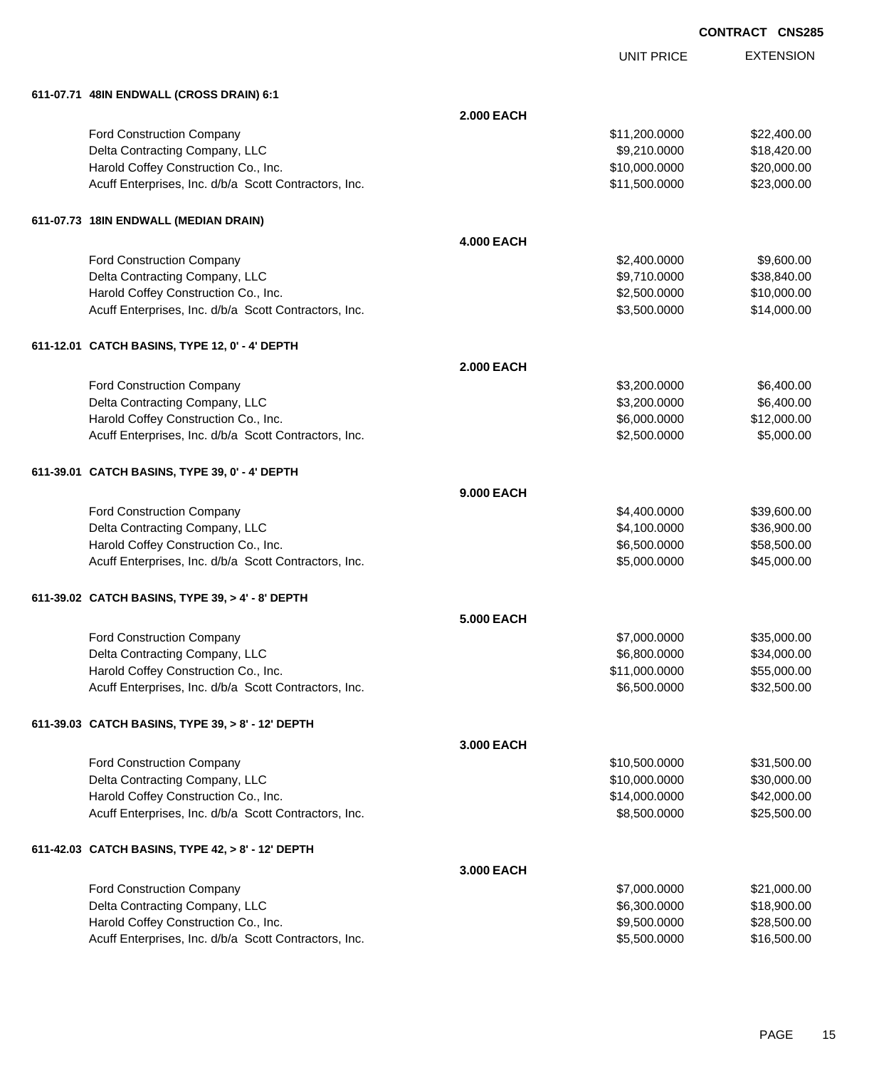CONTRACT CNS285

| | | UNIT PRICE | EXTENSION |
|---|---|---|---|
| **611-07.71 48IN ENDWALL (CROSS DRAIN) 6:1** | | | |
| | **2.000 EACH** | | |
| Ford Construction Company | | $11,200.0000 | $22,400.00 |
| Delta Contracting Company, LLC | | $9,210.0000 | $18,420.00 |
| Harold Coffey Construction Co., Inc. | | $10,000.0000 | $20,000.00 |
| Acuff Enterprises, Inc. d/b/a Scott Contractors, Inc. | | $11,500.0000 | $23,000.00 |
| **611-07.73 18IN ENDWALL (MEDIAN DRAIN)** | | | |
| | **4.000 EACH** | | |
| Ford Construction Company | | $2,400.0000 | $9,600.00 |
| Delta Contracting Company, LLC | | $9,710.0000 | $38,840.00 |
| Harold Coffey Construction Co., Inc. | | $2,500.0000 | $10,000.00 |
| Acuff Enterprises, Inc. d/b/a Scott Contractors, Inc. | | $3,500.0000 | $14,000.00 |
| **611-12.01 CATCH BASINS, TYPE 12, 0' - 4' DEPTH** | | | |
| | **2.000 EACH** | | |
| Ford Construction Company | | $3,200.0000 | $6,400.00 |
| Delta Contracting Company, LLC | | $3,200.0000 | $6,400.00 |
| Harold Coffey Construction Co., Inc. | | $6,000.0000 | $12,000.00 |
| Acuff Enterprises, Inc. d/b/a Scott Contractors, Inc. | | $2,500.0000 | $5,000.00 |
| **611-39.01 CATCH BASINS, TYPE 39, 0' - 4' DEPTH** | | | |
| | **9.000 EACH** | | |
| Ford Construction Company | | $4,400.0000 | $39,600.00 |
| Delta Contracting Company, LLC | | $4,100.0000 | $36,900.00 |
| Harold Coffey Construction Co., Inc. | | $6,500.0000 | $58,500.00 |
| Acuff Enterprises, Inc. d/b/a Scott Contractors, Inc. | | $5,000.0000 | $45,000.00 |
| **611-39.02 CATCH BASINS, TYPE 39, > 4' - 8' DEPTH** | | | |
| | **5.000 EACH** | | |
| Ford Construction Company | | $7,000.0000 | $35,000.00 |
| Delta Contracting Company, LLC | | $6,800.0000 | $34,000.00 |
| Harold Coffey Construction Co., Inc. | | $11,000.0000 | $55,000.00 |
| Acuff Enterprises, Inc. d/b/a Scott Contractors, Inc. | | $6,500.0000 | $32,500.00 |
| **611-39.03 CATCH BASINS, TYPE 39, > 8' - 12' DEPTH** | | | |
| | **3.000 EACH** | | |
| Ford Construction Company | | $10,500.0000 | $31,500.00 |
| Delta Contracting Company, LLC | | $10,000.0000 | $30,000.00 |
| Harold Coffey Construction Co., Inc. | | $14,000.0000 | $42,000.00 |
| Acuff Enterprises, Inc. d/b/a Scott Contractors, Inc. | | $8,500.0000 | $25,500.00 |
| **611-42.03 CATCH BASINS, TYPE 42, > 8' - 12' DEPTH** | | | |
| | **3.000 EACH** | | |
| Ford Construction Company | | $7,000.0000 | $21,000.00 |
| Delta Contracting Company, LLC | | $6,300.0000 | $18,900.00 |
| Harold Coffey Construction Co., Inc. | | $9,500.0000 | $28,500.00 |
| Acuff Enterprises, Inc. d/b/a Scott Contractors, Inc. | | $5,500.0000 | $16,500.00 |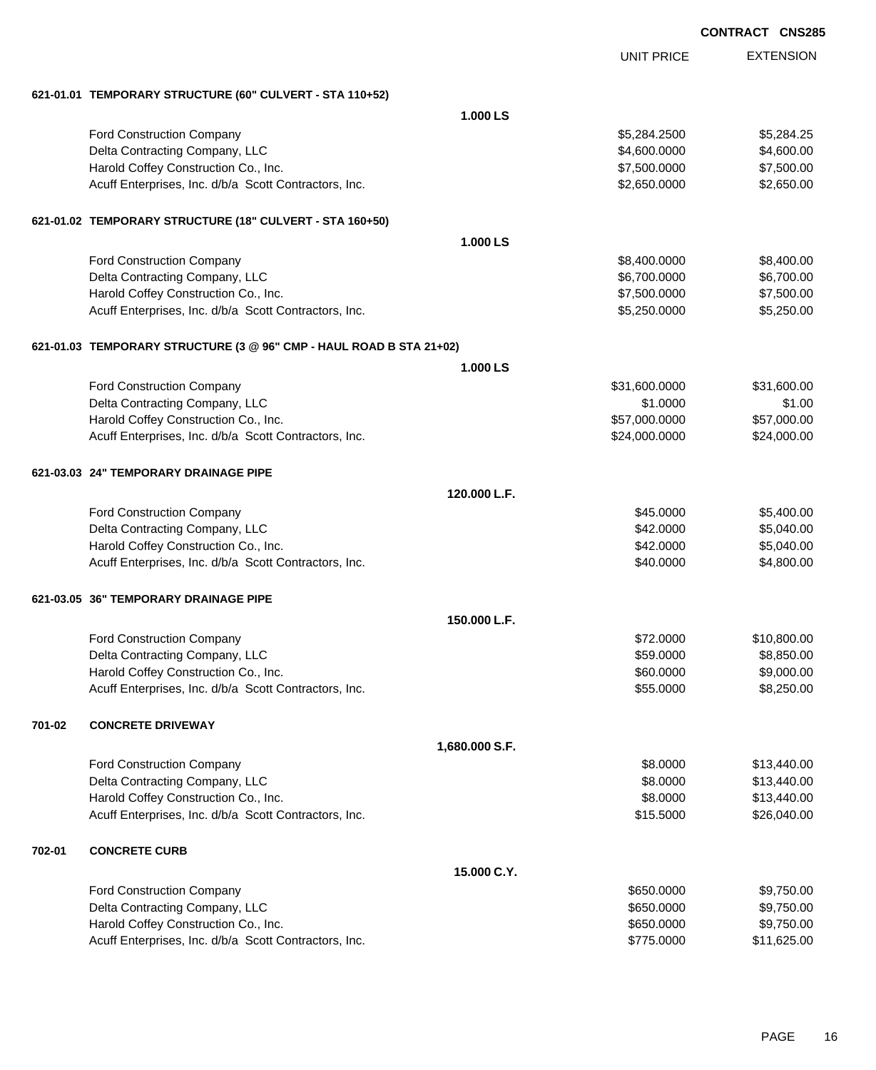**CONTRACT CNS285**

| | | UNIT PRICE | EXTENSION |
|---|---|---|---|
| **621-01.01 TEMPORARY STRUCTURE (60" CULVERT - STA 110+52)** | | | |
| | **1.000 LS** | | |
| Ford Construction Company | | $5,284.2500 | $5,284.25 |
| Delta Contracting Company, LLC | | $4,600.0000 | $4,600.00 |
| Harold Coffey Construction Co., Inc. | | $7,500.0000 | $7,500.00 |
| Acuff Enterprises, Inc. d/b/a Scott Contractors, Inc. | | $2,650.0000 | $2,650.00 |
| **621-01.02 TEMPORARY STRUCTURE (18" CULVERT - STA 160+50)** | | | |
| | **1.000 LS** | | |
| Ford Construction Company | | $8,400.0000 | $8,400.00 |
| Delta Contracting Company, LLC | | $6,700.0000 | $6,700.00 |
| Harold Coffey Construction Co., Inc. | | $7,500.0000 | $7,500.00 |
| Acuff Enterprises, Inc. d/b/a Scott Contractors, Inc. | | $5,250.0000 | $5,250.00 |
| **621-01.03 TEMPORARY STRUCTURE (3 @ 96" CMP - HAUL ROAD B STA 21+02)** | | | |
| | **1.000 LS** | | |
| Ford Construction Company | | $31,600.0000 | $31,600.00 |
| Delta Contracting Company, LLC | | $1.0000 | $1.00 |
| Harold Coffey Construction Co., Inc. | | $57,000.0000 | $57,000.00 |
| Acuff Enterprises, Inc. d/b/a Scott Contractors, Inc. | | $24,000.0000 | $24,000.00 |
| **621-03.03 24" TEMPORARY DRAINAGE PIPE** | | | |
| | **120.000 L.F.** | | |
| Ford Construction Company | | $45.0000 | $5,400.00 |
| Delta Contracting Company, LLC | | $42.0000 | $5,040.00 |
| Harold Coffey Construction Co., Inc. | | $42.0000 | $5,040.00 |
| Acuff Enterprises, Inc. d/b/a Scott Contractors, Inc. | | $40.0000 | $4,800.00 |
| **621-03.05 36" TEMPORARY DRAINAGE PIPE** | | | |
| | **150.000 L.F.** | | |
| Ford Construction Company | | $72.0000 | $10,800.00 |
| Delta Contracting Company, LLC | | $59.0000 | $8,850.00 |
| Harold Coffey Construction Co., Inc. | | $60.0000 | $9,000.00 |
| Acuff Enterprises, Inc. d/b/a Scott Contractors, Inc. | | $55.0000 | $8,250.00 |
| **701-02 CONCRETE DRIVEWAY** | | | |
| | **1,680.000 S.F.** | | |
| Ford Construction Company | | $8.0000 | $13,440.00 |
| Delta Contracting Company, LLC | | $8.0000 | $13,440.00 |
| Harold Coffey Construction Co., Inc. | | $8.0000 | $13,440.00 |
| Acuff Enterprises, Inc. d/b/a Scott Contractors, Inc. | | $15.5000 | $26,040.00 |
| **702-01 CONCRETE CURB** | | | |
| | **15.000 C.Y.** | | |
| Ford Construction Company | | $650.0000 | $9,750.00 |
| Delta Contracting Company, LLC | | $650.0000 | $9,750.00 |
| Harold Coffey Construction Co., Inc. | | $650.0000 | $9,750.00 |
| Acuff Enterprises, Inc. d/b/a Scott Contractors, Inc. | | $775.0000 | $11,625.00 |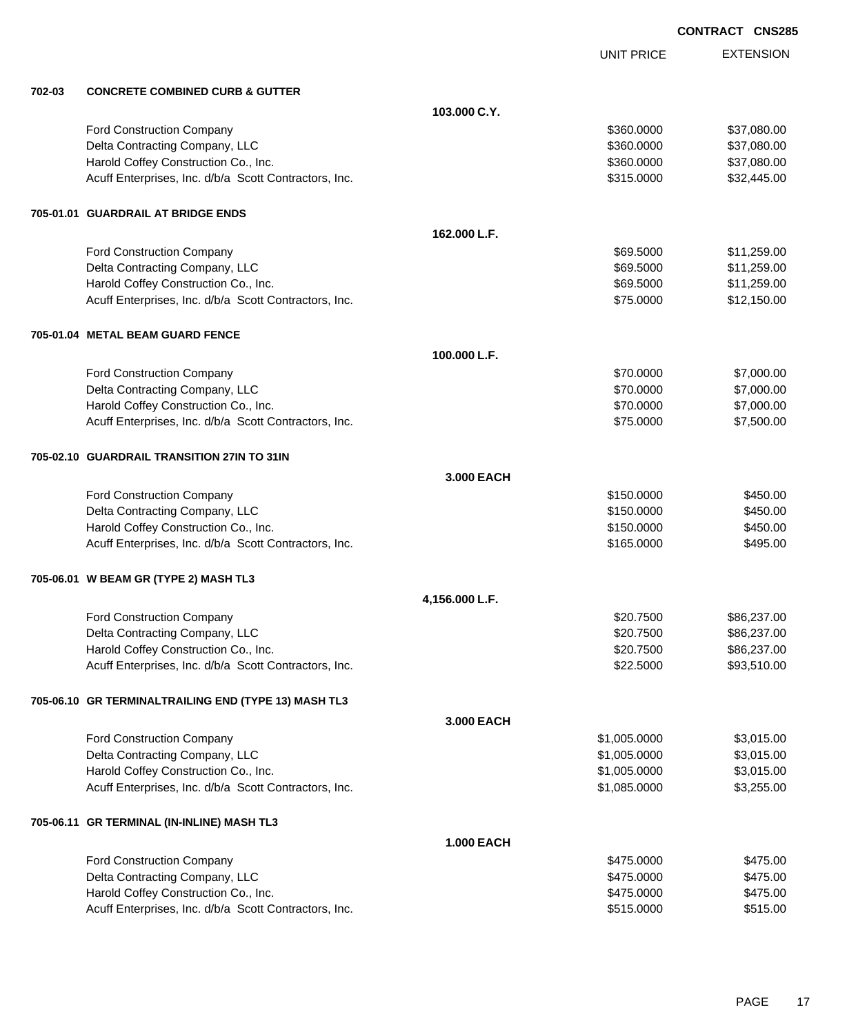CONTRACT CNS285

| | | UNIT PRICE | EXTENSION |
|---|---|---|---|
| **702-03** | **CONCRETE COMBINED CURB & GUTTER** | | |
| | **103.000 C.Y.** | | |
| | Ford Construction Company | $360.0000 | $37,080.00 |
| | Delta Contracting Company, LLC | $360.0000 | $37,080.00 |
| | Harold Coffey Construction Co., Inc. | $360.0000 | $37,080.00 |
| | Acuff Enterprises, Inc. d/b/a Scott Contractors, Inc. | $315.0000 | $32,445.00 |
| **705-01.01** | **GUARDRAIL AT BRIDGE ENDS** | | |
| | **162.000 L.F.** | | |
| | Ford Construction Company | $69.5000 | $11,259.00 |
| | Delta Contracting Company, LLC | $69.5000 | $11,259.00 |
| | Harold Coffey Construction Co., Inc. | $69.5000 | $11,259.00 |
| | Acuff Enterprises, Inc. d/b/a Scott Contractors, Inc. | $75.0000 | $12,150.00 |
| **705-01.04** | **METAL BEAM GUARD FENCE** | | |
| | **100.000 L.F.** | | |
| | Ford Construction Company | $70.0000 | $7,000.00 |
| | Delta Contracting Company, LLC | $70.0000 | $7,000.00 |
| | Harold Coffey Construction Co., Inc. | $70.0000 | $7,000.00 |
| | Acuff Enterprises, Inc. d/b/a Scott Contractors, Inc. | $75.0000 | $7,500.00 |
| **705-02.10** | **GUARDRAIL TRANSITION 27IN TO 31IN** | | |
| | **3.000 EACH** | | |
| | Ford Construction Company | $150.0000 | $450.00 |
| | Delta Contracting Company, LLC | $150.0000 | $450.00 |
| | Harold Coffey Construction Co., Inc. | $150.0000 | $450.00 |
| | Acuff Enterprises, Inc. d/b/a Scott Contractors, Inc. | $165.0000 | $495.00 |
| **705-06.01** | **W BEAM GR (TYPE 2) MASH TL3** | | |
| | **4,156.000 L.F.** | | |
| | Ford Construction Company | $20.7500 | $86,237.00 |
| | Delta Contracting Company, LLC | $20.7500 | $86,237.00 |
| | Harold Coffey Construction Co., Inc. | $20.7500 | $86,237.00 |
| | Acuff Enterprises, Inc. d/b/a Scott Contractors, Inc. | $22.5000 | $93,510.00 |
| **705-06.10** | **GR TERMINALTRAILING END (TYPE 13) MASH TL3** | | |
| | **3.000 EACH** | | |
| | Ford Construction Company | $1,005.0000 | $3,015.00 |
| | Delta Contracting Company, LLC | $1,005.0000 | $3,015.00 |
| | Harold Coffey Construction Co., Inc. | $1,005.0000 | $3,015.00 |
| | Acuff Enterprises, Inc. d/b/a Scott Contractors, Inc. | $1,085.0000 | $3,255.00 |
| **705-06.11** | **GR TERMINAL (IN-INLINE) MASH TL3** | | |
| | **1.000 EACH** | | |
| | Ford Construction Company | $475.0000 | $475.00 |
| | Delta Contracting Company, LLC | $475.0000 | $475.00 |
| | Harold Coffey Construction Co., Inc. | $475.0000 | $475.00 |
| | Acuff Enterprises, Inc. d/b/a Scott Contractors, Inc. | $515.0000 | $515.00 |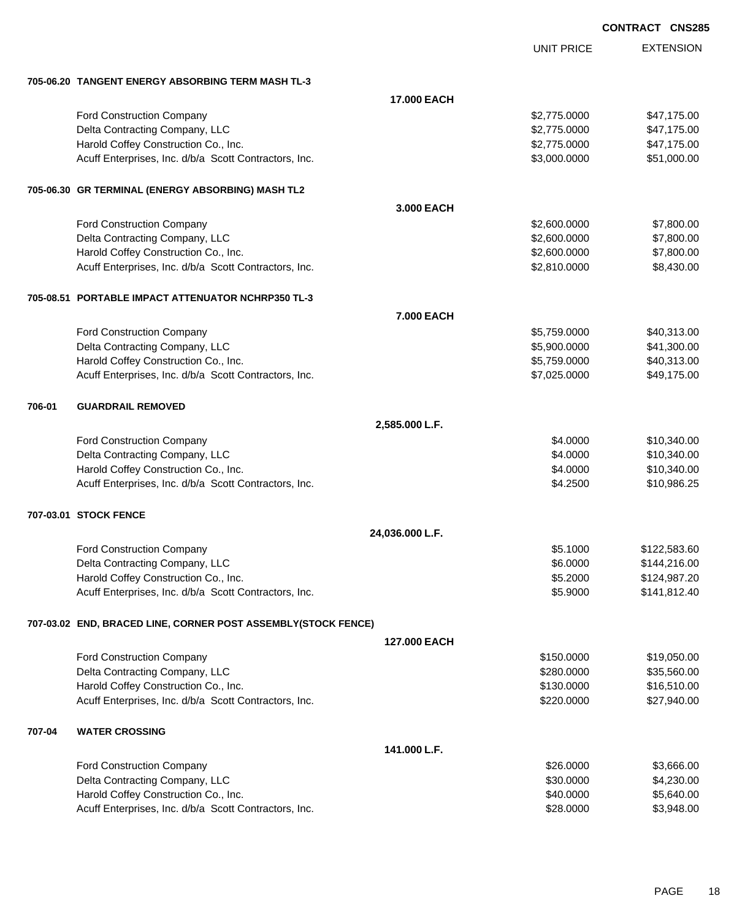**CONTRACT CNS285**

| | UNIT PRICE | EXTENSION |
|---|---|---|
| **705-06.20 TANGENT ENERGY ABSORBING TERM MASH TL-3** | | |
| **17.000 EACH** | | |
| Ford Construction Company | $2,775.0000 | $47,175.00 |
| Delta Contracting Company, LLC | $2,775.0000 | $47,175.00 |
| Harold Coffey Construction Co., Inc. | $2,775.0000 | $47,175.00 |
| Acuff Enterprises, Inc. d/b/a Scott Contractors, Inc. | $3,000.0000 | $51,000.00 |
| **705-06.30 GR TERMINAL (ENERGY ABSORBING) MASH TL2** | | |
| **3.000 EACH** | | |
| Ford Construction Company | $2,600.0000 | $7,800.00 |
| Delta Contracting Company, LLC | $2,600.0000 | $7,800.00 |
| Harold Coffey Construction Co., Inc. | $2,600.0000 | $7,800.00 |
| Acuff Enterprises, Inc. d/b/a Scott Contractors, Inc. | $2,810.0000 | $8,430.00 |
| **705-08.51 PORTABLE IMPACT ATTENUATOR NCHRP350 TL-3** | | |
| **7.000 EACH** | | |
| Ford Construction Company | $5,759.0000 | $40,313.00 |
| Delta Contracting Company, LLC | $5,900.0000 | $41,300.00 |
| Harold Coffey Construction Co., Inc. | $5,759.0000 | $40,313.00 |
| Acuff Enterprises, Inc. d/b/a Scott Contractors, Inc. | $7,025.0000 | $49,175.00 |
| **706-01 GUARDRAIL REMOVED** | | |
| **2,585.000 L.F.** | | |
| Ford Construction Company | $4.0000 | $10,340.00 |
| Delta Contracting Company, LLC | $4.0000 | $10,340.00 |
| Harold Coffey Construction Co., Inc. | $4.0000 | $10,340.00 |
| Acuff Enterprises, Inc. d/b/a Scott Contractors, Inc. | $4.2500 | $10,986.25 |
| **707-03.01 STOCK FENCE** | | |
| **24,036.000 L.F.** | | |
| Ford Construction Company | $5.1000 | $122,583.60 |
| Delta Contracting Company, LLC | $6.0000 | $144,216.00 |
| Harold Coffey Construction Co., Inc. | $5.2000 | $124,987.20 |
| Acuff Enterprises, Inc. d/b/a Scott Contractors, Inc. | $5.9000 | $141,812.40 |
| **707-03.02 END, BRACED LINE, CORNER POST ASSEMBLY(STOCK FENCE)** | | |
| **127.000 EACH** | | |
| Ford Construction Company | $150.0000 | $19,050.00 |
| Delta Contracting Company, LLC | $280.0000 | $35,560.00 |
| Harold Coffey Construction Co., Inc. | $130.0000 | $16,510.00 |
| Acuff Enterprises, Inc. d/b/a Scott Contractors, Inc. | $220.0000 | $27,940.00 |
| **707-04 WATER CROSSING** | | |
| **141.000 L.F.** | | |
| Ford Construction Company | $26.0000 | $3,666.00 |
| Delta Contracting Company, LLC | $30.0000 | $4,230.00 |
| Harold Coffey Construction Co., Inc. | $40.0000 | $5,640.00 |
| Acuff Enterprises, Inc. d/b/a Scott Contractors, Inc. | $28.0000 | $3,948.00 |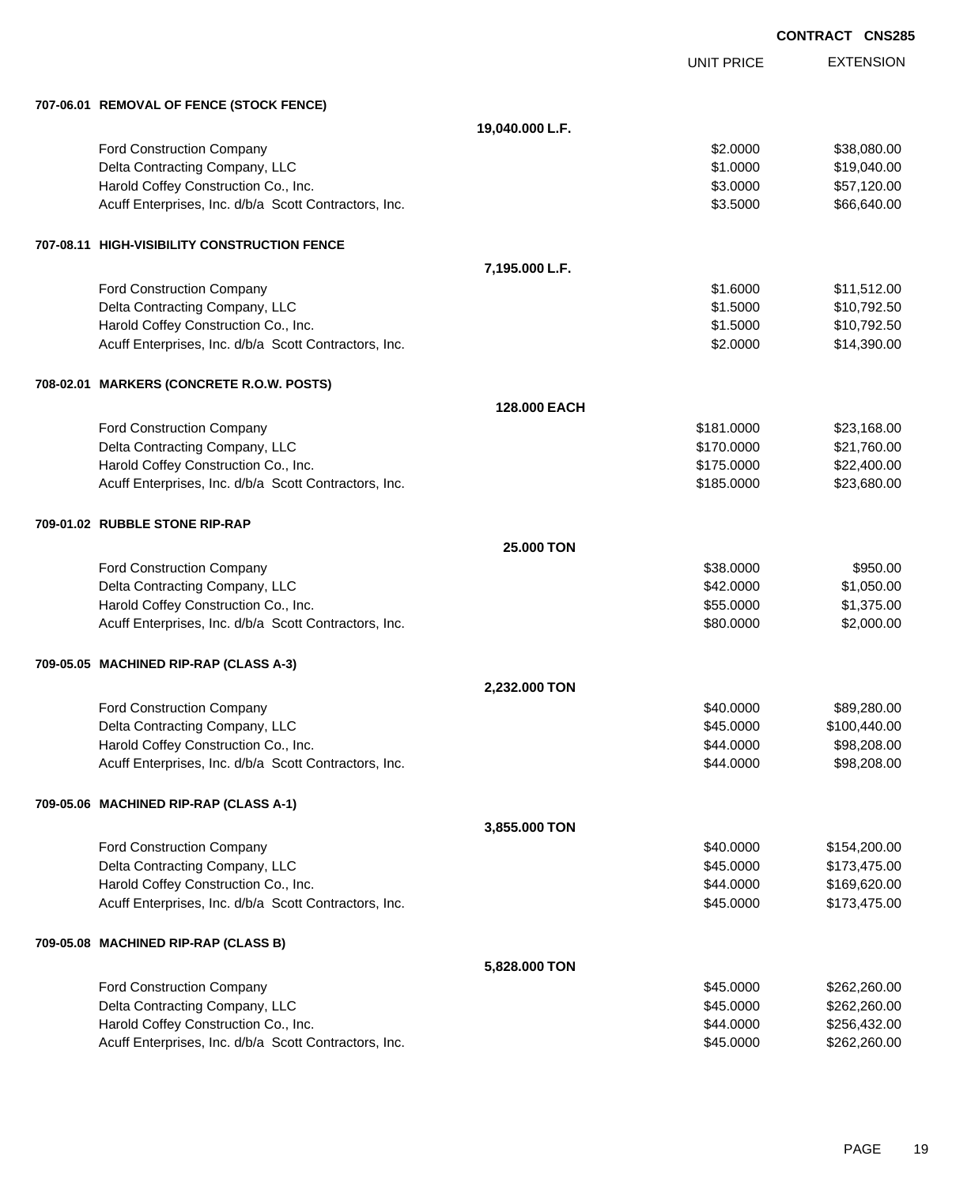**CONTRACT CNS285**

| | | UNIT PRICE | EXTENSION |
|---|---|---|---|
| **707-06.01 REMOVAL OF FENCE (STOCK FENCE)** | | | |
| | **19,040.000 L.F.** | | |
| Ford Construction Company | | $2.0000 | $38,080.00 |
| Delta Contracting Company, LLC | | $1.0000 | $19,040.00 |
| Harold Coffey Construction Co., Inc. | | $3.0000 | $57,120.00 |
| Acuff Enterprises, Inc. d/b/a Scott Contractors, Inc. | | $3.5000 | $66,640.00 |
| **707-08.11 HIGH-VISIBILITY CONSTRUCTION FENCE** | | | |
| | **7,195.000 L.F.** | | |
| Ford Construction Company | | $1.6000 | $11,512.00 |
| Delta Contracting Company, LLC | | $1.5000 | $10,792.50 |
| Harold Coffey Construction Co., Inc. | | $1.5000 | $10,792.50 |
| Acuff Enterprises, Inc. d/b/a Scott Contractors, Inc. | | $2.0000 | $14,390.00 |
| **708-02.01 MARKERS (CONCRETE R.O.W. POSTS)** | | | |
| | **128.000 EACH** | | |
| Ford Construction Company | | $181.0000 | $23,168.00 |
| Delta Contracting Company, LLC | | $170.0000 | $21,760.00 |
| Harold Coffey Construction Co., Inc. | | $175.0000 | $22,400.00 |
| Acuff Enterprises, Inc. d/b/a Scott Contractors, Inc. | | $185.0000 | $23,680.00 |
| **709-01.02 RUBBLE STONE RIP-RAP** | | | |
| | **25.000 TON** | | |
| Ford Construction Company | | $38.0000 | $950.00 |
| Delta Contracting Company, LLC | | $42.0000 | $1,050.00 |
| Harold Coffey Construction Co., Inc. | | $55.0000 | $1,375.00 |
| Acuff Enterprises, Inc. d/b/a Scott Contractors, Inc. | | $80.0000 | $2,000.00 |
| **709-05.05 MACHINED RIP-RAP (CLASS A-3)** | | | |
| | **2,232.000 TON** | | |
| Ford Construction Company | | $40.0000 | $89,280.00 |
| Delta Contracting Company, LLC | | $45.0000 | $100,440.00 |
| Harold Coffey Construction Co., Inc. | | $44.0000 | $98,208.00 |
| Acuff Enterprises, Inc. d/b/a Scott Contractors, Inc. | | $44.0000 | $98,208.00 |
| **709-05.06 MACHINED RIP-RAP (CLASS A-1)** | | | |
| | **3,855.000 TON** | | |
| Ford Construction Company | | $40.0000 | $154,200.00 |
| Delta Contracting Company, LLC | | $45.0000 | $173,475.00 |
| Harold Coffey Construction Co., Inc. | | $44.0000 | $169,620.00 |
| Acuff Enterprises, Inc. d/b/a Scott Contractors, Inc. | | $45.0000 | $173,475.00 |
| **709-05.08 MACHINED RIP-RAP (CLASS B)** | | | |
| | **5,828.000 TON** | | |
| Ford Construction Company | | $45.0000 | $262,260.00 |
| Delta Contracting Company, LLC | | $45.0000 | $262,260.00 |
| Harold Coffey Construction Co., Inc. | | $44.0000 | $256,432.00 |
| Acuff Enterprises, Inc. d/b/a Scott Contractors, Inc. | | $45.0000 | $262,260.00 |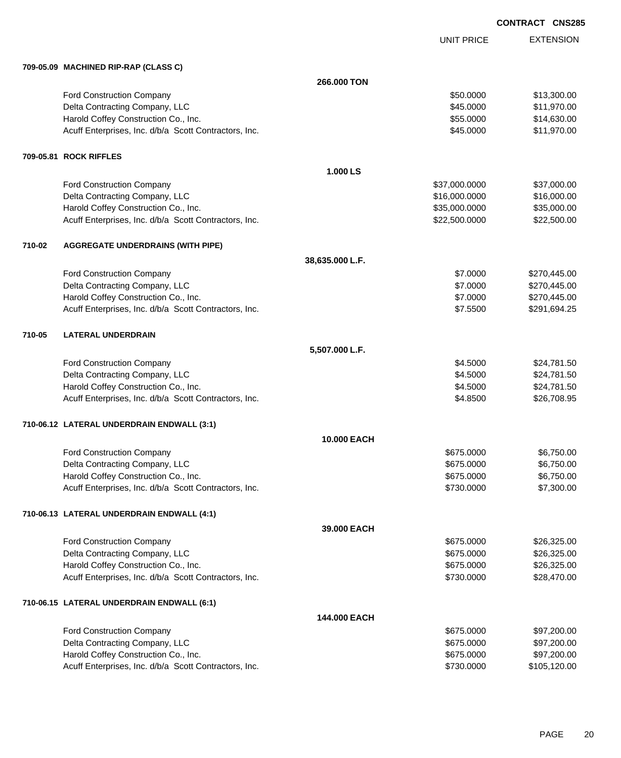**CONTRACT CNS285**

| | | UNIT PRICE | EXTENSION |
|---|---|---|---|
| **709-05.09 MACHINED RIP-RAP (CLASS C)** | | | |
| | **266.000 TON** | | |
| Ford Construction Company | | $50.0000 | $13,300.00 |
| Delta Contracting Company, LLC | | $45.0000 | $11,970.00 |
| Harold Coffey Construction Co., Inc. | | $55.0000 | $14,630.00 |
| Acuff Enterprises, Inc. d/b/a Scott Contractors, Inc. | | $45.0000 | $11,970.00 |
| **709-05.81 ROCK RIFFLES** | | | |
| | **1.000 LS** | | |
| Ford Construction Company | | $37,000.0000 | $37,000.00 |
| Delta Contracting Company, LLC | | $16,000.0000 | $16,000.00 |
| Harold Coffey Construction Co., Inc. | | $35,000.0000 | $35,000.00 |
| Acuff Enterprises, Inc. d/b/a Scott Contractors, Inc. | | $22,500.0000 | $22,500.00 |
| **710-02 AGGREGATE UNDERDRAINS (WITH PIPE)** | | | |
| | **38,635.000 L.F.** | | |
| Ford Construction Company | | $7.0000 | $270,445.00 |
| Delta Contracting Company, LLC | | $7.0000 | $270,445.00 |
| Harold Coffey Construction Co., Inc. | | $7.0000 | $270,445.00 |
| Acuff Enterprises, Inc. d/b/a Scott Contractors, Inc. | | $7.5500 | $291,694.25 |
| **710-05 LATERAL UNDERDRAIN** | | | |
| | **5,507.000 L.F.** | | |
| Ford Construction Company | | $4.5000 | $24,781.50 |
| Delta Contracting Company, LLC | | $4.5000 | $24,781.50 |
| Harold Coffey Construction Co., Inc. | | $4.5000 | $24,781.50 |
| Acuff Enterprises, Inc. d/b/a Scott Contractors, Inc. | | $4.8500 | $26,708.95 |
| **710-06.12 LATERAL UNDERDRAIN ENDWALL (3:1)** | | | |
| | **10.000 EACH** | | |
| Ford Construction Company | | $675.0000 | $6,750.00 |
| Delta Contracting Company, LLC | | $675.0000 | $6,750.00 |
| Harold Coffey Construction Co., Inc. | | $675.0000 | $6,750.00 |
| Acuff Enterprises, Inc. d/b/a Scott Contractors, Inc. | | $730.0000 | $7,300.00 |
| **710-06.13 LATERAL UNDERDRAIN ENDWALL (4:1)** | | | |
| | **39.000 EACH** | | |
| Ford Construction Company | | $675.0000 | $26,325.00 |
| Delta Contracting Company, LLC | | $675.0000 | $26,325.00 |
| Harold Coffey Construction Co., Inc. | | $675.0000 | $26,325.00 |
| Acuff Enterprises, Inc. d/b/a Scott Contractors, Inc. | | $730.0000 | $28,470.00 |
| **710-06.15 LATERAL UNDERDRAIN ENDWALL (6:1)** | | | |
| | **144.000 EACH** | | |
| Ford Construction Company | | $675.0000 | $97,200.00 |
| Delta Contracting Company, LLC | | $675.0000 | $97,200.00 |
| Harold Coffey Construction Co., Inc. | | $675.0000 | $97,200.00 |
| Acuff Enterprises, Inc. d/b/a Scott Contractors, Inc. | | $730.0000 | $105,120.00 |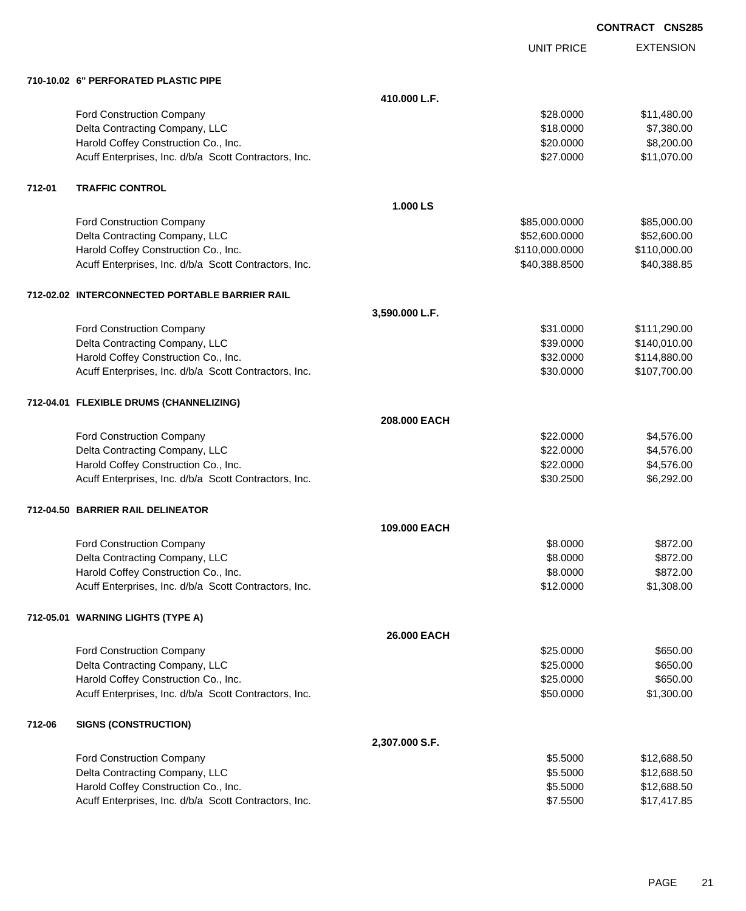CONTRACT CNS285

| | | UNIT PRICE | EXTENSION |
|---|---|---|---|
| **710-10.02 6" PERFORATED PLASTIC PIPE** | | | |
| | **410.000 L.F.** | | |
| Ford Construction Company | | $28.0000 | $11,480.00 |
| Delta Contracting Company, LLC | | $18.0000 | $7,380.00 |
| Harold Coffey Construction Co., Inc. | | $20.0000 | $8,200.00 |
| Acuff Enterprises, Inc. d/b/a Scott Contractors, Inc. | | $27.0000 | $11,070.00 |
| **712-01 TRAFFIC CONTROL** | | | |
| | **1.000 LS** | | |
| Ford Construction Company | | $85,000.0000 | $85,000.00 |
| Delta Contracting Company, LLC | | $52,600.0000 | $52,600.00 |
| Harold Coffey Construction Co., Inc. | | $110,000.0000 | $110,000.00 |
| Acuff Enterprises, Inc. d/b/a Scott Contractors, Inc. | | $40,388.8500 | $40,388.85 |
| **712-02.02 INTERCONNECTED PORTABLE BARRIER RAIL** | | | |
| | **3,590.000 L.F.** | | |
| Ford Construction Company | | $31.0000 | $111,290.00 |
| Delta Contracting Company, LLC | | $39.0000 | $140,010.00 |
| Harold Coffey Construction Co., Inc. | | $32.0000 | $114,880.00 |
| Acuff Enterprises, Inc. d/b/a Scott Contractors, Inc. | | $30.0000 | $107,700.00 |
| **712-04.01 FLEXIBLE DRUMS (CHANNELIZING)** | | | |
| | **208.000 EACH** | | |
| Ford Construction Company | | $22.0000 | $4,576.00 |
| Delta Contracting Company, LLC | | $22.0000 | $4,576.00 |
| Harold Coffey Construction Co., Inc. | | $22.0000 | $4,576.00 |
| Acuff Enterprises, Inc. d/b/a Scott Contractors, Inc. | | $30.2500 | $6,292.00 |
| **712-04.50 BARRIER RAIL DELINEATOR** | | | |
| | **109.000 EACH** | | |
| Ford Construction Company | | $8.0000 | $872.00 |
| Delta Contracting Company, LLC | | $8.0000 | $872.00 |
| Harold Coffey Construction Co., Inc. | | $8.0000 | $872.00 |
| Acuff Enterprises, Inc. d/b/a Scott Contractors, Inc. | | $12.0000 | $1,308.00 |
| **712-05.01 WARNING LIGHTS (TYPE A)** | | | |
| | **26.000 EACH** | | |
| Ford Construction Company | | $25.0000 | $650.00 |
| Delta Contracting Company, LLC | | $25.0000 | $650.00 |
| Harold Coffey Construction Co., Inc. | | $25.0000 | $650.00 |
| Acuff Enterprises, Inc. d/b/a Scott Contractors, Inc. | | $50.0000 | $1,300.00 |
| **712-06 SIGNS (CONSTRUCTION)** | | | |
| | **2,307.000 S.F.** | | |
| Ford Construction Company | | $5.5000 | $12,688.50 |
| Delta Contracting Company, LLC | | $5.5000 | $12,688.50 |
| Harold Coffey Construction Co., Inc. | | $5.5000 | $12,688.50 |
| Acuff Enterprises, Inc. d/b/a Scott Contractors, Inc. | | $7.5500 | $17,417.85 |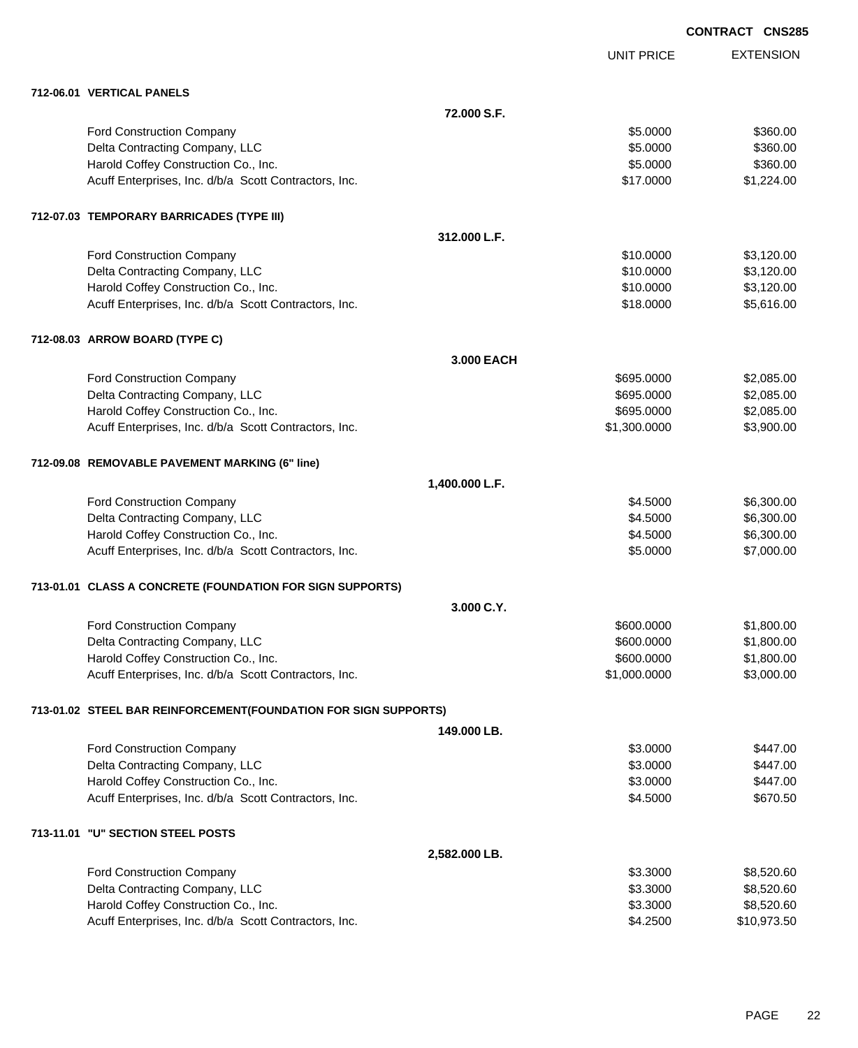**CONTRACT CNS285**

| | UNIT PRICE | EXTENSION |
|---|---|---|
| **712-06.01 VERTICAL PANELS** | | |
| **72.000 S.F.** | | |
| Ford Construction Company | $5.0000 | $360.00 |
| Delta Contracting Company, LLC | $5.0000 | $360.00 |
| Harold Coffey Construction Co., Inc. | $5.0000 | $360.00 |
| Acuff Enterprises, Inc. d/b/a Scott Contractors, Inc. | $17.0000 | $1,224.00 |
| **712-07.03 TEMPORARY BARRICADES (TYPE III)** | | |
| **312.000 L.F.** | | |
| Ford Construction Company | $10.0000 | $3,120.00 |
| Delta Contracting Company, LLC | $10.0000 | $3,120.00 |
| Harold Coffey Construction Co., Inc. | $10.0000 | $3,120.00 |
| Acuff Enterprises, Inc. d/b/a Scott Contractors, Inc. | $18.0000 | $5,616.00 |
| **712-08.03 ARROW BOARD (TYPE C)** | | |
| **3.000 EACH** | | |
| Ford Construction Company | $695.0000 | $2,085.00 |
| Delta Contracting Company, LLC | $695.0000 | $2,085.00 |
| Harold Coffey Construction Co., Inc. | $695.0000 | $2,085.00 |
| Acuff Enterprises, Inc. d/b/a Scott Contractors, Inc. | $1,300.0000 | $3,900.00 |
| **712-09.08 REMOVABLE PAVEMENT MARKING (6" line)** | | |
| **1,400.000 L.F.** | | |
| Ford Construction Company | $4.5000 | $6,300.00 |
| Delta Contracting Company, LLC | $4.5000 | $6,300.00 |
| Harold Coffey Construction Co., Inc. | $4.5000 | $6,300.00 |
| Acuff Enterprises, Inc. d/b/a Scott Contractors, Inc. | $5.0000 | $7,000.00 |
| **713-01.01 CLASS A CONCRETE (FOUNDATION FOR SIGN SUPPORTS)** | | |
| **3.000 C.Y.** | | |
| Ford Construction Company | $600.0000 | $1,800.00 |
| Delta Contracting Company, LLC | $600.0000 | $1,800.00 |
| Harold Coffey Construction Co., Inc. | $600.0000 | $1,800.00 |
| Acuff Enterprises, Inc. d/b/a Scott Contractors, Inc. | $1,000.0000 | $3,000.00 |
| **713-01.02 STEEL BAR REINFORCEMENT(FOUNDATION FOR SIGN SUPPORTS)** | | |
| **149.000 LB.** | | |
| Ford Construction Company | $3.0000 | $447.00 |
| Delta Contracting Company, LLC | $3.0000 | $447.00 |
| Harold Coffey Construction Co., Inc. | $3.0000 | $447.00 |
| Acuff Enterprises, Inc. d/b/a Scott Contractors, Inc. | $4.5000 | $670.50 |
| **713-11.01 "U" SECTION STEEL POSTS** | | |
| **2,582.000 LB.** | | |
| Ford Construction Company | $3.3000 | $8,520.60 |
| Delta Contracting Company, LLC | $3.3000 | $8,520.60 |
| Harold Coffey Construction Co., Inc. | $3.3000 | $8,520.60 |
| Acuff Enterprises, Inc. d/b/a Scott Contractors, Inc. | $4.2500 | $10,973.50 |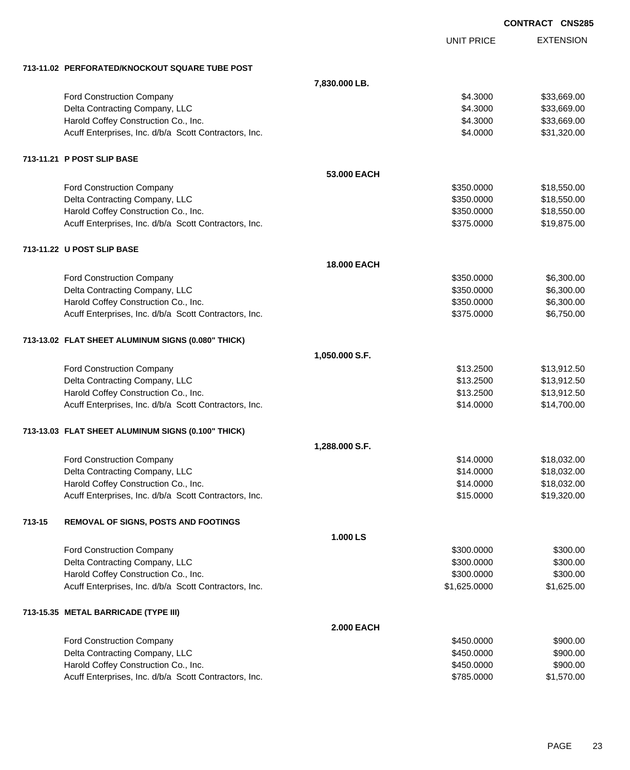**CONTRACT CNS285**

| | | UNIT PRICE | EXTENSION |
|---|---|---|---|
| **713-11.02 PERFORATED/KNOCKOUT SQUARE TUBE POST** | | | |
| | **7,830.000 LB.** | | |
| Ford Construction Company | | $4.3000 | $33,669.00 |
| Delta Contracting Company, LLC | | $4.3000 | $33,669.00 |
| Harold Coffey Construction Co., Inc. | | $4.3000 | $33,669.00 |
| Acuff Enterprises, Inc. d/b/a Scott Contractors, Inc. | | $4.0000 | $31,320.00 |
| **713-11.21 P POST SLIP BASE** | | | |
| | **53.000 EACH** | | |
| Ford Construction Company | | $350.0000 | $18,550.00 |
| Delta Contracting Company, LLC | | $350.0000 | $18,550.00 |
| Harold Coffey Construction Co., Inc. | | $350.0000 | $18,550.00 |
| Acuff Enterprises, Inc. d/b/a Scott Contractors, Inc. | | $375.0000 | $19,875.00 |
| **713-11.22 U POST SLIP BASE** | | | |
| | **18.000 EACH** | | |
| Ford Construction Company | | $350.0000 | $6,300.00 |
| Delta Contracting Company, LLC | | $350.0000 | $6,300.00 |
| Harold Coffey Construction Co., Inc. | | $350.0000 | $6,300.00 |
| Acuff Enterprises, Inc. d/b/a Scott Contractors, Inc. | | $375.0000 | $6,750.00 |
| **713-13.02 FLAT SHEET ALUMINUM SIGNS (0.080" THICK)** | | | |
| | **1,050.000 S.F.** | | |
| Ford Construction Company | | $13.2500 | $13,912.50 |
| Delta Contracting Company, LLC | | $13.2500 | $13,912.50 |
| Harold Coffey Construction Co., Inc. | | $13.2500 | $13,912.50 |
| Acuff Enterprises, Inc. d/b/a Scott Contractors, Inc. | | $14.0000 | $14,700.00 |
| **713-13.03 FLAT SHEET ALUMINUM SIGNS (0.100" THICK)** | | | |
| | **1,288.000 S.F.** | | |
| Ford Construction Company | | $14.0000 | $18,032.00 |
| Delta Contracting Company, LLC | | $14.0000 | $18,032.00 |
| Harold Coffey Construction Co., Inc. | | $14.0000 | $18,032.00 |
| Acuff Enterprises, Inc. d/b/a Scott Contractors, Inc. | | $15.0000 | $19,320.00 |
| **713-15 REMOVAL OF SIGNS, POSTS AND FOOTINGS** | | | |
| | **1.000 LS** | | |
| Ford Construction Company | | $300.0000 | $300.00 |
| Delta Contracting Company, LLC | | $300.0000 | $300.00 |
| Harold Coffey Construction Co., Inc. | | $300.0000 | $300.00 |
| Acuff Enterprises, Inc. d/b/a Scott Contractors, Inc. | | $1,625.0000 | $1,625.00 |
| **713-15.35 METAL BARRICADE (TYPE III)** | | | |
| | **2.000 EACH** | | |
| Ford Construction Company | | $450.0000 | $900.00 |
| Delta Contracting Company, LLC | | $450.0000 | $900.00 |
| Harold Coffey Construction Co., Inc. | | $450.0000 | $900.00 |
| Acuff Enterprises, Inc. d/b/a Scott Contractors, Inc. | | $785.0000 | $1,570.00 |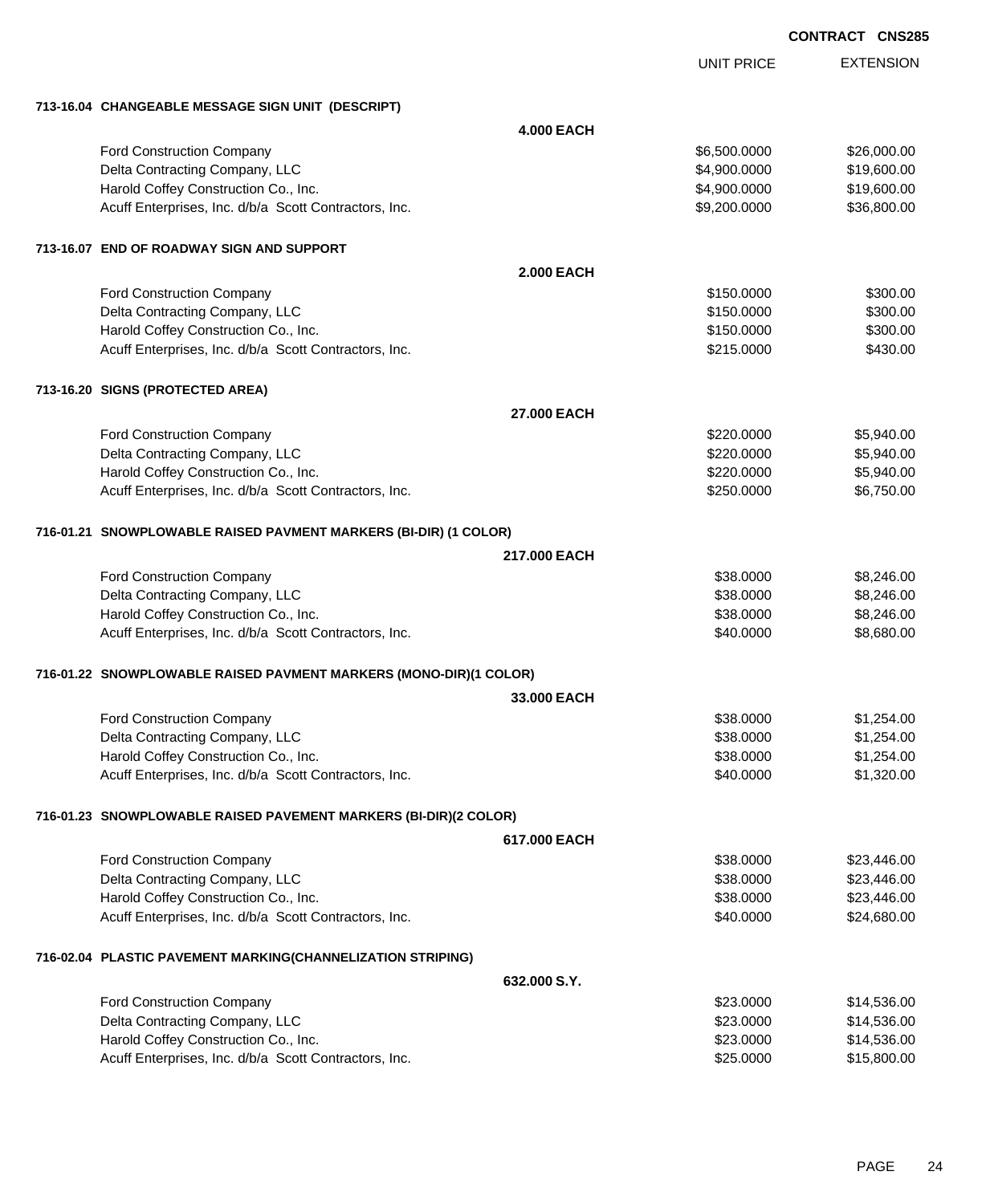**CONTRACT CNS285**

| | UNIT PRICE | EXTENSION |
|---|---|---|
| **713-16.04 CHANGEABLE MESSAGE SIGN UNIT (DESCRIPT)** | | |
| **4.000 EACH** | | |
| Ford Construction Company | $6,500.0000 | $26,000.00 |
| Delta Contracting Company, LLC | $4,900.0000 | $19,600.00 |
| Harold Coffey Construction Co., Inc. | $4,900.0000 | $19,600.00 |
| Acuff Enterprises, Inc. d/b/a Scott Contractors, Inc. | $9,200.0000 | $36,800.00 |
| **713-16.07 END OF ROADWAY SIGN AND SUPPORT** | | |
| **2.000 EACH** | | |
| Ford Construction Company | $150.0000 | $300.00 |
| Delta Contracting Company, LLC | $150.0000 | $300.00 |
| Harold Coffey Construction Co., Inc. | $150.0000 | $300.00 |
| Acuff Enterprises, Inc. d/b/a Scott Contractors, Inc. | $215.0000 | $430.00 |
| **713-16.20 SIGNS (PROTECTED AREA)** | | |
| **27.000 EACH** | | |
| Ford Construction Company | $220.0000 | $5,940.00 |
| Delta Contracting Company, LLC | $220.0000 | $5,940.00 |
| Harold Coffey Construction Co., Inc. | $220.0000 | $5,940.00 |
| Acuff Enterprises, Inc. d/b/a Scott Contractors, Inc. | $250.0000 | $6,750.00 |
| **716-01.21 SNOWPLOWABLE RAISED PAVMENT MARKERS (BI-DIR) (1 COLOR)** | | |
| **217.000 EACH** | | |
| Ford Construction Company | $38.0000 | $8,246.00 |
| Delta Contracting Company, LLC | $38.0000 | $8,246.00 |
| Harold Coffey Construction Co., Inc. | $38.0000 | $8,246.00 |
| Acuff Enterprises, Inc. d/b/a Scott Contractors, Inc. | $40.0000 | $8,680.00 |
| **716-01.22 SNOWPLOWABLE RAISED PAVMENT MARKERS (MONO-DIR)(1 COLOR)** | | |
| **33.000 EACH** | | |
| Ford Construction Company | $38.0000 | $1,254.00 |
| Delta Contracting Company, LLC | $38.0000 | $1,254.00 |
| Harold Coffey Construction Co., Inc. | $38.0000 | $1,254.00 |
| Acuff Enterprises, Inc. d/b/a Scott Contractors, Inc. | $40.0000 | $1,320.00 |
| **716-01.23 SNOWPLOWABLE RAISED PAVEMENT MARKERS (BI-DIR)(2 COLOR)** | | |
| **617.000 EACH** | | |
| Ford Construction Company | $38.0000 | $23,446.00 |
| Delta Contracting Company, LLC | $38.0000 | $23,446.00 |
| Harold Coffey Construction Co., Inc. | $38.0000 | $23,446.00 |
| Acuff Enterprises, Inc. d/b/a Scott Contractors, Inc. | $40.0000 | $24,680.00 |
| **716-02.04 PLASTIC PAVEMENT MARKING(CHANNELIZATION STRIPING)** | | |
| **632.000 S.Y.** | | |
| Ford Construction Company | $23.0000 | $14,536.00 |
| Delta Contracting Company, LLC | $23.0000 | $14,536.00 |
| Harold Coffey Construction Co., Inc. | $23.0000 | $14,536.00 |
| Acuff Enterprises, Inc. d/b/a Scott Contractors, Inc. | $25.0000 | $15,800.00 |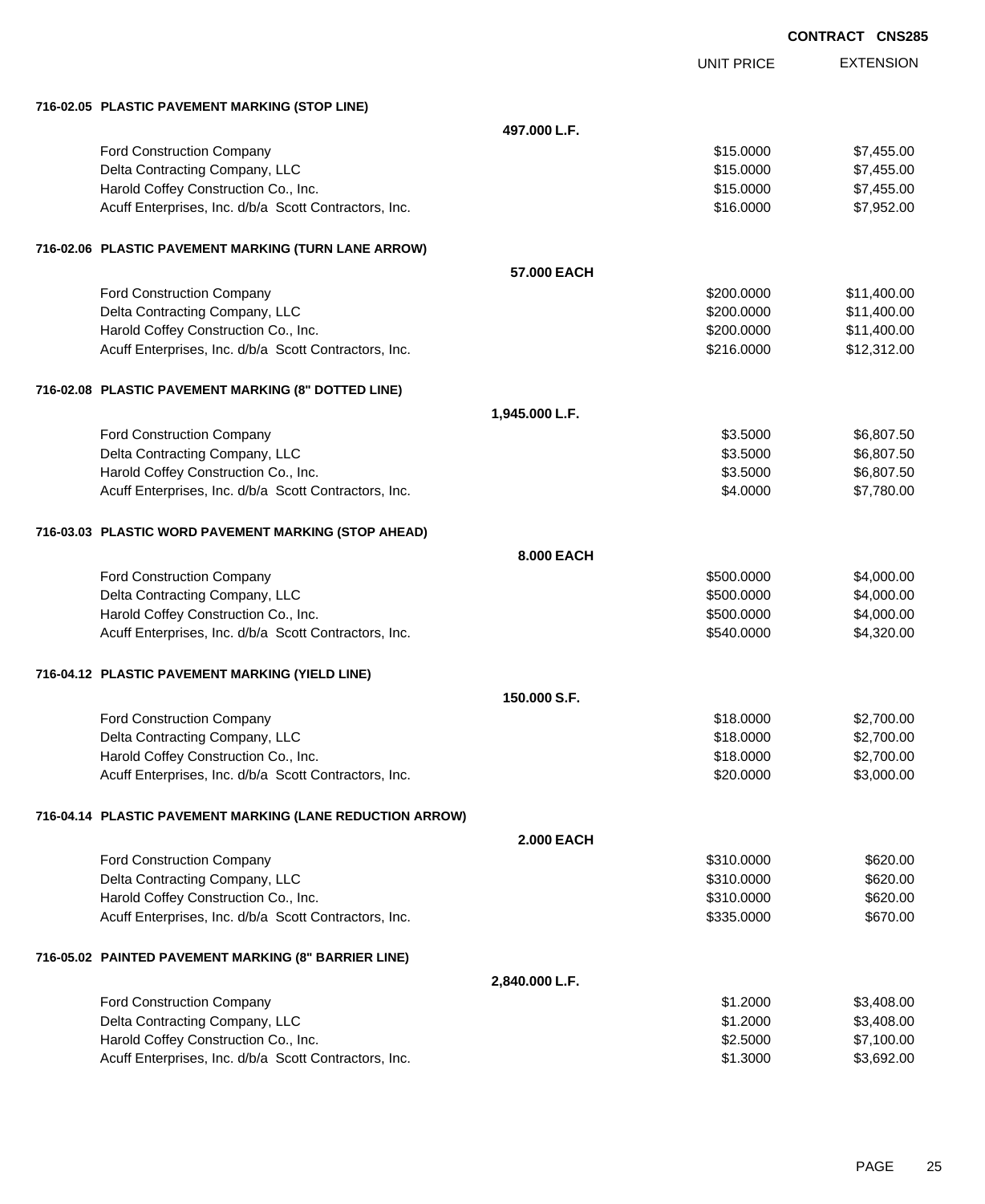CONTRACT CNS285

| | UNIT PRICE | EXTENSION |
|---|---|---|
| **716-02.05 PLASTIC PAVEMENT MARKING (STOP LINE)** | | |
| **497.000 L.F.** | | |
| Ford Construction Company | $15.0000 | $7,455.00 |
| Delta Contracting Company, LLC | $15.0000 | $7,455.00 |
| Harold Coffey Construction Co., Inc. | $15.0000 | $7,455.00 |
| Acuff Enterprises, Inc. d/b/a Scott Contractors, Inc. | $16.0000 | $7,952.00 |
| **716-02.06 PLASTIC PAVEMENT MARKING (TURN LANE ARROW)** | | |
| **57.000 EACH** | | |
| Ford Construction Company | $200.0000 | $11,400.00 |
| Delta Contracting Company, LLC | $200.0000 | $11,400.00 |
| Harold Coffey Construction Co., Inc. | $200.0000 | $11,400.00 |
| Acuff Enterprises, Inc. d/b/a Scott Contractors, Inc. | $216.0000 | $12,312.00 |
| **716-02.08 PLASTIC PAVEMENT MARKING (8" DOTTED LINE)** | | |
| **1,945.000 L.F.** | | |
| Ford Construction Company | $3.5000 | $6,807.50 |
| Delta Contracting Company, LLC | $3.5000 | $6,807.50 |
| Harold Coffey Construction Co., Inc. | $3.5000 | $6,807.50 |
| Acuff Enterprises, Inc. d/b/a Scott Contractors, Inc. | $4.0000 | $7,780.00 |
| **716-03.03 PLASTIC WORD PAVEMENT MARKING (STOP AHEAD)** | | |
| **8.000 EACH** | | |
| Ford Construction Company | $500.0000 | $4,000.00 |
| Delta Contracting Company, LLC | $500.0000 | $4,000.00 |
| Harold Coffey Construction Co., Inc. | $500.0000 | $4,000.00 |
| Acuff Enterprises, Inc. d/b/a Scott Contractors, Inc. | $540.0000 | $4,320.00 |
| **716-04.12 PLASTIC PAVEMENT MARKING (YIELD LINE)** | | |
| **150.000 S.F.** | | |
| Ford Construction Company | $18.0000 | $2,700.00 |
| Delta Contracting Company, LLC | $18.0000 | $2,700.00 |
| Harold Coffey Construction Co., Inc. | $18.0000 | $2,700.00 |
| Acuff Enterprises, Inc. d/b/a Scott Contractors, Inc. | $20.0000 | $3,000.00 |
| **716-04.14 PLASTIC PAVEMENT MARKING (LANE REDUCTION ARROW)** | | |
| **2.000 EACH** | | |
| Ford Construction Company | $310.0000 | $620.00 |
| Delta Contracting Company, LLC | $310.0000 | $620.00 |
| Harold Coffey Construction Co., Inc. | $310.0000 | $620.00 |
| Acuff Enterprises, Inc. d/b/a Scott Contractors, Inc. | $335.0000 | $670.00 |
| **716-05.02 PAINTED PAVEMENT MARKING (8" BARRIER LINE)** | | |
| **2,840.000 L.F.** | | |
| Ford Construction Company | $1.2000 | $3,408.00 |
| Delta Contracting Company, LLC | $1.2000 | $3,408.00 |
| Harold Coffey Construction Co., Inc. | $2.5000 | $7,100.00 |
| Acuff Enterprises, Inc. d/b/a Scott Contractors, Inc. | $1.3000 | $3,692.00 |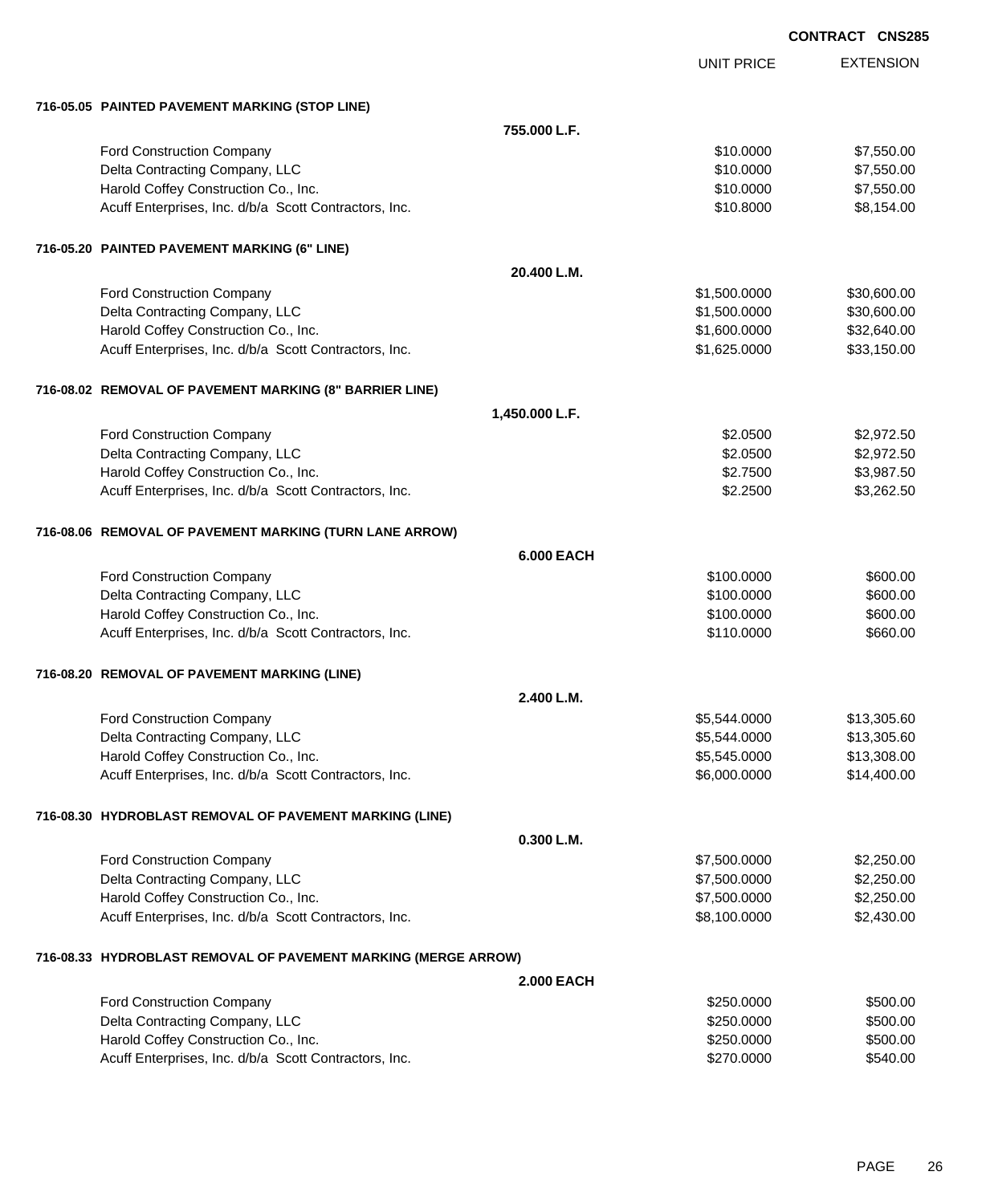**CONTRACT CNS285**

| | | UNIT PRICE | EXTENSION |
|---|---|---|---|
| **716-05.05 PAINTED PAVEMENT MARKING (STOP LINE)** | | | |
| | **755.000 L.F.** | | |
| Ford Construction Company | | $10.0000 | $7,550.00 |
| Delta Contracting Company, LLC | | $10.0000 | $7,550.00 |
| Harold Coffey Construction Co., Inc. | | $10.0000 | $7,550.00 |
| Acuff Enterprises, Inc. d/b/a Scott Contractors, Inc. | | $10.8000 | $8,154.00 |
| **716-05.20 PAINTED PAVEMENT MARKING (6" LINE)** | | | |
| | **20.400 L.M.** | | |
| Ford Construction Company | | $1,500.0000 | $30,600.00 |
| Delta Contracting Company, LLC | | $1,500.0000 | $30,600.00 |
| Harold Coffey Construction Co., Inc. | | $1,600.0000 | $32,640.00 |
| Acuff Enterprises, Inc. d/b/a Scott Contractors, Inc. | | $1,625.0000 | $33,150.00 |
| **716-08.02 REMOVAL OF PAVEMENT MARKING (8" BARRIER LINE)** | | | |
| | **1,450.000 L.F.** | | |
| Ford Construction Company | | $2.0500 | $2,972.50 |
| Delta Contracting Company, LLC | | $2.0500 | $2,972.50 |
| Harold Coffey Construction Co., Inc. | | $2.7500 | $3,987.50 |
| Acuff Enterprises, Inc. d/b/a Scott Contractors, Inc. | | $2.2500 | $3,262.50 |
| **716-08.06 REMOVAL OF PAVEMENT MARKING (TURN LANE ARROW)** | | | |
| | **6.000 EACH** | | |
| Ford Construction Company | | $100.0000 | $600.00 |
| Delta Contracting Company, LLC | | $100.0000 | $600.00 |
| Harold Coffey Construction Co., Inc. | | $100.0000 | $600.00 |
| Acuff Enterprises, Inc. d/b/a Scott Contractors, Inc. | | $110.0000 | $660.00 |
| **716-08.20 REMOVAL OF PAVEMENT MARKING (LINE)** | | | |
| | **2.400 L.M.** | | |
| Ford Construction Company | | $5,544.0000 | $13,305.60 |
| Delta Contracting Company, LLC | | $5,544.0000 | $13,305.60 |
| Harold Coffey Construction Co., Inc. | | $5,545.0000 | $13,308.00 |
| Acuff Enterprises, Inc. d/b/a Scott Contractors, Inc. | | $6,000.0000 | $14,400.00 |
| **716-08.30 HYDROBLAST REMOVAL OF PAVEMENT MARKING (LINE)** | | | |
| | **0.300 L.M.** | | |
| Ford Construction Company | | $7,500.0000 | $2,250.00 |
| Delta Contracting Company, LLC | | $7,500.0000 | $2,250.00 |
| Harold Coffey Construction Co., Inc. | | $7,500.0000 | $2,250.00 |
| Acuff Enterprises, Inc. d/b/a Scott Contractors, Inc. | | $8,100.0000 | $2,430.00 |
| **716-08.33 HYDROBLAST REMOVAL OF PAVEMENT MARKING (MERGE ARROW)** | | | |
| | **2.000 EACH** | | |
| Ford Construction Company | | $250.0000 | $500.00 |
| Delta Contracting Company, LLC | | $250.0000 | $500.00 |
| Harold Coffey Construction Co., Inc. | | $250.0000 | $500.00 |
| Acuff Enterprises, Inc. d/b/a Scott Contractors, Inc. | | $270.0000 | $540.00 |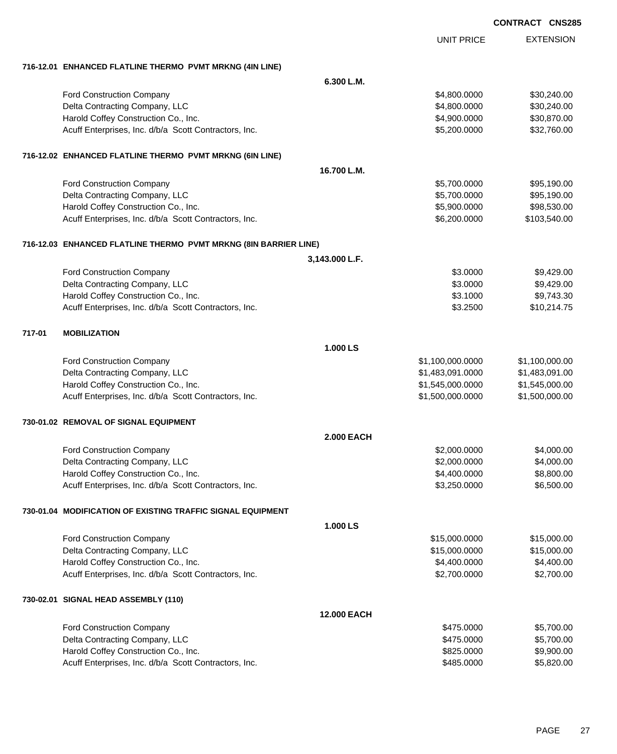**CONTRACT CNS285**

| | | UNIT PRICE | EXTENSION |
|---|---|---|---|
| **716-12.01 ENHANCED FLATLINE THERMO PVMT MRKNG (4IN LINE)** | | | |
| | **6.300 L.M.** | | |
| Ford Construction Company | | $4,800.0000 | $30,240.00 |
| Delta Contracting Company, LLC | | $4,800.0000 | $30,240.00 |
| Harold Coffey Construction Co., Inc. | | $4,900.0000 | $30,870.00 |
| Acuff Enterprises, Inc. d/b/a Scott Contractors, Inc. | | $5,200.0000 | $32,760.00 |
| **716-12.02 ENHANCED FLATLINE THERMO PVMT MRKNG (6IN LINE)** | | | |
| | **16.700 L.M.** | | |
| Ford Construction Company | | $5,700.0000 | $95,190.00 |
| Delta Contracting Company, LLC | | $5,700.0000 | $95,190.00 |
| Harold Coffey Construction Co., Inc. | | $5,900.0000 | $98,530.00 |
| Acuff Enterprises, Inc. d/b/a Scott Contractors, Inc. | | $6,200.0000 | $103,540.00 |
| **716-12.03 ENHANCED FLATLINE THERMO PVMT MRKNG (8IN BARRIER LINE)** | | | |
| | **3,143.000 L.F.** | | |
| Ford Construction Company | | $3.0000 | $9,429.00 |
| Delta Contracting Company, LLC | | $3.0000 | $9,429.00 |
| Harold Coffey Construction Co., Inc. | | $3.1000 | $9,743.30 |
| Acuff Enterprises, Inc. d/b/a Scott Contractors, Inc. | | $3.2500 | $10,214.75 |
| **717-01 MOBILIZATION** | | | |
| | **1.000 LS** | | |
| Ford Construction Company | | $1,100,000.0000 | $1,100,000.00 |
| Delta Contracting Company, LLC | | $1,483,091.0000 | $1,483,091.00 |
| Harold Coffey Construction Co., Inc. | | $1,545,000.0000 | $1,545,000.00 |
| Acuff Enterprises, Inc. d/b/a Scott Contractors, Inc. | | $1,500,000.0000 | $1,500,000.00 |
| **730-01.02 REMOVAL OF SIGNAL EQUIPMENT** | | | |
| | **2.000 EACH** | | |
| Ford Construction Company | | $2,000.0000 | $4,000.00 |
| Delta Contracting Company, LLC | | $2,000.0000 | $4,000.00 |
| Harold Coffey Construction Co., Inc. | | $4,400.0000 | $8,800.00 |
| Acuff Enterprises, Inc. d/b/a Scott Contractors, Inc. | | $3,250.0000 | $6,500.00 |
| **730-01.04 MODIFICATION OF EXISTING TRAFFIC SIGNAL EQUIPMENT** | | | |
| | **1.000 LS** | | |
| Ford Construction Company | | $15,000.0000 | $15,000.00 |
| Delta Contracting Company, LLC | | $15,000.0000 | $15,000.00 |
| Harold Coffey Construction Co., Inc. | | $4,400.0000 | $4,400.00 |
| Acuff Enterprises, Inc. d/b/a Scott Contractors, Inc. | | $2,700.0000 | $2,700.00 |
| **730-02.01 SIGNAL HEAD ASSEMBLY (110)** | | | |
| | **12.000 EACH** | | |
| Ford Construction Company | | $475.0000 | $5,700.00 |
| Delta Contracting Company, LLC | | $475.0000 | $5,700.00 |
| Harold Coffey Construction Co., Inc. | | $825.0000 | $9,900.00 |
| Acuff Enterprises, Inc. d/b/a Scott Contractors, Inc. | | $485.0000 | $5,820.00 |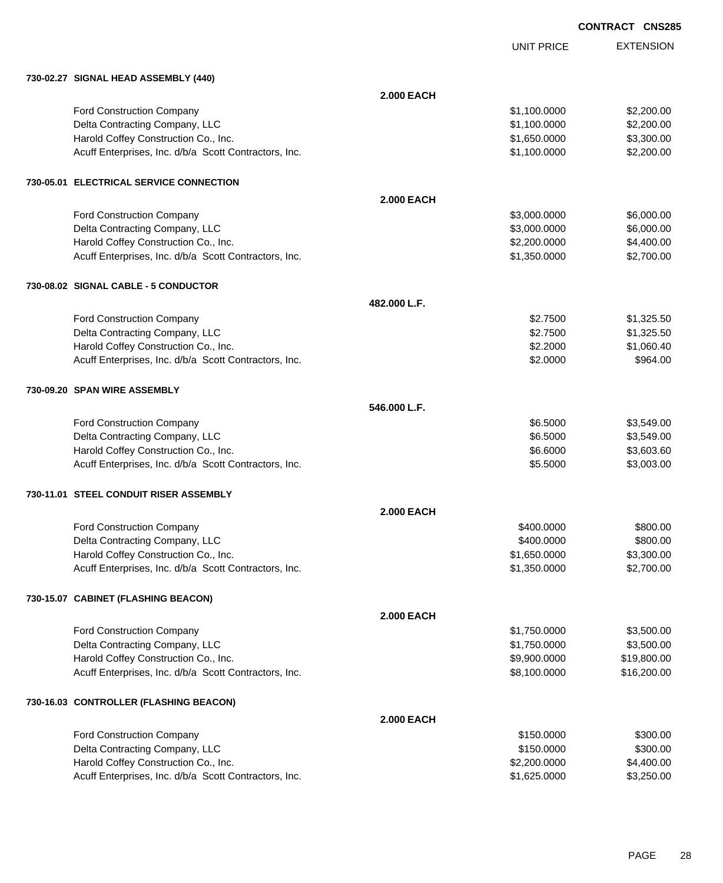**CONTRACT CNS285**

| | | UNIT PRICE | EXTENSION |
|---|---|---|---|
| **730-02.27 SIGNAL HEAD ASSEMBLY (440)** | | | |
| | **2.000 EACH** | | |
| Ford Construction Company | | $1,100.0000 | $2,200.00 |
| Delta Contracting Company, LLC | | $1,100.0000 | $2,200.00 |
| Harold Coffey Construction Co., Inc. | | $1,650.0000 | $3,300.00 |
| Acuff Enterprises, Inc. d/b/a Scott Contractors, Inc. | | $1,100.0000 | $2,200.00 |
| **730-05.01 ELECTRICAL SERVICE CONNECTION** | | | |
| | **2.000 EACH** | | |
| Ford Construction Company | | $3,000.0000 | $6,000.00 |
| Delta Contracting Company, LLC | | $3,000.0000 | $6,000.00 |
| Harold Coffey Construction Co., Inc. | | $2,200.0000 | $4,400.00 |
| Acuff Enterprises, Inc. d/b/a Scott Contractors, Inc. | | $1,350.0000 | $2,700.00 |
| **730-08.02 SIGNAL CABLE - 5 CONDUCTOR** | | | |
| | **482.000 L.F.** | | |
| Ford Construction Company | | $2.7500 | $1,325.50 |
| Delta Contracting Company, LLC | | $2.7500 | $1,325.50 |
| Harold Coffey Construction Co., Inc. | | $2.2000 | $1,060.40 |
| Acuff Enterprises, Inc. d/b/a Scott Contractors, Inc. | | $2.0000 | $964.00 |
| **730-09.20 SPAN WIRE ASSEMBLY** | | | |
| | **546.000 L.F.** | | |
| Ford Construction Company | | $6.5000 | $3,549.00 |
| Delta Contracting Company, LLC | | $6.5000 | $3,549.00 |
| Harold Coffey Construction Co., Inc. | | $6.6000 | $3,603.60 |
| Acuff Enterprises, Inc. d/b/a Scott Contractors, Inc. | | $5.5000 | $3,003.00 |
| **730-11.01 STEEL CONDUIT RISER ASSEMBLY** | | | |
| | **2.000 EACH** | | |
| Ford Construction Company | | $400.0000 | $800.00 |
| Delta Contracting Company, LLC | | $400.0000 | $800.00 |
| Harold Coffey Construction Co., Inc. | | $1,650.0000 | $3,300.00 |
| Acuff Enterprises, Inc. d/b/a Scott Contractors, Inc. | | $1,350.0000 | $2,700.00 |
| **730-15.07 CABINET (FLASHING BEACON)** | | | |
| | **2.000 EACH** | | |
| Ford Construction Company | | $1,750.0000 | $3,500.00 |
| Delta Contracting Company, LLC | | $1,750.0000 | $3,500.00 |
| Harold Coffey Construction Co., Inc. | | $9,900.0000 | $19,800.00 |
| Acuff Enterprises, Inc. d/b/a Scott Contractors, Inc. | | $8,100.0000 | $16,200.00 |
| **730-16.03 CONTROLLER (FLASHING BEACON)** | | | |
| | **2.000 EACH** | | |
| Ford Construction Company | | $150.0000 | $300.00 |
| Delta Contracting Company, LLC | | $150.0000 | $300.00 |
| Harold Coffey Construction Co., Inc. | | $2,200.0000 | $4,400.00 |
| Acuff Enterprises, Inc. d/b/a Scott Contractors, Inc. | | $1,625.0000 | $3,250.00 |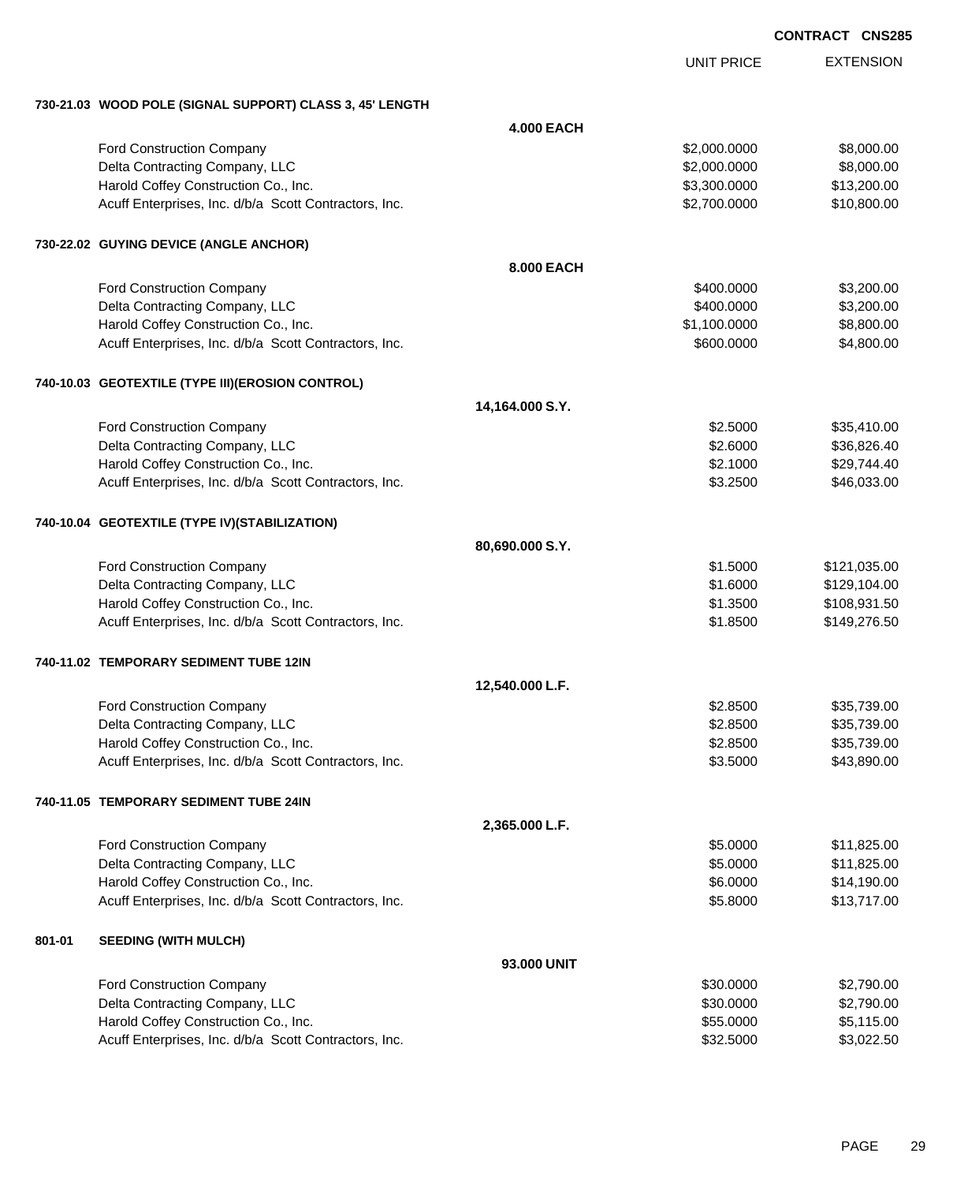CONTRACT CNS285

| | | UNIT PRICE | EXTENSION |
|---|---|---|---|
| **730-21.03 WOOD POLE (SIGNAL SUPPORT) CLASS 3, 45' LENGTH** | | | |
| | **4.000 EACH** | | |
| Ford Construction Company | | $2,000.0000 | $8,000.00 |
| Delta Contracting Company, LLC | | $2,000.0000 | $8,000.00 |
| Harold Coffey Construction Co., Inc. | | $3,300.0000 | $13,200.00 |
| Acuff Enterprises, Inc. d/b/a Scott Contractors, Inc. | | $2,700.0000 | $10,800.00 |
| **730-22.02 GUYING DEVICE (ANGLE ANCHOR)** | | | |
| | **8.000 EACH** | | |
| Ford Construction Company | | $400.0000 | $3,200.00 |
| Delta Contracting Company, LLC | | $400.0000 | $3,200.00 |
| Harold Coffey Construction Co., Inc. | | $1,100.0000 | $8,800.00 |
| Acuff Enterprises, Inc. d/b/a Scott Contractors, Inc. | | $600.0000 | $4,800.00 |
| **740-10.03 GEOTEXTILE (TYPE III)(EROSION CONTROL)** | | | |
| | **14,164.000 S.Y.** | | |
| Ford Construction Company | | $2.5000 | $35,410.00 |
| Delta Contracting Company, LLC | | $2.6000 | $36,826.40 |
| Harold Coffey Construction Co., Inc. | | $2.1000 | $29,744.40 |
| Acuff Enterprises, Inc. d/b/a Scott Contractors, Inc. | | $3.2500 | $46,033.00 |
| **740-10.04 GEOTEXTILE (TYPE IV)(STABILIZATION)** | | | |
| | **80,690.000 S.Y.** | | |
| Ford Construction Company | | $1.5000 | $121,035.00 |
| Delta Contracting Company, LLC | | $1.6000 | $129,104.00 |
| Harold Coffey Construction Co., Inc. | | $1.3500 | $108,931.50 |
| Acuff Enterprises, Inc. d/b/a Scott Contractors, Inc. | | $1.8500 | $149,276.50 |
| **740-11.02 TEMPORARY SEDIMENT TUBE 12IN** | | | |
| | **12,540.000 L.F.** | | |
| Ford Construction Company | | $2.8500 | $35,739.00 |
| Delta Contracting Company, LLC | | $2.8500 | $35,739.00 |
| Harold Coffey Construction Co., Inc. | | $2.8500 | $35,739.00 |
| Acuff Enterprises, Inc. d/b/a Scott Contractors, Inc. | | $3.5000 | $43,890.00 |
| **740-11.05 TEMPORARY SEDIMENT TUBE 24IN** | | | |
| | **2,365.000 L.F.** | | |
| Ford Construction Company | | $5.0000 | $11,825.00 |
| Delta Contracting Company, LLC | | $5.0000 | $11,825.00 |
| Harold Coffey Construction Co., Inc. | | $6.0000 | $14,190.00 |
| Acuff Enterprises, Inc. d/b/a Scott Contractors, Inc. | | $5.8000 | $13,717.00 |
| **801-01 SEEDING (WITH MULCH)** | | | |
| | **93.000 UNIT** | | |
| Ford Construction Company | | $30.0000 | $2,790.00 |
| Delta Contracting Company, LLC | | $30.0000 | $2,790.00 |
| Harold Coffey Construction Co., Inc. | | $55.0000 | $5,115.00 |
| Acuff Enterprises, Inc. d/b/a Scott Contractors, Inc. | | $32.5000 | $3,022.50 |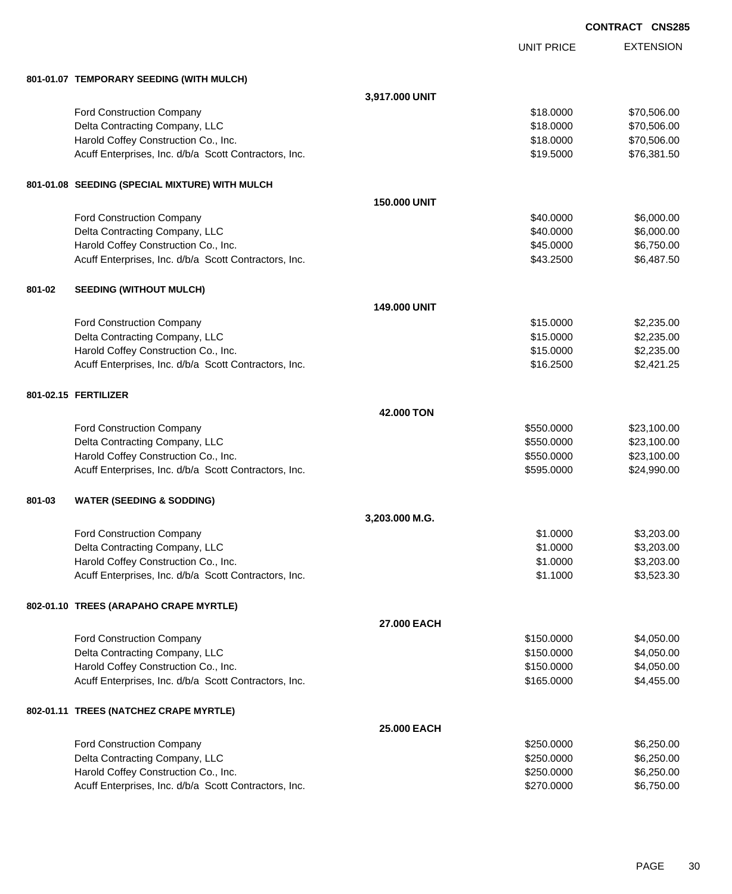**CONTRACT CNS285**

| | | | UNIT PRICE | EXTENSION |
|---|---|---|---|---|
| **801-01.07** | **TEMPORARY SEEDING (WITH MULCH)** | | | |
| | | **3,917.000 UNIT** | | |
| | Ford Construction Company | | $18.0000 | $70,506.00 |
| | Delta Contracting Company, LLC | | $18.0000 | $70,506.00 |
| | Harold Coffey Construction Co., Inc. | | $18.0000 | $70,506.00 |
| | Acuff Enterprises, Inc. d/b/a Scott Contractors, Inc. | | $19.5000 | $76,381.50 |
| **801-01.08** | **SEEDING (SPECIAL MIXTURE) WITH MULCH** | | | |
| | | **150.000 UNIT** | | |
| | Ford Construction Company | | $40.0000 | $6,000.00 |
| | Delta Contracting Company, LLC | | $40.0000 | $6,000.00 |
| | Harold Coffey Construction Co., Inc. | | $45.0000 | $6,750.00 |
| | Acuff Enterprises, Inc. d/b/a Scott Contractors, Inc. | | $43.2500 | $6,487.50 |
| **801-02** | **SEEDING (WITHOUT MULCH)** | | | |
| | | **149.000 UNIT** | | |
| | Ford Construction Company | | $15.0000 | $2,235.00 |
| | Delta Contracting Company, LLC | | $15.0000 | $2,235.00 |
| | Harold Coffey Construction Co., Inc. | | $15.0000 | $2,235.00 |
| | Acuff Enterprises, Inc. d/b/a Scott Contractors, Inc. | | $16.2500 | $2,421.25 |
| **801-02.15** | **FERTILIZER** | | | |
| | | **42.000 TON** | | |
| | Ford Construction Company | | $550.0000 | $23,100.00 |
| | Delta Contracting Company, LLC | | $550.0000 | $23,100.00 |
| | Harold Coffey Construction Co., Inc. | | $550.0000 | $23,100.00 |
| | Acuff Enterprises, Inc. d/b/a Scott Contractors, Inc. | | $595.0000 | $24,990.00 |
| **801-03** | **WATER (SEEDING & SODDING)** | | | |
| | | **3,203.000 M.G.** | | |
| | Ford Construction Company | | $1.0000 | $3,203.00 |
| | Delta Contracting Company, LLC | | $1.0000 | $3,203.00 |
| | Harold Coffey Construction Co., Inc. | | $1.0000 | $3,203.00 |
| | Acuff Enterprises, Inc. d/b/a Scott Contractors, Inc. | | $1.1000 | $3,523.30 |
| **802-01.10** | **TREES (ARAPAHO CRAPE MYRTLE)** | | | |
| | | **27.000 EACH** | | |
| | Ford Construction Company | | $150.0000 | $4,050.00 |
| | Delta Contracting Company, LLC | | $150.0000 | $4,050.00 |
| | Harold Coffey Construction Co., Inc. | | $150.0000 | $4,050.00 |
| | Acuff Enterprises, Inc. d/b/a Scott Contractors, Inc. | | $165.0000 | $4,455.00 |
| **802-01.11** | **TREES (NATCHEZ CRAPE MYRTLE)** | | | |
| | | **25.000 EACH** | | |
| | Ford Construction Company | | $250.0000 | $6,250.00 |
| | Delta Contracting Company, LLC | | $250.0000 | $6,250.00 |
| | Harold Coffey Construction Co., Inc. | | $250.0000 | $6,250.00 |
| | Acuff Enterprises, Inc. d/b/a Scott Contractors, Inc. | | $270.0000 | $6,750.00 |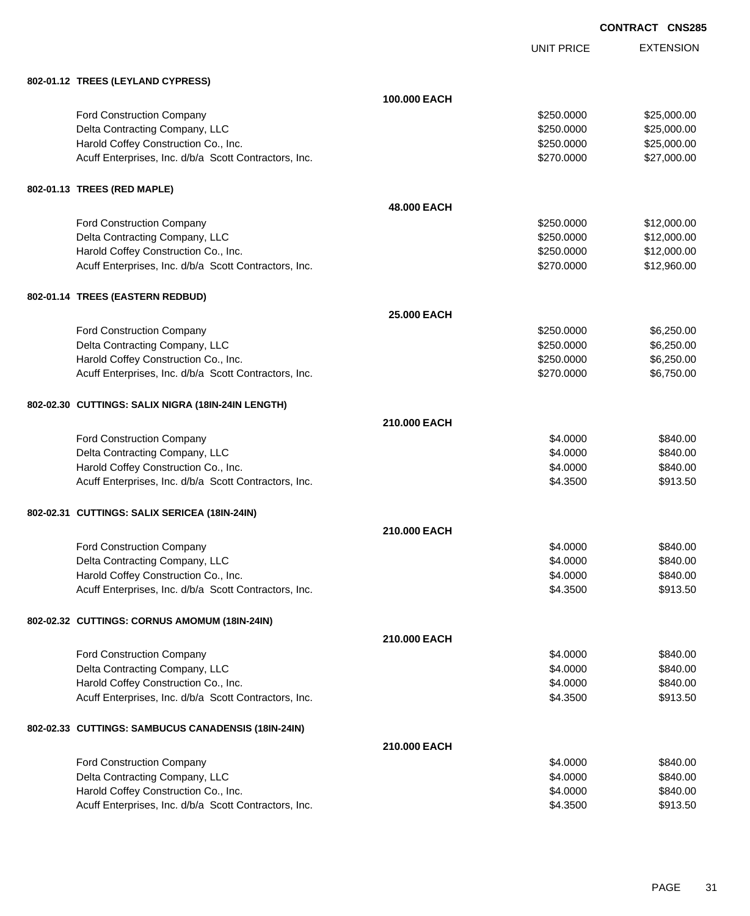**CONTRACT CNS285**

| | | UNIT PRICE | EXTENSION |
|---|---|---|---|
| **802-01.12 TREES (LEYLAND CYPRESS)** | | | |
| | **100.000 EACH** | | |
| Ford Construction Company | | $250.0000 | $25,000.00 |
| Delta Contracting Company, LLC | | $250.0000 | $25,000.00 |
| Harold Coffey Construction Co., Inc. | | $250.0000 | $25,000.00 |
| Acuff Enterprises, Inc. d/b/a Scott Contractors, Inc. | | $270.0000 | $27,000.00 |
| **802-01.13 TREES (RED MAPLE)** | | | |
| | **48.000 EACH** | | |
| Ford Construction Company | | $250.0000 | $12,000.00 |
| Delta Contracting Company, LLC | | $250.0000 | $12,000.00 |
| Harold Coffey Construction Co., Inc. | | $250.0000 | $12,000.00 |
| Acuff Enterprises, Inc. d/b/a Scott Contractors, Inc. | | $270.0000 | $12,960.00 |
| **802-01.14 TREES (EASTERN REDBUD)** | | | |
| | **25.000 EACH** | | |
| Ford Construction Company | | $250.0000 | $6,250.00 |
| Delta Contracting Company, LLC | | $250.0000 | $6,250.00 |
| Harold Coffey Construction Co., Inc. | | $250.0000 | $6,250.00 |
| Acuff Enterprises, Inc. d/b/a Scott Contractors, Inc. | | $270.0000 | $6,750.00 |
| **802-02.30 CUTTINGS: SALIX NIGRA (18IN-24IN LENGTH)** | | | |
| | **210.000 EACH** | | |
| Ford Construction Company | | $4.0000 | $840.00 |
| Delta Contracting Company, LLC | | $4.0000 | $840.00 |
| Harold Coffey Construction Co., Inc. | | $4.0000 | $840.00 |
| Acuff Enterprises, Inc. d/b/a Scott Contractors, Inc. | | $4.3500 | $913.50 |
| **802-02.31 CUTTINGS: SALIX SERICEA (18IN-24IN)** | | | |
| | **210.000 EACH** | | |
| Ford Construction Company | | $4.0000 | $840.00 |
| Delta Contracting Company, LLC | | $4.0000 | $840.00 |
| Harold Coffey Construction Co., Inc. | | $4.0000 | $840.00 |
| Acuff Enterprises, Inc. d/b/a Scott Contractors, Inc. | | $4.3500 | $913.50 |
| **802-02.32 CUTTINGS: CORNUS AMOMUM (18IN-24IN)** | | | |
| | **210.000 EACH** | | |
| Ford Construction Company | | $4.0000 | $840.00 |
| Delta Contracting Company, LLC | | $4.0000 | $840.00 |
| Harold Coffey Construction Co., Inc. | | $4.0000 | $840.00 |
| Acuff Enterprises, Inc. d/b/a Scott Contractors, Inc. | | $4.3500 | $913.50 |
| **802-02.33 CUTTINGS: SAMBUCUS CANADENSIS (18IN-24IN)** | | | |
| | **210.000 EACH** | | |
| Ford Construction Company | | $4.0000 | $840.00 |
| Delta Contracting Company, LLC | | $4.0000 | $840.00 |
| Harold Coffey Construction Co., Inc. | | $4.0000 | $840.00 |
| Acuff Enterprises, Inc. d/b/a Scott Contractors, Inc. | | $4.3500 | $913.50 |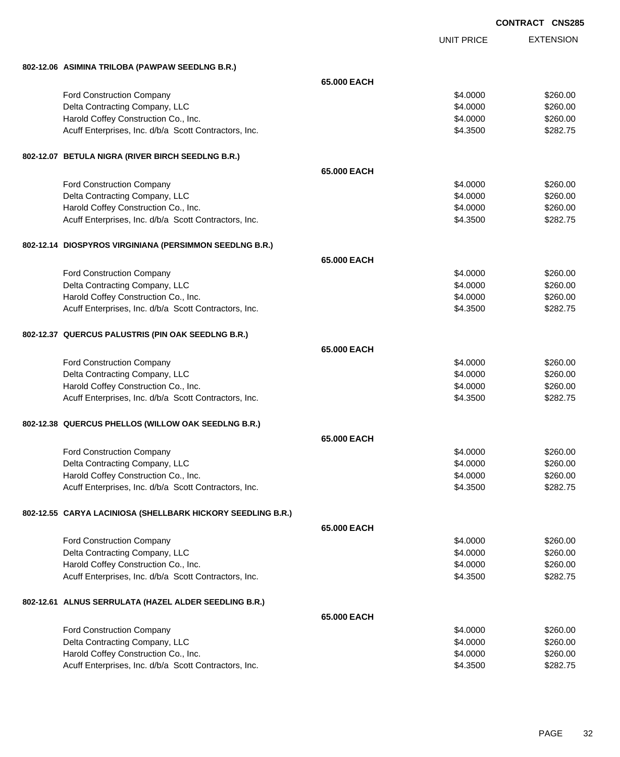**CONTRACT CNS285**

| | | UNIT PRICE | EXTENSION |
|---|---|---|---|
| **802-12.06 ASIMINA TRILOBA (PAWPAW SEEDLNG B.R.)** | | | |
| | **65.000 EACH** | | |
| Ford Construction Company | | $4.0000 | $260.00 |
| Delta Contracting Company, LLC | | $4.0000 | $260.00 |
| Harold Coffey Construction Co., Inc. | | $4.0000 | $260.00 |
| Acuff Enterprises, Inc. d/b/a Scott Contractors, Inc. | | $4.3500 | $282.75 |
| **802-12.07 BETULA NIGRA (RIVER BIRCH SEEDLNG B.R.)** | | | |
| | **65.000 EACH** | | |
| Ford Construction Company | | $4.0000 | $260.00 |
| Delta Contracting Company, LLC | | $4.0000 | $260.00 |
| Harold Coffey Construction Co., Inc. | | $4.0000 | $260.00 |
| Acuff Enterprises, Inc. d/b/a Scott Contractors, Inc. | | $4.3500 | $282.75 |
| **802-12.14 DIOSPYROS VIRGINIANA (PERSIMMON SEEDLNG B.R.)** | | | |
| | **65.000 EACH** | | |
| Ford Construction Company | | $4.0000 | $260.00 |
| Delta Contracting Company, LLC | | $4.0000 | $260.00 |
| Harold Coffey Construction Co., Inc. | | $4.0000 | $260.00 |
| Acuff Enterprises, Inc. d/b/a Scott Contractors, Inc. | | $4.3500 | $282.75 |
| **802-12.37 QUERCUS PALUSTRIS (PIN OAK SEEDLNG B.R.)** | | | |
| | **65.000 EACH** | | |
| Ford Construction Company | | $4.0000 | $260.00 |
| Delta Contracting Company, LLC | | $4.0000 | $260.00 |
| Harold Coffey Construction Co., Inc. | | $4.0000 | $260.00 |
| Acuff Enterprises, Inc. d/b/a Scott Contractors, Inc. | | $4.3500 | $282.75 |
| **802-12.38 QUERCUS PHELLOS (WILLOW OAK SEEDLNG B.R.)** | | | |
| | **65.000 EACH** | | |
| Ford Construction Company | | $4.0000 | $260.00 |
| Delta Contracting Company, LLC | | $4.0000 | $260.00 |
| Harold Coffey Construction Co., Inc. | | $4.0000 | $260.00 |
| Acuff Enterprises, Inc. d/b/a Scott Contractors, Inc. | | $4.3500 | $282.75 |
| **802-12.55 CARYA LACINIOSA (SHELLBARK HICKORY SEEDLING B.R.)** | | | |
| | **65.000 EACH** | | |
| Ford Construction Company | | $4.0000 | $260.00 |
| Delta Contracting Company, LLC | | $4.0000 | $260.00 |
| Harold Coffey Construction Co., Inc. | | $4.0000 | $260.00 |
| Acuff Enterprises, Inc. d/b/a Scott Contractors, Inc. | | $4.3500 | $282.75 |
| **802-12.61 ALNUS SERRULATA (HAZEL ALDER SEEDLING B.R.)** | | | |
| | **65.000 EACH** | | |
| Ford Construction Company | | $4.0000 | $260.00 |
| Delta Contracting Company, LLC | | $4.0000 | $260.00 |
| Harold Coffey Construction Co., Inc. | | $4.0000 | $260.00 |
| Acuff Enterprises, Inc. d/b/a Scott Contractors, Inc. | | $4.3500 | $282.75 |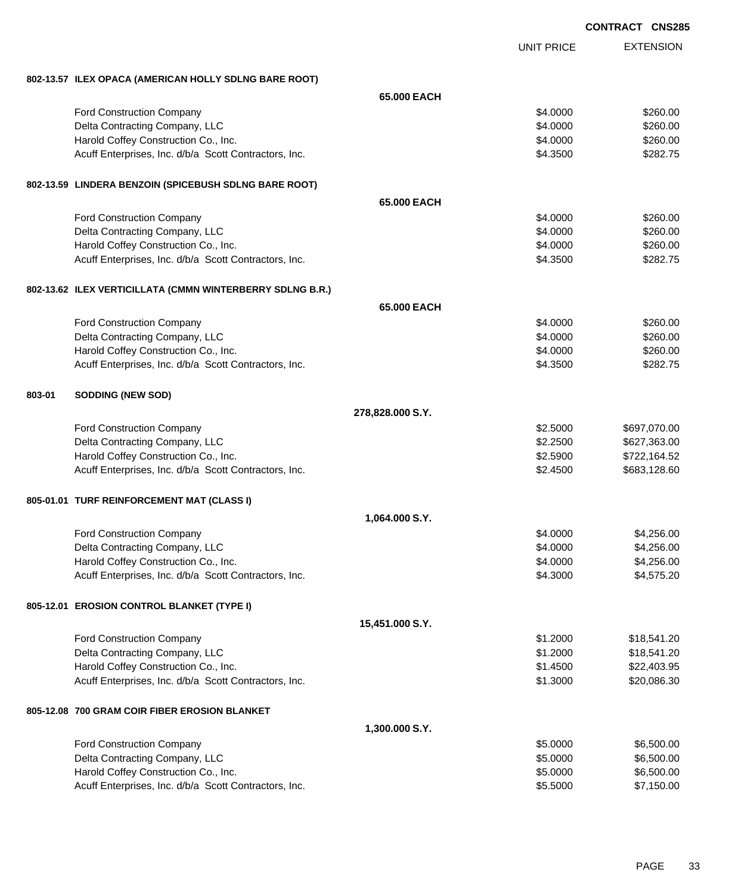CONTRACT CNS285

| | UNIT PRICE | EXTENSION |
|---|---|---|
| **802-13.57 ILEX OPACA (AMERICAN HOLLY SDLNG BARE ROOT)** | | |
| **65.000 EACH** | | |
| Ford Construction Company | $4.0000 | $260.00 |
| Delta Contracting Company, LLC | $4.0000 | $260.00 |
| Harold Coffey Construction Co., Inc. | $4.0000 | $260.00 |
| Acuff Enterprises, Inc. d/b/a Scott Contractors, Inc. | $4.3500 | $282.75 |
| **802-13.59 LINDERA BENZOIN (SPICEBUSH SDLNG BARE ROOT)** | | |
| **65.000 EACH** | | |
| Ford Construction Company | $4.0000 | $260.00 |
| Delta Contracting Company, LLC | $4.0000 | $260.00 |
| Harold Coffey Construction Co., Inc. | $4.0000 | $260.00 |
| Acuff Enterprises, Inc. d/b/a Scott Contractors, Inc. | $4.3500 | $282.75 |
| **802-13.62 ILEX VERTICILLATA (CMMN WINTERBERRY SDLNG B.R.)** | | |
| **65.000 EACH** | | |
| Ford Construction Company | $4.0000 | $260.00 |
| Delta Contracting Company, LLC | $4.0000 | $260.00 |
| Harold Coffey Construction Co., Inc. | $4.0000 | $260.00 |
| Acuff Enterprises, Inc. d/b/a Scott Contractors, Inc. | $4.3500 | $282.75 |
| **803-01 SODDING (NEW SOD)** | | |
| **278,828.000 S.Y.** | | |
| Ford Construction Company | $2.5000 | $697,070.00 |
| Delta Contracting Company, LLC | $2.2500 | $627,363.00 |
| Harold Coffey Construction Co., Inc. | $2.5900 | $722,164.52 |
| Acuff Enterprises, Inc. d/b/a Scott Contractors, Inc. | $2.4500 | $683,128.60 |
| **805-01.01 TURF REINFORCEMENT MAT (CLASS I)** | | |
| **1,064.000 S.Y.** | | |
| Ford Construction Company | $4.0000 | $4,256.00 |
| Delta Contracting Company, LLC | $4.0000 | $4,256.00 |
| Harold Coffey Construction Co., Inc. | $4.0000 | $4,256.00 |
| Acuff Enterprises, Inc. d/b/a Scott Contractors, Inc. | $4.3000 | $4,575.20 |
| **805-12.01 EROSION CONTROL BLANKET (TYPE I)** | | |
| **15,451.000 S.Y.** | | |
| Ford Construction Company | $1.2000 | $18,541.20 |
| Delta Contracting Company, LLC | $1.2000 | $18,541.20 |
| Harold Coffey Construction Co., Inc. | $1.4500 | $22,403.95 |
| Acuff Enterprises, Inc. d/b/a Scott Contractors, Inc. | $1.3000 | $20,086.30 |
| **805-12.08 700 GRAM COIR FIBER EROSION BLANKET** | | |
| **1,300.000 S.Y.** | | |
| Ford Construction Company | $5.0000 | $6,500.00 |
| Delta Contracting Company, LLC | $5.0000 | $6,500.00 |
| Harold Coffey Construction Co., Inc. | $5.0000 | $6,500.00 |
| Acuff Enterprises, Inc. d/b/a Scott Contractors, Inc. | $5.5000 | $7,150.00 |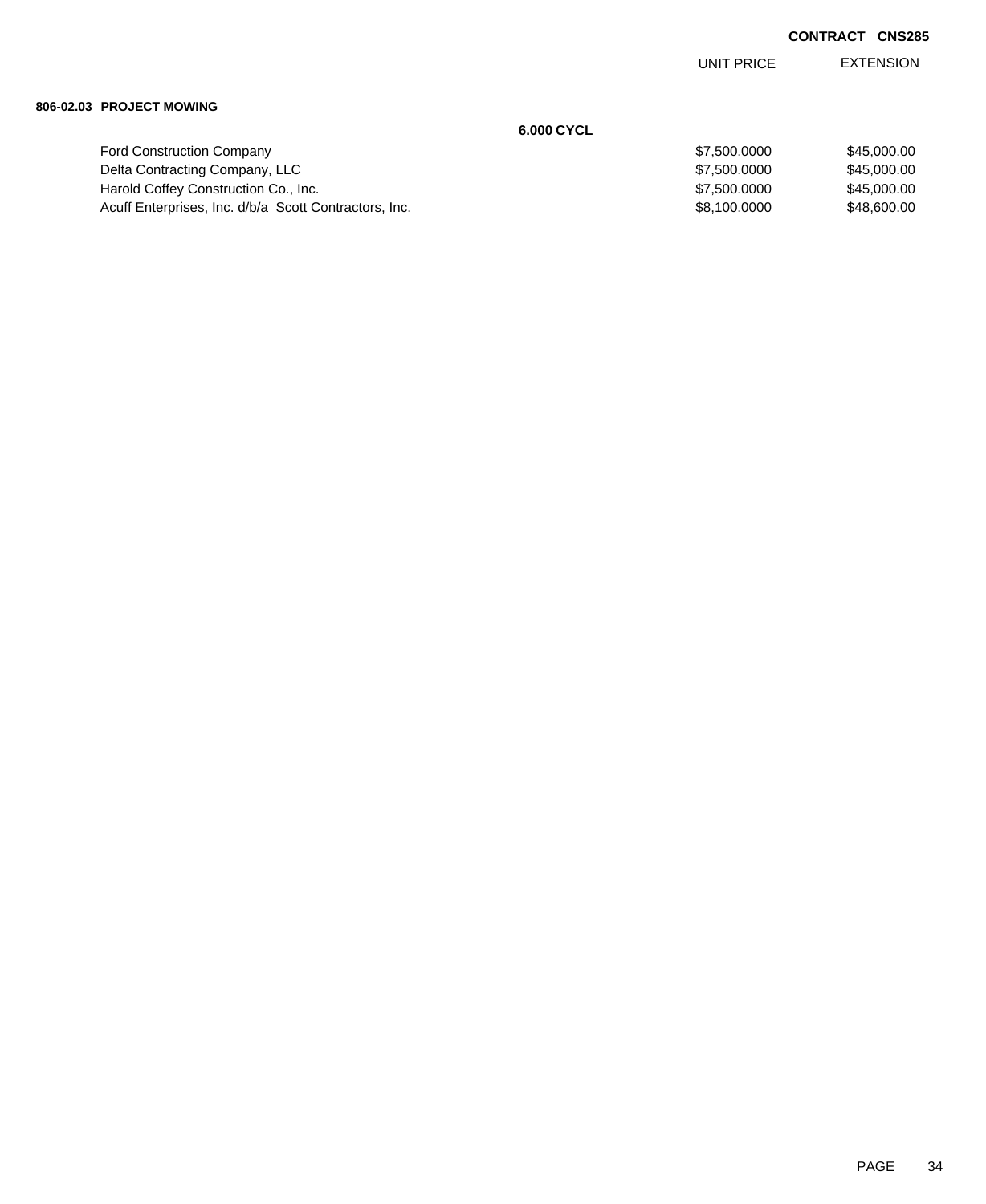**CONTRACT CNS285**

| | | UNIT PRICE | EXTENSION |
|---|---|---|---|
| **806-02.03 PROJECT MOWING** | | | |
| | **6.000 CYCL** | | |
| Ford Construction Company | | $7,500.0000 | $45,000.00 |
| Delta Contracting Company, LLC | | $7,500.0000 | $45,000.00 |
| Harold Coffey Construction Co., Inc. | | $7,500.0000 | $45,000.00 |
| Acuff Enterprises, Inc. d/b/a Scott Contractors, Inc. | | $8,100.0000 | $48,600.00 |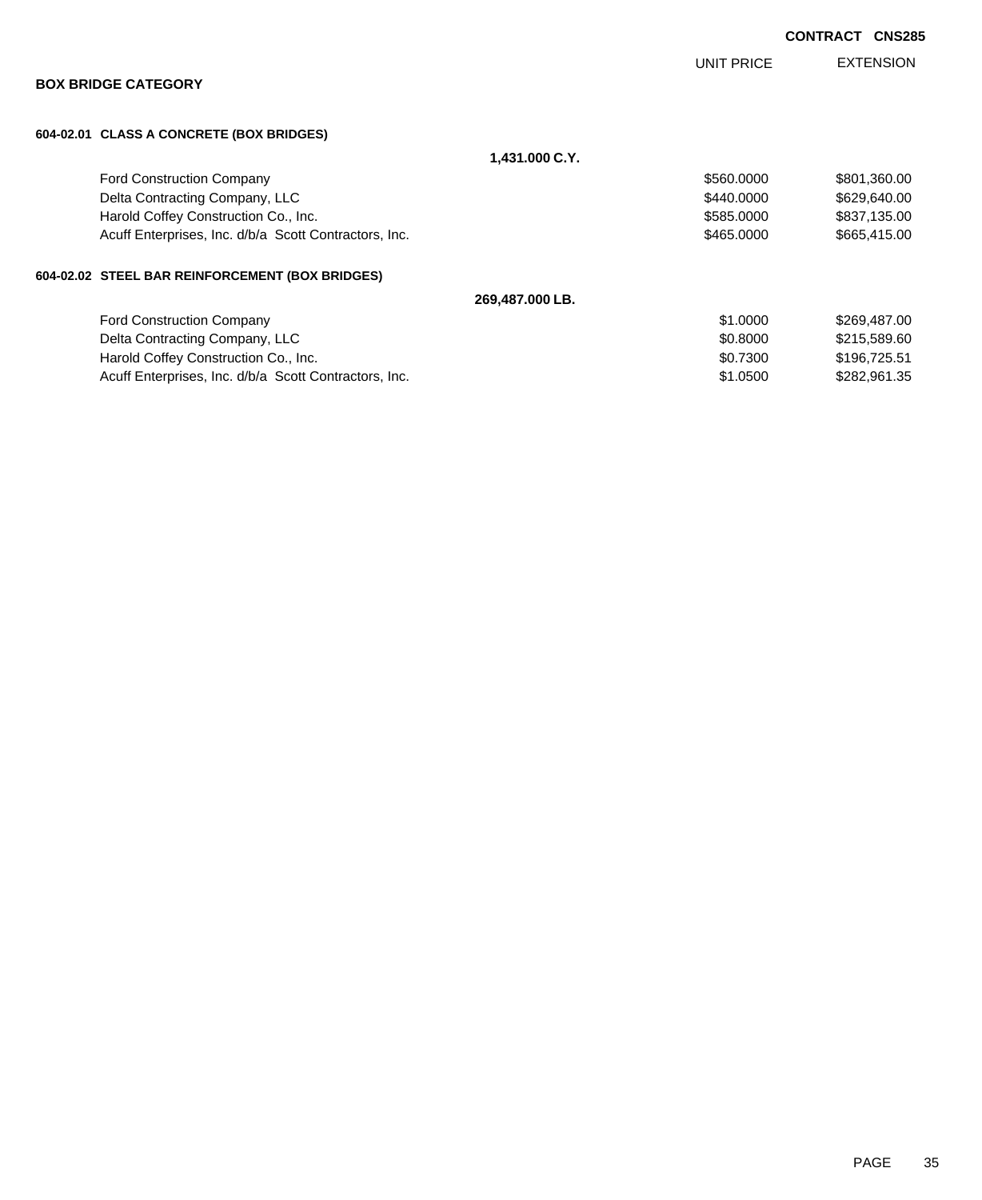**CONTRACT CNS285**

## BOX BRIDGE CATEGORY

### 604-02.01 CLASS A CONCRETE (BOX BRIDGES)

**1,431.000 C.Y.**

| | UNIT PRICE | EXTENSION |
|---|---|---|
| Ford Construction Company | $560.0000 | $801,360.00 |
| Delta Contracting Company, LLC | $440.0000 | $629,640.00 |
| Harold Coffey Construction Co., Inc. | $585.0000 | $837,135.00 |
| Acuff Enterprises, Inc. d/b/a Scott Contractors, Inc. | $465.0000 | $665,415.00 |

### 604-02.02 STEEL BAR REINFORCEMENT (BOX BRIDGES)

**269,487.000 LB.**

| | UNIT PRICE | EXTENSION |
|---|---|---|
| Ford Construction Company | $1.0000 | $269,487.00 |
| Delta Contracting Company, LLC | $0.8000 | $215,589.60 |
| Harold Coffey Construction Co., Inc. | $0.7300 | $196,725.51 |
| Acuff Enterprises, Inc. d/b/a Scott Contractors, Inc. | $1.0500 | $282,961.35 |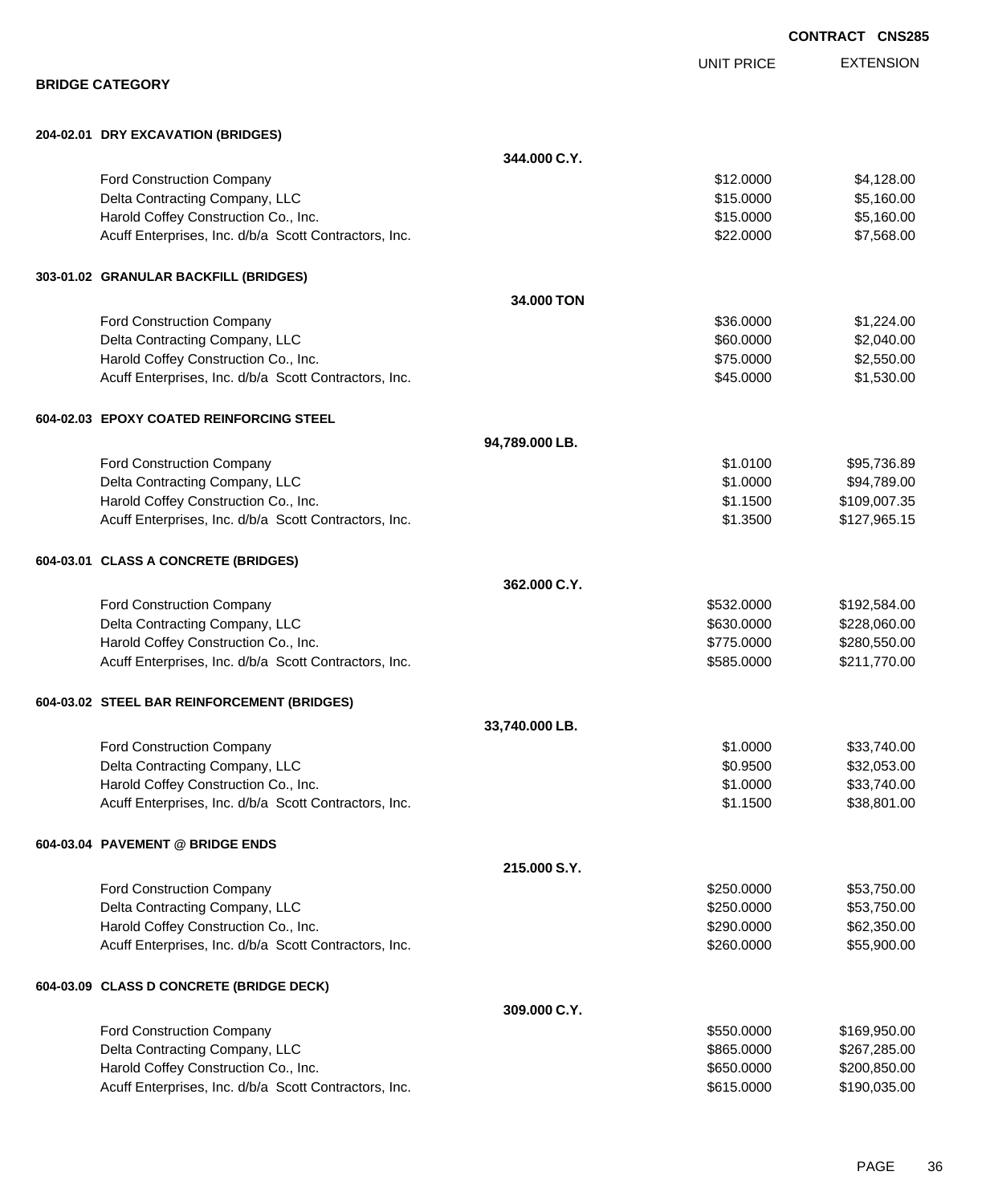**CONTRACT CNS285**

## BRIDGE CATEGORY

| | | UNIT PRICE | EXTENSION |
|---|---|---|---|
| **204-02.01 DRY EXCAVATION (BRIDGES)** | | | |
| | **344.000 C.Y.** | | |
| Ford Construction Company | | $12.0000 | $4,128.00 |
| Delta Contracting Company, LLC | | $15.0000 | $5,160.00 |
| Harold Coffey Construction Co., Inc. | | $15.0000 | $5,160.00 |
| Acuff Enterprises, Inc. d/b/a Scott Contractors, Inc. | | $22.0000 | $7,568.00 |
| **303-01.02 GRANULAR BACKFILL (BRIDGES)** | | | |
| | **34.000 TON** | | |
| Ford Construction Company | | $36.0000 | $1,224.00 |
| Delta Contracting Company, LLC | | $60.0000 | $2,040.00 |
| Harold Coffey Construction Co., Inc. | | $75.0000 | $2,550.00 |
| Acuff Enterprises, Inc. d/b/a Scott Contractors, Inc. | | $45.0000 | $1,530.00 |
| **604-02.03 EPOXY COATED REINFORCING STEEL** | | | |
| | **94,789.000 LB.** | | |
| Ford Construction Company | | $1.0100 | $95,736.89 |
| Delta Contracting Company, LLC | | $1.0000 | $94,789.00 |
| Harold Coffey Construction Co., Inc. | | $1.1500 | $109,007.35 |
| Acuff Enterprises, Inc. d/b/a Scott Contractors, Inc. | | $1.3500 | $127,965.15 |
| **604-03.01 CLASS A CONCRETE (BRIDGES)** | | | |
| | **362.000 C.Y.** | | |
| Ford Construction Company | | $532.0000 | $192,584.00 |
| Delta Contracting Company, LLC | | $630.0000 | $228,060.00 |
| Harold Coffey Construction Co., Inc. | | $775.0000 | $280,550.00 |
| Acuff Enterprises, Inc. d/b/a Scott Contractors, Inc. | | $585.0000 | $211,770.00 |
| **604-03.02 STEEL BAR REINFORCEMENT (BRIDGES)** | | | |
| | **33,740.000 LB.** | | |
| Ford Construction Company | | $1.0000 | $33,740.00 |
| Delta Contracting Company, LLC | | $0.9500 | $32,053.00 |
| Harold Coffey Construction Co., Inc. | | $1.0000 | $33,740.00 |
| Acuff Enterprises, Inc. d/b/a Scott Contractors, Inc. | | $1.1500 | $38,801.00 |
| **604-03.04 PAVEMENT @ BRIDGE ENDS** | | | |
| | **215.000 S.Y.** | | |
| Ford Construction Company | | $250.0000 | $53,750.00 |
| Delta Contracting Company, LLC | | $250.0000 | $53,750.00 |
| Harold Coffey Construction Co., Inc. | | $290.0000 | $62,350.00 |
| Acuff Enterprises, Inc. d/b/a Scott Contractors, Inc. | | $260.0000 | $55,900.00 |
| **604-03.09 CLASS D CONCRETE (BRIDGE DECK)** | | | |
| | **309.000 C.Y.** | | |
| Ford Construction Company | | $550.0000 | $169,950.00 |
| Delta Contracting Company, LLC | | $865.0000 | $267,285.00 |
| Harold Coffey Construction Co., Inc. | | $650.0000 | $200,850.00 |
| Acuff Enterprises, Inc. d/b/a Scott Contractors, Inc. | | $615.0000 | $190,035.00 |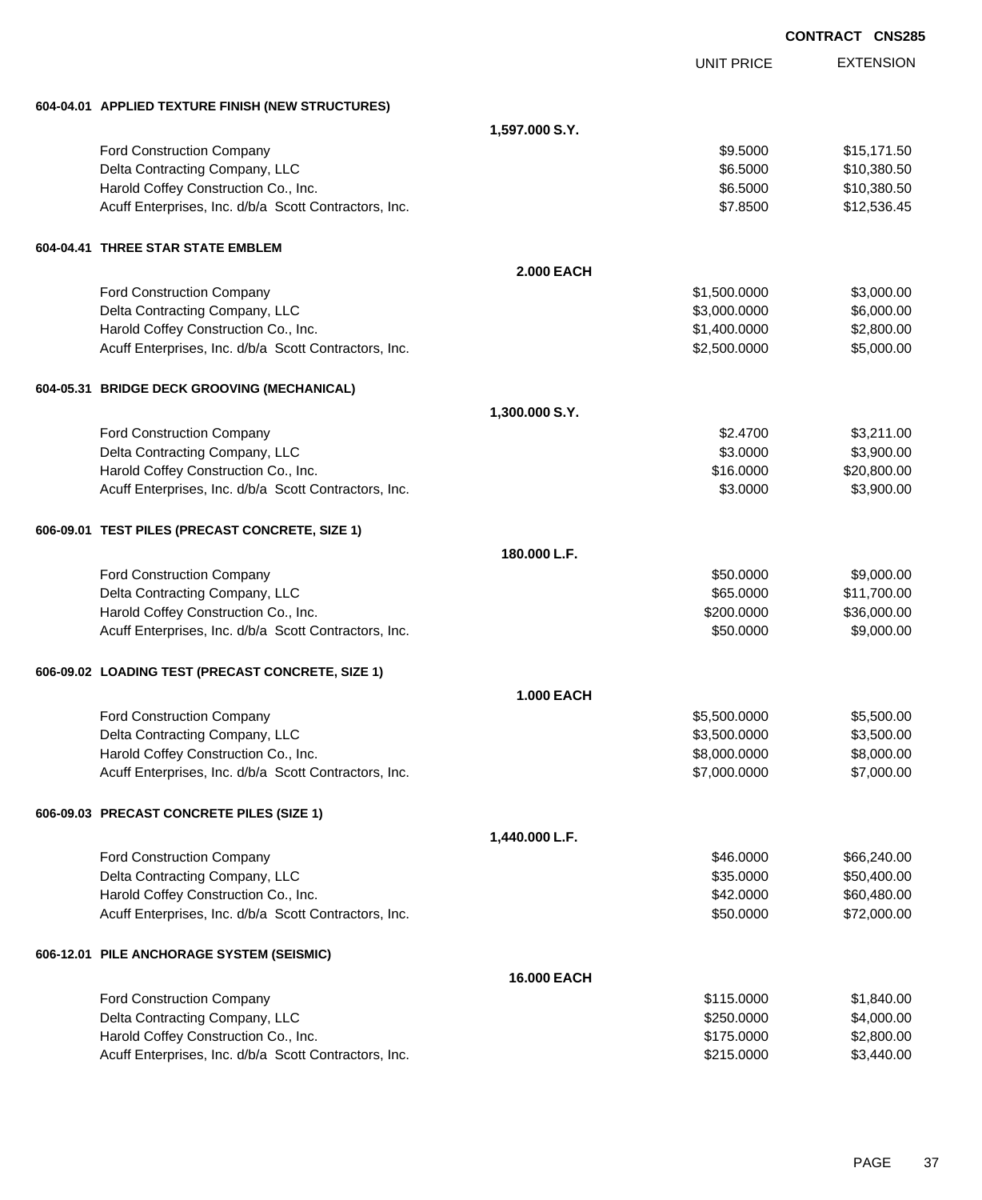CONTRACT CNS285

| | | UNIT PRICE | EXTENSION |
|---|---|---|---|
| **604-04.01 APPLIED TEXTURE FINISH (NEW STRUCTURES)** | | | |
| | **1,597.000 S.Y.** | | |
| Ford Construction Company | | $9.5000 | $15,171.50 |
| Delta Contracting Company, LLC | | $6.5000 | $10,380.50 |
| Harold Coffey Construction Co., Inc. | | $6.5000 | $10,380.50 |
| Acuff Enterprises, Inc. d/b/a Scott Contractors, Inc. | | $7.8500 | $12,536.45 |
| **604-04.41 THREE STAR STATE EMBLEM** | | | |
| | **2.000 EACH** | | |
| Ford Construction Company | | $1,500.0000 | $3,000.00 |
| Delta Contracting Company, LLC | | $3,000.0000 | $6,000.00 |
| Harold Coffey Construction Co., Inc. | | $1,400.0000 | $2,800.00 |
| Acuff Enterprises, Inc. d/b/a Scott Contractors, Inc. | | $2,500.0000 | $5,000.00 |
| **604-05.31 BRIDGE DECK GROOVING (MECHANICAL)** | | | |
| | **1,300.000 S.Y.** | | |
| Ford Construction Company | | $2.4700 | $3,211.00 |
| Delta Contracting Company, LLC | | $3.0000 | $3,900.00 |
| Harold Coffey Construction Co., Inc. | | $16.0000 | $20,800.00 |
| Acuff Enterprises, Inc. d/b/a Scott Contractors, Inc. | | $3.0000 | $3,900.00 |
| **606-09.01 TEST PILES (PRECAST CONCRETE, SIZE 1)** | | | |
| | **180.000 L.F.** | | |
| Ford Construction Company | | $50.0000 | $9,000.00 |
| Delta Contracting Company, LLC | | $65.0000 | $11,700.00 |
| Harold Coffey Construction Co., Inc. | | $200.0000 | $36,000.00 |
| Acuff Enterprises, Inc. d/b/a Scott Contractors, Inc. | | $50.0000 | $9,000.00 |
| **606-09.02 LOADING TEST (PRECAST CONCRETE, SIZE 1)** | | | |
| | **1.000 EACH** | | |
| Ford Construction Company | | $5,500.0000 | $5,500.00 |
| Delta Contracting Company, LLC | | $3,500.0000 | $3,500.00 |
| Harold Coffey Construction Co., Inc. | | $8,000.0000 | $8,000.00 |
| Acuff Enterprises, Inc. d/b/a Scott Contractors, Inc. | | $7,000.0000 | $7,000.00 |
| **606-09.03 PRECAST CONCRETE PILES (SIZE 1)** | | | |
| | **1,440.000 L.F.** | | |
| Ford Construction Company | | $46.0000 | $66,240.00 |
| Delta Contracting Company, LLC | | $35.0000 | $50,400.00 |
| Harold Coffey Construction Co., Inc. | | $42.0000 | $60,480.00 |
| Acuff Enterprises, Inc. d/b/a Scott Contractors, Inc. | | $50.0000 | $72,000.00 |
| **606-12.01 PILE ANCHORAGE SYSTEM (SEISMIC)** | | | |
| | **16.000 EACH** | | |
| Ford Construction Company | | $115.0000 | $1,840.00 |
| Delta Contracting Company, LLC | | $250.0000 | $4,000.00 |
| Harold Coffey Construction Co., Inc. | | $175.0000 | $2,800.00 |
| Acuff Enterprises, Inc. d/b/a Scott Contractors, Inc. | | $215.0000 | $3,440.00 |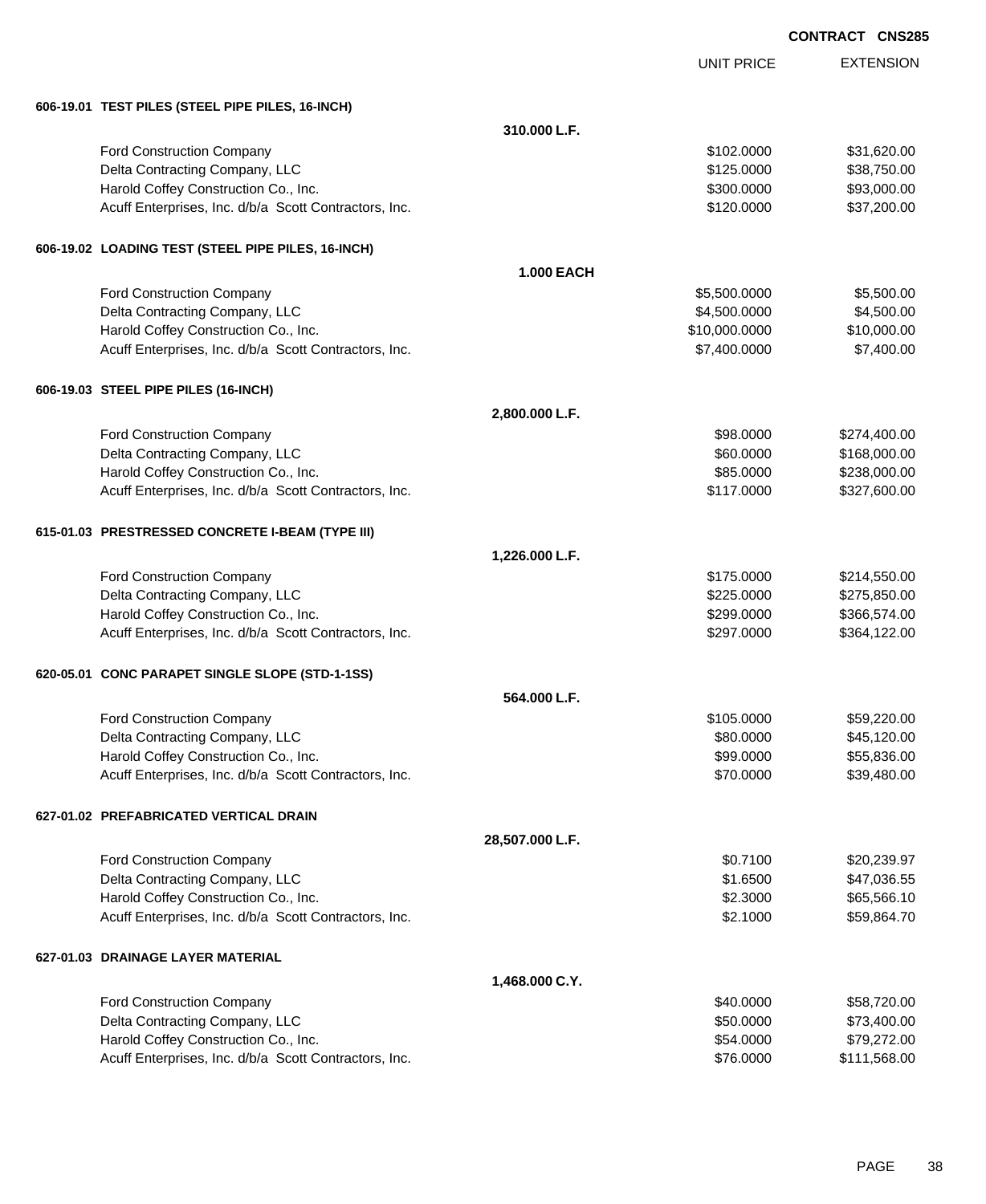CONTRACT CNS285

| | UNIT PRICE | EXTENSION |
|---|---|---|
| **606-19.01 TEST PILES (STEEL PIPE PILES, 16-INCH)** | | |
| **310.000 L.F.** | | |
| Ford Construction Company | $102.0000 | $31,620.00 |
| Delta Contracting Company, LLC | $125.0000 | $38,750.00 |
| Harold Coffey Construction Co., Inc. | $300.0000 | $93,000.00 |
| Acuff Enterprises, Inc. d/b/a Scott Contractors, Inc. | $120.0000 | $37,200.00 |
| **606-19.02 LOADING TEST (STEEL PIPE PILES, 16-INCH)** | | |
| **1.000 EACH** | | |
| Ford Construction Company | $5,500.0000 | $5,500.00 |
| Delta Contracting Company, LLC | $4,500.0000 | $4,500.00 |
| Harold Coffey Construction Co., Inc. | $10,000.0000 | $10,000.00 |
| Acuff Enterprises, Inc. d/b/a Scott Contractors, Inc. | $7,400.0000 | $7,400.00 |
| **606-19.03 STEEL PIPE PILES (16-INCH)** | | |
| **2,800.000 L.F.** | | |
| Ford Construction Company | $98.0000 | $274,400.00 |
| Delta Contracting Company, LLC | $60.0000 | $168,000.00 |
| Harold Coffey Construction Co., Inc. | $85.0000 | $238,000.00 |
| Acuff Enterprises, Inc. d/b/a Scott Contractors, Inc. | $117.0000 | $327,600.00 |
| **615-01.03 PRESTRESSED CONCRETE I-BEAM (TYPE III)** | | |
| **1,226.000 L.F.** | | |
| Ford Construction Company | $175.0000 | $214,550.00 |
| Delta Contracting Company, LLC | $225.0000 | $275,850.00 |
| Harold Coffey Construction Co., Inc. | $299.0000 | $366,574.00 |
| Acuff Enterprises, Inc. d/b/a Scott Contractors, Inc. | $297.0000 | $364,122.00 |
| **620-05.01 CONC PARAPET SINGLE SLOPE (STD-1-1SS)** | | |
| **564.000 L.F.** | | |
| Ford Construction Company | $105.0000 | $59,220.00 |
| Delta Contracting Company, LLC | $80.0000 | $45,120.00 |
| Harold Coffey Construction Co., Inc. | $99.0000 | $55,836.00 |
| Acuff Enterprises, Inc. d/b/a Scott Contractors, Inc. | $70.0000 | $39,480.00 |
| **627-01.02 PREFABRICATED VERTICAL DRAIN** | | |
| **28,507.000 L.F.** | | |
| Ford Construction Company | $0.7100 | $20,239.97 |
| Delta Contracting Company, LLC | $1.6500 | $47,036.55 |
| Harold Coffey Construction Co., Inc. | $2.3000 | $65,566.10 |
| Acuff Enterprises, Inc. d/b/a Scott Contractors, Inc. | $2.1000 | $59,864.70 |
| **627-01.03 DRAINAGE LAYER MATERIAL** | | |
| **1,468.000 C.Y.** | | |
| Ford Construction Company | $40.0000 | $58,720.00 |
| Delta Contracting Company, LLC | $50.0000 | $73,400.00 |
| Harold Coffey Construction Co., Inc. | $54.0000 | $79,272.00 |
| Acuff Enterprises, Inc. d/b/a Scott Contractors, Inc. | $76.0000 | $111,568.00 |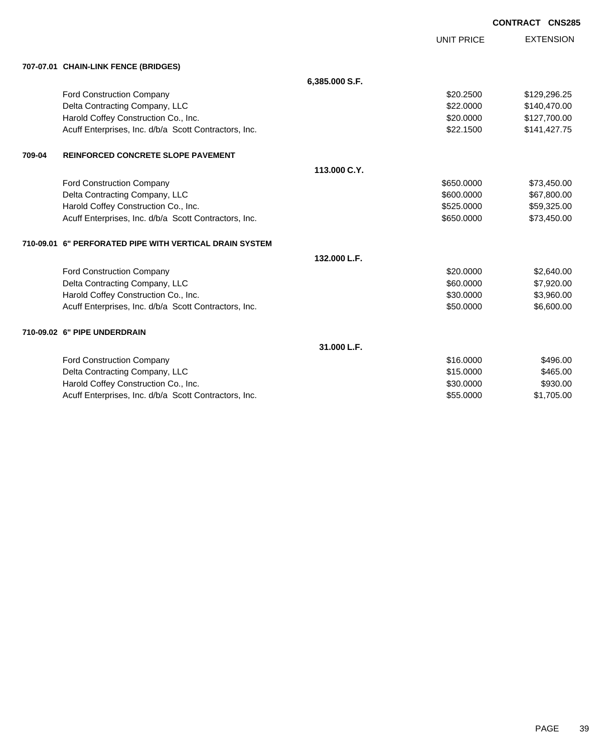**CONTRACT CNS285**

| | | UNIT PRICE | EXTENSION |
|---|---|---|---|
| **707-07.01 CHAIN-LINK FENCE (BRIDGES)** | | | |
| | **6,385.000 S.F.** | | |
| Ford Construction Company | | $20.2500 | $129,296.25 |
| Delta Contracting Company, LLC | | $22.0000 | $140,470.00 |
| Harold Coffey Construction Co., Inc. | | $20.0000 | $127,700.00 |
| Acuff Enterprises, Inc. d/b/a Scott Contractors, Inc. | | $22.1500 | $141,427.75 |
| **709-04 REINFORCED CONCRETE SLOPE PAVEMENT** | | | |
| | **113.000 C.Y.** | | |
| Ford Construction Company | | $650.0000 | $73,450.00 |
| Delta Contracting Company, LLC | | $600.0000 | $67,800.00 |
| Harold Coffey Construction Co., Inc. | | $525.0000 | $59,325.00 |
| Acuff Enterprises, Inc. d/b/a Scott Contractors, Inc. | | $650.0000 | $73,450.00 |
| **710-09.01 6" PERFORATED PIPE WITH VERTICAL DRAIN SYSTEM** | | | |
| | **132.000 L.F.** | | |
| Ford Construction Company | | $20.0000 | $2,640.00 |
| Delta Contracting Company, LLC | | $60.0000 | $7,920.00 |
| Harold Coffey Construction Co., Inc. | | $30.0000 | $3,960.00 |
| Acuff Enterprises, Inc. d/b/a Scott Contractors, Inc. | | $50.0000 | $6,600.00 |
| **710-09.02 6" PIPE UNDERDRAIN** | | | |
| | **31.000 L.F.** | | |
| Ford Construction Company | | $16.0000 | $496.00 |
| Delta Contracting Company, LLC | | $15.0000 | $465.00 |
| Harold Coffey Construction Co., Inc. | | $30.0000 | $930.00 |
| Acuff Enterprises, Inc. d/b/a Scott Contractors, Inc. | | $55.0000 | $1,705.00 |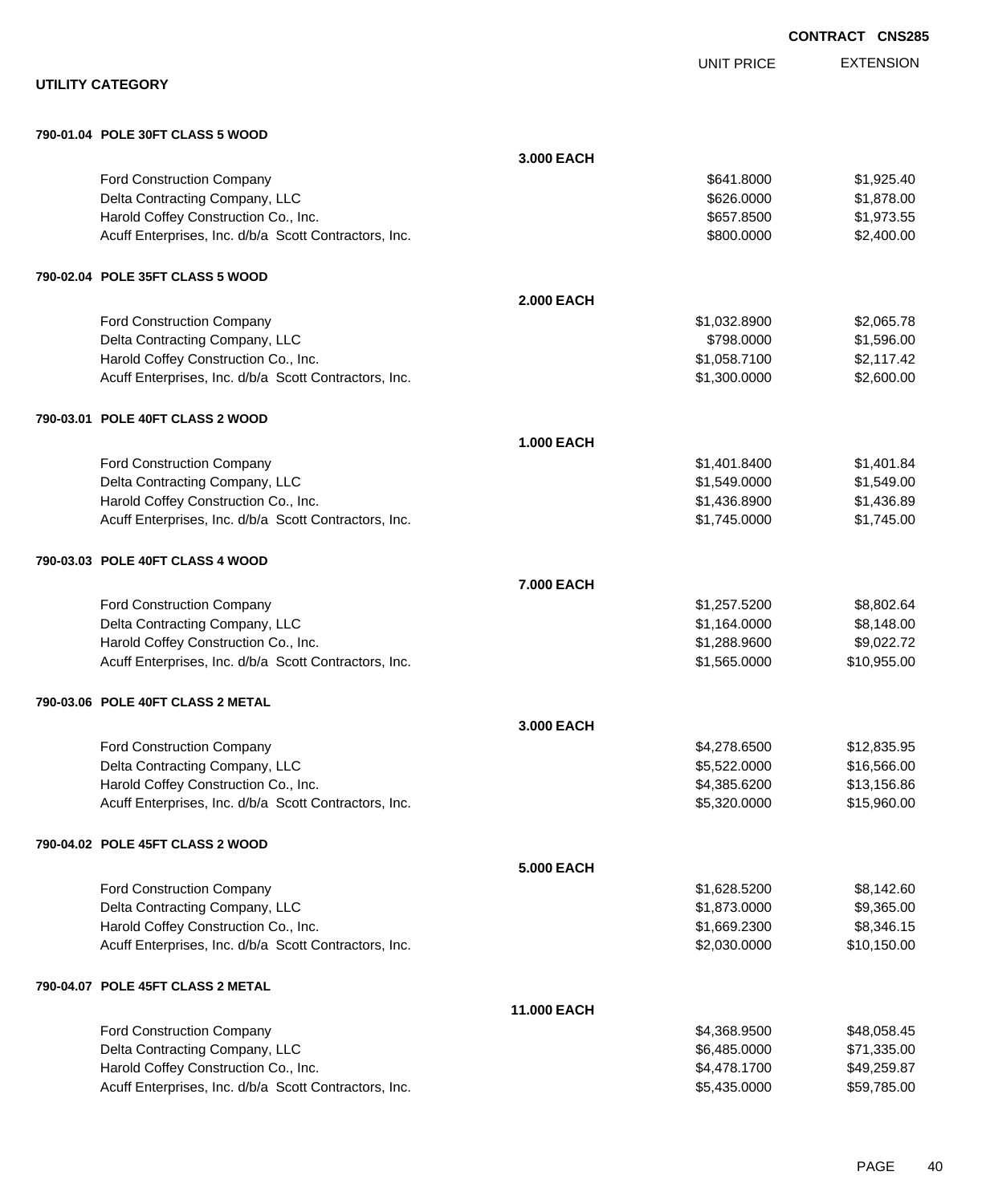**CONTRACT CNS285**

## UTILITY CATEGORY

| | | UNIT PRICE | EXTENSION |
|---|---|---|---|
| **790-01.04 POLE 30FT CLASS 5 WOOD** | | | |
| | **3.000 EACH** | | |
| Ford Construction Company | | $641.8000 | $1,925.40 |
| Delta Contracting Company, LLC | | $626.0000 | $1,878.00 |
| Harold Coffey Construction Co., Inc. | | $657.8500 | $1,973.55 |
| Acuff Enterprises, Inc. d/b/a Scott Contractors, Inc. | | $800.0000 | $2,400.00 |
| **790-02.04 POLE 35FT CLASS 5 WOOD** | | | |
| | **2.000 EACH** | | |
| Ford Construction Company | | $1,032.8900 | $2,065.78 |
| Delta Contracting Company, LLC | | $798.0000 | $1,596.00 |
| Harold Coffey Construction Co., Inc. | | $1,058.7100 | $2,117.42 |
| Acuff Enterprises, Inc. d/b/a Scott Contractors, Inc. | | $1,300.0000 | $2,600.00 |
| **790-03.01 POLE 40FT CLASS 2 WOOD** | | | |
| | **1.000 EACH** | | |
| Ford Construction Company | | $1,401.8400 | $1,401.84 |
| Delta Contracting Company, LLC | | $1,549.0000 | $1,549.00 |
| Harold Coffey Construction Co., Inc. | | $1,436.8900 | $1,436.89 |
| Acuff Enterprises, Inc. d/b/a Scott Contractors, Inc. | | $1,745.0000 | $1,745.00 |
| **790-03.03 POLE 40FT CLASS 4 WOOD** | | | |
| | **7.000 EACH** | | |
| Ford Construction Company | | $1,257.5200 | $8,802.64 |
| Delta Contracting Company, LLC | | $1,164.0000 | $8,148.00 |
| Harold Coffey Construction Co., Inc. | | $1,288.9600 | $9,022.72 |
| Acuff Enterprises, Inc. d/b/a Scott Contractors, Inc. | | $1,565.0000 | $10,955.00 |
| **790-03.06 POLE 40FT CLASS 2 METAL** | | | |
| | **3.000 EACH** | | |
| Ford Construction Company | | $4,278.6500 | $12,835.95 |
| Delta Contracting Company, LLC | | $5,522.0000 | $16,566.00 |
| Harold Coffey Construction Co., Inc. | | $4,385.6200 | $13,156.86 |
| Acuff Enterprises, Inc. d/b/a Scott Contractors, Inc. | | $5,320.0000 | $15,960.00 |
| **790-04.02 POLE 45FT CLASS 2 WOOD** | | | |
| | **5.000 EACH** | | |
| Ford Construction Company | | $1,628.5200 | $8,142.60 |
| Delta Contracting Company, LLC | | $1,873.0000 | $9,365.00 |
| Harold Coffey Construction Co., Inc. | | $1,669.2300 | $8,346.15 |
| Acuff Enterprises, Inc. d/b/a Scott Contractors, Inc. | | $2,030.0000 | $10,150.00 |
| **790-04.07 POLE 45FT CLASS 2 METAL** | | | |
| | **11.000 EACH** | | |
| Ford Construction Company | | $4,368.9500 | $48,058.45 |
| Delta Contracting Company, LLC | | $6,485.0000 | $71,335.00 |
| Harold Coffey Construction Co., Inc. | | $4,478.1700 | $49,259.87 |
| Acuff Enterprises, Inc. d/b/a Scott Contractors, Inc. | | $5,435.0000 | $59,785.00 |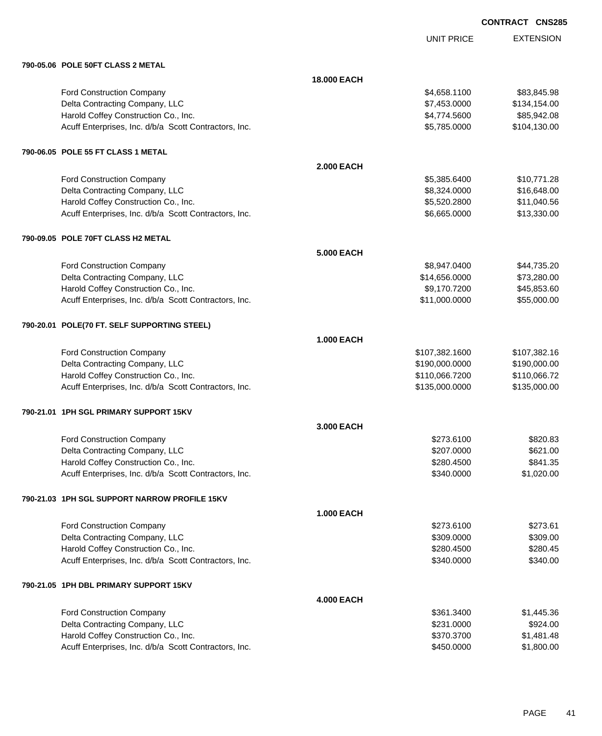CONTRACT CNS285

| | | UNIT PRICE | EXTENSION |
|---|---|---|---|
| **790-05.06 POLE 50FT CLASS 2 METAL** | | | |
| | **18.000 EACH** | | |
| Ford Construction Company | | $4,658.1100 | $83,845.98 |
| Delta Contracting Company, LLC | | $7,453.0000 | $134,154.00 |
| Harold Coffey Construction Co., Inc. | | $4,774.5600 | $85,942.08 |
| Acuff Enterprises, Inc. d/b/a Scott Contractors, Inc. | | $5,785.0000 | $104,130.00 |
| **790-06.05 POLE 55 FT CLASS 1 METAL** | | | |
| | **2.000 EACH** | | |
| Ford Construction Company | | $5,385.6400 | $10,771.28 |
| Delta Contracting Company, LLC | | $8,324.0000 | $16,648.00 |
| Harold Coffey Construction Co., Inc. | | $5,520.2800 | $11,040.56 |
| Acuff Enterprises, Inc. d/b/a Scott Contractors, Inc. | | $6,665.0000 | $13,330.00 |
| **790-09.05 POLE 70FT CLASS H2 METAL** | | | |
| | **5.000 EACH** | | |
| Ford Construction Company | | $8,947.0400 | $44,735.20 |
| Delta Contracting Company, LLC | | $14,656.0000 | $73,280.00 |
| Harold Coffey Construction Co., Inc. | | $9,170.7200 | $45,853.60 |
| Acuff Enterprises, Inc. d/b/a Scott Contractors, Inc. | | $11,000.0000 | $55,000.00 |
| **790-20.01 POLE(70 FT. SELF SUPPORTING STEEL)** | | | |
| | **1.000 EACH** | | |
| Ford Construction Company | | $107,382.1600 | $107,382.16 |
| Delta Contracting Company, LLC | | $190,000.0000 | $190,000.00 |
| Harold Coffey Construction Co., Inc. | | $110,066.7200 | $110,066.72 |
| Acuff Enterprises, Inc. d/b/a Scott Contractors, Inc. | | $135,000.0000 | $135,000.00 |
| **790-21.01 1PH SGL PRIMARY SUPPORT 15KV** | | | |
| | **3.000 EACH** | | |
| Ford Construction Company | | $273.6100 | $820.83 |
| Delta Contracting Company, LLC | | $207.0000 | $621.00 |
| Harold Coffey Construction Co., Inc. | | $280.4500 | $841.35 |
| Acuff Enterprises, Inc. d/b/a Scott Contractors, Inc. | | $340.0000 | $1,020.00 |
| **790-21.03 1PH SGL SUPPORT NARROW PROFILE 15KV** | | | |
| | **1.000 EACH** | | |
| Ford Construction Company | | $273.6100 | $273.61 |
| Delta Contracting Company, LLC | | $309.0000 | $309.00 |
| Harold Coffey Construction Co., Inc. | | $280.4500 | $280.45 |
| Acuff Enterprises, Inc. d/b/a Scott Contractors, Inc. | | $340.0000 | $340.00 |
| **790-21.05 1PH DBL PRIMARY SUPPORT 15KV** | | | |
| | **4.000 EACH** | | |
| Ford Construction Company | | $361.3400 | $1,445.36 |
| Delta Contracting Company, LLC | | $231.0000 | $924.00 |
| Harold Coffey Construction Co., Inc. | | $370.3700 | $1,481.48 |
| Acuff Enterprises, Inc. d/b/a Scott Contractors, Inc. | | $450.0000 | $1,800.00 |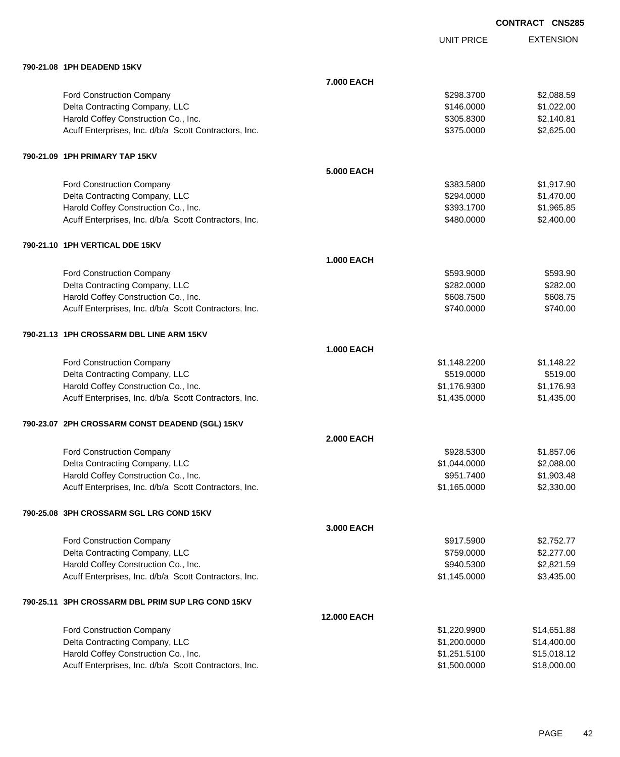**CONTRACT CNS285**

| | | UNIT PRICE | EXTENSION |
|---|---|---|---|
| **790-21.08 1PH DEADEND 15KV** | | | |
| | **7.000 EACH** | | |
| Ford Construction Company | | $298.3700 | $2,088.59 |
| Delta Contracting Company, LLC | | $146.0000 | $1,022.00 |
| Harold Coffey Construction Co., Inc. | | $305.8300 | $2,140.81 |
| Acuff Enterprises, Inc. d/b/a Scott Contractors, Inc. | | $375.0000 | $2,625.00 |
| **790-21.09 1PH PRIMARY TAP 15KV** | | | |
| | **5.000 EACH** | | |
| Ford Construction Company | | $383.5800 | $1,917.90 |
| Delta Contracting Company, LLC | | $294.0000 | $1,470.00 |
| Harold Coffey Construction Co., Inc. | | $393.1700 | $1,965.85 |
| Acuff Enterprises, Inc. d/b/a Scott Contractors, Inc. | | $480.0000 | $2,400.00 |
| **790-21.10 1PH VERTICAL DDE 15KV** | | | |
| | **1.000 EACH** | | |
| Ford Construction Company | | $593.9000 | $593.90 |
| Delta Contracting Company, LLC | | $282.0000 | $282.00 |
| Harold Coffey Construction Co., Inc. | | $608.7500 | $608.75 |
| Acuff Enterprises, Inc. d/b/a Scott Contractors, Inc. | | $740.0000 | $740.00 |
| **790-21.13 1PH CROSSARM DBL LINE ARM 15KV** | | | |
| | **1.000 EACH** | | |
| Ford Construction Company | | $1,148.2200 | $1,148.22 |
| Delta Contracting Company, LLC | | $519.0000 | $519.00 |
| Harold Coffey Construction Co., Inc. | | $1,176.9300 | $1,176.93 |
| Acuff Enterprises, Inc. d/b/a Scott Contractors, Inc. | | $1,435.0000 | $1,435.00 |
| **790-23.07 2PH CROSSARM CONST DEADEND (SGL) 15KV** | | | |
| | **2.000 EACH** | | |
| Ford Construction Company | | $928.5300 | $1,857.06 |
| Delta Contracting Company, LLC | | $1,044.0000 | $2,088.00 |
| Harold Coffey Construction Co., Inc. | | $951.7400 | $1,903.48 |
| Acuff Enterprises, Inc. d/b/a Scott Contractors, Inc. | | $1,165.0000 | $2,330.00 |
| **790-25.08 3PH CROSSARM SGL LRG COND 15KV** | | | |
| | **3.000 EACH** | | |
| Ford Construction Company | | $917.5900 | $2,752.77 |
| Delta Contracting Company, LLC | | $759.0000 | $2,277.00 |
| Harold Coffey Construction Co., Inc. | | $940.5300 | $2,821.59 |
| Acuff Enterprises, Inc. d/b/a Scott Contractors, Inc. | | $1,145.0000 | $3,435.00 |
| **790-25.11 3PH CROSSARM DBL PRIM SUP LRG COND 15KV** | | | |
| | **12.000 EACH** | | |
| Ford Construction Company | | $1,220.9900 | $14,651.88 |
| Delta Contracting Company, LLC | | $1,200.0000 | $14,400.00 |
| Harold Coffey Construction Co., Inc. | | $1,251.5100 | $15,018.12 |
| Acuff Enterprises, Inc. d/b/a Scott Contractors, Inc. | | $1,500.0000 | $18,000.00 |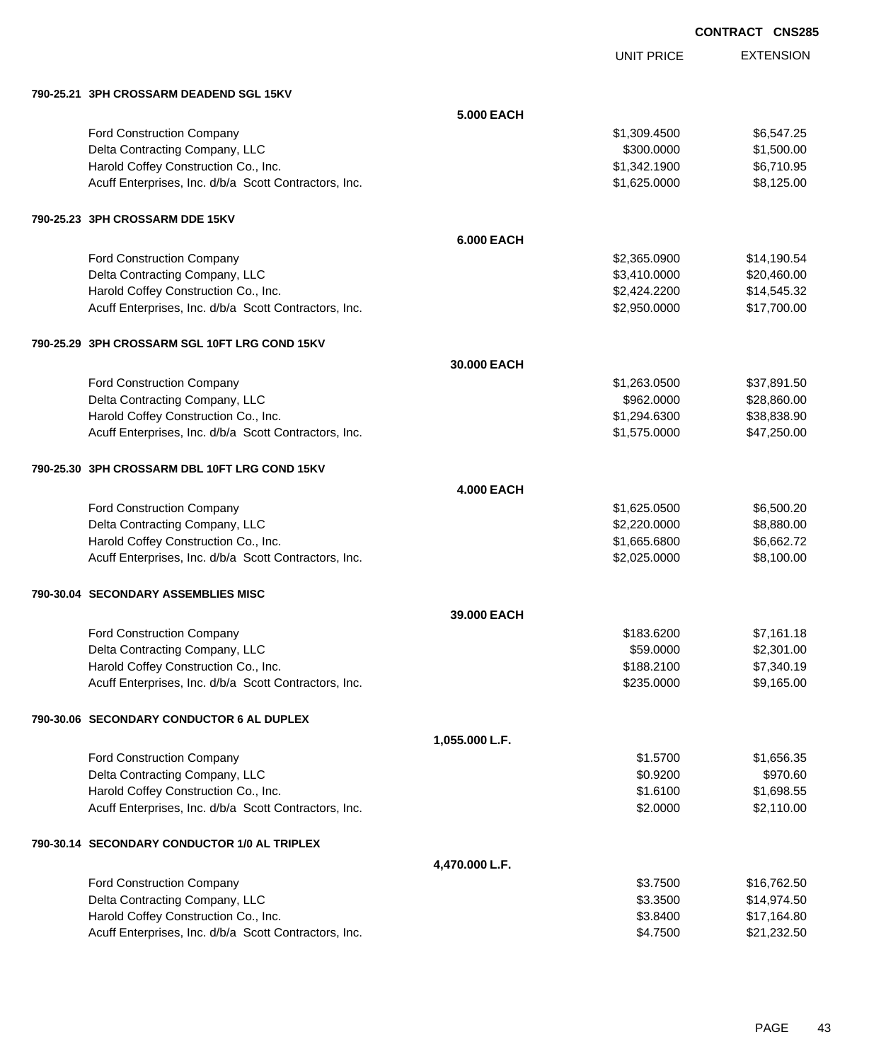**CONTRACT CNS285**

| | | UNIT PRICE | EXTENSION |
|---|---|---|---|
| **790-25.21 3PH CROSSARM DEADEND SGL 15KV** | | | |
| | **5.000 EACH** | | |
| Ford Construction Company | | $1,309.4500 | $6,547.25 |
| Delta Contracting Company, LLC | | $300.0000 | $1,500.00 |
| Harold Coffey Construction Co., Inc. | | $1,342.1900 | $6,710.95 |
| Acuff Enterprises, Inc. d/b/a Scott Contractors, Inc. | | $1,625.0000 | $8,125.00 |
| **790-25.23 3PH CROSSARM DDE 15KV** | | | |
| | **6.000 EACH** | | |
| Ford Construction Company | | $2,365.0900 | $14,190.54 |
| Delta Contracting Company, LLC | | $3,410.0000 | $20,460.00 |
| Harold Coffey Construction Co., Inc. | | $2,424.2200 | $14,545.32 |
| Acuff Enterprises, Inc. d/b/a Scott Contractors, Inc. | | $2,950.0000 | $17,700.00 |
| **790-25.29 3PH CROSSARM SGL 10FT LRG COND 15KV** | | | |
| | **30.000 EACH** | | |
| Ford Construction Company | | $1,263.0500 | $37,891.50 |
| Delta Contracting Company, LLC | | $962.0000 | $28,860.00 |
| Harold Coffey Construction Co., Inc. | | $1,294.6300 | $38,838.90 |
| Acuff Enterprises, Inc. d/b/a Scott Contractors, Inc. | | $1,575.0000 | $47,250.00 |
| **790-25.30 3PH CROSSARM DBL 10FT LRG COND 15KV** | | | |
| | **4.000 EACH** | | |
| Ford Construction Company | | $1,625.0500 | $6,500.20 |
| Delta Contracting Company, LLC | | $2,220.0000 | $8,880.00 |
| Harold Coffey Construction Co., Inc. | | $1,665.6800 | $6,662.72 |
| Acuff Enterprises, Inc. d/b/a Scott Contractors, Inc. | | $2,025.0000 | $8,100.00 |
| **790-30.04 SECONDARY ASSEMBLIES MISC** | | | |
| | **39.000 EACH** | | |
| Ford Construction Company | | $183.6200 | $7,161.18 |
| Delta Contracting Company, LLC | | $59.0000 | $2,301.00 |
| Harold Coffey Construction Co., Inc. | | $188.2100 | $7,340.19 |
| Acuff Enterprises, Inc. d/b/a Scott Contractors, Inc. | | $235.0000 | $9,165.00 |
| **790-30.06 SECONDARY CONDUCTOR 6 AL DUPLEX** | | | |
| | **1,055.000 L.F.** | | |
| Ford Construction Company | | $1.5700 | $1,656.35 |
| Delta Contracting Company, LLC | | $0.9200 | $970.60 |
| Harold Coffey Construction Co., Inc. | | $1.6100 | $1,698.55 |
| Acuff Enterprises, Inc. d/b/a Scott Contractors, Inc. | | $2.0000 | $2,110.00 |
| **790-30.14 SECONDARY CONDUCTOR 1/0 AL TRIPLEX** | | | |
| | **4,470.000 L.F.** | | |
| Ford Construction Company | | $3.7500 | $16,762.50 |
| Delta Contracting Company, LLC | | $3.3500 | $14,974.50 |
| Harold Coffey Construction Co., Inc. | | $3.8400 | $17,164.80 |
| Acuff Enterprises, Inc. d/b/a Scott Contractors, Inc. | | $4.7500 | $21,232.50 |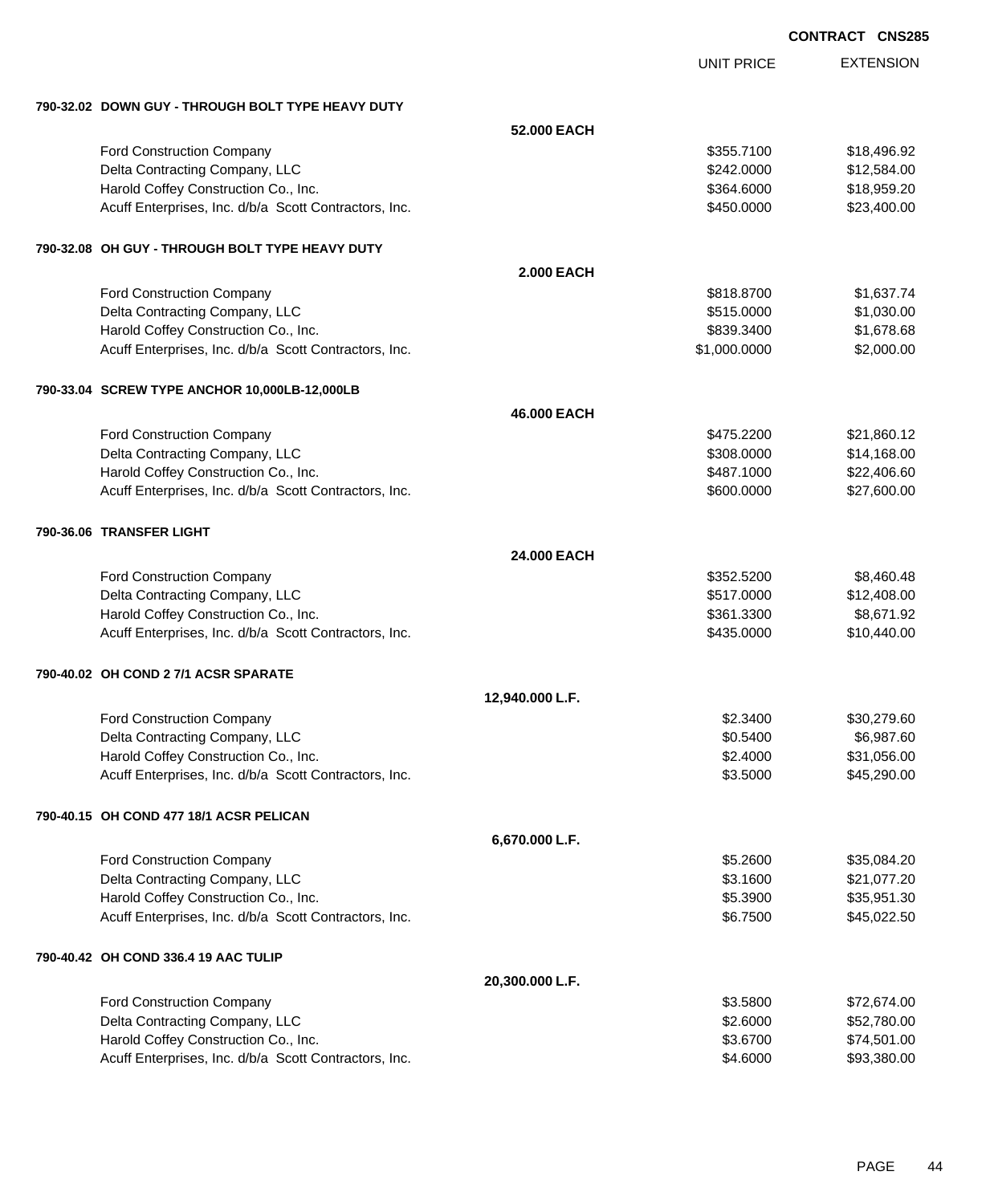**CONTRACT CNS285**

| | | UNIT PRICE | EXTENSION |
|---|---|---|---|
| **790-32.02 DOWN GUY - THROUGH BOLT TYPE HEAVY DUTY** | | | |
| | **52.000 EACH** | | |
| Ford Construction Company | | $355.7100 | $18,496.92 |
| Delta Contracting Company, LLC | | $242.0000 | $12,584.00 |
| Harold Coffey Construction Co., Inc. | | $364.6000 | $18,959.20 |
| Acuff Enterprises, Inc. d/b/a Scott Contractors, Inc. | | $450.0000 | $23,400.00 |
| **790-32.08 OH GUY - THROUGH BOLT TYPE HEAVY DUTY** | | | |
| | **2.000 EACH** | | |
| Ford Construction Company | | $818.8700 | $1,637.74 |
| Delta Contracting Company, LLC | | $515.0000 | $1,030.00 |
| Harold Coffey Construction Co., Inc. | | $839.3400 | $1,678.68 |
| Acuff Enterprises, Inc. d/b/a Scott Contractors, Inc. | | $1,000.0000 | $2,000.00 |
| **790-33.04 SCREW TYPE ANCHOR 10,000LB-12,000LB** | | | |
| | **46.000 EACH** | | |
| Ford Construction Company | | $475.2200 | $21,860.12 |
| Delta Contracting Company, LLC | | $308.0000 | $14,168.00 |
| Harold Coffey Construction Co., Inc. | | $487.1000 | $22,406.60 |
| Acuff Enterprises, Inc. d/b/a Scott Contractors, Inc. | | $600.0000 | $27,600.00 |
| **790-36.06 TRANSFER LIGHT** | | | |
| | **24.000 EACH** | | |
| Ford Construction Company | | $352.5200 | $8,460.48 |
| Delta Contracting Company, LLC | | $517.0000 | $12,408.00 |
| Harold Coffey Construction Co., Inc. | | $361.3300 | $8,671.92 |
| Acuff Enterprises, Inc. d/b/a Scott Contractors, Inc. | | $435.0000 | $10,440.00 |
| **790-40.02 OH COND 2 7/1 ACSR SPARATE** | | | |
| | **12,940.000 L.F.** | | |
| Ford Construction Company | | $2.3400 | $30,279.60 |
| Delta Contracting Company, LLC | | $0.5400 | $6,987.60 |
| Harold Coffey Construction Co., Inc. | | $2.4000 | $31,056.00 |
| Acuff Enterprises, Inc. d/b/a Scott Contractors, Inc. | | $3.5000 | $45,290.00 |
| **790-40.15 OH COND 477 18/1 ACSR PELICAN** | | | |
| | **6,670.000 L.F.** | | |
| Ford Construction Company | | $5.2600 | $35,084.20 |
| Delta Contracting Company, LLC | | $3.1600 | $21,077.20 |
| Harold Coffey Construction Co., Inc. | | $5.3900 | $35,951.30 |
| Acuff Enterprises, Inc. d/b/a Scott Contractors, Inc. | | $6.7500 | $45,022.50 |
| **790-40.42 OH COND 336.4 19 AAC TULIP** | | | |
| | **20,300.000 L.F.** | | |
| Ford Construction Company | | $3.5800 | $72,674.00 |
| Delta Contracting Company, LLC | | $2.6000 | $52,780.00 |
| Harold Coffey Construction Co., Inc. | | $3.6700 | $74,501.00 |
| Acuff Enterprises, Inc. d/b/a Scott Contractors, Inc. | | $4.6000 | $93,380.00 |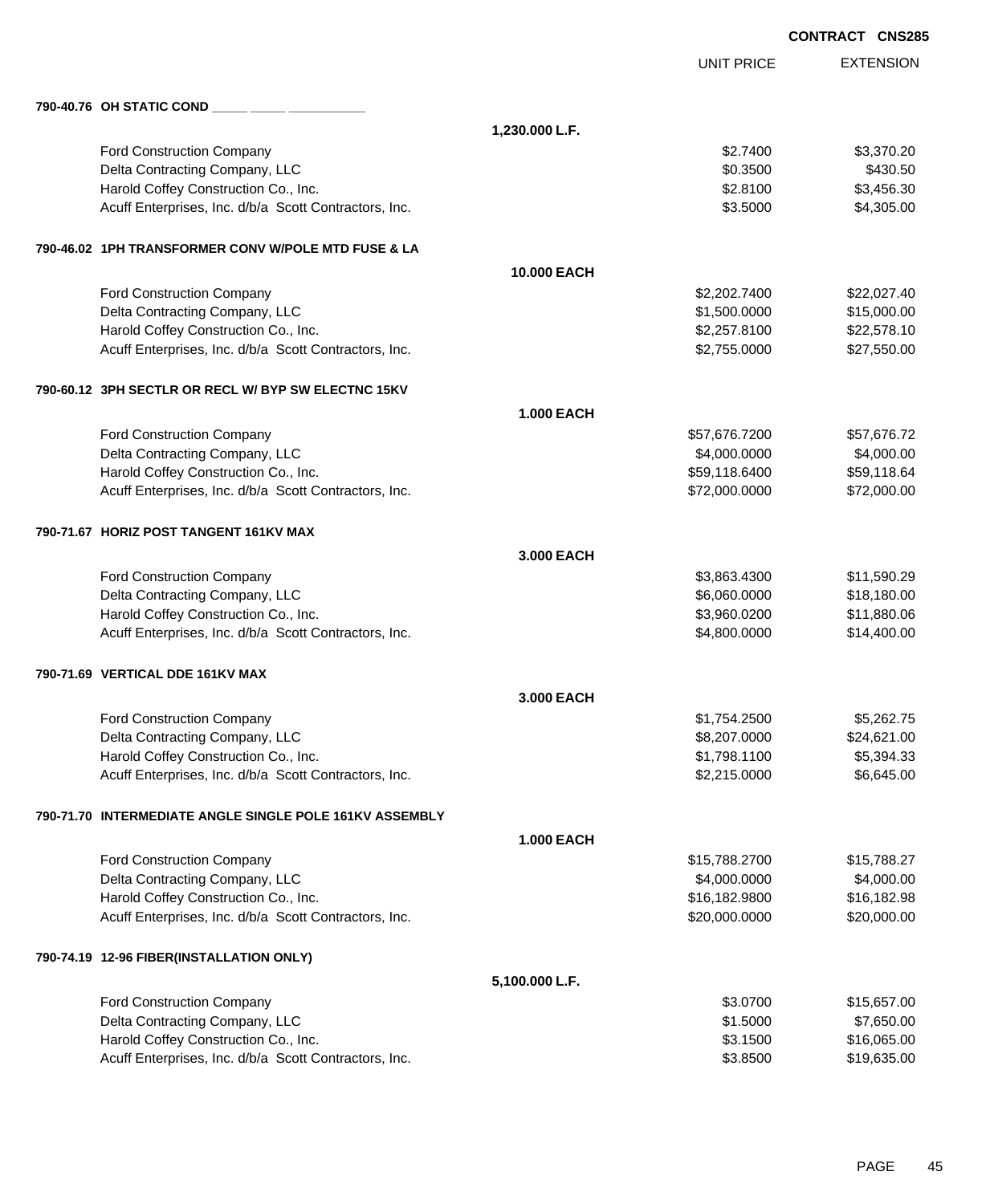**CONTRACT CNS285**

| | | UNIT PRICE | EXTENSION |
|---|---|---|---|
| **790-40.76 OH STATIC COND _____ _____ __________** | | | |
| | **1,230.000 L.F.** | | |
| Ford Construction Company | | $2.7400 | $3,370.20 |
| Delta Contracting Company, LLC | | $0.3500 | $430.50 |
| Harold Coffey Construction Co., Inc. | | $2.8100 | $3,456.30 |
| Acuff Enterprises, Inc. d/b/a Scott Contractors, Inc. | | $3.5000 | $4,305.00 |
| **790-46.02 1PH TRANSFORMER CONV W/POLE MTD FUSE & LA** | | | |
| | **10.000 EACH** | | |
| Ford Construction Company | | $2,202.7400 | $22,027.40 |
| Delta Contracting Company, LLC | | $1,500.0000 | $15,000.00 |
| Harold Coffey Construction Co., Inc. | | $2,257.8100 | $22,578.10 |
| Acuff Enterprises, Inc. d/b/a Scott Contractors, Inc. | | $2,755.0000 | $27,550.00 |
| **790-60.12 3PH SECTLR OR RECL W/ BYP SW ELECTNC 15KV** | | | |
| | **1.000 EACH** | | |
| Ford Construction Company | | $57,676.7200 | $57,676.72 |
| Delta Contracting Company, LLC | | $4,000.0000 | $4,000.00 |
| Harold Coffey Construction Co., Inc. | | $59,118.6400 | $59,118.64 |
| Acuff Enterprises, Inc. d/b/a Scott Contractors, Inc. | | $72,000.0000 | $72,000.00 |
| **790-71.67 HORIZ POST TANGENT 161KV MAX** | | | |
| | **3.000 EACH** | | |
| Ford Construction Company | | $3,863.4300 | $11,590.29 |
| Delta Contracting Company, LLC | | $6,060.0000 | $18,180.00 |
| Harold Coffey Construction Co., Inc. | | $3,960.0200 | $11,880.06 |
| Acuff Enterprises, Inc. d/b/a Scott Contractors, Inc. | | $4,800.0000 | $14,400.00 |
| **790-71.69 VERTICAL DDE 161KV MAX** | | | |
| | **3.000 EACH** | | |
| Ford Construction Company | | $1,754.2500 | $5,262.75 |
| Delta Contracting Company, LLC | | $8,207.0000 | $24,621.00 |
| Harold Coffey Construction Co., Inc. | | $1,798.1100 | $5,394.33 |
| Acuff Enterprises, Inc. d/b/a Scott Contractors, Inc. | | $2,215.0000 | $6,645.00 |
| **790-71.70 INTERMEDIATE ANGLE SINGLE POLE 161KV ASSEMBLY** | | | |
| | **1.000 EACH** | | |
| Ford Construction Company | | $15,788.2700 | $15,788.27 |
| Delta Contracting Company, LLC | | $4,000.0000 | $4,000.00 |
| Harold Coffey Construction Co., Inc. | | $16,182.9800 | $16,182.98 |
| Acuff Enterprises, Inc. d/b/a Scott Contractors, Inc. | | $20,000.0000 | $20,000.00 |
| **790-74.19 12-96 FIBER(INSTALLATION ONLY)** | | | |
| | **5,100.000 L.F.** | | |
| Ford Construction Company | | $3.0700 | $15,657.00 |
| Delta Contracting Company, LLC | | $1.5000 | $7,650.00 |
| Harold Coffey Construction Co., Inc. | | $3.1500 | $16,065.00 |
| Acuff Enterprises, Inc. d/b/a Scott Contractors, Inc. | | $3.8500 | $19,635.00 |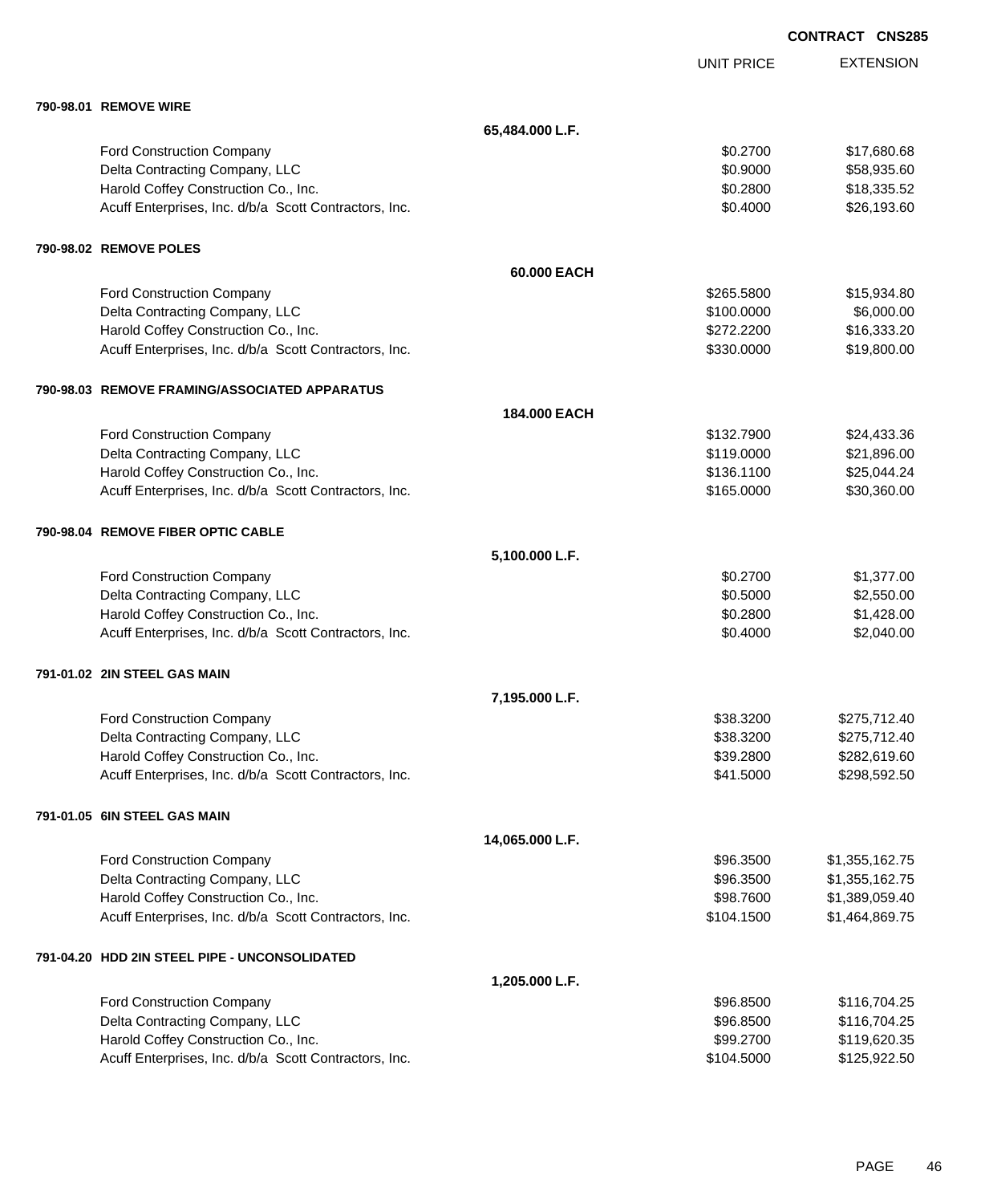**CONTRACT CNS285**

| | | UNIT PRICE | EXTENSION |
|---|---|---|---|
| **790-98.01 REMOVE WIRE** | | | |
| | **65,484.000 L.F.** | | |
| Ford Construction Company | | $0.2700 | $17,680.68 |
| Delta Contracting Company, LLC | | $0.9000 | $58,935.60 |
| Harold Coffey Construction Co., Inc. | | $0.2800 | $18,335.52 |
| Acuff Enterprises, Inc. d/b/a Scott Contractors, Inc. | | $0.4000 | $26,193.60 |
| **790-98.02 REMOVE POLES** | | | |
| | **60.000 EACH** | | |
| Ford Construction Company | | $265.5800 | $15,934.80 |
| Delta Contracting Company, LLC | | $100.0000 | $6,000.00 |
| Harold Coffey Construction Co., Inc. | | $272.2200 | $16,333.20 |
| Acuff Enterprises, Inc. d/b/a Scott Contractors, Inc. | | $330.0000 | $19,800.00 |
| **790-98.03 REMOVE FRAMING/ASSOCIATED APPARATUS** | | | |
| | **184.000 EACH** | | |
| Ford Construction Company | | $132.7900 | $24,433.36 |
| Delta Contracting Company, LLC | | $119.0000 | $21,896.00 |
| Harold Coffey Construction Co., Inc. | | $136.1100 | $25,044.24 |
| Acuff Enterprises, Inc. d/b/a Scott Contractors, Inc. | | $165.0000 | $30,360.00 |
| **790-98.04 REMOVE FIBER OPTIC CABLE** | | | |
| | **5,100.000 L.F.** | | |
| Ford Construction Company | | $0.2700 | $1,377.00 |
| Delta Contracting Company, LLC | | $0.5000 | $2,550.00 |
| Harold Coffey Construction Co., Inc. | | $0.2800 | $1,428.00 |
| Acuff Enterprises, Inc. d/b/a Scott Contractors, Inc. | | $0.4000 | $2,040.00 |
| **791-01.02 2IN STEEL GAS MAIN** | | | |
| | **7,195.000 L.F.** | | |
| Ford Construction Company | | $38.3200 | $275,712.40 |
| Delta Contracting Company, LLC | | $38.3200 | $275,712.40 |
| Harold Coffey Construction Co., Inc. | | $39.2800 | $282,619.60 |
| Acuff Enterprises, Inc. d/b/a Scott Contractors, Inc. | | $41.5000 | $298,592.50 |
| **791-01.05 6IN STEEL GAS MAIN** | | | |
| | **14,065.000 L.F.** | | |
| Ford Construction Company | | $96.3500 | $1,355,162.75 |
| Delta Contracting Company, LLC | | $96.3500 | $1,355,162.75 |
| Harold Coffey Construction Co., Inc. | | $98.7600 | $1,389,059.40 |
| Acuff Enterprises, Inc. d/b/a Scott Contractors, Inc. | | $104.1500 | $1,464,869.75 |
| **791-04.20 HDD 2IN STEEL PIPE - UNCONSOLIDATED** | | | |
| | **1,205.000 L.F.** | | |
| Ford Construction Company | | $96.8500 | $116,704.25 |
| Delta Contracting Company, LLC | | $96.8500 | $116,704.25 |
| Harold Coffey Construction Co., Inc. | | $99.2700 | $119,620.35 |
| Acuff Enterprises, Inc. d/b/a Scott Contractors, Inc. | | $104.5000 | $125,922.50 |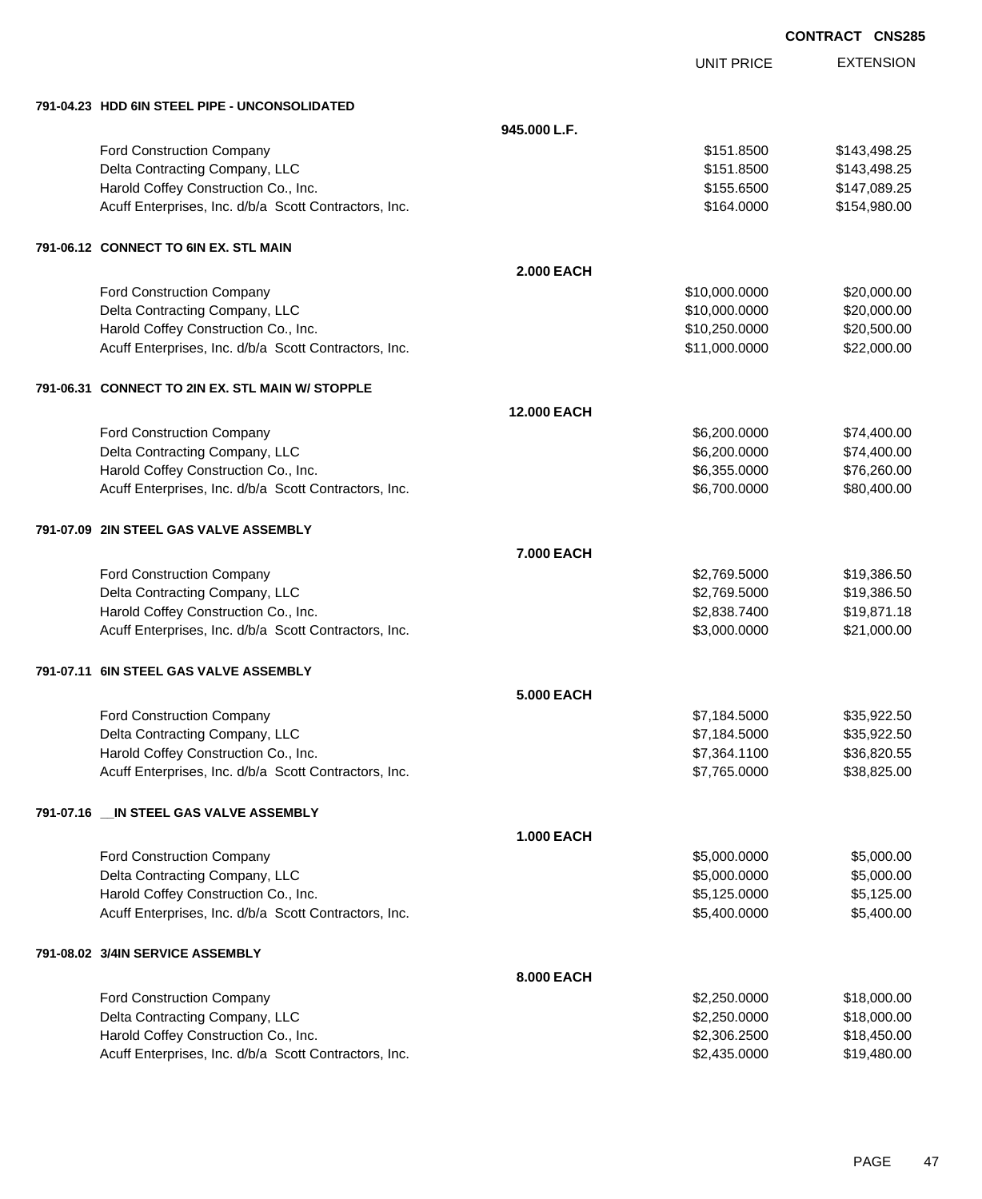CONTRACT CNS285

| | | UNIT PRICE | EXTENSION |
|---|---|---|---|
| **791-04.23 HDD 6IN STEEL PIPE - UNCONSOLIDATED** | | | |
| | **945.000 L.F.** | | |
| Ford Construction Company | | $151.8500 | $143,498.25 |
| Delta Contracting Company, LLC | | $151.8500 | $143,498.25 |
| Harold Coffey Construction Co., Inc. | | $155.6500 | $147,089.25 |
| Acuff Enterprises, Inc. d/b/a Scott Contractors, Inc. | | $164.0000 | $154,980.00 |
| **791-06.12 CONNECT TO 6IN EX. STL MAIN** | | | |
| | **2.000 EACH** | | |
| Ford Construction Company | | $10,000.0000 | $20,000.00 |
| Delta Contracting Company, LLC | | $10,000.0000 | $20,000.00 |
| Harold Coffey Construction Co., Inc. | | $10,250.0000 | $20,500.00 |
| Acuff Enterprises, Inc. d/b/a Scott Contractors, Inc. | | $11,000.0000 | $22,000.00 |
| **791-06.31 CONNECT TO 2IN EX. STL MAIN W/ STOPPLE** | | | |
| | **12.000 EACH** | | |
| Ford Construction Company | | $6,200.0000 | $74,400.00 |
| Delta Contracting Company, LLC | | $6,200.0000 | $74,400.00 |
| Harold Coffey Construction Co., Inc. | | $6,355.0000 | $76,260.00 |
| Acuff Enterprises, Inc. d/b/a Scott Contractors, Inc. | | $6,700.0000 | $80,400.00 |
| **791-07.09 2IN STEEL GAS VALVE ASSEMBLY** | | | |
| | **7.000 EACH** | | |
| Ford Construction Company | | $2,769.5000 | $19,386.50 |
| Delta Contracting Company, LLC | | $2,769.5000 | $19,386.50 |
| Harold Coffey Construction Co., Inc. | | $2,838.7400 | $19,871.18 |
| Acuff Enterprises, Inc. d/b/a Scott Contractors, Inc. | | $3,000.0000 | $21,000.00 |
| **791-07.11 6IN STEEL GAS VALVE ASSEMBLY** | | | |
| | **5.000 EACH** | | |
| Ford Construction Company | | $7,184.5000 | $35,922.50 |
| Delta Contracting Company, LLC | | $7,184.5000 | $35,922.50 |
| Harold Coffey Construction Co., Inc. | | $7,364.1100 | $36,820.55 |
| Acuff Enterprises, Inc. d/b/a Scott Contractors, Inc. | | $7,765.0000 | $38,825.00 |
| **791-07.16 __IN STEEL GAS VALVE ASSEMBLY** | | | |
| | **1.000 EACH** | | |
| Ford Construction Company | | $5,000.0000 | $5,000.00 |
| Delta Contracting Company, LLC | | $5,000.0000 | $5,000.00 |
| Harold Coffey Construction Co., Inc. | | $5,125.0000 | $5,125.00 |
| Acuff Enterprises, Inc. d/b/a Scott Contractors, Inc. | | $5,400.0000 | $5,400.00 |
| **791-08.02 3/4IN SERVICE ASSEMBLY** | | | |
| | **8.000 EACH** | | |
| Ford Construction Company | | $2,250.0000 | $18,000.00 |
| Delta Contracting Company, LLC | | $2,250.0000 | $18,000.00 |
| Harold Coffey Construction Co., Inc. | | $2,306.2500 | $18,450.00 |
| Acuff Enterprises, Inc. d/b/a Scott Contractors, Inc. | | $2,435.0000 | $19,480.00 |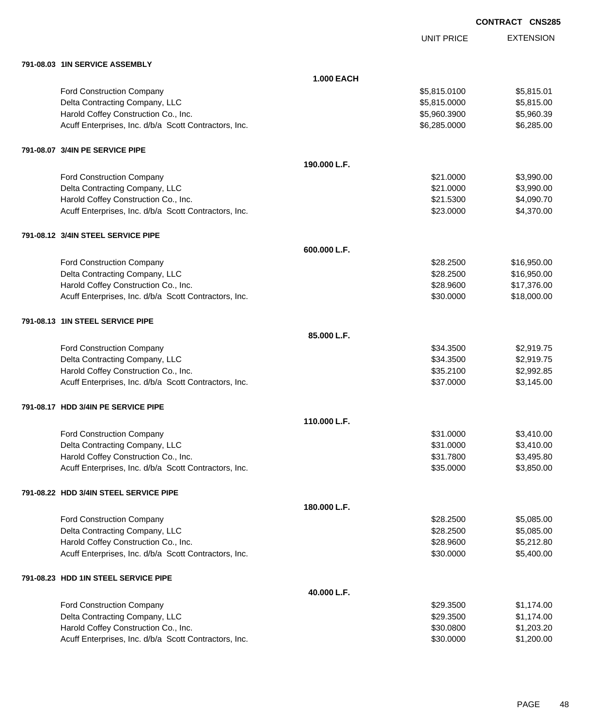**CONTRACT CNS285**

| | | UNIT PRICE | EXTENSION |
|---|---|---|---|
| **791-08.03 1IN SERVICE ASSEMBLY** | | | |
| | **1.000 EACH** | | |
| Ford Construction Company | | $5,815.0100 | $5,815.01 |
| Delta Contracting Company, LLC | | $5,815.0000 | $5,815.00 |
| Harold Coffey Construction Co., Inc. | | $5,960.3900 | $5,960.39 |
| Acuff Enterprises, Inc. d/b/a Scott Contractors, Inc. | | $6,285.0000 | $6,285.00 |
| **791-08.07 3/4IN PE SERVICE PIPE** | | | |
| | **190.000 L.F.** | | |
| Ford Construction Company | | $21.0000 | $3,990.00 |
| Delta Contracting Company, LLC | | $21.0000 | $3,990.00 |
| Harold Coffey Construction Co., Inc. | | $21.5300 | $4,090.70 |
| Acuff Enterprises, Inc. d/b/a Scott Contractors, Inc. | | $23.0000 | $4,370.00 |
| **791-08.12 3/4IN STEEL SERVICE PIPE** | | | |
| | **600.000 L.F.** | | |
| Ford Construction Company | | $28.2500 | $16,950.00 |
| Delta Contracting Company, LLC | | $28.2500 | $16,950.00 |
| Harold Coffey Construction Co., Inc. | | $28.9600 | $17,376.00 |
| Acuff Enterprises, Inc. d/b/a Scott Contractors, Inc. | | $30.0000 | $18,000.00 |
| **791-08.13 1IN STEEL SERVICE PIPE** | | | |
| | **85.000 L.F.** | | |
| Ford Construction Company | | $34.3500 | $2,919.75 |
| Delta Contracting Company, LLC | | $34.3500 | $2,919.75 |
| Harold Coffey Construction Co., Inc. | | $35.2100 | $2,992.85 |
| Acuff Enterprises, Inc. d/b/a Scott Contractors, Inc. | | $37.0000 | $3,145.00 |
| **791-08.17 HDD 3/4IN PE SERVICE PIPE** | | | |
| | **110.000 L.F.** | | |
| Ford Construction Company | | $31.0000 | $3,410.00 |
| Delta Contracting Company, LLC | | $31.0000 | $3,410.00 |
| Harold Coffey Construction Co., Inc. | | $31.7800 | $3,495.80 |
| Acuff Enterprises, Inc. d/b/a Scott Contractors, Inc. | | $35.0000 | $3,850.00 |
| **791-08.22 HDD 3/4IN STEEL SERVICE PIPE** | | | |
| | **180.000 L.F.** | | |
| Ford Construction Company | | $28.2500 | $5,085.00 |
| Delta Contracting Company, LLC | | $28.2500 | $5,085.00 |
| Harold Coffey Construction Co., Inc. | | $28.9600 | $5,212.80 |
| Acuff Enterprises, Inc. d/b/a Scott Contractors, Inc. | | $30.0000 | $5,400.00 |
| **791-08.23 HDD 1IN STEEL SERVICE PIPE** | | | |
| | **40.000 L.F.** | | |
| Ford Construction Company | | $29.3500 | $1,174.00 |
| Delta Contracting Company, LLC | | $29.3500 | $1,174.00 |
| Harold Coffey Construction Co., Inc. | | $30.0800 | $1,203.20 |
| Acuff Enterprises, Inc. d/b/a Scott Contractors, Inc. | | $30.0000 | $1,200.00 |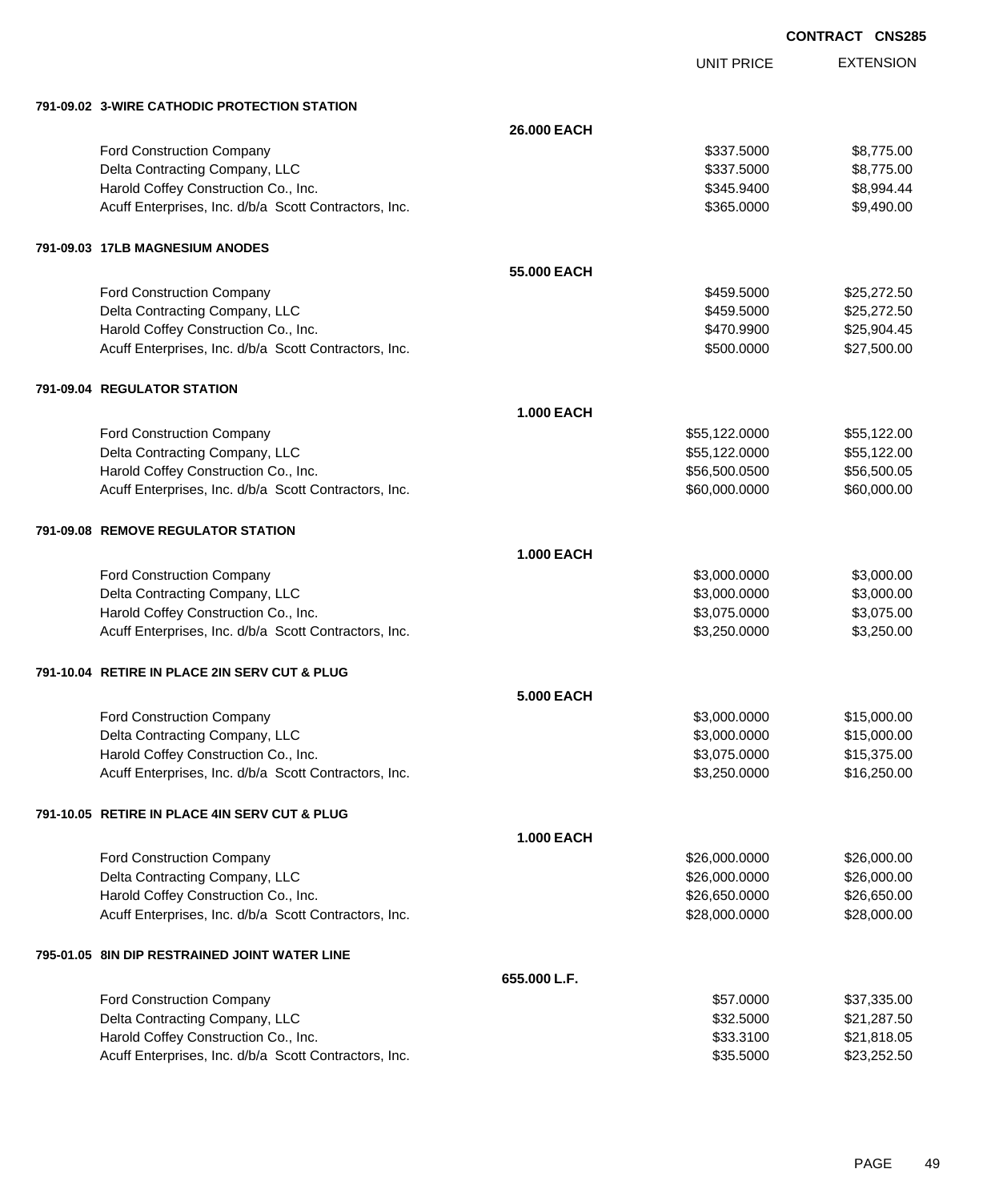**CONTRACT CNS285**

| | | UNIT PRICE | EXTENSION |
|---|---|---|---|
| **791-09.02 3-WIRE CATHODIC PROTECTION STATION** | | | |
| | **26.000 EACH** | | |
| Ford Construction Company | | $337.5000 | $8,775.00 |
| Delta Contracting Company, LLC | | $337.5000 | $8,775.00 |
| Harold Coffey Construction Co., Inc. | | $345.9400 | $8,994.44 |
| Acuff Enterprises, Inc. d/b/a Scott Contractors, Inc. | | $365.0000 | $9,490.00 |
| **791-09.03 17LB MAGNESIUM ANODES** | | | |
| | **55.000 EACH** | | |
| Ford Construction Company | | $459.5000 | $25,272.50 |
| Delta Contracting Company, LLC | | $459.5000 | $25,272.50 |
| Harold Coffey Construction Co., Inc. | | $470.9900 | $25,904.45 |
| Acuff Enterprises, Inc. d/b/a Scott Contractors, Inc. | | $500.0000 | $27,500.00 |
| **791-09.04 REGULATOR STATION** | | | |
| | **1.000 EACH** | | |
| Ford Construction Company | | $55,122.0000 | $55,122.00 |
| Delta Contracting Company, LLC | | $55,122.0000 | $55,122.00 |
| Harold Coffey Construction Co., Inc. | | $56,500.0500 | $56,500.05 |
| Acuff Enterprises, Inc. d/b/a Scott Contractors, Inc. | | $60,000.0000 | $60,000.00 |
| **791-09.08 REMOVE REGULATOR STATION** | | | |
| | **1.000 EACH** | | |
| Ford Construction Company | | $3,000.0000 | $3,000.00 |
| Delta Contracting Company, LLC | | $3,000.0000 | $3,000.00 |
| Harold Coffey Construction Co., Inc. | | $3,075.0000 | $3,075.00 |
| Acuff Enterprises, Inc. d/b/a Scott Contractors, Inc. | | $3,250.0000 | $3,250.00 |
| **791-10.04 RETIRE IN PLACE 2IN SERV CUT & PLUG** | | | |
| | **5.000 EACH** | | |
| Ford Construction Company | | $3,000.0000 | $15,000.00 |
| Delta Contracting Company, LLC | | $3,000.0000 | $15,000.00 |
| Harold Coffey Construction Co., Inc. | | $3,075.0000 | $15,375.00 |
| Acuff Enterprises, Inc. d/b/a Scott Contractors, Inc. | | $3,250.0000 | $16,250.00 |
| **791-10.05 RETIRE IN PLACE 4IN SERV CUT & PLUG** | | | |
| | **1.000 EACH** | | |
| Ford Construction Company | | $26,000.0000 | $26,000.00 |
| Delta Contracting Company, LLC | | $26,000.0000 | $26,000.00 |
| Harold Coffey Construction Co., Inc. | | $26,650.0000 | $26,650.00 |
| Acuff Enterprises, Inc. d/b/a Scott Contractors, Inc. | | $28,000.0000 | $28,000.00 |
| **795-01.05 8IN DIP RESTRAINED JOINT WATER LINE** | | | |
| | **655.000 L.F.** | | |
| Ford Construction Company | | $57.0000 | $37,335.00 |
| Delta Contracting Company, LLC | | $32.5000 | $21,287.50 |
| Harold Coffey Construction Co., Inc. | | $33.3100 | $21,818.05 |
| Acuff Enterprises, Inc. d/b/a Scott Contractors, Inc. | | $35.5000 | $23,252.50 |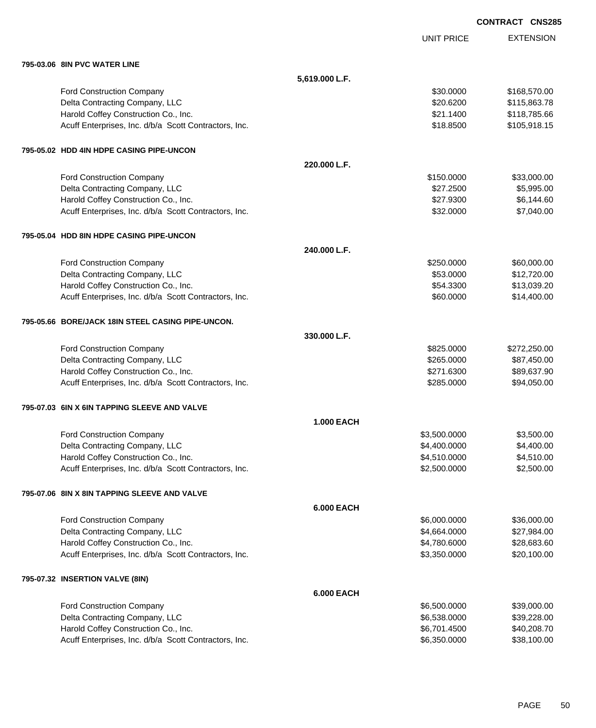CONTRACT CNS285

| | | UNIT PRICE | EXTENSION |
|---|---|---|---|
| **795-03.06 8IN PVC WATER LINE** | | | |
| | **5,619.000 L.F.** | | |
| Ford Construction Company | | $30.0000 | $168,570.00 |
| Delta Contracting Company, LLC | | $20.6200 | $115,863.78 |
| Harold Coffey Construction Co., Inc. | | $21.1400 | $118,785.66 |
| Acuff Enterprises, Inc. d/b/a Scott Contractors, Inc. | | $18.8500 | $105,918.15 |
| **795-05.02 HDD 4IN HDPE CASING PIPE-UNCON** | | | |
| | **220.000 L.F.** | | |
| Ford Construction Company | | $150.0000 | $33,000.00 |
| Delta Contracting Company, LLC | | $27.2500 | $5,995.00 |
| Harold Coffey Construction Co., Inc. | | $27.9300 | $6,144.60 |
| Acuff Enterprises, Inc. d/b/a Scott Contractors, Inc. | | $32.0000 | $7,040.00 |
| **795-05.04 HDD 8IN HDPE CASING PIPE-UNCON** | | | |
| | **240.000 L.F.** | | |
| Ford Construction Company | | $250.0000 | $60,000.00 |
| Delta Contracting Company, LLC | | $53.0000 | $12,720.00 |
| Harold Coffey Construction Co., Inc. | | $54.3300 | $13,039.20 |
| Acuff Enterprises, Inc. d/b/a Scott Contractors, Inc. | | $60.0000 | $14,400.00 |
| **795-05.66 BORE/JACK 18IN STEEL CASING PIPE-UNCON.** | | | |
| | **330.000 L.F.** | | |
| Ford Construction Company | | $825.0000 | $272,250.00 |
| Delta Contracting Company, LLC | | $265.0000 | $87,450.00 |
| Harold Coffey Construction Co., Inc. | | $271.6300 | $89,637.90 |
| Acuff Enterprises, Inc. d/b/a Scott Contractors, Inc. | | $285.0000 | $94,050.00 |
| **795-07.03 6IN X 6IN TAPPING SLEEVE AND VALVE** | | | |
| | **1.000 EACH** | | |
| Ford Construction Company | | $3,500.0000 | $3,500.00 |
| Delta Contracting Company, LLC | | $4,400.0000 | $4,400.00 |
| Harold Coffey Construction Co., Inc. | | $4,510.0000 | $4,510.00 |
| Acuff Enterprises, Inc. d/b/a Scott Contractors, Inc. | | $2,500.0000 | $2,500.00 |
| **795-07.06 8IN X 8IN TAPPING SLEEVE AND VALVE** | | | |
| | **6.000 EACH** | | |
| Ford Construction Company | | $6,000.0000 | $36,000.00 |
| Delta Contracting Company, LLC | | $4,664.0000 | $27,984.00 |
| Harold Coffey Construction Co., Inc. | | $4,780.6000 | $28,683.60 |
| Acuff Enterprises, Inc. d/b/a Scott Contractors, Inc. | | $3,350.0000 | $20,100.00 |
| **795-07.32 INSERTION VALVE (8IN)** | | | |
| | **6.000 EACH** | | |
| Ford Construction Company | | $6,500.0000 | $39,000.00 |
| Delta Contracting Company, LLC | | $6,538.0000 | $39,228.00 |
| Harold Coffey Construction Co., Inc. | | $6,701.4500 | $40,208.70 |
| Acuff Enterprises, Inc. d/b/a Scott Contractors, Inc. | | $6,350.0000 | $38,100.00 |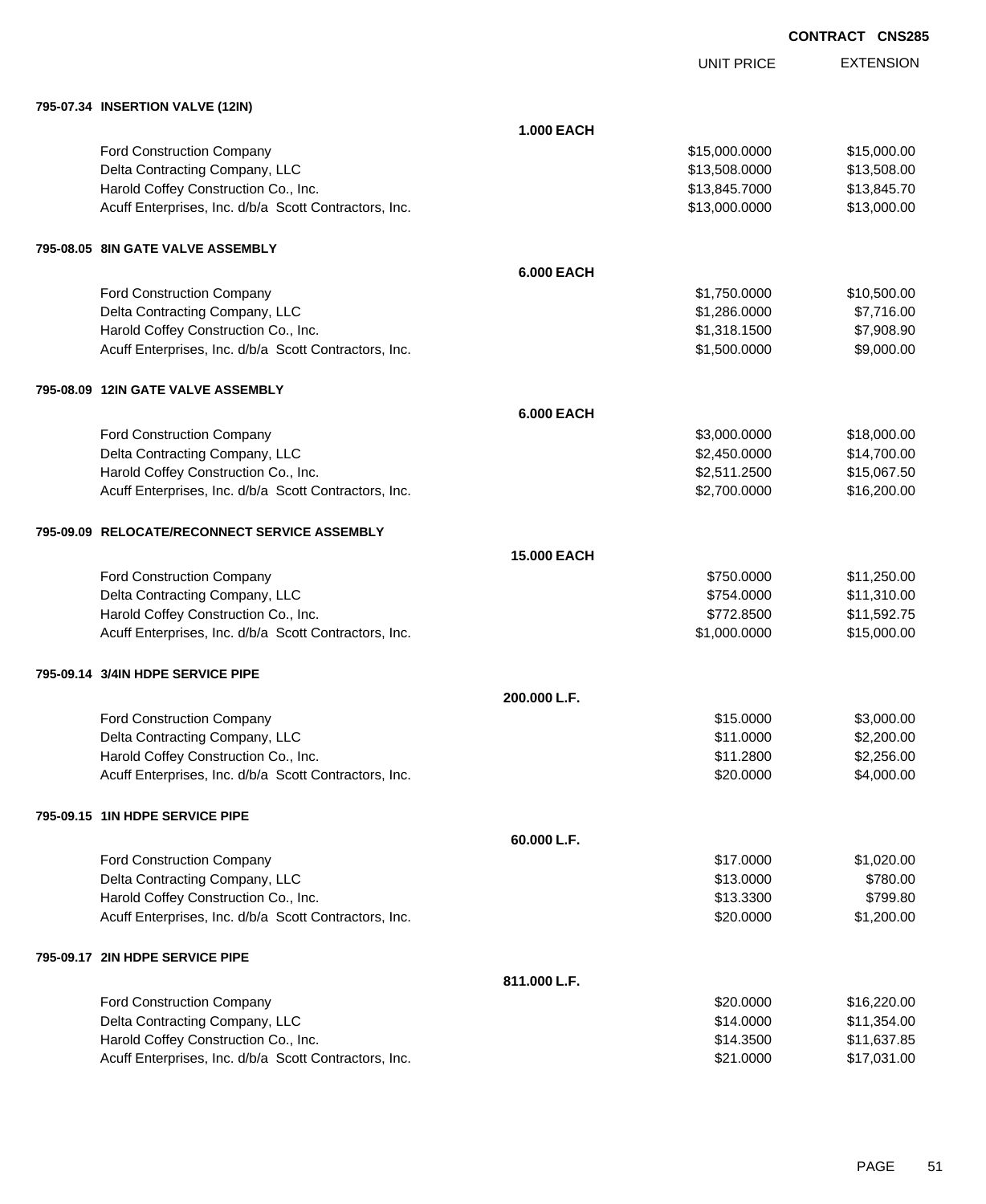CONTRACT CNS285

| | | UNIT PRICE | EXTENSION |
|---|---|---|---|
| **795-07.34 INSERTION VALVE (12IN)** | | | |
| | **1.000 EACH** | | |
| Ford Construction Company | | $15,000.0000 | $15,000.00 |
| Delta Contracting Company, LLC | | $13,508.0000 | $13,508.00 |
| Harold Coffey Construction Co., Inc. | | $13,845.7000 | $13,845.70 |
| Acuff Enterprises, Inc. d/b/a Scott Contractors, Inc. | | $13,000.0000 | $13,000.00 |
| **795-08.05 8IN GATE VALVE ASSEMBLY** | | | |
| | **6.000 EACH** | | |
| Ford Construction Company | | $1,750.0000 | $10,500.00 |
| Delta Contracting Company, LLC | | $1,286.0000 | $7,716.00 |
| Harold Coffey Construction Co., Inc. | | $1,318.1500 | $7,908.90 |
| Acuff Enterprises, Inc. d/b/a Scott Contractors, Inc. | | $1,500.0000 | $9,000.00 |
| **795-08.09 12IN GATE VALVE ASSEMBLY** | | | |
| | **6.000 EACH** | | |
| Ford Construction Company | | $3,000.0000 | $18,000.00 |
| Delta Contracting Company, LLC | | $2,450.0000 | $14,700.00 |
| Harold Coffey Construction Co., Inc. | | $2,511.2500 | $15,067.50 |
| Acuff Enterprises, Inc. d/b/a Scott Contractors, Inc. | | $2,700.0000 | $16,200.00 |
| **795-09.09 RELOCATE/RECONNECT SERVICE ASSEMBLY** | | | |
| | **15.000 EACH** | | |
| Ford Construction Company | | $750.0000 | $11,250.00 |
| Delta Contracting Company, LLC | | $754.0000 | $11,310.00 |
| Harold Coffey Construction Co., Inc. | | $772.8500 | $11,592.75 |
| Acuff Enterprises, Inc. d/b/a Scott Contractors, Inc. | | $1,000.0000 | $15,000.00 |
| **795-09.14 3/4IN HDPE SERVICE PIPE** | | | |
| | **200.000 L.F.** | | |
| Ford Construction Company | | $15.0000 | $3,000.00 |
| Delta Contracting Company, LLC | | $11.0000 | $2,200.00 |
| Harold Coffey Construction Co., Inc. | | $11.2800 | $2,256.00 |
| Acuff Enterprises, Inc. d/b/a Scott Contractors, Inc. | | $20.0000 | $4,000.00 |
| **795-09.15 1IN HDPE SERVICE PIPE** | | | |
| | **60.000 L.F.** | | |
| Ford Construction Company | | $17.0000 | $1,020.00 |
| Delta Contracting Company, LLC | | $13.0000 | $780.00 |
| Harold Coffey Construction Co., Inc. | | $13.3300 | $799.80 |
| Acuff Enterprises, Inc. d/b/a Scott Contractors, Inc. | | $20.0000 | $1,200.00 |
| **795-09.17 2IN HDPE SERVICE PIPE** | | | |
| | **811.000 L.F.** | | |
| Ford Construction Company | | $20.0000 | $16,220.00 |
| Delta Contracting Company, LLC | | $14.0000 | $11,354.00 |
| Harold Coffey Construction Co., Inc. | | $14.3500 | $11,637.85 |
| Acuff Enterprises, Inc. d/b/a Scott Contractors, Inc. | | $21.0000 | $17,031.00 |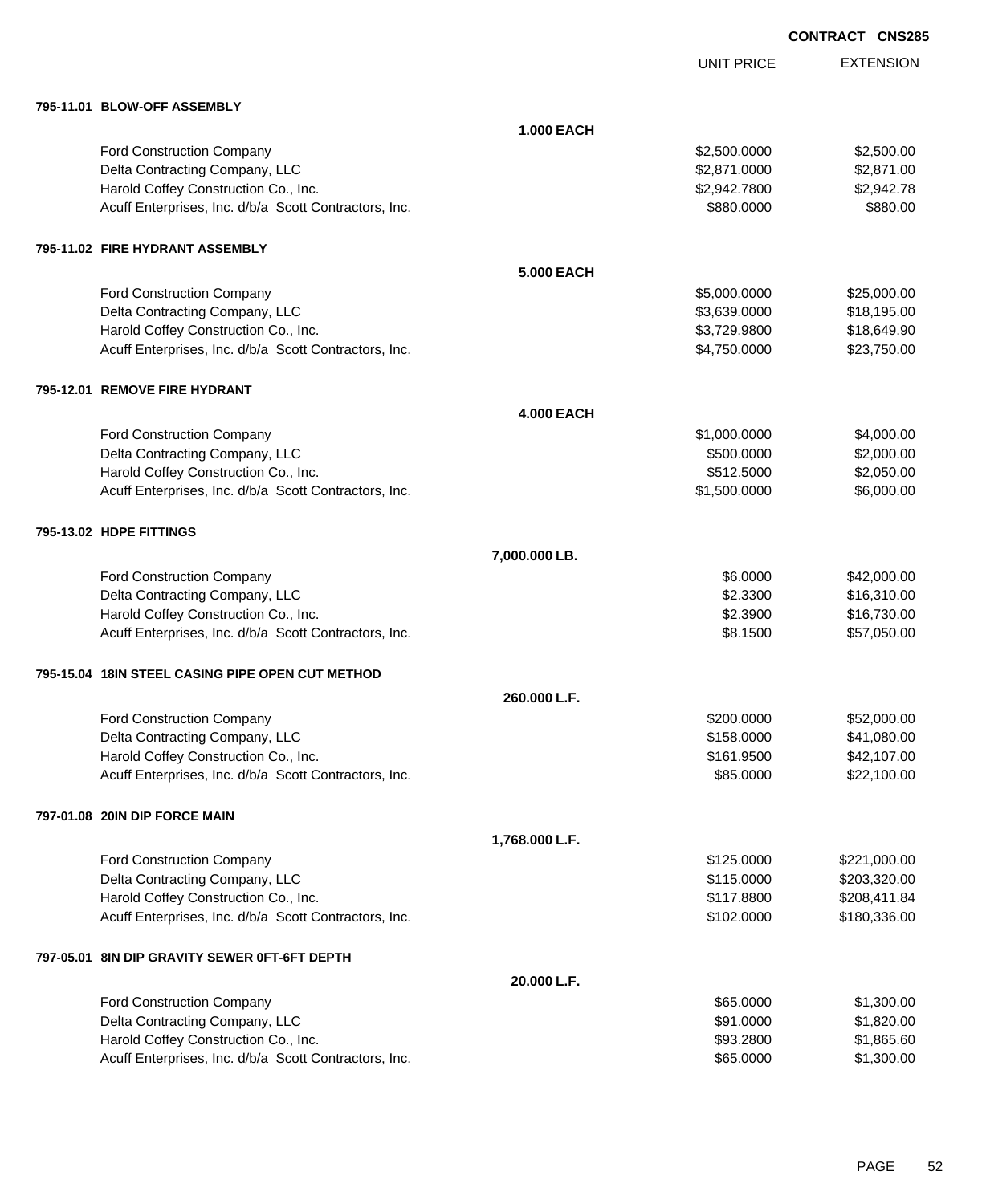**CONTRACT CNS285**

| | | UNIT PRICE | EXTENSION |
|---|---|---|---|
| **795-11.01 BLOW-OFF ASSEMBLY** | | | |
| | **1.000 EACH** | | |
| Ford Construction Company | | $2,500.0000 | $2,500.00 |
| Delta Contracting Company, LLC | | $2,871.0000 | $2,871.00 |
| Harold Coffey Construction Co., Inc. | | $2,942.7800 | $2,942.78 |
| Acuff Enterprises, Inc. d/b/a Scott Contractors, Inc. | | $880.0000 | $880.00 |
| **795-11.02 FIRE HYDRANT ASSEMBLY** | | | |
| | **5.000 EACH** | | |
| Ford Construction Company | | $5,000.0000 | $25,000.00 |
| Delta Contracting Company, LLC | | $3,639.0000 | $18,195.00 |
| Harold Coffey Construction Co., Inc. | | $3,729.9800 | $18,649.90 |
| Acuff Enterprises, Inc. d/b/a Scott Contractors, Inc. | | $4,750.0000 | $23,750.00 |
| **795-12.01 REMOVE FIRE HYDRANT** | | | |
| | **4.000 EACH** | | |
| Ford Construction Company | | $1,000.0000 | $4,000.00 |
| Delta Contracting Company, LLC | | $500.0000 | $2,000.00 |
| Harold Coffey Construction Co., Inc. | | $512.5000 | $2,050.00 |
| Acuff Enterprises, Inc. d/b/a Scott Contractors, Inc. | | $1,500.0000 | $6,000.00 |
| **795-13.02 HDPE FITTINGS** | | | |
| | **7,000.000 LB.** | | |
| Ford Construction Company | | $6.0000 | $42,000.00 |
| Delta Contracting Company, LLC | | $2.3300 | $16,310.00 |
| Harold Coffey Construction Co., Inc. | | $2.3900 | $16,730.00 |
| Acuff Enterprises, Inc. d/b/a Scott Contractors, Inc. | | $8.1500 | $57,050.00 |
| **795-15.04 18IN STEEL CASING PIPE OPEN CUT METHOD** | | | |
| | **260.000 L.F.** | | |
| Ford Construction Company | | $200.0000 | $52,000.00 |
| Delta Contracting Company, LLC | | $158.0000 | $41,080.00 |
| Harold Coffey Construction Co., Inc. | | $161.9500 | $42,107.00 |
| Acuff Enterprises, Inc. d/b/a Scott Contractors, Inc. | | $85.0000 | $22,100.00 |
| **797-01.08 20IN DIP FORCE MAIN** | | | |
| | **1,768.000 L.F.** | | |
| Ford Construction Company | | $125.0000 | $221,000.00 |
| Delta Contracting Company, LLC | | $115.0000 | $203,320.00 |
| Harold Coffey Construction Co., Inc. | | $117.8800 | $208,411.84 |
| Acuff Enterprises, Inc. d/b/a Scott Contractors, Inc. | | $102.0000 | $180,336.00 |
| **797-05.01 8IN DIP GRAVITY SEWER 0FT-6FT DEPTH** | | | |
| | **20.000 L.F.** | | |
| Ford Construction Company | | $65.0000 | $1,300.00 |
| Delta Contracting Company, LLC | | $91.0000 | $1,820.00 |
| Harold Coffey Construction Co., Inc. | | $93.2800 | $1,865.60 |
| Acuff Enterprises, Inc. d/b/a Scott Contractors, Inc. | | $65.0000 | $1,300.00 |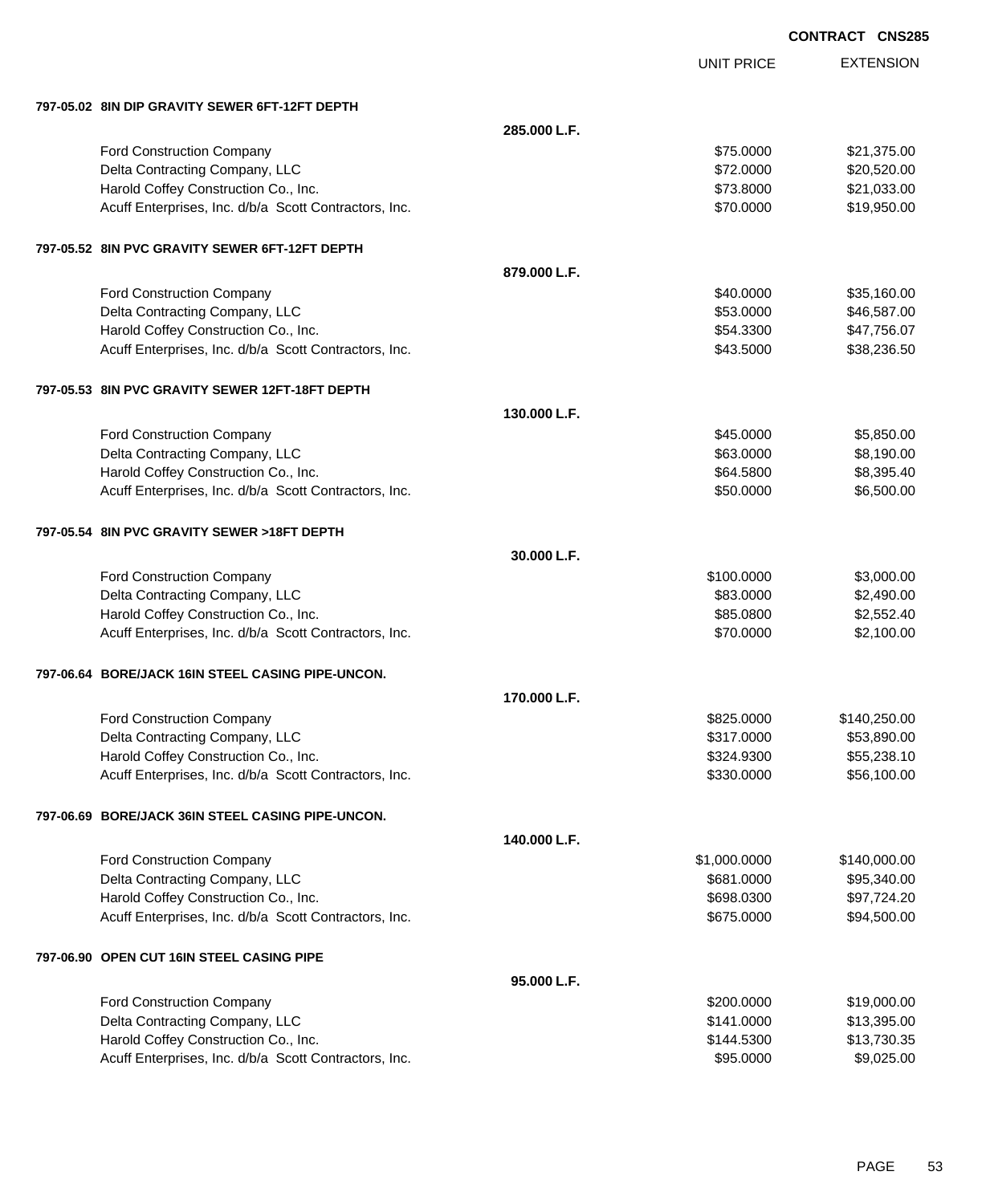CONTRACT CNS285

| | | UNIT PRICE | EXTENSION |
|---|---|---|---|
| **797-05.02 8IN DIP GRAVITY SEWER 6FT-12FT DEPTH** | | | |
| | **285.000 L.F.** | | |
| Ford Construction Company | | $75.0000 | $21,375.00 |
| Delta Contracting Company, LLC | | $72.0000 | $20,520.00 |
| Harold Coffey Construction Co., Inc. | | $73.8000 | $21,033.00 |
| Acuff Enterprises, Inc. d/b/a Scott Contractors, Inc. | | $70.0000 | $19,950.00 |
| **797-05.52 8IN PVC GRAVITY SEWER 6FT-12FT DEPTH** | | | |
| | **879.000 L.F.** | | |
| Ford Construction Company | | $40.0000 | $35,160.00 |
| Delta Contracting Company, LLC | | $53.0000 | $46,587.00 |
| Harold Coffey Construction Co., Inc. | | $54.3300 | $47,756.07 |
| Acuff Enterprises, Inc. d/b/a Scott Contractors, Inc. | | $43.5000 | $38,236.50 |
| **797-05.53 8IN PVC GRAVITY SEWER 12FT-18FT DEPTH** | | | |
| | **130.000 L.F.** | | |
| Ford Construction Company | | $45.0000 | $5,850.00 |
| Delta Contracting Company, LLC | | $63.0000 | $8,190.00 |
| Harold Coffey Construction Co., Inc. | | $64.5800 | $8,395.40 |
| Acuff Enterprises, Inc. d/b/a Scott Contractors, Inc. | | $50.0000 | $6,500.00 |
| **797-05.54 8IN PVC GRAVITY SEWER >18FT DEPTH** | | | |
| | **30.000 L.F.** | | |
| Ford Construction Company | | $100.0000 | $3,000.00 |
| Delta Contracting Company, LLC | | $83.0000 | $2,490.00 |
| Harold Coffey Construction Co., Inc. | | $85.0800 | $2,552.40 |
| Acuff Enterprises, Inc. d/b/a Scott Contractors, Inc. | | $70.0000 | $2,100.00 |
| **797-06.64 BORE/JACK 16IN STEEL CASING PIPE-UNCON.** | | | |
| | **170.000 L.F.** | | |
| Ford Construction Company | | $825.0000 | $140,250.00 |
| Delta Contracting Company, LLC | | $317.0000 | $53,890.00 |
| Harold Coffey Construction Co., Inc. | | $324.9300 | $55,238.10 |
| Acuff Enterprises, Inc. d/b/a Scott Contractors, Inc. | | $330.0000 | $56,100.00 |
| **797-06.69 BORE/JACK 36IN STEEL CASING PIPE-UNCON.** | | | |
| | **140.000 L.F.** | | |
| Ford Construction Company | | $1,000.0000 | $140,000.00 |
| Delta Contracting Company, LLC | | $681.0000 | $95,340.00 |
| Harold Coffey Construction Co., Inc. | | $698.0300 | $97,724.20 |
| Acuff Enterprises, Inc. d/b/a Scott Contractors, Inc. | | $675.0000 | $94,500.00 |
| **797-06.90 OPEN CUT 16IN STEEL CASING PIPE** | | | |
| | **95.000 L.F.** | | |
| Ford Construction Company | | $200.0000 | $19,000.00 |
| Delta Contracting Company, LLC | | $141.0000 | $13,395.00 |
| Harold Coffey Construction Co., Inc. | | $144.5300 | $13,730.35 |
| Acuff Enterprises, Inc. d/b/a Scott Contractors, Inc. | | $95.0000 | $9,025.00 |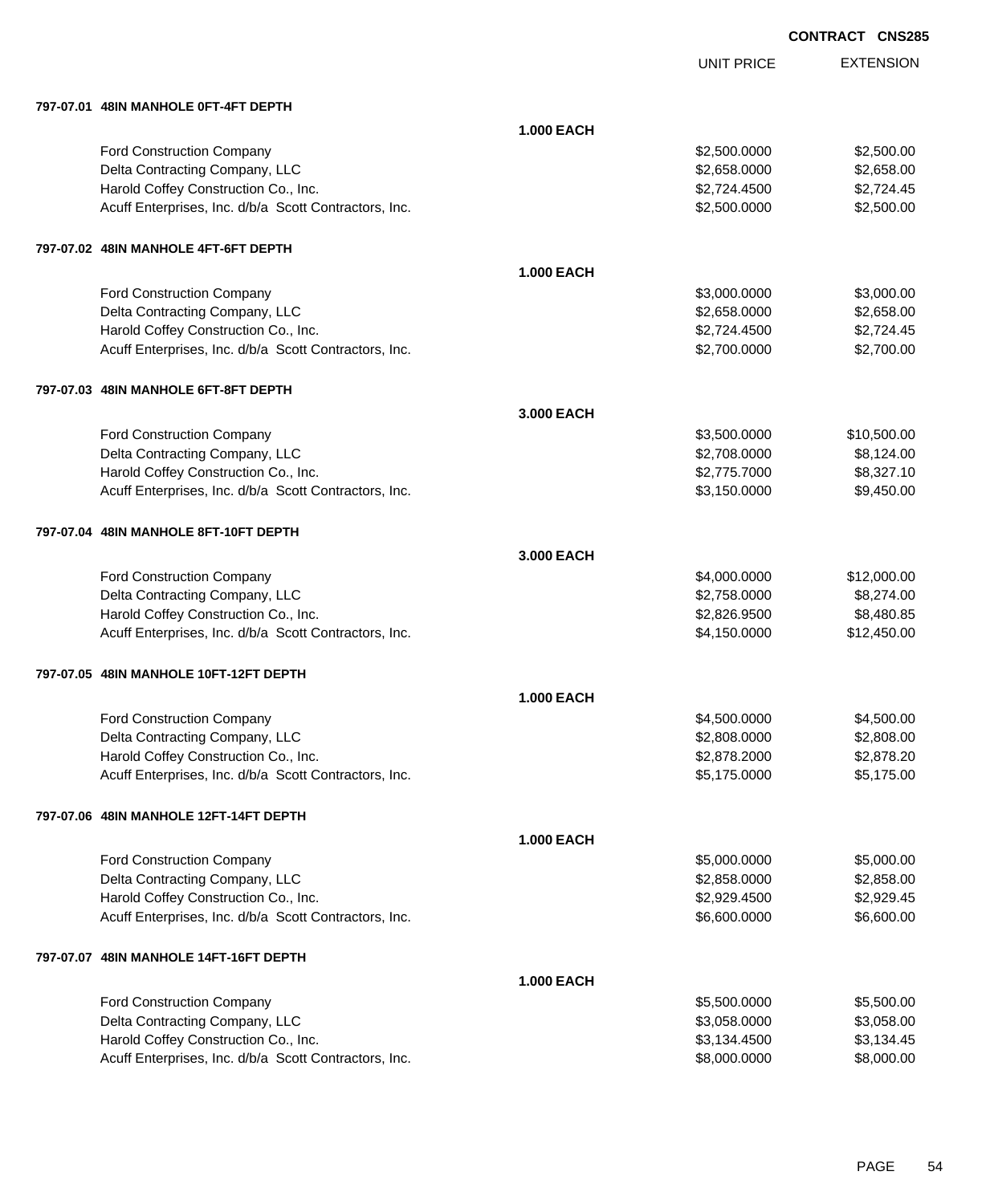**CONTRACT CNS285**

| | | UNIT PRICE | EXTENSION |
|---|---|---|---|
| **797-07.01 48IN MANHOLE 0FT-4FT DEPTH** | | | |
| | **1.000 EACH** | | |
| Ford Construction Company | | $2,500.0000 | $2,500.00 |
| Delta Contracting Company, LLC | | $2,658.0000 | $2,658.00 |
| Harold Coffey Construction Co., Inc. | | $2,724.4500 | $2,724.45 |
| Acuff Enterprises, Inc. d/b/a Scott Contractors, Inc. | | $2,500.0000 | $2,500.00 |
| **797-07.02 48IN MANHOLE 4FT-6FT DEPTH** | | | |
| | **1.000 EACH** | | |
| Ford Construction Company | | $3,000.0000 | $3,000.00 |
| Delta Contracting Company, LLC | | $2,658.0000 | $2,658.00 |
| Harold Coffey Construction Co., Inc. | | $2,724.4500 | $2,724.45 |
| Acuff Enterprises, Inc. d/b/a Scott Contractors, Inc. | | $2,700.0000 | $2,700.00 |
| **797-07.03 48IN MANHOLE 6FT-8FT DEPTH** | | | |
| | **3.000 EACH** | | |
| Ford Construction Company | | $3,500.0000 | $10,500.00 |
| Delta Contracting Company, LLC | | $2,708.0000 | $8,124.00 |
| Harold Coffey Construction Co., Inc. | | $2,775.7000 | $8,327.10 |
| Acuff Enterprises, Inc. d/b/a Scott Contractors, Inc. | | $3,150.0000 | $9,450.00 |
| **797-07.04 48IN MANHOLE 8FT-10FT DEPTH** | | | |
| | **3.000 EACH** | | |
| Ford Construction Company | | $4,000.0000 | $12,000.00 |
| Delta Contracting Company, LLC | | $2,758.0000 | $8,274.00 |
| Harold Coffey Construction Co., Inc. | | $2,826.9500 | $8,480.85 |
| Acuff Enterprises, Inc. d/b/a Scott Contractors, Inc. | | $4,150.0000 | $12,450.00 |
| **797-07.05 48IN MANHOLE 10FT-12FT DEPTH** | | | |
| | **1.000 EACH** | | |
| Ford Construction Company | | $4,500.0000 | $4,500.00 |
| Delta Contracting Company, LLC | | $2,808.0000 | $2,808.00 |
| Harold Coffey Construction Co., Inc. | | $2,878.2000 | $2,878.20 |
| Acuff Enterprises, Inc. d/b/a Scott Contractors, Inc. | | $5,175.0000 | $5,175.00 |
| **797-07.06 48IN MANHOLE 12FT-14FT DEPTH** | | | |
| | **1.000 EACH** | | |
| Ford Construction Company | | $5,000.0000 | $5,000.00 |
| Delta Contracting Company, LLC | | $2,858.0000 | $2,858.00 |
| Harold Coffey Construction Co., Inc. | | $2,929.4500 | $2,929.45 |
| Acuff Enterprises, Inc. d/b/a Scott Contractors, Inc. | | $6,600.0000 | $6,600.00 |
| **797-07.07 48IN MANHOLE 14FT-16FT DEPTH** | | | |
| | **1.000 EACH** | | |
| Ford Construction Company | | $5,500.0000 | $5,500.00 |
| Delta Contracting Company, LLC | | $3,058.0000 | $3,058.00 |
| Harold Coffey Construction Co., Inc. | | $3,134.4500 | $3,134.45 |
| Acuff Enterprises, Inc. d/b/a Scott Contractors, Inc. | | $8,000.0000 | $8,000.00 |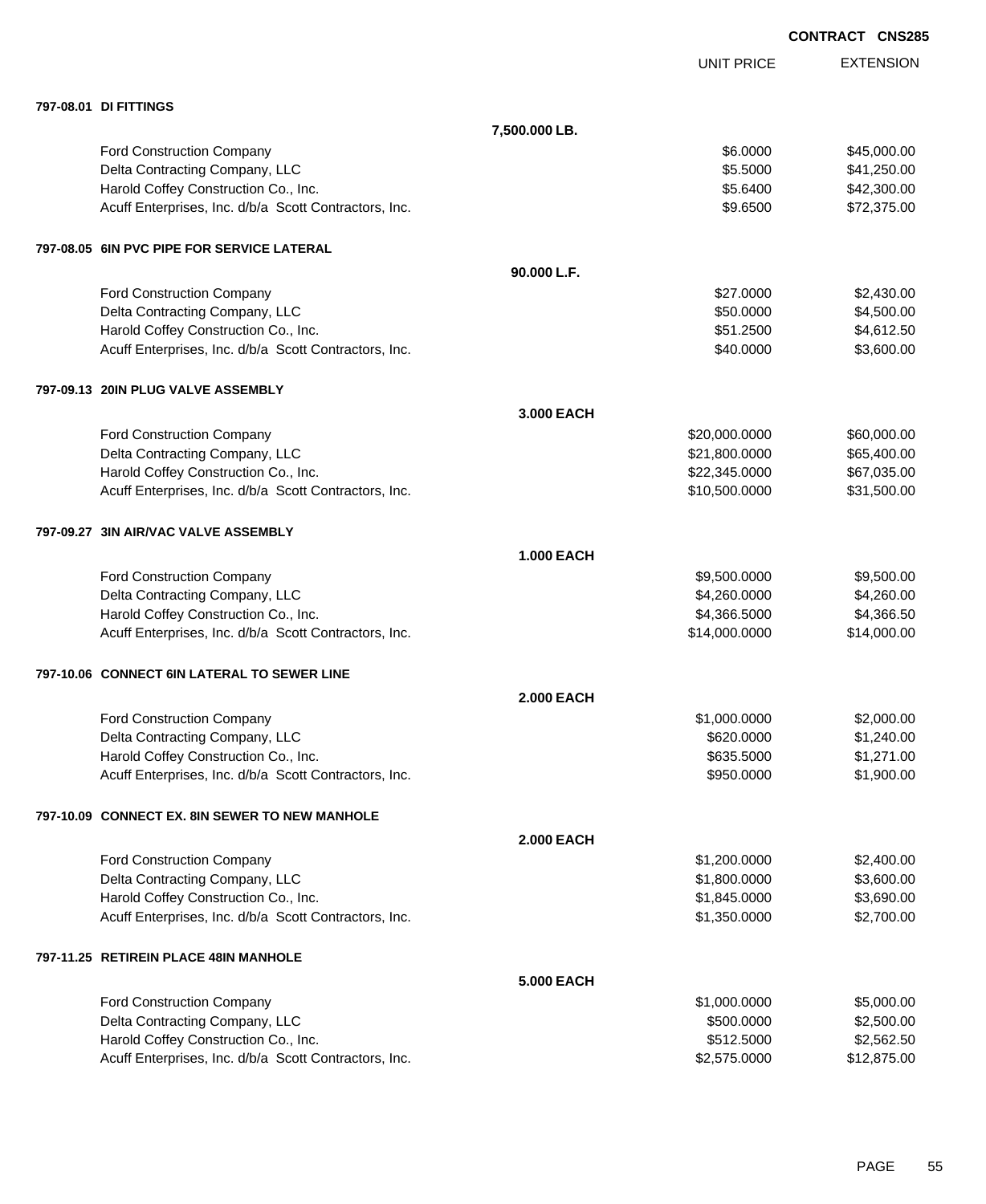**CONTRACT CNS285**

| | | UNIT PRICE | EXTENSION |
|---|---|---|---|
| **797-08.01 DI FITTINGS** | | | |
| | **7,500.000 LB.** | | |
| Ford Construction Company | | $6.0000 | $45,000.00 |
| Delta Contracting Company, LLC | | $5.5000 | $41,250.00 |
| Harold Coffey Construction Co., Inc. | | $5.6400 | $42,300.00 |
| Acuff Enterprises, Inc. d/b/a Scott Contractors, Inc. | | $9.6500 | $72,375.00 |
| **797-08.05 6IN PVC PIPE FOR SERVICE LATERAL** | | | |
| | **90.000 L.F.** | | |
| Ford Construction Company | | $27.0000 | $2,430.00 |
| Delta Contracting Company, LLC | | $50.0000 | $4,500.00 |
| Harold Coffey Construction Co., Inc. | | $51.2500 | $4,612.50 |
| Acuff Enterprises, Inc. d/b/a Scott Contractors, Inc. | | $40.0000 | $3,600.00 |
| **797-09.13 20IN PLUG VALVE ASSEMBLY** | | | |
| | **3.000 EACH** | | |
| Ford Construction Company | | $20,000.0000 | $60,000.00 |
| Delta Contracting Company, LLC | | $21,800.0000 | $65,400.00 |
| Harold Coffey Construction Co., Inc. | | $22,345.0000 | $67,035.00 |
| Acuff Enterprises, Inc. d/b/a Scott Contractors, Inc. | | $10,500.0000 | $31,500.00 |
| **797-09.27 3IN AIR/VAC VALVE ASSEMBLY** | | | |
| | **1.000 EACH** | | |
| Ford Construction Company | | $9,500.0000 | $9,500.00 |
| Delta Contracting Company, LLC | | $4,260.0000 | $4,260.00 |
| Harold Coffey Construction Co., Inc. | | $4,366.5000 | $4,366.50 |
| Acuff Enterprises, Inc. d/b/a Scott Contractors, Inc. | | $14,000.0000 | $14,000.00 |
| **797-10.06 CONNECT 6IN LATERAL TO SEWER LINE** | | | |
| | **2.000 EACH** | | |
| Ford Construction Company | | $1,000.0000 | $2,000.00 |
| Delta Contracting Company, LLC | | $620.0000 | $1,240.00 |
| Harold Coffey Construction Co., Inc. | | $635.5000 | $1,271.00 |
| Acuff Enterprises, Inc. d/b/a Scott Contractors, Inc. | | $950.0000 | $1,900.00 |
| **797-10.09 CONNECT EX. 8IN SEWER TO NEW MANHOLE** | | | |
| | **2.000 EACH** | | |
| Ford Construction Company | | $1,200.0000 | $2,400.00 |
| Delta Contracting Company, LLC | | $1,800.0000 | $3,600.00 |
| Harold Coffey Construction Co., Inc. | | $1,845.0000 | $3,690.00 |
| Acuff Enterprises, Inc. d/b/a Scott Contractors, Inc. | | $1,350.0000 | $2,700.00 |
| **797-11.25 RETIREIN PLACE 48IN MANHOLE** | | | |
| | **5.000 EACH** | | |
| Ford Construction Company | | $1,000.0000 | $5,000.00 |
| Delta Contracting Company, LLC | | $500.0000 | $2,500.00 |
| Harold Coffey Construction Co., Inc. | | $512.5000 | $2,562.50 |
| Acuff Enterprises, Inc. d/b/a Scott Contractors, Inc. | | $2,575.0000 | $12,875.00 |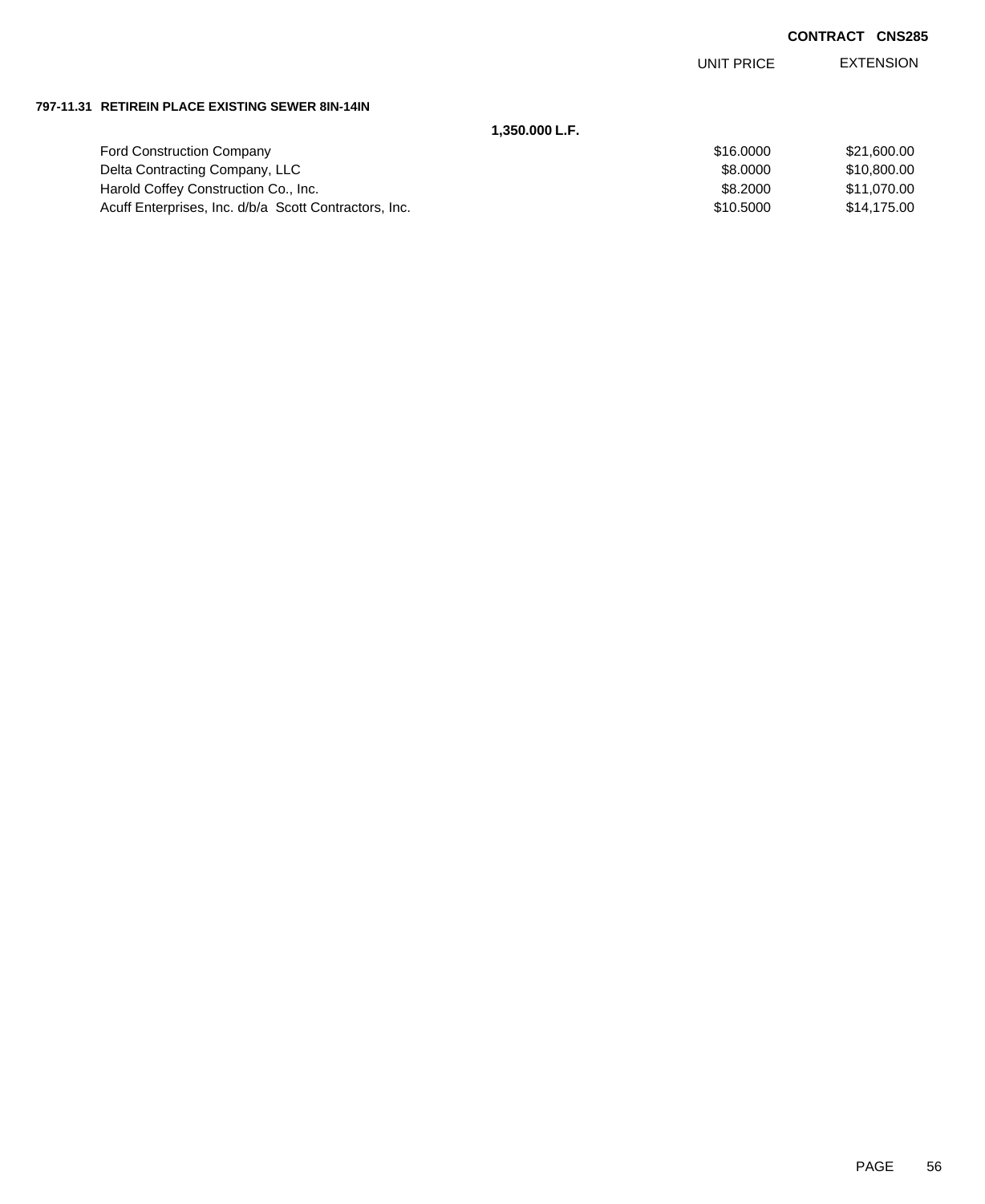**CONTRACT CNS285**

**797-11.31 RETIREIN PLACE EXISTING SEWER 8IN-14IN**

**1,350.000 L.F.**

| | UNIT PRICE | EXTENSION |
|---|---|---|
| Ford Construction Company | $16.0000 | $21,600.00 |
| Delta Contracting Company, LLC | $8.0000 | $10,800.00 |
| Harold Coffey Construction Co., Inc. | $8.2000 | $11,070.00 |
| Acuff Enterprises, Inc. d/b/a Scott Contractors, Inc. | $10.5000 | $14,175.00 |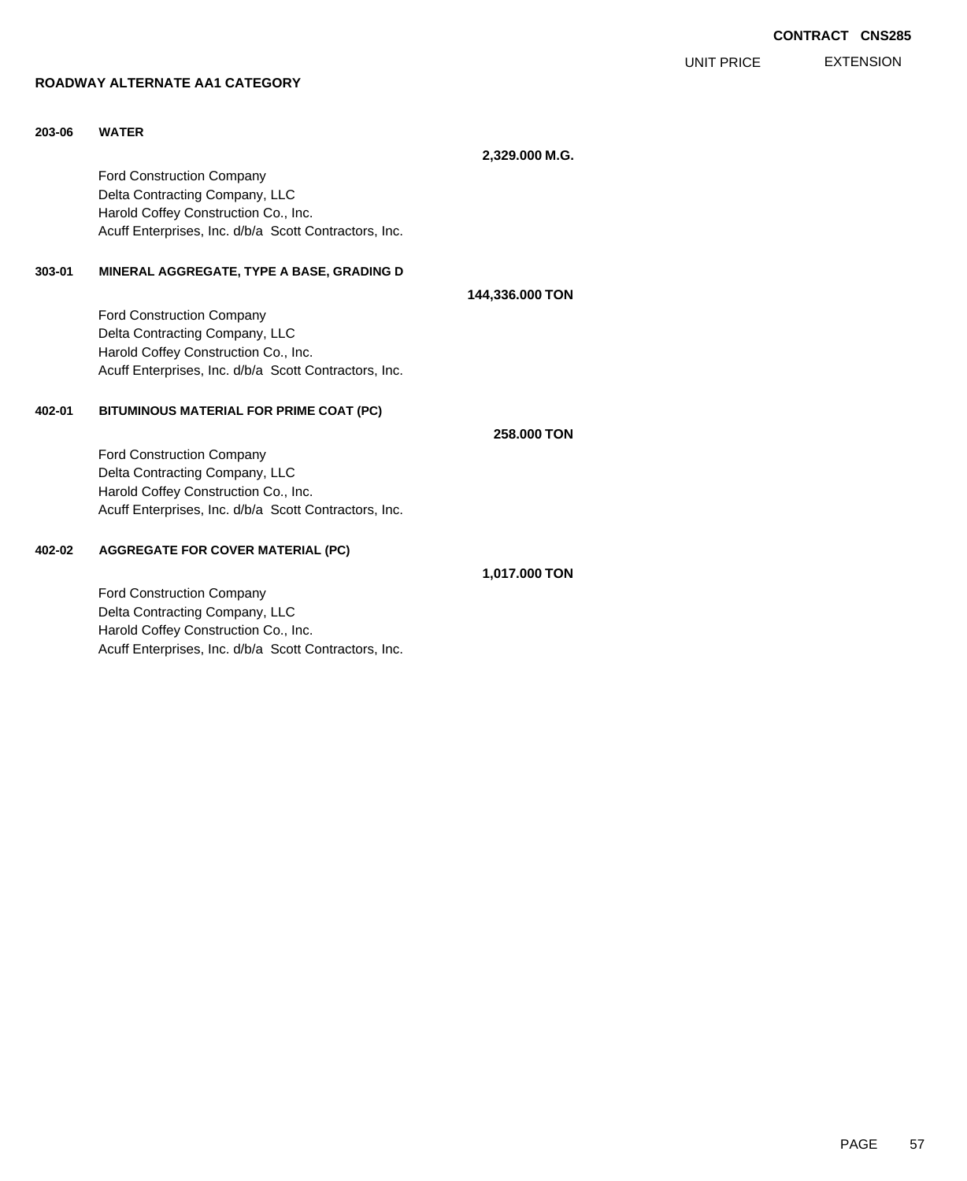**CONTRACT CNS285**

UNIT PRICE EXTENSION

**ROADWAY ALTERNATE AA1 CATEGORY**

**203-06 WATER**

**2,329.000 M.G.**

Ford Construction Company
Delta Contracting Company, LLC
Harold Coffey Construction Co., Inc.
Acuff Enterprises, Inc. d/b/a Scott Contractors, Inc.

**303-01 MINERAL AGGREGATE, TYPE A BASE, GRADING D**

**144,336.000 TON**

Ford Construction Company
Delta Contracting Company, LLC
Harold Coffey Construction Co., Inc.
Acuff Enterprises, Inc. d/b/a Scott Contractors, Inc.

**402-01 BITUMINOUS MATERIAL FOR PRIME COAT (PC)**

**258.000 TON**

Ford Construction Company
Delta Contracting Company, LLC
Harold Coffey Construction Co., Inc.
Acuff Enterprises, Inc. d/b/a Scott Contractors, Inc.

**402-02 AGGREGATE FOR COVER MATERIAL (PC)**

**1,017.000 TON**

Ford Construction Company
Delta Contracting Company, LLC
Harold Coffey Construction Co., Inc.
Acuff Enterprises, Inc. d/b/a Scott Contractors, Inc.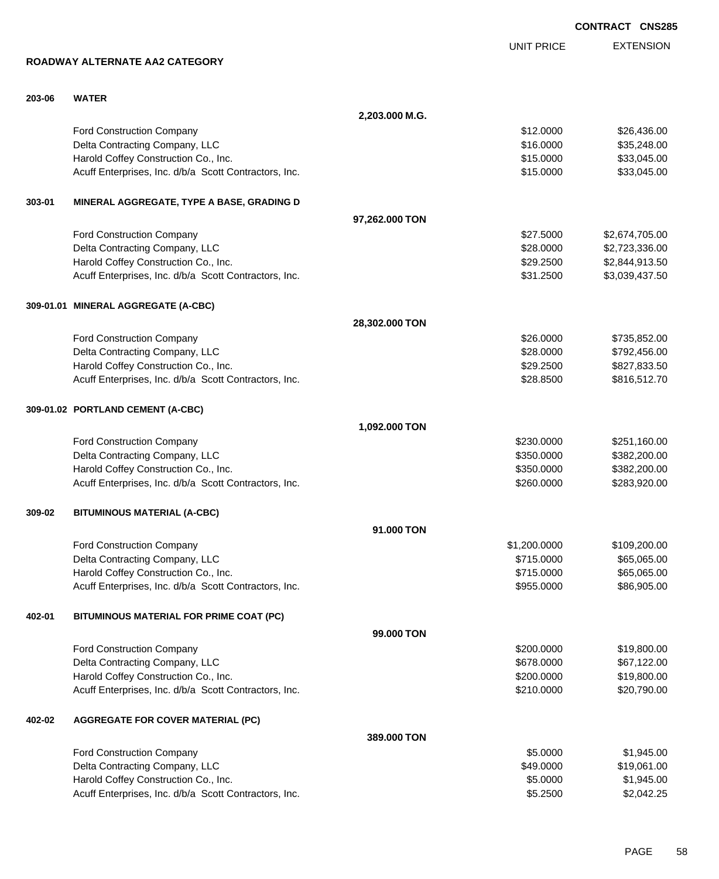**CONTRACT CNS285**

## ROADWAY ALTERNATE AA2 CATEGORY

| | | | UNIT PRICE | EXTENSION |
|---|---|---|---|---|
| **203-06** | **WATER** | | | |
| | | **2,203.000 M.G.** | | |
| | Ford Construction Company | | $12.0000 | $26,436.00 |
| | Delta Contracting Company, LLC | | $16.0000 | $35,248.00 |
| | Harold Coffey Construction Co., Inc. | | $15.0000 | $33,045.00 |
| | Acuff Enterprises, Inc. d/b/a Scott Contractors, Inc. | | $15.0000 | $33,045.00 |
| **303-01** | **MINERAL AGGREGATE, TYPE A BASE, GRADING D** | | | |
| | | **97,262.000 TON** | | |
| | Ford Construction Company | | $27.5000 | $2,674,705.00 |
| | Delta Contracting Company, LLC | | $28.0000 | $2,723,336.00 |
| | Harold Coffey Construction Co., Inc. | | $29.2500 | $2,844,913.50 |
| | Acuff Enterprises, Inc. d/b/a Scott Contractors, Inc. | | $31.2500 | $3,039,437.50 |
| **309-01.01** | **MINERAL AGGREGATE (A-CBC)** | | | |
| | | **28,302.000 TON** | | |
| | Ford Construction Company | | $26.0000 | $735,852.00 |
| | Delta Contracting Company, LLC | | $28.0000 | $792,456.00 |
| | Harold Coffey Construction Co., Inc. | | $29.2500 | $827,833.50 |
| | Acuff Enterprises, Inc. d/b/a Scott Contractors, Inc. | | $28.8500 | $816,512.70 |
| **309-01.02** | **PORTLAND CEMENT (A-CBC)** | | | |
| | | **1,092.000 TON** | | |
| | Ford Construction Company | | $230.0000 | $251,160.00 |
| | Delta Contracting Company, LLC | | $350.0000 | $382,200.00 |
| | Harold Coffey Construction Co., Inc. | | $350.0000 | $382,200.00 |
| | Acuff Enterprises, Inc. d/b/a Scott Contractors, Inc. | | $260.0000 | $283,920.00 |
| **309-02** | **BITUMINOUS MATERIAL (A-CBC)** | | | |
| | | **91.000 TON** | | |
| | Ford Construction Company | | $1,200.0000 | $109,200.00 |
| | Delta Contracting Company, LLC | | $715.0000 | $65,065.00 |
| | Harold Coffey Construction Co., Inc. | | $715.0000 | $65,065.00 |
| | Acuff Enterprises, Inc. d/b/a Scott Contractors, Inc. | | $955.0000 | $86,905.00 |
| **402-01** | **BITUMINOUS MATERIAL FOR PRIME COAT (PC)** | | | |
| | | **99.000 TON** | | |
| | Ford Construction Company | | $200.0000 | $19,800.00 |
| | Delta Contracting Company, LLC | | $678.0000 | $67,122.00 |
| | Harold Coffey Construction Co., Inc. | | $200.0000 | $19,800.00 |
| | Acuff Enterprises, Inc. d/b/a Scott Contractors, Inc. | | $210.0000 | $20,790.00 |
| **402-02** | **AGGREGATE FOR COVER MATERIAL (PC)** | | | |
| | | **389.000 TON** | | |
| | Ford Construction Company | | $5.0000 | $1,945.00 |
| | Delta Contracting Company, LLC | | $49.0000 | $19,061.00 |
| | Harold Coffey Construction Co., Inc. | | $5.0000 | $1,945.00 |
| | Acuff Enterprises, Inc. d/b/a Scott Contractors, Inc. | | $5.2500 | $2,042.25 |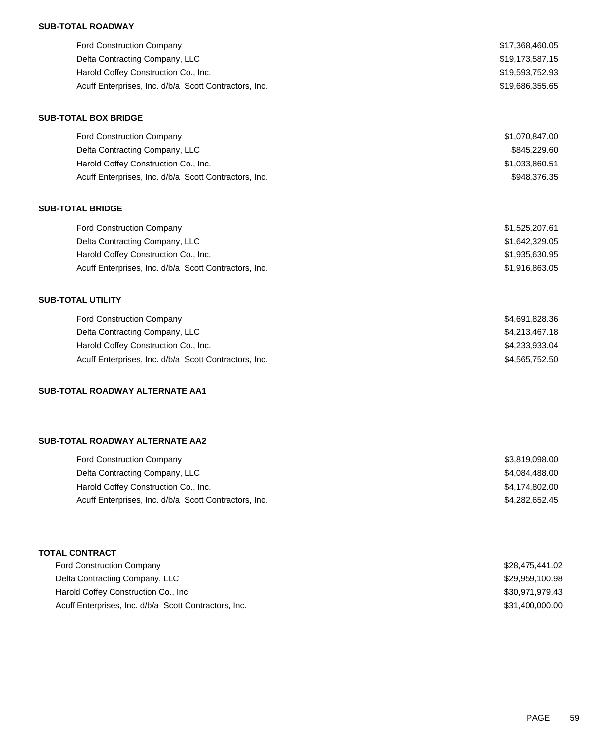**SUB-TOTAL ROADWAY**

| | |
|---|---|
| Ford Construction Company | $17,368,460.05 |
| Delta Contracting Company, LLC | $19,173,587.15 |
| Harold Coffey Construction Co., Inc. | $19,593,752.93 |
| Acuff Enterprises, Inc. d/b/a Scott Contractors, Inc. | $19,686,355.65 |

**SUB-TOTAL BOX BRIDGE**

| | |
|---|---|
| Ford Construction Company | $1,070,847.00 |
| Delta Contracting Company, LLC | $845,229.60 |
| Harold Coffey Construction Co., Inc. | $1,033,860.51 |
| Acuff Enterprises, Inc. d/b/a Scott Contractors, Inc. | $948,376.35 |

**SUB-TOTAL BRIDGE**

| | |
|---|---|
| Ford Construction Company | $1,525,207.61 |
| Delta Contracting Company, LLC | $1,642,329.05 |
| Harold Coffey Construction Co., Inc. | $1,935,630.95 |
| Acuff Enterprises, Inc. d/b/a Scott Contractors, Inc. | $1,916,863.05 |

**SUB-TOTAL UTILITY**

| | |
|---|---|
| Ford Construction Company | $4,691,828.36 |
| Delta Contracting Company, LLC | $4,213,467.18 |
| Harold Coffey Construction Co., Inc. | $4,233,933.04 |
| Acuff Enterprises, Inc. d/b/a Scott Contractors, Inc. | $4,565,752.50 |

**SUB-TOTAL ROADWAY ALTERNATE AA1**

**SUB-TOTAL ROADWAY ALTERNATE AA2**

| | |
|---|---|
| Ford Construction Company | $3,819,098.00 |
| Delta Contracting Company, LLC | $4,084,488.00 |
| Harold Coffey Construction Co., Inc. | $4,174,802.00 |
| Acuff Enterprises, Inc. d/b/a Scott Contractors, Inc. | $4,282,652.45 |

**TOTAL CONTRACT**

| | |
|---|---|
| Ford Construction Company | $28,475,441.02 |
| Delta Contracting Company, LLC | $29,959,100.98 |
| Harold Coffey Construction Co., Inc. | $30,971,979.43 |
| Acuff Enterprises, Inc. d/b/a Scott Contractors, Inc. | $31,400,000.00 |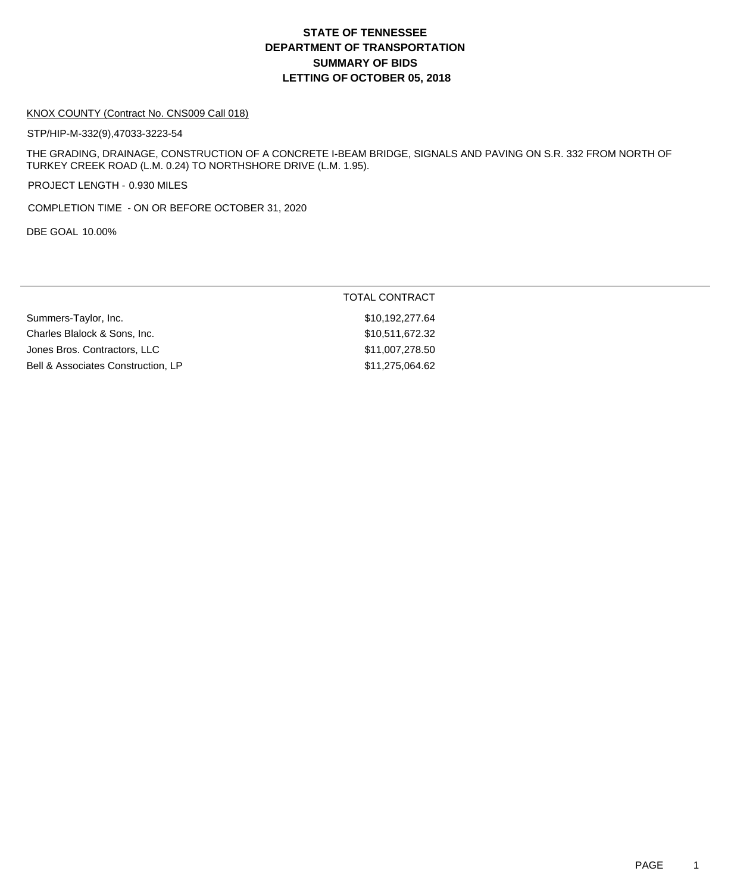# STATE OF TENNESSEE
# DEPARTMENT OF TRANSPORTATION
# SUMMARY OF BIDS
# LETTING OF OCTOBER 05, 2018

KNOX COUNTY (Contract No. CNS009 Call 018)

STP/HIP-M-332(9),47033-3223-54

THE GRADING, DRAINAGE, CONSTRUCTION OF A CONCRETE I-BEAM BRIDGE, SIGNALS AND PAVING ON S.R. 332 FROM NORTH OF TURKEY CREEK ROAD (L.M. 0.24) TO NORTHSHORE DRIVE (L.M. 1.95).

PROJECT LENGTH - 0.930 MILES

COMPLETION TIME - ON OR BEFORE OCTOBER 31, 2020

DBE GOAL 10.00%

| | TOTAL CONTRACT |
|---|---|
| Summers-Taylor, Inc. | $10,192,277.64 |
| Charles Blalock & Sons, Inc. | $10,511,672.32 |
| Jones Bros. Contractors, LLC | $11,007,278.50 |
| Bell & Associates Construction, LP | $11,275,064.62 |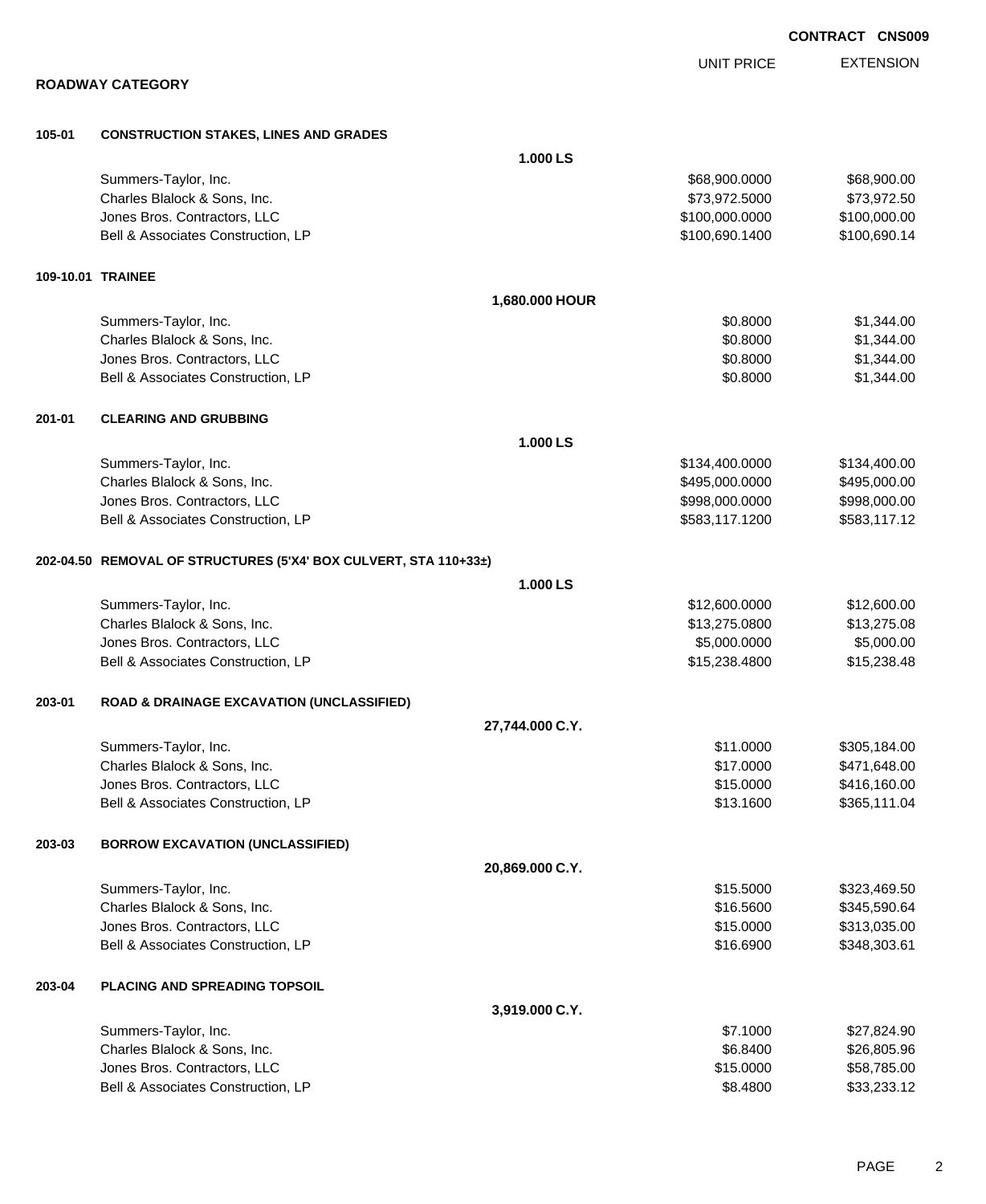**CONTRACT CNS009**

## ROADWAY CATEGORY

| | | UNIT PRICE | EXTENSION |
|---|---|---|---|
| **105-01** | **CONSTRUCTION STAKES, LINES AND GRADES** | | |
| | **1.000 LS** | | |
| | Summers-Taylor, Inc. | $68,900.0000 | $68,900.00 |
| | Charles Blalock & Sons, Inc. | $73,972.5000 | $73,972.50 |
| | Jones Bros. Contractors, LLC | $100,000.0000 | $100,000.00 |
| | Bell & Associates Construction, LP | $100,690.1400 | $100,690.14 |
| **109-10.01** | **TRAINEE** | | |
| | **1,680.000 HOUR** | | |
| | Summers-Taylor, Inc. | $0.8000 | $1,344.00 |
| | Charles Blalock & Sons, Inc. | $0.8000 | $1,344.00 |
| | Jones Bros. Contractors, LLC | $0.8000 | $1,344.00 |
| | Bell & Associates Construction, LP | $0.8000 | $1,344.00 |
| **201-01** | **CLEARING AND GRUBBING** | | |
| | **1.000 LS** | | |
| | Summers-Taylor, Inc. | $134,400.0000 | $134,400.00 |
| | Charles Blalock & Sons, Inc. | $495,000.0000 | $495,000.00 |
| | Jones Bros. Contractors, LLC | $998,000.0000 | $998,000.00 |
| | Bell & Associates Construction, LP | $583,117.1200 | $583,117.12 |
| **202-04.50** | **REMOVAL OF STRUCTURES (5'X4' BOX CULVERT, STA 110+33±)** | | |
| | **1.000 LS** | | |
| | Summers-Taylor, Inc. | $12,600.0000 | $12,600.00 |
| | Charles Blalock & Sons, Inc. | $13,275.0800 | $13,275.08 |
| | Jones Bros. Contractors, LLC | $5,000.0000 | $5,000.00 |
| | Bell & Associates Construction, LP | $15,238.4800 | $15,238.48 |
| **203-01** | **ROAD & DRAINAGE EXCAVATION (UNCLASSIFIED)** | | |
| | **27,744.000 C.Y.** | | |
| | Summers-Taylor, Inc. | $11.0000 | $305,184.00 |
| | Charles Blalock & Sons, Inc. | $17.0000 | $471,648.00 |
| | Jones Bros. Contractors, LLC | $15.0000 | $416,160.00 |
| | Bell & Associates Construction, LP | $13.1600 | $365,111.04 |
| **203-03** | **BORROW EXCAVATION (UNCLASSIFIED)** | | |
| | **20,869.000 C.Y.** | | |
| | Summers-Taylor, Inc. | $15.5000 | $323,469.50 |
| | Charles Blalock & Sons, Inc. | $16.5600 | $345,590.64 |
| | Jones Bros. Contractors, LLC | $15.0000 | $313,035.00 |
| | Bell & Associates Construction, LP | $16.6900 | $348,303.61 |
| **203-04** | **PLACING AND SPREADING TOPSOIL** | | |
| | **3,919.000 C.Y.** | | |
| | Summers-Taylor, Inc. | $7.1000 | $27,824.90 |
| | Charles Blalock & Sons, Inc. | $6.8400 | $26,805.96 |
| | Jones Bros. Contractors, LLC | $15.0000 | $58,785.00 |
| | Bell & Associates Construction, LP | $8.4800 | $33,233.12 |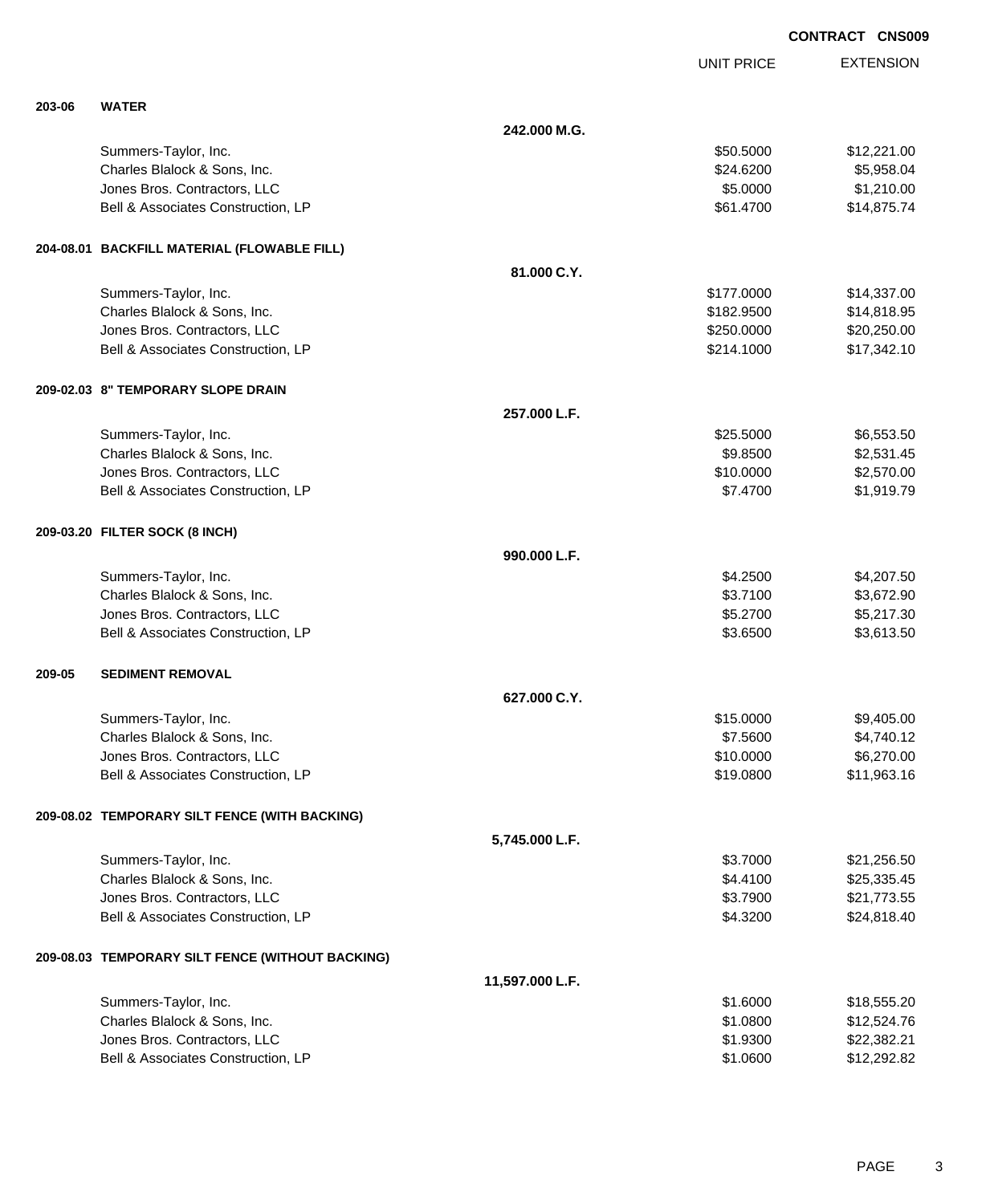CONTRACT CNS009

| | | | UNIT PRICE | EXTENSION |
|---|---|---|---|---|
| **203-06** | **WATER** | | | |
| | | **242.000 M.G.** | | |
| | Summers-Taylor, Inc. | | $50.5000 | $12,221.00 |
| | Charles Blalock & Sons, Inc. | | $24.6200 | $5,958.04 |
| | Jones Bros. Contractors, LLC | | $5.0000 | $1,210.00 |
| | Bell & Associates Construction, LP | | $61.4700 | $14,875.74 |
| **204-08.01** | **BACKFILL MATERIAL (FLOWABLE FILL)** | | | |
| | | **81.000 C.Y.** | | |
| | Summers-Taylor, Inc. | | $177.0000 | $14,337.00 |
| | Charles Blalock & Sons, Inc. | | $182.9500 | $14,818.95 |
| | Jones Bros. Contractors, LLC | | $250.0000 | $20,250.00 |
| | Bell & Associates Construction, LP | | $214.1000 | $17,342.10 |
| **209-02.03** | **8" TEMPORARY SLOPE DRAIN** | | | |
| | | **257.000 L.F.** | | |
| | Summers-Taylor, Inc. | | $25.5000 | $6,553.50 |
| | Charles Blalock & Sons, Inc. | | $9.8500 | $2,531.45 |
| | Jones Bros. Contractors, LLC | | $10.0000 | $2,570.00 |
| | Bell & Associates Construction, LP | | $7.4700 | $1,919.79 |
| **209-03.20** | **FILTER SOCK (8 INCH)** | | | |
| | | **990.000 L.F.** | | |
| | Summers-Taylor, Inc. | | $4.2500 | $4,207.50 |
| | Charles Blalock & Sons, Inc. | | $3.7100 | $3,672.90 |
| | Jones Bros. Contractors, LLC | | $5.2700 | $5,217.30 |
| | Bell & Associates Construction, LP | | $3.6500 | $3,613.50 |
| **209-05** | **SEDIMENT REMOVAL** | | | |
| | | **627.000 C.Y.** | | |
| | Summers-Taylor, Inc. | | $15.0000 | $9,405.00 |
| | Charles Blalock & Sons, Inc. | | $7.5600 | $4,740.12 |
| | Jones Bros. Contractors, LLC | | $10.0000 | $6,270.00 |
| | Bell & Associates Construction, LP | | $19.0800 | $11,963.16 |
| **209-08.02** | **TEMPORARY SILT FENCE (WITH BACKING)** | | | |
| | | **5,745.000 L.F.** | | |
| | Summers-Taylor, Inc. | | $3.7000 | $21,256.50 |
| | Charles Blalock & Sons, Inc. | | $4.4100 | $25,335.45 |
| | Jones Bros. Contractors, LLC | | $3.7900 | $21,773.55 |
| | Bell & Associates Construction, LP | | $4.3200 | $24,818.40 |
| **209-08.03** | **TEMPORARY SILT FENCE (WITHOUT BACKING)** | | | |
| | | **11,597.000 L.F.** | | |
| | Summers-Taylor, Inc. | | $1.6000 | $18,555.20 |
| | Charles Blalock & Sons, Inc. | | $1.0800 | $12,524.76 |
| | Jones Bros. Contractors, LLC | | $1.9300 | $22,382.21 |
| | Bell & Associates Construction, LP | | $1.0600 | $12,292.82 |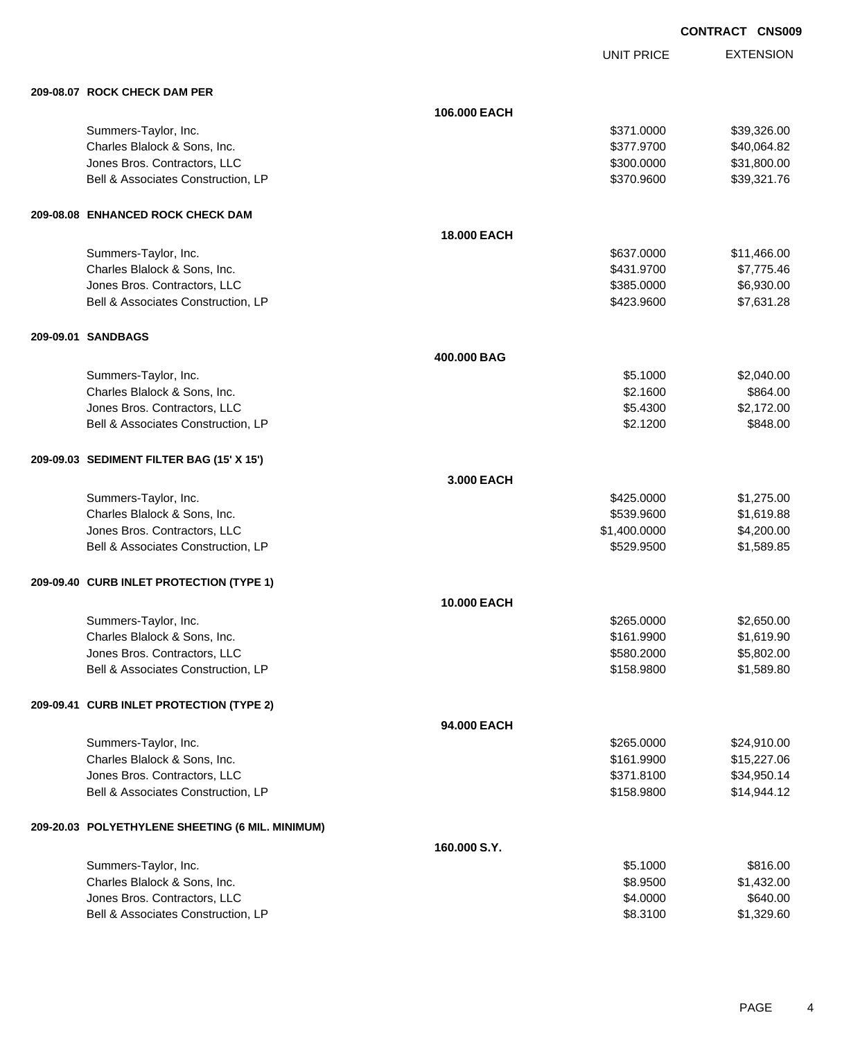CONTRACT CNS009

| | UNIT PRICE | EXTENSION |
|---|---|---|
| **209-08.07 ROCK CHECK DAM PER** | | |
| **106.000 EACH** | | |
| Summers-Taylor, Inc. | $371.0000 | $39,326.00 |
| Charles Blalock & Sons, Inc. | $377.9700 | $40,064.82 |
| Jones Bros. Contractors, LLC | $300.0000 | $31,800.00 |
| Bell & Associates Construction, LP | $370.9600 | $39,321.76 |
| **209-08.08 ENHANCED ROCK CHECK DAM** | | |
| **18.000 EACH** | | |
| Summers-Taylor, Inc. | $637.0000 | $11,466.00 |
| Charles Blalock & Sons, Inc. | $431.9700 | $7,775.46 |
| Jones Bros. Contractors, LLC | $385.0000 | $6,930.00 |
| Bell & Associates Construction, LP | $423.9600 | $7,631.28 |
| **209-09.01 SANDBAGS** | | |
| **400.000 BAG** | | |
| Summers-Taylor, Inc. | $5.1000 | $2,040.00 |
| Charles Blalock & Sons, Inc. | $2.1600 | $864.00 |
| Jones Bros. Contractors, LLC | $5.4300 | $2,172.00 |
| Bell & Associates Construction, LP | $2.1200 | $848.00 |
| **209-09.03 SEDIMENT FILTER BAG (15' X 15')** | | |
| **3.000 EACH** | | |
| Summers-Taylor, Inc. | $425.0000 | $1,275.00 |
| Charles Blalock & Sons, Inc. | $539.9600 | $1,619.88 |
| Jones Bros. Contractors, LLC | $1,400.0000 | $4,200.00 |
| Bell & Associates Construction, LP | $529.9500 | $1,589.85 |
| **209-09.40 CURB INLET PROTECTION (TYPE 1)** | | |
| **10.000 EACH** | | |
| Summers-Taylor, Inc. | $265.0000 | $2,650.00 |
| Charles Blalock & Sons, Inc. | $161.9900 | $1,619.90 |
| Jones Bros. Contractors, LLC | $580.2000 | $5,802.00 |
| Bell & Associates Construction, LP | $158.9800 | $1,589.80 |
| **209-09.41 CURB INLET PROTECTION (TYPE 2)** | | |
| **94.000 EACH** | | |
| Summers-Taylor, Inc. | $265.0000 | $24,910.00 |
| Charles Blalock & Sons, Inc. | $161.9900 | $15,227.06 |
| Jones Bros. Contractors, LLC | $371.8100 | $34,950.14 |
| Bell & Associates Construction, LP | $158.9800 | $14,944.12 |
| **209-20.03 POLYETHYLENE SHEETING (6 MIL. MINIMUM)** | | |
| **160.000 S.Y.** | | |
| Summers-Taylor, Inc. | $5.1000 | $816.00 |
| Charles Blalock & Sons, Inc. | $8.9500 | $1,432.00 |
| Jones Bros. Contractors, LLC | $4.0000 | $640.00 |
| Bell & Associates Construction, LP | $8.3100 | $1,329.60 |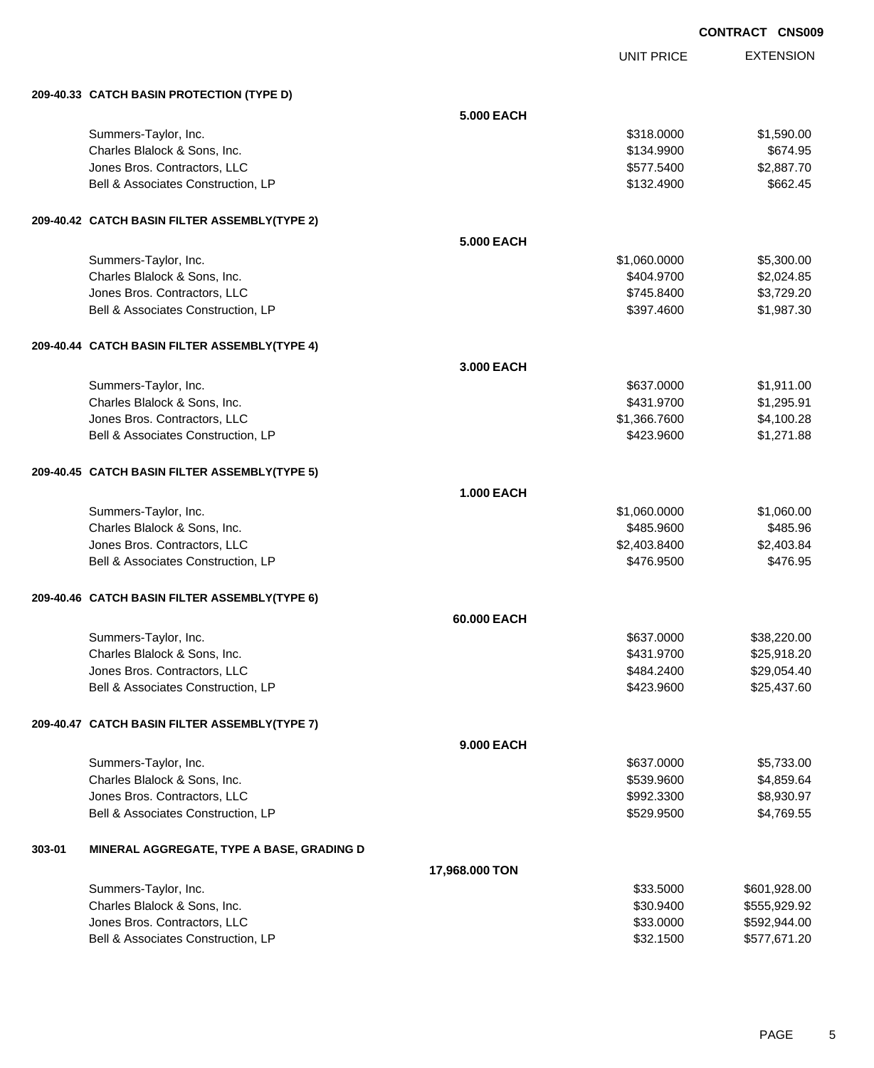**CONTRACT CNS009**

| | UNIT PRICE | EXTENSION |
|---|---|---|
| **209-40.33 CATCH BASIN PROTECTION (TYPE D)** | | |
| **5.000 EACH** | | |
| Summers-Taylor, Inc. | $318.0000 | $1,590.00 |
| Charles Blalock & Sons, Inc. | $134.9900 | $674.95 |
| Jones Bros. Contractors, LLC | $577.5400 | $2,887.70 |
| Bell & Associates Construction, LP | $132.4900 | $662.45 |
| **209-40.42 CATCH BASIN FILTER ASSEMBLY(TYPE 2)** | | |
| **5.000 EACH** | | |
| Summers-Taylor, Inc. | $1,060.0000 | $5,300.00 |
| Charles Blalock & Sons, Inc. | $404.9700 | $2,024.85 |
| Jones Bros. Contractors, LLC | $745.8400 | $3,729.20 |
| Bell & Associates Construction, LP | $397.4600 | $1,987.30 |
| **209-40.44 CATCH BASIN FILTER ASSEMBLY(TYPE 4)** | | |
| **3.000 EACH** | | |
| Summers-Taylor, Inc. | $637.0000 | $1,911.00 |
| Charles Blalock & Sons, Inc. | $431.9700 | $1,295.91 |
| Jones Bros. Contractors, LLC | $1,366.7600 | $4,100.28 |
| Bell & Associates Construction, LP | $423.9600 | $1,271.88 |
| **209-40.45 CATCH BASIN FILTER ASSEMBLY(TYPE 5)** | | |
| **1.000 EACH** | | |
| Summers-Taylor, Inc. | $1,060.0000 | $1,060.00 |
| Charles Blalock & Sons, Inc. | $485.9600 | $485.96 |
| Jones Bros. Contractors, LLC | $2,403.8400 | $2,403.84 |
| Bell & Associates Construction, LP | $476.9500 | $476.95 |
| **209-40.46 CATCH BASIN FILTER ASSEMBLY(TYPE 6)** | | |
| **60.000 EACH** | | |
| Summers-Taylor, Inc. | $637.0000 | $38,220.00 |
| Charles Blalock & Sons, Inc. | $431.9700 | $25,918.20 |
| Jones Bros. Contractors, LLC | $484.2400 | $29,054.40 |
| Bell & Associates Construction, LP | $423.9600 | $25,437.60 |
| **209-40.47 CATCH BASIN FILTER ASSEMBLY(TYPE 7)** | | |
| **9.000 EACH** | | |
| Summers-Taylor, Inc. | $637.0000 | $5,733.00 |
| Charles Blalock & Sons, Inc. | $539.9600 | $4,859.64 |
| Jones Bros. Contractors, LLC | $992.3300 | $8,930.97 |
| Bell & Associates Construction, LP | $529.9500 | $4,769.55 |
| **303-01 MINERAL AGGREGATE, TYPE A BASE, GRADING D** | | |
| **17,968.000 TON** | | |
| Summers-Taylor, Inc. | $33.5000 | $601,928.00 |
| Charles Blalock & Sons, Inc. | $30.9400 | $555,929.92 |
| Jones Bros. Contractors, LLC | $33.0000 | $592,944.00 |
| Bell & Associates Construction, LP | $32.1500 | $577,671.20 |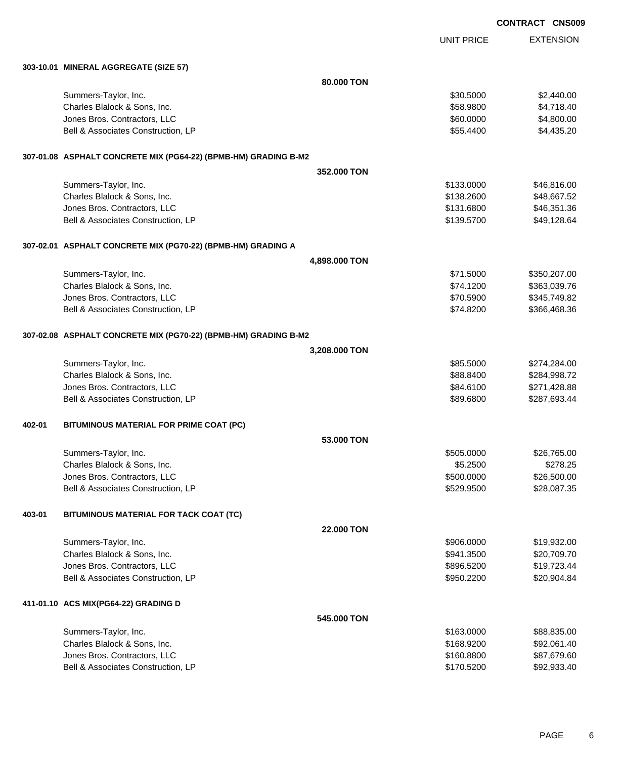**CONTRACT CNS009**

| | | UNIT PRICE | EXTENSION |
|---|---|---|---|
| **303-10.01 MINERAL AGGREGATE (SIZE 57)** | | | |
| | **80.000 TON** | | |
| Summers-Taylor, Inc. | | $30.5000 | $2,440.00 |
| Charles Blalock & Sons, Inc. | | $58.9800 | $4,718.40 |
| Jones Bros. Contractors, LLC | | $60.0000 | $4,800.00 |
| Bell & Associates Construction, LP | | $55.4400 | $4,435.20 |
| **307-01.08 ASPHALT CONCRETE MIX (PG64-22) (BPMB-HM) GRADING B-M2** | | | |
| | **352.000 TON** | | |
| Summers-Taylor, Inc. | | $133.0000 | $46,816.00 |
| Charles Blalock & Sons, Inc. | | $138.2600 | $48,667.52 |
| Jones Bros. Contractors, LLC | | $131.6800 | $46,351.36 |
| Bell & Associates Construction, LP | | $139.5700 | $49,128.64 |
| **307-02.01 ASPHALT CONCRETE MIX (PG70-22) (BPMB-HM) GRADING A** | | | |
| | **4,898.000 TON** | | |
| Summers-Taylor, Inc. | | $71.5000 | $350,207.00 |
| Charles Blalock & Sons, Inc. | | $74.1200 | $363,039.76 |
| Jones Bros. Contractors, LLC | | $70.5900 | $345,749.82 |
| Bell & Associates Construction, LP | | $74.8200 | $366,468.36 |
| **307-02.08 ASPHALT CONCRETE MIX (PG70-22) (BPMB-HM) GRADING B-M2** | | | |
| | **3,208.000 TON** | | |
| Summers-Taylor, Inc. | | $85.5000 | $274,284.00 |
| Charles Blalock & Sons, Inc. | | $88.8400 | $284,998.72 |
| Jones Bros. Contractors, LLC | | $84.6100 | $271,428.88 |
| Bell & Associates Construction, LP | | $89.6800 | $287,693.44 |
| **402-01 BITUMINOUS MATERIAL FOR PRIME COAT (PC)** | | | |
| | **53.000 TON** | | |
| Summers-Taylor, Inc. | | $505.0000 | $26,765.00 |
| Charles Blalock & Sons, Inc. | | $5.2500 | $278.25 |
| Jones Bros. Contractors, LLC | | $500.0000 | $26,500.00 |
| Bell & Associates Construction, LP | | $529.9500 | $28,087.35 |
| **403-01 BITUMINOUS MATERIAL FOR TACK COAT (TC)** | | | |
| | **22.000 TON** | | |
| Summers-Taylor, Inc. | | $906.0000 | $19,932.00 |
| Charles Blalock & Sons, Inc. | | $941.3500 | $20,709.70 |
| Jones Bros. Contractors, LLC | | $896.5200 | $19,723.44 |
| Bell & Associates Construction, LP | | $950.2200 | $20,904.84 |
| **411-01.10 ACS MIX(PG64-22) GRADING D** | | | |
| | **545.000 TON** | | |
| Summers-Taylor, Inc. | | $163.0000 | $88,835.00 |
| Charles Blalock & Sons, Inc. | | $168.9200 | $92,061.40 |
| Jones Bros. Contractors, LLC | | $160.8800 | $87,679.60 |
| Bell & Associates Construction, LP | | $170.5200 | $92,933.40 |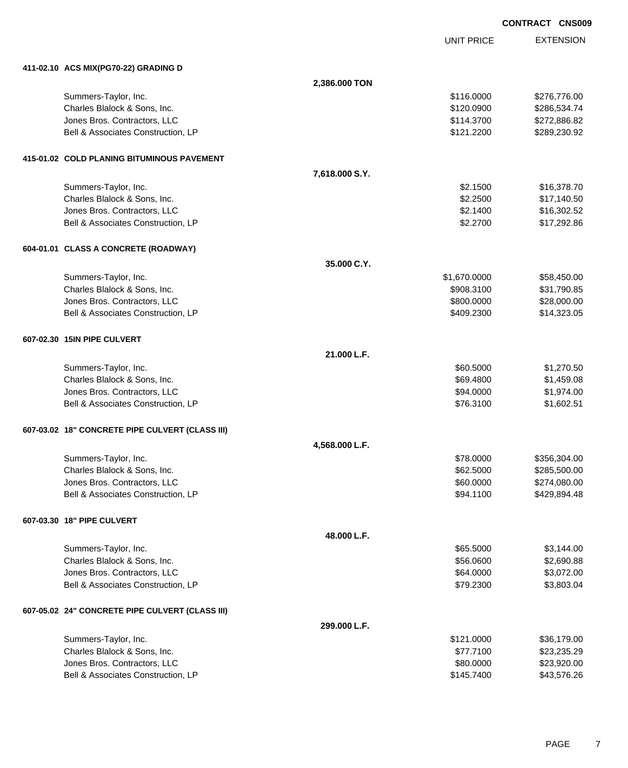**CONTRACT CNS009**

| | | UNIT PRICE | EXTENSION |
|---|---|---|---|
| **411-02.10 ACS MIX(PG70-22) GRADING D** | | | |
| | **2,386.000 TON** | | |
| Summers-Taylor, Inc. | | $116.0000 | $276,776.00 |
| Charles Blalock & Sons, Inc. | | $120.0900 | $286,534.74 |
| Jones Bros. Contractors, LLC | | $114.3700 | $272,886.82 |
| Bell & Associates Construction, LP | | $121.2200 | $289,230.92 |
| **415-01.02 COLD PLANING BITUMINOUS PAVEMENT** | | | |
| | **7,618.000 S.Y.** | | |
| Summers-Taylor, Inc. | | $2.1500 | $16,378.70 |
| Charles Blalock & Sons, Inc. | | $2.2500 | $17,140.50 |
| Jones Bros. Contractors, LLC | | $2.1400 | $16,302.52 |
| Bell & Associates Construction, LP | | $2.2700 | $17,292.86 |
| **604-01.01 CLASS A CONCRETE (ROADWAY)** | | | |
| | **35.000 C.Y.** | | |
| Summers-Taylor, Inc. | | $1,670.0000 | $58,450.00 |
| Charles Blalock & Sons, Inc. | | $908.3100 | $31,790.85 |
| Jones Bros. Contractors, LLC | | $800.0000 | $28,000.00 |
| Bell & Associates Construction, LP | | $409.2300 | $14,323.05 |
| **607-02.30 15IN PIPE CULVERT** | | | |
| | **21.000 L.F.** | | |
| Summers-Taylor, Inc. | | $60.5000 | $1,270.50 |
| Charles Blalock & Sons, Inc. | | $69.4800 | $1,459.08 |
| Jones Bros. Contractors, LLC | | $94.0000 | $1,974.00 |
| Bell & Associates Construction, LP | | $76.3100 | $1,602.51 |
| **607-03.02 18" CONCRETE PIPE CULVERT (CLASS III)** | | | |
| | **4,568.000 L.F.** | | |
| Summers-Taylor, Inc. | | $78.0000 | $356,304.00 |
| Charles Blalock & Sons, Inc. | | $62.5000 | $285,500.00 |
| Jones Bros. Contractors, LLC | | $60.0000 | $274,080.00 |
| Bell & Associates Construction, LP | | $94.1100 | $429,894.48 |
| **607-03.30 18" PIPE CULVERT** | | | |
| | **48.000 L.F.** | | |
| Summers-Taylor, Inc. | | $65.5000 | $3,144.00 |
| Charles Blalock & Sons, Inc. | | $56.0600 | $2,690.88 |
| Jones Bros. Contractors, LLC | | $64.0000 | $3,072.00 |
| Bell & Associates Construction, LP | | $79.2300 | $3,803.04 |
| **607-05.02 24" CONCRETE PIPE CULVERT (CLASS III)** | | | |
| | **299.000 L.F.** | | |
| Summers-Taylor, Inc. | | $121.0000 | $36,179.00 |
| Charles Blalock & Sons, Inc. | | $77.7100 | $23,235.29 |
| Jones Bros. Contractors, LLC | | $80.0000 | $23,920.00 |
| Bell & Associates Construction, LP | | $145.7400 | $43,576.26 |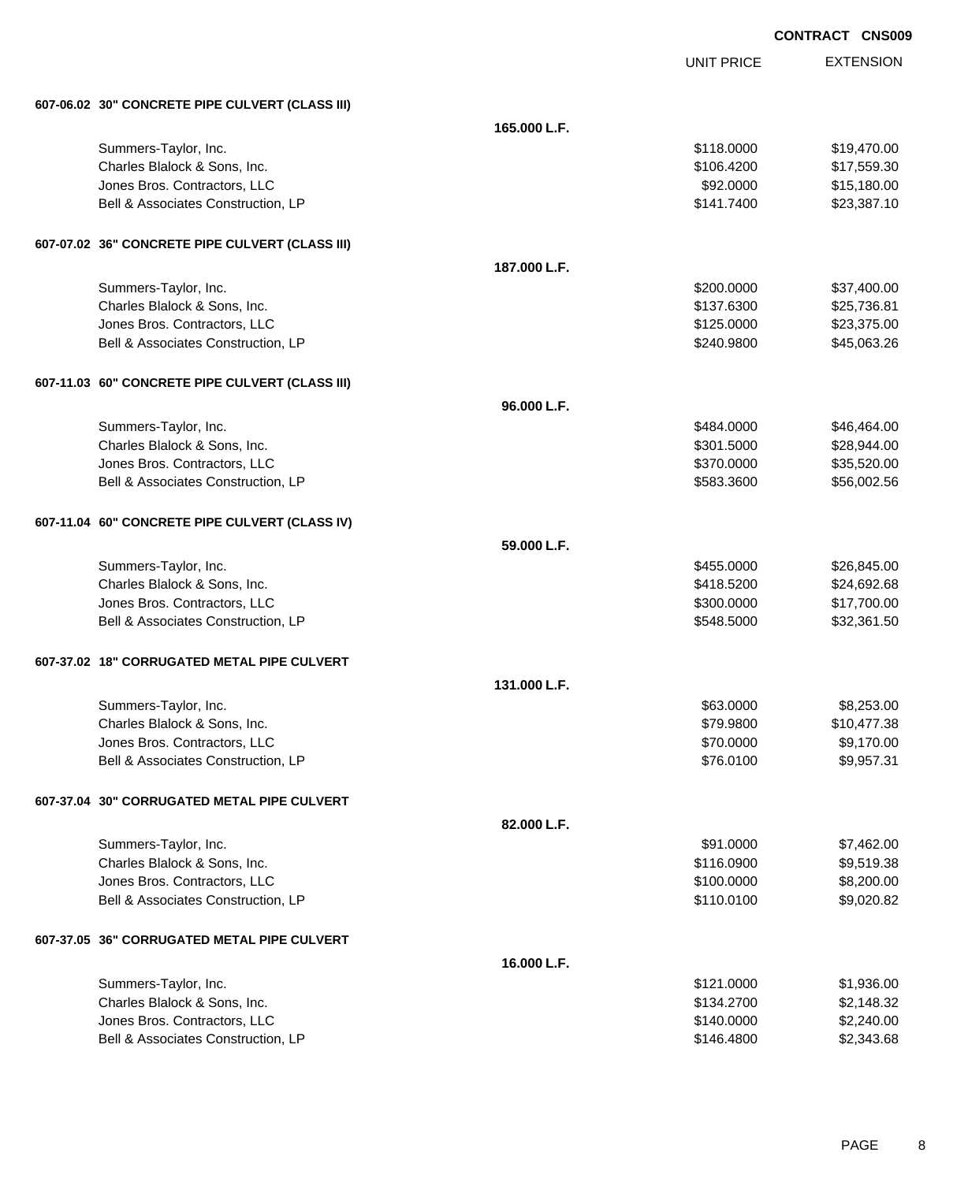**CONTRACT CNS009**

| | | UNIT PRICE | EXTENSION |
|---|---|---|---|
| **607-06.02 30" CONCRETE PIPE CULVERT (CLASS III)** | | | |
| | **165.000 L.F.** | | |
| Summers-Taylor, Inc. | | $118.0000 | $19,470.00 |
| Charles Blalock & Sons, Inc. | | $106.4200 | $17,559.30 |
| Jones Bros. Contractors, LLC | | $92.0000 | $15,180.00 |
| Bell & Associates Construction, LP | | $141.7400 | $23,387.10 |
| **607-07.02 36" CONCRETE PIPE CULVERT (CLASS III)** | | | |
| | **187.000 L.F.** | | |
| Summers-Taylor, Inc. | | $200.0000 | $37,400.00 |
| Charles Blalock & Sons, Inc. | | $137.6300 | $25,736.81 |
| Jones Bros. Contractors, LLC | | $125.0000 | $23,375.00 |
| Bell & Associates Construction, LP | | $240.9800 | $45,063.26 |
| **607-11.03 60" CONCRETE PIPE CULVERT (CLASS III)** | | | |
| | **96.000 L.F.** | | |
| Summers-Taylor, Inc. | | $484.0000 | $46,464.00 |
| Charles Blalock & Sons, Inc. | | $301.5000 | $28,944.00 |
| Jones Bros. Contractors, LLC | | $370.0000 | $35,520.00 |
| Bell & Associates Construction, LP | | $583.3600 | $56,002.56 |
| **607-11.04 60" CONCRETE PIPE CULVERT (CLASS IV)** | | | |
| | **59.000 L.F.** | | |
| Summers-Taylor, Inc. | | $455.0000 | $26,845.00 |
| Charles Blalock & Sons, Inc. | | $418.5200 | $24,692.68 |
| Jones Bros. Contractors, LLC | | $300.0000 | $17,700.00 |
| Bell & Associates Construction, LP | | $548.5000 | $32,361.50 |
| **607-37.02 18" CORRUGATED METAL PIPE CULVERT** | | | |
| | **131.000 L.F.** | | |
| Summers-Taylor, Inc. | | $63.0000 | $8,253.00 |
| Charles Blalock & Sons, Inc. | | $79.9800 | $10,477.38 |
| Jones Bros. Contractors, LLC | | $70.0000 | $9,170.00 |
| Bell & Associates Construction, LP | | $76.0100 | $9,957.31 |
| **607-37.04 30" CORRUGATED METAL PIPE CULVERT** | | | |
| | **82.000 L.F.** | | |
| Summers-Taylor, Inc. | | $91.0000 | $7,462.00 |
| Charles Blalock & Sons, Inc. | | $116.0900 | $9,519.38 |
| Jones Bros. Contractors, LLC | | $100.0000 | $8,200.00 |
| Bell & Associates Construction, LP | | $110.0100 | $9,020.82 |
| **607-37.05 36" CORRUGATED METAL PIPE CULVERT** | | | |
| | **16.000 L.F.** | | |
| Summers-Taylor, Inc. | | $121.0000 | $1,936.00 |
| Charles Blalock & Sons, Inc. | | $134.2700 | $2,148.32 |
| Jones Bros. Contractors, LLC | | $140.0000 | $2,240.00 |
| Bell & Associates Construction, LP | | $146.4800 | $2,343.68 |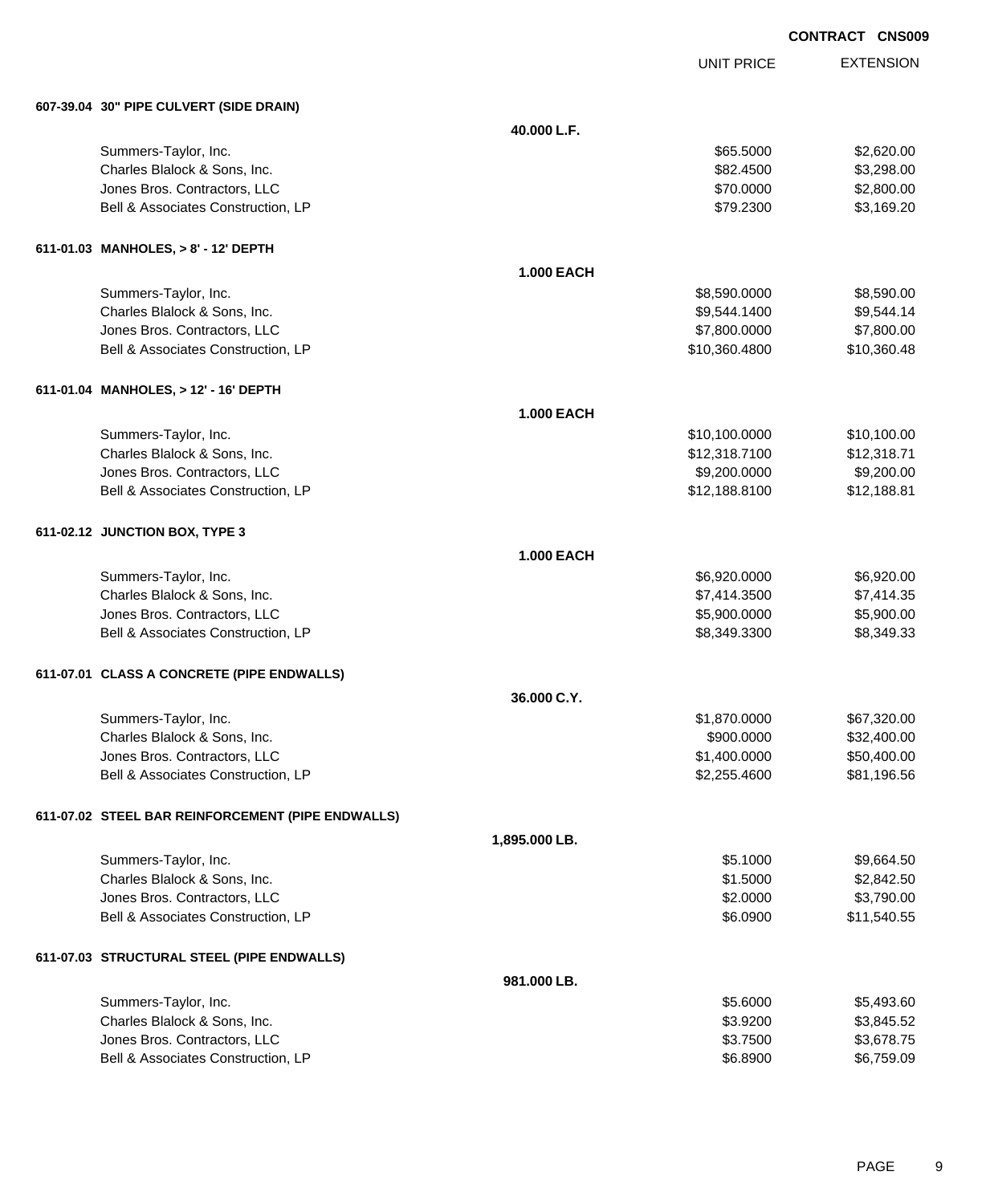**CONTRACT CNS009**

| | | UNIT PRICE | EXTENSION |
|---|---|---|---|
| **607-39.04 30" PIPE CULVERT (SIDE DRAIN)** | | | |
| | **40.000 L.F.** | | |
| Summers-Taylor, Inc. | | $65.5000 | $2,620.00 |
| Charles Blalock & Sons, Inc. | | $82.4500 | $3,298.00 |
| Jones Bros. Contractors, LLC | | $70.0000 | $2,800.00 |
| Bell & Associates Construction, LP | | $79.2300 | $3,169.20 |
| **611-01.03 MANHOLES, > 8' - 12' DEPTH** | | | |
| | **1.000 EACH** | | |
| Summers-Taylor, Inc. | | $8,590.0000 | $8,590.00 |
| Charles Blalock & Sons, Inc. | | $9,544.1400 | $9,544.14 |
| Jones Bros. Contractors, LLC | | $7,800.0000 | $7,800.00 |
| Bell & Associates Construction, LP | | $10,360.4800 | $10,360.48 |
| **611-01.04 MANHOLES, > 12' - 16' DEPTH** | | | |
| | **1.000 EACH** | | |
| Summers-Taylor, Inc. | | $10,100.0000 | $10,100.00 |
| Charles Blalock & Sons, Inc. | | $12,318.7100 | $12,318.71 |
| Jones Bros. Contractors, LLC | | $9,200.0000 | $9,200.00 |
| Bell & Associates Construction, LP | | $12,188.8100 | $12,188.81 |
| **611-02.12 JUNCTION BOX, TYPE 3** | | | |
| | **1.000 EACH** | | |
| Summers-Taylor, Inc. | | $6,920.0000 | $6,920.00 |
| Charles Blalock & Sons, Inc. | | $7,414.3500 | $7,414.35 |
| Jones Bros. Contractors, LLC | | $5,900.0000 | $5,900.00 |
| Bell & Associates Construction, LP | | $8,349.3300 | $8,349.33 |
| **611-07.01 CLASS A CONCRETE (PIPE ENDWALLS)** | | | |
| | **36.000 C.Y.** | | |
| Summers-Taylor, Inc. | | $1,870.0000 | $67,320.00 |
| Charles Blalock & Sons, Inc. | | $900.0000 | $32,400.00 |
| Jones Bros. Contractors, LLC | | $1,400.0000 | $50,400.00 |
| Bell & Associates Construction, LP | | $2,255.4600 | $81,196.56 |
| **611-07.02 STEEL BAR REINFORCEMENT (PIPE ENDWALLS)** | | | |
| | **1,895.000 LB.** | | |
| Summers-Taylor, Inc. | | $5.1000 | $9,664.50 |
| Charles Blalock & Sons, Inc. | | $1.5000 | $2,842.50 |
| Jones Bros. Contractors, LLC | | $2.0000 | $3,790.00 |
| Bell & Associates Construction, LP | | $6.0900 | $11,540.55 |
| **611-07.03 STRUCTURAL STEEL (PIPE ENDWALLS)** | | | |
| | **981.000 LB.** | | |
| Summers-Taylor, Inc. | | $5.6000 | $5,493.60 |
| Charles Blalock & Sons, Inc. | | $3.9200 | $3,845.52 |
| Jones Bros. Contractors, LLC | | $3.7500 | $3,678.75 |
| Bell & Associates Construction, LP | | $6.8900 | $6,759.09 |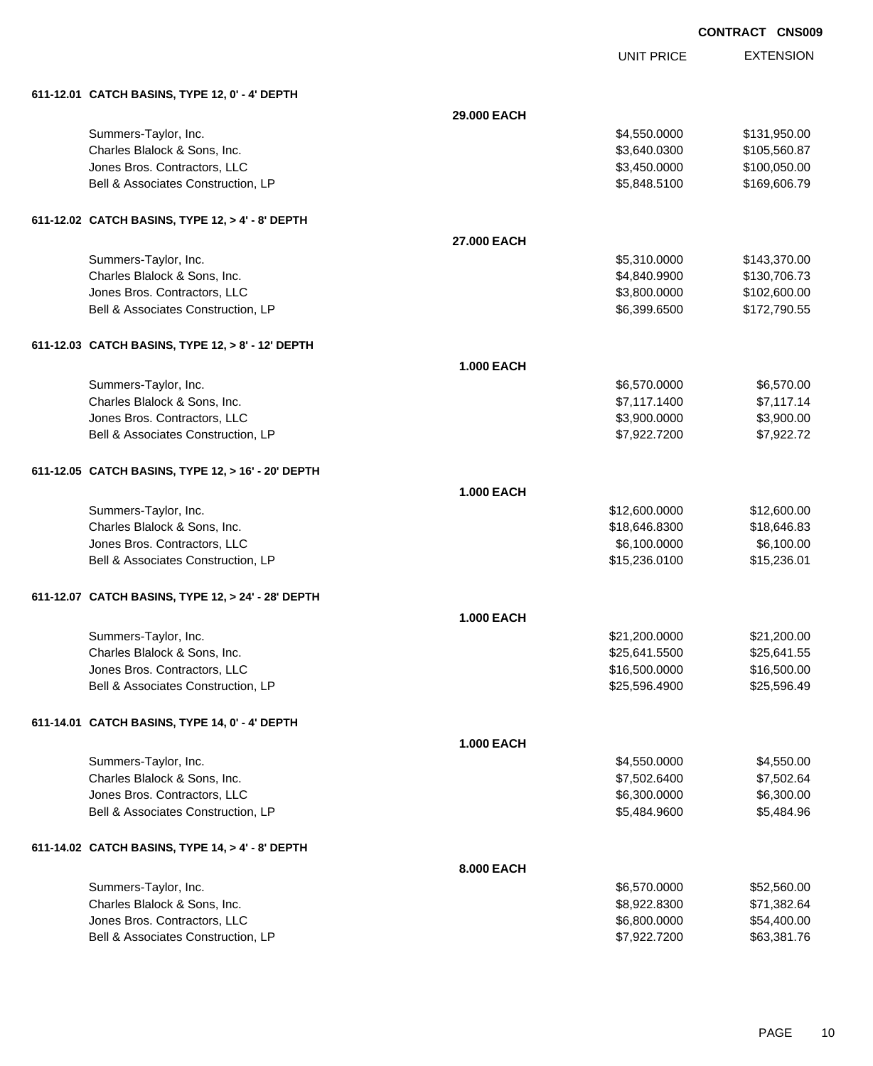CONTRACT CNS009

| | | UNIT PRICE | EXTENSION |
|---|---|---|---|
| **611-12.01 CATCH BASINS, TYPE 12, 0' - 4' DEPTH** | | | |
| | **29.000 EACH** | | |
| Summers-Taylor, Inc. | | $4,550.0000 | $131,950.00 |
| Charles Blalock & Sons, Inc. | | $3,640.0300 | $105,560.87 |
| Jones Bros. Contractors, LLC | | $3,450.0000 | $100,050.00 |
| Bell & Associates Construction, LP | | $5,848.5100 | $169,606.79 |
| **611-12.02 CATCH BASINS, TYPE 12, > 4' - 8' DEPTH** | | | |
| | **27.000 EACH** | | |
| Summers-Taylor, Inc. | | $5,310.0000 | $143,370.00 |
| Charles Blalock & Sons, Inc. | | $4,840.9900 | $130,706.73 |
| Jones Bros. Contractors, LLC | | $3,800.0000 | $102,600.00 |
| Bell & Associates Construction, LP | | $6,399.6500 | $172,790.55 |
| **611-12.03 CATCH BASINS, TYPE 12, > 8' - 12' DEPTH** | | | |
| | **1.000 EACH** | | |
| Summers-Taylor, Inc. | | $6,570.0000 | $6,570.00 |
| Charles Blalock & Sons, Inc. | | $7,117.1400 | $7,117.14 |
| Jones Bros. Contractors, LLC | | $3,900.0000 | $3,900.00 |
| Bell & Associates Construction, LP | | $7,922.7200 | $7,922.72 |
| **611-12.05 CATCH BASINS, TYPE 12, > 16' - 20' DEPTH** | | | |
| | **1.000 EACH** | | |
| Summers-Taylor, Inc. | | $12,600.0000 | $12,600.00 |
| Charles Blalock & Sons, Inc. | | $18,646.8300 | $18,646.83 |
| Jones Bros. Contractors, LLC | | $6,100.0000 | $6,100.00 |
| Bell & Associates Construction, LP | | $15,236.0100 | $15,236.01 |
| **611-12.07 CATCH BASINS, TYPE 12, > 24' - 28' DEPTH** | | | |
| | **1.000 EACH** | | |
| Summers-Taylor, Inc. | | $21,200.0000 | $21,200.00 |
| Charles Blalock & Sons, Inc. | | $25,641.5500 | $25,641.55 |
| Jones Bros. Contractors, LLC | | $16,500.0000 | $16,500.00 |
| Bell & Associates Construction, LP | | $25,596.4900 | $25,596.49 |
| **611-14.01 CATCH BASINS, TYPE 14, 0' - 4' DEPTH** | | | |
| | **1.000 EACH** | | |
| Summers-Taylor, Inc. | | $4,550.0000 | $4,550.00 |
| Charles Blalock & Sons, Inc. | | $7,502.6400 | $7,502.64 |
| Jones Bros. Contractors, LLC | | $6,300.0000 | $6,300.00 |
| Bell & Associates Construction, LP | | $5,484.9600 | $5,484.96 |
| **611-14.02 CATCH BASINS, TYPE 14, > 4' - 8' DEPTH** | | | |
| | **8.000 EACH** | | |
| Summers-Taylor, Inc. | | $6,570.0000 | $52,560.00 |
| Charles Blalock & Sons, Inc. | | $8,922.8300 | $71,382.64 |
| Jones Bros. Contractors, LLC | | $6,800.0000 | $54,400.00 |
| Bell & Associates Construction, LP | | $7,922.7200 | $63,381.76 |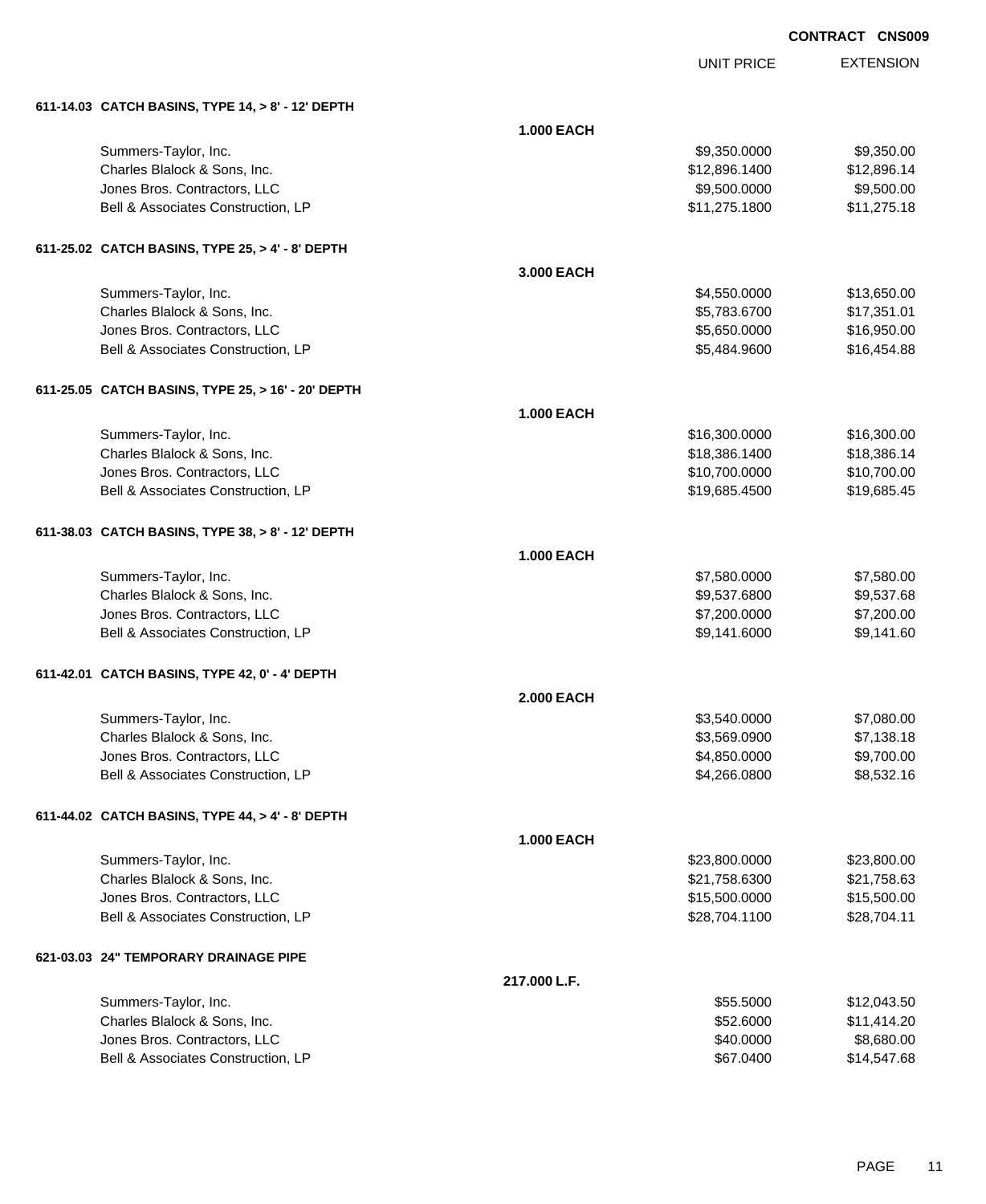**CONTRACT CNS009**

| | | UNIT PRICE | EXTENSION |
|---|---|---|---|
| **611-14.03 CATCH BASINS, TYPE 14, > 8' - 12' DEPTH** | | | |
| | **1.000 EACH** | | |
| Summers-Taylor, Inc. | | $9,350.0000 | $9,350.00 |
| Charles Blalock & Sons, Inc. | | $12,896.1400 | $12,896.14 |
| Jones Bros. Contractors, LLC | | $9,500.0000 | $9,500.00 |
| Bell & Associates Construction, LP | | $11,275.1800 | $11,275.18 |
| **611-25.02 CATCH BASINS, TYPE 25, > 4' - 8' DEPTH** | | | |
| | **3.000 EACH** | | |
| Summers-Taylor, Inc. | | $4,550.0000 | $13,650.00 |
| Charles Blalock & Sons, Inc. | | $5,783.6700 | $17,351.01 |
| Jones Bros. Contractors, LLC | | $5,650.0000 | $16,950.00 |
| Bell & Associates Construction, LP | | $5,484.9600 | $16,454.88 |
| **611-25.05 CATCH BASINS, TYPE 25, > 16' - 20' DEPTH** | | | |
| | **1.000 EACH** | | |
| Summers-Taylor, Inc. | | $16,300.0000 | $16,300.00 |
| Charles Blalock & Sons, Inc. | | $18,386.1400 | $18,386.14 |
| Jones Bros. Contractors, LLC | | $10,700.0000 | $10,700.00 |
| Bell & Associates Construction, LP | | $19,685.4500 | $19,685.45 |
| **611-38.03 CATCH BASINS, TYPE 38, > 8' - 12' DEPTH** | | | |
| | **1.000 EACH** | | |
| Summers-Taylor, Inc. | | $7,580.0000 | $7,580.00 |
| Charles Blalock & Sons, Inc. | | $9,537.6800 | $9,537.68 |
| Jones Bros. Contractors, LLC | | $7,200.0000 | $7,200.00 |
| Bell & Associates Construction, LP | | $9,141.6000 | $9,141.60 |
| **611-42.01 CATCH BASINS, TYPE 42, 0' - 4' DEPTH** | | | |
| | **2.000 EACH** | | |
| Summers-Taylor, Inc. | | $3,540.0000 | $7,080.00 |
| Charles Blalock & Sons, Inc. | | $3,569.0900 | $7,138.18 |
| Jones Bros. Contractors, LLC | | $4,850.0000 | $9,700.00 |
| Bell & Associates Construction, LP | | $4,266.0800 | $8,532.16 |
| **611-44.02 CATCH BASINS, TYPE 44, > 4' - 8' DEPTH** | | | |
| | **1.000 EACH** | | |
| Summers-Taylor, Inc. | | $23,800.0000 | $23,800.00 |
| Charles Blalock & Sons, Inc. | | $21,758.6300 | $21,758.63 |
| Jones Bros. Contractors, LLC | | $15,500.0000 | $15,500.00 |
| Bell & Associates Construction, LP | | $28,704.1100 | $28,704.11 |
| **621-03.03 24" TEMPORARY DRAINAGE PIPE** | | | |
| | **217.000 L.F.** | | |
| Summers-Taylor, Inc. | | $55.5000 | $12,043.50 |
| Charles Blalock & Sons, Inc. | | $52.6000 | $11,414.20 |
| Jones Bros. Contractors, LLC | | $40.0000 | $8,680.00 |
| Bell & Associates Construction, LP | | $67.0400 | $14,547.68 |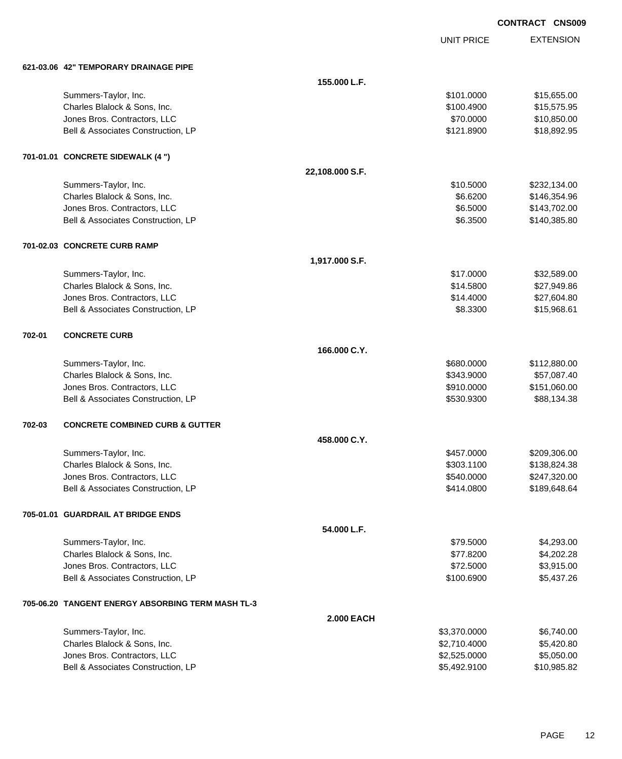**CONTRACT CNS009**

| | UNIT PRICE | EXTENSION |
|---|---|---|
| **621-03.06 42" TEMPORARY DRAINAGE PIPE** | | |
| **155.000 L.F.** | | |
| Summers-Taylor, Inc. | $101.0000 | $15,655.00 |
| Charles Blalock & Sons, Inc. | $100.4900 | $15,575.95 |
| Jones Bros. Contractors, LLC | $70.0000 | $10,850.00 |
| Bell & Associates Construction, LP | $121.8900 | $18,892.95 |
| **701-01.01 CONCRETE SIDEWALK (4 ")** | | |
| **22,108.000 S.F.** | | |
| Summers-Taylor, Inc. | $10.5000 | $232,134.00 |
| Charles Blalock & Sons, Inc. | $6.6200 | $146,354.96 |
| Jones Bros. Contractors, LLC | $6.5000 | $143,702.00 |
| Bell & Associates Construction, LP | $6.3500 | $140,385.80 |
| **701-02.03 CONCRETE CURB RAMP** | | |
| **1,917.000 S.F.** | | |
| Summers-Taylor, Inc. | $17.0000 | $32,589.00 |
| Charles Blalock & Sons, Inc. | $14.5800 | $27,949.86 |
| Jones Bros. Contractors, LLC | $14.4000 | $27,604.80 |
| Bell & Associates Construction, LP | $8.3300 | $15,968.61 |
| **702-01 CONCRETE CURB** | | |
| **166.000 C.Y.** | | |
| Summers-Taylor, Inc. | $680.0000 | $112,880.00 |
| Charles Blalock & Sons, Inc. | $343.9000 | $57,087.40 |
| Jones Bros. Contractors, LLC | $910.0000 | $151,060.00 |
| Bell & Associates Construction, LP | $530.9300 | $88,134.38 |
| **702-03 CONCRETE COMBINED CURB & GUTTER** | | |
| **458.000 C.Y.** | | |
| Summers-Taylor, Inc. | $457.0000 | $209,306.00 |
| Charles Blalock & Sons, Inc. | $303.1100 | $138,824.38 |
| Jones Bros. Contractors, LLC | $540.0000 | $247,320.00 |
| Bell & Associates Construction, LP | $414.0800 | $189,648.64 |
| **705-01.01 GUARDRAIL AT BRIDGE ENDS** | | |
| **54.000 L.F.** | | |
| Summers-Taylor, Inc. | $79.5000 | $4,293.00 |
| Charles Blalock & Sons, Inc. | $77.8200 | $4,202.28 |
| Jones Bros. Contractors, LLC | $72.5000 | $3,915.00 |
| Bell & Associates Construction, LP | $100.6900 | $5,437.26 |
| **705-06.20 TANGENT ENERGY ABSORBING TERM MASH TL-3** | | |
| **2.000 EACH** | | |
| Summers-Taylor, Inc. | $3,370.0000 | $6,740.00 |
| Charles Blalock & Sons, Inc. | $2,710.4000 | $5,420.80 |
| Jones Bros. Contractors, LLC | $2,525.0000 | $5,050.00 |
| Bell & Associates Construction, LP | $5,492.9100 | $10,985.82 |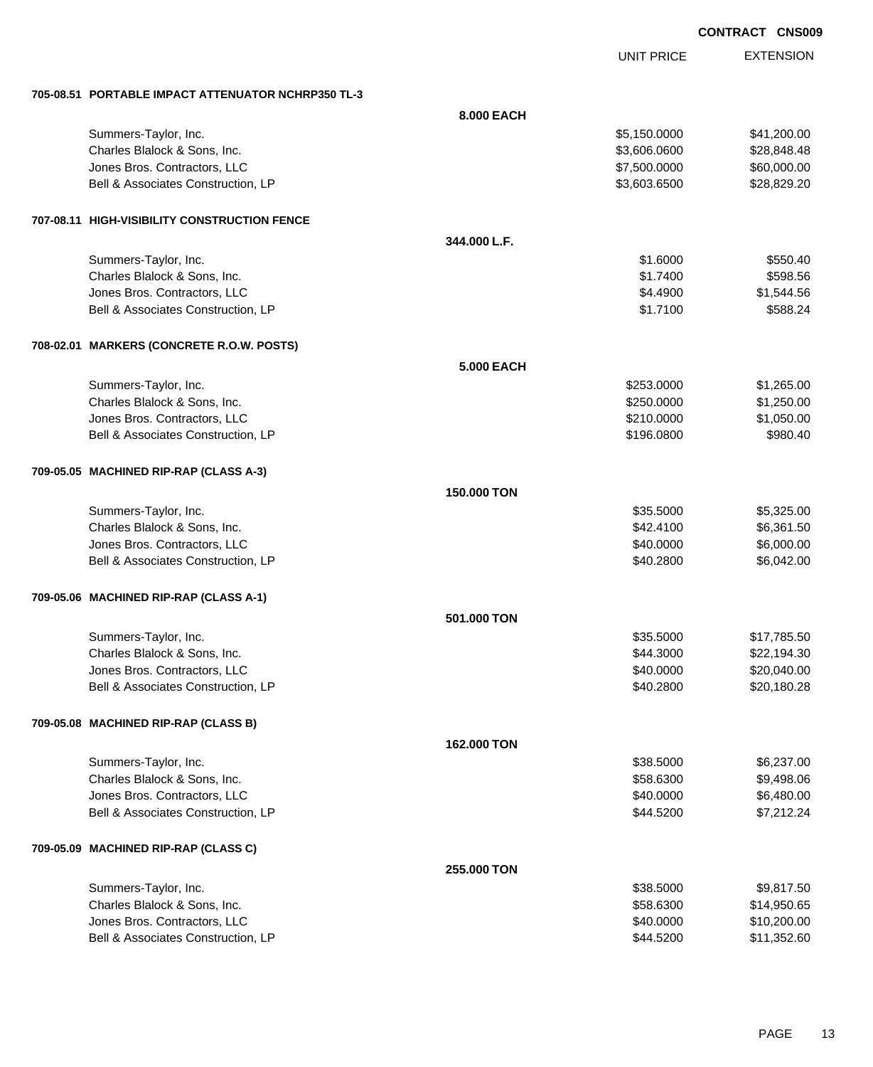**CONTRACT CNS009**

| | | UNIT PRICE | EXTENSION |
|---|---|---|---|
| **705-08.51 PORTABLE IMPACT ATTENUATOR NCHRP350 TL-3** | | | |
| | **8.000 EACH** | | |
| Summers-Taylor, Inc. | | $5,150.0000 | $41,200.00 |
| Charles Blalock & Sons, Inc. | | $3,606.0600 | $28,848.48 |
| Jones Bros. Contractors, LLC | | $7,500.0000 | $60,000.00 |
| Bell & Associates Construction, LP | | $3,603.6500 | $28,829.20 |
| **707-08.11 HIGH-VISIBILITY CONSTRUCTION FENCE** | | | |
| | **344.000 L.F.** | | |
| Summers-Taylor, Inc. | | $1.6000 | $550.40 |
| Charles Blalock & Sons, Inc. | | $1.7400 | $598.56 |
| Jones Bros. Contractors, LLC | | $4.4900 | $1,544.56 |
| Bell & Associates Construction, LP | | $1.7100 | $588.24 |
| **708-02.01 MARKERS (CONCRETE R.O.W. POSTS)** | | | |
| | **5.000 EACH** | | |
| Summers-Taylor, Inc. | | $253.0000 | $1,265.00 |
| Charles Blalock & Sons, Inc. | | $250.0000 | $1,250.00 |
| Jones Bros. Contractors, LLC | | $210.0000 | $1,050.00 |
| Bell & Associates Construction, LP | | $196.0800 | $980.40 |
| **709-05.05 MACHINED RIP-RAP (CLASS A-3)** | | | |
| | **150.000 TON** | | |
| Summers-Taylor, Inc. | | $35.5000 | $5,325.00 |
| Charles Blalock & Sons, Inc. | | $42.4100 | $6,361.50 |
| Jones Bros. Contractors, LLC | | $40.0000 | $6,000.00 |
| Bell & Associates Construction, LP | | $40.2800 | $6,042.00 |
| **709-05.06 MACHINED RIP-RAP (CLASS A-1)** | | | |
| | **501.000 TON** | | |
| Summers-Taylor, Inc. | | $35.5000 | $17,785.50 |
| Charles Blalock & Sons, Inc. | | $44.3000 | $22,194.30 |
| Jones Bros. Contractors, LLC | | $40.0000 | $20,040.00 |
| Bell & Associates Construction, LP | | $40.2800 | $20,180.28 |
| **709-05.08 MACHINED RIP-RAP (CLASS B)** | | | |
| | **162.000 TON** | | |
| Summers-Taylor, Inc. | | $38.5000 | $6,237.00 |
| Charles Blalock & Sons, Inc. | | $58.6300 | $9,498.06 |
| Jones Bros. Contractors, LLC | | $40.0000 | $6,480.00 |
| Bell & Associates Construction, LP | | $44.5200 | $7,212.24 |
| **709-05.09 MACHINED RIP-RAP (CLASS C)** | | | |
| | **255.000 TON** | | |
| Summers-Taylor, Inc. | | $38.5000 | $9,817.50 |
| Charles Blalock & Sons, Inc. | | $58.6300 | $14,950.65 |
| Jones Bros. Contractors, LLC | | $40.0000 | $10,200.00 |
| Bell & Associates Construction, LP | | $44.5200 | $11,352.60 |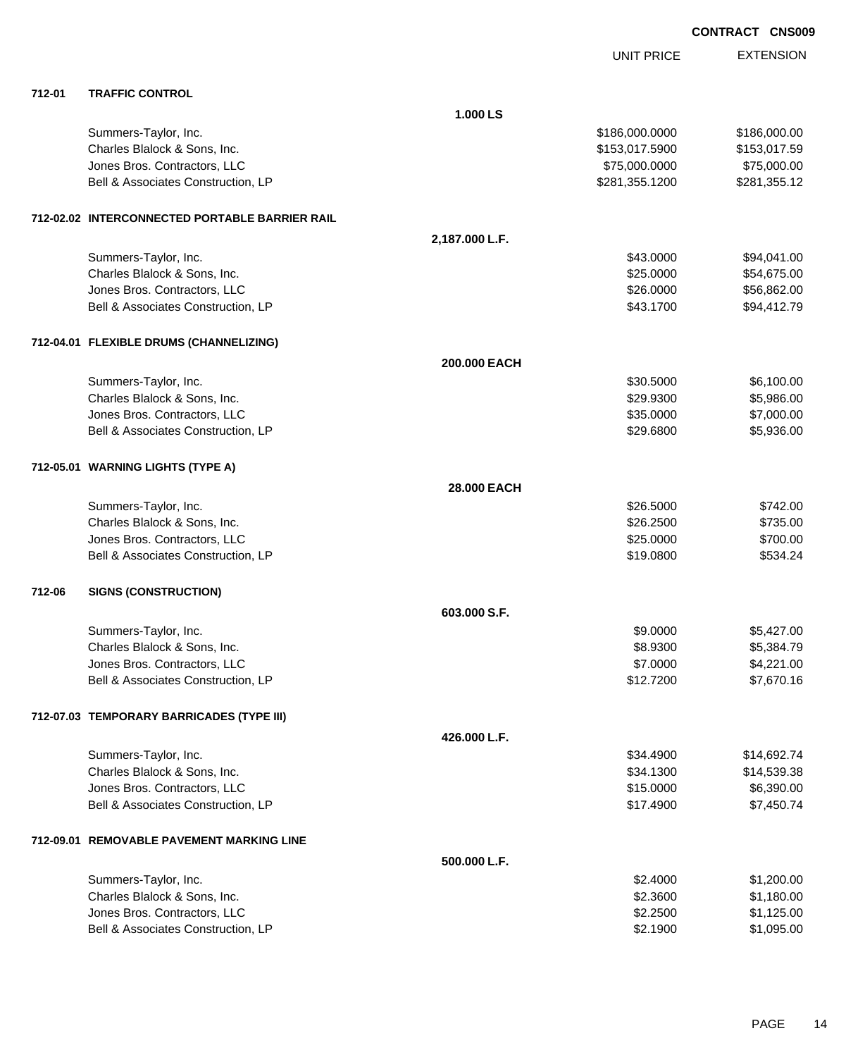**CONTRACT CNS009**

| | | | UNIT PRICE | EXTENSION |
|---|---|---|---|---|
| **712-01** | **TRAFFIC CONTROL** | | | |
| | | **1.000 LS** | | |
| | Summers-Taylor, Inc. | | $186,000.0000 | $186,000.00 |
| | Charles Blalock & Sons, Inc. | | $153,017.5900 | $153,017.59 |
| | Jones Bros. Contractors, LLC | | $75,000.0000 | $75,000.00 |
| | Bell & Associates Construction, LP | | $281,355.1200 | $281,355.12 |
| **712-02.02** | **INTERCONNECTED PORTABLE BARRIER RAIL** | | | |
| | | **2,187.000 L.F.** | | |
| | Summers-Taylor, Inc. | | $43.0000 | $94,041.00 |
| | Charles Blalock & Sons, Inc. | | $25.0000 | $54,675.00 |
| | Jones Bros. Contractors, LLC | | $26.0000 | $56,862.00 |
| | Bell & Associates Construction, LP | | $43.1700 | $94,412.79 |
| **712-04.01** | **FLEXIBLE DRUMS (CHANNELIZING)** | | | |
| | | **200.000 EACH** | | |
| | Summers-Taylor, Inc. | | $30.5000 | $6,100.00 |
| | Charles Blalock & Sons, Inc. | | $29.9300 | $5,986.00 |
| | Jones Bros. Contractors, LLC | | $35.0000 | $7,000.00 |
| | Bell & Associates Construction, LP | | $29.6800 | $5,936.00 |
| **712-05.01** | **WARNING LIGHTS (TYPE A)** | | | |
| | | **28.000 EACH** | | |
| | Summers-Taylor, Inc. | | $26.5000 | $742.00 |
| | Charles Blalock & Sons, Inc. | | $26.2500 | $735.00 |
| | Jones Bros. Contractors, LLC | | $25.0000 | $700.00 |
| | Bell & Associates Construction, LP | | $19.0800 | $534.24 |
| **712-06** | **SIGNS (CONSTRUCTION)** | | | |
| | | **603.000 S.F.** | | |
| | Summers-Taylor, Inc. | | $9.0000 | $5,427.00 |
| | Charles Blalock & Sons, Inc. | | $8.9300 | $5,384.79 |
| | Jones Bros. Contractors, LLC | | $7.0000 | $4,221.00 |
| | Bell & Associates Construction, LP | | $12.7200 | $7,670.16 |
| **712-07.03** | **TEMPORARY BARRICADES (TYPE III)** | | | |
| | | **426.000 L.F.** | | |
| | Summers-Taylor, Inc. | | $34.4900 | $14,692.74 |
| | Charles Blalock & Sons, Inc. | | $34.1300 | $14,539.38 |
| | Jones Bros. Contractors, LLC | | $15.0000 | $6,390.00 |
| | Bell & Associates Construction, LP | | $17.4900 | $7,450.74 |
| **712-09.01** | **REMOVABLE PAVEMENT MARKING LINE** | | | |
| | | **500.000 L.F.** | | |
| | Summers-Taylor, Inc. | | $2.4000 | $1,200.00 |
| | Charles Blalock & Sons, Inc. | | $2.3600 | $1,180.00 |
| | Jones Bros. Contractors, LLC | | $2.2500 | $1,125.00 |
| | Bell & Associates Construction, LP | | $2.1900 | $1,095.00 |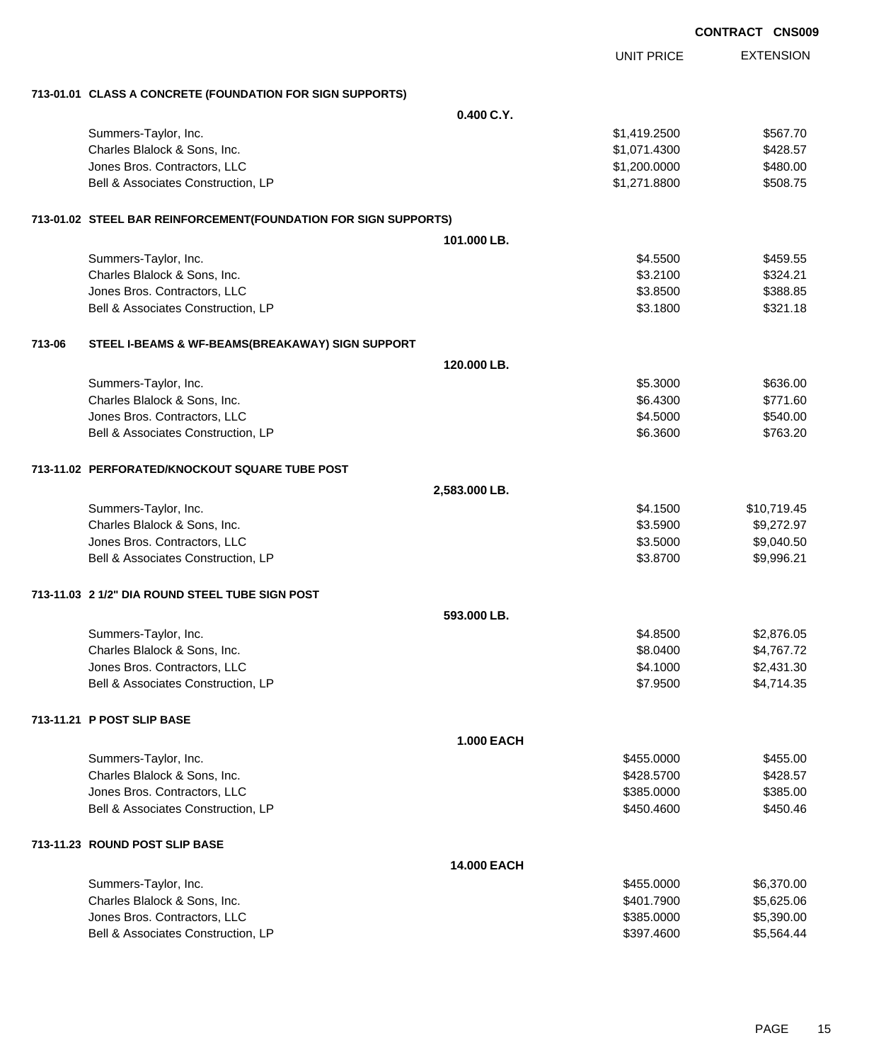**CONTRACT CNS009**

| | UNIT PRICE | EXTENSION |
|---|---|---|
| **713-01.01 CLASS A CONCRETE (FOUNDATION FOR SIGN SUPPORTS)** | | |
| **0.400 C.Y.** | | |
| Summers-Taylor, Inc. | $1,419.2500 | $567.70 |
| Charles Blalock & Sons, Inc. | $1,071.4300 | $428.57 |
| Jones Bros. Contractors, LLC | $1,200.0000 | $480.00 |
| Bell & Associates Construction, LP | $1,271.8800 | $508.75 |
| **713-01.02 STEEL BAR REINFORCEMENT(FOUNDATION FOR SIGN SUPPORTS)** | | |
| **101.000 LB.** | | |
| Summers-Taylor, Inc. | $4.5500 | $459.55 |
| Charles Blalock & Sons, Inc. | $3.2100 | $324.21 |
| Jones Bros. Contractors, LLC | $3.8500 | $388.85 |
| Bell & Associates Construction, LP | $3.1800 | $321.18 |
| **713-06 STEEL I-BEAMS & WF-BEAMS(BREAKAWAY) SIGN SUPPORT** | | |
| **120.000 LB.** | | |
| Summers-Taylor, Inc. | $5.3000 | $636.00 |
| Charles Blalock & Sons, Inc. | $6.4300 | $771.60 |
| Jones Bros. Contractors, LLC | $4.5000 | $540.00 |
| Bell & Associates Construction, LP | $6.3600 | $763.20 |
| **713-11.02 PERFORATED/KNOCKOUT SQUARE TUBE POST** | | |
| **2,583.000 LB.** | | |
| Summers-Taylor, Inc. | $4.1500 | $10,719.45 |
| Charles Blalock & Sons, Inc. | $3.5900 | $9,272.97 |
| Jones Bros. Contractors, LLC | $3.5000 | $9,040.50 |
| Bell & Associates Construction, LP | $3.8700 | $9,996.21 |
| **713-11.03 2 1/2" DIA ROUND STEEL TUBE SIGN POST** | | |
| **593.000 LB.** | | |
| Summers-Taylor, Inc. | $4.8500 | $2,876.05 |
| Charles Blalock & Sons, Inc. | $8.0400 | $4,767.72 |
| Jones Bros. Contractors, LLC | $4.1000 | $2,431.30 |
| Bell & Associates Construction, LP | $7.9500 | $4,714.35 |
| **713-11.21 P POST SLIP BASE** | | |
| **1.000 EACH** | | |
| Summers-Taylor, Inc. | $455.0000 | $455.00 |
| Charles Blalock & Sons, Inc. | $428.5700 | $428.57 |
| Jones Bros. Contractors, LLC | $385.0000 | $385.00 |
| Bell & Associates Construction, LP | $450.4600 | $450.46 |
| **713-11.23 ROUND POST SLIP BASE** | | |
| **14.000 EACH** | | |
| Summers-Taylor, Inc. | $455.0000 | $6,370.00 |
| Charles Blalock & Sons, Inc. | $401.7900 | $5,625.06 |
| Jones Bros. Contractors, LLC | $385.0000 | $5,390.00 |
| Bell & Associates Construction, LP | $397.4600 | $5,564.44 |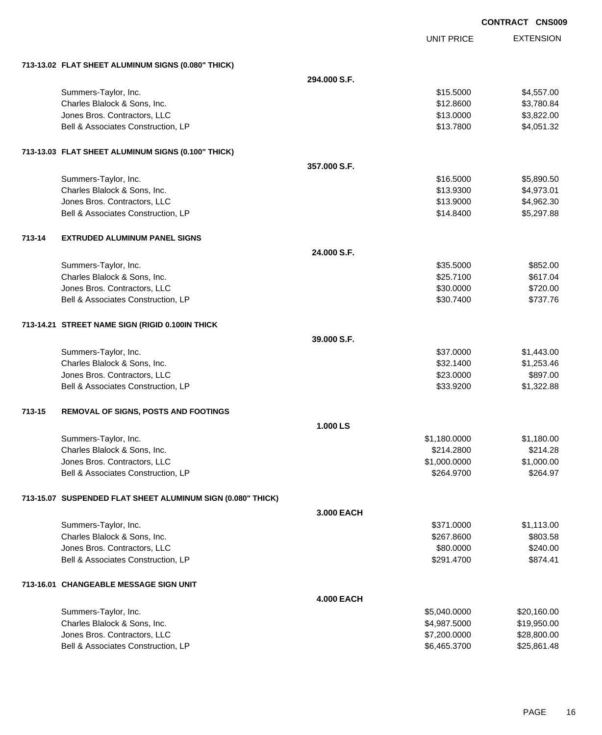CONTRACT CNS009

| | | UNIT PRICE | EXTENSION |
|---|---|---|---|
| **713-13.02 FLAT SHEET ALUMINUM SIGNS (0.080" THICK)** | | | |
| | **294.000 S.F.** | | |
| Summers-Taylor, Inc. | | $15.5000 | $4,557.00 |
| Charles Blalock & Sons, Inc. | | $12.8600 | $3,780.84 |
| Jones Bros. Contractors, LLC | | $13.0000 | $3,822.00 |
| Bell & Associates Construction, LP | | $13.7800 | $4,051.32 |
| **713-13.03 FLAT SHEET ALUMINUM SIGNS (0.100" THICK)** | | | |
| | **357.000 S.F.** | | |
| Summers-Taylor, Inc. | | $16.5000 | $5,890.50 |
| Charles Blalock & Sons, Inc. | | $13.9300 | $4,973.01 |
| Jones Bros. Contractors, LLC | | $13.9000 | $4,962.30 |
| Bell & Associates Construction, LP | | $14.8400 | $5,297.88 |
| **713-14 EXTRUDED ALUMINUM PANEL SIGNS** | | | |
| | **24.000 S.F.** | | |
| Summers-Taylor, Inc. | | $35.5000 | $852.00 |
| Charles Blalock & Sons, Inc. | | $25.7100 | $617.04 |
| Jones Bros. Contractors, LLC | | $30.0000 | $720.00 |
| Bell & Associates Construction, LP | | $30.7400 | $737.76 |
| **713-14.21 STREET NAME SIGN (RIGID 0.100IN THICK** | | | |
| | **39.000 S.F.** | | |
| Summers-Taylor, Inc. | | $37.0000 | $1,443.00 |
| Charles Blalock & Sons, Inc. | | $32.1400 | $1,253.46 |
| Jones Bros. Contractors, LLC | | $23.0000 | $897.00 |
| Bell & Associates Construction, LP | | $33.9200 | $1,322.88 |
| **713-15 REMOVAL OF SIGNS, POSTS AND FOOTINGS** | | | |
| | **1.000 LS** | | |
| Summers-Taylor, Inc. | | $1,180.0000 | $1,180.00 |
| Charles Blalock & Sons, Inc. | | $214.2800 | $214.28 |
| Jones Bros. Contractors, LLC | | $1,000.0000 | $1,000.00 |
| Bell & Associates Construction, LP | | $264.9700 | $264.97 |
| **713-15.07 SUSPENDED FLAT SHEET ALUMINUM SIGN (0.080" THICK)** | | | |
| | **3.000 EACH** | | |
| Summers-Taylor, Inc. | | $371.0000 | $1,113.00 |
| Charles Blalock & Sons, Inc. | | $267.8600 | $803.58 |
| Jones Bros. Contractors, LLC | | $80.0000 | $240.00 |
| Bell & Associates Construction, LP | | $291.4700 | $874.41 |
| **713-16.01 CHANGEABLE MESSAGE SIGN UNIT** | | | |
| | **4.000 EACH** | | |
| Summers-Taylor, Inc. | | $5,040.0000 | $20,160.00 |
| Charles Blalock & Sons, Inc. | | $4,987.5000 | $19,950.00 |
| Jones Bros. Contractors, LLC | | $7,200.0000 | $28,800.00 |
| Bell & Associates Construction, LP | | $6,465.3700 | $25,861.48 |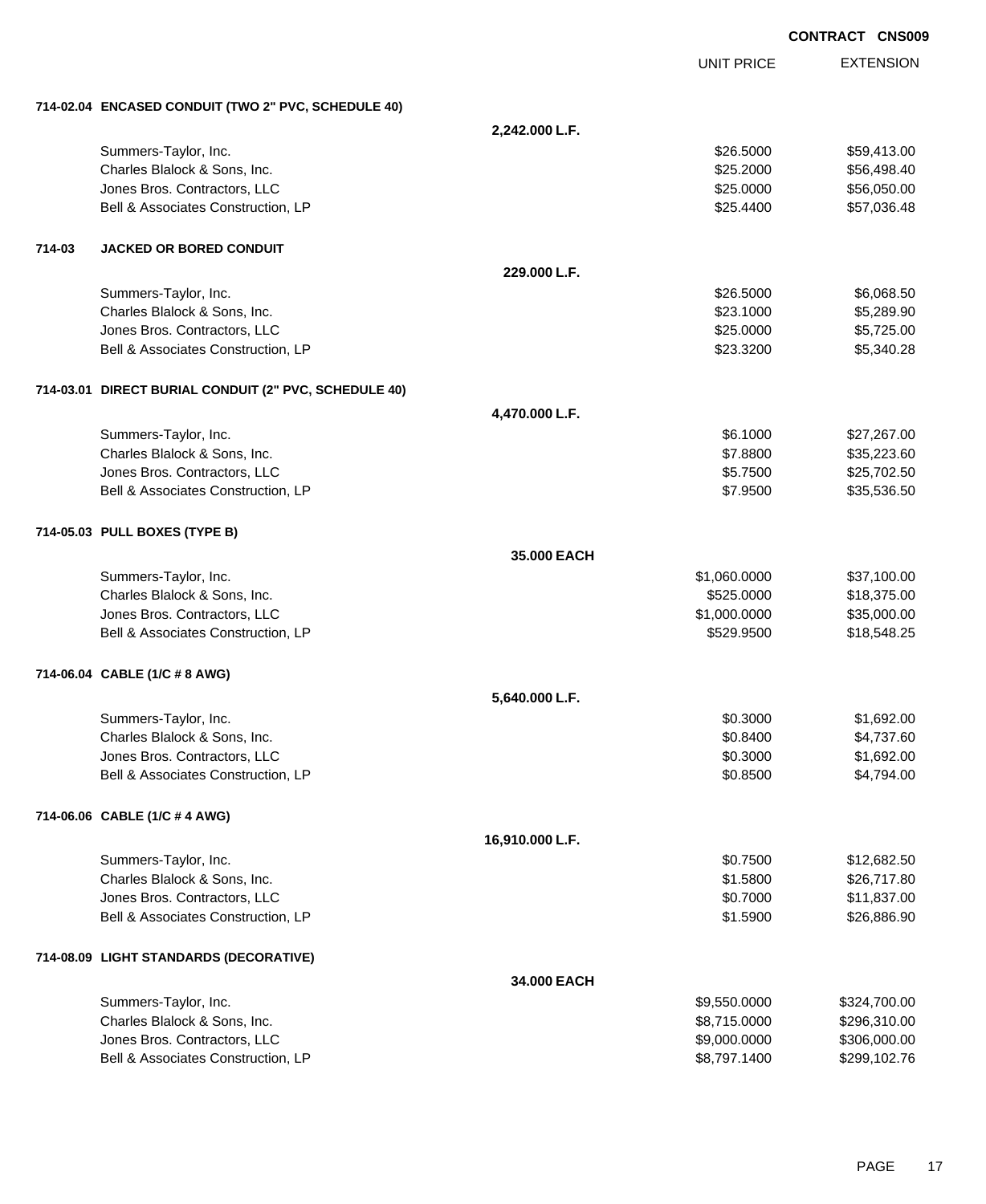**CONTRACT CNS009**

| | | UNIT PRICE | EXTENSION |
|---|---|---|---|
| **714-02.04 ENCASED CONDUIT (TWO 2" PVC, SCHEDULE 40)** | | | |
| | **2,242.000 L.F.** | | |
| Summers-Taylor, Inc. | | $26.5000 | $59,413.00 |
| Charles Blalock & Sons, Inc. | | $25.2000 | $56,498.40 |
| Jones Bros. Contractors, LLC | | $25.0000 | $56,050.00 |
| Bell & Associates Construction, LP | | $25.4400 | $57,036.48 |
| **714-03 JACKED OR BORED CONDUIT** | | | |
| | **229.000 L.F.** | | |
| Summers-Taylor, Inc. | | $26.5000 | $6,068.50 |
| Charles Blalock & Sons, Inc. | | $23.1000 | $5,289.90 |
| Jones Bros. Contractors, LLC | | $25.0000 | $5,725.00 |
| Bell & Associates Construction, LP | | $23.3200 | $5,340.28 |
| **714-03.01 DIRECT BURIAL CONDUIT (2" PVC, SCHEDULE 40)** | | | |
| | **4,470.000 L.F.** | | |
| Summers-Taylor, Inc. | | $6.1000 | $27,267.00 |
| Charles Blalock & Sons, Inc. | | $7.8800 | $35,223.60 |
| Jones Bros. Contractors, LLC | | $5.7500 | $25,702.50 |
| Bell & Associates Construction, LP | | $7.9500 | $35,536.50 |
| **714-05.03 PULL BOXES (TYPE B)** | | | |
| | **35.000 EACH** | | |
| Summers-Taylor, Inc. | | $1,060.0000 | $37,100.00 |
| Charles Blalock & Sons, Inc. | | $525.0000 | $18,375.00 |
| Jones Bros. Contractors, LLC | | $1,000.0000 | $35,000.00 |
| Bell & Associates Construction, LP | | $529.9500 | $18,548.25 |
| **714-06.04 CABLE (1/C # 8 AWG)** | | | |
| | **5,640.000 L.F.** | | |
| Summers-Taylor, Inc. | | $0.3000 | $1,692.00 |
| Charles Blalock & Sons, Inc. | | $0.8400 | $4,737.60 |
| Jones Bros. Contractors, LLC | | $0.3000 | $1,692.00 |
| Bell & Associates Construction, LP | | $0.8500 | $4,794.00 |
| **714-06.06 CABLE (1/C # 4 AWG)** | | | |
| | **16,910.000 L.F.** | | |
| Summers-Taylor, Inc. | | $0.7500 | $12,682.50 |
| Charles Blalock & Sons, Inc. | | $1.5800 | $26,717.80 |
| Jones Bros. Contractors, LLC | | $0.7000 | $11,837.00 |
| Bell & Associates Construction, LP | | $1.5900 | $26,886.90 |
| **714-08.09 LIGHT STANDARDS (DECORATIVE)** | | | |
| | **34.000 EACH** | | |
| Summers-Taylor, Inc. | | $9,550.0000 | $324,700.00 |
| Charles Blalock & Sons, Inc. | | $8,715.0000 | $296,310.00 |
| Jones Bros. Contractors, LLC | | $9,000.0000 | $306,000.00 |
| Bell & Associates Construction, LP | | $8,797.1400 | $299,102.76 |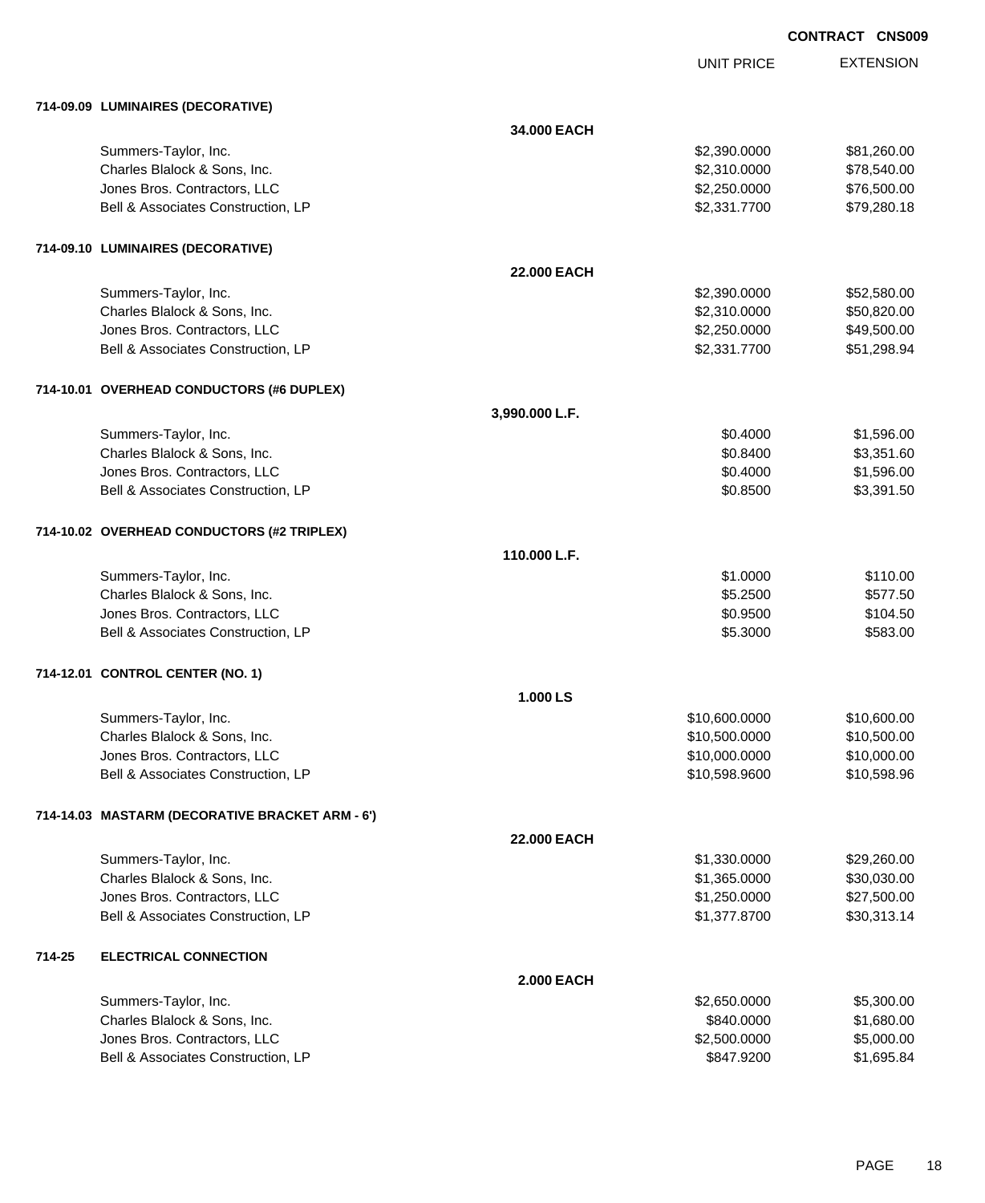CONTRACT CNS009

| | UNIT PRICE | EXTENSION |
|---|---|---|
| **714-09.09 LUMINAIRES (DECORATIVE)** | | |
| **34.000 EACH** | | |
| Summers-Taylor, Inc. | $2,390.0000 | $81,260.00 |
| Charles Blalock & Sons, Inc. | $2,310.0000 | $78,540.00 |
| Jones Bros. Contractors, LLC | $2,250.0000 | $76,500.00 |
| Bell & Associates Construction, LP | $2,331.7700 | $79,280.18 |
| **714-09.10 LUMINAIRES (DECORATIVE)** | | |
| **22.000 EACH** | | |
| Summers-Taylor, Inc. | $2,390.0000 | $52,580.00 |
| Charles Blalock & Sons, Inc. | $2,310.0000 | $50,820.00 |
| Jones Bros. Contractors, LLC | $2,250.0000 | $49,500.00 |
| Bell & Associates Construction, LP | $2,331.7700 | $51,298.94 |
| **714-10.01 OVERHEAD CONDUCTORS (#6 DUPLEX)** | | |
| **3,990.000 L.F.** | | |
| Summers-Taylor, Inc. | $0.4000 | $1,596.00 |
| Charles Blalock & Sons, Inc. | $0.8400 | $3,351.60 |
| Jones Bros. Contractors, LLC | $0.4000 | $1,596.00 |
| Bell & Associates Construction, LP | $0.8500 | $3,391.50 |
| **714-10.02 OVERHEAD CONDUCTORS (#2 TRIPLEX)** | | |
| **110.000 L.F.** | | |
| Summers-Taylor, Inc. | $1.0000 | $110.00 |
| Charles Blalock & Sons, Inc. | $5.2500 | $577.50 |
| Jones Bros. Contractors, LLC | $0.9500 | $104.50 |
| Bell & Associates Construction, LP | $5.3000 | $583.00 |
| **714-12.01 CONTROL CENTER (NO. 1)** | | |
| **1.000 LS** | | |
| Summers-Taylor, Inc. | $10,600.0000 | $10,600.00 |
| Charles Blalock & Sons, Inc. | $10,500.0000 | $10,500.00 |
| Jones Bros. Contractors, LLC | $10,000.0000 | $10,000.00 |
| Bell & Associates Construction, LP | $10,598.9600 | $10,598.96 |
| **714-14.03 MASTARM (DECORATIVE BRACKET ARM - 6')** | | |
| **22.000 EACH** | | |
| Summers-Taylor, Inc. | $1,330.0000 | $29,260.00 |
| Charles Blalock & Sons, Inc. | $1,365.0000 | $30,030.00 |
| Jones Bros. Contractors, LLC | $1,250.0000 | $27,500.00 |
| Bell & Associates Construction, LP | $1,377.8700 | $30,313.14 |
| **714-25 ELECTRICAL CONNECTION** | | |
| **2.000 EACH** | | |
| Summers-Taylor, Inc. | $2,650.0000 | $5,300.00 |
| Charles Blalock & Sons, Inc. | $840.0000 | $1,680.00 |
| Jones Bros. Contractors, LLC | $2,500.0000 | $5,000.00 |
| Bell & Associates Construction, LP | $847.9200 | $1,695.84 |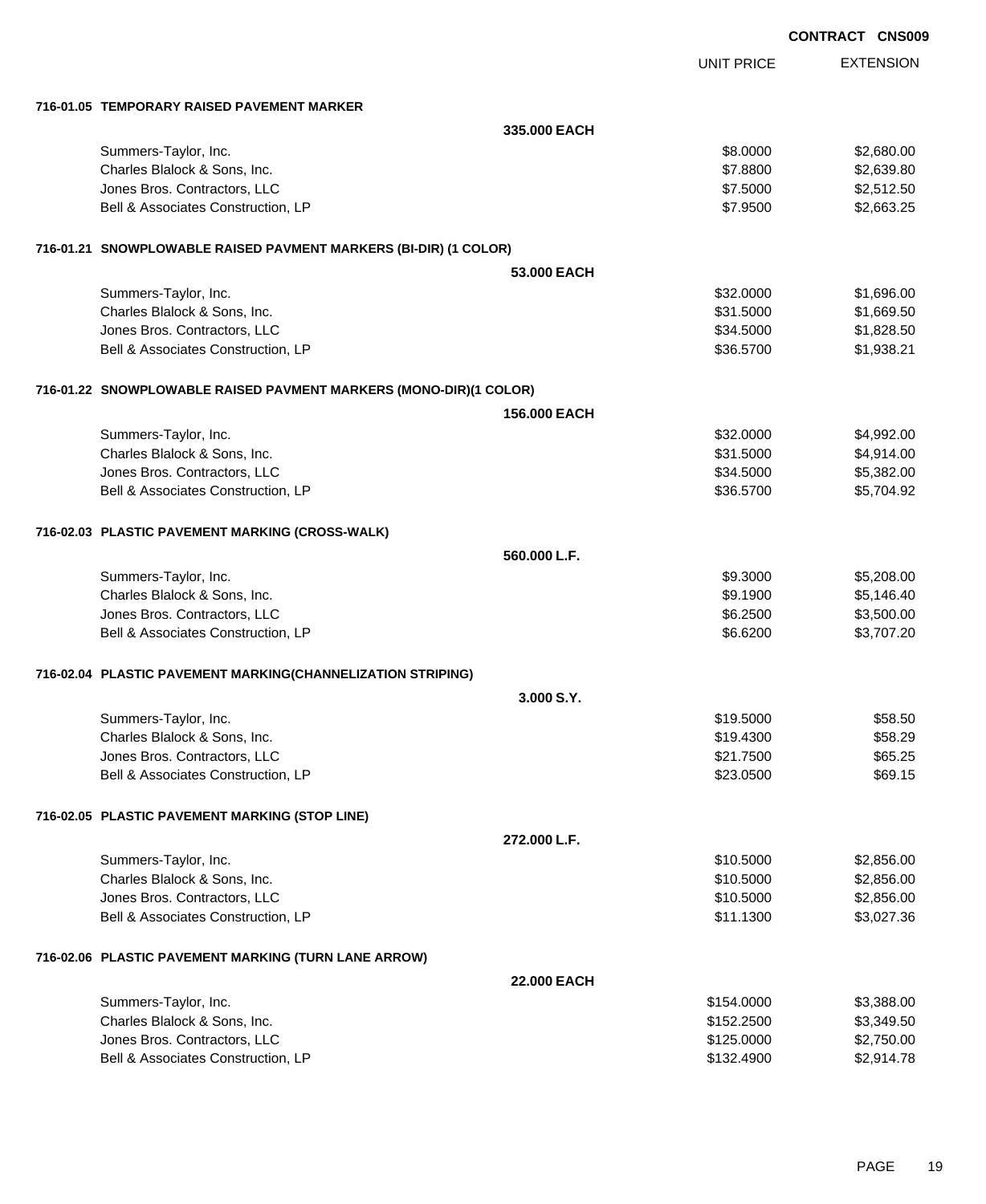**CONTRACT CNS009**

| | UNIT PRICE | EXTENSION |
|---|---|---|
| **716-01.05 TEMPORARY RAISED PAVEMENT MARKER** | | |
| **335.000 EACH** | | |
| Summers-Taylor, Inc. | \$8.0000 | \$2,680.00 |
| Charles Blalock & Sons, Inc. | \$7.8800 | \$2,639.80 |
| Jones Bros. Contractors, LLC | \$7.5000 | \$2,512.50 |
| Bell & Associates Construction, LP | \$7.9500 | \$2,663.25 |
| **716-01.21 SNOWPLOWABLE RAISED PAVMENT MARKERS (BI-DIR) (1 COLOR)** | | |
| **53.000 EACH** | | |
| Summers-Taylor, Inc. | \$32.0000 | \$1,696.00 |
| Charles Blalock & Sons, Inc. | \$31.5000 | \$1,669.50 |
| Jones Bros. Contractors, LLC | \$34.5000 | \$1,828.50 |
| Bell & Associates Construction, LP | \$36.5700 | \$1,938.21 |
| **716-01.22 SNOWPLOWABLE RAISED PAVMENT MARKERS (MONO-DIR)(1 COLOR)** | | |
| **156.000 EACH** | | |
| Summers-Taylor, Inc. | \$32.0000 | \$4,992.00 |
| Charles Blalock & Sons, Inc. | \$31.5000 | \$4,914.00 |
| Jones Bros. Contractors, LLC | \$34.5000 | \$5,382.00 |
| Bell & Associates Construction, LP | \$36.5700 | \$5,704.92 |
| **716-02.03 PLASTIC PAVEMENT MARKING (CROSS-WALK)** | | |
| **560.000 L.F.** | | |
| Summers-Taylor, Inc. | \$9.3000 | \$5,208.00 |
| Charles Blalock & Sons, Inc. | \$9.1900 | \$5,146.40 |
| Jones Bros. Contractors, LLC | \$6.2500 | \$3,500.00 |
| Bell & Associates Construction, LP | \$6.6200 | \$3,707.20 |
| **716-02.04 PLASTIC PAVEMENT MARKING(CHANNELIZATION STRIPING)** | | |
| **3.000 S.Y.** | | |
| Summers-Taylor, Inc. | \$19.5000 | \$58.50 |
| Charles Blalock & Sons, Inc. | \$19.4300 | \$58.29 |
| Jones Bros. Contractors, LLC | \$21.7500 | \$65.25 |
| Bell & Associates Construction, LP | \$23.0500 | \$69.15 |
| **716-02.05 PLASTIC PAVEMENT MARKING (STOP LINE)** | | |
| **272.000 L.F.** | | |
| Summers-Taylor, Inc. | \$10.5000 | \$2,856.00 |
| Charles Blalock & Sons, Inc. | \$10.5000 | \$2,856.00 |
| Jones Bros. Contractors, LLC | \$10.5000 | \$2,856.00 |
| Bell & Associates Construction, LP | \$11.1300 | \$3,027.36 |
| **716-02.06 PLASTIC PAVEMENT MARKING (TURN LANE ARROW)** | | |
| **22.000 EACH** | | |
| Summers-Taylor, Inc. | \$154.0000 | \$3,388.00 |
| Charles Blalock & Sons, Inc. | \$152.2500 | \$3,349.50 |
| Jones Bros. Contractors, LLC | \$125.0000 | \$2,750.00 |
| Bell & Associates Construction, LP | \$132.4900 | \$2,914.78 |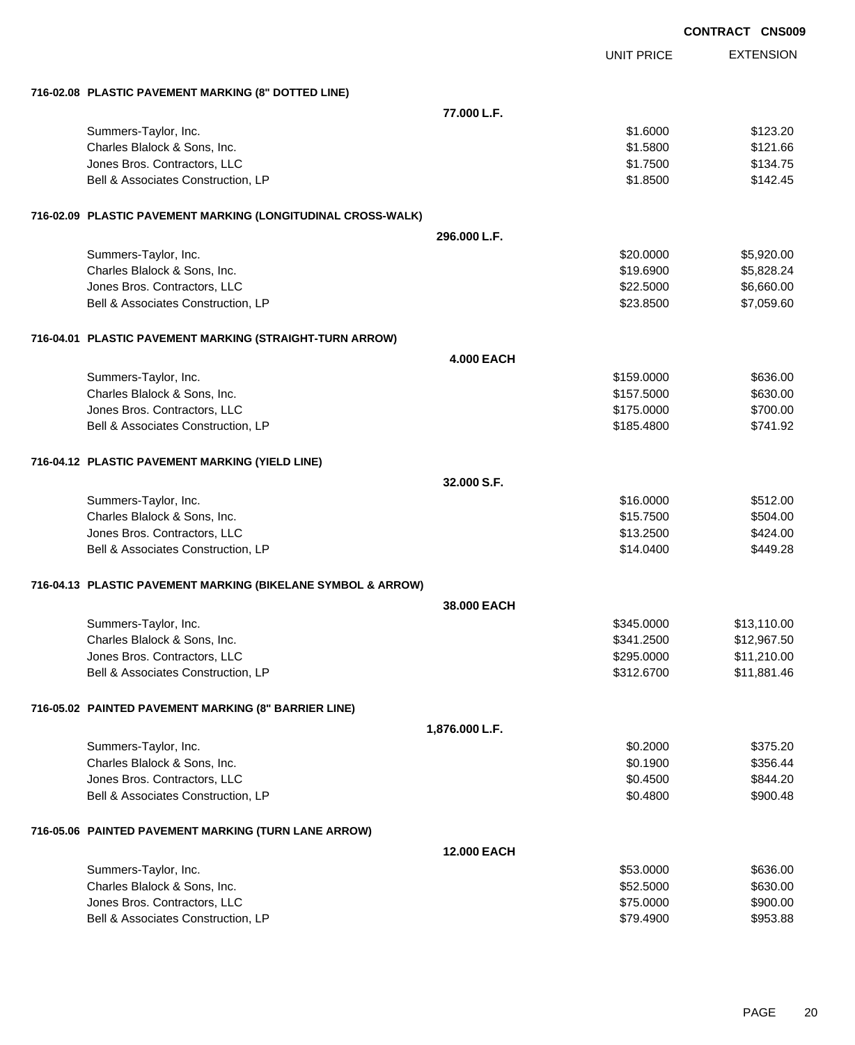**CONTRACT CNS009**

| | | UNIT PRICE | EXTENSION |
|---|---|---|---|
| **716-02.08 PLASTIC PAVEMENT MARKING (8" DOTTED LINE)** | | | |
| | **77.000 L.F.** | | |
| Summers-Taylor, Inc. | | $1.6000 | $123.20 |
| Charles Blalock & Sons, Inc. | | $1.5800 | $121.66 |
| Jones Bros. Contractors, LLC | | $1.7500 | $134.75 |
| Bell & Associates Construction, LP | | $1.8500 | $142.45 |
| **716-02.09 PLASTIC PAVEMENT MARKING (LONGITUDINAL CROSS-WALK)** | | | |
| | **296.000 L.F.** | | |
| Summers-Taylor, Inc. | | $20.0000 | $5,920.00 |
| Charles Blalock & Sons, Inc. | | $19.6900 | $5,828.24 |
| Jones Bros. Contractors, LLC | | $22.5000 | $6,660.00 |
| Bell & Associates Construction, LP | | $23.8500 | $7,059.60 |
| **716-04.01 PLASTIC PAVEMENT MARKING (STRAIGHT-TURN ARROW)** | | | |
| | **4.000 EACH** | | |
| Summers-Taylor, Inc. | | $159.0000 | $636.00 |
| Charles Blalock & Sons, Inc. | | $157.5000 | $630.00 |
| Jones Bros. Contractors, LLC | | $175.0000 | $700.00 |
| Bell & Associates Construction, LP | | $185.4800 | $741.92 |
| **716-04.12 PLASTIC PAVEMENT MARKING (YIELD LINE)** | | | |
| | **32.000 S.F.** | | |
| Summers-Taylor, Inc. | | $16.0000 | $512.00 |
| Charles Blalock & Sons, Inc. | | $15.7500 | $504.00 |
| Jones Bros. Contractors, LLC | | $13.2500 | $424.00 |
| Bell & Associates Construction, LP | | $14.0400 | $449.28 |
| **716-04.13 PLASTIC PAVEMENT MARKING (BIKELANE SYMBOL & ARROW)** | | | |
| | **38.000 EACH** | | |
| Summers-Taylor, Inc. | | $345.0000 | $13,110.00 |
| Charles Blalock & Sons, Inc. | | $341.2500 | $12,967.50 |
| Jones Bros. Contractors, LLC | | $295.0000 | $11,210.00 |
| Bell & Associates Construction, LP | | $312.6700 | $11,881.46 |
| **716-05.02 PAINTED PAVEMENT MARKING (8" BARRIER LINE)** | | | |
| | **1,876.000 L.F.** | | |
| Summers-Taylor, Inc. | | $0.2000 | $375.20 |
| Charles Blalock & Sons, Inc. | | $0.1900 | $356.44 |
| Jones Bros. Contractors, LLC | | $0.4500 | $844.20 |
| Bell & Associates Construction, LP | | $0.4800 | $900.48 |
| **716-05.06 PAINTED PAVEMENT MARKING (TURN LANE ARROW)** | | | |
| | **12.000 EACH** | | |
| Summers-Taylor, Inc. | | $53.0000 | $636.00 |
| Charles Blalock & Sons, Inc. | | $52.5000 | $630.00 |
| Jones Bros. Contractors, LLC | | $75.0000 | $900.00 |
| Bell & Associates Construction, LP | | $79.4900 | $953.88 |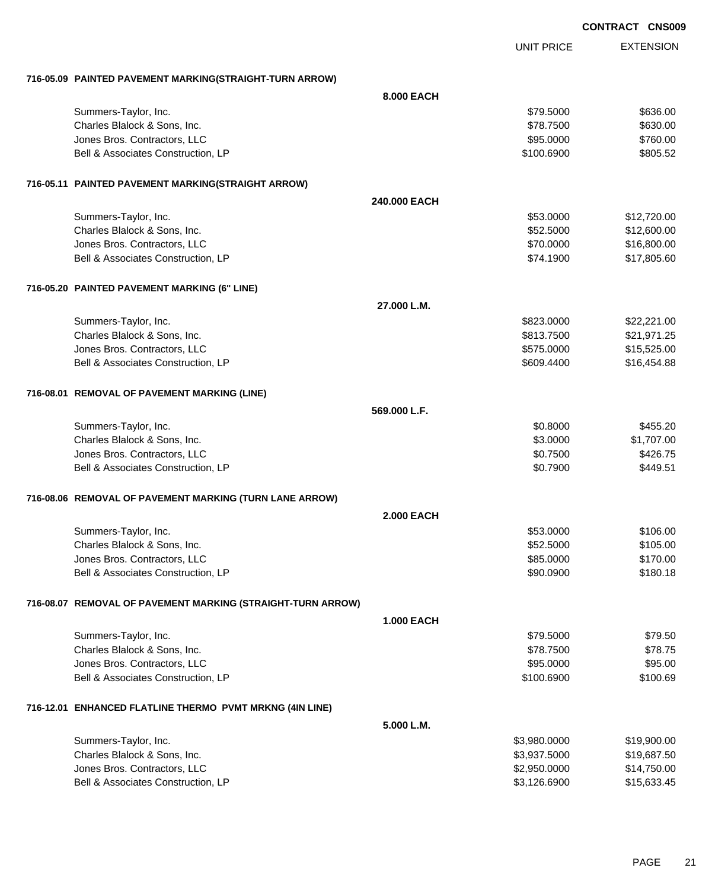**CONTRACT CNS009**

| | | UNIT PRICE | EXTENSION |
|---|---|---|---|
| **716-05.09 PAINTED PAVEMENT MARKING(STRAIGHT-TURN ARROW)** | | | |
| | **8.000 EACH** | | |
| Summers-Taylor, Inc. | | $79.5000 | $636.00 |
| Charles Blalock & Sons, Inc. | | $78.7500 | $630.00 |
| Jones Bros. Contractors, LLC | | $95.0000 | $760.00 |
| Bell & Associates Construction, LP | | $100.6900 | $805.52 |
| **716-05.11 PAINTED PAVEMENT MARKING(STRAIGHT ARROW)** | | | |
| | **240.000 EACH** | | |
| Summers-Taylor, Inc. | | $53.0000 | $12,720.00 |
| Charles Blalock & Sons, Inc. | | $52.5000 | $12,600.00 |
| Jones Bros. Contractors, LLC | | $70.0000 | $16,800.00 |
| Bell & Associates Construction, LP | | $74.1900 | $17,805.60 |
| **716-05.20 PAINTED PAVEMENT MARKING (6" LINE)** | | | |
| | **27.000 L.M.** | | |
| Summers-Taylor, Inc. | | $823.0000 | $22,221.00 |
| Charles Blalock & Sons, Inc. | | $813.7500 | $21,971.25 |
| Jones Bros. Contractors, LLC | | $575.0000 | $15,525.00 |
| Bell & Associates Construction, LP | | $609.4400 | $16,454.88 |
| **716-08.01 REMOVAL OF PAVEMENT MARKING (LINE)** | | | |
| | **569.000 L.F.** | | |
| Summers-Taylor, Inc. | | $0.8000 | $455.20 |
| Charles Blalock & Sons, Inc. | | $3.0000 | $1,707.00 |
| Jones Bros. Contractors, LLC | | $0.7500 | $426.75 |
| Bell & Associates Construction, LP | | $0.7900 | $449.51 |
| **716-08.06 REMOVAL OF PAVEMENT MARKING (TURN LANE ARROW)** | | | |
| | **2.000 EACH** | | |
| Summers-Taylor, Inc. | | $53.0000 | $106.00 |
| Charles Blalock & Sons, Inc. | | $52.5000 | $105.00 |
| Jones Bros. Contractors, LLC | | $85.0000 | $170.00 |
| Bell & Associates Construction, LP | | $90.0900 | $180.18 |
| **716-08.07 REMOVAL OF PAVEMENT MARKING (STRAIGHT-TURN ARROW)** | | | |
| | **1.000 EACH** | | |
| Summers-Taylor, Inc. | | $79.5000 | $79.50 |
| Charles Blalock & Sons, Inc. | | $78.7500 | $78.75 |
| Jones Bros. Contractors, LLC | | $95.0000 | $95.00 |
| Bell & Associates Construction, LP | | $100.6900 | $100.69 |
| **716-12.01 ENHANCED FLATLINE THERMO PVMT MRKNG (4IN LINE)** | | | |
| | **5.000 L.M.** | | |
| Summers-Taylor, Inc. | | $3,980.0000 | $19,900.00 |
| Charles Blalock & Sons, Inc. | | $3,937.5000 | $19,687.50 |
| Jones Bros. Contractors, LLC | | $2,950.0000 | $14,750.00 |
| Bell & Associates Construction, LP | | $3,126.6900 | $15,633.45 |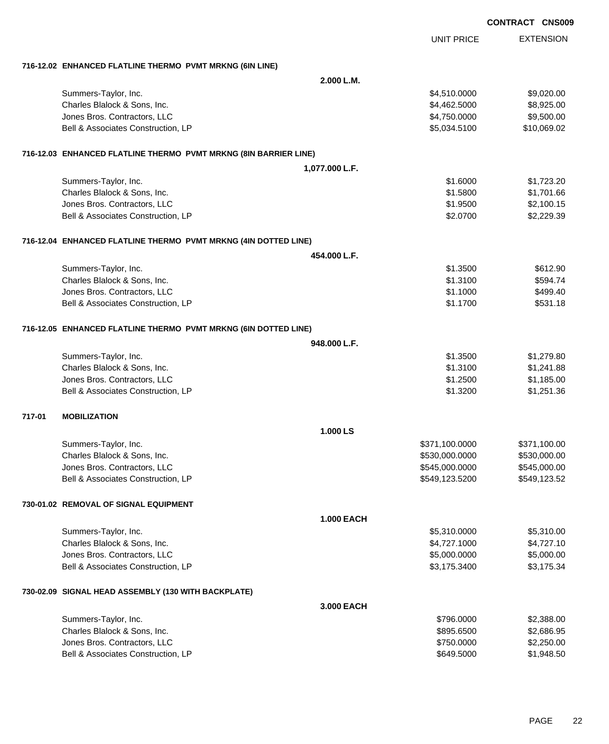**CONTRACT CNS009**

| | | UNIT PRICE | EXTENSION |
|---|---|---|---|
| **716-12.02** | **ENHANCED FLATLINE THERMO PVMT MRKNG (6IN LINE)** | | |
| | **2.000 L.M.** | | |
| | Summers-Taylor, Inc. | $4,510.0000 | $9,020.00 |
| | Charles Blalock & Sons, Inc. | $4,462.5000 | $8,925.00 |
| | Jones Bros. Contractors, LLC | $4,750.0000 | $9,500.00 |
| | Bell & Associates Construction, LP | $5,034.5100 | $10,069.02 |
| **716-12.03** | **ENHANCED FLATLINE THERMO PVMT MRKNG (8IN BARRIER LINE)** | | |
| | **1,077.000 L.F.** | | |
| | Summers-Taylor, Inc. | $1.6000 | $1,723.20 |
| | Charles Blalock & Sons, Inc. | $1.5800 | $1,701.66 |
| | Jones Bros. Contractors, LLC | $1.9500 | $2,100.15 |
| | Bell & Associates Construction, LP | $2.0700 | $2,229.39 |
| **716-12.04** | **ENHANCED FLATLINE THERMO PVMT MRKNG (4IN DOTTED LINE)** | | |
| | **454.000 L.F.** | | |
| | Summers-Taylor, Inc. | $1.3500 | $612.90 |
| | Charles Blalock & Sons, Inc. | $1.3100 | $594.74 |
| | Jones Bros. Contractors, LLC | $1.1000 | $499.40 |
| | Bell & Associates Construction, LP | $1.1700 | $531.18 |
| **716-12.05** | **ENHANCED FLATLINE THERMO PVMT MRKNG (6IN DOTTED LINE)** | | |
| | **948.000 L.F.** | | |
| | Summers-Taylor, Inc. | $1.3500 | $1,279.80 |
| | Charles Blalock & Sons, Inc. | $1.3100 | $1,241.88 |
| | Jones Bros. Contractors, LLC | $1.2500 | $1,185.00 |
| | Bell & Associates Construction, LP | $1.3200 | $1,251.36 |
| **717-01** | **MOBILIZATION** | | |
| | **1.000 LS** | | |
| | Summers-Taylor, Inc. | $371,100.0000 | $371,100.00 |
| | Charles Blalock & Sons, Inc. | $530,000.0000 | $530,000.00 |
| | Jones Bros. Contractors, LLC | $545,000.0000 | $545,000.00 |
| | Bell & Associates Construction, LP | $549,123.5200 | $549,123.52 |
| **730-01.02** | **REMOVAL OF SIGNAL EQUIPMENT** | | |
| | **1.000 EACH** | | |
| | Summers-Taylor, Inc. | $5,310.0000 | $5,310.00 |
| | Charles Blalock & Sons, Inc. | $4,727.1000 | $4,727.10 |
| | Jones Bros. Contractors, LLC | $5,000.0000 | $5,000.00 |
| | Bell & Associates Construction, LP | $3,175.3400 | $3,175.34 |
| **730-02.09** | **SIGNAL HEAD ASSEMBLY (130 WITH BACKPLATE)** | | |
| | **3.000 EACH** | | |
| | Summers-Taylor, Inc. | $796.0000 | $2,388.00 |
| | Charles Blalock & Sons, Inc. | $895.6500 | $2,686.95 |
| | Jones Bros. Contractors, LLC | $750.0000 | $2,250.00 |
| | Bell & Associates Construction, LP | $649.5000 | $1,948.50 |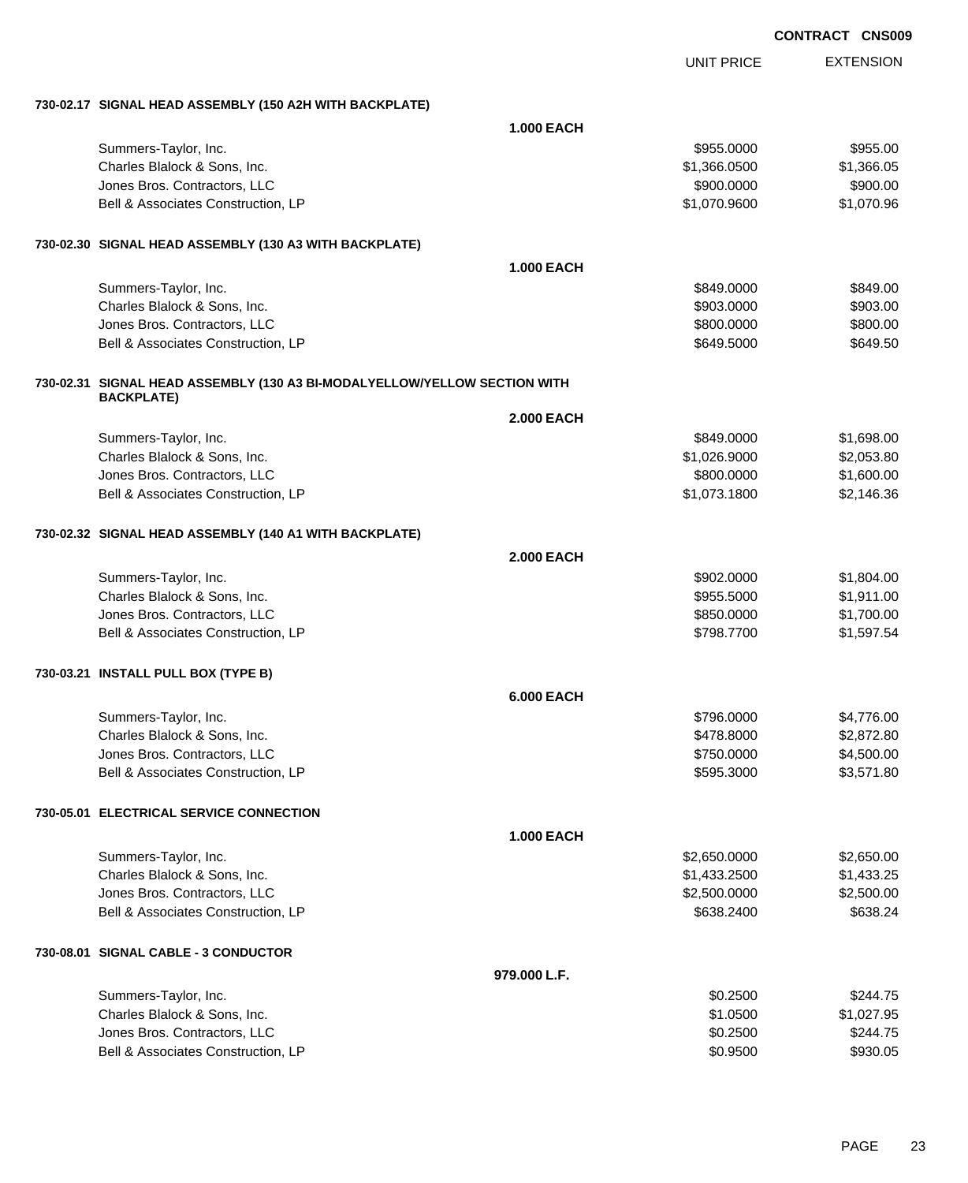**CONTRACT CNS009**

| | | UNIT PRICE | EXTENSION |
|---|---|---|---|
| **730-02.17 SIGNAL HEAD ASSEMBLY (150 A2H WITH BACKPLATE)** | | | |
| | **1.000 EACH** | | |
| Summers-Taylor, Inc. | | $955.0000 | $955.00 |
| Charles Blalock & Sons, Inc. | | $1,366.0500 | $1,366.05 |
| Jones Bros. Contractors, LLC | | $900.0000 | $900.00 |
| Bell & Associates Construction, LP | | $1,070.9600 | $1,070.96 |
| **730-02.30 SIGNAL HEAD ASSEMBLY (130 A3 WITH BACKPLATE)** | | | |
| | **1.000 EACH** | | |
| Summers-Taylor, Inc. | | $849.0000 | $849.00 |
| Charles Blalock & Sons, Inc. | | $903.0000 | $903.00 |
| Jones Bros. Contractors, LLC | | $800.0000 | $800.00 |
| Bell & Associates Construction, LP | | $649.5000 | $649.50 |
| **730-02.31 SIGNAL HEAD ASSEMBLY (130 A3 BI-MODALYELLOW/YELLOW SECTION WITH BACKPLATE)** | | | |
| | **2.000 EACH** | | |
| Summers-Taylor, Inc. | | $849.0000 | $1,698.00 |
| Charles Blalock & Sons, Inc. | | $1,026.9000 | $2,053.80 |
| Jones Bros. Contractors, LLC | | $800.0000 | $1,600.00 |
| Bell & Associates Construction, LP | | $1,073.1800 | $2,146.36 |
| **730-02.32 SIGNAL HEAD ASSEMBLY (140 A1 WITH BACKPLATE)** | | | |
| | **2.000 EACH** | | |
| Summers-Taylor, Inc. | | $902.0000 | $1,804.00 |
| Charles Blalock & Sons, Inc. | | $955.5000 | $1,911.00 |
| Jones Bros. Contractors, LLC | | $850.0000 | $1,700.00 |
| Bell & Associates Construction, LP | | $798.7700 | $1,597.54 |
| **730-03.21 INSTALL PULL BOX (TYPE B)** | | | |
| | **6.000 EACH** | | |
| Summers-Taylor, Inc. | | $796.0000 | $4,776.00 |
| Charles Blalock & Sons, Inc. | | $478.8000 | $2,872.80 |
| Jones Bros. Contractors, LLC | | $750.0000 | $4,500.00 |
| Bell & Associates Construction, LP | | $595.3000 | $3,571.80 |
| **730-05.01 ELECTRICAL SERVICE CONNECTION** | | | |
| | **1.000 EACH** | | |
| Summers-Taylor, Inc. | | $2,650.0000 | $2,650.00 |
| Charles Blalock & Sons, Inc. | | $1,433.2500 | $1,433.25 |
| Jones Bros. Contractors, LLC | | $2,500.0000 | $2,500.00 |
| Bell & Associates Construction, LP | | $638.2400 | $638.24 |
| **730-08.01 SIGNAL CABLE - 3 CONDUCTOR** | | | |
| | **979.000 L.F.** | | |
| Summers-Taylor, Inc. | | $0.2500 | $244.75 |
| Charles Blalock & Sons, Inc. | | $1.0500 | $1,027.95 |
| Jones Bros. Contractors, LLC | | $0.2500 | $244.75 |
| Bell & Associates Construction, LP | | $0.9500 | $930.05 |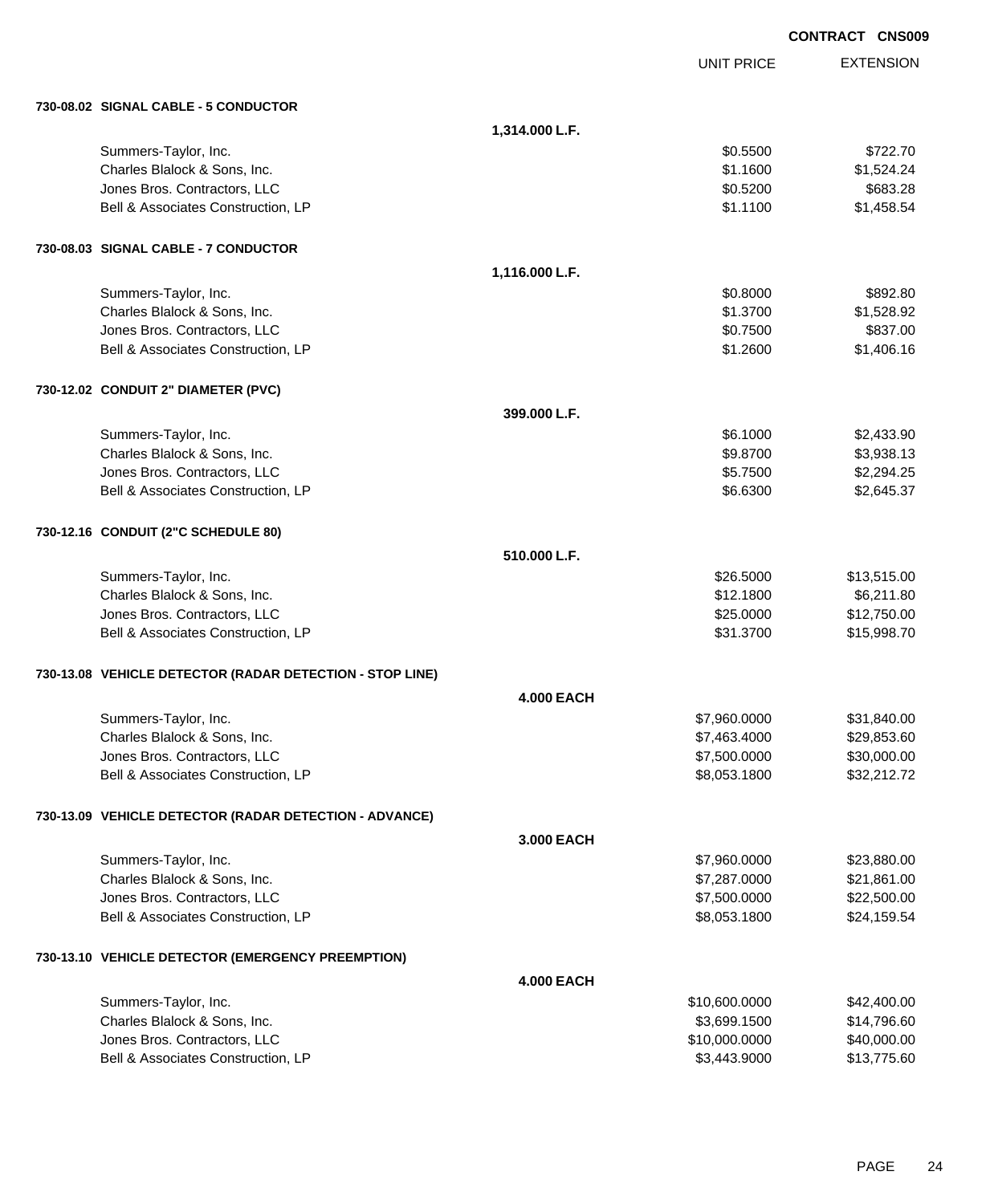**CONTRACT CNS009**

| | | UNIT PRICE | EXTENSION |
|---|---|---|---|
| **730-08.02 SIGNAL CABLE - 5 CONDUCTOR** | | | |
| | **1,314.000 L.F.** | | |
| Summers-Taylor, Inc. | | $0.5500 | $722.70 |
| Charles Blalock & Sons, Inc. | | $1.1600 | $1,524.24 |
| Jones Bros. Contractors, LLC | | $0.5200 | $683.28 |
| Bell & Associates Construction, LP | | $1.1100 | $1,458.54 |
| **730-08.03 SIGNAL CABLE - 7 CONDUCTOR** | | | |
| | **1,116.000 L.F.** | | |
| Summers-Taylor, Inc. | | $0.8000 | $892.80 |
| Charles Blalock & Sons, Inc. | | $1.3700 | $1,528.92 |
| Jones Bros. Contractors, LLC | | $0.7500 | $837.00 |
| Bell & Associates Construction, LP | | $1.2600 | $1,406.16 |
| **730-12.02 CONDUIT 2" DIAMETER (PVC)** | | | |
| | **399.000 L.F.** | | |
| Summers-Taylor, Inc. | | $6.1000 | $2,433.90 |
| Charles Blalock & Sons, Inc. | | $9.8700 | $3,938.13 |
| Jones Bros. Contractors, LLC | | $5.7500 | $2,294.25 |
| Bell & Associates Construction, LP | | $6.6300 | $2,645.37 |
| **730-12.16 CONDUIT (2"C SCHEDULE 80)** | | | |
| | **510.000 L.F.** | | |
| Summers-Taylor, Inc. | | $26.5000 | $13,515.00 |
| Charles Blalock & Sons, Inc. | | $12.1800 | $6,211.80 |
| Jones Bros. Contractors, LLC | | $25.0000 | $12,750.00 |
| Bell & Associates Construction, LP | | $31.3700 | $15,998.70 |
| **730-13.08 VEHICLE DETECTOR (RADAR DETECTION - STOP LINE)** | | | |
| | **4.000 EACH** | | |
| Summers-Taylor, Inc. | | $7,960.0000 | $31,840.00 |
| Charles Blalock & Sons, Inc. | | $7,463.4000 | $29,853.60 |
| Jones Bros. Contractors, LLC | | $7,500.0000 | $30,000.00 |
| Bell & Associates Construction, LP | | $8,053.1800 | $32,212.72 |
| **730-13.09 VEHICLE DETECTOR (RADAR DETECTION - ADVANCE)** | | | |
| | **3.000 EACH** | | |
| Summers-Taylor, Inc. | | $7,960.0000 | $23,880.00 |
| Charles Blalock & Sons, Inc. | | $7,287.0000 | $21,861.00 |
| Jones Bros. Contractors, LLC | | $7,500.0000 | $22,500.00 |
| Bell & Associates Construction, LP | | $8,053.1800 | $24,159.54 |
| **730-13.10 VEHICLE DETECTOR (EMERGENCY PREEMPTION)** | | | |
| | **4.000 EACH** | | |
| Summers-Taylor, Inc. | | $10,600.0000 | $42,400.00 |
| Charles Blalock & Sons, Inc. | | $3,699.1500 | $14,796.60 |
| Jones Bros. Contractors, LLC | | $10,000.0000 | $40,000.00 |
| Bell & Associates Construction, LP | | $3,443.9000 | $13,775.60 |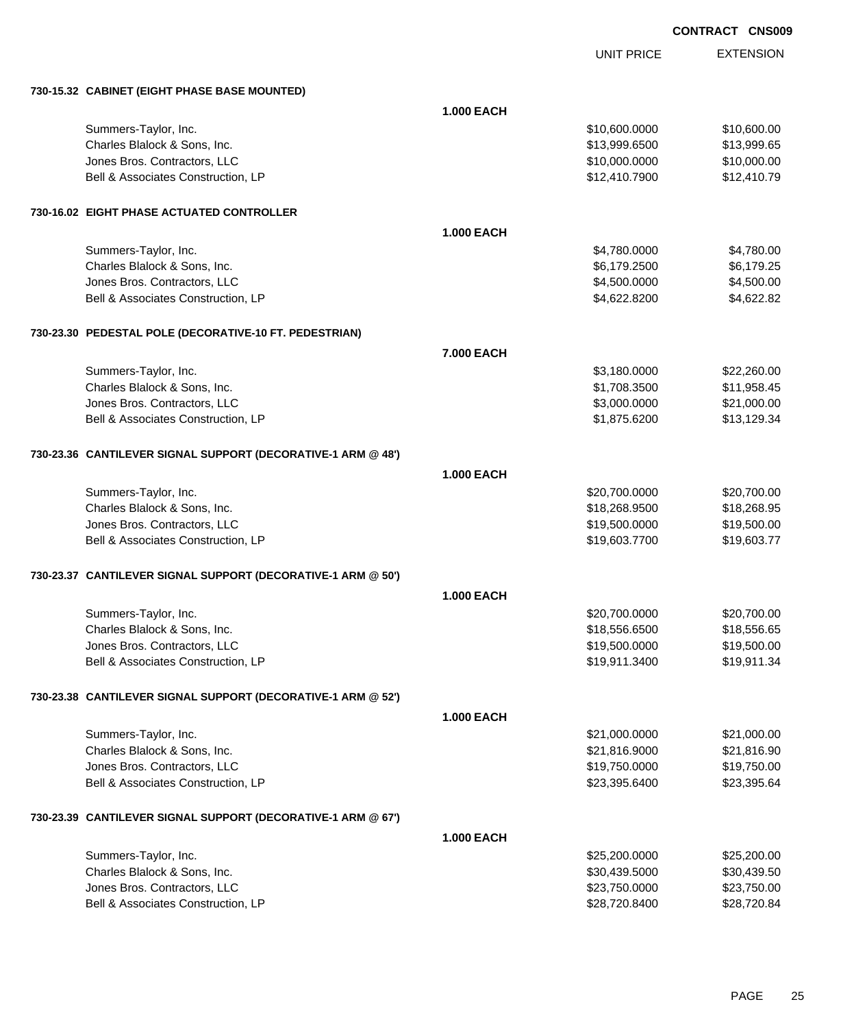**CONTRACT CNS009**

| | | UNIT PRICE | EXTENSION |
|---|---|---|---|
| **730-15.32 CABINET (EIGHT PHASE BASE MOUNTED)** | | | |
| | **1.000 EACH** | | |
| Summers-Taylor, Inc. | | $10,600.0000 | $10,600.00 |
| Charles Blalock & Sons, Inc. | | $13,999.6500 | $13,999.65 |
| Jones Bros. Contractors, LLC | | $10,000.0000 | $10,000.00 |
| Bell & Associates Construction, LP | | $12,410.7900 | $12,410.79 |
| **730-16.02 EIGHT PHASE ACTUATED CONTROLLER** | | | |
| | **1.000 EACH** | | |
| Summers-Taylor, Inc. | | $4,780.0000 | $4,780.00 |
| Charles Blalock & Sons, Inc. | | $6,179.2500 | $6,179.25 |
| Jones Bros. Contractors, LLC | | $4,500.0000 | $4,500.00 |
| Bell & Associates Construction, LP | | $4,622.8200 | $4,622.82 |
| **730-23.30 PEDESTAL POLE (DECORATIVE-10 FT. PEDESTRIAN)** | | | |
| | **7.000 EACH** | | |
| Summers-Taylor, Inc. | | $3,180.0000 | $22,260.00 |
| Charles Blalock & Sons, Inc. | | $1,708.3500 | $11,958.45 |
| Jones Bros. Contractors, LLC | | $3,000.0000 | $21,000.00 |
| Bell & Associates Construction, LP | | $1,875.6200 | $13,129.34 |
| **730-23.36 CANTILEVER SIGNAL SUPPORT (DECORATIVE-1 ARM @ 48')** | | | |
| | **1.000 EACH** | | |
| Summers-Taylor, Inc. | | $20,700.0000 | $20,700.00 |
| Charles Blalock & Sons, Inc. | | $18,268.9500 | $18,268.95 |
| Jones Bros. Contractors, LLC | | $19,500.0000 | $19,500.00 |
| Bell & Associates Construction, LP | | $19,603.7700 | $19,603.77 |
| **730-23.37 CANTILEVER SIGNAL SUPPORT (DECORATIVE-1 ARM @ 50')** | | | |
| | **1.000 EACH** | | |
| Summers-Taylor, Inc. | | $20,700.0000 | $20,700.00 |
| Charles Blalock & Sons, Inc. | | $18,556.6500 | $18,556.65 |
| Jones Bros. Contractors, LLC | | $19,500.0000 | $19,500.00 |
| Bell & Associates Construction, LP | | $19,911.3400 | $19,911.34 |
| **730-23.38 CANTILEVER SIGNAL SUPPORT (DECORATIVE-1 ARM @ 52')** | | | |
| | **1.000 EACH** | | |
| Summers-Taylor, Inc. | | $21,000.0000 | $21,000.00 |
| Charles Blalock & Sons, Inc. | | $21,816.9000 | $21,816.90 |
| Jones Bros. Contractors, LLC | | $19,750.0000 | $19,750.00 |
| Bell & Associates Construction, LP | | $23,395.6400 | $23,395.64 |
| **730-23.39 CANTILEVER SIGNAL SUPPORT (DECORATIVE-1 ARM @ 67')** | | | |
| | **1.000 EACH** | | |
| Summers-Taylor, Inc. | | $25,200.0000 | $25,200.00 |
| Charles Blalock & Sons, Inc. | | $30,439.5000 | $30,439.50 |
| Jones Bros. Contractors, LLC | | $23,750.0000 | $23,750.00 |
| Bell & Associates Construction, LP | | $28,720.8400 | $28,720.84 |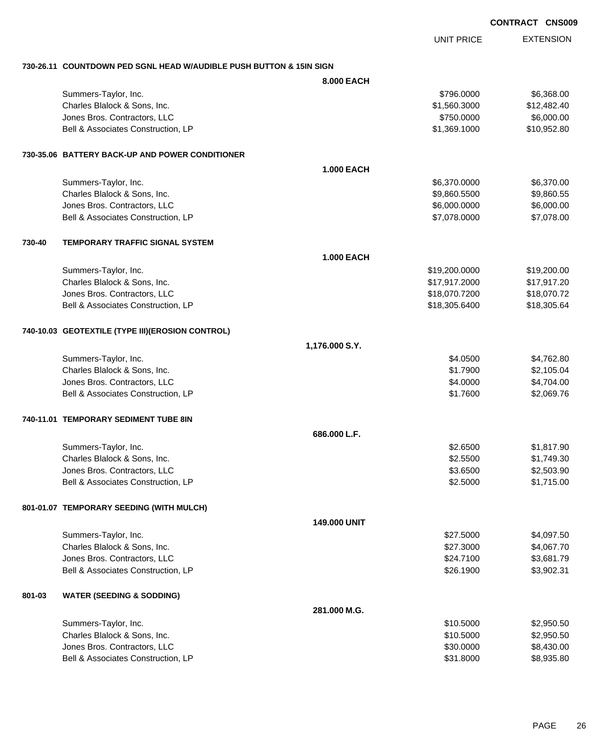**CONTRACT CNS009**

| | | UNIT PRICE | EXTENSION |
|---|---|---|---|
| **730-26.11** | **COUNTDOWN PED SGNL HEAD W/AUDIBLE PUSH BUTTON & 15IN SIGN** | | |
| | **8.000 EACH** | | |
| | Summers-Taylor, Inc. | $796.0000 | $6,368.00 |
| | Charles Blalock & Sons, Inc. | $1,560.3000 | $12,482.40 |
| | Jones Bros. Contractors, LLC | $750.0000 | $6,000.00 |
| | Bell & Associates Construction, LP | $1,369.1000 | $10,952.80 |
| **730-35.06** | **BATTERY BACK-UP AND POWER CONDITIONER** | | |
| | **1.000 EACH** | | |
| | Summers-Taylor, Inc. | $6,370.0000 | $6,370.00 |
| | Charles Blalock & Sons, Inc. | $9,860.5500 | $9,860.55 |
| | Jones Bros. Contractors, LLC | $6,000.0000 | $6,000.00 |
| | Bell & Associates Construction, LP | $7,078.0000 | $7,078.00 |
| **730-40** | **TEMPORARY TRAFFIC SIGNAL SYSTEM** | | |
| | **1.000 EACH** | | |
| | Summers-Taylor, Inc. | $19,200.0000 | $19,200.00 |
| | Charles Blalock & Sons, Inc. | $17,917.2000 | $17,917.20 |
| | Jones Bros. Contractors, LLC | $18,070.7200 | $18,070.72 |
| | Bell & Associates Construction, LP | $18,305.6400 | $18,305.64 |
| **740-10.03** | **GEOTEXTILE (TYPE III)(EROSION CONTROL)** | | |
| | **1,176.000 S.Y.** | | |
| | Summers-Taylor, Inc. | $4.0500 | $4,762.80 |
| | Charles Blalock & Sons, Inc. | $1.7900 | $2,105.04 |
| | Jones Bros. Contractors, LLC | $4.0000 | $4,704.00 |
| | Bell & Associates Construction, LP | $1.7600 | $2,069.76 |
| **740-11.01** | **TEMPORARY SEDIMENT TUBE 8IN** | | |
| | **686.000 L.F.** | | |
| | Summers-Taylor, Inc. | $2.6500 | $1,817.90 |
| | Charles Blalock & Sons, Inc. | $2.5500 | $1,749.30 |
| | Jones Bros. Contractors, LLC | $3.6500 | $2,503.90 |
| | Bell & Associates Construction, LP | $2.5000 | $1,715.00 |
| **801-01.07** | **TEMPORARY SEEDING (WITH MULCH)** | | |
| | **149.000 UNIT** | | |
| | Summers-Taylor, Inc. | $27.5000 | $4,097.50 |
| | Charles Blalock & Sons, Inc. | $27.3000 | $4,067.70 |
| | Jones Bros. Contractors, LLC | $24.7100 | $3,681.79 |
| | Bell & Associates Construction, LP | $26.1900 | $3,902.31 |
| **801-03** | **WATER (SEEDING & SODDING)** | | |
| | **281.000 M.G.** | | |
| | Summers-Taylor, Inc. | $10.5000 | $2,950.50 |
| | Charles Blalock & Sons, Inc. | $10.5000 | $2,950.50 |
| | Jones Bros. Contractors, LLC | $30.0000 | $8,430.00 |
| | Bell & Associates Construction, LP | $31.8000 | $8,935.80 |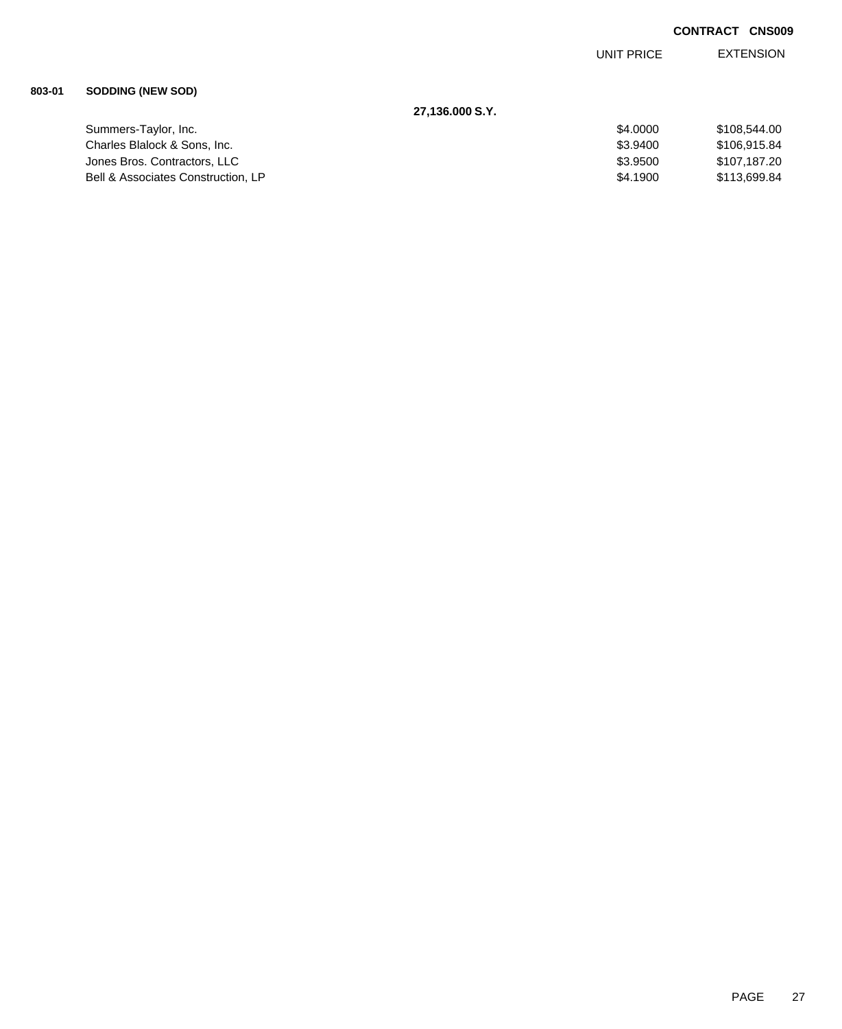**CONTRACT CNS009**

| | | UNIT PRICE | EXTENSION |
|---|---|---|---|
| **803-01** | **SODDING (NEW SOD)** | | |
| | **27,136.000 S.Y.** | | |
| | Summers-Taylor, Inc. | $4.0000 | $108,544.00 |
| | Charles Blalock & Sons, Inc. | $3.9400 | $106,915.84 |
| | Jones Bros. Contractors, LLC | $3.9500 | $107,187.20 |
| | Bell & Associates Construction, LP | $4.1900 | $113,699.84 |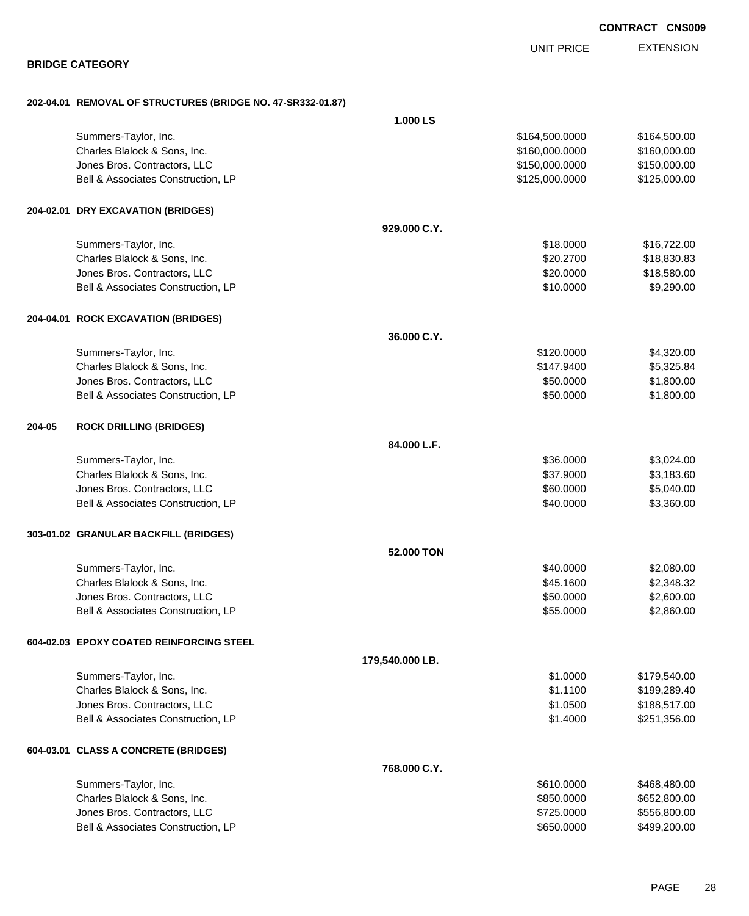**CONTRACT CNS009**

## BRIDGE CATEGORY

| | | UNIT PRICE | EXTENSION |
|---|---|---|---|
| **202-04.01 REMOVAL OF STRUCTURES (BRIDGE NO. 47-SR332-01.87)** | | | |
| | **1.000 LS** | | |
| Summers-Taylor, Inc. | | $164,500.0000 | $164,500.00 |
| Charles Blalock & Sons, Inc. | | $160,000.0000 | $160,000.00 |
| Jones Bros. Contractors, LLC | | $150,000.0000 | $150,000.00 |
| Bell & Associates Construction, LP | | $125,000.0000 | $125,000.00 |
| **204-02.01 DRY EXCAVATION (BRIDGES)** | | | |
| | **929.000 C.Y.** | | |
| Summers-Taylor, Inc. | | $18.0000 | $16,722.00 |
| Charles Blalock & Sons, Inc. | | $20.2700 | $18,830.83 |
| Jones Bros. Contractors, LLC | | $20.0000 | $18,580.00 |
| Bell & Associates Construction, LP | | $10.0000 | $9,290.00 |
| **204-04.01 ROCK EXCAVATION (BRIDGES)** | | | |
| | **36.000 C.Y.** | | |
| Summers-Taylor, Inc. | | $120.0000 | $4,320.00 |
| Charles Blalock & Sons, Inc. | | $147.9400 | $5,325.84 |
| Jones Bros. Contractors, LLC | | $50.0000 | $1,800.00 |
| Bell & Associates Construction, LP | | $50.0000 | $1,800.00 |
| **204-05 ROCK DRILLING (BRIDGES)** | | | |
| | **84.000 L.F.** | | |
| Summers-Taylor, Inc. | | $36.0000 | $3,024.00 |
| Charles Blalock & Sons, Inc. | | $37.9000 | $3,183.60 |
| Jones Bros. Contractors, LLC | | $60.0000 | $5,040.00 |
| Bell & Associates Construction, LP | | $40.0000 | $3,360.00 |
| **303-01.02 GRANULAR BACKFILL (BRIDGES)** | | | |
| | **52.000 TON** | | |
| Summers-Taylor, Inc. | | $40.0000 | $2,080.00 |
| Charles Blalock & Sons, Inc. | | $45.1600 | $2,348.32 |
| Jones Bros. Contractors, LLC | | $50.0000 | $2,600.00 |
| Bell & Associates Construction, LP | | $55.0000 | $2,860.00 |
| **604-02.03 EPOXY COATED REINFORCING STEEL** | | | |
| | **179,540.000 LB.** | | |
| Summers-Taylor, Inc. | | $1.0000 | $179,540.00 |
| Charles Blalock & Sons, Inc. | | $1.1100 | $199,289.40 |
| Jones Bros. Contractors, LLC | | $1.0500 | $188,517.00 |
| Bell & Associates Construction, LP | | $1.4000 | $251,356.00 |
| **604-03.01 CLASS A CONCRETE (BRIDGES)** | | | |
| | **768.000 C.Y.** | | |
| Summers-Taylor, Inc. | | $610.0000 | $468,480.00 |
| Charles Blalock & Sons, Inc. | | $850.0000 | $652,800.00 |
| Jones Bros. Contractors, LLC | | $725.0000 | $556,800.00 |
| Bell & Associates Construction, LP | | $650.0000 | $499,200.00 |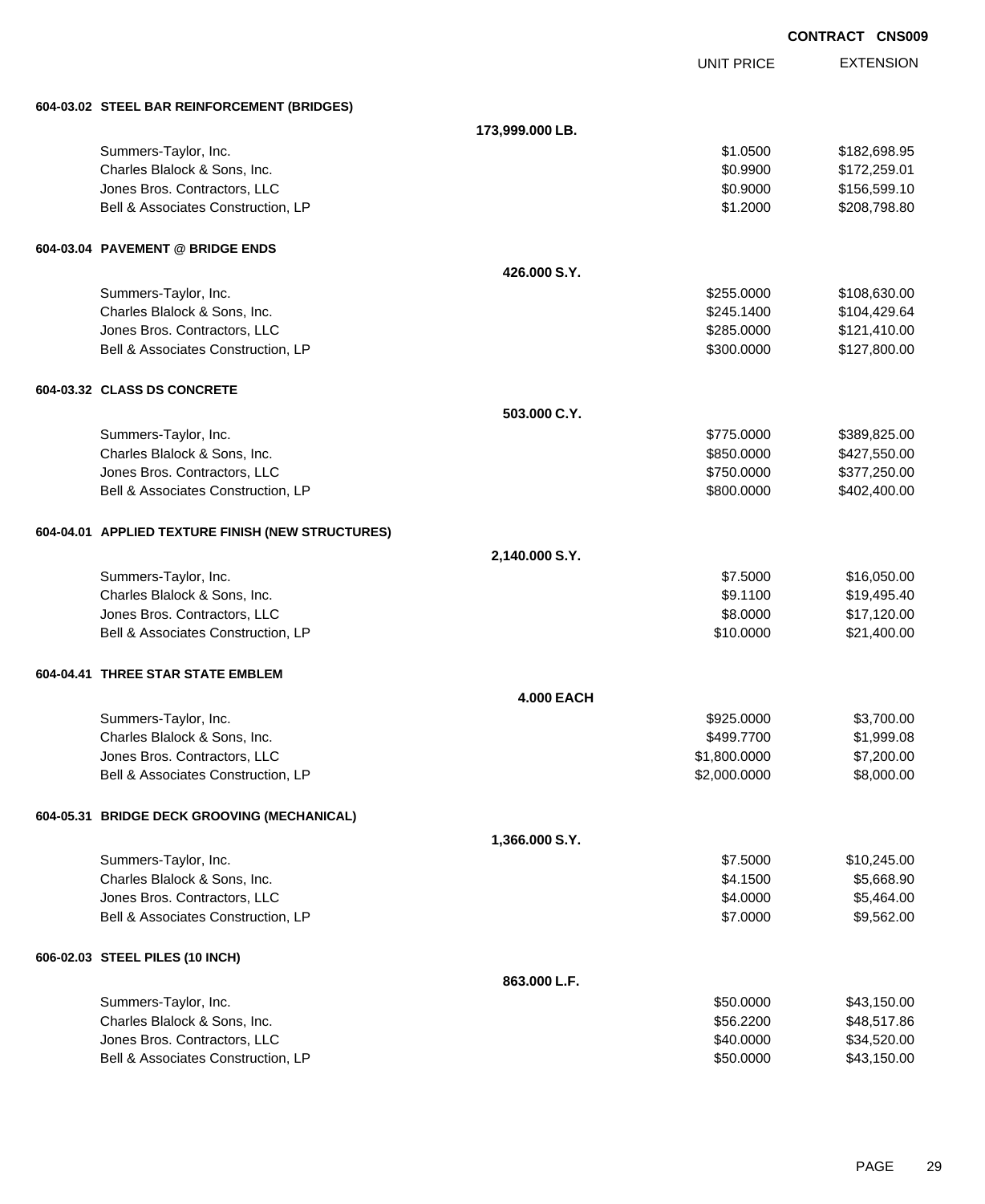**CONTRACT CNS009**

| | UNIT PRICE | EXTENSION |
|---|---|---|
| **604-03.02 STEEL BAR REINFORCEMENT (BRIDGES)** | | |
| **173,999.000 LB.** | | |
| Summers-Taylor, Inc. | $1.0500 | $182,698.95 |
| Charles Blalock & Sons, Inc. | $0.9900 | $172,259.01 |
| Jones Bros. Contractors, LLC | $0.9000 | $156,599.10 |
| Bell & Associates Construction, LP | $1.2000 | $208,798.80 |
| **604-03.04 PAVEMENT @ BRIDGE ENDS** | | |
| **426.000 S.Y.** | | |
| Summers-Taylor, Inc. | $255.0000 | $108,630.00 |
| Charles Blalock & Sons, Inc. | $245.1400 | $104,429.64 |
| Jones Bros. Contractors, LLC | $285.0000 | $121,410.00 |
| Bell & Associates Construction, LP | $300.0000 | $127,800.00 |
| **604-03.32 CLASS DS CONCRETE** | | |
| **503.000 C.Y.** | | |
| Summers-Taylor, Inc. | $775.0000 | $389,825.00 |
| Charles Blalock & Sons, Inc. | $850.0000 | $427,550.00 |
| Jones Bros. Contractors, LLC | $750.0000 | $377,250.00 |
| Bell & Associates Construction, LP | $800.0000 | $402,400.00 |
| **604-04.01 APPLIED TEXTURE FINISH (NEW STRUCTURES)** | | |
| **2,140.000 S.Y.** | | |
| Summers-Taylor, Inc. | $7.5000 | $16,050.00 |
| Charles Blalock & Sons, Inc. | $9.1100 | $19,495.40 |
| Jones Bros. Contractors, LLC | $8.0000 | $17,120.00 |
| Bell & Associates Construction, LP | $10.0000 | $21,400.00 |
| **604-04.41 THREE STAR STATE EMBLEM** | | |
| **4.000 EACH** | | |
| Summers-Taylor, Inc. | $925.0000 | $3,700.00 |
| Charles Blalock & Sons, Inc. | $499.7700 | $1,999.08 |
| Jones Bros. Contractors, LLC | $1,800.0000 | $7,200.00 |
| Bell & Associates Construction, LP | $2,000.0000 | $8,000.00 |
| **604-05.31 BRIDGE DECK GROOVING (MECHANICAL)** | | |
| **1,366.000 S.Y.** | | |
| Summers-Taylor, Inc. | $7.5000 | $10,245.00 |
| Charles Blalock & Sons, Inc. | $4.1500 | $5,668.90 |
| Jones Bros. Contractors, LLC | $4.0000 | $5,464.00 |
| Bell & Associates Construction, LP | $7.0000 | $9,562.00 |
| **606-02.03 STEEL PILES (10 INCH)** | | |
| **863.000 L.F.** | | |
| Summers-Taylor, Inc. | $50.0000 | $43,150.00 |
| Charles Blalock & Sons, Inc. | $56.2200 | $48,517.86 |
| Jones Bros. Contractors, LLC | $40.0000 | $34,520.00 |
| Bell & Associates Construction, LP | $50.0000 | $43,150.00 |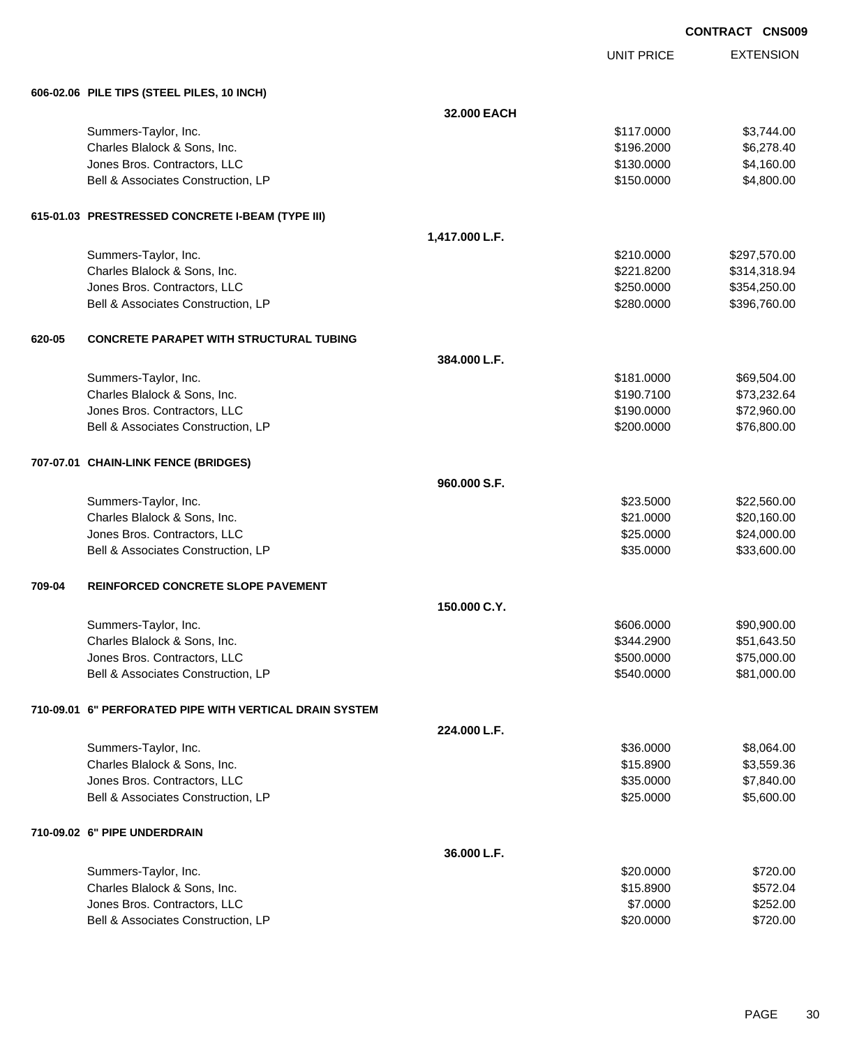**CONTRACT CNS009**

| | | UNIT PRICE | EXTENSION |
|---|---|---|---|
| **606-02.06 PILE TIPS (STEEL PILES, 10 INCH)** | | | |
| | **32.000 EACH** | | |
| Summers-Taylor, Inc. | | $117.0000 | $3,744.00 |
| Charles Blalock & Sons, Inc. | | $196.2000 | $6,278.40 |
| Jones Bros. Contractors, LLC | | $130.0000 | $4,160.00 |
| Bell & Associates Construction, LP | | $150.0000 | $4,800.00 |
| **615-01.03 PRESTRESSED CONCRETE I-BEAM (TYPE III)** | | | |
| | **1,417.000 L.F.** | | |
| Summers-Taylor, Inc. | | $210.0000 | $297,570.00 |
| Charles Blalock & Sons, Inc. | | $221.8200 | $314,318.94 |
| Jones Bros. Contractors, LLC | | $250.0000 | $354,250.00 |
| Bell & Associates Construction, LP | | $280.0000 | $396,760.00 |
| **620-05 CONCRETE PARAPET WITH STRUCTURAL TUBING** | | | |
| | **384.000 L.F.** | | |
| Summers-Taylor, Inc. | | $181.0000 | $69,504.00 |
| Charles Blalock & Sons, Inc. | | $190.7100 | $73,232.64 |
| Jones Bros. Contractors, LLC | | $190.0000 | $72,960.00 |
| Bell & Associates Construction, LP | | $200.0000 | $76,800.00 |
| **707-07.01 CHAIN-LINK FENCE (BRIDGES)** | | | |
| | **960.000 S.F.** | | |
| Summers-Taylor, Inc. | | $23.5000 | $22,560.00 |
| Charles Blalock & Sons, Inc. | | $21.0000 | $20,160.00 |
| Jones Bros. Contractors, LLC | | $25.0000 | $24,000.00 |
| Bell & Associates Construction, LP | | $35.0000 | $33,600.00 |
| **709-04 REINFORCED CONCRETE SLOPE PAVEMENT** | | | |
| | **150.000 C.Y.** | | |
| Summers-Taylor, Inc. | | $606.0000 | $90,900.00 |
| Charles Blalock & Sons, Inc. | | $344.2900 | $51,643.50 |
| Jones Bros. Contractors, LLC | | $500.0000 | $75,000.00 |
| Bell & Associates Construction, LP | | $540.0000 | $81,000.00 |
| **710-09.01 6" PERFORATED PIPE WITH VERTICAL DRAIN SYSTEM** | | | |
| | **224.000 L.F.** | | |
| Summers-Taylor, Inc. | | $36.0000 | $8,064.00 |
| Charles Blalock & Sons, Inc. | | $15.8900 | $3,559.36 |
| Jones Bros. Contractors, LLC | | $35.0000 | $7,840.00 |
| Bell & Associates Construction, LP | | $25.0000 | $5,600.00 |
| **710-09.02 6" PIPE UNDERDRAIN** | | | |
| | **36.000 L.F.** | | |
| Summers-Taylor, Inc. | | $20.0000 | $720.00 |
| Charles Blalock & Sons, Inc. | | $15.8900 | $572.04 |
| Jones Bros. Contractors, LLC | | $7.0000 | $252.00 |
| Bell & Associates Construction, LP | | $20.0000 | $720.00 |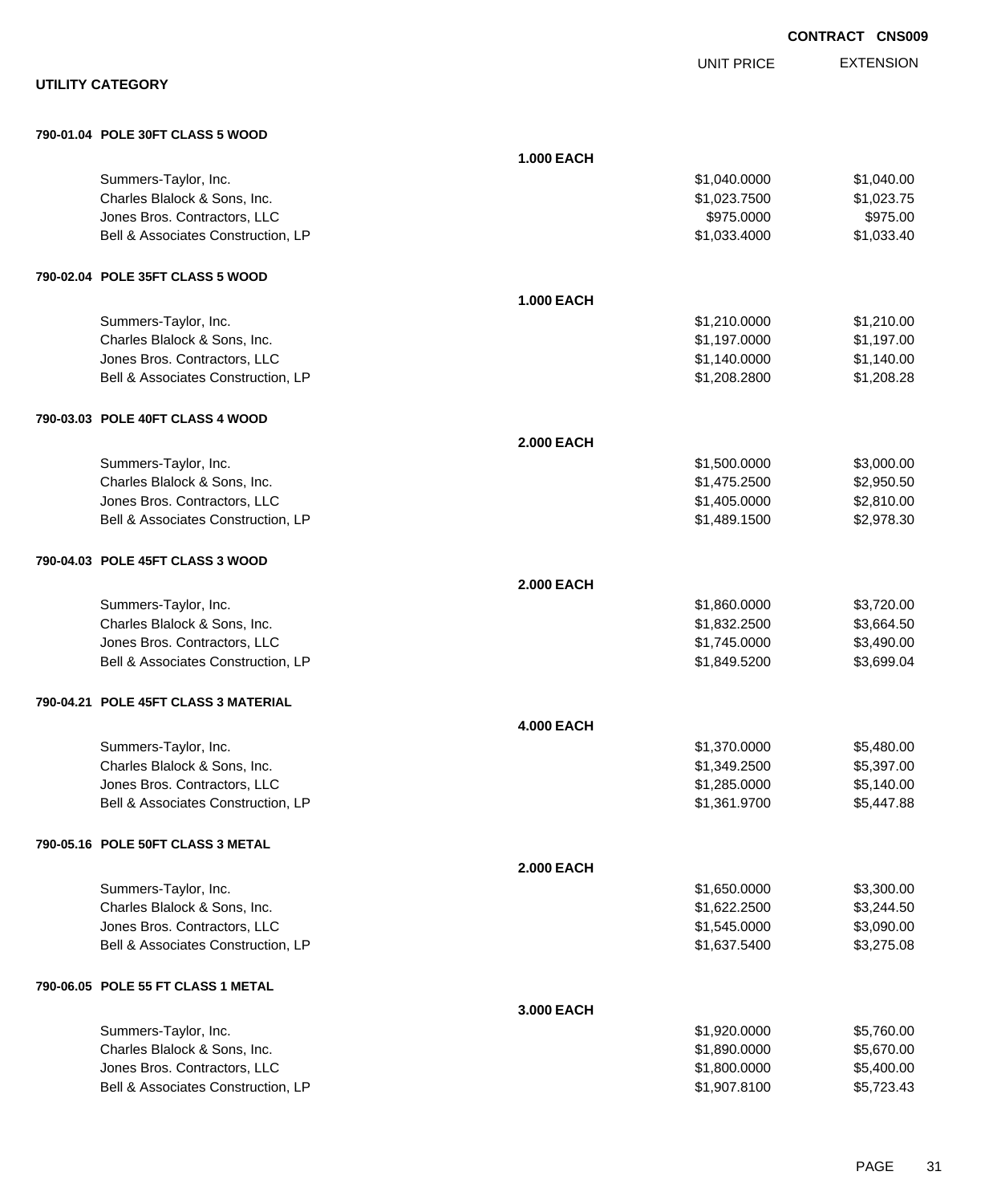**CONTRACT CNS009**

**UTILITY CATEGORY**

| | | UNIT PRICE | EXTENSION |
|---|---|---|---|
| **790-01.04 POLE 30FT CLASS 5 WOOD** | | | |
| | **1.000 EACH** | | |
| Summers-Taylor, Inc. | | $1,040.0000 | $1,040.00 |
| Charles Blalock & Sons, Inc. | | $1,023.7500 | $1,023.75 |
| Jones Bros. Contractors, LLC | | $975.0000 | $975.00 |
| Bell & Associates Construction, LP | | $1,033.4000 | $1,033.40 |
| **790-02.04 POLE 35FT CLASS 5 WOOD** | | | |
| | **1.000 EACH** | | |
| Summers-Taylor, Inc. | | $1,210.0000 | $1,210.00 |
| Charles Blalock & Sons, Inc. | | $1,197.0000 | $1,197.00 |
| Jones Bros. Contractors, LLC | | $1,140.0000 | $1,140.00 |
| Bell & Associates Construction, LP | | $1,208.2800 | $1,208.28 |
| **790-03.03 POLE 40FT CLASS 4 WOOD** | | | |
| | **2.000 EACH** | | |
| Summers-Taylor, Inc. | | $1,500.0000 | $3,000.00 |
| Charles Blalock & Sons, Inc. | | $1,475.2500 | $2,950.50 |
| Jones Bros. Contractors, LLC | | $1,405.0000 | $2,810.00 |
| Bell & Associates Construction, LP | | $1,489.1500 | $2,978.30 |
| **790-04.03 POLE 45FT CLASS 3 WOOD** | | | |
| | **2.000 EACH** | | |
| Summers-Taylor, Inc. | | $1,860.0000 | $3,720.00 |
| Charles Blalock & Sons, Inc. | | $1,832.2500 | $3,664.50 |
| Jones Bros. Contractors, LLC | | $1,745.0000 | $3,490.00 |
| Bell & Associates Construction, LP | | $1,849.5200 | $3,699.04 |
| **790-04.21 POLE 45FT CLASS 3 MATERIAL** | | | |
| | **4.000 EACH** | | |
| Summers-Taylor, Inc. | | $1,370.0000 | $5,480.00 |
| Charles Blalock & Sons, Inc. | | $1,349.2500 | $5,397.00 |
| Jones Bros. Contractors, LLC | | $1,285.0000 | $5,140.00 |
| Bell & Associates Construction, LP | | $1,361.9700 | $5,447.88 |
| **790-05.16 POLE 50FT CLASS 3 METAL** | | | |
| | **2.000 EACH** | | |
| Summers-Taylor, Inc. | | $1,650.0000 | $3,300.00 |
| Charles Blalock & Sons, Inc. | | $1,622.2500 | $3,244.50 |
| Jones Bros. Contractors, LLC | | $1,545.0000 | $3,090.00 |
| Bell & Associates Construction, LP | | $1,637.5400 | $3,275.08 |
| **790-06.05 POLE 55 FT CLASS 1 METAL** | | | |
| | **3.000 EACH** | | |
| Summers-Taylor, Inc. | | $1,920.0000 | $5,760.00 |
| Charles Blalock & Sons, Inc. | | $1,890.0000 | $5,670.00 |
| Jones Bros. Contractors, LLC | | $1,800.0000 | $5,400.00 |
| Bell & Associates Construction, LP | | $1,907.8100 | $5,723.43 |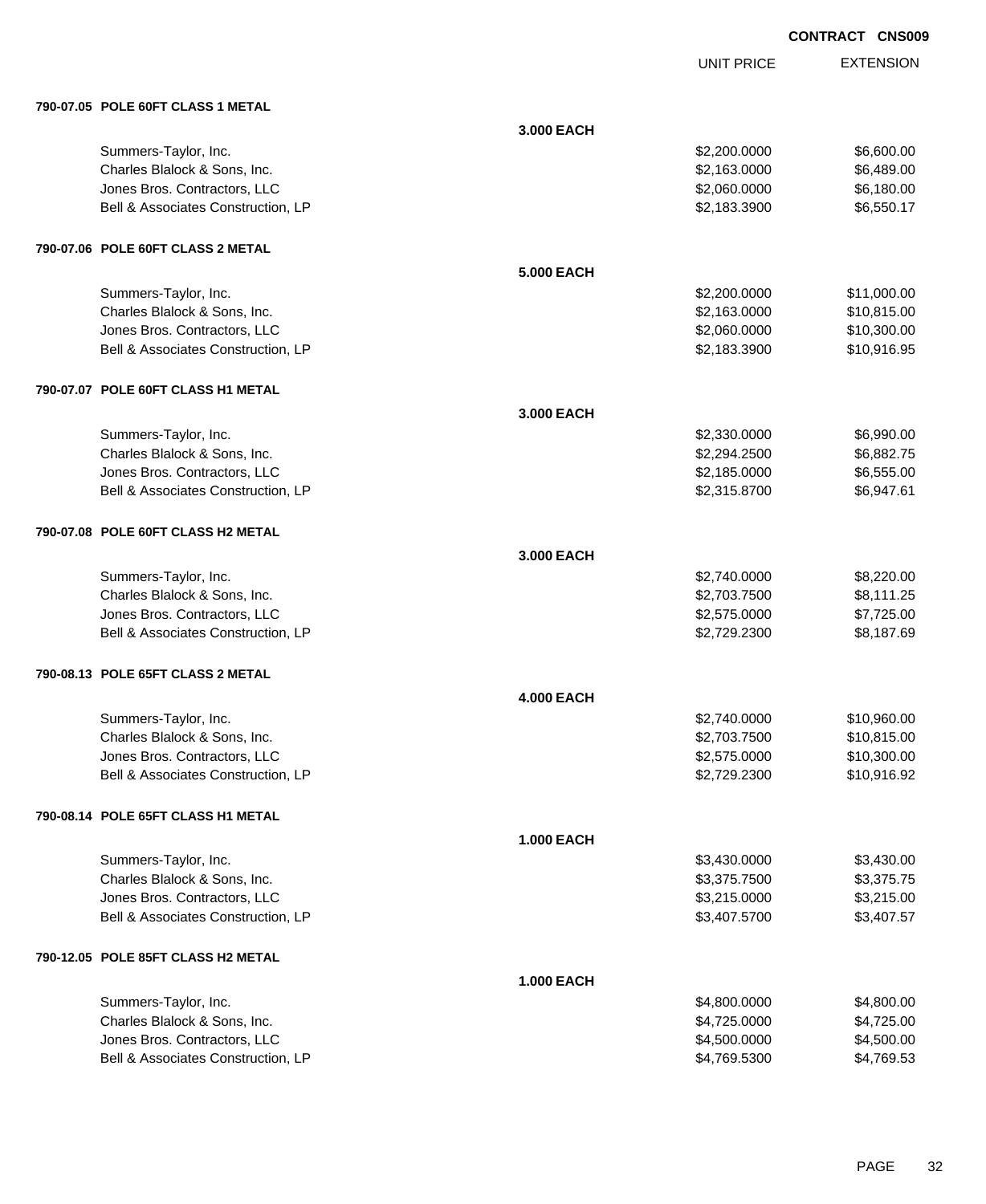**CONTRACT CNS009**

| | | UNIT PRICE | EXTENSION |
|---|---|---|---|
| **790-07.05 POLE 60FT CLASS 1 METAL** | | | |
| | **3.000 EACH** | | |
| Summers-Taylor, Inc. | | $2,200.0000 | $6,600.00 |
| Charles Blalock & Sons, Inc. | | $2,163.0000 | $6,489.00 |
| Jones Bros. Contractors, LLC | | $2,060.0000 | $6,180.00 |
| Bell & Associates Construction, LP | | $2,183.3900 | $6,550.17 |
| **790-07.06 POLE 60FT CLASS 2 METAL** | | | |
| | **5.000 EACH** | | |
| Summers-Taylor, Inc. | | $2,200.0000 | $11,000.00 |
| Charles Blalock & Sons, Inc. | | $2,163.0000 | $10,815.00 |
| Jones Bros. Contractors, LLC | | $2,060.0000 | $10,300.00 |
| Bell & Associates Construction, LP | | $2,183.3900 | $10,916.95 |
| **790-07.07 POLE 60FT CLASS H1 METAL** | | | |
| | **3.000 EACH** | | |
| Summers-Taylor, Inc. | | $2,330.0000 | $6,990.00 |
| Charles Blalock & Sons, Inc. | | $2,294.2500 | $6,882.75 |
| Jones Bros. Contractors, LLC | | $2,185.0000 | $6,555.00 |
| Bell & Associates Construction, LP | | $2,315.8700 | $6,947.61 |
| **790-07.08 POLE 60FT CLASS H2 METAL** | | | |
| | **3.000 EACH** | | |
| Summers-Taylor, Inc. | | $2,740.0000 | $8,220.00 |
| Charles Blalock & Sons, Inc. | | $2,703.7500 | $8,111.25 |
| Jones Bros. Contractors, LLC | | $2,575.0000 | $7,725.00 |
| Bell & Associates Construction, LP | | $2,729.2300 | $8,187.69 |
| **790-08.13 POLE 65FT CLASS 2 METAL** | | | |
| | **4.000 EACH** | | |
| Summers-Taylor, Inc. | | $2,740.0000 | $10,960.00 |
| Charles Blalock & Sons, Inc. | | $2,703.7500 | $10,815.00 |
| Jones Bros. Contractors, LLC | | $2,575.0000 | $10,300.00 |
| Bell & Associates Construction, LP | | $2,729.2300 | $10,916.92 |
| **790-08.14 POLE 65FT CLASS H1 METAL** | | | |
| | **1.000 EACH** | | |
| Summers-Taylor, Inc. | | $3,430.0000 | $3,430.00 |
| Charles Blalock & Sons, Inc. | | $3,375.7500 | $3,375.75 |
| Jones Bros. Contractors, LLC | | $3,215.0000 | $3,215.00 |
| Bell & Associates Construction, LP | | $3,407.5700 | $3,407.57 |
| **790-12.05 POLE 85FT CLASS H2 METAL** | | | |
| | **1.000 EACH** | | |
| Summers-Taylor, Inc. | | $4,800.0000 | $4,800.00 |
| Charles Blalock & Sons, Inc. | | $4,725.0000 | $4,725.00 |
| Jones Bros. Contractors, LLC | | $4,500.0000 | $4,500.00 |
| Bell & Associates Construction, LP | | $4,769.5300 | $4,769.53 |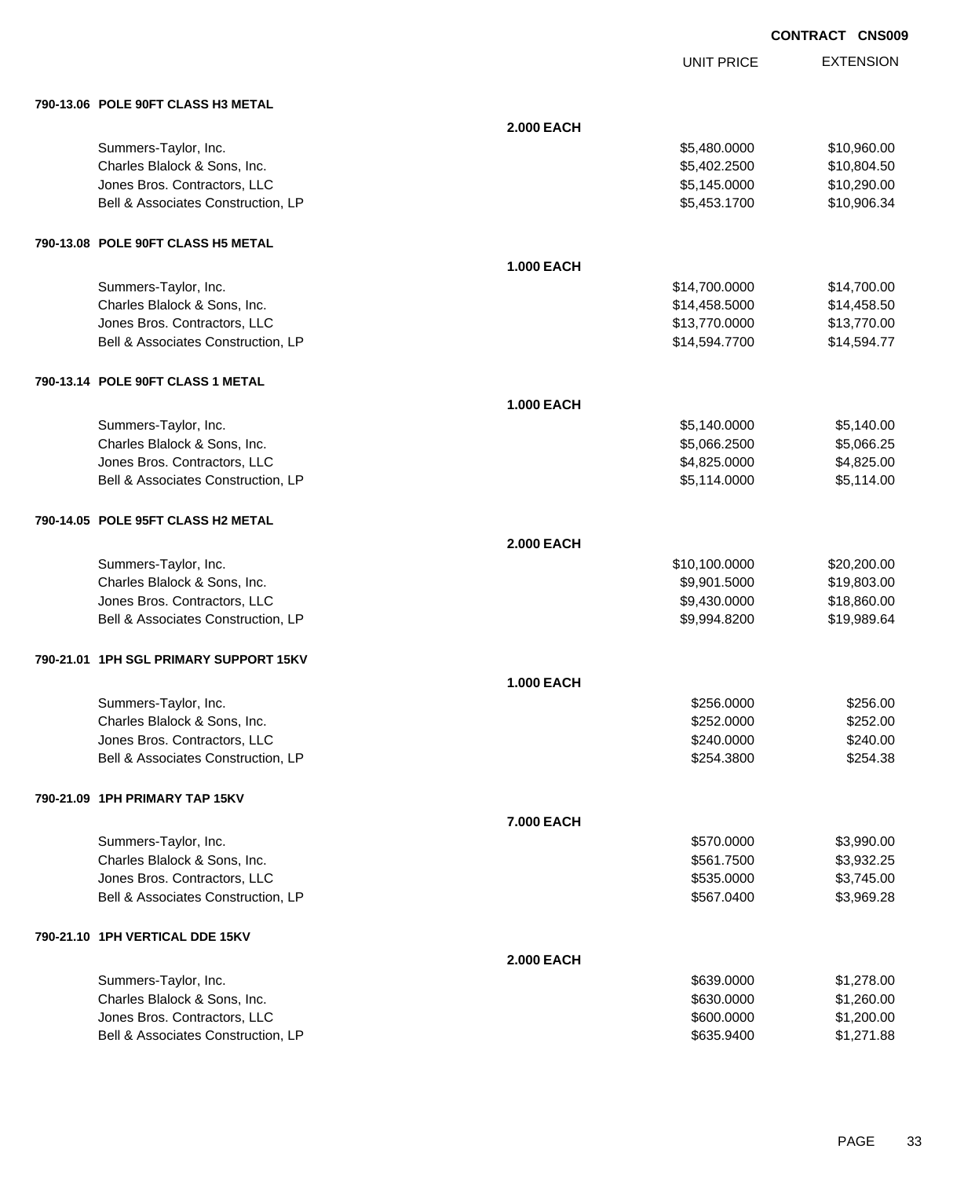CONTRACT CNS009

| | | UNIT PRICE | EXTENSION |
|---|---|---|---|
| **790-13.06 POLE 90FT CLASS H3 METAL** | | | |
| | **2.000 EACH** | | |
| Summers-Taylor, Inc. | | $5,480.0000 | $10,960.00 |
| Charles Blalock & Sons, Inc. | | $5,402.2500 | $10,804.50 |
| Jones Bros. Contractors, LLC | | $5,145.0000 | $10,290.00 |
| Bell & Associates Construction, LP | | $5,453.1700 | $10,906.34 |
| **790-13.08 POLE 90FT CLASS H5 METAL** | | | |
| | **1.000 EACH** | | |
| Summers-Taylor, Inc. | | $14,700.0000 | $14,700.00 |
| Charles Blalock & Sons, Inc. | | $14,458.5000 | $14,458.50 |
| Jones Bros. Contractors, LLC | | $13,770.0000 | $13,770.00 |
| Bell & Associates Construction, LP | | $14,594.7700 | $14,594.77 |
| **790-13.14 POLE 90FT CLASS 1 METAL** | | | |
| | **1.000 EACH** | | |
| Summers-Taylor, Inc. | | $5,140.0000 | $5,140.00 |
| Charles Blalock & Sons, Inc. | | $5,066.2500 | $5,066.25 |
| Jones Bros. Contractors, LLC | | $4,825.0000 | $4,825.00 |
| Bell & Associates Construction, LP | | $5,114.0000 | $5,114.00 |
| **790-14.05 POLE 95FT CLASS H2 METAL** | | | |
| | **2.000 EACH** | | |
| Summers-Taylor, Inc. | | $10,100.0000 | $20,200.00 |
| Charles Blalock & Sons, Inc. | | $9,901.5000 | $19,803.00 |
| Jones Bros. Contractors, LLC | | $9,430.0000 | $18,860.00 |
| Bell & Associates Construction, LP | | $9,994.8200 | $19,989.64 |
| **790-21.01 1PH SGL PRIMARY SUPPORT 15KV** | | | |
| | **1.000 EACH** | | |
| Summers-Taylor, Inc. | | $256.0000 | $256.00 |
| Charles Blalock & Sons, Inc. | | $252.0000 | $252.00 |
| Jones Bros. Contractors, LLC | | $240.0000 | $240.00 |
| Bell & Associates Construction, LP | | $254.3800 | $254.38 |
| **790-21.09 1PH PRIMARY TAP 15KV** | | | |
| | **7.000 EACH** | | |
| Summers-Taylor, Inc. | | $570.0000 | $3,990.00 |
| Charles Blalock & Sons, Inc. | | $561.7500 | $3,932.25 |
| Jones Bros. Contractors, LLC | | $535.0000 | $3,745.00 |
| Bell & Associates Construction, LP | | $567.0400 | $3,969.28 |
| **790-21.10 1PH VERTICAL DDE 15KV** | | | |
| | **2.000 EACH** | | |
| Summers-Taylor, Inc. | | $639.0000 | $1,278.00 |
| Charles Blalock & Sons, Inc. | | $630.0000 | $1,260.00 |
| Jones Bros. Contractors, LLC | | $600.0000 | $1,200.00 |
| Bell & Associates Construction, LP | | $635.9400 | $1,271.88 |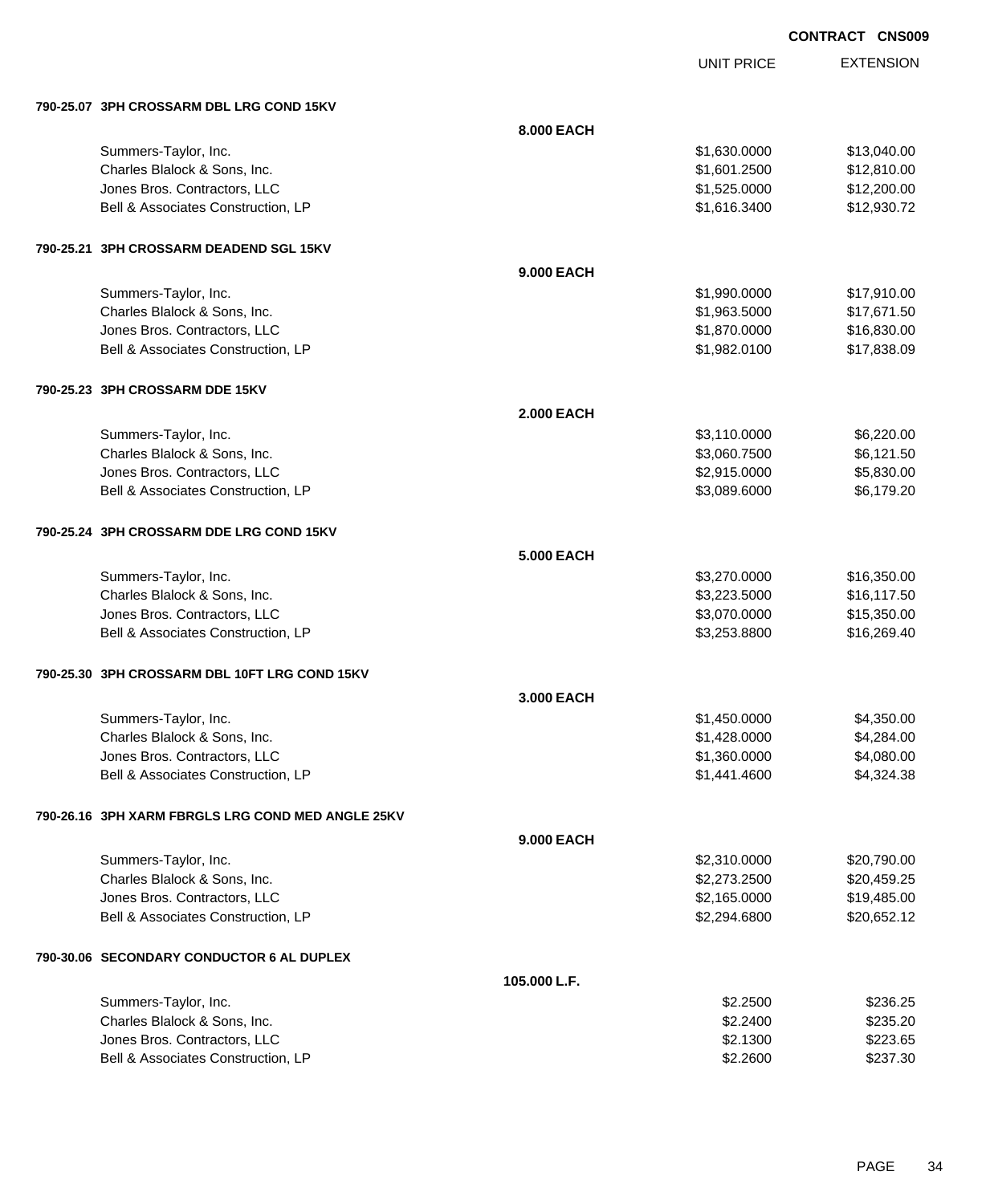**CONTRACT CNS009**

| | | UNIT PRICE | EXTENSION |
|---|---|---|---|
| **790-25.07 3PH CROSSARM DBL LRG COND 15KV** | | | |
| | **8.000 EACH** | | |
| Summers-Taylor, Inc. | | $1,630.0000 | $13,040.00 |
| Charles Blalock & Sons, Inc. | | $1,601.2500 | $12,810.00 |
| Jones Bros. Contractors, LLC | | $1,525.0000 | $12,200.00 |
| Bell & Associates Construction, LP | | $1,616.3400 | $12,930.72 |
| **790-25.21 3PH CROSSARM DEADEND SGL 15KV** | | | |
| | **9.000 EACH** | | |
| Summers-Taylor, Inc. | | $1,990.0000 | $17,910.00 |
| Charles Blalock & Sons, Inc. | | $1,963.5000 | $17,671.50 |
| Jones Bros. Contractors, LLC | | $1,870.0000 | $16,830.00 |
| Bell & Associates Construction, LP | | $1,982.0100 | $17,838.09 |
| **790-25.23 3PH CROSSARM DDE 15KV** | | | |
| | **2.000 EACH** | | |
| Summers-Taylor, Inc. | | $3,110.0000 | $6,220.00 |
| Charles Blalock & Sons, Inc. | | $3,060.7500 | $6,121.50 |
| Jones Bros. Contractors, LLC | | $2,915.0000 | $5,830.00 |
| Bell & Associates Construction, LP | | $3,089.6000 | $6,179.20 |
| **790-25.24 3PH CROSSARM DDE LRG COND 15KV** | | | |
| | **5.000 EACH** | | |
| Summers-Taylor, Inc. | | $3,270.0000 | $16,350.00 |
| Charles Blalock & Sons, Inc. | | $3,223.5000 | $16,117.50 |
| Jones Bros. Contractors, LLC | | $3,070.0000 | $15,350.00 |
| Bell & Associates Construction, LP | | $3,253.8800 | $16,269.40 |
| **790-25.30 3PH CROSSARM DBL 10FT LRG COND 15KV** | | | |
| | **3.000 EACH** | | |
| Summers-Taylor, Inc. | | $1,450.0000 | $4,350.00 |
| Charles Blalock & Sons, Inc. | | $1,428.0000 | $4,284.00 |
| Jones Bros. Contractors, LLC | | $1,360.0000 | $4,080.00 |
| Bell & Associates Construction, LP | | $1,441.4600 | $4,324.38 |
| **790-26.16 3PH XARM FBRGLS LRG COND MED ANGLE 25KV** | | | |
| | **9.000 EACH** | | |
| Summers-Taylor, Inc. | | $2,310.0000 | $20,790.00 |
| Charles Blalock & Sons, Inc. | | $2,273.2500 | $20,459.25 |
| Jones Bros. Contractors, LLC | | $2,165.0000 | $19,485.00 |
| Bell & Associates Construction, LP | | $2,294.6800 | $20,652.12 |
| **790-30.06 SECONDARY CONDUCTOR 6 AL DUPLEX** | | | |
| | **105.000 L.F.** | | |
| Summers-Taylor, Inc. | | $2.2500 | $236.25 |
| Charles Blalock & Sons, Inc. | | $2.2400 | $235.20 |
| Jones Bros. Contractors, LLC | | $2.1300 | $223.65 |
| Bell & Associates Construction, LP | | $2.2600 | $237.30 |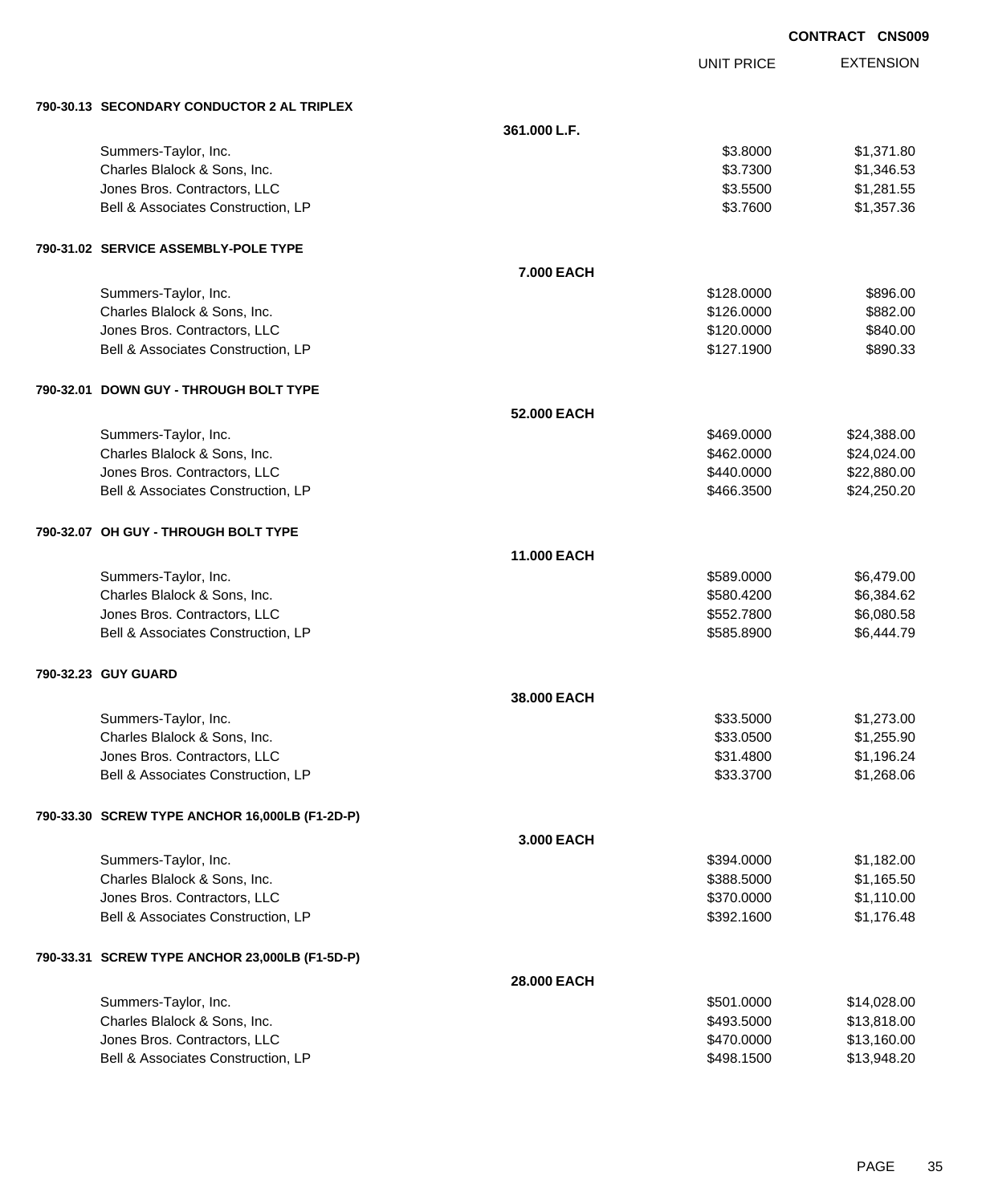**CONTRACT CNS009**

| | | UNIT PRICE | EXTENSION |
|---|---|---|---|
| **790-30.13 SECONDARY CONDUCTOR 2 AL TRIPLEX** | | | |
| | **361.000 L.F.** | | |
| Summers-Taylor, Inc. | | \$3.8000 | \$1,371.80 |
| Charles Blalock & Sons, Inc. | | \$3.7300 | \$1,346.53 |
| Jones Bros. Contractors, LLC | | \$3.5500 | \$1,281.55 |
| Bell & Associates Construction, LP | | \$3.7600 | \$1,357.36 |
| **790-31.02 SERVICE ASSEMBLY-POLE TYPE** | | | |
| | **7.000 EACH** | | |
| Summers-Taylor, Inc. | | \$128.0000 | \$896.00 |
| Charles Blalock & Sons, Inc. | | \$126.0000 | \$882.00 |
| Jones Bros. Contractors, LLC | | \$120.0000 | \$840.00 |
| Bell & Associates Construction, LP | | \$127.1900 | \$890.33 |
| **790-32.01 DOWN GUY - THROUGH BOLT TYPE** | | | |
| | **52.000 EACH** | | |
| Summers-Taylor, Inc. | | \$469.0000 | \$24,388.00 |
| Charles Blalock & Sons, Inc. | | \$462.0000 | \$24,024.00 |
| Jones Bros. Contractors, LLC | | \$440.0000 | \$22,880.00 |
| Bell & Associates Construction, LP | | \$466.3500 | \$24,250.20 |
| **790-32.07 OH GUY - THROUGH BOLT TYPE** | | | |
| | **11.000 EACH** | | |
| Summers-Taylor, Inc. | | \$589.0000 | \$6,479.00 |
| Charles Blalock & Sons, Inc. | | \$580.4200 | \$6,384.62 |
| Jones Bros. Contractors, LLC | | \$552.7800 | \$6,080.58 |
| Bell & Associates Construction, LP | | \$585.8900 | \$6,444.79 |
| **790-32.23 GUY GUARD** | | | |
| | **38.000 EACH** | | |
| Summers-Taylor, Inc. | | \$33.5000 | \$1,273.00 |
| Charles Blalock & Sons, Inc. | | \$33.0500 | \$1,255.90 |
| Jones Bros. Contractors, LLC | | \$31.4800 | \$1,196.24 |
| Bell & Associates Construction, LP | | \$33.3700 | \$1,268.06 |
| **790-33.30 SCREW TYPE ANCHOR 16,000LB (F1-2D-P)** | | | |
| | **3.000 EACH** | | |
| Summers-Taylor, Inc. | | \$394.0000 | \$1,182.00 |
| Charles Blalock & Sons, Inc. | | \$388.5000 | \$1,165.50 |
| Jones Bros. Contractors, LLC | | \$370.0000 | \$1,110.00 |
| Bell & Associates Construction, LP | | \$392.1600 | \$1,176.48 |
| **790-33.31 SCREW TYPE ANCHOR 23,000LB (F1-5D-P)** | | | |
| | **28.000 EACH** | | |
| Summers-Taylor, Inc. | | \$501.0000 | \$14,028.00 |
| Charles Blalock & Sons, Inc. | | \$493.5000 | \$13,818.00 |
| Jones Bros. Contractors, LLC | | \$470.0000 | \$13,160.00 |
| Bell & Associates Construction, LP | | \$498.1500 | \$13,948.20 |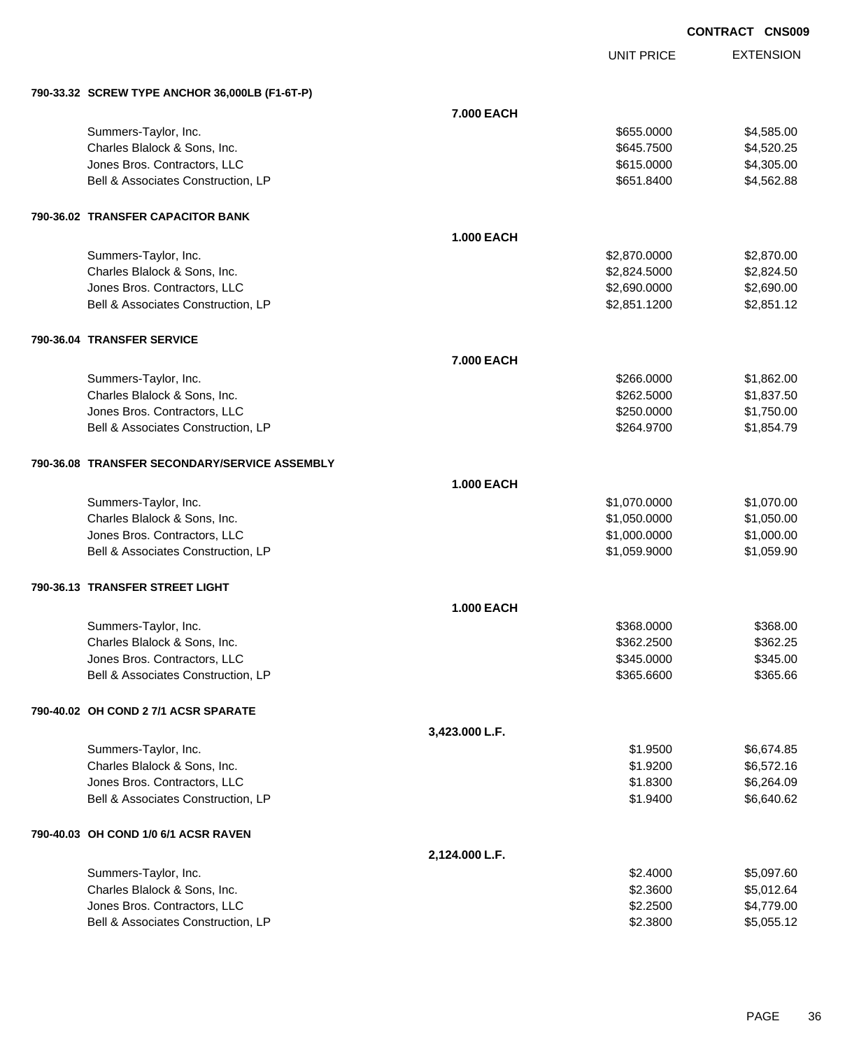**CONTRACT CNS009**

| | | UNIT PRICE | EXTENSION |
|---|---|---|---|
| **790-33.32 SCREW TYPE ANCHOR 36,000LB (F1-6T-P)** | | | |
| | **7.000 EACH** | | |
| Summers-Taylor, Inc. | | $655.0000 | $4,585.00 |
| Charles Blalock & Sons, Inc. | | $645.7500 | $4,520.25 |
| Jones Bros. Contractors, LLC | | $615.0000 | $4,305.00 |
| Bell & Associates Construction, LP | | $651.8400 | $4,562.88 |
| **790-36.02 TRANSFER CAPACITOR BANK** | | | |
| | **1.000 EACH** | | |
| Summers-Taylor, Inc. | | $2,870.0000 | $2,870.00 |
| Charles Blalock & Sons, Inc. | | $2,824.5000 | $2,824.50 |
| Jones Bros. Contractors, LLC | | $2,690.0000 | $2,690.00 |
| Bell & Associates Construction, LP | | $2,851.1200 | $2,851.12 |
| **790-36.04 TRANSFER SERVICE** | | | |
| | **7.000 EACH** | | |
| Summers-Taylor, Inc. | | $266.0000 | $1,862.00 |
| Charles Blalock & Sons, Inc. | | $262.5000 | $1,837.50 |
| Jones Bros. Contractors, LLC | | $250.0000 | $1,750.00 |
| Bell & Associates Construction, LP | | $264.9700 | $1,854.79 |
| **790-36.08 TRANSFER SECONDARY/SERVICE ASSEMBLY** | | | |
| | **1.000 EACH** | | |
| Summers-Taylor, Inc. | | $1,070.0000 | $1,070.00 |
| Charles Blalock & Sons, Inc. | | $1,050.0000 | $1,050.00 |
| Jones Bros. Contractors, LLC | | $1,000.0000 | $1,000.00 |
| Bell & Associates Construction, LP | | $1,059.9000 | $1,059.90 |
| **790-36.13 TRANSFER STREET LIGHT** | | | |
| | **1.000 EACH** | | |
| Summers-Taylor, Inc. | | $368.0000 | $368.00 |
| Charles Blalock & Sons, Inc. | | $362.2500 | $362.25 |
| Jones Bros. Contractors, LLC | | $345.0000 | $345.00 |
| Bell & Associates Construction, LP | | $365.6600 | $365.66 |
| **790-40.02 OH COND 2 7/1 ACSR SPARATE** | | | |
| | **3,423.000 L.F.** | | |
| Summers-Taylor, Inc. | | $1.9500 | $6,674.85 |
| Charles Blalock & Sons, Inc. | | $1.9200 | $6,572.16 |
| Jones Bros. Contractors, LLC | | $1.8300 | $6,264.09 |
| Bell & Associates Construction, LP | | $1.9400 | $6,640.62 |
| **790-40.03 OH COND 1/0 6/1 ACSR RAVEN** | | | |
| | **2,124.000 L.F.** | | |
| Summers-Taylor, Inc. | | $2.4000 | $5,097.60 |
| Charles Blalock & Sons, Inc. | | $2.3600 | $5,012.64 |
| Jones Bros. Contractors, LLC | | $2.2500 | $4,779.00 |
| Bell & Associates Construction, LP | | $2.3800 | $5,055.12 |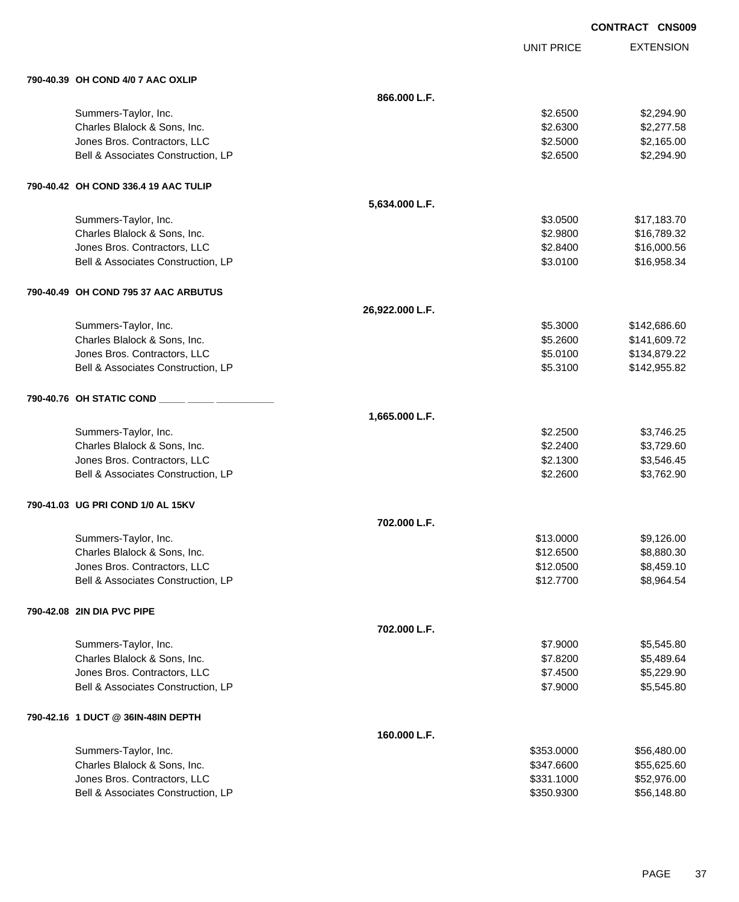**CONTRACT CNS009**

| | | UNIT PRICE | EXTENSION |
|---|---|---|---|
| **790-40.39 OH COND 4/0 7 AAC OXLIP** | | | |
| | **866.000 L.F.** | | |
| Summers-Taylor, Inc. | | $2.6500 | $2,294.90 |
| Charles Blalock & Sons, Inc. | | $2.6300 | $2,277.58 |
| Jones Bros. Contractors, LLC | | $2.5000 | $2,165.00 |
| Bell & Associates Construction, LP | | $2.6500 | $2,294.90 |
| **790-40.42 OH COND 336.4 19 AAC TULIP** | | | |
| | **5,634.000 L.F.** | | |
| Summers-Taylor, Inc. | | $3.0500 | $17,183.70 |
| Charles Blalock & Sons, Inc. | | $2.9800 | $16,789.32 |
| Jones Bros. Contractors, LLC | | $2.8400 | $16,000.56 |
| Bell & Associates Construction, LP | | $3.0100 | $16,958.34 |
| **790-40.49 OH COND 795 37 AAC ARBUTUS** | | | |
| | **26,922.000 L.F.** | | |
| Summers-Taylor, Inc. | | $5.3000 | $142,686.60 |
| Charles Blalock & Sons, Inc. | | $5.2600 | $141,609.72 |
| Jones Bros. Contractors, LLC | | $5.0100 | $134,879.22 |
| Bell & Associates Construction, LP | | $5.3100 | $142,955.82 |
| **790-40.76 OH STATIC COND _____ _____ __________** | | | |
| | **1,665.000 L.F.** | | |
| Summers-Taylor, Inc. | | $2.2500 | $3,746.25 |
| Charles Blalock & Sons, Inc. | | $2.2400 | $3,729.60 |
| Jones Bros. Contractors, LLC | | $2.1300 | $3,546.45 |
| Bell & Associates Construction, LP | | $2.2600 | $3,762.90 |
| **790-41.03 UG PRI COND 1/0 AL 15KV** | | | |
| | **702.000 L.F.** | | |
| Summers-Taylor, Inc. | | $13.0000 | $9,126.00 |
| Charles Blalock & Sons, Inc. | | $12.6500 | $8,880.30 |
| Jones Bros. Contractors, LLC | | $12.0500 | $8,459.10 |
| Bell & Associates Construction, LP | | $12.7700 | $8,964.54 |
| **790-42.08 2IN DIA PVC PIPE** | | | |
| | **702.000 L.F.** | | |
| Summers-Taylor, Inc. | | $7.9000 | $5,545.80 |
| Charles Blalock & Sons, Inc. | | $7.8200 | $5,489.64 |
| Jones Bros. Contractors, LLC | | $7.4500 | $5,229.90 |
| Bell & Associates Construction, LP | | $7.9000 | $5,545.80 |
| **790-42.16 1 DUCT @ 36IN-48IN DEPTH** | | | |
| | **160.000 L.F.** | | |
| Summers-Taylor, Inc. | | $353.0000 | $56,480.00 |
| Charles Blalock & Sons, Inc. | | $347.6600 | $55,625.60 |
| Jones Bros. Contractors, LLC | | $331.1000 | $52,976.00 |
| Bell & Associates Construction, LP | | $350.9300 | $56,148.80 |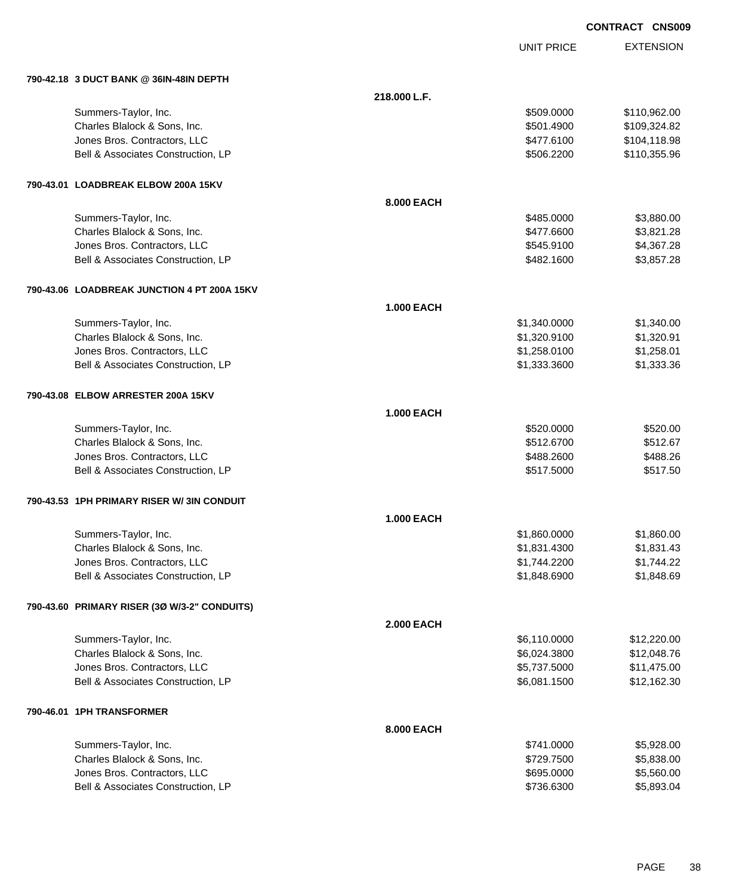**CONTRACT CNS009**

| | | UNIT PRICE | EXTENSION |
|---|---|---|---|
| **790-42.18 3 DUCT BANK @ 36IN-48IN DEPTH** | | | |
| | **218.000 L.F.** | | |
| Summers-Taylor, Inc. | | $509.0000 | $110,962.00 |
| Charles Blalock & Sons, Inc. | | $501.4900 | $109,324.82 |
| Jones Bros. Contractors, LLC | | $477.6100 | $104,118.98 |
| Bell & Associates Construction, LP | | $506.2200 | $110,355.96 |
| **790-43.01 LOADBREAK ELBOW 200A 15KV** | | | |
| | **8.000 EACH** | | |
| Summers-Taylor, Inc. | | $485.0000 | $3,880.00 |
| Charles Blalock & Sons, Inc. | | $477.6600 | $3,821.28 |
| Jones Bros. Contractors, LLC | | $545.9100 | $4,367.28 |
| Bell & Associates Construction, LP | | $482.1600 | $3,857.28 |
| **790-43.06 LOADBREAK JUNCTION 4 PT 200A 15KV** | | | |
| | **1.000 EACH** | | |
| Summers-Taylor, Inc. | | $1,340.0000 | $1,340.00 |
| Charles Blalock & Sons, Inc. | | $1,320.9100 | $1,320.91 |
| Jones Bros. Contractors, LLC | | $1,258.0100 | $1,258.01 |
| Bell & Associates Construction, LP | | $1,333.3600 | $1,333.36 |
| **790-43.08 ELBOW ARRESTER 200A 15KV** | | | |
| | **1.000 EACH** | | |
| Summers-Taylor, Inc. | | $520.0000 | $520.00 |
| Charles Blalock & Sons, Inc. | | $512.6700 | $512.67 |
| Jones Bros. Contractors, LLC | | $488.2600 | $488.26 |
| Bell & Associates Construction, LP | | $517.5000 | $517.50 |
| **790-43.53 1PH PRIMARY RISER W/ 3IN CONDUIT** | | | |
| | **1.000 EACH** | | |
| Summers-Taylor, Inc. | | $1,860.0000 | $1,860.00 |
| Charles Blalock & Sons, Inc. | | $1,831.4300 | $1,831.43 |
| Jones Bros. Contractors, LLC | | $1,744.2200 | $1,744.22 |
| Bell & Associates Construction, LP | | $1,848.6900 | $1,848.69 |
| **790-43.60 PRIMARY RISER (3Ø W/3-2" CONDUITS)** | | | |
| | **2.000 EACH** | | |
| Summers-Taylor, Inc. | | $6,110.0000 | $12,220.00 |
| Charles Blalock & Sons, Inc. | | $6,024.3800 | $12,048.76 |
| Jones Bros. Contractors, LLC | | $5,737.5000 | $11,475.00 |
| Bell & Associates Construction, LP | | $6,081.1500 | $12,162.30 |
| **790-46.01 1PH TRANSFORMER** | | | |
| | **8.000 EACH** | | |
| Summers-Taylor, Inc. | | $741.0000 | $5,928.00 |
| Charles Blalock & Sons, Inc. | | $729.7500 | $5,838.00 |
| Jones Bros. Contractors, LLC | | $695.0000 | $5,560.00 |
| Bell & Associates Construction, LP | | $736.6300 | $5,893.04 |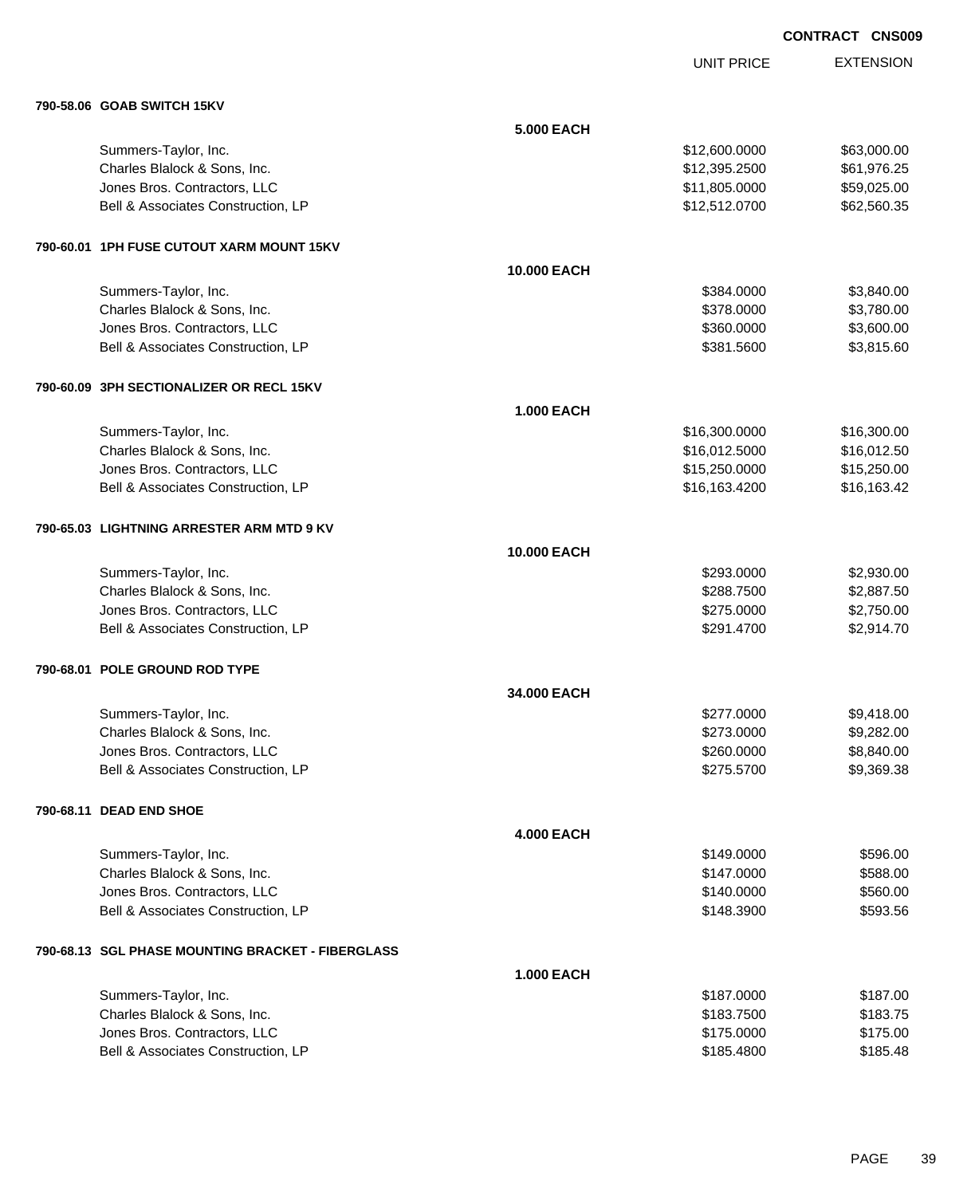**CONTRACT CNS009**

| | | UNIT PRICE | EXTENSION |
|---|---|---|---|
| **790-58.06 GOAB SWITCH 15KV** | | | |
| | **5.000 EACH** | | |
| Summers-Taylor, Inc. | | $12,600.0000 | $63,000.00 |
| Charles Blalock & Sons, Inc. | | $12,395.2500 | $61,976.25 |
| Jones Bros. Contractors, LLC | | $11,805.0000 | $59,025.00 |
| Bell & Associates Construction, LP | | $12,512.0700 | $62,560.35 |
| **790-60.01 1PH FUSE CUTOUT XARM MOUNT 15KV** | | | |
| | **10.000 EACH** | | |
| Summers-Taylor, Inc. | | $384.0000 | $3,840.00 |
| Charles Blalock & Sons, Inc. | | $378.0000 | $3,780.00 |
| Jones Bros. Contractors, LLC | | $360.0000 | $3,600.00 |
| Bell & Associates Construction, LP | | $381.5600 | $3,815.60 |
| **790-60.09 3PH SECTIONALIZER OR RECL 15KV** | | | |
| | **1.000 EACH** | | |
| Summers-Taylor, Inc. | | $16,300.0000 | $16,300.00 |
| Charles Blalock & Sons, Inc. | | $16,012.5000 | $16,012.50 |
| Jones Bros. Contractors, LLC | | $15,250.0000 | $15,250.00 |
| Bell & Associates Construction, LP | | $16,163.4200 | $16,163.42 |
| **790-65.03 LIGHTNING ARRESTER ARM MTD 9 KV** | | | |
| | **10.000 EACH** | | |
| Summers-Taylor, Inc. | | $293.0000 | $2,930.00 |
| Charles Blalock & Sons, Inc. | | $288.7500 | $2,887.50 |
| Jones Bros. Contractors, LLC | | $275.0000 | $2,750.00 |
| Bell & Associates Construction, LP | | $291.4700 | $2,914.70 |
| **790-68.01 POLE GROUND ROD TYPE** | | | |
| | **34.000 EACH** | | |
| Summers-Taylor, Inc. | | $277.0000 | $9,418.00 |
| Charles Blalock & Sons, Inc. | | $273.0000 | $9,282.00 |
| Jones Bros. Contractors, LLC | | $260.0000 | $8,840.00 |
| Bell & Associates Construction, LP | | $275.5700 | $9,369.38 |
| **790-68.11 DEAD END SHOE** | | | |
| | **4.000 EACH** | | |
| Summers-Taylor, Inc. | | $149.0000 | $596.00 |
| Charles Blalock & Sons, Inc. | | $147.0000 | $588.00 |
| Jones Bros. Contractors, LLC | | $140.0000 | $560.00 |
| Bell & Associates Construction, LP | | $148.3900 | $593.56 |
| **790-68.13 SGL PHASE MOUNTING BRACKET - FIBERGLASS** | | | |
| | **1.000 EACH** | | |
| Summers-Taylor, Inc. | | $187.0000 | $187.00 |
| Charles Blalock & Sons, Inc. | | $183.7500 | $183.75 |
| Jones Bros. Contractors, LLC | | $175.0000 | $175.00 |
| Bell & Associates Construction, LP | | $185.4800 | $185.48 |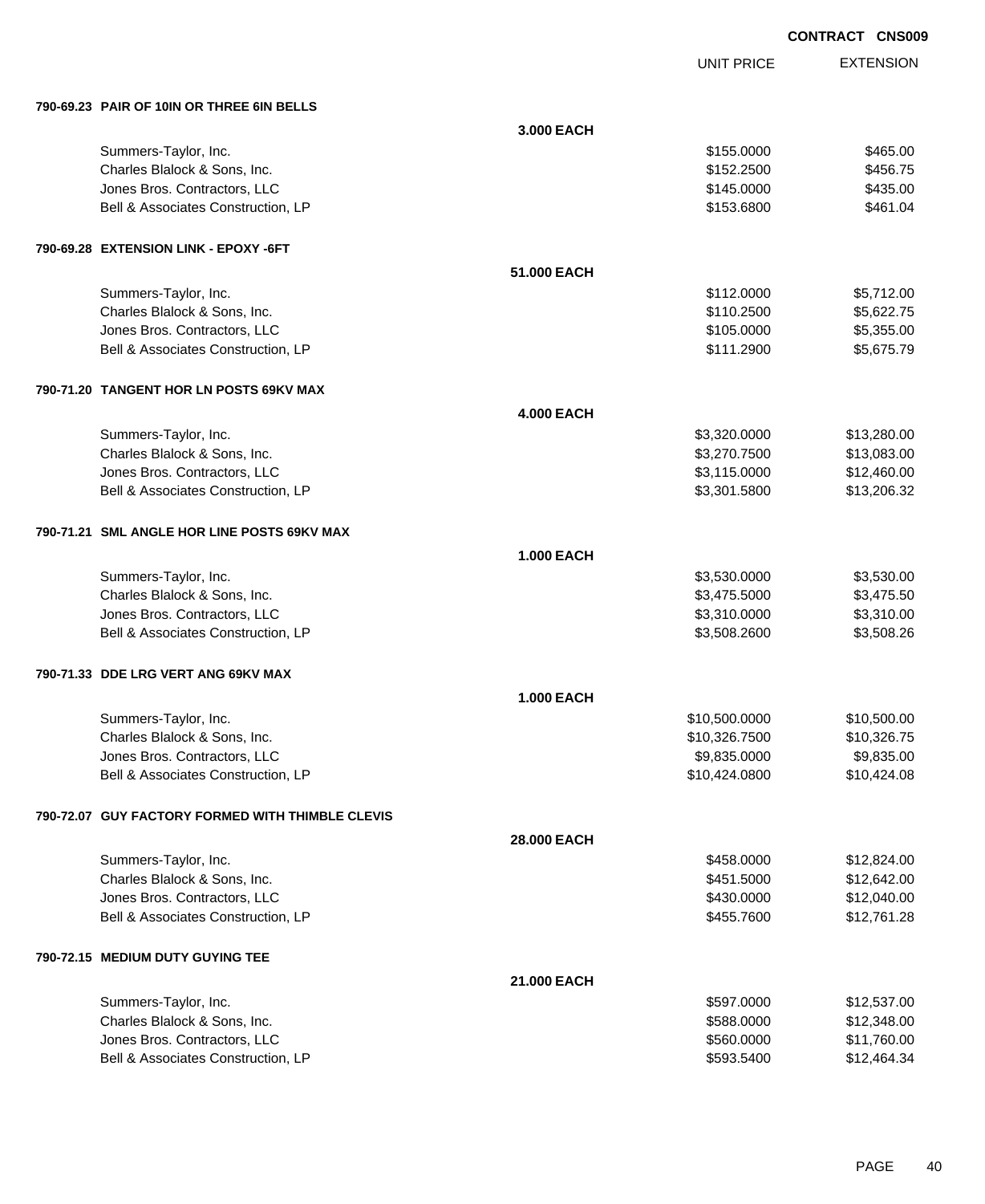**CONTRACT CNS009**

| | | UNIT PRICE | EXTENSION |
|---|---|---|---|
| **790-69.23 PAIR OF 10IN OR THREE 6IN BELLS** | | | |
| | **3.000 EACH** | | |
| Summers-Taylor, Inc. | | $155.0000 | $465.00 |
| Charles Blalock & Sons, Inc. | | $152.2500 | $456.75 |
| Jones Bros. Contractors, LLC | | $145.0000 | $435.00 |
| Bell & Associates Construction, LP | | $153.6800 | $461.04 |
| **790-69.28 EXTENSION LINK - EPOXY -6FT** | | | |
| | **51.000 EACH** | | |
| Summers-Taylor, Inc. | | $112.0000 | $5,712.00 |
| Charles Blalock & Sons, Inc. | | $110.2500 | $5,622.75 |
| Jones Bros. Contractors, LLC | | $105.0000 | $5,355.00 |
| Bell & Associates Construction, LP | | $111.2900 | $5,675.79 |
| **790-71.20 TANGENT HOR LN POSTS 69KV MAX** | | | |
| | **4.000 EACH** | | |
| Summers-Taylor, Inc. | | $3,320.0000 | $13,280.00 |
| Charles Blalock & Sons, Inc. | | $3,270.7500 | $13,083.00 |
| Jones Bros. Contractors, LLC | | $3,115.0000 | $12,460.00 |
| Bell & Associates Construction, LP | | $3,301.5800 | $13,206.32 |
| **790-71.21 SML ANGLE HOR LINE POSTS 69KV MAX** | | | |
| | **1.000 EACH** | | |
| Summers-Taylor, Inc. | | $3,530.0000 | $3,530.00 |
| Charles Blalock & Sons, Inc. | | $3,475.5000 | $3,475.50 |
| Jones Bros. Contractors, LLC | | $3,310.0000 | $3,310.00 |
| Bell & Associates Construction, LP | | $3,508.2600 | $3,508.26 |
| **790-71.33 DDE LRG VERT ANG 69KV MAX** | | | |
| | **1.000 EACH** | | |
| Summers-Taylor, Inc. | | $10,500.0000 | $10,500.00 |
| Charles Blalock & Sons, Inc. | | $10,326.7500 | $10,326.75 |
| Jones Bros. Contractors, LLC | | $9,835.0000 | $9,835.00 |
| Bell & Associates Construction, LP | | $10,424.0800 | $10,424.08 |
| **790-72.07 GUY FACTORY FORMED WITH THIMBLE CLEVIS** | | | |
| | **28.000 EACH** | | |
| Summers-Taylor, Inc. | | $458.0000 | $12,824.00 |
| Charles Blalock & Sons, Inc. | | $451.5000 | $12,642.00 |
| Jones Bros. Contractors, LLC | | $430.0000 | $12,040.00 |
| Bell & Associates Construction, LP | | $455.7600 | $12,761.28 |
| **790-72.15 MEDIUM DUTY GUYING TEE** | | | |
| | **21.000 EACH** | | |
| Summers-Taylor, Inc. | | $597.0000 | $12,537.00 |
| Charles Blalock & Sons, Inc. | | $588.0000 | $12,348.00 |
| Jones Bros. Contractors, LLC | | $560.0000 | $11,760.00 |
| Bell & Associates Construction, LP | | $593.5400 | $12,464.34 |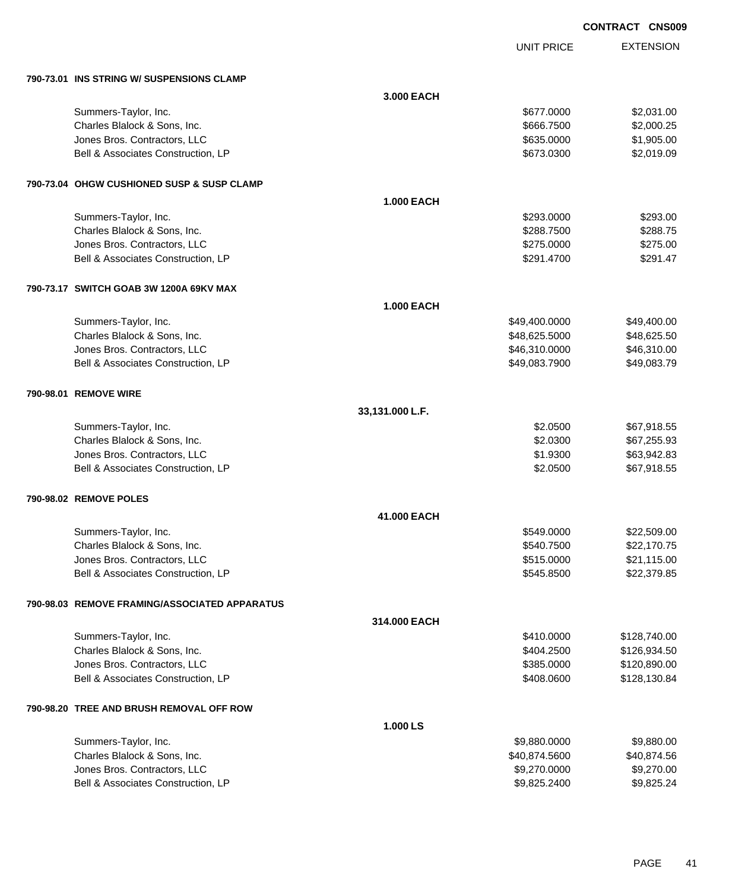**CONTRACT CNS009**

| | UNIT PRICE | EXTENSION |
|---|---|---|

**790-73.01 INS STRING W/ SUSPENSIONS CLAMP**

**3.000 EACH**

| Bidder | Unit Price | Extension |
|---|---|---|
| Summers-Taylor, Inc. | $677.0000 | $2,031.00 |
| Charles Blalock & Sons, Inc. | $666.7500 | $2,000.25 |
| Jones Bros. Contractors, LLC | $635.0000 | $1,905.00 |
| Bell & Associates Construction, LP | $673.0300 | $2,019.09 |

**790-73.04 OHGW CUSHIONED SUSP & SUSP CLAMP**

**1.000 EACH**

| Bidder | Unit Price | Extension |
|---|---|---|
| Summers-Taylor, Inc. | $293.0000 | $293.00 |
| Charles Blalock & Sons, Inc. | $288.7500 | $288.75 |
| Jones Bros. Contractors, LLC | $275.0000 | $275.00 |
| Bell & Associates Construction, LP | $291.4700 | $291.47 |

**790-73.17 SWITCH GOAB 3W 1200A 69KV MAX**

**1.000 EACH**

| Bidder | Unit Price | Extension |
|---|---|---|
| Summers-Taylor, Inc. | $49,400.0000 | $49,400.00 |
| Charles Blalock & Sons, Inc. | $48,625.5000 | $48,625.50 |
| Jones Bros. Contractors, LLC | $46,310.0000 | $46,310.00 |
| Bell & Associates Construction, LP | $49,083.7900 | $49,083.79 |

**790-98.01 REMOVE WIRE**

**33,131.000 L.F.**

| Bidder | Unit Price | Extension |
|---|---|---|
| Summers-Taylor, Inc. | $2.0500 | $67,918.55 |
| Charles Blalock & Sons, Inc. | $2.0300 | $67,255.93 |
| Jones Bros. Contractors, LLC | $1.9300 | $63,942.83 |
| Bell & Associates Construction, LP | $2.0500 | $67,918.55 |

**790-98.02 REMOVE POLES**

**41.000 EACH**

| Bidder | Unit Price | Extension |
|---|---|---|
| Summers-Taylor, Inc. | $549.0000 | $22,509.00 |
| Charles Blalock & Sons, Inc. | $540.7500 | $22,170.75 |
| Jones Bros. Contractors, LLC | $515.0000 | $21,115.00 |
| Bell & Associates Construction, LP | $545.8500 | $22,379.85 |

**790-98.03 REMOVE FRAMING/ASSOCIATED APPARATUS**

**314.000 EACH**

| Bidder | Unit Price | Extension |
|---|---|---|
| Summers-Taylor, Inc. | $410.0000 | $128,740.00 |
| Charles Blalock & Sons, Inc. | $404.2500 | $126,934.50 |
| Jones Bros. Contractors, LLC | $385.0000 | $120,890.00 |
| Bell & Associates Construction, LP | $408.0600 | $128,130.84 |

**790-98.20 TREE AND BRUSH REMOVAL OFF ROW**

**1.000 LS**

| Bidder | Unit Price | Extension |
|---|---|---|
| Summers-Taylor, Inc. | $9,880.0000 | $9,880.00 |
| Charles Blalock & Sons, Inc. | $40,874.5600 | $40,874.56 |
| Jones Bros. Contractors, LLC | $9,270.0000 | $9,270.00 |
| Bell & Associates Construction, LP | $9,825.2400 | $9,825.24 |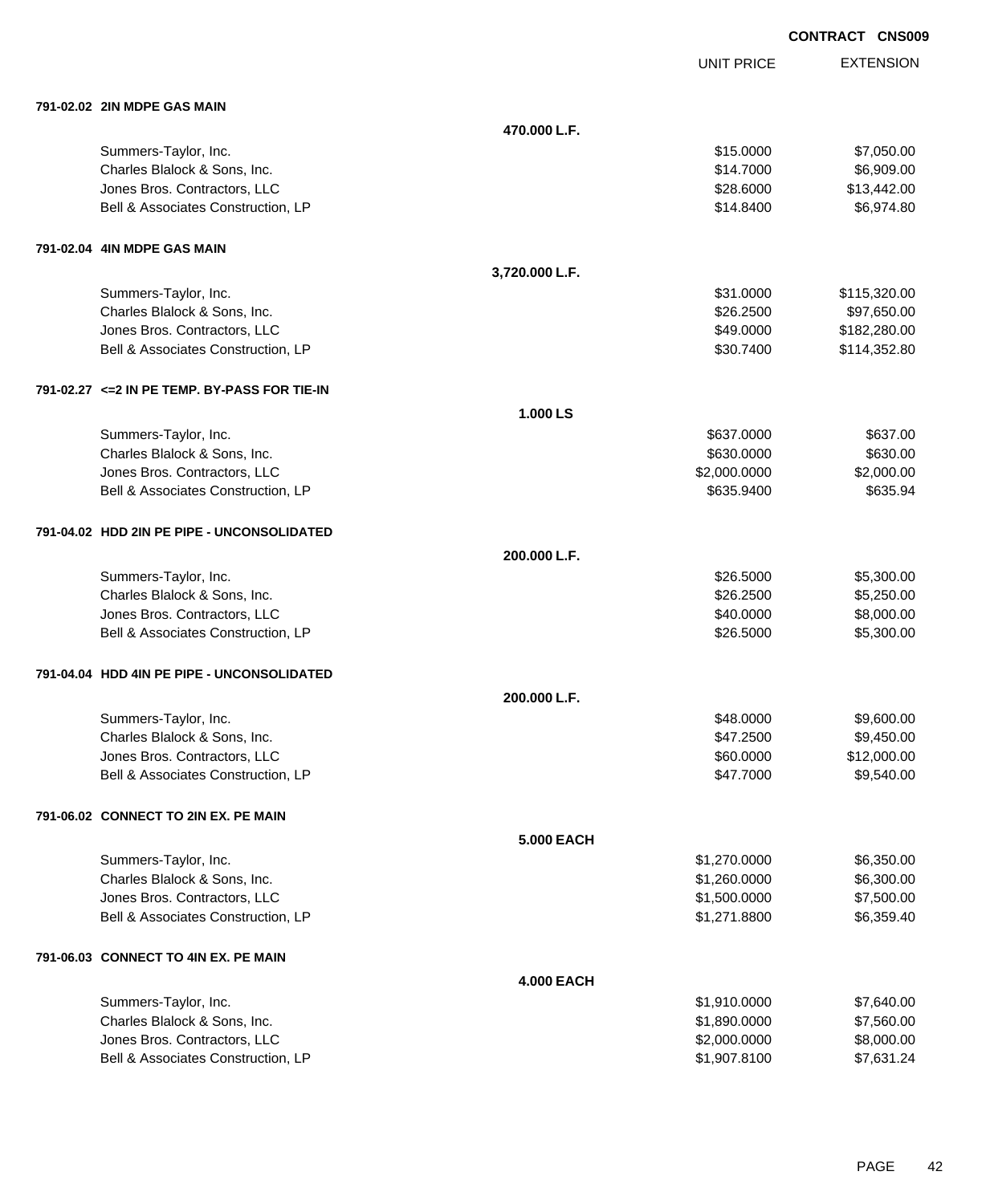**CONTRACT CNS009**

| | | UNIT PRICE | EXTENSION |
|---|---|---|---|
| **791-02.02 2IN MDPE GAS MAIN** | | | |
| | **470.000 L.F.** | | |
| Summers-Taylor, Inc. | | $15.0000 | $7,050.00 |
| Charles Blalock & Sons, Inc. | | $14.7000 | $6,909.00 |
| Jones Bros. Contractors, LLC | | $28.6000 | $13,442.00 |
| Bell & Associates Construction, LP | | $14.8400 | $6,974.80 |
| **791-02.04 4IN MDPE GAS MAIN** | | | |
| | **3,720.000 L.F.** | | |
| Summers-Taylor, Inc. | | $31.0000 | $115,320.00 |
| Charles Blalock & Sons, Inc. | | $26.2500 | $97,650.00 |
| Jones Bros. Contractors, LLC | | $49.0000 | $182,280.00 |
| Bell & Associates Construction, LP | | $30.7400 | $114,352.80 |
| **791-02.27 <=2 IN PE TEMP. BY-PASS FOR TIE-IN** | | | |
| | **1.000 LS** | | |
| Summers-Taylor, Inc. | | $637.0000 | $637.00 |
| Charles Blalock & Sons, Inc. | | $630.0000 | $630.00 |
| Jones Bros. Contractors, LLC | | $2,000.0000 | $2,000.00 |
| Bell & Associates Construction, LP | | $635.9400 | $635.94 |
| **791-04.02 HDD 2IN PE PIPE - UNCONSOLIDATED** | | | |
| | **200.000 L.F.** | | |
| Summers-Taylor, Inc. | | $26.5000 | $5,300.00 |
| Charles Blalock & Sons, Inc. | | $26.2500 | $5,250.00 |
| Jones Bros. Contractors, LLC | | $40.0000 | $8,000.00 |
| Bell & Associates Construction, LP | | $26.5000 | $5,300.00 |
| **791-04.04 HDD 4IN PE PIPE - UNCONSOLIDATED** | | | |
| | **200.000 L.F.** | | |
| Summers-Taylor, Inc. | | $48.0000 | $9,600.00 |
| Charles Blalock & Sons, Inc. | | $47.2500 | $9,450.00 |
| Jones Bros. Contractors, LLC | | $60.0000 | $12,000.00 |
| Bell & Associates Construction, LP | | $47.7000 | $9,540.00 |
| **791-06.02 CONNECT TO 2IN EX. PE MAIN** | | | |
| | **5.000 EACH** | | |
| Summers-Taylor, Inc. | | $1,270.0000 | $6,350.00 |
| Charles Blalock & Sons, Inc. | | $1,260.0000 | $6,300.00 |
| Jones Bros. Contractors, LLC | | $1,500.0000 | $7,500.00 |
| Bell & Associates Construction, LP | | $1,271.8800 | $6,359.40 |
| **791-06.03 CONNECT TO 4IN EX. PE MAIN** | | | |
| | **4.000 EACH** | | |
| Summers-Taylor, Inc. | | $1,910.0000 | $7,640.00 |
| Charles Blalock & Sons, Inc. | | $1,890.0000 | $7,560.00 |
| Jones Bros. Contractors, LLC | | $2,000.0000 | $8,000.00 |
| Bell & Associates Construction, LP | | $1,907.8100 | $7,631.24 |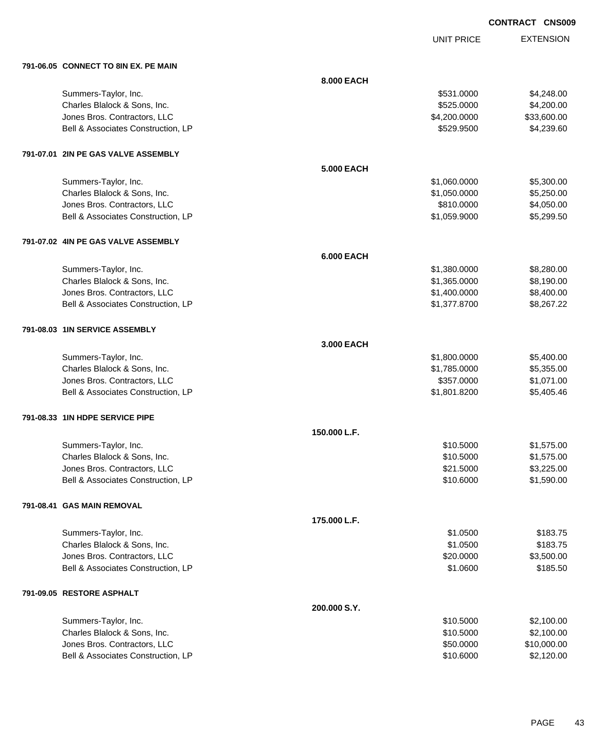**CONTRACT CNS009**

| | | UNIT PRICE | EXTENSION |
|---|---|---|---|
| **791-06.05 CONNECT TO 8IN EX. PE MAIN** | | | |
| | **8.000 EACH** | | |
| Summers-Taylor, Inc. | | $531.0000 | $4,248.00 |
| Charles Blalock & Sons, Inc. | | $525.0000 | $4,200.00 |
| Jones Bros. Contractors, LLC | | $4,200.0000 | $33,600.00 |
| Bell & Associates Construction, LP | | $529.9500 | $4,239.60 |
| **791-07.01 2IN PE GAS VALVE ASSEMBLY** | | | |
| | **5.000 EACH** | | |
| Summers-Taylor, Inc. | | $1,060.0000 | $5,300.00 |
| Charles Blalock & Sons, Inc. | | $1,050.0000 | $5,250.00 |
| Jones Bros. Contractors, LLC | | $810.0000 | $4,050.00 |
| Bell & Associates Construction, LP | | $1,059.9000 | $5,299.50 |
| **791-07.02 4IN PE GAS VALVE ASSEMBLY** | | | |
| | **6.000 EACH** | | |
| Summers-Taylor, Inc. | | $1,380.0000 | $8,280.00 |
| Charles Blalock & Sons, Inc. | | $1,365.0000 | $8,190.00 |
| Jones Bros. Contractors, LLC | | $1,400.0000 | $8,400.00 |
| Bell & Associates Construction, LP | | $1,377.8700 | $8,267.22 |
| **791-08.03 1IN SERVICE ASSEMBLY** | | | |
| | **3.000 EACH** | | |
| Summers-Taylor, Inc. | | $1,800.0000 | $5,400.00 |
| Charles Blalock & Sons, Inc. | | $1,785.0000 | $5,355.00 |
| Jones Bros. Contractors, LLC | | $357.0000 | $1,071.00 |
| Bell & Associates Construction, LP | | $1,801.8200 | $5,405.46 |
| **791-08.33 1IN HDPE SERVICE PIPE** | | | |
| | **150.000 L.F.** | | |
| Summers-Taylor, Inc. | | $10.5000 | $1,575.00 |
| Charles Blalock & Sons, Inc. | | $10.5000 | $1,575.00 |
| Jones Bros. Contractors, LLC | | $21.5000 | $3,225.00 |
| Bell & Associates Construction, LP | | $10.6000 | $1,590.00 |
| **791-08.41 GAS MAIN REMOVAL** | | | |
| | **175.000 L.F.** | | |
| Summers-Taylor, Inc. | | $1.0500 | $183.75 |
| Charles Blalock & Sons, Inc. | | $1.0500 | $183.75 |
| Jones Bros. Contractors, LLC | | $20.0000 | $3,500.00 |
| Bell & Associates Construction, LP | | $1.0600 | $185.50 |
| **791-09.05 RESTORE ASPHALT** | | | |
| | **200.000 S.Y.** | | |
| Summers-Taylor, Inc. | | $10.5000 | $2,100.00 |
| Charles Blalock & Sons, Inc. | | $10.5000 | $2,100.00 |
| Jones Bros. Contractors, LLC | | $50.0000 | $10,000.00 |
| Bell & Associates Construction, LP | | $10.6000 | $2,120.00 |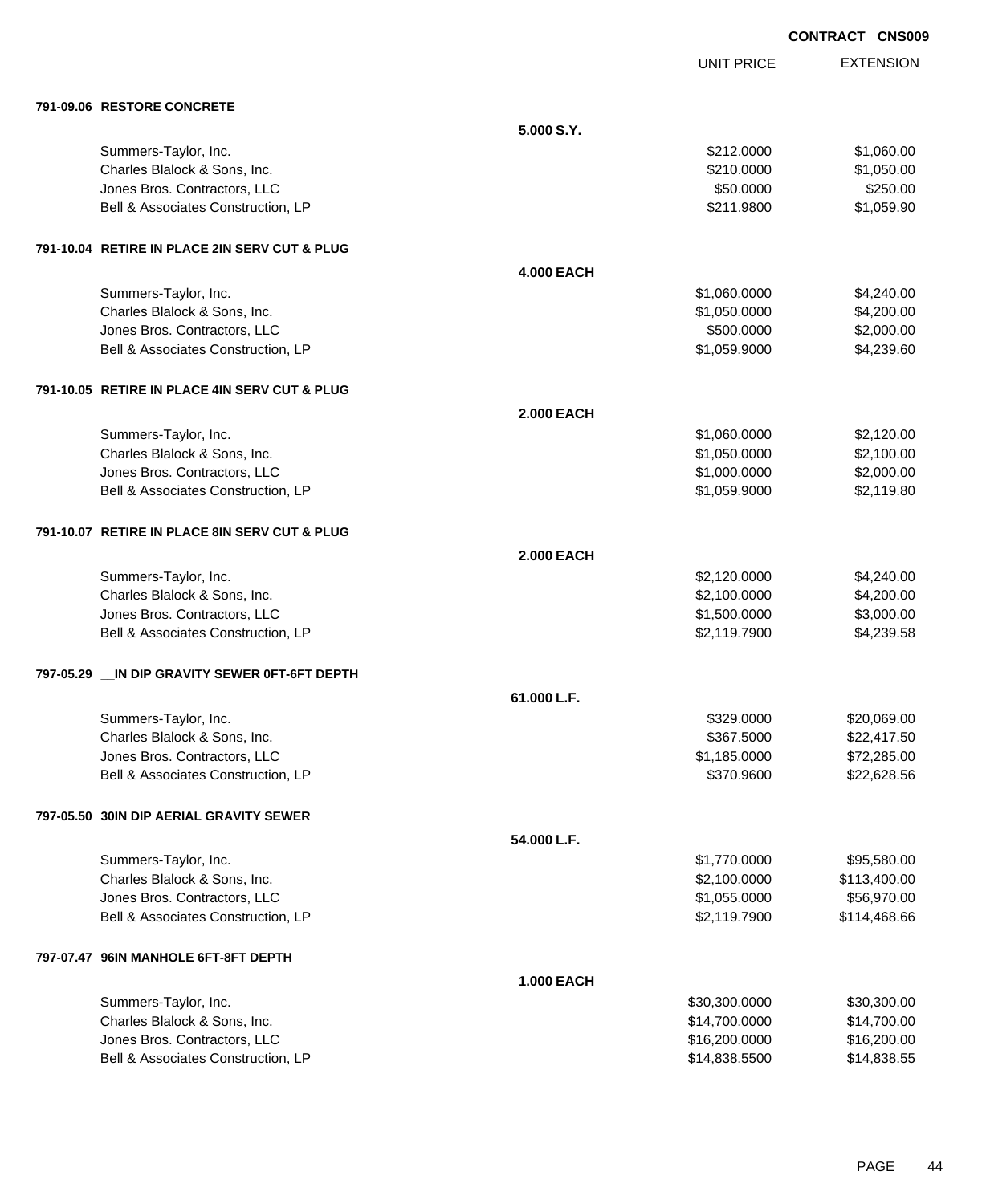**CONTRACT CNS009**

| | | UNIT PRICE | EXTENSION |
|---|---|---|---|
| **791-09.06 RESTORE CONCRETE** | | | |
| | **5.000 S.Y.** | | |
| Summers-Taylor, Inc. | | $212.0000 | $1,060.00 |
| Charles Blalock & Sons, Inc. | | $210.0000 | $1,050.00 |
| Jones Bros. Contractors, LLC | | $50.0000 | $250.00 |
| Bell & Associates Construction, LP | | $211.9800 | $1,059.90 |
| **791-10.04 RETIRE IN PLACE 2IN SERV CUT & PLUG** | | | |
| | **4.000 EACH** | | |
| Summers-Taylor, Inc. | | $1,060.0000 | $4,240.00 |
| Charles Blalock & Sons, Inc. | | $1,050.0000 | $4,200.00 |
| Jones Bros. Contractors, LLC | | $500.0000 | $2,000.00 |
| Bell & Associates Construction, LP | | $1,059.9000 | $4,239.60 |
| **791-10.05 RETIRE IN PLACE 4IN SERV CUT & PLUG** | | | |
| | **2.000 EACH** | | |
| Summers-Taylor, Inc. | | $1,060.0000 | $2,120.00 |
| Charles Blalock & Sons, Inc. | | $1,050.0000 | $2,100.00 |
| Jones Bros. Contractors, LLC | | $1,000.0000 | $2,000.00 |
| Bell & Associates Construction, LP | | $1,059.9000 | $2,119.80 |
| **791-10.07 RETIRE IN PLACE 8IN SERV CUT & PLUG** | | | |
| | **2.000 EACH** | | |
| Summers-Taylor, Inc. | | $2,120.0000 | $4,240.00 |
| Charles Blalock & Sons, Inc. | | $2,100.0000 | $4,200.00 |
| Jones Bros. Contractors, LLC | | $1,500.0000 | $3,000.00 |
| Bell & Associates Construction, LP | | $2,119.7900 | $4,239.58 |
| **797-05.29 __IN DIP GRAVITY SEWER 0FT-6FT DEPTH** | | | |
| | **61.000 L.F.** | | |
| Summers-Taylor, Inc. | | $329.0000 | $20,069.00 |
| Charles Blalock & Sons, Inc. | | $367.5000 | $22,417.50 |
| Jones Bros. Contractors, LLC | | $1,185.0000 | $72,285.00 |
| Bell & Associates Construction, LP | | $370.9600 | $22,628.56 |
| **797-05.50 30IN DIP AERIAL GRAVITY SEWER** | | | |
| | **54.000 L.F.** | | |
| Summers-Taylor, Inc. | | $1,770.0000 | $95,580.00 |
| Charles Blalock & Sons, Inc. | | $2,100.0000 | $113,400.00 |
| Jones Bros. Contractors, LLC | | $1,055.0000 | $56,970.00 |
| Bell & Associates Construction, LP | | $2,119.7900 | $114,468.66 |
| **797-07.47 96IN MANHOLE 6FT-8FT DEPTH** | | | |
| | **1.000 EACH** | | |
| Summers-Taylor, Inc. | | $30,300.0000 | $30,300.00 |
| Charles Blalock & Sons, Inc. | | $14,700.0000 | $14,700.00 |
| Jones Bros. Contractors, LLC | | $16,200.0000 | $16,200.00 |
| Bell & Associates Construction, LP | | $14,838.5500 | $14,838.55 |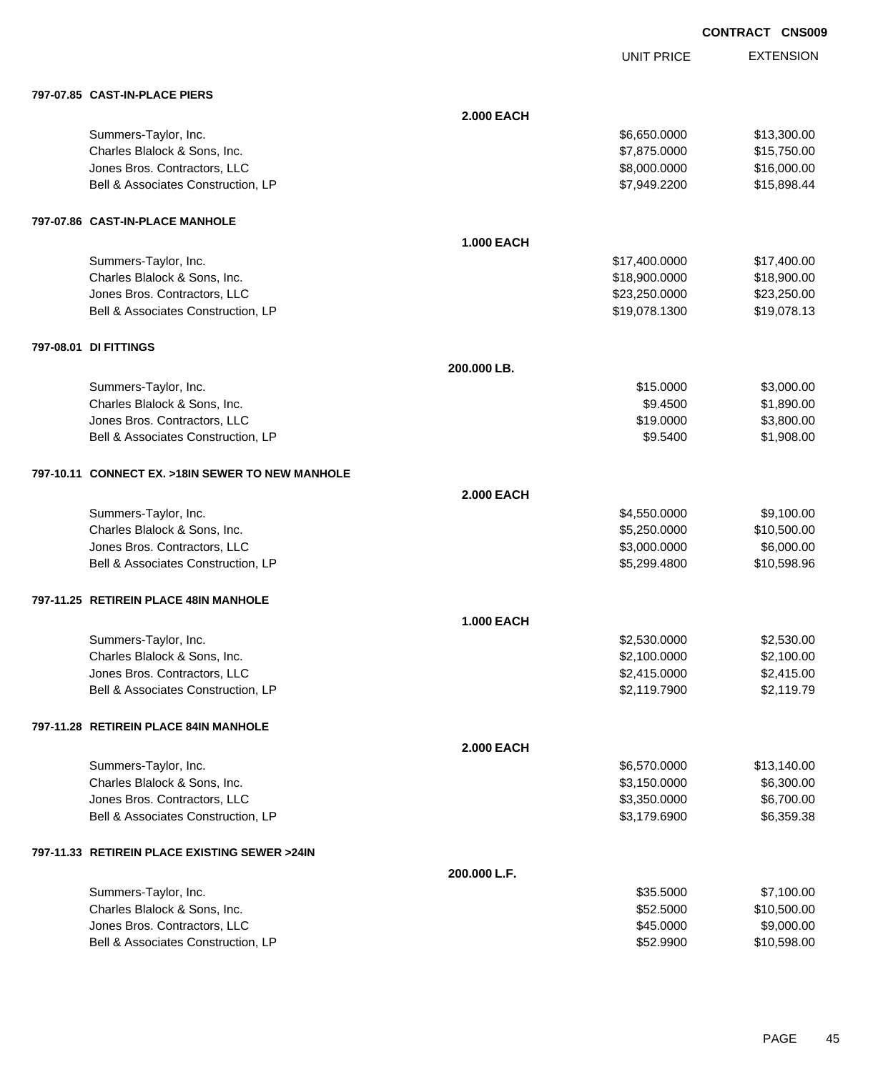**CONTRACT CNS009**

| | | UNIT PRICE | EXTENSION |
|---|---|---|---|
| **797-07.85 CAST-IN-PLACE PIERS** | | | |
| | **2.000 EACH** | | |
| Summers-Taylor, Inc. | | $6,650.0000 | $13,300.00 |
| Charles Blalock & Sons, Inc. | | $7,875.0000 | $15,750.00 |
| Jones Bros. Contractors, LLC | | $8,000.0000 | $16,000.00 |
| Bell & Associates Construction, LP | | $7,949.2200 | $15,898.44 |
| **797-07.86 CAST-IN-PLACE MANHOLE** | | | |
| | **1.000 EACH** | | |
| Summers-Taylor, Inc. | | $17,400.0000 | $17,400.00 |
| Charles Blalock & Sons, Inc. | | $18,900.0000 | $18,900.00 |
| Jones Bros. Contractors, LLC | | $23,250.0000 | $23,250.00 |
| Bell & Associates Construction, LP | | $19,078.1300 | $19,078.13 |
| **797-08.01 DI FITTINGS** | | | |
| | **200.000 LB.** | | |
| Summers-Taylor, Inc. | | $15.0000 | $3,000.00 |
| Charles Blalock & Sons, Inc. | | $9.4500 | $1,890.00 |
| Jones Bros. Contractors, LLC | | $19.0000 | $3,800.00 |
| Bell & Associates Construction, LP | | $9.5400 | $1,908.00 |
| **797-10.11 CONNECT EX. >18IN SEWER TO NEW MANHOLE** | | | |
| | **2.000 EACH** | | |
| Summers-Taylor, Inc. | | $4,550.0000 | $9,100.00 |
| Charles Blalock & Sons, Inc. | | $5,250.0000 | $10,500.00 |
| Jones Bros. Contractors, LLC | | $3,000.0000 | $6,000.00 |
| Bell & Associates Construction, LP | | $5,299.4800 | $10,598.96 |
| **797-11.25 RETIREIN PLACE 48IN MANHOLE** | | | |
| | **1.000 EACH** | | |
| Summers-Taylor, Inc. | | $2,530.0000 | $2,530.00 |
| Charles Blalock & Sons, Inc. | | $2,100.0000 | $2,100.00 |
| Jones Bros. Contractors, LLC | | $2,415.0000 | $2,415.00 |
| Bell & Associates Construction, LP | | $2,119.7900 | $2,119.79 |
| **797-11.28 RETIREIN PLACE 84IN MANHOLE** | | | |
| | **2.000 EACH** | | |
| Summers-Taylor, Inc. | | $6,570.0000 | $13,140.00 |
| Charles Blalock & Sons, Inc. | | $3,150.0000 | $6,300.00 |
| Jones Bros. Contractors, LLC | | $3,350.0000 | $6,700.00 |
| Bell & Associates Construction, LP | | $3,179.6900 | $6,359.38 |
| **797-11.33 RETIREIN PLACE EXISTING SEWER >24IN** | | | |
| | **200.000 L.F.** | | |
| Summers-Taylor, Inc. | | $35.5000 | $7,100.00 |
| Charles Blalock & Sons, Inc. | | $52.5000 | $10,500.00 |
| Jones Bros. Contractors, LLC | | $45.0000 | $9,000.00 |
| Bell & Associates Construction, LP | | $52.9900 | $10,598.00 |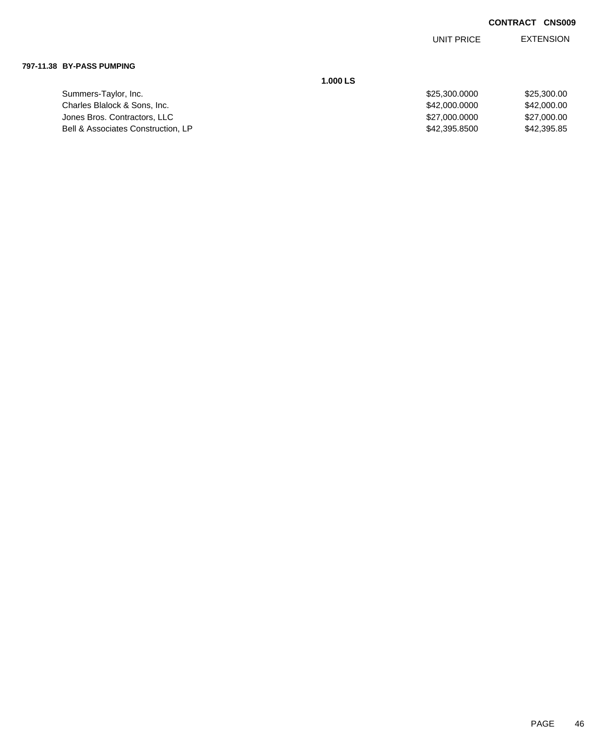**CONTRACT CNS009**

**797-11.38 BY-PASS PUMPING**

**1.000 LS**

| | UNIT PRICE | EXTENSION |
|---|---|---|
| Summers-Taylor, Inc. | $25,300.0000 | $25,300.00 |
| Charles Blalock & Sons, Inc. | $42,000.0000 | $42,000.00 |
| Jones Bros. Contractors, LLC | $27,000.0000 | $27,000.00 |
| Bell & Associates Construction, LP | $42,395.8500 | $42,395.85 |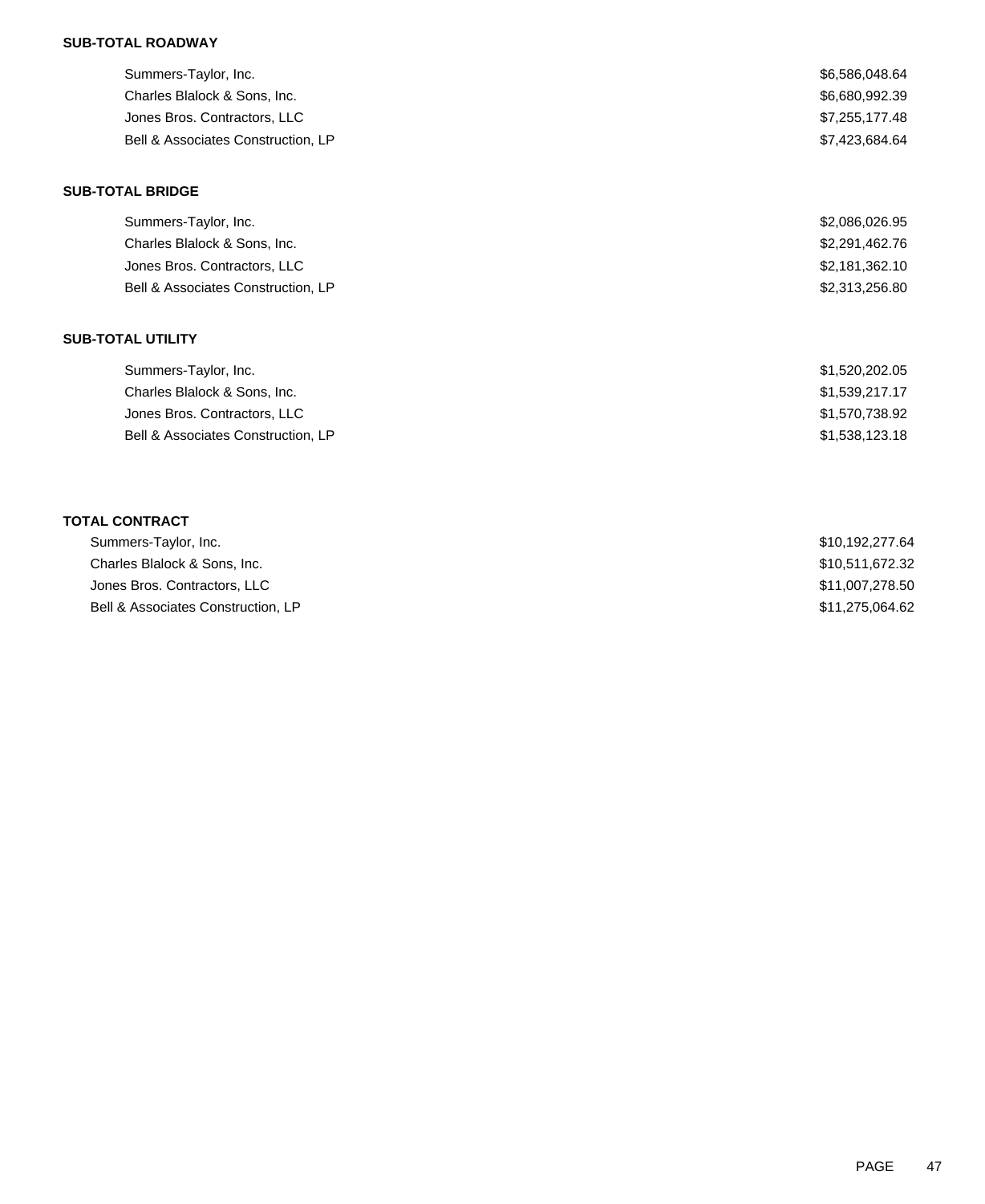**SUB-TOTAL ROADWAY**

| | |
|---|---|
| Summers-Taylor, Inc. | $6,586,048.64 |
| Charles Blalock & Sons, Inc. | $6,680,992.39 |
| Jones Bros. Contractors, LLC | $7,255,177.48 |
| Bell & Associates Construction, LP | $7,423,684.64 |

**SUB-TOTAL BRIDGE**

| | |
|---|---|
| Summers-Taylor, Inc. | $2,086,026.95 |
| Charles Blalock & Sons, Inc. | $2,291,462.76 |
| Jones Bros. Contractors, LLC | $2,181,362.10 |
| Bell & Associates Construction, LP | $2,313,256.80 |

**SUB-TOTAL UTILITY**

| | |
|---|---|
| Summers-Taylor, Inc. | $1,520,202.05 |
| Charles Blalock & Sons, Inc. | $1,539,217.17 |
| Jones Bros. Contractors, LLC | $1,570,738.92 |
| Bell & Associates Construction, LP | $1,538,123.18 |

**TOTAL CONTRACT**

| | |
|---|---|
| Summers-Taylor, Inc. | $10,192,277.64 |
| Charles Blalock & Sons, Inc. | $10,511,672.32 |
| Jones Bros. Contractors, LLC | $11,007,278.50 |
| Bell & Associates Construction, LP | $11,275,064.62 |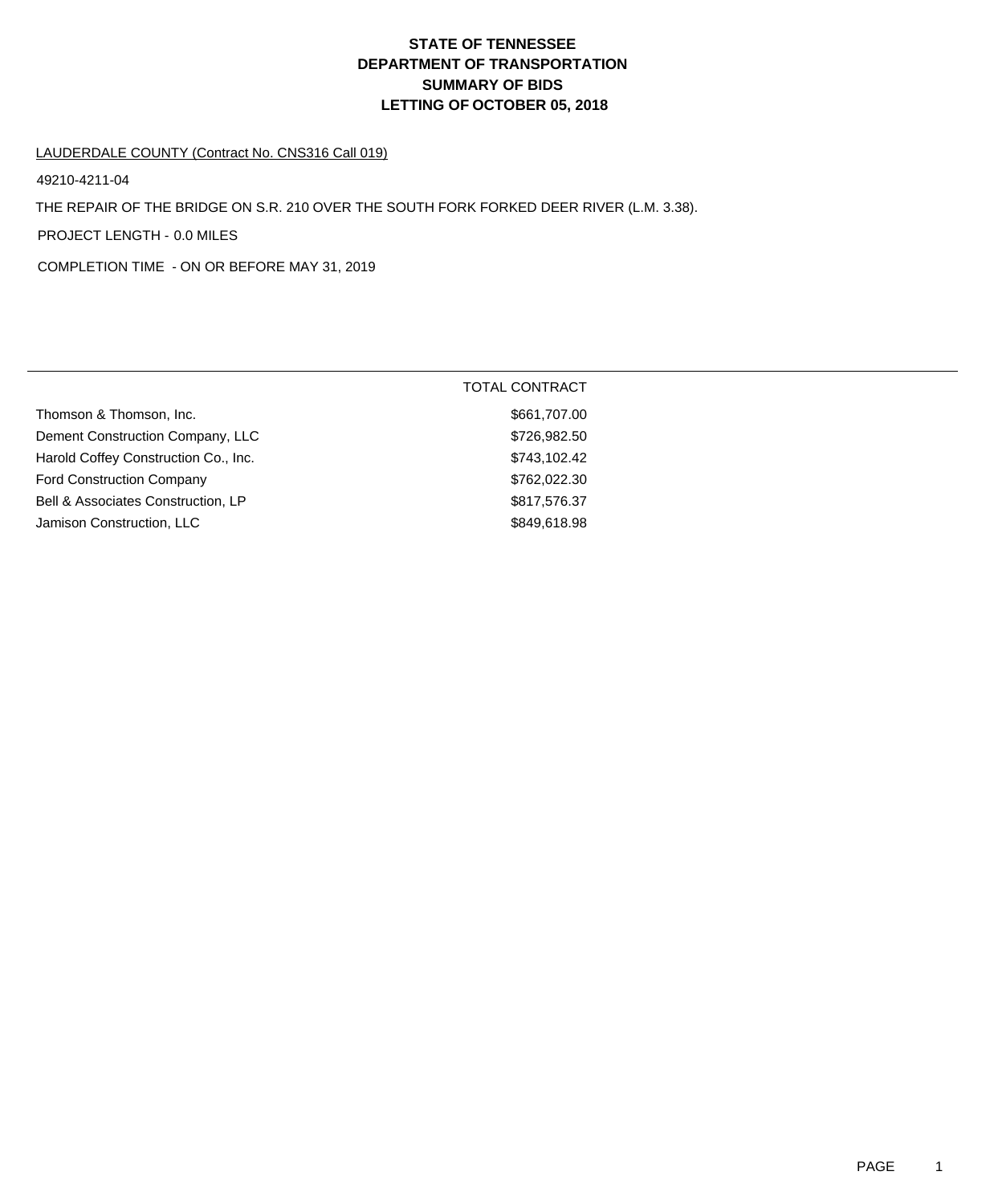# STATE OF TENNESSEE
# DEPARTMENT OF TRANSPORTATION
# SUMMARY OF BIDS
# LETTING OF OCTOBER 05, 2018

LAUDERDALE COUNTY (Contract No. CNS316 Call 019)

49210-4211-04

THE REPAIR OF THE BRIDGE ON S.R. 210 OVER THE SOUTH FORK FORKED DEER RIVER (L.M. 3.38).

PROJECT LENGTH - 0.0 MILES

COMPLETION TIME - ON OR BEFORE MAY 31, 2019

| | TOTAL CONTRACT |
|---|---|
| Thomson & Thomson, Inc. | $661,707.00 |
| Dement Construction Company, LLC | $726,982.50 |
| Harold Coffey Construction Co., Inc. | $743,102.42 |
| Ford Construction Company | $762,022.30 |
| Bell & Associates Construction, LP | $817,576.37 |
| Jamison Construction, LLC | $849,618.98 |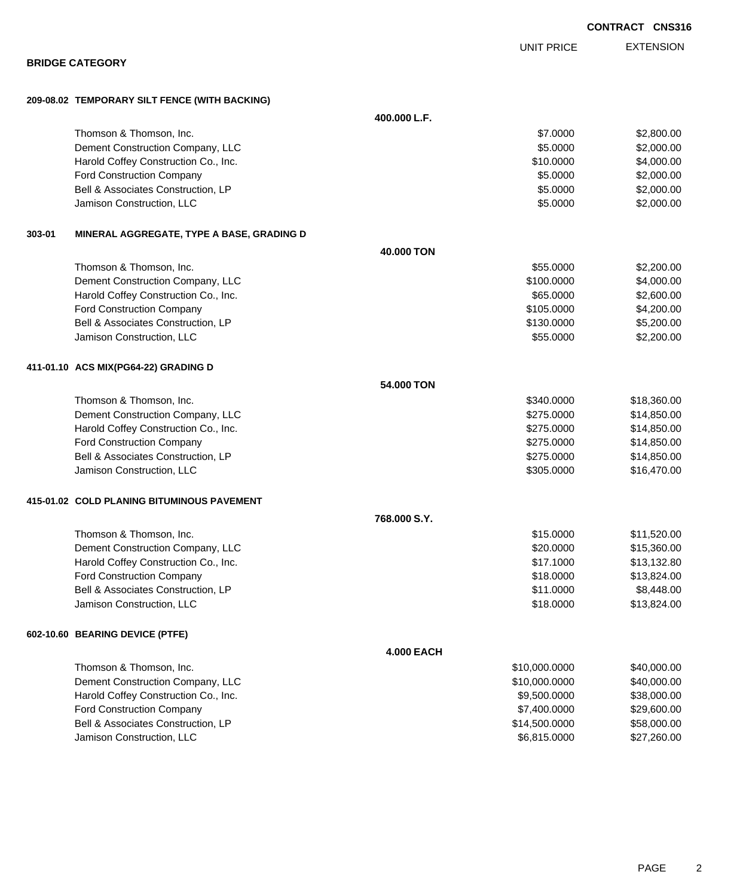**CONTRACT CNS316**

## BRIDGE CATEGORY

| | UNIT PRICE | EXTENSION |
|---|---|---|
| **209-08.02 TEMPORARY SILT FENCE (WITH BACKING)** | | |
| **400.000 L.F.** | | |
| Thomson & Thomson, Inc. | $7.0000 | $2,800.00 |
| Dement Construction Company, LLC | $5.0000 | $2,000.00 |
| Harold Coffey Construction Co., Inc. | $10.0000 | $4,000.00 |
| Ford Construction Company | $5.0000 | $2,000.00 |
| Bell & Associates Construction, LP | $5.0000 | $2,000.00 |
| Jamison Construction, LLC | $5.0000 | $2,000.00 |
| **303-01 MINERAL AGGREGATE, TYPE A BASE, GRADING D** | | |
| **40.000 TON** | | |
| Thomson & Thomson, Inc. | $55.0000 | $2,200.00 |
| Dement Construction Company, LLC | $100.0000 | $4,000.00 |
| Harold Coffey Construction Co., Inc. | $65.0000 | $2,600.00 |
| Ford Construction Company | $105.0000 | $4,200.00 |
| Bell & Associates Construction, LP | $130.0000 | $5,200.00 |
| Jamison Construction, LLC | $55.0000 | $2,200.00 |
| **411-01.10 ACS MIX(PG64-22) GRADING D** | | |
| **54.000 TON** | | |
| Thomson & Thomson, Inc. | $340.0000 | $18,360.00 |
| Dement Construction Company, LLC | $275.0000 | $14,850.00 |
| Harold Coffey Construction Co., Inc. | $275.0000 | $14,850.00 |
| Ford Construction Company | $275.0000 | $14,850.00 |
| Bell & Associates Construction, LP | $275.0000 | $14,850.00 |
| Jamison Construction, LLC | $305.0000 | $16,470.00 |
| **415-01.02 COLD PLANING BITUMINOUS PAVEMENT** | | |
| **768.000 S.Y.** | | |
| Thomson & Thomson, Inc. | $15.0000 | $11,520.00 |
| Dement Construction Company, LLC | $20.0000 | $15,360.00 |
| Harold Coffey Construction Co., Inc. | $17.1000 | $13,132.80 |
| Ford Construction Company | $18.0000 | $13,824.00 |
| Bell & Associates Construction, LP | $11.0000 | $8,448.00 |
| Jamison Construction, LLC | $18.0000 | $13,824.00 |
| **602-10.60 BEARING DEVICE (PTFE)** | | |
| **4.000 EACH** | | |
| Thomson & Thomson, Inc. | $10,000.0000 | $40,000.00 |
| Dement Construction Company, LLC | $10,000.0000 | $40,000.00 |
| Harold Coffey Construction Co., Inc. | $9,500.0000 | $38,000.00 |
| Ford Construction Company | $7,400.0000 | $29,600.00 |
| Bell & Associates Construction, LP | $14,500.0000 | $58,000.00 |
| Jamison Construction, LLC | $6,815.0000 | $27,260.00 |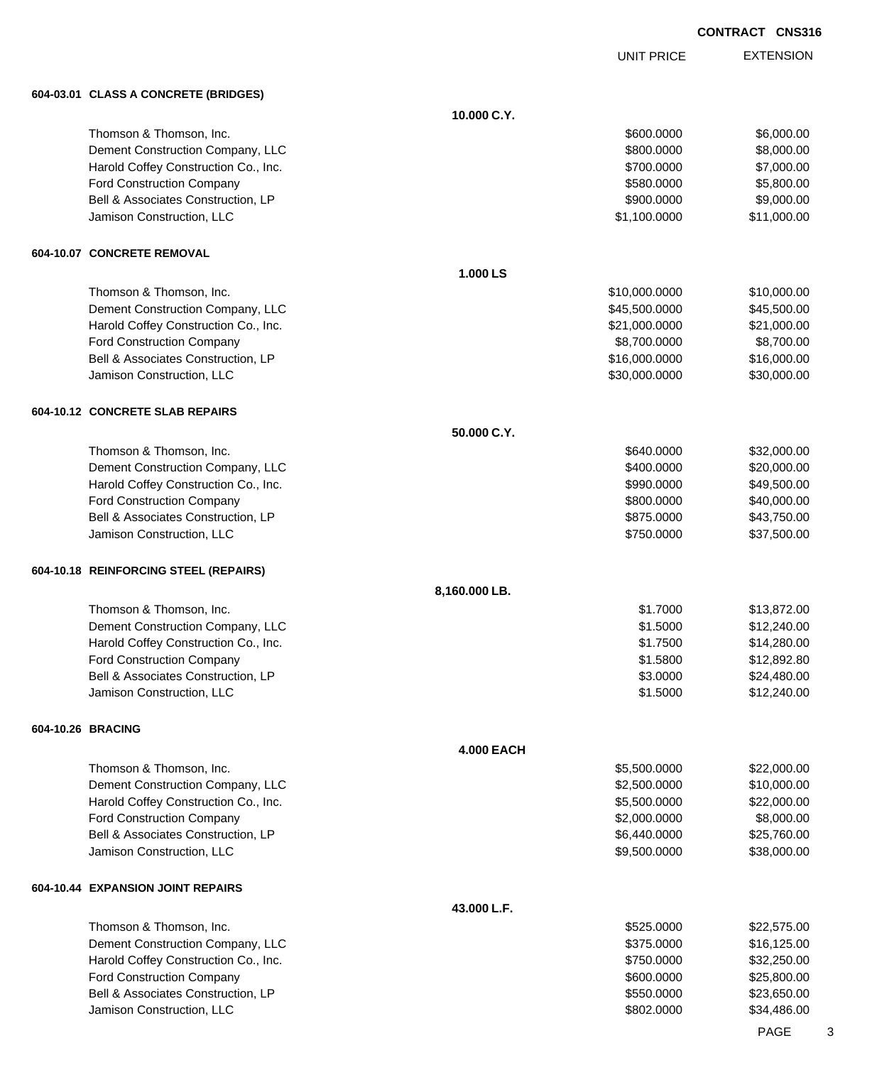**CONTRACT CNS316**

| | | UNIT PRICE | EXTENSION |
|---|---|---|---|
| **604-03.01 CLASS A CONCRETE (BRIDGES)** | | | |
| | **10.000 C.Y.** | | |
| Thomson & Thomson, Inc. | | $600.0000 | $6,000.00 |
| Dement Construction Company, LLC | | $800.0000 | $8,000.00 |
| Harold Coffey Construction Co., Inc. | | $700.0000 | $7,000.00 |
| Ford Construction Company | | $580.0000 | $5,800.00 |
| Bell & Associates Construction, LP | | $900.0000 | $9,000.00 |
| Jamison Construction, LLC | | $1,100.0000 | $11,000.00 |
| **604-10.07 CONCRETE REMOVAL** | | | |
| | **1.000 LS** | | |
| Thomson & Thomson, Inc. | | $10,000.0000 | $10,000.00 |
| Dement Construction Company, LLC | | $45,500.0000 | $45,500.00 |
| Harold Coffey Construction Co., Inc. | | $21,000.0000 | $21,000.00 |
| Ford Construction Company | | $8,700.0000 | $8,700.00 |
| Bell & Associates Construction, LP | | $16,000.0000 | $16,000.00 |
| Jamison Construction, LLC | | $30,000.0000 | $30,000.00 |
| **604-10.12 CONCRETE SLAB REPAIRS** | | | |
| | **50.000 C.Y.** | | |
| Thomson & Thomson, Inc. | | $640.0000 | $32,000.00 |
| Dement Construction Company, LLC | | $400.0000 | $20,000.00 |
| Harold Coffey Construction Co., Inc. | | $990.0000 | $49,500.00 |
| Ford Construction Company | | $800.0000 | $40,000.00 |
| Bell & Associates Construction, LP | | $875.0000 | $43,750.00 |
| Jamison Construction, LLC | | $750.0000 | $37,500.00 |
| **604-10.18 REINFORCING STEEL (REPAIRS)** | | | |
| | **8,160.000 LB.** | | |
| Thomson & Thomson, Inc. | | $1.7000 | $13,872.00 |
| Dement Construction Company, LLC | | $1.5000 | $12,240.00 |
| Harold Coffey Construction Co., Inc. | | $1.7500 | $14,280.00 |
| Ford Construction Company | | $1.5800 | $12,892.80 |
| Bell & Associates Construction, LP | | $3.0000 | $24,480.00 |
| Jamison Construction, LLC | | $1.5000 | $12,240.00 |
| **604-10.26 BRACING** | | | |
| | **4.000 EACH** | | |
| Thomson & Thomson, Inc. | | $5,500.0000 | $22,000.00 |
| Dement Construction Company, LLC | | $2,500.0000 | $10,000.00 |
| Harold Coffey Construction Co., Inc. | | $5,500.0000 | $22,000.00 |
| Ford Construction Company | | $2,000.0000 | $8,000.00 |
| Bell & Associates Construction, LP | | $6,440.0000 | $25,760.00 |
| Jamison Construction, LLC | | $9,500.0000 | $38,000.00 |
| **604-10.44 EXPANSION JOINT REPAIRS** | | | |
| | **43.000 L.F.** | | |
| Thomson & Thomson, Inc. | | $525.0000 | $22,575.00 |
| Dement Construction Company, LLC | | $375.0000 | $16,125.00 |
| Harold Coffey Construction Co., Inc. | | $750.0000 | $32,250.00 |
| Ford Construction Company | | $600.0000 | $25,800.00 |
| Bell & Associates Construction, LP | | $550.0000 | $23,650.00 |
| Jamison Construction, LLC | | $802.0000 | $34,486.00 |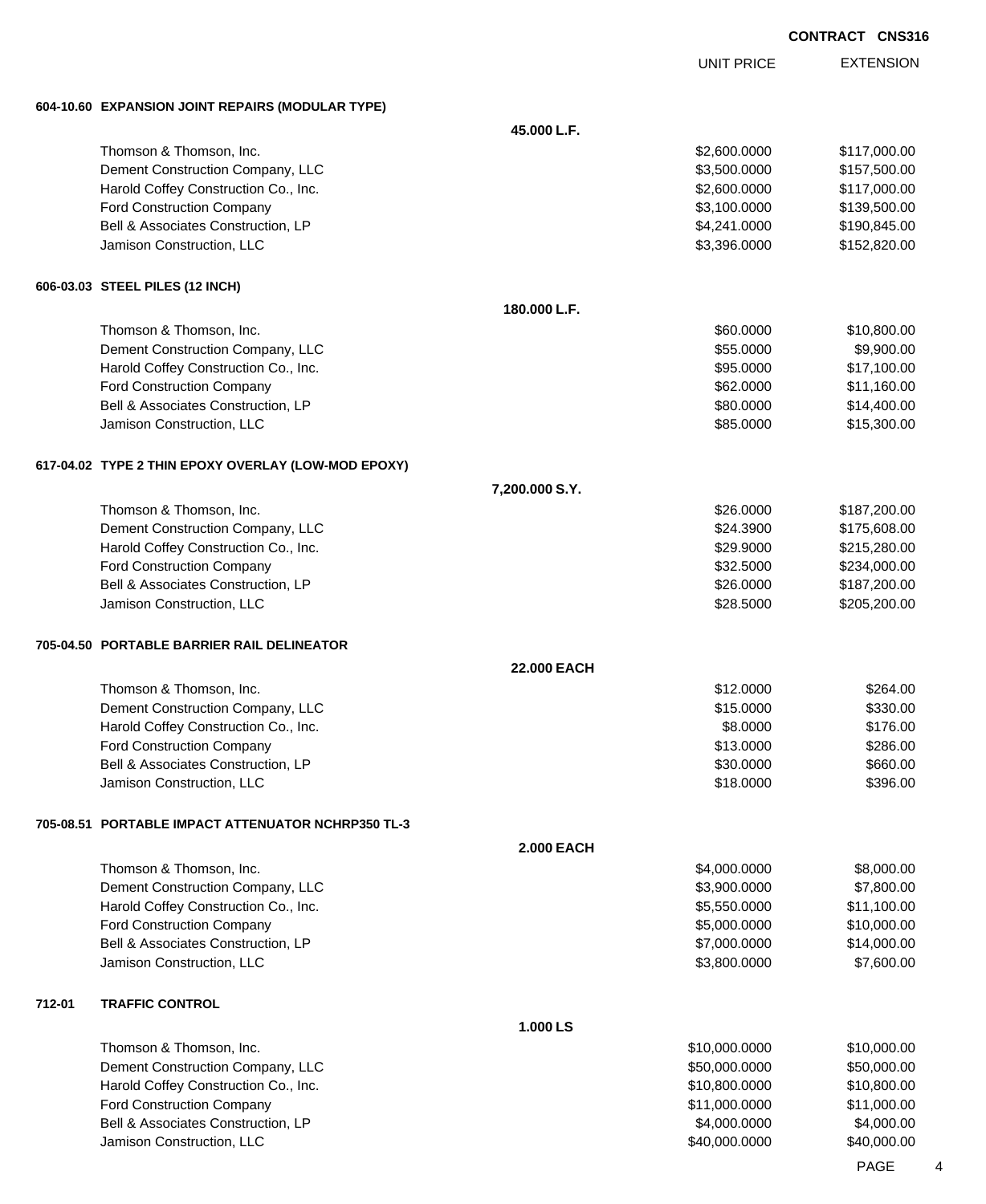**CONTRACT CNS316**

| | UNIT PRICE | EXTENSION |
|---|---|---|
| **604-10.60 EXPANSION JOINT REPAIRS (MODULAR TYPE)** | | |
| **45.000 L.F.** | | |
| Thomson & Thomson, Inc. | $2,600.0000 | $117,000.00 |
| Dement Construction Company, LLC | $3,500.0000 | $157,500.00 |
| Harold Coffey Construction Co., Inc. | $2,600.0000 | $117,000.00 |
| Ford Construction Company | $3,100.0000 | $139,500.00 |
| Bell & Associates Construction, LP | $4,241.0000 | $190,845.00 |
| Jamison Construction, LLC | $3,396.0000 | $152,820.00 |
| **606-03.03 STEEL PILES (12 INCH)** | | |
| **180.000 L.F.** | | |
| Thomson & Thomson, Inc. | $60.0000 | $10,800.00 |
| Dement Construction Company, LLC | $55.0000 | $9,900.00 |
| Harold Coffey Construction Co., Inc. | $95.0000 | $17,100.00 |
| Ford Construction Company | $62.0000 | $11,160.00 |
| Bell & Associates Construction, LP | $80.0000 | $14,400.00 |
| Jamison Construction, LLC | $85.0000 | $15,300.00 |
| **617-04.02 TYPE 2 THIN EPOXY OVERLAY (LOW-MOD EPOXY)** | | |
| **7,200.000 S.Y.** | | |
| Thomson & Thomson, Inc. | $26.0000 | $187,200.00 |
| Dement Construction Company, LLC | $24.3900 | $175,608.00 |
| Harold Coffey Construction Co., Inc. | $29.9000 | $215,280.00 |
| Ford Construction Company | $32.5000 | $234,000.00 |
| Bell & Associates Construction, LP | $26.0000 | $187,200.00 |
| Jamison Construction, LLC | $28.5000 | $205,200.00 |
| **705-04.50 PORTABLE BARRIER RAIL DELINEATOR** | | |
| **22.000 EACH** | | |
| Thomson & Thomson, Inc. | $12.0000 | $264.00 |
| Dement Construction Company, LLC | $15.0000 | $330.00 |
| Harold Coffey Construction Co., Inc. | $8.0000 | $176.00 |
| Ford Construction Company | $13.0000 | $286.00 |
| Bell & Associates Construction, LP | $30.0000 | $660.00 |
| Jamison Construction, LLC | $18.0000 | $396.00 |
| **705-08.51 PORTABLE IMPACT ATTENUATOR NCHRP350 TL-3** | | |
| **2.000 EACH** | | |
| Thomson & Thomson, Inc. | $4,000.0000 | $8,000.00 |
| Dement Construction Company, LLC | $3,900.0000 | $7,800.00 |
| Harold Coffey Construction Co., Inc. | $5,550.0000 | $11,100.00 |
| Ford Construction Company | $5,000.0000 | $10,000.00 |
| Bell & Associates Construction, LP | $7,000.0000 | $14,000.00 |
| Jamison Construction, LLC | $3,800.0000 | $7,600.00 |
| **712-01 TRAFFIC CONTROL** | | |
| **1.000 LS** | | |
| Thomson & Thomson, Inc. | $10,000.0000 | $10,000.00 |
| Dement Construction Company, LLC | $50,000.0000 | $50,000.00 |
| Harold Coffey Construction Co., Inc. | $10,800.0000 | $10,800.00 |
| Ford Construction Company | $11,000.0000 | $11,000.00 |
| Bell & Associates Construction, LP | $4,000.0000 | $4,000.00 |
| Jamison Construction, LLC | $40,000.0000 | $40,000.00 |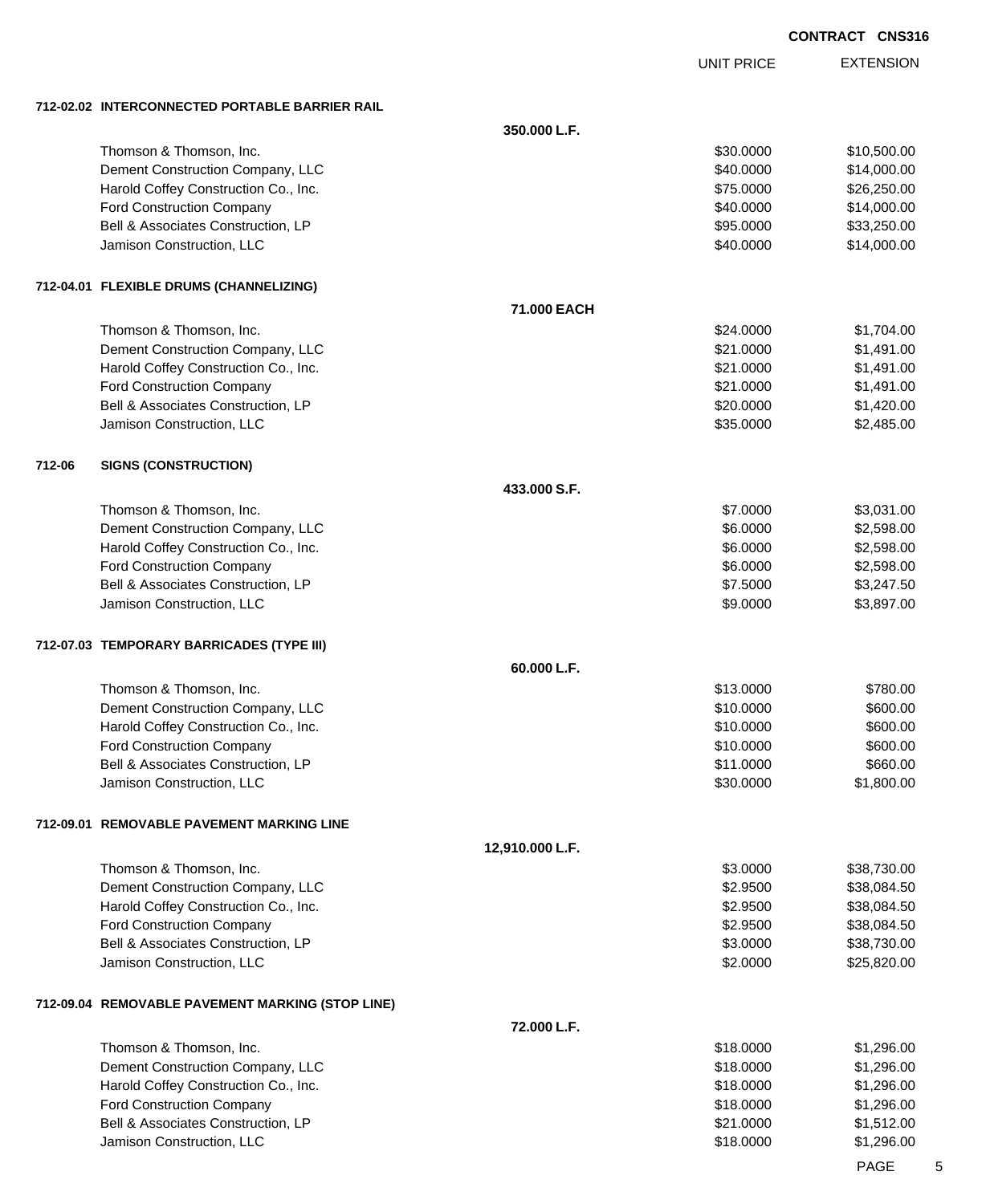**CONTRACT CNS316**

| | | UNIT PRICE | EXTENSION |
|---|---|---|---|
| **712-02.02 INTERCONNECTED PORTABLE BARRIER RAIL** | | | |
| | **350.000 L.F.** | | |
| Thomson & Thomson, Inc. | | $30.0000 | $10,500.00 |
| Dement Construction Company, LLC | | $40.0000 | $14,000.00 |
| Harold Coffey Construction Co., Inc. | | $75.0000 | $26,250.00 |
| Ford Construction Company | | $40.0000 | $14,000.00 |
| Bell & Associates Construction, LP | | $95.0000 | $33,250.00 |
| Jamison Construction, LLC | | $40.0000 | $14,000.00 |
| **712-04.01 FLEXIBLE DRUMS (CHANNELIZING)** | | | |
| | **71.000 EACH** | | |
| Thomson & Thomson, Inc. | | $24.0000 | $1,704.00 |
| Dement Construction Company, LLC | | $21.0000 | $1,491.00 |
| Harold Coffey Construction Co., Inc. | | $21.0000 | $1,491.00 |
| Ford Construction Company | | $21.0000 | $1,491.00 |
| Bell & Associates Construction, LP | | $20.0000 | $1,420.00 |
| Jamison Construction, LLC | | $35.0000 | $2,485.00 |
| **712-06 SIGNS (CONSTRUCTION)** | | | |
| | **433.000 S.F.** | | |
| Thomson & Thomson, Inc. | | $7.0000 | $3,031.00 |
| Dement Construction Company, LLC | | $6.0000 | $2,598.00 |
| Harold Coffey Construction Co., Inc. | | $6.0000 | $2,598.00 |
| Ford Construction Company | | $6.0000 | $2,598.00 |
| Bell & Associates Construction, LP | | $7.5000 | $3,247.50 |
| Jamison Construction, LLC | | $9.0000 | $3,897.00 |
| **712-07.03 TEMPORARY BARRICADES (TYPE III)** | | | |
| | **60.000 L.F.** | | |
| Thomson & Thomson, Inc. | | $13.0000 | $780.00 |
| Dement Construction Company, LLC | | $10.0000 | $600.00 |
| Harold Coffey Construction Co., Inc. | | $10.0000 | $600.00 |
| Ford Construction Company | | $10.0000 | $600.00 |
| Bell & Associates Construction, LP | | $11.0000 | $660.00 |
| Jamison Construction, LLC | | $30.0000 | $1,800.00 |
| **712-09.01 REMOVABLE PAVEMENT MARKING LINE** | | | |
| | **12,910.000 L.F.** | | |
| Thomson & Thomson, Inc. | | $3.0000 | $38,730.00 |
| Dement Construction Company, LLC | | $2.9500 | $38,084.50 |
| Harold Coffey Construction Co., Inc. | | $2.9500 | $38,084.50 |
| Ford Construction Company | | $2.9500 | $38,084.50 |
| Bell & Associates Construction, LP | | $3.0000 | $38,730.00 |
| Jamison Construction, LLC | | $2.0000 | $25,820.00 |
| **712-09.04 REMOVABLE PAVEMENT MARKING (STOP LINE)** | | | |
| | **72.000 L.F.** | | |
| Thomson & Thomson, Inc. | | $18.0000 | $1,296.00 |
| Dement Construction Company, LLC | | $18.0000 | $1,296.00 |
| Harold Coffey Construction Co., Inc. | | $18.0000 | $1,296.00 |
| Ford Construction Company | | $18.0000 | $1,296.00 |
| Bell & Associates Construction, LP | | $21.0000 | $1,512.00 |
| Jamison Construction, LLC | | $18.0000 | $1,296.00 |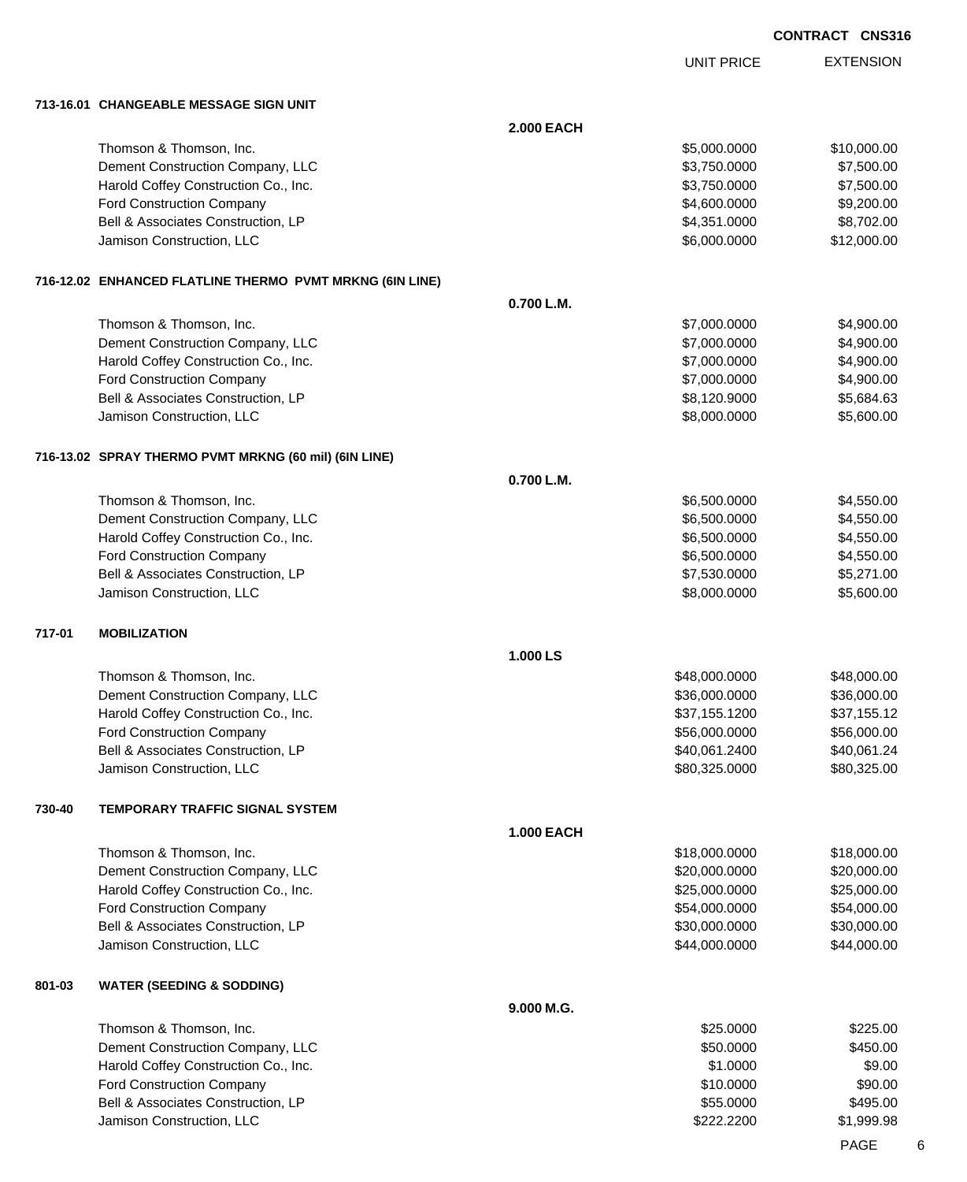**CONTRACT CNS316**

| | | UNIT PRICE | EXTENSION |
|---|---|---|---|
| **713-16.01 CHANGEABLE MESSAGE SIGN UNIT** | | | |
| | **2.000 EACH** | | |
| Thomson & Thomson, Inc. | | $5,000.0000 | $10,000.00 |
| Dement Construction Company, LLC | | $3,750.0000 | $7,500.00 |
| Harold Coffey Construction Co., Inc. | | $3,750.0000 | $7,500.00 |
| Ford Construction Company | | $4,600.0000 | $9,200.00 |
| Bell & Associates Construction, LP | | $4,351.0000 | $8,702.00 |
| Jamison Construction, LLC | | $6,000.0000 | $12,000.00 |
| **716-12.02 ENHANCED FLATLINE THERMO PVMT MRKNG (6IN LINE)** | | | |
| | **0.700 L.M.** | | |
| Thomson & Thomson, Inc. | | $7,000.0000 | $4,900.00 |
| Dement Construction Company, LLC | | $7,000.0000 | $4,900.00 |
| Harold Coffey Construction Co., Inc. | | $7,000.0000 | $4,900.00 |
| Ford Construction Company | | $7,000.0000 | $4,900.00 |
| Bell & Associates Construction, LP | | $8,120.9000 | $5,684.63 |
| Jamison Construction, LLC | | $8,000.0000 | $5,600.00 |
| **716-13.02 SPRAY THERMO PVMT MRKNG (60 mil) (6IN LINE)** | | | |
| | **0.700 L.M.** | | |
| Thomson & Thomson, Inc. | | $6,500.0000 | $4,550.00 |
| Dement Construction Company, LLC | | $6,500.0000 | $4,550.00 |
| Harold Coffey Construction Co., Inc. | | $6,500.0000 | $4,550.00 |
| Ford Construction Company | | $6,500.0000 | $4,550.00 |
| Bell & Associates Construction, LP | | $7,530.0000 | $5,271.00 |
| Jamison Construction, LLC | | $8,000.0000 | $5,600.00 |
| **717-01 MOBILIZATION** | | | |
| | **1.000 LS** | | |
| Thomson & Thomson, Inc. | | $48,000.0000 | $48,000.00 |
| Dement Construction Company, LLC | | $36,000.0000 | $36,000.00 |
| Harold Coffey Construction Co., Inc. | | $37,155.1200 | $37,155.12 |
| Ford Construction Company | | $56,000.0000 | $56,000.00 |
| Bell & Associates Construction, LP | | $40,061.2400 | $40,061.24 |
| Jamison Construction, LLC | | $80,325.0000 | $80,325.00 |
| **730-40 TEMPORARY TRAFFIC SIGNAL SYSTEM** | | | |
| | **1.000 EACH** | | |
| Thomson & Thomson, Inc. | | $18,000.0000 | $18,000.00 |
| Dement Construction Company, LLC | | $20,000.0000 | $20,000.00 |
| Harold Coffey Construction Co., Inc. | | $25,000.0000 | $25,000.00 |
| Ford Construction Company | | $54,000.0000 | $54,000.00 |
| Bell & Associates Construction, LP | | $30,000.0000 | $30,000.00 |
| Jamison Construction, LLC | | $44,000.0000 | $44,000.00 |
| **801-03 WATER (SEEDING & SODDING)** | | | |
| | **9.000 M.G.** | | |
| Thomson & Thomson, Inc. | | $25.0000 | $225.00 |
| Dement Construction Company, LLC | | $50.0000 | $450.00 |
| Harold Coffey Construction Co., Inc. | | $1.0000 | $9.00 |
| Ford Construction Company | | $10.0000 | $90.00 |
| Bell & Associates Construction, LP | | $55.0000 | $495.00 |
| Jamison Construction, LLC | | $222.2200 | $1,999.98 |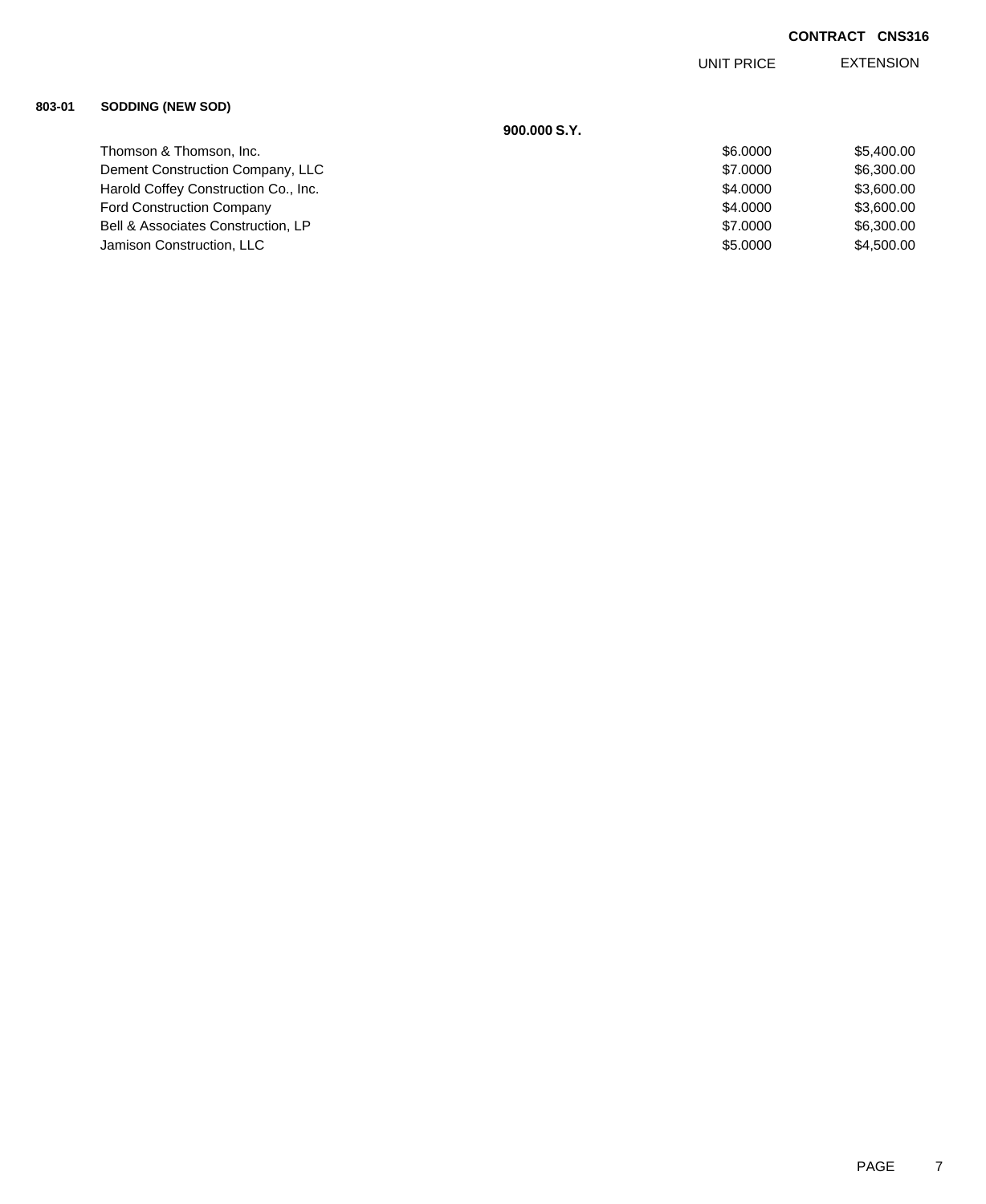**CONTRACT CNS316**

| | | UNIT PRICE | EXTENSION |
|---|---|---|---|
| **803-01** | **SODDING (NEW SOD)** | | |
| | **900.000 S.Y.** | | |
| | Thomson & Thomson, Inc. | $6.0000 | $5,400.00 |
| | Dement Construction Company, LLC | $7.0000 | $6,300.00 |
| | Harold Coffey Construction Co., Inc. | $4.0000 | $3,600.00 |
| | Ford Construction Company | $4.0000 | $3,600.00 |
| | Bell & Associates Construction, LP | $7.0000 | $6,300.00 |
| | Jamison Construction, LLC | $5.0000 | $4,500.00 |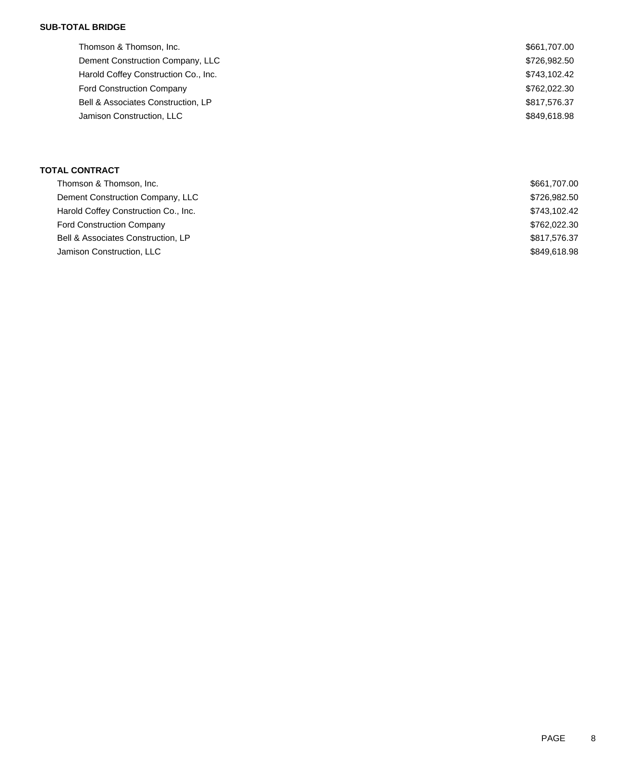**SUB-TOTAL BRIDGE**

| | |
|---|---|
| Thomson & Thomson, Inc. | $661,707.00 |
| Dement Construction Company, LLC | $726,982.50 |
| Harold Coffey Construction Co., Inc. | $743,102.42 |
| Ford Construction Company | $762,022.30 |
| Bell & Associates Construction, LP | $817,576.37 |
| Jamison Construction, LLC | $849,618.98 |

**TOTAL CONTRACT**

| | |
|---|---|
| Thomson & Thomson, Inc. | $661,707.00 |
| Dement Construction Company, LLC | $726,982.50 |
| Harold Coffey Construction Co., Inc. | $743,102.42 |
| Ford Construction Company | $762,022.30 |
| Bell & Associates Construction, LP | $817,576.37 |
| Jamison Construction, LLC | $849,618.98 |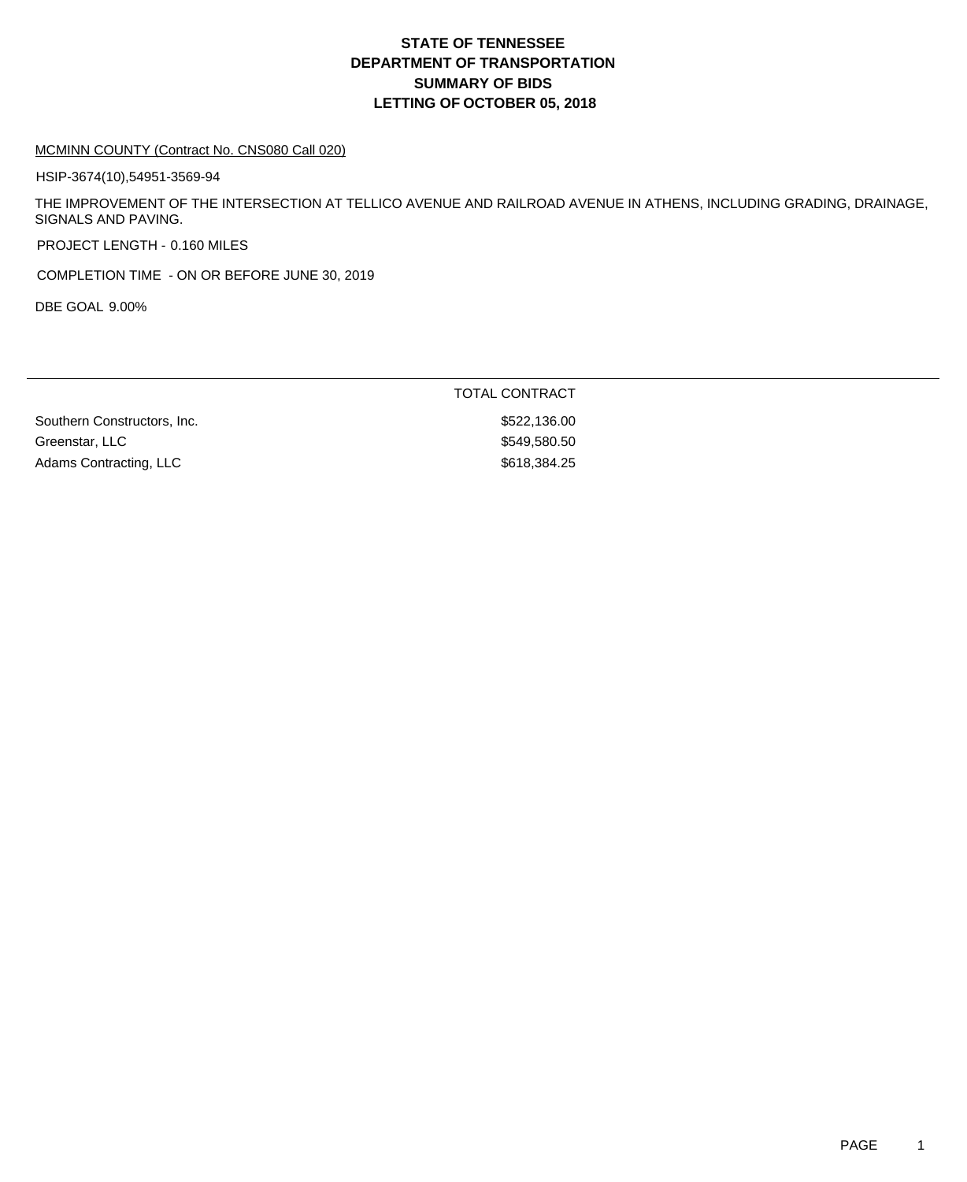# STATE OF TENNESSEE
# DEPARTMENT OF TRANSPORTATION
# SUMMARY OF BIDS
# LETTING OF OCTOBER 05, 2018

MCMINN COUNTY (Contract No. CNS080 Call 020)

HSIP-3674(10),54951-3569-94

THE IMPROVEMENT OF THE INTERSECTION AT TELLICO AVENUE AND RAILROAD AVENUE IN ATHENS, INCLUDING GRADING, DRAINAGE, SIGNALS AND PAVING.

PROJECT LENGTH - 0.160 MILES

COMPLETION TIME - ON OR BEFORE JUNE 30, 2019

DBE GOAL 9.00%

| | TOTAL CONTRACT |
|---|---|
| Southern Constructors, Inc. | $522,136.00 |
| Greenstar, LLC | $549,580.50 |
| Adams Contracting, LLC | $618,384.25 |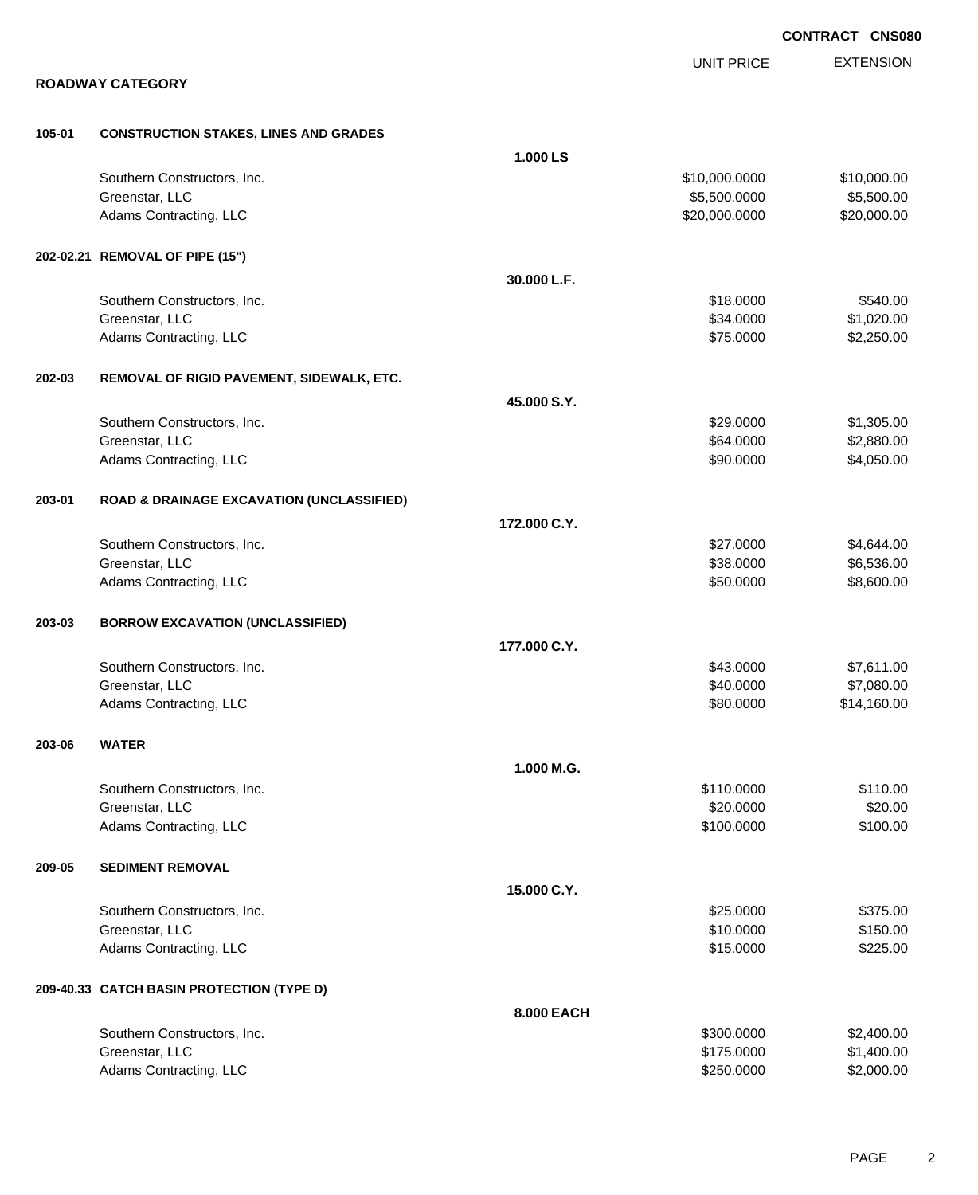**CONTRACT CNS080**

## ROADWAY CATEGORY

| | | | UNIT PRICE | EXTENSION |
|---|---|---|---|---|
| **105-01** | **CONSTRUCTION STAKES, LINES AND GRADES** | | | |
| | | **1.000 LS** | | |
| | Southern Constructors, Inc. | | $10,000.0000 | $10,000.00 |
| | Greenstar, LLC | | $5,500.0000 | $5,500.00 |
| | Adams Contracting, LLC | | $20,000.0000 | $20,000.00 |
| **202-02.21** | **REMOVAL OF PIPE (15")** | | | |
| | | **30.000 L.F.** | | |
| | Southern Constructors, Inc. | | $18.0000 | $540.00 |
| | Greenstar, LLC | | $34.0000 | $1,020.00 |
| | Adams Contracting, LLC | | $75.0000 | $2,250.00 |
| **202-03** | **REMOVAL OF RIGID PAVEMENT, SIDEWALK, ETC.** | | | |
| | | **45.000 S.Y.** | | |
| | Southern Constructors, Inc. | | $29.0000 | $1,305.00 |
| | Greenstar, LLC | | $64.0000 | $2,880.00 |
| | Adams Contracting, LLC | | $90.0000 | $4,050.00 |
| **203-01** | **ROAD & DRAINAGE EXCAVATION (UNCLASSIFIED)** | | | |
| | | **172.000 C.Y.** | | |
| | Southern Constructors, Inc. | | $27.0000 | $4,644.00 |
| | Greenstar, LLC | | $38.0000 | $6,536.00 |
| | Adams Contracting, LLC | | $50.0000 | $8,600.00 |
| **203-03** | **BORROW EXCAVATION (UNCLASSIFIED)** | | | |
| | | **177.000 C.Y.** | | |
| | Southern Constructors, Inc. | | $43.0000 | $7,611.00 |
| | Greenstar, LLC | | $40.0000 | $7,080.00 |
| | Adams Contracting, LLC | | $80.0000 | $14,160.00 |
| **203-06** | **WATER** | | | |
| | | **1.000 M.G.** | | |
| | Southern Constructors, Inc. | | $110.0000 | $110.00 |
| | Greenstar, LLC | | $20.0000 | $20.00 |
| | Adams Contracting, LLC | | $100.0000 | $100.00 |
| **209-05** | **SEDIMENT REMOVAL** | | | |
| | | **15.000 C.Y.** | | |
| | Southern Constructors, Inc. | | $25.0000 | $375.00 |
| | Greenstar, LLC | | $10.0000 | $150.00 |
| | Adams Contracting, LLC | | $15.0000 | $225.00 |
| **209-40.33** | **CATCH BASIN PROTECTION (TYPE D)** | | | |
| | | **8.000 EACH** | | |
| | Southern Constructors, Inc. | | $300.0000 | $2,400.00 |
| | Greenstar, LLC | | $175.0000 | $1,400.00 |
| | Adams Contracting, LLC | | $250.0000 | $2,000.00 |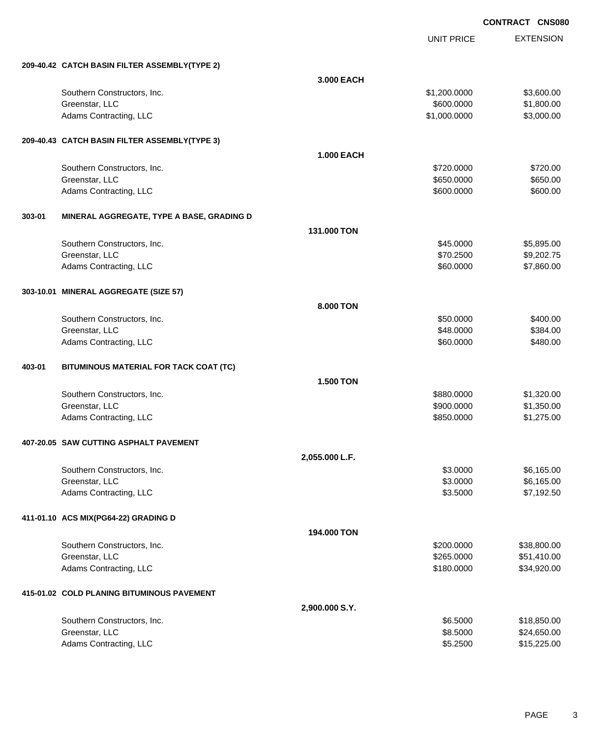CONTRACT CNS080

| | | UNIT PRICE | EXTENSION |
|---|---|---|---|
| **209-40.42 CATCH BASIN FILTER ASSEMBLY(TYPE 2)** | | | |
| | **3.000 EACH** | | |
| Southern Constructors, Inc. | | $1,200.0000 | $3,600.00 |
| Greenstar, LLC | | $600.0000 | $1,800.00 |
| Adams Contracting, LLC | | $1,000.0000 | $3,000.00 |
| **209-40.43 CATCH BASIN FILTER ASSEMBLY(TYPE 3)** | | | |
| | **1.000 EACH** | | |
| Southern Constructors, Inc. | | $720.0000 | $720.00 |
| Greenstar, LLC | | $650.0000 | $650.00 |
| Adams Contracting, LLC | | $600.0000 | $600.00 |
| **303-01 MINERAL AGGREGATE, TYPE A BASE, GRADING D** | | | |
| | **131.000 TON** | | |
| Southern Constructors, Inc. | | $45.0000 | $5,895.00 |
| Greenstar, LLC | | $70.2500 | $9,202.75 |
| Adams Contracting, LLC | | $60.0000 | $7,860.00 |
| **303-10.01 MINERAL AGGREGATE (SIZE 57)** | | | |
| | **8.000 TON** | | |
| Southern Constructors, Inc. | | $50.0000 | $400.00 |
| Greenstar, LLC | | $48.0000 | $384.00 |
| Adams Contracting, LLC | | $60.0000 | $480.00 |
| **403-01 BITUMINOUS MATERIAL FOR TACK COAT (TC)** | | | |
| | **1.500 TON** | | |
| Southern Constructors, Inc. | | $880.0000 | $1,320.00 |
| Greenstar, LLC | | $900.0000 | $1,350.00 |
| Adams Contracting, LLC | | $850.0000 | $1,275.00 |
| **407-20.05 SAW CUTTING ASPHALT PAVEMENT** | | | |
| | **2,055.000 L.F.** | | |
| Southern Constructors, Inc. | | $3.0000 | $6,165.00 |
| Greenstar, LLC | | $3.0000 | $6,165.00 |
| Adams Contracting, LLC | | $3.5000 | $7,192.50 |
| **411-01.10 ACS MIX(PG64-22) GRADING D** | | | |
| | **194.000 TON** | | |
| Southern Constructors, Inc. | | $200.0000 | $38,800.00 |
| Greenstar, LLC | | $265.0000 | $51,410.00 |
| Adams Contracting, LLC | | $180.0000 | $34,920.00 |
| **415-01.02 COLD PLANING BITUMINOUS PAVEMENT** | | | |
| | **2,900.000 S.Y.** | | |
| Southern Constructors, Inc. | | $6.5000 | $18,850.00 |
| Greenstar, LLC | | $8.5000 | $24,650.00 |
| Adams Contracting, LLC | | $5.2500 | $15,225.00 |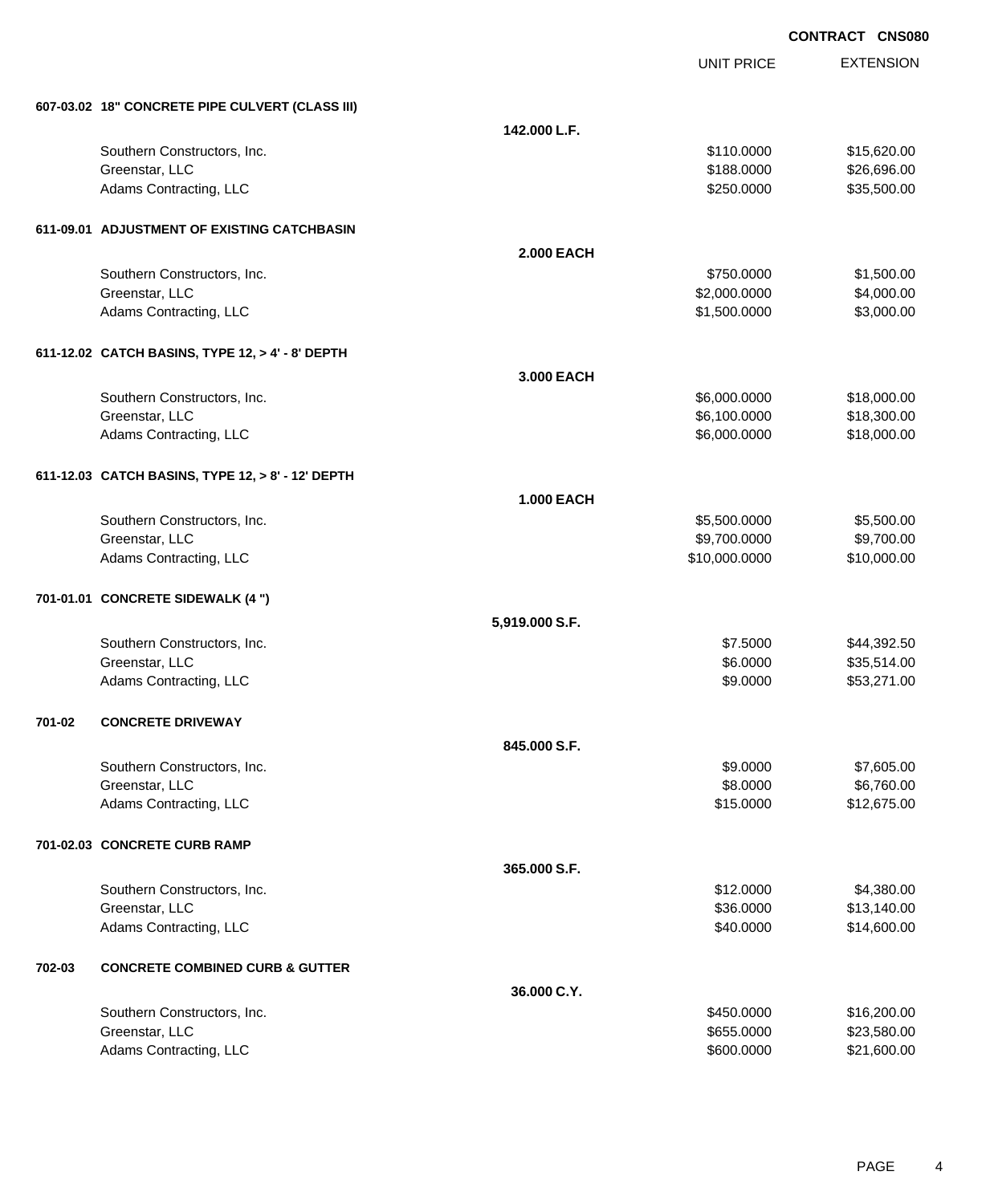**CONTRACT CNS080**

| | | UNIT PRICE | EXTENSION |
|---|---|---|---|
| **607-03.02 18" CONCRETE PIPE CULVERT (CLASS III)** | | | |
| | **142.000 L.F.** | | |
| Southern Constructors, Inc. | | $110.0000 | $15,620.00 |
| Greenstar, LLC | | $188.0000 | $26,696.00 |
| Adams Contracting, LLC | | $250.0000 | $35,500.00 |
| **611-09.01 ADJUSTMENT OF EXISTING CATCHBASIN** | | | |
| | **2.000 EACH** | | |
| Southern Constructors, Inc. | | $750.0000 | $1,500.00 |
| Greenstar, LLC | | $2,000.0000 | $4,000.00 |
| Adams Contracting, LLC | | $1,500.0000 | $3,000.00 |
| **611-12.02 CATCH BASINS, TYPE 12, > 4' - 8' DEPTH** | | | |
| | **3.000 EACH** | | |
| Southern Constructors, Inc. | | $6,000.0000 | $18,000.00 |
| Greenstar, LLC | | $6,100.0000 | $18,300.00 |
| Adams Contracting, LLC | | $6,000.0000 | $18,000.00 |
| **611-12.03 CATCH BASINS, TYPE 12, > 8' - 12' DEPTH** | | | |
| | **1.000 EACH** | | |
| Southern Constructors, Inc. | | $5,500.0000 | $5,500.00 |
| Greenstar, LLC | | $9,700.0000 | $9,700.00 |
| Adams Contracting, LLC | | $10,000.0000 | $10,000.00 |
| **701-01.01 CONCRETE SIDEWALK (4 ")** | | | |
| | **5,919.000 S.F.** | | |
| Southern Constructors, Inc. | | $7.5000 | $44,392.50 |
| Greenstar, LLC | | $6.0000 | $35,514.00 |
| Adams Contracting, LLC | | $9.0000 | $53,271.00 |
| **701-02 CONCRETE DRIVEWAY** | | | |
| | **845.000 S.F.** | | |
| Southern Constructors, Inc. | | $9.0000 | $7,605.00 |
| Greenstar, LLC | | $8.0000 | $6,760.00 |
| Adams Contracting, LLC | | $15.0000 | $12,675.00 |
| **701-02.03 CONCRETE CURB RAMP** | | | |
| | **365.000 S.F.** | | |
| Southern Constructors, Inc. | | $12.0000 | $4,380.00 |
| Greenstar, LLC | | $36.0000 | $13,140.00 |
| Adams Contracting, LLC | | $40.0000 | $14,600.00 |
| **702-03 CONCRETE COMBINED CURB & GUTTER** | | | |
| | **36.000 C.Y.** | | |
| Southern Constructors, Inc. | | $450.0000 | $16,200.00 |
| Greenstar, LLC | | $655.0000 | $23,580.00 |
| Adams Contracting, LLC | | $600.0000 | $21,600.00 |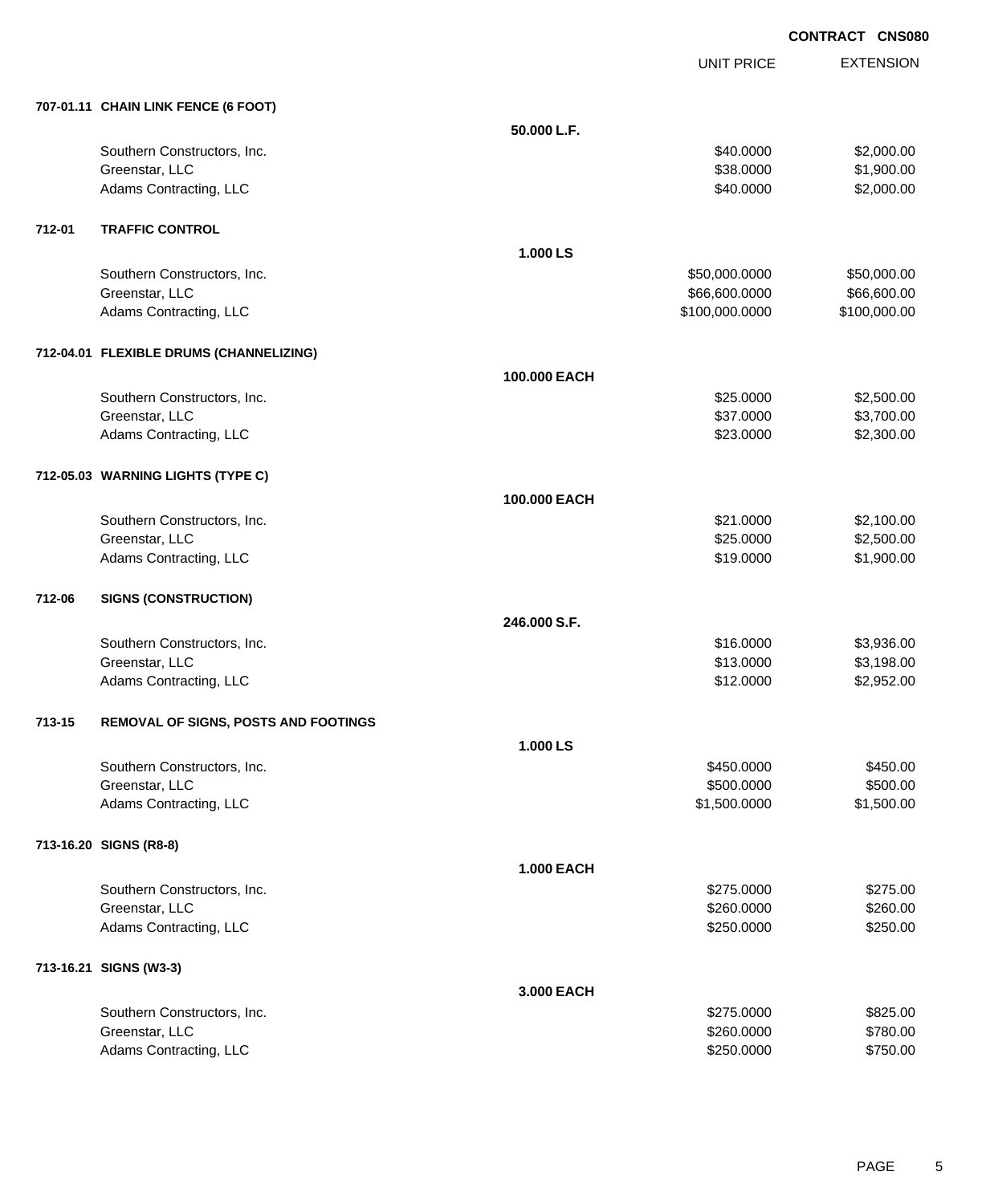**CONTRACT CNS080**

| | | | UNIT PRICE | EXTENSION |
|---|---|---|---|---|
| **707-01.11** | **CHAIN LINK FENCE (6 FOOT)** | | | |
| | | **50.000 L.F.** | | |
| | Southern Constructors, Inc. | | $40.0000 | $2,000.00 |
| | Greenstar, LLC | | $38.0000 | $1,900.00 |
| | Adams Contracting, LLC | | $40.0000 | $2,000.00 |
| **712-01** | **TRAFFIC CONTROL** | | | |
| | | **1.000 LS** | | |
| | Southern Constructors, Inc. | | $50,000.0000 | $50,000.00 |
| | Greenstar, LLC | | $66,600.0000 | $66,600.00 |
| | Adams Contracting, LLC | | $100,000.0000 | $100,000.00 |
| **712-04.01** | **FLEXIBLE DRUMS (CHANNELIZING)** | | | |
| | | **100.000 EACH** | | |
| | Southern Constructors, Inc. | | $25.0000 | $2,500.00 |
| | Greenstar, LLC | | $37.0000 | $3,700.00 |
| | Adams Contracting, LLC | | $23.0000 | $2,300.00 |
| **712-05.03** | **WARNING LIGHTS (TYPE C)** | | | |
| | | **100.000 EACH** | | |
| | Southern Constructors, Inc. | | $21.0000 | $2,100.00 |
| | Greenstar, LLC | | $25.0000 | $2,500.00 |
| | Adams Contracting, LLC | | $19.0000 | $1,900.00 |
| **712-06** | **SIGNS (CONSTRUCTION)** | | | |
| | | **246.000 S.F.** | | |
| | Southern Constructors, Inc. | | $16.0000 | $3,936.00 |
| | Greenstar, LLC | | $13.0000 | $3,198.00 |
| | Adams Contracting, LLC | | $12.0000 | $2,952.00 |
| **713-15** | **REMOVAL OF SIGNS, POSTS AND FOOTINGS** | | | |
| | | **1.000 LS** | | |
| | Southern Constructors, Inc. | | $450.0000 | $450.00 |
| | Greenstar, LLC | | $500.0000 | $500.00 |
| | Adams Contracting, LLC | | $1,500.0000 | $1,500.00 |
| **713-16.20** | **SIGNS (R8-8)** | | | |
| | | **1.000 EACH** | | |
| | Southern Constructors, Inc. | | $275.0000 | $275.00 |
| | Greenstar, LLC | | $260.0000 | $260.00 |
| | Adams Contracting, LLC | | $250.0000 | $250.00 |
| **713-16.21** | **SIGNS (W3-3)** | | | |
| | | **3.000 EACH** | | |
| | Southern Constructors, Inc. | | $275.0000 | $825.00 |
| | Greenstar, LLC | | $260.0000 | $780.00 |
| | Adams Contracting, LLC | | $250.0000 | $750.00 |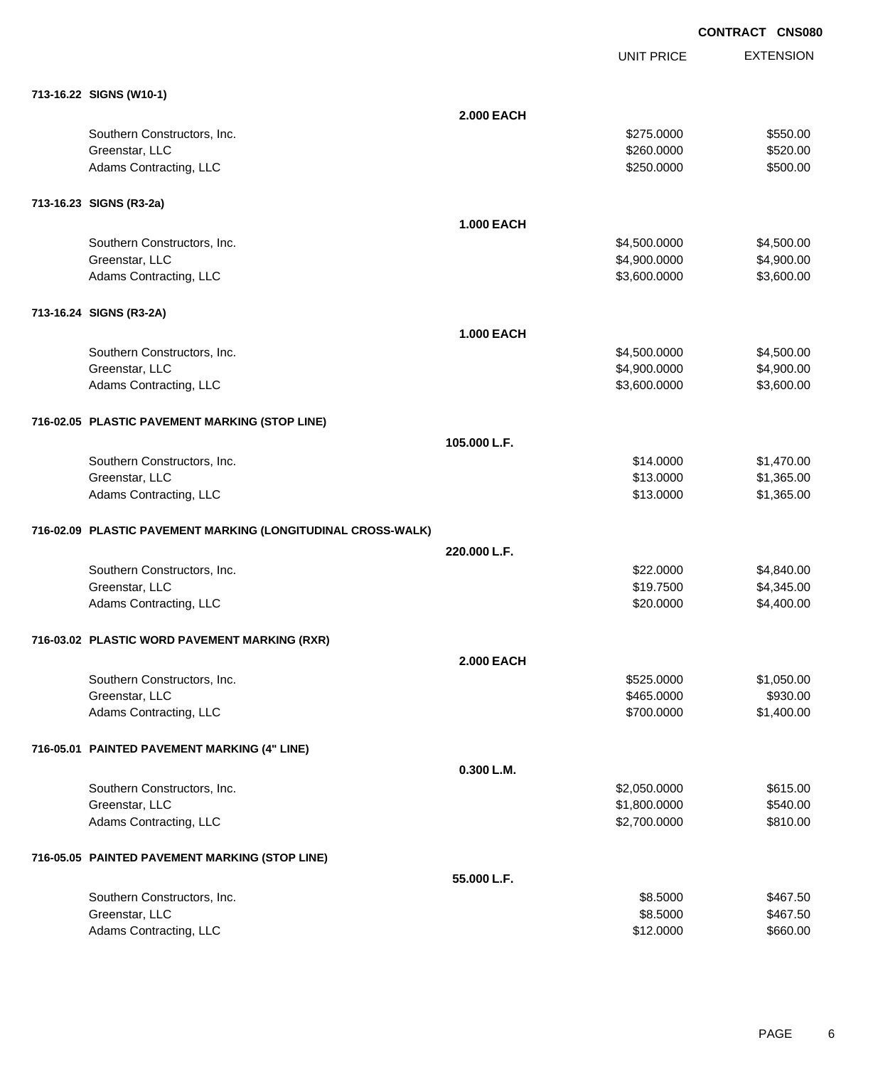**CONTRACT CNS080**

| | | UNIT PRICE | EXTENSION |
|---|---|---|---|
| **713-16.22 SIGNS (W10-1)** | | | |
| | **2.000 EACH** | | |
| Southern Constructors, Inc. | | $275.0000 | $550.00 |
| Greenstar, LLC | | $260.0000 | $520.00 |
| Adams Contracting, LLC | | $250.0000 | $500.00 |
| **713-16.23 SIGNS (R3-2a)** | | | |
| | **1.000 EACH** | | |
| Southern Constructors, Inc. | | $4,500.0000 | $4,500.00 |
| Greenstar, LLC | | $4,900.0000 | $4,900.00 |
| Adams Contracting, LLC | | $3,600.0000 | $3,600.00 |
| **713-16.24 SIGNS (R3-2A)** | | | |
| | **1.000 EACH** | | |
| Southern Constructors, Inc. | | $4,500.0000 | $4,500.00 |
| Greenstar, LLC | | $4,900.0000 | $4,900.00 |
| Adams Contracting, LLC | | $3,600.0000 | $3,600.00 |
| **716-02.05 PLASTIC PAVEMENT MARKING (STOP LINE)** | | | |
| | **105.000 L.F.** | | |
| Southern Constructors, Inc. | | $14.0000 | $1,470.00 |
| Greenstar, LLC | | $13.0000 | $1,365.00 |
| Adams Contracting, LLC | | $13.0000 | $1,365.00 |
| **716-02.09 PLASTIC PAVEMENT MARKING (LONGITUDINAL CROSS-WALK)** | | | |
| | **220.000 L.F.** | | |
| Southern Constructors, Inc. | | $22.0000 | $4,840.00 |
| Greenstar, LLC | | $19.7500 | $4,345.00 |
| Adams Contracting, LLC | | $20.0000 | $4,400.00 |
| **716-03.02 PLASTIC WORD PAVEMENT MARKING (RXR)** | | | |
| | **2.000 EACH** | | |
| Southern Constructors, Inc. | | $525.0000 | $1,050.00 |
| Greenstar, LLC | | $465.0000 | $930.00 |
| Adams Contracting, LLC | | $700.0000 | $1,400.00 |
| **716-05.01 PAINTED PAVEMENT MARKING (4" LINE)** | | | |
| | **0.300 L.M.** | | |
| Southern Constructors, Inc. | | $2,050.0000 | $615.00 |
| Greenstar, LLC | | $1,800.0000 | $540.00 |
| Adams Contracting, LLC | | $2,700.0000 | $810.00 |
| **716-05.05 PAINTED PAVEMENT MARKING (STOP LINE)** | | | |
| | **55.000 L.F.** | | |
| Southern Constructors, Inc. | | $8.5000 | $467.50 |
| Greenstar, LLC | | $8.5000 | $467.50 |
| Adams Contracting, LLC | | $12.0000 | $660.00 |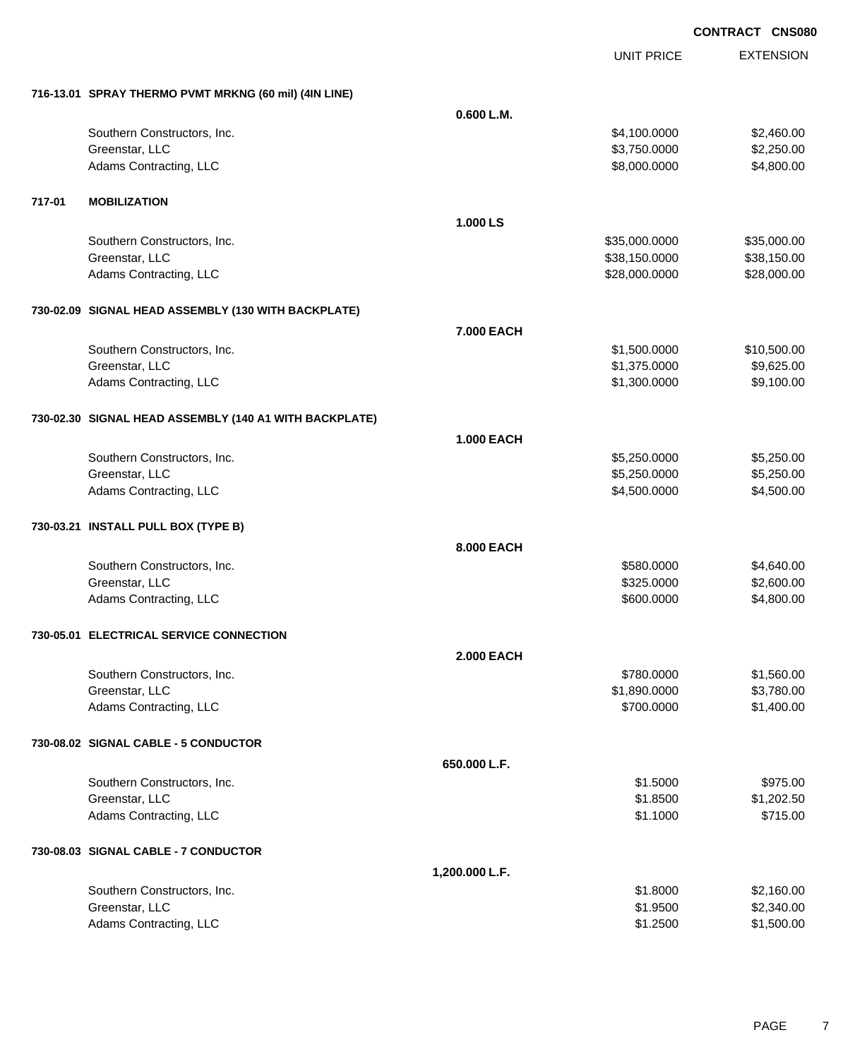CONTRACT CNS080

| | UNIT PRICE | EXTENSION |
|---|---|---|
| **716-13.01 SPRAY THERMO PVMT MRKNG (60 mil) (4IN LINE)** | | |
| **0.600 L.M.** | | |
| Southern Constructors, Inc. | $4,100.0000 | $2,460.00 |
| Greenstar, LLC | $3,750.0000 | $2,250.00 |
| Adams Contracting, LLC | $8,000.0000 | $4,800.00 |
| **717-01 MOBILIZATION** | | |
| **1.000 LS** | | |
| Southern Constructors, Inc. | $35,000.0000 | $35,000.00 |
| Greenstar, LLC | $38,150.0000 | $38,150.00 |
| Adams Contracting, LLC | $28,000.0000 | $28,000.00 |
| **730-02.09 SIGNAL HEAD ASSEMBLY (130 WITH BACKPLATE)** | | |
| **7.000 EACH** | | |
| Southern Constructors, Inc. | $1,500.0000 | $10,500.00 |
| Greenstar, LLC | $1,375.0000 | $9,625.00 |
| Adams Contracting, LLC | $1,300.0000 | $9,100.00 |
| **730-02.30 SIGNAL HEAD ASSEMBLY (140 A1 WITH BACKPLATE)** | | |
| **1.000 EACH** | | |
| Southern Constructors, Inc. | $5,250.0000 | $5,250.00 |
| Greenstar, LLC | $5,250.0000 | $5,250.00 |
| Adams Contracting, LLC | $4,500.0000 | $4,500.00 |
| **730-03.21 INSTALL PULL BOX (TYPE B)** | | |
| **8.000 EACH** | | |
| Southern Constructors, Inc. | $580.0000 | $4,640.00 |
| Greenstar, LLC | $325.0000 | $2,600.00 |
| Adams Contracting, LLC | $600.0000 | $4,800.00 |
| **730-05.01 ELECTRICAL SERVICE CONNECTION** | | |
| **2.000 EACH** | | |
| Southern Constructors, Inc. | $780.0000 | $1,560.00 |
| Greenstar, LLC | $1,890.0000 | $3,780.00 |
| Adams Contracting, LLC | $700.0000 | $1,400.00 |
| **730-08.02 SIGNAL CABLE - 5 CONDUCTOR** | | |
| **650.000 L.F.** | | |
| Southern Constructors, Inc. | $1.5000 | $975.00 |
| Greenstar, LLC | $1.8500 | $1,202.50 |
| Adams Contracting, LLC | $1.1000 | $715.00 |
| **730-08.03 SIGNAL CABLE - 7 CONDUCTOR** | | |
| **1,200.000 L.F.** | | |
| Southern Constructors, Inc. | $1.8000 | $2,160.00 |
| Greenstar, LLC | $1.9500 | $2,340.00 |
| Adams Contracting, LLC | $1.2500 | $1,500.00 |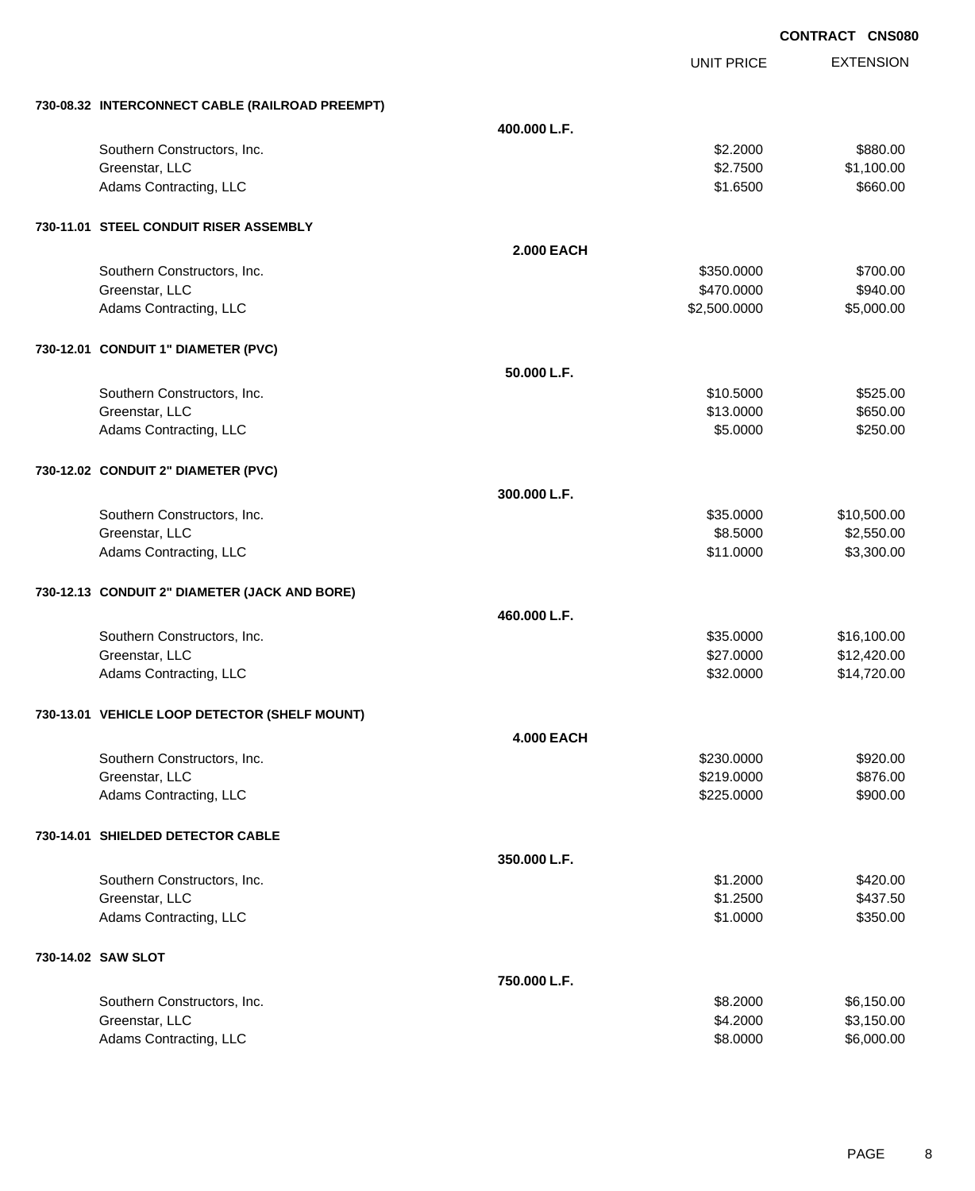**CONTRACT CNS080**

| | | UNIT PRICE | EXTENSION |
|---|---|---|---|
| **730-08.32 INTERCONNECT CABLE (RAILROAD PREEMPT)** | | | |
| | **400.000 L.F.** | | |
| Southern Constructors, Inc. | | $2.2000 | $880.00 |
| Greenstar, LLC | | $2.7500 | $1,100.00 |
| Adams Contracting, LLC | | $1.6500 | $660.00 |
| **730-11.01 STEEL CONDUIT RISER ASSEMBLY** | | | |
| | **2.000 EACH** | | |
| Southern Constructors, Inc. | | $350.0000 | $700.00 |
| Greenstar, LLC | | $470.0000 | $940.00 |
| Adams Contracting, LLC | | $2,500.0000 | $5,000.00 |
| **730-12.01 CONDUIT 1" DIAMETER (PVC)** | | | |
| | **50.000 L.F.** | | |
| Southern Constructors, Inc. | | $10.5000 | $525.00 |
| Greenstar, LLC | | $13.0000 | $650.00 |
| Adams Contracting, LLC | | $5.0000 | $250.00 |
| **730-12.02 CONDUIT 2" DIAMETER (PVC)** | | | |
| | **300.000 L.F.** | | |
| Southern Constructors, Inc. | | $35.0000 | $10,500.00 |
| Greenstar, LLC | | $8.5000 | $2,550.00 |
| Adams Contracting, LLC | | $11.0000 | $3,300.00 |
| **730-12.13 CONDUIT 2" DIAMETER (JACK AND BORE)** | | | |
| | **460.000 L.F.** | | |
| Southern Constructors, Inc. | | $35.0000 | $16,100.00 |
| Greenstar, LLC | | $27.0000 | $12,420.00 |
| Adams Contracting, LLC | | $32.0000 | $14,720.00 |
| **730-13.01 VEHICLE LOOP DETECTOR (SHELF MOUNT)** | | | |
| | **4.000 EACH** | | |
| Southern Constructors, Inc. | | $230.0000 | $920.00 |
| Greenstar, LLC | | $219.0000 | $876.00 |
| Adams Contracting, LLC | | $225.0000 | $900.00 |
| **730-14.01 SHIELDED DETECTOR CABLE** | | | |
| | **350.000 L.F.** | | |
| Southern Constructors, Inc. | | $1.2000 | $420.00 |
| Greenstar, LLC | | $1.2500 | $437.50 |
| Adams Contracting, LLC | | $1.0000 | $350.00 |
| **730-14.02 SAW SLOT** | | | |
| | **750.000 L.F.** | | |
| Southern Constructors, Inc. | | $8.2000 | $6,150.00 |
| Greenstar, LLC | | $4.2000 | $3,150.00 |
| Adams Contracting, LLC | | $8.0000 | $6,000.00 |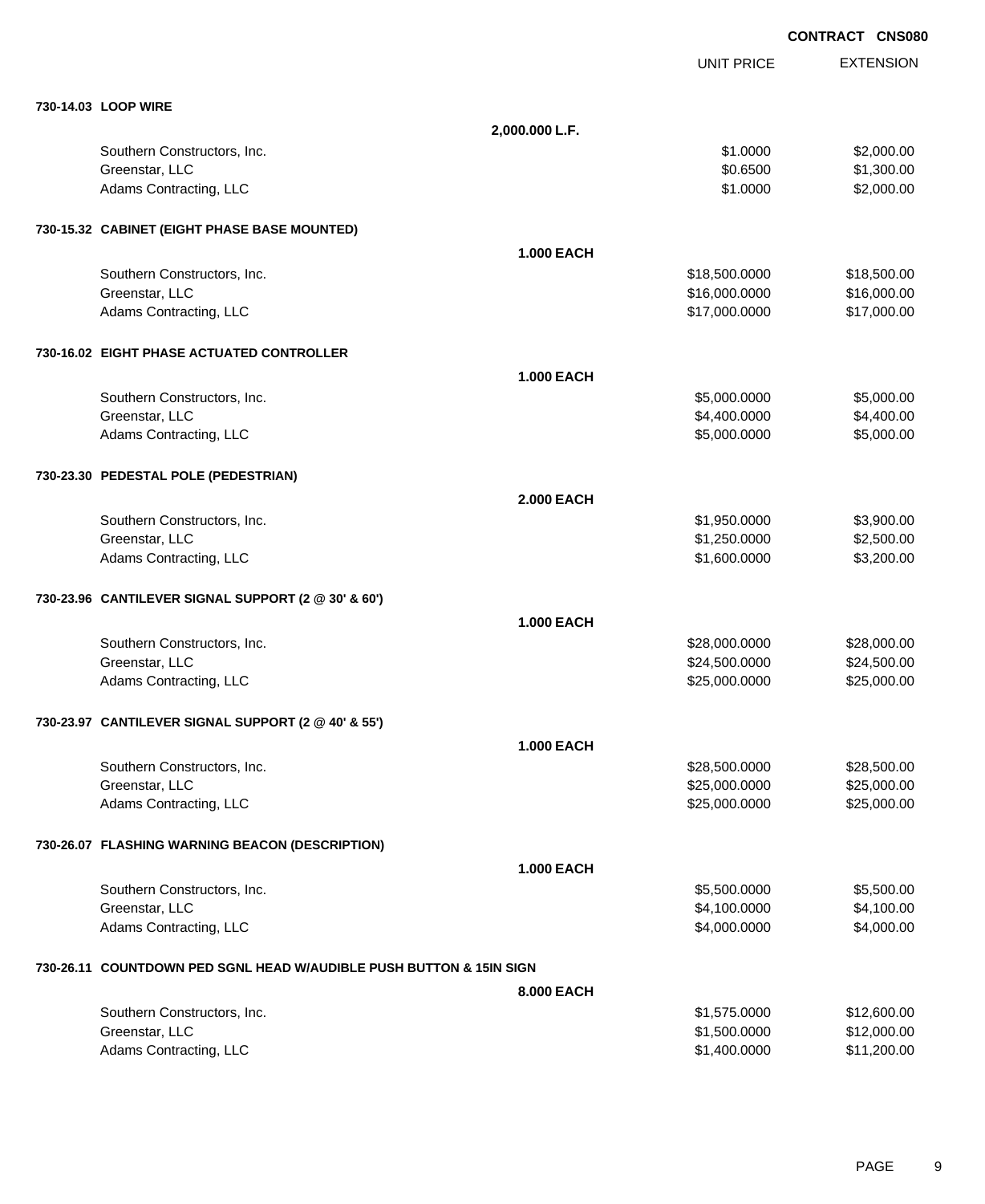**CONTRACT CNS080**

| | | UNIT PRICE | EXTENSION |
|---|---|---|---|
| **730-14.03 LOOP WIRE** | | | |
| | **2,000.000 L.F.** | | |
| Southern Constructors, Inc. | | $1.0000 | $2,000.00 |
| Greenstar, LLC | | $0.6500 | $1,300.00 |
| Adams Contracting, LLC | | $1.0000 | $2,000.00 |
| **730-15.32 CABINET (EIGHT PHASE BASE MOUNTED)** | | | |
| | **1.000 EACH** | | |
| Southern Constructors, Inc. | | $18,500.0000 | $18,500.00 |
| Greenstar, LLC | | $16,000.0000 | $16,000.00 |
| Adams Contracting, LLC | | $17,000.0000 | $17,000.00 |
| **730-16.02 EIGHT PHASE ACTUATED CONTROLLER** | | | |
| | **1.000 EACH** | | |
| Southern Constructors, Inc. | | $5,000.0000 | $5,000.00 |
| Greenstar, LLC | | $4,400.0000 | $4,400.00 |
| Adams Contracting, LLC | | $5,000.0000 | $5,000.00 |
| **730-23.30 PEDESTAL POLE (PEDESTRIAN)** | | | |
| | **2.000 EACH** | | |
| Southern Constructors, Inc. | | $1,950.0000 | $3,900.00 |
| Greenstar, LLC | | $1,250.0000 | $2,500.00 |
| Adams Contracting, LLC | | $1,600.0000 | $3,200.00 |
| **730-23.96 CANTILEVER SIGNAL SUPPORT (2 @ 30' & 60')** | | | |
| | **1.000 EACH** | | |
| Southern Constructors, Inc. | | $28,000.0000 | $28,000.00 |
| Greenstar, LLC | | $24,500.0000 | $24,500.00 |
| Adams Contracting, LLC | | $25,000.0000 | $25,000.00 |
| **730-23.97 CANTILEVER SIGNAL SUPPORT (2 @ 40' & 55')** | | | |
| | **1.000 EACH** | | |
| Southern Constructors, Inc. | | $28,500.0000 | $28,500.00 |
| Greenstar, LLC | | $25,000.0000 | $25,000.00 |
| Adams Contracting, LLC | | $25,000.0000 | $25,000.00 |
| **730-26.07 FLASHING WARNING BEACON (DESCRIPTION)** | | | |
| | **1.000 EACH** | | |
| Southern Constructors, Inc. | | $5,500.0000 | $5,500.00 |
| Greenstar, LLC | | $4,100.0000 | $4,100.00 |
| Adams Contracting, LLC | | $4,000.0000 | $4,000.00 |
| **730-26.11 COUNTDOWN PED SGNL HEAD W/AUDIBLE PUSH BUTTON & 15IN SIGN** | | | |
| | **8.000 EACH** | | |
| Southern Constructors, Inc. | | $1,575.0000 | $12,600.00 |
| Greenstar, LLC | | $1,500.0000 | $12,000.00 |
| Adams Contracting, LLC | | $1,400.0000 | $11,200.00 |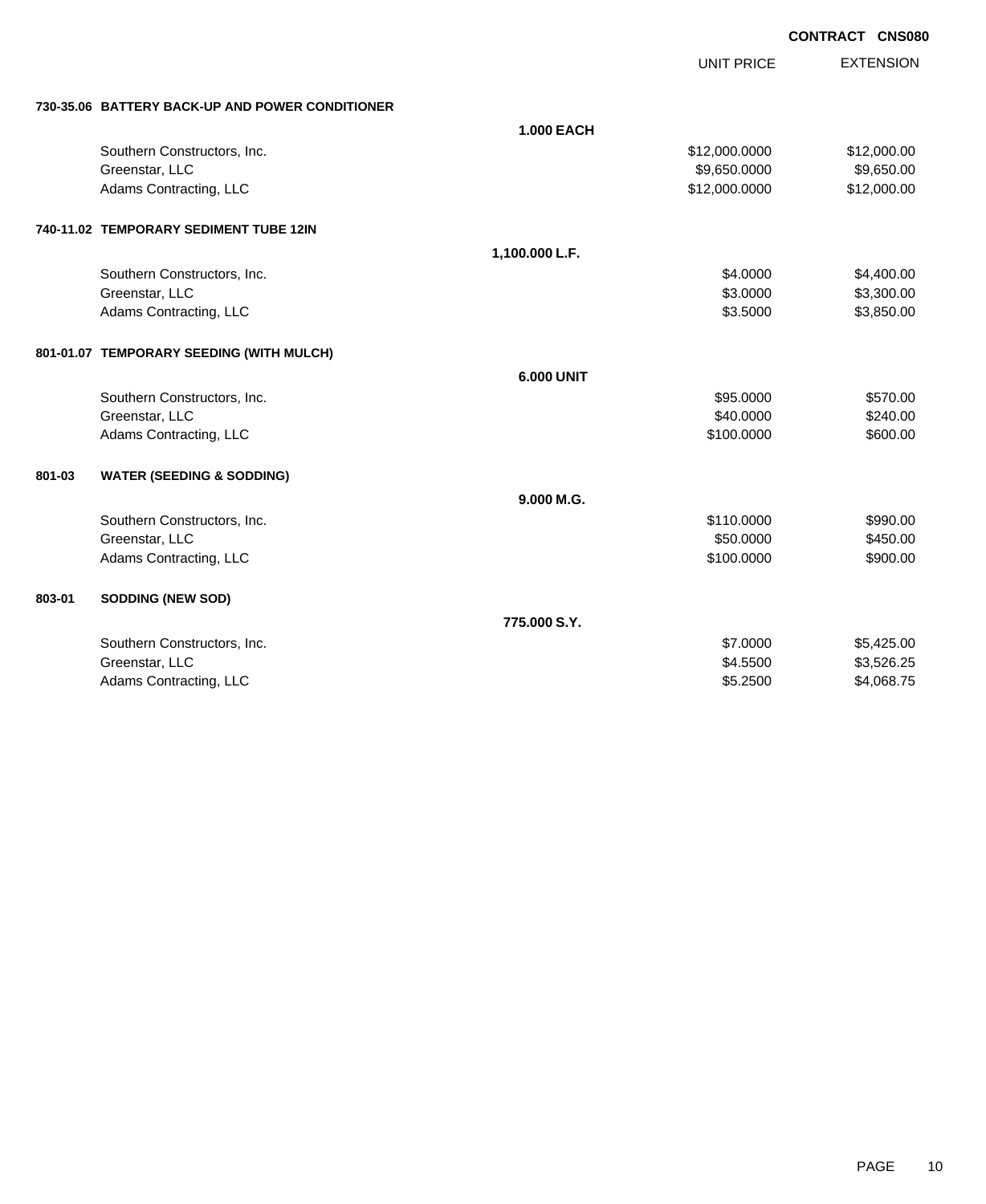**CONTRACT CNS080**

| | | UNIT PRICE | EXTENSION |
|---|---|---|---|
| **730-35.06 BATTERY BACK-UP AND POWER CONDITIONER** | | | |
| | **1.000 EACH** | | |
| Southern Constructors, Inc. | | $12,000.0000 | $12,000.00 |
| Greenstar, LLC | | $9,650.0000 | $9,650.00 |
| Adams Contracting, LLC | | $12,000.0000 | $12,000.00 |
| **740-11.02 TEMPORARY SEDIMENT TUBE 12IN** | | | |
| | **1,100.000 L.F.** | | |
| Southern Constructors, Inc. | | $4.0000 | $4,400.00 |
| Greenstar, LLC | | $3.0000 | $3,300.00 |
| Adams Contracting, LLC | | $3.5000 | $3,850.00 |
| **801-01.07 TEMPORARY SEEDING (WITH MULCH)** | | | |
| | **6.000 UNIT** | | |
| Southern Constructors, Inc. | | $95.0000 | $570.00 |
| Greenstar, LLC | | $40.0000 | $240.00 |
| Adams Contracting, LLC | | $100.0000 | $600.00 |
| **801-03 WATER (SEEDING & SODDING)** | | | |
| | **9.000 M.G.** | | |
| Southern Constructors, Inc. | | $110.0000 | $990.00 |
| Greenstar, LLC | | $50.0000 | $450.00 |
| Adams Contracting, LLC | | $100.0000 | $900.00 |
| **803-01 SODDING (NEW SOD)** | | | |
| | **775.000 S.Y.** | | |
| Southern Constructors, Inc. | | $7.0000 | $5,425.00 |
| Greenstar, LLC | | $4.5500 | $3,526.25 |
| Adams Contracting, LLC | | $5.2500 | $4,068.75 |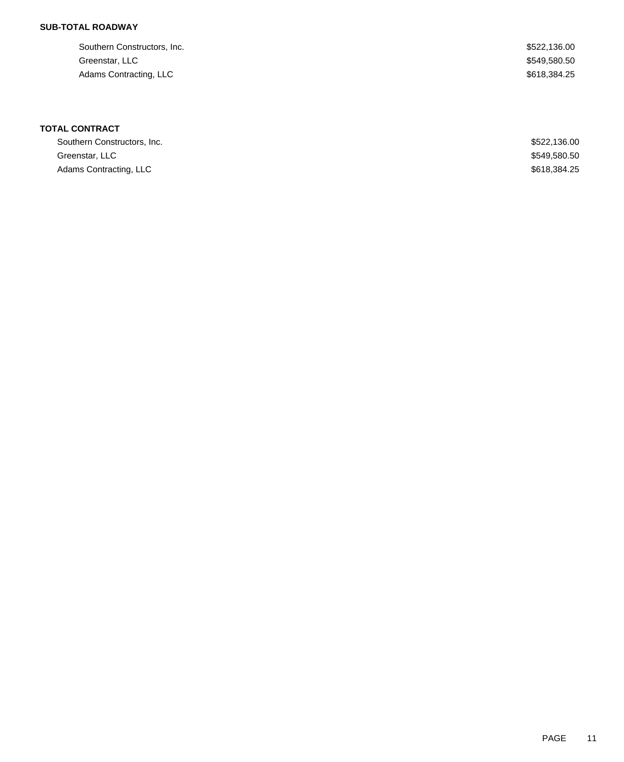**SUB-TOTAL ROADWAY**

| | |
|---|---|
| Southern Constructors, Inc. | $522,136.00 |
| Greenstar, LLC | $549,580.50 |
| Adams Contracting, LLC | $618,384.25 |

**TOTAL CONTRACT**

| | |
|---|---|
| Southern Constructors, Inc. | $522,136.00 |
| Greenstar, LLC | $549,580.50 |
| Adams Contracting, LLC | $618,384.25 |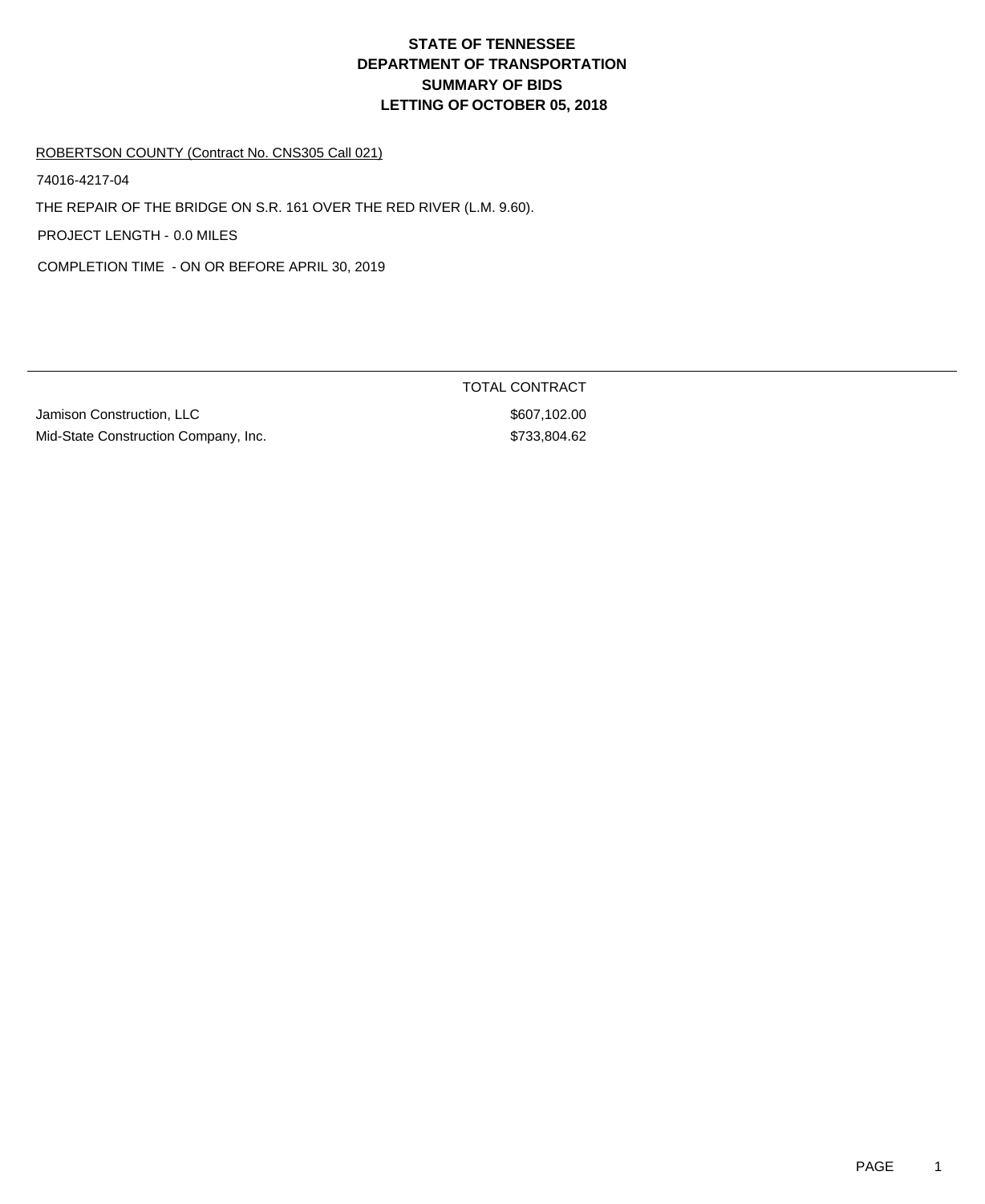# STATE OF TENNESSEE
# DEPARTMENT OF TRANSPORTATION
# SUMMARY OF BIDS
# LETTING OF OCTOBER 05, 2018

ROBERTSON COUNTY (Contract No. CNS305 Call 021)

74016-4217-04

THE REPAIR OF THE BRIDGE ON S.R. 161 OVER THE RED RIVER (L.M. 9.60).

PROJECT LENGTH - 0.0 MILES

COMPLETION TIME - ON OR BEFORE APRIL 30, 2019

| | TOTAL CONTRACT |
|---|---|
| Jamison Construction, LLC | $607,102.00 |
| Mid-State Construction Company, Inc. | $733,804.62 |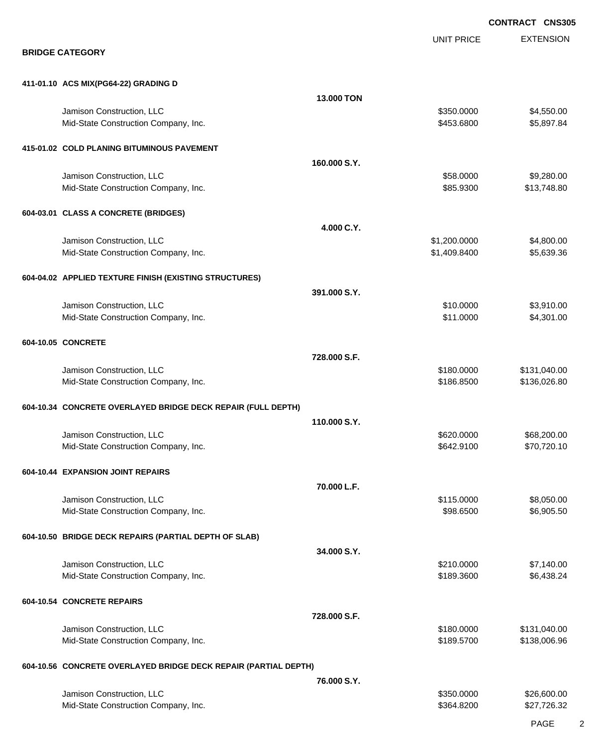**CONTRACT CNS305**

## BRIDGE CATEGORY

| | | UNIT PRICE | EXTENSION |
|---|---|---|---|
| **411-01.10 ACS MIX(PG64-22) GRADING D** | | | |
| | **13.000 TON** | | |
| Jamison Construction, LLC | | $350.0000 | $4,550.00 |
| Mid-State Construction Company, Inc. | | $453.6800 | $5,897.84 |
| **415-01.02 COLD PLANING BITUMINOUS PAVEMENT** | | | |
| | **160.000 S.Y.** | | |
| Jamison Construction, LLC | | $58.0000 | $9,280.00 |
| Mid-State Construction Company, Inc. | | $85.9300 | $13,748.80 |
| **604-03.01 CLASS A CONCRETE (BRIDGES)** | | | |
| | **4.000 C.Y.** | | |
| Jamison Construction, LLC | | $1,200.0000 | $4,800.00 |
| Mid-State Construction Company, Inc. | | $1,409.8400 | $5,639.36 |
| **604-04.02 APPLIED TEXTURE FINISH (EXISTING STRUCTURES)** | | | |
| | **391.000 S.Y.** | | |
| Jamison Construction, LLC | | $10.0000 | $3,910.00 |
| Mid-State Construction Company, Inc. | | $11.0000 | $4,301.00 |
| **604-10.05 CONCRETE** | | | |
| | **728.000 S.F.** | | |
| Jamison Construction, LLC | | $180.0000 | $131,040.00 |
| Mid-State Construction Company, Inc. | | $186.8500 | $136,026.80 |
| **604-10.34 CONCRETE OVERLAYED BRIDGE DECK REPAIR (FULL DEPTH)** | | | |
| | **110.000 S.Y.** | | |
| Jamison Construction, LLC | | $620.0000 | $68,200.00 |
| Mid-State Construction Company, Inc. | | $642.9100 | $70,720.10 |
| **604-10.44 EXPANSION JOINT REPAIRS** | | | |
| | **70.000 L.F.** | | |
| Jamison Construction, LLC | | $115.0000 | $8,050.00 |
| Mid-State Construction Company, Inc. | | $98.6500 | $6,905.50 |
| **604-10.50 BRIDGE DECK REPAIRS (PARTIAL DEPTH OF SLAB)** | | | |
| | **34.000 S.Y.** | | |
| Jamison Construction, LLC | | $210.0000 | $7,140.00 |
| Mid-State Construction Company, Inc. | | $189.3600 | $6,438.24 |
| **604-10.54 CONCRETE REPAIRS** | | | |
| | **728.000 S.F.** | | |
| Jamison Construction, LLC | | $180.0000 | $131,040.00 |
| Mid-State Construction Company, Inc. | | $189.5700 | $138,006.96 |
| **604-10.56 CONCRETE OVERLAYED BRIDGE DECK REPAIR (PARTIAL DEPTH)** | | | |
| | **76.000 S.Y.** | | |
| Jamison Construction, LLC | | $350.0000 | $26,600.00 |
| Mid-State Construction Company, Inc. | | $364.8200 | $27,726.32 |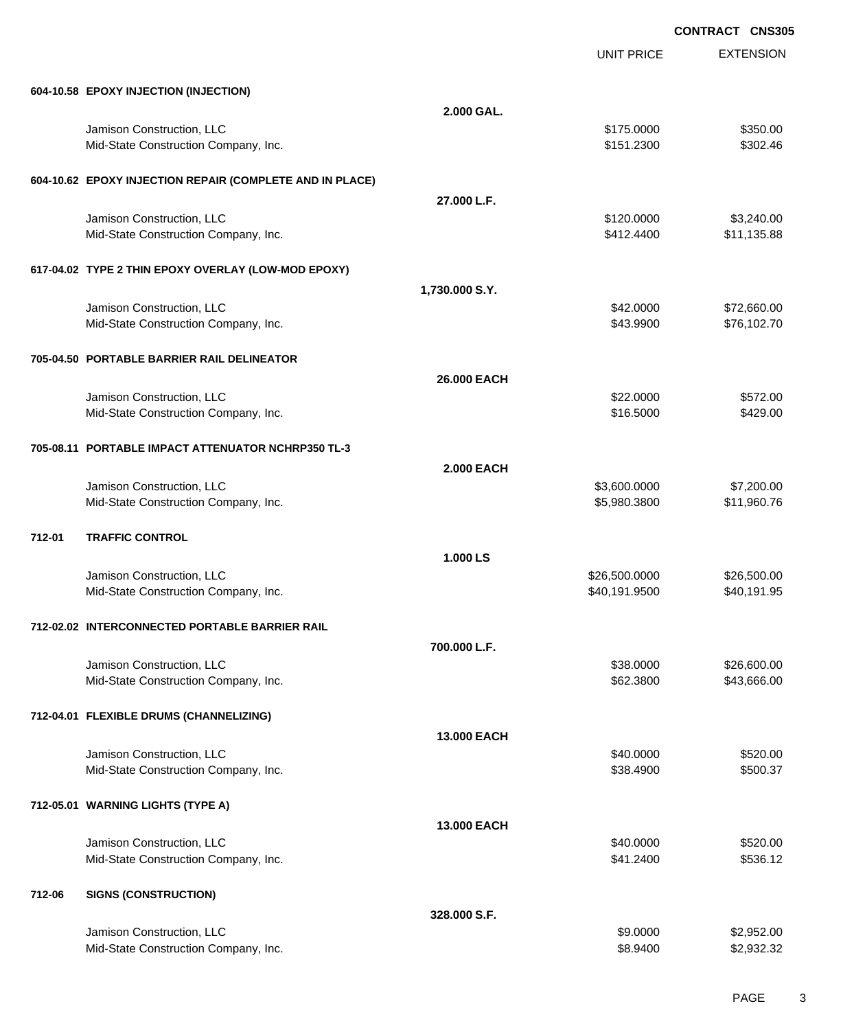**CONTRACT CNS305**

| | | | UNIT PRICE | EXTENSION |
|---|---|---|---|---|
| **604-10.58** | **EPOXY INJECTION (INJECTION)** | | | |
| | | **2.000 GAL.** | | |
| | Jamison Construction, LLC | | $175.0000 | $350.00 |
| | Mid-State Construction Company, Inc. | | $151.2300 | $302.46 |
| **604-10.62** | **EPOXY INJECTION REPAIR (COMPLETE AND IN PLACE)** | | | |
| | | **27.000 L.F.** | | |
| | Jamison Construction, LLC | | $120.0000 | $3,240.00 |
| | Mid-State Construction Company, Inc. | | $412.4400 | $11,135.88 |
| **617-04.02** | **TYPE 2 THIN EPOXY OVERLAY (LOW-MOD EPOXY)** | | | |
| | | **1,730.000 S.Y.** | | |
| | Jamison Construction, LLC | | $42.0000 | $72,660.00 |
| | Mid-State Construction Company, Inc. | | $43.9900 | $76,102.70 |
| **705-04.50** | **PORTABLE BARRIER RAIL DELINEATOR** | | | |
| | | **26.000 EACH** | | |
| | Jamison Construction, LLC | | $22.0000 | $572.00 |
| | Mid-State Construction Company, Inc. | | $16.5000 | $429.00 |
| **705-08.11** | **PORTABLE IMPACT ATTENUATOR NCHRP350 TL-3** | | | |
| | | **2.000 EACH** | | |
| | Jamison Construction, LLC | | $3,600.0000 | $7,200.00 |
| | Mid-State Construction Company, Inc. | | $5,980.3800 | $11,960.76 |
| **712-01** | **TRAFFIC CONTROL** | | | |
| | | **1.000 LS** | | |
| | Jamison Construction, LLC | | $26,500.0000 | $26,500.00 |
| | Mid-State Construction Company, Inc. | | $40,191.9500 | $40,191.95 |
| **712-02.02** | **INTERCONNECTED PORTABLE BARRIER RAIL** | | | |
| | | **700.000 L.F.** | | |
| | Jamison Construction, LLC | | $38.0000 | $26,600.00 |
| | Mid-State Construction Company, Inc. | | $62.3800 | $43,666.00 |
| **712-04.01** | **FLEXIBLE DRUMS (CHANNELIZING)** | | | |
| | | **13.000 EACH** | | |
| | Jamison Construction, LLC | | $40.0000 | $520.00 |
| | Mid-State Construction Company, Inc. | | $38.4900 | $500.37 |
| **712-05.01** | **WARNING LIGHTS (TYPE A)** | | | |
| | | **13.000 EACH** | | |
| | Jamison Construction, LLC | | $40.0000 | $520.00 |
| | Mid-State Construction Company, Inc. | | $41.2400 | $536.12 |
| **712-06** | **SIGNS (CONSTRUCTION)** | | | |
| | | **328.000 S.F.** | | |
| | Jamison Construction, LLC | | $9.0000 | $2,952.00 |
| | Mid-State Construction Company, Inc. | | $8.9400 | $2,932.32 |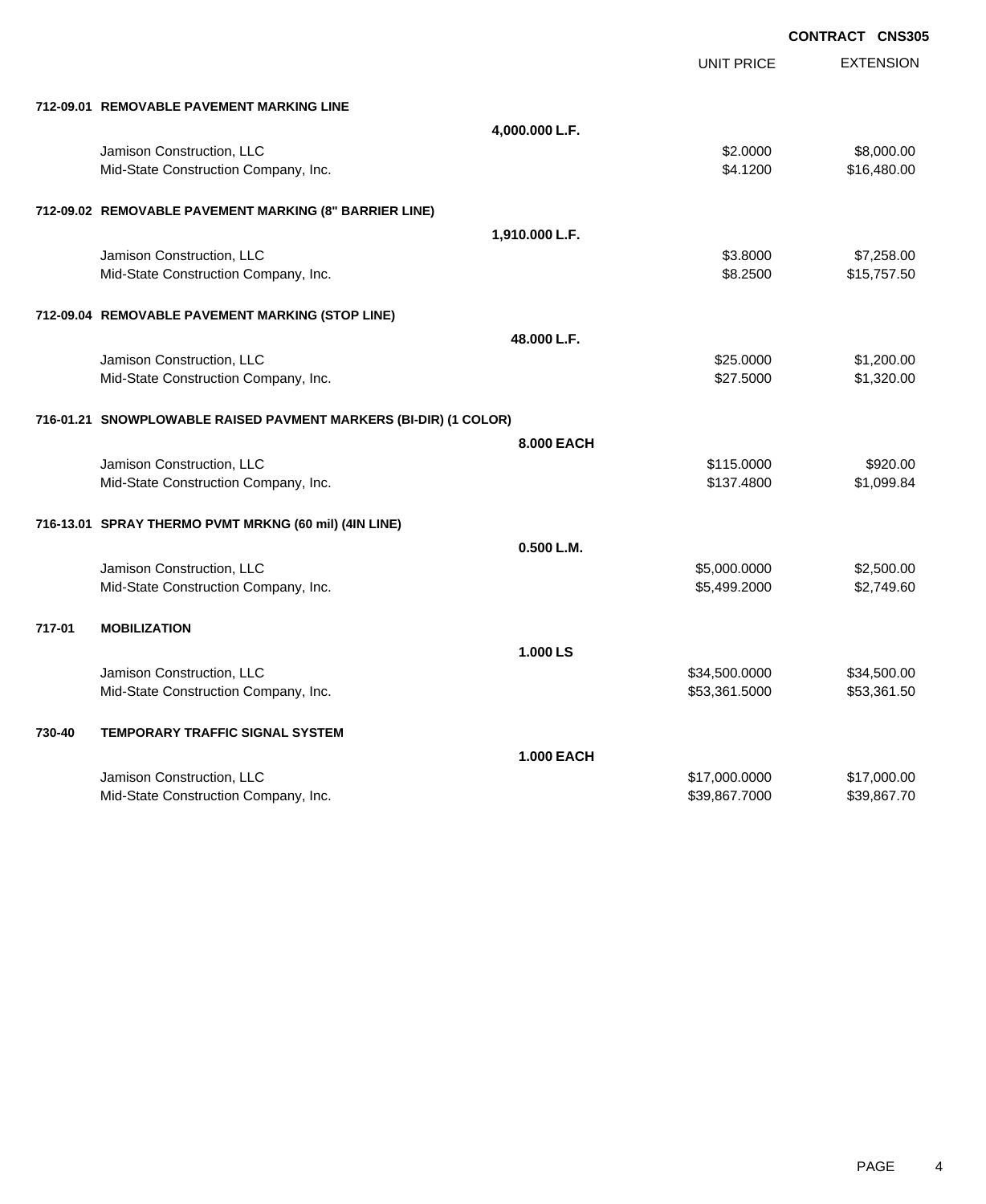**CONTRACT CNS305**

| | | UNIT PRICE | EXTENSION |
|---|---|---|---|
| **712-09.01** | **REMOVABLE PAVEMENT MARKING LINE** | | |
| | **4,000.000 L.F.** | | |
| | Jamison Construction, LLC | $2.0000 | $8,000.00 |
| | Mid-State Construction Company, Inc. | $4.1200 | $16,480.00 |
| **712-09.02** | **REMOVABLE PAVEMENT MARKING (8" BARRIER LINE)** | | |
| | **1,910.000 L.F.** | | |
| | Jamison Construction, LLC | $3.8000 | $7,258.00 |
| | Mid-State Construction Company, Inc. | $8.2500 | $15,757.50 |
| **712-09.04** | **REMOVABLE PAVEMENT MARKING (STOP LINE)** | | |
| | **48.000 L.F.** | | |
| | Jamison Construction, LLC | $25.0000 | $1,200.00 |
| | Mid-State Construction Company, Inc. | $27.5000 | $1,320.00 |
| **716-01.21** | **SNOWPLOWABLE RAISED PAVMENT MARKERS (BI-DIR) (1 COLOR)** | | |
| | **8.000 EACH** | | |
| | Jamison Construction, LLC | $115.0000 | $920.00 |
| | Mid-State Construction Company, Inc. | $137.4800 | $1,099.84 |
| **716-13.01** | **SPRAY THERMO PVMT MRKNG (60 mil) (4IN LINE)** | | |
| | **0.500 L.M.** | | |
| | Jamison Construction, LLC | $5,000.0000 | $2,500.00 |
| | Mid-State Construction Company, Inc. | $5,499.2000 | $2,749.60 |
| **717-01** | **MOBILIZATION** | | |
| | **1.000 LS** | | |
| | Jamison Construction, LLC | $34,500.0000 | $34,500.00 |
| | Mid-State Construction Company, Inc. | $53,361.5000 | $53,361.50 |
| **730-40** | **TEMPORARY TRAFFIC SIGNAL SYSTEM** | | |
| | **1.000 EACH** | | |
| | Jamison Construction, LLC | $17,000.0000 | $17,000.00 |
| | Mid-State Construction Company, Inc. | $39,867.7000 | $39,867.70 |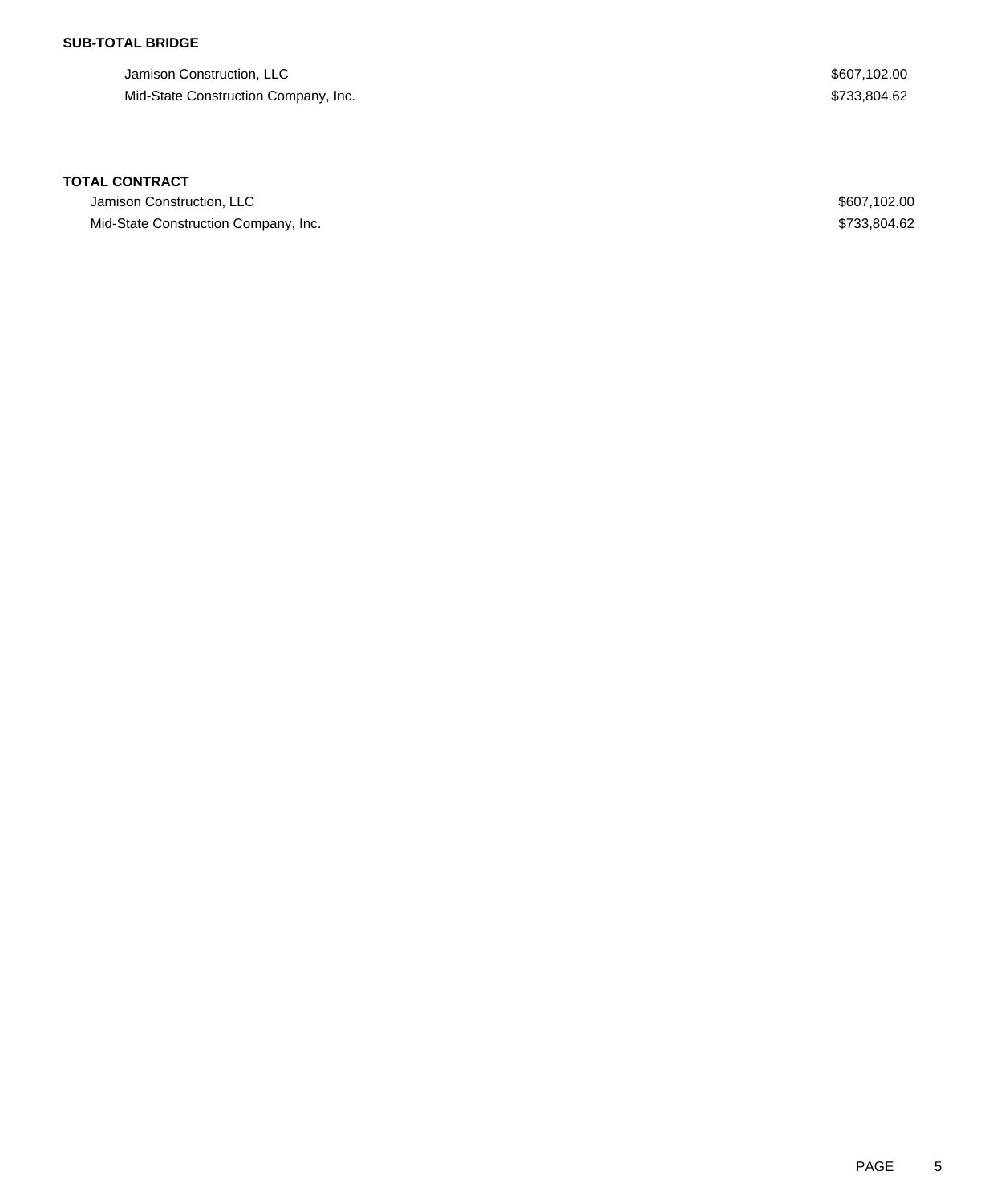**SUB-TOTAL BRIDGE**

| | |
|---|---|
| Jamison Construction, LLC | $607,102.00 |
| Mid-State Construction Company, Inc. | $733,804.62 |

**TOTAL CONTRACT**

| | |
|---|---|
| Jamison Construction, LLC | $607,102.00 |
| Mid-State Construction Company, Inc. | $733,804.62 |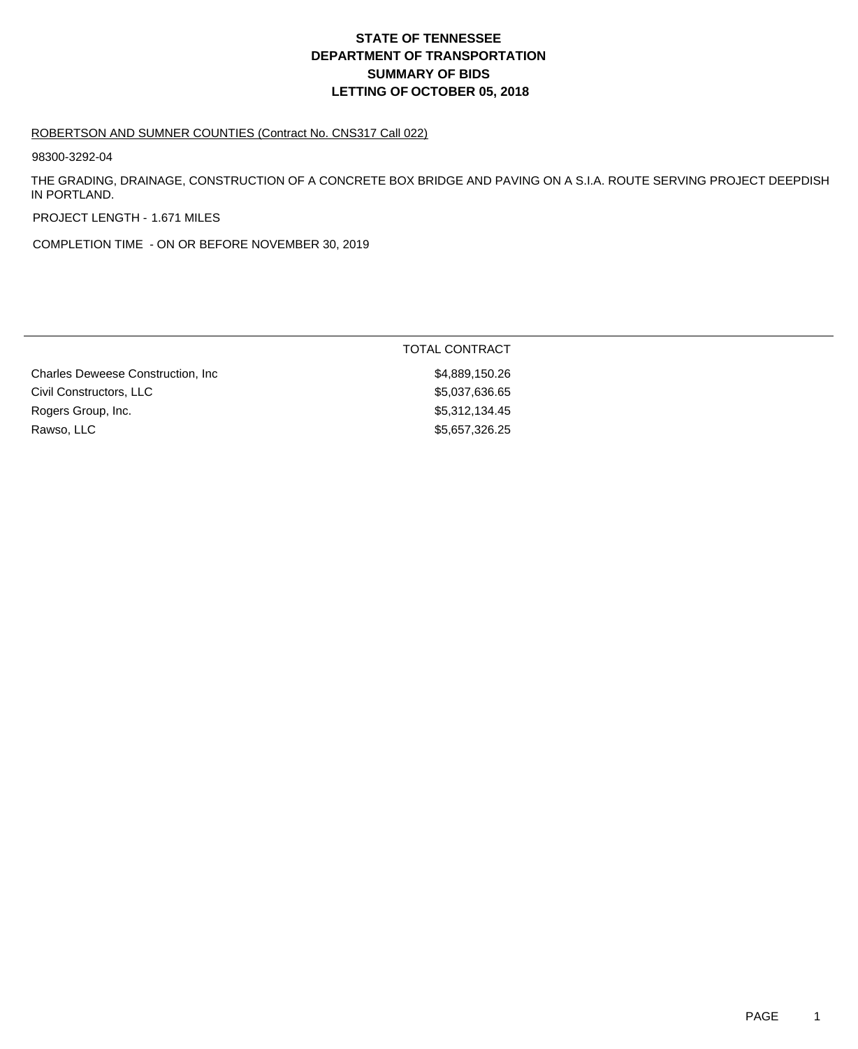# STATE OF TENNESSEE
# DEPARTMENT OF TRANSPORTATION
# SUMMARY OF BIDS
# LETTING OF OCTOBER 05, 2018

ROBERTSON AND SUMNER COUNTIES (Contract No. CNS317 Call 022)

98300-3292-04

THE GRADING, DRAINAGE, CONSTRUCTION OF A CONCRETE BOX BRIDGE AND PAVING ON A S.I.A. ROUTE SERVING PROJECT DEEPDISH IN PORTLAND.

PROJECT LENGTH - 1.671 MILES

COMPLETION TIME - ON OR BEFORE NOVEMBER 30, 2019

| | TOTAL CONTRACT |
|---|---|
| Charles Deweese Construction, Inc | $4,889,150.26 |
| Civil Constructors, LLC | $5,037,636.65 |
| Rogers Group, Inc. | $5,312,134.45 |
| Rawso, LLC | $5,657,326.25 |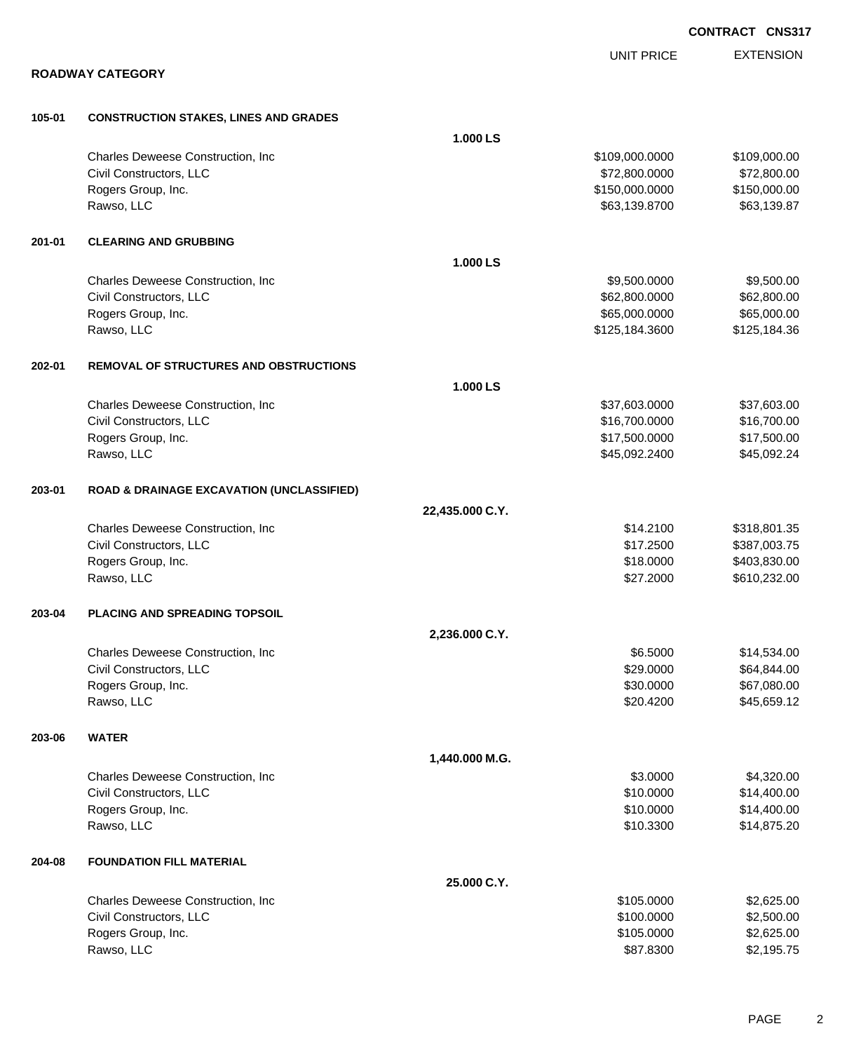**CONTRACT CNS317**

## ROADWAY CATEGORY

| | | | UNIT PRICE | EXTENSION |
|---|---|---|---|---|
| **105-01** | **CONSTRUCTION STAKES, LINES AND GRADES** | | | |
| | | **1.000 LS** | | |
| | Charles Deweese Construction, Inc | | $109,000.0000 | $109,000.00 |
| | Civil Constructors, LLC | | $72,800.0000 | $72,800.00 |
| | Rogers Group, Inc. | | $150,000.0000 | $150,000.00 |
| | Rawso, LLC | | $63,139.8700 | $63,139.87 |
| **201-01** | **CLEARING AND GRUBBING** | | | |
| | | **1.000 LS** | | |
| | Charles Deweese Construction, Inc | | $9,500.0000 | $9,500.00 |
| | Civil Constructors, LLC | | $62,800.0000 | $62,800.00 |
| | Rogers Group, Inc. | | $65,000.0000 | $65,000.00 |
| | Rawso, LLC | | $125,184.3600 | $125,184.36 |
| **202-01** | **REMOVAL OF STRUCTURES AND OBSTRUCTIONS** | | | |
| | | **1.000 LS** | | |
| | Charles Deweese Construction, Inc | | $37,603.0000 | $37,603.00 |
| | Civil Constructors, LLC | | $16,700.0000 | $16,700.00 |
| | Rogers Group, Inc. | | $17,500.0000 | $17,500.00 |
| | Rawso, LLC | | $45,092.2400 | $45,092.24 |
| **203-01** | **ROAD & DRAINAGE EXCAVATION (UNCLASSIFIED)** | | | |
| | | **22,435.000 C.Y.** | | |
| | Charles Deweese Construction, Inc | | $14.2100 | $318,801.35 |
| | Civil Constructors, LLC | | $17.2500 | $387,003.75 |
| | Rogers Group, Inc. | | $18.0000 | $403,830.00 |
| | Rawso, LLC | | $27.2000 | $610,232.00 |
| **203-04** | **PLACING AND SPREADING TOPSOIL** | | | |
| | | **2,236.000 C.Y.** | | |
| | Charles Deweese Construction, Inc | | $6.5000 | $14,534.00 |
| | Civil Constructors, LLC | | $29.0000 | $64,844.00 |
| | Rogers Group, Inc. | | $30.0000 | $67,080.00 |
| | Rawso, LLC | | $20.4200 | $45,659.12 |
| **203-06** | **WATER** | | | |
| | | **1,440.000 M.G.** | | |
| | Charles Deweese Construction, Inc | | $3.0000 | $4,320.00 |
| | Civil Constructors, LLC | | $10.0000 | $14,400.00 |
| | Rogers Group, Inc. | | $10.0000 | $14,400.00 |
| | Rawso, LLC | | $10.3300 | $14,875.20 |
| **204-08** | **FOUNDATION FILL MATERIAL** | | | |
| | | **25.000 C.Y.** | | |
| | Charles Deweese Construction, Inc | | $105.0000 | $2,625.00 |
| | Civil Constructors, LLC | | $100.0000 | $2,500.00 |
| | Rogers Group, Inc. | | $105.0000 | $2,625.00 |
| | Rawso, LLC | | $87.8300 | $2,195.75 |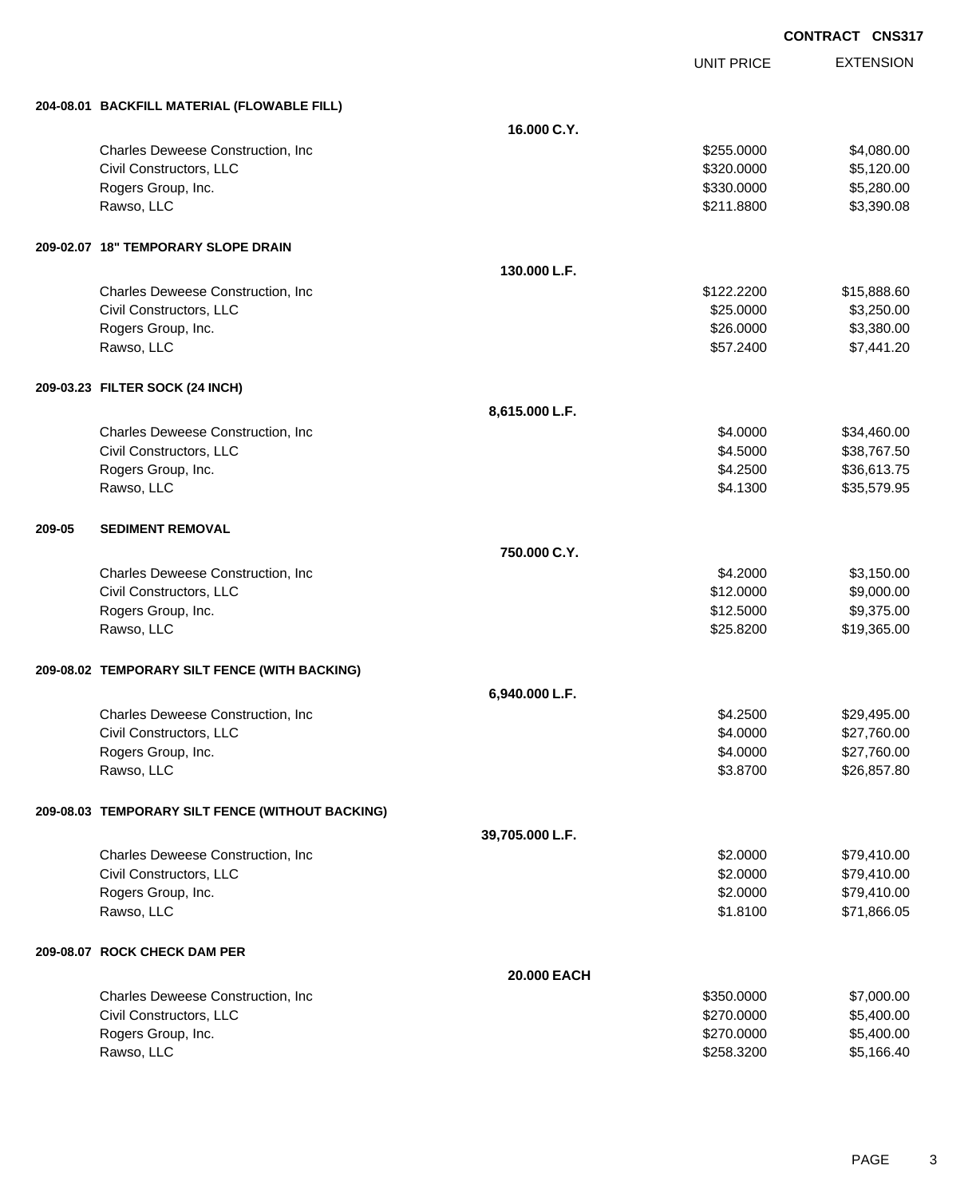**CONTRACT CNS317**

| | UNIT PRICE | EXTENSION |
|---|---|---|
| **204-08.01 BACKFILL MATERIAL (FLOWABLE FILL)** | | |
| **16.000 C.Y.** | | |
| Charles Deweese Construction, Inc | $255.0000 | $4,080.00 |
| Civil Constructors, LLC | $320.0000 | $5,120.00 |
| Rogers Group, Inc. | $330.0000 | $5,280.00 |
| Rawso, LLC | $211.8800 | $3,390.08 |
| **209-02.07 18" TEMPORARY SLOPE DRAIN** | | |
| **130.000 L.F.** | | |
| Charles Deweese Construction, Inc | $122.2200 | $15,888.60 |
| Civil Constructors, LLC | $25.0000 | $3,250.00 |
| Rogers Group, Inc. | $26.0000 | $3,380.00 |
| Rawso, LLC | $57.2400 | $7,441.20 |
| **209-03.23 FILTER SOCK (24 INCH)** | | |
| **8,615.000 L.F.** | | |
| Charles Deweese Construction, Inc | $4.0000 | $34,460.00 |
| Civil Constructors, LLC | $4.5000 | $38,767.50 |
| Rogers Group, Inc. | $4.2500 | $36,613.75 |
| Rawso, LLC | $4.1300 | $35,579.95 |
| **209-05 SEDIMENT REMOVAL** | | |
| **750.000 C.Y.** | | |
| Charles Deweese Construction, Inc | $4.2000 | $3,150.00 |
| Civil Constructors, LLC | $12.0000 | $9,000.00 |
| Rogers Group, Inc. | $12.5000 | $9,375.00 |
| Rawso, LLC | $25.8200 | $19,365.00 |
| **209-08.02 TEMPORARY SILT FENCE (WITH BACKING)** | | |
| **6,940.000 L.F.** | | |
| Charles Deweese Construction, Inc | $4.2500 | $29,495.00 |
| Civil Constructors, LLC | $4.0000 | $27,760.00 |
| Rogers Group, Inc. | $4.0000 | $27,760.00 |
| Rawso, LLC | $3.8700 | $26,857.80 |
| **209-08.03 TEMPORARY SILT FENCE (WITHOUT BACKING)** | | |
| **39,705.000 L.F.** | | |
| Charles Deweese Construction, Inc | $2.0000 | $79,410.00 |
| Civil Constructors, LLC | $2.0000 | $79,410.00 |
| Rogers Group, Inc. | $2.0000 | $79,410.00 |
| Rawso, LLC | $1.8100 | $71,866.05 |
| **209-08.07 ROCK CHECK DAM PER** | | |
| **20.000 EACH** | | |
| Charles Deweese Construction, Inc | $350.0000 | $7,000.00 |
| Civil Constructors, LLC | $270.0000 | $5,400.00 |
| Rogers Group, Inc. | $270.0000 | $5,400.00 |
| Rawso, LLC | $258.3200 | $5,166.40 |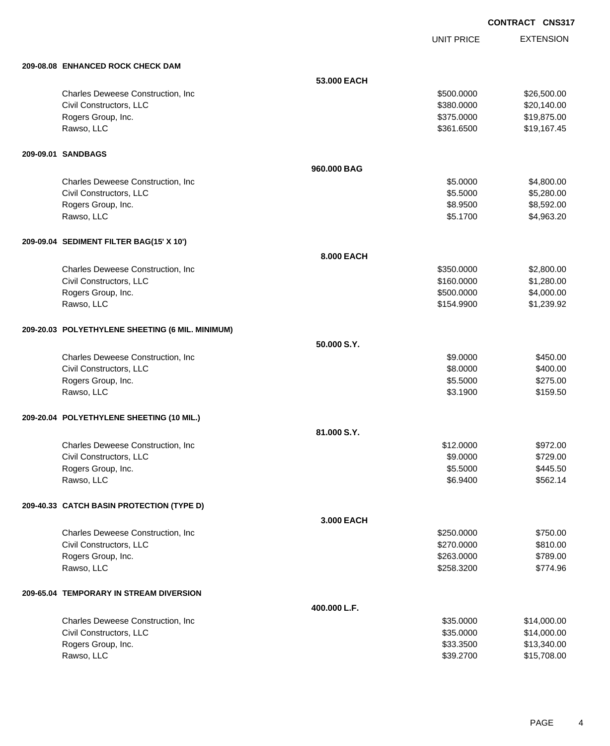**CONTRACT CNS317**

| | | UNIT PRICE | EXTENSION |
|---|---|---|---|
| **209-08.08 ENHANCED ROCK CHECK DAM** | | | |
| | **53.000 EACH** | | |
| Charles Deweese Construction, Inc | | $500.0000 | $26,500.00 |
| Civil Constructors, LLC | | $380.0000 | $20,140.00 |
| Rogers Group, Inc. | | $375.0000 | $19,875.00 |
| Rawso, LLC | | $361.6500 | $19,167.45 |
| **209-09.01 SANDBAGS** | | | |
| | **960.000 BAG** | | |
| Charles Deweese Construction, Inc | | $5.0000 | $4,800.00 |
| Civil Constructors, LLC | | $5.5000 | $5,280.00 |
| Rogers Group, Inc. | | $8.9500 | $8,592.00 |
| Rawso, LLC | | $5.1700 | $4,963.20 |
| **209-09.04 SEDIMENT FILTER BAG(15' X 10')** | | | |
| | **8.000 EACH** | | |
| Charles Deweese Construction, Inc | | $350.0000 | $2,800.00 |
| Civil Constructors, LLC | | $160.0000 | $1,280.00 |
| Rogers Group, Inc. | | $500.0000 | $4,000.00 |
| Rawso, LLC | | $154.9900 | $1,239.92 |
| **209-20.03 POLYETHYLENE SHEETING (6 MIL. MINIMUM)** | | | |
| | **50.000 S.Y.** | | |
| Charles Deweese Construction, Inc | | $9.0000 | $450.00 |
| Civil Constructors, LLC | | $8.0000 | $400.00 |
| Rogers Group, Inc. | | $5.5000 | $275.00 |
| Rawso, LLC | | $3.1900 | $159.50 |
| **209-20.04 POLYETHYLENE SHEETING (10 MIL.)** | | | |
| | **81.000 S.Y.** | | |
| Charles Deweese Construction, Inc | | $12.0000 | $972.00 |
| Civil Constructors, LLC | | $9.0000 | $729.00 |
| Rogers Group, Inc. | | $5.5000 | $445.50 |
| Rawso, LLC | | $6.9400 | $562.14 |
| **209-40.33 CATCH BASIN PROTECTION (TYPE D)** | | | |
| | **3.000 EACH** | | |
| Charles Deweese Construction, Inc | | $250.0000 | $750.00 |
| Civil Constructors, LLC | | $270.0000 | $810.00 |
| Rogers Group, Inc. | | $263.0000 | $789.00 |
| Rawso, LLC | | $258.3200 | $774.96 |
| **209-65.04 TEMPORARY IN STREAM DIVERSION** | | | |
| | **400.000 L.F.** | | |
| Charles Deweese Construction, Inc | | $35.0000 | $14,000.00 |
| Civil Constructors, LLC | | $35.0000 | $14,000.00 |
| Rogers Group, Inc. | | $33.3500 | $13,340.00 |
| Rawso, LLC | | $39.2700 | $15,708.00 |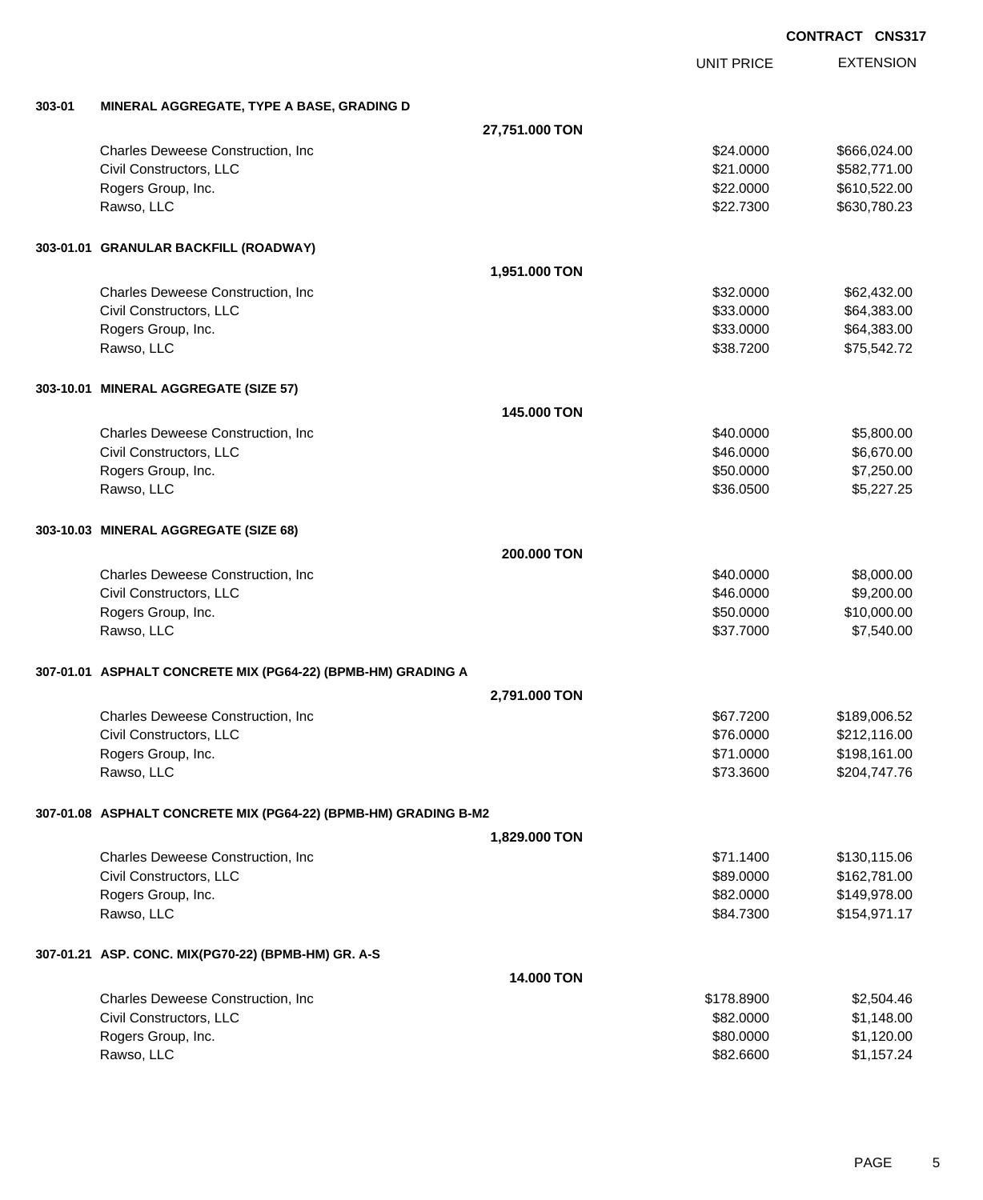**CONTRACT CNS317**

| | | | UNIT PRICE | EXTENSION |
|---|---|---|---|---|
| **303-01** | **MINERAL AGGREGATE, TYPE A BASE, GRADING D** | | | |
| | | **27,751.000 TON** | | |
| | Charles Deweese Construction, Inc | | $24.0000 | $666,024.00 |
| | Civil Constructors, LLC | | $21.0000 | $582,771.00 |
| | Rogers Group, Inc. | | $22.0000 | $610,522.00 |
| | Rawso, LLC | | $22.7300 | $630,780.23 |
| **303-01.01** | **GRANULAR BACKFILL (ROADWAY)** | | | |
| | | **1,951.000 TON** | | |
| | Charles Deweese Construction, Inc | | $32.0000 | $62,432.00 |
| | Civil Constructors, LLC | | $33.0000 | $64,383.00 |
| | Rogers Group, Inc. | | $33.0000 | $64,383.00 |
| | Rawso, LLC | | $38.7200 | $75,542.72 |
| **303-10.01** | **MINERAL AGGREGATE (SIZE 57)** | | | |
| | | **145.000 TON** | | |
| | Charles Deweese Construction, Inc | | $40.0000 | $5,800.00 |
| | Civil Constructors, LLC | | $46.0000 | $6,670.00 |
| | Rogers Group, Inc. | | $50.0000 | $7,250.00 |
| | Rawso, LLC | | $36.0500 | $5,227.25 |
| **303-10.03** | **MINERAL AGGREGATE (SIZE 68)** | | | |
| | | **200.000 TON** | | |
| | Charles Deweese Construction, Inc | | $40.0000 | $8,000.00 |
| | Civil Constructors, LLC | | $46.0000 | $9,200.00 |
| | Rogers Group, Inc. | | $50.0000 | $10,000.00 |
| | Rawso, LLC | | $37.7000 | $7,540.00 |
| **307-01.01** | **ASPHALT CONCRETE MIX (PG64-22) (BPMB-HM) GRADING A** | | | |
| | | **2,791.000 TON** | | |
| | Charles Deweese Construction, Inc | | $67.7200 | $189,006.52 |
| | Civil Constructors, LLC | | $76.0000 | $212,116.00 |
| | Rogers Group, Inc. | | $71.0000 | $198,161.00 |
| | Rawso, LLC | | $73.3600 | $204,747.76 |
| **307-01.08** | **ASPHALT CONCRETE MIX (PG64-22) (BPMB-HM) GRADING B-M2** | | | |
| | | **1,829.000 TON** | | |
| | Charles Deweese Construction, Inc | | $71.1400 | $130,115.06 |
| | Civil Constructors, LLC | | $89.0000 | $162,781.00 |
| | Rogers Group, Inc. | | $82.0000 | $149,978.00 |
| | Rawso, LLC | | $84.7300 | $154,971.17 |
| **307-01.21** | **ASP. CONC. MIX(PG70-22) (BPMB-HM) GR. A-S** | | | |
| | | **14.000 TON** | | |
| | Charles Deweese Construction, Inc | | $178.8900 | $2,504.46 |
| | Civil Constructors, LLC | | $82.0000 | $1,148.00 |
| | Rogers Group, Inc. | | $80.0000 | $1,120.00 |
| | Rawso, LLC | | $82.6600 | $1,157.24 |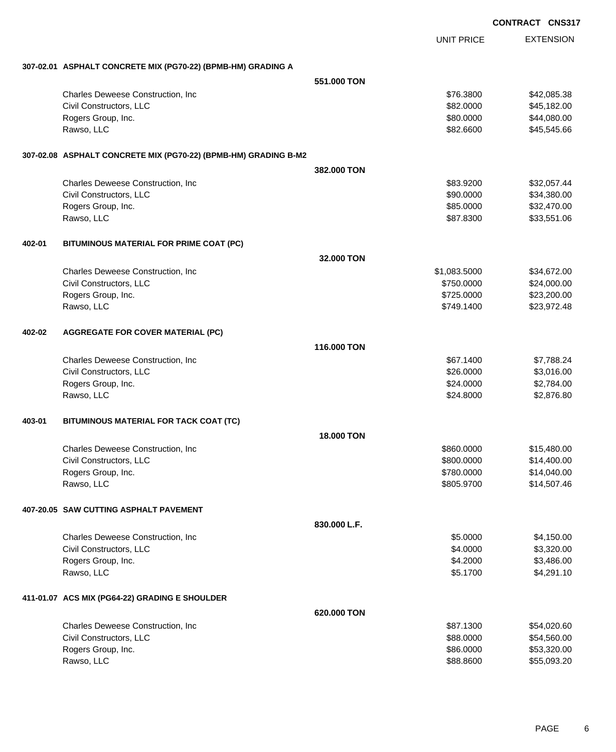**CONTRACT CNS317**

| | | UNIT PRICE | EXTENSION |
|---|---|---|---|
| **307-02.01 ASPHALT CONCRETE MIX (PG70-22) (BPMB-HM) GRADING A** | | | |
| | **551.000 TON** | | |
| Charles Deweese Construction, Inc | | $76.3800 | $42,085.38 |
| Civil Constructors, LLC | | $82.0000 | $45,182.00 |
| Rogers Group, Inc. | | $80.0000 | $44,080.00 |
| Rawso, LLC | | $82.6600 | $45,545.66 |
| **307-02.08 ASPHALT CONCRETE MIX (PG70-22) (BPMB-HM) GRADING B-M2** | | | |
| | **382.000 TON** | | |
| Charles Deweese Construction, Inc | | $83.9200 | $32,057.44 |
| Civil Constructors, LLC | | $90.0000 | $34,380.00 |
| Rogers Group, Inc. | | $85.0000 | $32,470.00 |
| Rawso, LLC | | $87.8300 | $33,551.06 |
| **402-01 BITUMINOUS MATERIAL FOR PRIME COAT (PC)** | | | |
| | **32.000 TON** | | |
| Charles Deweese Construction, Inc | | $1,083.5000 | $34,672.00 |
| Civil Constructors, LLC | | $750.0000 | $24,000.00 |
| Rogers Group, Inc. | | $725.0000 | $23,200.00 |
| Rawso, LLC | | $749.1400 | $23,972.48 |
| **402-02 AGGREGATE FOR COVER MATERIAL (PC)** | | | |
| | **116.000 TON** | | |
| Charles Deweese Construction, Inc | | $67.1400 | $7,788.24 |
| Civil Constructors, LLC | | $26.0000 | $3,016.00 |
| Rogers Group, Inc. | | $24.0000 | $2,784.00 |
| Rawso, LLC | | $24.8000 | $2,876.80 |
| **403-01 BITUMINOUS MATERIAL FOR TACK COAT (TC)** | | | |
| | **18.000 TON** | | |
| Charles Deweese Construction, Inc | | $860.0000 | $15,480.00 |
| Civil Constructors, LLC | | $800.0000 | $14,400.00 |
| Rogers Group, Inc. | | $780.0000 | $14,040.00 |
| Rawso, LLC | | $805.9700 | $14,507.46 |
| **407-20.05 SAW CUTTING ASPHALT PAVEMENT** | | | |
| | **830.000 L.F.** | | |
| Charles Deweese Construction, Inc | | $5.0000 | $4,150.00 |
| Civil Constructors, LLC | | $4.0000 | $3,320.00 |
| Rogers Group, Inc. | | $4.2000 | $3,486.00 |
| Rawso, LLC | | $5.1700 | $4,291.10 |
| **411-01.07 ACS MIX (PG64-22) GRADING E SHOULDER** | | | |
| | **620.000 TON** | | |
| Charles Deweese Construction, Inc | | $87.1300 | $54,020.60 |
| Civil Constructors, LLC | | $88.0000 | $54,560.00 |
| Rogers Group, Inc. | | $86.0000 | $53,320.00 |
| Rawso, LLC | | $88.8600 | $55,093.20 |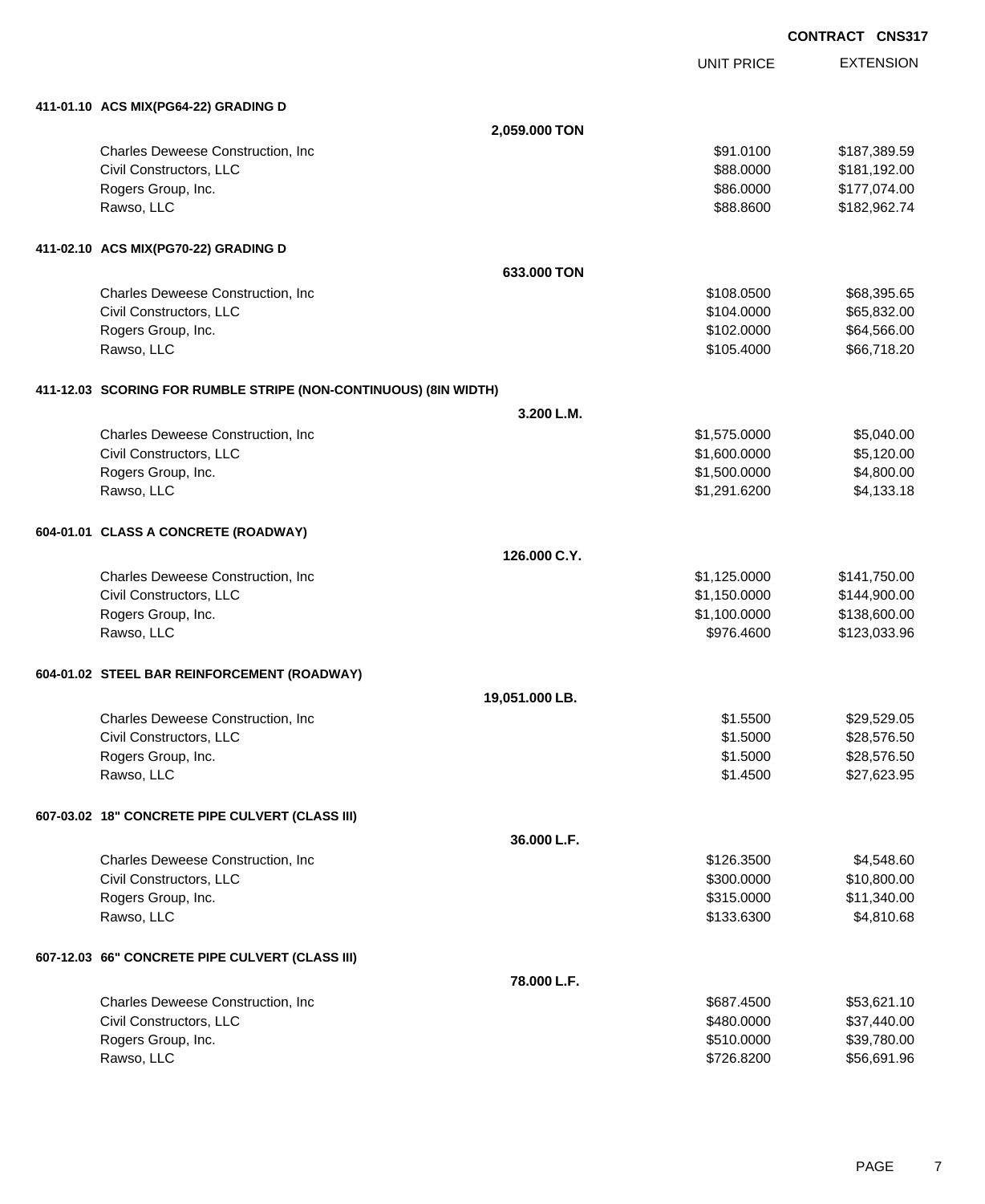CONTRACT CNS317

| | UNIT PRICE | EXTENSION |
|---|---|---|
| **411-01.10 ACS MIX(PG64-22) GRADING D** | | |
| **2,059.000 TON** | | |
| Charles Deweese Construction, Inc | $91.0100 | $187,389.59 |
| Civil Constructors, LLC | $88.0000 | $181,192.00 |
| Rogers Group, Inc. | $86.0000 | $177,074.00 |
| Rawso, LLC | $88.8600 | $182,962.74 |
| **411-02.10 ACS MIX(PG70-22) GRADING D** | | |
| **633.000 TON** | | |
| Charles Deweese Construction, Inc | $108.0500 | $68,395.65 |
| Civil Constructors, LLC | $104.0000 | $65,832.00 |
| Rogers Group, Inc. | $102.0000 | $64,566.00 |
| Rawso, LLC | $105.4000 | $66,718.20 |
| **411-12.03 SCORING FOR RUMBLE STRIPE (NON-CONTINUOUS) (8IN WIDTH)** | | |
| **3.200 L.M.** | | |
| Charles Deweese Construction, Inc | $1,575.0000 | $5,040.00 |
| Civil Constructors, LLC | $1,600.0000 | $5,120.00 |
| Rogers Group, Inc. | $1,500.0000 | $4,800.00 |
| Rawso, LLC | $1,291.6200 | $4,133.18 |
| **604-01.01 CLASS A CONCRETE (ROADWAY)** | | |
| **126.000 C.Y.** | | |
| Charles Deweese Construction, Inc | $1,125.0000 | $141,750.00 |
| Civil Constructors, LLC | $1,150.0000 | $144,900.00 |
| Rogers Group, Inc. | $1,100.0000 | $138,600.00 |
| Rawso, LLC | $976.4600 | $123,033.96 |
| **604-01.02 STEEL BAR REINFORCEMENT (ROADWAY)** | | |
| **19,051.000 LB.** | | |
| Charles Deweese Construction, Inc | $1.5500 | $29,529.05 |
| Civil Constructors, LLC | $1.5000 | $28,576.50 |
| Rogers Group, Inc. | $1.5000 | $28,576.50 |
| Rawso, LLC | $1.4500 | $27,623.95 |
| **607-03.02 18" CONCRETE PIPE CULVERT (CLASS III)** | | |
| **36.000 L.F.** | | |
| Charles Deweese Construction, Inc | $126.3500 | $4,548.60 |
| Civil Constructors, LLC | $300.0000 | $10,800.00 |
| Rogers Group, Inc. | $315.0000 | $11,340.00 |
| Rawso, LLC | $133.6300 | $4,810.68 |
| **607-12.03 66" CONCRETE PIPE CULVERT (CLASS III)** | | |
| **78.000 L.F.** | | |
| Charles Deweese Construction, Inc | $687.4500 | $53,621.10 |
| Civil Constructors, LLC | $480.0000 | $37,440.00 |
| Rogers Group, Inc. | $510.0000 | $39,780.00 |
| Rawso, LLC | $726.8200 | $56,691.96 |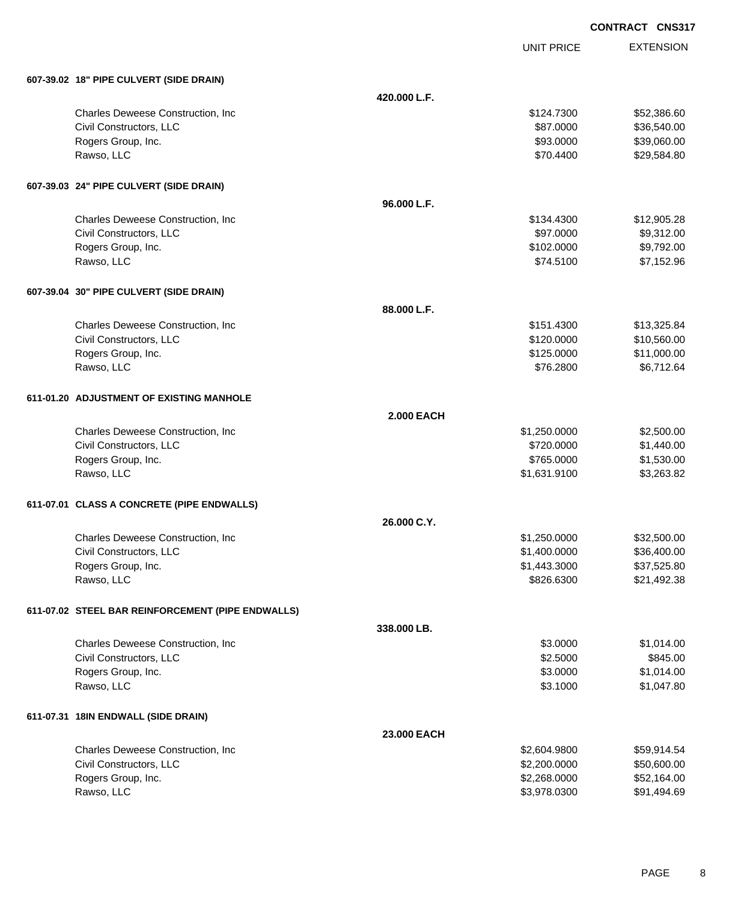**CONTRACT CNS317**

| | | UNIT PRICE | EXTENSION |
|---|---|---|---|
| **607-39.02 18" PIPE CULVERT (SIDE DRAIN)** | | | |
| | **420.000 L.F.** | | |
| Charles Deweese Construction, Inc | | $124.7300 | $52,386.60 |
| Civil Constructors, LLC | | $87.0000 | $36,540.00 |
| Rogers Group, Inc. | | $93.0000 | $39,060.00 |
| Rawso, LLC | | $70.4400 | $29,584.80 |
| **607-39.03 24" PIPE CULVERT (SIDE DRAIN)** | | | |
| | **96.000 L.F.** | | |
| Charles Deweese Construction, Inc | | $134.4300 | $12,905.28 |
| Civil Constructors, LLC | | $97.0000 | $9,312.00 |
| Rogers Group, Inc. | | $102.0000 | $9,792.00 |
| Rawso, LLC | | $74.5100 | $7,152.96 |
| **607-39.04 30" PIPE CULVERT (SIDE DRAIN)** | | | |
| | **88.000 L.F.** | | |
| Charles Deweese Construction, Inc | | $151.4300 | $13,325.84 |
| Civil Constructors, LLC | | $120.0000 | $10,560.00 |
| Rogers Group, Inc. | | $125.0000 | $11,000.00 |
| Rawso, LLC | | $76.2800 | $6,712.64 |
| **611-01.20 ADJUSTMENT OF EXISTING MANHOLE** | | | |
| | **2.000 EACH** | | |
| Charles Deweese Construction, Inc | | $1,250.0000 | $2,500.00 |
| Civil Constructors, LLC | | $720.0000 | $1,440.00 |
| Rogers Group, Inc. | | $765.0000 | $1,530.00 |
| Rawso, LLC | | $1,631.9100 | $3,263.82 |
| **611-07.01 CLASS A CONCRETE (PIPE ENDWALLS)** | | | |
| | **26.000 C.Y.** | | |
| Charles Deweese Construction, Inc | | $1,250.0000 | $32,500.00 |
| Civil Constructors, LLC | | $1,400.0000 | $36,400.00 |
| Rogers Group, Inc. | | $1,443.3000 | $37,525.80 |
| Rawso, LLC | | $826.6300 | $21,492.38 |
| **611-07.02 STEEL BAR REINFORCEMENT (PIPE ENDWALLS)** | | | |
| | **338.000 LB.** | | |
| Charles Deweese Construction, Inc | | $3.0000 | $1,014.00 |
| Civil Constructors, LLC | | $2.5000 | $845.00 |
| Rogers Group, Inc. | | $3.0000 | $1,014.00 |
| Rawso, LLC | | $3.1000 | $1,047.80 |
| **611-07.31 18IN ENDWALL (SIDE DRAIN)** | | | |
| | **23.000 EACH** | | |
| Charles Deweese Construction, Inc | | $2,604.9800 | $59,914.54 |
| Civil Constructors, LLC | | $2,200.0000 | $50,600.00 |
| Rogers Group, Inc. | | $2,268.0000 | $52,164.00 |
| Rawso, LLC | | $3,978.0300 | $91,494.69 |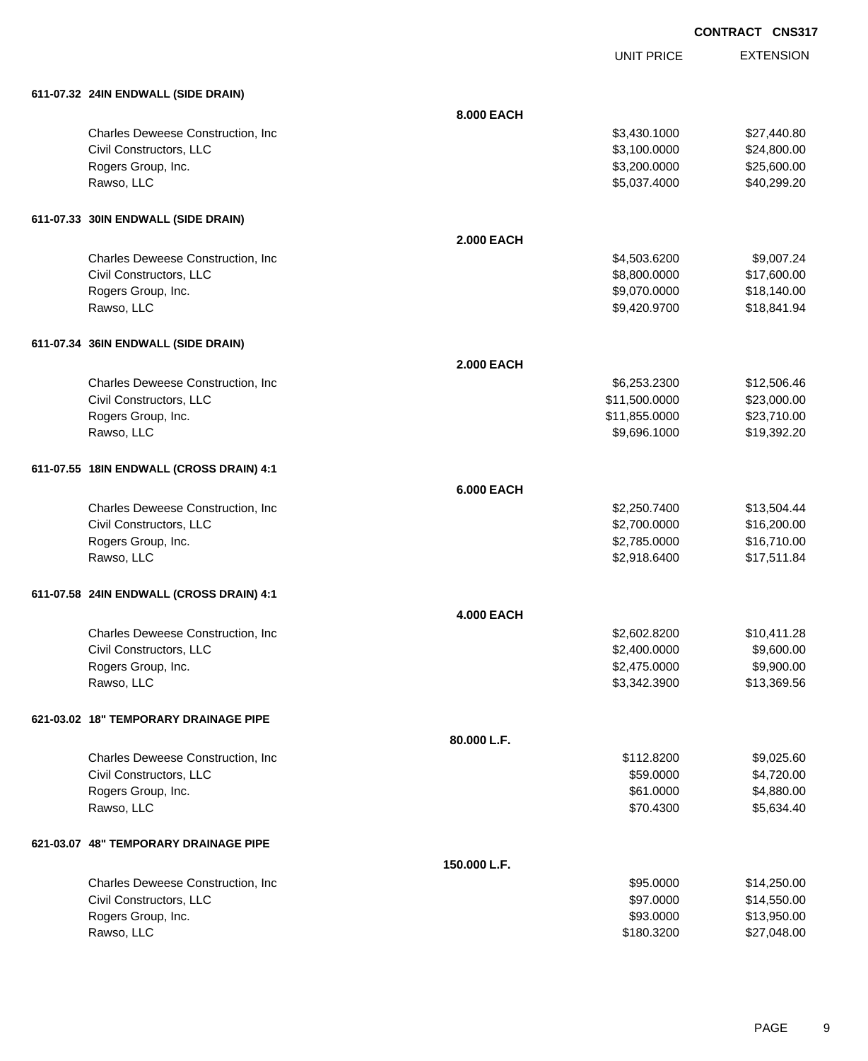**CONTRACT CNS317**

| | | UNIT PRICE | EXTENSION |
|---|---|---|---|
| **611-07.32 24IN ENDWALL (SIDE DRAIN)** | | | |
| | **8.000 EACH** | | |
| Charles Deweese Construction, Inc | | $3,430.1000 | $27,440.80 |
| Civil Constructors, LLC | | $3,100.0000 | $24,800.00 |
| Rogers Group, Inc. | | $3,200.0000 | $25,600.00 |
| Rawso, LLC | | $5,037.4000 | $40,299.20 |
| **611-07.33 30IN ENDWALL (SIDE DRAIN)** | | | |
| | **2.000 EACH** | | |
| Charles Deweese Construction, Inc | | $4,503.6200 | $9,007.24 |
| Civil Constructors, LLC | | $8,800.0000 | $17,600.00 |
| Rogers Group, Inc. | | $9,070.0000 | $18,140.00 |
| Rawso, LLC | | $9,420.9700 | $18,841.94 |
| **611-07.34 36IN ENDWALL (SIDE DRAIN)** | | | |
| | **2.000 EACH** | | |
| Charles Deweese Construction, Inc | | $6,253.2300 | $12,506.46 |
| Civil Constructors, LLC | | $11,500.0000 | $23,000.00 |
| Rogers Group, Inc. | | $11,855.0000 | $23,710.00 |
| Rawso, LLC | | $9,696.1000 | $19,392.20 |
| **611-07.55 18IN ENDWALL (CROSS DRAIN) 4:1** | | | |
| | **6.000 EACH** | | |
| Charles Deweese Construction, Inc | | $2,250.7400 | $13,504.44 |
| Civil Constructors, LLC | | $2,700.0000 | $16,200.00 |
| Rogers Group, Inc. | | $2,785.0000 | $16,710.00 |
| Rawso, LLC | | $2,918.6400 | $17,511.84 |
| **611-07.58 24IN ENDWALL (CROSS DRAIN) 4:1** | | | |
| | **4.000 EACH** | | |
| Charles Deweese Construction, Inc | | $2,602.8200 | $10,411.28 |
| Civil Constructors, LLC | | $2,400.0000 | $9,600.00 |
| Rogers Group, Inc. | | $2,475.0000 | $9,900.00 |
| Rawso, LLC | | $3,342.3900 | $13,369.56 |
| **621-03.02 18" TEMPORARY DRAINAGE PIPE** | | | |
| | **80.000 L.F.** | | |
| Charles Deweese Construction, Inc | | $112.8200 | $9,025.60 |
| Civil Constructors, LLC | | $59.0000 | $4,720.00 |
| Rogers Group, Inc. | | $61.0000 | $4,880.00 |
| Rawso, LLC | | $70.4300 | $5,634.40 |
| **621-03.07 48" TEMPORARY DRAINAGE PIPE** | | | |
| | **150.000 L.F.** | | |
| Charles Deweese Construction, Inc | | $95.0000 | $14,250.00 |
| Civil Constructors, LLC | | $97.0000 | $14,550.00 |
| Rogers Group, Inc. | | $93.0000 | $13,950.00 |
| Rawso, LLC | | $180.3200 | $27,048.00 |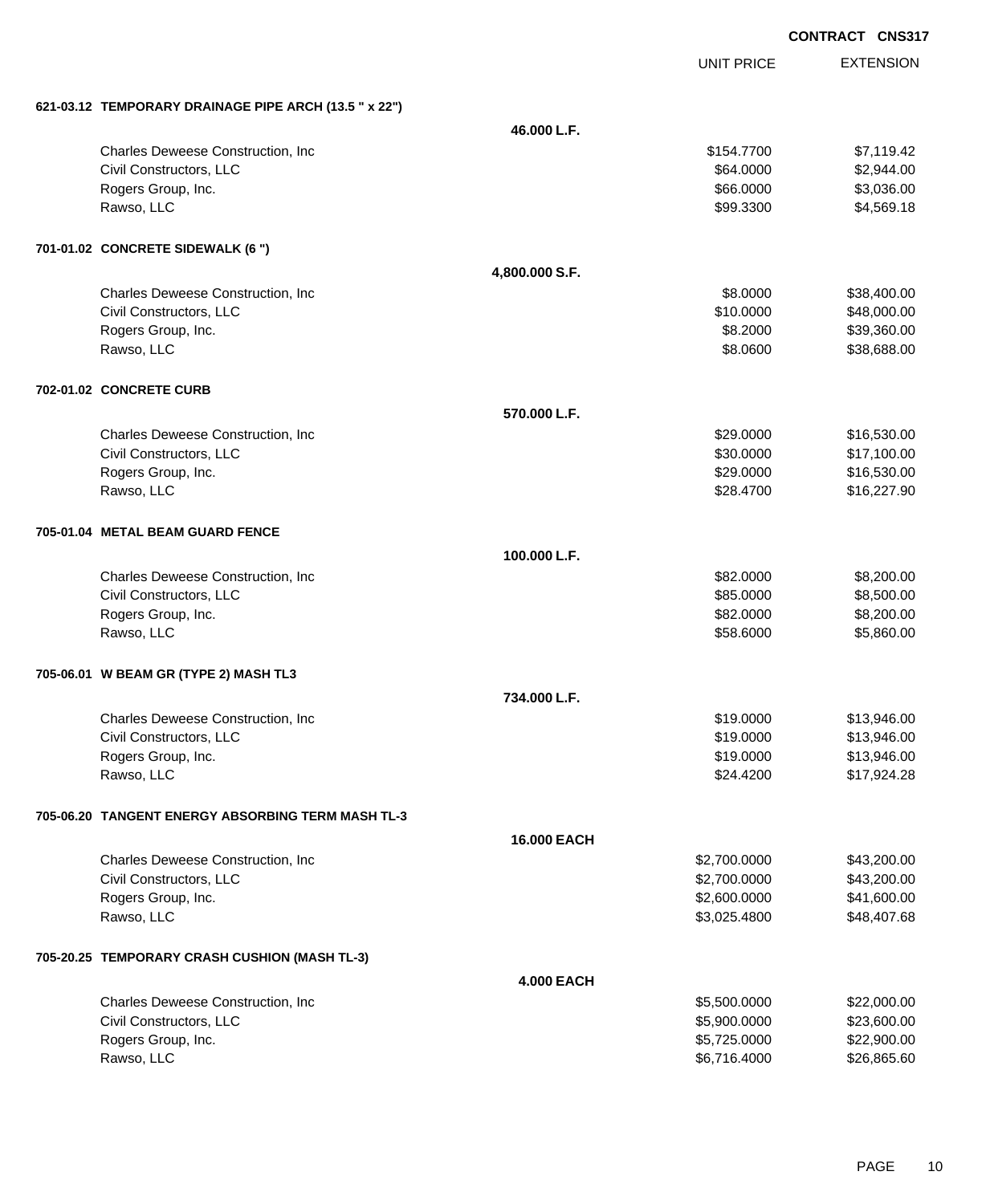**CONTRACT CNS317**

| | | UNIT PRICE | EXTENSION |
|---|---|---|---|
| **621-03.12 TEMPORARY DRAINAGE PIPE ARCH (13.5 " x 22")** | | | |
| | **46.000 L.F.** | | |
| Charles Deweese Construction, Inc | | $154.7700 | $7,119.42 |
| Civil Constructors, LLC | | $64.0000 | $2,944.00 |
| Rogers Group, Inc. | | $66.0000 | $3,036.00 |
| Rawso, LLC | | $99.3300 | $4,569.18 |
| **701-01.02 CONCRETE SIDEWALK (6 ")** | | | |
| | **4,800.000 S.F.** | | |
| Charles Deweese Construction, Inc | | $8.0000 | $38,400.00 |
| Civil Constructors, LLC | | $10.0000 | $48,000.00 |
| Rogers Group, Inc. | | $8.2000 | $39,360.00 |
| Rawso, LLC | | $8.0600 | $38,688.00 |
| **702-01.02 CONCRETE CURB** | | | |
| | **570.000 L.F.** | | |
| Charles Deweese Construction, Inc | | $29.0000 | $16,530.00 |
| Civil Constructors, LLC | | $30.0000 | $17,100.00 |
| Rogers Group, Inc. | | $29.0000 | $16,530.00 |
| Rawso, LLC | | $28.4700 | $16,227.90 |
| **705-01.04 METAL BEAM GUARD FENCE** | | | |
| | **100.000 L.F.** | | |
| Charles Deweese Construction, Inc | | $82.0000 | $8,200.00 |
| Civil Constructors, LLC | | $85.0000 | $8,500.00 |
| Rogers Group, Inc. | | $82.0000 | $8,200.00 |
| Rawso, LLC | | $58.6000 | $5,860.00 |
| **705-06.01 W BEAM GR (TYPE 2) MASH TL3** | | | |
| | **734.000 L.F.** | | |
| Charles Deweese Construction, Inc | | $19.0000 | $13,946.00 |
| Civil Constructors, LLC | | $19.0000 | $13,946.00 |
| Rogers Group, Inc. | | $19.0000 | $13,946.00 |
| Rawso, LLC | | $24.4200 | $17,924.28 |
| **705-06.20 TANGENT ENERGY ABSORBING TERM MASH TL-3** | | | |
| | **16.000 EACH** | | |
| Charles Deweese Construction, Inc | | $2,700.0000 | $43,200.00 |
| Civil Constructors, LLC | | $2,700.0000 | $43,200.00 |
| Rogers Group, Inc. | | $2,600.0000 | $41,600.00 |
| Rawso, LLC | | $3,025.4800 | $48,407.68 |
| **705-20.25 TEMPORARY CRASH CUSHION (MASH TL-3)** | | | |
| | **4.000 EACH** | | |
| Charles Deweese Construction, Inc | | $5,500.0000 | $22,000.00 |
| Civil Constructors, LLC | | $5,900.0000 | $23,600.00 |
| Rogers Group, Inc. | | $5,725.0000 | $22,900.00 |
| Rawso, LLC | | $6,716.4000 | $26,865.60 |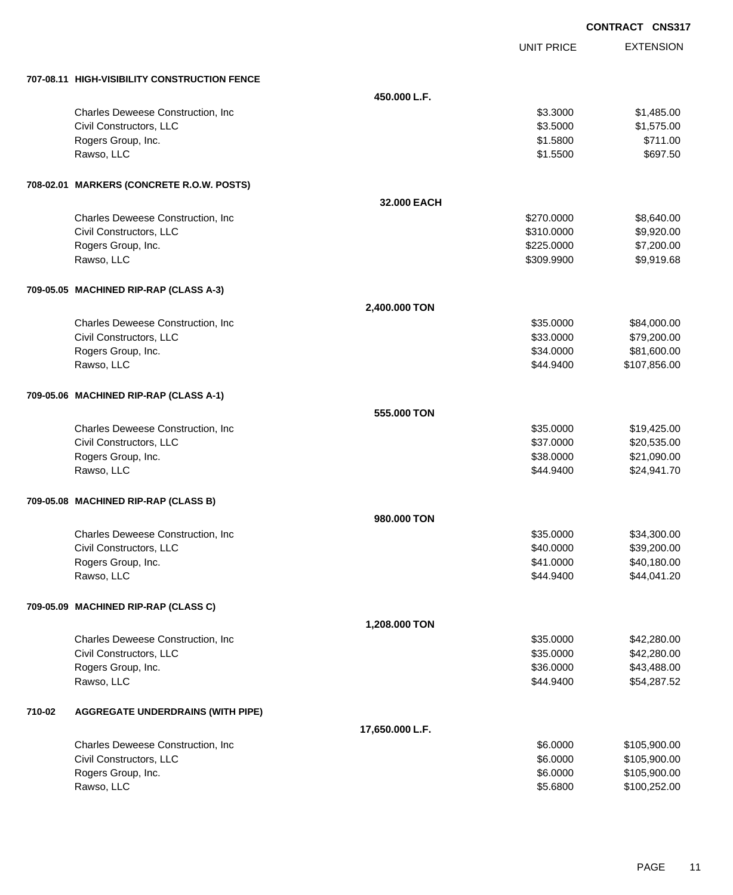CONTRACT CNS317

| | UNIT PRICE | EXTENSION |
|---|---|---|
| **707-08.11 HIGH-VISIBILITY CONSTRUCTION FENCE** | | |
| **450.000 L.F.** | | |
| Charles Deweese Construction, Inc | $3.3000 | $1,485.00 |
| Civil Constructors, LLC | $3.5000 | $1,575.00 |
| Rogers Group, Inc. | $1.5800 | $711.00 |
| Rawso, LLC | $1.5500 | $697.50 |
| **708-02.01 MARKERS (CONCRETE R.O.W. POSTS)** | | |
| **32.000 EACH** | | |
| Charles Deweese Construction, Inc | $270.0000 | $8,640.00 |
| Civil Constructors, LLC | $310.0000 | $9,920.00 |
| Rogers Group, Inc. | $225.0000 | $7,200.00 |
| Rawso, LLC | $309.9900 | $9,919.68 |
| **709-05.05 MACHINED RIP-RAP (CLASS A-3)** | | |
| **2,400.000 TON** | | |
| Charles Deweese Construction, Inc | $35.0000 | $84,000.00 |
| Civil Constructors, LLC | $33.0000 | $79,200.00 |
| Rogers Group, Inc. | $34.0000 | $81,600.00 |
| Rawso, LLC | $44.9400 | $107,856.00 |
| **709-05.06 MACHINED RIP-RAP (CLASS A-1)** | | |
| **555.000 TON** | | |
| Charles Deweese Construction, Inc | $35.0000 | $19,425.00 |
| Civil Constructors, LLC | $37.0000 | $20,535.00 |
| Rogers Group, Inc. | $38.0000 | $21,090.00 |
| Rawso, LLC | $44.9400 | $24,941.70 |
| **709-05.08 MACHINED RIP-RAP (CLASS B)** | | |
| **980.000 TON** | | |
| Charles Deweese Construction, Inc | $35.0000 | $34,300.00 |
| Civil Constructors, LLC | $40.0000 | $39,200.00 |
| Rogers Group, Inc. | $41.0000 | $40,180.00 |
| Rawso, LLC | $44.9400 | $44,041.20 |
| **709-05.09 MACHINED RIP-RAP (CLASS C)** | | |
| **1,208.000 TON** | | |
| Charles Deweese Construction, Inc | $35.0000 | $42,280.00 |
| Civil Constructors, LLC | $35.0000 | $42,280.00 |
| Rogers Group, Inc. | $36.0000 | $43,488.00 |
| Rawso, LLC | $44.9400 | $54,287.52 |
| **710-02 AGGREGATE UNDERDRAINS (WITH PIPE)** | | |
| **17,650.000 L.F.** | | |
| Charles Deweese Construction, Inc | $6.0000 | $105,900.00 |
| Civil Constructors, LLC | $6.0000 | $105,900.00 |
| Rogers Group, Inc. | $6.0000 | $105,900.00 |
| Rawso, LLC | $5.6800 | $100,252.00 |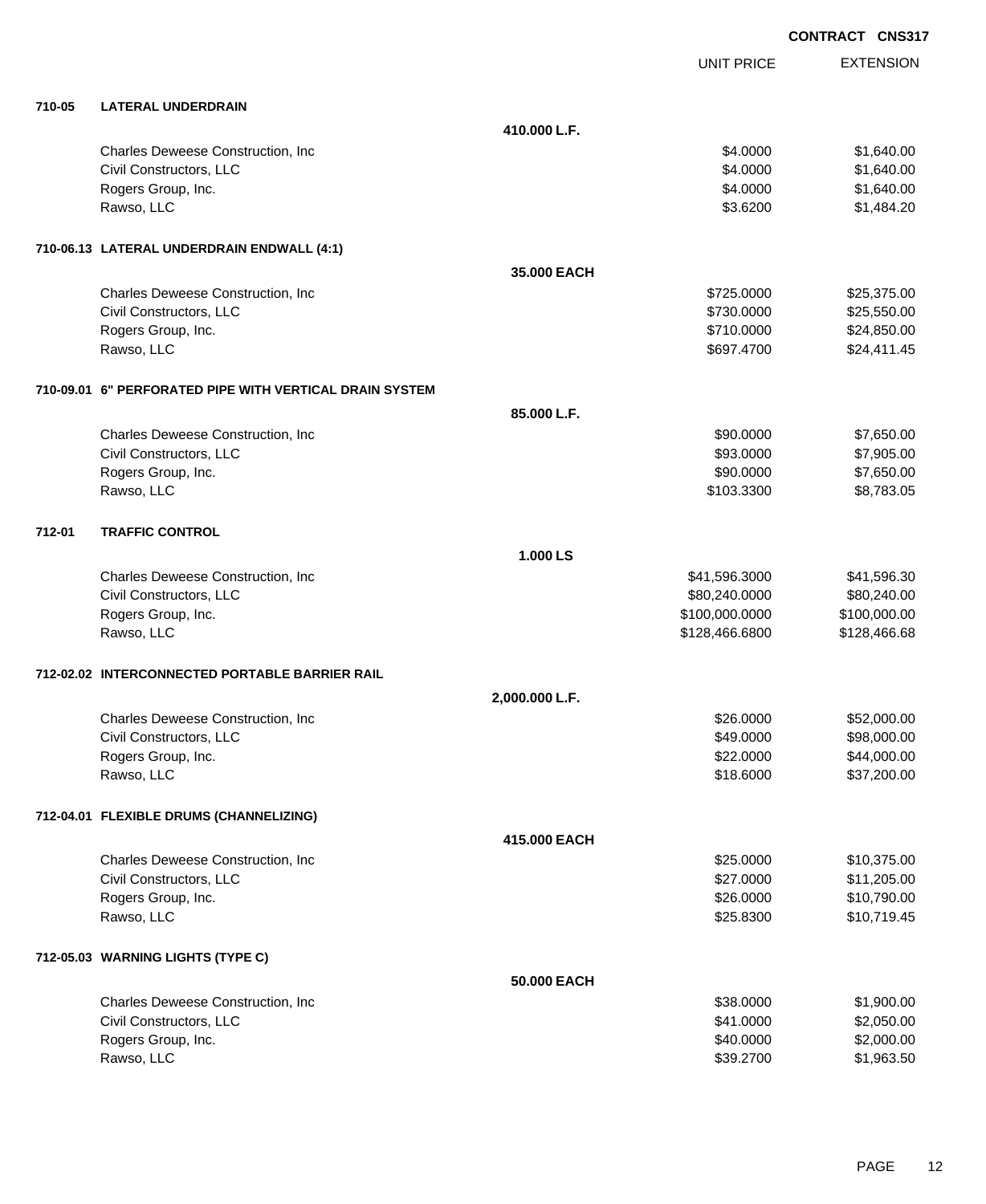**CONTRACT CNS317**

| | | | UNIT PRICE | EXTENSION |
|---|---|---|---|---|
| **710-05** | **LATERAL UNDERDRAIN** | | | |
| | | **410.000 L.F.** | | |
| | Charles Deweese Construction, Inc | | $4.0000 | $1,640.00 |
| | Civil Constructors, LLC | | $4.0000 | $1,640.00 |
| | Rogers Group, Inc. | | $4.0000 | $1,640.00 |
| | Rawso, LLC | | $3.6200 | $1,484.20 |
| **710-06.13** | **LATERAL UNDERDRAIN ENDWALL (4:1)** | | | |
| | | **35.000 EACH** | | |
| | Charles Deweese Construction, Inc | | $725.0000 | $25,375.00 |
| | Civil Constructors, LLC | | $730.0000 | $25,550.00 |
| | Rogers Group, Inc. | | $710.0000 | $24,850.00 |
| | Rawso, LLC | | $697.4700 | $24,411.45 |
| **710-09.01** | **6" PERFORATED PIPE WITH VERTICAL DRAIN SYSTEM** | | | |
| | | **85.000 L.F.** | | |
| | Charles Deweese Construction, Inc | | $90.0000 | $7,650.00 |
| | Civil Constructors, LLC | | $93.0000 | $7,905.00 |
| | Rogers Group, Inc. | | $90.0000 | $7,650.00 |
| | Rawso, LLC | | $103.3300 | $8,783.05 |
| **712-01** | **TRAFFIC CONTROL** | | | |
| | | **1.000 LS** | | |
| | Charles Deweese Construction, Inc | | $41,596.3000 | $41,596.30 |
| | Civil Constructors, LLC | | $80,240.0000 | $80,240.00 |
| | Rogers Group, Inc. | | $100,000.0000 | $100,000.00 |
| | Rawso, LLC | | $128,466.6800 | $128,466.68 |
| **712-02.02** | **INTERCONNECTED PORTABLE BARRIER RAIL** | | | |
| | | **2,000.000 L.F.** | | |
| | Charles Deweese Construction, Inc | | $26.0000 | $52,000.00 |
| | Civil Constructors, LLC | | $49.0000 | $98,000.00 |
| | Rogers Group, Inc. | | $22.0000 | $44,000.00 |
| | Rawso, LLC | | $18.6000 | $37,200.00 |
| **712-04.01** | **FLEXIBLE DRUMS (CHANNELIZING)** | | | |
| | | **415.000 EACH** | | |
| | Charles Deweese Construction, Inc | | $25.0000 | $10,375.00 |
| | Civil Constructors, LLC | | $27.0000 | $11,205.00 |
| | Rogers Group, Inc. | | $26.0000 | $10,790.00 |
| | Rawso, LLC | | $25.8300 | $10,719.45 |
| **712-05.03** | **WARNING LIGHTS (TYPE C)** | | | |
| | | **50.000 EACH** | | |
| | Charles Deweese Construction, Inc | | $38.0000 | $1,900.00 |
| | Civil Constructors, LLC | | $41.0000 | $2,050.00 |
| | Rogers Group, Inc. | | $40.0000 | $2,000.00 |
| | Rawso, LLC | | $39.2700 | $1,963.50 |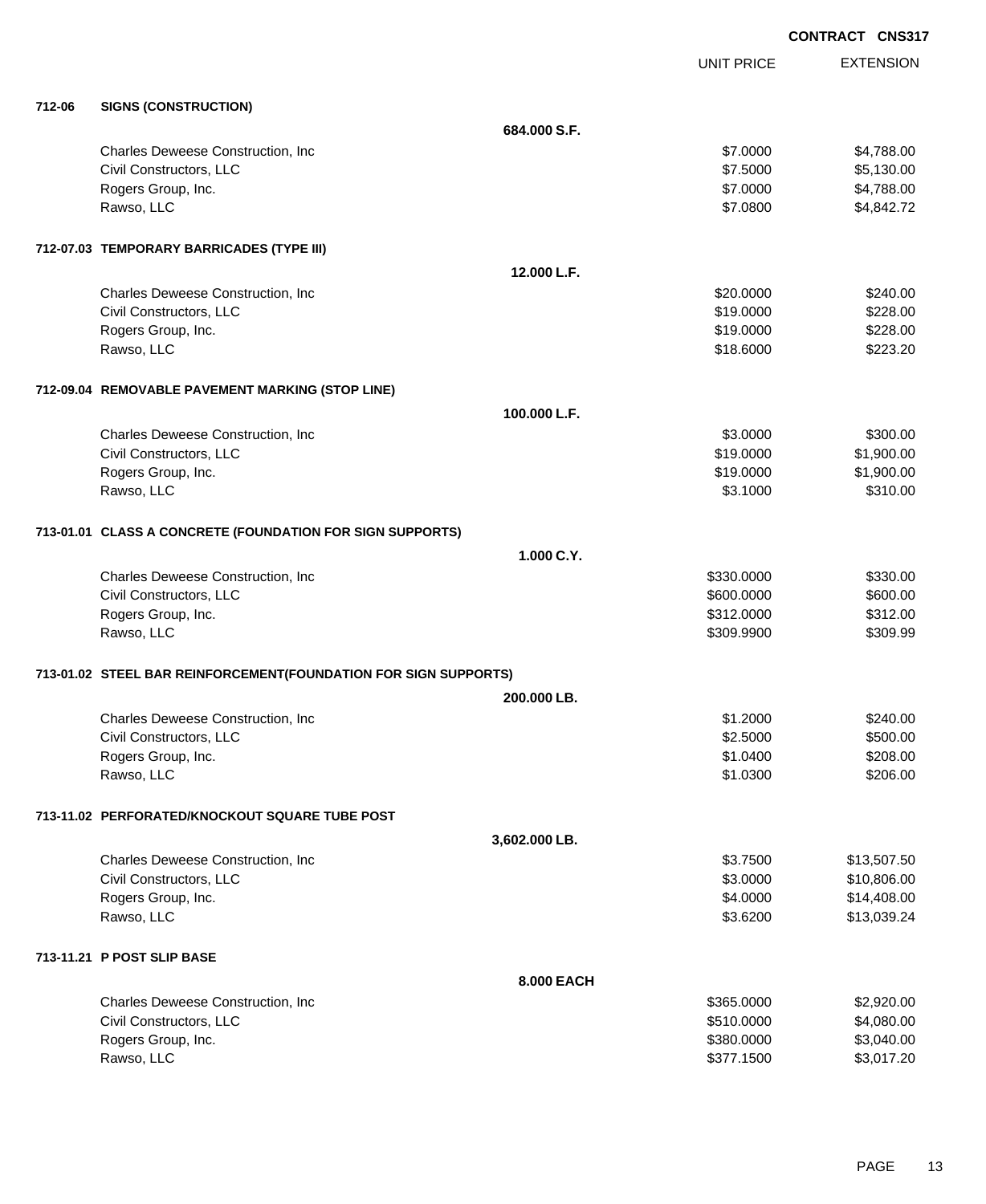**CONTRACT CNS317**

| | | UNIT PRICE | EXTENSION |
|---|---|---|---|
| **712-06** | **SIGNS (CONSTRUCTION)** | | |
| | **684.000 S.F.** | | |
| | Charles Deweese Construction, Inc | $7.0000 | $4,788.00 |
| | Civil Constructors, LLC | $7.5000 | $5,130.00 |
| | Rogers Group, Inc. | $7.0000 | $4,788.00 |
| | Rawso, LLC | $7.0800 | $4,842.72 |
| **712-07.03** | **TEMPORARY BARRICADES (TYPE III)** | | |
| | **12.000 L.F.** | | |
| | Charles Deweese Construction, Inc | $20.0000 | $240.00 |
| | Civil Constructors, LLC | $19.0000 | $228.00 |
| | Rogers Group, Inc. | $19.0000 | $228.00 |
| | Rawso, LLC | $18.6000 | $223.20 |
| **712-09.04** | **REMOVABLE PAVEMENT MARKING (STOP LINE)** | | |
| | **100.000 L.F.** | | |
| | Charles Deweese Construction, Inc | $3.0000 | $300.00 |
| | Civil Constructors, LLC | $19.0000 | $1,900.00 |
| | Rogers Group, Inc. | $19.0000 | $1,900.00 |
| | Rawso, LLC | $3.1000 | $310.00 |
| **713-01.01** | **CLASS A CONCRETE (FOUNDATION FOR SIGN SUPPORTS)** | | |
| | **1.000 C.Y.** | | |
| | Charles Deweese Construction, Inc | $330.0000 | $330.00 |
| | Civil Constructors, LLC | $600.0000 | $600.00 |
| | Rogers Group, Inc. | $312.0000 | $312.00 |
| | Rawso, LLC | $309.9900 | $309.99 |
| **713-01.02** | **STEEL BAR REINFORCEMENT(FOUNDATION FOR SIGN SUPPORTS)** | | |
| | **200.000 LB.** | | |
| | Charles Deweese Construction, Inc | $1.2000 | $240.00 |
| | Civil Constructors, LLC | $2.5000 | $500.00 |
| | Rogers Group, Inc. | $1.0400 | $208.00 |
| | Rawso, LLC | $1.0300 | $206.00 |
| **713-11.02** | **PERFORATED/KNOCKOUT SQUARE TUBE POST** | | |
| | **3,602.000 LB.** | | |
| | Charles Deweese Construction, Inc | $3.7500 | $13,507.50 |
| | Civil Constructors, LLC | $3.0000 | $10,806.00 |
| | Rogers Group, Inc. | $4.0000 | $14,408.00 |
| | Rawso, LLC | $3.6200 | $13,039.24 |
| **713-11.21** | **P POST SLIP BASE** | | |
| | **8.000 EACH** | | |
| | Charles Deweese Construction, Inc | $365.0000 | $2,920.00 |
| | Civil Constructors, LLC | $510.0000 | $4,080.00 |
| | Rogers Group, Inc. | $380.0000 | $3,040.00 |
| | Rawso, LLC | $377.1500 | $3,017.20 |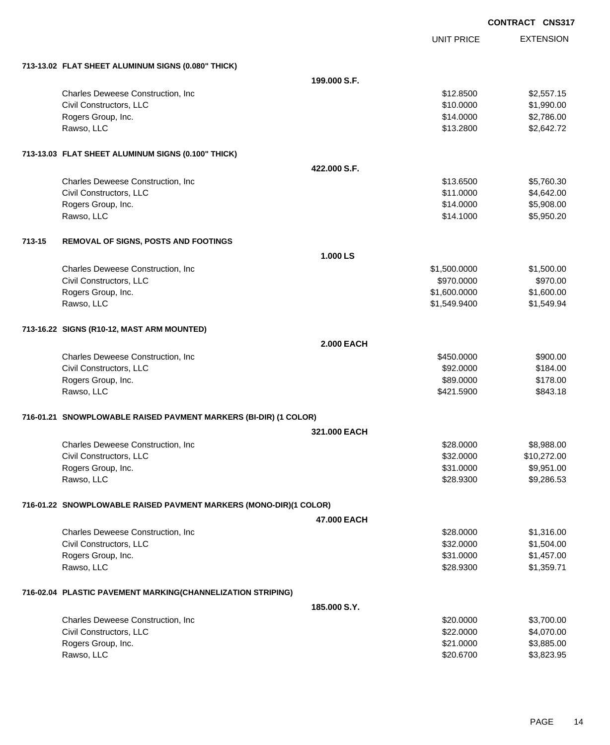CONTRACT CNS317

| | UNIT PRICE | EXTENSION |
|---|---|---|
| **713-13.02 FLAT SHEET ALUMINUM SIGNS (0.080" THICK)** | | |
| **199.000 S.F.** | | |
| Charles Deweese Construction, Inc | $12.8500 | $2,557.15 |
| Civil Constructors, LLC | $10.0000 | $1,990.00 |
| Rogers Group, Inc. | $14.0000 | $2,786.00 |
| Rawso, LLC | $13.2800 | $2,642.72 |
| **713-13.03 FLAT SHEET ALUMINUM SIGNS (0.100" THICK)** | | |
| **422.000 S.F.** | | |
| Charles Deweese Construction, Inc | $13.6500 | $5,760.30 |
| Civil Constructors, LLC | $11.0000 | $4,642.00 |
| Rogers Group, Inc. | $14.0000 | $5,908.00 |
| Rawso, LLC | $14.1000 | $5,950.20 |
| **713-15 REMOVAL OF SIGNS, POSTS AND FOOTINGS** | | |
| **1.000 LS** | | |
| Charles Deweese Construction, Inc | $1,500.0000 | $1,500.00 |
| Civil Constructors, LLC | $970.0000 | $970.00 |
| Rogers Group, Inc. | $1,600.0000 | $1,600.00 |
| Rawso, LLC | $1,549.9400 | $1,549.94 |
| **713-16.22 SIGNS (R10-12, MAST ARM MOUNTED)** | | |
| **2.000 EACH** | | |
| Charles Deweese Construction, Inc | $450.0000 | $900.00 |
| Civil Constructors, LLC | $92.0000 | $184.00 |
| Rogers Group, Inc. | $89.0000 | $178.00 |
| Rawso, LLC | $421.5900 | $843.18 |
| **716-01.21 SNOWPLOWABLE RAISED PAVMENT MARKERS (BI-DIR) (1 COLOR)** | | |
| **321.000 EACH** | | |
| Charles Deweese Construction, Inc | $28.0000 | $8,988.00 |
| Civil Constructors, LLC | $32.0000 | $10,272.00 |
| Rogers Group, Inc. | $31.0000 | $9,951.00 |
| Rawso, LLC | $28.9300 | $9,286.53 |
| **716-01.22 SNOWPLOWABLE RAISED PAVMENT MARKERS (MONO-DIR)(1 COLOR)** | | |
| **47.000 EACH** | | |
| Charles Deweese Construction, Inc | $28.0000 | $1,316.00 |
| Civil Constructors, LLC | $32.0000 | $1,504.00 |
| Rogers Group, Inc. | $31.0000 | $1,457.00 |
| Rawso, LLC | $28.9300 | $1,359.71 |
| **716-02.04 PLASTIC PAVEMENT MARKING(CHANNELIZATION STRIPING)** | | |
| **185.000 S.Y.** | | |
| Charles Deweese Construction, Inc | $20.0000 | $3,700.00 |
| Civil Constructors, LLC | $22.0000 | $4,070.00 |
| Rogers Group, Inc. | $21.0000 | $3,885.00 |
| Rawso, LLC | $20.6700 | $3,823.95 |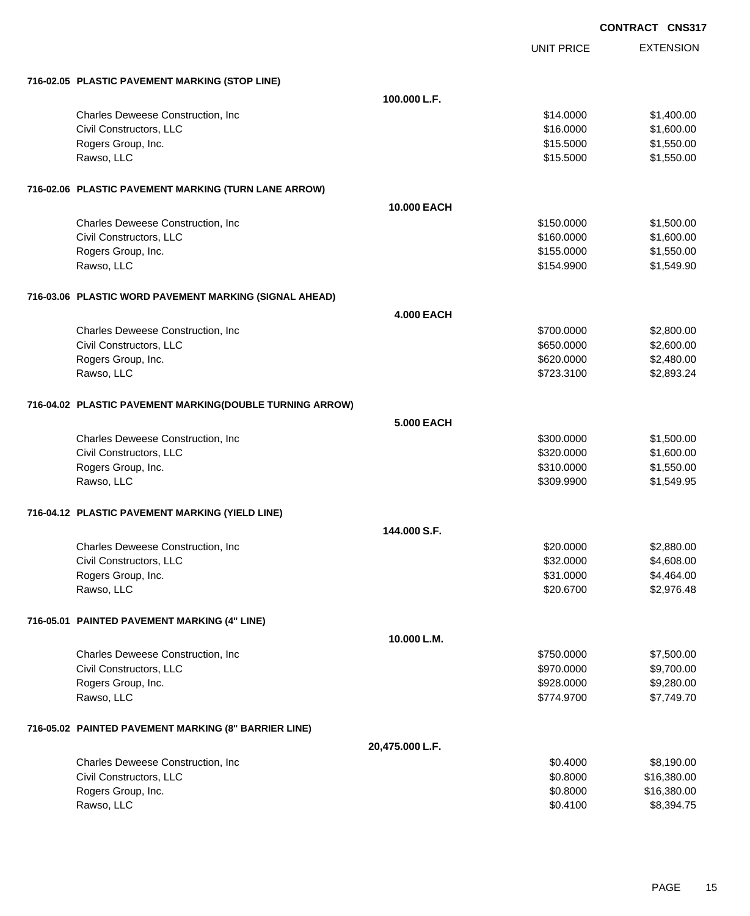CONTRACT CNS317

| | | UNIT PRICE | EXTENSION |
|---|---|---|---|
| **716-02.05 PLASTIC PAVEMENT MARKING (STOP LINE)** | | | |
| | **100.000 L.F.** | | |
| Charles Deweese Construction, Inc | | $14.0000 | $1,400.00 |
| Civil Constructors, LLC | | $16.0000 | $1,600.00 |
| Rogers Group, Inc. | | $15.5000 | $1,550.00 |
| Rawso, LLC | | $15.5000 | $1,550.00 |
| **716-02.06 PLASTIC PAVEMENT MARKING (TURN LANE ARROW)** | | | |
| | **10.000 EACH** | | |
| Charles Deweese Construction, Inc | | $150.0000 | $1,500.00 |
| Civil Constructors, LLC | | $160.0000 | $1,600.00 |
| Rogers Group, Inc. | | $155.0000 | $1,550.00 |
| Rawso, LLC | | $154.9900 | $1,549.90 |
| **716-03.06 PLASTIC WORD PAVEMENT MARKING (SIGNAL AHEAD)** | | | |
| | **4.000 EACH** | | |
| Charles Deweese Construction, Inc | | $700.0000 | $2,800.00 |
| Civil Constructors, LLC | | $650.0000 | $2,600.00 |
| Rogers Group, Inc. | | $620.0000 | $2,480.00 |
| Rawso, LLC | | $723.3100 | $2,893.24 |
| **716-04.02 PLASTIC PAVEMENT MARKING(DOUBLE TURNING ARROW)** | | | |
| | **5.000 EACH** | | |
| Charles Deweese Construction, Inc | | $300.0000 | $1,500.00 |
| Civil Constructors, LLC | | $320.0000 | $1,600.00 |
| Rogers Group, Inc. | | $310.0000 | $1,550.00 |
| Rawso, LLC | | $309.9900 | $1,549.95 |
| **716-04.12 PLASTIC PAVEMENT MARKING (YIELD LINE)** | | | |
| | **144.000 S.F.** | | |
| Charles Deweese Construction, Inc | | $20.0000 | $2,880.00 |
| Civil Constructors, LLC | | $32.0000 | $4,608.00 |
| Rogers Group, Inc. | | $31.0000 | $4,464.00 |
| Rawso, LLC | | $20.6700 | $2,976.48 |
| **716-05.01 PAINTED PAVEMENT MARKING (4" LINE)** | | | |
| | **10.000 L.M.** | | |
| Charles Deweese Construction, Inc | | $750.0000 | $7,500.00 |
| Civil Constructors, LLC | | $970.0000 | $9,700.00 |
| Rogers Group, Inc. | | $928.0000 | $9,280.00 |
| Rawso, LLC | | $774.9700 | $7,749.70 |
| **716-05.02 PAINTED PAVEMENT MARKING (8" BARRIER LINE)** | | | |
| | **20,475.000 L.F.** | | |
| Charles Deweese Construction, Inc | | $0.4000 | $8,190.00 |
| Civil Constructors, LLC | | $0.8000 | $16,380.00 |
| Rogers Group, Inc. | | $0.8000 | $16,380.00 |
| Rawso, LLC | | $0.4100 | $8,394.75 |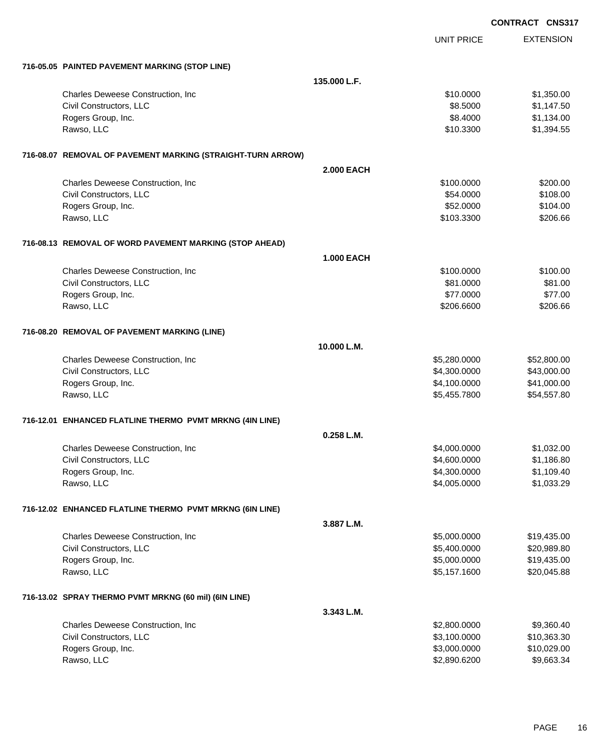**CONTRACT CNS317**

| | | UNIT PRICE | EXTENSION |
|---|---|---|---|
| **716-05.05 PAINTED PAVEMENT MARKING (STOP LINE)** | | | |
| | **135.000 L.F.** | | |
| Charles Deweese Construction, Inc | | $10.0000 | $1,350.00 |
| Civil Constructors, LLC | | $8.5000 | $1,147.50 |
| Rogers Group, Inc. | | $8.4000 | $1,134.00 |
| Rawso, LLC | | $10.3300 | $1,394.55 |
| **716-08.07 REMOVAL OF PAVEMENT MARKING (STRAIGHT-TURN ARROW)** | | | |
| | **2.000 EACH** | | |
| Charles Deweese Construction, Inc | | $100.0000 | $200.00 |
| Civil Constructors, LLC | | $54.0000 | $108.00 |
| Rogers Group, Inc. | | $52.0000 | $104.00 |
| Rawso, LLC | | $103.3300 | $206.66 |
| **716-08.13 REMOVAL OF WORD PAVEMENT MARKING (STOP AHEAD)** | | | |
| | **1.000 EACH** | | |
| Charles Deweese Construction, Inc | | $100.0000 | $100.00 |
| Civil Constructors, LLC | | $81.0000 | $81.00 |
| Rogers Group, Inc. | | $77.0000 | $77.00 |
| Rawso, LLC | | $206.6600 | $206.66 |
| **716-08.20 REMOVAL OF PAVEMENT MARKING (LINE)** | | | |
| | **10.000 L.M.** | | |
| Charles Deweese Construction, Inc | | $5,280.0000 | $52,800.00 |
| Civil Constructors, LLC | | $4,300.0000 | $43,000.00 |
| Rogers Group, Inc. | | $4,100.0000 | $41,000.00 |
| Rawso, LLC | | $5,455.7800 | $54,557.80 |
| **716-12.01 ENHANCED FLATLINE THERMO PVMT MRKNG (4IN LINE)** | | | |
| | **0.258 L.M.** | | |
| Charles Deweese Construction, Inc | | $4,000.0000 | $1,032.00 |
| Civil Constructors, LLC | | $4,600.0000 | $1,186.80 |
| Rogers Group, Inc. | | $4,300.0000 | $1,109.40 |
| Rawso, LLC | | $4,005.0000 | $1,033.29 |
| **716-12.02 ENHANCED FLATLINE THERMO PVMT MRKNG (6IN LINE)** | | | |
| | **3.887 L.M.** | | |
| Charles Deweese Construction, Inc | | $5,000.0000 | $19,435.00 |
| Civil Constructors, LLC | | $5,400.0000 | $20,989.80 |
| Rogers Group, Inc. | | $5,000.0000 | $19,435.00 |
| Rawso, LLC | | $5,157.1600 | $20,045.88 |
| **716-13.02 SPRAY THERMO PVMT MRKNG (60 mil) (6IN LINE)** | | | |
| | **3.343 L.M.** | | |
| Charles Deweese Construction, Inc | | $2,800.0000 | $9,360.40 |
| Civil Constructors, LLC | | $3,100.0000 | $10,363.30 |
| Rogers Group, Inc. | | $3,000.0000 | $10,029.00 |
| Rawso, LLC | | $2,890.6200 | $9,663.34 |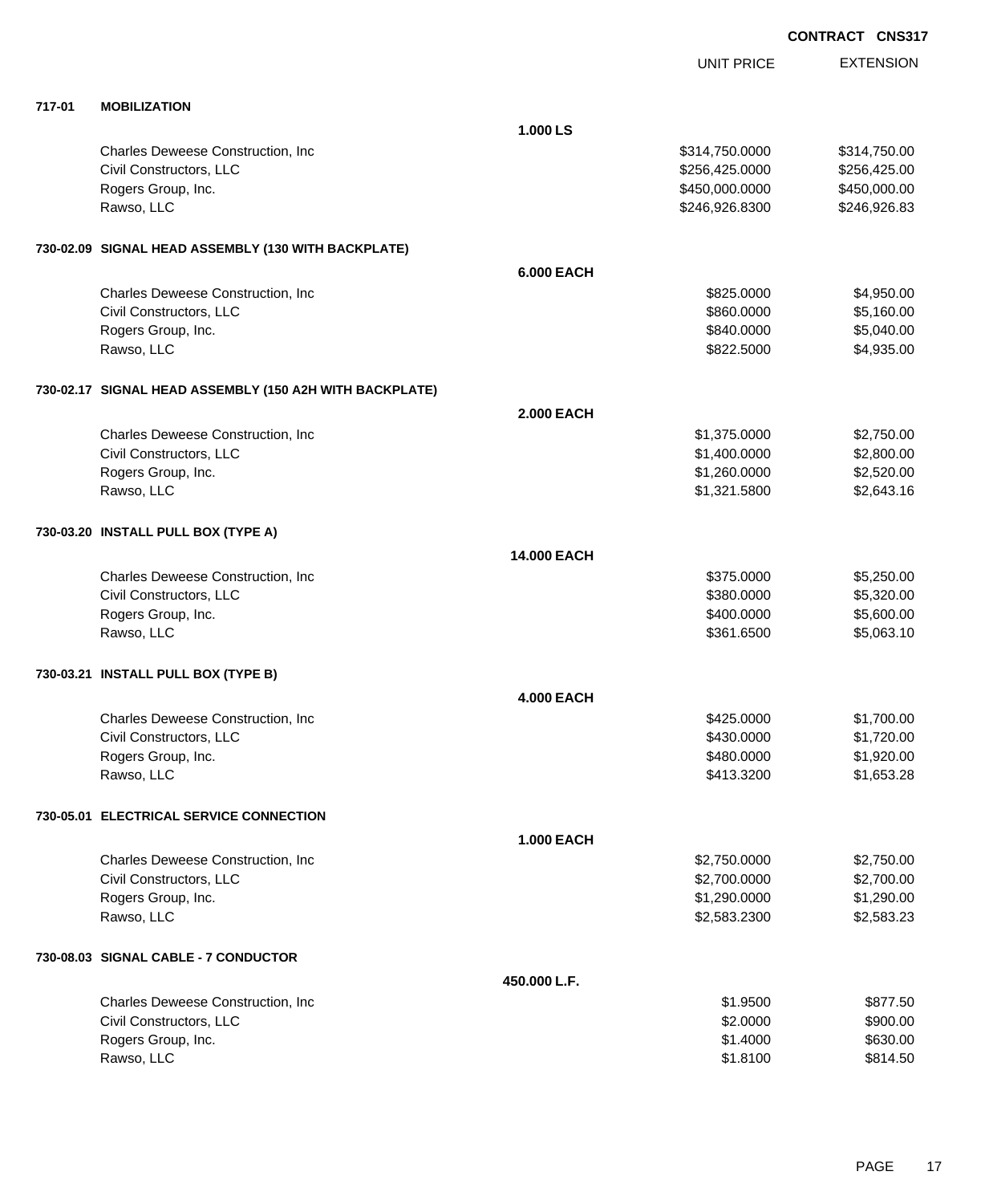**CONTRACT CNS317**

| | | | UNIT PRICE | EXTENSION |
|---|---|---|---|---|
| **717-01** | **MOBILIZATION** | | | |
| | | **1.000 LS** | | |
| | Charles Deweese Construction, Inc | | $314,750.0000 | $314,750.00 |
| | Civil Constructors, LLC | | $256,425.0000 | $256,425.00 |
| | Rogers Group, Inc. | | $450,000.0000 | $450,000.00 |
| | Rawso, LLC | | $246,926.8300 | $246,926.83 |
| **730-02.09** | **SIGNAL HEAD ASSEMBLY (130 WITH BACKPLATE)** | | | |
| | | **6.000 EACH** | | |
| | Charles Deweese Construction, Inc | | $825.0000 | $4,950.00 |
| | Civil Constructors, LLC | | $860.0000 | $5,160.00 |
| | Rogers Group, Inc. | | $840.0000 | $5,040.00 |
| | Rawso, LLC | | $822.5000 | $4,935.00 |
| **730-02.17** | **SIGNAL HEAD ASSEMBLY (150 A2H WITH BACKPLATE)** | | | |
| | | **2.000 EACH** | | |
| | Charles Deweese Construction, Inc | | $1,375.0000 | $2,750.00 |
| | Civil Constructors, LLC | | $1,400.0000 | $2,800.00 |
| | Rogers Group, Inc. | | $1,260.0000 | $2,520.00 |
| | Rawso, LLC | | $1,321.5800 | $2,643.16 |
| **730-03.20** | **INSTALL PULL BOX (TYPE A)** | | | |
| | | **14.000 EACH** | | |
| | Charles Deweese Construction, Inc | | $375.0000 | $5,250.00 |
| | Civil Constructors, LLC | | $380.0000 | $5,320.00 |
| | Rogers Group, Inc. | | $400.0000 | $5,600.00 |
| | Rawso, LLC | | $361.6500 | $5,063.10 |
| **730-03.21** | **INSTALL PULL BOX (TYPE B)** | | | |
| | | **4.000 EACH** | | |
| | Charles Deweese Construction, Inc | | $425.0000 | $1,700.00 |
| | Civil Constructors, LLC | | $430.0000 | $1,720.00 |
| | Rogers Group, Inc. | | $480.0000 | $1,920.00 |
| | Rawso, LLC | | $413.3200 | $1,653.28 |
| **730-05.01** | **ELECTRICAL SERVICE CONNECTION** | | | |
| | | **1.000 EACH** | | |
| | Charles Deweese Construction, Inc | | $2,750.0000 | $2,750.00 |
| | Civil Constructors, LLC | | $2,700.0000 | $2,700.00 |
| | Rogers Group, Inc. | | $1,290.0000 | $1,290.00 |
| | Rawso, LLC | | $2,583.2300 | $2,583.23 |
| **730-08.03** | **SIGNAL CABLE - 7 CONDUCTOR** | | | |
| | | **450.000 L.F.** | | |
| | Charles Deweese Construction, Inc | | $1.9500 | $877.50 |
| | Civil Constructors, LLC | | $2.0000 | $900.00 |
| | Rogers Group, Inc. | | $1.4000 | $630.00 |
| | Rawso, LLC | | $1.8100 | $814.50 |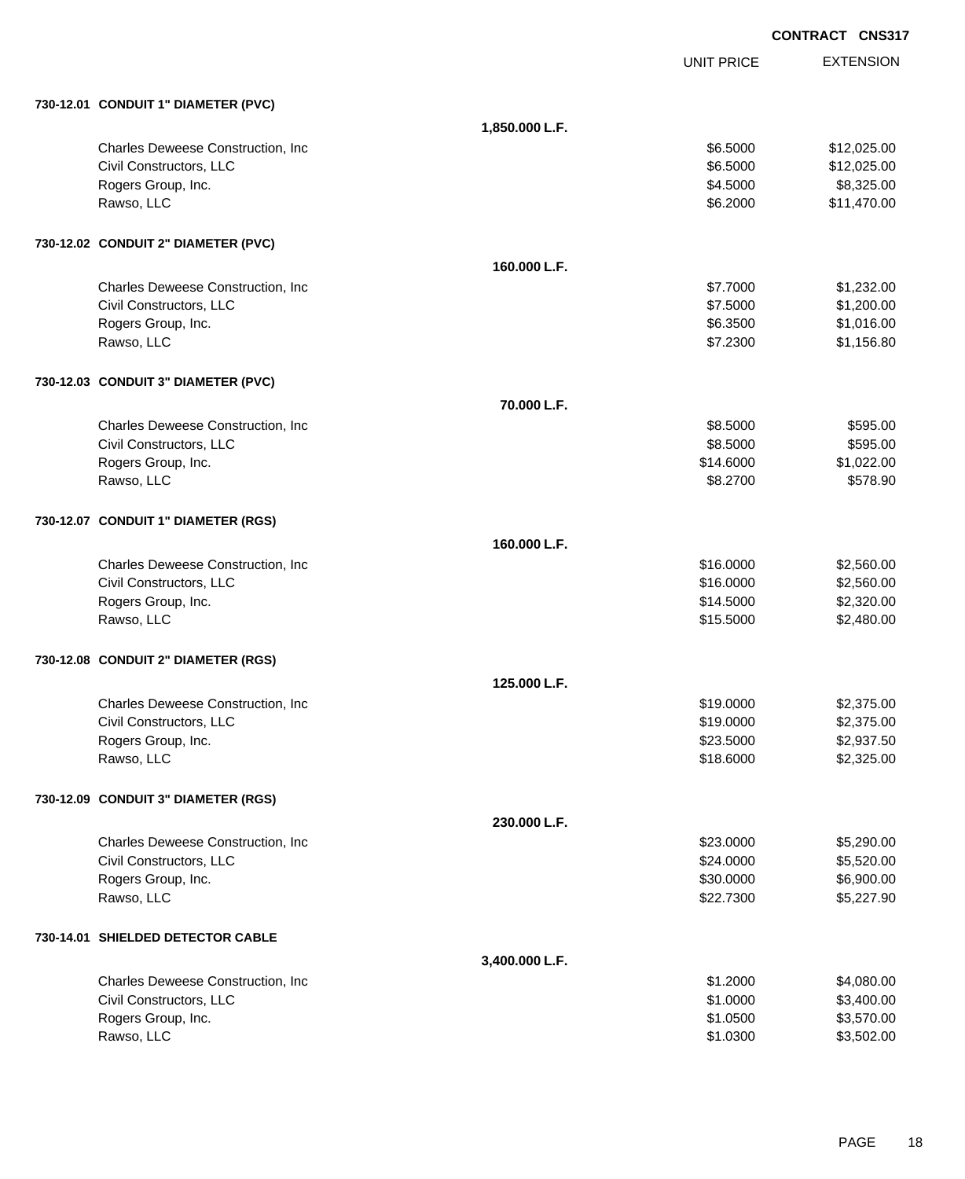**CONTRACT CNS317**

| | UNIT PRICE | EXTENSION |
|---|---|---|
| **730-12.01 CONDUIT 1" DIAMETER (PVC)** | | |
| **1,850.000 L.F.** | | |
| Charles Deweese Construction, Inc | $6.5000 | $12,025.00 |
| Civil Constructors, LLC | $6.5000 | $12,025.00 |
| Rogers Group, Inc. | $4.5000 | $8,325.00 |
| Rawso, LLC | $6.2000 | $11,470.00 |
| **730-12.02 CONDUIT 2" DIAMETER (PVC)** | | |
| **160.000 L.F.** | | |
| Charles Deweese Construction, Inc | $7.7000 | $1,232.00 |
| Civil Constructors, LLC | $7.5000 | $1,200.00 |
| Rogers Group, Inc. | $6.3500 | $1,016.00 |
| Rawso, LLC | $7.2300 | $1,156.80 |
| **730-12.03 CONDUIT 3" DIAMETER (PVC)** | | |
| **70.000 L.F.** | | |
| Charles Deweese Construction, Inc | $8.5000 | $595.00 |
| Civil Constructors, LLC | $8.5000 | $595.00 |
| Rogers Group, Inc. | $14.6000 | $1,022.00 |
| Rawso, LLC | $8.2700 | $578.90 |
| **730-12.07 CONDUIT 1" DIAMETER (RGS)** | | |
| **160.000 L.F.** | | |
| Charles Deweese Construction, Inc | $16.0000 | $2,560.00 |
| Civil Constructors, LLC | $16.0000 | $2,560.00 |
| Rogers Group, Inc. | $14.5000 | $2,320.00 |
| Rawso, LLC | $15.5000 | $2,480.00 |
| **730-12.08 CONDUIT 2" DIAMETER (RGS)** | | |
| **125.000 L.F.** | | |
| Charles Deweese Construction, Inc | $19.0000 | $2,375.00 |
| Civil Constructors, LLC | $19.0000 | $2,375.00 |
| Rogers Group, Inc. | $23.5000 | $2,937.50 |
| Rawso, LLC | $18.6000 | $2,325.00 |
| **730-12.09 CONDUIT 3" DIAMETER (RGS)** | | |
| **230.000 L.F.** | | |
| Charles Deweese Construction, Inc | $23.0000 | $5,290.00 |
| Civil Constructors, LLC | $24.0000 | $5,520.00 |
| Rogers Group, Inc. | $30.0000 | $6,900.00 |
| Rawso, LLC | $22.7300 | $5,227.90 |
| **730-14.01 SHIELDED DETECTOR CABLE** | | |
| **3,400.000 L.F.** | | |
| Charles Deweese Construction, Inc | $1.2000 | $4,080.00 |
| Civil Constructors, LLC | $1.0000 | $3,400.00 |
| Rogers Group, Inc. | $1.0500 | $3,570.00 |
| Rawso, LLC | $1.0300 | $3,502.00 |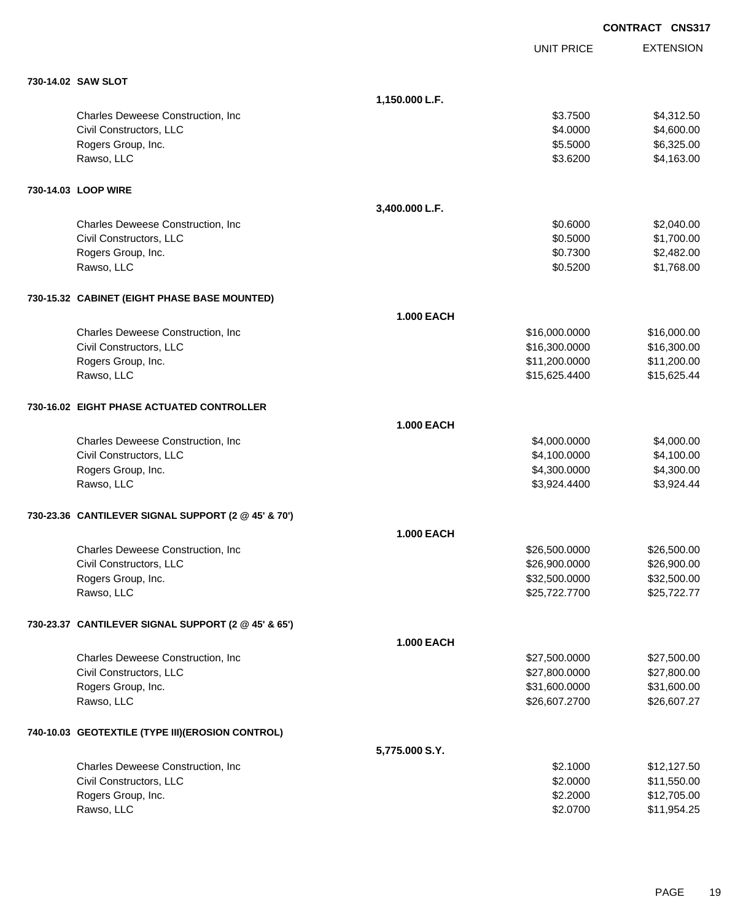**CONTRACT CNS317**

| | | UNIT PRICE | EXTENSION |
|---|---|---|---|
| **730-14.02 SAW SLOT** | | | |
| | 1,150.000 L.F. | | |
| Charles Deweese Construction, Inc | | $3.7500 | $4,312.50 |
| Civil Constructors, LLC | | $4.0000 | $4,600.00 |
| Rogers Group, Inc. | | $5.5000 | $6,325.00 |
| Rawso, LLC | | $3.6200 | $4,163.00 |
| **730-14.03 LOOP WIRE** | | | |
| | 3,400.000 L.F. | | |
| Charles Deweese Construction, Inc | | $0.6000 | $2,040.00 |
| Civil Constructors, LLC | | $0.5000 | $1,700.00 |
| Rogers Group, Inc. | | $0.7300 | $2,482.00 |
| Rawso, LLC | | $0.5200 | $1,768.00 |
| **730-15.32 CABINET (EIGHT PHASE BASE MOUNTED)** | | | |
| | 1.000 EACH | | |
| Charles Deweese Construction, Inc | | $16,000.0000 | $16,000.00 |
| Civil Constructors, LLC | | $16,300.0000 | $16,300.00 |
| Rogers Group, Inc. | | $11,200.0000 | $11,200.00 |
| Rawso, LLC | | $15,625.4400 | $15,625.44 |
| **730-16.02 EIGHT PHASE ACTUATED CONTROLLER** | | | |
| | 1.000 EACH | | |
| Charles Deweese Construction, Inc | | $4,000.0000 | $4,000.00 |
| Civil Constructors, LLC | | $4,100.0000 | $4,100.00 |
| Rogers Group, Inc. | | $4,300.0000 | $4,300.00 |
| Rawso, LLC | | $3,924.4400 | $3,924.44 |
| **730-23.36 CANTILEVER SIGNAL SUPPORT (2 @ 45' & 70')** | | | |
| | 1.000 EACH | | |
| Charles Deweese Construction, Inc | | $26,500.0000 | $26,500.00 |
| Civil Constructors, LLC | | $26,900.0000 | $26,900.00 |
| Rogers Group, Inc. | | $32,500.0000 | $32,500.00 |
| Rawso, LLC | | $25,722.7700 | $25,722.77 |
| **730-23.37 CANTILEVER SIGNAL SUPPORT (2 @ 45' & 65')** | | | |
| | 1.000 EACH | | |
| Charles Deweese Construction, Inc | | $27,500.0000 | $27,500.00 |
| Civil Constructors, LLC | | $27,800.0000 | $27,800.00 |
| Rogers Group, Inc. | | $31,600.0000 | $31,600.00 |
| Rawso, LLC | | $26,607.2700 | $26,607.27 |
| **740-10.03 GEOTEXTILE (TYPE III)(EROSION CONTROL)** | | | |
| | 5,775.000 S.Y. | | |
| Charles Deweese Construction, Inc | | $2.1000 | $12,127.50 |
| Civil Constructors, LLC | | $2.0000 | $11,550.00 |
| Rogers Group, Inc. | | $2.2000 | $12,705.00 |
| Rawso, LLC | | $2.0700 | $11,954.25 |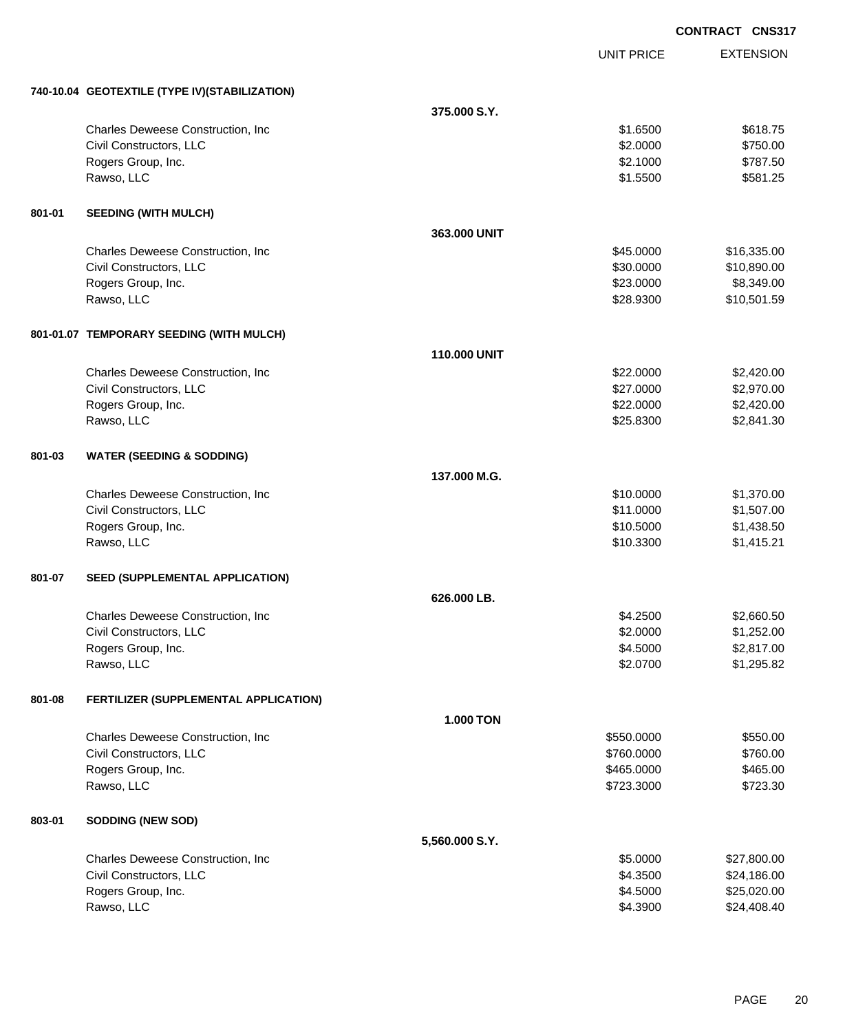**CONTRACT CNS317**

| | | | UNIT PRICE | EXTENSION |
|---|---|---|---|---|
| **740-10.04** | **GEOTEXTILE (TYPE IV)(STABILIZATION)** | | | |
| | | **375.000 S.Y.** | | |
| | Charles Deweese Construction, Inc | | $1.6500 | $618.75 |
| | Civil Constructors, LLC | | $2.0000 | $750.00 |
| | Rogers Group, Inc. | | $2.1000 | $787.50 |
| | Rawso, LLC | | $1.5500 | $581.25 |
| **801-01** | **SEEDING (WITH MULCH)** | | | |
| | | **363.000 UNIT** | | |
| | Charles Deweese Construction, Inc | | $45.0000 | $16,335.00 |
| | Civil Constructors, LLC | | $30.0000 | $10,890.00 |
| | Rogers Group, Inc. | | $23.0000 | $8,349.00 |
| | Rawso, LLC | | $28.9300 | $10,501.59 |
| **801-01.07** | **TEMPORARY SEEDING (WITH MULCH)** | | | |
| | | **110.000 UNIT** | | |
| | Charles Deweese Construction, Inc | | $22.0000 | $2,420.00 |
| | Civil Constructors, LLC | | $27.0000 | $2,970.00 |
| | Rogers Group, Inc. | | $22.0000 | $2,420.00 |
| | Rawso, LLC | | $25.8300 | $2,841.30 |
| **801-03** | **WATER (SEEDING & SODDING)** | | | |
| | | **137.000 M.G.** | | |
| | Charles Deweese Construction, Inc | | $10.0000 | $1,370.00 |
| | Civil Constructors, LLC | | $11.0000 | $1,507.00 |
| | Rogers Group, Inc. | | $10.5000 | $1,438.50 |
| | Rawso, LLC | | $10.3300 | $1,415.21 |
| **801-07** | **SEED (SUPPLEMENTAL APPLICATION)** | | | |
| | | **626.000 LB.** | | |
| | Charles Deweese Construction, Inc | | $4.2500 | $2,660.50 |
| | Civil Constructors, LLC | | $2.0000 | $1,252.00 |
| | Rogers Group, Inc. | | $4.5000 | $2,817.00 |
| | Rawso, LLC | | $2.0700 | $1,295.82 |
| **801-08** | **FERTILIZER (SUPPLEMENTAL APPLICATION)** | | | |
| | | **1.000 TON** | | |
| | Charles Deweese Construction, Inc | | $550.0000 | $550.00 |
| | Civil Constructors, LLC | | $760.0000 | $760.00 |
| | Rogers Group, Inc. | | $465.0000 | $465.00 |
| | Rawso, LLC | | $723.3000 | $723.30 |
| **803-01** | **SODDING (NEW SOD)** | | | |
| | | **5,560.000 S.Y.** | | |
| | Charles Deweese Construction, Inc | | $5.0000 | $27,800.00 |
| | Civil Constructors, LLC | | $4.3500 | $24,186.00 |
| | Rogers Group, Inc. | | $4.5000 | $25,020.00 |
| | Rawso, LLC | | $4.3900 | $24,408.40 |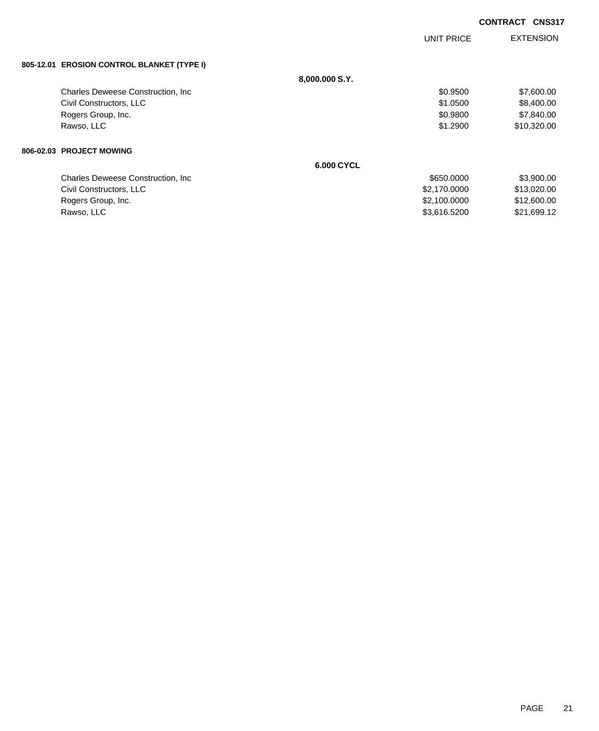**CONTRACT CNS317**

| | | UNIT PRICE | EXTENSION |
|---|---|---|---|
| **805-12.01 EROSION CONTROL BLANKET (TYPE I)** | | | |
| | **8,000.000 S.Y.** | | |
| Charles Deweese Construction, Inc | | $0.9500 | $7,600.00 |
| Civil Constructors, LLC | | $1.0500 | $8,400.00 |
| Rogers Group, Inc. | | $0.9800 | $7,840.00 |
| Rawso, LLC | | $1.2900 | $10,320.00 |
| **806-02.03 PROJECT MOWING** | | | |
| | **6.000 CYCL** | | |
| Charles Deweese Construction, Inc | | $650.0000 | $3,900.00 |
| Civil Constructors, LLC | | $2,170.0000 | $13,020.00 |
| Rogers Group, Inc. | | $2,100.0000 | $12,600.00 |
| Rawso, LLC | | $3,616.5200 | $21,699.12 |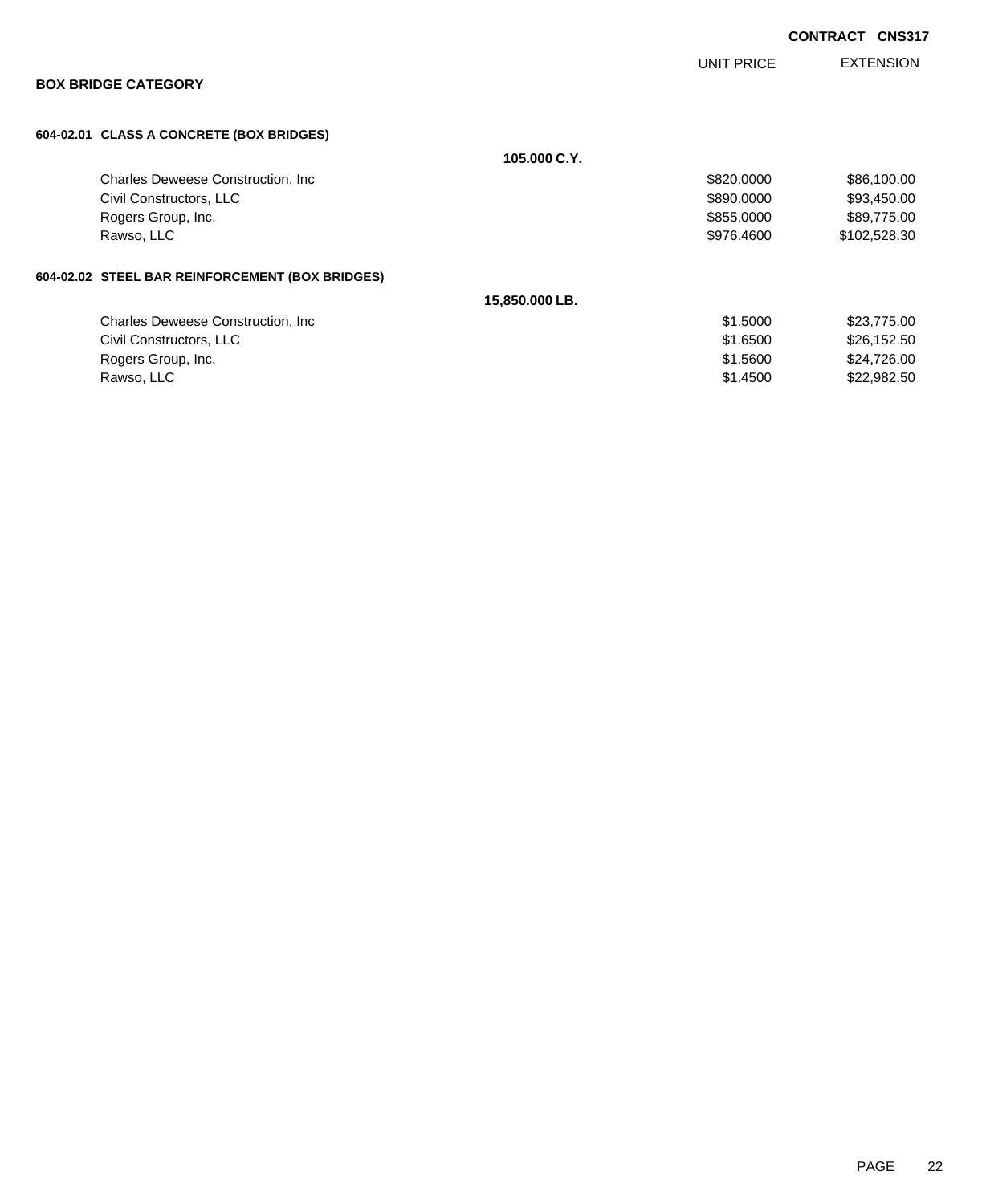**CONTRACT CNS317**

## BOX BRIDGE CATEGORY

### 604-02.01 CLASS A CONCRETE (BOX BRIDGES)

**105.000 C.Y.**

| Bidder | UNIT PRICE | EXTENSION |
|---|---|---|
| Charles Deweese Construction, Inc | \$820.0000 | \$86,100.00 |
| Civil Constructors, LLC | \$890.0000 | \$93,450.00 |
| Rogers Group, Inc. | \$855.0000 | \$89,775.00 |
| Rawso, LLC | \$976.4600 | \$102,528.30 |

### 604-02.02 STEEL BAR REINFORCEMENT (BOX BRIDGES)

**15,850.000 LB.**

| Bidder | UNIT PRICE | EXTENSION |
|---|---|---|
| Charles Deweese Construction, Inc | \$1.5000 | \$23,775.00 |
| Civil Constructors, LLC | \$1.6500 | \$26,152.50 |
| Rogers Group, Inc. | \$1.5600 | \$24,726.00 |
| Rawso, LLC | \$1.4500 | \$22,982.50 |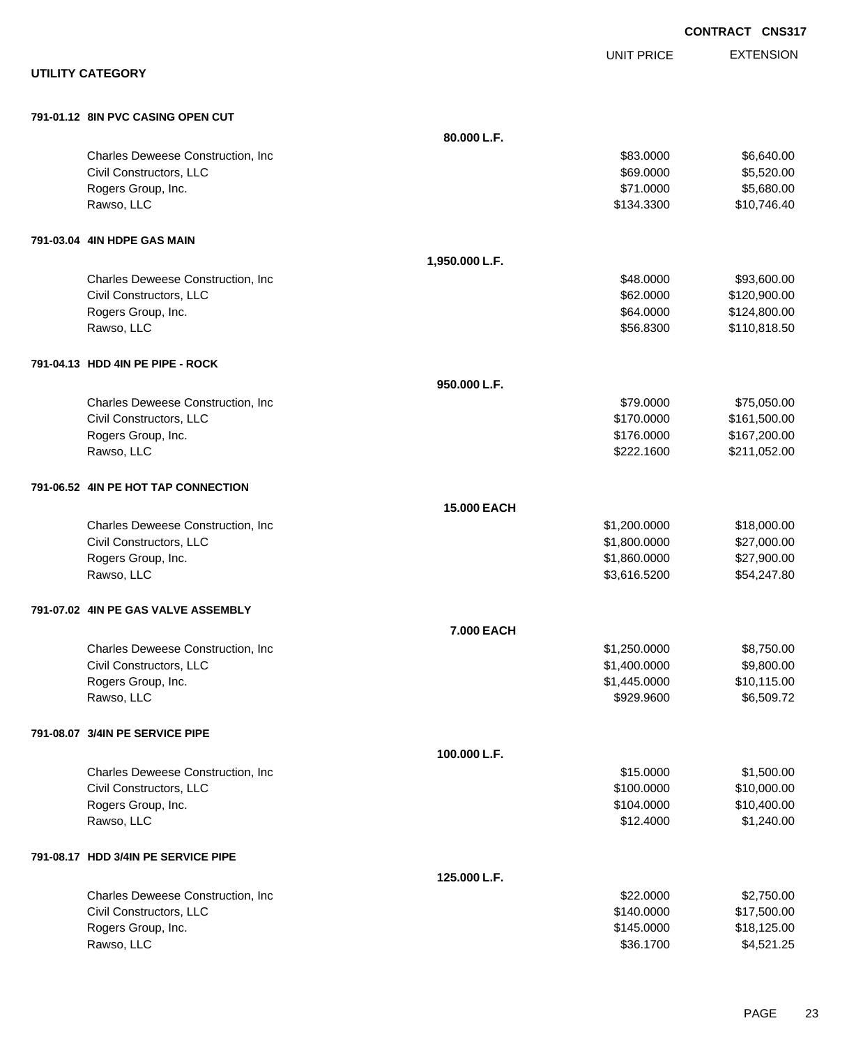**CONTRACT CNS317**

## UTILITY CATEGORY

| | | UNIT PRICE | EXTENSION |
|---|---|---|---|
| **791-01.12 8IN PVC CASING OPEN CUT** | | | |
| | **80.000 L.F.** | | |
| Charles Deweese Construction, Inc | | $83.0000 | $6,640.00 |
| Civil Constructors, LLC | | $69.0000 | $5,520.00 |
| Rogers Group, Inc. | | $71.0000 | $5,680.00 |
| Rawso, LLC | | $134.3300 | $10,746.40 |
| **791-03.04 4IN HDPE GAS MAIN** | | | |
| | **1,950.000 L.F.** | | |
| Charles Deweese Construction, Inc | | $48.0000 | $93,600.00 |
| Civil Constructors, LLC | | $62.0000 | $120,900.00 |
| Rogers Group, Inc. | | $64.0000 | $124,800.00 |
| Rawso, LLC | | $56.8300 | $110,818.50 |
| **791-04.13 HDD 4IN PE PIPE - ROCK** | | | |
| | **950.000 L.F.** | | |
| Charles Deweese Construction, Inc | | $79.0000 | $75,050.00 |
| Civil Constructors, LLC | | $170.0000 | $161,500.00 |
| Rogers Group, Inc. | | $176.0000 | $167,200.00 |
| Rawso, LLC | | $222.1600 | $211,052.00 |
| **791-06.52 4IN PE HOT TAP CONNECTION** | | | |
| | **15.000 EACH** | | |
| Charles Deweese Construction, Inc | | $1,200.0000 | $18,000.00 |
| Civil Constructors, LLC | | $1,800.0000 | $27,000.00 |
| Rogers Group, Inc. | | $1,860.0000 | $27,900.00 |
| Rawso, LLC | | $3,616.5200 | $54,247.80 |
| **791-07.02 4IN PE GAS VALVE ASSEMBLY** | | | |
| | **7.000 EACH** | | |
| Charles Deweese Construction, Inc | | $1,250.0000 | $8,750.00 |
| Civil Constructors, LLC | | $1,400.0000 | $9,800.00 |
| Rogers Group, Inc. | | $1,445.0000 | $10,115.00 |
| Rawso, LLC | | $929.9600 | $6,509.72 |
| **791-08.07 3/4IN PE SERVICE PIPE** | | | |
| | **100.000 L.F.** | | |
| Charles Deweese Construction, Inc | | $15.0000 | $1,500.00 |
| Civil Constructors, LLC | | $100.0000 | $10,000.00 |
| Rogers Group, Inc. | | $104.0000 | $10,400.00 |
| Rawso, LLC | | $12.4000 | $1,240.00 |
| **791-08.17 HDD 3/4IN PE SERVICE PIPE** | | | |
| | **125.000 L.F.** | | |
| Charles Deweese Construction, Inc | | $22.0000 | $2,750.00 |
| Civil Constructors, LLC | | $140.0000 | $17,500.00 |
| Rogers Group, Inc. | | $145.0000 | $18,125.00 |
| Rawso, LLC | | $36.1700 | $4,521.25 |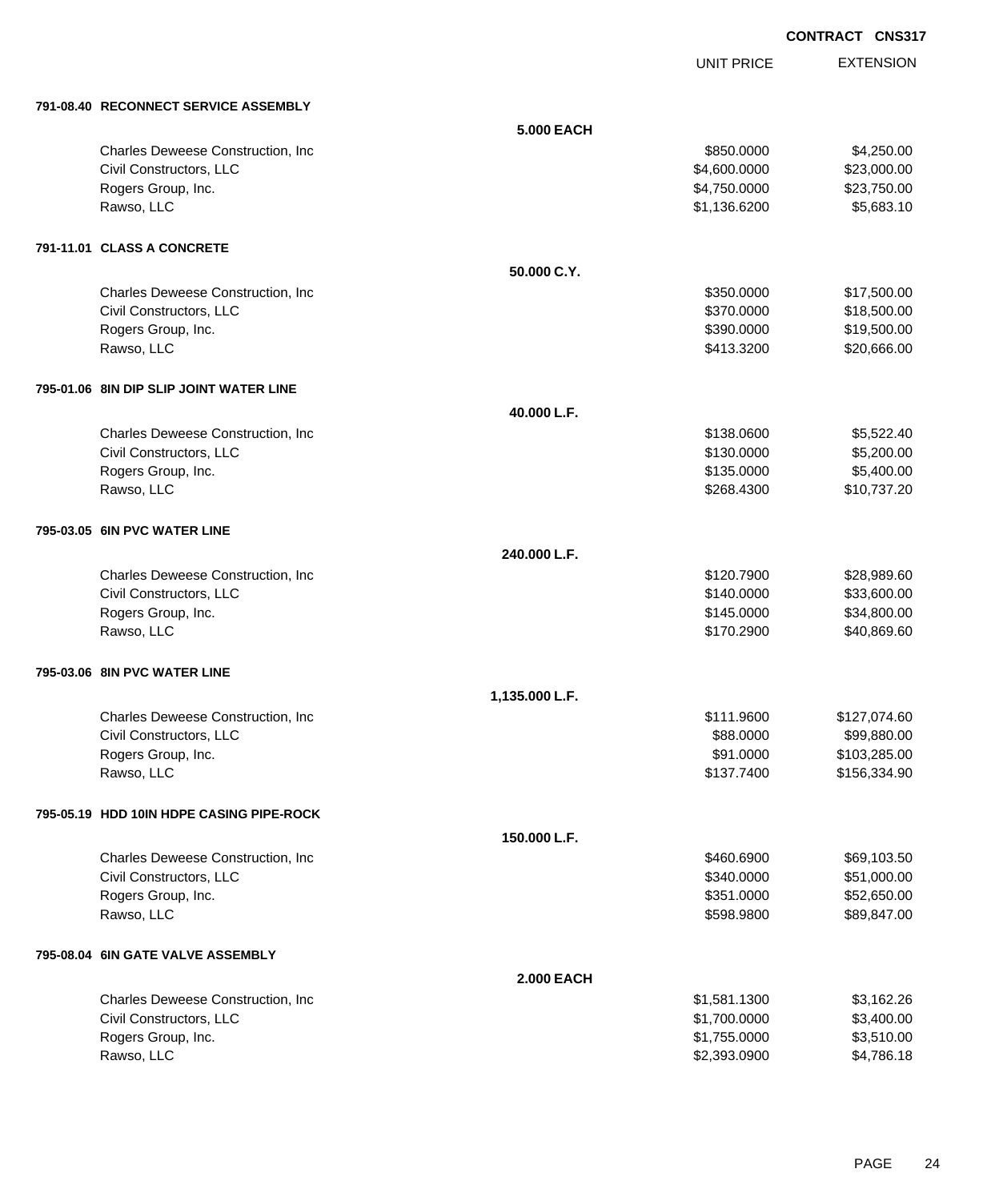**CONTRACT CNS317**

| | | UNIT PRICE | EXTENSION |
|---|---|---|---|
| **791-08.40 RECONNECT SERVICE ASSEMBLY** | | | |
| | **5.000 EACH** | | |
| Charles Deweese Construction, Inc | | $850.0000 | $4,250.00 |
| Civil Constructors, LLC | | $4,600.0000 | $23,000.00 |
| Rogers Group, Inc. | | $4,750.0000 | $23,750.00 |
| Rawso, LLC | | $1,136.6200 | $5,683.10 |
| **791-11.01 CLASS A CONCRETE** | | | |
| | **50.000 C.Y.** | | |
| Charles Deweese Construction, Inc | | $350.0000 | $17,500.00 |
| Civil Constructors, LLC | | $370.0000 | $18,500.00 |
| Rogers Group, Inc. | | $390.0000 | $19,500.00 |
| Rawso, LLC | | $413.3200 | $20,666.00 |
| **795-01.06 8IN DIP SLIP JOINT WATER LINE** | | | |
| | **40.000 L.F.** | | |
| Charles Deweese Construction, Inc | | $138.0600 | $5,522.40 |
| Civil Constructors, LLC | | $130.0000 | $5,200.00 |
| Rogers Group, Inc. | | $135.0000 | $5,400.00 |
| Rawso, LLC | | $268.4300 | $10,737.20 |
| **795-03.05 6IN PVC WATER LINE** | | | |
| | **240.000 L.F.** | | |
| Charles Deweese Construction, Inc | | $120.7900 | $28,989.60 |
| Civil Constructors, LLC | | $140.0000 | $33,600.00 |
| Rogers Group, Inc. | | $145.0000 | $34,800.00 |
| Rawso, LLC | | $170.2900 | $40,869.60 |
| **795-03.06 8IN PVC WATER LINE** | | | |
| | **1,135.000 L.F.** | | |
| Charles Deweese Construction, Inc | | $111.9600 | $127,074.60 |
| Civil Constructors, LLC | | $88.0000 | $99,880.00 |
| Rogers Group, Inc. | | $91.0000 | $103,285.00 |
| Rawso, LLC | | $137.7400 | $156,334.90 |
| **795-05.19 HDD 10IN HDPE CASING PIPE-ROCK** | | | |
| | **150.000 L.F.** | | |
| Charles Deweese Construction, Inc | | $460.6900 | $69,103.50 |
| Civil Constructors, LLC | | $340.0000 | $51,000.00 |
| Rogers Group, Inc. | | $351.0000 | $52,650.00 |
| Rawso, LLC | | $598.9800 | $89,847.00 |
| **795-08.04 6IN GATE VALVE ASSEMBLY** | | | |
| | **2.000 EACH** | | |
| Charles Deweese Construction, Inc | | $1,581.1300 | $3,162.26 |
| Civil Constructors, LLC | | $1,700.0000 | $3,400.00 |
| Rogers Group, Inc. | | $1,755.0000 | $3,510.00 |
| Rawso, LLC | | $2,393.0900 | $4,786.18 |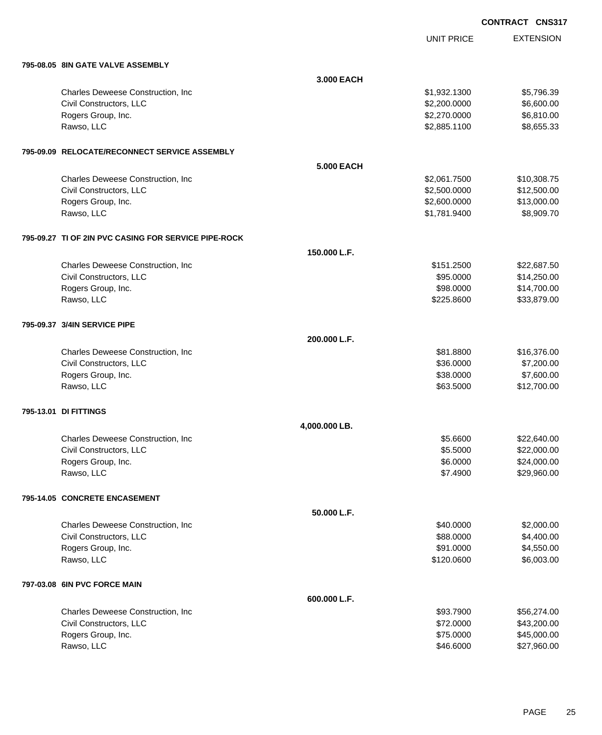**CONTRACT CNS317**

| | | UNIT PRICE | EXTENSION |
|---|---|---|---|
| **795-08.05 8IN GATE VALVE ASSEMBLY** | | | |
| | **3.000 EACH** | | |
| Charles Deweese Construction, Inc | | $1,932.1300 | $5,796.39 |
| Civil Constructors, LLC | | $2,200.0000 | $6,600.00 |
| Rogers Group, Inc. | | $2,270.0000 | $6,810.00 |
| Rawso, LLC | | $2,885.1100 | $8,655.33 |
| **795-09.09 RELOCATE/RECONNECT SERVICE ASSEMBLY** | | | |
| | **5.000 EACH** | | |
| Charles Deweese Construction, Inc | | $2,061.7500 | $10,308.75 |
| Civil Constructors, LLC | | $2,500.0000 | $12,500.00 |
| Rogers Group, Inc. | | $2,600.0000 | $13,000.00 |
| Rawso, LLC | | $1,781.9400 | $8,909.70 |
| **795-09.27 TI OF 2IN PVC CASING FOR SERVICE PIPE-ROCK** | | | |
| | **150.000 L.F.** | | |
| Charles Deweese Construction, Inc | | $151.2500 | $22,687.50 |
| Civil Constructors, LLC | | $95.0000 | $14,250.00 |
| Rogers Group, Inc. | | $98.0000 | $14,700.00 |
| Rawso, LLC | | $225.8600 | $33,879.00 |
| **795-09.37 3/4IN SERVICE PIPE** | | | |
| | **200.000 L.F.** | | |
| Charles Deweese Construction, Inc | | $81.8800 | $16,376.00 |
| Civil Constructors, LLC | | $36.0000 | $7,200.00 |
| Rogers Group, Inc. | | $38.0000 | $7,600.00 |
| Rawso, LLC | | $63.5000 | $12,700.00 |
| **795-13.01 DI FITTINGS** | | | |
| | **4,000.000 LB.** | | |
| Charles Deweese Construction, Inc | | $5.6600 | $22,640.00 |
| Civil Constructors, LLC | | $5.5000 | $22,000.00 |
| Rogers Group, Inc. | | $6.0000 | $24,000.00 |
| Rawso, LLC | | $7.4900 | $29,960.00 |
| **795-14.05 CONCRETE ENCASEMENT** | | | |
| | **50.000 L.F.** | | |
| Charles Deweese Construction, Inc | | $40.0000 | $2,000.00 |
| Civil Constructors, LLC | | $88.0000 | $4,400.00 |
| Rogers Group, Inc. | | $91.0000 | $4,550.00 |
| Rawso, LLC | | $120.0600 | $6,003.00 |
| **797-03.08 6IN PVC FORCE MAIN** | | | |
| | **600.000 L.F.** | | |
| Charles Deweese Construction, Inc | | $93.7900 | $56,274.00 |
| Civil Constructors, LLC | | $72.0000 | $43,200.00 |
| Rogers Group, Inc. | | $75.0000 | $45,000.00 |
| Rawso, LLC | | $46.6000 | $27,960.00 |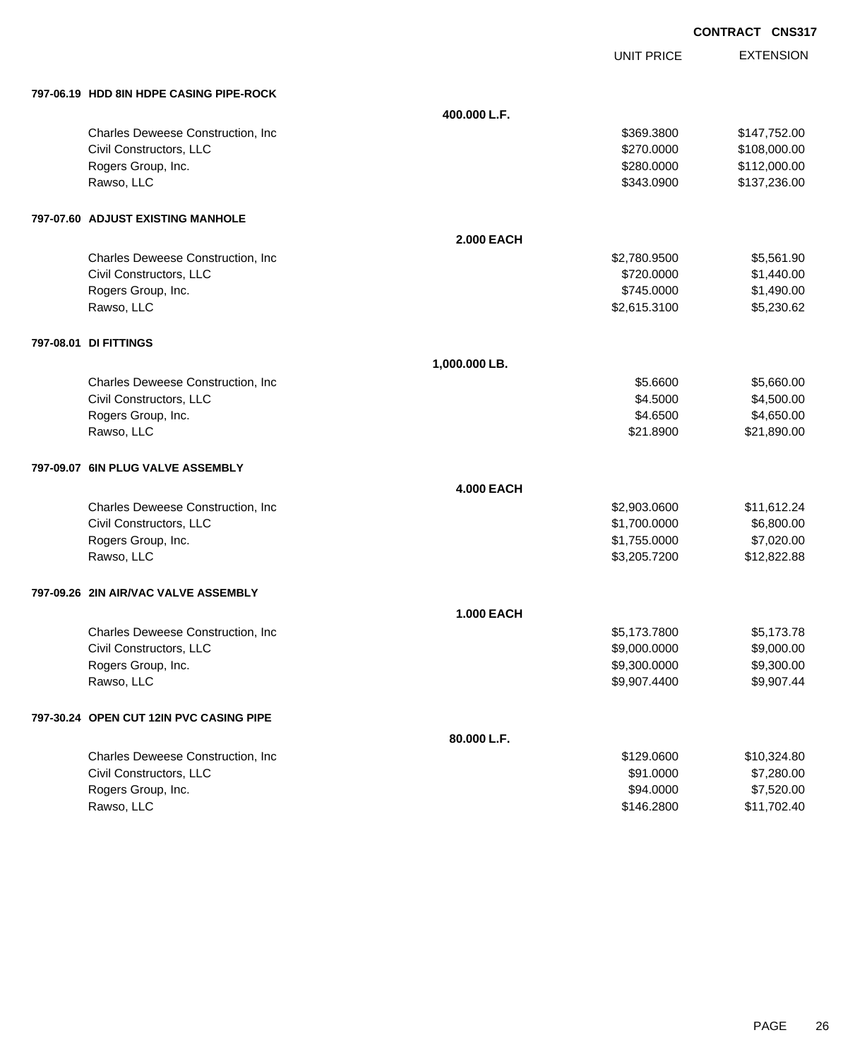**CONTRACT CNS317**

| | | UNIT PRICE | EXTENSION |
|---|---|---|---|
| **797-06.19 HDD 8IN HDPE CASING PIPE-ROCK** | | | |
| | **400.000 L.F.** | | |
| Charles Deweese Construction, Inc | | $369.3800 | $147,752.00 |
| Civil Constructors, LLC | | $270.0000 | $108,000.00 |
| Rogers Group, Inc. | | $280.0000 | $112,000.00 |
| Rawso, LLC | | $343.0900 | $137,236.00 |
| **797-07.60 ADJUST EXISTING MANHOLE** | | | |
| | **2.000 EACH** | | |
| Charles Deweese Construction, Inc | | $2,780.9500 | $5,561.90 |
| Civil Constructors, LLC | | $720.0000 | $1,440.00 |
| Rogers Group, Inc. | | $745.0000 | $1,490.00 |
| Rawso, LLC | | $2,615.3100 | $5,230.62 |
| **797-08.01 DI FITTINGS** | | | |
| | **1,000.000 LB.** | | |
| Charles Deweese Construction, Inc | | $5.6600 | $5,660.00 |
| Civil Constructors, LLC | | $4.5000 | $4,500.00 |
| Rogers Group, Inc. | | $4.6500 | $4,650.00 |
| Rawso, LLC | | $21.8900 | $21,890.00 |
| **797-09.07 6IN PLUG VALVE ASSEMBLY** | | | |
| | **4.000 EACH** | | |
| Charles Deweese Construction, Inc | | $2,903.0600 | $11,612.24 |
| Civil Constructors, LLC | | $1,700.0000 | $6,800.00 |
| Rogers Group, Inc. | | $1,755.0000 | $7,020.00 |
| Rawso, LLC | | $3,205.7200 | $12,822.88 |
| **797-09.26 2IN AIR/VAC VALVE ASSEMBLY** | | | |
| | **1.000 EACH** | | |
| Charles Deweese Construction, Inc | | $5,173.7800 | $5,173.78 |
| Civil Constructors, LLC | | $9,000.0000 | $9,000.00 |
| Rogers Group, Inc. | | $9,300.0000 | $9,300.00 |
| Rawso, LLC | | $9,907.4400 | $9,907.44 |
| **797-30.24 OPEN CUT 12IN PVC CASING PIPE** | | | |
| | **80.000 L.F.** | | |
| Charles Deweese Construction, Inc | | $129.0600 | $10,324.80 |
| Civil Constructors, LLC | | $91.0000 | $7,280.00 |
| Rogers Group, Inc. | | $94.0000 | $7,520.00 |
| Rawso, LLC | | $146.2800 | $11,702.40 |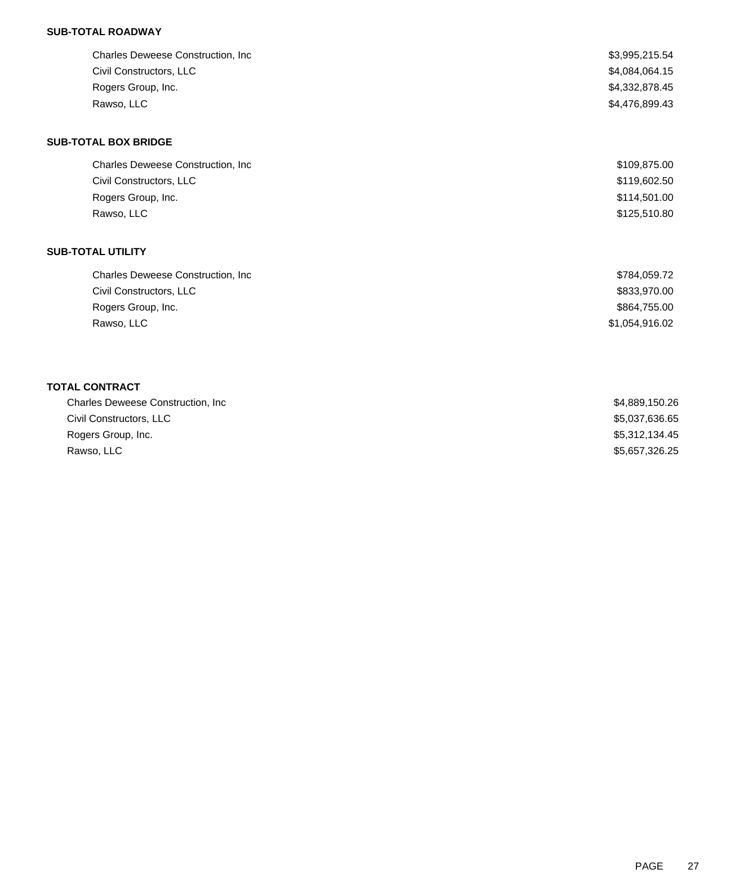**SUB-TOTAL ROADWAY**

| | |
|---|---|
| Charles Deweese Construction, Inc | $3,995,215.54 |
| Civil Constructors, LLC | $4,084,064.15 |
| Rogers Group, Inc. | $4,332,878.45 |
| Rawso, LLC | $4,476,899.43 |

**SUB-TOTAL BOX BRIDGE**

| | |
|---|---|
| Charles Deweese Construction, Inc | $109,875.00 |
| Civil Constructors, LLC | $119,602.50 |
| Rogers Group, Inc. | $114,501.00 |
| Rawso, LLC | $125,510.80 |

**SUB-TOTAL UTILITY**

| | |
|---|---|
| Charles Deweese Construction, Inc | $784,059.72 |
| Civil Constructors, LLC | $833,970.00 |
| Rogers Group, Inc. | $864,755.00 |
| Rawso, LLC | $1,054,916.02 |

**TOTAL CONTRACT**

| | |
|---|---|
| Charles Deweese Construction, Inc | $4,889,150.26 |
| Civil Constructors, LLC | $5,037,636.65 |
| Rogers Group, Inc. | $5,312,134.45 |
| Rawso, LLC | $5,657,326.25 |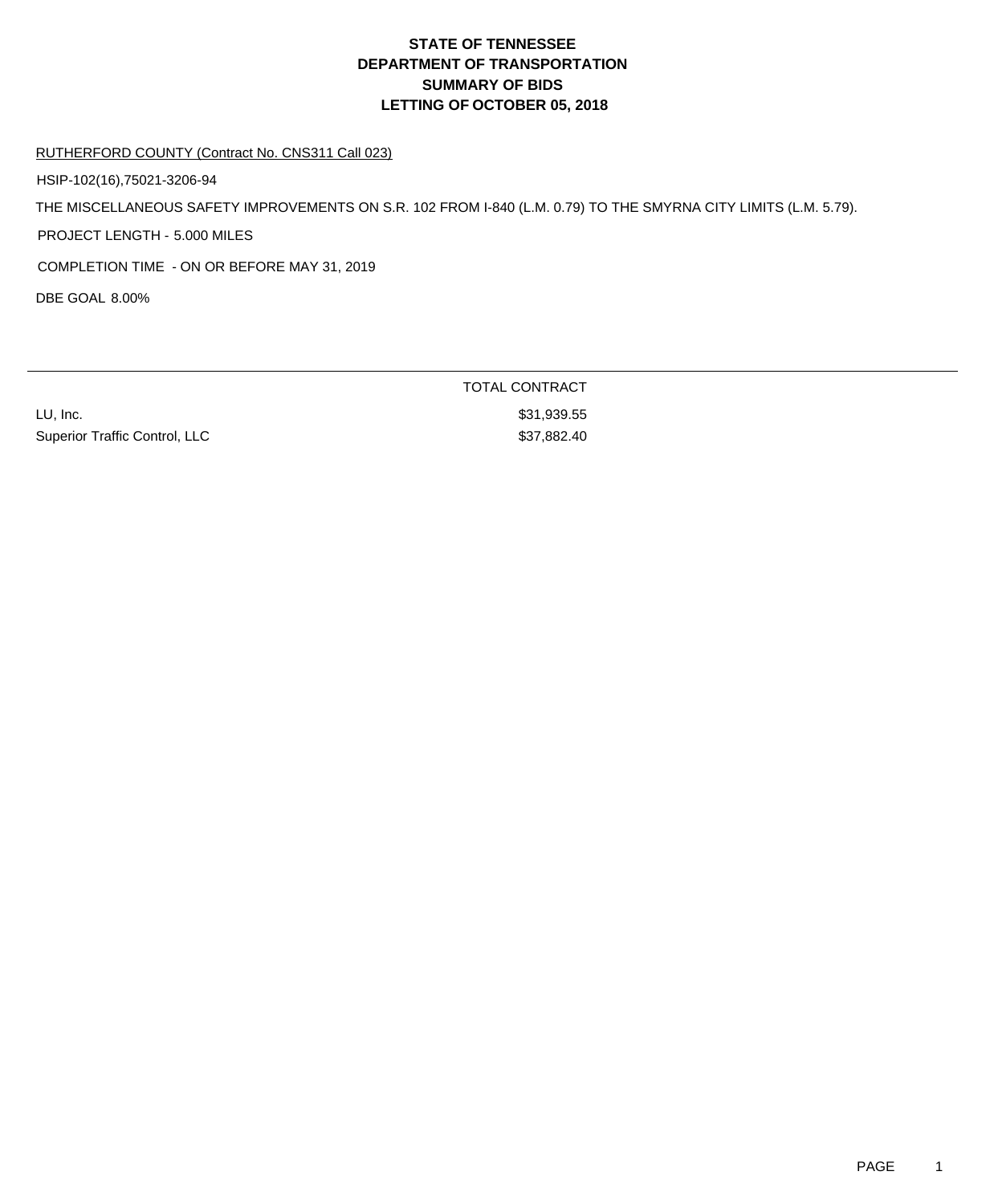# STATE OF TENNESSEE
# DEPARTMENT OF TRANSPORTATION
# SUMMARY OF BIDS
# LETTING OF OCTOBER 05, 2018

RUTHERFORD COUNTY (Contract No. CNS311 Call 023)

HSIP-102(16),75021-3206-94

THE MISCELLANEOUS SAFETY IMPROVEMENTS ON S.R. 102 FROM I-840 (L.M. 0.79) TO THE SMYRNA CITY LIMITS (L.M. 5.79).

PROJECT LENGTH - 5.000 MILES

COMPLETION TIME - ON OR BEFORE MAY 31, 2019

DBE GOAL 8.00%

| | TOTAL CONTRACT |
|---|---|
| LU, Inc. | $31,939.55 |
| Superior Traffic Control, LLC | $37,882.40 |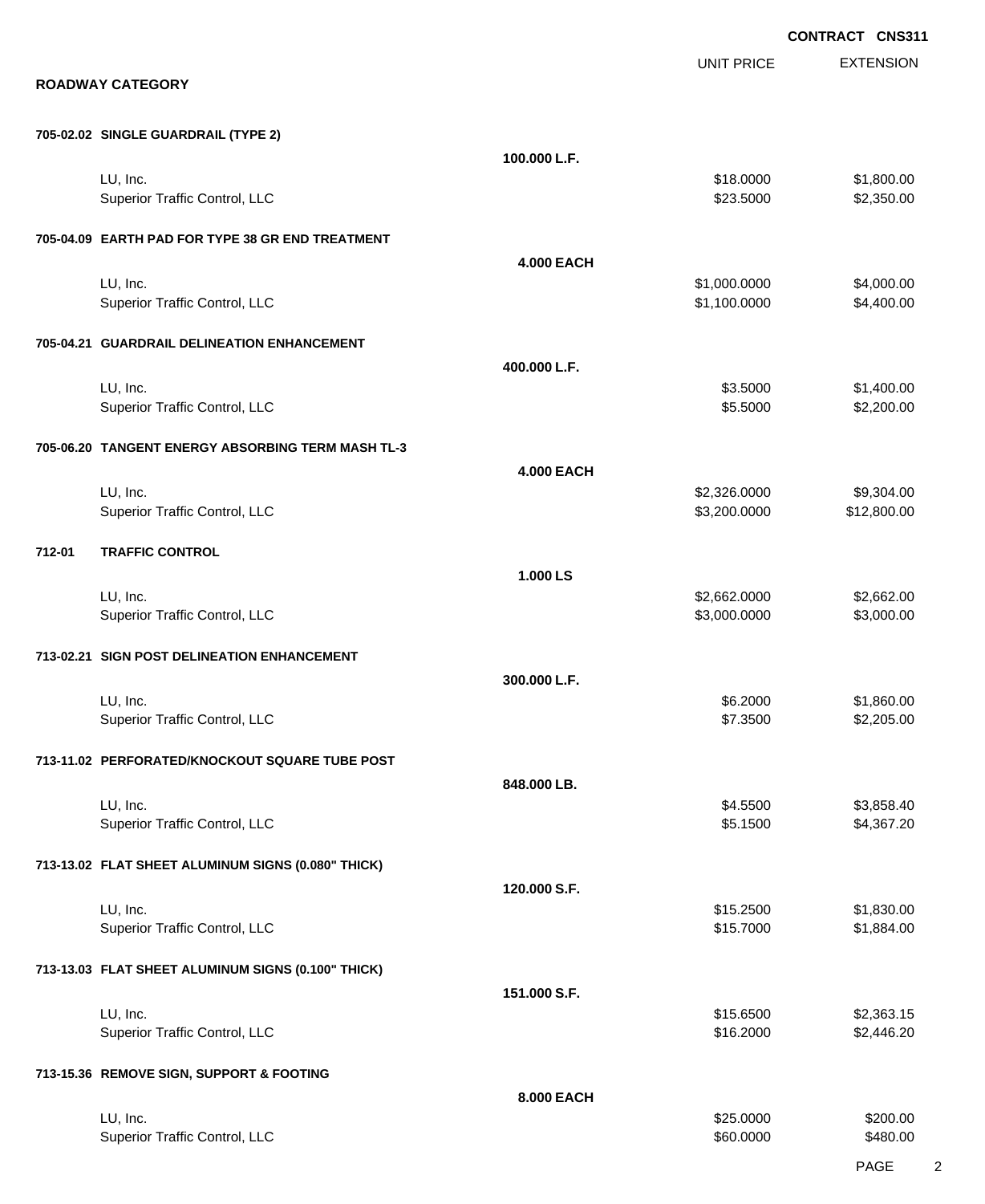**CONTRACT CNS311**

## ROADWAY CATEGORY

| | | UNIT PRICE | EXTENSION |
|---|---|---|---|
| **705-02.02 SINGLE GUARDRAIL (TYPE 2)** | | | |
| | **100.000 L.F.** | | |
| LU, Inc. | | $18.0000 | $1,800.00 |
| Superior Traffic Control, LLC | | $23.5000 | $2,350.00 |
| **705-04.09 EARTH PAD FOR TYPE 38 GR END TREATMENT** | | | |
| | **4.000 EACH** | | |
| LU, Inc. | | $1,000.0000 | $4,000.00 |
| Superior Traffic Control, LLC | | $1,100.0000 | $4,400.00 |
| **705-04.21 GUARDRAIL DELINEATION ENHANCEMENT** | | | |
| | **400.000 L.F.** | | |
| LU, Inc. | | $3.5000 | $1,400.00 |
| Superior Traffic Control, LLC | | $5.5000 | $2,200.00 |
| **705-06.20 TANGENT ENERGY ABSORBING TERM MASH TL-3** | | | |
| | **4.000 EACH** | | |
| LU, Inc. | | $2,326.0000 | $9,304.00 |
| Superior Traffic Control, LLC | | $3,200.0000 | $12,800.00 |
| **712-01 TRAFFIC CONTROL** | | | |
| | **1.000 LS** | | |
| LU, Inc. | | $2,662.0000 | $2,662.00 |
| Superior Traffic Control, LLC | | $3,000.0000 | $3,000.00 |
| **713-02.21 SIGN POST DELINEATION ENHANCEMENT** | | | |
| | **300.000 L.F.** | | |
| LU, Inc. | | $6.2000 | $1,860.00 |
| Superior Traffic Control, LLC | | $7.3500 | $2,205.00 |
| **713-11.02 PERFORATED/KNOCKOUT SQUARE TUBE POST** | | | |
| | **848.000 LB.** | | |
| LU, Inc. | | $4.5500 | $3,858.40 |
| Superior Traffic Control, LLC | | $5.1500 | $4,367.20 |
| **713-13.02 FLAT SHEET ALUMINUM SIGNS (0.080" THICK)** | | | |
| | **120.000 S.F.** | | |
| LU, Inc. | | $15.2500 | $1,830.00 |
| Superior Traffic Control, LLC | | $15.7000 | $1,884.00 |
| **713-13.03 FLAT SHEET ALUMINUM SIGNS (0.100" THICK)** | | | |
| | **151.000 S.F.** | | |
| LU, Inc. | | $15.6500 | $2,363.15 |
| Superior Traffic Control, LLC | | $16.2000 | $2,446.20 |
| **713-15.36 REMOVE SIGN, SUPPORT & FOOTING** | | | |
| | **8.000 EACH** | | |
| LU, Inc. | | $25.0000 | $200.00 |
| Superior Traffic Control, LLC | | $60.0000 | $480.00 |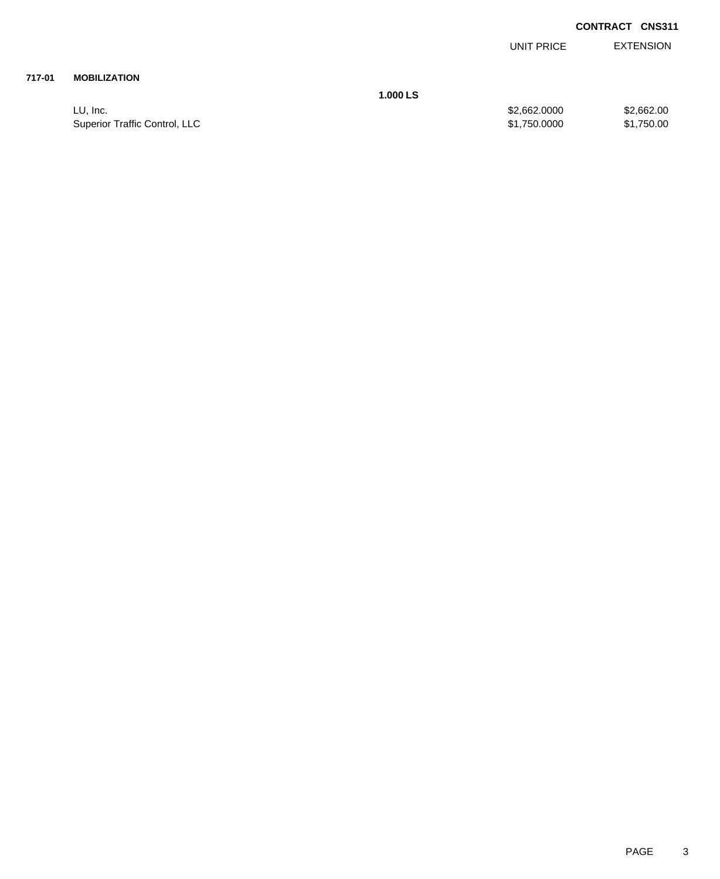**CONTRACT CNS311**

| | | UNIT PRICE | EXTENSION |
|---|---|---|---|
| **717-01** | **MOBILIZATION** | | |
| | **1.000 LS** | | |
| | LU, Inc. | $2,662.0000 | $2,662.00 |
| | Superior Traffic Control, LLC | $1,750.0000 | $1,750.00 |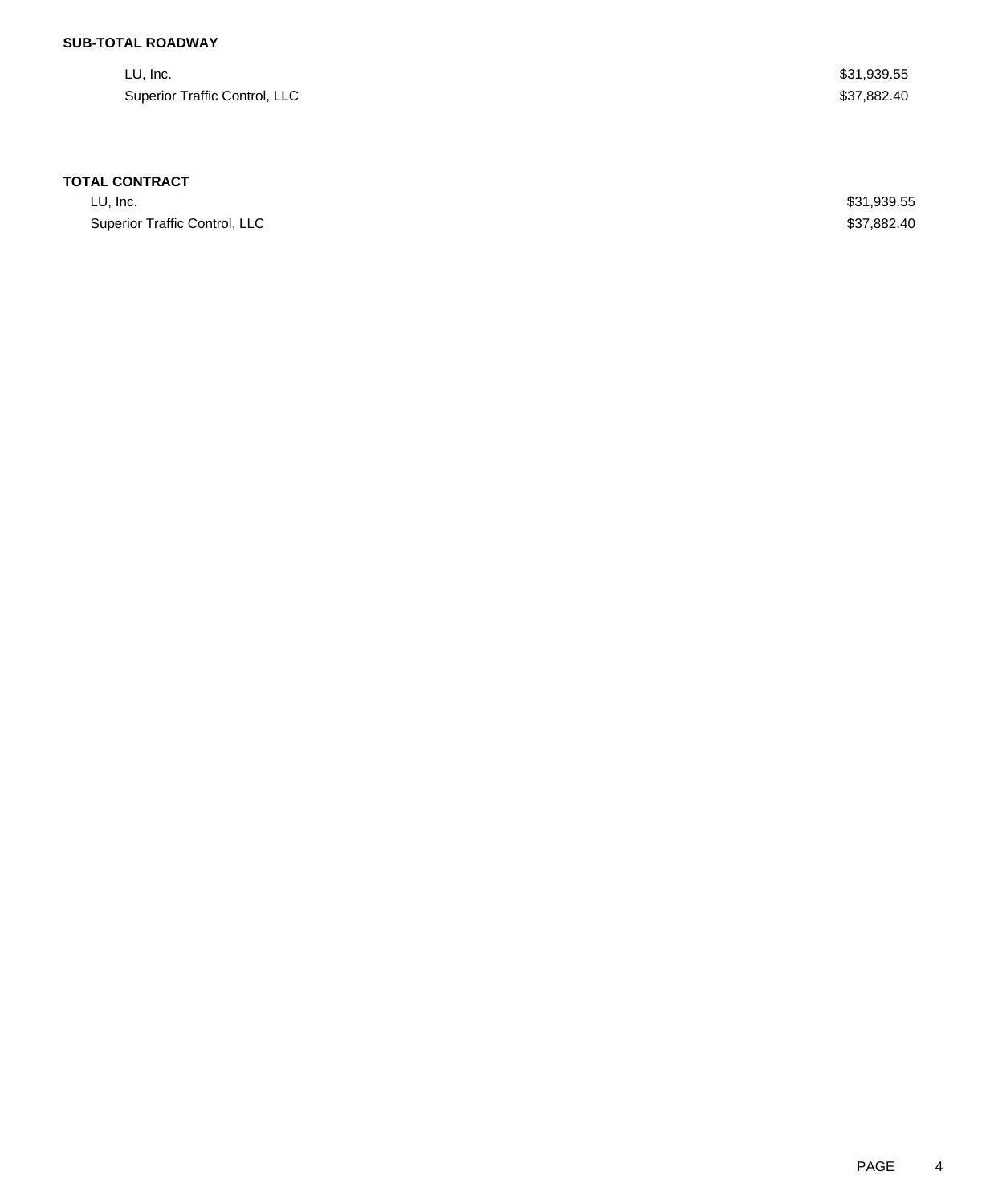**SUB-TOTAL ROADWAY**

| | |
|---|---|
| LU, Inc. | $31,939.55 |
| Superior Traffic Control, LLC | $37,882.40 |

**TOTAL CONTRACT**

| | |
|---|---|
| LU, Inc. | $31,939.55 |
| Superior Traffic Control, LLC | $37,882.40 |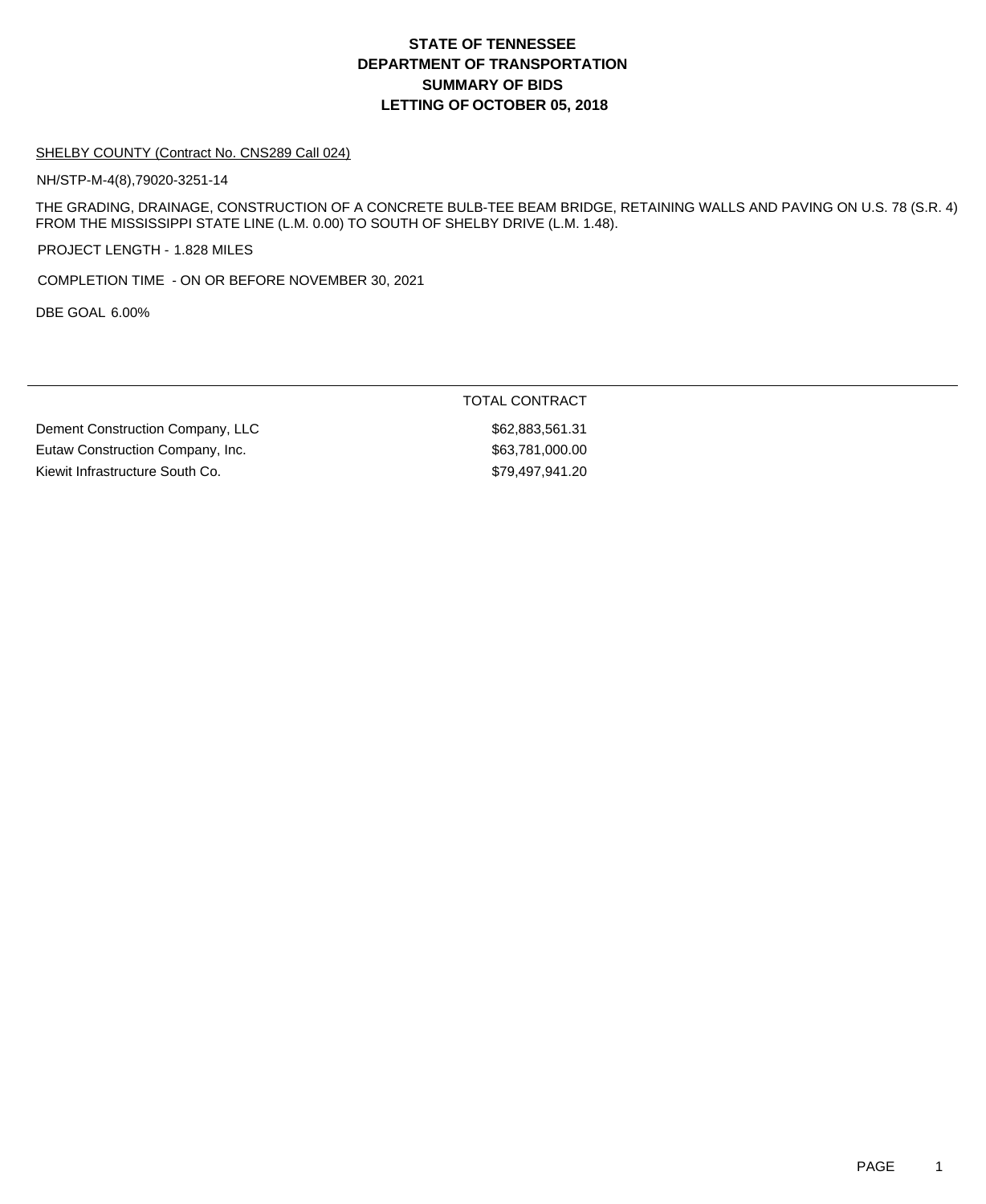# STATE OF TENNESSEE
# DEPARTMENT OF TRANSPORTATION
# SUMMARY OF BIDS
# LETTING OF OCTOBER 05, 2018

SHELBY COUNTY (Contract No. CNS289 Call 024)

NH/STP-M-4(8),79020-3251-14

THE GRADING, DRAINAGE, CONSTRUCTION OF A CONCRETE BULB-TEE BEAM BRIDGE, RETAINING WALLS AND PAVING ON U.S. 78 (S.R. 4) FROM THE MISSISSIPPI STATE LINE (L.M. 0.00) TO SOUTH OF SHELBY DRIVE (L.M. 1.48).

PROJECT LENGTH - 1.828 MILES

COMPLETION TIME - ON OR BEFORE NOVEMBER 30, 2021

DBE GOAL 6.00%

| | TOTAL CONTRACT |
|---|---|
| Dement Construction Company, LLC | $62,883,561.31 |
| Eutaw Construction Company, Inc. | $63,781,000.00 |
| Kiewit Infrastructure South Co. | $79,497,941.20 |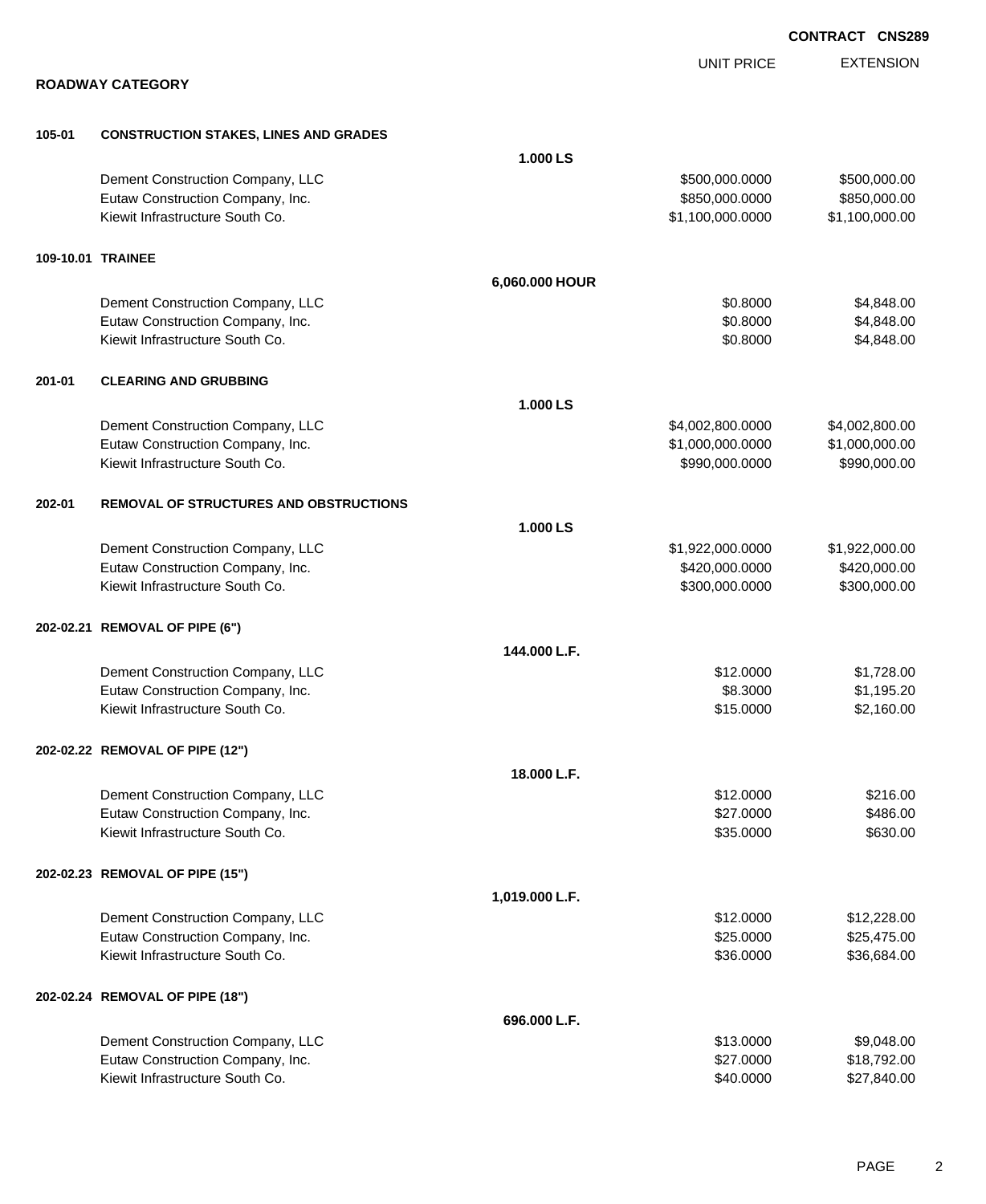**CONTRACT CNS289**

## ROADWAY CATEGORY

| | | | UNIT PRICE | EXTENSION |
|---|---|---|---|---|
| **105-01** | **CONSTRUCTION STAKES, LINES AND GRADES** | | | |
| | | **1.000 LS** | | |
| | Dement Construction Company, LLC | | $500,000.0000 | $500,000.00 |
| | Eutaw Construction Company, Inc. | | $850,000.0000 | $850,000.00 |
| | Kiewit Infrastructure South Co. | | $1,100,000.0000 | $1,100,000.00 |
| **109-10.01** | **TRAINEE** | | | |
| | | **6,060.000 HOUR** | | |
| | Dement Construction Company, LLC | | $0.8000 | $4,848.00 |
| | Eutaw Construction Company, Inc. | | $0.8000 | $4,848.00 |
| | Kiewit Infrastructure South Co. | | $0.8000 | $4,848.00 |
| **201-01** | **CLEARING AND GRUBBING** | | | |
| | | **1.000 LS** | | |
| | Dement Construction Company, LLC | | $4,002,800.0000 | $4,002,800.00 |
| | Eutaw Construction Company, Inc. | | $1,000,000.0000 | $1,000,000.00 |
| | Kiewit Infrastructure South Co. | | $990,000.0000 | $990,000.00 |
| **202-01** | **REMOVAL OF STRUCTURES AND OBSTRUCTIONS** | | | |
| | | **1.000 LS** | | |
| | Dement Construction Company, LLC | | $1,922,000.0000 | $1,922,000.00 |
| | Eutaw Construction Company, Inc. | | $420,000.0000 | $420,000.00 |
| | Kiewit Infrastructure South Co. | | $300,000.0000 | $300,000.00 |
| **202-02.21** | **REMOVAL OF PIPE (6")** | | | |
| | | **144.000 L.F.** | | |
| | Dement Construction Company, LLC | | $12.0000 | $1,728.00 |
| | Eutaw Construction Company, Inc. | | $8.3000 | $1,195.20 |
| | Kiewit Infrastructure South Co. | | $15.0000 | $2,160.00 |
| **202-02.22** | **REMOVAL OF PIPE (12")** | | | |
| | | **18.000 L.F.** | | |
| | Dement Construction Company, LLC | | $12.0000 | $216.00 |
| | Eutaw Construction Company, Inc. | | $27.0000 | $486.00 |
| | Kiewit Infrastructure South Co. | | $35.0000 | $630.00 |
| **202-02.23** | **REMOVAL OF PIPE (15")** | | | |
| | | **1,019.000 L.F.** | | |
| | Dement Construction Company, LLC | | $12.0000 | $12,228.00 |
| | Eutaw Construction Company, Inc. | | $25.0000 | $25,475.00 |
| | Kiewit Infrastructure South Co. | | $36.0000 | $36,684.00 |
| **202-02.24** | **REMOVAL OF PIPE (18")** | | | |
| | | **696.000 L.F.** | | |
| | Dement Construction Company, LLC | | $13.0000 | $9,048.00 |
| | Eutaw Construction Company, Inc. | | $27.0000 | $18,792.00 |
| | Kiewit Infrastructure South Co. | | $40.0000 | $27,840.00 |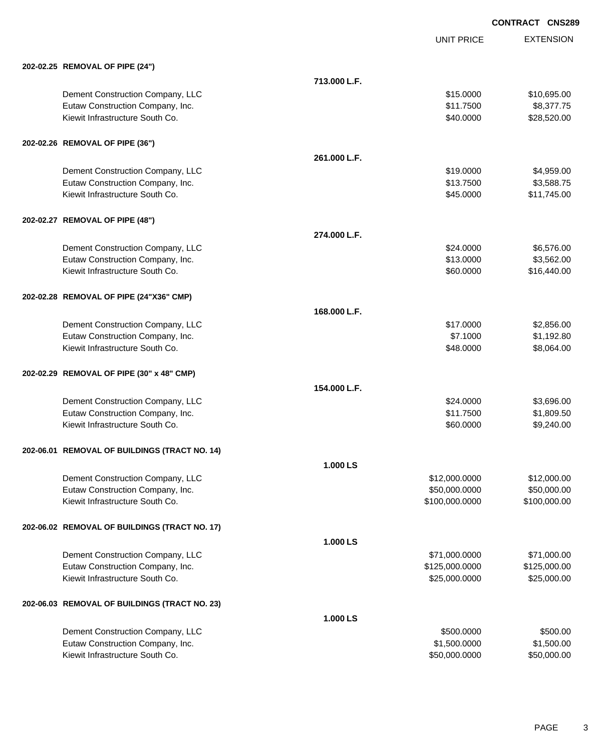**CONTRACT CNS289**

| | | UNIT PRICE | EXTENSION |
|---|---|---|---|
| **202-02.25 REMOVAL OF PIPE (24")** | | | |
| | **713.000 L.F.** | | |
| Dement Construction Company, LLC | | $15.0000 | $10,695.00 |
| Eutaw Construction Company, Inc. | | $11.7500 | $8,377.75 |
| Kiewit Infrastructure South Co. | | $40.0000 | $28,520.00 |
| **202-02.26 REMOVAL OF PIPE (36")** | | | |
| | **261.000 L.F.** | | |
| Dement Construction Company, LLC | | $19.0000 | $4,959.00 |
| Eutaw Construction Company, Inc. | | $13.7500 | $3,588.75 |
| Kiewit Infrastructure South Co. | | $45.0000 | $11,745.00 |
| **202-02.27 REMOVAL OF PIPE (48")** | | | |
| | **274.000 L.F.** | | |
| Dement Construction Company, LLC | | $24.0000 | $6,576.00 |
| Eutaw Construction Company, Inc. | | $13.0000 | $3,562.00 |
| Kiewit Infrastructure South Co. | | $60.0000 | $16,440.00 |
| **202-02.28 REMOVAL OF PIPE (24"X36" CMP)** | | | |
| | **168.000 L.F.** | | |
| Dement Construction Company, LLC | | $17.0000 | $2,856.00 |
| Eutaw Construction Company, Inc. | | $7.1000 | $1,192.80 |
| Kiewit Infrastructure South Co. | | $48.0000 | $8,064.00 |
| **202-02.29 REMOVAL OF PIPE (30" x 48" CMP)** | | | |
| | **154.000 L.F.** | | |
| Dement Construction Company, LLC | | $24.0000 | $3,696.00 |
| Eutaw Construction Company, Inc. | | $11.7500 | $1,809.50 |
| Kiewit Infrastructure South Co. | | $60.0000 | $9,240.00 |
| **202-06.01 REMOVAL OF BUILDINGS (TRACT NO. 14)** | | | |
| | **1.000 LS** | | |
| Dement Construction Company, LLC | | $12,000.0000 | $12,000.00 |
| Eutaw Construction Company, Inc. | | $50,000.0000 | $50,000.00 |
| Kiewit Infrastructure South Co. | | $100,000.0000 | $100,000.00 |
| **202-06.02 REMOVAL OF BUILDINGS (TRACT NO. 17)** | | | |
| | **1.000 LS** | | |
| Dement Construction Company, LLC | | $71,000.0000 | $71,000.00 |
| Eutaw Construction Company, Inc. | | $125,000.0000 | $125,000.00 |
| Kiewit Infrastructure South Co. | | $25,000.0000 | $25,000.00 |
| **202-06.03 REMOVAL OF BUILDINGS (TRACT NO. 23)** | | | |
| | **1.000 LS** | | |
| Dement Construction Company, LLC | | $500.0000 | $500.00 |
| Eutaw Construction Company, Inc. | | $1,500.0000 | $1,500.00 |
| Kiewit Infrastructure South Co. | | $50,000.0000 | $50,000.00 |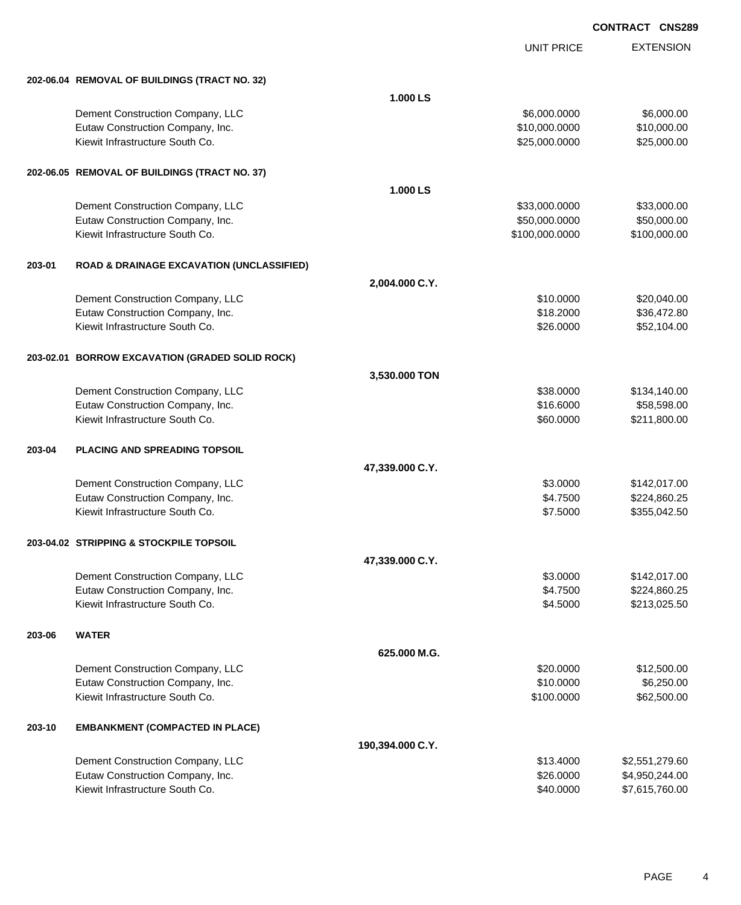**CONTRACT CNS289**

| | | | UNIT PRICE | EXTENSION |
|---|---|---|---|---|
| **202-06.04** | **REMOVAL OF BUILDINGS (TRACT NO. 32)** | | | |
| | | **1.000 LS** | | |
| | Dement Construction Company, LLC | | $6,000.0000 | $6,000.00 |
| | Eutaw Construction Company, Inc. | | $10,000.0000 | $10,000.00 |
| | Kiewit Infrastructure South Co. | | $25,000.0000 | $25,000.00 |
| **202-06.05** | **REMOVAL OF BUILDINGS (TRACT NO. 37)** | | | |
| | | **1.000 LS** | | |
| | Dement Construction Company, LLC | | $33,000.0000 | $33,000.00 |
| | Eutaw Construction Company, Inc. | | $50,000.0000 | $50,000.00 |
| | Kiewit Infrastructure South Co. | | $100,000.0000 | $100,000.00 |
| **203-01** | **ROAD & DRAINAGE EXCAVATION (UNCLASSIFIED)** | | | |
| | | **2,004.000 C.Y.** | | |
| | Dement Construction Company, LLC | | $10.0000 | $20,040.00 |
| | Eutaw Construction Company, Inc. | | $18.2000 | $36,472.80 |
| | Kiewit Infrastructure South Co. | | $26.0000 | $52,104.00 |
| **203-02.01** | **BORROW EXCAVATION (GRADED SOLID ROCK)** | | | |
| | | **3,530.000 TON** | | |
| | Dement Construction Company, LLC | | $38.0000 | $134,140.00 |
| | Eutaw Construction Company, Inc. | | $16.6000 | $58,598.00 |
| | Kiewit Infrastructure South Co. | | $60.0000 | $211,800.00 |
| **203-04** | **PLACING AND SPREADING TOPSOIL** | | | |
| | | **47,339.000 C.Y.** | | |
| | Dement Construction Company, LLC | | $3.0000 | $142,017.00 |
| | Eutaw Construction Company, Inc. | | $4.7500 | $224,860.25 |
| | Kiewit Infrastructure South Co. | | $7.5000 | $355,042.50 |
| **203-04.02** | **STRIPPING & STOCKPILE TOPSOIL** | | | |
| | | **47,339.000 C.Y.** | | |
| | Dement Construction Company, LLC | | $3.0000 | $142,017.00 |
| | Eutaw Construction Company, Inc. | | $4.7500 | $224,860.25 |
| | Kiewit Infrastructure South Co. | | $4.5000 | $213,025.50 |
| **203-06** | **WATER** | | | |
| | | **625.000 M.G.** | | |
| | Dement Construction Company, LLC | | $20.0000 | $12,500.00 |
| | Eutaw Construction Company, Inc. | | $10.0000 | $6,250.00 |
| | Kiewit Infrastructure South Co. | | $100.0000 | $62,500.00 |
| **203-10** | **EMBANKMENT (COMPACTED IN PLACE)** | | | |
| | | **190,394.000 C.Y.** | | |
| | Dement Construction Company, LLC | | $13.4000 | $2,551,279.60 |
| | Eutaw Construction Company, Inc. | | $26.0000 | $4,950,244.00 |
| | Kiewit Infrastructure South Co. | | $40.0000 | $7,615,760.00 |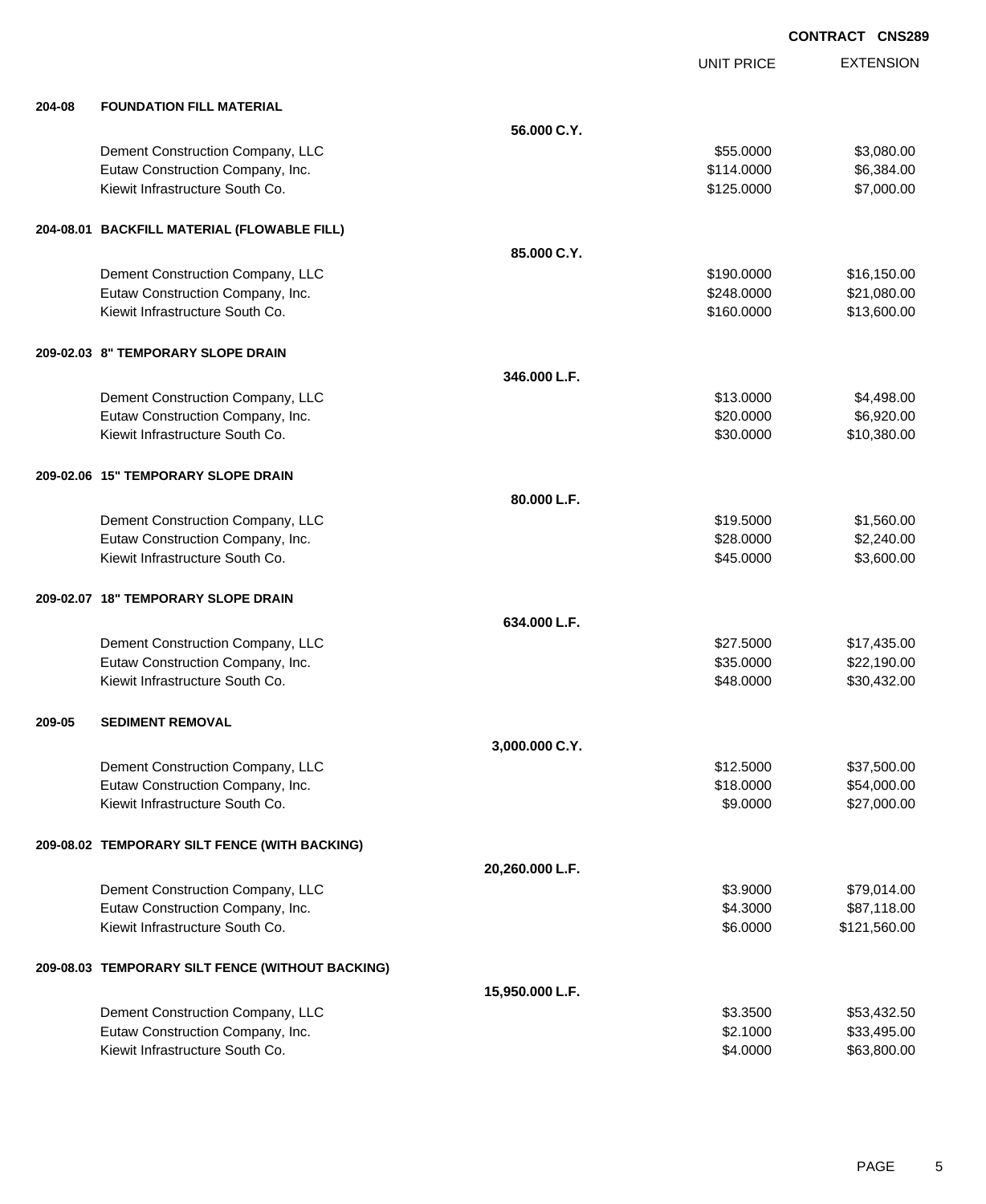**CONTRACT CNS289**

| | | | UNIT PRICE | EXTENSION |
|---|---|---|---|---|
| **204-08** | **FOUNDATION FILL MATERIAL** | | | |
| | | **56.000 C.Y.** | | |
| | Dement Construction Company, LLC | | $55.0000 | $3,080.00 |
| | Eutaw Construction Company, Inc. | | $114.0000 | $6,384.00 |
| | Kiewit Infrastructure South Co. | | $125.0000 | $7,000.00 |
| **204-08.01** | **BACKFILL MATERIAL (FLOWABLE FILL)** | | | |
| | | **85.000 C.Y.** | | |
| | Dement Construction Company, LLC | | $190.0000 | $16,150.00 |
| | Eutaw Construction Company, Inc. | | $248.0000 | $21,080.00 |
| | Kiewit Infrastructure South Co. | | $160.0000 | $13,600.00 |
| **209-02.03** | **8" TEMPORARY SLOPE DRAIN** | | | |
| | | **346.000 L.F.** | | |
| | Dement Construction Company, LLC | | $13.0000 | $4,498.00 |
| | Eutaw Construction Company, Inc. | | $20.0000 | $6,920.00 |
| | Kiewit Infrastructure South Co. | | $30.0000 | $10,380.00 |
| **209-02.06** | **15" TEMPORARY SLOPE DRAIN** | | | |
| | | **80.000 L.F.** | | |
| | Dement Construction Company, LLC | | $19.5000 | $1,560.00 |
| | Eutaw Construction Company, Inc. | | $28.0000 | $2,240.00 |
| | Kiewit Infrastructure South Co. | | $45.0000 | $3,600.00 |
| **209-02.07** | **18" TEMPORARY SLOPE DRAIN** | | | |
| | | **634.000 L.F.** | | |
| | Dement Construction Company, LLC | | $27.5000 | $17,435.00 |
| | Eutaw Construction Company, Inc. | | $35.0000 | $22,190.00 |
| | Kiewit Infrastructure South Co. | | $48.0000 | $30,432.00 |
| **209-05** | **SEDIMENT REMOVAL** | | | |
| | | **3,000.000 C.Y.** | | |
| | Dement Construction Company, LLC | | $12.5000 | $37,500.00 |
| | Eutaw Construction Company, Inc. | | $18.0000 | $54,000.00 |
| | Kiewit Infrastructure South Co. | | $9.0000 | $27,000.00 |
| **209-08.02** | **TEMPORARY SILT FENCE (WITH BACKING)** | | | |
| | | **20,260.000 L.F.** | | |
| | Dement Construction Company, LLC | | $3.9000 | $79,014.00 |
| | Eutaw Construction Company, Inc. | | $4.3000 | $87,118.00 |
| | Kiewit Infrastructure South Co. | | $6.0000 | $121,560.00 |
| **209-08.03** | **TEMPORARY SILT FENCE (WITHOUT BACKING)** | | | |
| | | **15,950.000 L.F.** | | |
| | Dement Construction Company, LLC | | $3.3500 | $53,432.50 |
| | Eutaw Construction Company, Inc. | | $2.1000 | $33,495.00 |
| | Kiewit Infrastructure South Co. | | $4.0000 | $63,800.00 |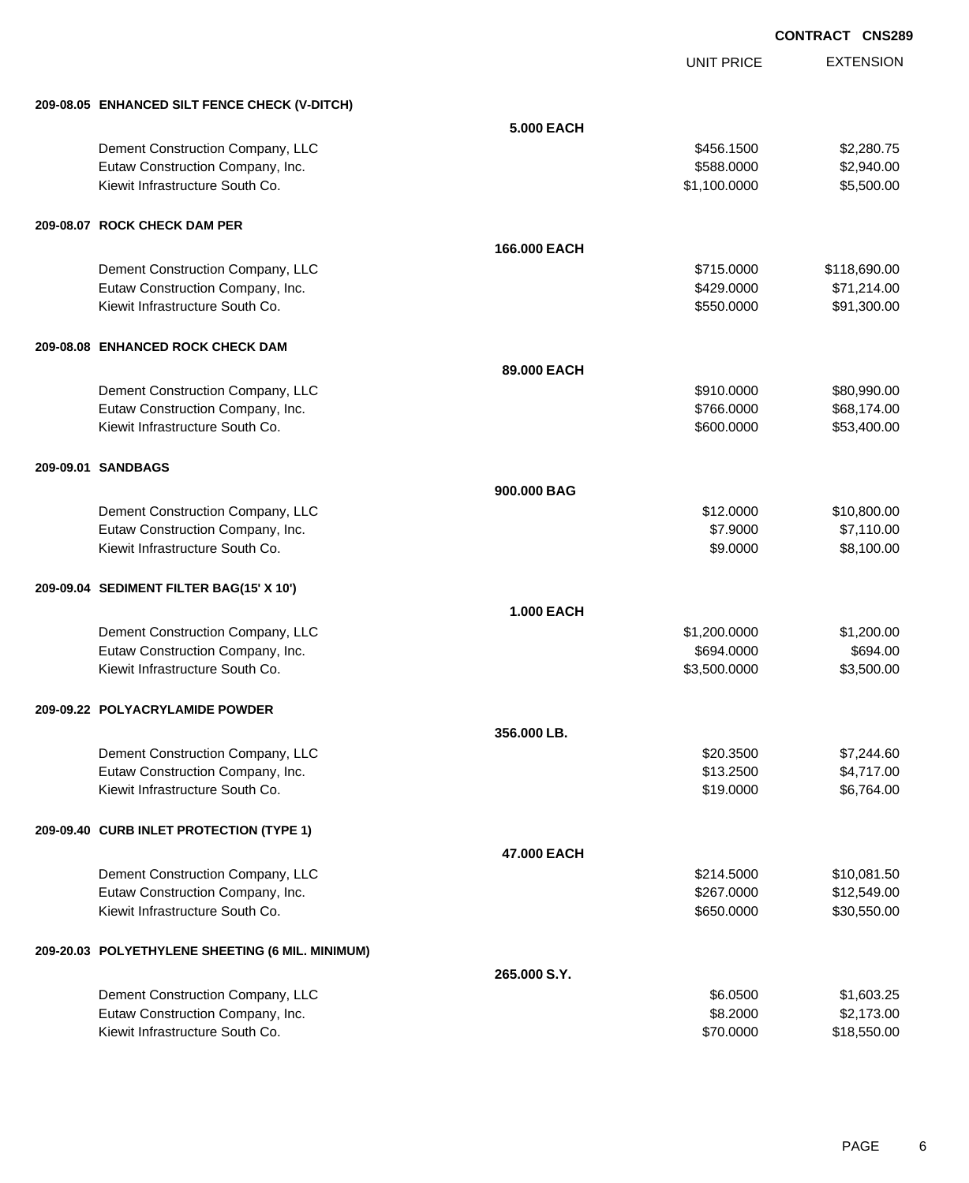**CONTRACT CNS289**

| | | UNIT PRICE | EXTENSION |
|---|---|---|---|
| **209-08.05 ENHANCED SILT FENCE CHECK (V-DITCH)** | | | |
| | **5.000 EACH** | | |
| Dement Construction Company, LLC | | $456.1500 | $2,280.75 |
| Eutaw Construction Company, Inc. | | $588.0000 | $2,940.00 |
| Kiewit Infrastructure South Co. | | $1,100.0000 | $5,500.00 |
| **209-08.07 ROCK CHECK DAM PER** | | | |
| | **166.000 EACH** | | |
| Dement Construction Company, LLC | | $715.0000 | $118,690.00 |
| Eutaw Construction Company, Inc. | | $429.0000 | $71,214.00 |
| Kiewit Infrastructure South Co. | | $550.0000 | $91,300.00 |
| **209-08.08 ENHANCED ROCK CHECK DAM** | | | |
| | **89.000 EACH** | | |
| Dement Construction Company, LLC | | $910.0000 | $80,990.00 |
| Eutaw Construction Company, Inc. | | $766.0000 | $68,174.00 |
| Kiewit Infrastructure South Co. | | $600.0000 | $53,400.00 |
| **209-09.01 SANDBAGS** | | | |
| | **900.000 BAG** | | |
| Dement Construction Company, LLC | | $12.0000 | $10,800.00 |
| Eutaw Construction Company, Inc. | | $7.9000 | $7,110.00 |
| Kiewit Infrastructure South Co. | | $9.0000 | $8,100.00 |
| **209-09.04 SEDIMENT FILTER BAG(15' X 10')** | | | |
| | **1.000 EACH** | | |
| Dement Construction Company, LLC | | $1,200.0000 | $1,200.00 |
| Eutaw Construction Company, Inc. | | $694.0000 | $694.00 |
| Kiewit Infrastructure South Co. | | $3,500.0000 | $3,500.00 |
| **209-09.22 POLYACRYLAMIDE POWDER** | | | |
| | **356.000 LB.** | | |
| Dement Construction Company, LLC | | $20.3500 | $7,244.60 |
| Eutaw Construction Company, Inc. | | $13.2500 | $4,717.00 |
| Kiewit Infrastructure South Co. | | $19.0000 | $6,764.00 |
| **209-09.40 CURB INLET PROTECTION (TYPE 1)** | | | |
| | **47.000 EACH** | | |
| Dement Construction Company, LLC | | $214.5000 | $10,081.50 |
| Eutaw Construction Company, Inc. | | $267.0000 | $12,549.00 |
| Kiewit Infrastructure South Co. | | $650.0000 | $30,550.00 |
| **209-20.03 POLYETHYLENE SHEETING (6 MIL. MINIMUM)** | | | |
| | **265.000 S.Y.** | | |
| Dement Construction Company, LLC | | $6.0500 | $1,603.25 |
| Eutaw Construction Company, Inc. | | $8.2000 | $2,173.00 |
| Kiewit Infrastructure South Co. | | $70.0000 | $18,550.00 |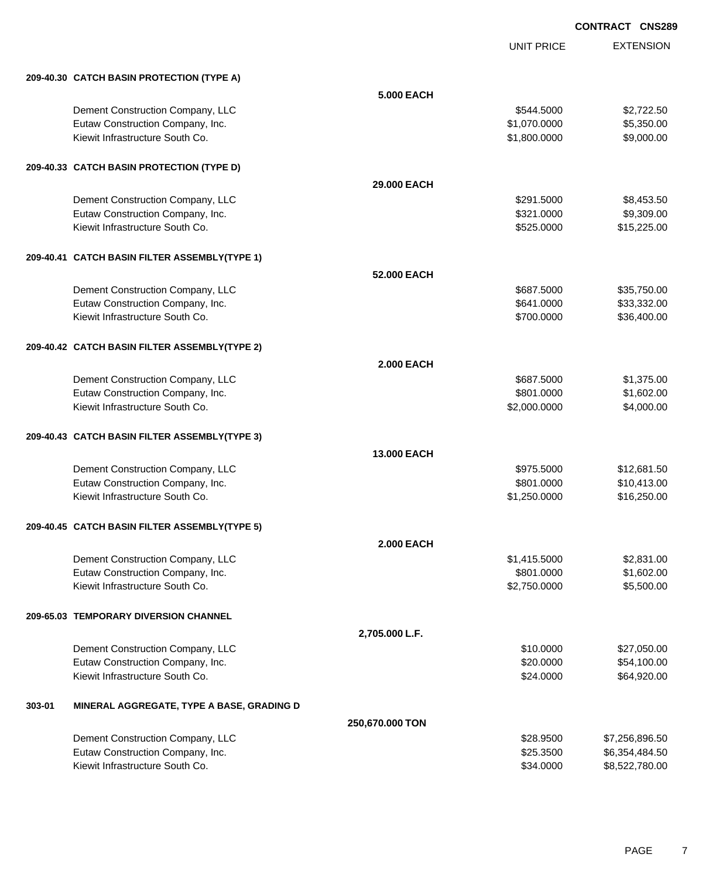**CONTRACT CNS289**

| | UNIT PRICE | EXTENSION |
|---|---|---|
| **209-40.30 CATCH BASIN PROTECTION (TYPE A)** | | |
| **5.000 EACH** | | |
| Dement Construction Company, LLC | $544.5000 | $2,722.50 |
| Eutaw Construction Company, Inc. | $1,070.0000 | $5,350.00 |
| Kiewit Infrastructure South Co. | $1,800.0000 | $9,000.00 |
| **209-40.33 CATCH BASIN PROTECTION (TYPE D)** | | |
| **29.000 EACH** | | |
| Dement Construction Company, LLC | $291.5000 | $8,453.50 |
| Eutaw Construction Company, Inc. | $321.0000 | $9,309.00 |
| Kiewit Infrastructure South Co. | $525.0000 | $15,225.00 |
| **209-40.41 CATCH BASIN FILTER ASSEMBLY(TYPE 1)** | | |
| **52.000 EACH** | | |
| Dement Construction Company, LLC | $687.5000 | $35,750.00 |
| Eutaw Construction Company, Inc. | $641.0000 | $33,332.00 |
| Kiewit Infrastructure South Co. | $700.0000 | $36,400.00 |
| **209-40.42 CATCH BASIN FILTER ASSEMBLY(TYPE 2)** | | |
| **2.000 EACH** | | |
| Dement Construction Company, LLC | $687.5000 | $1,375.00 |
| Eutaw Construction Company, Inc. | $801.0000 | $1,602.00 |
| Kiewit Infrastructure South Co. | $2,000.0000 | $4,000.00 |
| **209-40.43 CATCH BASIN FILTER ASSEMBLY(TYPE 3)** | | |
| **13.000 EACH** | | |
| Dement Construction Company, LLC | $975.5000 | $12,681.50 |
| Eutaw Construction Company, Inc. | $801.0000 | $10,413.00 |
| Kiewit Infrastructure South Co. | $1,250.0000 | $16,250.00 |
| **209-40.45 CATCH BASIN FILTER ASSEMBLY(TYPE 5)** | | |
| **2.000 EACH** | | |
| Dement Construction Company, LLC | $1,415.5000 | $2,831.00 |
| Eutaw Construction Company, Inc. | $801.0000 | $1,602.00 |
| Kiewit Infrastructure South Co. | $2,750.0000 | $5,500.00 |
| **209-65.03 TEMPORARY DIVERSION CHANNEL** | | |
| **2,705.000 L.F.** | | |
| Dement Construction Company, LLC | $10.0000 | $27,050.00 |
| Eutaw Construction Company, Inc. | $20.0000 | $54,100.00 |
| Kiewit Infrastructure South Co. | $24.0000 | $64,920.00 |
| **303-01 MINERAL AGGREGATE, TYPE A BASE, GRADING D** | | |
| **250,670.000 TON** | | |
| Dement Construction Company, LLC | $28.9500 | $7,256,896.50 |
| Eutaw Construction Company, Inc. | $25.3500 | $6,354,484.50 |
| Kiewit Infrastructure South Co. | $34.0000 | $8,522,780.00 |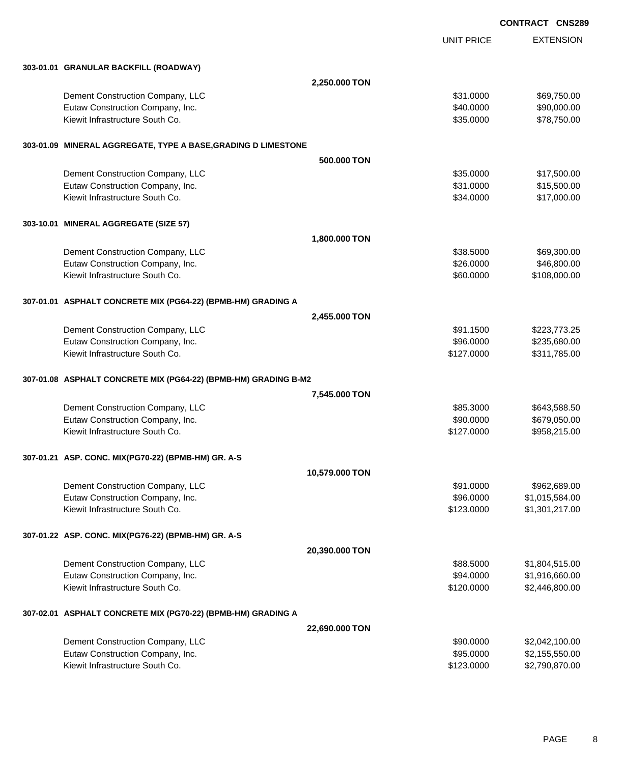**CONTRACT CNS289**

| | | UNIT PRICE | EXTENSION |
|---|---|---|---|
| **303-01.01 GRANULAR BACKFILL (ROADWAY)** | | | |
| | **2,250.000 TON** | | |
| Dement Construction Company, LLC | | $31.0000 | $69,750.00 |
| Eutaw Construction Company, Inc. | | $40.0000 | $90,000.00 |
| Kiewit Infrastructure South Co. | | $35.0000 | $78,750.00 |
| **303-01.09 MINERAL AGGREGATE, TYPE A BASE,GRADING D LIMESTONE** | | | |
| | **500.000 TON** | | |
| Dement Construction Company, LLC | | $35.0000 | $17,500.00 |
| Eutaw Construction Company, Inc. | | $31.0000 | $15,500.00 |
| Kiewit Infrastructure South Co. | | $34.0000 | $17,000.00 |
| **303-10.01 MINERAL AGGREGATE (SIZE 57)** | | | |
| | **1,800.000 TON** | | |
| Dement Construction Company, LLC | | $38.5000 | $69,300.00 |
| Eutaw Construction Company, Inc. | | $26.0000 | $46,800.00 |
| Kiewit Infrastructure South Co. | | $60.0000 | $108,000.00 |
| **307-01.01 ASPHALT CONCRETE MIX (PG64-22) (BPMB-HM) GRADING A** | | | |
| | **2,455.000 TON** | | |
| Dement Construction Company, LLC | | $91.1500 | $223,773.25 |
| Eutaw Construction Company, Inc. | | $96.0000 | $235,680.00 |
| Kiewit Infrastructure South Co. | | $127.0000 | $311,785.00 |
| **307-01.08 ASPHALT CONCRETE MIX (PG64-22) (BPMB-HM) GRADING B-M2** | | | |
| | **7,545.000 TON** | | |
| Dement Construction Company, LLC | | $85.3000 | $643,588.50 |
| Eutaw Construction Company, Inc. | | $90.0000 | $679,050.00 |
| Kiewit Infrastructure South Co. | | $127.0000 | $958,215.00 |
| **307-01.21 ASP. CONC. MIX(PG70-22) (BPMB-HM) GR. A-S** | | | |
| | **10,579.000 TON** | | |
| Dement Construction Company, LLC | | $91.0000 | $962,689.00 |
| Eutaw Construction Company, Inc. | | $96.0000 | $1,015,584.00 |
| Kiewit Infrastructure South Co. | | $123.0000 | $1,301,217.00 |
| **307-01.22 ASP. CONC. MIX(PG76-22) (BPMB-HM) GR. A-S** | | | |
| | **20,390.000 TON** | | |
| Dement Construction Company, LLC | | $88.5000 | $1,804,515.00 |
| Eutaw Construction Company, Inc. | | $94.0000 | $1,916,660.00 |
| Kiewit Infrastructure South Co. | | $120.0000 | $2,446,800.00 |
| **307-02.01 ASPHALT CONCRETE MIX (PG70-22) (BPMB-HM) GRADING A** | | | |
| | **22,690.000 TON** | | |
| Dement Construction Company, LLC | | $90.0000 | $2,042,100.00 |
| Eutaw Construction Company, Inc. | | $95.0000 | $2,155,550.00 |
| Kiewit Infrastructure South Co. | | $123.0000 | $2,790,870.00 |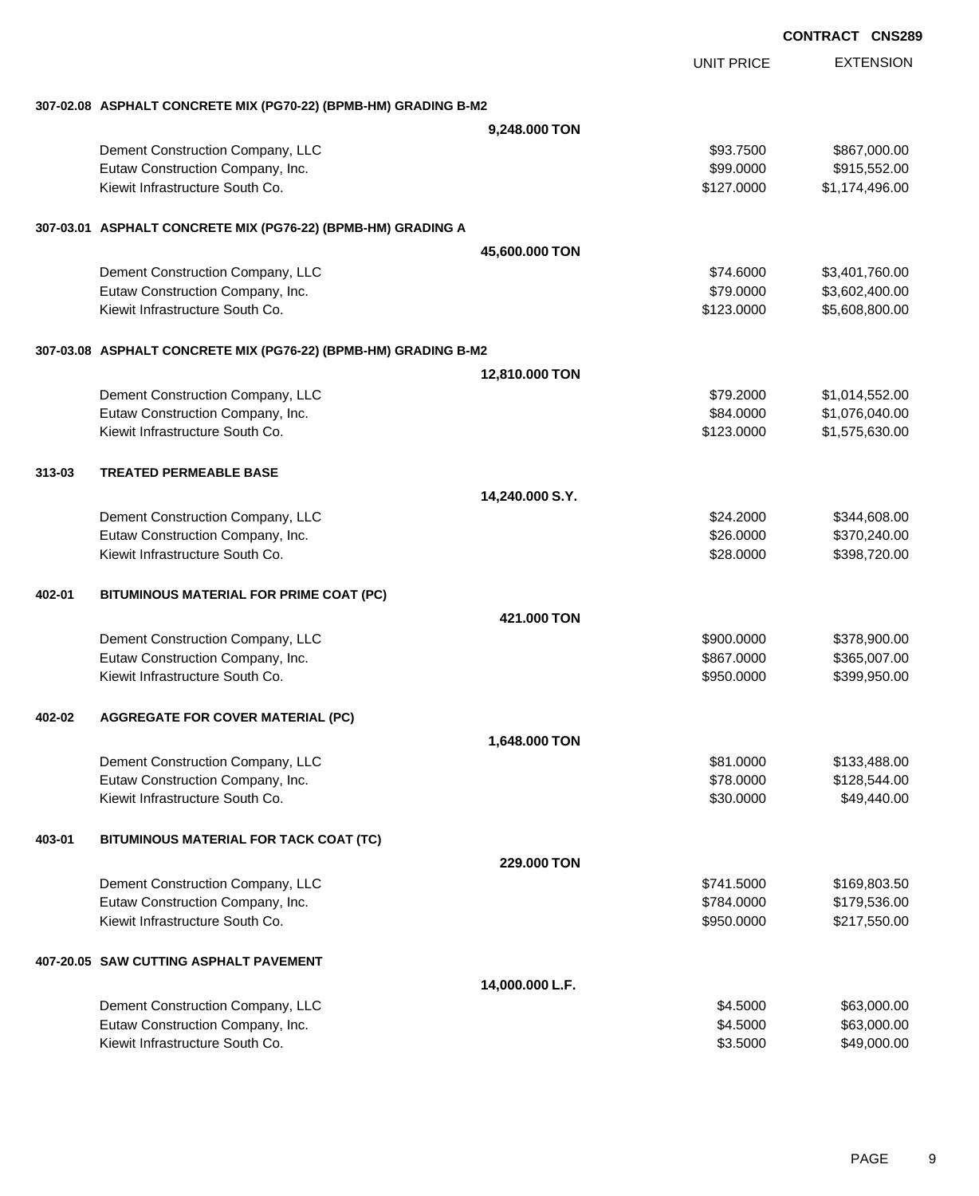**CONTRACT CNS289**

| | | UNIT PRICE | EXTENSION |
|---|---|---|---|
| **307-02.08** | **ASPHALT CONCRETE MIX (PG70-22) (BPMB-HM) GRADING B-M2** | | |
| | **9,248.000 TON** | | |
| | Dement Construction Company, LLC | $93.7500 | $867,000.00 |
| | Eutaw Construction Company, Inc. | $99.0000 | $915,552.00 |
| | Kiewit Infrastructure South Co. | $127.0000 | $1,174,496.00 |
| **307-03.01** | **ASPHALT CONCRETE MIX (PG76-22) (BPMB-HM) GRADING A** | | |
| | **45,600.000 TON** | | |
| | Dement Construction Company, LLC | $74.6000 | $3,401,760.00 |
| | Eutaw Construction Company, Inc. | $79.0000 | $3,602,400.00 |
| | Kiewit Infrastructure South Co. | $123.0000 | $5,608,800.00 |
| **307-03.08** | **ASPHALT CONCRETE MIX (PG76-22) (BPMB-HM) GRADING B-M2** | | |
| | **12,810.000 TON** | | |
| | Dement Construction Company, LLC | $79.2000 | $1,014,552.00 |
| | Eutaw Construction Company, Inc. | $84.0000 | $1,076,040.00 |
| | Kiewit Infrastructure South Co. | $123.0000 | $1,575,630.00 |
| **313-03** | **TREATED PERMEABLE BASE** | | |
| | **14,240.000 S.Y.** | | |
| | Dement Construction Company, LLC | $24.2000 | $344,608.00 |
| | Eutaw Construction Company, Inc. | $26.0000 | $370,240.00 |
| | Kiewit Infrastructure South Co. | $28.0000 | $398,720.00 |
| **402-01** | **BITUMINOUS MATERIAL FOR PRIME COAT (PC)** | | |
| | **421.000 TON** | | |
| | Dement Construction Company, LLC | $900.0000 | $378,900.00 |
| | Eutaw Construction Company, Inc. | $867.0000 | $365,007.00 |
| | Kiewit Infrastructure South Co. | $950.0000 | $399,950.00 |
| **402-02** | **AGGREGATE FOR COVER MATERIAL (PC)** | | |
| | **1,648.000 TON** | | |
| | Dement Construction Company, LLC | $81.0000 | $133,488.00 |
| | Eutaw Construction Company, Inc. | $78.0000 | $128,544.00 |
| | Kiewit Infrastructure South Co. | $30.0000 | $49,440.00 |
| **403-01** | **BITUMINOUS MATERIAL FOR TACK COAT (TC)** | | |
| | **229.000 TON** | | |
| | Dement Construction Company, LLC | $741.5000 | $169,803.50 |
| | Eutaw Construction Company, Inc. | $784.0000 | $179,536.00 |
| | Kiewit Infrastructure South Co. | $950.0000 | $217,550.00 |
| **407-20.05** | **SAW CUTTING ASPHALT PAVEMENT** | | |
| | **14,000.000 L.F.** | | |
| | Dement Construction Company, LLC | $4.5000 | $63,000.00 |
| | Eutaw Construction Company, Inc. | $4.5000 | $63,000.00 |
| | Kiewit Infrastructure South Co. | $3.5000 | $49,000.00 |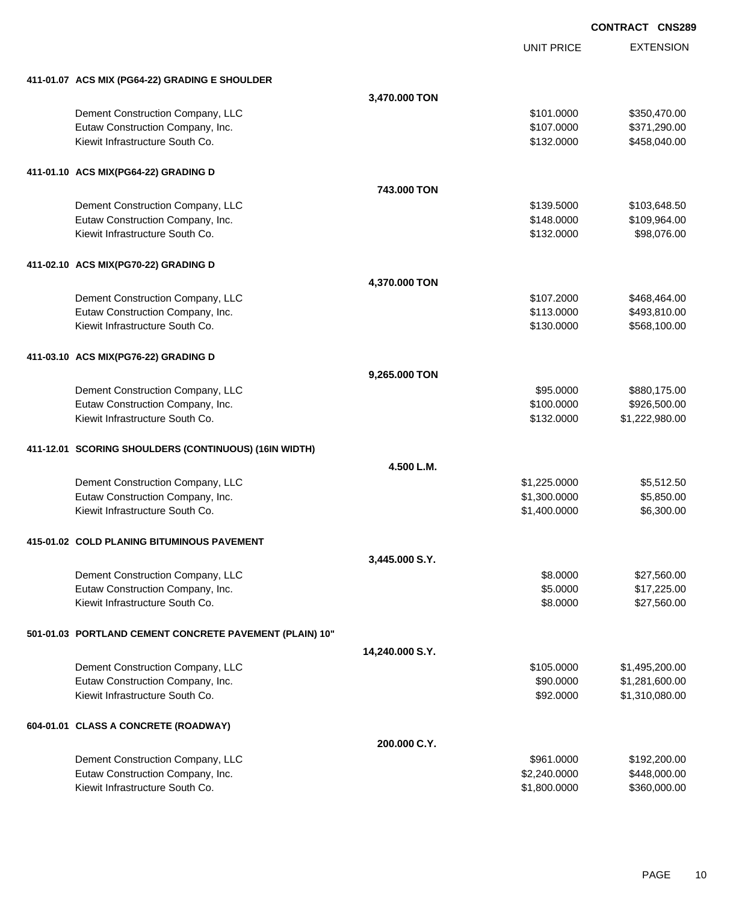CONTRACT CNS289

| | | UNIT PRICE | EXTENSION |
|---|---|---|---|
| **411-01.07 ACS MIX (PG64-22) GRADING E SHOULDER** | | | |
| | **3,470.000 TON** | | |
| Dement Construction Company, LLC | | $101.0000 | $350,470.00 |
| Eutaw Construction Company, Inc. | | $107.0000 | $371,290.00 |
| Kiewit Infrastructure South Co. | | $132.0000 | $458,040.00 |
| **411-01.10 ACS MIX(PG64-22) GRADING D** | | | |
| | **743.000 TON** | | |
| Dement Construction Company, LLC | | $139.5000 | $103,648.50 |
| Eutaw Construction Company, Inc. | | $148.0000 | $109,964.00 |
| Kiewit Infrastructure South Co. | | $132.0000 | $98,076.00 |
| **411-02.10 ACS MIX(PG70-22) GRADING D** | | | |
| | **4,370.000 TON** | | |
| Dement Construction Company, LLC | | $107.2000 | $468,464.00 |
| Eutaw Construction Company, Inc. | | $113.0000 | $493,810.00 |
| Kiewit Infrastructure South Co. | | $130.0000 | $568,100.00 |
| **411-03.10 ACS MIX(PG76-22) GRADING D** | | | |
| | **9,265.000 TON** | | |
| Dement Construction Company, LLC | | $95.0000 | $880,175.00 |
| Eutaw Construction Company, Inc. | | $100.0000 | $926,500.00 |
| Kiewit Infrastructure South Co. | | $132.0000 | $1,222,980.00 |
| **411-12.01 SCORING SHOULDERS (CONTINUOUS) (16IN WIDTH)** | | | |
| | **4.500 L.M.** | | |
| Dement Construction Company, LLC | | $1,225.0000 | $5,512.50 |
| Eutaw Construction Company, Inc. | | $1,300.0000 | $5,850.00 |
| Kiewit Infrastructure South Co. | | $1,400.0000 | $6,300.00 |
| **415-01.02 COLD PLANING BITUMINOUS PAVEMENT** | | | |
| | **3,445.000 S.Y.** | | |
| Dement Construction Company, LLC | | $8.0000 | $27,560.00 |
| Eutaw Construction Company, Inc. | | $5.0000 | $17,225.00 |
| Kiewit Infrastructure South Co. | | $8.0000 | $27,560.00 |
| **501-01.03 PORTLAND CEMENT CONCRETE PAVEMENT (PLAIN) 10"** | | | |
| | **14,240.000 S.Y.** | | |
| Dement Construction Company, LLC | | $105.0000 | $1,495,200.00 |
| Eutaw Construction Company, Inc. | | $90.0000 | $1,281,600.00 |
| Kiewit Infrastructure South Co. | | $92.0000 | $1,310,080.00 |
| **604-01.01 CLASS A CONCRETE (ROADWAY)** | | | |
| | **200.000 C.Y.** | | |
| Dement Construction Company, LLC | | $961.0000 | $192,200.00 |
| Eutaw Construction Company, Inc. | | $2,240.0000 | $448,000.00 |
| Kiewit Infrastructure South Co. | | $1,800.0000 | $360,000.00 |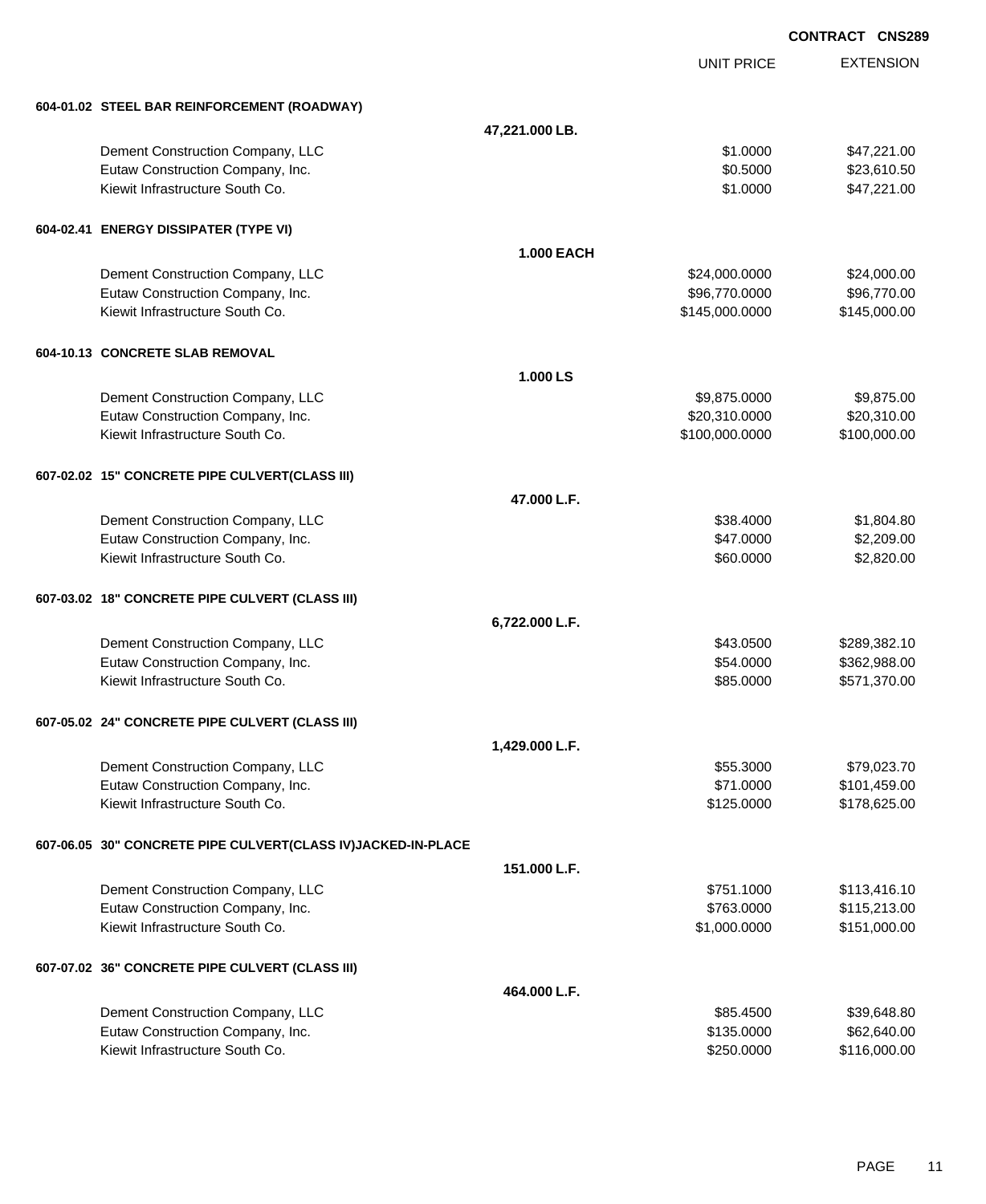**CONTRACT CNS289**

| | | UNIT PRICE | EXTENSION |
|---|---|---|---|
| **604-01.02 STEEL BAR REINFORCEMENT (ROADWAY)** | | | |
| | **47,221.000 LB.** | | |
| Dement Construction Company, LLC | | $1.0000 | $47,221.00 |
| Eutaw Construction Company, Inc. | | $0.5000 | $23,610.50 |
| Kiewit Infrastructure South Co. | | $1.0000 | $47,221.00 |
| **604-02.41 ENERGY DISSIPATER (TYPE VI)** | | | |
| | **1.000 EACH** | | |
| Dement Construction Company, LLC | | $24,000.0000 | $24,000.00 |
| Eutaw Construction Company, Inc. | | $96,770.0000 | $96,770.00 |
| Kiewit Infrastructure South Co. | | $145,000.0000 | $145,000.00 |
| **604-10.13 CONCRETE SLAB REMOVAL** | | | |
| | **1.000 LS** | | |
| Dement Construction Company, LLC | | $9,875.0000 | $9,875.00 |
| Eutaw Construction Company, Inc. | | $20,310.0000 | $20,310.00 |
| Kiewit Infrastructure South Co. | | $100,000.0000 | $100,000.00 |
| **607-02.02 15" CONCRETE PIPE CULVERT(CLASS III)** | | | |
| | **47.000 L.F.** | | |
| Dement Construction Company, LLC | | $38.4000 | $1,804.80 |
| Eutaw Construction Company, Inc. | | $47.0000 | $2,209.00 |
| Kiewit Infrastructure South Co. | | $60.0000 | $2,820.00 |
| **607-03.02 18" CONCRETE PIPE CULVERT (CLASS III)** | | | |
| | **6,722.000 L.F.** | | |
| Dement Construction Company, LLC | | $43.0500 | $289,382.10 |
| Eutaw Construction Company, Inc. | | $54.0000 | $362,988.00 |
| Kiewit Infrastructure South Co. | | $85.0000 | $571,370.00 |
| **607-05.02 24" CONCRETE PIPE CULVERT (CLASS III)** | | | |
| | **1,429.000 L.F.** | | |
| Dement Construction Company, LLC | | $55.3000 | $79,023.70 |
| Eutaw Construction Company, Inc. | | $71.0000 | $101,459.00 |
| Kiewit Infrastructure South Co. | | $125.0000 | $178,625.00 |
| **607-06.05 30" CONCRETE PIPE CULVERT(CLASS IV)JACKED-IN-PLACE** | | | |
| | **151.000 L.F.** | | |
| Dement Construction Company, LLC | | $751.1000 | $113,416.10 |
| Eutaw Construction Company, Inc. | | $763.0000 | $115,213.00 |
| Kiewit Infrastructure South Co. | | $1,000.0000 | $151,000.00 |
| **607-07.02 36" CONCRETE PIPE CULVERT (CLASS III)** | | | |
| | **464.000 L.F.** | | |
| Dement Construction Company, LLC | | $85.4500 | $39,648.80 |
| Eutaw Construction Company, Inc. | | $135.0000 | $62,640.00 |
| Kiewit Infrastructure South Co. | | $250.0000 | $116,000.00 |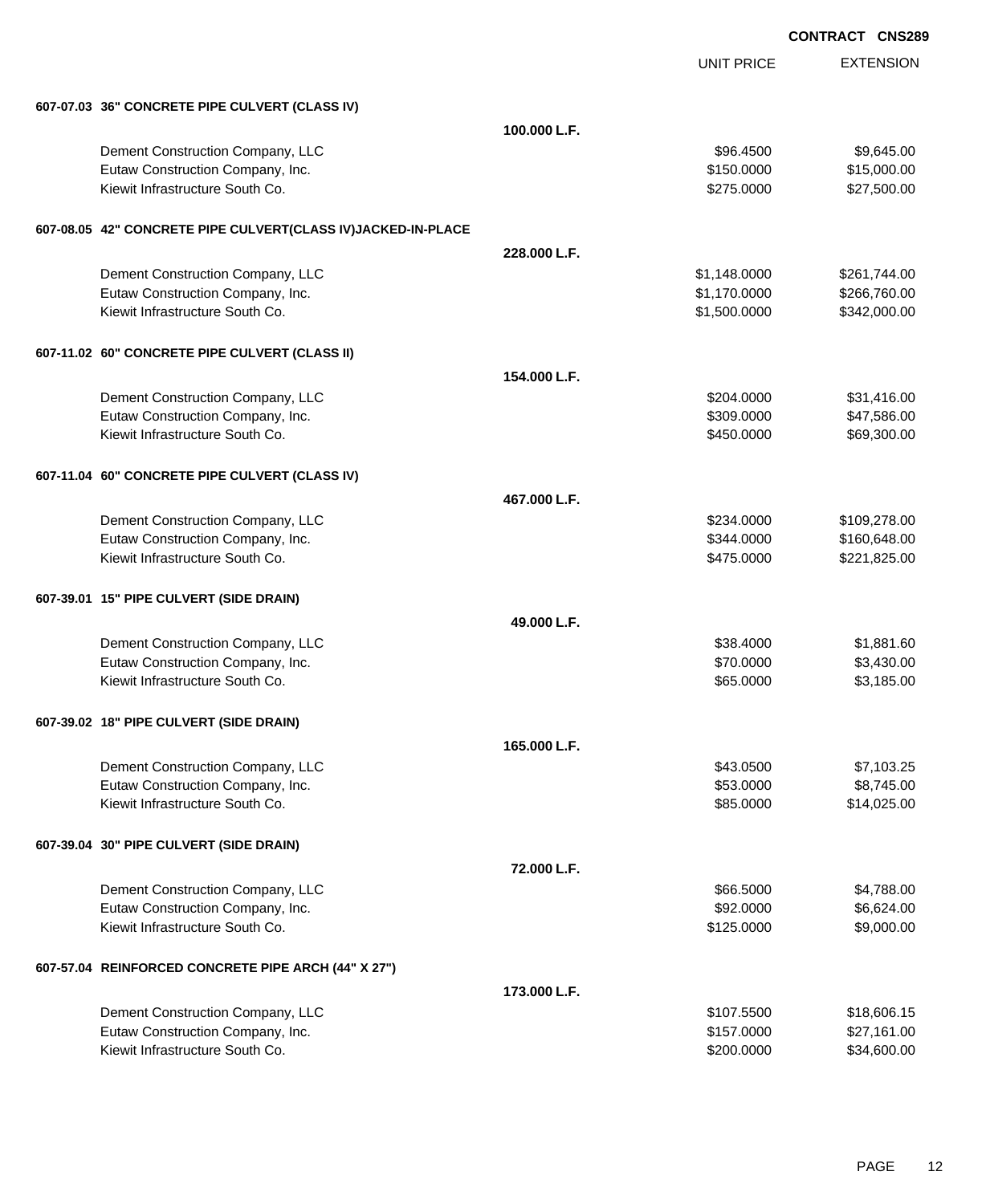**CONTRACT CNS289**

| | | UNIT PRICE | EXTENSION |
|---|---|---|---|
| **607-07.03 36" CONCRETE PIPE CULVERT (CLASS IV)** | | | |
| | **100.000 L.F.** | | |
| Dement Construction Company, LLC | | $96.4500 | $9,645.00 |
| Eutaw Construction Company, Inc. | | $150.0000 | $15,000.00 |
| Kiewit Infrastructure South Co. | | $275.0000 | $27,500.00 |
| **607-08.05 42" CONCRETE PIPE CULVERT(CLASS IV)JACKED-IN-PLACE** | | | |
| | **228.000 L.F.** | | |
| Dement Construction Company, LLC | | $1,148.0000 | $261,744.00 |
| Eutaw Construction Company, Inc. | | $1,170.0000 | $266,760.00 |
| Kiewit Infrastructure South Co. | | $1,500.0000 | $342,000.00 |
| **607-11.02 60" CONCRETE PIPE CULVERT (CLASS II)** | | | |
| | **154.000 L.F.** | | |
| Dement Construction Company, LLC | | $204.0000 | $31,416.00 |
| Eutaw Construction Company, Inc. | | $309.0000 | $47,586.00 |
| Kiewit Infrastructure South Co. | | $450.0000 | $69,300.00 |
| **607-11.04 60" CONCRETE PIPE CULVERT (CLASS IV)** | | | |
| | **467.000 L.F.** | | |
| Dement Construction Company, LLC | | $234.0000 | $109,278.00 |
| Eutaw Construction Company, Inc. | | $344.0000 | $160,648.00 |
| Kiewit Infrastructure South Co. | | $475.0000 | $221,825.00 |
| **607-39.01 15" PIPE CULVERT (SIDE DRAIN)** | | | |
| | **49.000 L.F.** | | |
| Dement Construction Company, LLC | | $38.4000 | $1,881.60 |
| Eutaw Construction Company, Inc. | | $70.0000 | $3,430.00 |
| Kiewit Infrastructure South Co. | | $65.0000 | $3,185.00 |
| **607-39.02 18" PIPE CULVERT (SIDE DRAIN)** | | | |
| | **165.000 L.F.** | | |
| Dement Construction Company, LLC | | $43.0500 | $7,103.25 |
| Eutaw Construction Company, Inc. | | $53.0000 | $8,745.00 |
| Kiewit Infrastructure South Co. | | $85.0000 | $14,025.00 |
| **607-39.04 30" PIPE CULVERT (SIDE DRAIN)** | | | |
| | **72.000 L.F.** | | |
| Dement Construction Company, LLC | | $66.5000 | $4,788.00 |
| Eutaw Construction Company, Inc. | | $92.0000 | $6,624.00 |
| Kiewit Infrastructure South Co. | | $125.0000 | $9,000.00 |
| **607-57.04 REINFORCED CONCRETE PIPE ARCH (44" X 27")** | | | |
| | **173.000 L.F.** | | |
| Dement Construction Company, LLC | | $107.5500 | $18,606.15 |
| Eutaw Construction Company, Inc. | | $157.0000 | $27,161.00 |
| Kiewit Infrastructure South Co. | | $200.0000 | $34,600.00 |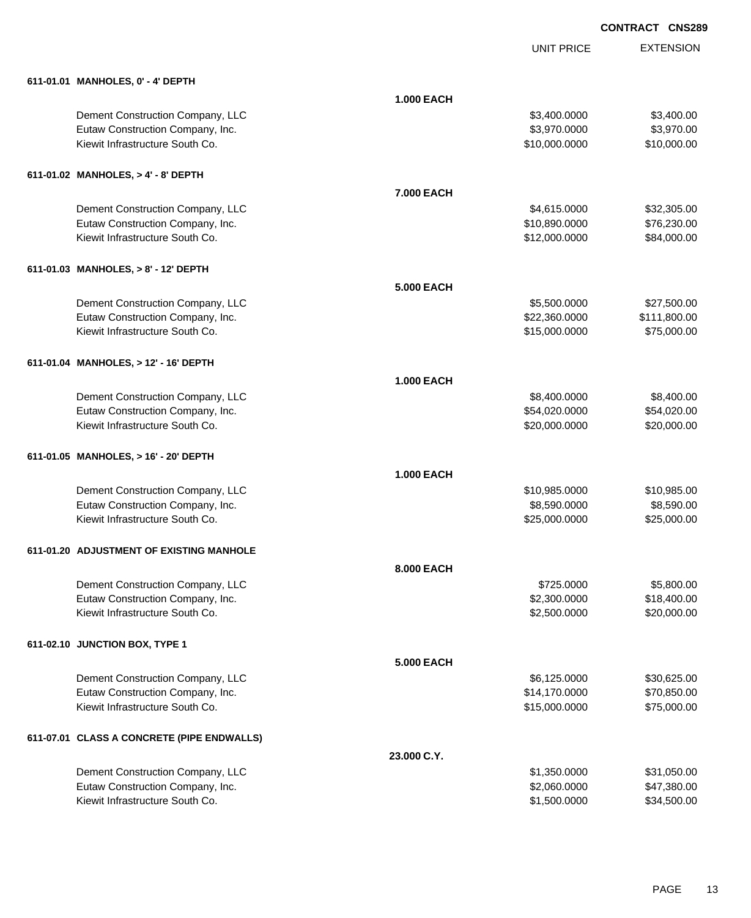**CONTRACT CNS289**

| | | UNIT PRICE | EXTENSION |
|---|---|---|---|
| **611-01.01 MANHOLES, 0' - 4' DEPTH** | | | |
| | **1.000 EACH** | | |
| Dement Construction Company, LLC | | $3,400.0000 | $3,400.00 |
| Eutaw Construction Company, Inc. | | $3,970.0000 | $3,970.00 |
| Kiewit Infrastructure South Co. | | $10,000.0000 | $10,000.00 |
| **611-01.02 MANHOLES, > 4' - 8' DEPTH** | | | |
| | **7.000 EACH** | | |
| Dement Construction Company, LLC | | $4,615.0000 | $32,305.00 |
| Eutaw Construction Company, Inc. | | $10,890.0000 | $76,230.00 |
| Kiewit Infrastructure South Co. | | $12,000.0000 | $84,000.00 |
| **611-01.03 MANHOLES, > 8' - 12' DEPTH** | | | |
| | **5.000 EACH** | | |
| Dement Construction Company, LLC | | $5,500.0000 | $27,500.00 |
| Eutaw Construction Company, Inc. | | $22,360.0000 | $111,800.00 |
| Kiewit Infrastructure South Co. | | $15,000.0000 | $75,000.00 |
| **611-01.04 MANHOLES, > 12' - 16' DEPTH** | | | |
| | **1.000 EACH** | | |
| Dement Construction Company, LLC | | $8,400.0000 | $8,400.00 |
| Eutaw Construction Company, Inc. | | $54,020.0000 | $54,020.00 |
| Kiewit Infrastructure South Co. | | $20,000.0000 | $20,000.00 |
| **611-01.05 MANHOLES, > 16' - 20' DEPTH** | | | |
| | **1.000 EACH** | | |
| Dement Construction Company, LLC | | $10,985.0000 | $10,985.00 |
| Eutaw Construction Company, Inc. | | $8,590.0000 | $8,590.00 |
| Kiewit Infrastructure South Co. | | $25,000.0000 | $25,000.00 |
| **611-01.20 ADJUSTMENT OF EXISTING MANHOLE** | | | |
| | **8.000 EACH** | | |
| Dement Construction Company, LLC | | $725.0000 | $5,800.00 |
| Eutaw Construction Company, Inc. | | $2,300.0000 | $18,400.00 |
| Kiewit Infrastructure South Co. | | $2,500.0000 | $20,000.00 |
| **611-02.10 JUNCTION BOX, TYPE 1** | | | |
| | **5.000 EACH** | | |
| Dement Construction Company, LLC | | $6,125.0000 | $30,625.00 |
| Eutaw Construction Company, Inc. | | $14,170.0000 | $70,850.00 |
| Kiewit Infrastructure South Co. | | $15,000.0000 | $75,000.00 |
| **611-07.01 CLASS A CONCRETE (PIPE ENDWALLS)** | | | |
| | **23.000 C.Y.** | | |
| Dement Construction Company, LLC | | $1,350.0000 | $31,050.00 |
| Eutaw Construction Company, Inc. | | $2,060.0000 | $47,380.00 |
| Kiewit Infrastructure South Co. | | $1,500.0000 | $34,500.00 |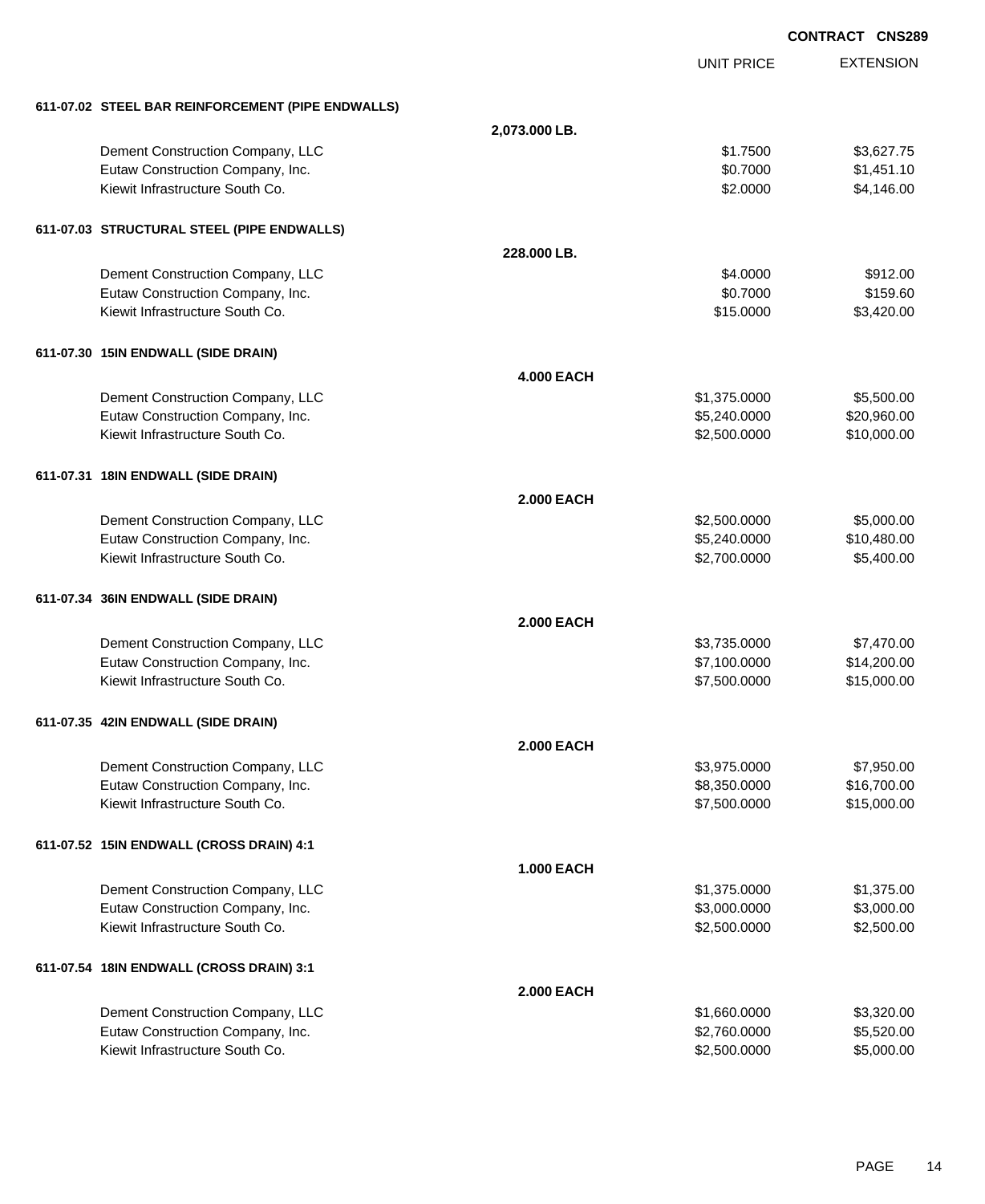**CONTRACT CNS289**

| | | UNIT PRICE | EXTENSION |
|---|---|---|---|
| **611-07.02 STEEL BAR REINFORCEMENT (PIPE ENDWALLS)** | | | |
| | **2,073.000 LB.** | | |
| Dement Construction Company, LLC | | $1.7500 | $3,627.75 |
| Eutaw Construction Company, Inc. | | $0.7000 | $1,451.10 |
| Kiewit Infrastructure South Co. | | $2.0000 | $4,146.00 |
| **611-07.03 STRUCTURAL STEEL (PIPE ENDWALLS)** | | | |
| | **228.000 LB.** | | |
| Dement Construction Company, LLC | | $4.0000 | $912.00 |
| Eutaw Construction Company, Inc. | | $0.7000 | $159.60 |
| Kiewit Infrastructure South Co. | | $15.0000 | $3,420.00 |
| **611-07.30 15IN ENDWALL (SIDE DRAIN)** | | | |
| | **4.000 EACH** | | |
| Dement Construction Company, LLC | | $1,375.0000 | $5,500.00 |
| Eutaw Construction Company, Inc. | | $5,240.0000 | $20,960.00 |
| Kiewit Infrastructure South Co. | | $2,500.0000 | $10,000.00 |
| **611-07.31 18IN ENDWALL (SIDE DRAIN)** | | | |
| | **2.000 EACH** | | |
| Dement Construction Company, LLC | | $2,500.0000 | $5,000.00 |
| Eutaw Construction Company, Inc. | | $5,240.0000 | $10,480.00 |
| Kiewit Infrastructure South Co. | | $2,700.0000 | $5,400.00 |
| **611-07.34 36IN ENDWALL (SIDE DRAIN)** | | | |
| | **2.000 EACH** | | |
| Dement Construction Company, LLC | | $3,735.0000 | $7,470.00 |
| Eutaw Construction Company, Inc. | | $7,100.0000 | $14,200.00 |
| Kiewit Infrastructure South Co. | | $7,500.0000 | $15,000.00 |
| **611-07.35 42IN ENDWALL (SIDE DRAIN)** | | | |
| | **2.000 EACH** | | |
| Dement Construction Company, LLC | | $3,975.0000 | $7,950.00 |
| Eutaw Construction Company, Inc. | | $8,350.0000 | $16,700.00 |
| Kiewit Infrastructure South Co. | | $7,500.0000 | $15,000.00 |
| **611-07.52 15IN ENDWALL (CROSS DRAIN) 4:1** | | | |
| | **1.000 EACH** | | |
| Dement Construction Company, LLC | | $1,375.0000 | $1,375.00 |
| Eutaw Construction Company, Inc. | | $3,000.0000 | $3,000.00 |
| Kiewit Infrastructure South Co. | | $2,500.0000 | $2,500.00 |
| **611-07.54 18IN ENDWALL (CROSS DRAIN) 3:1** | | | |
| | **2.000 EACH** | | |
| Dement Construction Company, LLC | | $1,660.0000 | $3,320.00 |
| Eutaw Construction Company, Inc. | | $2,760.0000 | $5,520.00 |
| Kiewit Infrastructure South Co. | | $2,500.0000 | $5,000.00 |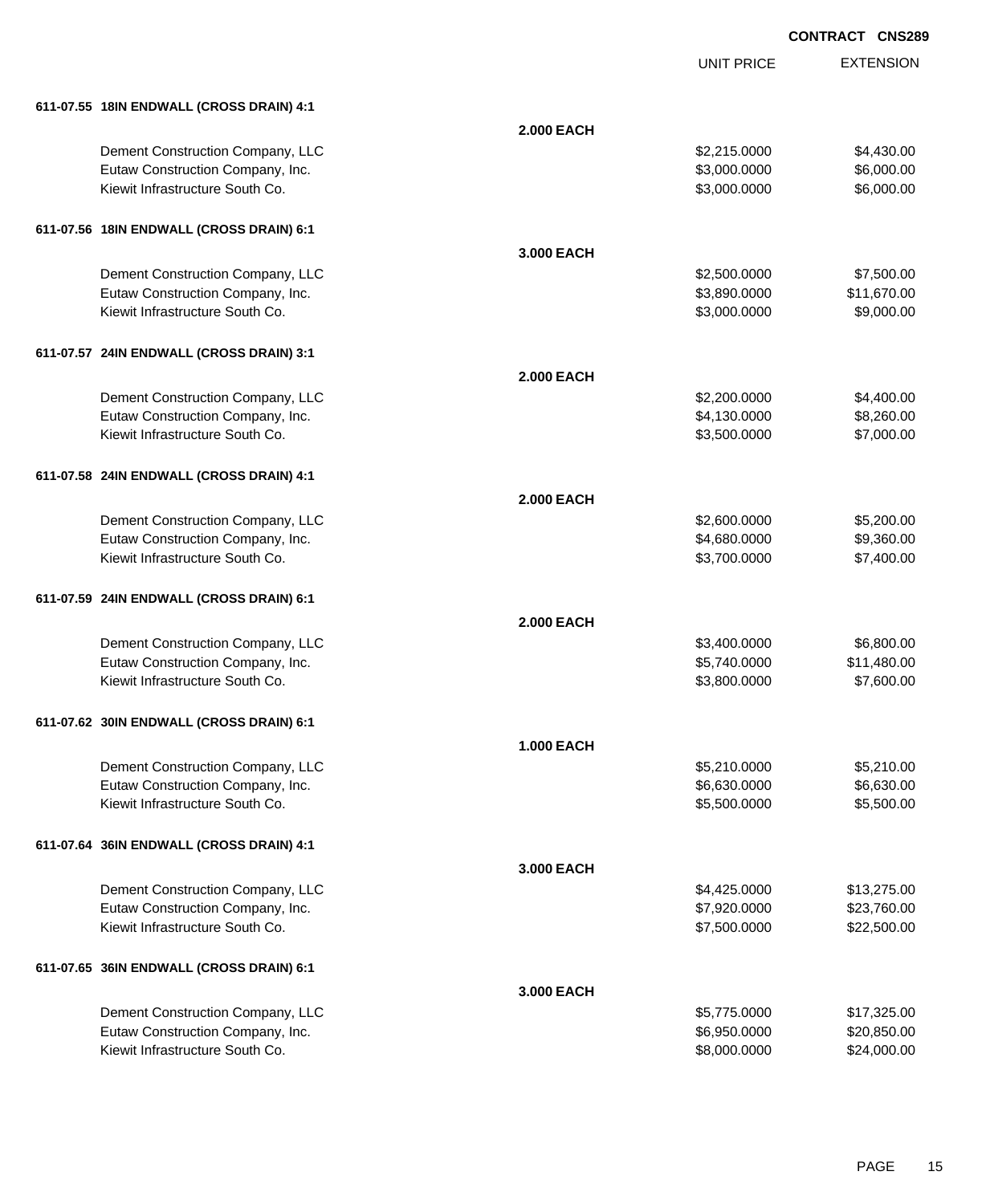CONTRACT CNS289

| | | UNIT PRICE | EXTENSION |
|---|---|---|---|
| **611-07.55 18IN ENDWALL (CROSS DRAIN) 4:1** | | | |
| | **2.000 EACH** | | |
| Dement Construction Company, LLC | | $2,215.0000 | $4,430.00 |
| Eutaw Construction Company, Inc. | | $3,000.0000 | $6,000.00 |
| Kiewit Infrastructure South Co. | | $3,000.0000 | $6,000.00 |
| **611-07.56 18IN ENDWALL (CROSS DRAIN) 6:1** | | | |
| | **3.000 EACH** | | |
| Dement Construction Company, LLC | | $2,500.0000 | $7,500.00 |
| Eutaw Construction Company, Inc. | | $3,890.0000 | $11,670.00 |
| Kiewit Infrastructure South Co. | | $3,000.0000 | $9,000.00 |
| **611-07.57 24IN ENDWALL (CROSS DRAIN) 3:1** | | | |
| | **2.000 EACH** | | |
| Dement Construction Company, LLC | | $2,200.0000 | $4,400.00 |
| Eutaw Construction Company, Inc. | | $4,130.0000 | $8,260.00 |
| Kiewit Infrastructure South Co. | | $3,500.0000 | $7,000.00 |
| **611-07.58 24IN ENDWALL (CROSS DRAIN) 4:1** | | | |
| | **2.000 EACH** | | |
| Dement Construction Company, LLC | | $2,600.0000 | $5,200.00 |
| Eutaw Construction Company, Inc. | | $4,680.0000 | $9,360.00 |
| Kiewit Infrastructure South Co. | | $3,700.0000 | $7,400.00 |
| **611-07.59 24IN ENDWALL (CROSS DRAIN) 6:1** | | | |
| | **2.000 EACH** | | |
| Dement Construction Company, LLC | | $3,400.0000 | $6,800.00 |
| Eutaw Construction Company, Inc. | | $5,740.0000 | $11,480.00 |
| Kiewit Infrastructure South Co. | | $3,800.0000 | $7,600.00 |
| **611-07.62 30IN ENDWALL (CROSS DRAIN) 6:1** | | | |
| | **1.000 EACH** | | |
| Dement Construction Company, LLC | | $5,210.0000 | $5,210.00 |
| Eutaw Construction Company, Inc. | | $6,630.0000 | $6,630.00 |
| Kiewit Infrastructure South Co. | | $5,500.0000 | $5,500.00 |
| **611-07.64 36IN ENDWALL (CROSS DRAIN) 4:1** | | | |
| | **3.000 EACH** | | |
| Dement Construction Company, LLC | | $4,425.0000 | $13,275.00 |
| Eutaw Construction Company, Inc. | | $7,920.0000 | $23,760.00 |
| Kiewit Infrastructure South Co. | | $7,500.0000 | $22,500.00 |
| **611-07.65 36IN ENDWALL (CROSS DRAIN) 6:1** | | | |
| | **3.000 EACH** | | |
| Dement Construction Company, LLC | | $5,775.0000 | $17,325.00 |
| Eutaw Construction Company, Inc. | | $6,950.0000 | $20,850.00 |
| Kiewit Infrastructure South Co. | | $8,000.0000 | $24,000.00 |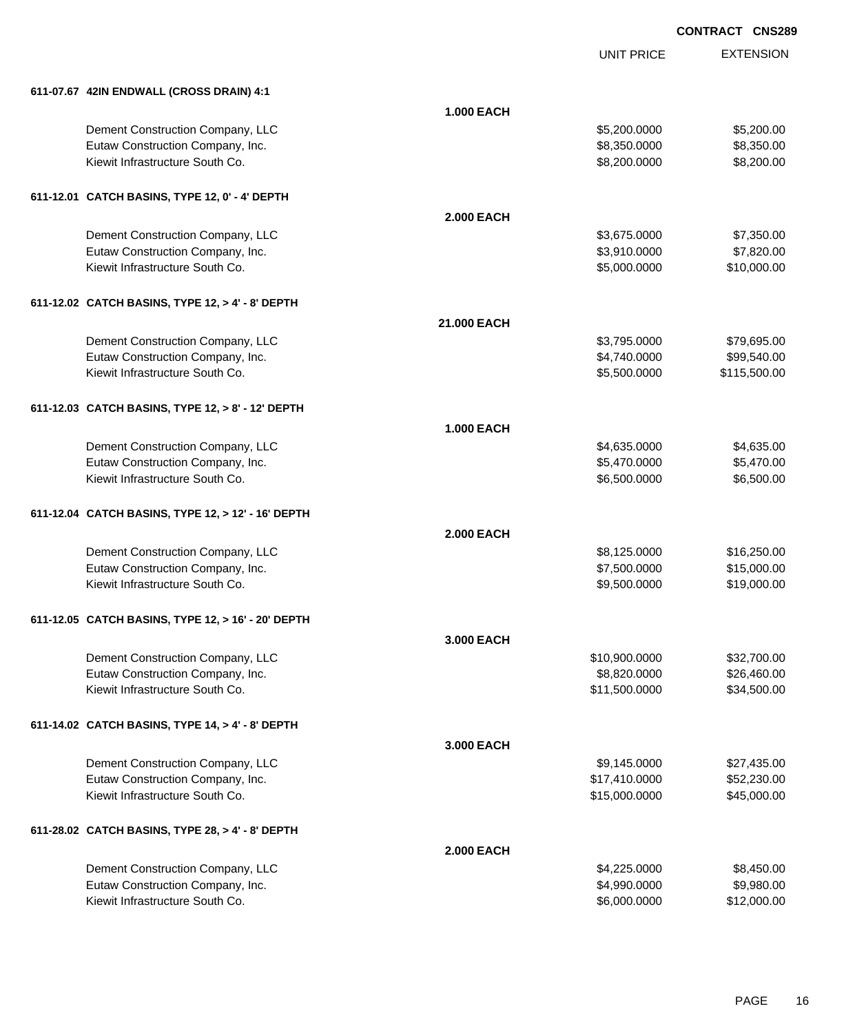**CONTRACT CNS289**

| | | UNIT PRICE | EXTENSION |
|---|---|---|---|
| **611-07.67 42IN ENDWALL (CROSS DRAIN) 4:1** | | | |
| | **1.000 EACH** | | |
| Dement Construction Company, LLC | | $5,200.0000 | $5,200.00 |
| Eutaw Construction Company, Inc. | | $8,350.0000 | $8,350.00 |
| Kiewit Infrastructure South Co. | | $8,200.0000 | $8,200.00 |
| **611-12.01 CATCH BASINS, TYPE 12, 0' - 4' DEPTH** | | | |
| | **2.000 EACH** | | |
| Dement Construction Company, LLC | | $3,675.0000 | $7,350.00 |
| Eutaw Construction Company, Inc. | | $3,910.0000 | $7,820.00 |
| Kiewit Infrastructure South Co. | | $5,000.0000 | $10,000.00 |
| **611-12.02 CATCH BASINS, TYPE 12, > 4' - 8' DEPTH** | | | |
| | **21.000 EACH** | | |
| Dement Construction Company, LLC | | $3,795.0000 | $79,695.00 |
| Eutaw Construction Company, Inc. | | $4,740.0000 | $99,540.00 |
| Kiewit Infrastructure South Co. | | $5,500.0000 | $115,500.00 |
| **611-12.03 CATCH BASINS, TYPE 12, > 8' - 12' DEPTH** | | | |
| | **1.000 EACH** | | |
| Dement Construction Company, LLC | | $4,635.0000 | $4,635.00 |
| Eutaw Construction Company, Inc. | | $5,470.0000 | $5,470.00 |
| Kiewit Infrastructure South Co. | | $6,500.0000 | $6,500.00 |
| **611-12.04 CATCH BASINS, TYPE 12, > 12' - 16' DEPTH** | | | |
| | **2.000 EACH** | | |
| Dement Construction Company, LLC | | $8,125.0000 | $16,250.00 |
| Eutaw Construction Company, Inc. | | $7,500.0000 | $15,000.00 |
| Kiewit Infrastructure South Co. | | $9,500.0000 | $19,000.00 |
| **611-12.05 CATCH BASINS, TYPE 12, > 16' - 20' DEPTH** | | | |
| | **3.000 EACH** | | |
| Dement Construction Company, LLC | | $10,900.0000 | $32,700.00 |
| Eutaw Construction Company, Inc. | | $8,820.0000 | $26,460.00 |
| Kiewit Infrastructure South Co. | | $11,500.0000 | $34,500.00 |
| **611-14.02 CATCH BASINS, TYPE 14, > 4' - 8' DEPTH** | | | |
| | **3.000 EACH** | | |
| Dement Construction Company, LLC | | $9,145.0000 | $27,435.00 |
| Eutaw Construction Company, Inc. | | $17,410.0000 | $52,230.00 |
| Kiewit Infrastructure South Co. | | $15,000.0000 | $45,000.00 |
| **611-28.02 CATCH BASINS, TYPE 28, > 4' - 8' DEPTH** | | | |
| | **2.000 EACH** | | |
| Dement Construction Company, LLC | | $4,225.0000 | $8,450.00 |
| Eutaw Construction Company, Inc. | | $4,990.0000 | $9,980.00 |
| Kiewit Infrastructure South Co. | | $6,000.0000 | $12,000.00 |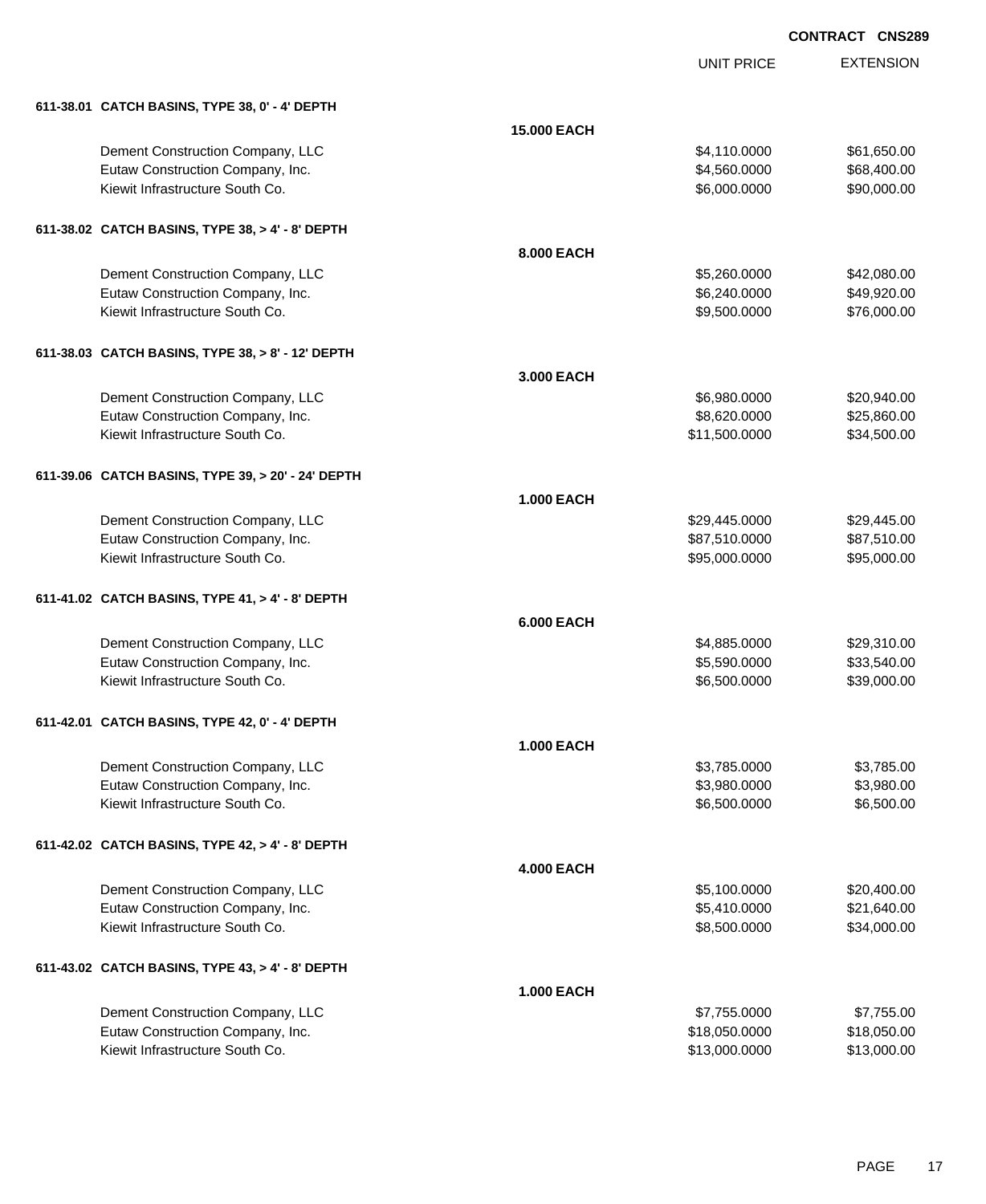**CONTRACT CNS289**

| | | UNIT PRICE | EXTENSION |
|---|---|---|---|
| **611-38.01 CATCH BASINS, TYPE 38, 0' - 4' DEPTH** | | | |
| | **15.000 EACH** | | |
| Dement Construction Company, LLC | | $4,110.0000 | $61,650.00 |
| Eutaw Construction Company, Inc. | | $4,560.0000 | $68,400.00 |
| Kiewit Infrastructure South Co. | | $6,000.0000 | $90,000.00 |
| **611-38.02 CATCH BASINS, TYPE 38, > 4' - 8' DEPTH** | | | |
| | **8.000 EACH** | | |
| Dement Construction Company, LLC | | $5,260.0000 | $42,080.00 |
| Eutaw Construction Company, Inc. | | $6,240.0000 | $49,920.00 |
| Kiewit Infrastructure South Co. | | $9,500.0000 | $76,000.00 |
| **611-38.03 CATCH BASINS, TYPE 38, > 8' - 12' DEPTH** | | | |
| | **3.000 EACH** | | |
| Dement Construction Company, LLC | | $6,980.0000 | $20,940.00 |
| Eutaw Construction Company, Inc. | | $8,620.0000 | $25,860.00 |
| Kiewit Infrastructure South Co. | | $11,500.0000 | $34,500.00 |
| **611-39.06 CATCH BASINS, TYPE 39, > 20' - 24' DEPTH** | | | |
| | **1.000 EACH** | | |
| Dement Construction Company, LLC | | $29,445.0000 | $29,445.00 |
| Eutaw Construction Company, Inc. | | $87,510.0000 | $87,510.00 |
| Kiewit Infrastructure South Co. | | $95,000.0000 | $95,000.00 |
| **611-41.02 CATCH BASINS, TYPE 41, > 4' - 8' DEPTH** | | | |
| | **6.000 EACH** | | |
| Dement Construction Company, LLC | | $4,885.0000 | $29,310.00 |
| Eutaw Construction Company, Inc. | | $5,590.0000 | $33,540.00 |
| Kiewit Infrastructure South Co. | | $6,500.0000 | $39,000.00 |
| **611-42.01 CATCH BASINS, TYPE 42, 0' - 4' DEPTH** | | | |
| | **1.000 EACH** | | |
| Dement Construction Company, LLC | | $3,785.0000 | $3,785.00 |
| Eutaw Construction Company, Inc. | | $3,980.0000 | $3,980.00 |
| Kiewit Infrastructure South Co. | | $6,500.0000 | $6,500.00 |
| **611-42.02 CATCH BASINS, TYPE 42, > 4' - 8' DEPTH** | | | |
| | **4.000 EACH** | | |
| Dement Construction Company, LLC | | $5,100.0000 | $20,400.00 |
| Eutaw Construction Company, Inc. | | $5,410.0000 | $21,640.00 |
| Kiewit Infrastructure South Co. | | $8,500.0000 | $34,000.00 |
| **611-43.02 CATCH BASINS, TYPE 43, > 4' - 8' DEPTH** | | | |
| | **1.000 EACH** | | |
| Dement Construction Company, LLC | | $7,755.0000 | $7,755.00 |
| Eutaw Construction Company, Inc. | | $18,050.0000 | $18,050.00 |
| Kiewit Infrastructure South Co. | | $13,000.0000 | $13,000.00 |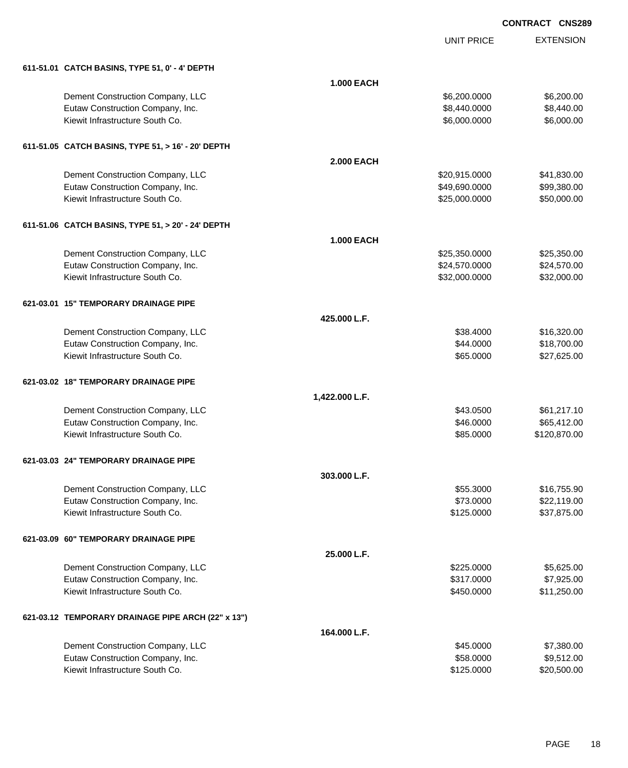**CONTRACT CNS289**

| | | UNIT PRICE | EXTENSION |
|---|---|---|---|
| **611-51.01 CATCH BASINS, TYPE 51, 0' - 4' DEPTH** | | | |
| | **1.000 EACH** | | |
| Dement Construction Company, LLC | | $6,200.0000 | $6,200.00 |
| Eutaw Construction Company, Inc. | | $8,440.0000 | $8,440.00 |
| Kiewit Infrastructure South Co. | | $6,000.0000 | $6,000.00 |
| **611-51.05 CATCH BASINS, TYPE 51, > 16' - 20' DEPTH** | | | |
| | **2.000 EACH** | | |
| Dement Construction Company, LLC | | $20,915.0000 | $41,830.00 |
| Eutaw Construction Company, Inc. | | $49,690.0000 | $99,380.00 |
| Kiewit Infrastructure South Co. | | $25,000.0000 | $50,000.00 |
| **611-51.06 CATCH BASINS, TYPE 51, > 20' - 24' DEPTH** | | | |
| | **1.000 EACH** | | |
| Dement Construction Company, LLC | | $25,350.0000 | $25,350.00 |
| Eutaw Construction Company, Inc. | | $24,570.0000 | $24,570.00 |
| Kiewit Infrastructure South Co. | | $32,000.0000 | $32,000.00 |
| **621-03.01 15" TEMPORARY DRAINAGE PIPE** | | | |
| | **425.000 L.F.** | | |
| Dement Construction Company, LLC | | $38.4000 | $16,320.00 |
| Eutaw Construction Company, Inc. | | $44.0000 | $18,700.00 |
| Kiewit Infrastructure South Co. | | $65.0000 | $27,625.00 |
| **621-03.02 18" TEMPORARY DRAINAGE PIPE** | | | |
| | **1,422.000 L.F.** | | |
| Dement Construction Company, LLC | | $43.0500 | $61,217.10 |
| Eutaw Construction Company, Inc. | | $46.0000 | $65,412.00 |
| Kiewit Infrastructure South Co. | | $85.0000 | $120,870.00 |
| **621-03.03 24" TEMPORARY DRAINAGE PIPE** | | | |
| | **303.000 L.F.** | | |
| Dement Construction Company, LLC | | $55.3000 | $16,755.90 |
| Eutaw Construction Company, Inc. | | $73.0000 | $22,119.00 |
| Kiewit Infrastructure South Co. | | $125.0000 | $37,875.00 |
| **621-03.09 60" TEMPORARY DRAINAGE PIPE** | | | |
| | **25.000 L.F.** | | |
| Dement Construction Company, LLC | | $225.0000 | $5,625.00 |
| Eutaw Construction Company, Inc. | | $317.0000 | $7,925.00 |
| Kiewit Infrastructure South Co. | | $450.0000 | $11,250.00 |
| **621-03.12 TEMPORARY DRAINAGE PIPE ARCH (22" x 13")** | | | |
| | **164.000 L.F.** | | |
| Dement Construction Company, LLC | | $45.0000 | $7,380.00 |
| Eutaw Construction Company, Inc. | | $58.0000 | $9,512.00 |
| Kiewit Infrastructure South Co. | | $125.0000 | $20,500.00 |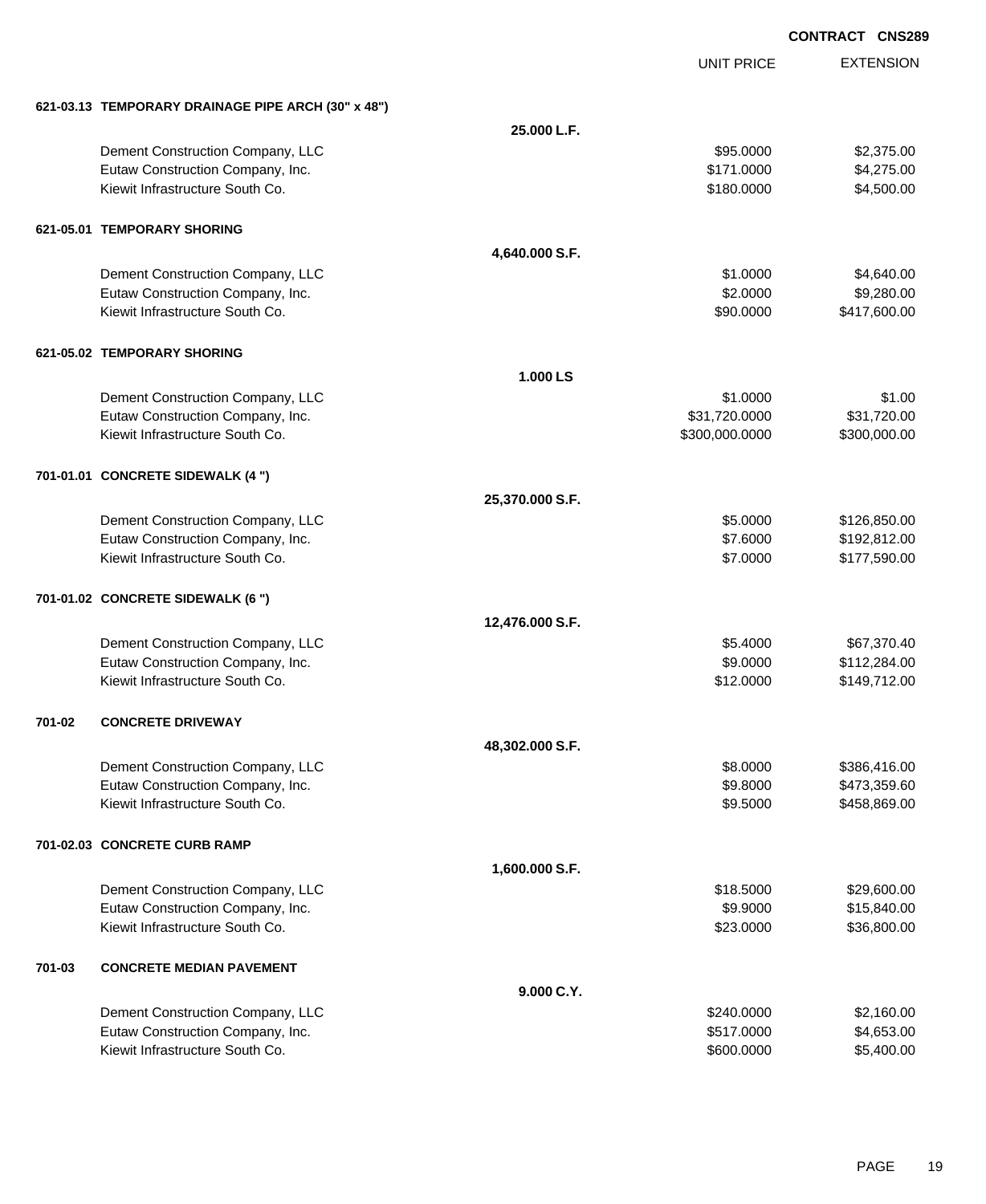CONTRACT CNS289

| | UNIT PRICE | EXTENSION |
|---|---|---|
| **621-03.13 TEMPORARY DRAINAGE PIPE ARCH (30" x 48")** | | |
| **25.000 L.F.** | | |
| Dement Construction Company, LLC | $95.0000 | $2,375.00 |
| Eutaw Construction Company, Inc. | $171.0000 | $4,275.00 |
| Kiewit Infrastructure South Co. | $180.0000 | $4,500.00 |
| **621-05.01 TEMPORARY SHORING** | | |
| **4,640.000 S.F.** | | |
| Dement Construction Company, LLC | $1.0000 | $4,640.00 |
| Eutaw Construction Company, Inc. | $2.0000 | $9,280.00 |
| Kiewit Infrastructure South Co. | $90.0000 | $417,600.00 |
| **621-05.02 TEMPORARY SHORING** | | |
| **1.000 LS** | | |
| Dement Construction Company, LLC | $1.0000 | $1.00 |
| Eutaw Construction Company, Inc. | $31,720.0000 | $31,720.00 |
| Kiewit Infrastructure South Co. | $300,000.0000 | $300,000.00 |
| **701-01.01 CONCRETE SIDEWALK (4 ")** | | |
| **25,370.000 S.F.** | | |
| Dement Construction Company, LLC | $5.0000 | $126,850.00 |
| Eutaw Construction Company, Inc. | $7.6000 | $192,812.00 |
| Kiewit Infrastructure South Co. | $7.0000 | $177,590.00 |
| **701-01.02 CONCRETE SIDEWALK (6 ")** | | |
| **12,476.000 S.F.** | | |
| Dement Construction Company, LLC | $5.4000 | $67,370.40 |
| Eutaw Construction Company, Inc. | $9.0000 | $112,284.00 |
| Kiewit Infrastructure South Co. | $12.0000 | $149,712.00 |
| **701-02 CONCRETE DRIVEWAY** | | |
| **48,302.000 S.F.** | | |
| Dement Construction Company, LLC | $8.0000 | $386,416.00 |
| Eutaw Construction Company, Inc. | $9.8000 | $473,359.60 |
| Kiewit Infrastructure South Co. | $9.5000 | $458,869.00 |
| **701-02.03 CONCRETE CURB RAMP** | | |
| **1,600.000 S.F.** | | |
| Dement Construction Company, LLC | $18.5000 | $29,600.00 |
| Eutaw Construction Company, Inc. | $9.9000 | $15,840.00 |
| Kiewit Infrastructure South Co. | $23.0000 | $36,800.00 |
| **701-03 CONCRETE MEDIAN PAVEMENT** | | |
| **9.000 C.Y.** | | |
| Dement Construction Company, LLC | $240.0000 | $2,160.00 |
| Eutaw Construction Company, Inc. | $517.0000 | $4,653.00 |
| Kiewit Infrastructure South Co. | $600.0000 | $5,400.00 |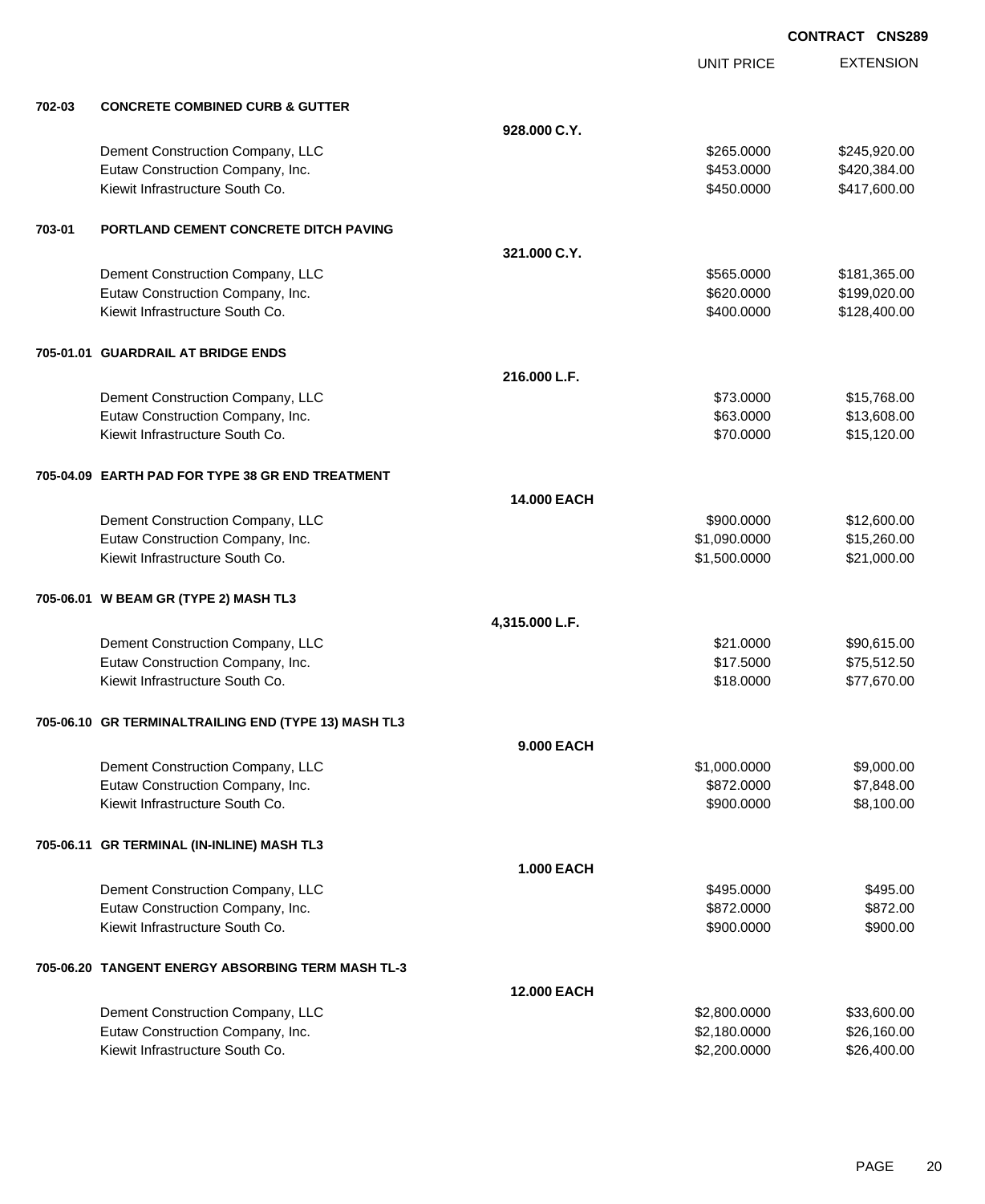**CONTRACT CNS289**

| | | | UNIT PRICE | EXTENSION |
|---|---|---|---|---|
| **702-03** | **CONCRETE COMBINED CURB & GUTTER** | | | |
| | | **928.000 C.Y.** | | |
| | Dement Construction Company, LLC | | $265.0000 | $245,920.00 |
| | Eutaw Construction Company, Inc. | | $453.0000 | $420,384.00 |
| | Kiewit Infrastructure South Co. | | $450.0000 | $417,600.00 |
| **703-01** | **PORTLAND CEMENT CONCRETE DITCH PAVING** | | | |
| | | **321.000 C.Y.** | | |
| | Dement Construction Company, LLC | | $565.0000 | $181,365.00 |
| | Eutaw Construction Company, Inc. | | $620.0000 | $199,020.00 |
| | Kiewit Infrastructure South Co. | | $400.0000 | $128,400.00 |
| **705-01.01** | **GUARDRAIL AT BRIDGE ENDS** | | | |
| | | **216.000 L.F.** | | |
| | Dement Construction Company, LLC | | $73.0000 | $15,768.00 |
| | Eutaw Construction Company, Inc. | | $63.0000 | $13,608.00 |
| | Kiewit Infrastructure South Co. | | $70.0000 | $15,120.00 |
| **705-04.09** | **EARTH PAD FOR TYPE 38 GR END TREATMENT** | | | |
| | | **14.000 EACH** | | |
| | Dement Construction Company, LLC | | $900.0000 | $12,600.00 |
| | Eutaw Construction Company, Inc. | | $1,090.0000 | $15,260.00 |
| | Kiewit Infrastructure South Co. | | $1,500.0000 | $21,000.00 |
| **705-06.01** | **W BEAM GR (TYPE 2) MASH TL3** | | | |
| | | **4,315.000 L.F.** | | |
| | Dement Construction Company, LLC | | $21.0000 | $90,615.00 |
| | Eutaw Construction Company, Inc. | | $17.5000 | $75,512.50 |
| | Kiewit Infrastructure South Co. | | $18.0000 | $77,670.00 |
| **705-06.10** | **GR TERMINALTRAILING END (TYPE 13) MASH TL3** | | | |
| | | **9.000 EACH** | | |
| | Dement Construction Company, LLC | | $1,000.0000 | $9,000.00 |
| | Eutaw Construction Company, Inc. | | $872.0000 | $7,848.00 |
| | Kiewit Infrastructure South Co. | | $900.0000 | $8,100.00 |
| **705-06.11** | **GR TERMINAL (IN-INLINE) MASH TL3** | | | |
| | | **1.000 EACH** | | |
| | Dement Construction Company, LLC | | $495.0000 | $495.00 |
| | Eutaw Construction Company, Inc. | | $872.0000 | $872.00 |
| | Kiewit Infrastructure South Co. | | $900.0000 | $900.00 |
| **705-06.20** | **TANGENT ENERGY ABSORBING TERM MASH TL-3** | | | |
| | | **12.000 EACH** | | |
| | Dement Construction Company, LLC | | $2,800.0000 | $33,600.00 |
| | Eutaw Construction Company, Inc. | | $2,180.0000 | $26,160.00 |
| | Kiewit Infrastructure South Co. | | $2,200.0000 | $26,400.00 |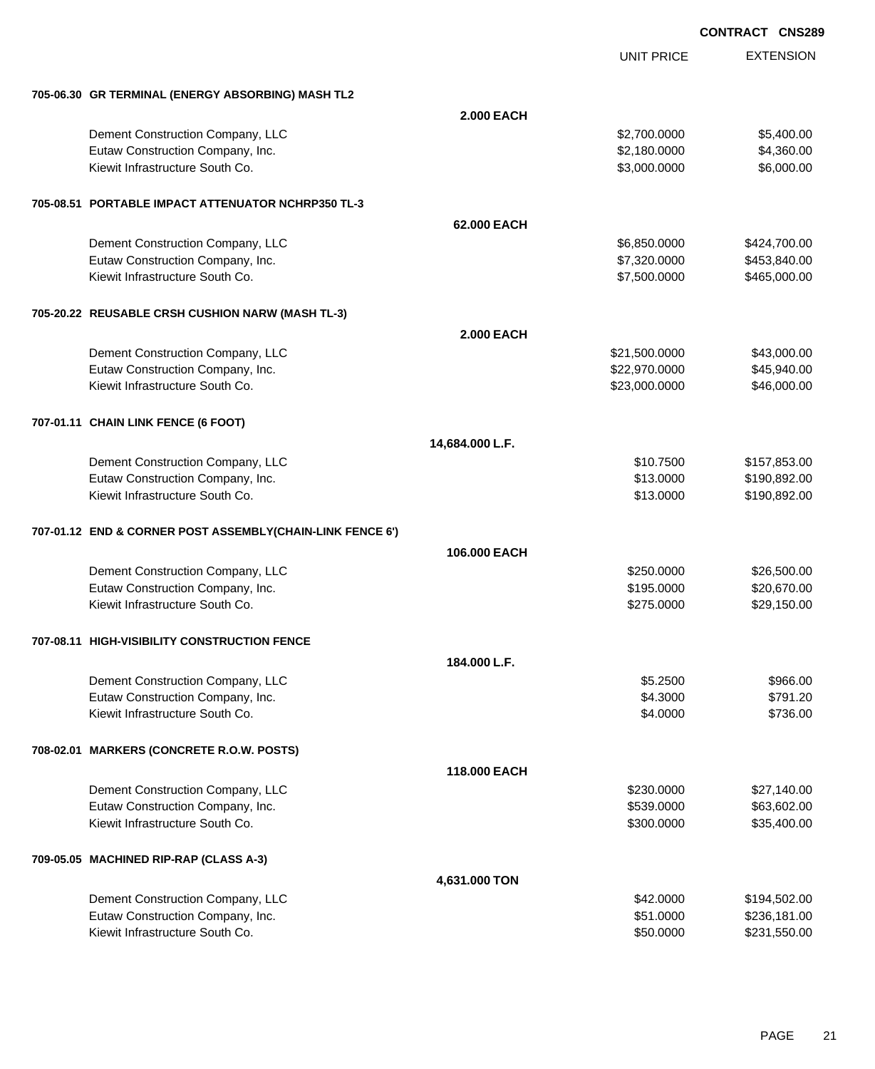**CONTRACT CNS289**

| | | UNIT PRICE | EXTENSION |
|---|---|---|---|
| **705-06.30 GR TERMINAL (ENERGY ABSORBING) MASH TL2** | | | |
| | **2.000 EACH** | | |
| Dement Construction Company, LLC | | $2,700.0000 | $5,400.00 |
| Eutaw Construction Company, Inc. | | $2,180.0000 | $4,360.00 |
| Kiewit Infrastructure South Co. | | $3,000.0000 | $6,000.00 |
| **705-08.51 PORTABLE IMPACT ATTENUATOR NCHRP350 TL-3** | | | |
| | **62.000 EACH** | | |
| Dement Construction Company, LLC | | $6,850.0000 | $424,700.00 |
| Eutaw Construction Company, Inc. | | $7,320.0000 | $453,840.00 |
| Kiewit Infrastructure South Co. | | $7,500.0000 | $465,000.00 |
| **705-20.22 REUSABLE CRSH CUSHION NARW (MASH TL-3)** | | | |
| | **2.000 EACH** | | |
| Dement Construction Company, LLC | | $21,500.0000 | $43,000.00 |
| Eutaw Construction Company, Inc. | | $22,970.0000 | $45,940.00 |
| Kiewit Infrastructure South Co. | | $23,000.0000 | $46,000.00 |
| **707-01.11 CHAIN LINK FENCE (6 FOOT)** | | | |
| | **14,684.000 L.F.** | | |
| Dement Construction Company, LLC | | $10.7500 | $157,853.00 |
| Eutaw Construction Company, Inc. | | $13.0000 | $190,892.00 |
| Kiewit Infrastructure South Co. | | $13.0000 | $190,892.00 |
| **707-01.12 END & CORNER POST ASSEMBLY(CHAIN-LINK FENCE 6')** | | | |
| | **106.000 EACH** | | |
| Dement Construction Company, LLC | | $250.0000 | $26,500.00 |
| Eutaw Construction Company, Inc. | | $195.0000 | $20,670.00 |
| Kiewit Infrastructure South Co. | | $275.0000 | $29,150.00 |
| **707-08.11 HIGH-VISIBILITY CONSTRUCTION FENCE** | | | |
| | **184.000 L.F.** | | |
| Dement Construction Company, LLC | | $5.2500 | $966.00 |
| Eutaw Construction Company, Inc. | | $4.3000 | $791.20 |
| Kiewit Infrastructure South Co. | | $4.0000 | $736.00 |
| **708-02.01 MARKERS (CONCRETE R.O.W. POSTS)** | | | |
| | **118.000 EACH** | | |
| Dement Construction Company, LLC | | $230.0000 | $27,140.00 |
| Eutaw Construction Company, Inc. | | $539.0000 | $63,602.00 |
| Kiewit Infrastructure South Co. | | $300.0000 | $35,400.00 |
| **709-05.05 MACHINED RIP-RAP (CLASS A-3)** | | | |
| | **4,631.000 TON** | | |
| Dement Construction Company, LLC | | $42.0000 | $194,502.00 |
| Eutaw Construction Company, Inc. | | $51.0000 | $236,181.00 |
| Kiewit Infrastructure South Co. | | $50.0000 | $231,550.00 |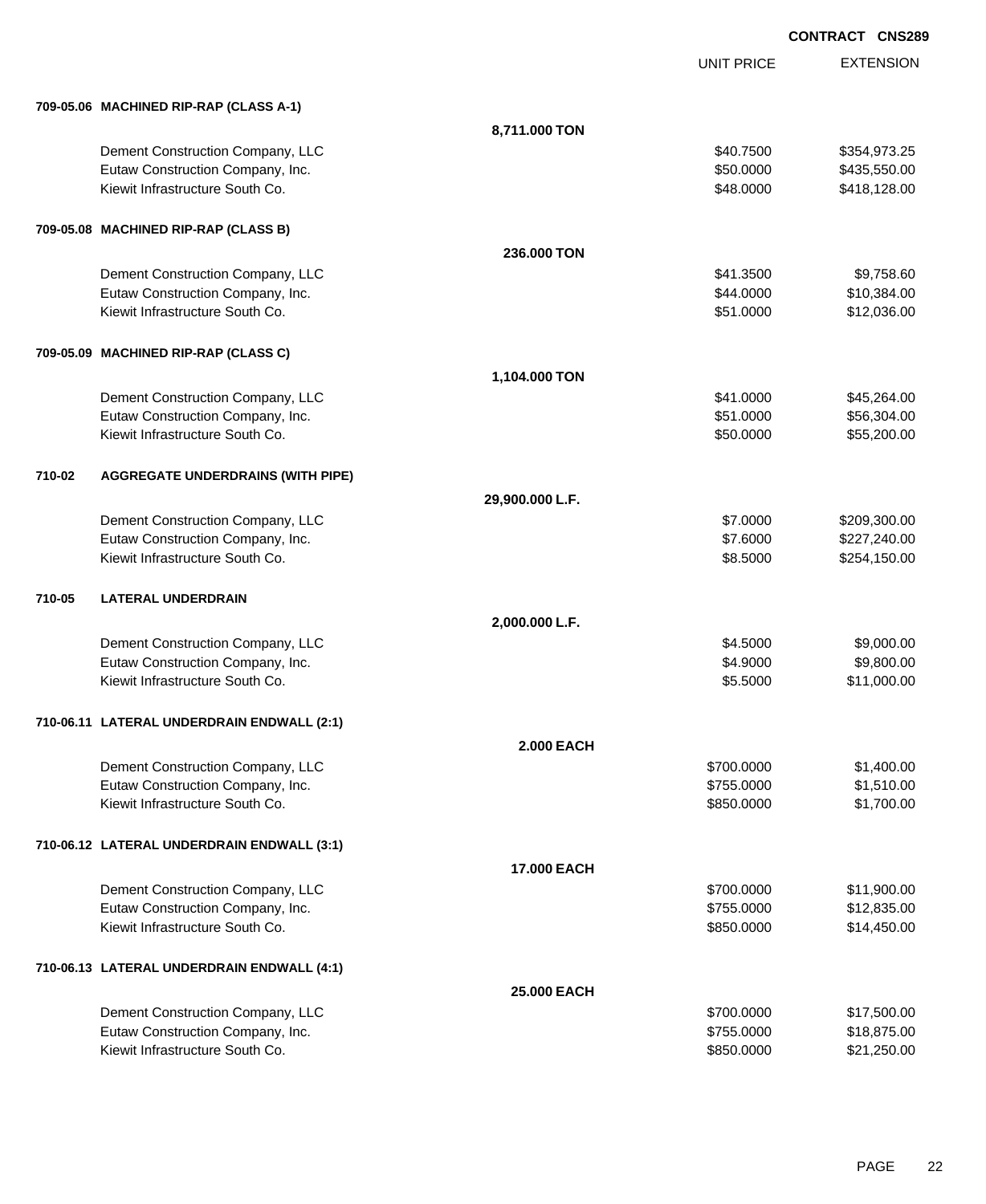CONTRACT CNS289

| | | UNIT PRICE | EXTENSION |
|---|---|---|---|
| **709-05.06 MACHINED RIP-RAP (CLASS A-1)** | | | |
| | **8,711.000 TON** | | |
| Dement Construction Company, LLC | | $40.7500 | $354,973.25 |
| Eutaw Construction Company, Inc. | | $50.0000 | $435,550.00 |
| Kiewit Infrastructure South Co. | | $48.0000 | $418,128.00 |
| **709-05.08 MACHINED RIP-RAP (CLASS B)** | | | |
| | **236.000 TON** | | |
| Dement Construction Company, LLC | | $41.3500 | $9,758.60 |
| Eutaw Construction Company, Inc. | | $44.0000 | $10,384.00 |
| Kiewit Infrastructure South Co. | | $51.0000 | $12,036.00 |
| **709-05.09 MACHINED RIP-RAP (CLASS C)** | | | |
| | **1,104.000 TON** | | |
| Dement Construction Company, LLC | | $41.0000 | $45,264.00 |
| Eutaw Construction Company, Inc. | | $51.0000 | $56,304.00 |
| Kiewit Infrastructure South Co. | | $50.0000 | $55,200.00 |
| **710-02 AGGREGATE UNDERDRAINS (WITH PIPE)** | | | |
| | **29,900.000 L.F.** | | |
| Dement Construction Company, LLC | | $7.0000 | $209,300.00 |
| Eutaw Construction Company, Inc. | | $7.6000 | $227,240.00 |
| Kiewit Infrastructure South Co. | | $8.5000 | $254,150.00 |
| **710-05 LATERAL UNDERDRAIN** | | | |
| | **2,000.000 L.F.** | | |
| Dement Construction Company, LLC | | $4.5000 | $9,000.00 |
| Eutaw Construction Company, Inc. | | $4.9000 | $9,800.00 |
| Kiewit Infrastructure South Co. | | $5.5000 | $11,000.00 |
| **710-06.11 LATERAL UNDERDRAIN ENDWALL (2:1)** | | | |
| | **2.000 EACH** | | |
| Dement Construction Company, LLC | | $700.0000 | $1,400.00 |
| Eutaw Construction Company, Inc. | | $755.0000 | $1,510.00 |
| Kiewit Infrastructure South Co. | | $850.0000 | $1,700.00 |
| **710-06.12 LATERAL UNDERDRAIN ENDWALL (3:1)** | | | |
| | **17.000 EACH** | | |
| Dement Construction Company, LLC | | $700.0000 | $11,900.00 |
| Eutaw Construction Company, Inc. | | $755.0000 | $12,835.00 |
| Kiewit Infrastructure South Co. | | $850.0000 | $14,450.00 |
| **710-06.13 LATERAL UNDERDRAIN ENDWALL (4:1)** | | | |
| | **25.000 EACH** | | |
| Dement Construction Company, LLC | | $700.0000 | $17,500.00 |
| Eutaw Construction Company, Inc. | | $755.0000 | $18,875.00 |
| Kiewit Infrastructure South Co. | | $850.0000 | $21,250.00 |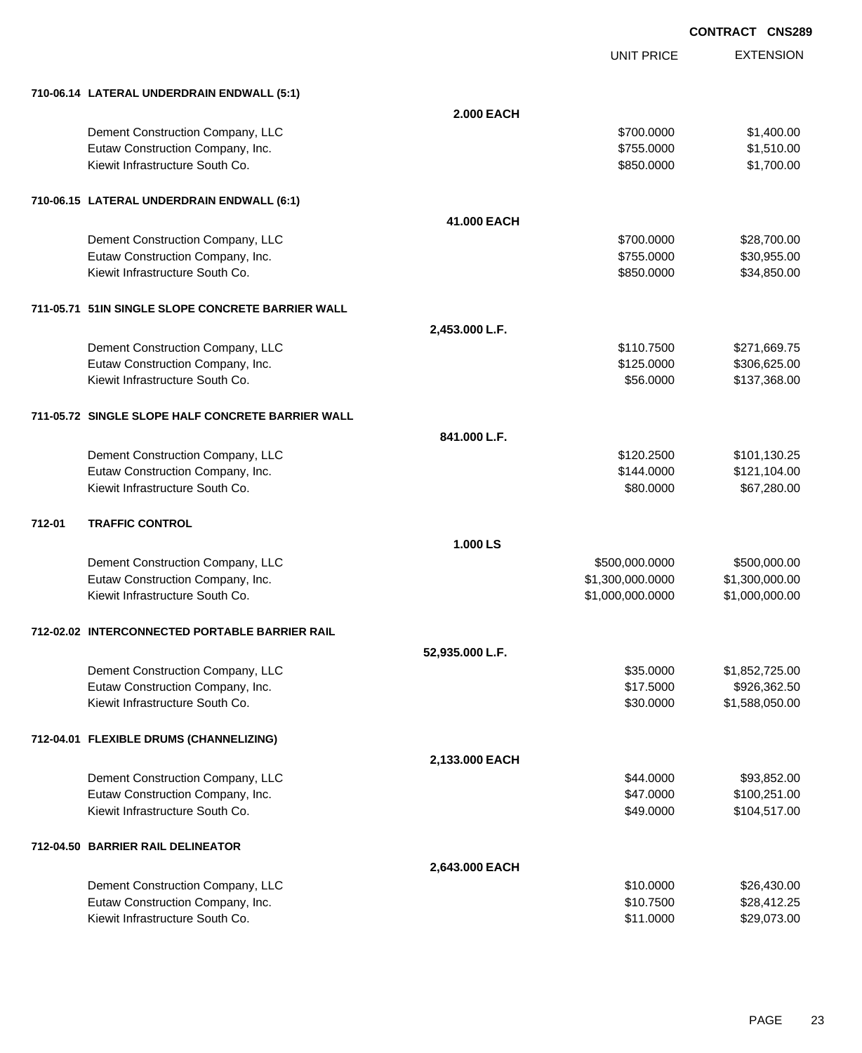**CONTRACT CNS289**

| | | UNIT PRICE | EXTENSION |
|---|---|---|---|
| **710-06.14 LATERAL UNDERDRAIN ENDWALL (5:1)** | | | |
| | **2.000 EACH** | | |
| Dement Construction Company, LLC | | $700.0000 | $1,400.00 |
| Eutaw Construction Company, Inc. | | $755.0000 | $1,510.00 |
| Kiewit Infrastructure South Co. | | $850.0000 | $1,700.00 |
| **710-06.15 LATERAL UNDERDRAIN ENDWALL (6:1)** | | | |
| | **41.000 EACH** | | |
| Dement Construction Company, LLC | | $700.0000 | $28,700.00 |
| Eutaw Construction Company, Inc. | | $755.0000 | $30,955.00 |
| Kiewit Infrastructure South Co. | | $850.0000 | $34,850.00 |
| **711-05.71 51IN SINGLE SLOPE CONCRETE BARRIER WALL** | | | |
| | **2,453.000 L.F.** | | |
| Dement Construction Company, LLC | | $110.7500 | $271,669.75 |
| Eutaw Construction Company, Inc. | | $125.0000 | $306,625.00 |
| Kiewit Infrastructure South Co. | | $56.0000 | $137,368.00 |
| **711-05.72 SINGLE SLOPE HALF CONCRETE BARRIER WALL** | | | |
| | **841.000 L.F.** | | |
| Dement Construction Company, LLC | | $120.2500 | $101,130.25 |
| Eutaw Construction Company, Inc. | | $144.0000 | $121,104.00 |
| Kiewit Infrastructure South Co. | | $80.0000 | $67,280.00 |
| **712-01 TRAFFIC CONTROL** | | | |
| | **1.000 LS** | | |
| Dement Construction Company, LLC | | $500,000.0000 | $500,000.00 |
| Eutaw Construction Company, Inc. | | $1,300,000.0000 | $1,300,000.00 |
| Kiewit Infrastructure South Co. | | $1,000,000.0000 | $1,000,000.00 |
| **712-02.02 INTERCONNECTED PORTABLE BARRIER RAIL** | | | |
| | **52,935.000 L.F.** | | |
| Dement Construction Company, LLC | | $35.0000 | $1,852,725.00 |
| Eutaw Construction Company, Inc. | | $17.5000 | $926,362.50 |
| Kiewit Infrastructure South Co. | | $30.0000 | $1,588,050.00 |
| **712-04.01 FLEXIBLE DRUMS (CHANNELIZING)** | | | |
| | **2,133.000 EACH** | | |
| Dement Construction Company, LLC | | $44.0000 | $93,852.00 |
| Eutaw Construction Company, Inc. | | $47.0000 | $100,251.00 |
| Kiewit Infrastructure South Co. | | $49.0000 | $104,517.00 |
| **712-04.50 BARRIER RAIL DELINEATOR** | | | |
| | **2,643.000 EACH** | | |
| Dement Construction Company, LLC | | $10.0000 | $26,430.00 |
| Eutaw Construction Company, Inc. | | $10.7500 | $28,412.25 |
| Kiewit Infrastructure South Co. | | $11.0000 | $29,073.00 |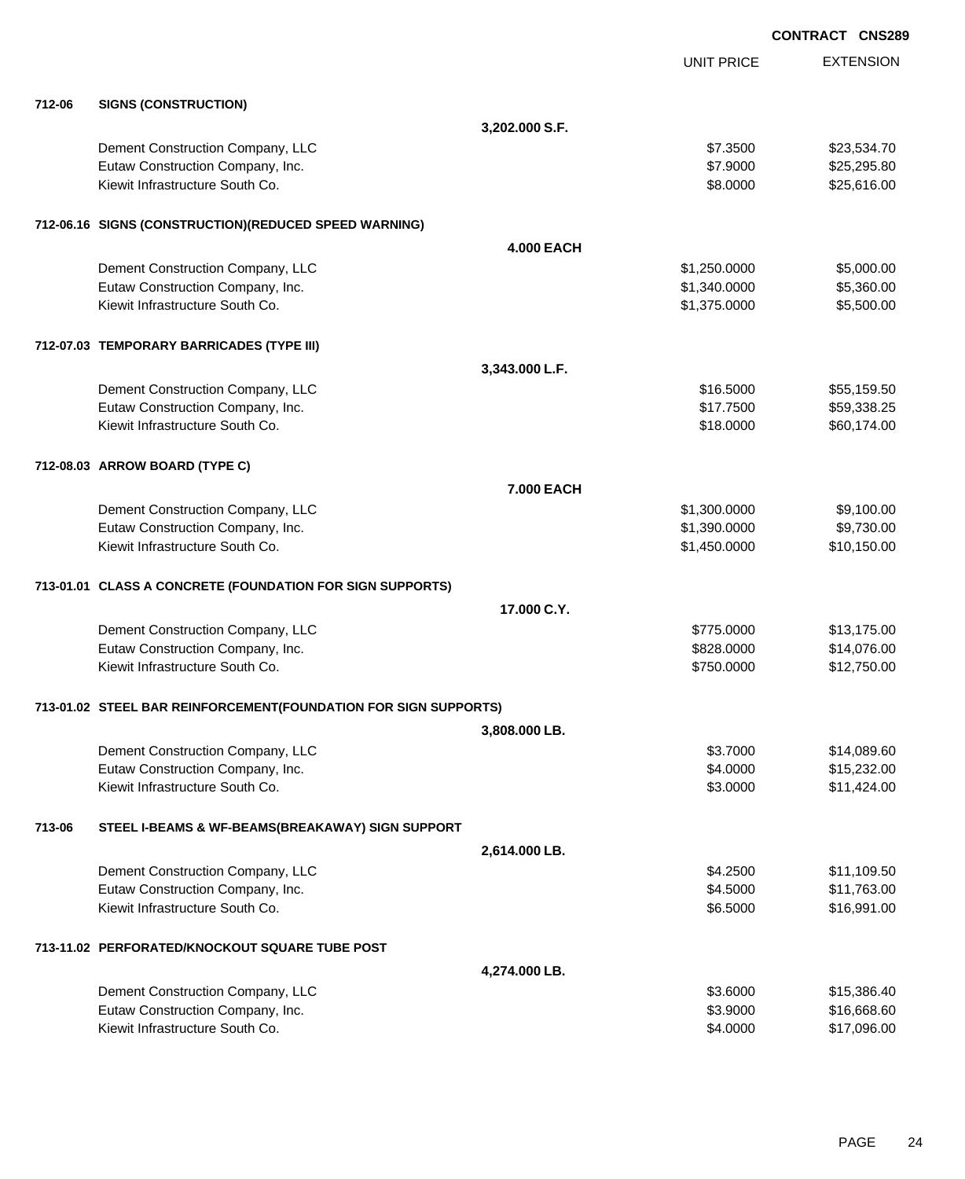CONTRACT CNS289

| | | UNIT PRICE | EXTENSION |
|---|---|---|---|
| **712-06** | **SIGNS (CONSTRUCTION)** | | |
| | **3,202.000 S.F.** | | |
| | Dement Construction Company, LLC | $7.3500 | $23,534.70 |
| | Eutaw Construction Company, Inc. | $7.9000 | $25,295.80 |
| | Kiewit Infrastructure South Co. | $8.0000 | $25,616.00 |
| **712-06.16** | **SIGNS (CONSTRUCTION)(REDUCED SPEED WARNING)** | | |
| | **4.000 EACH** | | |
| | Dement Construction Company, LLC | $1,250.0000 | $5,000.00 |
| | Eutaw Construction Company, Inc. | $1,340.0000 | $5,360.00 |
| | Kiewit Infrastructure South Co. | $1,375.0000 | $5,500.00 |
| **712-07.03** | **TEMPORARY BARRICADES (TYPE III)** | | |
| | **3,343.000 L.F.** | | |
| | Dement Construction Company, LLC | $16.5000 | $55,159.50 |
| | Eutaw Construction Company, Inc. | $17.7500 | $59,338.25 |
| | Kiewit Infrastructure South Co. | $18.0000 | $60,174.00 |
| **712-08.03** | **ARROW BOARD (TYPE C)** | | |
| | **7.000 EACH** | | |
| | Dement Construction Company, LLC | $1,300.0000 | $9,100.00 |
| | Eutaw Construction Company, Inc. | $1,390.0000 | $9,730.00 |
| | Kiewit Infrastructure South Co. | $1,450.0000 | $10,150.00 |
| **713-01.01** | **CLASS A CONCRETE (FOUNDATION FOR SIGN SUPPORTS)** | | |
| | **17.000 C.Y.** | | |
| | Dement Construction Company, LLC | $775.0000 | $13,175.00 |
| | Eutaw Construction Company, Inc. | $828.0000 | $14,076.00 |
| | Kiewit Infrastructure South Co. | $750.0000 | $12,750.00 |
| **713-01.02** | **STEEL BAR REINFORCEMENT(FOUNDATION FOR SIGN SUPPORTS)** | | |
| | **3,808.000 LB.** | | |
| | Dement Construction Company, LLC | $3.7000 | $14,089.60 |
| | Eutaw Construction Company, Inc. | $4.0000 | $15,232.00 |
| | Kiewit Infrastructure South Co. | $3.0000 | $11,424.00 |
| **713-06** | **STEEL I-BEAMS & WF-BEAMS(BREAKAWAY) SIGN SUPPORT** | | |
| | **2,614.000 LB.** | | |
| | Dement Construction Company, LLC | $4.2500 | $11,109.50 |
| | Eutaw Construction Company, Inc. | $4.5000 | $11,763.00 |
| | Kiewit Infrastructure South Co. | $6.5000 | $16,991.00 |
| **713-11.02** | **PERFORATED/KNOCKOUT SQUARE TUBE POST** | | |
| | **4,274.000 LB.** | | |
| | Dement Construction Company, LLC | $3.6000 | $15,386.40 |
| | Eutaw Construction Company, Inc. | $3.9000 | $16,668.60 |
| | Kiewit Infrastructure South Co. | $4.0000 | $17,096.00 |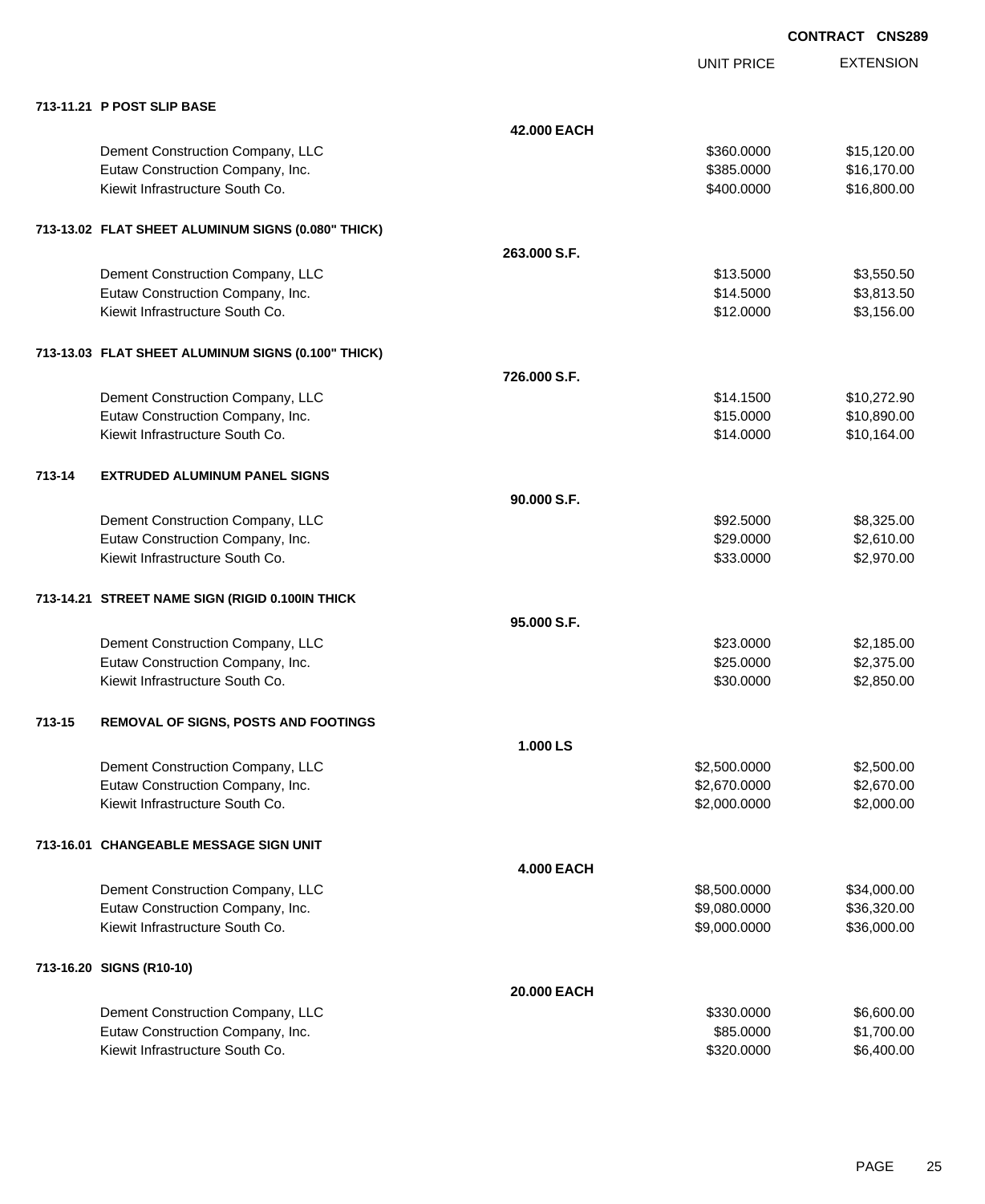CONTRACT CNS289

| | | UNIT PRICE | EXTENSION |
|---|---|---|---|
| **713-11.21 P POST SLIP BASE** | | | |
| | **42.000 EACH** | | |
| Dement Construction Company, LLC | | $360.0000 | $15,120.00 |
| Eutaw Construction Company, Inc. | | $385.0000 | $16,170.00 |
| Kiewit Infrastructure South Co. | | $400.0000 | $16,800.00 |
| **713-13.02 FLAT SHEET ALUMINUM SIGNS (0.080" THICK)** | | | |
| | **263.000 S.F.** | | |
| Dement Construction Company, LLC | | $13.5000 | $3,550.50 |
| Eutaw Construction Company, Inc. | | $14.5000 | $3,813.50 |
| Kiewit Infrastructure South Co. | | $12.0000 | $3,156.00 |
| **713-13.03 FLAT SHEET ALUMINUM SIGNS (0.100" THICK)** | | | |
| | **726.000 S.F.** | | |
| Dement Construction Company, LLC | | $14.1500 | $10,272.90 |
| Eutaw Construction Company, Inc. | | $15.0000 | $10,890.00 |
| Kiewit Infrastructure South Co. | | $14.0000 | $10,164.00 |
| **713-14 EXTRUDED ALUMINUM PANEL SIGNS** | | | |
| | **90.000 S.F.** | | |
| Dement Construction Company, LLC | | $92.5000 | $8,325.00 |
| Eutaw Construction Company, Inc. | | $29.0000 | $2,610.00 |
| Kiewit Infrastructure South Co. | | $33.0000 | $2,970.00 |
| **713-14.21 STREET NAME SIGN (RIGID 0.100IN THICK** | | | |
| | **95.000 S.F.** | | |
| Dement Construction Company, LLC | | $23.0000 | $2,185.00 |
| Eutaw Construction Company, Inc. | | $25.0000 | $2,375.00 |
| Kiewit Infrastructure South Co. | | $30.0000 | $2,850.00 |
| **713-15 REMOVAL OF SIGNS, POSTS AND FOOTINGS** | | | |
| | **1.000 LS** | | |
| Dement Construction Company, LLC | | $2,500.0000 | $2,500.00 |
| Eutaw Construction Company, Inc. | | $2,670.0000 | $2,670.00 |
| Kiewit Infrastructure South Co. | | $2,000.0000 | $2,000.00 |
| **713-16.01 CHANGEABLE MESSAGE SIGN UNIT** | | | |
| | **4.000 EACH** | | |
| Dement Construction Company, LLC | | $8,500.0000 | $34,000.00 |
| Eutaw Construction Company, Inc. | | $9,080.0000 | $36,320.00 |
| Kiewit Infrastructure South Co. | | $9,000.0000 | $36,000.00 |
| **713-16.20 SIGNS (R10-10)** | | | |
| | **20.000 EACH** | | |
| Dement Construction Company, LLC | | $330.0000 | $6,600.00 |
| Eutaw Construction Company, Inc. | | $85.0000 | $1,700.00 |
| Kiewit Infrastructure South Co. | | $320.0000 | $6,400.00 |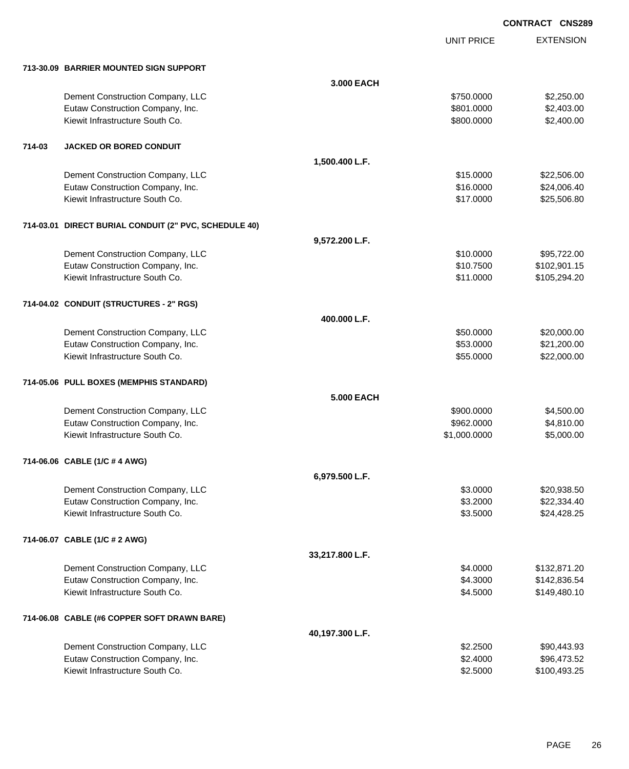**CONTRACT CNS289**

| | UNIT PRICE | EXTENSION |
|---|---|---|
| **713-30.09 BARRIER MOUNTED SIGN SUPPORT** | | |
| **3.000 EACH** | | |
| Dement Construction Company, LLC | $750.0000 | $2,250.00 |
| Eutaw Construction Company, Inc. | $801.0000 | $2,403.00 |
| Kiewit Infrastructure South Co. | $800.0000 | $2,400.00 |
| **714-03 JACKED OR BORED CONDUIT** | | |
| **1,500.400 L.F.** | | |
| Dement Construction Company, LLC | $15.0000 | $22,506.00 |
| Eutaw Construction Company, Inc. | $16.0000 | $24,006.40 |
| Kiewit Infrastructure South Co. | $17.0000 | $25,506.80 |
| **714-03.01 DIRECT BURIAL CONDUIT (2" PVC, SCHEDULE 40)** | | |
| **9,572.200 L.F.** | | |
| Dement Construction Company, LLC | $10.0000 | $95,722.00 |
| Eutaw Construction Company, Inc. | $10.7500 | $102,901.15 |
| Kiewit Infrastructure South Co. | $11.0000 | $105,294.20 |
| **714-04.02 CONDUIT (STRUCTURES - 2" RGS)** | | |
| **400.000 L.F.** | | |
| Dement Construction Company, LLC | $50.0000 | $20,000.00 |
| Eutaw Construction Company, Inc. | $53.0000 | $21,200.00 |
| Kiewit Infrastructure South Co. | $55.0000 | $22,000.00 |
| **714-05.06 PULL BOXES (MEMPHIS STANDARD)** | | |
| **5.000 EACH** | | |
| Dement Construction Company, LLC | $900.0000 | $4,500.00 |
| Eutaw Construction Company, Inc. | $962.0000 | $4,810.00 |
| Kiewit Infrastructure South Co. | $1,000.0000 | $5,000.00 |
| **714-06.06 CABLE (1/C # 4 AWG)** | | |
| **6,979.500 L.F.** | | |
| Dement Construction Company, LLC | $3.0000 | $20,938.50 |
| Eutaw Construction Company, Inc. | $3.2000 | $22,334.40 |
| Kiewit Infrastructure South Co. | $3.5000 | $24,428.25 |
| **714-06.07 CABLE (1/C # 2 AWG)** | | |
| **33,217.800 L.F.** | | |
| Dement Construction Company, LLC | $4.0000 | $132,871.20 |
| Eutaw Construction Company, Inc. | $4.3000 | $142,836.54 |
| Kiewit Infrastructure South Co. | $4.5000 | $149,480.10 |
| **714-06.08 CABLE (#6 COPPER SOFT DRAWN BARE)** | | |
| **40,197.300 L.F.** | | |
| Dement Construction Company, LLC | $2.2500 | $90,443.93 |
| Eutaw Construction Company, Inc. | $2.4000 | $96,473.52 |
| Kiewit Infrastructure South Co. | $2.5000 | $100,493.25 |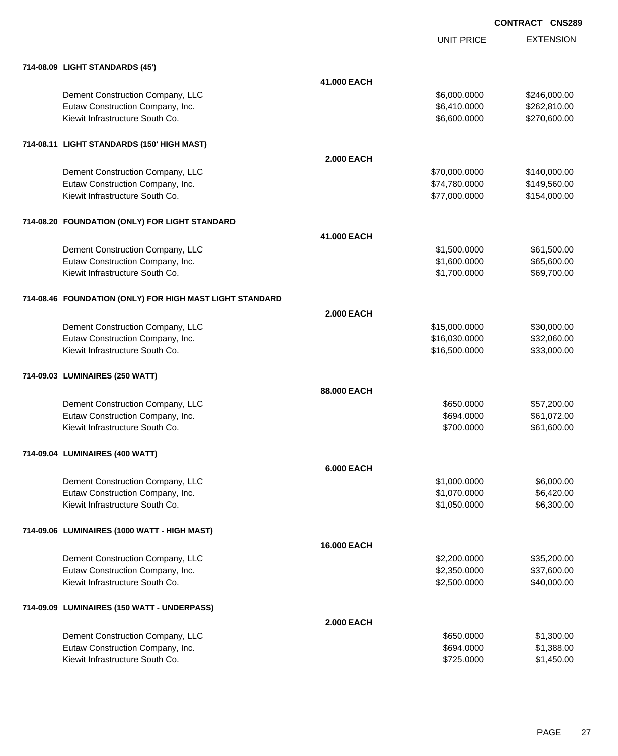**CONTRACT CNS289**

| | | UNIT PRICE | EXTENSION |
|---|---|---|---|
| **714-08.09 LIGHT STANDARDS (45')** | | | |
| | **41.000 EACH** | | |
| Dement Construction Company, LLC | | $6,000.0000 | $246,000.00 |
| Eutaw Construction Company, Inc. | | $6,410.0000 | $262,810.00 |
| Kiewit Infrastructure South Co. | | $6,600.0000 | $270,600.00 |
| **714-08.11 LIGHT STANDARDS (150' HIGH MAST)** | | | |
| | **2.000 EACH** | | |
| Dement Construction Company, LLC | | $70,000.0000 | $140,000.00 |
| Eutaw Construction Company, Inc. | | $74,780.0000 | $149,560.00 |
| Kiewit Infrastructure South Co. | | $77,000.0000 | $154,000.00 |
| **714-08.20 FOUNDATION (ONLY) FOR LIGHT STANDARD** | | | |
| | **41.000 EACH** | | |
| Dement Construction Company, LLC | | $1,500.0000 | $61,500.00 |
| Eutaw Construction Company, Inc. | | $1,600.0000 | $65,600.00 |
| Kiewit Infrastructure South Co. | | $1,700.0000 | $69,700.00 |
| **714-08.46 FOUNDATION (ONLY) FOR HIGH MAST LIGHT STANDARD** | | | |
| | **2.000 EACH** | | |
| Dement Construction Company, LLC | | $15,000.0000 | $30,000.00 |
| Eutaw Construction Company, Inc. | | $16,030.0000 | $32,060.00 |
| Kiewit Infrastructure South Co. | | $16,500.0000 | $33,000.00 |
| **714-09.03 LUMINAIRES (250 WATT)** | | | |
| | **88.000 EACH** | | |
| Dement Construction Company, LLC | | $650.0000 | $57,200.00 |
| Eutaw Construction Company, Inc. | | $694.0000 | $61,072.00 |
| Kiewit Infrastructure South Co. | | $700.0000 | $61,600.00 |
| **714-09.04 LUMINAIRES (400 WATT)** | | | |
| | **6.000 EACH** | | |
| Dement Construction Company, LLC | | $1,000.0000 | $6,000.00 |
| Eutaw Construction Company, Inc. | | $1,070.0000 | $6,420.00 |
| Kiewit Infrastructure South Co. | | $1,050.0000 | $6,300.00 |
| **714-09.06 LUMINAIRES (1000 WATT - HIGH MAST)** | | | |
| | **16.000 EACH** | | |
| Dement Construction Company, LLC | | $2,200.0000 | $35,200.00 |
| Eutaw Construction Company, Inc. | | $2,350.0000 | $37,600.00 |
| Kiewit Infrastructure South Co. | | $2,500.0000 | $40,000.00 |
| **714-09.09 LUMINAIRES (150 WATT - UNDERPASS)** | | | |
| | **2.000 EACH** | | |
| Dement Construction Company, LLC | | $650.0000 | $1,300.00 |
| Eutaw Construction Company, Inc. | | $694.0000 | $1,388.00 |
| Kiewit Infrastructure South Co. | | $725.0000 | $1,450.00 |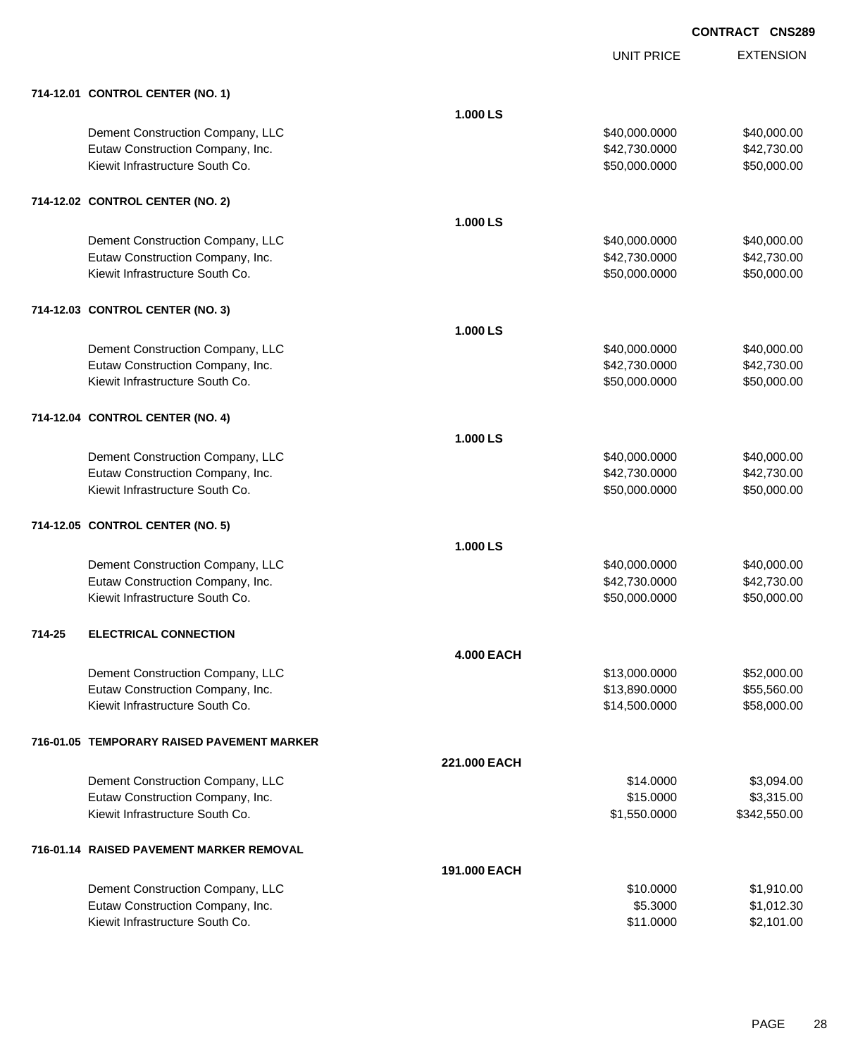**CONTRACT CNS289**

| | | UNIT PRICE | EXTENSION |
|---|---|---|---|
| **714-12.01 CONTROL CENTER (NO. 1)** | | | |
| | **1.000 LS** | | |
| Dement Construction Company, LLC | | $40,000.0000 | $40,000.00 |
| Eutaw Construction Company, Inc. | | $42,730.0000 | $42,730.00 |
| Kiewit Infrastructure South Co. | | $50,000.0000 | $50,000.00 |
| **714-12.02 CONTROL CENTER (NO. 2)** | | | |
| | **1.000 LS** | | |
| Dement Construction Company, LLC | | $40,000.0000 | $40,000.00 |
| Eutaw Construction Company, Inc. | | $42,730.0000 | $42,730.00 |
| Kiewit Infrastructure South Co. | | $50,000.0000 | $50,000.00 |
| **714-12.03 CONTROL CENTER (NO. 3)** | | | |
| | **1.000 LS** | | |
| Dement Construction Company, LLC | | $40,000.0000 | $40,000.00 |
| Eutaw Construction Company, Inc. | | $42,730.0000 | $42,730.00 |
| Kiewit Infrastructure South Co. | | $50,000.0000 | $50,000.00 |
| **714-12.04 CONTROL CENTER (NO. 4)** | | | |
| | **1.000 LS** | | |
| Dement Construction Company, LLC | | $40,000.0000 | $40,000.00 |
| Eutaw Construction Company, Inc. | | $42,730.0000 | $42,730.00 |
| Kiewit Infrastructure South Co. | | $50,000.0000 | $50,000.00 |
| **714-12.05 CONTROL CENTER (NO. 5)** | | | |
| | **1.000 LS** | | |
| Dement Construction Company, LLC | | $40,000.0000 | $40,000.00 |
| Eutaw Construction Company, Inc. | | $42,730.0000 | $42,730.00 |
| Kiewit Infrastructure South Co. | | $50,000.0000 | $50,000.00 |
| **714-25 ELECTRICAL CONNECTION** | | | |
| | **4.000 EACH** | | |
| Dement Construction Company, LLC | | $13,000.0000 | $52,000.00 |
| Eutaw Construction Company, Inc. | | $13,890.0000 | $55,560.00 |
| Kiewit Infrastructure South Co. | | $14,500.0000 | $58,000.00 |
| **716-01.05 TEMPORARY RAISED PAVEMENT MARKER** | | | |
| | **221.000 EACH** | | |
| Dement Construction Company, LLC | | $14.0000 | $3,094.00 |
| Eutaw Construction Company, Inc. | | $15.0000 | $3,315.00 |
| Kiewit Infrastructure South Co. | | $1,550.0000 | $342,550.00 |
| **716-01.14 RAISED PAVEMENT MARKER REMOVAL** | | | |
| | **191.000 EACH** | | |
| Dement Construction Company, LLC | | $10.0000 | $1,910.00 |
| Eutaw Construction Company, Inc. | | $5.3000 | $1,012.30 |
| Kiewit Infrastructure South Co. | | $11.0000 | $2,101.00 |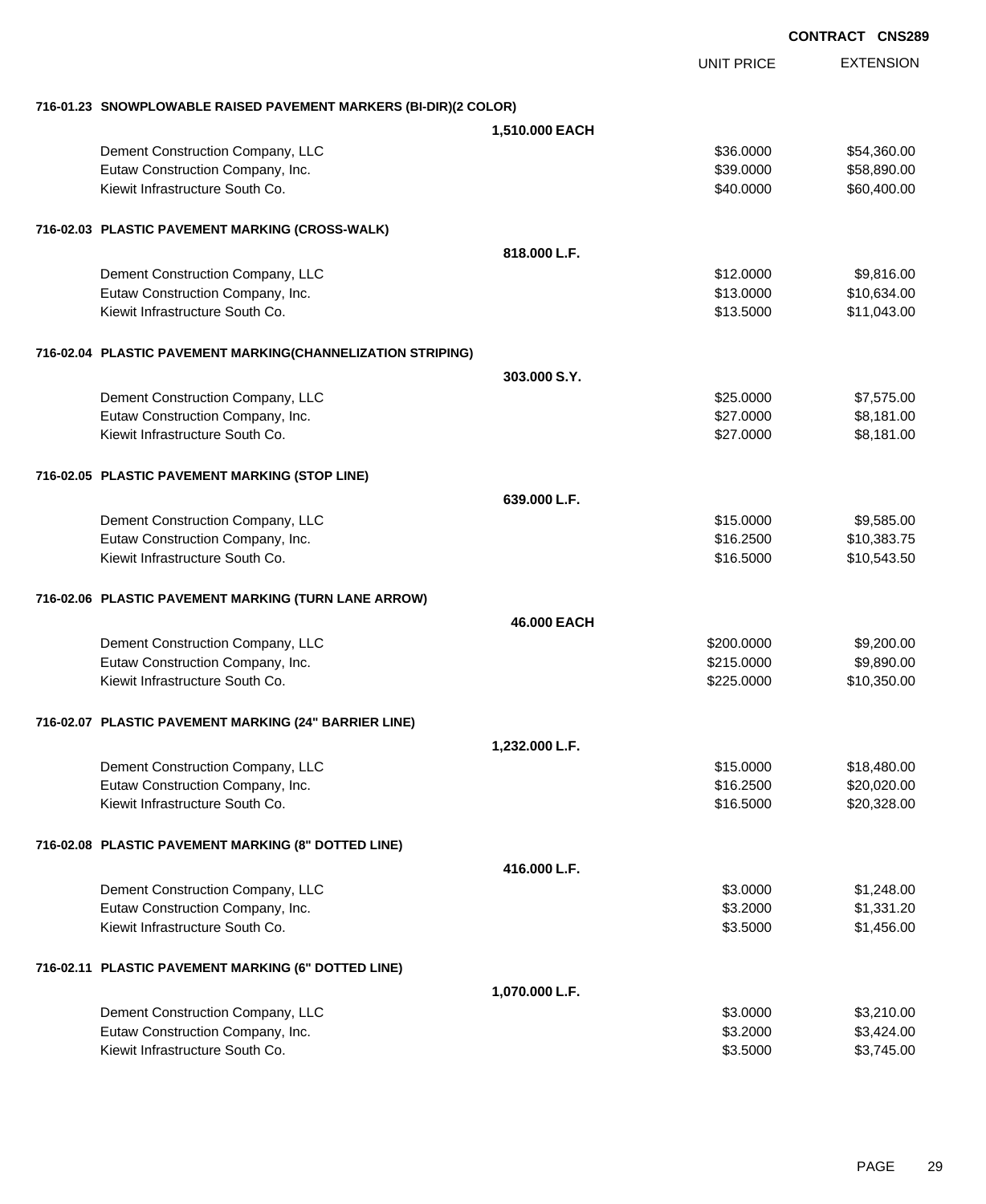**CONTRACT CNS289**

| | | UNIT PRICE | EXTENSION |
|---|---|---|---|
| **716-01.23 SNOWPLOWABLE RAISED PAVEMENT MARKERS (BI-DIR)(2 COLOR)** | | | |
| | **1,510.000 EACH** | | |
| Dement Construction Company, LLC | | $36.0000 | $54,360.00 |
| Eutaw Construction Company, Inc. | | $39.0000 | $58,890.00 |
| Kiewit Infrastructure South Co. | | $40.0000 | $60,400.00 |
| **716-02.03 PLASTIC PAVEMENT MARKING (CROSS-WALK)** | | | |
| | **818.000 L.F.** | | |
| Dement Construction Company, LLC | | $12.0000 | $9,816.00 |
| Eutaw Construction Company, Inc. | | $13.0000 | $10,634.00 |
| Kiewit Infrastructure South Co. | | $13.5000 | $11,043.00 |
| **716-02.04 PLASTIC PAVEMENT MARKING(CHANNELIZATION STRIPING)** | | | |
| | **303.000 S.Y.** | | |
| Dement Construction Company, LLC | | $25.0000 | $7,575.00 |
| Eutaw Construction Company, Inc. | | $27.0000 | $8,181.00 |
| Kiewit Infrastructure South Co. | | $27.0000 | $8,181.00 |
| **716-02.05 PLASTIC PAVEMENT MARKING (STOP LINE)** | | | |
| | **639.000 L.F.** | | |
| Dement Construction Company, LLC | | $15.0000 | $9,585.00 |
| Eutaw Construction Company, Inc. | | $16.2500 | $10,383.75 |
| Kiewit Infrastructure South Co. | | $16.5000 | $10,543.50 |
| **716-02.06 PLASTIC PAVEMENT MARKING (TURN LANE ARROW)** | | | |
| | **46.000 EACH** | | |
| Dement Construction Company, LLC | | $200.0000 | $9,200.00 |
| Eutaw Construction Company, Inc. | | $215.0000 | $9,890.00 |
| Kiewit Infrastructure South Co. | | $225.0000 | $10,350.00 |
| **716-02.07 PLASTIC PAVEMENT MARKING (24" BARRIER LINE)** | | | |
| | **1,232.000 L.F.** | | |
| Dement Construction Company, LLC | | $15.0000 | $18,480.00 |
| Eutaw Construction Company, Inc. | | $16.2500 | $20,020.00 |
| Kiewit Infrastructure South Co. | | $16.5000 | $20,328.00 |
| **716-02.08 PLASTIC PAVEMENT MARKING (8" DOTTED LINE)** | | | |
| | **416.000 L.F.** | | |
| Dement Construction Company, LLC | | $3.0000 | $1,248.00 |
| Eutaw Construction Company, Inc. | | $3.2000 | $1,331.20 |
| Kiewit Infrastructure South Co. | | $3.5000 | $1,456.00 |
| **716-02.11 PLASTIC PAVEMENT MARKING (6" DOTTED LINE)** | | | |
| | **1,070.000 L.F.** | | |
| Dement Construction Company, LLC | | $3.0000 | $3,210.00 |
| Eutaw Construction Company, Inc. | | $3.2000 | $3,424.00 |
| Kiewit Infrastructure South Co. | | $3.5000 | $3,745.00 |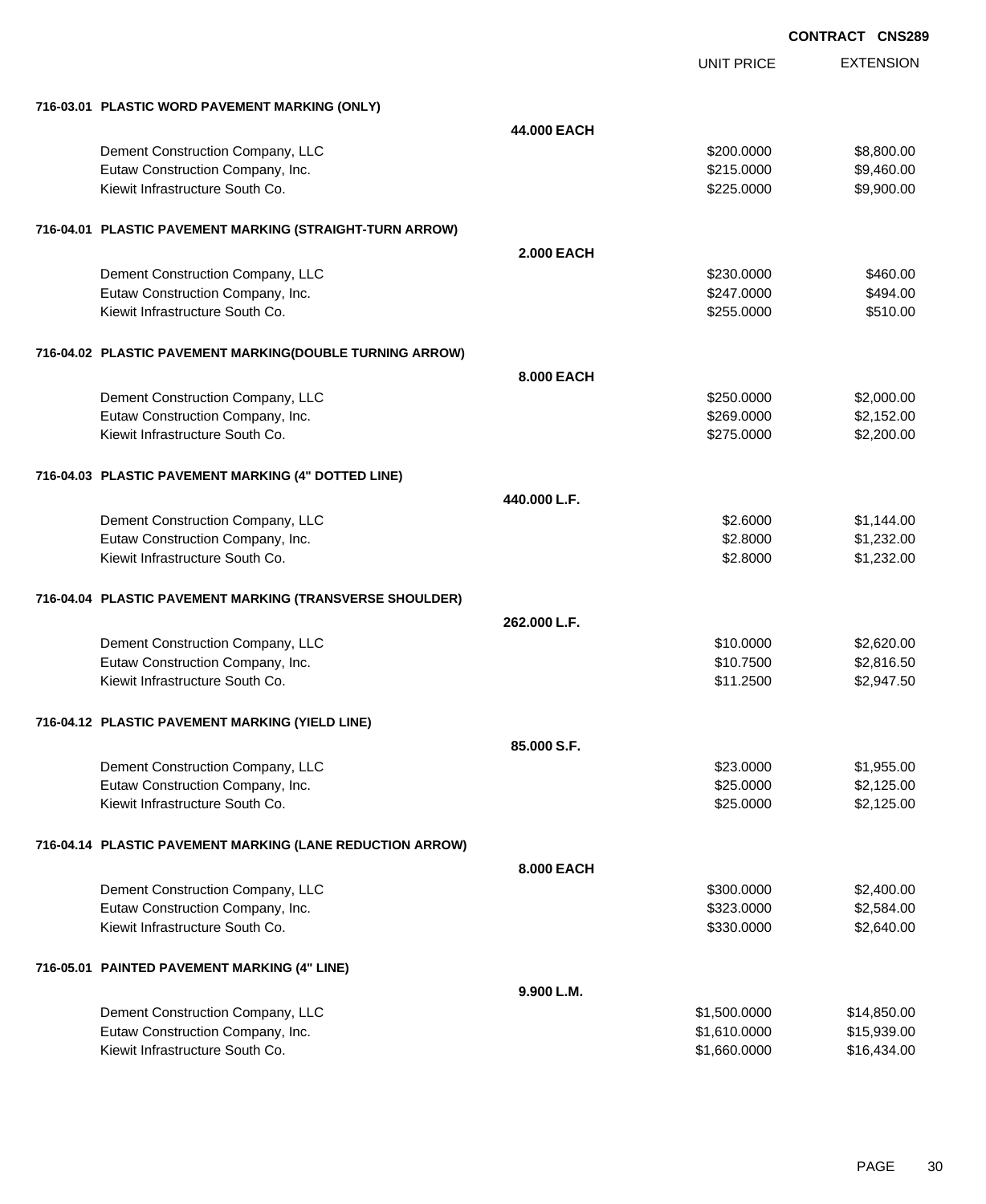**CONTRACT CNS289**

| | | UNIT PRICE | EXTENSION |
|---|---|---|---|
| **716-03.01 PLASTIC WORD PAVEMENT MARKING (ONLY)** | | | |
| | **44.000 EACH** | | |
| Dement Construction Company, LLC | | $200.0000 | $8,800.00 |
| Eutaw Construction Company, Inc. | | $215.0000 | $9,460.00 |
| Kiewit Infrastructure South Co. | | $225.0000 | $9,900.00 |
| **716-04.01 PLASTIC PAVEMENT MARKING (STRAIGHT-TURN ARROW)** | | | |
| | **2.000 EACH** | | |
| Dement Construction Company, LLC | | $230.0000 | $460.00 |
| Eutaw Construction Company, Inc. | | $247.0000 | $494.00 |
| Kiewit Infrastructure South Co. | | $255.0000 | $510.00 |
| **716-04.02 PLASTIC PAVEMENT MARKING(DOUBLE TURNING ARROW)** | | | |
| | **8.000 EACH** | | |
| Dement Construction Company, LLC | | $250.0000 | $2,000.00 |
| Eutaw Construction Company, Inc. | | $269.0000 | $2,152.00 |
| Kiewit Infrastructure South Co. | | $275.0000 | $2,200.00 |
| **716-04.03 PLASTIC PAVEMENT MARKING (4" DOTTED LINE)** | | | |
| | **440.000 L.F.** | | |
| Dement Construction Company, LLC | | $2.6000 | $1,144.00 |
| Eutaw Construction Company, Inc. | | $2.8000 | $1,232.00 |
| Kiewit Infrastructure South Co. | | $2.8000 | $1,232.00 |
| **716-04.04 PLASTIC PAVEMENT MARKING (TRANSVERSE SHOULDER)** | | | |
| | **262.000 L.F.** | | |
| Dement Construction Company, LLC | | $10.0000 | $2,620.00 |
| Eutaw Construction Company, Inc. | | $10.7500 | $2,816.50 |
| Kiewit Infrastructure South Co. | | $11.2500 | $2,947.50 |
| **716-04.12 PLASTIC PAVEMENT MARKING (YIELD LINE)** | | | |
| | **85.000 S.F.** | | |
| Dement Construction Company, LLC | | $23.0000 | $1,955.00 |
| Eutaw Construction Company, Inc. | | $25.0000 | $2,125.00 |
| Kiewit Infrastructure South Co. | | $25.0000 | $2,125.00 |
| **716-04.14 PLASTIC PAVEMENT MARKING (LANE REDUCTION ARROW)** | | | |
| | **8.000 EACH** | | |
| Dement Construction Company, LLC | | $300.0000 | $2,400.00 |
| Eutaw Construction Company, Inc. | | $323.0000 | $2,584.00 |
| Kiewit Infrastructure South Co. | | $330.0000 | $2,640.00 |
| **716-05.01 PAINTED PAVEMENT MARKING (4" LINE)** | | | |
| | **9.900 L.M.** | | |
| Dement Construction Company, LLC | | $1,500.0000 | $14,850.00 |
| Eutaw Construction Company, Inc. | | $1,610.0000 | $15,939.00 |
| Kiewit Infrastructure South Co. | | $1,660.0000 | $16,434.00 |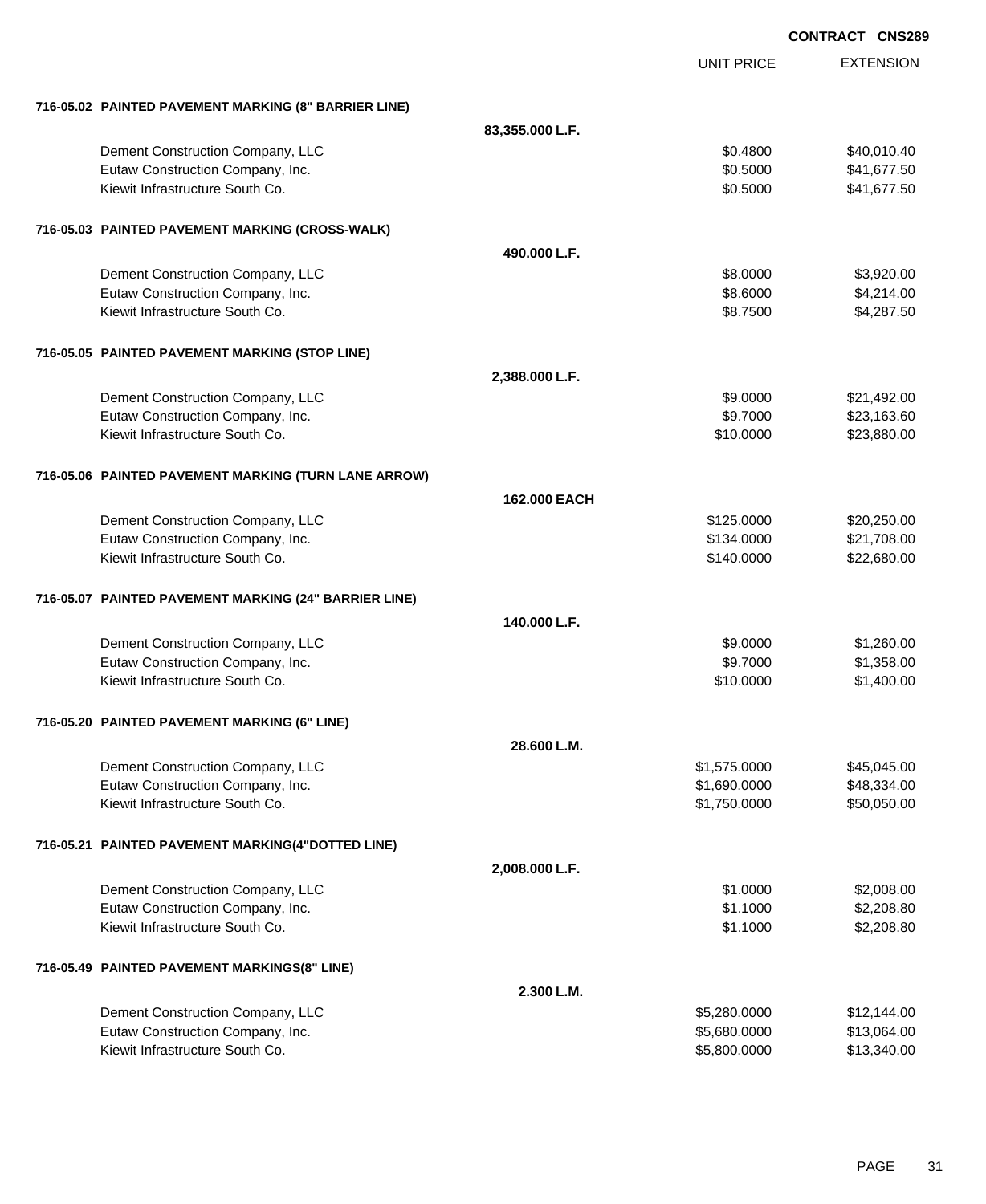**CONTRACT CNS289**

| | | UNIT PRICE | EXTENSION |
|---|---|---|---|
| **716-05.02 PAINTED PAVEMENT MARKING (8" BARRIER LINE)** | | | |
| | **83,355.000 L.F.** | | |
| Dement Construction Company, LLC | | $0.4800 | $40,010.40 |
| Eutaw Construction Company, Inc. | | $0.5000 | $41,677.50 |
| Kiewit Infrastructure South Co. | | $0.5000 | $41,677.50 |
| **716-05.03 PAINTED PAVEMENT MARKING (CROSS-WALK)** | | | |
| | **490.000 L.F.** | | |
| Dement Construction Company, LLC | | $8.0000 | $3,920.00 |
| Eutaw Construction Company, Inc. | | $8.6000 | $4,214.00 |
| Kiewit Infrastructure South Co. | | $8.7500 | $4,287.50 |
| **716-05.05 PAINTED PAVEMENT MARKING (STOP LINE)** | | | |
| | **2,388.000 L.F.** | | |
| Dement Construction Company, LLC | | $9.0000 | $21,492.00 |
| Eutaw Construction Company, Inc. | | $9.7000 | $23,163.60 |
| Kiewit Infrastructure South Co. | | $10.0000 | $23,880.00 |
| **716-05.06 PAINTED PAVEMENT MARKING (TURN LANE ARROW)** | | | |
| | **162.000 EACH** | | |
| Dement Construction Company, LLC | | $125.0000 | $20,250.00 |
| Eutaw Construction Company, Inc. | | $134.0000 | $21,708.00 |
| Kiewit Infrastructure South Co. | | $140.0000 | $22,680.00 |
| **716-05.07 PAINTED PAVEMENT MARKING (24" BARRIER LINE)** | | | |
| | **140.000 L.F.** | | |
| Dement Construction Company, LLC | | $9.0000 | $1,260.00 |
| Eutaw Construction Company, Inc. | | $9.7000 | $1,358.00 |
| Kiewit Infrastructure South Co. | | $10.0000 | $1,400.00 |
| **716-05.20 PAINTED PAVEMENT MARKING (6" LINE)** | | | |
| | **28.600 L.M.** | | |
| Dement Construction Company, LLC | | $1,575.0000 | $45,045.00 |
| Eutaw Construction Company, Inc. | | $1,690.0000 | $48,334.00 |
| Kiewit Infrastructure South Co. | | $1,750.0000 | $50,050.00 |
| **716-05.21 PAINTED PAVEMENT MARKING(4"DOTTED LINE)** | | | |
| | **2,008.000 L.F.** | | |
| Dement Construction Company, LLC | | $1.0000 | $2,008.00 |
| Eutaw Construction Company, Inc. | | $1.1000 | $2,208.80 |
| Kiewit Infrastructure South Co. | | $1.1000 | $2,208.80 |
| **716-05.49 PAINTED PAVEMENT MARKINGS(8" LINE)** | | | |
| | **2.300 L.M.** | | |
| Dement Construction Company, LLC | | $5,280.0000 | $12,144.00 |
| Eutaw Construction Company, Inc. | | $5,680.0000 | $13,064.00 |
| Kiewit Infrastructure South Co. | | $5,800.0000 | $13,340.00 |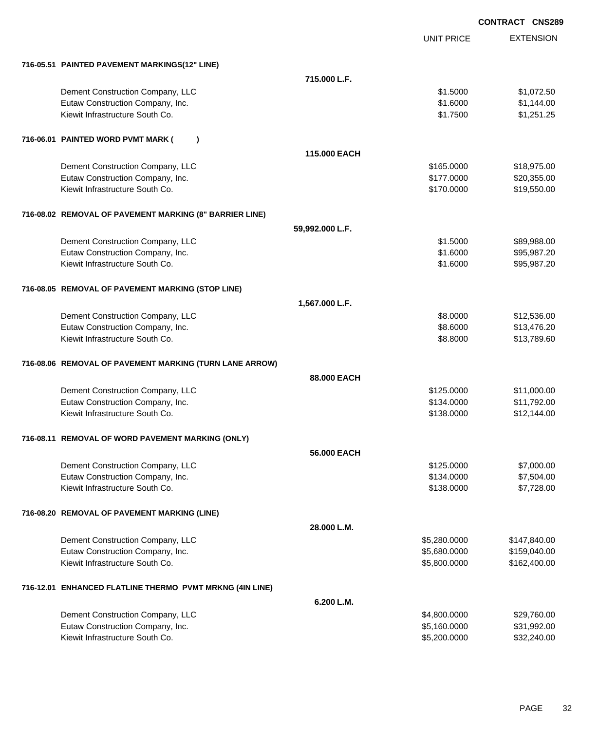**CONTRACT CNS289**

| | | UNIT PRICE | EXTENSION |
|---|---|---|---|
| **716-05.51 PAINTED PAVEMENT MARKINGS(12" LINE)** | | | |
| | **715.000 L.F.** | | |
| Dement Construction Company, LLC | | $1.5000 | $1,072.50 |
| Eutaw Construction Company, Inc. | | $1.6000 | $1,144.00 |
| Kiewit Infrastructure South Co. | | $1.7500 | $1,251.25 |
| **716-06.01 PAINTED WORD PVMT MARK ( )** | | | |
| | **115.000 EACH** | | |
| Dement Construction Company, LLC | | $165.0000 | $18,975.00 |
| Eutaw Construction Company, Inc. | | $177.0000 | $20,355.00 |
| Kiewit Infrastructure South Co. | | $170.0000 | $19,550.00 |
| **716-08.02 REMOVAL OF PAVEMENT MARKING (8" BARRIER LINE)** | | | |
| | **59,992.000 L.F.** | | |
| Dement Construction Company, LLC | | $1.5000 | $89,988.00 |
| Eutaw Construction Company, Inc. | | $1.6000 | $95,987.20 |
| Kiewit Infrastructure South Co. | | $1.6000 | $95,987.20 |
| **716-08.05 REMOVAL OF PAVEMENT MARKING (STOP LINE)** | | | |
| | **1,567.000 L.F.** | | |
| Dement Construction Company, LLC | | $8.0000 | $12,536.00 |
| Eutaw Construction Company, Inc. | | $8.6000 | $13,476.20 |
| Kiewit Infrastructure South Co. | | $8.8000 | $13,789.60 |
| **716-08.06 REMOVAL OF PAVEMENT MARKING (TURN LANE ARROW)** | | | |
| | **88.000 EACH** | | |
| Dement Construction Company, LLC | | $125.0000 | $11,000.00 |
| Eutaw Construction Company, Inc. | | $134.0000 | $11,792.00 |
| Kiewit Infrastructure South Co. | | $138.0000 | $12,144.00 |
| **716-08.11 REMOVAL OF WORD PAVEMENT MARKING (ONLY)** | | | |
| | **56.000 EACH** | | |
| Dement Construction Company, LLC | | $125.0000 | $7,000.00 |
| Eutaw Construction Company, Inc. | | $134.0000 | $7,504.00 |
| Kiewit Infrastructure South Co. | | $138.0000 | $7,728.00 |
| **716-08.20 REMOVAL OF PAVEMENT MARKING (LINE)** | | | |
| | **28.000 L.M.** | | |
| Dement Construction Company, LLC | | $5,280.0000 | $147,840.00 |
| Eutaw Construction Company, Inc. | | $5,680.0000 | $159,040.00 |
| Kiewit Infrastructure South Co. | | $5,800.0000 | $162,400.00 |
| **716-12.01 ENHANCED FLATLINE THERMO PVMT MRKNG (4IN LINE)** | | | |
| | **6.200 L.M.** | | |
| Dement Construction Company, LLC | | $4,800.0000 | $29,760.00 |
| Eutaw Construction Company, Inc. | | $5,160.0000 | $31,992.00 |
| Kiewit Infrastructure South Co. | | $5,200.0000 | $32,240.00 |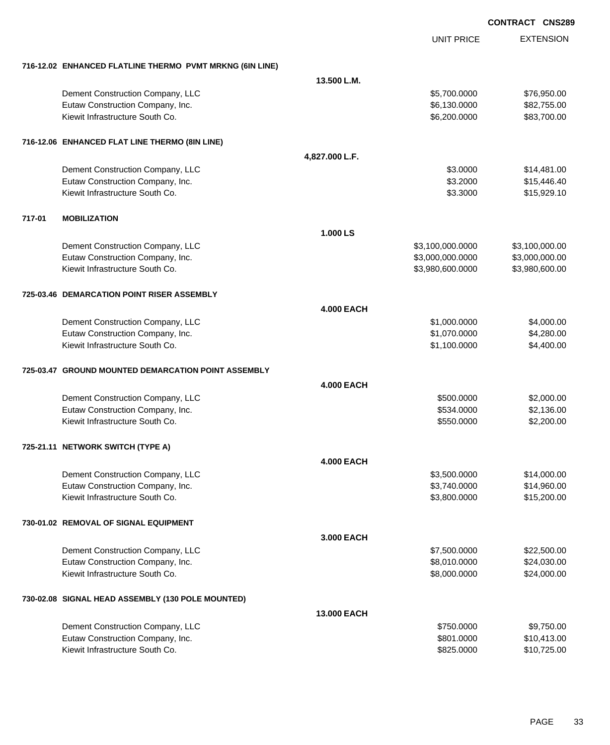**CONTRACT CNS289**

| | | UNIT PRICE | EXTENSION |
|---|---|---|---|
| **716-12.02 ENHANCED FLATLINE THERMO PVMT MRKNG (6IN LINE)** | | | |
| | **13.500 L.M.** | | |
| Dement Construction Company, LLC | | $5,700.0000 | $76,950.00 |
| Eutaw Construction Company, Inc. | | $6,130.0000 | $82,755.00 |
| Kiewit Infrastructure South Co. | | $6,200.0000 | $83,700.00 |
| **716-12.06 ENHANCED FLAT LINE THERMO (8IN LINE)** | | | |
| | **4,827.000 L.F.** | | |
| Dement Construction Company, LLC | | $3.0000 | $14,481.00 |
| Eutaw Construction Company, Inc. | | $3.2000 | $15,446.40 |
| Kiewit Infrastructure South Co. | | $3.3000 | $15,929.10 |
| **717-01 MOBILIZATION** | | | |
| | **1.000 LS** | | |
| Dement Construction Company, LLC | | $3,100,000.0000 | $3,100,000.00 |
| Eutaw Construction Company, Inc. | | $3,000,000.0000 | $3,000,000.00 |
| Kiewit Infrastructure South Co. | | $3,980,600.0000 | $3,980,600.00 |
| **725-03.46 DEMARCATION POINT RISER ASSEMBLY** | | | |
| | **4.000 EACH** | | |
| Dement Construction Company, LLC | | $1,000.0000 | $4,000.00 |
| Eutaw Construction Company, Inc. | | $1,070.0000 | $4,280.00 |
| Kiewit Infrastructure South Co. | | $1,100.0000 | $4,400.00 |
| **725-03.47 GROUND MOUNTED DEMARCATION POINT ASSEMBLY** | | | |
| | **4.000 EACH** | | |
| Dement Construction Company, LLC | | $500.0000 | $2,000.00 |
| Eutaw Construction Company, Inc. | | $534.0000 | $2,136.00 |
| Kiewit Infrastructure South Co. | | $550.0000 | $2,200.00 |
| **725-21.11 NETWORK SWITCH (TYPE A)** | | | |
| | **4.000 EACH** | | |
| Dement Construction Company, LLC | | $3,500.0000 | $14,000.00 |
| Eutaw Construction Company, Inc. | | $3,740.0000 | $14,960.00 |
| Kiewit Infrastructure South Co. | | $3,800.0000 | $15,200.00 |
| **730-01.02 REMOVAL OF SIGNAL EQUIPMENT** | | | |
| | **3.000 EACH** | | |
| Dement Construction Company, LLC | | $7,500.0000 | $22,500.00 |
| Eutaw Construction Company, Inc. | | $8,010.0000 | $24,030.00 |
| Kiewit Infrastructure South Co. | | $8,000.0000 | $24,000.00 |
| **730-02.08 SIGNAL HEAD ASSEMBLY (130 POLE MOUNTED)** | | | |
| | **13.000 EACH** | | |
| Dement Construction Company, LLC | | $750.0000 | $9,750.00 |
| Eutaw Construction Company, Inc. | | $801.0000 | $10,413.00 |
| Kiewit Infrastructure South Co. | | $825.0000 | $10,725.00 |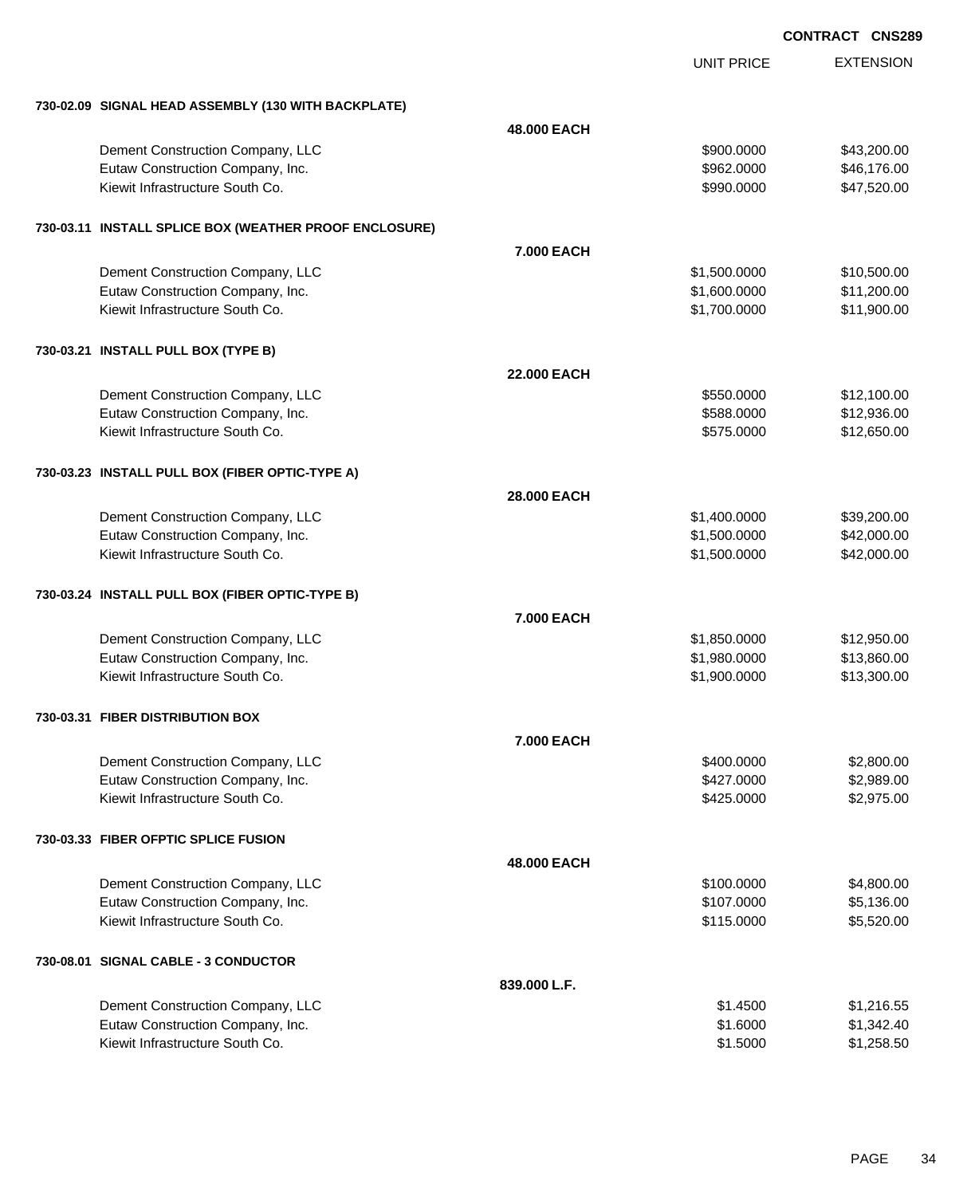**CONTRACT CNS289**

| | | UNIT PRICE | EXTENSION |
|---|---|---|---|
| **730-02.09 SIGNAL HEAD ASSEMBLY (130 WITH BACKPLATE)** | | | |
| | **48.000 EACH** | | |
| Dement Construction Company, LLC | | $900.0000 | $43,200.00 |
| Eutaw Construction Company, Inc. | | $962.0000 | $46,176.00 |
| Kiewit Infrastructure South Co. | | $990.0000 | $47,520.00 |
| **730-03.11 INSTALL SPLICE BOX (WEATHER PROOF ENCLOSURE)** | | | |
| | **7.000 EACH** | | |
| Dement Construction Company, LLC | | $1,500.0000 | $10,500.00 |
| Eutaw Construction Company, Inc. | | $1,600.0000 | $11,200.00 |
| Kiewit Infrastructure South Co. | | $1,700.0000 | $11,900.00 |
| **730-03.21 INSTALL PULL BOX (TYPE B)** | | | |
| | **22.000 EACH** | | |
| Dement Construction Company, LLC | | $550.0000 | $12,100.00 |
| Eutaw Construction Company, Inc. | | $588.0000 | $12,936.00 |
| Kiewit Infrastructure South Co. | | $575.0000 | $12,650.00 |
| **730-03.23 INSTALL PULL BOX (FIBER OPTIC-TYPE A)** | | | |
| | **28.000 EACH** | | |
| Dement Construction Company, LLC | | $1,400.0000 | $39,200.00 |
| Eutaw Construction Company, Inc. | | $1,500.0000 | $42,000.00 |
| Kiewit Infrastructure South Co. | | $1,500.0000 | $42,000.00 |
| **730-03.24 INSTALL PULL BOX (FIBER OPTIC-TYPE B)** | | | |
| | **7.000 EACH** | | |
| Dement Construction Company, LLC | | $1,850.0000 | $12,950.00 |
| Eutaw Construction Company, Inc. | | $1,980.0000 | $13,860.00 |
| Kiewit Infrastructure South Co. | | $1,900.0000 | $13,300.00 |
| **730-03.31 FIBER DISTRIBUTION BOX** | | | |
| | **7.000 EACH** | | |
| Dement Construction Company, LLC | | $400.0000 | $2,800.00 |
| Eutaw Construction Company, Inc. | | $427.0000 | $2,989.00 |
| Kiewit Infrastructure South Co. | | $425.0000 | $2,975.00 |
| **730-03.33 FIBER OFPTIC SPLICE FUSION** | | | |
| | **48.000 EACH** | | |
| Dement Construction Company, LLC | | $100.0000 | $4,800.00 |
| Eutaw Construction Company, Inc. | | $107.0000 | $5,136.00 |
| Kiewit Infrastructure South Co. | | $115.0000 | $5,520.00 |
| **730-08.01 SIGNAL CABLE - 3 CONDUCTOR** | | | |
| | **839.000 L.F.** | | |
| Dement Construction Company, LLC | | $1.4500 | $1,216.55 |
| Eutaw Construction Company, Inc. | | $1.6000 | $1,342.40 |
| Kiewit Infrastructure South Co. | | $1.5000 | $1,258.50 |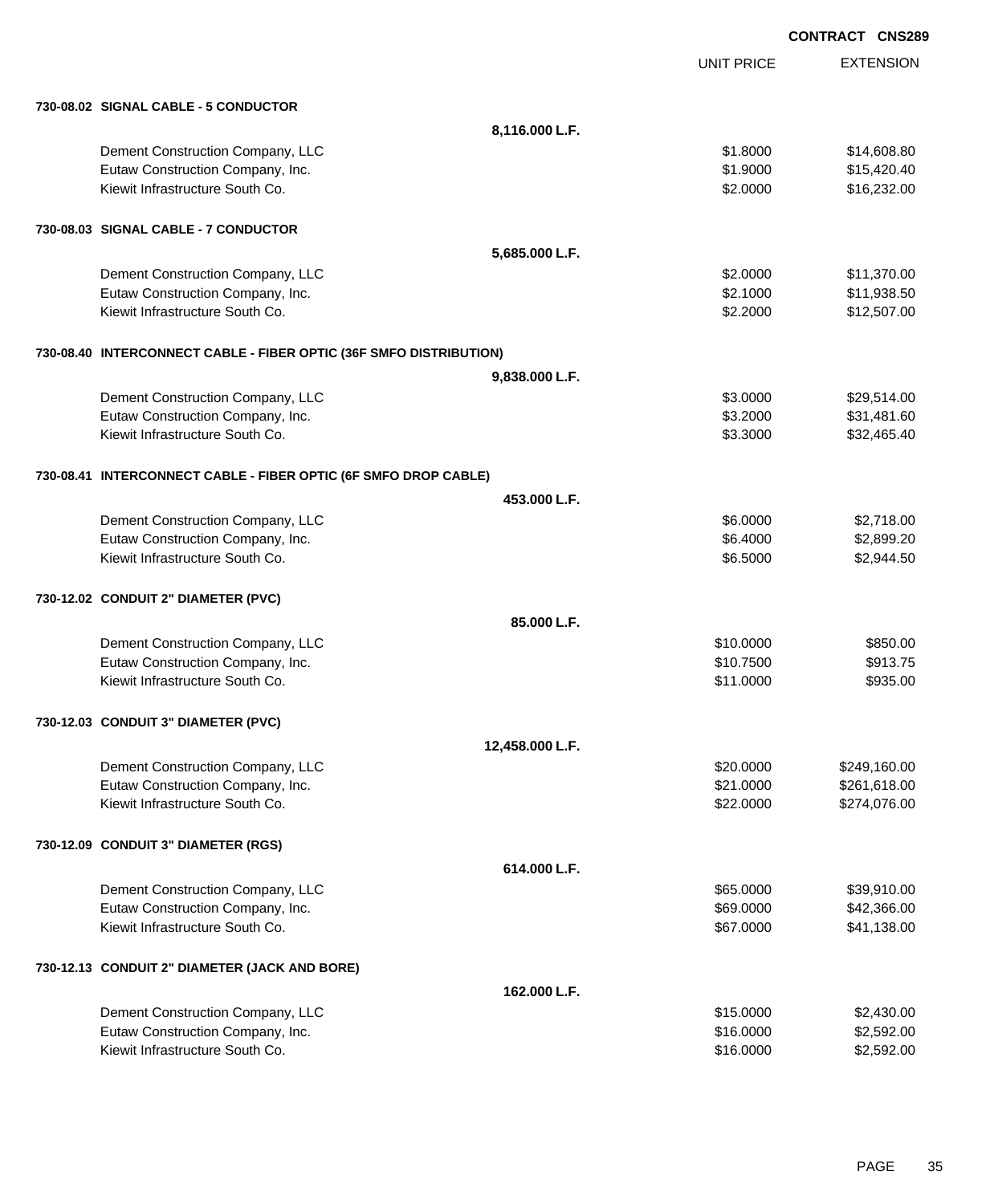**CONTRACT CNS289**

| | | UNIT PRICE | EXTENSION |
|---|---|---|---|
| **730-08.02 SIGNAL CABLE - 5 CONDUCTOR** | | | |
| | **8,116.000 L.F.** | | |
| Dement Construction Company, LLC | | $1.8000 | $14,608.80 |
| Eutaw Construction Company, Inc. | | $1.9000 | $15,420.40 |
| Kiewit Infrastructure South Co. | | $2.0000 | $16,232.00 |
| **730-08.03 SIGNAL CABLE - 7 CONDUCTOR** | | | |
| | **5,685.000 L.F.** | | |
| Dement Construction Company, LLC | | $2.0000 | $11,370.00 |
| Eutaw Construction Company, Inc. | | $2.1000 | $11,938.50 |
| Kiewit Infrastructure South Co. | | $2.2000 | $12,507.00 |
| **730-08.40 INTERCONNECT CABLE - FIBER OPTIC (36F SMFO DISTRIBUTION)** | | | |
| | **9,838.000 L.F.** | | |
| Dement Construction Company, LLC | | $3.0000 | $29,514.00 |
| Eutaw Construction Company, Inc. | | $3.2000 | $31,481.60 |
| Kiewit Infrastructure South Co. | | $3.3000 | $32,465.40 |
| **730-08.41 INTERCONNECT CABLE - FIBER OPTIC (6F SMFO DROP CABLE)** | | | |
| | **453.000 L.F.** | | |
| Dement Construction Company, LLC | | $6.0000 | $2,718.00 |
| Eutaw Construction Company, Inc. | | $6.4000 | $2,899.20 |
| Kiewit Infrastructure South Co. | | $6.5000 | $2,944.50 |
| **730-12.02 CONDUIT 2" DIAMETER (PVC)** | | | |
| | **85.000 L.F.** | | |
| Dement Construction Company, LLC | | $10.0000 | $850.00 |
| Eutaw Construction Company, Inc. | | $10.7500 | $913.75 |
| Kiewit Infrastructure South Co. | | $11.0000 | $935.00 |
| **730-12.03 CONDUIT 3" DIAMETER (PVC)** | | | |
| | **12,458.000 L.F.** | | |
| Dement Construction Company, LLC | | $20.0000 | $249,160.00 |
| Eutaw Construction Company, Inc. | | $21.0000 | $261,618.00 |
| Kiewit Infrastructure South Co. | | $22.0000 | $274,076.00 |
| **730-12.09 CONDUIT 3" DIAMETER (RGS)** | | | |
| | **614.000 L.F.** | | |
| Dement Construction Company, LLC | | $65.0000 | $39,910.00 |
| Eutaw Construction Company, Inc. | | $69.0000 | $42,366.00 |
| Kiewit Infrastructure South Co. | | $67.0000 | $41,138.00 |
| **730-12.13 CONDUIT 2" DIAMETER (JACK AND BORE)** | | | |
| | **162.000 L.F.** | | |
| Dement Construction Company, LLC | | $15.0000 | $2,430.00 |
| Eutaw Construction Company, Inc. | | $16.0000 | $2,592.00 |
| Kiewit Infrastructure South Co. | | $16.0000 | $2,592.00 |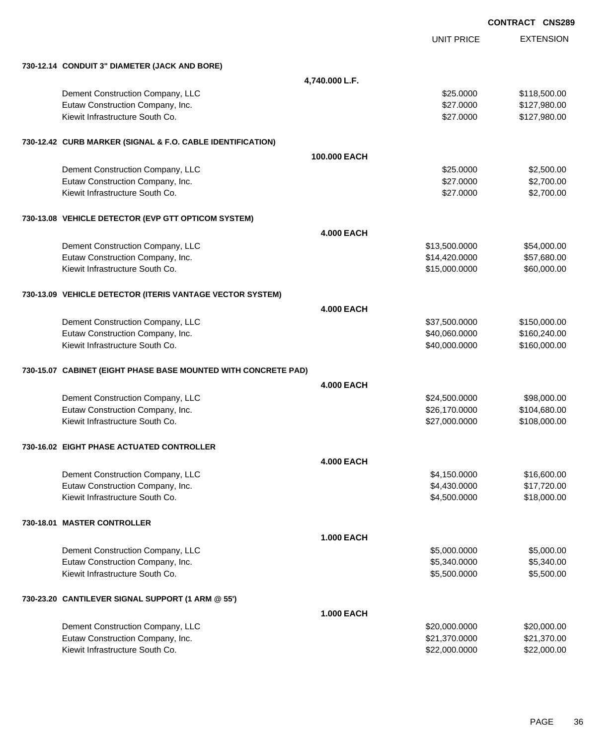**CONTRACT CNS289**

| | | UNIT PRICE | EXTENSION |
|---|---|---|---|
| **730-12.14 CONDUIT 3" DIAMETER (JACK AND BORE)** | | | |
| | **4,740.000 L.F.** | | |
| Dement Construction Company, LLC | | $25.0000 | $118,500.00 |
| Eutaw Construction Company, Inc. | | $27.0000 | $127,980.00 |
| Kiewit Infrastructure South Co. | | $27.0000 | $127,980.00 |
| **730-12.42 CURB MARKER (SIGNAL & F.O. CABLE IDENTIFICATION)** | | | |
| | **100.000 EACH** | | |
| Dement Construction Company, LLC | | $25.0000 | $2,500.00 |
| Eutaw Construction Company, Inc. | | $27.0000 | $2,700.00 |
| Kiewit Infrastructure South Co. | | $27.0000 | $2,700.00 |
| **730-13.08 VEHICLE DETECTOR (EVP GTT OPTICOM SYSTEM)** | | | |
| | **4.000 EACH** | | |
| Dement Construction Company, LLC | | $13,500.0000 | $54,000.00 |
| Eutaw Construction Company, Inc. | | $14,420.0000 | $57,680.00 |
| Kiewit Infrastructure South Co. | | $15,000.0000 | $60,000.00 |
| **730-13.09 VEHICLE DETECTOR (ITERIS VANTAGE VECTOR SYSTEM)** | | | |
| | **4.000 EACH** | | |
| Dement Construction Company, LLC | | $37,500.0000 | $150,000.00 |
| Eutaw Construction Company, Inc. | | $40,060.0000 | $160,240.00 |
| Kiewit Infrastructure South Co. | | $40,000.0000 | $160,000.00 |
| **730-15.07 CABINET (EIGHT PHASE BASE MOUNTED WITH CONCRETE PAD)** | | | |
| | **4.000 EACH** | | |
| Dement Construction Company, LLC | | $24,500.0000 | $98,000.00 |
| Eutaw Construction Company, Inc. | | $26,170.0000 | $104,680.00 |
| Kiewit Infrastructure South Co. | | $27,000.0000 | $108,000.00 |
| **730-16.02 EIGHT PHASE ACTUATED CONTROLLER** | | | |
| | **4.000 EACH** | | |
| Dement Construction Company, LLC | | $4,150.0000 | $16,600.00 |
| Eutaw Construction Company, Inc. | | $4,430.0000 | $17,720.00 |
| Kiewit Infrastructure South Co. | | $4,500.0000 | $18,000.00 |
| **730-18.01 MASTER CONTROLLER** | | | |
| | **1.000 EACH** | | |
| Dement Construction Company, LLC | | $5,000.0000 | $5,000.00 |
| Eutaw Construction Company, Inc. | | $5,340.0000 | $5,340.00 |
| Kiewit Infrastructure South Co. | | $5,500.0000 | $5,500.00 |
| **730-23.20 CANTILEVER SIGNAL SUPPORT (1 ARM @ 55')** | | | |
| | **1.000 EACH** | | |
| Dement Construction Company, LLC | | $20,000.0000 | $20,000.00 |
| Eutaw Construction Company, Inc. | | $21,370.0000 | $21,370.00 |
| Kiewit Infrastructure South Co. | | $22,000.0000 | $22,000.00 |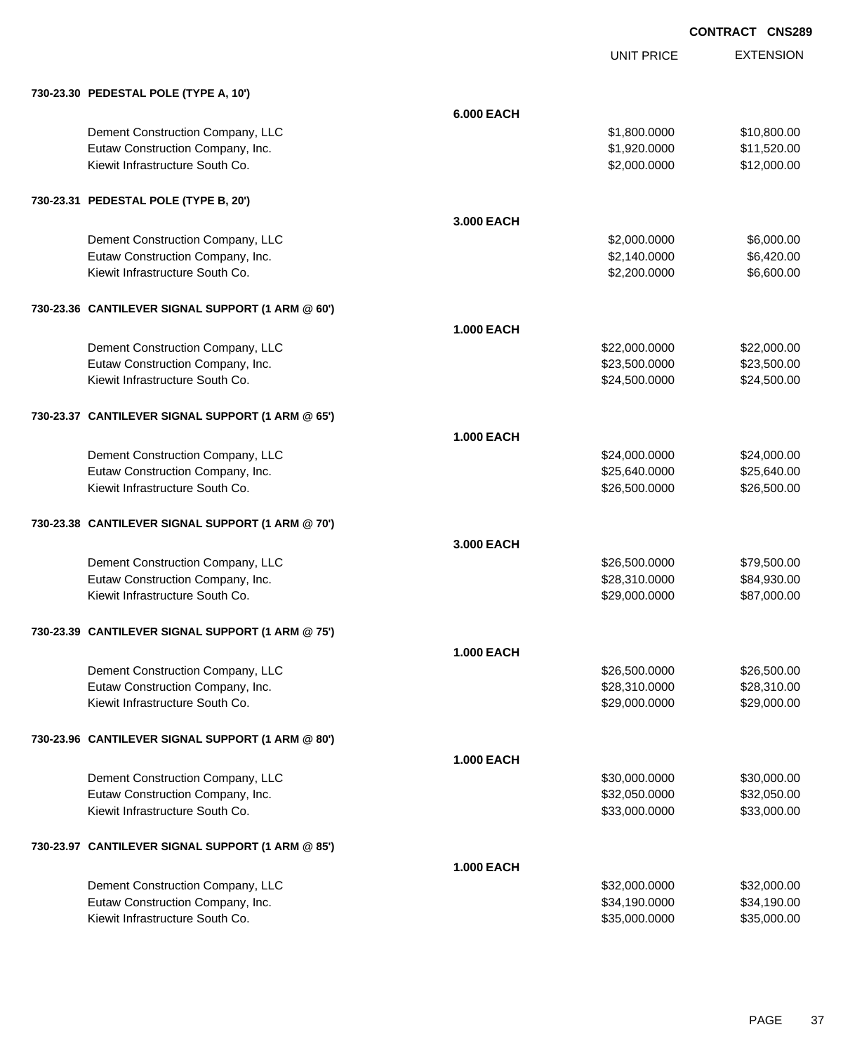**CONTRACT CNS289**

| | | UNIT PRICE | EXTENSION |
|---|---|---|---|
| **730-23.30 PEDESTAL POLE (TYPE A, 10')** | | | |
| | **6.000 EACH** | | |
| Dement Construction Company, LLC | | $1,800.0000 | $10,800.00 |
| Eutaw Construction Company, Inc. | | $1,920.0000 | $11,520.00 |
| Kiewit Infrastructure South Co. | | $2,000.0000 | $12,000.00 |
| **730-23.31 PEDESTAL POLE (TYPE B, 20')** | | | |
| | **3.000 EACH** | | |
| Dement Construction Company, LLC | | $2,000.0000 | $6,000.00 |
| Eutaw Construction Company, Inc. | | $2,140.0000 | $6,420.00 |
| Kiewit Infrastructure South Co. | | $2,200.0000 | $6,600.00 |
| **730-23.36 CANTILEVER SIGNAL SUPPORT (1 ARM @ 60')** | | | |
| | **1.000 EACH** | | |
| Dement Construction Company, LLC | | $22,000.0000 | $22,000.00 |
| Eutaw Construction Company, Inc. | | $23,500.0000 | $23,500.00 |
| Kiewit Infrastructure South Co. | | $24,500.0000 | $24,500.00 |
| **730-23.37 CANTILEVER SIGNAL SUPPORT (1 ARM @ 65')** | | | |
| | **1.000 EACH** | | |
| Dement Construction Company, LLC | | $24,000.0000 | $24,000.00 |
| Eutaw Construction Company, Inc. | | $25,640.0000 | $25,640.00 |
| Kiewit Infrastructure South Co. | | $26,500.0000 | $26,500.00 |
| **730-23.38 CANTILEVER SIGNAL SUPPORT (1 ARM @ 70')** | | | |
| | **3.000 EACH** | | |
| Dement Construction Company, LLC | | $26,500.0000 | $79,500.00 |
| Eutaw Construction Company, Inc. | | $28,310.0000 | $84,930.00 |
| Kiewit Infrastructure South Co. | | $29,000.0000 | $87,000.00 |
| **730-23.39 CANTILEVER SIGNAL SUPPORT (1 ARM @ 75')** | | | |
| | **1.000 EACH** | | |
| Dement Construction Company, LLC | | $26,500.0000 | $26,500.00 |
| Eutaw Construction Company, Inc. | | $28,310.0000 | $28,310.00 |
| Kiewit Infrastructure South Co. | | $29,000.0000 | $29,000.00 |
| **730-23.96 CANTILEVER SIGNAL SUPPORT (1 ARM @ 80')** | | | |
| | **1.000 EACH** | | |
| Dement Construction Company, LLC | | $30,000.0000 | $30,000.00 |
| Eutaw Construction Company, Inc. | | $32,050.0000 | $32,050.00 |
| Kiewit Infrastructure South Co. | | $33,000.0000 | $33,000.00 |
| **730-23.97 CANTILEVER SIGNAL SUPPORT (1 ARM @ 85')** | | | |
| | **1.000 EACH** | | |
| Dement Construction Company, LLC | | $32,000.0000 | $32,000.00 |
| Eutaw Construction Company, Inc. | | $34,190.0000 | $34,190.00 |
| Kiewit Infrastructure South Co. | | $35,000.0000 | $35,000.00 |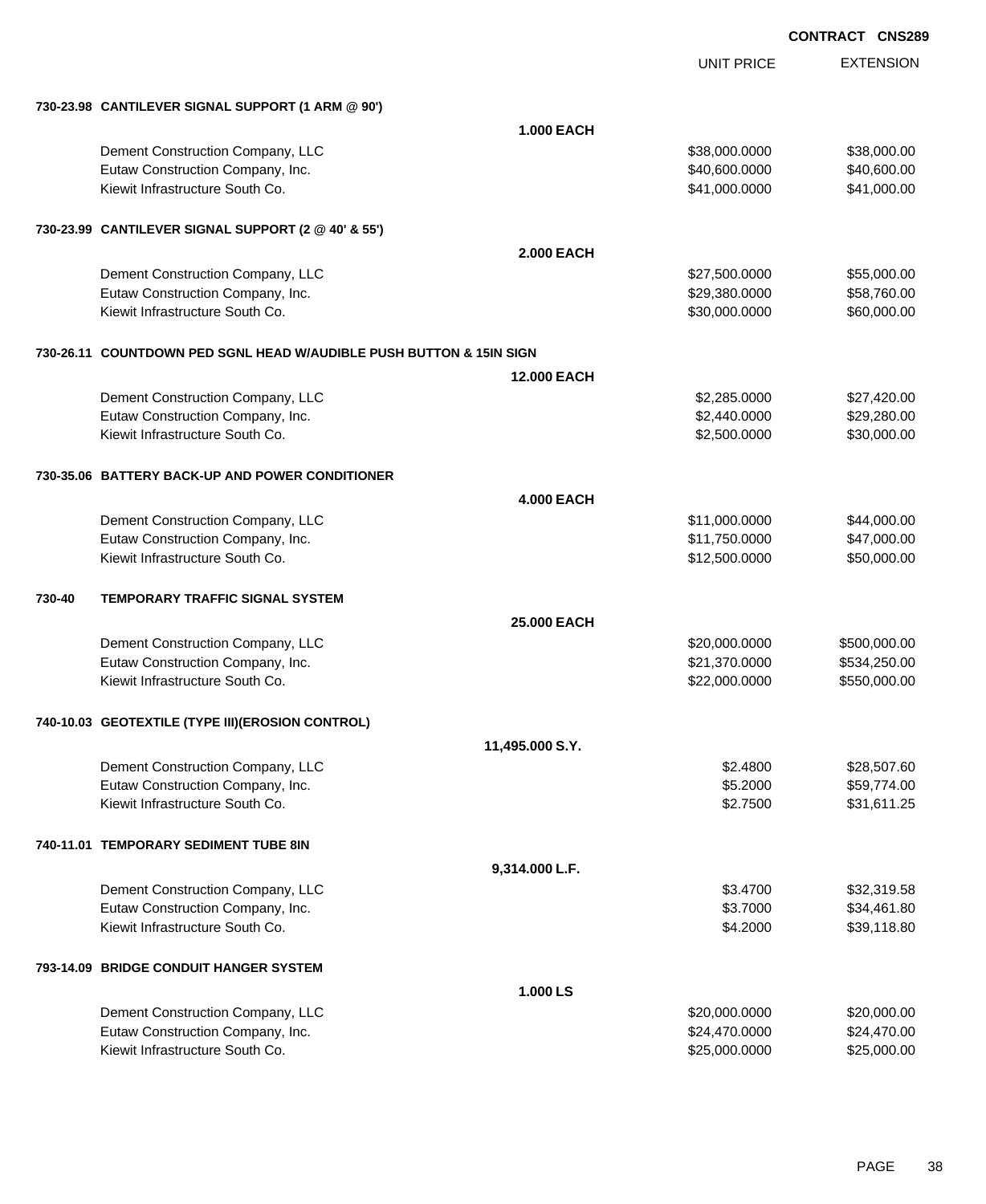**CONTRACT CNS289**

| | | UNIT PRICE | EXTENSION |
|---|---|---|---|
| **730-23.98 CANTILEVER SIGNAL SUPPORT (1 ARM @ 90')** | | | |
| | **1.000 EACH** | | |
| Dement Construction Company, LLC | | $38,000.0000 | $38,000.00 |
| Eutaw Construction Company, Inc. | | $40,600.0000 | $40,600.00 |
| Kiewit Infrastructure South Co. | | $41,000.0000 | $41,000.00 |
| **730-23.99 CANTILEVER SIGNAL SUPPORT (2 @ 40' & 55')** | | | |
| | **2.000 EACH** | | |
| Dement Construction Company, LLC | | $27,500.0000 | $55,000.00 |
| Eutaw Construction Company, Inc. | | $29,380.0000 | $58,760.00 |
| Kiewit Infrastructure South Co. | | $30,000.0000 | $60,000.00 |
| **730-26.11 COUNTDOWN PED SGNL HEAD W/AUDIBLE PUSH BUTTON & 15IN SIGN** | | | |
| | **12.000 EACH** | | |
| Dement Construction Company, LLC | | $2,285.0000 | $27,420.00 |
| Eutaw Construction Company, Inc. | | $2,440.0000 | $29,280.00 |
| Kiewit Infrastructure South Co. | | $2,500.0000 | $30,000.00 |
| **730-35.06 BATTERY BACK-UP AND POWER CONDITIONER** | | | |
| | **4.000 EACH** | | |
| Dement Construction Company, LLC | | $11,000.0000 | $44,000.00 |
| Eutaw Construction Company, Inc. | | $11,750.0000 | $47,000.00 |
| Kiewit Infrastructure South Co. | | $12,500.0000 | $50,000.00 |
| **730-40 TEMPORARY TRAFFIC SIGNAL SYSTEM** | | | |
| | **25.000 EACH** | | |
| Dement Construction Company, LLC | | $20,000.0000 | $500,000.00 |
| Eutaw Construction Company, Inc. | | $21,370.0000 | $534,250.00 |
| Kiewit Infrastructure South Co. | | $22,000.0000 | $550,000.00 |
| **740-10.03 GEOTEXTILE (TYPE III)(EROSION CONTROL)** | | | |
| | **11,495.000 S.Y.** | | |
| Dement Construction Company, LLC | | $2.4800 | $28,507.60 |
| Eutaw Construction Company, Inc. | | $5.2000 | $59,774.00 |
| Kiewit Infrastructure South Co. | | $2.7500 | $31,611.25 |
| **740-11.01 TEMPORARY SEDIMENT TUBE 8IN** | | | |
| | **9,314.000 L.F.** | | |
| Dement Construction Company, LLC | | $3.4700 | $32,319.58 |
| Eutaw Construction Company, Inc. | | $3.7000 | $34,461.80 |
| Kiewit Infrastructure South Co. | | $4.2000 | $39,118.80 |
| **793-14.09 BRIDGE CONDUIT HANGER SYSTEM** | | | |
| | **1.000 LS** | | |
| Dement Construction Company, LLC | | $20,000.0000 | $20,000.00 |
| Eutaw Construction Company, Inc. | | $24,470.0000 | $24,470.00 |
| Kiewit Infrastructure South Co. | | $25,000.0000 | $25,000.00 |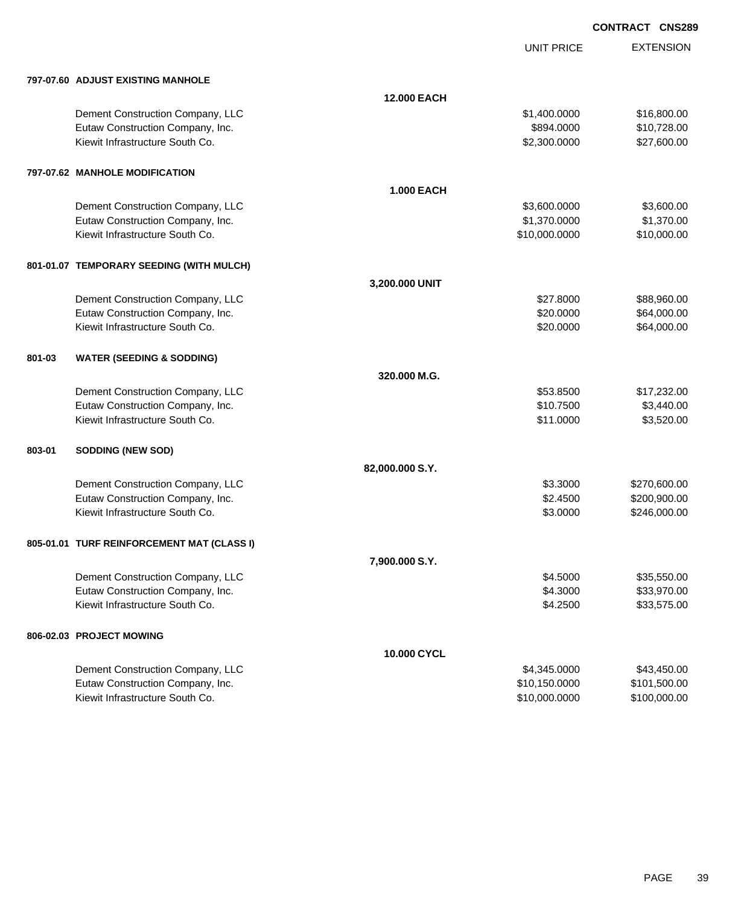CONTRACT CNS289

| | | UNIT PRICE | EXTENSION |
|---|---|---|---|
| **797-07.60 ADJUST EXISTING MANHOLE** | | | |
| | **12.000 EACH** | | |
| Dement Construction Company, LLC | | $1,400.0000 | $16,800.00 |
| Eutaw Construction Company, Inc. | | $894.0000 | $10,728.00 |
| Kiewit Infrastructure South Co. | | $2,300.0000 | $27,600.00 |
| **797-07.62 MANHOLE MODIFICATION** | | | |
| | **1.000 EACH** | | |
| Dement Construction Company, LLC | | $3,600.0000 | $3,600.00 |
| Eutaw Construction Company, Inc. | | $1,370.0000 | $1,370.00 |
| Kiewit Infrastructure South Co. | | $10,000.0000 | $10,000.00 |
| **801-01.07 TEMPORARY SEEDING (WITH MULCH)** | | | |
| | **3,200.000 UNIT** | | |
| Dement Construction Company, LLC | | $27.8000 | $88,960.00 |
| Eutaw Construction Company, Inc. | | $20.0000 | $64,000.00 |
| Kiewit Infrastructure South Co. | | $20.0000 | $64,000.00 |
| **801-03 WATER (SEEDING & SODDING)** | | | |
| | **320.000 M.G.** | | |
| Dement Construction Company, LLC | | $53.8500 | $17,232.00 |
| Eutaw Construction Company, Inc. | | $10.7500 | $3,440.00 |
| Kiewit Infrastructure South Co. | | $11.0000 | $3,520.00 |
| **803-01 SODDING (NEW SOD)** | | | |
| | **82,000.000 S.Y.** | | |
| Dement Construction Company, LLC | | $3.3000 | $270,600.00 |
| Eutaw Construction Company, Inc. | | $2.4500 | $200,900.00 |
| Kiewit Infrastructure South Co. | | $3.0000 | $246,000.00 |
| **805-01.01 TURF REINFORCEMENT MAT (CLASS I)** | | | |
| | **7,900.000 S.Y.** | | |
| Dement Construction Company, LLC | | $4.5000 | $35,550.00 |
| Eutaw Construction Company, Inc. | | $4.3000 | $33,970.00 |
| Kiewit Infrastructure South Co. | | $4.2500 | $33,575.00 |
| **806-02.03 PROJECT MOWING** | | | |
| | **10.000 CYCL** | | |
| Dement Construction Company, LLC | | $4,345.0000 | $43,450.00 |
| Eutaw Construction Company, Inc. | | $10,150.0000 | $101,500.00 |
| Kiewit Infrastructure South Co. | | $10,000.0000 | $100,000.00 |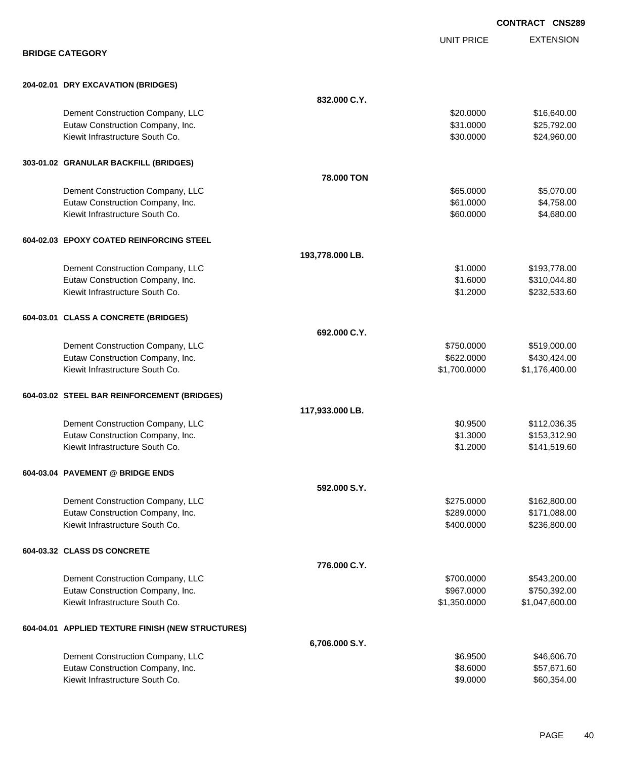**CONTRACT CNS289**

## BRIDGE CATEGORY

| | | UNIT PRICE | EXTENSION |
|---|---|---|---|
| **204-02.01 DRY EXCAVATION (BRIDGES)** | | | |
| | **832.000 C.Y.** | | |
| Dement Construction Company, LLC | | $20.0000 | $16,640.00 |
| Eutaw Construction Company, Inc. | | $31.0000 | $25,792.00 |
| Kiewit Infrastructure South Co. | | $30.0000 | $24,960.00 |
| **303-01.02 GRANULAR BACKFILL (BRIDGES)** | | | |
| | **78.000 TON** | | |
| Dement Construction Company, LLC | | $65.0000 | $5,070.00 |
| Eutaw Construction Company, Inc. | | $61.0000 | $4,758.00 |
| Kiewit Infrastructure South Co. | | $60.0000 | $4,680.00 |
| **604-02.03 EPOXY COATED REINFORCING STEEL** | | | |
| | **193,778.000 LB.** | | |
| Dement Construction Company, LLC | | $1.0000 | $193,778.00 |
| Eutaw Construction Company, Inc. | | $1.6000 | $310,044.80 |
| Kiewit Infrastructure South Co. | | $1.2000 | $232,533.60 |
| **604-03.01 CLASS A CONCRETE (BRIDGES)** | | | |
| | **692.000 C.Y.** | | |
| Dement Construction Company, LLC | | $750.0000 | $519,000.00 |
| Eutaw Construction Company, Inc. | | $622.0000 | $430,424.00 |
| Kiewit Infrastructure South Co. | | $1,700.0000 | $1,176,400.00 |
| **604-03.02 STEEL BAR REINFORCEMENT (BRIDGES)** | | | |
| | **117,933.000 LB.** | | |
| Dement Construction Company, LLC | | $0.9500 | $112,036.35 |
| Eutaw Construction Company, Inc. | | $1.3000 | $153,312.90 |
| Kiewit Infrastructure South Co. | | $1.2000 | $141,519.60 |
| **604-03.04 PAVEMENT @ BRIDGE ENDS** | | | |
| | **592.000 S.Y.** | | |
| Dement Construction Company, LLC | | $275.0000 | $162,800.00 |
| Eutaw Construction Company, Inc. | | $289.0000 | $171,088.00 |
| Kiewit Infrastructure South Co. | | $400.0000 | $236,800.00 |
| **604-03.32 CLASS DS CONCRETE** | | | |
| | **776.000 C.Y.** | | |
| Dement Construction Company, LLC | | $700.0000 | $543,200.00 |
| Eutaw Construction Company, Inc. | | $967.0000 | $750,392.00 |
| Kiewit Infrastructure South Co. | | $1,350.0000 | $1,047,600.00 |
| **604-04.01 APPLIED TEXTURE FINISH (NEW STRUCTURES)** | | | |
| | **6,706.000 S.Y.** | | |
| Dement Construction Company, LLC | | $6.9500 | $46,606.70 |
| Eutaw Construction Company, Inc. | | $8.6000 | $57,671.60 |
| Kiewit Infrastructure South Co. | | $9.0000 | $60,354.00 |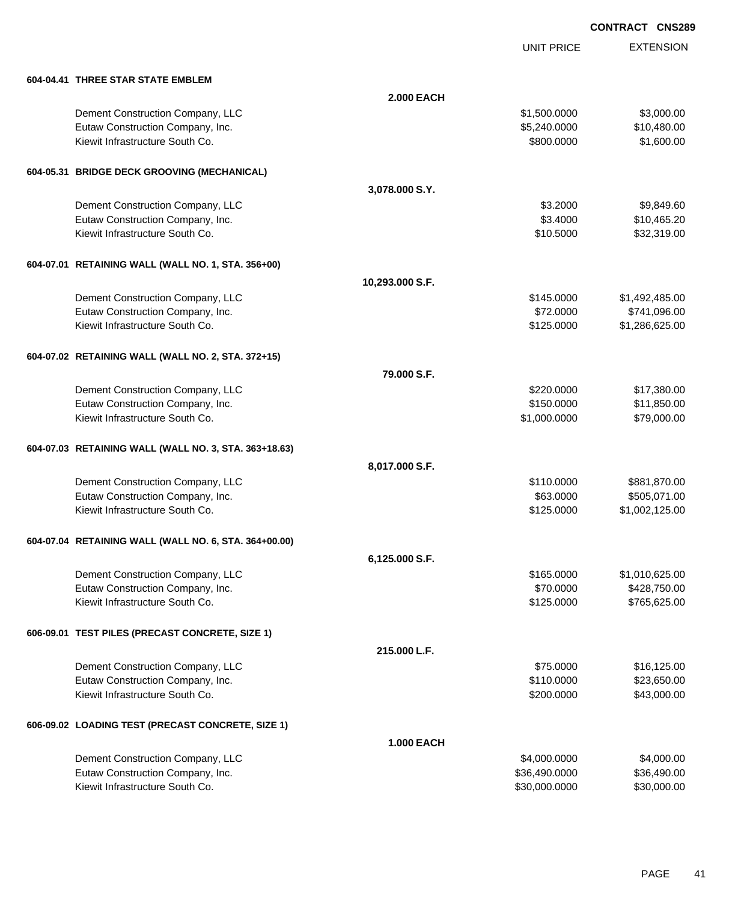CONTRACT CNS289

| | | UNIT PRICE | EXTENSION |
|---|---|---|---|
| **604-04.41 THREE STAR STATE EMBLEM** | | | |
| | **2.000 EACH** | | |
| Dement Construction Company, LLC | | $1,500.0000 | $3,000.00 |
| Eutaw Construction Company, Inc. | | $5,240.0000 | $10,480.00 |
| Kiewit Infrastructure South Co. | | $800.0000 | $1,600.00 |
| **604-05.31 BRIDGE DECK GROOVING (MECHANICAL)** | | | |
| | **3,078.000 S.Y.** | | |
| Dement Construction Company, LLC | | $3.2000 | $9,849.60 |
| Eutaw Construction Company, Inc. | | $3.4000 | $10,465.20 |
| Kiewit Infrastructure South Co. | | $10.5000 | $32,319.00 |
| **604-07.01 RETAINING WALL (WALL NO. 1, STA. 356+00)** | | | |
| | **10,293.000 S.F.** | | |
| Dement Construction Company, LLC | | $145.0000 | $1,492,485.00 |
| Eutaw Construction Company, Inc. | | $72.0000 | $741,096.00 |
| Kiewit Infrastructure South Co. | | $125.0000 | $1,286,625.00 |
| **604-07.02 RETAINING WALL (WALL NO. 2, STA. 372+15)** | | | |
| | **79.000 S.F.** | | |
| Dement Construction Company, LLC | | $220.0000 | $17,380.00 |
| Eutaw Construction Company, Inc. | | $150.0000 | $11,850.00 |
| Kiewit Infrastructure South Co. | | $1,000.0000 | $79,000.00 |
| **604-07.03 RETAINING WALL (WALL NO. 3, STA. 363+18.63)** | | | |
| | **8,017.000 S.F.** | | |
| Dement Construction Company, LLC | | $110.0000 | $881,870.00 |
| Eutaw Construction Company, Inc. | | $63.0000 | $505,071.00 |
| Kiewit Infrastructure South Co. | | $125.0000 | $1,002,125.00 |
| **604-07.04 RETAINING WALL (WALL NO. 6, STA. 364+00.00)** | | | |
| | **6,125.000 S.F.** | | |
| Dement Construction Company, LLC | | $165.0000 | $1,010,625.00 |
| Eutaw Construction Company, Inc. | | $70.0000 | $428,750.00 |
| Kiewit Infrastructure South Co. | | $125.0000 | $765,625.00 |
| **606-09.01 TEST PILES (PRECAST CONCRETE, SIZE 1)** | | | |
| | **215.000 L.F.** | | |
| Dement Construction Company, LLC | | $75.0000 | $16,125.00 |
| Eutaw Construction Company, Inc. | | $110.0000 | $23,650.00 |
| Kiewit Infrastructure South Co. | | $200.0000 | $43,000.00 |
| **606-09.02 LOADING TEST (PRECAST CONCRETE, SIZE 1)** | | | |
| | **1.000 EACH** | | |
| Dement Construction Company, LLC | | $4,000.0000 | $4,000.00 |
| Eutaw Construction Company, Inc. | | $36,490.0000 | $36,490.00 |
| Kiewit Infrastructure South Co. | | $30,000.0000 | $30,000.00 |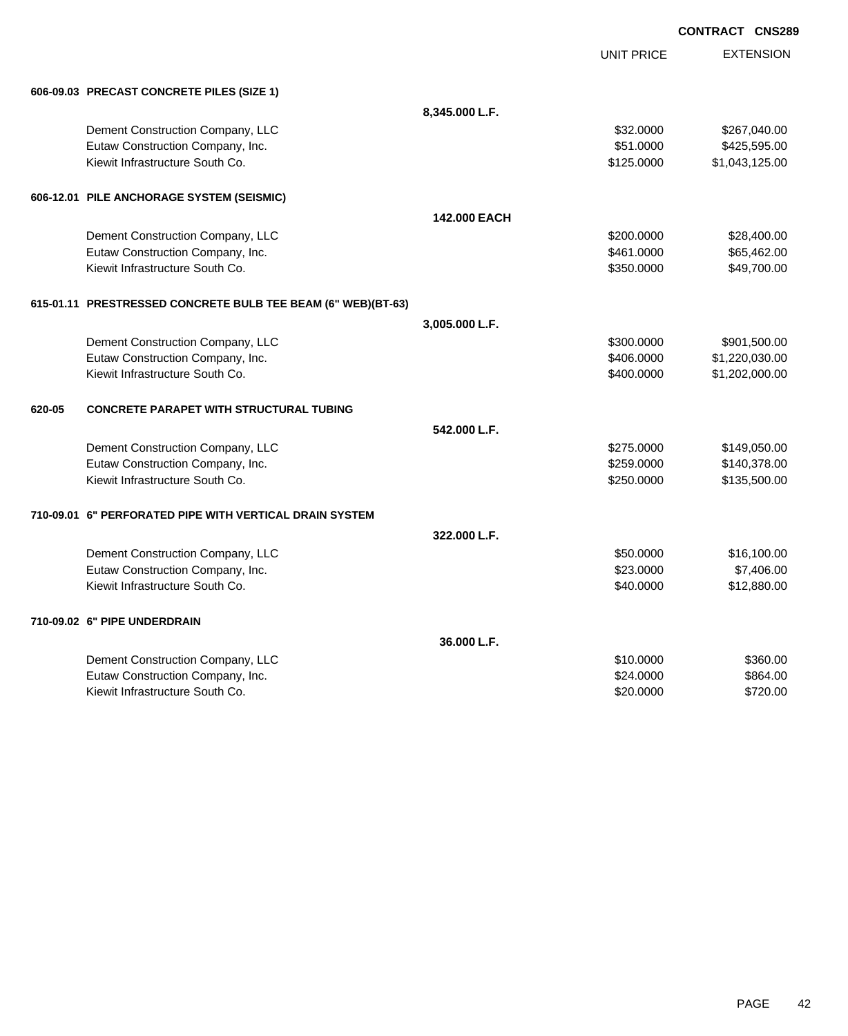**CONTRACT CNS289**

| | | UNIT PRICE | EXTENSION |
|---|---|---|---|
| **606-09.03 PRECAST CONCRETE PILES (SIZE 1)** | | | |
| | **8,345.000 L.F.** | | |
| Dement Construction Company, LLC | | $32.0000 | $267,040.00 |
| Eutaw Construction Company, Inc. | | $51.0000 | $425,595.00 |
| Kiewit Infrastructure South Co. | | $125.0000 | $1,043,125.00 |
| **606-12.01 PILE ANCHORAGE SYSTEM (SEISMIC)** | | | |
| | **142.000 EACH** | | |
| Dement Construction Company, LLC | | $200.0000 | $28,400.00 |
| Eutaw Construction Company, Inc. | | $461.0000 | $65,462.00 |
| Kiewit Infrastructure South Co. | | $350.0000 | $49,700.00 |
| **615-01.11 PRESTRESSED CONCRETE BULB TEE BEAM (6" WEB)(BT-63)** | | | |
| | **3,005.000 L.F.** | | |
| Dement Construction Company, LLC | | $300.0000 | $901,500.00 |
| Eutaw Construction Company, Inc. | | $406.0000 | $1,220,030.00 |
| Kiewit Infrastructure South Co. | | $400.0000 | $1,202,000.00 |
| **620-05 CONCRETE PARAPET WITH STRUCTURAL TUBING** | | | |
| | **542.000 L.F.** | | |
| Dement Construction Company, LLC | | $275.0000 | $149,050.00 |
| Eutaw Construction Company, Inc. | | $259.0000 | $140,378.00 |
| Kiewit Infrastructure South Co. | | $250.0000 | $135,500.00 |
| **710-09.01 6" PERFORATED PIPE WITH VERTICAL DRAIN SYSTEM** | | | |
| | **322.000 L.F.** | | |
| Dement Construction Company, LLC | | $50.0000 | $16,100.00 |
| Eutaw Construction Company, Inc. | | $23.0000 | $7,406.00 |
| Kiewit Infrastructure South Co. | | $40.0000 | $12,880.00 |
| **710-09.02 6" PIPE UNDERDRAIN** | | | |
| | **36.000 L.F.** | | |
| Dement Construction Company, LLC | | $10.0000 | $360.00 |
| Eutaw Construction Company, Inc. | | $24.0000 | $864.00 |
| Kiewit Infrastructure South Co. | | $20.0000 | $720.00 |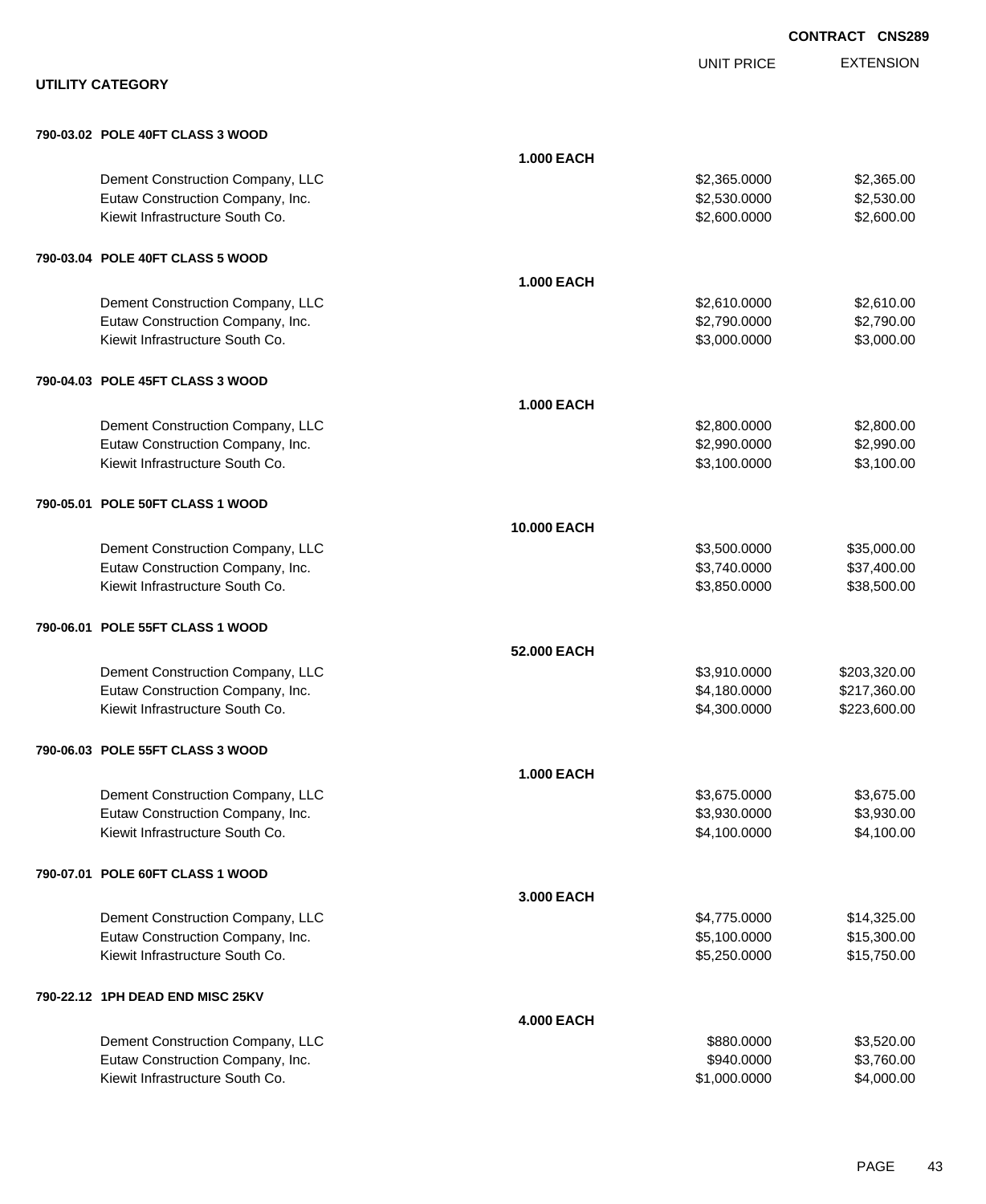**CONTRACT CNS289**

## UTILITY CATEGORY

| | | UNIT PRICE | EXTENSION |
|---|---|---|---|
| **790-03.02 POLE 40FT CLASS 3 WOOD** | | | |
| | **1.000 EACH** | | |
| Dement Construction Company, LLC | | $2,365.0000 | $2,365.00 |
| Eutaw Construction Company, Inc. | | $2,530.0000 | $2,530.00 |
| Kiewit Infrastructure South Co. | | $2,600.0000 | $2,600.00 |
| **790-03.04 POLE 40FT CLASS 5 WOOD** | | | |
| | **1.000 EACH** | | |
| Dement Construction Company, LLC | | $2,610.0000 | $2,610.00 |
| Eutaw Construction Company, Inc. | | $2,790.0000 | $2,790.00 |
| Kiewit Infrastructure South Co. | | $3,000.0000 | $3,000.00 |
| **790-04.03 POLE 45FT CLASS 3 WOOD** | | | |
| | **1.000 EACH** | | |
| Dement Construction Company, LLC | | $2,800.0000 | $2,800.00 |
| Eutaw Construction Company, Inc. | | $2,990.0000 | $2,990.00 |
| Kiewit Infrastructure South Co. | | $3,100.0000 | $3,100.00 |
| **790-05.01 POLE 50FT CLASS 1 WOOD** | | | |
| | **10.000 EACH** | | |
| Dement Construction Company, LLC | | $3,500.0000 | $35,000.00 |
| Eutaw Construction Company, Inc. | | $3,740.0000 | $37,400.00 |
| Kiewit Infrastructure South Co. | | $3,850.0000 | $38,500.00 |
| **790-06.01 POLE 55FT CLASS 1 WOOD** | | | |
| | **52.000 EACH** | | |
| Dement Construction Company, LLC | | $3,910.0000 | $203,320.00 |
| Eutaw Construction Company, Inc. | | $4,180.0000 | $217,360.00 |
| Kiewit Infrastructure South Co. | | $4,300.0000 | $223,600.00 |
| **790-06.03 POLE 55FT CLASS 3 WOOD** | | | |
| | **1.000 EACH** | | |
| Dement Construction Company, LLC | | $3,675.0000 | $3,675.00 |
| Eutaw Construction Company, Inc. | | $3,930.0000 | $3,930.00 |
| Kiewit Infrastructure South Co. | | $4,100.0000 | $4,100.00 |
| **790-07.01 POLE 60FT CLASS 1 WOOD** | | | |
| | **3.000 EACH** | | |
| Dement Construction Company, LLC | | $4,775.0000 | $14,325.00 |
| Eutaw Construction Company, Inc. | | $5,100.0000 | $15,300.00 |
| Kiewit Infrastructure South Co. | | $5,250.0000 | $15,750.00 |
| **790-22.12 1PH DEAD END MISC 25KV** | | | |
| | **4.000 EACH** | | |
| Dement Construction Company, LLC | | $880.0000 | $3,520.00 |
| Eutaw Construction Company, Inc. | | $940.0000 | $3,760.00 |
| Kiewit Infrastructure South Co. | | $1,000.0000 | $4,000.00 |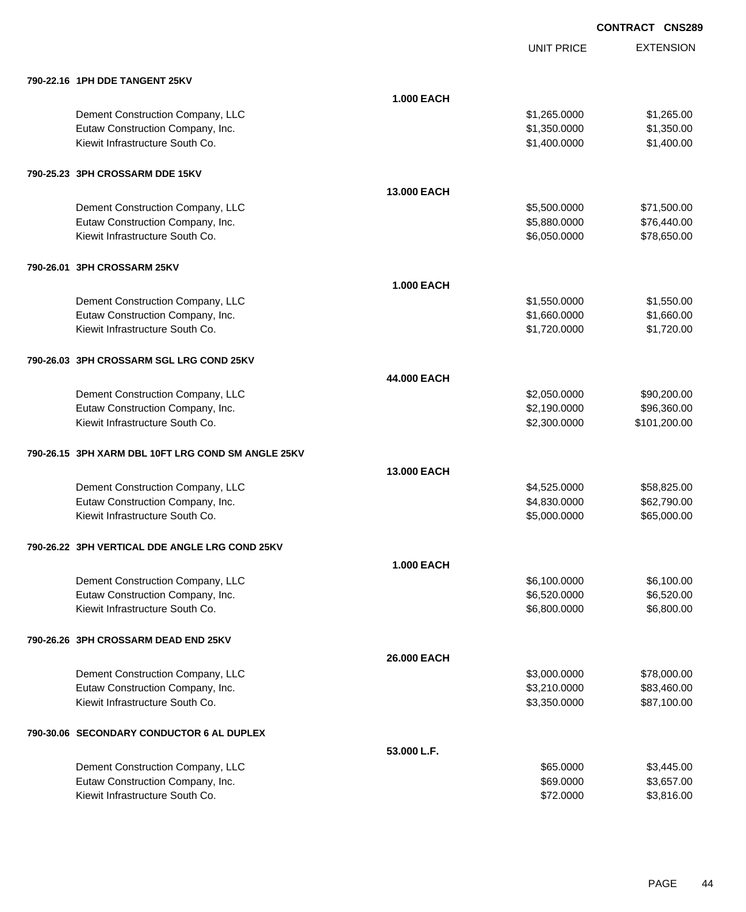**CONTRACT CNS289**

| | | UNIT PRICE | EXTENSION |
|---|---|---|---|
| **790-22.16 1PH DDE TANGENT 25KV** | | | |
| | **1.000 EACH** | | |
| Dement Construction Company, LLC | | $1,265.0000 | $1,265.00 |
| Eutaw Construction Company, Inc. | | $1,350.0000 | $1,350.00 |
| Kiewit Infrastructure South Co. | | $1,400.0000 | $1,400.00 |
| **790-25.23 3PH CROSSARM DDE 15KV** | | | |
| | **13.000 EACH** | | |
| Dement Construction Company, LLC | | $5,500.0000 | $71,500.00 |
| Eutaw Construction Company, Inc. | | $5,880.0000 | $76,440.00 |
| Kiewit Infrastructure South Co. | | $6,050.0000 | $78,650.00 |
| **790-26.01 3PH CROSSARM 25KV** | | | |
| | **1.000 EACH** | | |
| Dement Construction Company, LLC | | $1,550.0000 | $1,550.00 |
| Eutaw Construction Company, Inc. | | $1,660.0000 | $1,660.00 |
| Kiewit Infrastructure South Co. | | $1,720.0000 | $1,720.00 |
| **790-26.03 3PH CROSSARM SGL LRG COND 25KV** | | | |
| | **44.000 EACH** | | |
| Dement Construction Company, LLC | | $2,050.0000 | $90,200.00 |
| Eutaw Construction Company, Inc. | | $2,190.0000 | $96,360.00 |
| Kiewit Infrastructure South Co. | | $2,300.0000 | $101,200.00 |
| **790-26.15 3PH XARM DBL 10FT LRG COND SM ANGLE 25KV** | | | |
| | **13.000 EACH** | | |
| Dement Construction Company, LLC | | $4,525.0000 | $58,825.00 |
| Eutaw Construction Company, Inc. | | $4,830.0000 | $62,790.00 |
| Kiewit Infrastructure South Co. | | $5,000.0000 | $65,000.00 |
| **790-26.22 3PH VERTICAL DDE ANGLE LRG COND 25KV** | | | |
| | **1.000 EACH** | | |
| Dement Construction Company, LLC | | $6,100.0000 | $6,100.00 |
| Eutaw Construction Company, Inc. | | $6,520.0000 | $6,520.00 |
| Kiewit Infrastructure South Co. | | $6,800.0000 | $6,800.00 |
| **790-26.26 3PH CROSSARM DEAD END 25KV** | | | |
| | **26.000 EACH** | | |
| Dement Construction Company, LLC | | $3,000.0000 | $78,000.00 |
| Eutaw Construction Company, Inc. | | $3,210.0000 | $83,460.00 |
| Kiewit Infrastructure South Co. | | $3,350.0000 | $87,100.00 |
| **790-30.06 SECONDARY CONDUCTOR 6 AL DUPLEX** | | | |
| | **53.000 L.F.** | | |
| Dement Construction Company, LLC | | $65.0000 | $3,445.00 |
| Eutaw Construction Company, Inc. | | $69.0000 | $3,657.00 |
| Kiewit Infrastructure South Co. | | $72.0000 | $3,816.00 |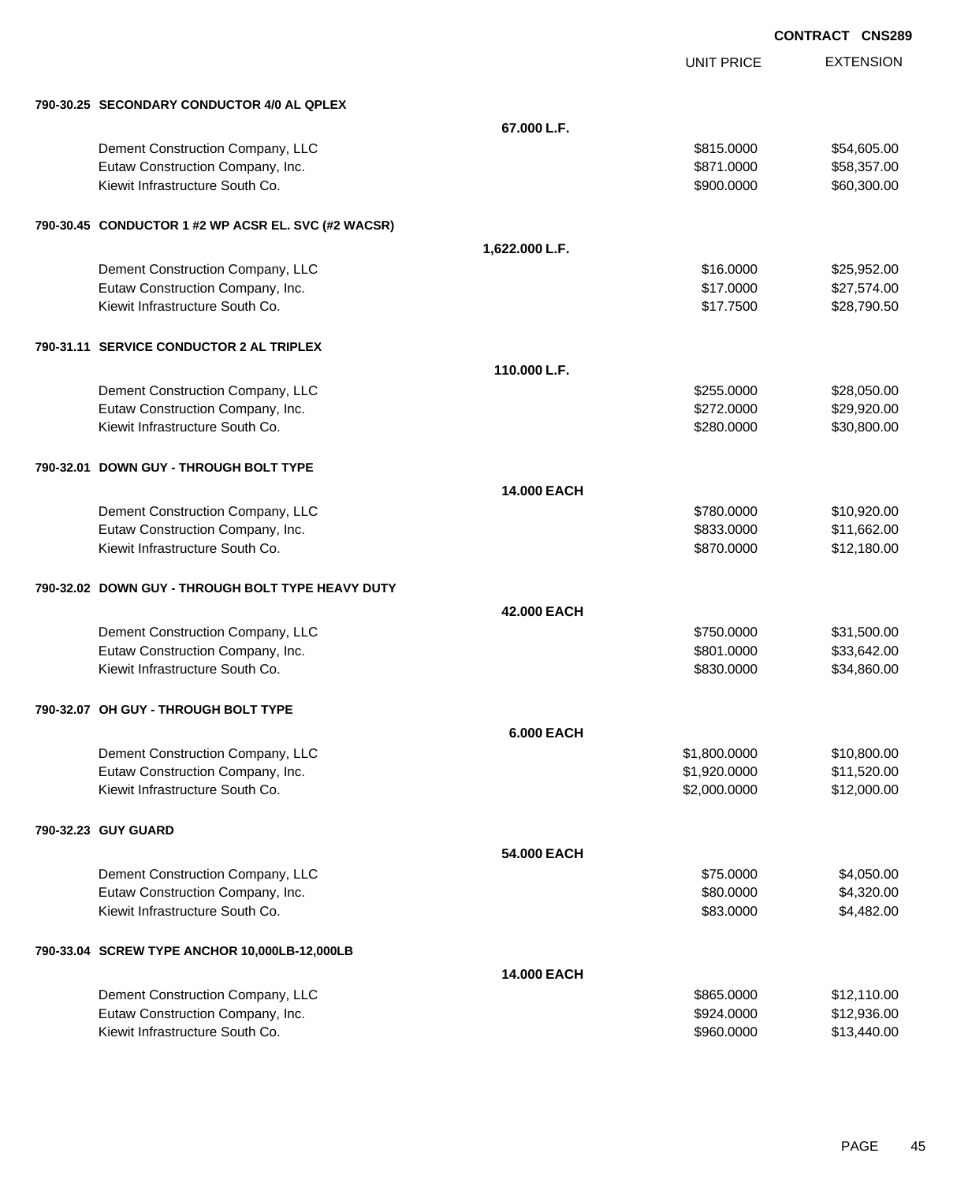**CONTRACT CNS289**

| | | UNIT PRICE | EXTENSION |
|---|---|---|---|
| **790-30.25 SECONDARY CONDUCTOR 4/0 AL QPLEX** | | | |
| | **67.000 L.F.** | | |
| Dement Construction Company, LLC | | $815.0000 | $54,605.00 |
| Eutaw Construction Company, Inc. | | $871.0000 | $58,357.00 |
| Kiewit Infrastructure South Co. | | $900.0000 | $60,300.00 |
| **790-30.45 CONDUCTOR 1 #2 WP ACSR EL. SVC (#2 WACSR)** | | | |
| | **1,622.000 L.F.** | | |
| Dement Construction Company, LLC | | $16.0000 | $25,952.00 |
| Eutaw Construction Company, Inc. | | $17.0000 | $27,574.00 |
| Kiewit Infrastructure South Co. | | $17.7500 | $28,790.50 |
| **790-31.11 SERVICE CONDUCTOR 2 AL TRIPLEX** | | | |
| | **110.000 L.F.** | | |
| Dement Construction Company, LLC | | $255.0000 | $28,050.00 |
| Eutaw Construction Company, Inc. | | $272.0000 | $29,920.00 |
| Kiewit Infrastructure South Co. | | $280.0000 | $30,800.00 |
| **790-32.01 DOWN GUY - THROUGH BOLT TYPE** | | | |
| | **14.000 EACH** | | |
| Dement Construction Company, LLC | | $780.0000 | $10,920.00 |
| Eutaw Construction Company, Inc. | | $833.0000 | $11,662.00 |
| Kiewit Infrastructure South Co. | | $870.0000 | $12,180.00 |
| **790-32.02 DOWN GUY - THROUGH BOLT TYPE HEAVY DUTY** | | | |
| | **42.000 EACH** | | |
| Dement Construction Company, LLC | | $750.0000 | $31,500.00 |
| Eutaw Construction Company, Inc. | | $801.0000 | $33,642.00 |
| Kiewit Infrastructure South Co. | | $830.0000 | $34,860.00 |
| **790-32.07 OH GUY - THROUGH BOLT TYPE** | | | |
| | **6.000 EACH** | | |
| Dement Construction Company, LLC | | $1,800.0000 | $10,800.00 |
| Eutaw Construction Company, Inc. | | $1,920.0000 | $11,520.00 |
| Kiewit Infrastructure South Co. | | $2,000.0000 | $12,000.00 |
| **790-32.23 GUY GUARD** | | | |
| | **54.000 EACH** | | |
| Dement Construction Company, LLC | | $75.0000 | $4,050.00 |
| Eutaw Construction Company, Inc. | | $80.0000 | $4,320.00 |
| Kiewit Infrastructure South Co. | | $83.0000 | $4,482.00 |
| **790-33.04 SCREW TYPE ANCHOR 10,000LB-12,000LB** | | | |
| | **14.000 EACH** | | |
| Dement Construction Company, LLC | | $865.0000 | $12,110.00 |
| Eutaw Construction Company, Inc. | | $924.0000 | $12,936.00 |
| Kiewit Infrastructure South Co. | | $960.0000 | $13,440.00 |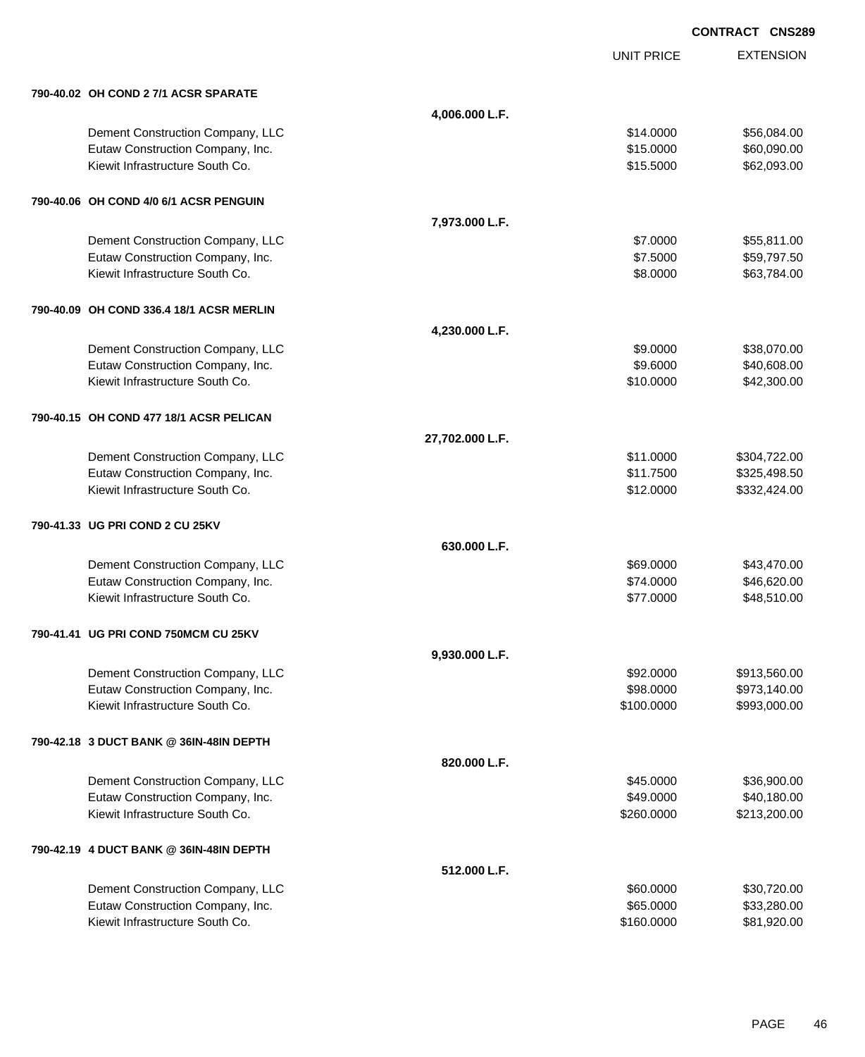CONTRACT CNS289

| | | UNIT PRICE | EXTENSION |
|---|---|---|---|
| **790-40.02 OH COND 2 7/1 ACSR SPARATE** | | | |
| | **4,006.000 L.F.** | | |
| Dement Construction Company, LLC | | $14.0000 | $56,084.00 |
| Eutaw Construction Company, Inc. | | $15.0000 | $60,090.00 |
| Kiewit Infrastructure South Co. | | $15.5000 | $62,093.00 |
| **790-40.06 OH COND 4/0 6/1 ACSR PENGUIN** | | | |
| | **7,973.000 L.F.** | | |
| Dement Construction Company, LLC | | $7.0000 | $55,811.00 |
| Eutaw Construction Company, Inc. | | $7.5000 | $59,797.50 |
| Kiewit Infrastructure South Co. | | $8.0000 | $63,784.00 |
| **790-40.09 OH COND 336.4 18/1 ACSR MERLIN** | | | |
| | **4,230.000 L.F.** | | |
| Dement Construction Company, LLC | | $9.0000 | $38,070.00 |
| Eutaw Construction Company, Inc. | | $9.6000 | $40,608.00 |
| Kiewit Infrastructure South Co. | | $10.0000 | $42,300.00 |
| **790-40.15 OH COND 477 18/1 ACSR PELICAN** | | | |
| | **27,702.000 L.F.** | | |
| Dement Construction Company, LLC | | $11.0000 | $304,722.00 |
| Eutaw Construction Company, Inc. | | $11.7500 | $325,498.50 |
| Kiewit Infrastructure South Co. | | $12.0000 | $332,424.00 |
| **790-41.33 UG PRI COND 2 CU 25KV** | | | |
| | **630.000 L.F.** | | |
| Dement Construction Company, LLC | | $69.0000 | $43,470.00 |
| Eutaw Construction Company, Inc. | | $74.0000 | $46,620.00 |
| Kiewit Infrastructure South Co. | | $77.0000 | $48,510.00 |
| **790-41.41 UG PRI COND 750MCM CU 25KV** | | | |
| | **9,930.000 L.F.** | | |
| Dement Construction Company, LLC | | $92.0000 | $913,560.00 |
| Eutaw Construction Company, Inc. | | $98.0000 | $973,140.00 |
| Kiewit Infrastructure South Co. | | $100.0000 | $993,000.00 |
| **790-42.18 3 DUCT BANK @ 36IN-48IN DEPTH** | | | |
| | **820.000 L.F.** | | |
| Dement Construction Company, LLC | | $45.0000 | $36,900.00 |
| Eutaw Construction Company, Inc. | | $49.0000 | $40,180.00 |
| Kiewit Infrastructure South Co. | | $260.0000 | $213,200.00 |
| **790-42.19 4 DUCT BANK @ 36IN-48IN DEPTH** | | | |
| | **512.000 L.F.** | | |
| Dement Construction Company, LLC | | $60.0000 | $30,720.00 |
| Eutaw Construction Company, Inc. | | $65.0000 | $33,280.00 |
| Kiewit Infrastructure South Co. | | $160.0000 | $81,920.00 |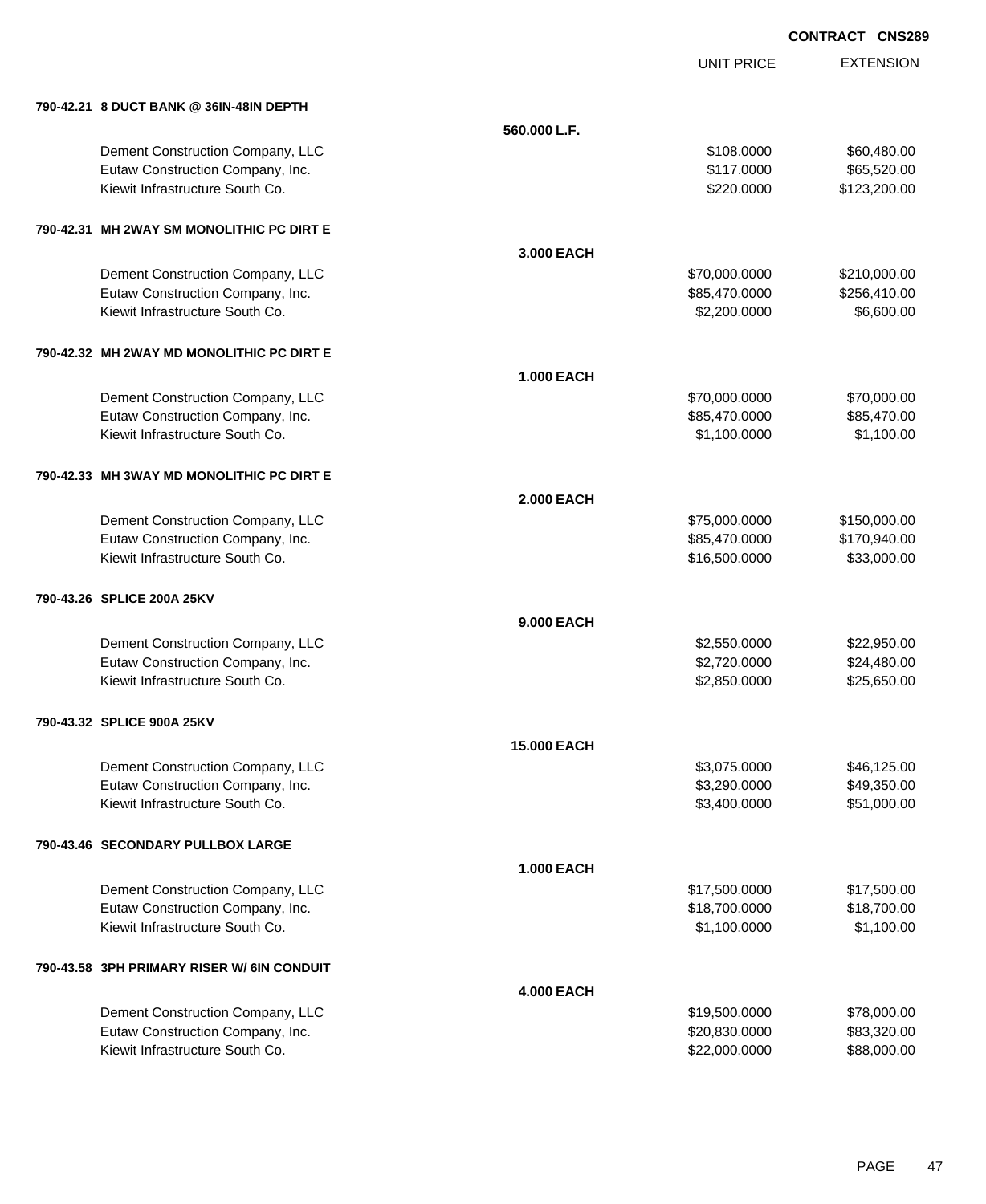**CONTRACT CNS289**

| | | UNIT PRICE | EXTENSION |
|---|---|---|---|
| **790-42.21 8 DUCT BANK @ 36IN-48IN DEPTH** | | | |
| | **560.000 L.F.** | | |
| Dement Construction Company, LLC | | $108.0000 | $60,480.00 |
| Eutaw Construction Company, Inc. | | $117.0000 | $65,520.00 |
| Kiewit Infrastructure South Co. | | $220.0000 | $123,200.00 |
| **790-42.31 MH 2WAY SM MONOLITHIC PC DIRT E** | | | |
| | **3.000 EACH** | | |
| Dement Construction Company, LLC | | $70,000.0000 | $210,000.00 |
| Eutaw Construction Company, Inc. | | $85,470.0000 | $256,410.00 |
| Kiewit Infrastructure South Co. | | $2,200.0000 | $6,600.00 |
| **790-42.32 MH 2WAY MD MONOLITHIC PC DIRT E** | | | |
| | **1.000 EACH** | | |
| Dement Construction Company, LLC | | $70,000.0000 | $70,000.00 |
| Eutaw Construction Company, Inc. | | $85,470.0000 | $85,470.00 |
| Kiewit Infrastructure South Co. | | $1,100.0000 | $1,100.00 |
| **790-42.33 MH 3WAY MD MONOLITHIC PC DIRT E** | | | |
| | **2.000 EACH** | | |
| Dement Construction Company, LLC | | $75,000.0000 | $150,000.00 |
| Eutaw Construction Company, Inc. | | $85,470.0000 | $170,940.00 |
| Kiewit Infrastructure South Co. | | $16,500.0000 | $33,000.00 |
| **790-43.26 SPLICE 200A 25KV** | | | |
| | **9.000 EACH** | | |
| Dement Construction Company, LLC | | $2,550.0000 | $22,950.00 |
| Eutaw Construction Company, Inc. | | $2,720.0000 | $24,480.00 |
| Kiewit Infrastructure South Co. | | $2,850.0000 | $25,650.00 |
| **790-43.32 SPLICE 900A 25KV** | | | |
| | **15.000 EACH** | | |
| Dement Construction Company, LLC | | $3,075.0000 | $46,125.00 |
| Eutaw Construction Company, Inc. | | $3,290.0000 | $49,350.00 |
| Kiewit Infrastructure South Co. | | $3,400.0000 | $51,000.00 |
| **790-43.46 SECONDARY PULLBOX LARGE** | | | |
| | **1.000 EACH** | | |
| Dement Construction Company, LLC | | $17,500.0000 | $17,500.00 |
| Eutaw Construction Company, Inc. | | $18,700.0000 | $18,700.00 |
| Kiewit Infrastructure South Co. | | $1,100.0000 | $1,100.00 |
| **790-43.58 3PH PRIMARY RISER W/ 6IN CONDUIT** | | | |
| | **4.000 EACH** | | |
| Dement Construction Company, LLC | | $19,500.0000 | $78,000.00 |
| Eutaw Construction Company, Inc. | | $20,830.0000 | $83,320.00 |
| Kiewit Infrastructure South Co. | | $22,000.0000 | $88,000.00 |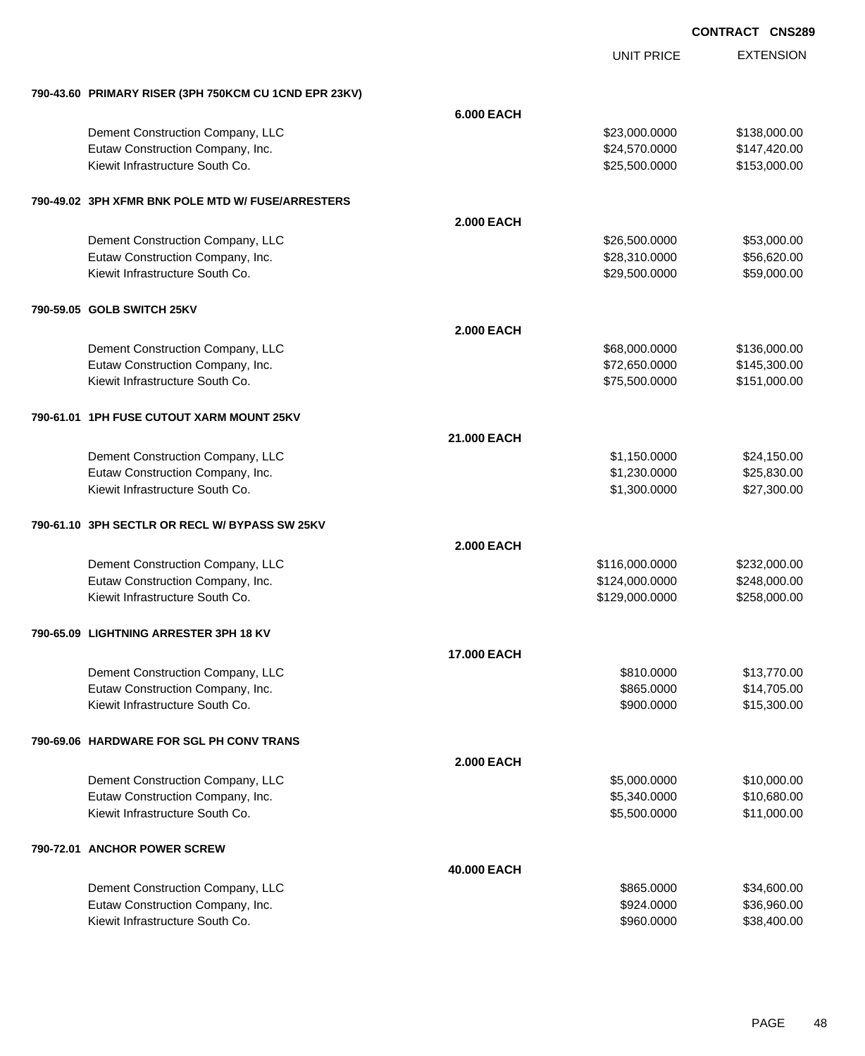CONTRACT CNS289

| | | UNIT PRICE | EXTENSION |
|---|---|---|---|
| **790-43.60 PRIMARY RISER (3PH 750KCM CU 1CND EPR 23KV)** | | | |
| | **6.000 EACH** | | |
| Dement Construction Company, LLC | | $23,000.0000 | $138,000.00 |
| Eutaw Construction Company, Inc. | | $24,570.0000 | $147,420.00 |
| Kiewit Infrastructure South Co. | | $25,500.0000 | $153,000.00 |
| **790-49.02 3PH XFMR BNK POLE MTD W/ FUSE/ARRESTERS** | | | |
| | **2.000 EACH** | | |
| Dement Construction Company, LLC | | $26,500.0000 | $53,000.00 |
| Eutaw Construction Company, Inc. | | $28,310.0000 | $56,620.00 |
| Kiewit Infrastructure South Co. | | $29,500.0000 | $59,000.00 |
| **790-59.05 GOLB SWITCH 25KV** | | | |
| | **2.000 EACH** | | |
| Dement Construction Company, LLC | | $68,000.0000 | $136,000.00 |
| Eutaw Construction Company, Inc. | | $72,650.0000 | $145,300.00 |
| Kiewit Infrastructure South Co. | | $75,500.0000 | $151,000.00 |
| **790-61.01 1PH FUSE CUTOUT XARM MOUNT 25KV** | | | |
| | **21.000 EACH** | | |
| Dement Construction Company, LLC | | $1,150.0000 | $24,150.00 |
| Eutaw Construction Company, Inc. | | $1,230.0000 | $25,830.00 |
| Kiewit Infrastructure South Co. | | $1,300.0000 | $27,300.00 |
| **790-61.10 3PH SECTLR OR RECL W/ BYPASS SW 25KV** | | | |
| | **2.000 EACH** | | |
| Dement Construction Company, LLC | | $116,000.0000 | $232,000.00 |
| Eutaw Construction Company, Inc. | | $124,000.0000 | $248,000.00 |
| Kiewit Infrastructure South Co. | | $129,000.0000 | $258,000.00 |
| **790-65.09 LIGHTNING ARRESTER 3PH 18 KV** | | | |
| | **17.000 EACH** | | |
| Dement Construction Company, LLC | | $810.0000 | $13,770.00 |
| Eutaw Construction Company, Inc. | | $865.0000 | $14,705.00 |
| Kiewit Infrastructure South Co. | | $900.0000 | $15,300.00 |
| **790-69.06 HARDWARE FOR SGL PH CONV TRANS** | | | |
| | **2.000 EACH** | | |
| Dement Construction Company, LLC | | $5,000.0000 | $10,000.00 |
| Eutaw Construction Company, Inc. | | $5,340.0000 | $10,680.00 |
| Kiewit Infrastructure South Co. | | $5,500.0000 | $11,000.00 |
| **790-72.01 ANCHOR POWER SCREW** | | | |
| | **40.000 EACH** | | |
| Dement Construction Company, LLC | | $865.0000 | $34,600.00 |
| Eutaw Construction Company, Inc. | | $924.0000 | $36,960.00 |
| Kiewit Infrastructure South Co. | | $960.0000 | $38,400.00 |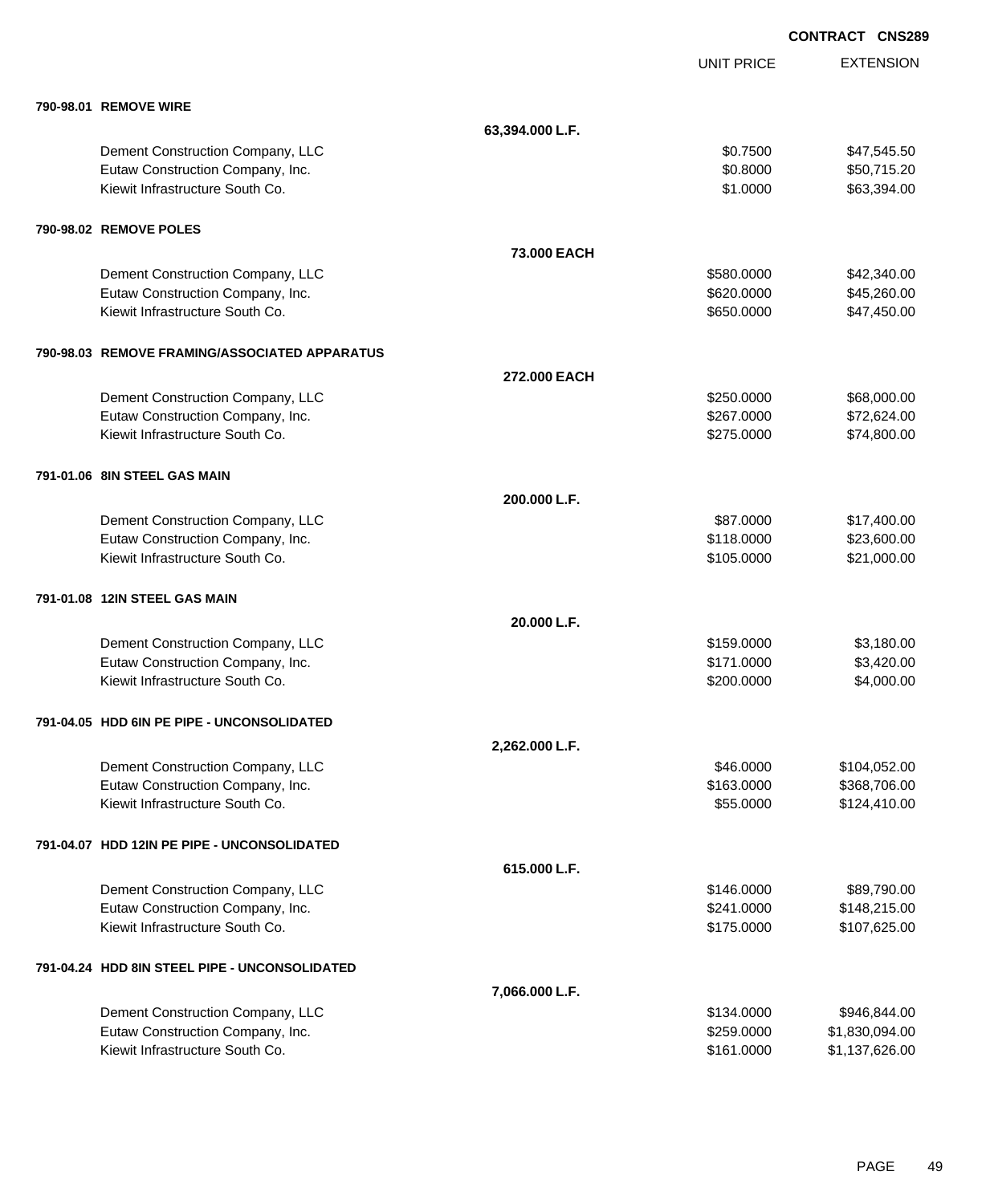**CONTRACT CNS289**

| | | UNIT PRICE | EXTENSION |
|---|---|---|---|
| **790-98.01 REMOVE WIRE** | | | |
| | **63,394.000 L.F.** | | |
| Dement Construction Company, LLC | | $0.7500 | $47,545.50 |
| Eutaw Construction Company, Inc. | | $0.8000 | $50,715.20 |
| Kiewit Infrastructure South Co. | | $1.0000 | $63,394.00 |
| **790-98.02 REMOVE POLES** | | | |
| | **73.000 EACH** | | |
| Dement Construction Company, LLC | | $580.0000 | $42,340.00 |
| Eutaw Construction Company, Inc. | | $620.0000 | $45,260.00 |
| Kiewit Infrastructure South Co. | | $650.0000 | $47,450.00 |
| **790-98.03 REMOVE FRAMING/ASSOCIATED APPARATUS** | | | |
| | **272.000 EACH** | | |
| Dement Construction Company, LLC | | $250.0000 | $68,000.00 |
| Eutaw Construction Company, Inc. | | $267.0000 | $72,624.00 |
| Kiewit Infrastructure South Co. | | $275.0000 | $74,800.00 |
| **791-01.06 8IN STEEL GAS MAIN** | | | |
| | **200.000 L.F.** | | |
| Dement Construction Company, LLC | | $87.0000 | $17,400.00 |
| Eutaw Construction Company, Inc. | | $118.0000 | $23,600.00 |
| Kiewit Infrastructure South Co. | | $105.0000 | $21,000.00 |
| **791-01.08 12IN STEEL GAS MAIN** | | | |
| | **20.000 L.F.** | | |
| Dement Construction Company, LLC | | $159.0000 | $3,180.00 |
| Eutaw Construction Company, Inc. | | $171.0000 | $3,420.00 |
| Kiewit Infrastructure South Co. | | $200.0000 | $4,000.00 |
| **791-04.05 HDD 6IN PE PIPE - UNCONSOLIDATED** | | | |
| | **2,262.000 L.F.** | | |
| Dement Construction Company, LLC | | $46.0000 | $104,052.00 |
| Eutaw Construction Company, Inc. | | $163.0000 | $368,706.00 |
| Kiewit Infrastructure South Co. | | $55.0000 | $124,410.00 |
| **791-04.07 HDD 12IN PE PIPE - UNCONSOLIDATED** | | | |
| | **615.000 L.F.** | | |
| Dement Construction Company, LLC | | $146.0000 | $89,790.00 |
| Eutaw Construction Company, Inc. | | $241.0000 | $148,215.00 |
| Kiewit Infrastructure South Co. | | $175.0000 | $107,625.00 |
| **791-04.24 HDD 8IN STEEL PIPE - UNCONSOLIDATED** | | | |
| | **7,066.000 L.F.** | | |
| Dement Construction Company, LLC | | $134.0000 | $946,844.00 |
| Eutaw Construction Company, Inc. | | $259.0000 | $1,830,094.00 |
| Kiewit Infrastructure South Co. | | $161.0000 | $1,137,626.00 |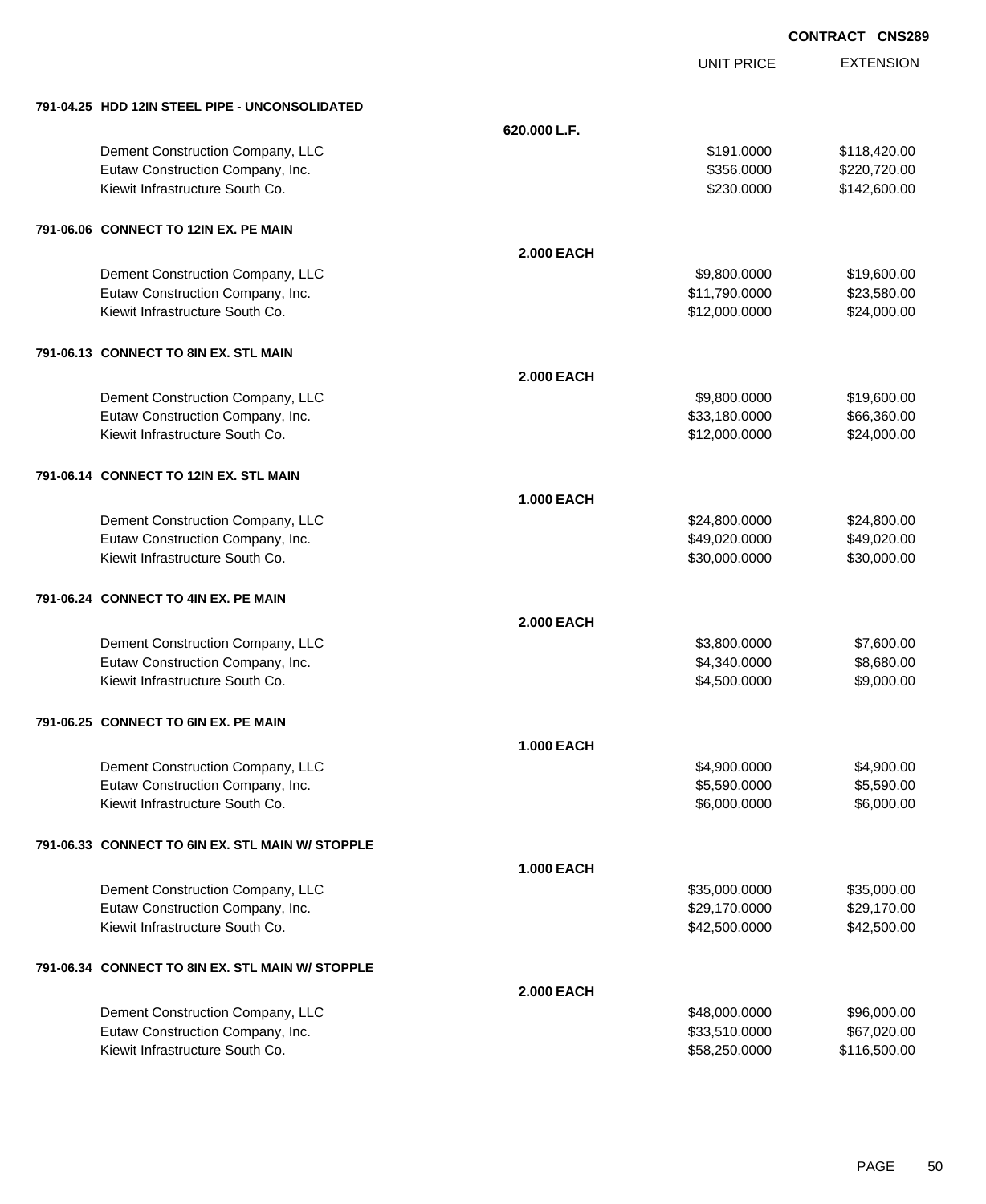**CONTRACT CNS289**

| | | UNIT PRICE | EXTENSION |
|---|---|---|---|
| **791-04.25 HDD 12IN STEEL PIPE - UNCONSOLIDATED** | | | |
| | **620.000 L.F.** | | |
| Dement Construction Company, LLC | | $191.0000 | $118,420.00 |
| Eutaw Construction Company, Inc. | | $356.0000 | $220,720.00 |
| Kiewit Infrastructure South Co. | | $230.0000 | $142,600.00 |
| **791-06.06 CONNECT TO 12IN EX. PE MAIN** | | | |
| | **2.000 EACH** | | |
| Dement Construction Company, LLC | | $9,800.0000 | $19,600.00 |
| Eutaw Construction Company, Inc. | | $11,790.0000 | $23,580.00 |
| Kiewit Infrastructure South Co. | | $12,000.0000 | $24,000.00 |
| **791-06.13 CONNECT TO 8IN EX. STL MAIN** | | | |
| | **2.000 EACH** | | |
| Dement Construction Company, LLC | | $9,800.0000 | $19,600.00 |
| Eutaw Construction Company, Inc. | | $33,180.0000 | $66,360.00 |
| Kiewit Infrastructure South Co. | | $12,000.0000 | $24,000.00 |
| **791-06.14 CONNECT TO 12IN EX. STL MAIN** | | | |
| | **1.000 EACH** | | |
| Dement Construction Company, LLC | | $24,800.0000 | $24,800.00 |
| Eutaw Construction Company, Inc. | | $49,020.0000 | $49,020.00 |
| Kiewit Infrastructure South Co. | | $30,000.0000 | $30,000.00 |
| **791-06.24 CONNECT TO 4IN EX. PE MAIN** | | | |
| | **2.000 EACH** | | |
| Dement Construction Company, LLC | | $3,800.0000 | $7,600.00 |
| Eutaw Construction Company, Inc. | | $4,340.0000 | $8,680.00 |
| Kiewit Infrastructure South Co. | | $4,500.0000 | $9,000.00 |
| **791-06.25 CONNECT TO 6IN EX. PE MAIN** | | | |
| | **1.000 EACH** | | |
| Dement Construction Company, LLC | | $4,900.0000 | $4,900.00 |
| Eutaw Construction Company, Inc. | | $5,590.0000 | $5,590.00 |
| Kiewit Infrastructure South Co. | | $6,000.0000 | $6,000.00 |
| **791-06.33 CONNECT TO 6IN EX. STL MAIN W/ STOPPLE** | | | |
| | **1.000 EACH** | | |
| Dement Construction Company, LLC | | $35,000.0000 | $35,000.00 |
| Eutaw Construction Company, Inc. | | $29,170.0000 | $29,170.00 |
| Kiewit Infrastructure South Co. | | $42,500.0000 | $42,500.00 |
| **791-06.34 CONNECT TO 8IN EX. STL MAIN W/ STOPPLE** | | | |
| | **2.000 EACH** | | |
| Dement Construction Company, LLC | | $48,000.0000 | $96,000.00 |
| Eutaw Construction Company, Inc. | | $33,510.0000 | $67,020.00 |
| Kiewit Infrastructure South Co. | | $58,250.0000 | $116,500.00 |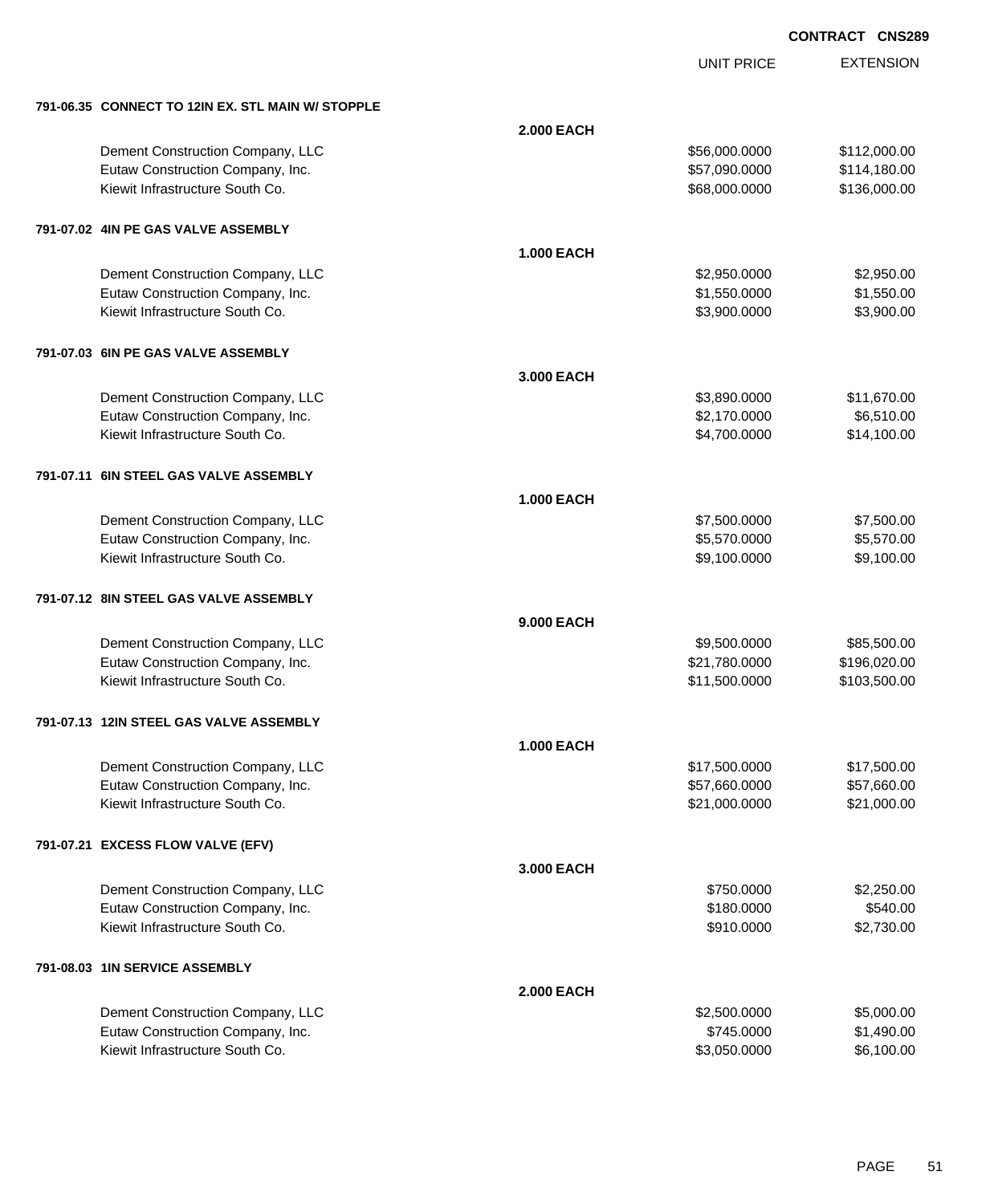**CONTRACT CNS289**

| | | UNIT PRICE | EXTENSION |
|---|---|---|---|
| **791-06.35 CONNECT TO 12IN EX. STL MAIN W/ STOPPLE** | | | |
| | **2.000 EACH** | | |
| Dement Construction Company, LLC | | $56,000.0000 | $112,000.00 |
| Eutaw Construction Company, Inc. | | $57,090.0000 | $114,180.00 |
| Kiewit Infrastructure South Co. | | $68,000.0000 | $136,000.00 |
| **791-07.02 4IN PE GAS VALVE ASSEMBLY** | | | |
| | **1.000 EACH** | | |
| Dement Construction Company, LLC | | $2,950.0000 | $2,950.00 |
| Eutaw Construction Company, Inc. | | $1,550.0000 | $1,550.00 |
| Kiewit Infrastructure South Co. | | $3,900.0000 | $3,900.00 |
| **791-07.03 6IN PE GAS VALVE ASSEMBLY** | | | |
| | **3.000 EACH** | | |
| Dement Construction Company, LLC | | $3,890.0000 | $11,670.00 |
| Eutaw Construction Company, Inc. | | $2,170.0000 | $6,510.00 |
| Kiewit Infrastructure South Co. | | $4,700.0000 | $14,100.00 |
| **791-07.11 6IN STEEL GAS VALVE ASSEMBLY** | | | |
| | **1.000 EACH** | | |
| Dement Construction Company, LLC | | $7,500.0000 | $7,500.00 |
| Eutaw Construction Company, Inc. | | $5,570.0000 | $5,570.00 |
| Kiewit Infrastructure South Co. | | $9,100.0000 | $9,100.00 |
| **791-07.12 8IN STEEL GAS VALVE ASSEMBLY** | | | |
| | **9.000 EACH** | | |
| Dement Construction Company, LLC | | $9,500.0000 | $85,500.00 |
| Eutaw Construction Company, Inc. | | $21,780.0000 | $196,020.00 |
| Kiewit Infrastructure South Co. | | $11,500.0000 | $103,500.00 |
| **791-07.13 12IN STEEL GAS VALVE ASSEMBLY** | | | |
| | **1.000 EACH** | | |
| Dement Construction Company, LLC | | $17,500.0000 | $17,500.00 |
| Eutaw Construction Company, Inc. | | $57,660.0000 | $57,660.00 |
| Kiewit Infrastructure South Co. | | $21,000.0000 | $21,000.00 |
| **791-07.21 EXCESS FLOW VALVE (EFV)** | | | |
| | **3.000 EACH** | | |
| Dement Construction Company, LLC | | $750.0000 | $2,250.00 |
| Eutaw Construction Company, Inc. | | $180.0000 | $540.00 |
| Kiewit Infrastructure South Co. | | $910.0000 | $2,730.00 |
| **791-08.03 1IN SERVICE ASSEMBLY** | | | |
| | **2.000 EACH** | | |
| Dement Construction Company, LLC | | $2,500.0000 | $5,000.00 |
| Eutaw Construction Company, Inc. | | $745.0000 | $1,490.00 |
| Kiewit Infrastructure South Co. | | $3,050.0000 | $6,100.00 |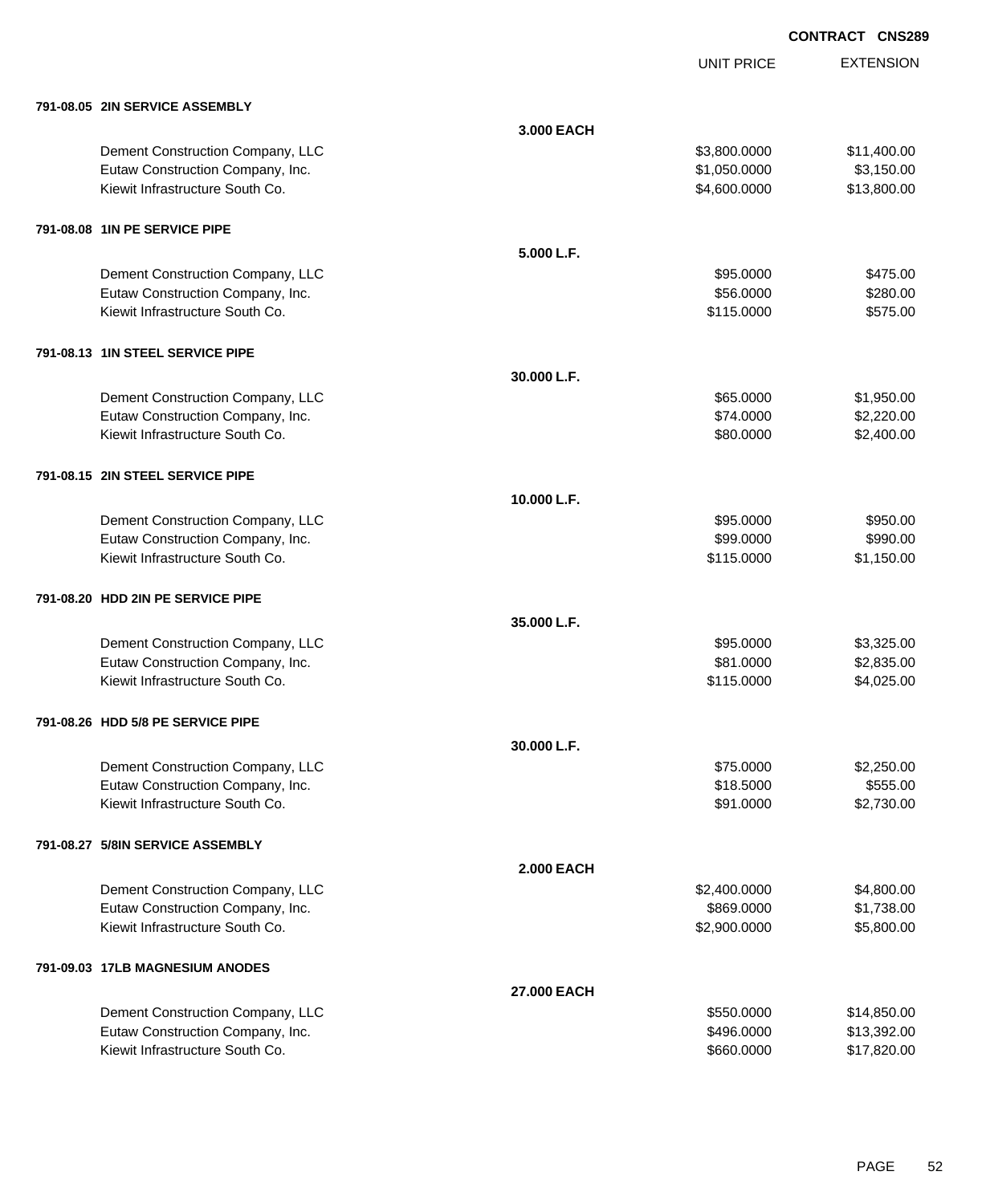**CONTRACT CNS289**

| | | UNIT PRICE | EXTENSION |
|---|---|---|---|
| **791-08.05 2IN SERVICE ASSEMBLY** | | | |
| | **3.000 EACH** | | |
| Dement Construction Company, LLC | | $3,800.0000 | $11,400.00 |
| Eutaw Construction Company, Inc. | | $1,050.0000 | $3,150.00 |
| Kiewit Infrastructure South Co. | | $4,600.0000 | $13,800.00 |
| **791-08.08 1IN PE SERVICE PIPE** | | | |
| | **5.000 L.F.** | | |
| Dement Construction Company, LLC | | $95.0000 | $475.00 |
| Eutaw Construction Company, Inc. | | $56.0000 | $280.00 |
| Kiewit Infrastructure South Co. | | $115.0000 | $575.00 |
| **791-08.13 1IN STEEL SERVICE PIPE** | | | |
| | **30.000 L.F.** | | |
| Dement Construction Company, LLC | | $65.0000 | $1,950.00 |
| Eutaw Construction Company, Inc. | | $74.0000 | $2,220.00 |
| Kiewit Infrastructure South Co. | | $80.0000 | $2,400.00 |
| **791-08.15 2IN STEEL SERVICE PIPE** | | | |
| | **10.000 L.F.** | | |
| Dement Construction Company, LLC | | $95.0000 | $950.00 |
| Eutaw Construction Company, Inc. | | $99.0000 | $990.00 |
| Kiewit Infrastructure South Co. | | $115.0000 | $1,150.00 |
| **791-08.20 HDD 2IN PE SERVICE PIPE** | | | |
| | **35.000 L.F.** | | |
| Dement Construction Company, LLC | | $95.0000 | $3,325.00 |
| Eutaw Construction Company, Inc. | | $81.0000 | $2,835.00 |
| Kiewit Infrastructure South Co. | | $115.0000 | $4,025.00 |
| **791-08.26 HDD 5/8 PE SERVICE PIPE** | | | |
| | **30.000 L.F.** | | |
| Dement Construction Company, LLC | | $75.0000 | $2,250.00 |
| Eutaw Construction Company, Inc. | | $18.5000 | $555.00 |
| Kiewit Infrastructure South Co. | | $91.0000 | $2,730.00 |
| **791-08.27 5/8IN SERVICE ASSEMBLY** | | | |
| | **2.000 EACH** | | |
| Dement Construction Company, LLC | | $2,400.0000 | $4,800.00 |
| Eutaw Construction Company, Inc. | | $869.0000 | $1,738.00 |
| Kiewit Infrastructure South Co. | | $2,900.0000 | $5,800.00 |
| **791-09.03 17LB MAGNESIUM ANODES** | | | |
| | **27.000 EACH** | | |
| Dement Construction Company, LLC | | $550.0000 | $14,850.00 |
| Eutaw Construction Company, Inc. | | $496.0000 | $13,392.00 |
| Kiewit Infrastructure South Co. | | $660.0000 | $17,820.00 |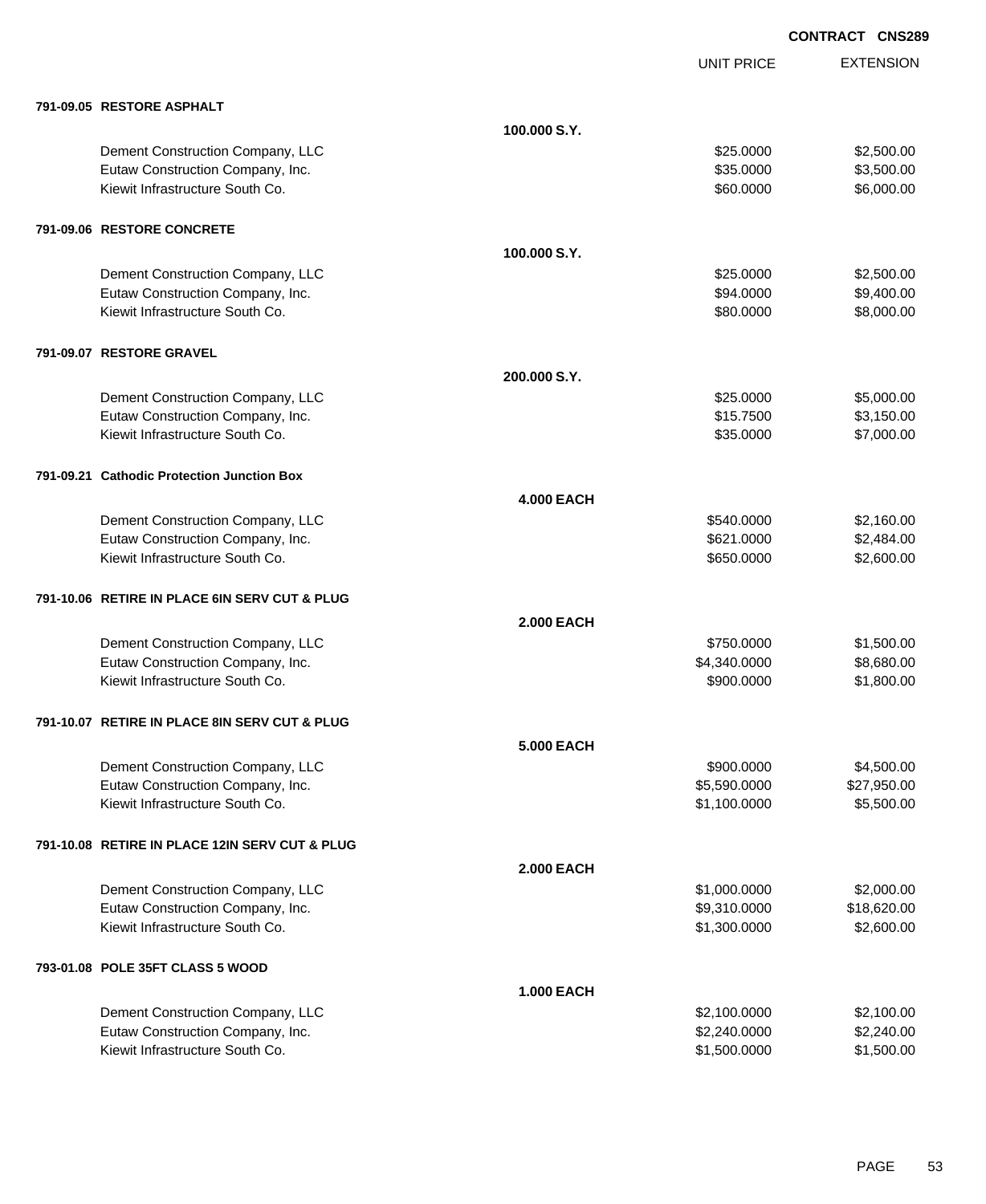**CONTRACT CNS289**

| | | UNIT PRICE | EXTENSION |
|---|---|---|---|
| **791-09.05 RESTORE ASPHALT** | | | |
| | **100.000 S.Y.** | | |
| Dement Construction Company, LLC | | $25.0000 | $2,500.00 |
| Eutaw Construction Company, Inc. | | $35.0000 | $3,500.00 |
| Kiewit Infrastructure South Co. | | $60.0000 | $6,000.00 |
| **791-09.06 RESTORE CONCRETE** | | | |
| | **100.000 S.Y.** | | |
| Dement Construction Company, LLC | | $25.0000 | $2,500.00 |
| Eutaw Construction Company, Inc. | | $94.0000 | $9,400.00 |
| Kiewit Infrastructure South Co. | | $80.0000 | $8,000.00 |
| **791-09.07 RESTORE GRAVEL** | | | |
| | **200.000 S.Y.** | | |
| Dement Construction Company, LLC | | $25.0000 | $5,000.00 |
| Eutaw Construction Company, Inc. | | $15.7500 | $3,150.00 |
| Kiewit Infrastructure South Co. | | $35.0000 | $7,000.00 |
| **791-09.21 Cathodic Protection Junction Box** | | | |
| | **4.000 EACH** | | |
| Dement Construction Company, LLC | | $540.0000 | $2,160.00 |
| Eutaw Construction Company, Inc. | | $621.0000 | $2,484.00 |
| Kiewit Infrastructure South Co. | | $650.0000 | $2,600.00 |
| **791-10.06 RETIRE IN PLACE 6IN SERV CUT & PLUG** | | | |
| | **2.000 EACH** | | |
| Dement Construction Company, LLC | | $750.0000 | $1,500.00 |
| Eutaw Construction Company, Inc. | | $4,340.0000 | $8,680.00 |
| Kiewit Infrastructure South Co. | | $900.0000 | $1,800.00 |
| **791-10.07 RETIRE IN PLACE 8IN SERV CUT & PLUG** | | | |
| | **5.000 EACH** | | |
| Dement Construction Company, LLC | | $900.0000 | $4,500.00 |
| Eutaw Construction Company, Inc. | | $5,590.0000 | $27,950.00 |
| Kiewit Infrastructure South Co. | | $1,100.0000 | $5,500.00 |
| **791-10.08 RETIRE IN PLACE 12IN SERV CUT & PLUG** | | | |
| | **2.000 EACH** | | |
| Dement Construction Company, LLC | | $1,000.0000 | $2,000.00 |
| Eutaw Construction Company, Inc. | | $9,310.0000 | $18,620.00 |
| Kiewit Infrastructure South Co. | | $1,300.0000 | $2,600.00 |
| **793-01.08 POLE 35FT CLASS 5 WOOD** | | | |
| | **1.000 EACH** | | |
| Dement Construction Company, LLC | | $2,100.0000 | $2,100.00 |
| Eutaw Construction Company, Inc. | | $2,240.0000 | $2,240.00 |
| Kiewit Infrastructure South Co. | | $1,500.0000 | $1,500.00 |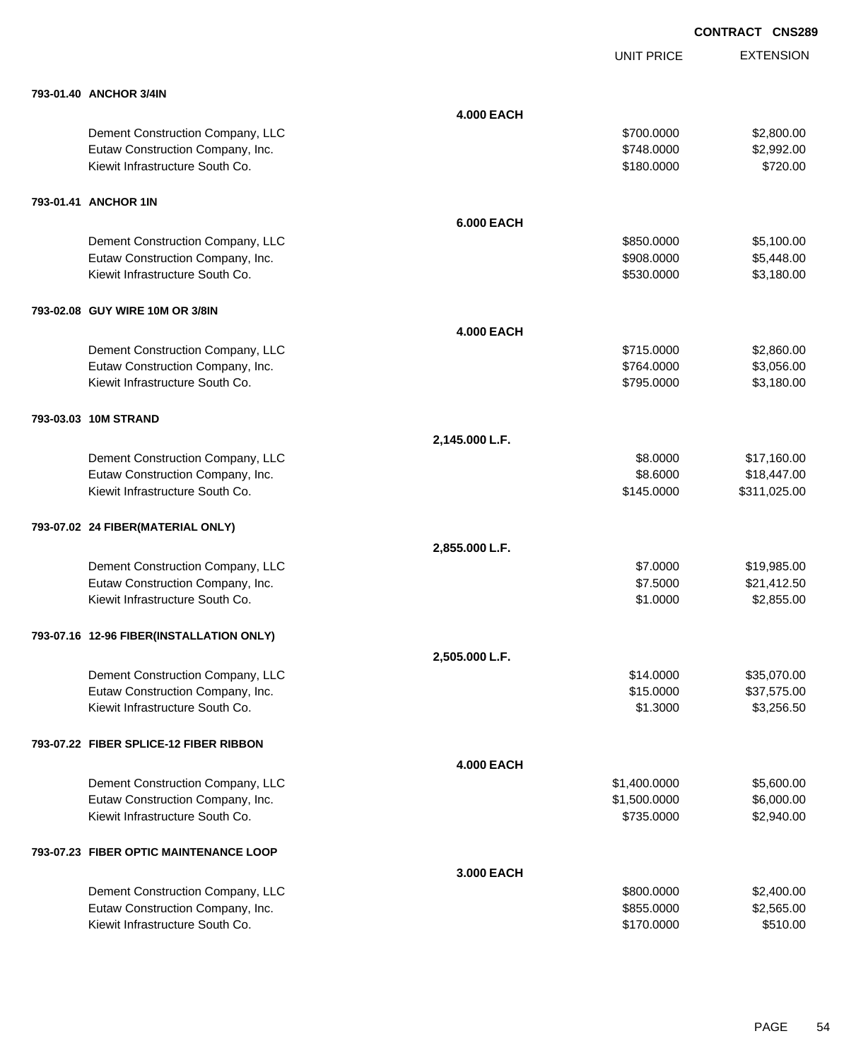**CONTRACT CNS289**

| | | UNIT PRICE | EXTENSION |
|---|---|---|---|
| **793-01.40 ANCHOR 3/4IN** | | | |
| | **4.000 EACH** | | |
| Dement Construction Company, LLC | | $700.0000 | $2,800.00 |
| Eutaw Construction Company, Inc. | | $748.0000 | $2,992.00 |
| Kiewit Infrastructure South Co. | | $180.0000 | $720.00 |
| **793-01.41 ANCHOR 1IN** | | | |
| | **6.000 EACH** | | |
| Dement Construction Company, LLC | | $850.0000 | $5,100.00 |
| Eutaw Construction Company, Inc. | | $908.0000 | $5,448.00 |
| Kiewit Infrastructure South Co. | | $530.0000 | $3,180.00 |
| **793-02.08 GUY WIRE 10M OR 3/8IN** | | | |
| | **4.000 EACH** | | |
| Dement Construction Company, LLC | | $715.0000 | $2,860.00 |
| Eutaw Construction Company, Inc. | | $764.0000 | $3,056.00 |
| Kiewit Infrastructure South Co. | | $795.0000 | $3,180.00 |
| **793-03.03 10M STRAND** | | | |
| | **2,145.000 L.F.** | | |
| Dement Construction Company, LLC | | $8.0000 | $17,160.00 |
| Eutaw Construction Company, Inc. | | $8.6000 | $18,447.00 |
| Kiewit Infrastructure South Co. | | $145.0000 | $311,025.00 |
| **793-07.02 24 FIBER(MATERIAL ONLY)** | | | |
| | **2,855.000 L.F.** | | |
| Dement Construction Company, LLC | | $7.0000 | $19,985.00 |
| Eutaw Construction Company, Inc. | | $7.5000 | $21,412.50 |
| Kiewit Infrastructure South Co. | | $1.0000 | $2,855.00 |
| **793-07.16 12-96 FIBER(INSTALLATION ONLY)** | | | |
| | **2,505.000 L.F.** | | |
| Dement Construction Company, LLC | | $14.0000 | $35,070.00 |
| Eutaw Construction Company, Inc. | | $15.0000 | $37,575.00 |
| Kiewit Infrastructure South Co. | | $1.3000 | $3,256.50 |
| **793-07.22 FIBER SPLICE-12 FIBER RIBBON** | | | |
| | **4.000 EACH** | | |
| Dement Construction Company, LLC | | $1,400.0000 | $5,600.00 |
| Eutaw Construction Company, Inc. | | $1,500.0000 | $6,000.00 |
| Kiewit Infrastructure South Co. | | $735.0000 | $2,940.00 |
| **793-07.23 FIBER OPTIC MAINTENANCE LOOP** | | | |
| | **3.000 EACH** | | |
| Dement Construction Company, LLC | | $800.0000 | $2,400.00 |
| Eutaw Construction Company, Inc. | | $855.0000 | $2,565.00 |
| Kiewit Infrastructure South Co. | | $170.0000 | $510.00 |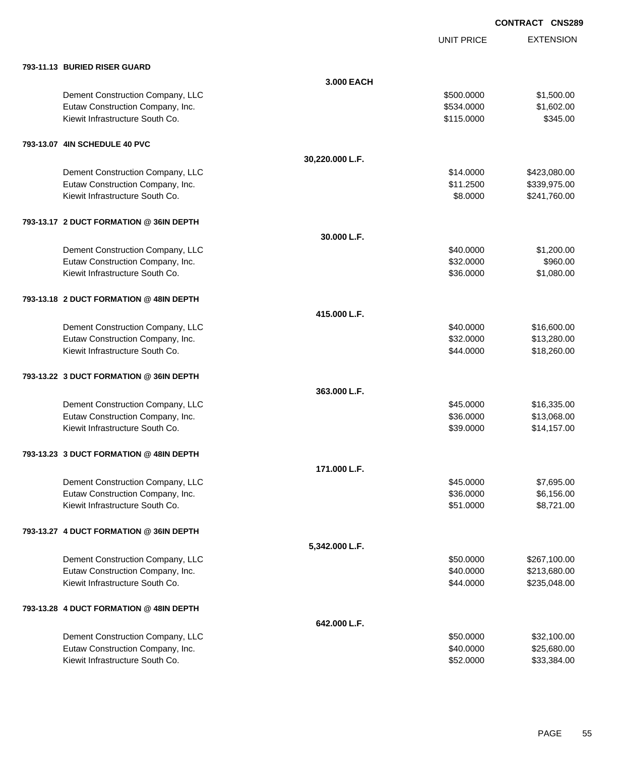**CONTRACT CNS289**

| | | UNIT PRICE | EXTENSION |
|---|---|---|---|
| **793-11.13 BURIED RISER GUARD** | | | |
| | **3.000 EACH** | | |
| Dement Construction Company, LLC | | $500.0000 | $1,500.00 |
| Eutaw Construction Company, Inc. | | $534.0000 | $1,602.00 |
| Kiewit Infrastructure South Co. | | $115.0000 | $345.00 |
| **793-13.07 4IN SCHEDULE 40 PVC** | | | |
| | **30,220.000 L.F.** | | |
| Dement Construction Company, LLC | | $14.0000 | $423,080.00 |
| Eutaw Construction Company, Inc. | | $11.2500 | $339,975.00 |
| Kiewit Infrastructure South Co. | | $8.0000 | $241,760.00 |
| **793-13.17 2 DUCT FORMATION @ 36IN DEPTH** | | | |
| | **30.000 L.F.** | | |
| Dement Construction Company, LLC | | $40.0000 | $1,200.00 |
| Eutaw Construction Company, Inc. | | $32.0000 | $960.00 |
| Kiewit Infrastructure South Co. | | $36.0000 | $1,080.00 |
| **793-13.18 2 DUCT FORMATION @ 48IN DEPTH** | | | |
| | **415.000 L.F.** | | |
| Dement Construction Company, LLC | | $40.0000 | $16,600.00 |
| Eutaw Construction Company, Inc. | | $32.0000 | $13,280.00 |
| Kiewit Infrastructure South Co. | | $44.0000 | $18,260.00 |
| **793-13.22 3 DUCT FORMATION @ 36IN DEPTH** | | | |
| | **363.000 L.F.** | | |
| Dement Construction Company, LLC | | $45.0000 | $16,335.00 |
| Eutaw Construction Company, Inc. | | $36.0000 | $13,068.00 |
| Kiewit Infrastructure South Co. | | $39.0000 | $14,157.00 |
| **793-13.23 3 DUCT FORMATION @ 48IN DEPTH** | | | |
| | **171.000 L.F.** | | |
| Dement Construction Company, LLC | | $45.0000 | $7,695.00 |
| Eutaw Construction Company, Inc. | | $36.0000 | $6,156.00 |
| Kiewit Infrastructure South Co. | | $51.0000 | $8,721.00 |
| **793-13.27 4 DUCT FORMATION @ 36IN DEPTH** | | | |
| | **5,342.000 L.F.** | | |
| Dement Construction Company, LLC | | $50.0000 | $267,100.00 |
| Eutaw Construction Company, Inc. | | $40.0000 | $213,680.00 |
| Kiewit Infrastructure South Co. | | $44.0000 | $235,048.00 |
| **793-13.28 4 DUCT FORMATION @ 48IN DEPTH** | | | |
| | **642.000 L.F.** | | |
| Dement Construction Company, LLC | | $50.0000 | $32,100.00 |
| Eutaw Construction Company, Inc. | | $40.0000 | $25,680.00 |
| Kiewit Infrastructure South Co. | | $52.0000 | $33,384.00 |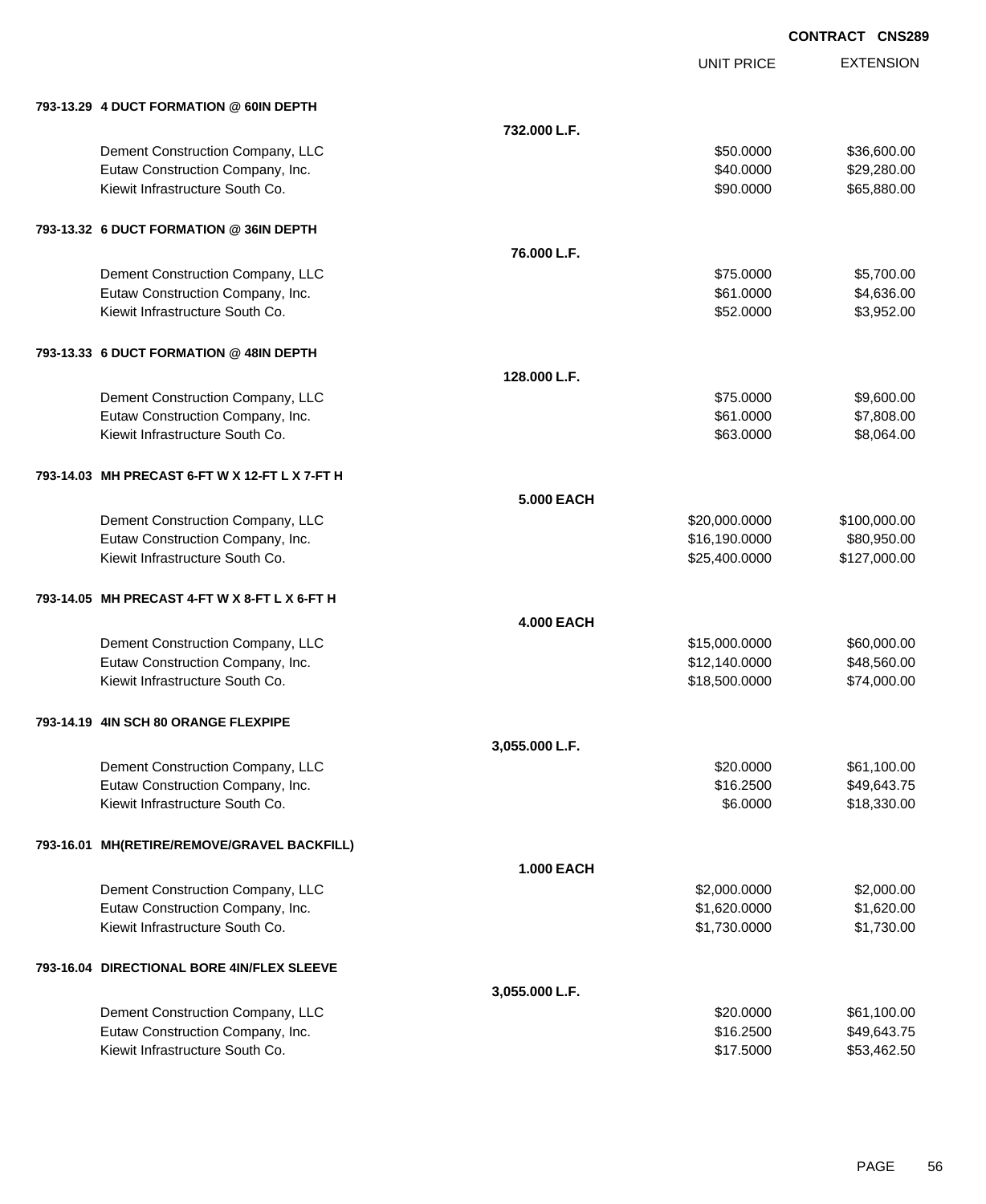CONTRACT CNS289

| | | UNIT PRICE | EXTENSION |
|---|---|---|---|
| **793-13.29 4 DUCT FORMATION @ 60IN DEPTH** | | | |
| | **732.000 L.F.** | | |
| Dement Construction Company, LLC | | $50.0000 | $36,600.00 |
| Eutaw Construction Company, Inc. | | $40.0000 | $29,280.00 |
| Kiewit Infrastructure South Co. | | $90.0000 | $65,880.00 |
| **793-13.32 6 DUCT FORMATION @ 36IN DEPTH** | | | |
| | **76.000 L.F.** | | |
| Dement Construction Company, LLC | | $75.0000 | $5,700.00 |
| Eutaw Construction Company, Inc. | | $61.0000 | $4,636.00 |
| Kiewit Infrastructure South Co. | | $52.0000 | $3,952.00 |
| **793-13.33 6 DUCT FORMATION @ 48IN DEPTH** | | | |
| | **128.000 L.F.** | | |
| Dement Construction Company, LLC | | $75.0000 | $9,600.00 |
| Eutaw Construction Company, Inc. | | $61.0000 | $7,808.00 |
| Kiewit Infrastructure South Co. | | $63.0000 | $8,064.00 |
| **793-14.03 MH PRECAST 6-FT W X 12-FT L X 7-FT H** | | | |
| | **5.000 EACH** | | |
| Dement Construction Company, LLC | | $20,000.0000 | $100,000.00 |
| Eutaw Construction Company, Inc. | | $16,190.0000 | $80,950.00 |
| Kiewit Infrastructure South Co. | | $25,400.0000 | $127,000.00 |
| **793-14.05 MH PRECAST 4-FT W X 8-FT L X 6-FT H** | | | |
| | **4.000 EACH** | | |
| Dement Construction Company, LLC | | $15,000.0000 | $60,000.00 |
| Eutaw Construction Company, Inc. | | $12,140.0000 | $48,560.00 |
| Kiewit Infrastructure South Co. | | $18,500.0000 | $74,000.00 |
| **793-14.19 4IN SCH 80 ORANGE FLEXPIPE** | | | |
| | **3,055.000 L.F.** | | |
| Dement Construction Company, LLC | | $20.0000 | $61,100.00 |
| Eutaw Construction Company, Inc. | | $16.2500 | $49,643.75 |
| Kiewit Infrastructure South Co. | | $6.0000 | $18,330.00 |
| **793-16.01 MH(RETIRE/REMOVE/GRAVEL BACKFILL)** | | | |
| | **1.000 EACH** | | |
| Dement Construction Company, LLC | | $2,000.0000 | $2,000.00 |
| Eutaw Construction Company, Inc. | | $1,620.0000 | $1,620.00 |
| Kiewit Infrastructure South Co. | | $1,730.0000 | $1,730.00 |
| **793-16.04 DIRECTIONAL BORE 4IN/FLEX SLEEVE** | | | |
| | **3,055.000 L.F.** | | |
| Dement Construction Company, LLC | | $20.0000 | $61,100.00 |
| Eutaw Construction Company, Inc. | | $16.2500 | $49,643.75 |
| Kiewit Infrastructure South Co. | | $17.5000 | $53,462.50 |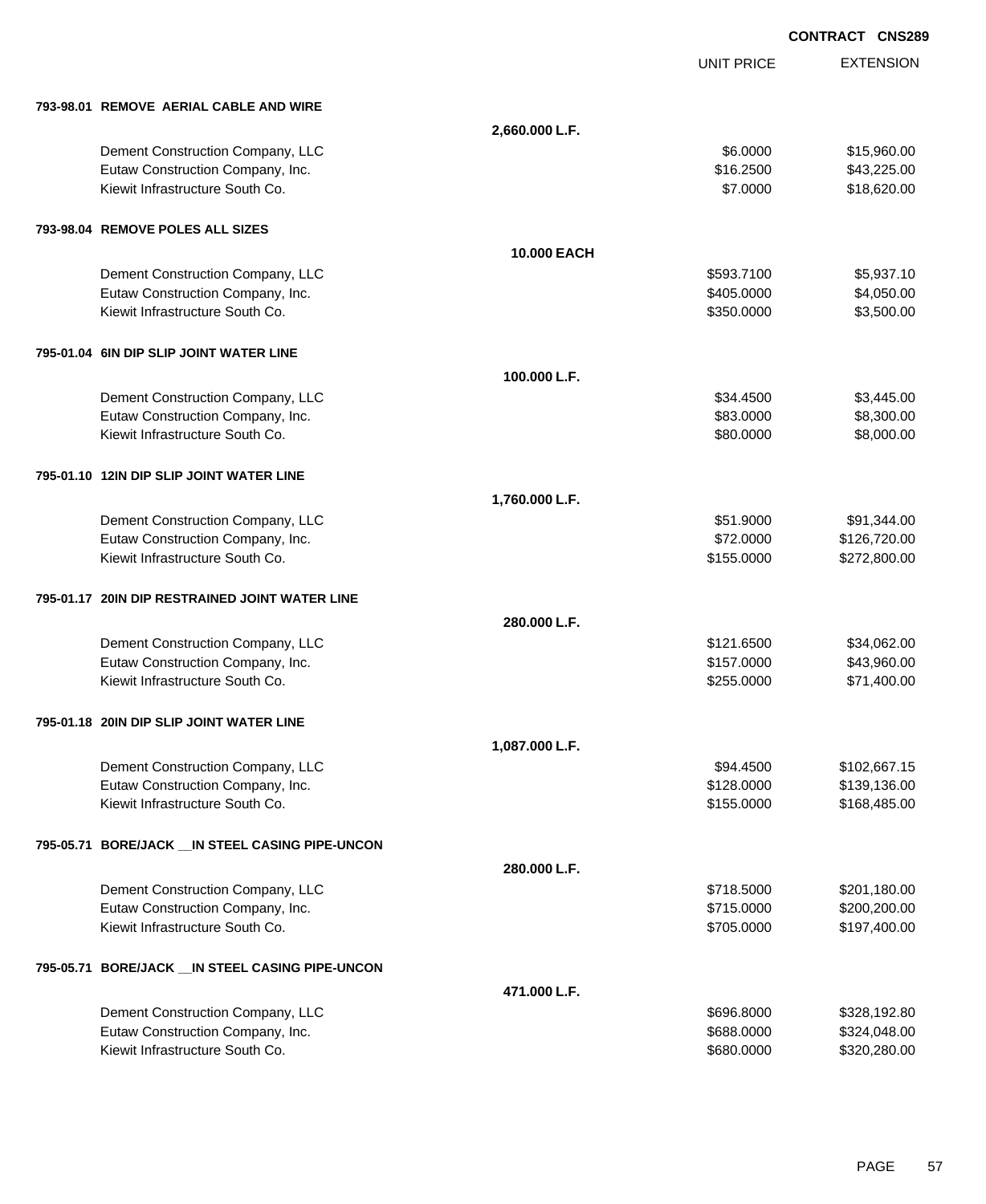**CONTRACT CNS289**

| | | UNIT PRICE | EXTENSION |
|---|---|---|---|
| **793-98.01 REMOVE AERIAL CABLE AND WIRE** | | | |
| | **2,660.000 L.F.** | | |
| Dement Construction Company, LLC | | $6.0000 | $15,960.00 |
| Eutaw Construction Company, Inc. | | $16.2500 | $43,225.00 |
| Kiewit Infrastructure South Co. | | $7.0000 | $18,620.00 |
| **793-98.04 REMOVE POLES ALL SIZES** | | | |
| | **10.000 EACH** | | |
| Dement Construction Company, LLC | | $593.7100 | $5,937.10 |
| Eutaw Construction Company, Inc. | | $405.0000 | $4,050.00 |
| Kiewit Infrastructure South Co. | | $350.0000 | $3,500.00 |
| **795-01.04 6IN DIP SLIP JOINT WATER LINE** | | | |
| | **100.000 L.F.** | | |
| Dement Construction Company, LLC | | $34.4500 | $3,445.00 |
| Eutaw Construction Company, Inc. | | $83.0000 | $8,300.00 |
| Kiewit Infrastructure South Co. | | $80.0000 | $8,000.00 |
| **795-01.10 12IN DIP SLIP JOINT WATER LINE** | | | |
| | **1,760.000 L.F.** | | |
| Dement Construction Company, LLC | | $51.9000 | $91,344.00 |
| Eutaw Construction Company, Inc. | | $72.0000 | $126,720.00 |
| Kiewit Infrastructure South Co. | | $155.0000 | $272,800.00 |
| **795-01.17 20IN DIP RESTRAINED JOINT WATER LINE** | | | |
| | **280.000 L.F.** | | |
| Dement Construction Company, LLC | | $121.6500 | $34,062.00 |
| Eutaw Construction Company, Inc. | | $157.0000 | $43,960.00 |
| Kiewit Infrastructure South Co. | | $255.0000 | $71,400.00 |
| **795-01.18 20IN DIP SLIP JOINT WATER LINE** | | | |
| | **1,087.000 L.F.** | | |
| Dement Construction Company, LLC | | $94.4500 | $102,667.15 |
| Eutaw Construction Company, Inc. | | $128.0000 | $139,136.00 |
| Kiewit Infrastructure South Co. | | $155.0000 | $168,485.00 |
| **795-05.71 BORE/JACK __IN STEEL CASING PIPE-UNCON** | | | |
| | **280.000 L.F.** | | |
| Dement Construction Company, LLC | | $718.5000 | $201,180.00 |
| Eutaw Construction Company, Inc. | | $715.0000 | $200,200.00 |
| Kiewit Infrastructure South Co. | | $705.0000 | $197,400.00 |
| **795-05.71 BORE/JACK __IN STEEL CASING PIPE-UNCON** | | | |
| | **471.000 L.F.** | | |
| Dement Construction Company, LLC | | $696.8000 | $328,192.80 |
| Eutaw Construction Company, Inc. | | $688.0000 | $324,048.00 |
| Kiewit Infrastructure South Co. | | $680.0000 | $320,280.00 |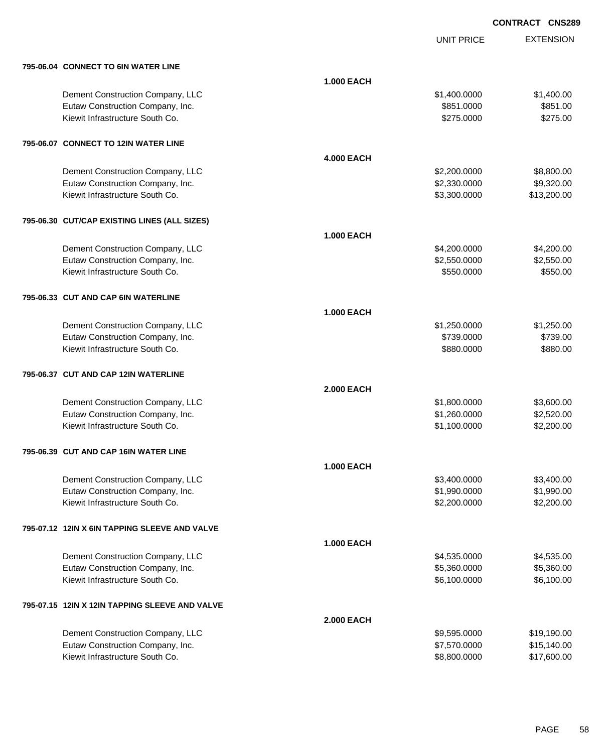**CONTRACT CNS289**

| | | UNIT PRICE | EXTENSION |
|---|---|---|---|
| **795-06.04 CONNECT TO 6IN WATER LINE** | | | |
| | **1.000 EACH** | | |
| Dement Construction Company, LLC | | $1,400.0000 | $1,400.00 |
| Eutaw Construction Company, Inc. | | $851.0000 | $851.00 |
| Kiewit Infrastructure South Co. | | $275.0000 | $275.00 |
| **795-06.07 CONNECT TO 12IN WATER LINE** | | | |
| | **4.000 EACH** | | |
| Dement Construction Company, LLC | | $2,200.0000 | $8,800.00 |
| Eutaw Construction Company, Inc. | | $2,330.0000 | $9,320.00 |
| Kiewit Infrastructure South Co. | | $3,300.0000 | $13,200.00 |
| **795-06.30 CUT/CAP EXISTING LINES (ALL SIZES)** | | | |
| | **1.000 EACH** | | |
| Dement Construction Company, LLC | | $4,200.0000 | $4,200.00 |
| Eutaw Construction Company, Inc. | | $2,550.0000 | $2,550.00 |
| Kiewit Infrastructure South Co. | | $550.0000 | $550.00 |
| **795-06.33 CUT AND CAP 6IN WATERLINE** | | | |
| | **1.000 EACH** | | |
| Dement Construction Company, LLC | | $1,250.0000 | $1,250.00 |
| Eutaw Construction Company, Inc. | | $739.0000 | $739.00 |
| Kiewit Infrastructure South Co. | | $880.0000 | $880.00 |
| **795-06.37 CUT AND CAP 12IN WATERLINE** | | | |
| | **2.000 EACH** | | |
| Dement Construction Company, LLC | | $1,800.0000 | $3,600.00 |
| Eutaw Construction Company, Inc. | | $1,260.0000 | $2,520.00 |
| Kiewit Infrastructure South Co. | | $1,100.0000 | $2,200.00 |
| **795-06.39 CUT AND CAP 16IN WATER LINE** | | | |
| | **1.000 EACH** | | |
| Dement Construction Company, LLC | | $3,400.0000 | $3,400.00 |
| Eutaw Construction Company, Inc. | | $1,990.0000 | $1,990.00 |
| Kiewit Infrastructure South Co. | | $2,200.0000 | $2,200.00 |
| **795-07.12 12IN X 6IN TAPPING SLEEVE AND VALVE** | | | |
| | **1.000 EACH** | | |
| Dement Construction Company, LLC | | $4,535.0000 | $4,535.00 |
| Eutaw Construction Company, Inc. | | $5,360.0000 | $5,360.00 |
| Kiewit Infrastructure South Co. | | $6,100.0000 | $6,100.00 |
| **795-07.15 12IN X 12IN TAPPING SLEEVE AND VALVE** | | | |
| | **2.000 EACH** | | |
| Dement Construction Company, LLC | | $9,595.0000 | $19,190.00 |
| Eutaw Construction Company, Inc. | | $7,570.0000 | $15,140.00 |
| Kiewit Infrastructure South Co. | | $8,800.0000 | $17,600.00 |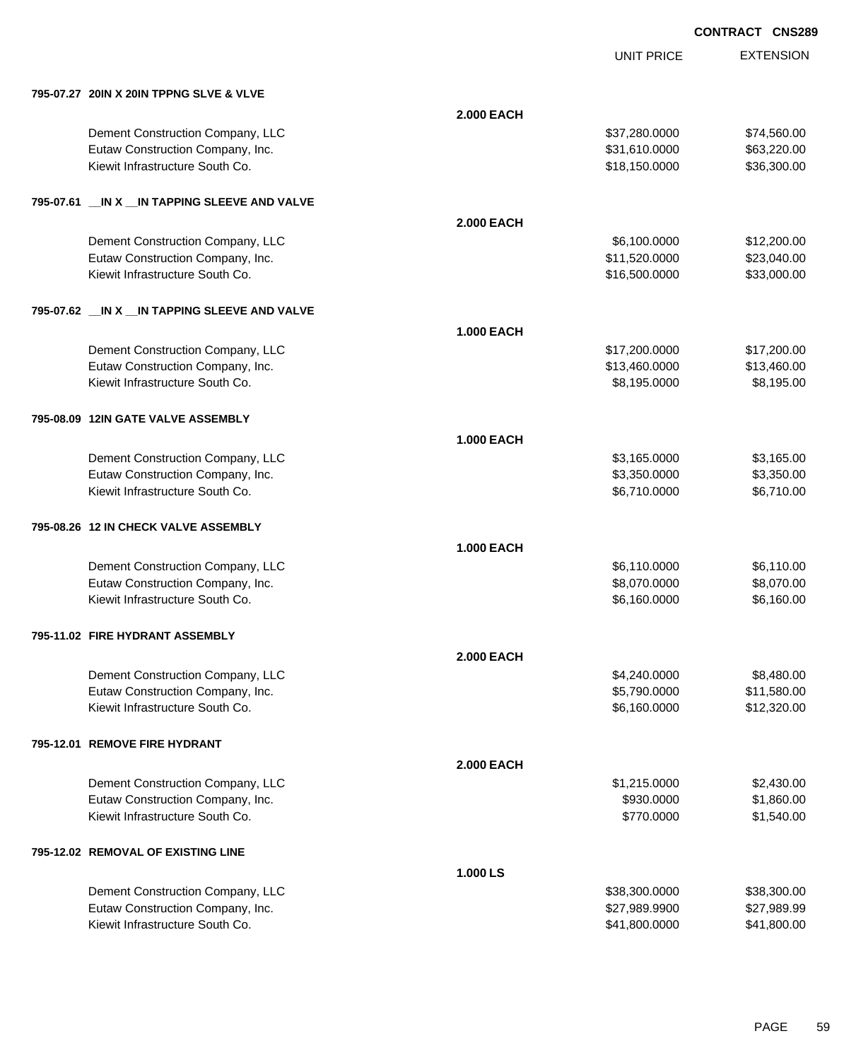**CONTRACT CNS289**

| | | UNIT PRICE | EXTENSION |
|---|---|---|---|
| **795-07.27 20IN X 20IN TPPNG SLVE & VLVE** | | | |
| | **2.000 EACH** | | |
| Dement Construction Company, LLC | | $37,280.0000 | $74,560.00 |
| Eutaw Construction Company, Inc. | | $31,610.0000 | $63,220.00 |
| Kiewit Infrastructure South Co. | | $18,150.0000 | $36,300.00 |
| **795-07.61 __IN X __IN TAPPING SLEEVE AND VALVE** | | | |
| | **2.000 EACH** | | |
| Dement Construction Company, LLC | | $6,100.0000 | $12,200.00 |
| Eutaw Construction Company, Inc. | | $11,520.0000 | $23,040.00 |
| Kiewit Infrastructure South Co. | | $16,500.0000 | $33,000.00 |
| **795-07.62 __IN X __IN TAPPING SLEEVE AND VALVE** | | | |
| | **1.000 EACH** | | |
| Dement Construction Company, LLC | | $17,200.0000 | $17,200.00 |
| Eutaw Construction Company, Inc. | | $13,460.0000 | $13,460.00 |
| Kiewit Infrastructure South Co. | | $8,195.0000 | $8,195.00 |
| **795-08.09 12IN GATE VALVE ASSEMBLY** | | | |
| | **1.000 EACH** | | |
| Dement Construction Company, LLC | | $3,165.0000 | $3,165.00 |
| Eutaw Construction Company, Inc. | | $3,350.0000 | $3,350.00 |
| Kiewit Infrastructure South Co. | | $6,710.0000 | $6,710.00 |
| **795-08.26 12 IN CHECK VALVE ASSEMBLY** | | | |
| | **1.000 EACH** | | |
| Dement Construction Company, LLC | | $6,110.0000 | $6,110.00 |
| Eutaw Construction Company, Inc. | | $8,070.0000 | $8,070.00 |
| Kiewit Infrastructure South Co. | | $6,160.0000 | $6,160.00 |
| **795-11.02 FIRE HYDRANT ASSEMBLY** | | | |
| | **2.000 EACH** | | |
| Dement Construction Company, LLC | | $4,240.0000 | $8,480.00 |
| Eutaw Construction Company, Inc. | | $5,790.0000 | $11,580.00 |
| Kiewit Infrastructure South Co. | | $6,160.0000 | $12,320.00 |
| **795-12.01 REMOVE FIRE HYDRANT** | | | |
| | **2.000 EACH** | | |
| Dement Construction Company, LLC | | $1,215.0000 | $2,430.00 |
| Eutaw Construction Company, Inc. | | $930.0000 | $1,860.00 |
| Kiewit Infrastructure South Co. | | $770.0000 | $1,540.00 |
| **795-12.02 REMOVAL OF EXISTING LINE** | | | |
| | **1.000 LS** | | |
| Dement Construction Company, LLC | | $38,300.0000 | $38,300.00 |
| Eutaw Construction Company, Inc. | | $27,989.9900 | $27,989.99 |
| Kiewit Infrastructure South Co. | | $41,800.0000 | $41,800.00 |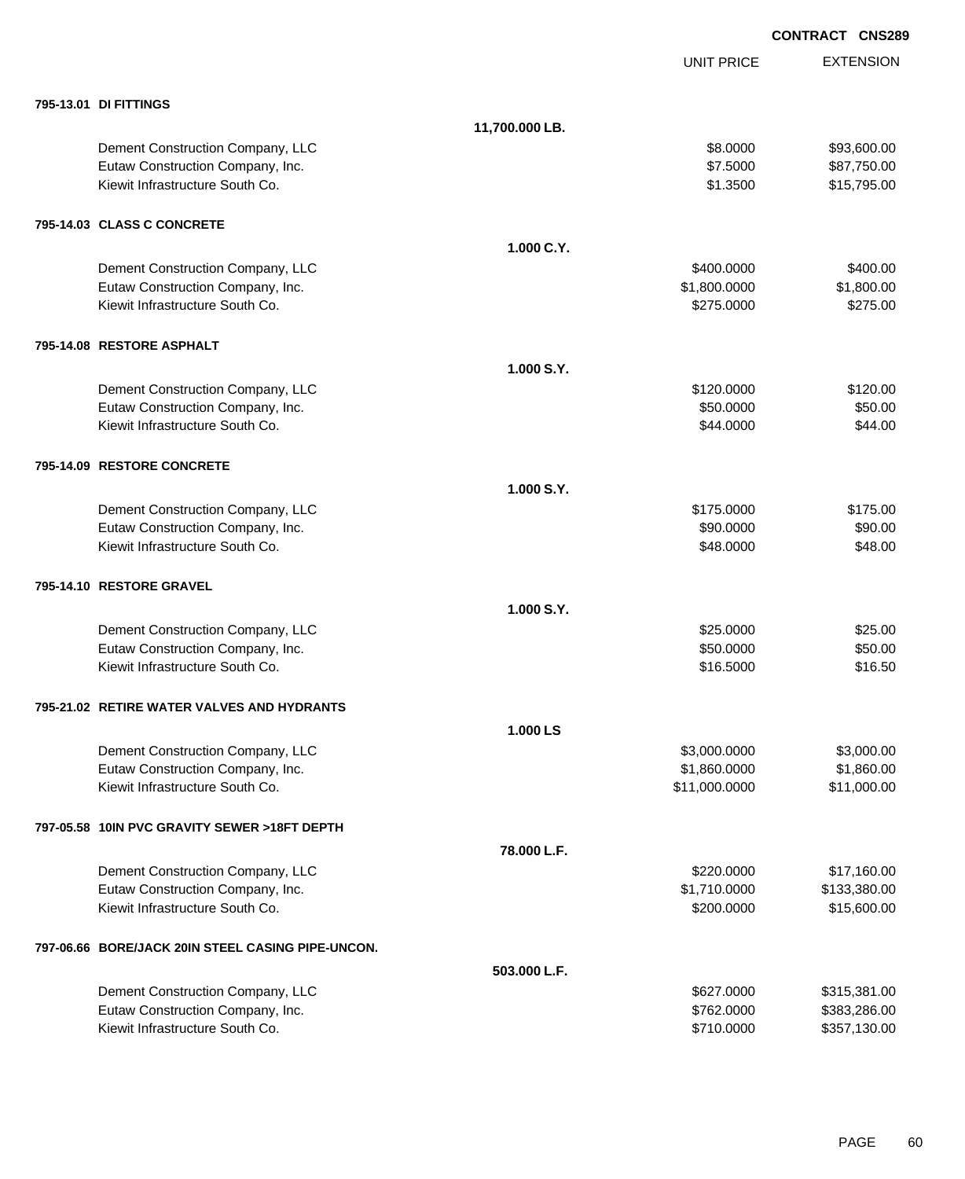**CONTRACT CNS289**

| | | UNIT PRICE | EXTENSION |
|---|---|---|---|
| **795-13.01 DI FITTINGS** | | | |
| | **11,700.000 LB.** | | |
| Dement Construction Company, LLC | | $8.0000 | $93,600.00 |
| Eutaw Construction Company, Inc. | | $7.5000 | $87,750.00 |
| Kiewit Infrastructure South Co. | | $1.3500 | $15,795.00 |
| **795-14.03 CLASS C CONCRETE** | | | |
| | **1.000 C.Y.** | | |
| Dement Construction Company, LLC | | $400.0000 | $400.00 |
| Eutaw Construction Company, Inc. | | $1,800.0000 | $1,800.00 |
| Kiewit Infrastructure South Co. | | $275.0000 | $275.00 |
| **795-14.08 RESTORE ASPHALT** | | | |
| | **1.000 S.Y.** | | |
| Dement Construction Company, LLC | | $120.0000 | $120.00 |
| Eutaw Construction Company, Inc. | | $50.0000 | $50.00 |
| Kiewit Infrastructure South Co. | | $44.0000 | $44.00 |
| **795-14.09 RESTORE CONCRETE** | | | |
| | **1.000 S.Y.** | | |
| Dement Construction Company, LLC | | $175.0000 | $175.00 |
| Eutaw Construction Company, Inc. | | $90.0000 | $90.00 |
| Kiewit Infrastructure South Co. | | $48.0000 | $48.00 |
| **795-14.10 RESTORE GRAVEL** | | | |
| | **1.000 S.Y.** | | |
| Dement Construction Company, LLC | | $25.0000 | $25.00 |
| Eutaw Construction Company, Inc. | | $50.0000 | $50.00 |
| Kiewit Infrastructure South Co. | | $16.5000 | $16.50 |
| **795-21.02 RETIRE WATER VALVES AND HYDRANTS** | | | |
| | **1.000 LS** | | |
| Dement Construction Company, LLC | | $3,000.0000 | $3,000.00 |
| Eutaw Construction Company, Inc. | | $1,860.0000 | $1,860.00 |
| Kiewit Infrastructure South Co. | | $11,000.0000 | $11,000.00 |
| **797-05.58 10IN PVC GRAVITY SEWER >18FT DEPTH** | | | |
| | **78.000 L.F.** | | |
| Dement Construction Company, LLC | | $220.0000 | $17,160.00 |
| Eutaw Construction Company, Inc. | | $1,710.0000 | $133,380.00 |
| Kiewit Infrastructure South Co. | | $200.0000 | $15,600.00 |
| **797-06.66 BORE/JACK 20IN STEEL CASING PIPE-UNCON.** | | | |
| | **503.000 L.F.** | | |
| Dement Construction Company, LLC | | $627.0000 | $315,381.00 |
| Eutaw Construction Company, Inc. | | $762.0000 | $383,286.00 |
| Kiewit Infrastructure South Co. | | $710.0000 | $357,130.00 |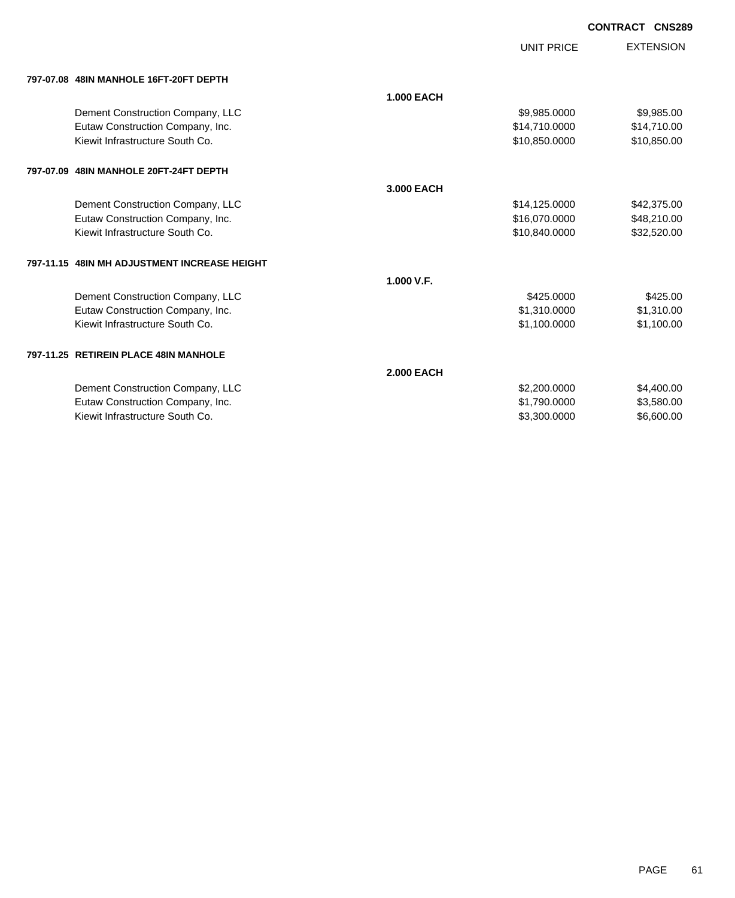**CONTRACT CNS289**

| | | UNIT PRICE | EXTENSION |
|---|---|---|---|
| **797-07.08 48IN MANHOLE 16FT-20FT DEPTH** | | | |
| | **1.000 EACH** | | |
| Dement Construction Company, LLC | | $9,985.0000 | $9,985.00 |
| Eutaw Construction Company, Inc. | | $14,710.0000 | $14,710.00 |
| Kiewit Infrastructure South Co. | | $10,850.0000 | $10,850.00 |
| **797-07.09 48IN MANHOLE 20FT-24FT DEPTH** | | | |
| | **3.000 EACH** | | |
| Dement Construction Company, LLC | | $14,125.0000 | $42,375.00 |
| Eutaw Construction Company, Inc. | | $16,070.0000 | $48,210.00 |
| Kiewit Infrastructure South Co. | | $10,840.0000 | $32,520.00 |
| **797-11.15 48IN MH ADJUSTMENT INCREASE HEIGHT** | | | |
| | **1.000 V.F.** | | |
| Dement Construction Company, LLC | | $425.0000 | $425.00 |
| Eutaw Construction Company, Inc. | | $1,310.0000 | $1,310.00 |
| Kiewit Infrastructure South Co. | | $1,100.0000 | $1,100.00 |
| **797-11.25 RETIREIN PLACE 48IN MANHOLE** | | | |
| | **2.000 EACH** | | |
| Dement Construction Company, LLC | | $2,200.0000 | $4,400.00 |
| Eutaw Construction Company, Inc. | | $1,790.0000 | $3,580.00 |
| Kiewit Infrastructure South Co. | | $3,300.0000 | $6,600.00 |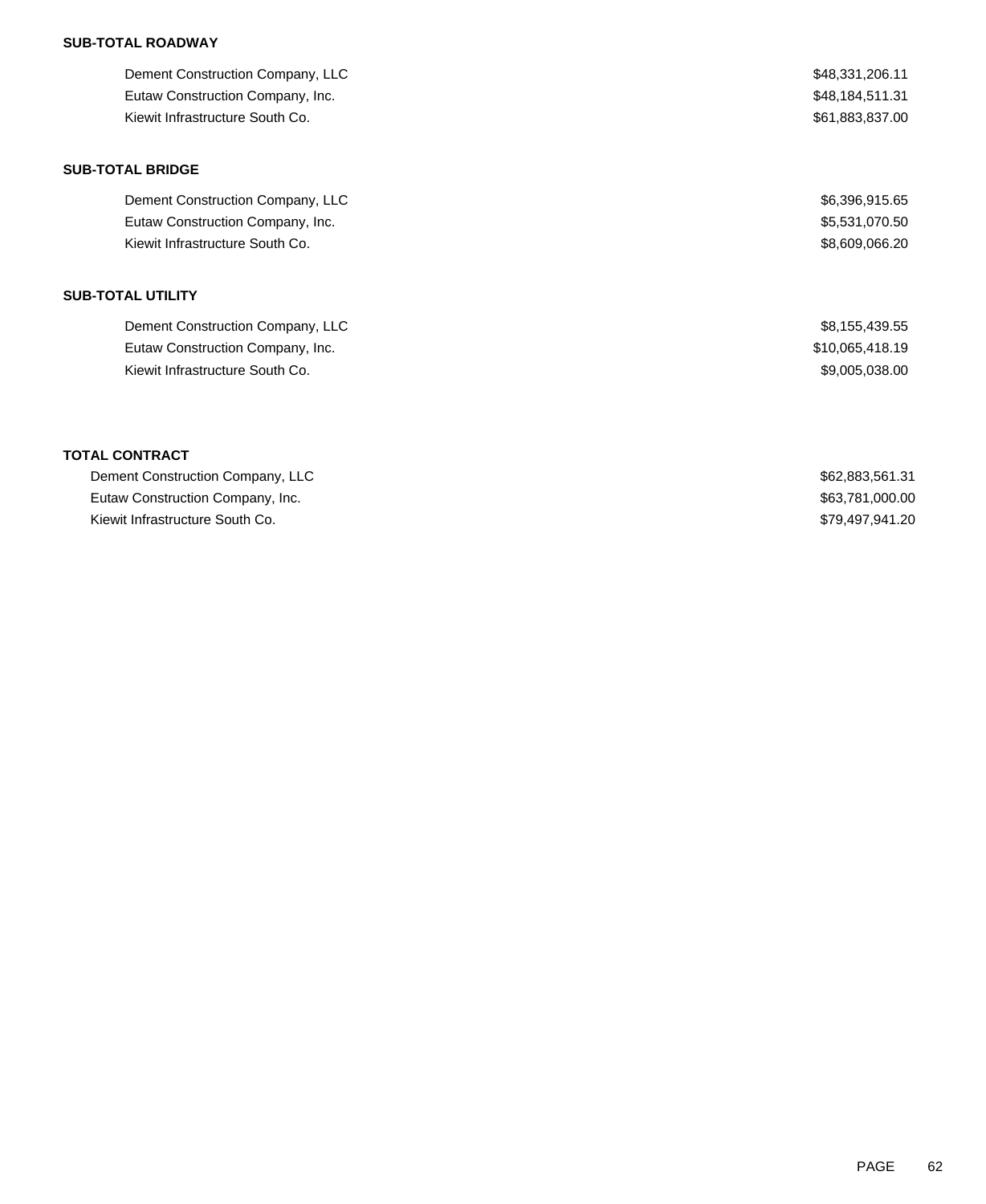**SUB-TOTAL ROADWAY**

| | |
|---|---|
| Dement Construction Company, LLC | $48,331,206.11 |
| Eutaw Construction Company, Inc. | $48,184,511.31 |
| Kiewit Infrastructure South Co. | $61,883,837.00 |

**SUB-TOTAL BRIDGE**

| | |
|---|---|
| Dement Construction Company, LLC | $6,396,915.65 |
| Eutaw Construction Company, Inc. | $5,531,070.50 |
| Kiewit Infrastructure South Co. | $8,609,066.20 |

**SUB-TOTAL UTILITY**

| | |
|---|---|
| Dement Construction Company, LLC | $8,155,439.55 |
| Eutaw Construction Company, Inc. | $10,065,418.19 |
| Kiewit Infrastructure South Co. | $9,005,038.00 |

**TOTAL CONTRACT**

| | |
|---|---|
| Dement Construction Company, LLC | $62,883,561.31 |
| Eutaw Construction Company, Inc. | $63,781,000.00 |
| Kiewit Infrastructure South Co. | $79,497,941.20 |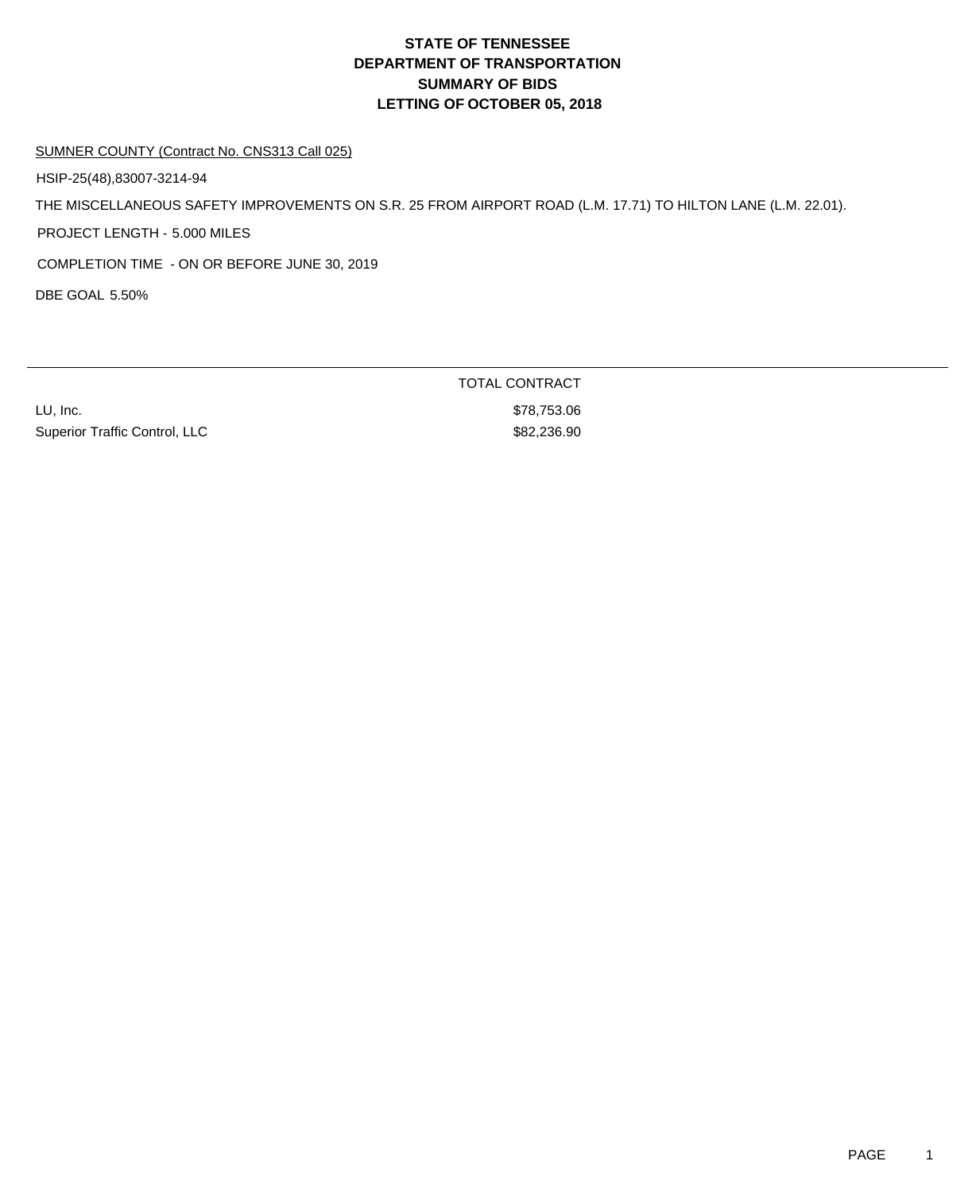# STATE OF TENNESSEE
# DEPARTMENT OF TRANSPORTATION
# SUMMARY OF BIDS
# LETTING OF OCTOBER 05, 2018

SUMNER COUNTY (Contract No. CNS313 Call 025)

HSIP-25(48),83007-3214-94

THE MISCELLANEOUS SAFETY IMPROVEMENTS ON S.R. 25 FROM AIRPORT ROAD (L.M. 17.71) TO HILTON LANE (L.M. 22.01).

PROJECT LENGTH - 5.000 MILES

COMPLETION TIME - ON OR BEFORE JUNE 30, 2019

DBE GOAL 5.50%

| | TOTAL CONTRACT |
|---|---|
| LU, Inc. | $78,753.06 |
| Superior Traffic Control, LLC | $82,236.90 |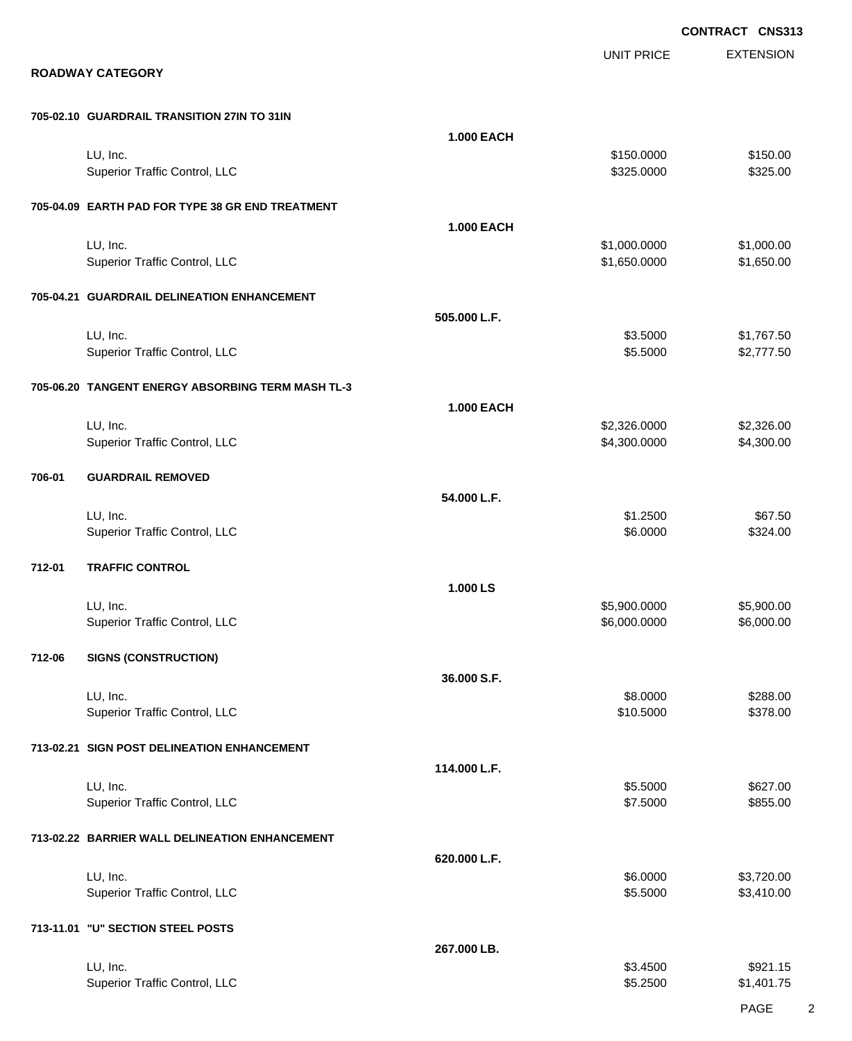**CONTRACT CNS313**

## ROADWAY CATEGORY

| | | Quantity | UNIT PRICE | EXTENSION |
|---|---|---|---|---|
| **705-02.10** | **GUARDRAIL TRANSITION 27IN TO 31IN** | | | |
| | | **1.000 EACH** | | |
| | LU, Inc. | | $150.0000 | $150.00 |
| | Superior Traffic Control, LLC | | $325.0000 | $325.00 |
| **705-04.09** | **EARTH PAD FOR TYPE 38 GR END TREATMENT** | | | |
| | | **1.000 EACH** | | |
| | LU, Inc. | | $1,000.0000 | $1,000.00 |
| | Superior Traffic Control, LLC | | $1,650.0000 | $1,650.00 |
| **705-04.21** | **GUARDRAIL DELINEATION ENHANCEMENT** | | | |
| | | **505.000 L.F.** | | |
| | LU, Inc. | | $3.5000 | $1,767.50 |
| | Superior Traffic Control, LLC | | $5.5000 | $2,777.50 |
| **705-06.20** | **TANGENT ENERGY ABSORBING TERM MASH TL-3** | | | |
| | | **1.000 EACH** | | |
| | LU, Inc. | | $2,326.0000 | $2,326.00 |
| | Superior Traffic Control, LLC | | $4,300.0000 | $4,300.00 |
| **706-01** | **GUARDRAIL REMOVED** | | | |
| | | **54.000 L.F.** | | |
| | LU, Inc. | | $1.2500 | $67.50 |
| | Superior Traffic Control, LLC | | $6.0000 | $324.00 |
| **712-01** | **TRAFFIC CONTROL** | | | |
| | | **1.000 LS** | | |
| | LU, Inc. | | $5,900.0000 | $5,900.00 |
| | Superior Traffic Control, LLC | | $6,000.0000 | $6,000.00 |
| **712-06** | **SIGNS (CONSTRUCTION)** | | | |
| | | **36.000 S.F.** | | |
| | LU, Inc. | | $8.0000 | $288.00 |
| | Superior Traffic Control, LLC | | $10.5000 | $378.00 |
| **713-02.21** | **SIGN POST DELINEATION ENHANCEMENT** | | | |
| | | **114.000 L.F.** | | |
| | LU, Inc. | | $5.5000 | $627.00 |
| | Superior Traffic Control, LLC | | $7.5000 | $855.00 |
| **713-02.22** | **BARRIER WALL DELINEATION ENHANCEMENT** | | | |
| | | **620.000 L.F.** | | |
| | LU, Inc. | | $6.0000 | $3,720.00 |
| | Superior Traffic Control, LLC | | $5.5000 | $3,410.00 |
| **713-11.01** | **"U" SECTION STEEL POSTS** | | | |
| | | **267.000 LB.** | | |
| | LU, Inc. | | $3.4500 | $921.15 |
| | Superior Traffic Control, LLC | | $5.2500 | $1,401.75 |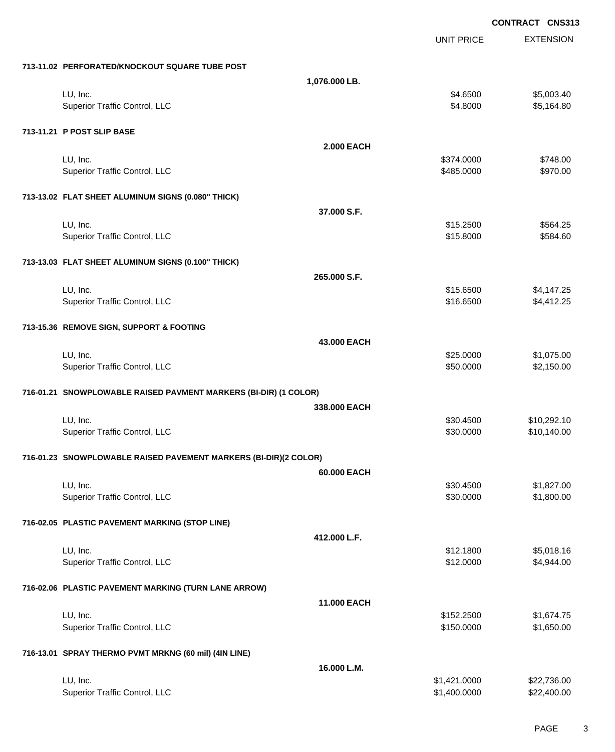**CONTRACT CNS313**

| | | UNIT PRICE | EXTENSION |
|---|---|---|---|
| **713-11.02 PERFORATED/KNOCKOUT SQUARE TUBE POST** | | | |
| | **1,076.000 LB.** | | |
| LU, Inc. | | $4.6500 | $5,003.40 |
| Superior Traffic Control, LLC | | $4.8000 | $5,164.80 |
| **713-11.21 P POST SLIP BASE** | | | |
| | **2.000 EACH** | | |
| LU, Inc. | | $374.0000 | $748.00 |
| Superior Traffic Control, LLC | | $485.0000 | $970.00 |
| **713-13.02 FLAT SHEET ALUMINUM SIGNS (0.080" THICK)** | | | |
| | **37.000 S.F.** | | |
| LU, Inc. | | $15.2500 | $564.25 |
| Superior Traffic Control, LLC | | $15.8000 | $584.60 |
| **713-13.03 FLAT SHEET ALUMINUM SIGNS (0.100" THICK)** | | | |
| | **265.000 S.F.** | | |
| LU, Inc. | | $15.6500 | $4,147.25 |
| Superior Traffic Control, LLC | | $16.6500 | $4,412.25 |
| **713-15.36 REMOVE SIGN, SUPPORT & FOOTING** | | | |
| | **43.000 EACH** | | |
| LU, Inc. | | $25.0000 | $1,075.00 |
| Superior Traffic Control, LLC | | $50.0000 | $2,150.00 |
| **716-01.21 SNOWPLOWABLE RAISED PAVMENT MARKERS (BI-DIR) (1 COLOR)** | | | |
| | **338.000 EACH** | | |
| LU, Inc. | | $30.4500 | $10,292.10 |
| Superior Traffic Control, LLC | | $30.0000 | $10,140.00 |
| **716-01.23 SNOWPLOWABLE RAISED PAVEMENT MARKERS (BI-DIR)(2 COLOR)** | | | |
| | **60.000 EACH** | | |
| LU, Inc. | | $30.4500 | $1,827.00 |
| Superior Traffic Control, LLC | | $30.0000 | $1,800.00 |
| **716-02.05 PLASTIC PAVEMENT MARKING (STOP LINE)** | | | |
| | **412.000 L.F.** | | |
| LU, Inc. | | $12.1800 | $5,018.16 |
| Superior Traffic Control, LLC | | $12.0000 | $4,944.00 |
| **716-02.06 PLASTIC PAVEMENT MARKING (TURN LANE ARROW)** | | | |
| | **11.000 EACH** | | |
| LU, Inc. | | $152.2500 | $1,674.75 |
| Superior Traffic Control, LLC | | $150.0000 | $1,650.00 |
| **716-13.01 SPRAY THERMO PVMT MRKNG (60 mil) (4IN LINE)** | | | |
| | **16.000 L.M.** | | |
| LU, Inc. | | $1,421.0000 | $22,736.00 |
| Superior Traffic Control, LLC | | $1,400.0000 | $22,400.00 |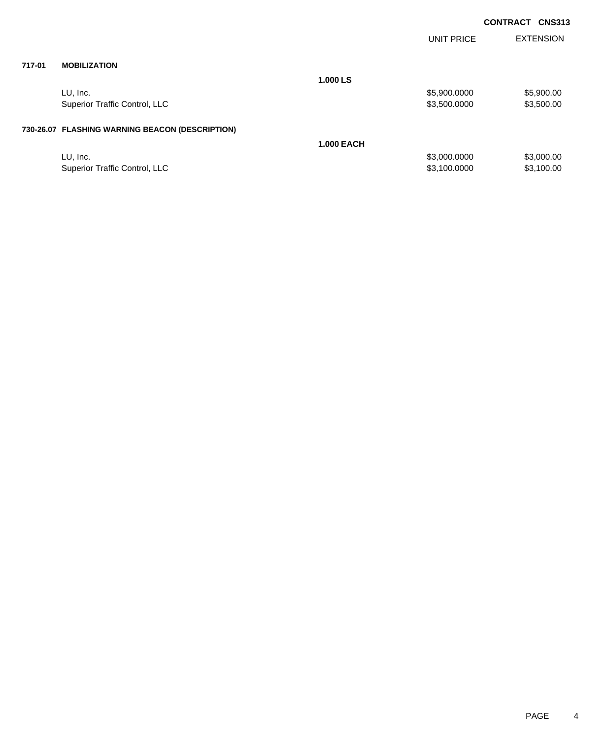**CONTRACT CNS313**

| | | | UNIT PRICE | EXTENSION |
|---|---|---|---|---|
| **717-01** | **MOBILIZATION** | | | |
| | | **1.000 LS** | | |
| | LU, Inc. | | $5,900.0000 | $5,900.00 |
| | Superior Traffic Control, LLC | | $3,500.0000 | $3,500.00 |
| **730-26.07** | **FLASHING WARNING BEACON (DESCRIPTION)** | | | |
| | | **1.000 EACH** | | |
| | LU, Inc. | | $3,000.0000 | $3,000.00 |
| | Superior Traffic Control, LLC | | $3,100.0000 | $3,100.00 |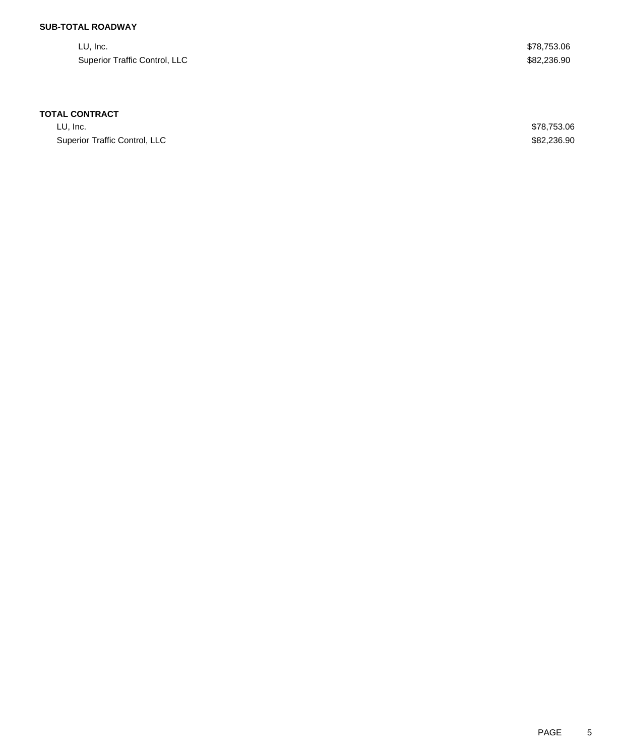**SUB-TOTAL ROADWAY**

| | |
|---|---|
| LU, Inc. | $78,753.06 |
| Superior Traffic Control, LLC | $82,236.90 |

**TOTAL CONTRACT**

| | |
|---|---|
| LU, Inc. | $78,753.06 |
| Superior Traffic Control, LLC | $82,236.90 |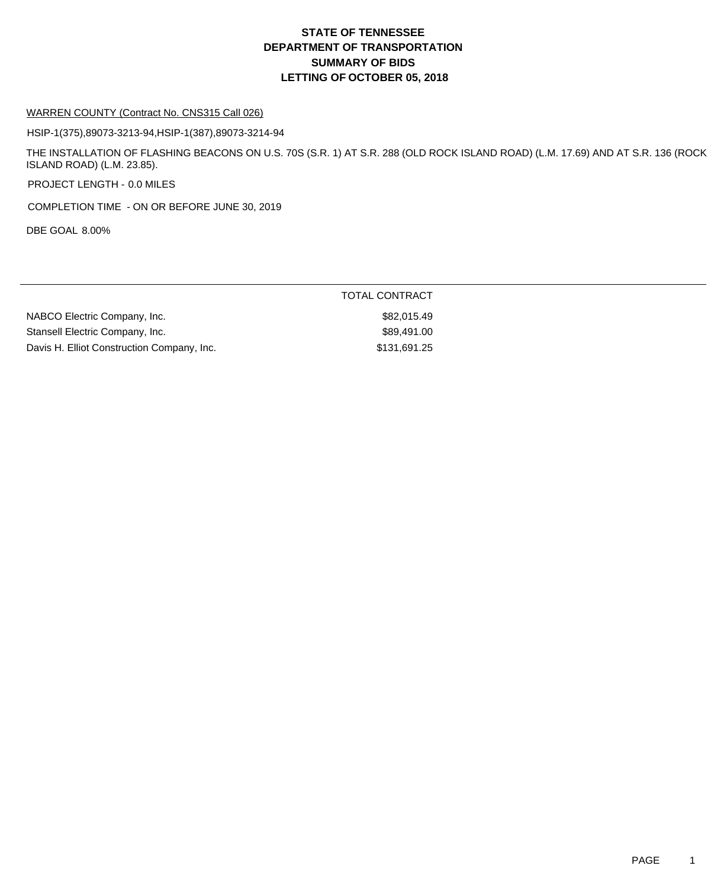# STATE OF TENNESSEE
# DEPARTMENT OF TRANSPORTATION
# SUMMARY OF BIDS
# LETTING OF OCTOBER 05, 2018

WARREN COUNTY (Contract No. CNS315 Call 026)

HSIP-1(375),89073-3213-94,HSIP-1(387),89073-3214-94

THE INSTALLATION OF FLASHING BEACONS ON U.S. 70S (S.R. 1) AT S.R. 288 (OLD ROCK ISLAND ROAD) (L.M. 17.69) AND AT S.R. 136 (ROCK ISLAND ROAD) (L.M. 23.85).

PROJECT LENGTH - 0.0 MILES

COMPLETION TIME - ON OR BEFORE JUNE 30, 2019

DBE GOAL 8.00%

| | TOTAL CONTRACT |
|---|---|
| NABCO Electric Company, Inc. | $82,015.49 |
| Stansell Electric Company, Inc. | $89,491.00 |
| Davis H. Elliot Construction Company, Inc. | $131,691.25 |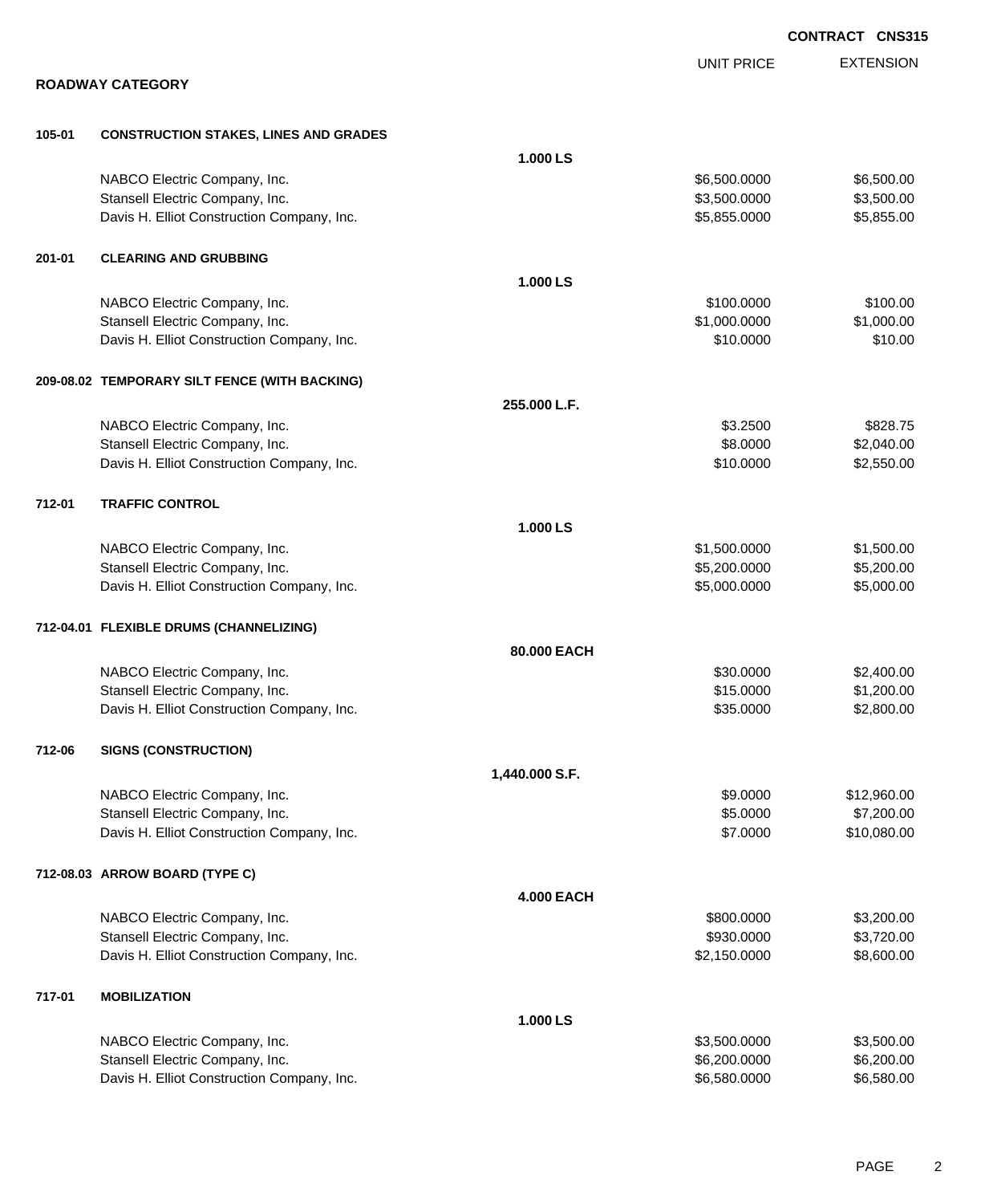**CONTRACT CNS315**

## ROADWAY CATEGORY

| | | | UNIT PRICE | EXTENSION |
|---|---|---|---|---|
| **105-01** | **CONSTRUCTION STAKES, LINES AND GRADES** | | | |
| | | **1.000 LS** | | |
| | NABCO Electric Company, Inc. | | $6,500.0000 | $6,500.00 |
| | Stansell Electric Company, Inc. | | $3,500.0000 | $3,500.00 |
| | Davis H. Elliot Construction Company, Inc. | | $5,855.0000 | $5,855.00 |
| **201-01** | **CLEARING AND GRUBBING** | | | |
| | | **1.000 LS** | | |
| | NABCO Electric Company, Inc. | | $100.0000 | $100.00 |
| | Stansell Electric Company, Inc. | | $1,000.0000 | $1,000.00 |
| | Davis H. Elliot Construction Company, Inc. | | $10.0000 | $10.00 |
| **209-08.02** | **TEMPORARY SILT FENCE (WITH BACKING)** | | | |
| | | **255.000 L.F.** | | |
| | NABCO Electric Company, Inc. | | $3.2500 | $828.75 |
| | Stansell Electric Company, Inc. | | $8.0000 | $2,040.00 |
| | Davis H. Elliot Construction Company, Inc. | | $10.0000 | $2,550.00 |
| **712-01** | **TRAFFIC CONTROL** | | | |
| | | **1.000 LS** | | |
| | NABCO Electric Company, Inc. | | $1,500.0000 | $1,500.00 |
| | Stansell Electric Company, Inc. | | $5,200.0000 | $5,200.00 |
| | Davis H. Elliot Construction Company, Inc. | | $5,000.0000 | $5,000.00 |
| **712-04.01** | **FLEXIBLE DRUMS (CHANNELIZING)** | | | |
| | | **80.000 EACH** | | |
| | NABCO Electric Company, Inc. | | $30.0000 | $2,400.00 |
| | Stansell Electric Company, Inc. | | $15.0000 | $1,200.00 |
| | Davis H. Elliot Construction Company, Inc. | | $35.0000 | $2,800.00 |
| **712-06** | **SIGNS (CONSTRUCTION)** | | | |
| | | **1,440.000 S.F.** | | |
| | NABCO Electric Company, Inc. | | $9.0000 | $12,960.00 |
| | Stansell Electric Company, Inc. | | $5.0000 | $7,200.00 |
| | Davis H. Elliot Construction Company, Inc. | | $7.0000 | $10,080.00 |
| **712-08.03** | **ARROW BOARD (TYPE C)** | | | |
| | | **4.000 EACH** | | |
| | NABCO Electric Company, Inc. | | $800.0000 | $3,200.00 |
| | Stansell Electric Company, Inc. | | $930.0000 | $3,720.00 |
| | Davis H. Elliot Construction Company, Inc. | | $2,150.0000 | $8,600.00 |
| **717-01** | **MOBILIZATION** | | | |
| | | **1.000 LS** | | |
| | NABCO Electric Company, Inc. | | $3,500.0000 | $3,500.00 |
| | Stansell Electric Company, Inc. | | $6,200.0000 | $6,200.00 |
| | Davis H. Elliot Construction Company, Inc. | | $6,580.0000 | $6,580.00 |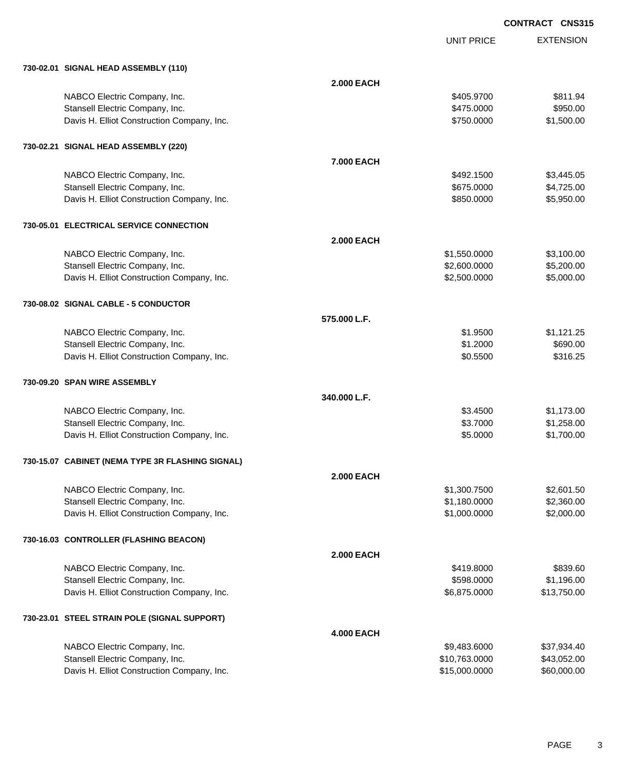**CONTRACT CNS315**

| | | UNIT PRICE | EXTENSION |
|---|---|---|---|
| **730-02.01 SIGNAL HEAD ASSEMBLY (110)** | | | |
| | **2.000 EACH** | | |
| NABCO Electric Company, Inc. | | $405.9700 | $811.94 |
| Stansell Electric Company, Inc. | | $475.0000 | $950.00 |
| Davis H. Elliot Construction Company, Inc. | | $750.0000 | $1,500.00 |
| **730-02.21 SIGNAL HEAD ASSEMBLY (220)** | | | |
| | **7.000 EACH** | | |
| NABCO Electric Company, Inc. | | $492.1500 | $3,445.05 |
| Stansell Electric Company, Inc. | | $675.0000 | $4,725.00 |
| Davis H. Elliot Construction Company, Inc. | | $850.0000 | $5,950.00 |
| **730-05.01 ELECTRICAL SERVICE CONNECTION** | | | |
| | **2.000 EACH** | | |
| NABCO Electric Company, Inc. | | $1,550.0000 | $3,100.00 |
| Stansell Electric Company, Inc. | | $2,600.0000 | $5,200.00 |
| Davis H. Elliot Construction Company, Inc. | | $2,500.0000 | $5,000.00 |
| **730-08.02 SIGNAL CABLE - 5 CONDUCTOR** | | | |
| | **575.000 L.F.** | | |
| NABCO Electric Company, Inc. | | $1.9500 | $1,121.25 |
| Stansell Electric Company, Inc. | | $1.2000 | $690.00 |
| Davis H. Elliot Construction Company, Inc. | | $0.5500 | $316.25 |
| **730-09.20 SPAN WIRE ASSEMBLY** | | | |
| | **340.000 L.F.** | | |
| NABCO Electric Company, Inc. | | $3.4500 | $1,173.00 |
| Stansell Electric Company, Inc. | | $3.7000 | $1,258.00 |
| Davis H. Elliot Construction Company, Inc. | | $5.0000 | $1,700.00 |
| **730-15.07 CABINET (NEMA TYPE 3R FLASHING SIGNAL)** | | | |
| | **2.000 EACH** | | |
| NABCO Electric Company, Inc. | | $1,300.7500 | $2,601.50 |
| Stansell Electric Company, Inc. | | $1,180.0000 | $2,360.00 |
| Davis H. Elliot Construction Company, Inc. | | $1,000.0000 | $2,000.00 |
| **730-16.03 CONTROLLER (FLASHING BEACON)** | | | |
| | **2.000 EACH** | | |
| NABCO Electric Company, Inc. | | $419.8000 | $839.60 |
| Stansell Electric Company, Inc. | | $598.0000 | $1,196.00 |
| Davis H. Elliot Construction Company, Inc. | | $6,875.0000 | $13,750.00 |
| **730-23.01 STEEL STRAIN POLE (SIGNAL SUPPORT)** | | | |
| | **4.000 EACH** | | |
| NABCO Electric Company, Inc. | | $9,483.6000 | $37,934.40 |
| Stansell Electric Company, Inc. | | $10,763.0000 | $43,052.00 |
| Davis H. Elliot Construction Company, Inc. | | $15,000.0000 | $60,000.00 |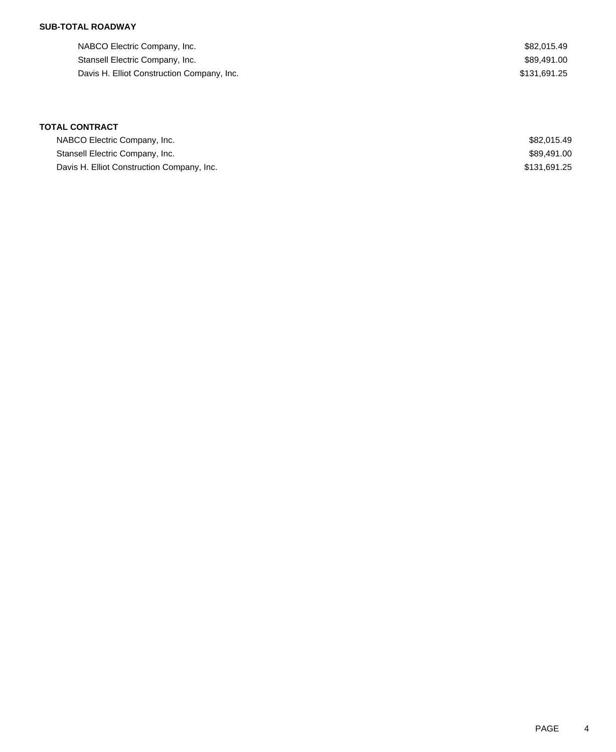**SUB-TOTAL ROADWAY**

| | |
|---|---|
| NABCO Electric Company, Inc. | $82,015.49 |
| Stansell Electric Company, Inc. | $89,491.00 |
| Davis H. Elliot Construction Company, Inc. | $131,691.25 |

**TOTAL CONTRACT**

| | |
|---|---|
| NABCO Electric Company, Inc. | $82,015.49 |
| Stansell Electric Company, Inc. | $89,491.00 |
| Davis H. Elliot Construction Company, Inc. | $131,691.25 |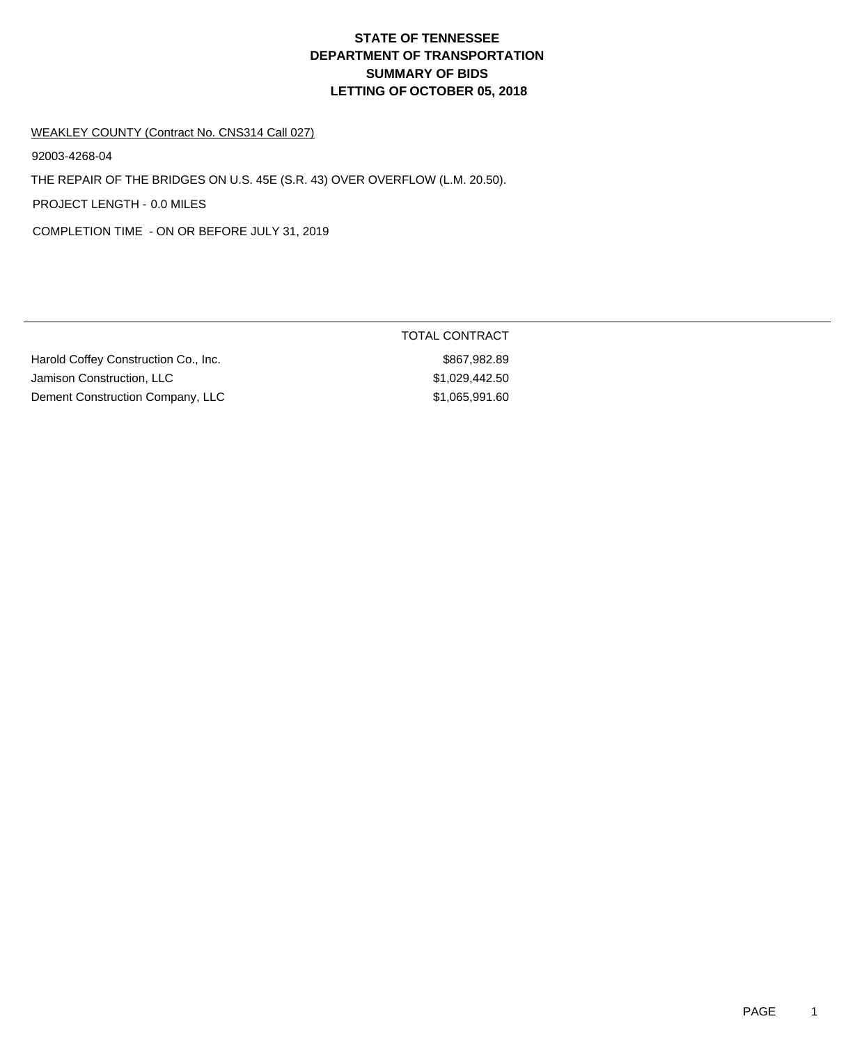# STATE OF TENNESSEE
# DEPARTMENT OF TRANSPORTATION
# SUMMARY OF BIDS
# LETTING OF OCTOBER 05, 2018

WEAKLEY COUNTY (Contract No. CNS314 Call 027)

92003-4268-04

THE REPAIR OF THE BRIDGES ON U.S. 45E (S.R. 43) OVER OVERFLOW (L.M. 20.50).

PROJECT LENGTH - 0.0 MILES

COMPLETION TIME - ON OR BEFORE JULY 31, 2019

| | TOTAL CONTRACT |
|---|---|
| Harold Coffey Construction Co., Inc. | $867,982.89 |
| Jamison Construction, LLC | $1,029,442.50 |
| Dement Construction Company, LLC | $1,065,991.60 |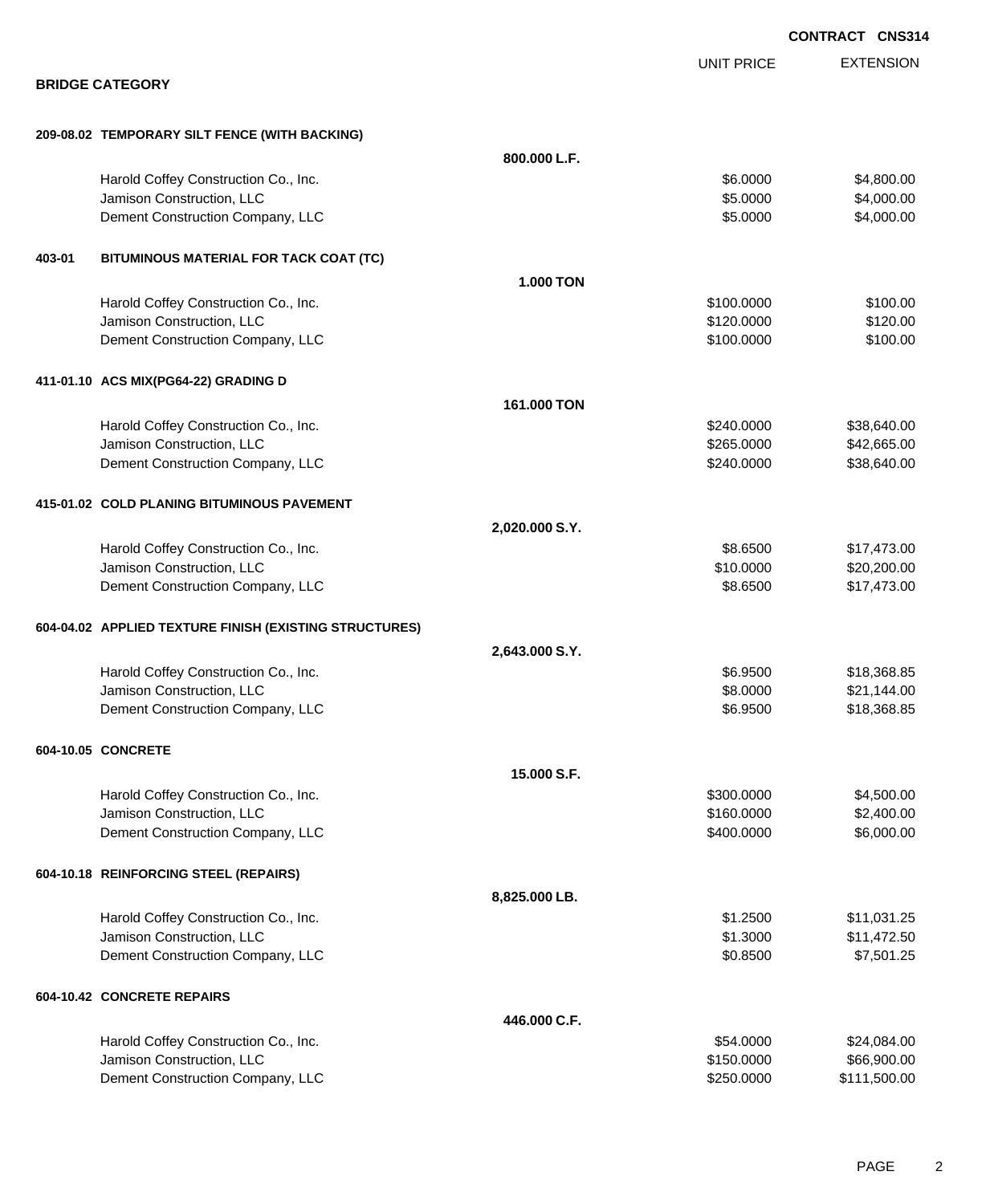CONTRACT CNS314

## BRIDGE CATEGORY

| | | UNIT PRICE | EXTENSION |
|---|---|---|---|
| **209-08.02 TEMPORARY SILT FENCE (WITH BACKING)** | | | |
| | **800.000 L.F.** | | |
| Harold Coffey Construction Co., Inc. | | $6.0000 | $4,800.00 |
| Jamison Construction, LLC | | $5.0000 | $4,000.00 |
| Dement Construction Company, LLC | | $5.0000 | $4,000.00 |
| **403-01 BITUMINOUS MATERIAL FOR TACK COAT (TC)** | | | |
| | **1.000 TON** | | |
| Harold Coffey Construction Co., Inc. | | $100.0000 | $100.00 |
| Jamison Construction, LLC | | $120.0000 | $120.00 |
| Dement Construction Company, LLC | | $100.0000 | $100.00 |
| **411-01.10 ACS MIX(PG64-22) GRADING D** | | | |
| | **161.000 TON** | | |
| Harold Coffey Construction Co., Inc. | | $240.0000 | $38,640.00 |
| Jamison Construction, LLC | | $265.0000 | $42,665.00 |
| Dement Construction Company, LLC | | $240.0000 | $38,640.00 |
| **415-01.02 COLD PLANING BITUMINOUS PAVEMENT** | | | |
| | **2,020.000 S.Y.** | | |
| Harold Coffey Construction Co., Inc. | | $8.6500 | $17,473.00 |
| Jamison Construction, LLC | | $10.0000 | $20,200.00 |
| Dement Construction Company, LLC | | $8.6500 | $17,473.00 |
| **604-04.02 APPLIED TEXTURE FINISH (EXISTING STRUCTURES)** | | | |
| | **2,643.000 S.Y.** | | |
| Harold Coffey Construction Co., Inc. | | $6.9500 | $18,368.85 |
| Jamison Construction, LLC | | $8.0000 | $21,144.00 |
| Dement Construction Company, LLC | | $6.9500 | $18,368.85 |
| **604-10.05 CONCRETE** | | | |
| | **15.000 S.F.** | | |
| Harold Coffey Construction Co., Inc. | | $300.0000 | $4,500.00 |
| Jamison Construction, LLC | | $160.0000 | $2,400.00 |
| Dement Construction Company, LLC | | $400.0000 | $6,000.00 |
| **604-10.18 REINFORCING STEEL (REPAIRS)** | | | |
| | **8,825.000 LB.** | | |
| Harold Coffey Construction Co., Inc. | | $1.2500 | $11,031.25 |
| Jamison Construction, LLC | | $1.3000 | $11,472.50 |
| Dement Construction Company, LLC | | $0.8500 | $7,501.25 |
| **604-10.42 CONCRETE REPAIRS** | | | |
| | **446.000 C.F.** | | |
| Harold Coffey Construction Co., Inc. | | $54.0000 | $24,084.00 |
| Jamison Construction, LLC | | $150.0000 | $66,900.00 |
| Dement Construction Company, LLC | | $250.0000 | $111,500.00 |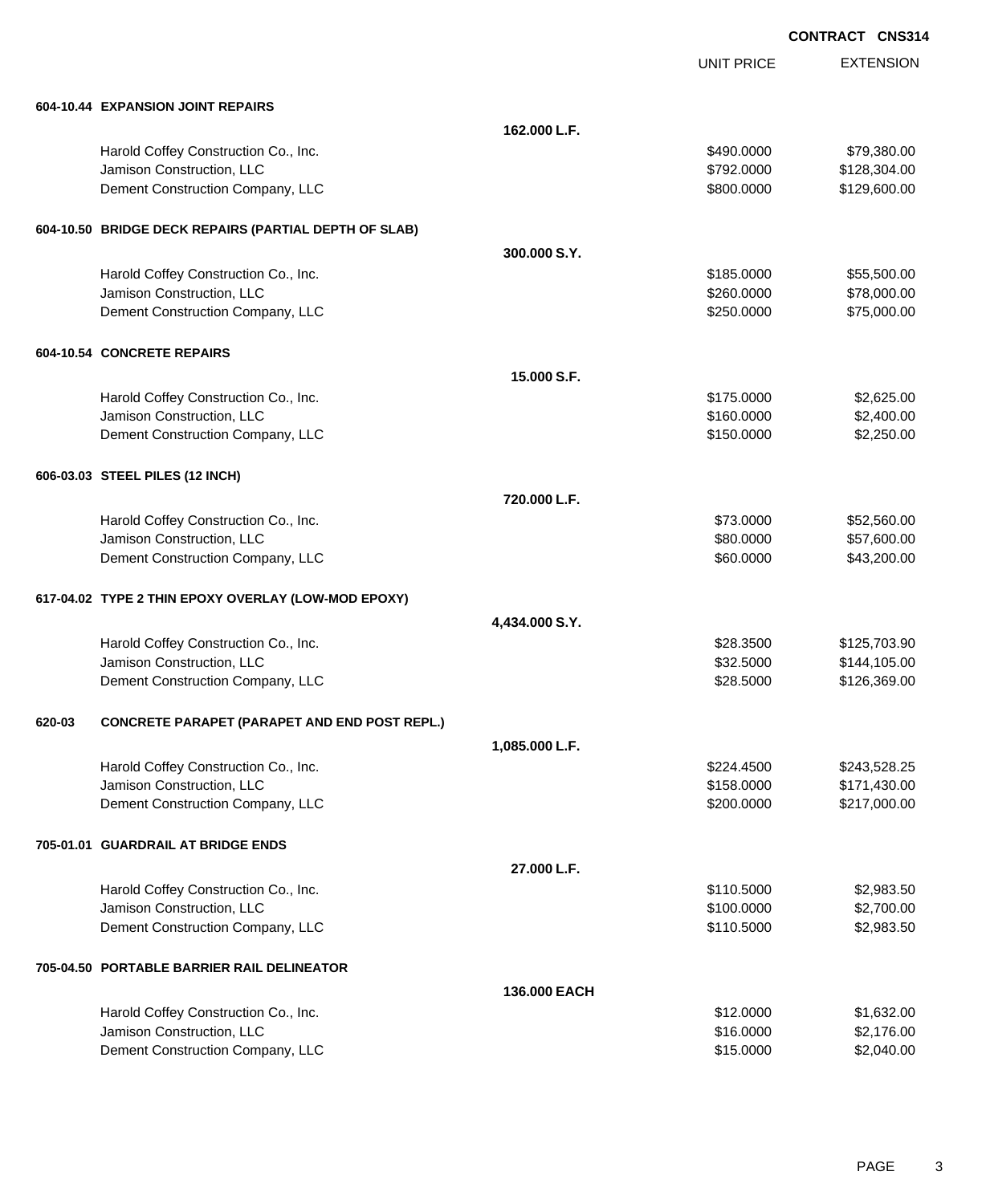**CONTRACT CNS314**

| | | UNIT PRICE | EXTENSION |
|---|---|---|---|
| **604-10.44 EXPANSION JOINT REPAIRS** | | | |
| | **162.000 L.F.** | | |
| Harold Coffey Construction Co., Inc. | | $490.0000 | $79,380.00 |
| Jamison Construction, LLC | | $792.0000 | $128,304.00 |
| Dement Construction Company, LLC | | $800.0000 | $129,600.00 |
| **604-10.50 BRIDGE DECK REPAIRS (PARTIAL DEPTH OF SLAB)** | | | |
| | **300.000 S.Y.** | | |
| Harold Coffey Construction Co., Inc. | | $185.0000 | $55,500.00 |
| Jamison Construction, LLC | | $260.0000 | $78,000.00 |
| Dement Construction Company, LLC | | $250.0000 | $75,000.00 |
| **604-10.54 CONCRETE REPAIRS** | | | |
| | **15.000 S.F.** | | |
| Harold Coffey Construction Co., Inc. | | $175.0000 | $2,625.00 |
| Jamison Construction, LLC | | $160.0000 | $2,400.00 |
| Dement Construction Company, LLC | | $150.0000 | $2,250.00 |
| **606-03.03 STEEL PILES (12 INCH)** | | | |
| | **720.000 L.F.** | | |
| Harold Coffey Construction Co., Inc. | | $73.0000 | $52,560.00 |
| Jamison Construction, LLC | | $80.0000 | $57,600.00 |
| Dement Construction Company, LLC | | $60.0000 | $43,200.00 |
| **617-04.02 TYPE 2 THIN EPOXY OVERLAY (LOW-MOD EPOXY)** | | | |
| | **4,434.000 S.Y.** | | |
| Harold Coffey Construction Co., Inc. | | $28.3500 | $125,703.90 |
| Jamison Construction, LLC | | $32.5000 | $144,105.00 |
| Dement Construction Company, LLC | | $28.5000 | $126,369.00 |
| **620-03 CONCRETE PARAPET (PARAPET AND END POST REPL.)** | | | |
| | **1,085.000 L.F.** | | |
| Harold Coffey Construction Co., Inc. | | $224.4500 | $243,528.25 |
| Jamison Construction, LLC | | $158.0000 | $171,430.00 |
| Dement Construction Company, LLC | | $200.0000 | $217,000.00 |
| **705-01.01 GUARDRAIL AT BRIDGE ENDS** | | | |
| | **27.000 L.F.** | | |
| Harold Coffey Construction Co., Inc. | | $110.5000 | $2,983.50 |
| Jamison Construction, LLC | | $100.0000 | $2,700.00 |
| Dement Construction Company, LLC | | $110.5000 | $2,983.50 |
| **705-04.50 PORTABLE BARRIER RAIL DELINEATOR** | | | |
| | **136.000 EACH** | | |
| Harold Coffey Construction Co., Inc. | | $12.0000 | $1,632.00 |
| Jamison Construction, LLC | | $16.0000 | $2,176.00 |
| Dement Construction Company, LLC | | $15.0000 | $2,040.00 |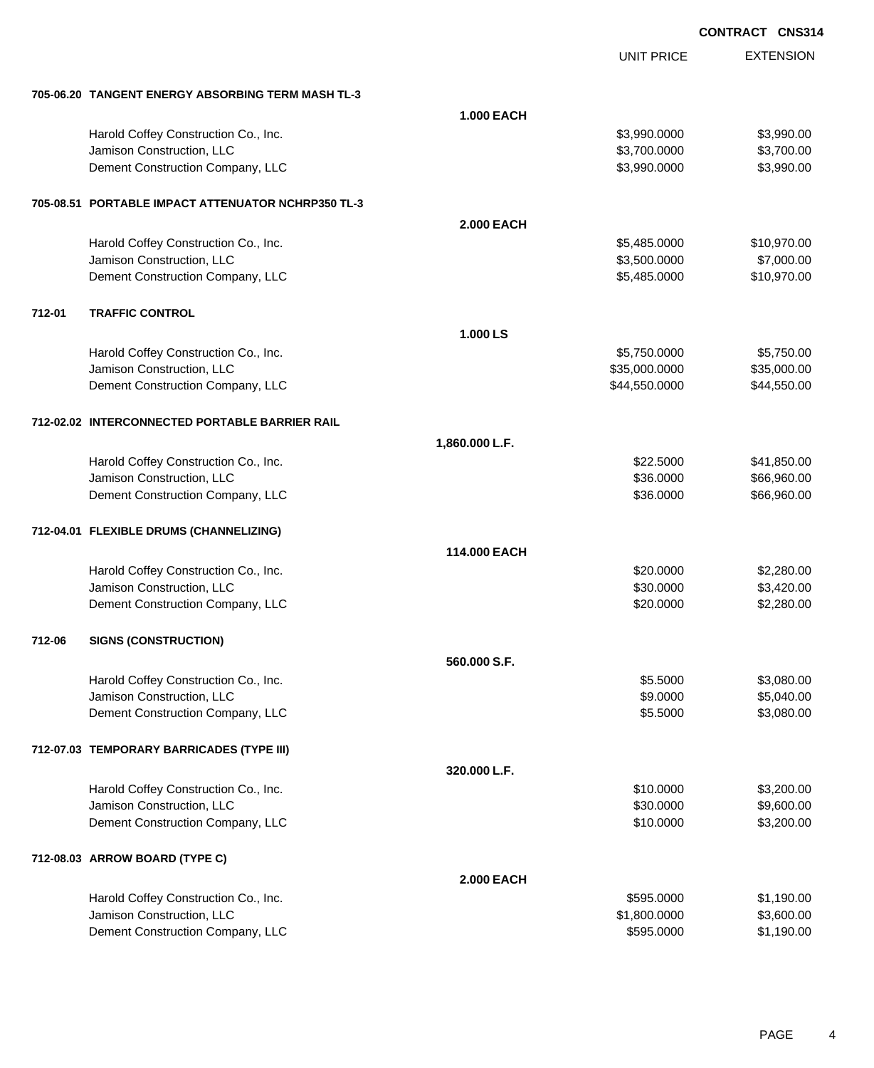**CONTRACT CNS314**

| | | UNIT PRICE | EXTENSION |
|---|---|---|---|
| **705-06.20 TANGENT ENERGY ABSORBING TERM MASH TL-3** | | | |
| | **1.000 EACH** | | |
| Harold Coffey Construction Co., Inc. | | $3,990.0000 | $3,990.00 |
| Jamison Construction, LLC | | $3,700.0000 | $3,700.00 |
| Dement Construction Company, LLC | | $3,990.0000 | $3,990.00 |
| **705-08.51 PORTABLE IMPACT ATTENUATOR NCHRP350 TL-3** | | | |
| | **2.000 EACH** | | |
| Harold Coffey Construction Co., Inc. | | $5,485.0000 | $10,970.00 |
| Jamison Construction, LLC | | $3,500.0000 | $7,000.00 |
| Dement Construction Company, LLC | | $5,485.0000 | $10,970.00 |
| **712-01 TRAFFIC CONTROL** | | | |
| | **1.000 LS** | | |
| Harold Coffey Construction Co., Inc. | | $5,750.0000 | $5,750.00 |
| Jamison Construction, LLC | | $35,000.0000 | $35,000.00 |
| Dement Construction Company, LLC | | $44,550.0000 | $44,550.00 |
| **712-02.02 INTERCONNECTED PORTABLE BARRIER RAIL** | | | |
| | **1,860.000 L.F.** | | |
| Harold Coffey Construction Co., Inc. | | $22.5000 | $41,850.00 |
| Jamison Construction, LLC | | $36.0000 | $66,960.00 |
| Dement Construction Company, LLC | | $36.0000 | $66,960.00 |
| **712-04.01 FLEXIBLE DRUMS (CHANNELIZING)** | | | |
| | **114.000 EACH** | | |
| Harold Coffey Construction Co., Inc. | | $20.0000 | $2,280.00 |
| Jamison Construction, LLC | | $30.0000 | $3,420.00 |
| Dement Construction Company, LLC | | $20.0000 | $2,280.00 |
| **712-06 SIGNS (CONSTRUCTION)** | | | |
| | **560.000 S.F.** | | |
| Harold Coffey Construction Co., Inc. | | $5.5000 | $3,080.00 |
| Jamison Construction, LLC | | $9.0000 | $5,040.00 |
| Dement Construction Company, LLC | | $5.5000 | $3,080.00 |
| **712-07.03 TEMPORARY BARRICADES (TYPE III)** | | | |
| | **320.000 L.F.** | | |
| Harold Coffey Construction Co., Inc. | | $10.0000 | $3,200.00 |
| Jamison Construction, LLC | | $30.0000 | $9,600.00 |
| Dement Construction Company, LLC | | $10.0000 | $3,200.00 |
| **712-08.03 ARROW BOARD (TYPE C)** | | | |
| | **2.000 EACH** | | |
| Harold Coffey Construction Co., Inc. | | $595.0000 | $1,190.00 |
| Jamison Construction, LLC | | $1,800.0000 | $3,600.00 |
| Dement Construction Company, LLC | | $595.0000 | $1,190.00 |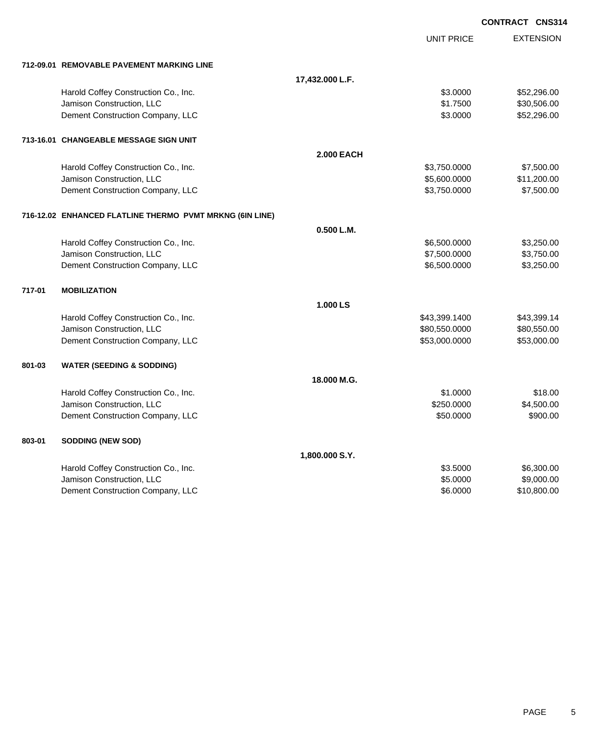**CONTRACT CNS314**

| | | UNIT PRICE | EXTENSION |
|---|---|---|---|
| **712-09.01 REMOVABLE PAVEMENT MARKING LINE** | | | |
| | **17,432.000 L.F.** | | |
| Harold Coffey Construction Co., Inc. | | $3.0000 | $52,296.00 |
| Jamison Construction, LLC | | $1.7500 | $30,506.00 |
| Dement Construction Company, LLC | | $3.0000 | $52,296.00 |
| **713-16.01 CHANGEABLE MESSAGE SIGN UNIT** | | | |
| | **2.000 EACH** | | |
| Harold Coffey Construction Co., Inc. | | $3,750.0000 | $7,500.00 |
| Jamison Construction, LLC | | $5,600.0000 | $11,200.00 |
| Dement Construction Company, LLC | | $3,750.0000 | $7,500.00 |
| **716-12.02 ENHANCED FLATLINE THERMO PVMT MRKNG (6IN LINE)** | | | |
| | **0.500 L.M.** | | |
| Harold Coffey Construction Co., Inc. | | $6,500.0000 | $3,250.00 |
| Jamison Construction, LLC | | $7,500.0000 | $3,750.00 |
| Dement Construction Company, LLC | | $6,500.0000 | $3,250.00 |
| **717-01 MOBILIZATION** | | | |
| | **1.000 LS** | | |
| Harold Coffey Construction Co., Inc. | | $43,399.1400 | $43,399.14 |
| Jamison Construction, LLC | | $80,550.0000 | $80,550.00 |
| Dement Construction Company, LLC | | $53,000.0000 | $53,000.00 |
| **801-03 WATER (SEEDING & SODDING)** | | | |
| | **18.000 M.G.** | | |
| Harold Coffey Construction Co., Inc. | | $1.0000 | $18.00 |
| Jamison Construction, LLC | | $250.0000 | $4,500.00 |
| Dement Construction Company, LLC | | $50.0000 | $900.00 |
| **803-01 SODDING (NEW SOD)** | | | |
| | **1,800.000 S.Y.** | | |
| Harold Coffey Construction Co., Inc. | | $3.5000 | $6,300.00 |
| Jamison Construction, LLC | | $5.0000 | $9,000.00 |
| Dement Construction Company, LLC | | $6.0000 | $10,800.00 |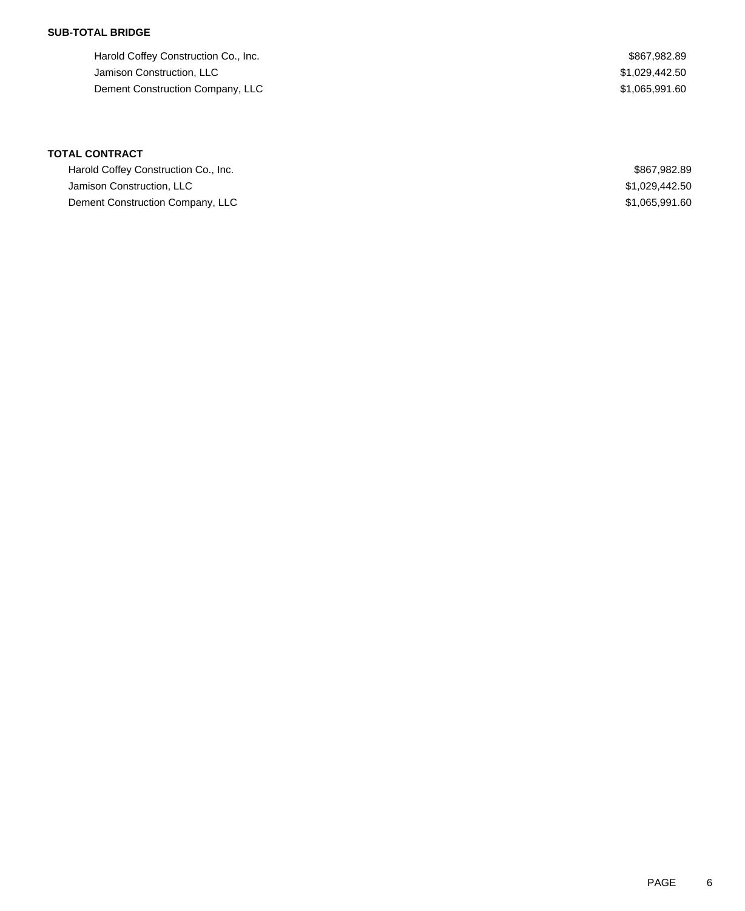**SUB-TOTAL BRIDGE**

| | |
|---|---|
| Harold Coffey Construction Co., Inc. | $867,982.89 |
| Jamison Construction, LLC | $1,029,442.50 |
| Dement Construction Company, LLC | $1,065,991.60 |

**TOTAL CONTRACT**

| | |
|---|---|
| Harold Coffey Construction Co., Inc. | $867,982.89 |
| Jamison Construction, LLC | $1,029,442.50 |
| Dement Construction Company, LLC | $1,065,991.60 |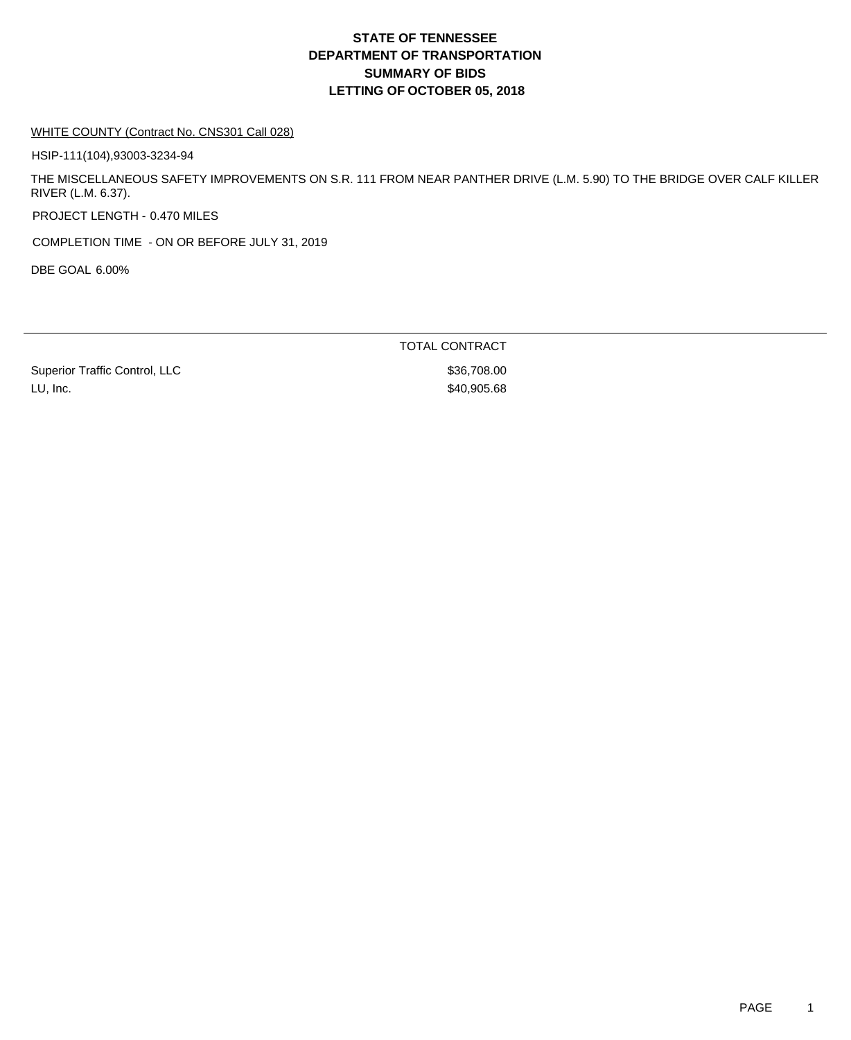# STATE OF TENNESSEE
# DEPARTMENT OF TRANSPORTATION
# SUMMARY OF BIDS
# LETTING OF OCTOBER 05, 2018

WHITE COUNTY (Contract No. CNS301 Call 028)

HSIP-111(104),93003-3234-94

THE MISCELLANEOUS SAFETY IMPROVEMENTS ON S.R. 111 FROM NEAR PANTHER DRIVE (L.M. 5.90) TO THE BRIDGE OVER CALF KILLER RIVER (L.M. 6.37).

PROJECT LENGTH - 0.470 MILES

COMPLETION TIME - ON OR BEFORE JULY 31, 2019

DBE GOAL 6.00%

| | TOTAL CONTRACT |
|---|---|
| Superior Traffic Control, LLC | $36,708.00 |
| LU, Inc. | $40,905.68 |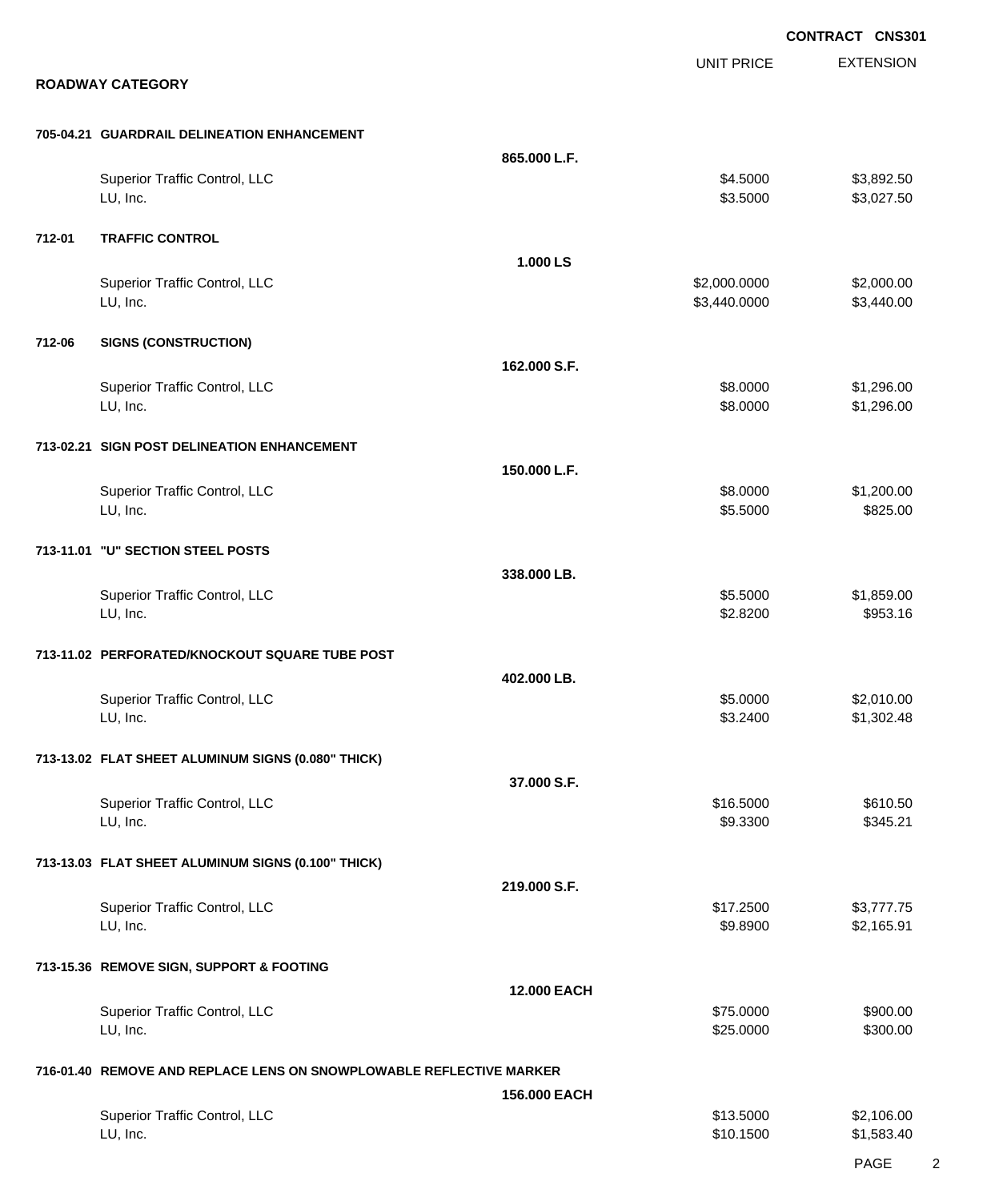**CONTRACT CNS301**

## ROADWAY CATEGORY

| | | | UNIT PRICE | EXTENSION |
|---|---|---|---|---|
| **705-04.21** | **GUARDRAIL DELINEATION ENHANCEMENT** | | | |
| | | **865.000 L.F.** | | |
| | Superior Traffic Control, LLC | | $4.5000 | $3,892.50 |
| | LU, Inc. | | $3.5000 | $3,027.50 |
| **712-01** | **TRAFFIC CONTROL** | | | |
| | | **1.000 LS** | | |
| | Superior Traffic Control, LLC | | $2,000.0000 | $2,000.00 |
| | LU, Inc. | | $3,440.0000 | $3,440.00 |
| **712-06** | **SIGNS (CONSTRUCTION)** | | | |
| | | **162.000 S.F.** | | |
| | Superior Traffic Control, LLC | | $8.0000 | $1,296.00 |
| | LU, Inc. | | $8.0000 | $1,296.00 |
| **713-02.21** | **SIGN POST DELINEATION ENHANCEMENT** | | | |
| | | **150.000 L.F.** | | |
| | Superior Traffic Control, LLC | | $8.0000 | $1,200.00 |
| | LU, Inc. | | $5.5000 | $825.00 |
| **713-11.01** | **"U" SECTION STEEL POSTS** | | | |
| | | **338.000 LB.** | | |
| | Superior Traffic Control, LLC | | $5.5000 | $1,859.00 |
| | LU, Inc. | | $2.8200 | $953.16 |
| **713-11.02** | **PERFORATED/KNOCKOUT SQUARE TUBE POST** | | | |
| | | **402.000 LB.** | | |
| | Superior Traffic Control, LLC | | $5.0000 | $2,010.00 |
| | LU, Inc. | | $3.2400 | $1,302.48 |
| **713-13.02** | **FLAT SHEET ALUMINUM SIGNS (0.080" THICK)** | | | |
| | | **37.000 S.F.** | | |
| | Superior Traffic Control, LLC | | $16.5000 | $610.50 |
| | LU, Inc. | | $9.3300 | $345.21 |
| **713-13.03** | **FLAT SHEET ALUMINUM SIGNS (0.100" THICK)** | | | |
| | | **219.000 S.F.** | | |
| | Superior Traffic Control, LLC | | $17.2500 | $3,777.75 |
| | LU, Inc. | | $9.8900 | $2,165.91 |
| **713-15.36** | **REMOVE SIGN, SUPPORT & FOOTING** | | | |
| | | **12.000 EACH** | | |
| | Superior Traffic Control, LLC | | $75.0000 | $900.00 |
| | LU, Inc. | | $25.0000 | $300.00 |
| **716-01.40** | **REMOVE AND REPLACE LENS ON SNOWPLOWABLE REFLECTIVE MARKER** | | | |
| | | **156.000 EACH** | | |
| | Superior Traffic Control, LLC | | $13.5000 | $2,106.00 |
| | LU, Inc. | | $10.1500 | $1,583.40 |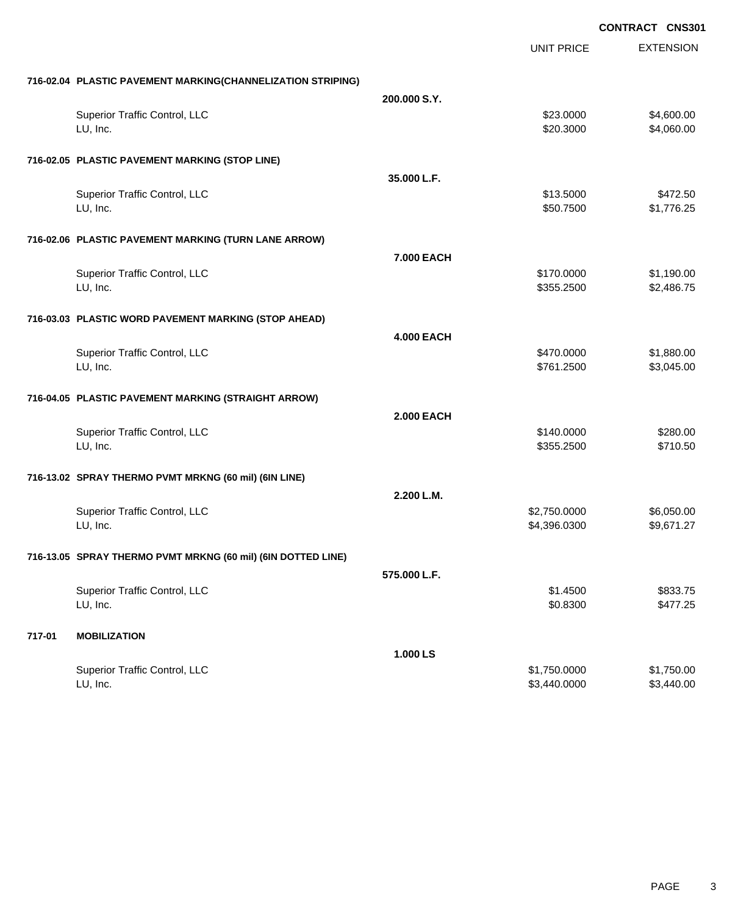**CONTRACT CNS301**

| | | UNIT PRICE | EXTENSION |
|---|---|---|---|
| **716-02.04 PLASTIC PAVEMENT MARKING(CHANNELIZATION STRIPING)** | | | |
| | **200.000 S.Y.** | | |
| Superior Traffic Control, LLC | | $23.0000 | $4,600.00 |
| LU, Inc. | | $20.3000 | $4,060.00 |
| **716-02.05 PLASTIC PAVEMENT MARKING (STOP LINE)** | | | |
| | **35.000 L.F.** | | |
| Superior Traffic Control, LLC | | $13.5000 | $472.50 |
| LU, Inc. | | $50.7500 | $1,776.25 |
| **716-02.06 PLASTIC PAVEMENT MARKING (TURN LANE ARROW)** | | | |
| | **7.000 EACH** | | |
| Superior Traffic Control, LLC | | $170.0000 | $1,190.00 |
| LU, Inc. | | $355.2500 | $2,486.75 |
| **716-03.03 PLASTIC WORD PAVEMENT MARKING (STOP AHEAD)** | | | |
| | **4.000 EACH** | | |
| Superior Traffic Control, LLC | | $470.0000 | $1,880.00 |
| LU, Inc. | | $761.2500 | $3,045.00 |
| **716-04.05 PLASTIC PAVEMENT MARKING (STRAIGHT ARROW)** | | | |
| | **2.000 EACH** | | |
| Superior Traffic Control, LLC | | $140.0000 | $280.00 |
| LU, Inc. | | $355.2500 | $710.50 |
| **716-13.02 SPRAY THERMO PVMT MRKNG (60 mil) (6IN LINE)** | | | |
| | **2.200 L.M.** | | |
| Superior Traffic Control, LLC | | $2,750.0000 | $6,050.00 |
| LU, Inc. | | $4,396.0300 | $9,671.27 |
| **716-13.05 SPRAY THERMO PVMT MRKNG (60 mil) (6IN DOTTED LINE)** | | | |
| | **575.000 L.F.** | | |
| Superior Traffic Control, LLC | | $1.4500 | $833.75 |
| LU, Inc. | | $0.8300 | $477.25 |
| **717-01 MOBILIZATION** | | | |
| | **1.000 LS** | | |
| Superior Traffic Control, LLC | | $1,750.0000 | $1,750.00 |
| LU, Inc. | | $3,440.0000 | $3,440.00 |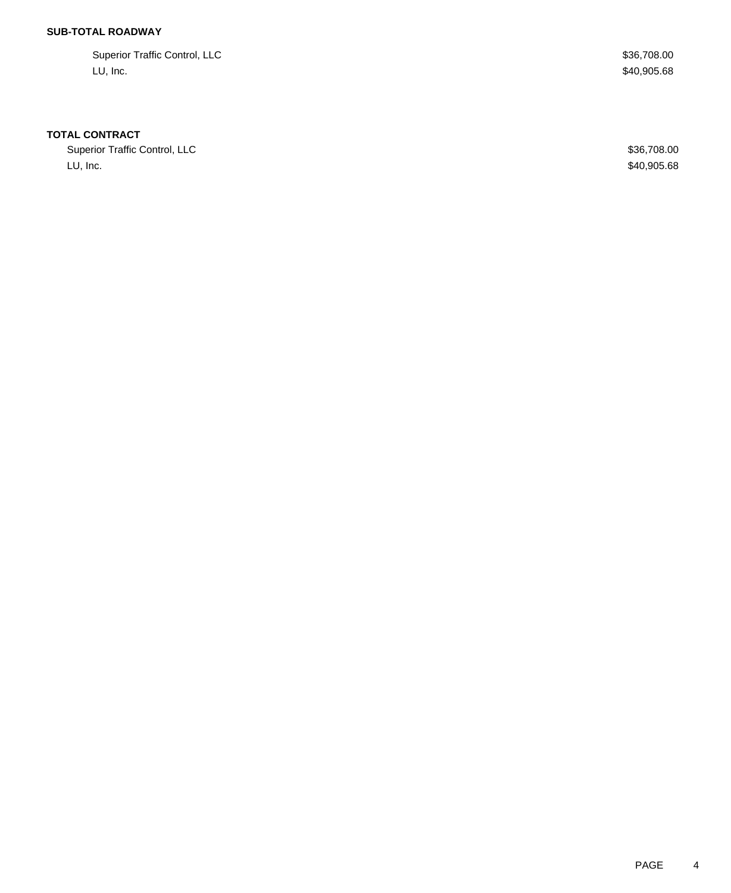**SUB-TOTAL ROADWAY**

| | |
|---|---|
| Superior Traffic Control, LLC | $36,708.00 |
| LU, Inc. | $40,905.68 |

**TOTAL CONTRACT**

| | |
|---|---|
| Superior Traffic Control, LLC | $36,708.00 |
| LU, Inc. | $40,905.68 |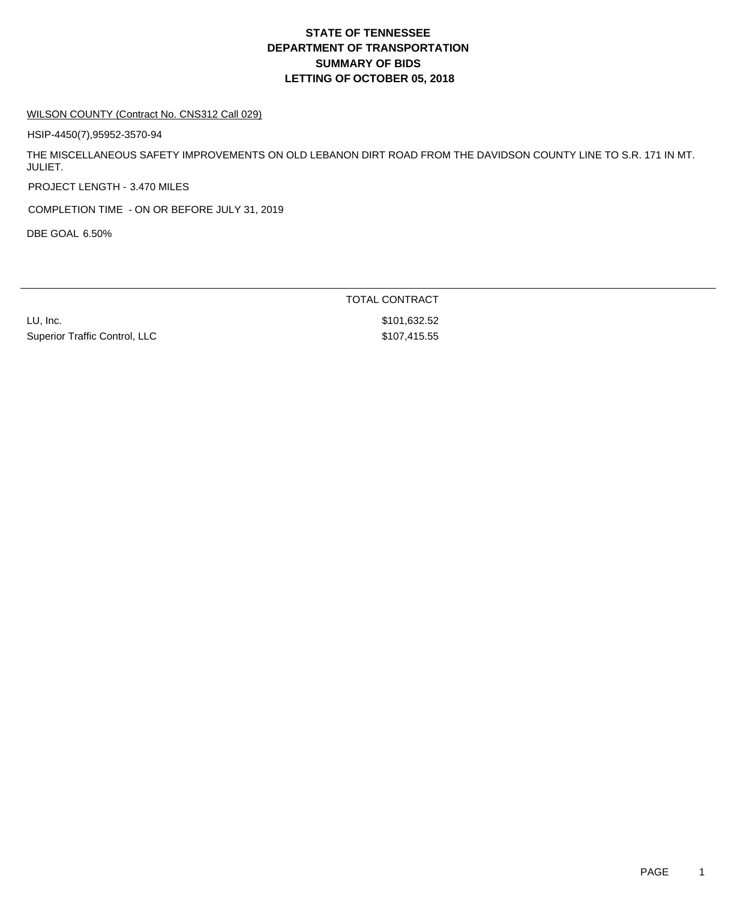# STATE OF TENNESSEE
# DEPARTMENT OF TRANSPORTATION
# SUMMARY OF BIDS
# LETTING OF OCTOBER 05, 2018

WILSON COUNTY (Contract No. CNS312 Call 029)

HSIP-4450(7),95952-3570-94

THE MISCELLANEOUS SAFETY IMPROVEMENTS ON OLD LEBANON DIRT ROAD FROM THE DAVIDSON COUNTY LINE TO S.R. 171 IN MT. JULIET.

PROJECT LENGTH - 3.470 MILES

COMPLETION TIME - ON OR BEFORE JULY 31, 2019

DBE GOAL 6.50%

| | TOTAL CONTRACT |
|---|---|
| LU, Inc. | $101,632.52 |
| Superior Traffic Control, LLC | $107,415.55 |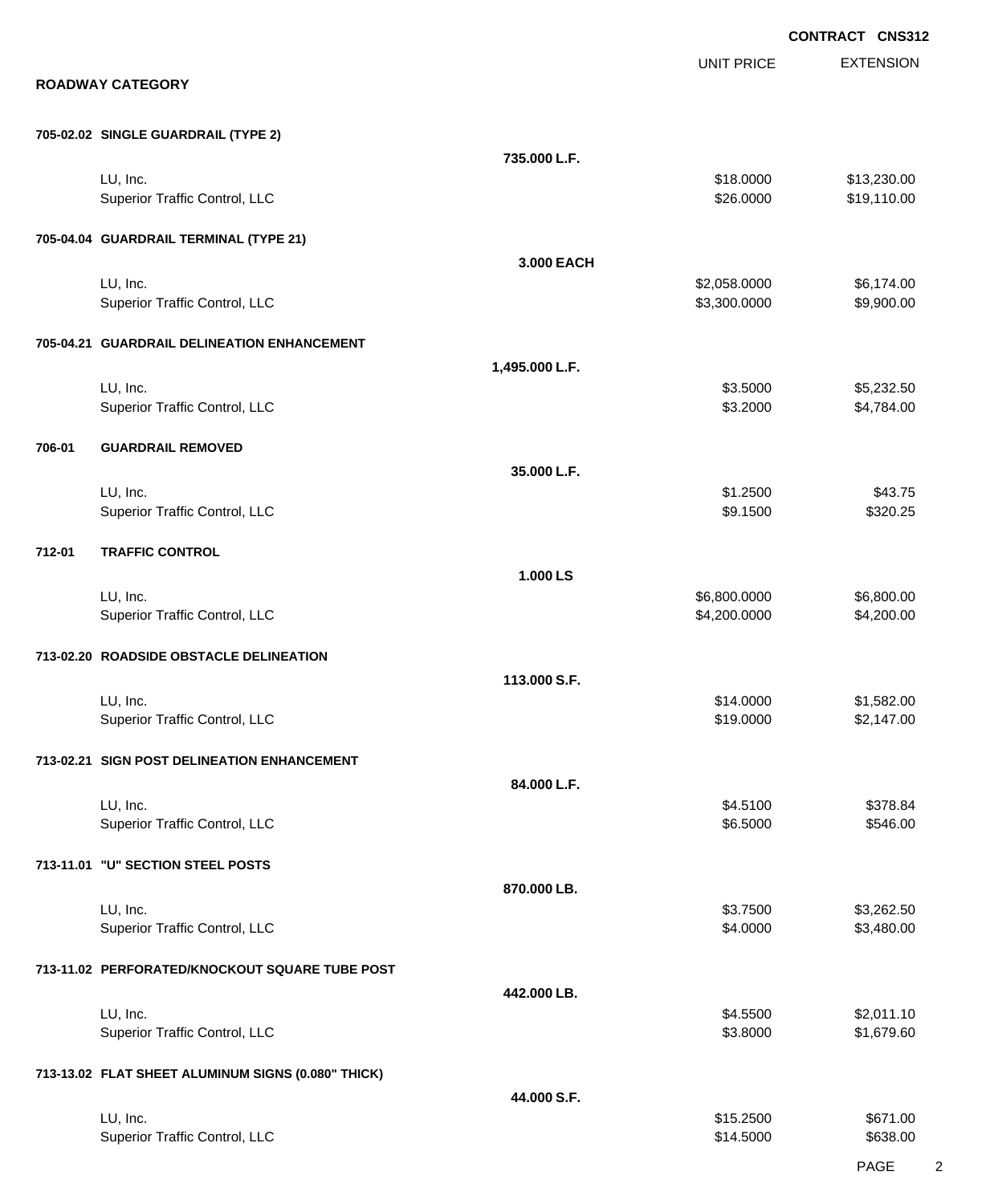**CONTRACT CNS312**

## ROADWAY CATEGORY

| | | UNIT PRICE | EXTENSION |
|---|---|---|---|
| **705-02.02 SINGLE GUARDRAIL (TYPE 2)** | | | |
| | **735.000 L.F.** | | |
| LU, Inc. | | $18.0000 | $13,230.00 |
| Superior Traffic Control, LLC | | $26.0000 | $19,110.00 |
| **705-04.04 GUARDRAIL TERMINAL (TYPE 21)** | | | |
| | **3.000 EACH** | | |
| LU, Inc. | | $2,058.0000 | $6,174.00 |
| Superior Traffic Control, LLC | | $3,300.0000 | $9,900.00 |
| **705-04.21 GUARDRAIL DELINEATION ENHANCEMENT** | | | |
| | **1,495.000 L.F.** | | |
| LU, Inc. | | $3.5000 | $5,232.50 |
| Superior Traffic Control, LLC | | $3.2000 | $4,784.00 |
| **706-01 GUARDRAIL REMOVED** | | | |
| | **35.000 L.F.** | | |
| LU, Inc. | | $1.2500 | $43.75 |
| Superior Traffic Control, LLC | | $9.1500 | $320.25 |
| **712-01 TRAFFIC CONTROL** | | | |
| | **1.000 LS** | | |
| LU, Inc. | | $6,800.0000 | $6,800.00 |
| Superior Traffic Control, LLC | | $4,200.0000 | $4,200.00 |
| **713-02.20 ROADSIDE OBSTACLE DELINEATION** | | | |
| | **113.000 S.F.** | | |
| LU, Inc. | | $14.0000 | $1,582.00 |
| Superior Traffic Control, LLC | | $19.0000 | $2,147.00 |
| **713-02.21 SIGN POST DELINEATION ENHANCEMENT** | | | |
| | **84.000 L.F.** | | |
| LU, Inc. | | $4.5100 | $378.84 |
| Superior Traffic Control, LLC | | $6.5000 | $546.00 |
| **713-11.01 "U" SECTION STEEL POSTS** | | | |
| | **870.000 LB.** | | |
| LU, Inc. | | $3.7500 | $3,262.50 |
| Superior Traffic Control, LLC | | $4.0000 | $3,480.00 |
| **713-11.02 PERFORATED/KNOCKOUT SQUARE TUBE POST** | | | |
| | **442.000 LB.** | | |
| LU, Inc. | | $4.5500 | $2,011.10 |
| Superior Traffic Control, LLC | | $3.8000 | $1,679.60 |
| **713-13.02 FLAT SHEET ALUMINUM SIGNS (0.080" THICK)** | | | |
| | **44.000 S.F.** | | |
| LU, Inc. | | $15.2500 | $671.00 |
| Superior Traffic Control, LLC | | $14.5000 | $638.00 |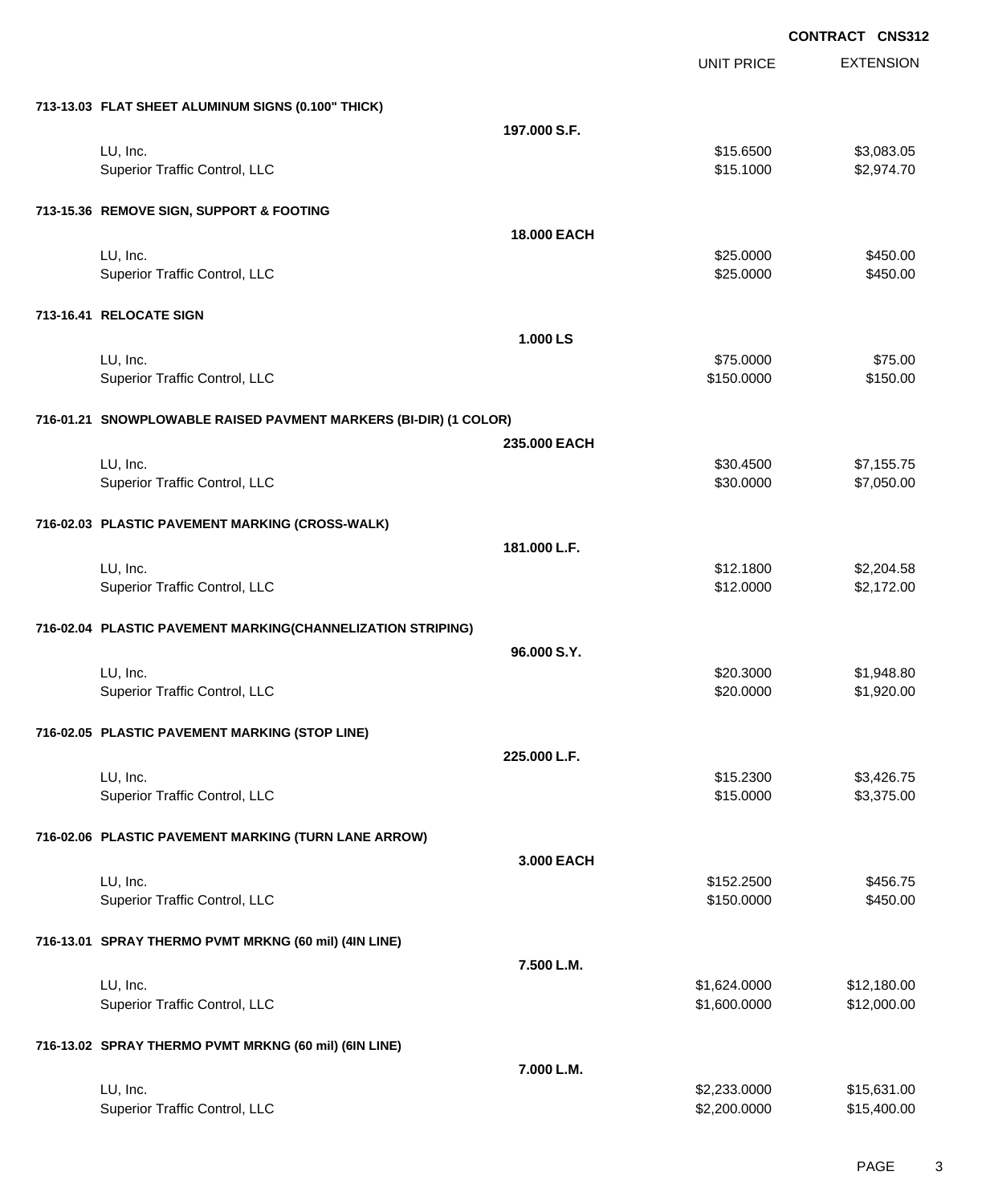**CONTRACT CNS312**

| | | UNIT PRICE | EXTENSION |
|---|---|---|---|
| **713-13.03 FLAT SHEET ALUMINUM SIGNS (0.100" THICK)** | | | |
| | **197.000 S.F.** | | |
| LU, Inc. | | $15.6500 | $3,083.05 |
| Superior Traffic Control, LLC | | $15.1000 | $2,974.70 |
| **713-15.36 REMOVE SIGN, SUPPORT & FOOTING** | | | |
| | **18.000 EACH** | | |
| LU, Inc. | | $25.0000 | $450.00 |
| Superior Traffic Control, LLC | | $25.0000 | $450.00 |
| **713-16.41 RELOCATE SIGN** | | | |
| | **1.000 LS** | | |
| LU, Inc. | | $75.0000 | $75.00 |
| Superior Traffic Control, LLC | | $150.0000 | $150.00 |
| **716-01.21 SNOWPLOWABLE RAISED PAVMENT MARKERS (BI-DIR) (1 COLOR)** | | | |
| | **235.000 EACH** | | |
| LU, Inc. | | $30.4500 | $7,155.75 |
| Superior Traffic Control, LLC | | $30.0000 | $7,050.00 |
| **716-02.03 PLASTIC PAVEMENT MARKING (CROSS-WALK)** | | | |
| | **181.000 L.F.** | | |
| LU, Inc. | | $12.1800 | $2,204.58 |
| Superior Traffic Control, LLC | | $12.0000 | $2,172.00 |
| **716-02.04 PLASTIC PAVEMENT MARKING(CHANNELIZATION STRIPING)** | | | |
| | **96.000 S.Y.** | | |
| LU, Inc. | | $20.3000 | $1,948.80 |
| Superior Traffic Control, LLC | | $20.0000 | $1,920.00 |
| **716-02.05 PLASTIC PAVEMENT MARKING (STOP LINE)** | | | |
| | **225.000 L.F.** | | |
| LU, Inc. | | $15.2300 | $3,426.75 |
| Superior Traffic Control, LLC | | $15.0000 | $3,375.00 |
| **716-02.06 PLASTIC PAVEMENT MARKING (TURN LANE ARROW)** | | | |
| | **3.000 EACH** | | |
| LU, Inc. | | $152.2500 | $456.75 |
| Superior Traffic Control, LLC | | $150.0000 | $450.00 |
| **716-13.01 SPRAY THERMO PVMT MRKNG (60 mil) (4IN LINE)** | | | |
| | **7.500 L.M.** | | |
| LU, Inc. | | $1,624.0000 | $12,180.00 |
| Superior Traffic Control, LLC | | $1,600.0000 | $12,000.00 |
| **716-13.02 SPRAY THERMO PVMT MRKNG (60 mil) (6IN LINE)** | | | |
| | **7.000 L.M.** | | |
| LU, Inc. | | $2,233.0000 | $15,631.00 |
| Superior Traffic Control, LLC | | $2,200.0000 | $15,400.00 |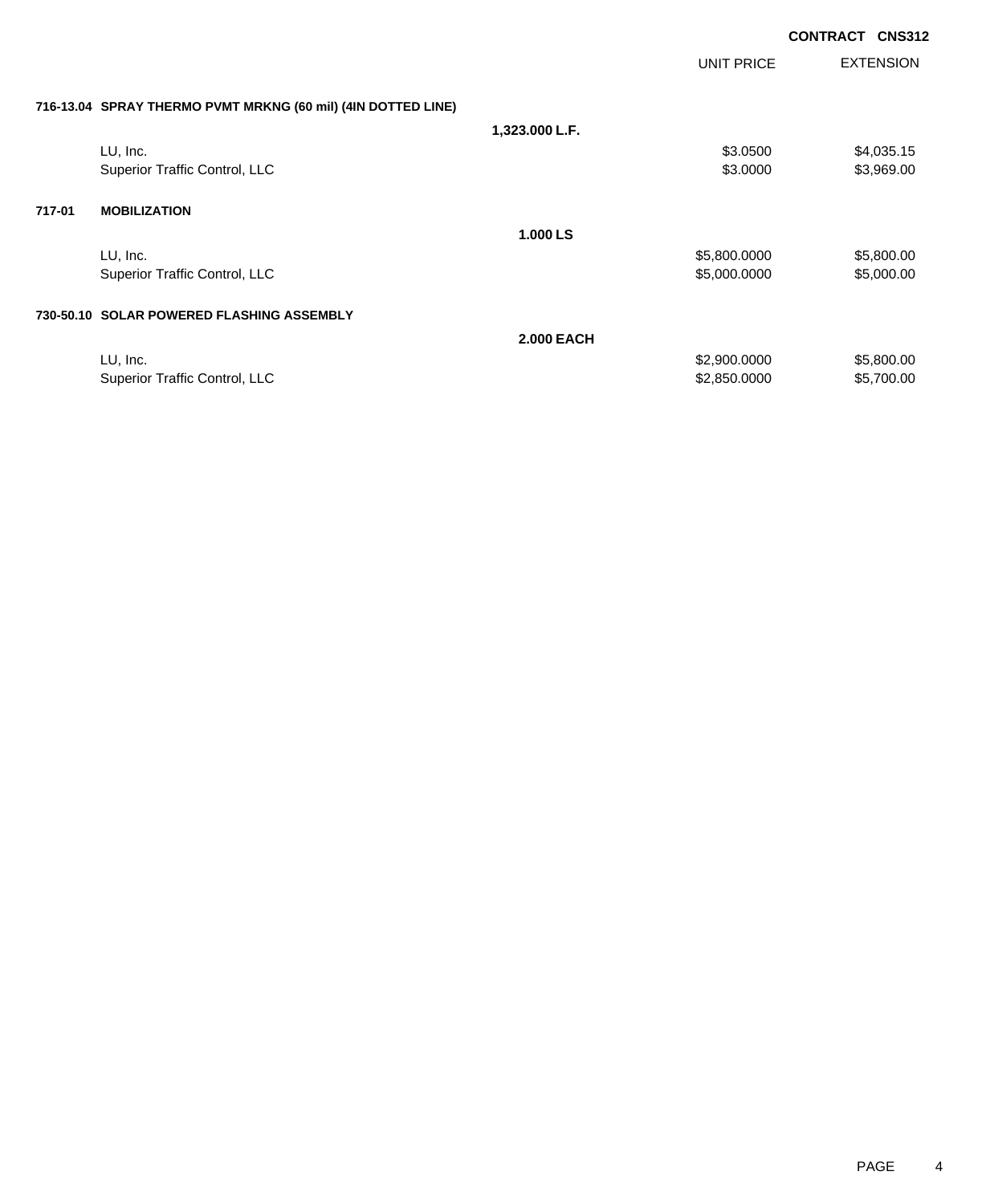**CONTRACT CNS312**

| | | UNIT PRICE | EXTENSION |
|---|---|---|---|
| **716-13.04 SPRAY THERMO PVMT MRKNG (60 mil) (4IN DOTTED LINE)** | | | |
| | **1,323.000 L.F.** | | |
| LU, Inc. | | $3.0500 | $4,035.15 |
| Superior Traffic Control, LLC | | $3.0000 | $3,969.00 |
| **717-01 MOBILIZATION** | | | |
| | **1.000 LS** | | |
| LU, Inc. | | $5,800.0000 | $5,800.00 |
| Superior Traffic Control, LLC | | $5,000.0000 | $5,000.00 |
| **730-50.10 SOLAR POWERED FLASHING ASSEMBLY** | | | |
| | **2.000 EACH** | | |
| LU, Inc. | | $2,900.0000 | $5,800.00 |
| Superior Traffic Control, LLC | | $2,850.0000 | $5,700.00 |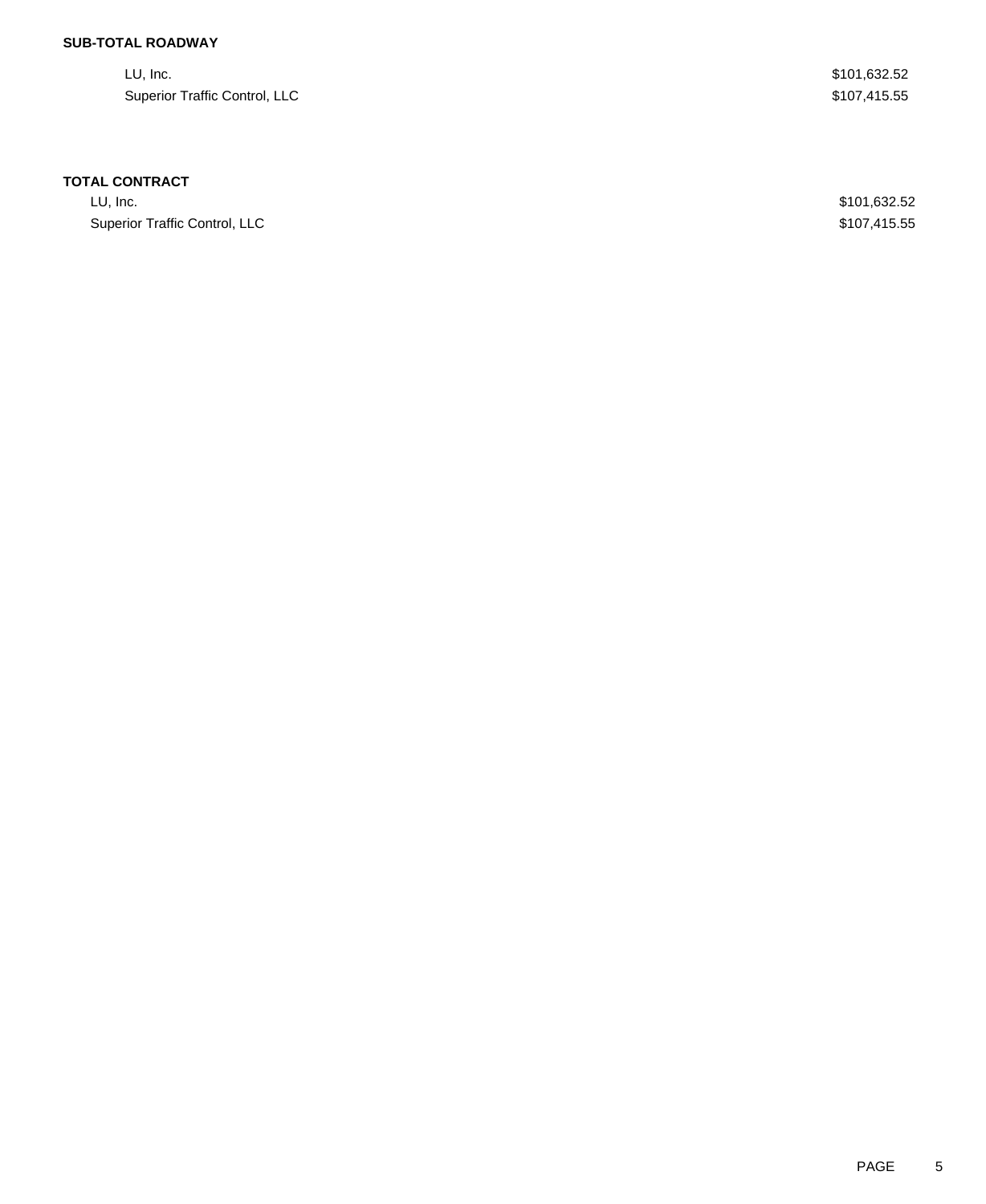**SUB-TOTAL ROADWAY**

| | |
|---|---|
| LU, Inc. | $101,632.52 |
| Superior Traffic Control, LLC | $107,415.55 |

**TOTAL CONTRACT**

| | |
|---|---|
| LU, Inc. | $101,632.52 |
| Superior Traffic Control, LLC | $107,415.55 |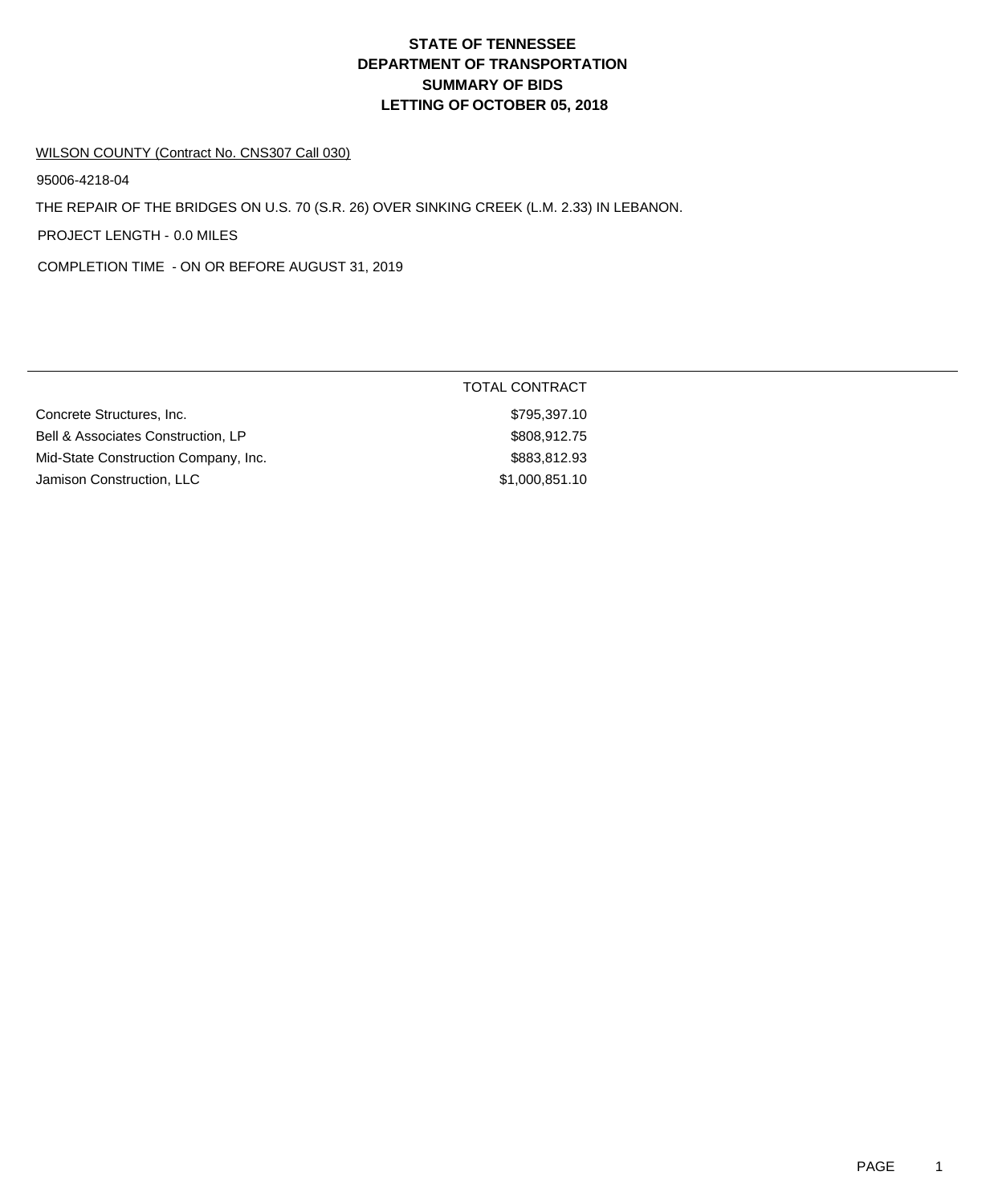# STATE OF TENNESSEE
# DEPARTMENT OF TRANSPORTATION
# SUMMARY OF BIDS
# LETTING OF OCTOBER 05, 2018

WILSON COUNTY (Contract No. CNS307 Call 030)

95006-4218-04

THE REPAIR OF THE BRIDGES ON U.S. 70 (S.R. 26) OVER SINKING CREEK (L.M. 2.33) IN LEBANON.

PROJECT LENGTH - 0.0 MILES

COMPLETION TIME - ON OR BEFORE AUGUST 31, 2019

| | TOTAL CONTRACT |
|---|---|
| Concrete Structures, Inc. | $795,397.10 |
| Bell & Associates Construction, LP | $808,912.75 |
| Mid-State Construction Company, Inc. | $883,812.93 |
| Jamison Construction, LLC | $1,000,851.10 |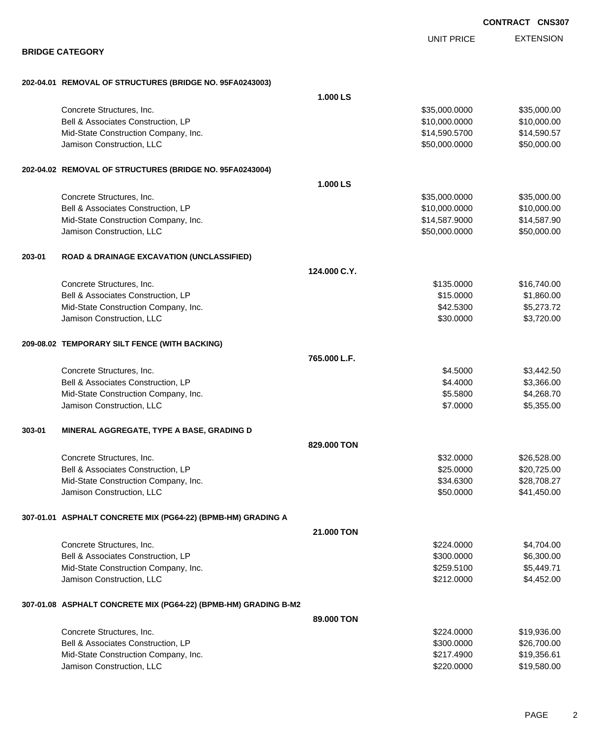CONTRACT CNS307

## BRIDGE CATEGORY

| | UNIT PRICE | EXTENSION |
|---|---|---|
| **202-04.01 REMOVAL OF STRUCTURES (BRIDGE NO. 95FA0243003)** | | |
| **1.000 LS** | | |
| Concrete Structures, Inc. | $35,000.0000 | $35,000.00 |
| Bell & Associates Construction, LP | $10,000.0000 | $10,000.00 |
| Mid-State Construction Company, Inc. | $14,590.5700 | $14,590.57 |
| Jamison Construction, LLC | $50,000.0000 | $50,000.00 |
| **202-04.02 REMOVAL OF STRUCTURES (BRIDGE NO. 95FA0243004)** | | |
| **1.000 LS** | | |
| Concrete Structures, Inc. | $35,000.0000 | $35,000.00 |
| Bell & Associates Construction, LP | $10,000.0000 | $10,000.00 |
| Mid-State Construction Company, Inc. | $14,587.9000 | $14,587.90 |
| Jamison Construction, LLC | $50,000.0000 | $50,000.00 |
| **203-01 ROAD & DRAINAGE EXCAVATION (UNCLASSIFIED)** | | |
| **124.000 C.Y.** | | |
| Concrete Structures, Inc. | $135.0000 | $16,740.00 |
| Bell & Associates Construction, LP | $15.0000 | $1,860.00 |
| Mid-State Construction Company, Inc. | $42.5300 | $5,273.72 |
| Jamison Construction, LLC | $30.0000 | $3,720.00 |
| **209-08.02 TEMPORARY SILT FENCE (WITH BACKING)** | | |
| **765.000 L.F.** | | |
| Concrete Structures, Inc. | $4.5000 | $3,442.50 |
| Bell & Associates Construction, LP | $4.4000 | $3,366.00 |
| Mid-State Construction Company, Inc. | $5.5800 | $4,268.70 |
| Jamison Construction, LLC | $7.0000 | $5,355.00 |
| **303-01 MINERAL AGGREGATE, TYPE A BASE, GRADING D** | | |
| **829.000 TON** | | |
| Concrete Structures, Inc. | $32.0000 | $26,528.00 |
| Bell & Associates Construction, LP | $25.0000 | $20,725.00 |
| Mid-State Construction Company, Inc. | $34.6300 | $28,708.27 |
| Jamison Construction, LLC | $50.0000 | $41,450.00 |
| **307-01.01 ASPHALT CONCRETE MIX (PG64-22) (BPMB-HM) GRADING A** | | |
| **21.000 TON** | | |
| Concrete Structures, Inc. | $224.0000 | $4,704.00 |
| Bell & Associates Construction, LP | $300.0000 | $6,300.00 |
| Mid-State Construction Company, Inc. | $259.5100 | $5,449.71 |
| Jamison Construction, LLC | $212.0000 | $4,452.00 |
| **307-01.08 ASPHALT CONCRETE MIX (PG64-22) (BPMB-HM) GRADING B-M2** | | |
| **89.000 TON** | | |
| Concrete Structures, Inc. | $224.0000 | $19,936.00 |
| Bell & Associates Construction, LP | $300.0000 | $26,700.00 |
| Mid-State Construction Company, Inc. | $217.4900 | $19,356.61 |
| Jamison Construction, LLC | $220.0000 | $19,580.00 |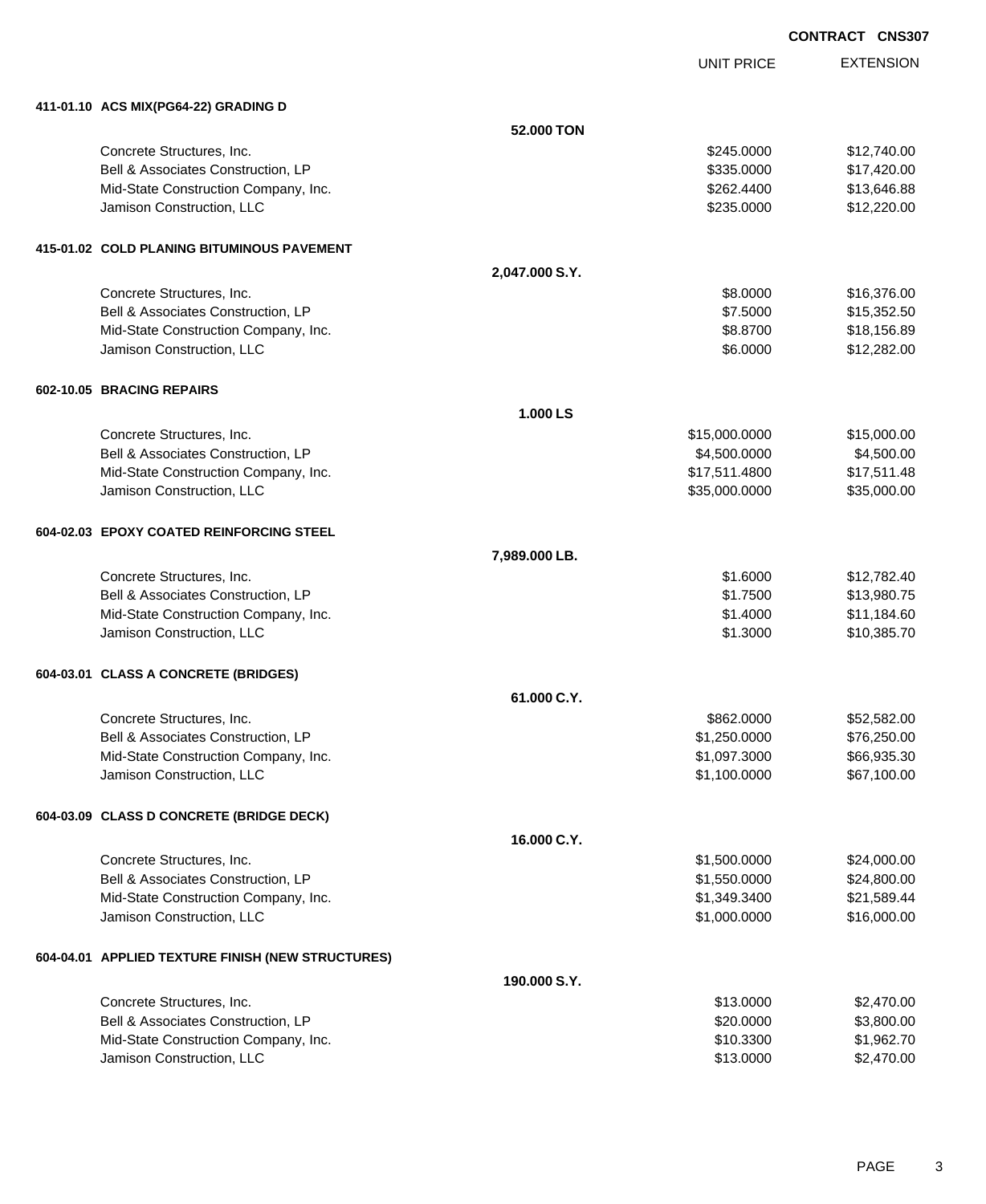**CONTRACT CNS307**

| | | UNIT PRICE | EXTENSION |
|---|---|---|---|
| **411-01.10 ACS MIX(PG64-22) GRADING D** | | | |
| | **52.000 TON** | | |
| Concrete Structures, Inc. | | $245.0000 | $12,740.00 |
| Bell & Associates Construction, LP | | $335.0000 | $17,420.00 |
| Mid-State Construction Company, Inc. | | $262.4400 | $13,646.88 |
| Jamison Construction, LLC | | $235.0000 | $12,220.00 |
| **415-01.02 COLD PLANING BITUMINOUS PAVEMENT** | | | |
| | **2,047.000 S.Y.** | | |
| Concrete Structures, Inc. | | $8.0000 | $16,376.00 |
| Bell & Associates Construction, LP | | $7.5000 | $15,352.50 |
| Mid-State Construction Company, Inc. | | $8.8700 | $18,156.89 |
| Jamison Construction, LLC | | $6.0000 | $12,282.00 |
| **602-10.05 BRACING REPAIRS** | | | |
| | **1.000 LS** | | |
| Concrete Structures, Inc. | | $15,000.0000 | $15,000.00 |
| Bell & Associates Construction, LP | | $4,500.0000 | $4,500.00 |
| Mid-State Construction Company, Inc. | | $17,511.4800 | $17,511.48 |
| Jamison Construction, LLC | | $35,000.0000 | $35,000.00 |
| **604-02.03 EPOXY COATED REINFORCING STEEL** | | | |
| | **7,989.000 LB.** | | |
| Concrete Structures, Inc. | | $1.6000 | $12,782.40 |
| Bell & Associates Construction, LP | | $1.7500 | $13,980.75 |
| Mid-State Construction Company, Inc. | | $1.4000 | $11,184.60 |
| Jamison Construction, LLC | | $1.3000 | $10,385.70 |
| **604-03.01 CLASS A CONCRETE (BRIDGES)** | | | |
| | **61.000 C.Y.** | | |
| Concrete Structures, Inc. | | $862.0000 | $52,582.00 |
| Bell & Associates Construction, LP | | $1,250.0000 | $76,250.00 |
| Mid-State Construction Company, Inc. | | $1,097.3000 | $66,935.30 |
| Jamison Construction, LLC | | $1,100.0000 | $67,100.00 |
| **604-03.09 CLASS D CONCRETE (BRIDGE DECK)** | | | |
| | **16.000 C.Y.** | | |
| Concrete Structures, Inc. | | $1,500.0000 | $24,000.00 |
| Bell & Associates Construction, LP | | $1,550.0000 | $24,800.00 |
| Mid-State Construction Company, Inc. | | $1,349.3400 | $21,589.44 |
| Jamison Construction, LLC | | $1,000.0000 | $16,000.00 |
| **604-04.01 APPLIED TEXTURE FINISH (NEW STRUCTURES)** | | | |
| | **190.000 S.Y.** | | |
| Concrete Structures, Inc. | | $13.0000 | $2,470.00 |
| Bell & Associates Construction, LP | | $20.0000 | $3,800.00 |
| Mid-State Construction Company, Inc. | | $10.3300 | $1,962.70 |
| Jamison Construction, LLC | | $13.0000 | $2,470.00 |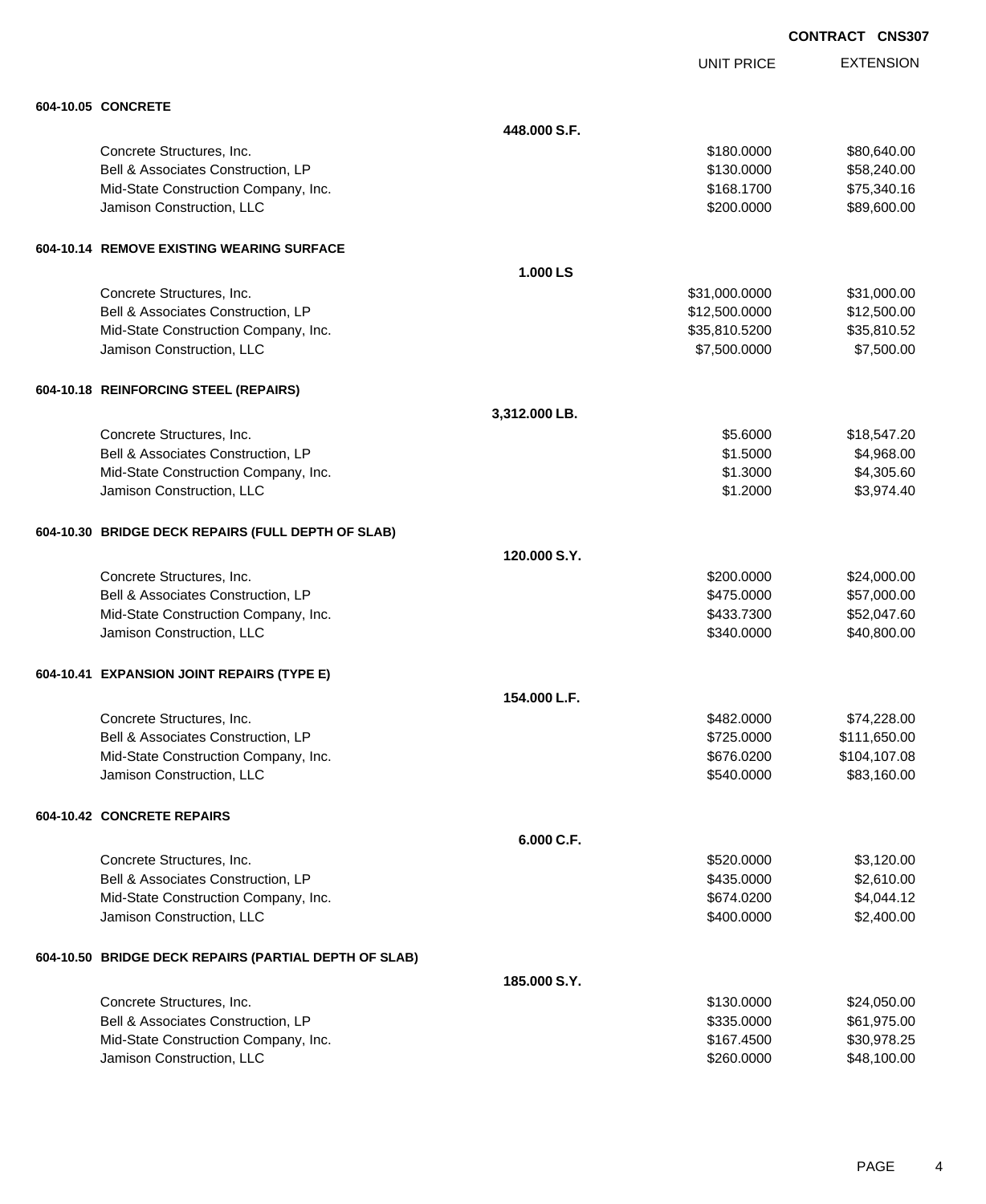**CONTRACT CNS307**

| | | UNIT PRICE | EXTENSION |
|---|---|---|---|
| **604-10.05 CONCRETE** | | | |
| | **448.000 S.F.** | | |
| Concrete Structures, Inc. | | $180.0000 | $80,640.00 |
| Bell & Associates Construction, LP | | $130.0000 | $58,240.00 |
| Mid-State Construction Company, Inc. | | $168.1700 | $75,340.16 |
| Jamison Construction, LLC | | $200.0000 | $89,600.00 |
| **604-10.14 REMOVE EXISTING WEARING SURFACE** | | | |
| | **1.000 LS** | | |
| Concrete Structures, Inc. | | $31,000.0000 | $31,000.00 |
| Bell & Associates Construction, LP | | $12,500.0000 | $12,500.00 |
| Mid-State Construction Company, Inc. | | $35,810.5200 | $35,810.52 |
| Jamison Construction, LLC | | $7,500.0000 | $7,500.00 |
| **604-10.18 REINFORCING STEEL (REPAIRS)** | | | |
| | **3,312.000 LB.** | | |
| Concrete Structures, Inc. | | $5.6000 | $18,547.20 |
| Bell & Associates Construction, LP | | $1.5000 | $4,968.00 |
| Mid-State Construction Company, Inc. | | $1.3000 | $4,305.60 |
| Jamison Construction, LLC | | $1.2000 | $3,974.40 |
| **604-10.30 BRIDGE DECK REPAIRS (FULL DEPTH OF SLAB)** | | | |
| | **120.000 S.Y.** | | |
| Concrete Structures, Inc. | | $200.0000 | $24,000.00 |
| Bell & Associates Construction, LP | | $475.0000 | $57,000.00 |
| Mid-State Construction Company, Inc. | | $433.7300 | $52,047.60 |
| Jamison Construction, LLC | | $340.0000 | $40,800.00 |
| **604-10.41 EXPANSION JOINT REPAIRS (TYPE E)** | | | |
| | **154.000 L.F.** | | |
| Concrete Structures, Inc. | | $482.0000 | $74,228.00 |
| Bell & Associates Construction, LP | | $725.0000 | $111,650.00 |
| Mid-State Construction Company, Inc. | | $676.0200 | $104,107.08 |
| Jamison Construction, LLC | | $540.0000 | $83,160.00 |
| **604-10.42 CONCRETE REPAIRS** | | | |
| | **6.000 C.F.** | | |
| Concrete Structures, Inc. | | $520.0000 | $3,120.00 |
| Bell & Associates Construction, LP | | $435.0000 | $2,610.00 |
| Mid-State Construction Company, Inc. | | $674.0200 | $4,044.12 |
| Jamison Construction, LLC | | $400.0000 | $2,400.00 |
| **604-10.50 BRIDGE DECK REPAIRS (PARTIAL DEPTH OF SLAB)** | | | |
| | **185.000 S.Y.** | | |
| Concrete Structures, Inc. | | $130.0000 | $24,050.00 |
| Bell & Associates Construction, LP | | $335.0000 | $61,975.00 |
| Mid-State Construction Company, Inc. | | $167.4500 | $30,978.25 |
| Jamison Construction, LLC | | $260.0000 | $48,100.00 |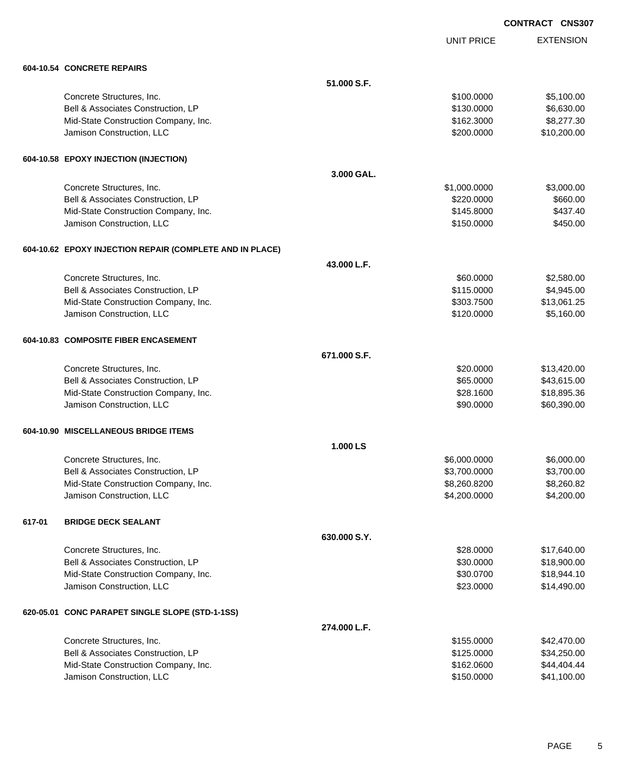**CONTRACT CNS307**

| | | UNIT PRICE | EXTENSION |
|---|---|---|---|
| **604-10.54 CONCRETE REPAIRS** | | | |
| | **51.000 S.F.** | | |
| Concrete Structures, Inc. | | $100.0000 | $5,100.00 |
| Bell & Associates Construction, LP | | $130.0000 | $6,630.00 |
| Mid-State Construction Company, Inc. | | $162.3000 | $8,277.30 |
| Jamison Construction, LLC | | $200.0000 | $10,200.00 |
| **604-10.58 EPOXY INJECTION (INJECTION)** | | | |
| | **3.000 GAL.** | | |
| Concrete Structures, Inc. | | $1,000.0000 | $3,000.00 |
| Bell & Associates Construction, LP | | $220.0000 | $660.00 |
| Mid-State Construction Company, Inc. | | $145.8000 | $437.40 |
| Jamison Construction, LLC | | $150.0000 | $450.00 |
| **604-10.62 EPOXY INJECTION REPAIR (COMPLETE AND IN PLACE)** | | | |
| | **43.000 L.F.** | | |
| Concrete Structures, Inc. | | $60.0000 | $2,580.00 |
| Bell & Associates Construction, LP | | $115.0000 | $4,945.00 |
| Mid-State Construction Company, Inc. | | $303.7500 | $13,061.25 |
| Jamison Construction, LLC | | $120.0000 | $5,160.00 |
| **604-10.83 COMPOSITE FIBER ENCASEMENT** | | | |
| | **671.000 S.F.** | | |
| Concrete Structures, Inc. | | $20.0000 | $13,420.00 |
| Bell & Associates Construction, LP | | $65.0000 | $43,615.00 |
| Mid-State Construction Company, Inc. | | $28.1600 | $18,895.36 |
| Jamison Construction, LLC | | $90.0000 | $60,390.00 |
| **604-10.90 MISCELLANEOUS BRIDGE ITEMS** | | | |
| | **1.000 LS** | | |
| Concrete Structures, Inc. | | $6,000.0000 | $6,000.00 |
| Bell & Associates Construction, LP | | $3,700.0000 | $3,700.00 |
| Mid-State Construction Company, Inc. | | $8,260.8200 | $8,260.82 |
| Jamison Construction, LLC | | $4,200.0000 | $4,200.00 |
| **617-01 BRIDGE DECK SEALANT** | | | |
| | **630.000 S.Y.** | | |
| Concrete Structures, Inc. | | $28.0000 | $17,640.00 |
| Bell & Associates Construction, LP | | $30.0000 | $18,900.00 |
| Mid-State Construction Company, Inc. | | $30.0700 | $18,944.10 |
| Jamison Construction, LLC | | $23.0000 | $14,490.00 |
| **620-05.01 CONC PARAPET SINGLE SLOPE (STD-1-1SS)** | | | |
| | **274.000 L.F.** | | |
| Concrete Structures, Inc. | | $155.0000 | $42,470.00 |
| Bell & Associates Construction, LP | | $125.0000 | $34,250.00 |
| Mid-State Construction Company, Inc. | | $162.0600 | $44,404.44 |
| Jamison Construction, LLC | | $150.0000 | $41,100.00 |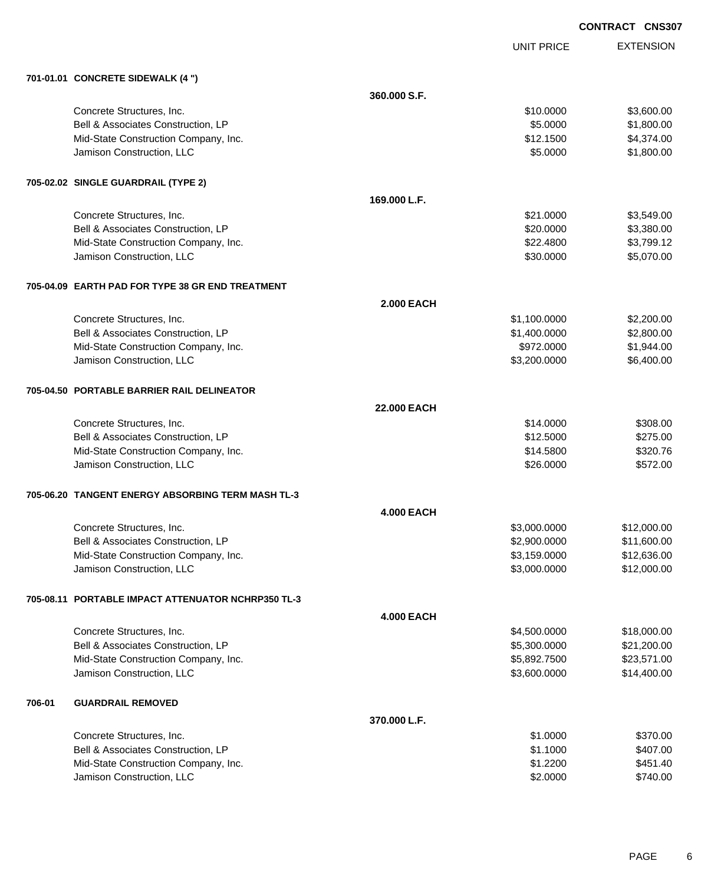**CONTRACT CNS307**

| | | UNIT PRICE | EXTENSION |
|---|---|---|---|
| **701-01.01 CONCRETE SIDEWALK (4 ")** | | | |
| | **360.000 S.F.** | | |
| Concrete Structures, Inc. | | $10.0000 | $3,600.00 |
| Bell & Associates Construction, LP | | $5.0000 | $1,800.00 |
| Mid-State Construction Company, Inc. | | $12.1500 | $4,374.00 |
| Jamison Construction, LLC | | $5.0000 | $1,800.00 |
| **705-02.02 SINGLE GUARDRAIL (TYPE 2)** | | | |
| | **169.000 L.F.** | | |
| Concrete Structures, Inc. | | $21.0000 | $3,549.00 |
| Bell & Associates Construction, LP | | $20.0000 | $3,380.00 |
| Mid-State Construction Company, Inc. | | $22.4800 | $3,799.12 |
| Jamison Construction, LLC | | $30.0000 | $5,070.00 |
| **705-04.09 EARTH PAD FOR TYPE 38 GR END TREATMENT** | | | |
| | **2.000 EACH** | | |
| Concrete Structures, Inc. | | $1,100.0000 | $2,200.00 |
| Bell & Associates Construction, LP | | $1,400.0000 | $2,800.00 |
| Mid-State Construction Company, Inc. | | $972.0000 | $1,944.00 |
| Jamison Construction, LLC | | $3,200.0000 | $6,400.00 |
| **705-04.50 PORTABLE BARRIER RAIL DELINEATOR** | | | |
| | **22.000 EACH** | | |
| Concrete Structures, Inc. | | $14.0000 | $308.00 |
| Bell & Associates Construction, LP | | $12.5000 | $275.00 |
| Mid-State Construction Company, Inc. | | $14.5800 | $320.76 |
| Jamison Construction, LLC | | $26.0000 | $572.00 |
| **705-06.20 TANGENT ENERGY ABSORBING TERM MASH TL-3** | | | |
| | **4.000 EACH** | | |
| Concrete Structures, Inc. | | $3,000.0000 | $12,000.00 |
| Bell & Associates Construction, LP | | $2,900.0000 | $11,600.00 |
| Mid-State Construction Company, Inc. | | $3,159.0000 | $12,636.00 |
| Jamison Construction, LLC | | $3,000.0000 | $12,000.00 |
| **705-08.11 PORTABLE IMPACT ATTENUATOR NCHRP350 TL-3** | | | |
| | **4.000 EACH** | | |
| Concrete Structures, Inc. | | $4,500.0000 | $18,000.00 |
| Bell & Associates Construction, LP | | $5,300.0000 | $21,200.00 |
| Mid-State Construction Company, Inc. | | $5,892.7500 | $23,571.00 |
| Jamison Construction, LLC | | $3,600.0000 | $14,400.00 |
| **706-01 GUARDRAIL REMOVED** | | | |
| | **370.000 L.F.** | | |
| Concrete Structures, Inc. | | $1.0000 | $370.00 |
| Bell & Associates Construction, LP | | $1.1000 | $407.00 |
| Mid-State Construction Company, Inc. | | $1.2200 | $451.40 |
| Jamison Construction, LLC | | $2.0000 | $740.00 |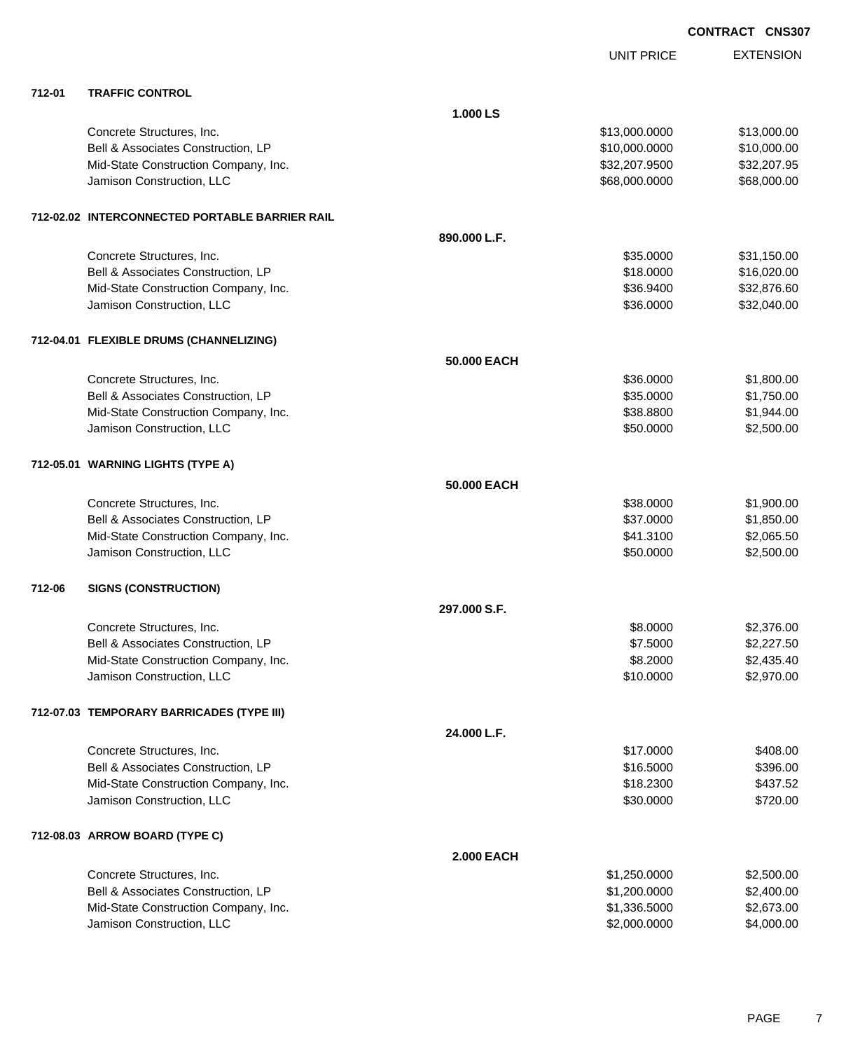**CONTRACT CNS307**

| | | | UNIT PRICE | EXTENSION |
|---|---|---|---|---|
| **712-01** | **TRAFFIC CONTROL** | | | |
| | | **1.000 LS** | | |
| | Concrete Structures, Inc. | | $13,000.0000 | $13,000.00 |
| | Bell & Associates Construction, LP | | $10,000.0000 | $10,000.00 |
| | Mid-State Construction Company, Inc. | | $32,207.9500 | $32,207.95 |
| | Jamison Construction, LLC | | $68,000.0000 | $68,000.00 |
| **712-02.02** | **INTERCONNECTED PORTABLE BARRIER RAIL** | | | |
| | | **890.000 L.F.** | | |
| | Concrete Structures, Inc. | | $35.0000 | $31,150.00 |
| | Bell & Associates Construction, LP | | $18.0000 | $16,020.00 |
| | Mid-State Construction Company, Inc. | | $36.9400 | $32,876.60 |
| | Jamison Construction, LLC | | $36.0000 | $32,040.00 |
| **712-04.01** | **FLEXIBLE DRUMS (CHANNELIZING)** | | | |
| | | **50.000 EACH** | | |
| | Concrete Structures, Inc. | | $36.0000 | $1,800.00 |
| | Bell & Associates Construction, LP | | $35.0000 | $1,750.00 |
| | Mid-State Construction Company, Inc. | | $38.8800 | $1,944.00 |
| | Jamison Construction, LLC | | $50.0000 | $2,500.00 |
| **712-05.01** | **WARNING LIGHTS (TYPE A)** | | | |
| | | **50.000 EACH** | | |
| | Concrete Structures, Inc. | | $38.0000 | $1,900.00 |
| | Bell & Associates Construction, LP | | $37.0000 | $1,850.00 |
| | Mid-State Construction Company, Inc. | | $41.3100 | $2,065.50 |
| | Jamison Construction, LLC | | $50.0000 | $2,500.00 |
| **712-06** | **SIGNS (CONSTRUCTION)** | | | |
| | | **297.000 S.F.** | | |
| | Concrete Structures, Inc. | | $8.0000 | $2,376.00 |
| | Bell & Associates Construction, LP | | $7.5000 | $2,227.50 |
| | Mid-State Construction Company, Inc. | | $8.2000 | $2,435.40 |
| | Jamison Construction, LLC | | $10.0000 | $2,970.00 |
| **712-07.03** | **TEMPORARY BARRICADES (TYPE III)** | | | |
| | | **24.000 L.F.** | | |
| | Concrete Structures, Inc. | | $17.0000 | $408.00 |
| | Bell & Associates Construction, LP | | $16.5000 | $396.00 |
| | Mid-State Construction Company, Inc. | | $18.2300 | $437.52 |
| | Jamison Construction, LLC | | $30.0000 | $720.00 |
| **712-08.03** | **ARROW BOARD (TYPE C)** | | | |
| | | **2.000 EACH** | | |
| | Concrete Structures, Inc. | | $1,250.0000 | $2,500.00 |
| | Bell & Associates Construction, LP | | $1,200.0000 | $2,400.00 |
| | Mid-State Construction Company, Inc. | | $1,336.5000 | $2,673.00 |
| | Jamison Construction, LLC | | $2,000.0000 | $4,000.00 |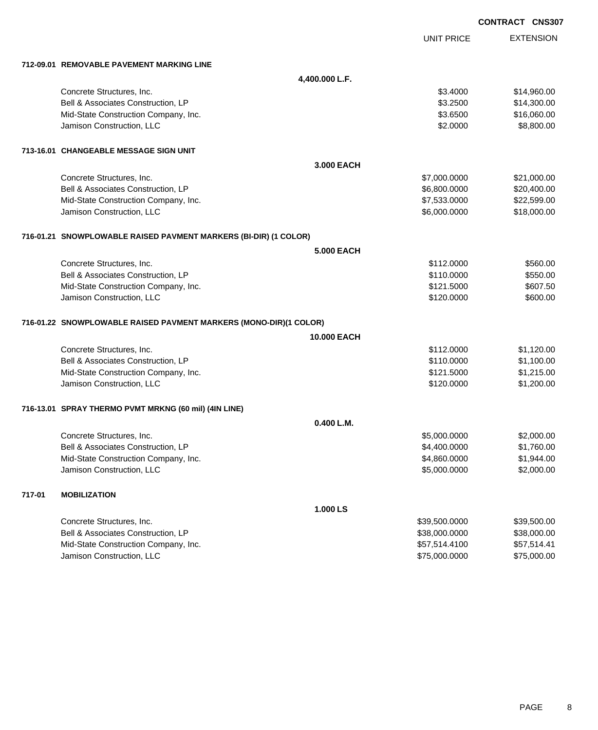**CONTRACT CNS307**

| | UNIT PRICE | EXTENSION |
|---|---|---|
| **712-09.01 REMOVABLE PAVEMENT MARKING LINE** | | |
| **4,400.000 L.F.** | | |
| Concrete Structures, Inc. | $3.4000 | $14,960.00 |
| Bell & Associates Construction, LP | $3.2500 | $14,300.00 |
| Mid-State Construction Company, Inc. | $3.6500 | $16,060.00 |
| Jamison Construction, LLC | $2.0000 | $8,800.00 |
| **713-16.01 CHANGEABLE MESSAGE SIGN UNIT** | | |
| **3.000 EACH** | | |
| Concrete Structures, Inc. | $7,000.0000 | $21,000.00 |
| Bell & Associates Construction, LP | $6,800.0000 | $20,400.00 |
| Mid-State Construction Company, Inc. | $7,533.0000 | $22,599.00 |
| Jamison Construction, LLC | $6,000.0000 | $18,000.00 |
| **716-01.21 SNOWPLOWABLE RAISED PAVMENT MARKERS (BI-DIR) (1 COLOR)** | | |
| **5.000 EACH** | | |
| Concrete Structures, Inc. | $112.0000 | $560.00 |
| Bell & Associates Construction, LP | $110.0000 | $550.00 |
| Mid-State Construction Company, Inc. | $121.5000 | $607.50 |
| Jamison Construction, LLC | $120.0000 | $600.00 |
| **716-01.22 SNOWPLOWABLE RAISED PAVMENT MARKERS (MONO-DIR)(1 COLOR)** | | |
| **10.000 EACH** | | |
| Concrete Structures, Inc. | $112.0000 | $1,120.00 |
| Bell & Associates Construction, LP | $110.0000 | $1,100.00 |
| Mid-State Construction Company, Inc. | $121.5000 | $1,215.00 |
| Jamison Construction, LLC | $120.0000 | $1,200.00 |
| **716-13.01 SPRAY THERMO PVMT MRKNG (60 mil) (4IN LINE)** | | |
| **0.400 L.M.** | | |
| Concrete Structures, Inc. | $5,000.0000 | $2,000.00 |
| Bell & Associates Construction, LP | $4,400.0000 | $1,760.00 |
| Mid-State Construction Company, Inc. | $4,860.0000 | $1,944.00 |
| Jamison Construction, LLC | $5,000.0000 | $2,000.00 |
| **717-01 MOBILIZATION** | | |
| **1.000 LS** | | |
| Concrete Structures, Inc. | $39,500.0000 | $39,500.00 |
| Bell & Associates Construction, LP | $38,000.0000 | $38,000.00 |
| Mid-State Construction Company, Inc. | $57,514.4100 | $57,514.41 |
| Jamison Construction, LLC | $75,000.0000 | $75,000.00 |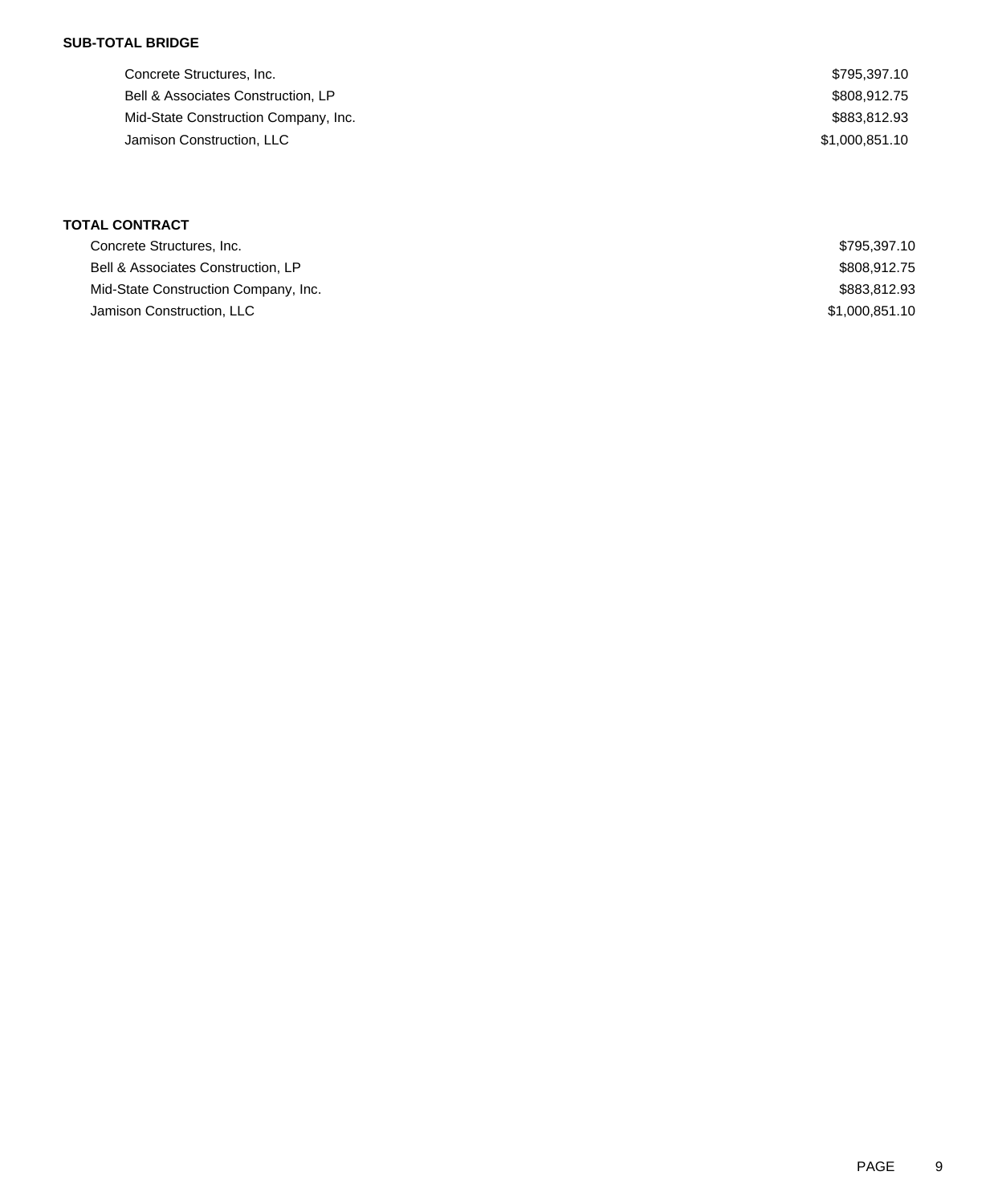**SUB-TOTAL BRIDGE**

| | |
|---|---|
| Concrete Structures, Inc. | $795,397.10 |
| Bell & Associates Construction, LP | $808,912.75 |
| Mid-State Construction Company, Inc. | $883,812.93 |
| Jamison Construction, LLC | $1,000,851.10 |

**TOTAL CONTRACT**

| | |
|---|---|
| Concrete Structures, Inc. | $795,397.10 |
| Bell & Associates Construction, LP | $808,912.75 |
| Mid-State Construction Company, Inc. | $883,812.93 |
| Jamison Construction, LLC | $1,000,851.10 |